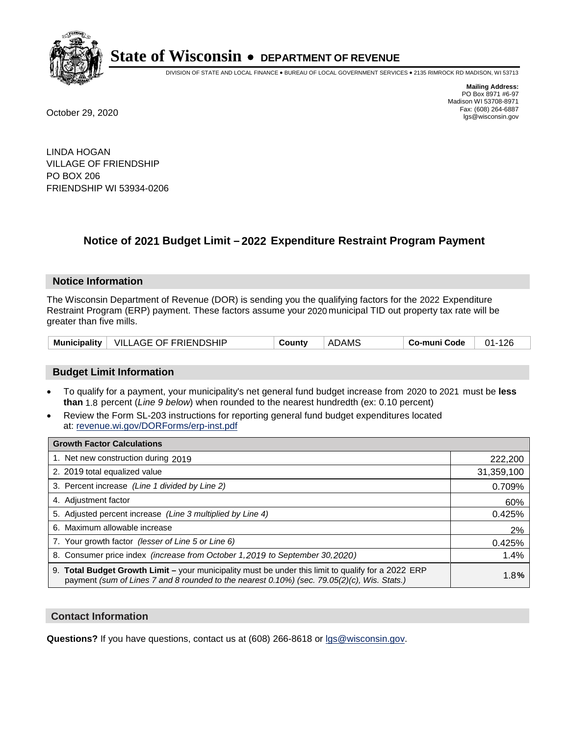# State of Wisconsin • DEPARTMENT OF REVENUE

DIVISION OF STATE AND LOCAL FINANCE • BUREAU OF LOCAL GOVERNMENT SERVICES • 2135 RIMROCK RD MADISON, WI 53713

**Mailing Address:**
PO Box 8971 #6-97
Madison WI 53708-8971
Fax: (608) 264-6887
lgs@wisconsin.gov

October 29, 2020

LINDA HOGAN
VILLAGE OF FRIENDSHIP
PO BOX 206
FRIENDSHIP WI 53934-0206

## Notice of 2021 Budget Limit – 2022 Expenditure Restraint Program Payment

### Notice Information

The Wisconsin Department of Revenue (DOR) is sending you the qualifying factors for the 2022 Expenditure Restraint Program (ERP) payment. These factors assume your 2020 municipal TID out property tax rate will be greater than five mills.

| Municipality | VILLAGE OF FRIENDSHIP | County | ADAMS | Co-muni Code | 01-126 |
|---|---|---|---|---|---|

### Budget Limit Information

- To qualify for a payment, your municipality's net general fund budget increase from 2020 to 2021 must be **less than** 1.8 percent (*Line 9 below*) when rounded to the nearest hundredth (ex: 0.10 percent)
- Review the Form SL-203 instructions for reporting general fund budget expenditures located at: revenue.wi.gov/DORForms/erp-inst.pdf

| Growth Factor Calculations | |
|---|---|
| 1. Net new construction during 2019 | 222,200 |
| 2. 2019 total equalized value | 31,359,100 |
| 3. Percent increase *(Line 1 divided by Line 2)* | 0.709% |
| 4. Adjustment factor | 60% |
| 5. Adjusted percent increase *(Line 3 multiplied by Line 4)* | 0.425% |
| 6. Maximum allowable increase | 2% |
| 7. Your growth factor *(lesser of Line 5 or Line 6)* | 0.425% |
| 8. Consumer price index *(increase from October 1,2019 to September 30,2020)* | 1.4% |
| 9. **Total Budget Growth Limit –** your municipality must be under this limit to qualify for a 2022 ERP payment *(sum of Lines 7 and 8 rounded to the nearest 0.10%) (sec. 79.05(2)(c), Wis. Stats.)* | 1.8**%** |

### Contact Information

**Questions?** If you have questions, contact us at (608) 266-8618 or lgs@wisconsin.gov.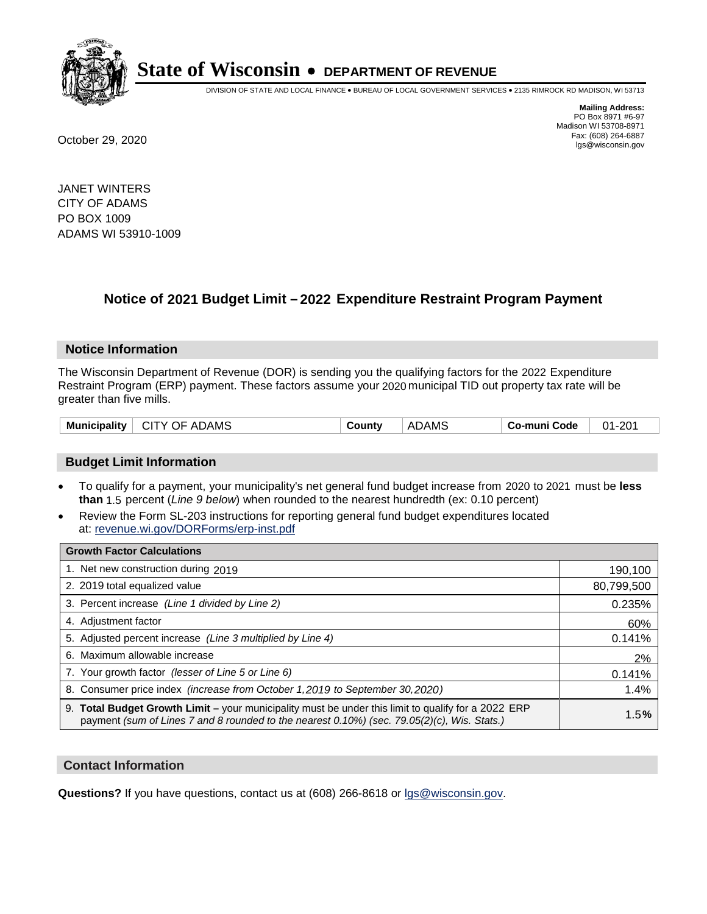# State of Wisconsin • DEPARTMENT OF REVENUE

DIVISION OF STATE AND LOCAL FINANCE • BUREAU OF LOCAL GOVERNMENT SERVICES • 2135 RIMROCK RD MADISON, WI 53713

**Mailing Address:**
PO Box 8971 #6-97
Madison WI 53708-8971
Fax: (608) 264-6887
lgs@wisconsin.gov

October 29, 2020

JANET WINTERS
CITY OF ADAMS
PO BOX 1009
ADAMS WI 53910-1009

## Notice of 2021 Budget Limit – 2022 Expenditure Restraint Program Payment

### Notice Information

The Wisconsin Department of Revenue (DOR) is sending you the qualifying factors for the 2022 Expenditure Restraint Program (ERP) payment. These factors assume your 2020 municipal TID out property tax rate will be greater than five mills.

| Municipality | CITY OF ADAMS | County | ADAMS | Co-muni Code | 01-201 |
|---|---|---|---|---|---|

### Budget Limit Information

- To qualify for a payment, your municipality's net general fund budget increase from 2020 to 2021 must be **less than** 1.5 percent (*Line 9 below*) when rounded to the nearest hundredth (ex: 0.10 percent)
- Review the Form SL-203 instructions for reporting general fund budget expenditures located at: revenue.wi.gov/DORForms/erp-inst.pdf

| Growth Factor Calculations | |
|---|---|
| 1. Net new construction during 2019 | 190,100 |
| 2. 2019 total equalized value | 80,799,500 |
| 3. Percent increase *(Line 1 divided by Line 2)* | 0.235% |
| 4. Adjustment factor | 60% |
| 5. Adjusted percent increase *(Line 3 multiplied by Line 4)* | 0.141% |
| 6. Maximum allowable increase | 2% |
| 7. Your growth factor *(lesser of Line 5 or Line 6)* | 0.141% |
| 8. Consumer price index *(increase from October 1,2019 to September 30,2020)* | 1.4% |
| 9. **Total Budget Growth Limit –** your municipality must be under this limit to qualify for a 2022 ERP payment *(sum of Lines 7 and 8 rounded to the nearest 0.10%) (sec. 79.05(2)(c), Wis. Stats.)* | 1.5**%** |

### Contact Information

**Questions?** If you have questions, contact us at (608) 266-8618 or lgs@wisconsin.gov.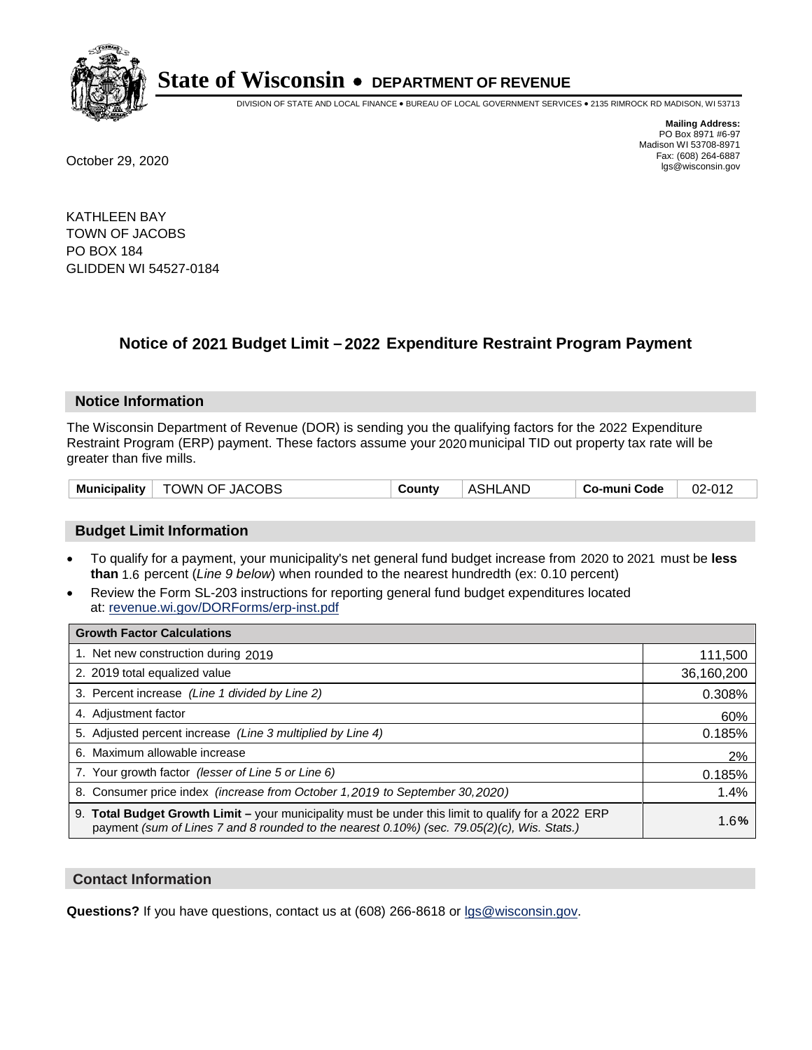# State of Wisconsin • DEPARTMENT OF REVENUE

DIVISION OF STATE AND LOCAL FINANCE • BUREAU OF LOCAL GOVERNMENT SERVICES • 2135 RIMROCK RD MADISON, WI 53713

**Mailing Address:**
PO Box 8971 #6-97
Madison WI 53708-8971
Fax: (608) 264-6887
lgs@wisconsin.gov

October 29, 2020

KATHLEEN BAY
TOWN OF JACOBS
PO BOX 184
GLIDDEN WI 54527-0184

## Notice of 2021 Budget Limit – 2022 Expenditure Restraint Program Payment

### Notice Information

The Wisconsin Department of Revenue (DOR) is sending you the qualifying factors for the 2022 Expenditure Restraint Program (ERP) payment. These factors assume your 2020 municipal TID out property tax rate will be greater than five mills.

| Municipality | TOWN OF JACOBS | County | ASHLAND | Co-muni Code | 02-012 |
|---|---|---|---|---|---|

### Budget Limit Information

- To qualify for a payment, your municipality's net general fund budget increase from 2020 to 2021 must be **less than** 1.6 percent (*Line 9 below*) when rounded to the nearest hundredth (ex: 0.10 percent)
- Review the Form SL-203 instructions for reporting general fund budget expenditures located at: revenue.wi.gov/DORForms/erp-inst.pdf

| Growth Factor Calculations | |
|---|---|
| 1. Net new construction during 2019 | 111,500 |
| 2. 2019 total equalized value | 36,160,200 |
| 3. Percent increase *(Line 1 divided by Line 2)* | 0.308% |
| 4. Adjustment factor | 60% |
| 5. Adjusted percent increase *(Line 3 multiplied by Line 4)* | 0.185% |
| 6. Maximum allowable increase | 2% |
| 7. Your growth factor *(lesser of Line 5 or Line 6)* | 0.185% |
| 8. Consumer price index *(increase from October 1,2019 to September 30,2020)* | 1.4% |
| 9. **Total Budget Growth Limit –** your municipality must be under this limit to qualify for a 2022 ERP payment *(sum of Lines 7 and 8 rounded to the nearest 0.10%) (sec. 79.05(2)(c), Wis. Stats.)* | 1.6**%** |

### Contact Information

**Questions?** If you have questions, contact us at (608) 266-8618 or lgs@wisconsin.gov.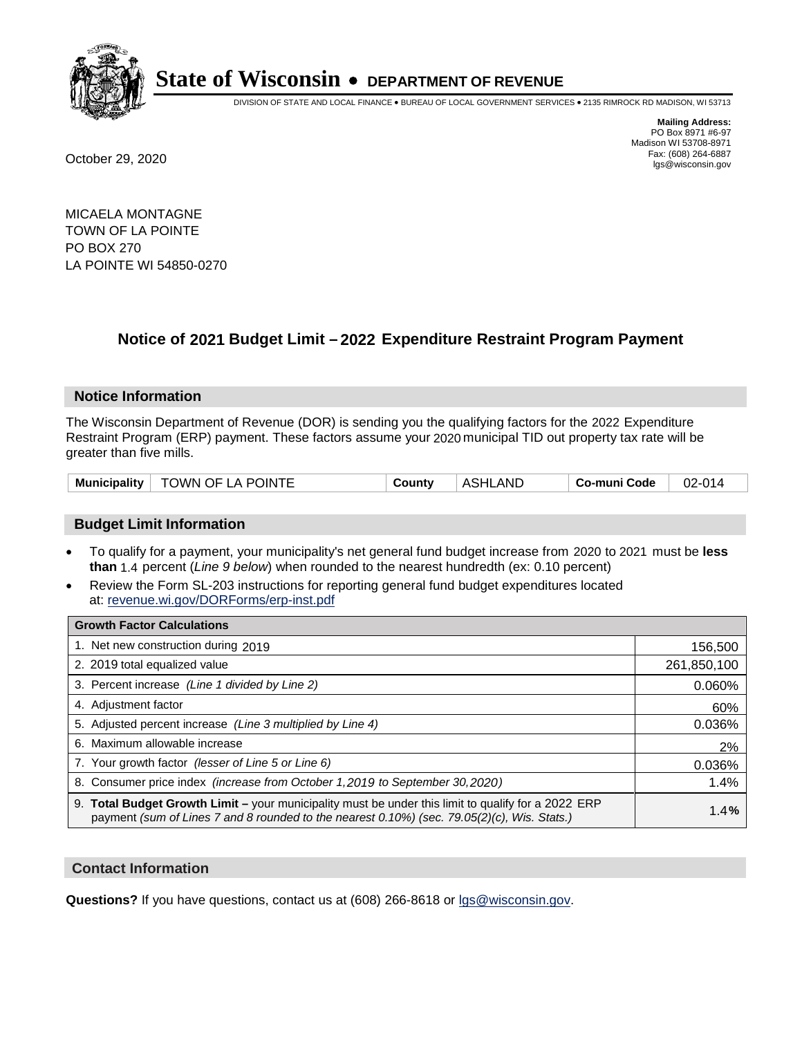# State of Wisconsin • DEPARTMENT OF REVENUE

DIVISION OF STATE AND LOCAL FINANCE • BUREAU OF LOCAL GOVERNMENT SERVICES • 2135 RIMROCK RD MADISON, WI 53713

**Mailing Address:**
PO Box 8971 #6-97
Madison WI 53708-8971
Fax: (608) 264-6887
lgs@wisconsin.gov

October 29, 2020

MICAELA MONTAGNE
TOWN OF LA POINTE
PO BOX 270
LA POINTE WI 54850-0270

## Notice of 2021 Budget Limit – 2022 Expenditure Restraint Program Payment

### Notice Information

The Wisconsin Department of Revenue (DOR) is sending you the qualifying factors for the 2022 Expenditure Restraint Program (ERP) payment. These factors assume your 2020 municipal TID out property tax rate will be greater than five mills.

| Municipality | TOWN OF LA POINTE | County | ASHLAND | Co-muni Code | 02-014 |
|---|---|---|---|---|---|

### Budget Limit Information

- To qualify for a payment, your municipality's net general fund budget increase from 2020 to 2021 must be **less than** 1.4 percent (*Line 9 below*) when rounded to the nearest hundredth (ex: 0.10 percent)
- Review the Form SL-203 instructions for reporting general fund budget expenditures located at: revenue.wi.gov/DORForms/erp-inst.pdf

| Growth Factor Calculations | |
|---|---|
| 1. Net new construction during 2019 | 156,500 |
| 2. 2019 total equalized value | 261,850,100 |
| 3. Percent increase *(Line 1 divided by Line 2)* | 0.060% |
| 4. Adjustment factor | 60% |
| 5. Adjusted percent increase *(Line 3 multiplied by Line 4)* | 0.036% |
| 6. Maximum allowable increase | 2% |
| 7. Your growth factor *(lesser of Line 5 or Line 6)* | 0.036% |
| 8. Consumer price index *(increase from October 1,2019 to September 30,2020)* | 1.4% |
| 9. **Total Budget Growth Limit –** your municipality must be under this limit to qualify for a 2022 ERP payment *(sum of Lines 7 and 8 rounded to the nearest 0.10%) (sec. 79.05(2)(c), Wis. Stats.)* | 1.4**%** |

### Contact Information

**Questions?** If you have questions, contact us at (608) 266-8618 or lgs@wisconsin.gov.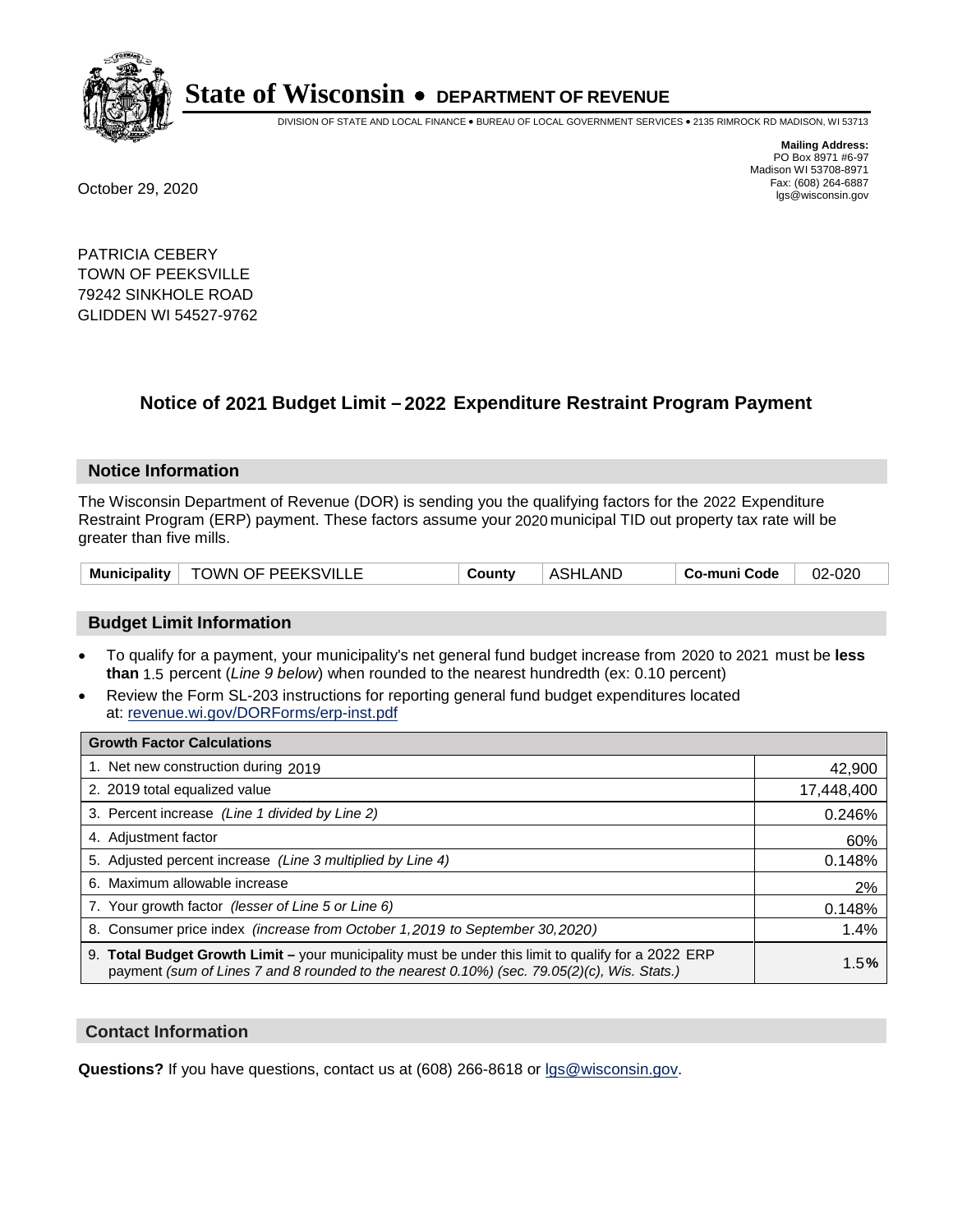# State of Wisconsin • DEPARTMENT OF REVENUE

DIVISION OF STATE AND LOCAL FINANCE • BUREAU OF LOCAL GOVERNMENT SERVICES • 2135 RIMROCK RD MADISON, WI 53713

**Mailing Address:**
PO Box 8971 #6-97
Madison WI 53708-8971
Fax: (608) 264-6887
lgs@wisconsin.gov

October 29, 2020

PATRICIA CEBERY
TOWN OF PEEKSVILLE
79242 SINKHOLE ROAD
GLIDDEN WI 54527-9762

## Notice of 2021 Budget Limit – 2022 Expenditure Restraint Program Payment

### Notice Information

The Wisconsin Department of Revenue (DOR) is sending you the qualifying factors for the 2022 Expenditure Restraint Program (ERP) payment. These factors assume your 2020 municipal TID out property tax rate will be greater than five mills.

| Municipality | TOWN OF PEEKSVILLE | County | ASHLAND | Co-muni Code | 02-020 |
|---|---|---|---|---|---|

### Budget Limit Information

- To qualify for a payment, your municipality's net general fund budget increase from 2020 to 2021 must be **less than** 1.5 percent (*Line 9 below*) when rounded to the nearest hundredth (ex: 0.10 percent)
- Review the Form SL-203 instructions for reporting general fund budget expenditures located at: revenue.wi.gov/DORForms/erp-inst.pdf

| Growth Factor Calculations | |
|---|---|
| 1. Net new construction during 2019 | 42,900 |
| 2. 2019 total equalized value | 17,448,400 |
| 3. Percent increase *(Line 1 divided by Line 2)* | 0.246% |
| 4. Adjustment factor | 60% |
| 5. Adjusted percent increase *(Line 3 multiplied by Line 4)* | 0.148% |
| 6. Maximum allowable increase | 2% |
| 7. Your growth factor *(lesser of Line 5 or Line 6)* | 0.148% |
| 8. Consumer price index *(increase from October 1,2019 to September 30,2020)* | 1.4% |
| 9. **Total Budget Growth Limit –** your municipality must be under this limit to qualify for a 2022 ERP payment *(sum of Lines 7 and 8 rounded to the nearest 0.10%) (sec. 79.05(2)(c), Wis. Stats.)* | 1.5**%** |

### Contact Information

**Questions?** If you have questions, contact us at (608) 266-8618 or lgs@wisconsin.gov.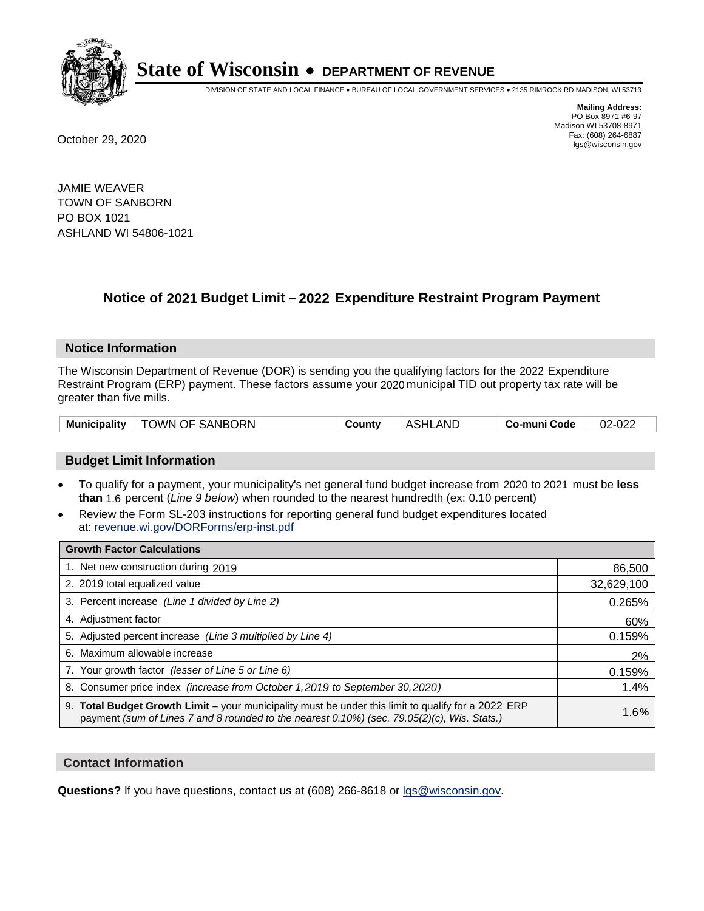# State of Wisconsin • DEPARTMENT OF REVENUE

DIVISION OF STATE AND LOCAL FINANCE • BUREAU OF LOCAL GOVERNMENT SERVICES • 2135 RIMROCK RD MADISON, WI 53713

**Mailing Address:**
PO Box 8971 #6-97
Madison WI 53708-8971
Fax: (608) 264-6887
lgs@wisconsin.gov

October 29, 2020

JAMIE WEAVER
TOWN OF SANBORN
PO BOX 1021
ASHLAND WI 54806-1021

## Notice of 2021 Budget Limit – 2022 Expenditure Restraint Program Payment

### Notice Information

The Wisconsin Department of Revenue (DOR) is sending you the qualifying factors for the 2022 Expenditure Restraint Program (ERP) payment. These factors assume your 2020 municipal TID out property tax rate will be greater than five mills.

| Municipality | TOWN OF SANBORN | County | ASHLAND | Co-muni Code | 02-022 |
|---|---|---|---|---|---|

### Budget Limit Information

- To qualify for a payment, your municipality's net general fund budget increase from 2020 to 2021 must be **less than** 1.6 percent (*Line 9 below*) when rounded to the nearest hundredth (ex: 0.10 percent)
- Review the Form SL-203 instructions for reporting general fund budget expenditures located at: revenue.wi.gov/DORForms/erp-inst.pdf

| Growth Factor Calculations | |
|---|---|
| 1. Net new construction during 2019 | 86,500 |
| 2. 2019 total equalized value | 32,629,100 |
| 3. Percent increase *(Line 1 divided by Line 2)* | 0.265% |
| 4. Adjustment factor | 60% |
| 5. Adjusted percent increase *(Line 3 multiplied by Line 4)* | 0.159% |
| 6. Maximum allowable increase | 2% |
| 7. Your growth factor *(lesser of Line 5 or Line 6)* | 0.159% |
| 8. Consumer price index *(increase from October 1,2019 to September 30,2020)* | 1.4% |
| 9. **Total Budget Growth Limit –** your municipality must be under this limit to qualify for a 2022 ERP payment *(sum of Lines 7 and 8 rounded to the nearest 0.10%) (sec. 79.05(2)(c), Wis. Stats.)* | 1.6**%** |

### Contact Information

**Questions?** If you have questions, contact us at (608) 266-8618 or lgs@wisconsin.gov.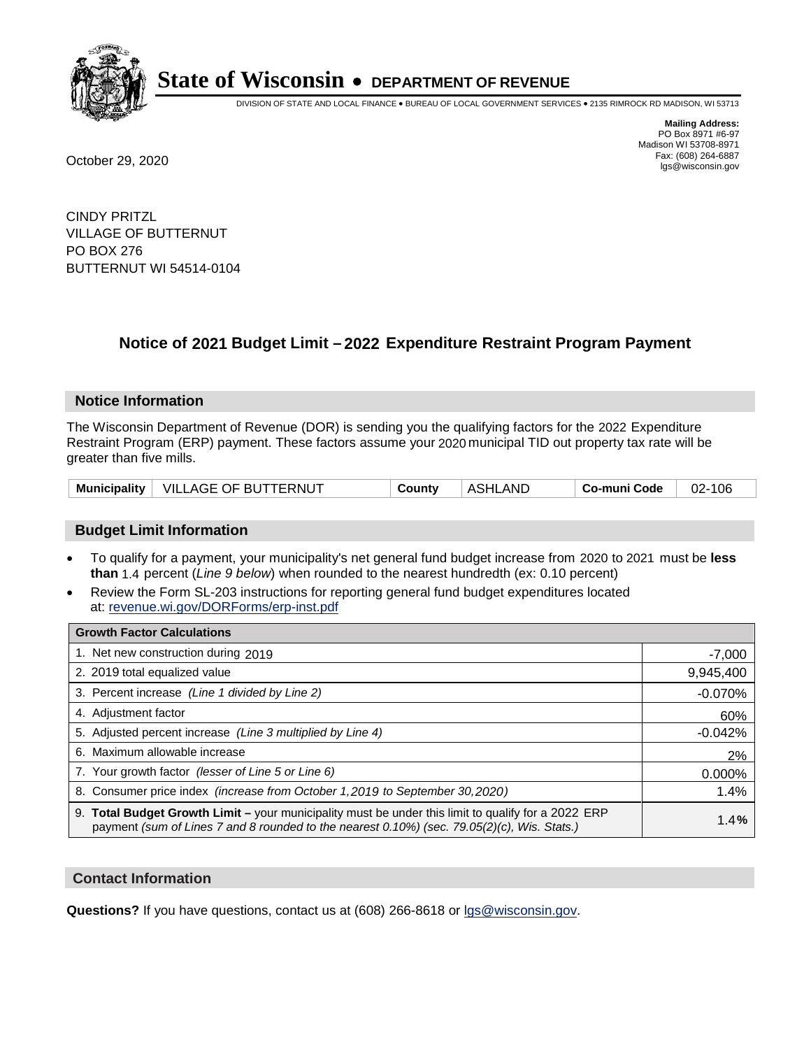**State of Wisconsin • DEPARTMENT OF REVENUE**

DIVISION OF STATE AND LOCAL FINANCE • BUREAU OF LOCAL GOVERNMENT SERVICES • 2135 RIMROCK RD MADISON, WI 53713

**Mailing Address:**
PO Box 8971 #6-97
Madison WI 53708-8971
Fax: (608) 264-6887
lgs@wisconsin.gov

October 29, 2020

CINDY PRITZL
VILLAGE OF BUTTERNUT
PO BOX 276
BUTTERNUT WI 54514-0104

## Notice of 2021 Budget Limit – 2022 Expenditure Restraint Program Payment

### Notice Information

The Wisconsin Department of Revenue (DOR) is sending you the qualifying factors for the 2022 Expenditure Restraint Program (ERP) payment. These factors assume your 2020 municipal TID out property tax rate will be greater than five mills.

| Municipality | VILLAGE OF BUTTERNUT | County | ASHLAND | Co-muni Code | 02-106 |
|---|---|---|---|---|---|

### Budget Limit Information

- To qualify for a payment, your municipality's net general fund budget increase from 2020 to 2021 must be **less than** 1.4 percent (*Line 9 below*) when rounded to the nearest hundredth (ex: 0.10 percent)
- Review the Form SL-203 instructions for reporting general fund budget expenditures located at: revenue.wi.gov/DORForms/erp-inst.pdf

| Growth Factor Calculations | |
|---|---|
| 1. Net new construction during 2019 | -7,000 |
| 2. 2019 total equalized value | 9,945,400 |
| 3. Percent increase *(Line 1 divided by Line 2)* | -0.070% |
| 4. Adjustment factor | 60% |
| 5. Adjusted percent increase *(Line 3 multiplied by Line 4)* | -0.042% |
| 6. Maximum allowable increase | 2% |
| 7. Your growth factor *(lesser of Line 5 or Line 6)* | 0.000% |
| 8. Consumer price index *(increase from October 1,2019 to September 30,2020)* | 1.4% |
| 9. **Total Budget Growth Limit –** your municipality must be under this limit to qualify for a 2022 ERP payment *(sum of Lines 7 and 8 rounded to the nearest 0.10%) (sec. 79.05(2)(c), Wis. Stats.)* | **1.4%** |

### Contact Information

**Questions?** If you have questions, contact us at (608) 266-8618 or lgs@wisconsin.gov.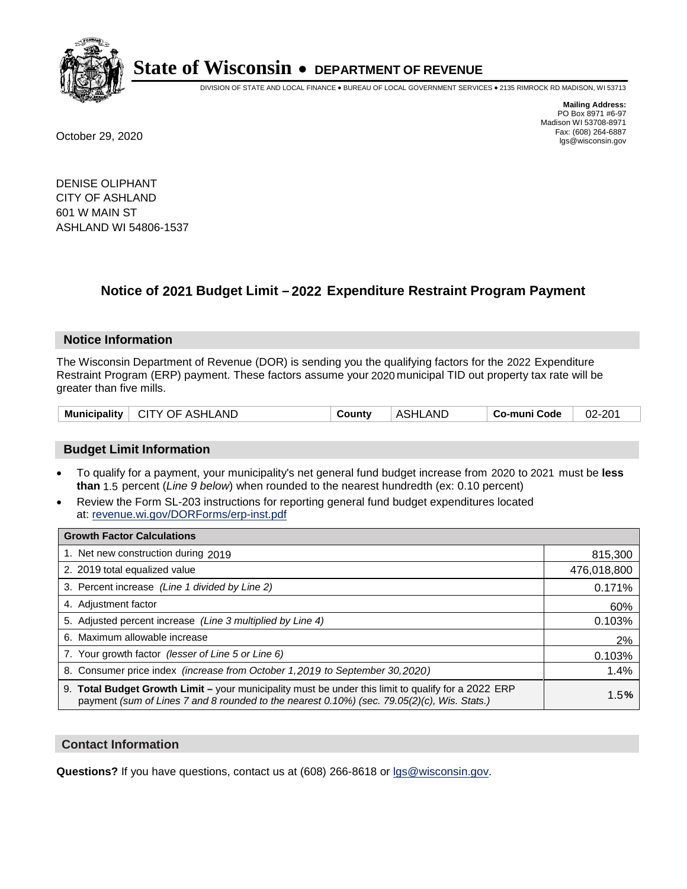# State of Wisconsin • DEPARTMENT OF REVENUE

DIVISION OF STATE AND LOCAL FINANCE • BUREAU OF LOCAL GOVERNMENT SERVICES • 2135 RIMROCK RD MADISON, WI 53713

**Mailing Address:**
PO Box 8971 #6-97
Madison WI 53708-8971
Fax: (608) 264-6887
lgs@wisconsin.gov

October 29, 2020

DENISE OLIPHANT
CITY OF ASHLAND
601 W MAIN ST
ASHLAND WI 54806-1537

## Notice of 2021 Budget Limit – 2022 Expenditure Restraint Program Payment

### Notice Information

The Wisconsin Department of Revenue (DOR) is sending you the qualifying factors for the 2022 Expenditure Restraint Program (ERP) payment. These factors assume your 2020 municipal TID out property tax rate will be greater than five mills.

| Municipality | CITY OF ASHLAND | County | ASHLAND | Co-muni Code | 02-201 |
|---|---|---|---|---|---|

### Budget Limit Information

- To qualify for a payment, your municipality's net general fund budget increase from 2020 to 2021 must be **less than** 1.5 percent (*Line 9 below*) when rounded to the nearest hundredth (ex: 0.10 percent)
- Review the Form SL-203 instructions for reporting general fund budget expenditures located at: revenue.wi.gov/DORForms/erp-inst.pdf

| Growth Factor Calculations | |
|---|---|
| 1. Net new construction during 2019 | 815,300 |
| 2. 2019 total equalized value | 476,018,800 |
| 3. Percent increase *(Line 1 divided by Line 2)* | 0.171% |
| 4. Adjustment factor | 60% |
| 5. Adjusted percent increase *(Line 3 multiplied by Line 4)* | 0.103% |
| 6. Maximum allowable increase | 2% |
| 7. Your growth factor *(lesser of Line 5 or Line 6)* | 0.103% |
| 8. Consumer price index *(increase from October 1,2019 to September 30,2020)* | 1.4% |
| 9. **Total Budget Growth Limit –** your municipality must be under this limit to qualify for a 2022 ERP payment *(sum of Lines 7 and 8 rounded to the nearest 0.10%) (sec. 79.05(2)(c), Wis. Stats.)* | 1.5**%** |

### Contact Information

**Questions?** If you have questions, contact us at (608) 266-8618 or lgs@wisconsin.gov.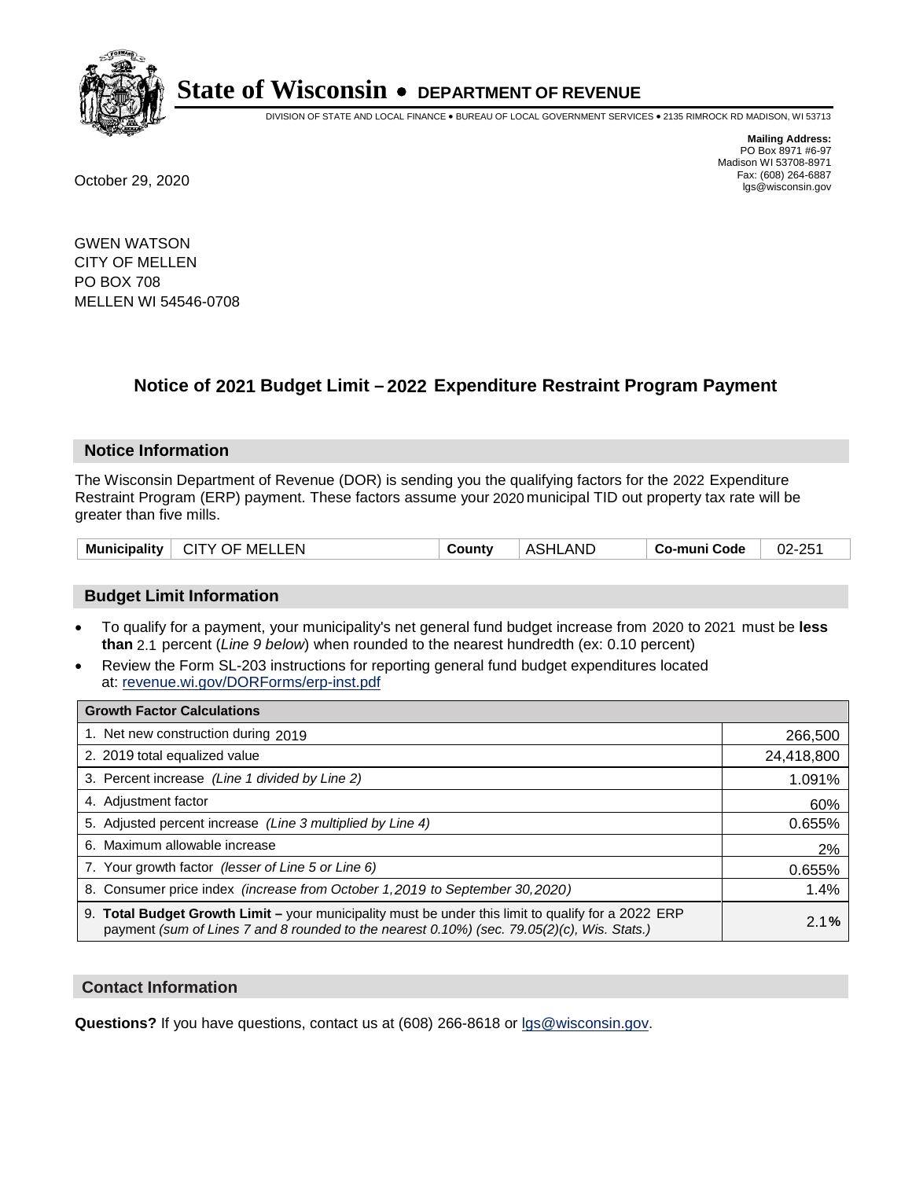# State of Wisconsin • DEPARTMENT OF REVENUE

DIVISION OF STATE AND LOCAL FINANCE • BUREAU OF LOCAL GOVERNMENT SERVICES • 2135 RIMROCK RD MADISON, WI 53713

**Mailing Address:**
PO Box 8971 #6-97
Madison WI 53708-8971
Fax: (608) 264-6887
lgs@wisconsin.gov

October 29, 2020

GWEN WATSON
CITY OF MELLEN
PO BOX 708
MELLEN WI 54546-0708

## Notice of 2021 Budget Limit – 2022 Expenditure Restraint Program Payment

### Notice Information

The Wisconsin Department of Revenue (DOR) is sending you the qualifying factors for the 2022 Expenditure Restraint Program (ERP) payment. These factors assume your 2020 municipal TID out property tax rate will be greater than five mills.

| Municipality | CITY OF MELLEN | County | ASHLAND | Co-muni Code | 02-251 |
|---|---|---|---|---|---|

### Budget Limit Information

- To qualify for a payment, your municipality's net general fund budget increase from 2020 to 2021 must be **less than** 2.1 percent (*Line 9 below*) when rounded to the nearest hundredth (ex: 0.10 percent)
- Review the Form SL-203 instructions for reporting general fund budget expenditures located at: revenue.wi.gov/DORForms/erp-inst.pdf

| Growth Factor Calculations | |
|---|---|
| 1. Net new construction during 2019 | 266,500 |
| 2. 2019 total equalized value | 24,418,800 |
| 3. Percent increase *(Line 1 divided by Line 2)* | 1.091% |
| 4. Adjustment factor | 60% |
| 5. Adjusted percent increase *(Line 3 multiplied by Line 4)* | 0.655% |
| 6. Maximum allowable increase | 2% |
| 7. Your growth factor *(lesser of Line 5 or Line 6)* | 0.655% |
| 8. Consumer price index *(increase from October 1,2019 to September 30,2020)* | 1.4% |
| 9. **Total Budget Growth Limit –** your municipality must be under this limit to qualify for a 2022 ERP payment *(sum of Lines 7 and 8 rounded to the nearest 0.10%) (sec. 79.05(2)(c), Wis. Stats.)* | 2.1**%** |

### Contact Information

**Questions?** If you have questions, contact us at (608) 266-8618 or lgs@wisconsin.gov.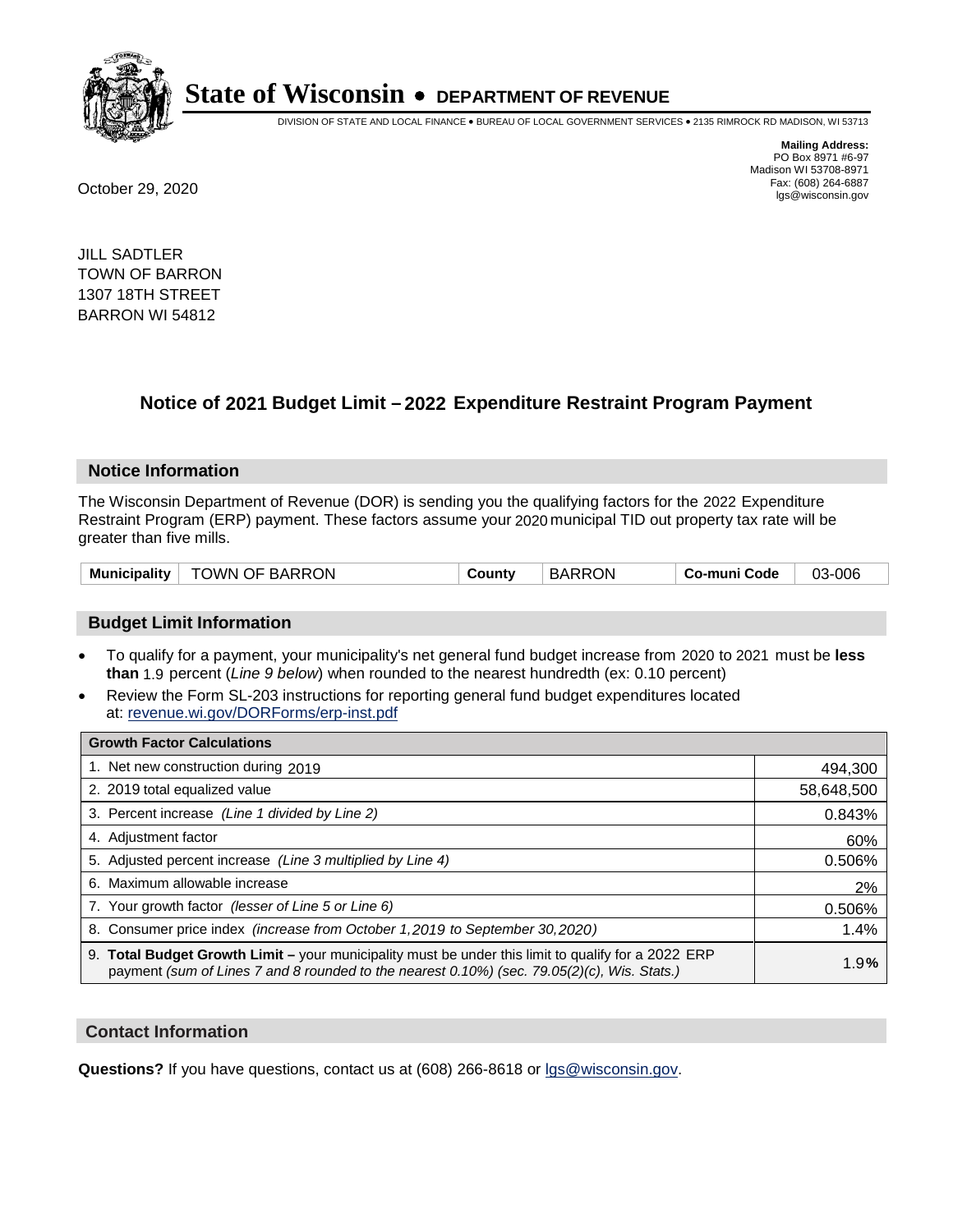# State of Wisconsin • DEPARTMENT OF REVENUE

DIVISION OF STATE AND LOCAL FINANCE • BUREAU OF LOCAL GOVERNMENT SERVICES • 2135 RIMROCK RD MADISON, WI 53713

**Mailing Address:**
PO Box 8971 #6-97
Madison WI 53708-8971
Fax: (608) 264-6887
lgs@wisconsin.gov

October 29, 2020

JILL SADTLER
TOWN OF BARRON
1307 18TH STREET
BARRON WI 54812

## Notice of 2021 Budget Limit – 2022 Expenditure Restraint Program Payment

### Notice Information

The Wisconsin Department of Revenue (DOR) is sending you the qualifying factors for the 2022 Expenditure Restraint Program (ERP) payment. These factors assume your 2020 municipal TID out property tax rate will be greater than five mills.

| Municipality | TOWN OF BARRON | County | BARRON | Co-muni Code | 03-006 |
|---|---|---|---|---|---|

### Budget Limit Information

- To qualify for a payment, your municipality's net general fund budget increase from 2020 to 2021 must be **less than** 1.9 percent (*Line 9 below*) when rounded to the nearest hundredth (ex: 0.10 percent)
- Review the Form SL-203 instructions for reporting general fund budget expenditures located at: revenue.wi.gov/DORForms/erp-inst.pdf

| Growth Factor Calculations | |
|---|---|
| 1. Net new construction during 2019 | 494,300 |
| 2. 2019 total equalized value | 58,648,500 |
| 3. Percent increase *(Line 1 divided by Line 2)* | 0.843% |
| 4. Adjustment factor | 60% |
| 5. Adjusted percent increase *(Line 3 multiplied by Line 4)* | 0.506% |
| 6. Maximum allowable increase | 2% |
| 7. Your growth factor *(lesser of Line 5 or Line 6)* | 0.506% |
| 8. Consumer price index *(increase from October 1,2019 to September 30,2020)* | 1.4% |
| 9. **Total Budget Growth Limit –** your municipality must be under this limit to qualify for a 2022 ERP payment *(sum of Lines 7 and 8 rounded to the nearest 0.10%) (sec. 79.05(2)(c), Wis. Stats.)* | 1.9**%** |

### Contact Information

**Questions?** If you have questions, contact us at (608) 266-8618 or lgs@wisconsin.gov.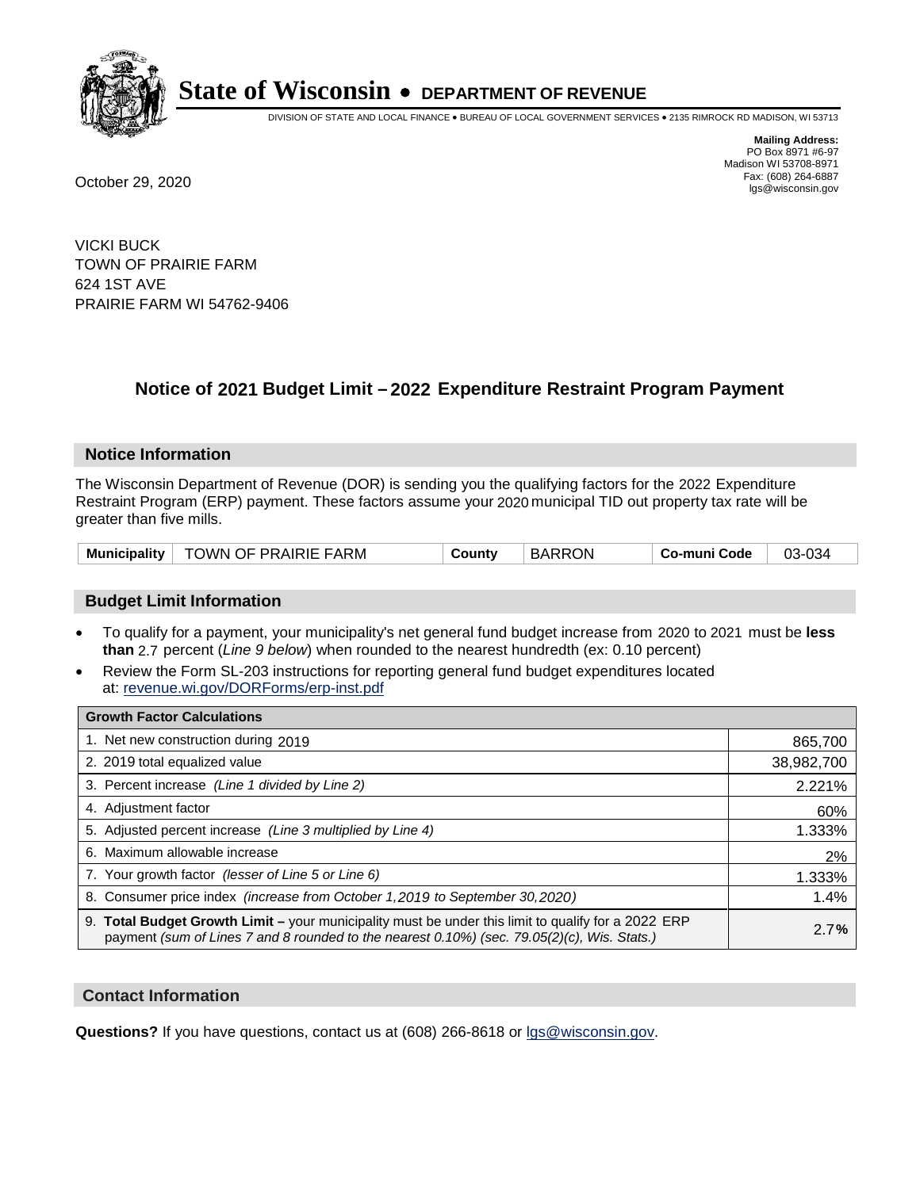# State of Wisconsin • DEPARTMENT OF REVENUE

DIVISION OF STATE AND LOCAL FINANCE • BUREAU OF LOCAL GOVERNMENT SERVICES • 2135 RIMROCK RD MADISON, WI 53713

**Mailing Address:**
PO Box 8971 #6-97
Madison WI 53708-8971
Fax: (608) 264-6887
lgs@wisconsin.gov

October 29, 2020

VICKI BUCK
TOWN OF PRAIRIE FARM
624 1ST AVE
PRAIRIE FARM WI 54762-9406

## Notice of 2021 Budget Limit – 2022 Expenditure Restraint Program Payment

### Notice Information

The Wisconsin Department of Revenue (DOR) is sending you the qualifying factors for the 2022 Expenditure Restraint Program (ERP) payment. These factors assume your 2020 municipal TID out property tax rate will be greater than five mills.

| Municipality | TOWN OF PRAIRIE FARM | County | BARRON | Co-muni Code | 03-034 |
|---|---|---|---|---|---|

### Budget Limit Information

- To qualify for a payment, your municipality's net general fund budget increase from 2020 to 2021 must be **less than** 2.7 percent (*Line 9 below*) when rounded to the nearest hundredth (ex: 0.10 percent)
- Review the Form SL-203 instructions for reporting general fund budget expenditures located at: revenue.wi.gov/DORForms/erp-inst.pdf

| Growth Factor Calculations | |
|---|---|
| 1. Net new construction during 2019 | 865,700 |
| 2. 2019 total equalized value | 38,982,700 |
| 3. Percent increase *(Line 1 divided by Line 2)* | 2.221% |
| 4. Adjustment factor | 60% |
| 5. Adjusted percent increase *(Line 3 multiplied by Line 4)* | 1.333% |
| 6. Maximum allowable increase | 2% |
| 7. Your growth factor *(lesser of Line 5 or Line 6)* | 1.333% |
| 8. Consumer price index *(increase from October 1,2019 to September 30,2020)* | 1.4% |
| 9. **Total Budget Growth Limit –** your municipality must be under this limit to qualify for a 2022 ERP payment *(sum of Lines 7 and 8 rounded to the nearest 0.10%) (sec. 79.05(2)(c), Wis. Stats.)* | 2.7**%** |

### Contact Information

**Questions?** If you have questions, contact us at (608) 266-8618 or lgs@wisconsin.gov.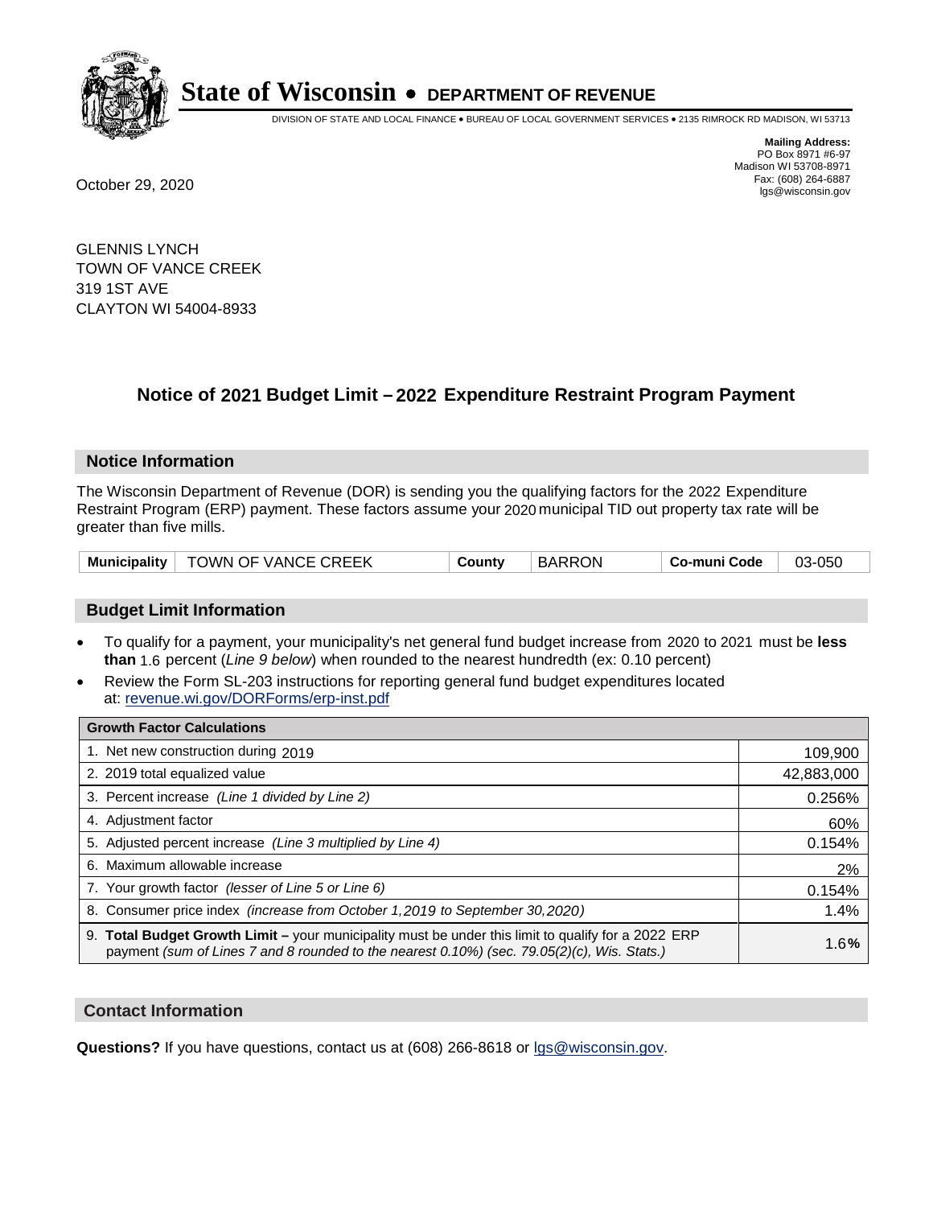# State of Wisconsin • DEPARTMENT OF REVENUE

DIVISION OF STATE AND LOCAL FINANCE • BUREAU OF LOCAL GOVERNMENT SERVICES • 2135 RIMROCK RD MADISON, WI 53713

**Mailing Address:**
PO Box 8971 #6-97
Madison WI 53708-8971
Fax: (608) 264-6887
lgs@wisconsin.gov

October 29, 2020

GLENNIS LYNCH
TOWN OF VANCE CREEK
319 1ST AVE
CLAYTON WI 54004-8933

## Notice of 2021 Budget Limit – 2022 Expenditure Restraint Program Payment

### Notice Information

The Wisconsin Department of Revenue (DOR) is sending you the qualifying factors for the 2022 Expenditure Restraint Program (ERP) payment. These factors assume your 2020 municipal TID out property tax rate will be greater than five mills.

| Municipality | TOWN OF VANCE CREEK | County | BARRON | Co-muni Code | 03-050 |
|---|---|---|---|---|---|

### Budget Limit Information

- To qualify for a payment, your municipality's net general fund budget increase from 2020 to 2021 must be **less than** 1.6 percent (*Line 9 below*) when rounded to the nearest hundredth (ex: 0.10 percent)
- Review the Form SL-203 instructions for reporting general fund budget expenditures located at: revenue.wi.gov/DORForms/erp-inst.pdf

| Growth Factor Calculations | |
|---|---|
| 1. Net new construction during 2019 | 109,900 |
| 2. 2019 total equalized value | 42,883,000 |
| 3. Percent increase *(Line 1 divided by Line 2)* | 0.256% |
| 4. Adjustment factor | 60% |
| 5. Adjusted percent increase *(Line 3 multiplied by Line 4)* | 0.154% |
| 6. Maximum allowable increase | 2% |
| 7. Your growth factor *(lesser of Line 5 or Line 6)* | 0.154% |
| 8. Consumer price index *(increase from October 1,2019 to September 30,2020)* | 1.4% |
| 9. **Total Budget Growth Limit –** your municipality must be under this limit to qualify for a 2022 ERP payment *(sum of Lines 7 and 8 rounded to the nearest 0.10%) (sec. 79.05(2)(c), Wis. Stats.)* | 1.6**%** |

### Contact Information

**Questions?** If you have questions, contact us at (608) 266-8618 or lgs@wisconsin.gov.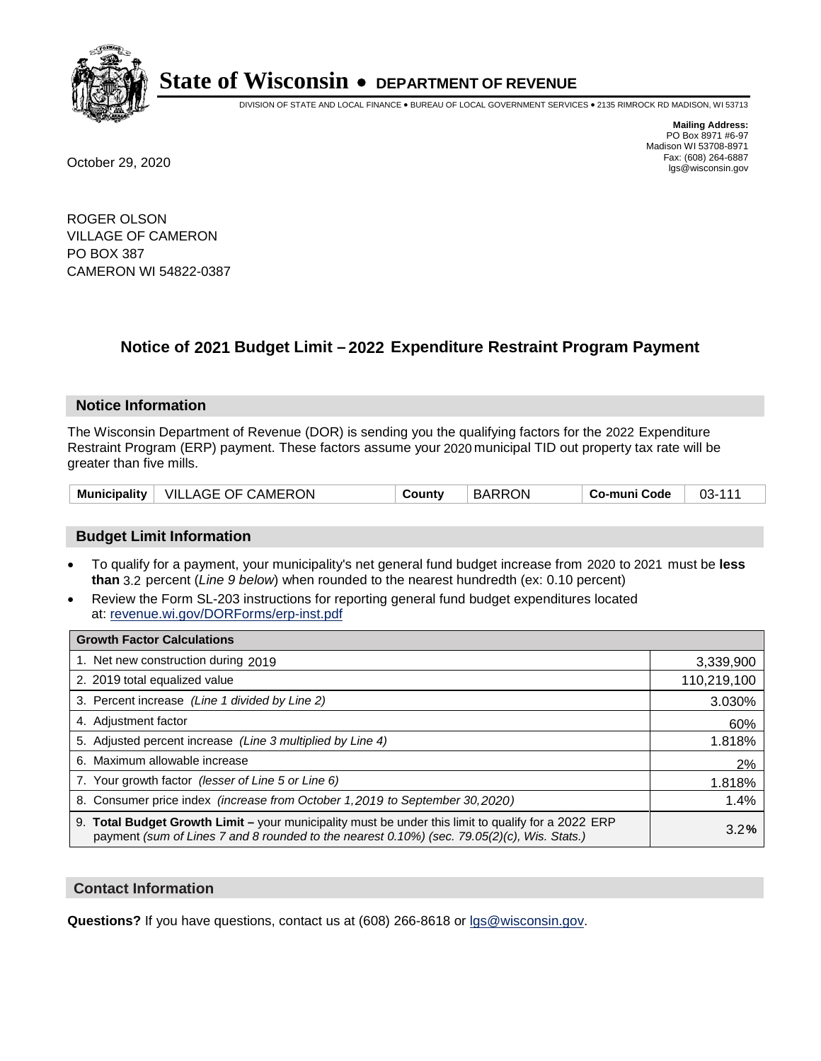# State of Wisconsin • DEPARTMENT OF REVENUE

DIVISION OF STATE AND LOCAL FINANCE • BUREAU OF LOCAL GOVERNMENT SERVICES • 2135 RIMROCK RD MADISON, WI 53713

**Mailing Address:**
PO Box 8971 #6-97
Madison WI 53708-8971
Fax: (608) 264-6887
lgs@wisconsin.gov

October 29, 2020

ROGER OLSON
VILLAGE OF CAMERON
PO BOX 387
CAMERON WI 54822-0387

## Notice of 2021 Budget Limit – 2022 Expenditure Restraint Program Payment

### Notice Information

The Wisconsin Department of Revenue (DOR) is sending you the qualifying factors for the 2022 Expenditure Restraint Program (ERP) payment. These factors assume your 2020 municipal TID out property tax rate will be greater than five mills.

| Municipality | VILLAGE OF CAMERON | County | BARRON | Co-muni Code | 03-111 |
|---|---|---|---|---|---|

### Budget Limit Information

- To qualify for a payment, your municipality's net general fund budget increase from 2020 to 2021 must be **less than** 3.2 percent (*Line 9 below*) when rounded to the nearest hundredth (ex: 0.10 percent)
- Review the Form SL-203 instructions for reporting general fund budget expenditures located at: revenue.wi.gov/DORForms/erp-inst.pdf

| Growth Factor Calculations | |
|---|---|
| 1. Net new construction during 2019 | 3,339,900 |
| 2. 2019 total equalized value | 110,219,100 |
| 3. Percent increase *(Line 1 divided by Line 2)* | 3.030% |
| 4. Adjustment factor | 60% |
| 5. Adjusted percent increase *(Line 3 multiplied by Line 4)* | 1.818% |
| 6. Maximum allowable increase | 2% |
| 7. Your growth factor *(lesser of Line 5 or Line 6)* | 1.818% |
| 8. Consumer price index *(increase from October 1,2019 to September 30,2020)* | 1.4% |
| 9. **Total Budget Growth Limit –** your municipality must be under this limit to qualify for a 2022 ERP payment *(sum of Lines 7 and 8 rounded to the nearest 0.10%) (sec. 79.05(2)(c), Wis. Stats.)* | 3.2**%** |

### Contact Information

**Questions?** If you have questions, contact us at (608) 266-8618 or lgs@wisconsin.gov.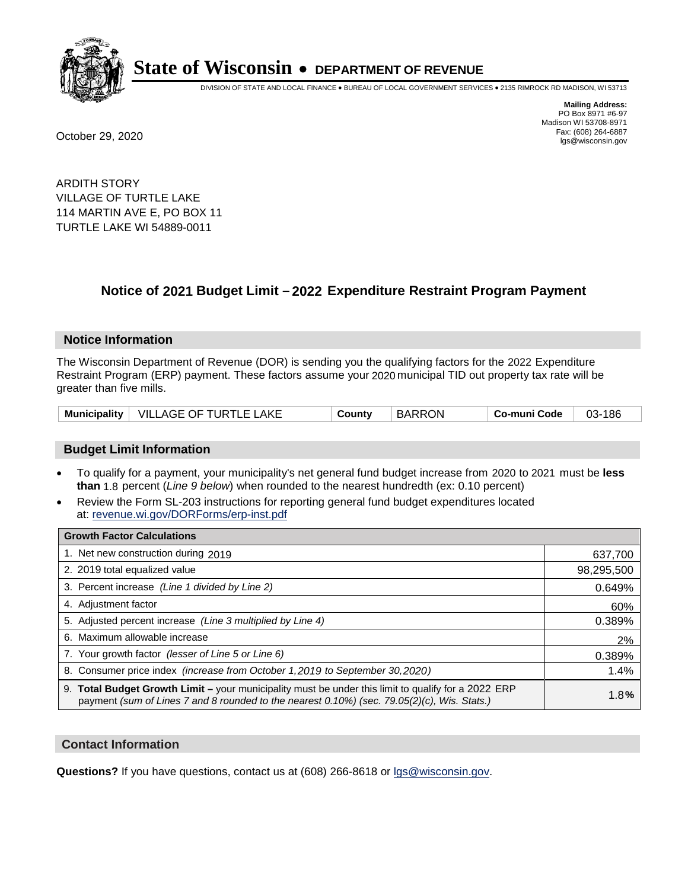# State of Wisconsin • DEPARTMENT OF REVENUE

DIVISION OF STATE AND LOCAL FINANCE • BUREAU OF LOCAL GOVERNMENT SERVICES • 2135 RIMROCK RD MADISON, WI 53713

**Mailing Address:**
PO Box 8971 #6-97
Madison WI 53708-8971
Fax: (608) 264-6887
lgs@wisconsin.gov

October 29, 2020

ARDITH STORY
VILLAGE OF TURTLE LAKE
114 MARTIN AVE E, PO BOX 11
TURTLE LAKE WI 54889-0011

## Notice of 2021 Budget Limit – 2022 Expenditure Restraint Program Payment

### Notice Information

The Wisconsin Department of Revenue (DOR) is sending you the qualifying factors for the 2022 Expenditure Restraint Program (ERP) payment. These factors assume your 2020 municipal TID out property tax rate will be greater than five mills.

| Municipality | VILLAGE OF TURTLE LAKE | County | BARRON | Co-muni Code | 03-186 |
|---|---|---|---|---|---|

### Budget Limit Information

- To qualify for a payment, your municipality's net general fund budget increase from 2020 to 2021 must be **less than** 1.8 percent (*Line 9 below*) when rounded to the nearest hundredth (ex: 0.10 percent)
- Review the Form SL-203 instructions for reporting general fund budget expenditures located at: revenue.wi.gov/DORForms/erp-inst.pdf

| Growth Factor Calculations | |
|---|---|
| 1. Net new construction during 2019 | 637,700 |
| 2. 2019 total equalized value | 98,295,500 |
| 3. Percent increase *(Line 1 divided by Line 2)* | 0.649% |
| 4. Adjustment factor | 60% |
| 5. Adjusted percent increase *(Line 3 multiplied by Line 4)* | 0.389% |
| 6. Maximum allowable increase | 2% |
| 7. Your growth factor *(lesser of Line 5 or Line 6)* | 0.389% |
| 8. Consumer price index *(increase from October 1,2019 to September 30,2020)* | 1.4% |
| 9. **Total Budget Growth Limit –** your municipality must be under this limit to qualify for a 2022 ERP payment *(sum of Lines 7 and 8 rounded to the nearest 0.10%) (sec. 79.05(2)(c), Wis. Stats.)* | 1.8**%** |

### Contact Information

**Questions?** If you have questions, contact us at (608) 266-8618 or lgs@wisconsin.gov.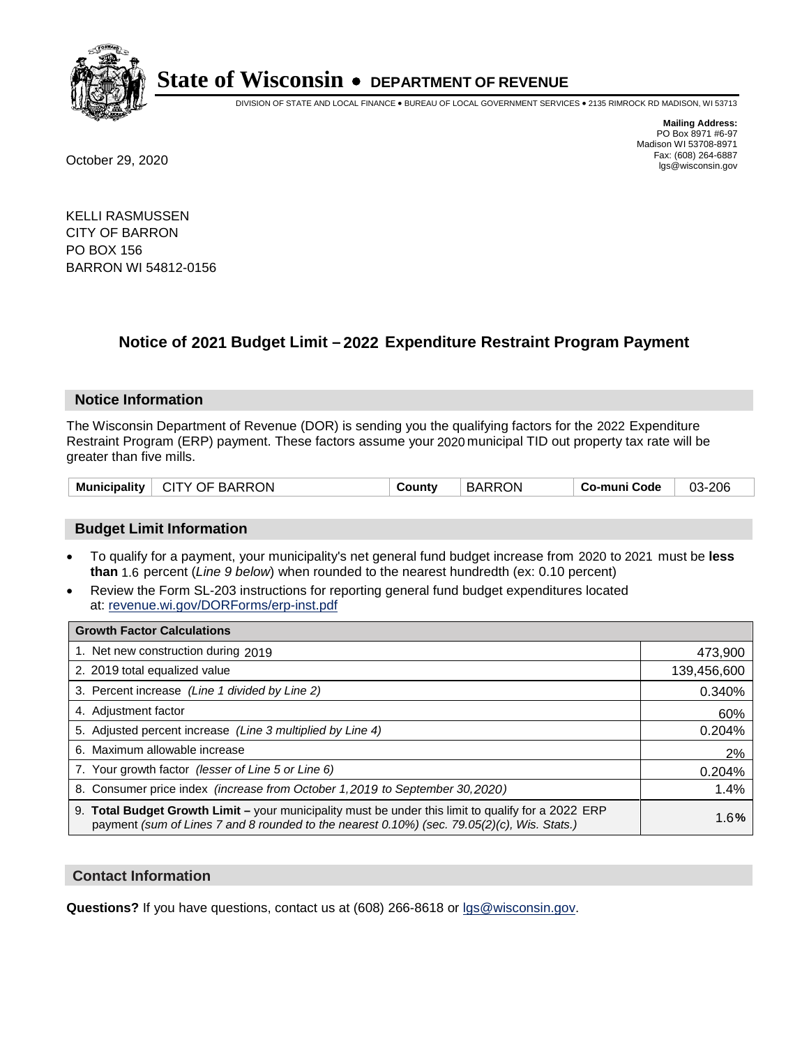# State of Wisconsin • DEPARTMENT OF REVENUE

DIVISION OF STATE AND LOCAL FINANCE • BUREAU OF LOCAL GOVERNMENT SERVICES • 2135 RIMROCK RD MADISON, WI 53713

**Mailing Address:**
PO Box 8971 #6-97
Madison WI 53708-8971
Fax: (608) 264-6887
lgs@wisconsin.gov

October 29, 2020

KELLI RASMUSSEN
CITY OF BARRON
PO BOX 156
BARRON WI 54812-0156

## Notice of 2021 Budget Limit – 2022 Expenditure Restraint Program Payment

### Notice Information

The Wisconsin Department of Revenue (DOR) is sending you the qualifying factors for the 2022 Expenditure Restraint Program (ERP) payment. These factors assume your 2020 municipal TID out property tax rate will be greater than five mills.

| Municipality | CITY OF BARRON | County | BARRON | Co-muni Code | 03-206 |
|---|---|---|---|---|---|

### Budget Limit Information

- To qualify for a payment, your municipality's net general fund budget increase from 2020 to 2021 must be **less than** 1.6 percent (*Line 9 below*) when rounded to the nearest hundredth (ex: 0.10 percent)
- Review the Form SL-203 instructions for reporting general fund budget expenditures located at: revenue.wi.gov/DORForms/erp-inst.pdf

| Growth Factor Calculations | |
|---|---|
| 1. Net new construction during 2019 | 473,900 |
| 2. 2019 total equalized value | 139,456,600 |
| 3. Percent increase *(Line 1 divided by Line 2)* | 0.340% |
| 4. Adjustment factor | 60% |
| 5. Adjusted percent increase *(Line 3 multiplied by Line 4)* | 0.204% |
| 6. Maximum allowable increase | 2% |
| 7. Your growth factor *(lesser of Line 5 or Line 6)* | 0.204% |
| 8. Consumer price index *(increase from October 1,2019 to September 30,2020)* | 1.4% |
| 9. **Total Budget Growth Limit –** your municipality must be under this limit to qualify for a 2022 ERP payment *(sum of Lines 7 and 8 rounded to the nearest 0.10%) (sec. 79.05(2)(c), Wis. Stats.)* | 1.6**%** |

### Contact Information

**Questions?** If you have questions, contact us at (608) 266-8618 or lgs@wisconsin.gov.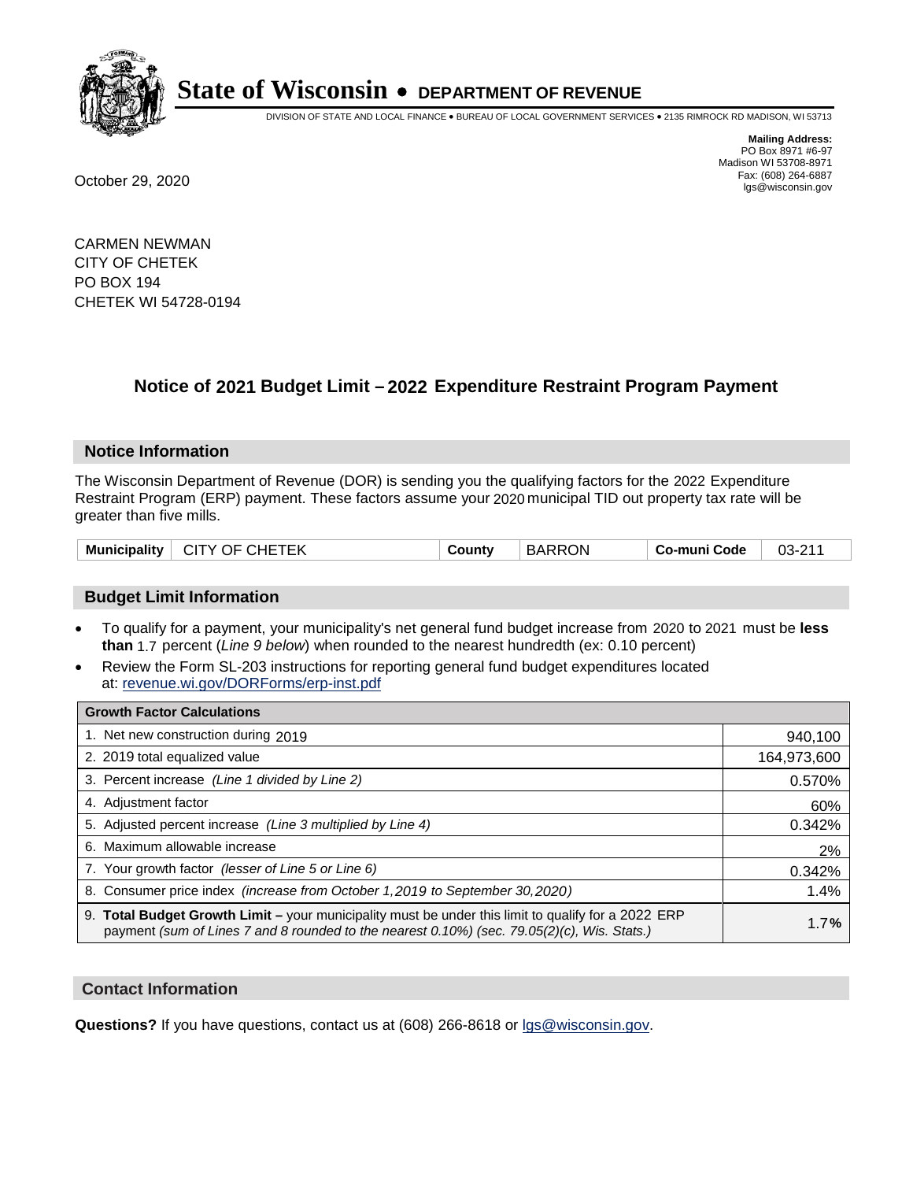# State of Wisconsin • DEPARTMENT OF REVENUE

DIVISION OF STATE AND LOCAL FINANCE • BUREAU OF LOCAL GOVERNMENT SERVICES • 2135 RIMROCK RD MADISON, WI 53713

**Mailing Address:**
PO Box 8971 #6-97
Madison WI 53708-8971
Fax: (608) 264-6887
lgs@wisconsin.gov

October 29, 2020

CARMEN NEWMAN
CITY OF CHETEK
PO BOX 194
CHETEK WI 54728-0194

## Notice of 2021 Budget Limit – 2022 Expenditure Restraint Program Payment

### Notice Information

The Wisconsin Department of Revenue (DOR) is sending you the qualifying factors for the 2022 Expenditure Restraint Program (ERP) payment. These factors assume your 2020 municipal TID out property tax rate will be greater than five mills.

| Municipality | CITY OF CHETEK | County | BARRON | Co-muni Code | 03-211 |
|---|---|---|---|---|---|

### Budget Limit Information

- To qualify for a payment, your municipality's net general fund budget increase from 2020 to 2021 must be **less than** 1.7 percent (*Line 9 below*) when rounded to the nearest hundredth (ex: 0.10 percent)
- Review the Form SL-203 instructions for reporting general fund budget expenditures located at: revenue.wi.gov/DORForms/erp-inst.pdf

| Growth Factor Calculations | |
|---|---|
| 1. Net new construction during 2019 | 940,100 |
| 2. 2019 total equalized value | 164,973,600 |
| 3. Percent increase *(Line 1 divided by Line 2)* | 0.570% |
| 4. Adjustment factor | 60% |
| 5. Adjusted percent increase *(Line 3 multiplied by Line 4)* | 0.342% |
| 6. Maximum allowable increase | 2% |
| 7. Your growth factor *(lesser of Line 5 or Line 6)* | 0.342% |
| 8. Consumer price index *(increase from October 1,2019 to September 30,2020)* | 1.4% |
| 9. **Total Budget Growth Limit –** your municipality must be under this limit to qualify for a 2022 ERP payment *(sum of Lines 7 and 8 rounded to the nearest 0.10%) (sec. 79.05(2)(c), Wis. Stats.)* | 1.7**%** |

### Contact Information

**Questions?** If you have questions, contact us at (608) 266-8618 or lgs@wisconsin.gov.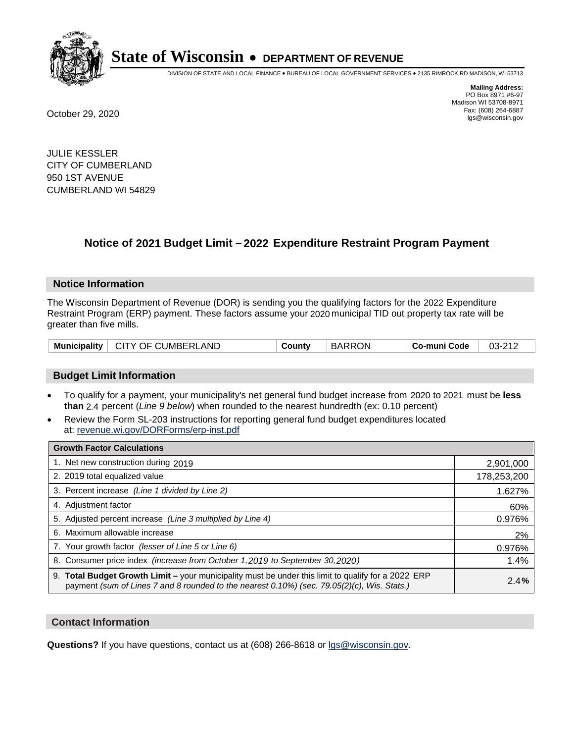# State of Wisconsin • DEPARTMENT OF REVENUE

DIVISION OF STATE AND LOCAL FINANCE • BUREAU OF LOCAL GOVERNMENT SERVICES • 2135 RIMROCK RD MADISON, WI 53713

**Mailing Address:**
PO Box 8971 #6-97
Madison WI 53708-8971
Fax: (608) 264-6887
lgs@wisconsin.gov

October 29, 2020

JULIE KESSLER
CITY OF CUMBERLAND
950 1ST AVENUE
CUMBERLAND WI 54829

## Notice of 2021 Budget Limit – 2022 Expenditure Restraint Program Payment

### Notice Information

The Wisconsin Department of Revenue (DOR) is sending you the qualifying factors for the 2022 Expenditure Restraint Program (ERP) payment. These factors assume your 2020 municipal TID out property tax rate will be greater than five mills.

| Municipality | CITY OF CUMBERLAND | County | BARRON | Co-muni Code | 03-212 |
|---|---|---|---|---|---|

### Budget Limit Information

- To qualify for a payment, your municipality's net general fund budget increase from 2020 to 2021 must be **less than** 2.4 percent (*Line 9 below*) when rounded to the nearest hundredth (ex: 0.10 percent)
- Review the Form SL-203 instructions for reporting general fund budget expenditures located at: revenue.wi.gov/DORForms/erp-inst.pdf

| Growth Factor Calculations | |
|---|---|
| 1. Net new construction during 2019 | 2,901,000 |
| 2. 2019 total equalized value | 178,253,200 |
| 3. Percent increase *(Line 1 divided by Line 2)* | 1.627% |
| 4. Adjustment factor | 60% |
| 5. Adjusted percent increase *(Line 3 multiplied by Line 4)* | 0.976% |
| 6. Maximum allowable increase | 2% |
| 7. Your growth factor *(lesser of Line 5 or Line 6)* | 0.976% |
| 8. Consumer price index *(increase from October 1,2019 to September 30,2020)* | 1.4% |
| 9. **Total Budget Growth Limit –** your municipality must be under this limit to qualify for a 2022 ERP payment *(sum of Lines 7 and 8 rounded to the nearest 0.10%) (sec. 79.05(2)(c), Wis. Stats.)* | 2.4**%** |

### Contact Information

**Questions?** If you have questions, contact us at (608) 266-8618 or lgs@wisconsin.gov.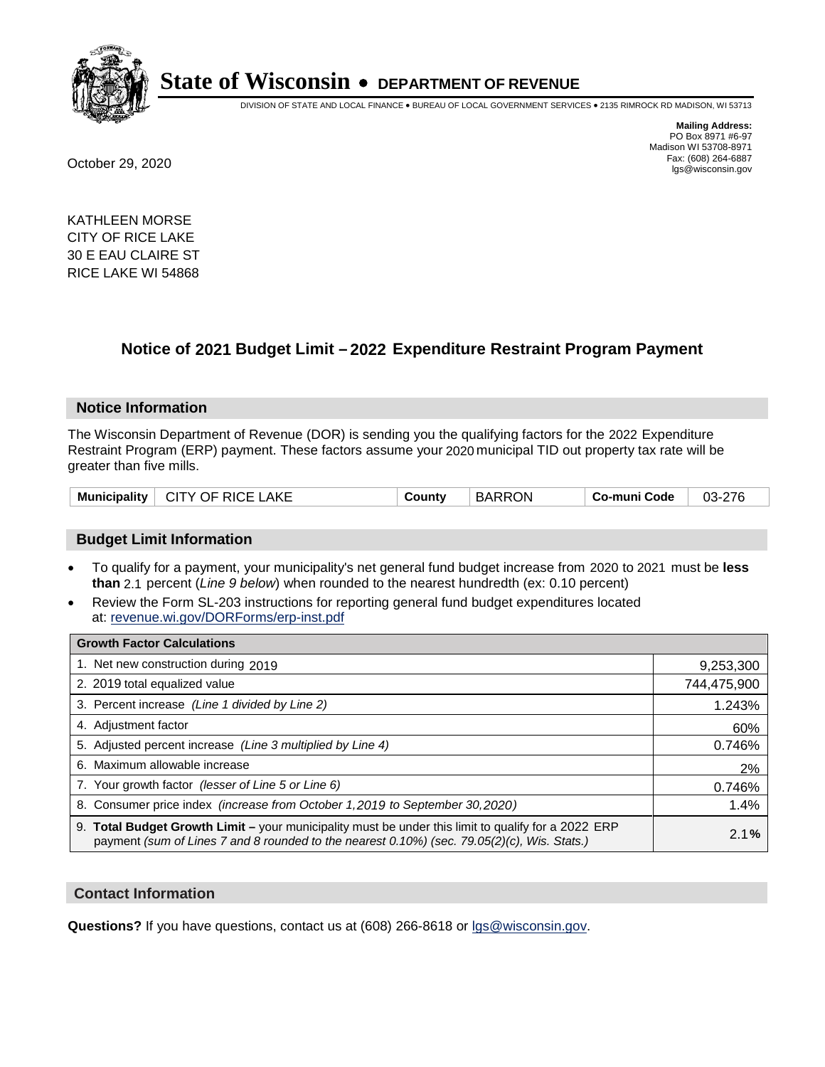**State of Wisconsin • DEPARTMENT OF REVENUE**

DIVISION OF STATE AND LOCAL FINANCE • BUREAU OF LOCAL GOVERNMENT SERVICES • 2135 RIMROCK RD MADISON, WI 53713

**Mailing Address:**
PO Box 8971 #6-97
Madison WI 53708-8971
Fax: (608) 264-6887
lgs@wisconsin.gov

October 29, 2020

KATHLEEN MORSE
CITY OF RICE LAKE
30 E EAU CLAIRE ST
RICE LAKE WI 54868

## Notice of 2021 Budget Limit – 2022 Expenditure Restraint Program Payment

### Notice Information

The Wisconsin Department of Revenue (DOR) is sending you the qualifying factors for the 2022 Expenditure Restraint Program (ERP) payment. These factors assume your 2020 municipal TID out property tax rate will be greater than five mills.

| Municipality | CITY OF RICE LAKE | County | BARRON | Co-muni Code | 03-276 |
|---|---|---|---|---|---|

### Budget Limit Information

- To qualify for a payment, your municipality's net general fund budget increase from 2020 to 2021 must be **less than** 2.1 percent (*Line 9 below*) when rounded to the nearest hundredth (ex: 0.10 percent)
- Review the Form SL-203 instructions for reporting general fund budget expenditures located at: revenue.wi.gov/DORForms/erp-inst.pdf

| Growth Factor Calculations | |
|---|---|
| 1. Net new construction during 2019 | 9,253,300 |
| 2. 2019 total equalized value | 744,475,900 |
| 3. Percent increase *(Line 1 divided by Line 2)* | 1.243% |
| 4. Adjustment factor | 60% |
| 5. Adjusted percent increase *(Line 3 multiplied by Line 4)* | 0.746% |
| 6. Maximum allowable increase | 2% |
| 7. Your growth factor *(lesser of Line 5 or Line 6)* | 0.746% |
| 8. Consumer price index *(increase from October 1,2019 to September 30,2020)* | 1.4% |
| 9. **Total Budget Growth Limit –** your municipality must be under this limit to qualify for a 2022 ERP payment *(sum of Lines 7 and 8 rounded to the nearest 0.10%) (sec. 79.05(2)(c), Wis. Stats.)* | 2.1**%** |

### Contact Information

**Questions?** If you have questions, contact us at (608) 266-8618 or lgs@wisconsin.gov.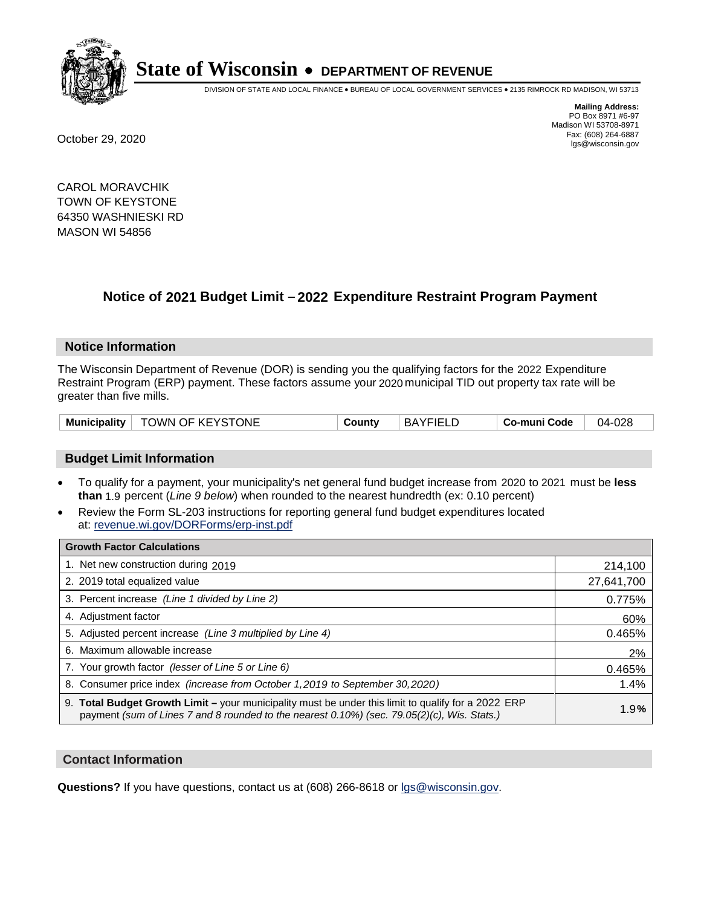# State of Wisconsin • DEPARTMENT OF REVENUE

DIVISION OF STATE AND LOCAL FINANCE • BUREAU OF LOCAL GOVERNMENT SERVICES • 2135 RIMROCK RD MADISON, WI 53713

**Mailing Address:**
PO Box 8971 #6-97
Madison WI 53708-8971
Fax: (608) 264-6887
lgs@wisconsin.gov

October 29, 2020

CAROL MORAVCHIK
TOWN OF KEYSTONE
64350 WASHNIESKI RD
MASON WI 54856

## Notice of 2021 Budget Limit – 2022 Expenditure Restraint Program Payment

### Notice Information

The Wisconsin Department of Revenue (DOR) is sending you the qualifying factors for the 2022 Expenditure Restraint Program (ERP) payment. These factors assume your 2020 municipal TID out property tax rate will be greater than five mills.

| Municipality | TOWN OF KEYSTONE | County | BAYFIELD | Co-muni Code | 04-028 |
|---|---|---|---|---|---|

### Budget Limit Information

- To qualify for a payment, your municipality's net general fund budget increase from 2020 to 2021 must be **less than** 1.9 percent (*Line 9 below*) when rounded to the nearest hundredth (ex: 0.10 percent)
- Review the Form SL-203 instructions for reporting general fund budget expenditures located at: revenue.wi.gov/DORForms/erp-inst.pdf

| Growth Factor Calculations | |
|---|---|
| 1. Net new construction during 2019 | 214,100 |
| 2. 2019 total equalized value | 27,641,700 |
| 3. Percent increase *(Line 1 divided by Line 2)* | 0.775% |
| 4. Adjustment factor | 60% |
| 5. Adjusted percent increase *(Line 3 multiplied by Line 4)* | 0.465% |
| 6. Maximum allowable increase | 2% |
| 7. Your growth factor *(lesser of Line 5 or Line 6)* | 0.465% |
| 8. Consumer price index *(increase from October 1,2019 to September 30,2020)* | 1.4% |
| 9. **Total Budget Growth Limit** – your municipality must be under this limit to qualify for a 2022 ERP payment *(sum of Lines 7 and 8 rounded to the nearest 0.10%) (sec. 79.05(2)(c), Wis. Stats.)* | 1.9% |

### Contact Information

**Questions?** If you have questions, contact us at (608) 266-8618 or lgs@wisconsin.gov.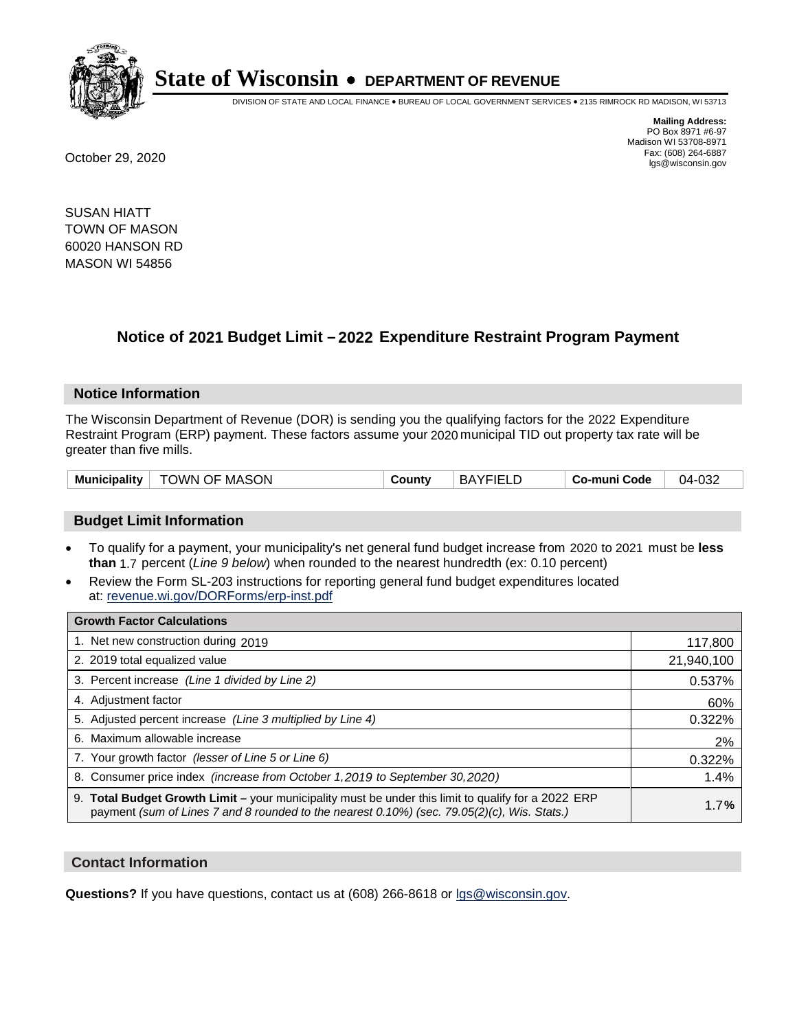# State of Wisconsin • DEPARTMENT OF REVENUE

DIVISION OF STATE AND LOCAL FINANCE • BUREAU OF LOCAL GOVERNMENT SERVICES • 2135 RIMROCK RD MADISON, WI 53713

**Mailing Address:**
PO Box 8971 #6-97
Madison WI 53708-8971
Fax: (608) 264-6887
lgs@wisconsin.gov

October 29, 2020

SUSAN HIATT
TOWN OF MASON
60020 HANSON RD
MASON WI 54856

## Notice of 2021 Budget Limit – 2022 Expenditure Restraint Program Payment

### Notice Information

The Wisconsin Department of Revenue (DOR) is sending you the qualifying factors for the 2022 Expenditure Restraint Program (ERP) payment. These factors assume your 2020 municipal TID out property tax rate will be greater than five mills.

| Municipality | TOWN OF MASON | County | BAYFIELD | Co-muni Code | 04-032 |
|---|---|---|---|---|---|

### Budget Limit Information

- To qualify for a payment, your municipality's net general fund budget increase from 2020 to 2021 must be **less than** 1.7 percent (*Line 9 below*) when rounded to the nearest hundredth (ex: 0.10 percent)
- Review the Form SL-203 instructions for reporting general fund budget expenditures located at: revenue.wi.gov/DORForms/erp-inst.pdf

| Growth Factor Calculations | |
|---|---|
| 1. Net new construction during 2019 | 117,800 |
| 2. 2019 total equalized value | 21,940,100 |
| 3. Percent increase *(Line 1 divided by Line 2)* | 0.537% |
| 4. Adjustment factor | 60% |
| 5. Adjusted percent increase *(Line 3 multiplied by Line 4)* | 0.322% |
| 6. Maximum allowable increase | 2% |
| 7. Your growth factor *(lesser of Line 5 or Line 6)* | 0.322% |
| 8. Consumer price index *(increase from October 1,2019 to September 30,2020)* | 1.4% |
| 9. **Total Budget Growth Limit –** your municipality must be under this limit to qualify for a 2022 ERP payment *(sum of Lines 7 and 8 rounded to the nearest 0.10%) (sec. 79.05(2)(c), Wis. Stats.)* | 1.7**%** |

### Contact Information

**Questions?** If you have questions, contact us at (608) 266-8618 or lgs@wisconsin.gov.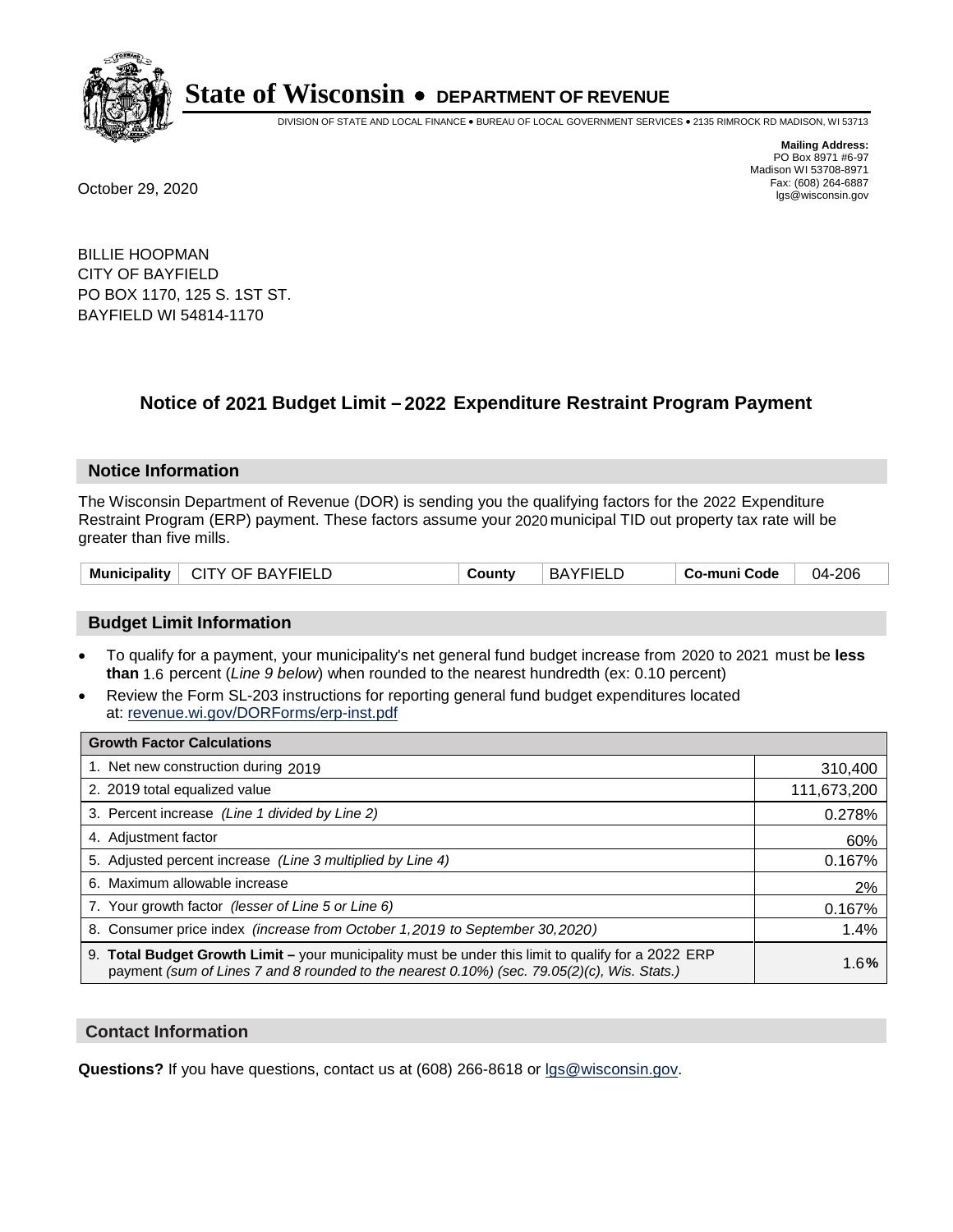# State of Wisconsin • DEPARTMENT OF REVENUE

DIVISION OF STATE AND LOCAL FINANCE • BUREAU OF LOCAL GOVERNMENT SERVICES • 2135 RIMROCK RD MADISON, WI 53713

**Mailing Address:**
PO Box 8971 #6-97
Madison WI 53708-8971
Fax: (608) 264-6887
lgs@wisconsin.gov

October 29, 2020

BILLIE HOOPMAN
CITY OF BAYFIELD
PO BOX 1170, 125 S. 1ST ST.
BAYFIELD WI 54814-1170

## Notice of 2021 Budget Limit – 2022 Expenditure Restraint Program Payment

### Notice Information

The Wisconsin Department of Revenue (DOR) is sending you the qualifying factors for the 2022 Expenditure Restraint Program (ERP) payment. These factors assume your 2020 municipal TID out property tax rate will be greater than five mills.

| Municipality | CITY OF BAYFIELD | County | BAYFIELD | Co-muni Code | 04-206 |
|---|---|---|---|---|---|

### Budget Limit Information

- To qualify for a payment, your municipality's net general fund budget increase from 2020 to 2021 must be **less than** 1.6 percent (*Line 9 below*) when rounded to the nearest hundredth (ex: 0.10 percent)
- Review the Form SL-203 instructions for reporting general fund budget expenditures located at: revenue.wi.gov/DORForms/erp-inst.pdf

| Growth Factor Calculations | |
|---|---|
| 1. Net new construction during 2019 | 310,400 |
| 2. 2019 total equalized value | 111,673,200 |
| 3. Percent increase *(Line 1 divided by Line 2)* | 0.278% |
| 4. Adjustment factor | 60% |
| 5. Adjusted percent increase *(Line 3 multiplied by Line 4)* | 0.167% |
| 6. Maximum allowable increase | 2% |
| 7. Your growth factor *(lesser of Line 5 or Line 6)* | 0.167% |
| 8. Consumer price index *(increase from October 1,2019 to September 30,2020)* | 1.4% |
| 9. **Total Budget Growth Limit –** your municipality must be under this limit to qualify for a 2022 ERP payment *(sum of Lines 7 and 8 rounded to the nearest 0.10%) (sec. 79.05(2)(c), Wis. Stats.)* | 1.6**%** |

### Contact Information

**Questions?** If you have questions, contact us at (608) 266-8618 or lgs@wisconsin.gov.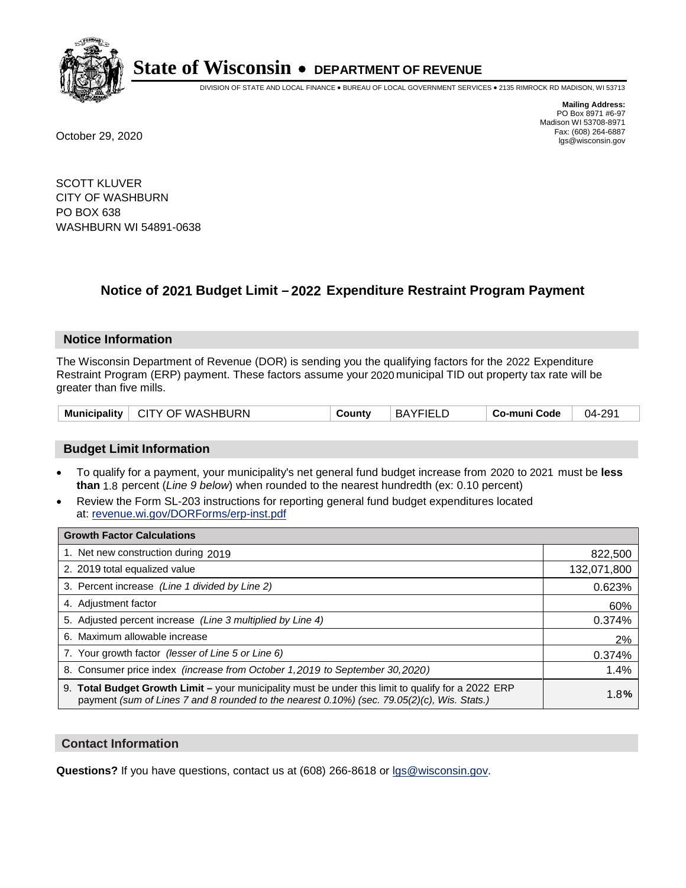# State of Wisconsin • DEPARTMENT OF REVENUE

DIVISION OF STATE AND LOCAL FINANCE • BUREAU OF LOCAL GOVERNMENT SERVICES • 2135 RIMROCK RD MADISON, WI 53713

**Mailing Address:**
PO Box 8971 #6-97
Madison WI 53708-8971
Fax: (608) 264-6887
lgs@wisconsin.gov

October 29, 2020

SCOTT KLUVER
CITY OF WASHBURN
PO BOX 638
WASHBURN WI 54891-0638

## Notice of 2021 Budget Limit – 2022 Expenditure Restraint Program Payment

### Notice Information

The Wisconsin Department of Revenue (DOR) is sending you the qualifying factors for the 2022 Expenditure Restraint Program (ERP) payment. These factors assume your 2020 municipal TID out property tax rate will be greater than five mills.

| **Municipality** | CITY OF WASHBURN | **County** | BAYFIELD | **Co-muni Code** | 04-291 |
|---|---|---|---|---|---|

### Budget Limit Information

- To qualify for a payment, your municipality's net general fund budget increase from 2020 to 2021 must be **less than** 1.8 percent (*Line 9 below*) when rounded to the nearest hundredth (ex: 0.10 percent)
- Review the Form SL-203 instructions for reporting general fund budget expenditures located at: revenue.wi.gov/DORForms/erp-inst.pdf

| **Growth Factor Calculations** | |
|---|---|
| 1. Net new construction during 2019 | 822,500 |
| 2. 2019 total equalized value | 132,071,800 |
| 3. Percent increase *(Line 1 divided by Line 2)* | 0.623% |
| 4. Adjustment factor | 60% |
| 5. Adjusted percent increase *(Line 3 multiplied by Line 4)* | 0.374% |
| 6. Maximum allowable increase | 2% |
| 7. Your growth factor *(lesser of Line 5 or Line 6)* | 0.374% |
| 8. Consumer price index *(increase from October 1,2019 to September 30,2020)* | 1.4% |
| 9. **Total Budget Growth Limit –** your municipality must be under this limit to qualify for a 2022 ERP payment *(sum of Lines 7 and 8 rounded to the nearest 0.10%) (sec. 79.05(2)(c), Wis. Stats.)* | 1.8**%** |

### Contact Information

**Questions?** If you have questions, contact us at (608) 266-8618 or lgs@wisconsin.gov.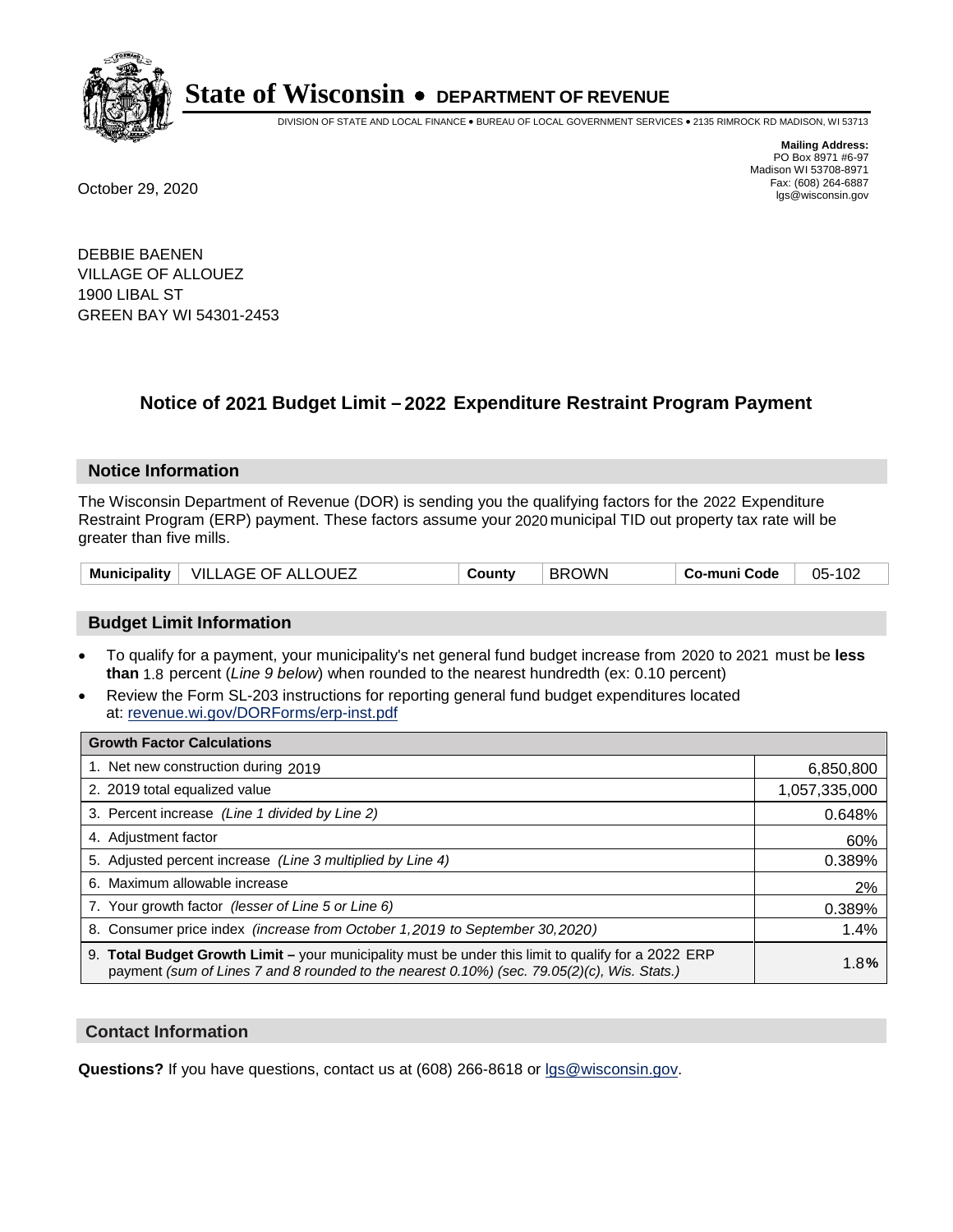# State of Wisconsin • DEPARTMENT OF REVENUE

DIVISION OF STATE AND LOCAL FINANCE • BUREAU OF LOCAL GOVERNMENT SERVICES • 2135 RIMROCK RD MADISON, WI 53713

**Mailing Address:**
PO Box 8971 #6-97
Madison WI 53708-8971
Fax: (608) 264-6887
lgs@wisconsin.gov

October 29, 2020

DEBBIE BAENEN
VILLAGE OF ALLOUEZ
1900 LIBAL ST
GREEN BAY WI 54301-2453

## Notice of 2021 Budget Limit – 2022 Expenditure Restraint Program Payment

### Notice Information

The Wisconsin Department of Revenue (DOR) is sending you the qualifying factors for the 2022 Expenditure Restraint Program (ERP) payment. These factors assume your 2020 municipal TID out property tax rate will be greater than five mills.

| Municipality | VILLAGE OF ALLOUEZ | County | BROWN | Co-muni Code | 05-102 |
|---|---|---|---|---|---|

### Budget Limit Information

- To qualify for a payment, your municipality's net general fund budget increase from 2020 to 2021 must be **less than** 1.8 percent (*Line 9 below*) when rounded to the nearest hundredth (ex: 0.10 percent)
- Review the Form SL-203 instructions for reporting general fund budget expenditures located at: revenue.wi.gov/DORForms/erp-inst.pdf

| Growth Factor Calculations | |
|---|---|
| 1. Net new construction during 2019 | 6,850,800 |
| 2. 2019 total equalized value | 1,057,335,000 |
| 3. Percent increase *(Line 1 divided by Line 2)* | 0.648% |
| 4. Adjustment factor | 60% |
| 5. Adjusted percent increase *(Line 3 multiplied by Line 4)* | 0.389% |
| 6. Maximum allowable increase | 2% |
| 7. Your growth factor *(lesser of Line 5 or Line 6)* | 0.389% |
| 8. Consumer price index *(increase from October 1,2019 to September 30,2020)* | 1.4% |
| 9. **Total Budget Growth Limit –** your municipality must be under this limit to qualify for a 2022 ERP payment *(sum of Lines 7 and 8 rounded to the nearest 0.10%) (sec. 79.05(2)(c), Wis. Stats.)* | 1.8**%** |

### Contact Information

**Questions?** If you have questions, contact us at (608) 266-8618 or lgs@wisconsin.gov.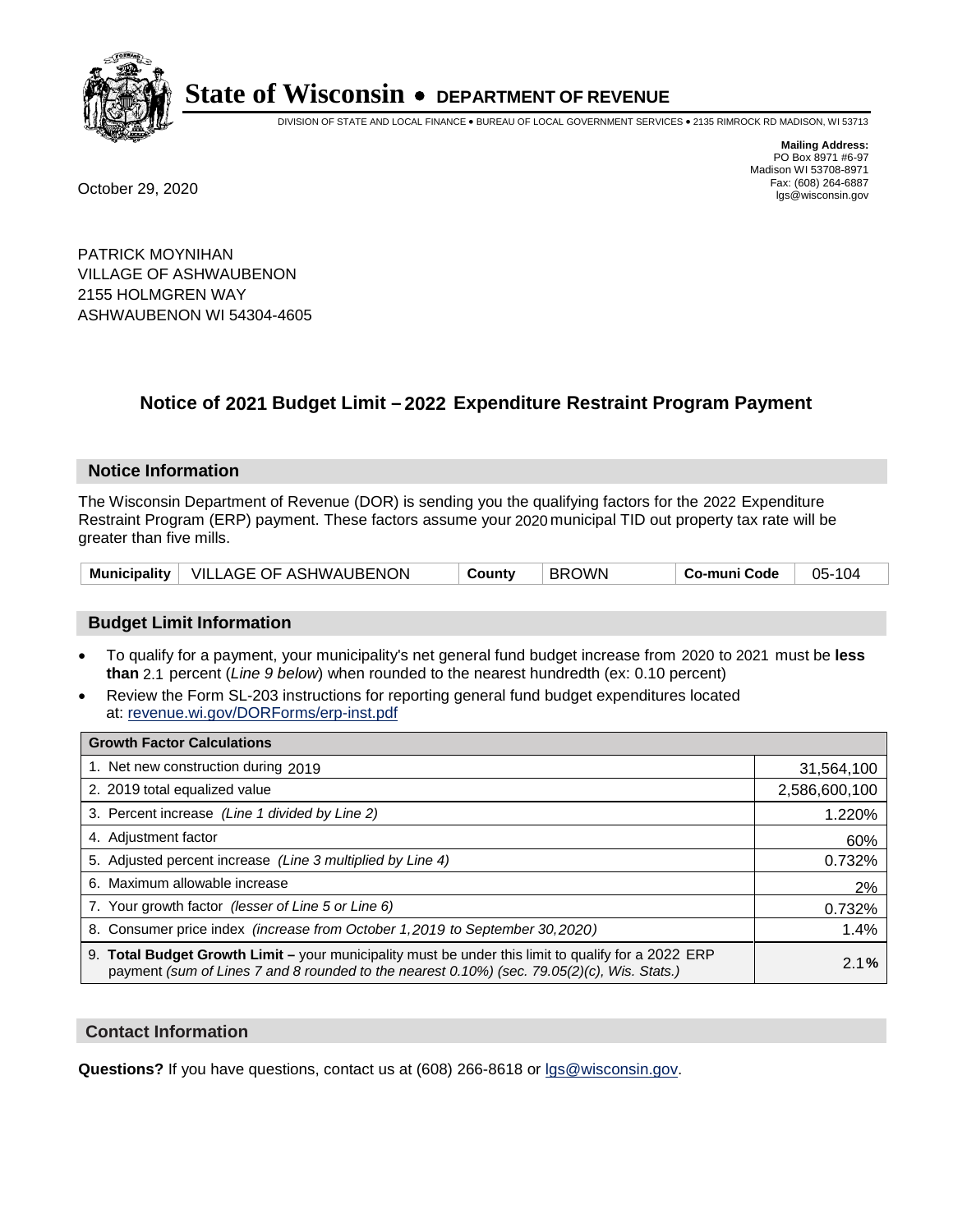# State of Wisconsin • DEPARTMENT OF REVENUE

DIVISION OF STATE AND LOCAL FINANCE • BUREAU OF LOCAL GOVERNMENT SERVICES • 2135 RIMROCK RD MADISON, WI 53713

**Mailing Address:**
PO Box 8971 #6-97
Madison WI 53708-8971
Fax: (608) 264-6887
lgs@wisconsin.gov

October 29, 2020

PATRICK MOYNIHAN
VILLAGE OF ASHWAUBENON
2155 HOLMGREN WAY
ASHWAUBENON WI 54304-4605

## Notice of 2021 Budget Limit – 2022 Expenditure Restraint Program Payment

### Notice Information

The Wisconsin Department of Revenue (DOR) is sending you the qualifying factors for the 2022 Expenditure Restraint Program (ERP) payment. These factors assume your 2020 municipal TID out property tax rate will be greater than five mills.

| Municipality | VILLAGE OF ASHWAUBENON | County | BROWN | Co-muni Code | 05-104 |
|---|---|---|---|---|---|

### Budget Limit Information

- To qualify for a payment, your municipality's net general fund budget increase from 2020 to 2021 must be **less than** 2.1 percent (*Line 9 below*) when rounded to the nearest hundredth (ex: 0.10 percent)
- Review the Form SL-203 instructions for reporting general fund budget expenditures located at: revenue.wi.gov/DORForms/erp-inst.pdf

| Growth Factor Calculations | |
|---|---|
| 1. Net new construction during 2019 | 31,564,100 |
| 2. 2019 total equalized value | 2,586,600,100 |
| 3. Percent increase *(Line 1 divided by Line 2)* | 1.220% |
| 4. Adjustment factor | 60% |
| 5. Adjusted percent increase *(Line 3 multiplied by Line 4)* | 0.732% |
| 6. Maximum allowable increase | 2% |
| 7. Your growth factor *(lesser of Line 5 or Line 6)* | 0.732% |
| 8. Consumer price index *(increase from October 1,2019 to September 30,2020)* | 1.4% |
| 9. **Total Budget Growth Limit –** your municipality must be under this limit to qualify for a 2022 ERP payment *(sum of Lines 7 and 8 rounded to the nearest 0.10%) (sec. 79.05(2)(c), Wis. Stats.)* | **2.1%** |

### Contact Information

**Questions?** If you have questions, contact us at (608) 266-8618 or lgs@wisconsin.gov.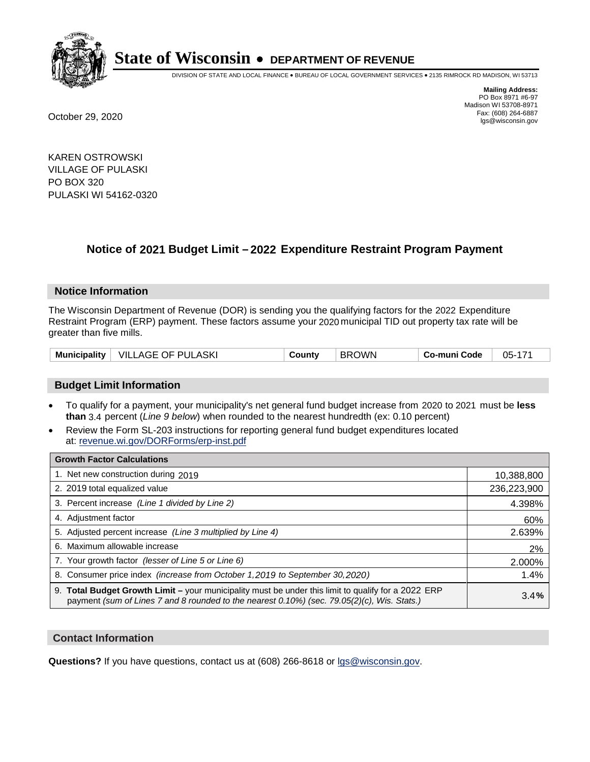# State of Wisconsin • DEPARTMENT OF REVENUE

DIVISION OF STATE AND LOCAL FINANCE • BUREAU OF LOCAL GOVERNMENT SERVICES • 2135 RIMROCK RD MADISON, WI 53713

**Mailing Address:**
PO Box 8971 #6-97
Madison WI 53708-8971
Fax: (608) 264-6887
lgs@wisconsin.gov

October 29, 2020

KAREN OSTROWSKI
VILLAGE OF PULASKI
PO BOX 320
PULASKI WI 54162-0320

## Notice of 2021 Budget Limit – 2022 Expenditure Restraint Program Payment

### Notice Information

The Wisconsin Department of Revenue (DOR) is sending you the qualifying factors for the 2022 Expenditure Restraint Program (ERP) payment. These factors assume your 2020 municipal TID out property tax rate will be greater than five mills.

| Municipality | VILLAGE OF PULASKI | County | BROWN | Co-muni Code | 05-171 |
|---|---|---|---|---|---|

### Budget Limit Information

- To qualify for a payment, your municipality's net general fund budget increase from 2020 to 2021 must be **less than** 3.4 percent (*Line 9 below*) when rounded to the nearest hundredth (ex: 0.10 percent)
- Review the Form SL-203 instructions for reporting general fund budget expenditures located at: revenue.wi.gov/DORForms/erp-inst.pdf

| Growth Factor Calculations | |
|---|---|
| 1. Net new construction during 2019 | 10,388,800 |
| 2. 2019 total equalized value | 236,223,900 |
| 3. Percent increase *(Line 1 divided by Line 2)* | 4.398% |
| 4. Adjustment factor | 60% |
| 5. Adjusted percent increase *(Line 3 multiplied by Line 4)* | 2.639% |
| 6. Maximum allowable increase | 2% |
| 7. Your growth factor *(lesser of Line 5 or Line 6)* | 2.000% |
| 8. Consumer price index *(increase from October 1,2019 to September 30,2020)* | 1.4% |
| 9. **Total Budget Growth Limit –** your municipality must be under this limit to qualify for a 2022 ERP payment *(sum of Lines 7 and 8 rounded to the nearest 0.10%) (sec. 79.05(2)(c), Wis. Stats.)* | 3.4**%** |

### Contact Information

**Questions?** If you have questions, contact us at (608) 266-8618 or lgs@wisconsin.gov.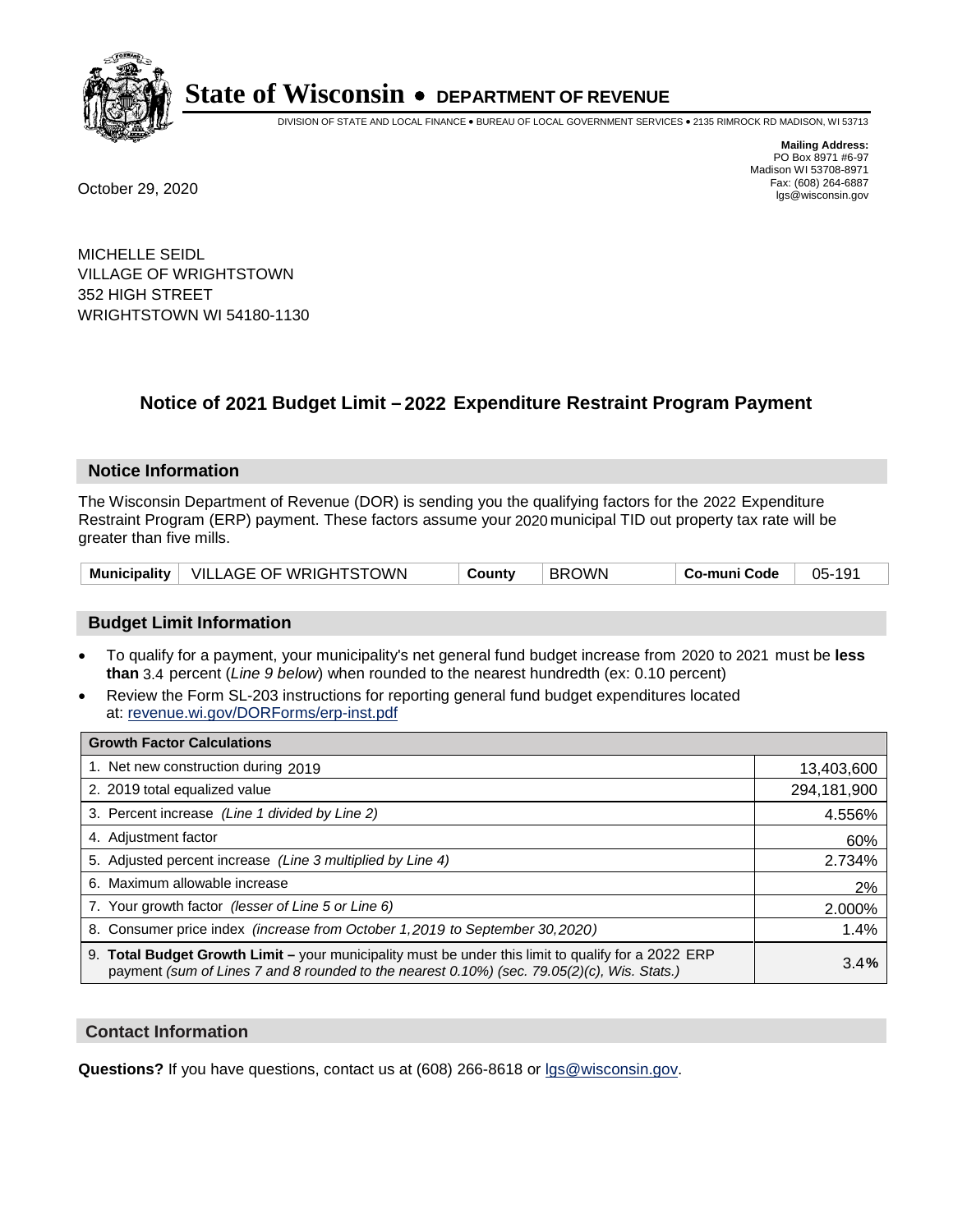# State of Wisconsin • DEPARTMENT OF REVENUE

DIVISION OF STATE AND LOCAL FINANCE • BUREAU OF LOCAL GOVERNMENT SERVICES • 2135 RIMROCK RD MADISON, WI 53713

**Mailing Address:**
PO Box 8971 #6-97
Madison WI 53708-8971
Fax: (608) 264-6887
lgs@wisconsin.gov

October 29, 2020

MICHELLE SEIDL
VILLAGE OF WRIGHTSTOWN
352 HIGH STREET
WRIGHTSTOWN WI 54180-1130

## Notice of 2021 Budget Limit – 2022 Expenditure Restraint Program Payment

### Notice Information

The Wisconsin Department of Revenue (DOR) is sending you the qualifying factors for the 2022 Expenditure Restraint Program (ERP) payment. These factors assume your 2020 municipal TID out property tax rate will be greater than five mills.

| Municipality | VILLAGE OF WRIGHTSTOWN | County | BROWN | Co-muni Code | 05-191 |
|---|---|---|---|---|---|

### Budget Limit Information

- To qualify for a payment, your municipality's net general fund budget increase from 2020 to 2021 must be **less than** 3.4 percent (*Line 9 below*) when rounded to the nearest hundredth (ex: 0.10 percent)
- Review the Form SL-203 instructions for reporting general fund budget expenditures located at: revenue.wi.gov/DORForms/erp-inst.pdf

| Growth Factor Calculations | |
|---|---|
| 1. Net new construction during 2019 | 13,403,600 |
| 2. 2019 total equalized value | 294,181,900 |
| 3. Percent increase *(Line 1 divided by Line 2)* | 4.556% |
| 4. Adjustment factor | 60% |
| 5. Adjusted percent increase *(Line 3 multiplied by Line 4)* | 2.734% |
| 6. Maximum allowable increase | 2% |
| 7. Your growth factor *(lesser of Line 5 or Line 6)* | 2.000% |
| 8. Consumer price index *(increase from October 1,2019 to September 30,2020)* | 1.4% |
| 9. **Total Budget Growth Limit –** your municipality must be under this limit to qualify for a 2022 ERP payment *(sum of Lines 7 and 8 rounded to the nearest 0.10%) (sec. 79.05(2)(c), Wis. Stats.)* | 3.4**%** |

### Contact Information

**Questions?** If you have questions, contact us at (608) 266-8618 or lgs@wisconsin.gov.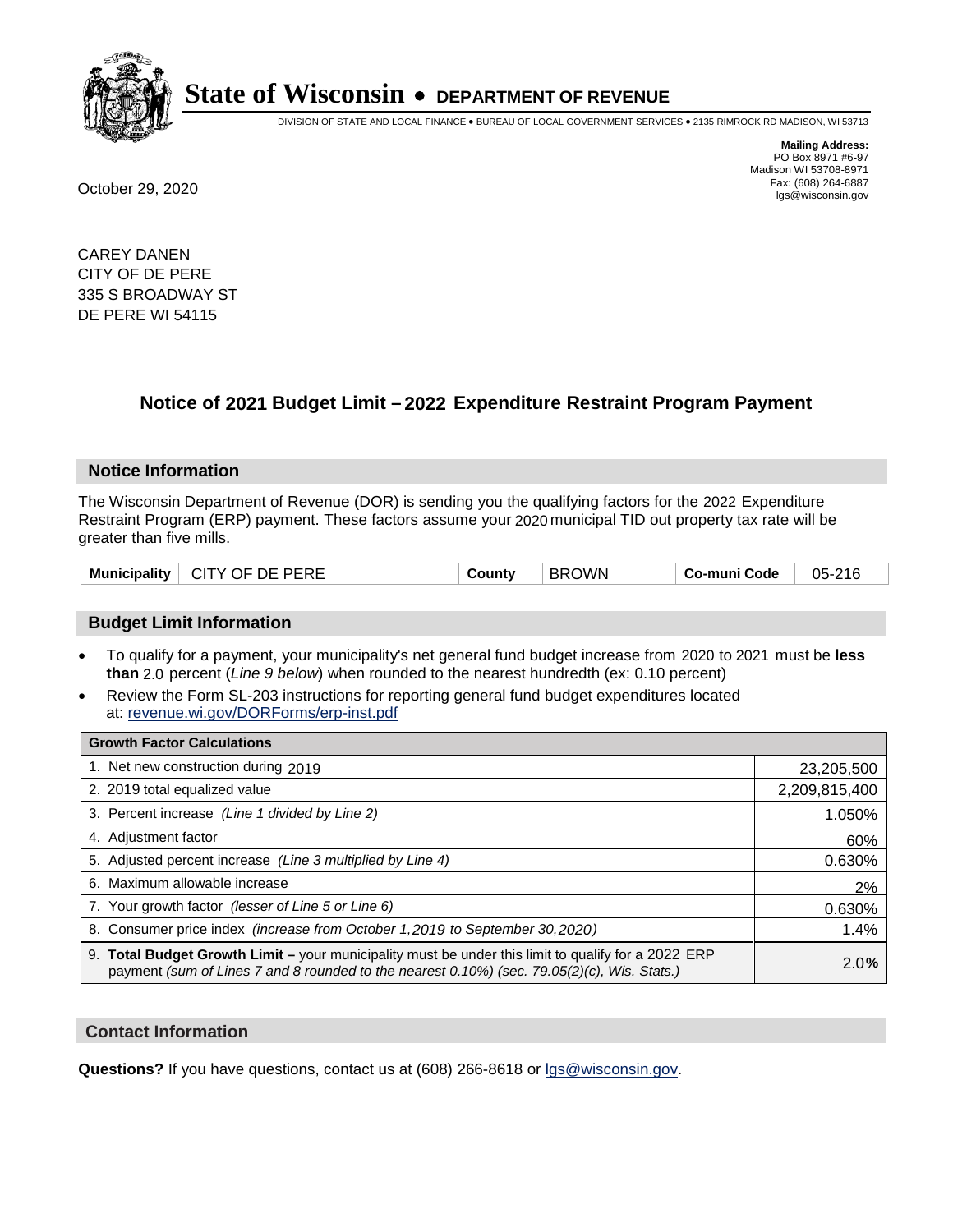# State of Wisconsin • DEPARTMENT OF REVENUE

DIVISION OF STATE AND LOCAL FINANCE • BUREAU OF LOCAL GOVERNMENT SERVICES • 2135 RIMROCK RD MADISON, WI 53713

**Mailing Address:**
PO Box 8971 #6-97
Madison WI 53708-8971
Fax: (608) 264-6887
lgs@wisconsin.gov

October 29, 2020

CAREY DANEN
CITY OF DE PERE
335 S BROADWAY ST
DE PERE WI 54115

## Notice of 2021 Budget Limit – 2022 Expenditure Restraint Program Payment

### Notice Information

The Wisconsin Department of Revenue (DOR) is sending you the qualifying factors for the 2022 Expenditure Restraint Program (ERP) payment. These factors assume your 2020 municipal TID out property tax rate will be greater than five mills.

| Municipality | CITY OF DE PERE | County | BROWN | Co-muni Code | 05-216 |
|---|---|---|---|---|---|

### Budget Limit Information

- To qualify for a payment, your municipality's net general fund budget increase from 2020 to 2021 must be **less than** 2.0 percent (*Line 9 below*) when rounded to the nearest hundredth (ex: 0.10 percent)
- Review the Form SL-203 instructions for reporting general fund budget expenditures located at: revenue.wi.gov/DORForms/erp-inst.pdf

| Growth Factor Calculations | |
|---|---|
| 1. Net new construction during 2019 | 23,205,500 |
| 2. 2019 total equalized value | 2,209,815,400 |
| 3. Percent increase *(Line 1 divided by Line 2)* | 1.050% |
| 4. Adjustment factor | 60% |
| 5. Adjusted percent increase *(Line 3 multiplied by Line 4)* | 0.630% |
| 6. Maximum allowable increase | 2% |
| 7. Your growth factor *(lesser of Line 5 or Line 6)* | 0.630% |
| 8. Consumer price index *(increase from October 1,2019 to September 30,2020)* | 1.4% |
| 9. **Total Budget Growth Limit –** your municipality must be under this limit to qualify for a 2022 ERP payment *(sum of Lines 7 and 8 rounded to the nearest 0.10%) (sec. 79.05(2)(c), Wis. Stats.)* | 2.0% |

### Contact Information

**Questions?** If you have questions, contact us at (608) 266-8618 or lgs@wisconsin.gov.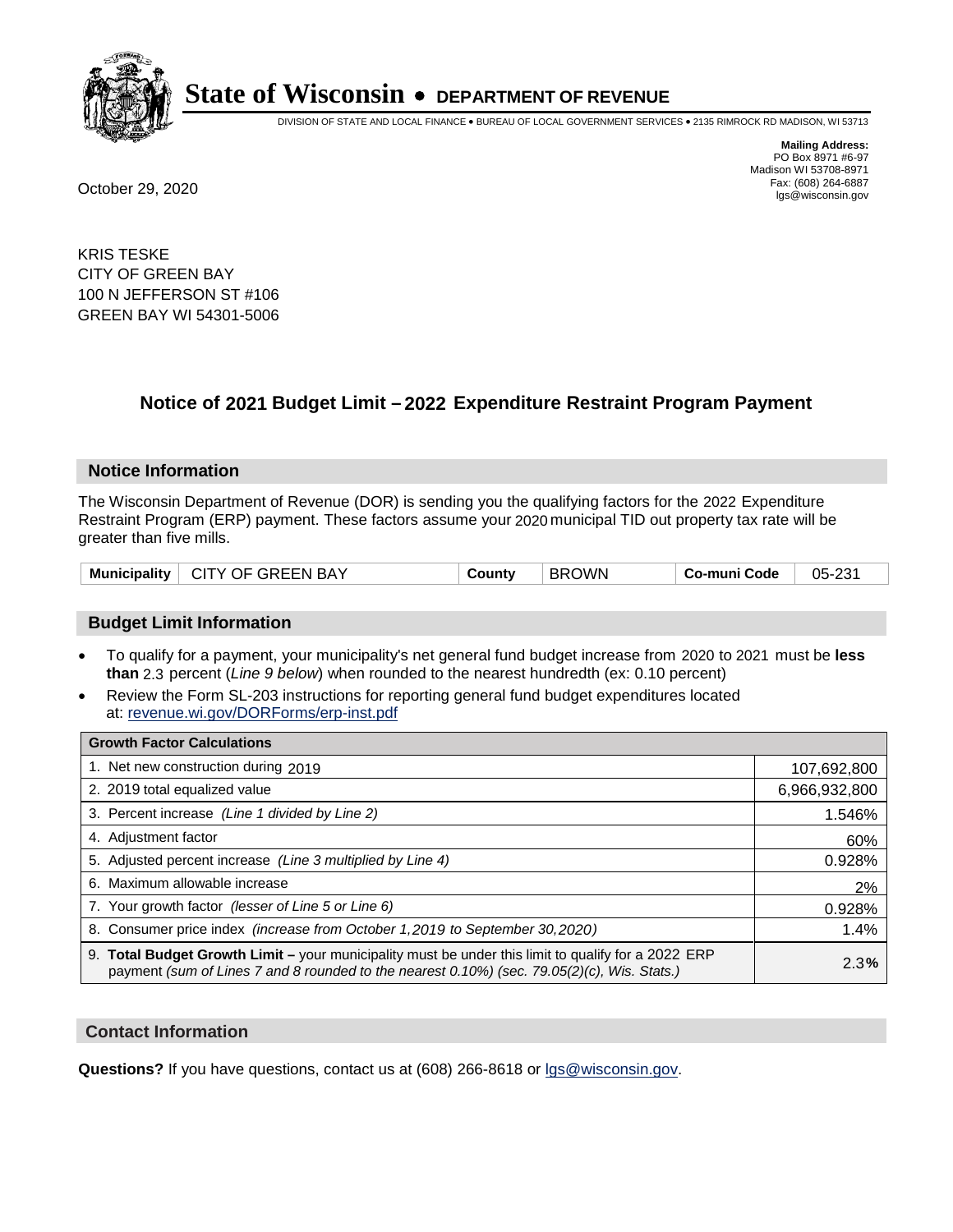# State of Wisconsin • DEPARTMENT OF REVENUE

DIVISION OF STATE AND LOCAL FINANCE • BUREAU OF LOCAL GOVERNMENT SERVICES • 2135 RIMROCK RD MADISON, WI 53713

**Mailing Address:**
PO Box 8971 #6-97
Madison WI 53708-8971
Fax: (608) 264-6887
lgs@wisconsin.gov

October 29, 2020

KRIS TESKE
CITY OF GREEN BAY
100 N JEFFERSON ST #106
GREEN BAY WI 54301-5006

## Notice of 2021 Budget Limit – 2022 Expenditure Restraint Program Payment

### Notice Information

The Wisconsin Department of Revenue (DOR) is sending you the qualifying factors for the 2022 Expenditure Restraint Program (ERP) payment. These factors assume your 2020 municipal TID out property tax rate will be greater than five mills.

| Municipality | CITY OF GREEN BAY | County | BROWN | Co-muni Code | 05-231 |
|---|---|---|---|---|---|

### Budget Limit Information

- To qualify for a payment, your municipality's net general fund budget increase from 2020 to 2021 must be **less than** 2.3 percent (*Line 9 below*) when rounded to the nearest hundredth (ex: 0.10 percent)
- Review the Form SL-203 instructions for reporting general fund budget expenditures located at: revenue.wi.gov/DORForms/erp-inst.pdf

| Growth Factor Calculations | |
|---|---|
| 1. Net new construction during 2019 | 107,692,800 |
| 2. 2019 total equalized value | 6,966,932,800 |
| 3. Percent increase *(Line 1 divided by Line 2)* | 1.546% |
| 4. Adjustment factor | 60% |
| 5. Adjusted percent increase *(Line 3 multiplied by Line 4)* | 0.928% |
| 6. Maximum allowable increase | 2% |
| 7. Your growth factor *(lesser of Line 5 or Line 6)* | 0.928% |
| 8. Consumer price index *(increase from October 1,2019 to September 30,2020)* | 1.4% |
| 9. **Total Budget Growth Limit –** your municipality must be under this limit to qualify for a 2022 ERP payment *(sum of Lines 7 and 8 rounded to the nearest 0.10%) (sec. 79.05(2)(c), Wis. Stats.)* | 2.3**%** |

### Contact Information

**Questions?** If you have questions, contact us at (608) 266-8618 or lgs@wisconsin.gov.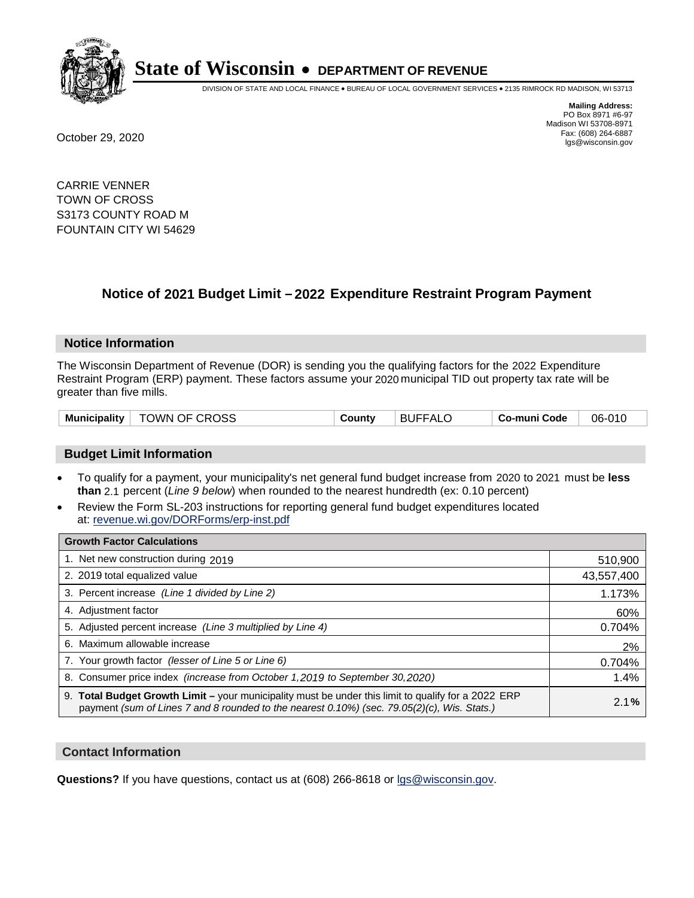# State of Wisconsin • DEPARTMENT OF REVENUE

DIVISION OF STATE AND LOCAL FINANCE • BUREAU OF LOCAL GOVERNMENT SERVICES • 2135 RIMROCK RD MADISON, WI 53713

**Mailing Address:**
PO Box 8971 #6-97
Madison WI 53708-8971
Fax: (608) 264-6887
lgs@wisconsin.gov

October 29, 2020

CARRIE VENNER
TOWN OF CROSS
S3173 COUNTY ROAD M
FOUNTAIN CITY WI 54629

## Notice of 2021 Budget Limit – 2022 Expenditure Restraint Program Payment

### Notice Information

The Wisconsin Department of Revenue (DOR) is sending you the qualifying factors for the 2022 Expenditure Restraint Program (ERP) payment. These factors assume your 2020 municipal TID out property tax rate will be greater than five mills.

| Municipality | TOWN OF CROSS | County | BUFFALO | Co-muni Code | 06-010 |
|---|---|---|---|---|---|

### Budget Limit Information

- To qualify for a payment, your municipality's net general fund budget increase from 2020 to 2021 must be **less than** 2.1 percent (*Line 9 below*) when rounded to the nearest hundredth (ex: 0.10 percent)
- Review the Form SL-203 instructions for reporting general fund budget expenditures located at: revenue.wi.gov/DORForms/erp-inst.pdf

| Growth Factor Calculations | |
|---|---|
| 1. Net new construction during 2019 | 510,900 |
| 2. 2019 total equalized value | 43,557,400 |
| 3. Percent increase *(Line 1 divided by Line 2)* | 1.173% |
| 4. Adjustment factor | 60% |
| 5. Adjusted percent increase *(Line 3 multiplied by Line 4)* | 0.704% |
| 6. Maximum allowable increase | 2% |
| 7. Your growth factor *(lesser of Line 5 or Line 6)* | 0.704% |
| 8. Consumer price index *(increase from October 1,2019 to September 30,2020)* | 1.4% |
| 9. **Total Budget Growth Limit –** your municipality must be under this limit to qualify for a 2022 ERP payment *(sum of Lines 7 and 8 rounded to the nearest 0.10%) (sec. 79.05(2)(c), Wis. Stats.)* | **2.1%** |

### Contact Information

**Questions?** If you have questions, contact us at (608) 266-8618 or lgs@wisconsin.gov.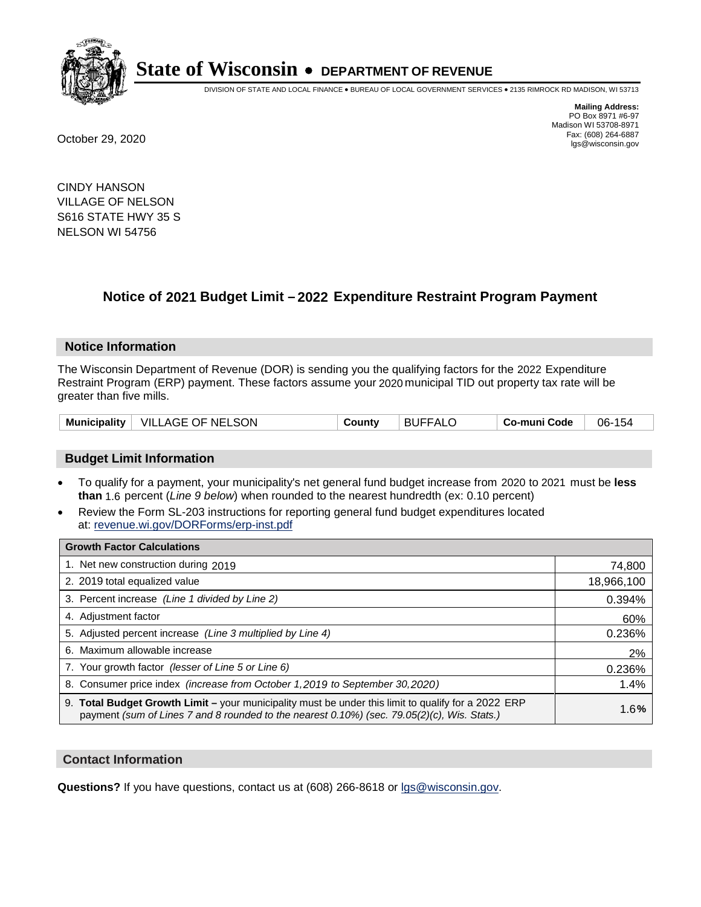**State of Wisconsin • DEPARTMENT OF REVENUE**

DIVISION OF STATE AND LOCAL FINANCE • BUREAU OF LOCAL GOVERNMENT SERVICES • 2135 RIMROCK RD MADISON, WI 53713

**Mailing Address:**
PO Box 8971 #6-97
Madison WI 53708-8971
Fax: (608) 264-6887
lgs@wisconsin.gov

October 29, 2020

CINDY HANSON
VILLAGE OF NELSON
S616 STATE HWY 35 S
NELSON WI 54756

## Notice of 2021 Budget Limit – 2022 Expenditure Restraint Program Payment

### Notice Information

The Wisconsin Department of Revenue (DOR) is sending you the qualifying factors for the 2022 Expenditure Restraint Program (ERP) payment. These factors assume your 2020 municipal TID out property tax rate will be greater than five mills.

| Municipality | VILLAGE OF NELSON | County | BUFFALO | Co-muni Code | 06-154 |
|---|---|---|---|---|---|

### Budget Limit Information

- To qualify for a payment, your municipality's net general fund budget increase from 2020 to 2021 must be **less than** 1.6 percent (*Line 9 below*) when rounded to the nearest hundredth (ex: 0.10 percent)
- Review the Form SL-203 instructions for reporting general fund budget expenditures located at: revenue.wi.gov/DORForms/erp-inst.pdf

| Growth Factor Calculations | |
|---|---|
| 1. Net new construction during 2019 | 74,800 |
| 2. 2019 total equalized value | 18,966,100 |
| 3. Percent increase *(Line 1 divided by Line 2)* | 0.394% |
| 4. Adjustment factor | 60% |
| 5. Adjusted percent increase *(Line 3 multiplied by Line 4)* | 0.236% |
| 6. Maximum allowable increase | 2% |
| 7. Your growth factor *(lesser of Line 5 or Line 6)* | 0.236% |
| 8. Consumer price index *(increase from October 1,2019 to September 30,2020)* | 1.4% |
| 9. **Total Budget Growth Limit –** your municipality must be under this limit to qualify for a 2022 ERP payment *(sum of Lines 7 and 8 rounded to the nearest 0.10%) (sec. 79.05(2)(c), Wis. Stats.)* | 1.6**%** |

### Contact Information

**Questions?** If you have questions, contact us at (608) 266-8618 or lgs@wisconsin.gov.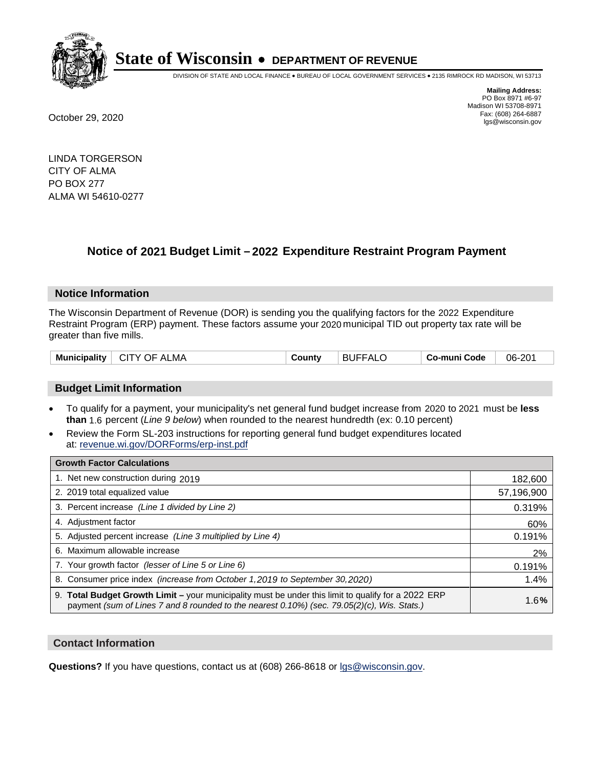# State of Wisconsin • DEPARTMENT OF REVENUE

DIVISION OF STATE AND LOCAL FINANCE • BUREAU OF LOCAL GOVERNMENT SERVICES • 2135 RIMROCK RD MADISON, WI 53713

**Mailing Address:**
PO Box 8971 #6-97
Madison WI 53708-8971
Fax: (608) 264-6887
lgs@wisconsin.gov

October 29, 2020

LINDA TORGERSON
CITY OF ALMA
PO BOX 277
ALMA WI 54610-0277

## Notice of 2021 Budget Limit – 2022 Expenditure Restraint Program Payment

### Notice Information

The Wisconsin Department of Revenue (DOR) is sending you the qualifying factors for the 2022 Expenditure Restraint Program (ERP) payment. These factors assume your 2020 municipal TID out property tax rate will be greater than five mills.

| Municipality | CITY OF ALMA | County | BUFFALO | Co-muni Code | 06-201 |
|---|---|---|---|---|---|

### Budget Limit Information

- To qualify for a payment, your municipality's net general fund budget increase from 2020 to 2021 must be **less than** 1.6 percent (*Line 9 below*) when rounded to the nearest hundredth (ex: 0.10 percent)
- Review the Form SL-203 instructions for reporting general fund budget expenditures located at: revenue.wi.gov/DORForms/erp-inst.pdf

| Growth Factor Calculations | |
|---|---|
| 1. Net new construction during 2019 | 182,600 |
| 2. 2019 total equalized value | 57,196,900 |
| 3. Percent increase *(Line 1 divided by Line 2)* | 0.319% |
| 4. Adjustment factor | 60% |
| 5. Adjusted percent increase *(Line 3 multiplied by Line 4)* | 0.191% |
| 6. Maximum allowable increase | 2% |
| 7. Your growth factor *(lesser of Line 5 or Line 6)* | 0.191% |
| 8. Consumer price index *(increase from October 1,2019 to September 30,2020)* | 1.4% |
| 9. **Total Budget Growth Limit –** your municipality must be under this limit to qualify for a 2022 ERP payment *(sum of Lines 7 and 8 rounded to the nearest 0.10%) (sec. 79.05(2)(c), Wis. Stats.)* | 1.6**%** |

### Contact Information

**Questions?** If you have questions, contact us at (608) 266-8618 or lgs@wisconsin.gov.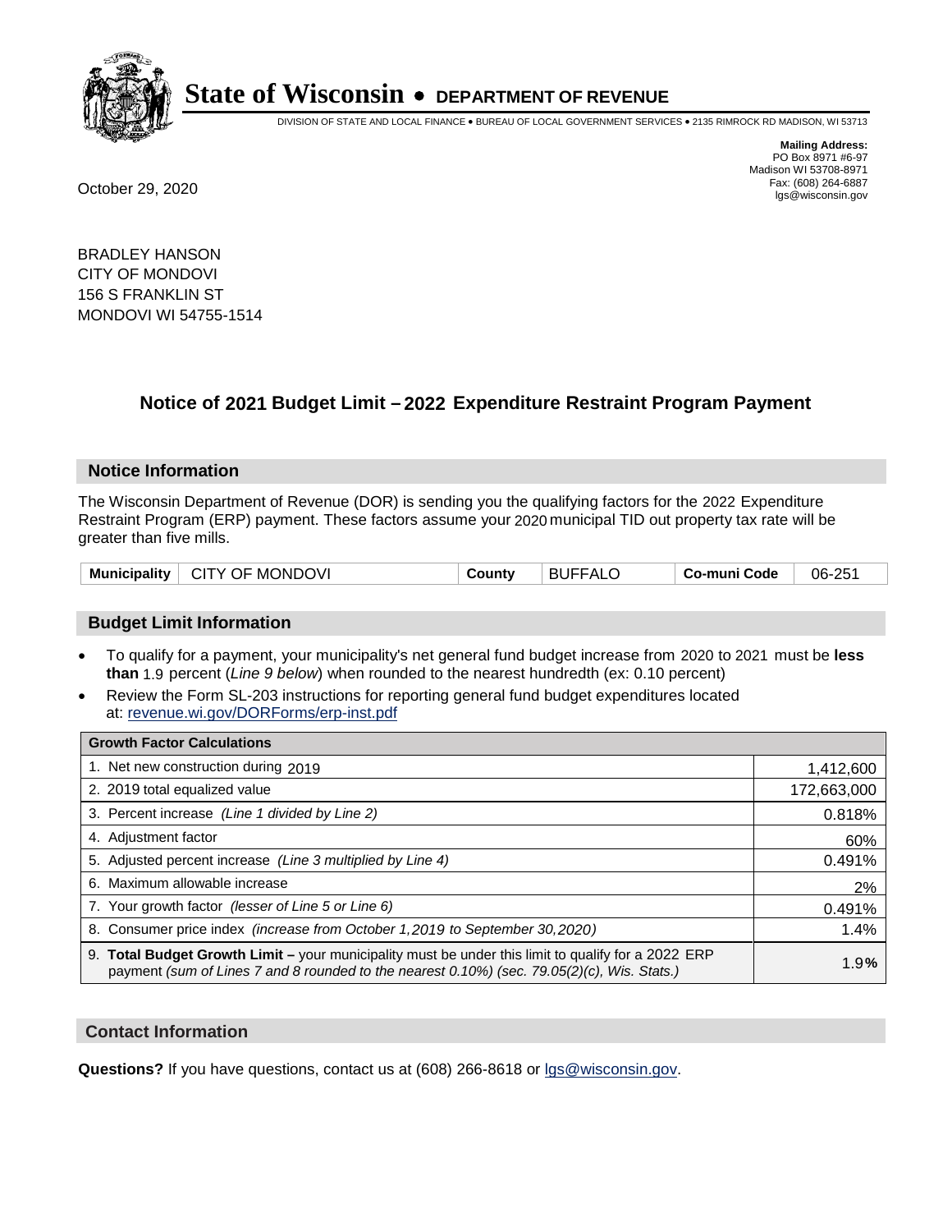# State of Wisconsin • DEPARTMENT OF REVENUE

DIVISION OF STATE AND LOCAL FINANCE • BUREAU OF LOCAL GOVERNMENT SERVICES • 2135 RIMROCK RD MADISON, WI 53713

**Mailing Address:**
PO Box 8971 #6-97
Madison WI 53708-8971
Fax: (608) 264-6887
lgs@wisconsin.gov

October 29, 2020

BRADLEY HANSON
CITY OF MONDOVI
156 S FRANKLIN ST
MONDOVI WI 54755-1514

## Notice of 2021 Budget Limit – 2022 Expenditure Restraint Program Payment

### Notice Information

The Wisconsin Department of Revenue (DOR) is sending you the qualifying factors for the 2022 Expenditure Restraint Program (ERP) payment. These factors assume your 2020 municipal TID out property tax rate will be greater than five mills.

| Municipality | CITY OF MONDOVI | County | BUFFALO | Co-muni Code | 06-251 |
|---|---|---|---|---|---|

### Budget Limit Information

- To qualify for a payment, your municipality's net general fund budget increase from 2020 to 2021 must be **less than** 1.9 percent (*Line 9 below*) when rounded to the nearest hundredth (ex: 0.10 percent)
- Review the Form SL-203 instructions for reporting general fund budget expenditures located at: revenue.wi.gov/DORForms/erp-inst.pdf

| Growth Factor Calculations | |
|---|---|
| 1. Net new construction during 2019 | 1,412,600 |
| 2. 2019 total equalized value | 172,663,000 |
| 3. Percent increase *(Line 1 divided by Line 2)* | 0.818% |
| 4. Adjustment factor | 60% |
| 5. Adjusted percent increase *(Line 3 multiplied by Line 4)* | 0.491% |
| 6. Maximum allowable increase | 2% |
| 7. Your growth factor *(lesser of Line 5 or Line 6)* | 0.491% |
| 8. Consumer price index *(increase from October 1,2019 to September 30,2020)* | 1.4% |
| 9. **Total Budget Growth Limit –** your municipality must be under this limit to qualify for a 2022 ERP payment *(sum of Lines 7 and 8 rounded to the nearest 0.10%) (sec. 79.05(2)(c), Wis. Stats.)* | 1.9**%** |

### Contact Information

**Questions?** If you have questions, contact us at (608) 266-8618 or lgs@wisconsin.gov.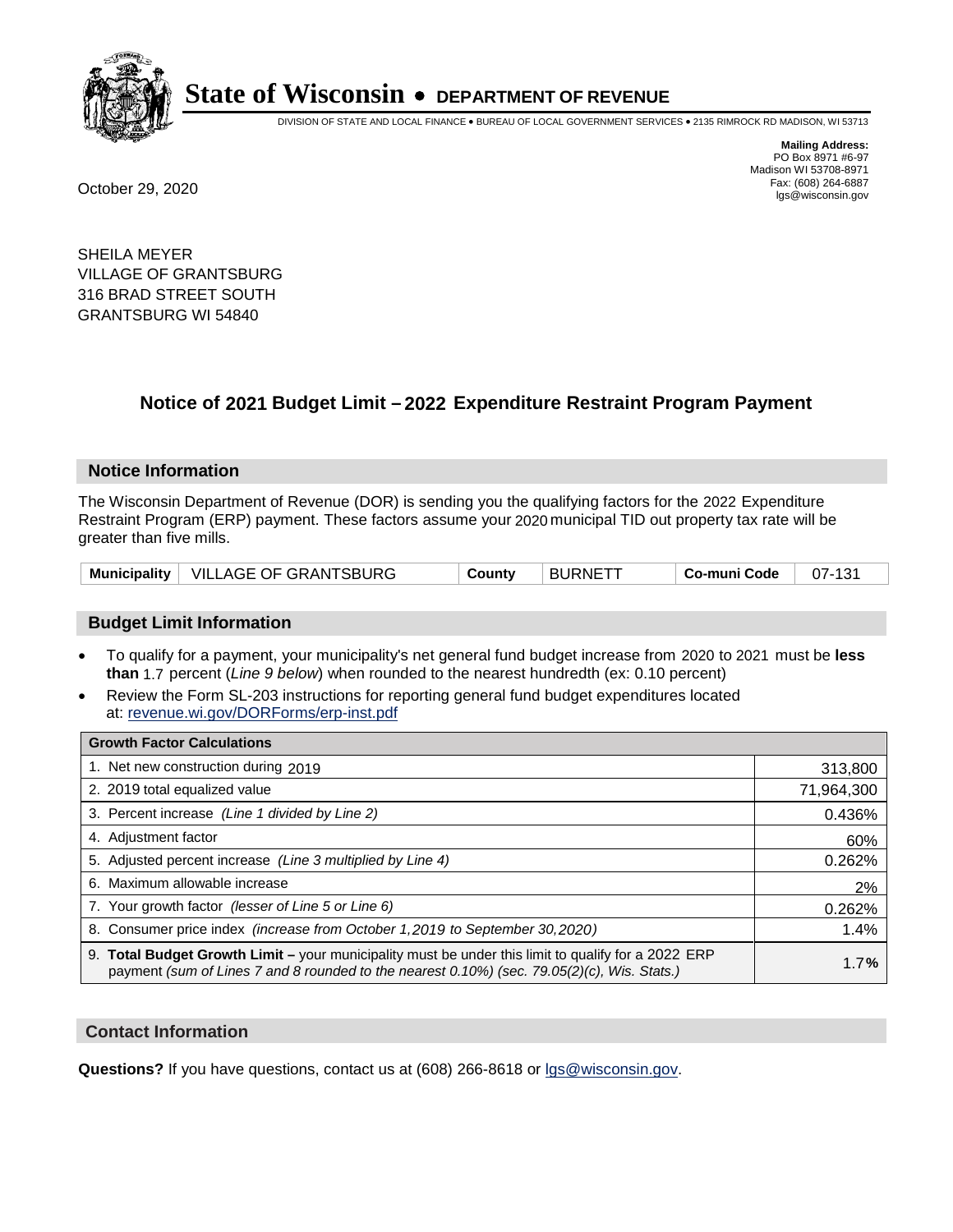# State of Wisconsin • DEPARTMENT OF REVENUE

DIVISION OF STATE AND LOCAL FINANCE • BUREAU OF LOCAL GOVERNMENT SERVICES • 2135 RIMROCK RD MADISON, WI 53713

**Mailing Address:**
PO Box 8971 #6-97
Madison WI 53708-8971
Fax: (608) 264-6887
lgs@wisconsin.gov

October 29, 2020

SHEILA MEYER
VILLAGE OF GRANTSBURG
316 BRAD STREET SOUTH
GRANTSBURG WI 54840

## Notice of 2021 Budget Limit – 2022 Expenditure Restraint Program Payment

### Notice Information

The Wisconsin Department of Revenue (DOR) is sending you the qualifying factors for the 2022 Expenditure Restraint Program (ERP) payment. These factors assume your 2020 municipal TID out property tax rate will be greater than five mills.

| Municipality | VILLAGE OF GRANTSBURG | County | BURNETT | Co-muni Code | 07-131 |
|---|---|---|---|---|---|

### Budget Limit Information

- To qualify for a payment, your municipality's net general fund budget increase from 2020 to 2021 must be **less than** 1.7 percent (*Line 9 below*) when rounded to the nearest hundredth (ex: 0.10 percent)
- Review the Form SL-203 instructions for reporting general fund budget expenditures located at: revenue.wi.gov/DORForms/erp-inst.pdf

| Growth Factor Calculations | |
|---|---|
| 1. Net new construction during 2019 | 313,800 |
| 2. 2019 total equalized value | 71,964,300 |
| 3. Percent increase *(Line 1 divided by Line 2)* | 0.436% |
| 4. Adjustment factor | 60% |
| 5. Adjusted percent increase *(Line 3 multiplied by Line 4)* | 0.262% |
| 6. Maximum allowable increase | 2% |
| 7. Your growth factor *(lesser of Line 5 or Line 6)* | 0.262% |
| 8. Consumer price index *(increase from October 1,2019 to September 30,2020)* | 1.4% |
| 9. **Total Budget Growth Limit –** your municipality must be under this limit to qualify for a 2022 ERP payment *(sum of Lines 7 and 8 rounded to the nearest 0.10%) (sec. 79.05(2)(c), Wis. Stats.)* | 1.7**%** |

### Contact Information

**Questions?** If you have questions, contact us at (608) 266-8618 or lgs@wisconsin.gov.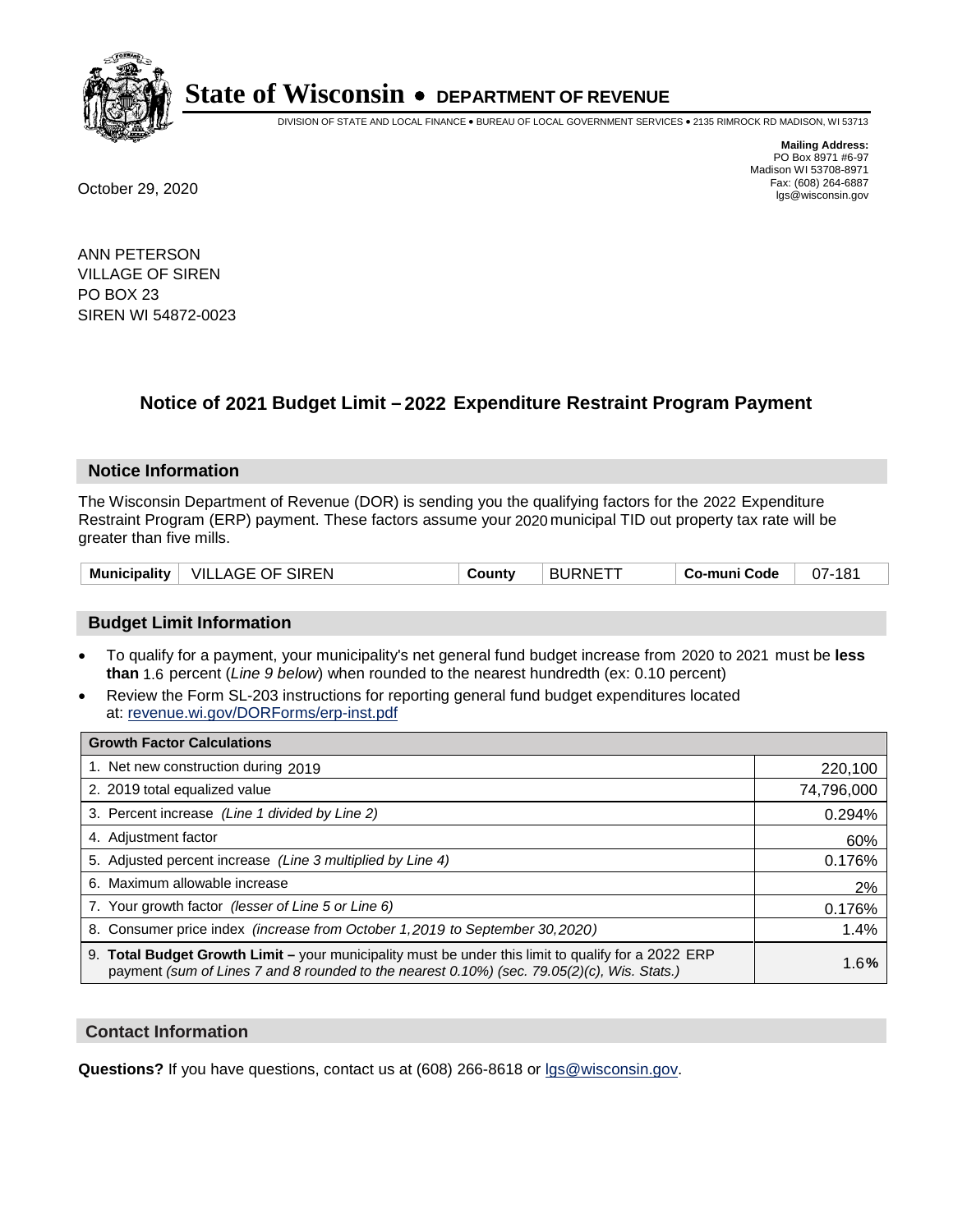# State of Wisconsin • DEPARTMENT OF REVENUE

DIVISION OF STATE AND LOCAL FINANCE • BUREAU OF LOCAL GOVERNMENT SERVICES • 2135 RIMROCK RD MADISON, WI 53713

**Mailing Address:**
PO Box 8971 #6-97
Madison WI 53708-8971
Fax: (608) 264-6887
lgs@wisconsin.gov

October 29, 2020

ANN PETERSON
VILLAGE OF SIREN
PO BOX 23
SIREN WI 54872-0023

## Notice of 2021 Budget Limit – 2022 Expenditure Restraint Program Payment

### Notice Information

The Wisconsin Department of Revenue (DOR) is sending you the qualifying factors for the 2022 Expenditure Restraint Program (ERP) payment. These factors assume your 2020 municipal TID out property tax rate will be greater than five mills.

| Municipality | VILLAGE OF SIREN | County | BURNETT | Co-muni Code | 07-181 |
|---|---|---|---|---|---|

### Budget Limit Information

- To qualify for a payment, your municipality's net general fund budget increase from 2020 to 2021 must be **less than** 1.6 percent (*Line 9 below*) when rounded to the nearest hundredth (ex: 0.10 percent)
- Review the Form SL-203 instructions for reporting general fund budget expenditures located at: revenue.wi.gov/DORForms/erp-inst.pdf

| Growth Factor Calculations | |
|---|---|
| 1. Net new construction during 2019 | 220,100 |
| 2. 2019 total equalized value | 74,796,000 |
| 3. Percent increase *(Line 1 divided by Line 2)* | 0.294% |
| 4. Adjustment factor | 60% |
| 5. Adjusted percent increase *(Line 3 multiplied by Line 4)* | 0.176% |
| 6. Maximum allowable increase | 2% |
| 7. Your growth factor *(lesser of Line 5 or Line 6)* | 0.176% |
| 8. Consumer price index *(increase from October 1,2019 to September 30,2020)* | 1.4% |
| 9. **Total Budget Growth Limit –** your municipality must be under this limit to qualify for a 2022 ERP payment *(sum of Lines 7 and 8 rounded to the nearest 0.10%) (sec. 79.05(2)(c), Wis. Stats.)* | 1.6**%** |

### Contact Information

**Questions?** If you have questions, contact us at (608) 266-8618 or lgs@wisconsin.gov.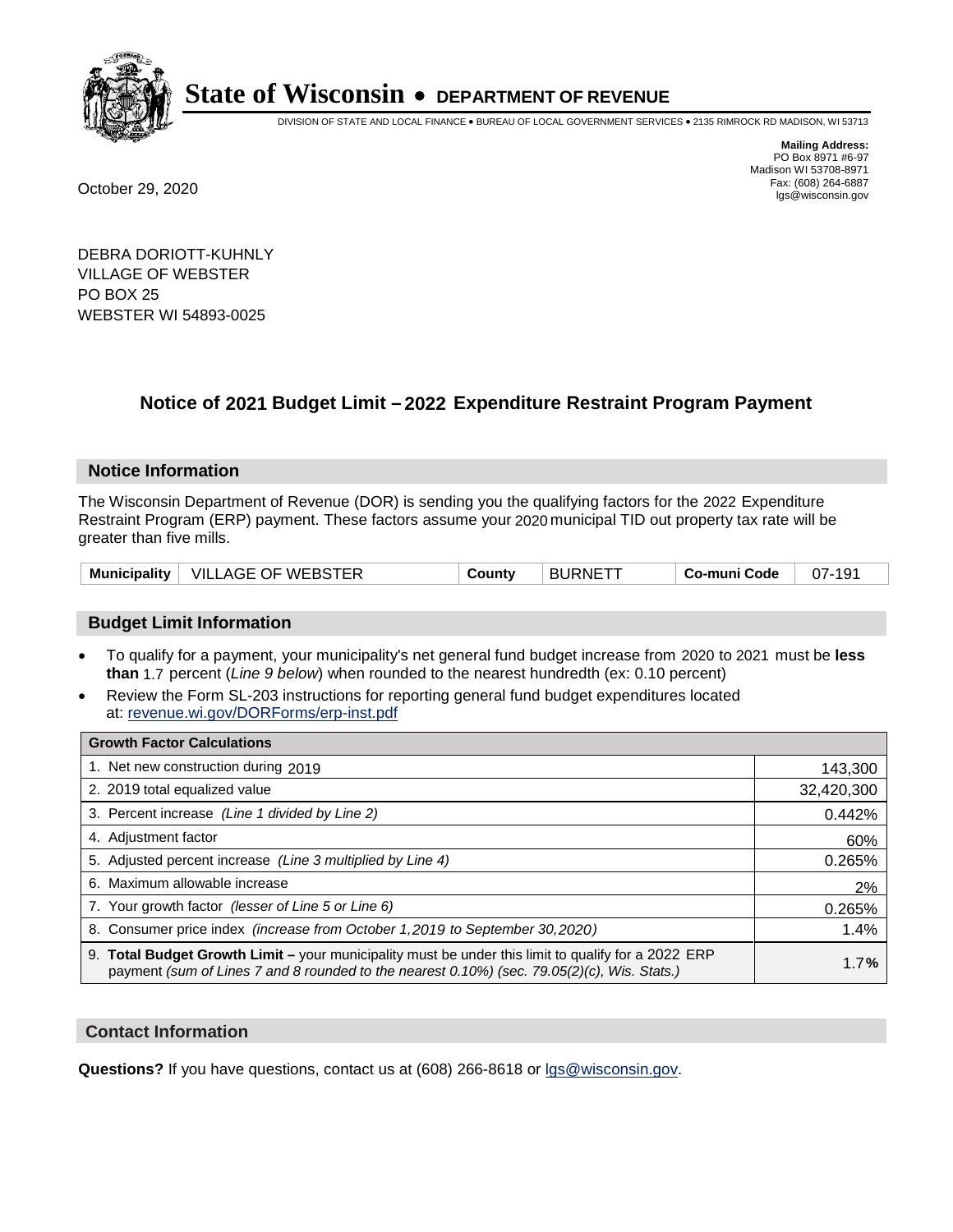**State of Wisconsin • DEPARTMENT OF REVENUE**

DIVISION OF STATE AND LOCAL FINANCE • BUREAU OF LOCAL GOVERNMENT SERVICES • 2135 RIMROCK RD MADISON, WI 53713

**Mailing Address:**
PO Box 8971 #6-97
Madison WI 53708-8971
Fax: (608) 264-6887
lgs@wisconsin.gov

October 29, 2020

DEBRA DORIOTT-KUHNLY
VILLAGE OF WEBSTER
PO BOX 25
WEBSTER WI 54893-0025

## Notice of 2021 Budget Limit – 2022 Expenditure Restraint Program Payment

### Notice Information

The Wisconsin Department of Revenue (DOR) is sending you the qualifying factors for the 2022 Expenditure Restraint Program (ERP) payment. These factors assume your 2020 municipal TID out property tax rate will be greater than five mills.

| Municipality | VILLAGE OF WEBSTER | County | BURNETT | Co-muni Code | 07-191 |
|---|---|---|---|---|---|

### Budget Limit Information

- To qualify for a payment, your municipality's net general fund budget increase from 2020 to 2021 must be **less than** 1.7 percent (*Line 9 below*) when rounded to the nearest hundredth (ex: 0.10 percent)
- Review the Form SL-203 instructions for reporting general fund budget expenditures located at: revenue.wi.gov/DORForms/erp-inst.pdf

| Growth Factor Calculations | |
|---|---|
| 1. Net new construction during 2019 | 143,300 |
| 2. 2019 total equalized value | 32,420,300 |
| 3. Percent increase *(Line 1 divided by Line 2)* | 0.442% |
| 4. Adjustment factor | 60% |
| 5. Adjusted percent increase *(Line 3 multiplied by Line 4)* | 0.265% |
| 6. Maximum allowable increase | 2% |
| 7. Your growth factor *(lesser of Line 5 or Line 6)* | 0.265% |
| 8. Consumer price index *(increase from October 1,2019 to September 30,2020)* | 1.4% |
| 9. **Total Budget Growth Limit –** your municipality must be under this limit to qualify for a 2022 ERP payment *(sum of Lines 7 and 8 rounded to the nearest 0.10%) (sec. 79.05(2)(c), Wis. Stats.)* | 1.7**%** |

### Contact Information

**Questions?** If you have questions, contact us at (608) 266-8618 or lgs@wisconsin.gov.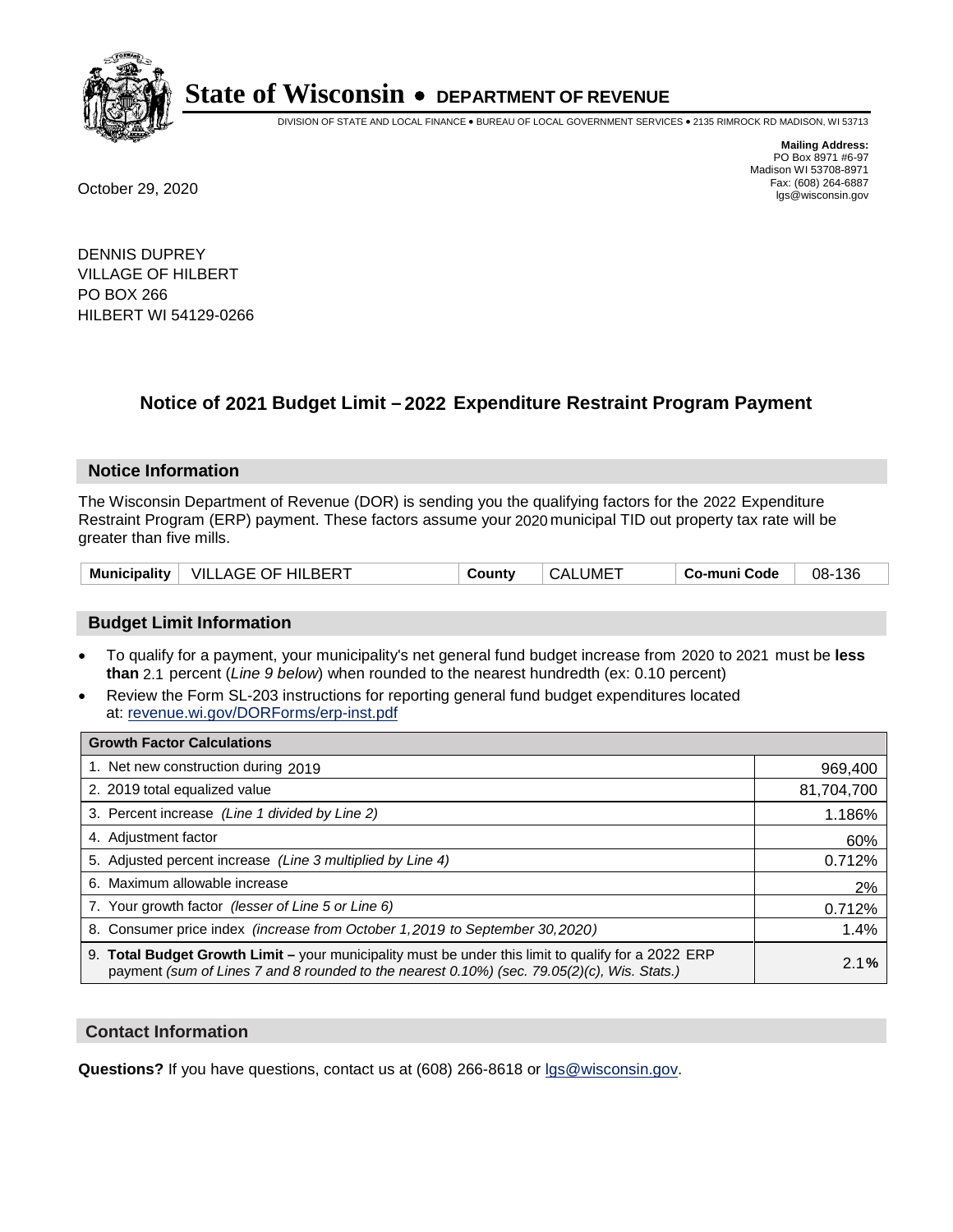# State of Wisconsin • DEPARTMENT OF REVENUE

DIVISION OF STATE AND LOCAL FINANCE • BUREAU OF LOCAL GOVERNMENT SERVICES • 2135 RIMROCK RD MADISON, WI 53713

**Mailing Address:**
PO Box 8971 #6-97
Madison WI 53708-8971
Fax: (608) 264-6887
lgs@wisconsin.gov

October 29, 2020

DENNIS DUPREY
VILLAGE OF HILBERT
PO BOX 266
HILBERT WI 54129-0266

## Notice of 2021 Budget Limit – 2022 Expenditure Restraint Program Payment

### Notice Information

The Wisconsin Department of Revenue (DOR) is sending you the qualifying factors for the 2022 Expenditure Restraint Program (ERP) payment. These factors assume your 2020 municipal TID out property tax rate will be greater than five mills.

| Municipality | VILLAGE OF HILBERT | County | CALUMET | Co-muni Code | 08-136 |
|---|---|---|---|---|---|

### Budget Limit Information

- To qualify for a payment, your municipality's net general fund budget increase from 2020 to 2021 must be **less than** 2.1 percent (*Line 9 below*) when rounded to the nearest hundredth (ex: 0.10 percent)
- Review the Form SL-203 instructions for reporting general fund budget expenditures located at: revenue.wi.gov/DORForms/erp-inst.pdf

| Growth Factor Calculations | |
|---|---|
| 1. Net new construction during 2019 | 969,400 |
| 2. 2019 total equalized value | 81,704,700 |
| 3. Percent increase *(Line 1 divided by Line 2)* | 1.186% |
| 4. Adjustment factor | 60% |
| 5. Adjusted percent increase *(Line 3 multiplied by Line 4)* | 0.712% |
| 6. Maximum allowable increase | 2% |
| 7. Your growth factor *(lesser of Line 5 or Line 6)* | 0.712% |
| 8. Consumer price index *(increase from October 1,2019 to September 30,2020)* | 1.4% |
| 9. **Total Budget Growth Limit –** your municipality must be under this limit to qualify for a 2022 ERP payment *(sum of Lines 7 and 8 rounded to the nearest 0.10%) (sec. 79.05(2)(c), Wis. Stats.)* | 2.1**%** |

### Contact Information

**Questions?** If you have questions, contact us at (608) 266-8618 or lgs@wisconsin.gov.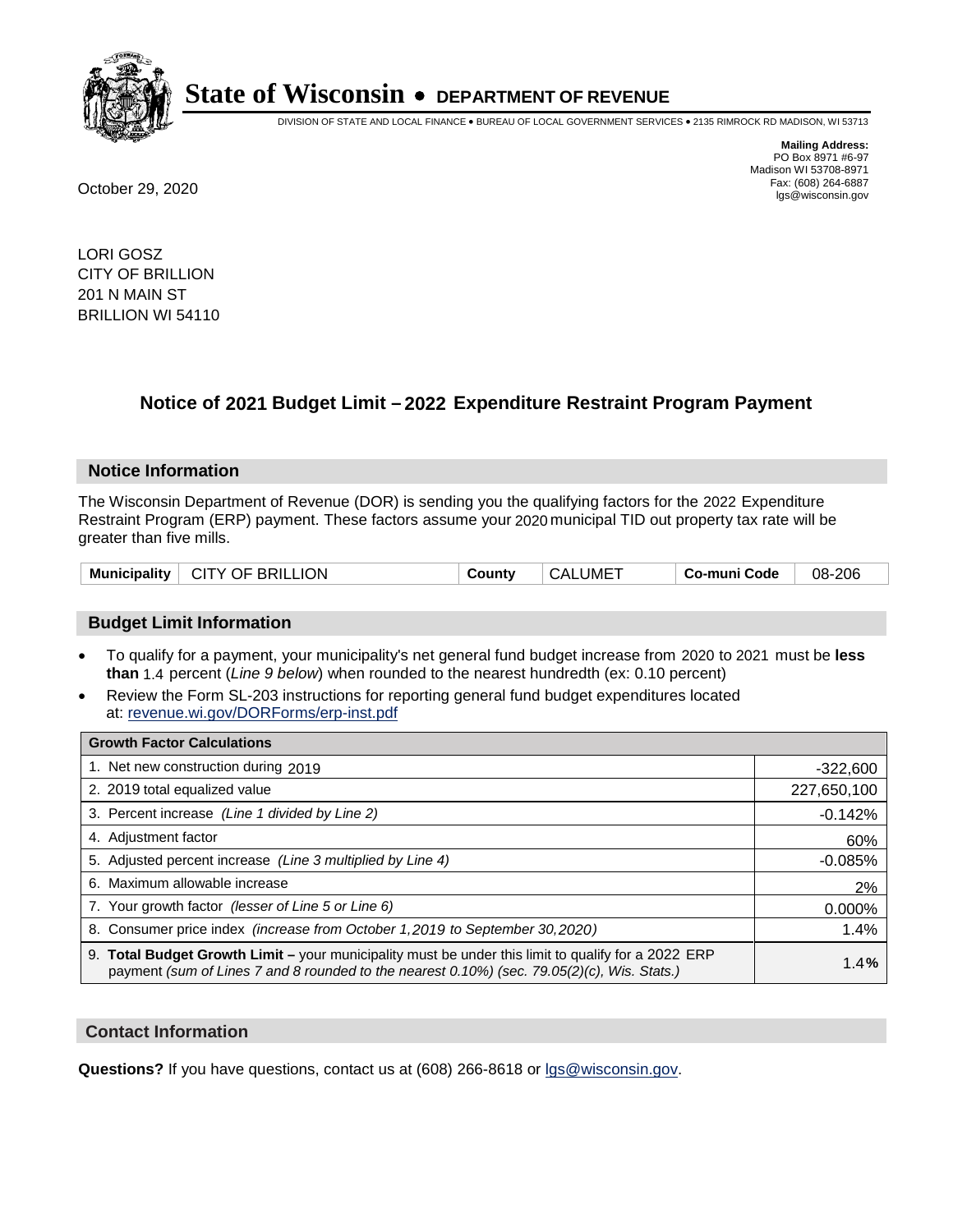# State of Wisconsin • DEPARTMENT OF REVENUE

DIVISION OF STATE AND LOCAL FINANCE • BUREAU OF LOCAL GOVERNMENT SERVICES • 2135 RIMROCK RD MADISON, WI 53713

**Mailing Address:**
PO Box 8971 #6-97
Madison WI 53708-8971
Fax: (608) 264-6887
lgs@wisconsin.gov

October 29, 2020

LORI GOSZ
CITY OF BRILLION
201 N MAIN ST
BRILLION WI 54110

## Notice of 2021 Budget Limit – 2022 Expenditure Restraint Program Payment

### Notice Information

The Wisconsin Department of Revenue (DOR) is sending you the qualifying factors for the 2022 Expenditure Restraint Program (ERP) payment. These factors assume your 2020 municipal TID out property tax rate will be greater than five mills.

| Municipality | CITY OF BRILLION | County | CALUMET | Co-muni Code | 08-206 |
|---|---|---|---|---|---|

### Budget Limit Information

- To qualify for a payment, your municipality's net general fund budget increase from 2020 to 2021 must be **less than** 1.4 percent (*Line 9 below*) when rounded to the nearest hundredth (ex: 0.10 percent)
- Review the Form SL-203 instructions for reporting general fund budget expenditures located at: revenue.wi.gov/DORForms/erp-inst.pdf

| Growth Factor Calculations | |
|---|---|
| 1. Net new construction during 2019 | -322,600 |
| 2. 2019 total equalized value | 227,650,100 |
| 3. Percent increase *(Line 1 divided by Line 2)* | -0.142% |
| 4. Adjustment factor | 60% |
| 5. Adjusted percent increase *(Line 3 multiplied by Line 4)* | -0.085% |
| 6. Maximum allowable increase | 2% |
| 7. Your growth factor *(lesser of Line 5 or Line 6)* | 0.000% |
| 8. Consumer price index *(increase from October 1,2019 to September 30,2020)* | 1.4% |
| 9. **Total Budget Growth Limit –** your municipality must be under this limit to qualify for a 2022 ERP payment *(sum of Lines 7 and 8 rounded to the nearest 0.10%) (sec. 79.05(2)(c), Wis. Stats.)* | **1.4%** |

### Contact Information

**Questions?** If you have questions, contact us at (608) 266-8618 or lgs@wisconsin.gov.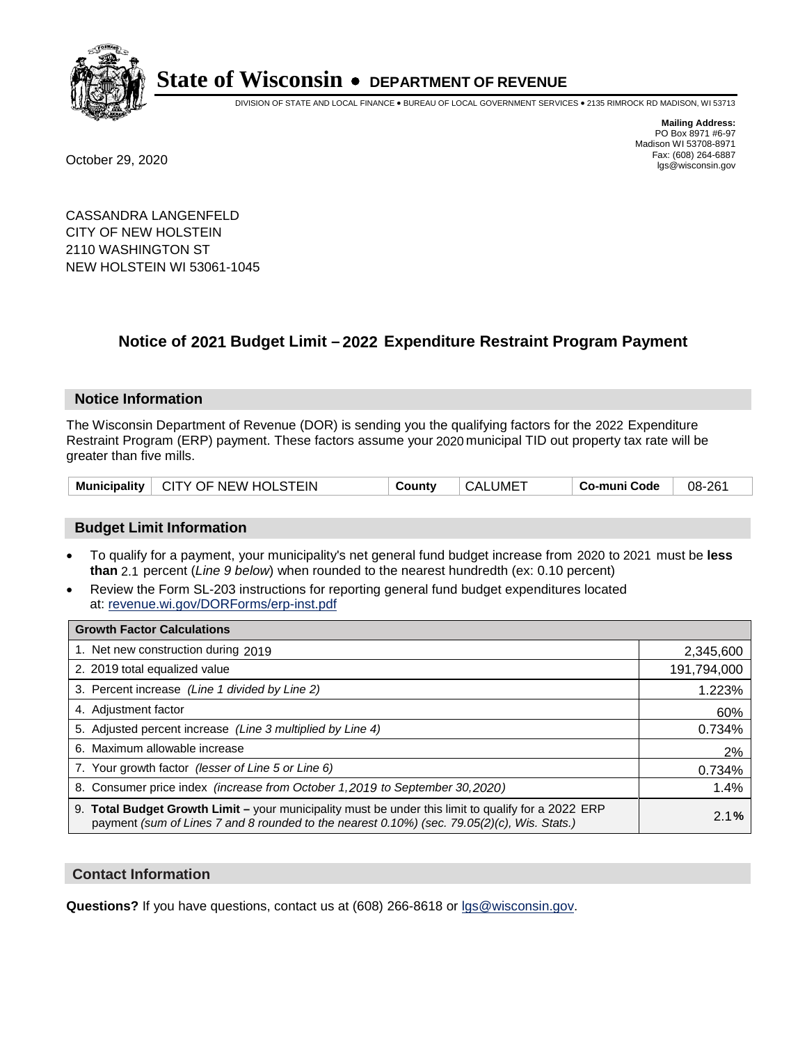# State of Wisconsin • DEPARTMENT OF REVENUE

DIVISION OF STATE AND LOCAL FINANCE • BUREAU OF LOCAL GOVERNMENT SERVICES • 2135 RIMROCK RD MADISON, WI 53713

**Mailing Address:**
PO Box 8971 #6-97
Madison WI 53708-8971
Fax: (608) 264-6887
lgs@wisconsin.gov

October 29, 2020

CASSANDRA LANGENFELD
CITY OF NEW HOLSTEIN
2110 WASHINGTON ST
NEW HOLSTEIN WI 53061-1045

## Notice of 2021 Budget Limit – 2022 Expenditure Restraint Program Payment

### Notice Information

The Wisconsin Department of Revenue (DOR) is sending you the qualifying factors for the 2022 Expenditure Restraint Program (ERP) payment. These factors assume your 2020 municipal TID out property tax rate will be greater than five mills.

| Municipality | CITY OF NEW HOLSTEIN | County | CALUMET | Co-muni Code | 08-261 |
|---|---|---|---|---|---|

### Budget Limit Information

- To qualify for a payment, your municipality's net general fund budget increase from 2020 to 2021 must be **less than** 2.1 percent (*Line 9 below*) when rounded to the nearest hundredth (ex: 0.10 percent)
- Review the Form SL-203 instructions for reporting general fund budget expenditures located at: revenue.wi.gov/DORForms/erp-inst.pdf

| Growth Factor Calculations | |
|---|---|
| 1. Net new construction during 2019 | 2,345,600 |
| 2. 2019 total equalized value | 191,794,000 |
| 3. Percent increase *(Line 1 divided by Line 2)* | 1.223% |
| 4. Adjustment factor | 60% |
| 5. Adjusted percent increase *(Line 3 multiplied by Line 4)* | 0.734% |
| 6. Maximum allowable increase | 2% |
| 7. Your growth factor *(lesser of Line 5 or Line 6)* | 0.734% |
| 8. Consumer price index *(increase from October 1,2019 to September 30,2020)* | 1.4% |
| 9. **Total Budget Growth Limit –** your municipality must be under this limit to qualify for a 2022 ERP payment *(sum of Lines 7 and 8 rounded to the nearest 0.10%) (sec. 79.05(2)(c), Wis. Stats.)* | 2.1**%** |

### Contact Information

**Questions?** If you have questions, contact us at (608) 266-8618 or lgs@wisconsin.gov.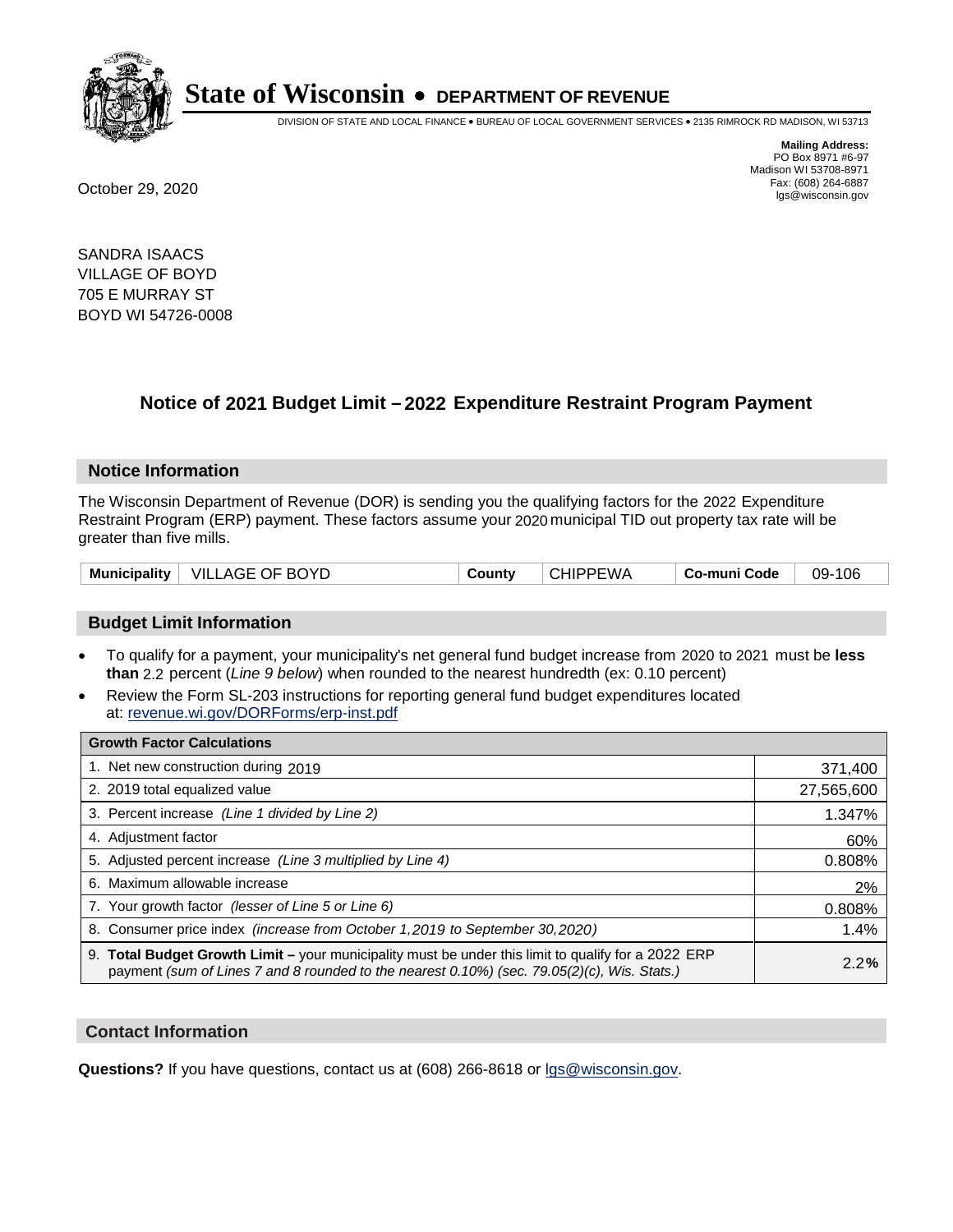# State of Wisconsin • DEPARTMENT OF REVENUE

DIVISION OF STATE AND LOCAL FINANCE • BUREAU OF LOCAL GOVERNMENT SERVICES • 2135 RIMROCK RD MADISON, WI 53713

**Mailing Address:**
PO Box 8971 #6-97
Madison WI 53708-8971
Fax: (608) 264-6887
lgs@wisconsin.gov

October 29, 2020

SANDRA ISAACS
VILLAGE OF BOYD
705 E MURRAY ST
BOYD WI 54726-0008

## Notice of 2021 Budget Limit – 2022 Expenditure Restraint Program Payment

### Notice Information

The Wisconsin Department of Revenue (DOR) is sending you the qualifying factors for the 2022 Expenditure Restraint Program (ERP) payment. These factors assume your 2020 municipal TID out property tax rate will be greater than five mills.

| Municipality | VILLAGE OF BOYD | County | CHIPPEWA | Co-muni Code | 09-106 |
|---|---|---|---|---|---|

### Budget Limit Information

- To qualify for a payment, your municipality's net general fund budget increase from 2020 to 2021 must be **less than** 2.2 percent (*Line 9 below*) when rounded to the nearest hundredth (ex: 0.10 percent)
- Review the Form SL-203 instructions for reporting general fund budget expenditures located at: revenue.wi.gov/DORForms/erp-inst.pdf

| Growth Factor Calculations | |
|---|---|
| 1. Net new construction during 2019 | 371,400 |
| 2. 2019 total equalized value | 27,565,600 |
| 3. Percent increase *(Line 1 divided by Line 2)* | 1.347% |
| 4. Adjustment factor | 60% |
| 5. Adjusted percent increase *(Line 3 multiplied by Line 4)* | 0.808% |
| 6. Maximum allowable increase | 2% |
| 7. Your growth factor *(lesser of Line 5 or Line 6)* | 0.808% |
| 8. Consumer price index *(increase from October 1,2019 to September 30,2020)* | 1.4% |
| 9. **Total Budget Growth Limit –** your municipality must be under this limit to qualify for a 2022 ERP payment *(sum of Lines 7 and 8 rounded to the nearest 0.10%) (sec. 79.05(2)(c), Wis. Stats.)* | 2.2**%** |

### Contact Information

**Questions?** If you have questions, contact us at (608) 266-8618 or lgs@wisconsin.gov.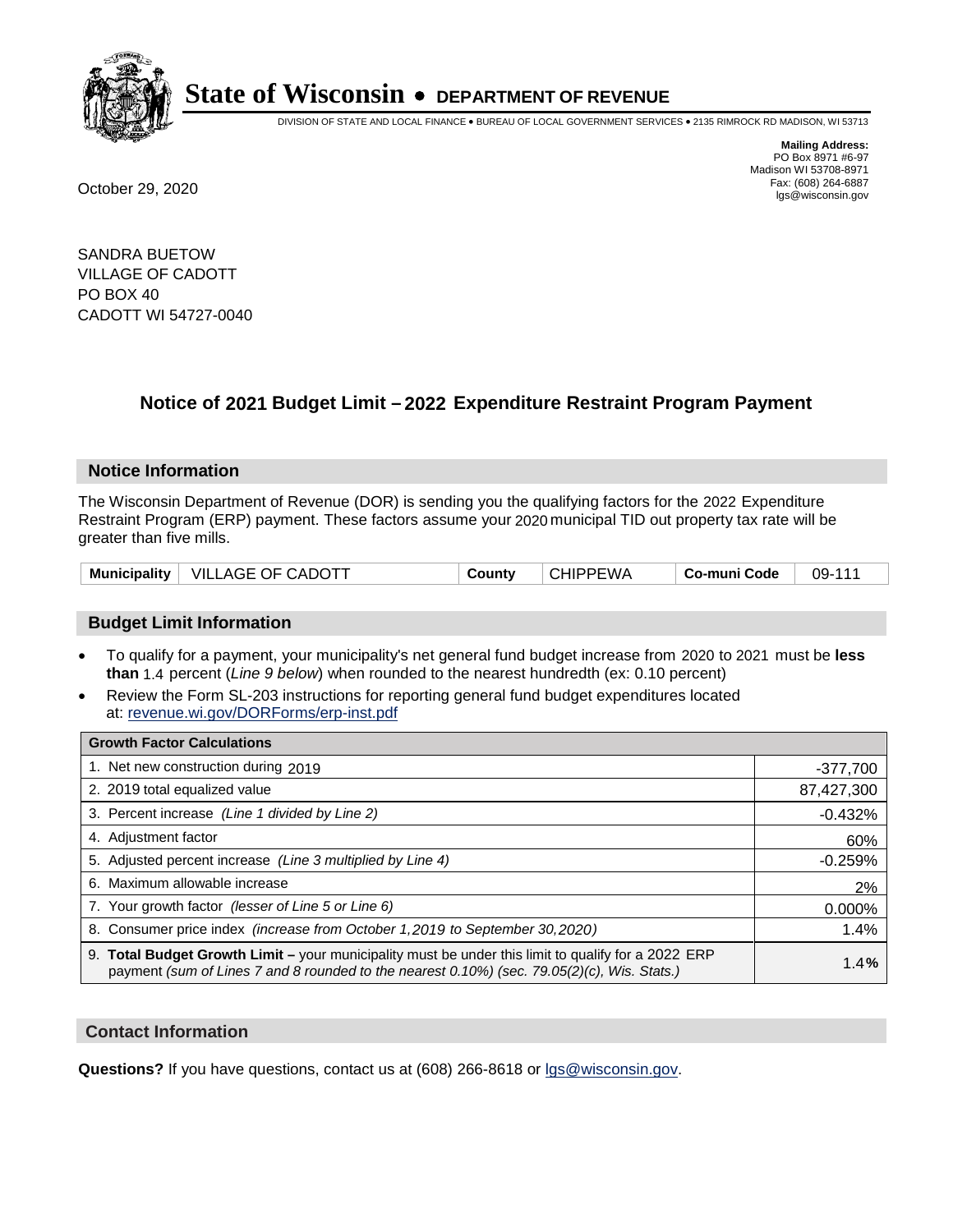# State of Wisconsin • DEPARTMENT OF REVENUE

DIVISION OF STATE AND LOCAL FINANCE • BUREAU OF LOCAL GOVERNMENT SERVICES • 2135 RIMROCK RD MADISON, WI 53713

**Mailing Address:**
PO Box 8971 #6-97
Madison WI 53708-8971
Fax: (608) 264-6887
lgs@wisconsin.gov

October 29, 2020

SANDRA BUETOW
VILLAGE OF CADOTT
PO BOX 40
CADOTT WI 54727-0040

## Notice of 2021 Budget Limit – 2022 Expenditure Restraint Program Payment

### Notice Information

The Wisconsin Department of Revenue (DOR) is sending you the qualifying factors for the 2022 Expenditure Restraint Program (ERP) payment. These factors assume your 2020 municipal TID out property tax rate will be greater than five mills.

| Municipality | VILLAGE OF CADOTT | County | CHIPPEWA | Co-muni Code | 09-111 |
|---|---|---|---|---|---|

### Budget Limit Information

- To qualify for a payment, your municipality's net general fund budget increase from 2020 to 2021 must be **less than** 1.4 percent (*Line 9 below*) when rounded to the nearest hundredth (ex: 0.10 percent)
- Review the Form SL-203 instructions for reporting general fund budget expenditures located at: revenue.wi.gov/DORForms/erp-inst.pdf

| Growth Factor Calculations | |
|---|---|
| 1. Net new construction during 2019 | -377,700 |
| 2. 2019 total equalized value | 87,427,300 |
| 3. Percent increase *(Line 1 divided by Line 2)* | -0.432% |
| 4. Adjustment factor | 60% |
| 5. Adjusted percent increase *(Line 3 multiplied by Line 4)* | -0.259% |
| 6. Maximum allowable increase | 2% |
| 7. Your growth factor *(lesser of Line 5 or Line 6)* | 0.000% |
| 8. Consumer price index *(increase from October 1,2019 to September 30,2020)* | 1.4% |
| 9. **Total Budget Growth Limit –** your municipality must be under this limit to qualify for a 2022 ERP payment *(sum of Lines 7 and 8 rounded to the nearest 0.10%) (sec. 79.05(2)(c), Wis. Stats.)* | **1.4%** |

### Contact Information

**Questions?** If you have questions, contact us at (608) 266-8618 or lgs@wisconsin.gov.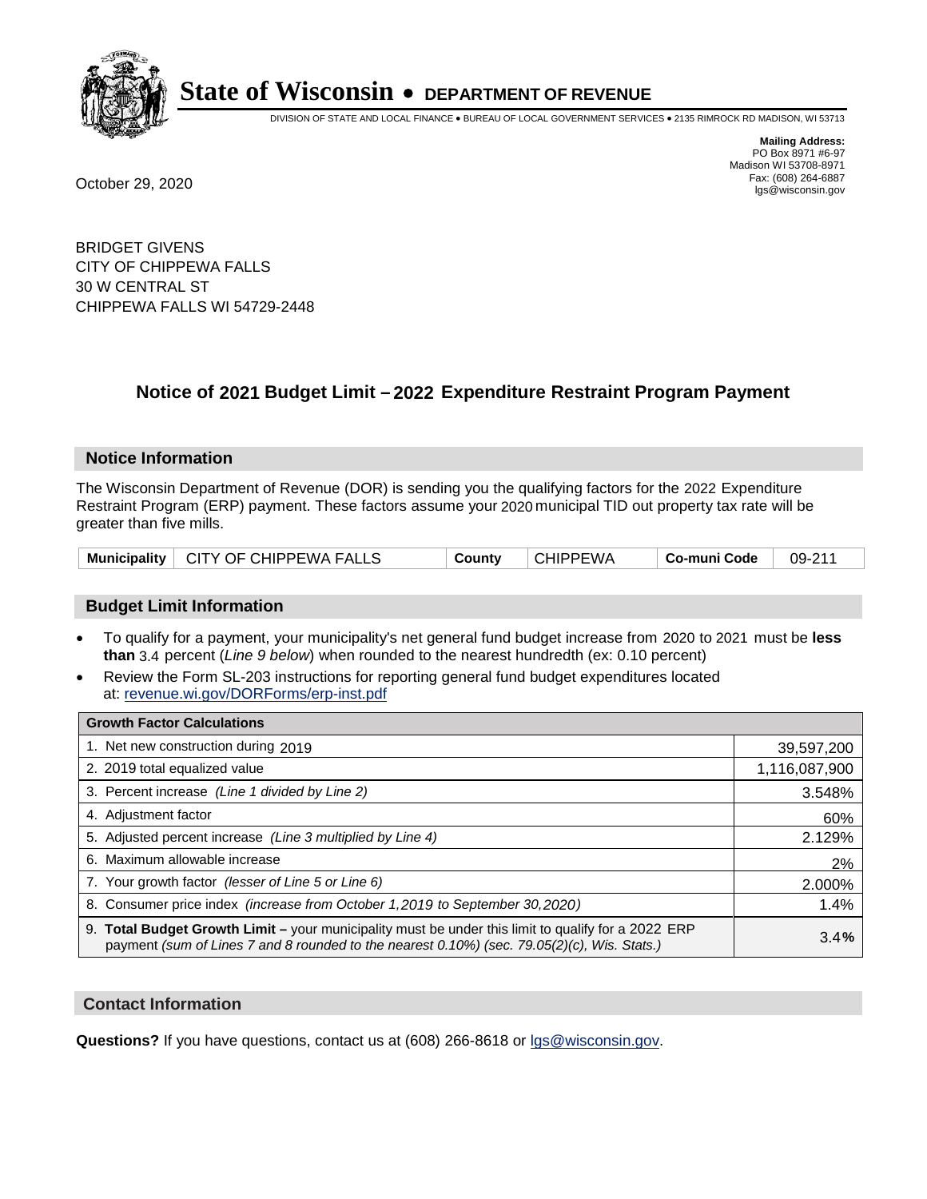# State of Wisconsin • DEPARTMENT OF REVENUE

DIVISION OF STATE AND LOCAL FINANCE • BUREAU OF LOCAL GOVERNMENT SERVICES • 2135 RIMROCK RD MADISON, WI 53713

**Mailing Address:**
PO Box 8971 #6-97
Madison WI 53708-8971
Fax: (608) 264-6887
lgs@wisconsin.gov

October 29, 2020

BRIDGET GIVENS
CITY OF CHIPPEWA FALLS
30 W CENTRAL ST
CHIPPEWA FALLS WI 54729-2448

## Notice of 2021 Budget Limit – 2022 Expenditure Restraint Program Payment

### Notice Information

The Wisconsin Department of Revenue (DOR) is sending you the qualifying factors for the 2022 Expenditure Restraint Program (ERP) payment. These factors assume your 2020 municipal TID out property tax rate will be greater than five mills.

| Municipality | CITY OF CHIPPEWA FALLS | County | CHIPPEWA | Co-muni Code | 09-211 |
|---|---|---|---|---|---|

### Budget Limit Information

- To qualify for a payment, your municipality's net general fund budget increase from 2020 to 2021 must be **less than** 3.4 percent (*Line 9 below*) when rounded to the nearest hundredth (ex: 0.10 percent)
- Review the Form SL-203 instructions for reporting general fund budget expenditures located at: revenue.wi.gov/DORForms/erp-inst.pdf

| Growth Factor Calculations | |
|---|---|
| 1. Net new construction during 2019 | 39,597,200 |
| 2. 2019 total equalized value | 1,116,087,900 |
| 3. Percent increase *(Line 1 divided by Line 2)* | 3.548% |
| 4. Adjustment factor | 60% |
| 5. Adjusted percent increase *(Line 3 multiplied by Line 4)* | 2.129% |
| 6. Maximum allowable increase | 2% |
| 7. Your growth factor *(lesser of Line 5 or Line 6)* | 2.000% |
| 8. Consumer price index *(increase from October 1,2019 to September 30,2020)* | 1.4% |
| 9. **Total Budget Growth Limit –** your municipality must be under this limit to qualify for a 2022 ERP payment *(sum of Lines 7 and 8 rounded to the nearest 0.10%) (sec. 79.05(2)(c), Wis. Stats.)* | 3.4% |

### Contact Information

**Questions?** If you have questions, contact us at (608) 266-8618 or lgs@wisconsin.gov.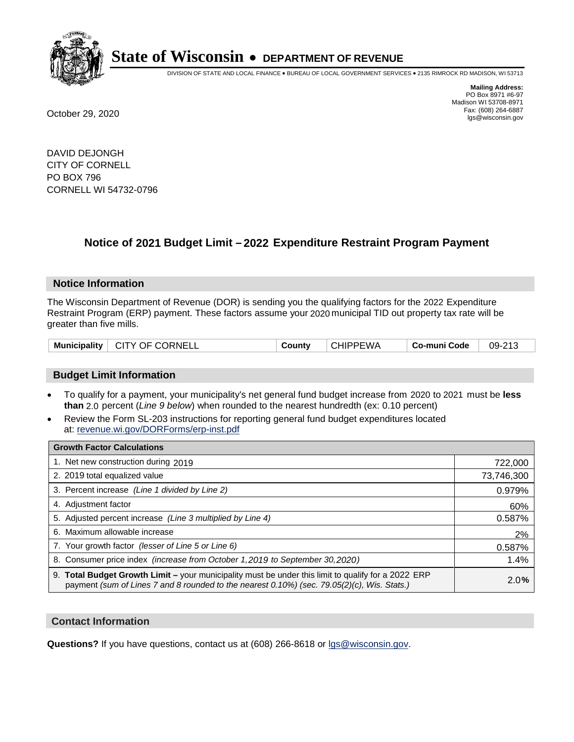# State of Wisconsin • DEPARTMENT OF REVENUE

DIVISION OF STATE AND LOCAL FINANCE • BUREAU OF LOCAL GOVERNMENT SERVICES • 2135 RIMROCK RD MADISON, WI 53713

**Mailing Address:**
PO Box 8971 #6-97
Madison WI 53708-8971
Fax: (608) 264-6887
lgs@wisconsin.gov

October 29, 2020

DAVID DEJONGH
CITY OF CORNELL
PO BOX 796
CORNELL WI 54732-0796

## Notice of 2021 Budget Limit – 2022 Expenditure Restraint Program Payment

### Notice Information

The Wisconsin Department of Revenue (DOR) is sending you the qualifying factors for the 2022 Expenditure Restraint Program (ERP) payment. These factors assume your 2020 municipal TID out property tax rate will be greater than five mills.

| Municipality | CITY OF CORNELL | County | CHIPPEWA | Co-muni Code | 09-213 |
|---|---|---|---|---|---|

### Budget Limit Information

- To qualify for a payment, your municipality's net general fund budget increase from 2020 to 2021 must be **less than** 2.0 percent (*Line 9 below*) when rounded to the nearest hundredth (ex: 0.10 percent)
- Review the Form SL-203 instructions for reporting general fund budget expenditures located at: revenue.wi.gov/DORForms/erp-inst.pdf

| Growth Factor Calculations | |
|---|---|
| 1. Net new construction during 2019 | 722,000 |
| 2. 2019 total equalized value | 73,746,300 |
| 3. Percent increase *(Line 1 divided by Line 2)* | 0.979% |
| 4. Adjustment factor | 60% |
| 5. Adjusted percent increase *(Line 3 multiplied by Line 4)* | 0.587% |
| 6. Maximum allowable increase | 2% |
| 7. Your growth factor *(lesser of Line 5 or Line 6)* | 0.587% |
| 8. Consumer price index *(increase from October 1,2019 to September 30,2020)* | 1.4% |
| 9. **Total Budget Growth Limit –** your municipality must be under this limit to qualify for a 2022 ERP payment *(sum of Lines 7 and 8 rounded to the nearest 0.10%) (sec. 79.05(2)(c), Wis. Stats.)* | 2.0% |

### Contact Information

**Questions?** If you have questions, contact us at (608) 266-8618 or lgs@wisconsin.gov.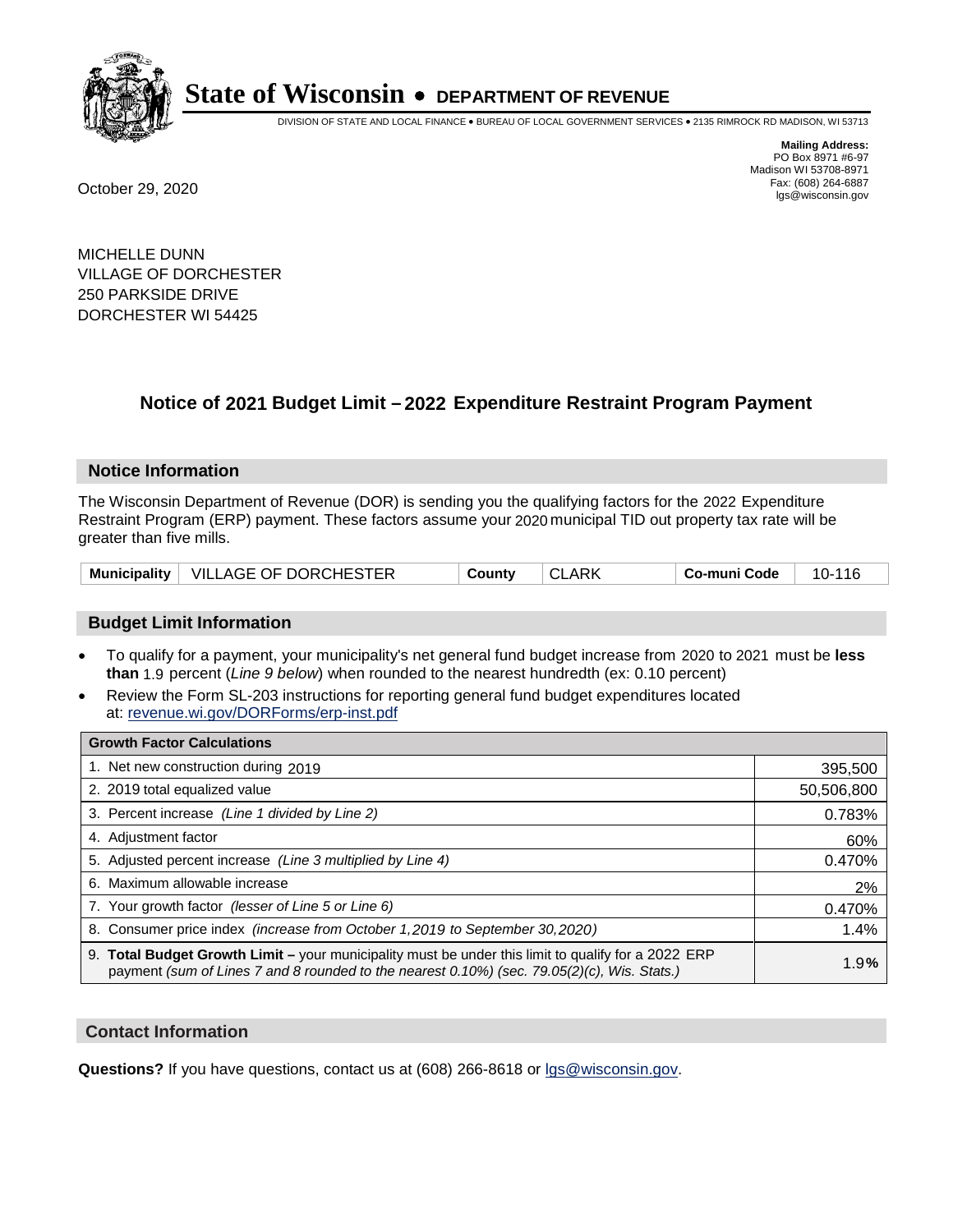# State of Wisconsin • DEPARTMENT OF REVENUE

DIVISION OF STATE AND LOCAL FINANCE • BUREAU OF LOCAL GOVERNMENT SERVICES • 2135 RIMROCK RD MADISON, WI 53713

**Mailing Address:**
PO Box 8971 #6-97
Madison WI 53708-8971
Fax: (608) 264-6887
lgs@wisconsin.gov

October 29, 2020

MICHELLE DUNN
VILLAGE OF DORCHESTER
250 PARKSIDE DRIVE
DORCHESTER WI 54425

## Notice of 2021 Budget Limit – 2022 Expenditure Restraint Program Payment

### Notice Information

The Wisconsin Department of Revenue (DOR) is sending you the qualifying factors for the 2022 Expenditure Restraint Program (ERP) payment. These factors assume your 2020 municipal TID out property tax rate will be greater than five mills.

| Municipality | VILLAGE OF DORCHESTER | County | CLARK | Co-muni Code | 10-116 |
|---|---|---|---|---|---|

### Budget Limit Information

- To qualify for a payment, your municipality's net general fund budget increase from 2020 to 2021 must be **less than** 1.9 percent (*Line 9 below*) when rounded to the nearest hundredth (ex: 0.10 percent)
- Review the Form SL-203 instructions for reporting general fund budget expenditures located at: revenue.wi.gov/DORForms/erp-inst.pdf

| Growth Factor Calculations | |
|---|---|
| 1. Net new construction during 2019 | 395,500 |
| 2. 2019 total equalized value | 50,506,800 |
| 3. Percent increase *(Line 1 divided by Line 2)* | 0.783% |
| 4. Adjustment factor | 60% |
| 5. Adjusted percent increase *(Line 3 multiplied by Line 4)* | 0.470% |
| 6. Maximum allowable increase | 2% |
| 7. Your growth factor *(lesser of Line 5 or Line 6)* | 0.470% |
| 8. Consumer price index *(increase from October 1,2019 to September 30,2020)* | 1.4% |
| 9. **Total Budget Growth Limit –** your municipality must be under this limit to qualify for a 2022 ERP payment *(sum of Lines 7 and 8 rounded to the nearest 0.10%) (sec. 79.05(2)(c), Wis. Stats.)* | 1.9**%** |

### Contact Information

**Questions?** If you have questions, contact us at (608) 266-8618 or lgs@wisconsin.gov.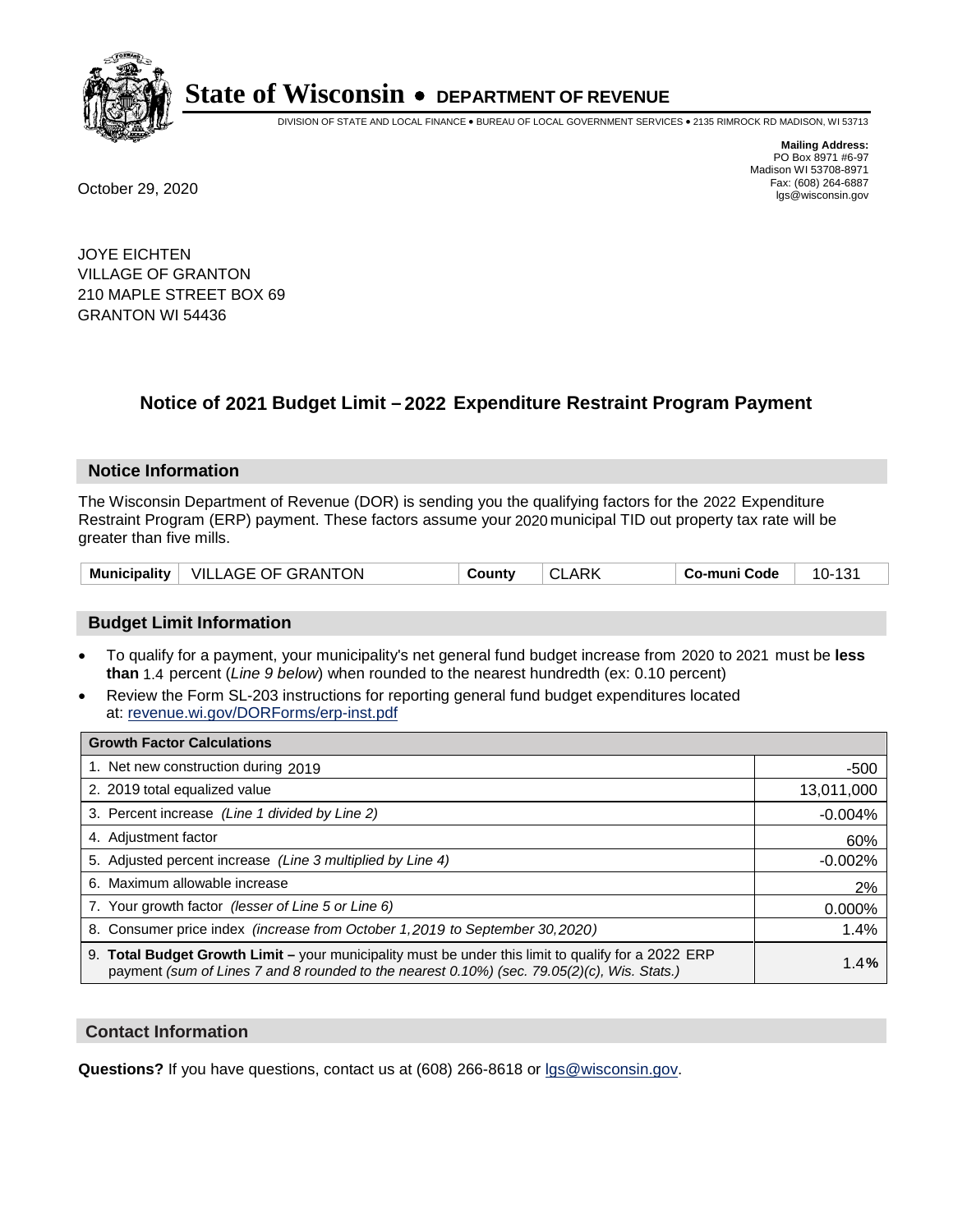# State of Wisconsin • DEPARTMENT OF REVENUE

DIVISION OF STATE AND LOCAL FINANCE • BUREAU OF LOCAL GOVERNMENT SERVICES • 2135 RIMROCK RD MADISON, WI 53713

**Mailing Address:**
PO Box 8971 #6-97
Madison WI 53708-8971
Fax: (608) 264-6887
lgs@wisconsin.gov

October 29, 2020

JOYE EICHTEN
VILLAGE OF GRANTON
210 MAPLE STREET BOX 69
GRANTON WI 54436

## Notice of 2021 Budget Limit – 2022 Expenditure Restraint Program Payment

### Notice Information

The Wisconsin Department of Revenue (DOR) is sending you the qualifying factors for the 2022 Expenditure Restraint Program (ERP) payment. These factors assume your 2020 municipal TID out property tax rate will be greater than five mills.

| Municipality | VILLAGE OF GRANTON | County | CLARK | Co-muni Code | 10-131 |
|---|---|---|---|---|---|

### Budget Limit Information

- To qualify for a payment, your municipality's net general fund budget increase from 2020 to 2021 must be **less than** 1.4 percent (*Line 9 below*) when rounded to the nearest hundredth (ex: 0.10 percent)
- Review the Form SL-203 instructions for reporting general fund budget expenditures located at: revenue.wi.gov/DORForms/erp-inst.pdf

| Growth Factor Calculations | |
|---|---|
| 1. Net new construction during 2019 | -500 |
| 2. 2019 total equalized value | 13,011,000 |
| 3. Percent increase *(Line 1 divided by Line 2)* | -0.004% |
| 4. Adjustment factor | 60% |
| 5. Adjusted percent increase *(Line 3 multiplied by Line 4)* | -0.002% |
| 6. Maximum allowable increase | 2% |
| 7. Your growth factor *(lesser of Line 5 or Line 6)* | 0.000% |
| 8. Consumer price index *(increase from October 1,2019 to September 30,2020)* | 1.4% |
| 9. **Total Budget Growth Limit –** your municipality must be under this limit to qualify for a 2022 ERP payment *(sum of Lines 7 and 8 rounded to the nearest 0.10%) (sec. 79.05(2)(c), Wis. Stats.)* | **1.4%** |

### Contact Information

**Questions?** If you have questions, contact us at (608) 266-8618 or lgs@wisconsin.gov.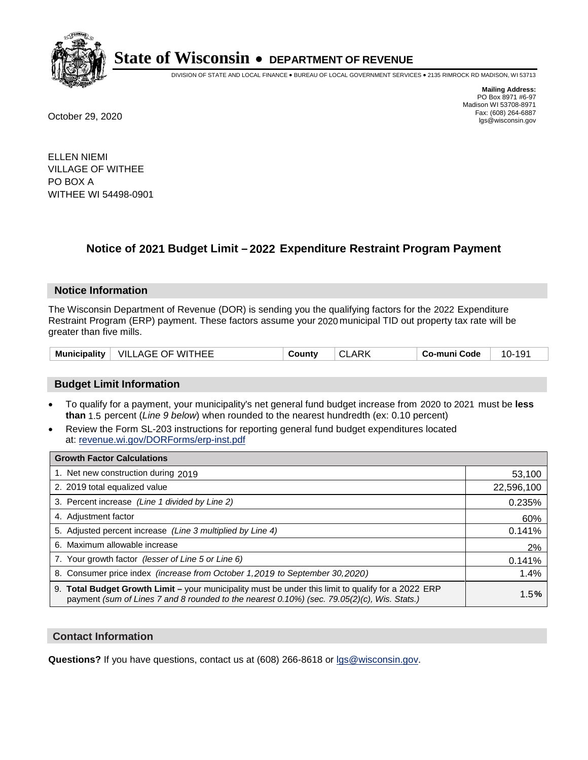# State of Wisconsin • DEPARTMENT OF REVENUE

DIVISION OF STATE AND LOCAL FINANCE • BUREAU OF LOCAL GOVERNMENT SERVICES • 2135 RIMROCK RD MADISON, WI 53713

**Mailing Address:**
PO Box 8971 #6-97
Madison WI 53708-8971
Fax: (608) 264-6887
lgs@wisconsin.gov

October 29, 2020

ELLEN NIEMI
VILLAGE OF WITHEE
PO BOX A
WITHEE WI 54498-0901

## Notice of 2021 Budget Limit – 2022 Expenditure Restraint Program Payment

### Notice Information

The Wisconsin Department of Revenue (DOR) is sending you the qualifying factors for the 2022 Expenditure Restraint Program (ERP) payment. These factors assume your 2020 municipal TID out property tax rate will be greater than five mills.

| **Municipality** | VILLAGE OF WITHEE | **County** | CLARK | **Co-muni Code** | 10-191 |
|---|---|---|---|---|---|

### Budget Limit Information

- To qualify for a payment, your municipality's net general fund budget increase from 2020 to 2021 must be **less than** 1.5 percent (*Line 9 below*) when rounded to the nearest hundredth (ex: 0.10 percent)
- Review the Form SL-203 instructions for reporting general fund budget expenditures located at: revenue.wi.gov/DORForms/erp-inst.pdf

| **Growth Factor Calculations** | |
|---|---|
| 1. Net new construction during 2019 | 53,100 |
| 2. 2019 total equalized value | 22,596,100 |
| 3. Percent increase *(Line 1 divided by Line 2)* | 0.235% |
| 4. Adjustment factor | 60% |
| 5. Adjusted percent increase *(Line 3 multiplied by Line 4)* | 0.141% |
| 6. Maximum allowable increase | 2% |
| 7. Your growth factor *(lesser of Line 5 or Line 6)* | 0.141% |
| 8. Consumer price index *(increase from October 1,2019 to September 30,2020)* | 1.4% |
| 9. **Total Budget Growth Limit** – your municipality must be under this limit to qualify for a 2022 ERP payment *(sum of Lines 7 and 8 rounded to the nearest 0.10%) (sec. 79.05(2)(c), Wis. Stats.)* | 1.5**%** |

### Contact Information

**Questions?** If you have questions, contact us at (608) 266-8618 or lgs@wisconsin.gov.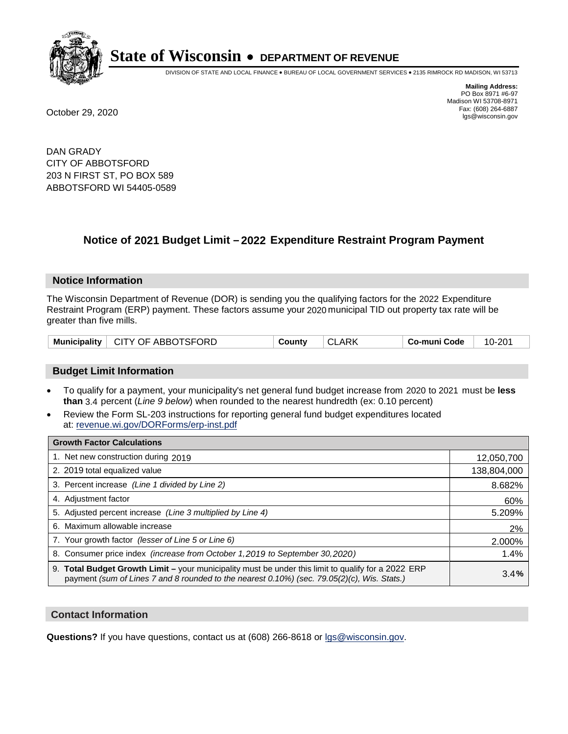# State of Wisconsin • DEPARTMENT OF REVENUE

DIVISION OF STATE AND LOCAL FINANCE • BUREAU OF LOCAL GOVERNMENT SERVICES • 2135 RIMROCK RD MADISON, WI 53713

**Mailing Address:**
PO Box 8971 #6-97
Madison WI 53708-8971
Fax: (608) 264-6887
lgs@wisconsin.gov

October 29, 2020

DAN GRADY
CITY OF ABBOTSFORD
203 N FIRST ST, PO BOX 589
ABBOTSFORD WI 54405-0589

## Notice of 2021 Budget Limit – 2022 Expenditure Restraint Program Payment

### Notice Information

The Wisconsin Department of Revenue (DOR) is sending you the qualifying factors for the 2022 Expenditure Restraint Program (ERP) payment. These factors assume your 2020 municipal TID out property tax rate will be greater than five mills.

| Municipality | CITY OF ABBOTSFORD | County | CLARK | Co-muni Code | 10-201 |
|---|---|---|---|---|---|

### Budget Limit Information

- To qualify for a payment, your municipality's net general fund budget increase from 2020 to 2021 must be **less than** 3.4 percent (*Line 9 below*) when rounded to the nearest hundredth (ex: 0.10 percent)
- Review the Form SL-203 instructions for reporting general fund budget expenditures located at: revenue.wi.gov/DORForms/erp-inst.pdf

| Growth Factor Calculations | |
|---|---|
| 1. Net new construction during 2019 | 12,050,700 |
| 2. 2019 total equalized value | 138,804,000 |
| 3. Percent increase *(Line 1 divided by Line 2)* | 8.682% |
| 4. Adjustment factor | 60% |
| 5. Adjusted percent increase *(Line 3 multiplied by Line 4)* | 5.209% |
| 6. Maximum allowable increase | 2% |
| 7. Your growth factor *(lesser of Line 5 or Line 6)* | 2.000% |
| 8. Consumer price index *(increase from October 1,2019 to September 30,2020)* | 1.4% |
| 9. **Total Budget Growth Limit –** your municipality must be under this limit to qualify for a 2022 ERP payment *(sum of Lines 7 and 8 rounded to the nearest 0.10%) (sec. 79.05(2)(c), Wis. Stats.)* | 3.4**%** |

### Contact Information

**Questions?** If you have questions, contact us at (608) 266-8618 or lgs@wisconsin.gov.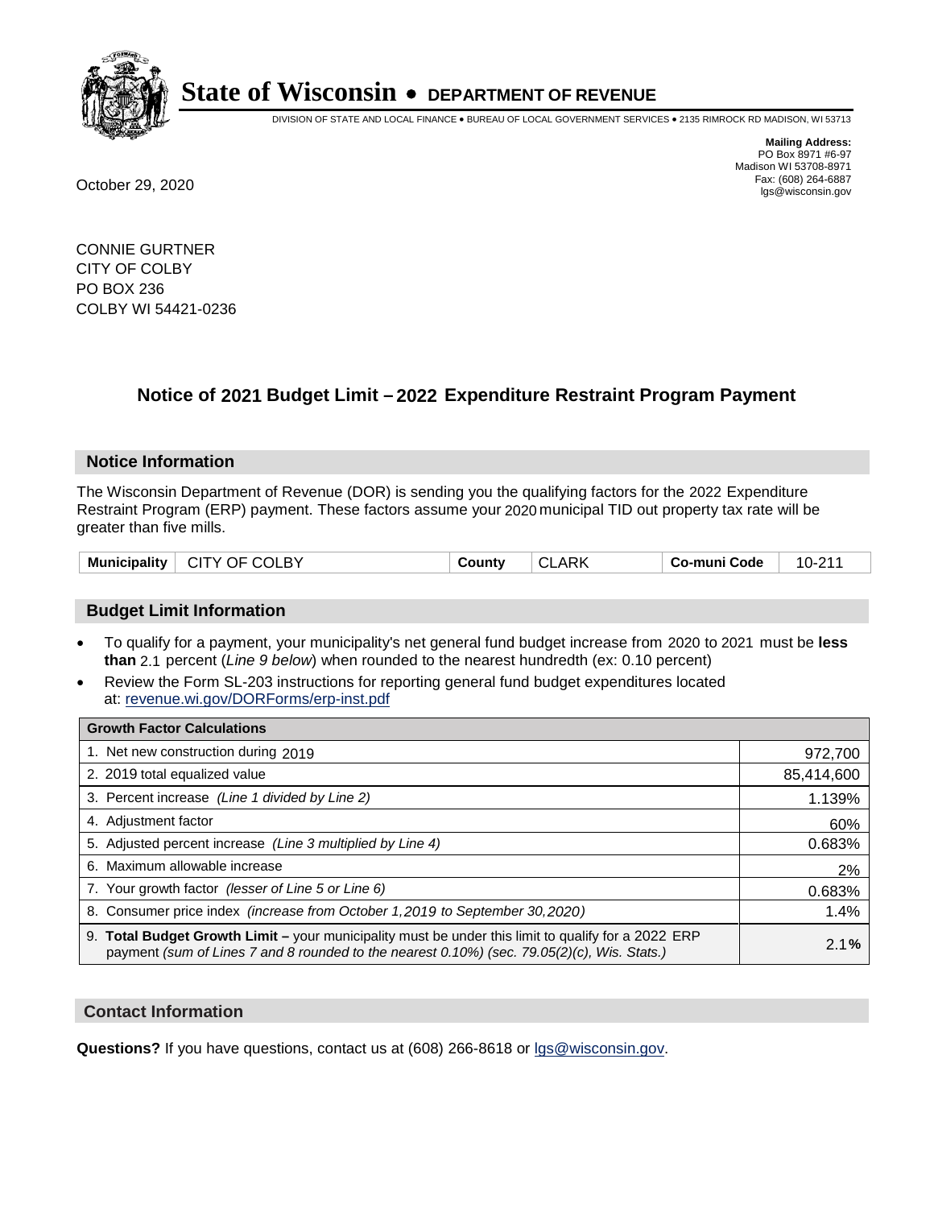# State of Wisconsin • DEPARTMENT OF REVENUE

DIVISION OF STATE AND LOCAL FINANCE • BUREAU OF LOCAL GOVERNMENT SERVICES • 2135 RIMROCK RD MADISON, WI 53713

**Mailing Address:**
PO Box 8971 #6-97
Madison WI 53708-8971
Fax: (608) 264-6887
lgs@wisconsin.gov

October 29, 2020

CONNIE GURTNER
CITY OF COLBY
PO BOX 236
COLBY WI 54421-0236

## Notice of 2021 Budget Limit – 2022 Expenditure Restraint Program Payment

### Notice Information

The Wisconsin Department of Revenue (DOR) is sending you the qualifying factors for the 2022 Expenditure Restraint Program (ERP) payment. These factors assume your 2020 municipal TID out property tax rate will be greater than five mills.

| Municipality | CITY OF COLBY | County | CLARK | Co-muni Code | 10-211 |
|---|---|---|---|---|---|

### Budget Limit Information

- To qualify for a payment, your municipality's net general fund budget increase from 2020 to 2021 must be **less than** 2.1 percent (*Line 9 below*) when rounded to the nearest hundredth (ex: 0.10 percent)
- Review the Form SL-203 instructions for reporting general fund budget expenditures located at: revenue.wi.gov/DORForms/erp-inst.pdf

| Growth Factor Calculations | |
|---|---|
| 1. Net new construction during 2019 | 972,700 |
| 2. 2019 total equalized value | 85,414,600 |
| 3. Percent increase *(Line 1 divided by Line 2)* | 1.139% |
| 4. Adjustment factor | 60% |
| 5. Adjusted percent increase *(Line 3 multiplied by Line 4)* | 0.683% |
| 6. Maximum allowable increase | 2% |
| 7. Your growth factor *(lesser of Line 5 or Line 6)* | 0.683% |
| 8. Consumer price index *(increase from October 1,2019 to September 30,2020)* | 1.4% |
| 9. **Total Budget Growth Limit –** your municipality must be under this limit to qualify for a 2022 ERP payment *(sum of Lines 7 and 8 rounded to the nearest 0.10%) (sec. 79.05(2)(c), Wis. Stats.)* | 2.1**%** |

### Contact Information

**Questions?** If you have questions, contact us at (608) 266-8618 or lgs@wisconsin.gov.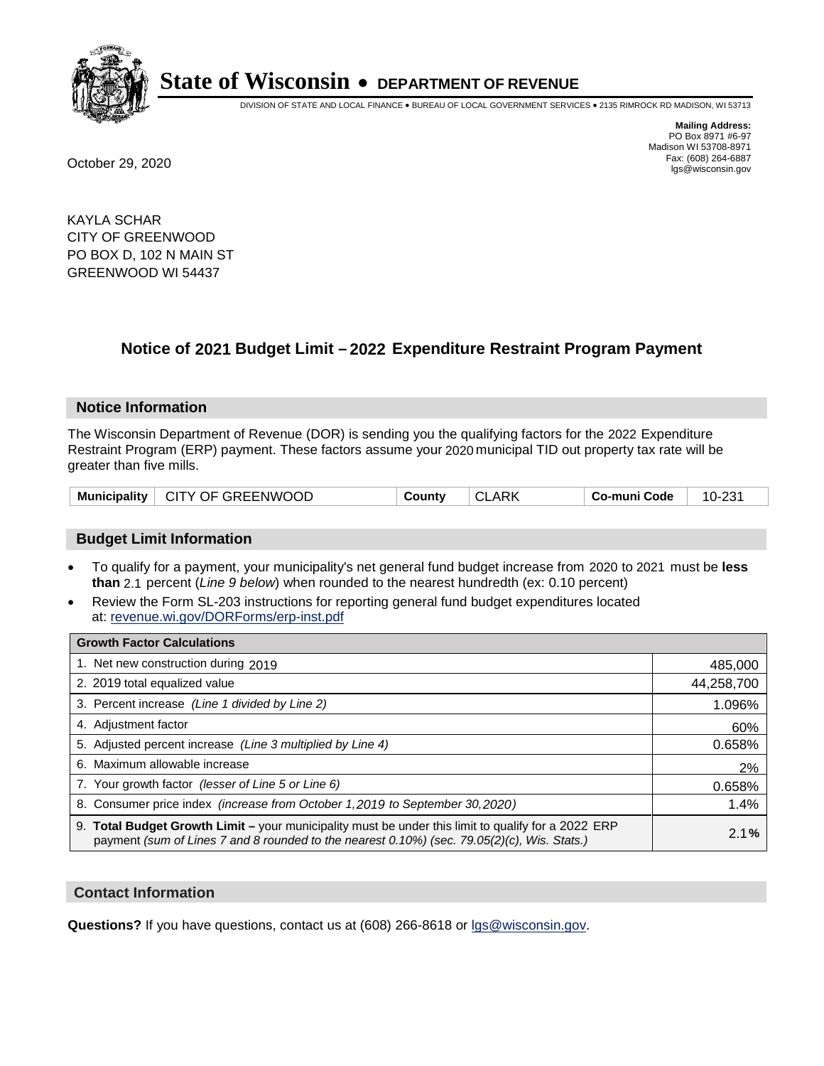# State of Wisconsin • DEPARTMENT OF REVENUE

DIVISION OF STATE AND LOCAL FINANCE • BUREAU OF LOCAL GOVERNMENT SERVICES • 2135 RIMROCK RD MADISON, WI 53713

**Mailing Address:**
PO Box 8971 #6-97
Madison WI 53708-8971
Fax: (608) 264-6887
lgs@wisconsin.gov

October 29, 2020

KAYLA SCHAR
CITY OF GREENWOOD
PO BOX D, 102 N MAIN ST
GREENWOOD WI 54437

## Notice of 2021 Budget Limit – 2022 Expenditure Restraint Program Payment

### Notice Information

The Wisconsin Department of Revenue (DOR) is sending you the qualifying factors for the 2022 Expenditure Restraint Program (ERP) payment. These factors assume your 2020 municipal TID out property tax rate will be greater than five mills.

| Municipality | CITY OF GREENWOOD | County | CLARK | Co-muni Code | 10-231 |
|---|---|---|---|---|---|

### Budget Limit Information

- To qualify for a payment, your municipality's net general fund budget increase from 2020 to 2021 must be **less than** 2.1 percent (*Line 9 below*) when rounded to the nearest hundredth (ex: 0.10 percent)
- Review the Form SL-203 instructions for reporting general fund budget expenditures located at: revenue.wi.gov/DORForms/erp-inst.pdf

| Growth Factor Calculations | |
|---|---|
| 1. Net new construction during 2019 | 485,000 |
| 2. 2019 total equalized value | 44,258,700 |
| 3. Percent increase *(Line 1 divided by Line 2)* | 1.096% |
| 4. Adjustment factor | 60% |
| 5. Adjusted percent increase *(Line 3 multiplied by Line 4)* | 0.658% |
| 6. Maximum allowable increase | 2% |
| 7. Your growth factor *(lesser of Line 5 or Line 6)* | 0.658% |
| 8. Consumer price index *(increase from October 1,2019 to September 30,2020)* | 1.4% |
| 9. **Total Budget Growth Limit –** your municipality must be under this limit to qualify for a 2022 ERP payment *(sum of Lines 7 and 8 rounded to the nearest 0.10%) (sec. 79.05(2)(c), Wis. Stats.)* | 2.1**%** |

### Contact Information

**Questions?** If you have questions, contact us at (608) 266-8618 or lgs@wisconsin.gov.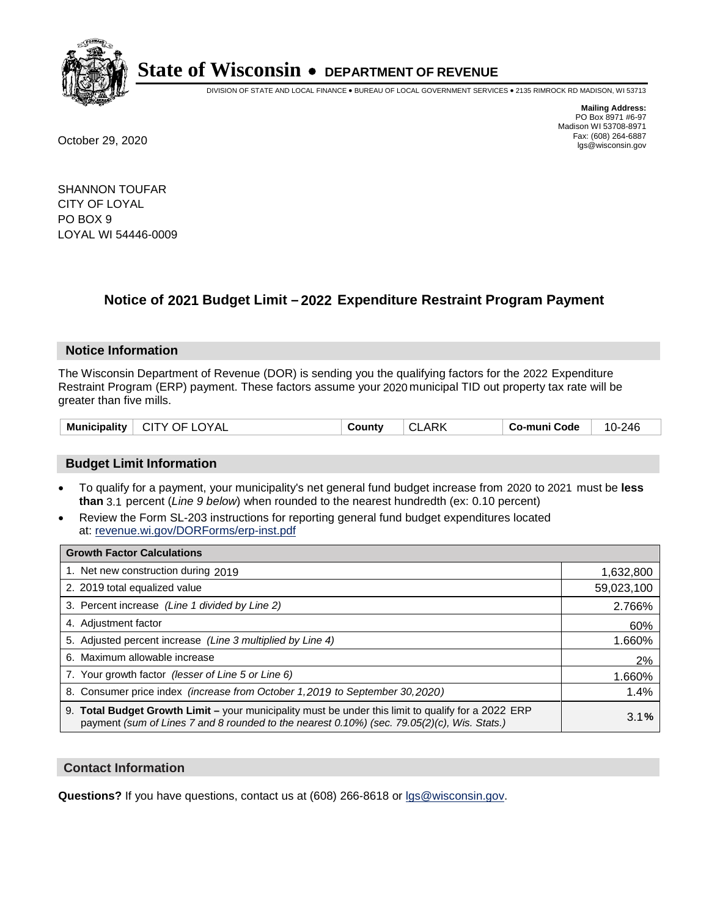# State of Wisconsin • DEPARTMENT OF REVENUE

DIVISION OF STATE AND LOCAL FINANCE • BUREAU OF LOCAL GOVERNMENT SERVICES • 2135 RIMROCK RD MADISON, WI 53713

**Mailing Address:**
PO Box 8971 #6-97
Madison WI 53708-8971
Fax: (608) 264-6887
lgs@wisconsin.gov

October 29, 2020

SHANNON TOUFAR
CITY OF LOYAL
PO BOX 9
LOYAL WI 54446-0009

## Notice of 2021 Budget Limit – 2022 Expenditure Restraint Program Payment

### Notice Information

The Wisconsin Department of Revenue (DOR) is sending you the qualifying factors for the 2022 Expenditure Restraint Program (ERP) payment. These factors assume your 2020 municipal TID out property tax rate will be greater than five mills.

| Municipality | CITY OF LOYAL | County | CLARK | Co-muni Code | 10-246 |
|---|---|---|---|---|---|

### Budget Limit Information

- To qualify for a payment, your municipality's net general fund budget increase from 2020 to 2021 must be **less than** 3.1 percent (*Line 9 below*) when rounded to the nearest hundredth (ex: 0.10 percent)
- Review the Form SL-203 instructions for reporting general fund budget expenditures located at: revenue.wi.gov/DORForms/erp-inst.pdf

| Growth Factor Calculations | |
|---|---|
| 1. Net new construction during 2019 | 1,632,800 |
| 2. 2019 total equalized value | 59,023,100 |
| 3. Percent increase *(Line 1 divided by Line 2)* | 2.766% |
| 4. Adjustment factor | 60% |
| 5. Adjusted percent increase *(Line 3 multiplied by Line 4)* | 1.660% |
| 6. Maximum allowable increase | 2% |
| 7. Your growth factor *(lesser of Line 5 or Line 6)* | 1.660% |
| 8. Consumer price index *(increase from October 1,2019 to September 30,2020)* | 1.4% |
| 9. **Total Budget Growth Limit –** your municipality must be under this limit to qualify for a 2022 ERP payment *(sum of Lines 7 and 8 rounded to the nearest 0.10%) (sec. 79.05(2)(c), Wis. Stats.)* | 3.1**%** |

### Contact Information

**Questions?** If you have questions, contact us at (608) 266-8618 or lgs@wisconsin.gov.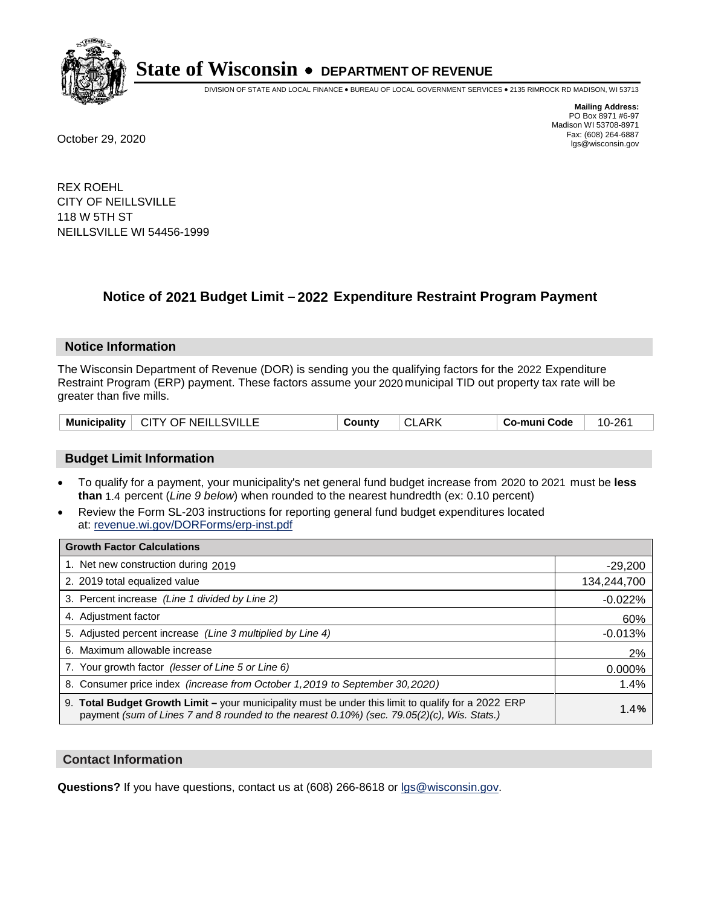# State of Wisconsin • DEPARTMENT OF REVENUE

DIVISION OF STATE AND LOCAL FINANCE • BUREAU OF LOCAL GOVERNMENT SERVICES • 2135 RIMROCK RD MADISON, WI 53713

**Mailing Address:**
PO Box 8971 #6-97
Madison WI 53708-8971
Fax: (608) 264-6887
lgs@wisconsin.gov

October 29, 2020

REX ROEHL
CITY OF NEILLSVILLE
118 W 5TH ST
NEILLSVILLE WI 54456-1999

## Notice of 2021 Budget Limit – 2022 Expenditure Restraint Program Payment

### Notice Information

The Wisconsin Department of Revenue (DOR) is sending you the qualifying factors for the 2022 Expenditure Restraint Program (ERP) payment. These factors assume your 2020 municipal TID out property tax rate will be greater than five mills.

| Municipality | CITY OF NEILLSVILLE | County | CLARK | Co-muni Code | 10-261 |
|---|---|---|---|---|---|

### Budget Limit Information

- To qualify for a payment, your municipality's net general fund budget increase from 2020 to 2021 must be **less than** 1.4 percent (*Line 9 below*) when rounded to the nearest hundredth (ex: 0.10 percent)
- Review the Form SL-203 instructions for reporting general fund budget expenditures located at: revenue.wi.gov/DORForms/erp-inst.pdf

| Growth Factor Calculations | |
|---|---|
| 1. Net new construction during 2019 | -29,200 |
| 2. 2019 total equalized value | 134,244,700 |
| 3. Percent increase *(Line 1 divided by Line 2)* | -0.022% |
| 4. Adjustment factor | 60% |
| 5. Adjusted percent increase *(Line 3 multiplied by Line 4)* | -0.013% |
| 6. Maximum allowable increase | 2% |
| 7. Your growth factor *(lesser of Line 5 or Line 6)* | 0.000% |
| 8. Consumer price index *(increase from October 1,2019 to September 30,2020)* | 1.4% |
| 9. **Total Budget Growth Limit –** your municipality must be under this limit to qualify for a 2022 ERP payment *(sum of Lines 7 and 8 rounded to the nearest 0.10%) (sec. 79.05(2)(c), Wis. Stats.)* | 1.4**%** |

### Contact Information

**Questions?** If you have questions, contact us at (608) 266-8618 or lgs@wisconsin.gov.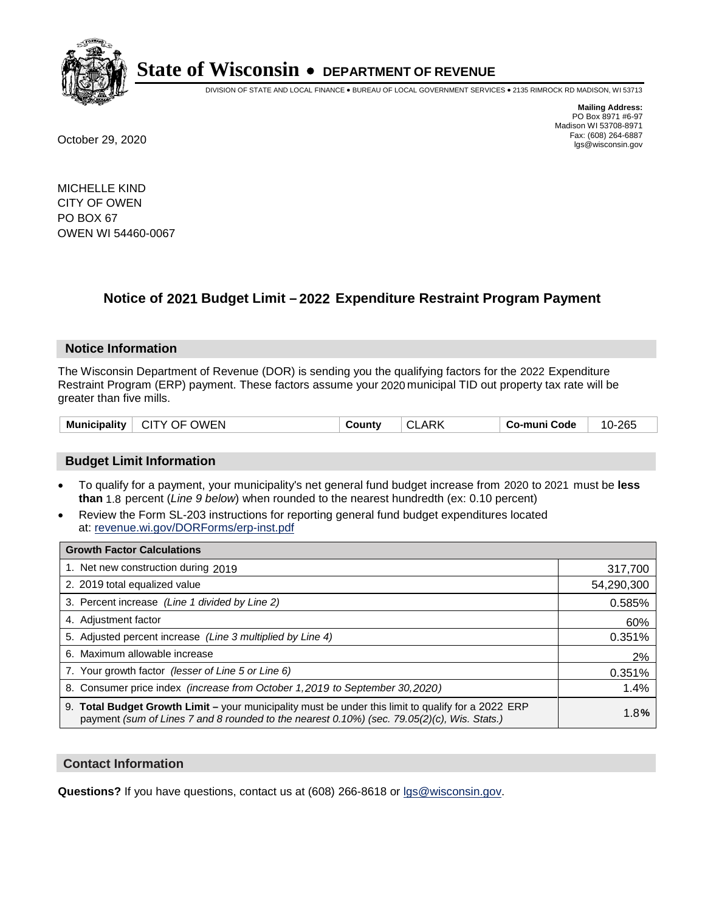# State of Wisconsin • DEPARTMENT OF REVENUE

DIVISION OF STATE AND LOCAL FINANCE • BUREAU OF LOCAL GOVERNMENT SERVICES • 2135 RIMROCK RD MADISON, WI 53713

**Mailing Address:**
PO Box 8971 #6-97
Madison WI 53708-8971
Fax: (608) 264-6887
lgs@wisconsin.gov

October 29, 2020

MICHELLE KIND
CITY OF OWEN
PO BOX 67
OWEN WI 54460-0067

## Notice of 2021 Budget Limit – 2022 Expenditure Restraint Program Payment

### Notice Information

The Wisconsin Department of Revenue (DOR) is sending you the qualifying factors for the 2022 Expenditure Restraint Program (ERP) payment. These factors assume your 2020 municipal TID out property tax rate will be greater than five mills.

| Municipality | CITY OF OWEN | County | CLARK | Co-muni Code | 10-265 |
|---|---|---|---|---|---|

### Budget Limit Information

- To qualify for a payment, your municipality's net general fund budget increase from 2020 to 2021 must be **less than** 1.8 percent (*Line 9 below*) when rounded to the nearest hundredth (ex: 0.10 percent)
- Review the Form SL-203 instructions for reporting general fund budget expenditures located at: revenue.wi.gov/DORForms/erp-inst.pdf

| Growth Factor Calculations | |
|---|---|
| 1. Net new construction during 2019 | 317,700 |
| 2. 2019 total equalized value | 54,290,300 |
| 3. Percent increase *(Line 1 divided by Line 2)* | 0.585% |
| 4. Adjustment factor | 60% |
| 5. Adjusted percent increase *(Line 3 multiplied by Line 4)* | 0.351% |
| 6. Maximum allowable increase | 2% |
| 7. Your growth factor *(lesser of Line 5 or Line 6)* | 0.351% |
| 8. Consumer price index *(increase from October 1,2019 to September 30,2020)* | 1.4% |
| 9. **Total Budget Growth Limit –** your municipality must be under this limit to qualify for a 2022 ERP payment *(sum of Lines 7 and 8 rounded to the nearest 0.10%) (sec. 79.05(2)(c), Wis. Stats.)* | 1.8**%** |

### Contact Information

**Questions?** If you have questions, contact us at (608) 266-8618 or lgs@wisconsin.gov.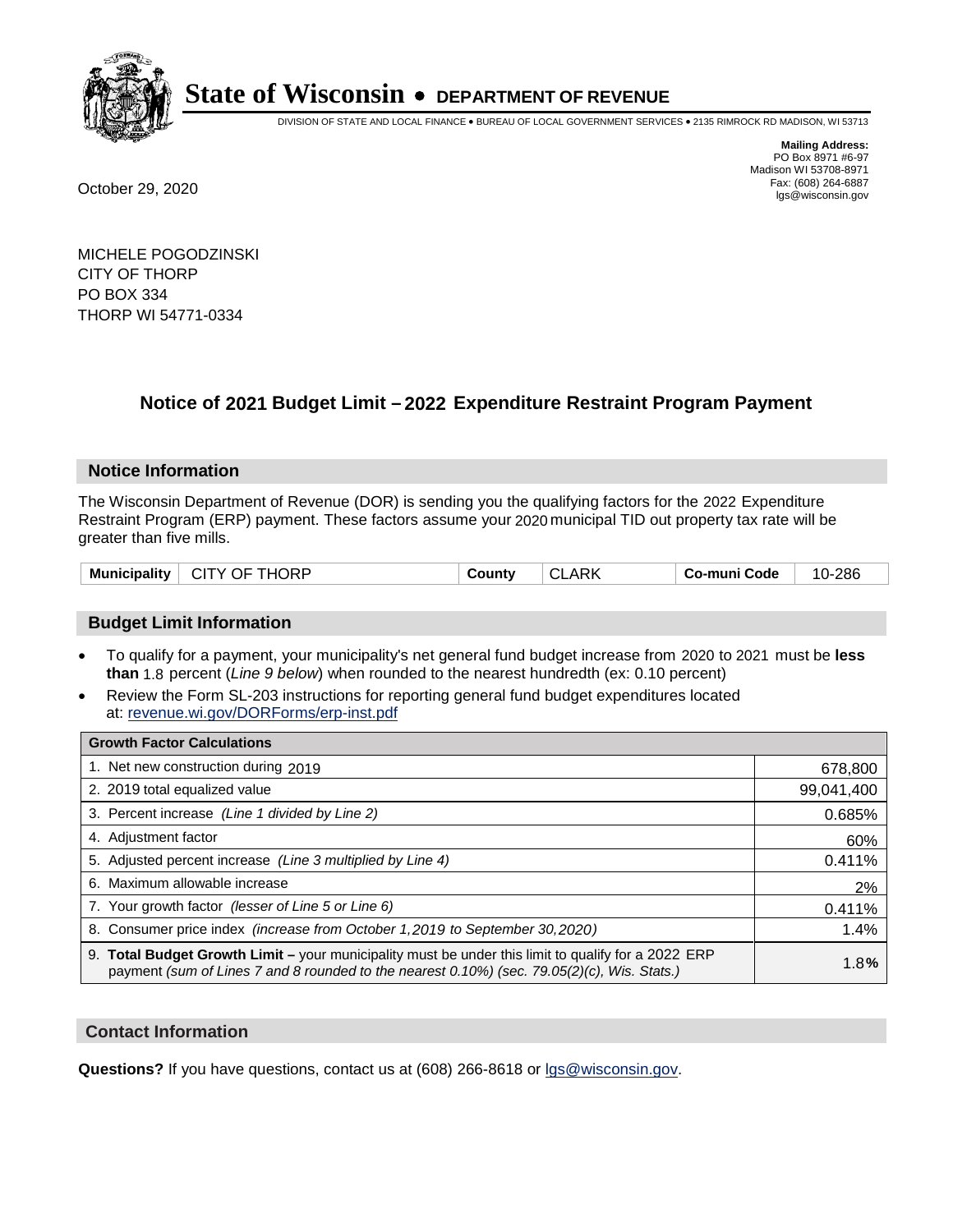# State of Wisconsin • DEPARTMENT OF REVENUE

DIVISION OF STATE AND LOCAL FINANCE • BUREAU OF LOCAL GOVERNMENT SERVICES • 2135 RIMROCK RD MADISON, WI 53713

**Mailing Address:**
PO Box 8971 #6-97
Madison WI 53708-8971
Fax: (608) 264-6887
lgs@wisconsin.gov

October 29, 2020

MICHELE POGODZINSKI
CITY OF THORP
PO BOX 334
THORP WI 54771-0334

## Notice of 2021 Budget Limit – 2022 Expenditure Restraint Program Payment

### Notice Information

The Wisconsin Department of Revenue (DOR) is sending you the qualifying factors for the 2022 Expenditure Restraint Program (ERP) payment. These factors assume your 2020 municipal TID out property tax rate will be greater than five mills.

| Municipality | CITY OF THORP | County | CLARK | Co-muni Code | 10-286 |
|---|---|---|---|---|---|

### Budget Limit Information

- To qualify for a payment, your municipality's net general fund budget increase from 2020 to 2021 must be **less than** 1.8 percent (*Line 9 below*) when rounded to the nearest hundredth (ex: 0.10 percent)
- Review the Form SL-203 instructions for reporting general fund budget expenditures located at: revenue.wi.gov/DORForms/erp-inst.pdf

| Growth Factor Calculations | |
|---|---|
| 1. Net new construction during 2019 | 678,800 |
| 2. 2019 total equalized value | 99,041,400 |
| 3. Percent increase *(Line 1 divided by Line 2)* | 0.685% |
| 4. Adjustment factor | 60% |
| 5. Adjusted percent increase *(Line 3 multiplied by Line 4)* | 0.411% |
| 6. Maximum allowable increase | 2% |
| 7. Your growth factor *(lesser of Line 5 or Line 6)* | 0.411% |
| 8. Consumer price index *(increase from October 1,2019 to September 30,2020)* | 1.4% |
| 9. **Total Budget Growth Limit –** your municipality must be under this limit to qualify for a 2022 ERP payment *(sum of Lines 7 and 8 rounded to the nearest 0.10%) (sec. 79.05(2)(c), Wis. Stats.)* | 1.8**%** |

### Contact Information

**Questions?** If you have questions, contact us at (608) 266-8618 or lgs@wisconsin.gov.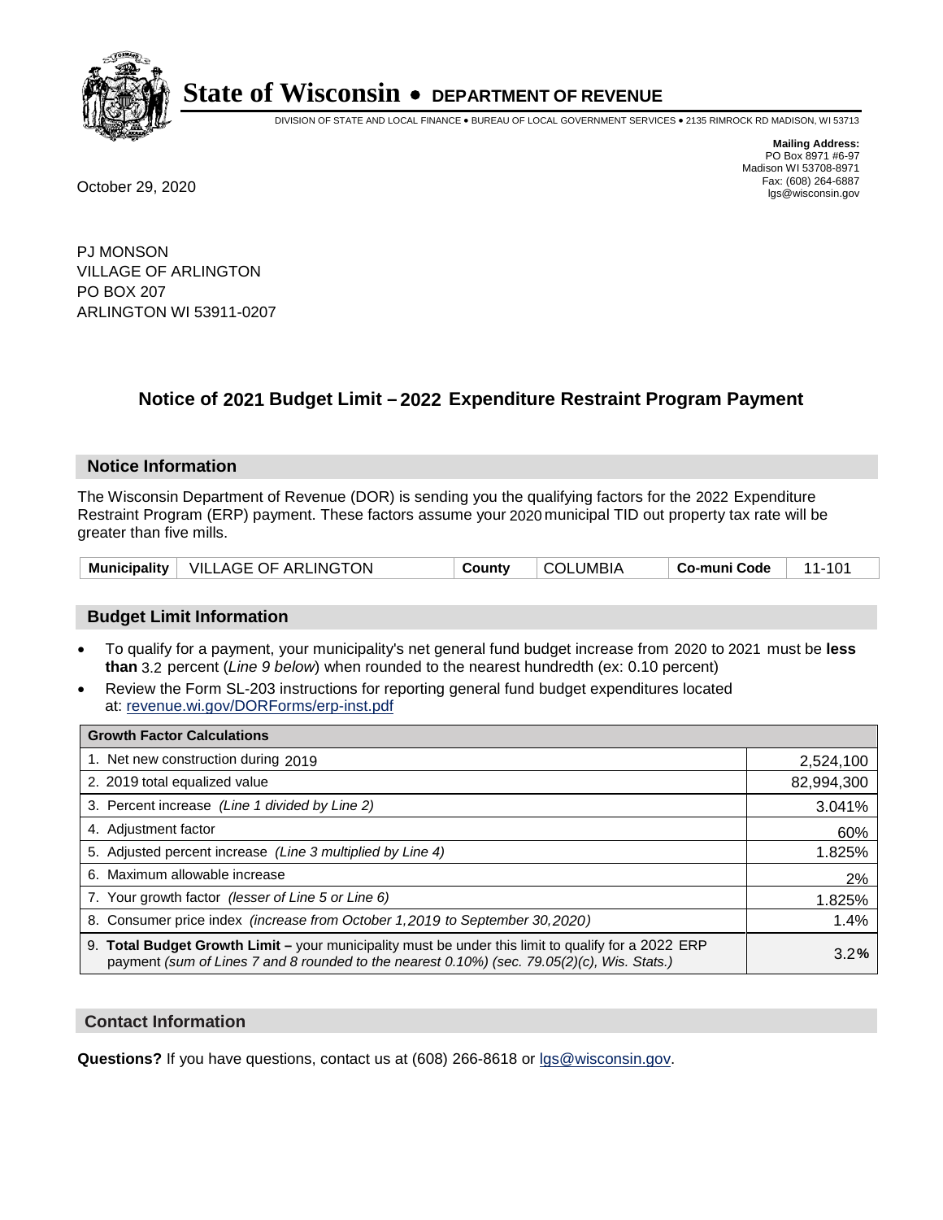# State of Wisconsin • DEPARTMENT OF REVENUE

DIVISION OF STATE AND LOCAL FINANCE • BUREAU OF LOCAL GOVERNMENT SERVICES • 2135 RIMROCK RD MADISON, WI 53713

**Mailing Address:**
PO Box 8971 #6-97
Madison WI 53708-8971
Fax: (608) 264-6887
lgs@wisconsin.gov

October 29, 2020

PJ MONSON
VILLAGE OF ARLINGTON
PO BOX 207
ARLINGTON WI 53911-0207

## Notice of 2021 Budget Limit – 2022 Expenditure Restraint Program Payment

### Notice Information

The Wisconsin Department of Revenue (DOR) is sending you the qualifying factors for the 2022 Expenditure Restraint Program (ERP) payment. These factors assume your 2020 municipal TID out property tax rate will be greater than five mills.

| Municipality | VILLAGE OF ARLINGTON | County | COLUMBIA | Co-muni Code | 11-101 |
|---|---|---|---|---|---|

### Budget Limit Information

- To qualify for a payment, your municipality's net general fund budget increase from 2020 to 2021 must be **less than** 3.2 percent (*Line 9 below*) when rounded to the nearest hundredth (ex: 0.10 percent)
- Review the Form SL-203 instructions for reporting general fund budget expenditures located at: revenue.wi.gov/DORForms/erp-inst.pdf

| Growth Factor Calculations | |
|---|---|
| 1. Net new construction during 2019 | 2,524,100 |
| 2. 2019 total equalized value | 82,994,300 |
| 3. Percent increase *(Line 1 divided by Line 2)* | 3.041% |
| 4. Adjustment factor | 60% |
| 5. Adjusted percent increase *(Line 3 multiplied by Line 4)* | 1.825% |
| 6. Maximum allowable increase | 2% |
| 7. Your growth factor *(lesser of Line 5 or Line 6)* | 1.825% |
| 8. Consumer price index *(increase from October 1,2019 to September 30,2020)* | 1.4% |
| 9. **Total Budget Growth Limit –** your municipality must be under this limit to qualify for a 2022 ERP payment *(sum of Lines 7 and 8 rounded to the nearest 0.10%) (sec. 79.05(2)(c), Wis. Stats.)* | 3.2% |

### Contact Information

**Questions?** If you have questions, contact us at (608) 266-8618 or lgs@wisconsin.gov.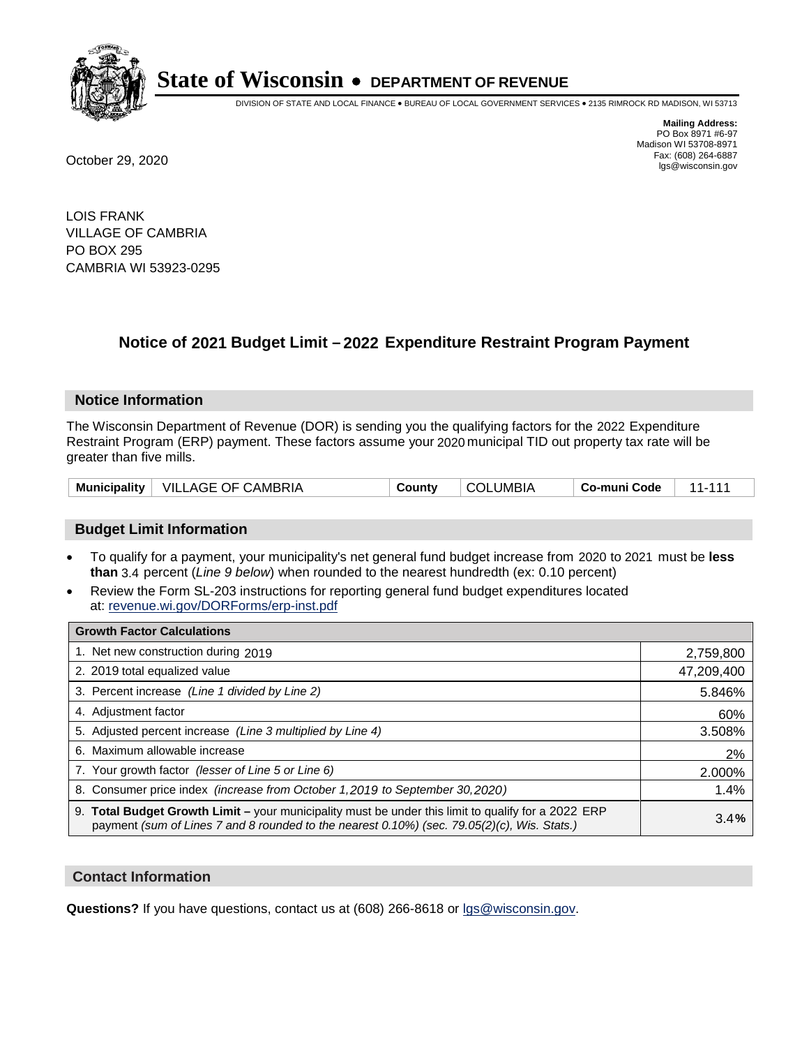# State of Wisconsin • DEPARTMENT OF REVENUE

DIVISION OF STATE AND LOCAL FINANCE • BUREAU OF LOCAL GOVERNMENT SERVICES • 2135 RIMROCK RD MADISON, WI 53713

**Mailing Address:**
PO Box 8971 #6-97
Madison WI 53708-8971
Fax: (608) 264-6887
lgs@wisconsin.gov

October 29, 2020

LOIS FRANK
VILLAGE OF CAMBRIA
PO BOX 295
CAMBRIA WI 53923-0295

## Notice of 2021 Budget Limit – 2022 Expenditure Restraint Program Payment

### Notice Information

The Wisconsin Department of Revenue (DOR) is sending you the qualifying factors for the 2022 Expenditure Restraint Program (ERP) payment. These factors assume your 2020 municipal TID out property tax rate will be greater than five mills.

| Municipality | VILLAGE OF CAMBRIA | County | COLUMBIA | Co-muni Code | 11-111 |
|---|---|---|---|---|---|

### Budget Limit Information

- To qualify for a payment, your municipality's net general fund budget increase from 2020 to 2021 must be **less than** 3.4 percent (*Line 9 below*) when rounded to the nearest hundredth (ex: 0.10 percent)
- Review the Form SL-203 instructions for reporting general fund budget expenditures located at: revenue.wi.gov/DORForms/erp-inst.pdf

| Growth Factor Calculations | |
|---|---|
| 1. Net new construction during 2019 | 2,759,800 |
| 2. 2019 total equalized value | 47,209,400 |
| 3. Percent increase *(Line 1 divided by Line 2)* | 5.846% |
| 4. Adjustment factor | 60% |
| 5. Adjusted percent increase *(Line 3 multiplied by Line 4)* | 3.508% |
| 6. Maximum allowable increase | 2% |
| 7. Your growth factor *(lesser of Line 5 or Line 6)* | 2.000% |
| 8. Consumer price index *(increase from October 1,2019 to September 30,2020)* | 1.4% |
| 9. **Total Budget Growth Limit –** your municipality must be under this limit to qualify for a 2022 ERP payment *(sum of Lines 7 and 8 rounded to the nearest 0.10%) (sec. 79.05(2)(c), Wis. Stats.)* | 3.4**%** |

### Contact Information

**Questions?** If you have questions, contact us at (608) 266-8618 or lgs@wisconsin.gov.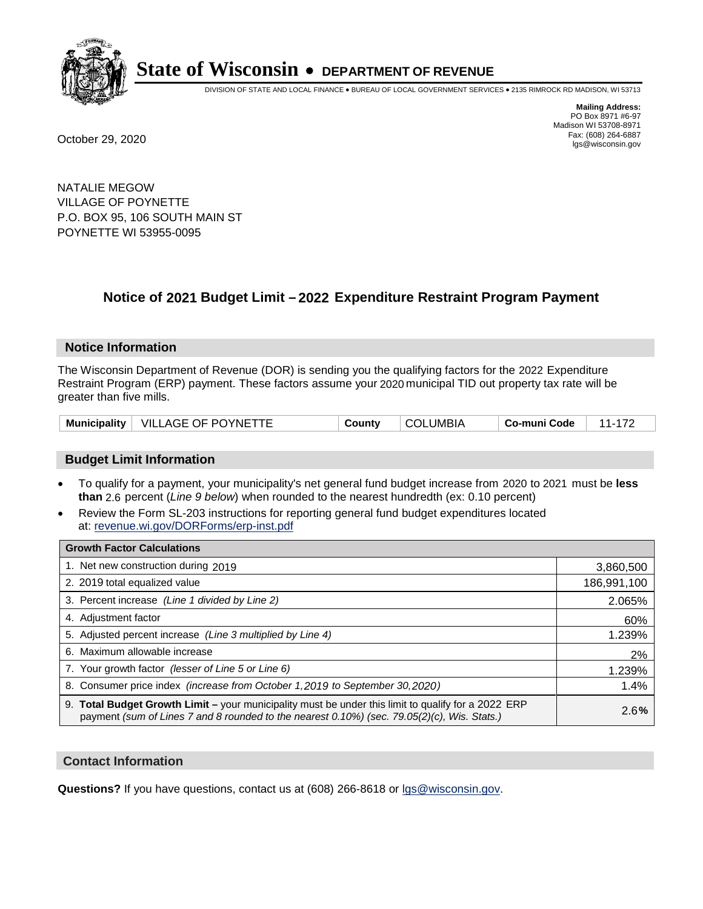# State of Wisconsin • DEPARTMENT OF REVENUE

DIVISION OF STATE AND LOCAL FINANCE • BUREAU OF LOCAL GOVERNMENT SERVICES • 2135 RIMROCK RD MADISON, WI 53713

**Mailing Address:**
PO Box 8971 #6-97
Madison WI 53708-8971
Fax: (608) 264-6887
lgs@wisconsin.gov

October 29, 2020

NATALIE MEGOW
VILLAGE OF POYNETTE
P.O. BOX 95, 106 SOUTH MAIN ST
POYNETTE WI 53955-0095

## Notice of 2021 Budget Limit – 2022 Expenditure Restraint Program Payment

### Notice Information

The Wisconsin Department of Revenue (DOR) is sending you the qualifying factors for the 2022 Expenditure Restraint Program (ERP) payment. These factors assume your 2020 municipal TID out property tax rate will be greater than five mills.

| Municipality | VILLAGE OF POYNETTE | County | COLUMBIA | Co-muni Code | 11-172 |
|---|---|---|---|---|---|

### Budget Limit Information

- To qualify for a payment, your municipality's net general fund budget increase from 2020 to 2021 must be **less than** 2.6 percent (*Line 9 below*) when rounded to the nearest hundredth (ex: 0.10 percent)
- Review the Form SL-203 instructions for reporting general fund budget expenditures located at: revenue.wi.gov/DORForms/erp-inst.pdf

| Growth Factor Calculations | |
|---|---|
| 1. Net new construction during 2019 | 3,860,500 |
| 2. 2019 total equalized value | 186,991,100 |
| 3. Percent increase *(Line 1 divided by Line 2)* | 2.065% |
| 4. Adjustment factor | 60% |
| 5. Adjusted percent increase *(Line 3 multiplied by Line 4)* | 1.239% |
| 6. Maximum allowable increase | 2% |
| 7. Your growth factor *(lesser of Line 5 or Line 6)* | 1.239% |
| 8. Consumer price index *(increase from October 1,2019 to September 30,2020)* | 1.4% |
| 9. **Total Budget Growth Limit –** your municipality must be under this limit to qualify for a 2022 ERP payment *(sum of Lines 7 and 8 rounded to the nearest 0.10%) (sec. 79.05(2)(c), Wis. Stats.)* | 2.6**%** |

### Contact Information

**Questions?** If you have questions, contact us at (608) 266-8618 or lgs@wisconsin.gov.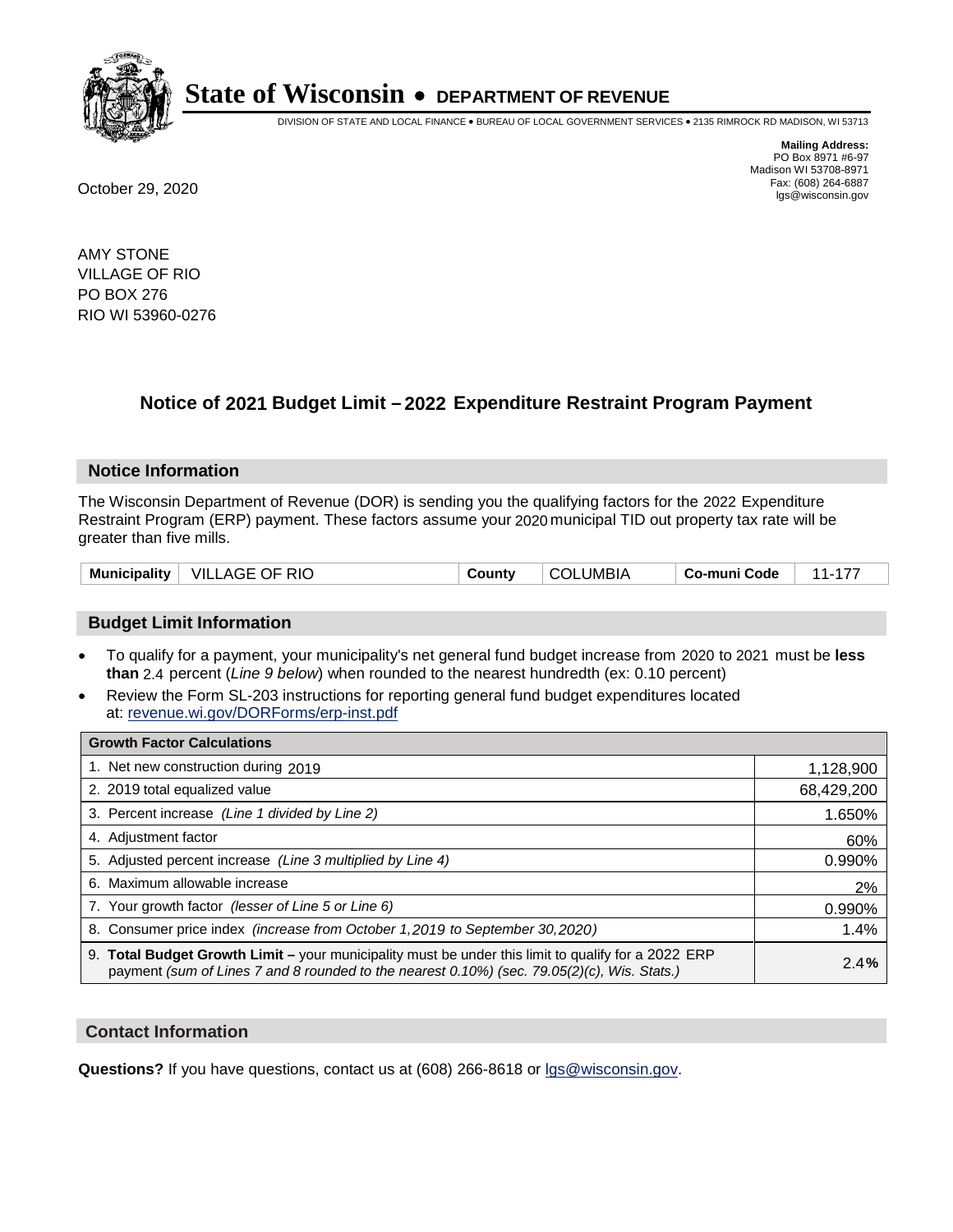# State of Wisconsin • DEPARTMENT OF REVENUE

DIVISION OF STATE AND LOCAL FINANCE • BUREAU OF LOCAL GOVERNMENT SERVICES • 2135 RIMROCK RD MADISON, WI 53713

**Mailing Address:**
PO Box 8971 #6-97
Madison WI 53708-8971
Fax: (608) 264-6887
lgs@wisconsin.gov

October 29, 2020

AMY STONE
VILLAGE OF RIO
PO BOX 276
RIO WI 53960-0276

## Notice of 2021 Budget Limit – 2022 Expenditure Restraint Program Payment

### Notice Information

The Wisconsin Department of Revenue (DOR) is sending you the qualifying factors for the 2022 Expenditure Restraint Program (ERP) payment. These factors assume your 2020 municipal TID out property tax rate will be greater than five mills.

| Municipality | VILLAGE OF RIO | County | COLUMBIA | Co-muni Code | 11-177 |
|---|---|---|---|---|---|

### Budget Limit Information

- To qualify for a payment, your municipality's net general fund budget increase from 2020 to 2021 must be **less than** 2.4 percent (*Line 9 below*) when rounded to the nearest hundredth (ex: 0.10 percent)
- Review the Form SL-203 instructions for reporting general fund budget expenditures located at: revenue.wi.gov/DORForms/erp-inst.pdf

| Growth Factor Calculations | |
|---|---|
| 1. Net new construction during 2019 | 1,128,900 |
| 2. 2019 total equalized value | 68,429,200 |
| 3. Percent increase *(Line 1 divided by Line 2)* | 1.650% |
| 4. Adjustment factor | 60% |
| 5. Adjusted percent increase *(Line 3 multiplied by Line 4)* | 0.990% |
| 6. Maximum allowable increase | 2% |
| 7. Your growth factor *(lesser of Line 5 or Line 6)* | 0.990% |
| 8. Consumer price index *(increase from October 1,2019 to September 30,2020)* | 1.4% |
| 9. **Total Budget Growth Limit –** your municipality must be under this limit to qualify for a 2022 ERP payment *(sum of Lines 7 and 8 rounded to the nearest 0.10%) (sec. 79.05(2)(c), Wis. Stats.)* | 2.4% |

### Contact Information

**Questions?** If you have questions, contact us at (608) 266-8618 or lgs@wisconsin.gov.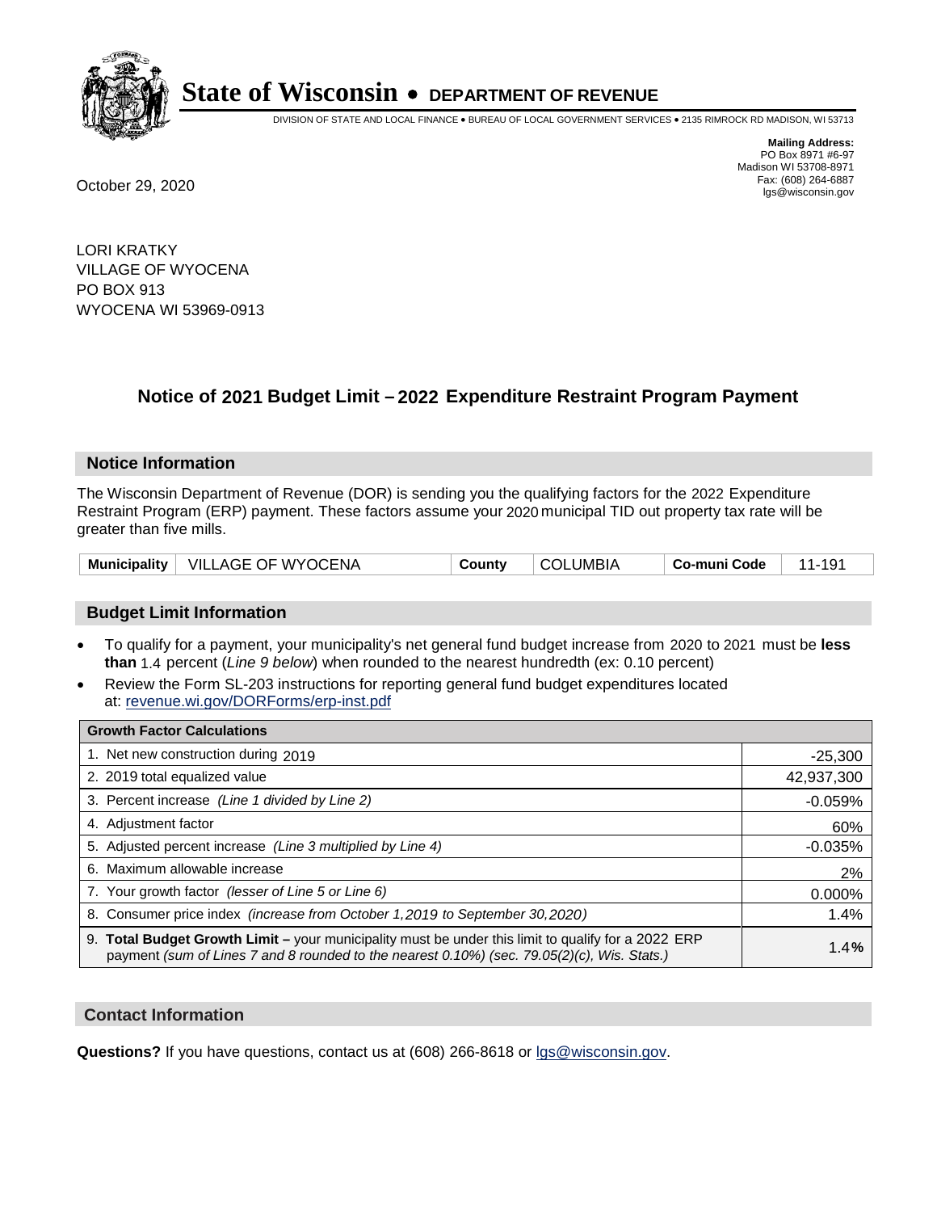# State of Wisconsin • DEPARTMENT OF REVENUE

DIVISION OF STATE AND LOCAL FINANCE • BUREAU OF LOCAL GOVERNMENT SERVICES • 2135 RIMROCK RD MADISON, WI 53713

**Mailing Address:**
PO Box 8971 #6-97
Madison WI 53708-8971
Fax: (608) 264-6887
lgs@wisconsin.gov

October 29, 2020

LORI KRATKY
VILLAGE OF WYOCENA
PO BOX 913
WYOCENA WI 53969-0913

## Notice of 2021 Budget Limit – 2022 Expenditure Restraint Program Payment

### Notice Information

The Wisconsin Department of Revenue (DOR) is sending you the qualifying factors for the 2022 Expenditure Restraint Program (ERP) payment. These factors assume your 2020 municipal TID out property tax rate will be greater than five mills.

| Municipality | VILLAGE OF WYOCENA | County | COLUMBIA | Co-muni Code | 11-191 |
|---|---|---|---|---|---|

### Budget Limit Information

- To qualify for a payment, your municipality's net general fund budget increase from 2020 to 2021 must be **less than** 1.4 percent (*Line 9 below*) when rounded to the nearest hundredth (ex: 0.10 percent)
- Review the Form SL-203 instructions for reporting general fund budget expenditures located at: revenue.wi.gov/DORForms/erp-inst.pdf

| Growth Factor Calculations | |
|---|---|
| 1. Net new construction during 2019 | -25,300 |
| 2. 2019 total equalized value | 42,937,300 |
| 3. Percent increase *(Line 1 divided by Line 2)* | -0.059% |
| 4. Adjustment factor | 60% |
| 5. Adjusted percent increase *(Line 3 multiplied by Line 4)* | -0.035% |
| 6. Maximum allowable increase | 2% |
| 7. Your growth factor *(lesser of Line 5 or Line 6)* | 0.000% |
| 8. Consumer price index *(increase from October 1,2019 to September 30,2020)* | 1.4% |
| 9. **Total Budget Growth Limit –** your municipality must be under this limit to qualify for a 2022 ERP payment *(sum of Lines 7 and 8 rounded to the nearest 0.10%) (sec. 79.05(2)(c), Wis. Stats.)* | 1.4**%** |

### Contact Information

**Questions?** If you have questions, contact us at (608) 266-8618 or lgs@wisconsin.gov.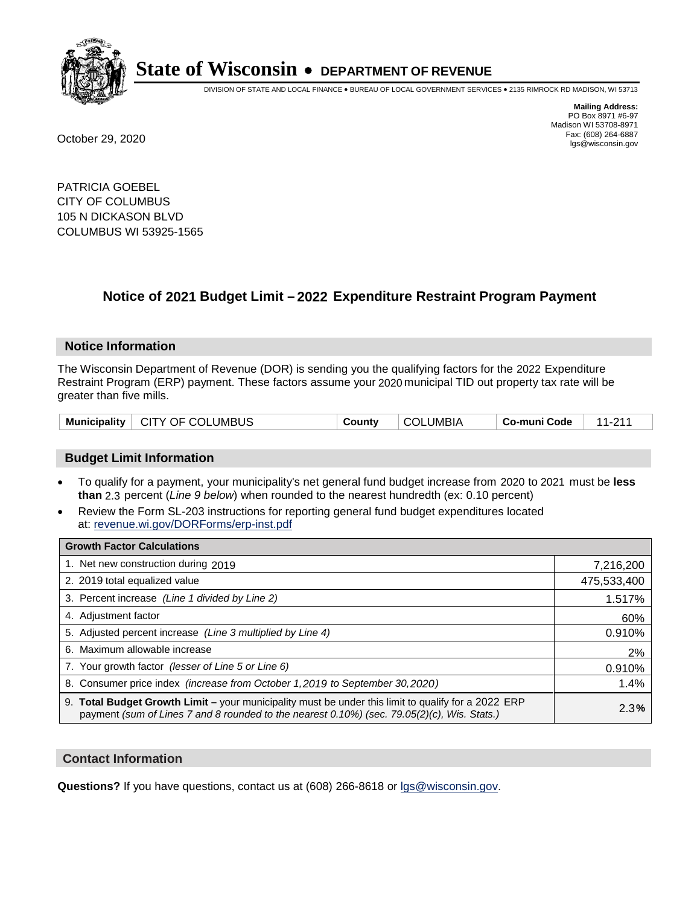# State of Wisconsin • DEPARTMENT OF REVENUE

DIVISION OF STATE AND LOCAL FINANCE • BUREAU OF LOCAL GOVERNMENT SERVICES • 2135 RIMROCK RD MADISON, WI 53713

**Mailing Address:**
PO Box 8971 #6-97
Madison WI 53708-8971
Fax: (608) 264-6887
lgs@wisconsin.gov

October 29, 2020

PATRICIA GOEBEL
CITY OF COLUMBUS
105 N DICKASON BLVD
COLUMBUS WI 53925-1565

## Notice of 2021 Budget Limit – 2022 Expenditure Restraint Program Payment

### Notice Information

The Wisconsin Department of Revenue (DOR) is sending you the qualifying factors for the 2022 Expenditure Restraint Program (ERP) payment. These factors assume your 2020 municipal TID out property tax rate will be greater than five mills.

| Municipality | CITY OF COLUMBUS | County | COLUMBIA | Co-muni Code | 11-211 |
|---|---|---|---|---|---|

### Budget Limit Information

- To qualify for a payment, your municipality's net general fund budget increase from 2020 to 2021 must be **less than** 2.3 percent (*Line 9 below*) when rounded to the nearest hundredth (ex: 0.10 percent)
- Review the Form SL-203 instructions for reporting general fund budget expenditures located at: revenue.wi.gov/DORForms/erp-inst.pdf

| Growth Factor Calculations | |
|---|---|
| 1. Net new construction during 2019 | 7,216,200 |
| 2. 2019 total equalized value | 475,533,400 |
| 3. Percent increase *(Line 1 divided by Line 2)* | 1.517% |
| 4. Adjustment factor | 60% |
| 5. Adjusted percent increase *(Line 3 multiplied by Line 4)* | 0.910% |
| 6. Maximum allowable increase | 2% |
| 7. Your growth factor *(lesser of Line 5 or Line 6)* | 0.910% |
| 8. Consumer price index *(increase from October 1,2019 to September 30,2020)* | 1.4% |
| 9. **Total Budget Growth Limit –** your municipality must be under this limit to qualify for a 2022 ERP payment *(sum of Lines 7 and 8 rounded to the nearest 0.10%) (sec. 79.05(2)(c), Wis. Stats.)* | 2.3**%** |

### Contact Information

**Questions?** If you have questions, contact us at (608) 266-8618 or lgs@wisconsin.gov.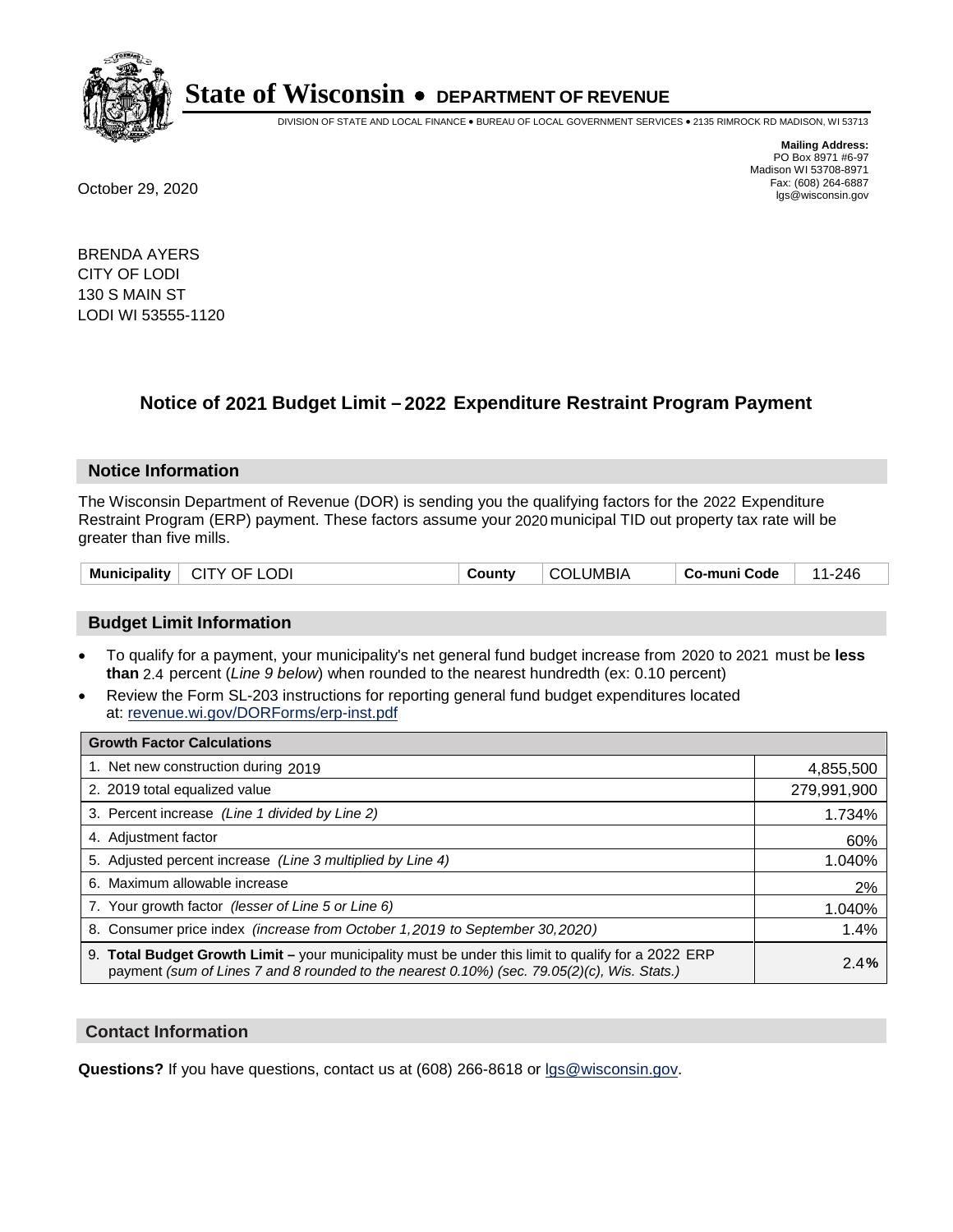# State of Wisconsin • DEPARTMENT OF REVENUE

DIVISION OF STATE AND LOCAL FINANCE • BUREAU OF LOCAL GOVERNMENT SERVICES • 2135 RIMROCK RD MADISON, WI 53713

**Mailing Address:**
PO Box 8971 #6-97
Madison WI 53708-8971
Fax: (608) 264-6887
lgs@wisconsin.gov

October 29, 2020

BRENDA AYERS
CITY OF LODI
130 S MAIN ST
LODI WI 53555-1120

## Notice of 2021 Budget Limit – 2022 Expenditure Restraint Program Payment

### Notice Information

The Wisconsin Department of Revenue (DOR) is sending you the qualifying factors for the 2022 Expenditure Restraint Program (ERP) payment. These factors assume your 2020 municipal TID out property tax rate will be greater than five mills.

| **Municipality** | CITY OF LODI | **County** | COLUMBIA | **Co-muni Code** | 11-246 |
|---|---|---|---|---|---|

### Budget Limit Information

- To qualify for a payment, your municipality's net general fund budget increase from 2020 to 2021 must be **less than** 2.4 percent (*Line 9 below*) when rounded to the nearest hundredth (ex: 0.10 percent)
- Review the Form SL-203 instructions for reporting general fund budget expenditures located at: revenue.wi.gov/DORForms/erp-inst.pdf

| **Growth Factor Calculations** | |
|---|---|
| 1. Net new construction during 2019 | 4,855,500 |
| 2. 2019 total equalized value | 279,991,900 |
| 3. Percent increase *(Line 1 divided by Line 2)* | 1.734% |
| 4. Adjustment factor | 60% |
| 5. Adjusted percent increase *(Line 3 multiplied by Line 4)* | 1.040% |
| 6. Maximum allowable increase | 2% |
| 7. Your growth factor *(lesser of Line 5 or Line 6)* | 1.040% |
| 8. Consumer price index *(increase from October 1,2019 to September 30,2020)* | 1.4% |
| 9. **Total Budget Growth Limit –** your municipality must be under this limit to qualify for a 2022 ERP payment *(sum of Lines 7 and 8 rounded to the nearest 0.10%) (sec. 79.05(2)(c), Wis. Stats.)* | 2.4**%** |

### Contact Information

**Questions?** If you have questions, contact us at (608) 266-8618 or lgs@wisconsin.gov.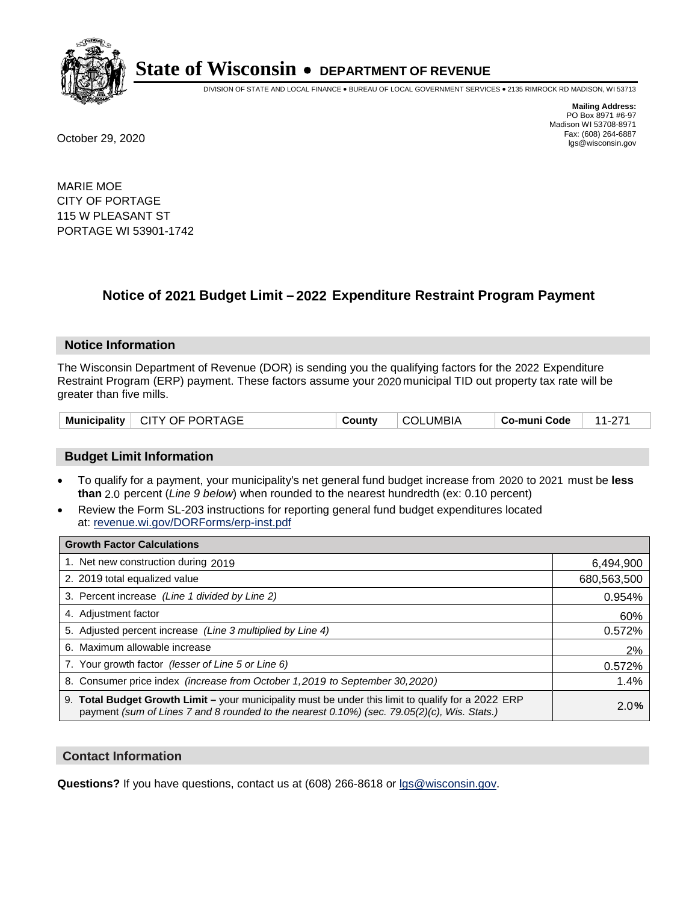**State of Wisconsin • DEPARTMENT OF REVENUE**

DIVISION OF STATE AND LOCAL FINANCE • BUREAU OF LOCAL GOVERNMENT SERVICES • 2135 RIMROCK RD MADISON, WI 53713

**Mailing Address:**
PO Box 8971 #6-97
Madison WI 53708-8971
Fax: (608) 264-6887
lgs@wisconsin.gov

October 29, 2020

MARIE MOE
CITY OF PORTAGE
115 W PLEASANT ST
PORTAGE WI 53901-1742

## Notice of 2021 Budget Limit – 2022 Expenditure Restraint Program Payment

### Notice Information

The Wisconsin Department of Revenue (DOR) is sending you the qualifying factors for the 2022 Expenditure Restraint Program (ERP) payment. These factors assume your 2020 municipal TID out property tax rate will be greater than five mills.

| Municipality | CITY OF PORTAGE | County | COLUMBIA | Co-muni Code | 11-271 |
|---|---|---|---|---|---|

### Budget Limit Information

- To qualify for a payment, your municipality's net general fund budget increase from 2020 to 2021 must be **less than** 2.0 percent (*Line 9 below*) when rounded to the nearest hundredth (ex: 0.10 percent)
- Review the Form SL-203 instructions for reporting general fund budget expenditures located at: revenue.wi.gov/DORForms/erp-inst.pdf

| Growth Factor Calculations | |
|---|---|
| 1. Net new construction during 2019 | 6,494,900 |
| 2. 2019 total equalized value | 680,563,500 |
| 3. Percent increase *(Line 1 divided by Line 2)* | 0.954% |
| 4. Adjustment factor | 60% |
| 5. Adjusted percent increase *(Line 3 multiplied by Line 4)* | 0.572% |
| 6. Maximum allowable increase | 2% |
| 7. Your growth factor *(lesser of Line 5 or Line 6)* | 0.572% |
| 8. Consumer price index *(increase from October 1,2019 to September 30,2020)* | 1.4% |
| 9. **Total Budget Growth Limit –** your municipality must be under this limit to qualify for a 2022 ERP payment *(sum of Lines 7 and 8 rounded to the nearest 0.10%) (sec. 79.05(2)(c), Wis. Stats.)* | 2.0% |

### Contact Information

**Questions?** If you have questions, contact us at (608) 266-8618 or lgs@wisconsin.gov.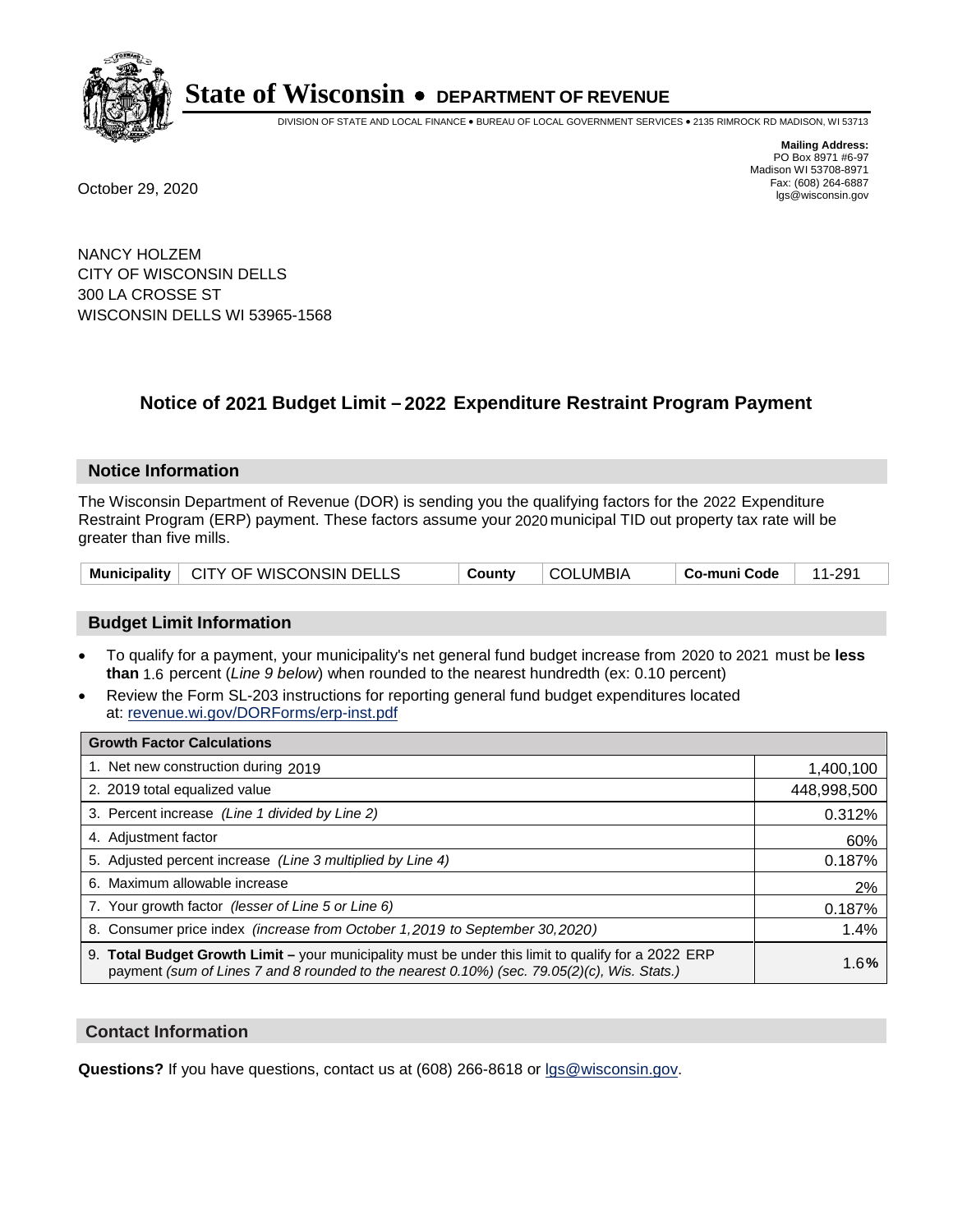**State of Wisconsin • DEPARTMENT OF REVENUE**

DIVISION OF STATE AND LOCAL FINANCE • BUREAU OF LOCAL GOVERNMENT SERVICES • 2135 RIMROCK RD MADISON, WI 53713

**Mailing Address:**
PO Box 8971 #6-97
Madison WI 53708-8971
Fax: (608) 264-6887
lgs@wisconsin.gov

October 29, 2020

NANCY HOLZEM
CITY OF WISCONSIN DELLS
300 LA CROSSE ST
WISCONSIN DELLS WI 53965-1568

## Notice of 2021 Budget Limit – 2022 Expenditure Restraint Program Payment

### Notice Information

The Wisconsin Department of Revenue (DOR) is sending you the qualifying factors for the 2022 Expenditure Restraint Program (ERP) payment. These factors assume your 2020 municipal TID out property tax rate will be greater than five mills.

| Municipality | CITY OF WISCONSIN DELLS | County | COLUMBIA | Co-muni Code | 11-291 |
|---|---|---|---|---|---|

### Budget Limit Information

- To qualify for a payment, your municipality's net general fund budget increase from 2020 to 2021 must be **less than** 1.6 percent (*Line 9 below*) when rounded to the nearest hundredth (ex: 0.10 percent)
- Review the Form SL-203 instructions for reporting general fund budget expenditures located at: revenue.wi.gov/DORForms/erp-inst.pdf

| Growth Factor Calculations | |
|---|---|
| 1. Net new construction during 2019 | 1,400,100 |
| 2. 2019 total equalized value | 448,998,500 |
| 3. Percent increase *(Line 1 divided by Line 2)* | 0.312% |
| 4. Adjustment factor | 60% |
| 5. Adjusted percent increase *(Line 3 multiplied by Line 4)* | 0.187% |
| 6. Maximum allowable increase | 2% |
| 7. Your growth factor *(lesser of Line 5 or Line 6)* | 0.187% |
| 8. Consumer price index *(increase from October 1,2019 to September 30,2020)* | 1.4% |
| 9. **Total Budget Growth Limit –** your municipality must be under this limit to qualify for a 2022 ERP payment *(sum of Lines 7 and 8 rounded to the nearest 0.10%) (sec. 79.05(2)(c), Wis. Stats.)* | 1.6**%** |

### Contact Information

**Questions?** If you have questions, contact us at (608) 266-8618 or lgs@wisconsin.gov.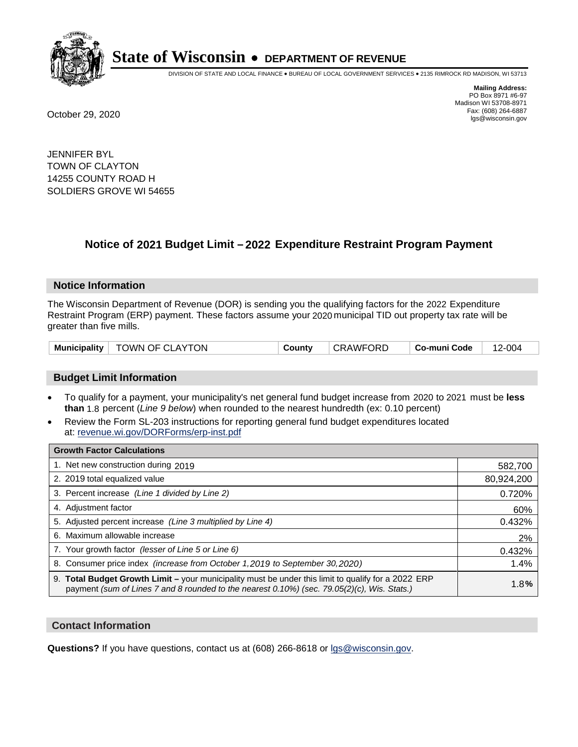# State of Wisconsin • DEPARTMENT OF REVENUE

DIVISION OF STATE AND LOCAL FINANCE • BUREAU OF LOCAL GOVERNMENT SERVICES • 2135 RIMROCK RD MADISON, WI 53713

**Mailing Address:**
PO Box 8971 #6-97
Madison WI 53708-8971
Fax: (608) 264-6887
lgs@wisconsin.gov

October 29, 2020

JENNIFER BYL
TOWN OF CLAYTON
14255 COUNTY ROAD H
SOLDIERS GROVE WI 54655

## Notice of 2021 Budget Limit – 2022 Expenditure Restraint Program Payment

### Notice Information

The Wisconsin Department of Revenue (DOR) is sending you the qualifying factors for the 2022 Expenditure Restraint Program (ERP) payment. These factors assume your 2020 municipal TID out property tax rate will be greater than five mills.

| Municipality | TOWN OF CLAYTON | County | CRAWFORD | Co-muni Code | 12-004 |
|---|---|---|---|---|---|

### Budget Limit Information

- To qualify for a payment, your municipality's net general fund budget increase from 2020 to 2021 must be **less than** 1.8 percent (*Line 9 below*) when rounded to the nearest hundredth (ex: 0.10 percent)
- Review the Form SL-203 instructions for reporting general fund budget expenditures located at: revenue.wi.gov/DORForms/erp-inst.pdf

| Growth Factor Calculations | |
|---|---|
| 1. Net new construction during 2019 | 582,700 |
| 2. 2019 total equalized value | 80,924,200 |
| 3. Percent increase *(Line 1 divided by Line 2)* | 0.720% |
| 4. Adjustment factor | 60% |
| 5. Adjusted percent increase *(Line 3 multiplied by Line 4)* | 0.432% |
| 6. Maximum allowable increase | 2% |
| 7. Your growth factor *(lesser of Line 5 or Line 6)* | 0.432% |
| 8. Consumer price index *(increase from October 1,2019 to September 30,2020)* | 1.4% |
| 9. **Total Budget Growth Limit –** your municipality must be under this limit to qualify for a 2022 ERP payment *(sum of Lines 7 and 8 rounded to the nearest 0.10%) (sec. 79.05(2)(c), Wis. Stats.)* | 1.8**%** |

### Contact Information

**Questions?** If you have questions, contact us at (608) 266-8618 or lgs@wisconsin.gov.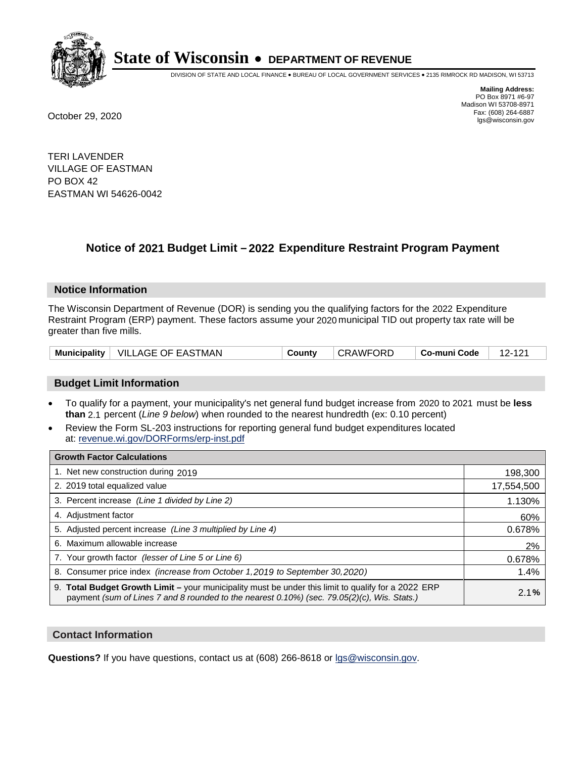# State of Wisconsin • DEPARTMENT OF REVENUE

DIVISION OF STATE AND LOCAL FINANCE • BUREAU OF LOCAL GOVERNMENT SERVICES • 2135 RIMROCK RD MADISON, WI 53713

**Mailing Address:**
PO Box 8971 #6-97
Madison WI 53708-8971
Fax: (608) 264-6887
lgs@wisconsin.gov

October 29, 2020

TERI LAVENDER
VILLAGE OF EASTMAN
PO BOX 42
EASTMAN WI 54626-0042

## Notice of 2021 Budget Limit – 2022 Expenditure Restraint Program Payment

### Notice Information

The Wisconsin Department of Revenue (DOR) is sending you the qualifying factors for the 2022 Expenditure Restraint Program (ERP) payment. These factors assume your 2020 municipal TID out property tax rate will be greater than five mills.

| Municipality | VILLAGE OF EASTMAN | County | CRAWFORD | Co-muni Code | 12-121 |
|---|---|---|---|---|---|

### Budget Limit Information

- To qualify for a payment, your municipality's net general fund budget increase from 2020 to 2021 must be **less than** 2.1 percent (*Line 9 below*) when rounded to the nearest hundredth (ex: 0.10 percent)
- Review the Form SL-203 instructions for reporting general fund budget expenditures located at: revenue.wi.gov/DORForms/erp-inst.pdf

| Growth Factor Calculations | |
|---|---|
| 1. Net new construction during 2019 | 198,300 |
| 2. 2019 total equalized value | 17,554,500 |
| 3. Percent increase *(Line 1 divided by Line 2)* | 1.130% |
| 4. Adjustment factor | 60% |
| 5. Adjusted percent increase *(Line 3 multiplied by Line 4)* | 0.678% |
| 6. Maximum allowable increase | 2% |
| 7. Your growth factor *(lesser of Line 5 or Line 6)* | 0.678% |
| 8. Consumer price index *(increase from October 1,2019 to September 30,2020)* | 1.4% |
| 9. **Total Budget Growth Limit –** your municipality must be under this limit to qualify for a 2022 ERP payment *(sum of Lines 7 and 8 rounded to the nearest 0.10%) (sec. 79.05(2)(c), Wis. Stats.)* | 2.1**%** |

### Contact Information

**Questions?** If you have questions, contact us at (608) 266-8618 or lgs@wisconsin.gov.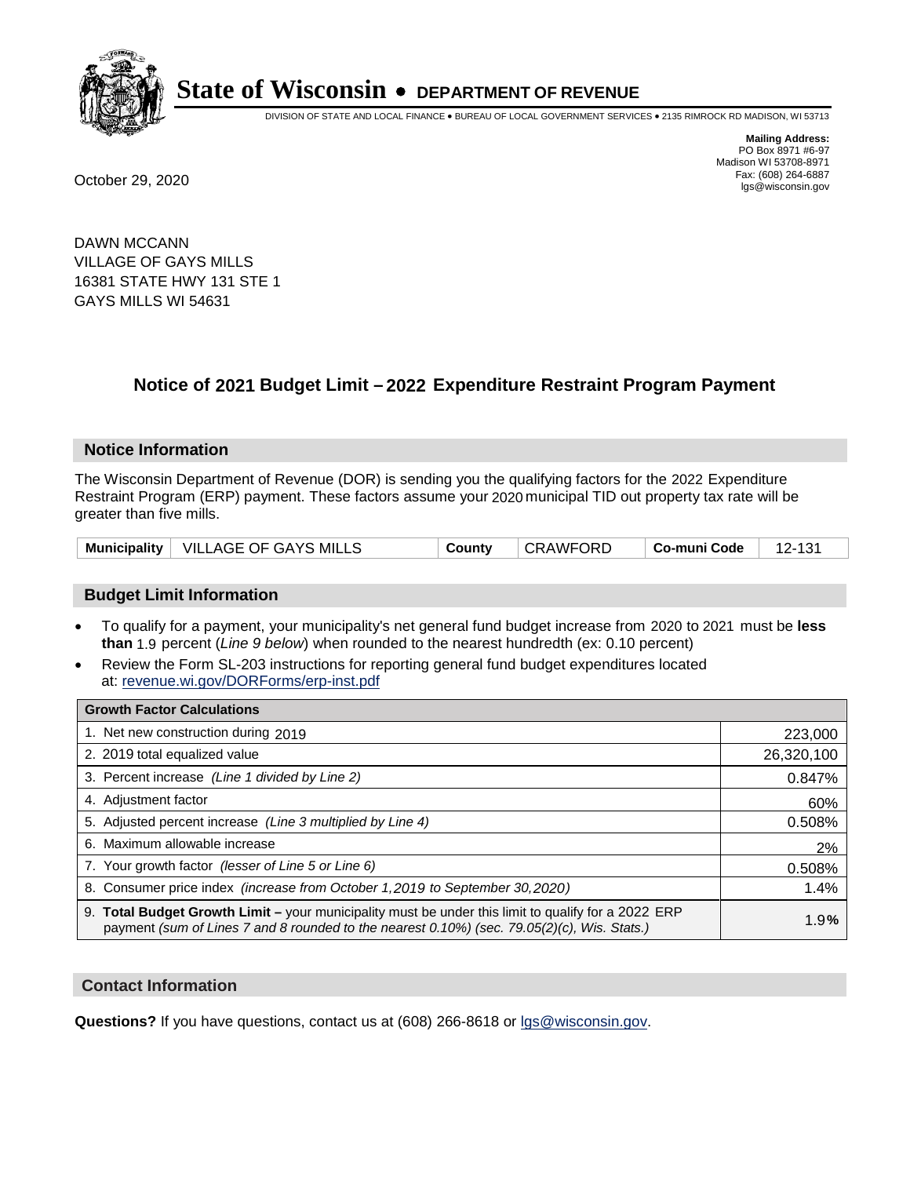# State of Wisconsin • DEPARTMENT OF REVENUE

DIVISION OF STATE AND LOCAL FINANCE • BUREAU OF LOCAL GOVERNMENT SERVICES • 2135 RIMROCK RD MADISON, WI 53713

**Mailing Address:**
PO Box 8971 #6-97
Madison WI 53708-8971
Fax: (608) 264-6887
lgs@wisconsin.gov

October 29, 2020

DAWN MCCANN
VILLAGE OF GAYS MILLS
16381 STATE HWY 131 STE 1
GAYS MILLS WI 54631

## Notice of 2021 Budget Limit – 2022 Expenditure Restraint Program Payment

### Notice Information

The Wisconsin Department of Revenue (DOR) is sending you the qualifying factors for the 2022 Expenditure Restraint Program (ERP) payment. These factors assume your 2020 municipal TID out property tax rate will be greater than five mills.

| Municipality | VILLAGE OF GAYS MILLS | County | CRAWFORD | Co-muni Code | 12-131 |
|---|---|---|---|---|---|

### Budget Limit Information

- To qualify for a payment, your municipality's net general fund budget increase from 2020 to 2021 must be **less than** 1.9 percent (*Line 9 below*) when rounded to the nearest hundredth (ex: 0.10 percent)
- Review the Form SL-203 instructions for reporting general fund budget expenditures located at: revenue.wi.gov/DORForms/erp-inst.pdf

| Growth Factor Calculations | |
|---|---|
| 1. Net new construction during 2019 | 223,000 |
| 2. 2019 total equalized value | 26,320,100 |
| 3. Percent increase *(Line 1 divided by Line 2)* | 0.847% |
| 4. Adjustment factor | 60% |
| 5. Adjusted percent increase *(Line 3 multiplied by Line 4)* | 0.508% |
| 6. Maximum allowable increase | 2% |
| 7. Your growth factor *(lesser of Line 5 or Line 6)* | 0.508% |
| 8. Consumer price index *(increase from October 1,2019 to September 30,2020)* | 1.4% |
| 9. **Total Budget Growth Limit –** your municipality must be under this limit to qualify for a 2022 ERP payment *(sum of Lines 7 and 8 rounded to the nearest 0.10%) (sec. 79.05(2)(c), Wis. Stats.)* | 1.9**%** |

### Contact Information

**Questions?** If you have questions, contact us at (608) 266-8618 or lgs@wisconsin.gov.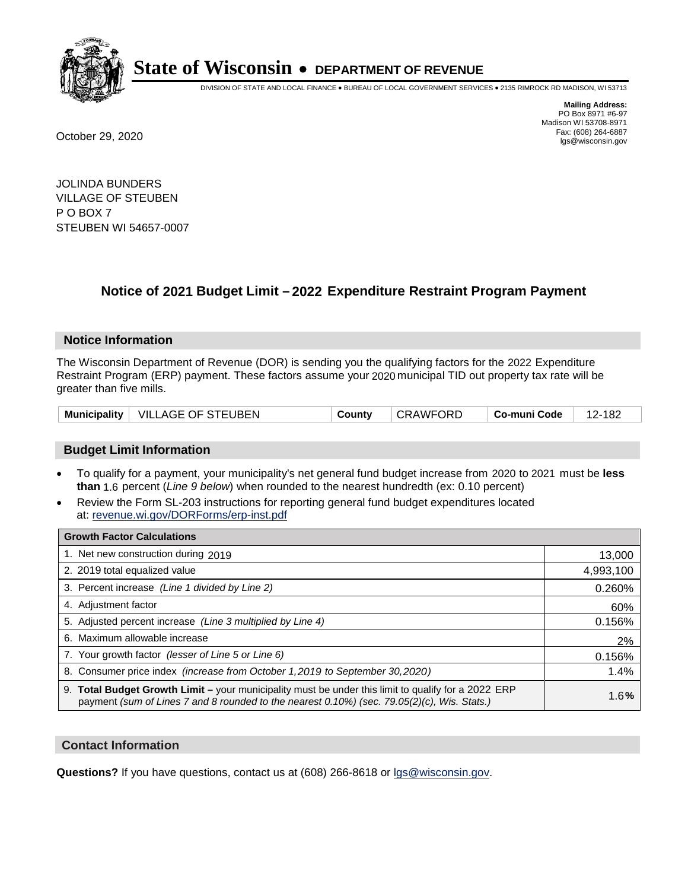# State of Wisconsin • DEPARTMENT OF REVENUE

DIVISION OF STATE AND LOCAL FINANCE • BUREAU OF LOCAL GOVERNMENT SERVICES • 2135 RIMROCK RD MADISON, WI 53713

**Mailing Address:**
PO Box 8971 #6-97
Madison WI 53708-8971
Fax: (608) 264-6887
lgs@wisconsin.gov

October 29, 2020

JOLINDA BUNDERS
VILLAGE OF STEUBEN
P O BOX 7
STEUBEN WI 54657-0007

## Notice of 2021 Budget Limit – 2022 Expenditure Restraint Program Payment

### Notice Information

The Wisconsin Department of Revenue (DOR) is sending you the qualifying factors for the 2022 Expenditure Restraint Program (ERP) payment. These factors assume your 2020 municipal TID out property tax rate will be greater than five mills.

| Municipality | VILLAGE OF STEUBEN | County | CRAWFORD | Co-muni Code | 12-182 |
|---|---|---|---|---|---|

### Budget Limit Information

- To qualify for a payment, your municipality's net general fund budget increase from 2020 to 2021 must be **less than** 1.6 percent (*Line 9 below*) when rounded to the nearest hundredth (ex: 0.10 percent)
- Review the Form SL-203 instructions for reporting general fund budget expenditures located at: revenue.wi.gov/DORForms/erp-inst.pdf

| Growth Factor Calculations | |
|---|---|
| 1. Net new construction during 2019 | 13,000 |
| 2. 2019 total equalized value | 4,993,100 |
| 3. Percent increase *(Line 1 divided by Line 2)* | 0.260% |
| 4. Adjustment factor | 60% |
| 5. Adjusted percent increase *(Line 3 multiplied by Line 4)* | 0.156% |
| 6. Maximum allowable increase | 2% |
| 7. Your growth factor *(lesser of Line 5 or Line 6)* | 0.156% |
| 8. Consumer price index *(increase from October 1,2019 to September 30,2020)* | 1.4% |
| 9. **Total Budget Growth Limit –** your municipality must be under this limit to qualify for a 2022 ERP payment *(sum of Lines 7 and 8 rounded to the nearest 0.10%) (sec. 79.05(2)(c), Wis. Stats.)* | 1.6**%** |

### Contact Information

**Questions?** If you have questions, contact us at (608) 266-8618 or lgs@wisconsin.gov.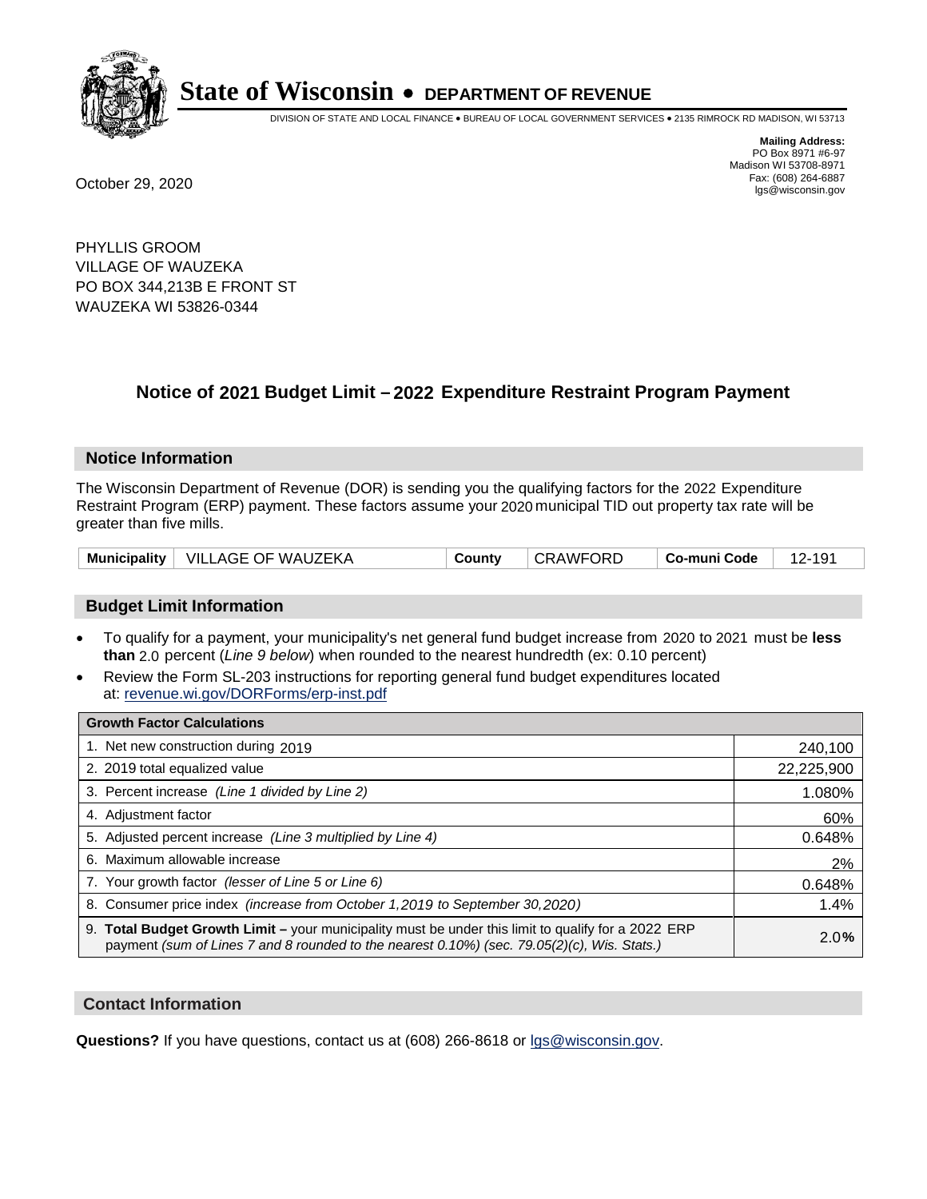# State of Wisconsin • DEPARTMENT OF REVENUE

DIVISION OF STATE AND LOCAL FINANCE • BUREAU OF LOCAL GOVERNMENT SERVICES • 2135 RIMROCK RD MADISON, WI 53713

**Mailing Address:**
PO Box 8971 #6-97
Madison WI 53708-8971
Fax: (608) 264-6887
lgs@wisconsin.gov

October 29, 2020

PHYLLIS GROOM
VILLAGE OF WAUZEKA
PO BOX 344,213B E FRONT ST
WAUZEKA WI 53826-0344

## Notice of 2021 Budget Limit – 2022 Expenditure Restraint Program Payment

### Notice Information

The Wisconsin Department of Revenue (DOR) is sending you the qualifying factors for the 2022 Expenditure Restraint Program (ERP) payment. These factors assume your 2020 municipal TID out property tax rate will be greater than five mills.

| Municipality | VILLAGE OF WAUZEKA | County | CRAWFORD | Co-muni Code | 12-191 |
|---|---|---|---|---|---|

### Budget Limit Information

- To qualify for a payment, your municipality's net general fund budget increase from 2020 to 2021 must be **less than** 2.0 percent (*Line 9 below*) when rounded to the nearest hundredth (ex: 0.10 percent)
- Review the Form SL-203 instructions for reporting general fund budget expenditures located at: revenue.wi.gov/DORForms/erp-inst.pdf

| Growth Factor Calculations | |
|---|---|
| 1. Net new construction during 2019 | 240,100 |
| 2. 2019 total equalized value | 22,225,900 |
| 3. Percent increase *(Line 1 divided by Line 2)* | 1.080% |
| 4. Adjustment factor | 60% |
| 5. Adjusted percent increase *(Line 3 multiplied by Line 4)* | 0.648% |
| 6. Maximum allowable increase | 2% |
| 7. Your growth factor *(lesser of Line 5 or Line 6)* | 0.648% |
| 8. Consumer price index *(increase from October 1,2019 to September 30,2020)* | 1.4% |
| 9. **Total Budget Growth Limit –** your municipality must be under this limit to qualify for a 2022 ERP payment *(sum of Lines 7 and 8 rounded to the nearest 0.10%) (sec. 79.05(2)(c), Wis. Stats.)* | 2.0% |

### Contact Information

**Questions?** If you have questions, contact us at (608) 266-8618 or lgs@wisconsin.gov.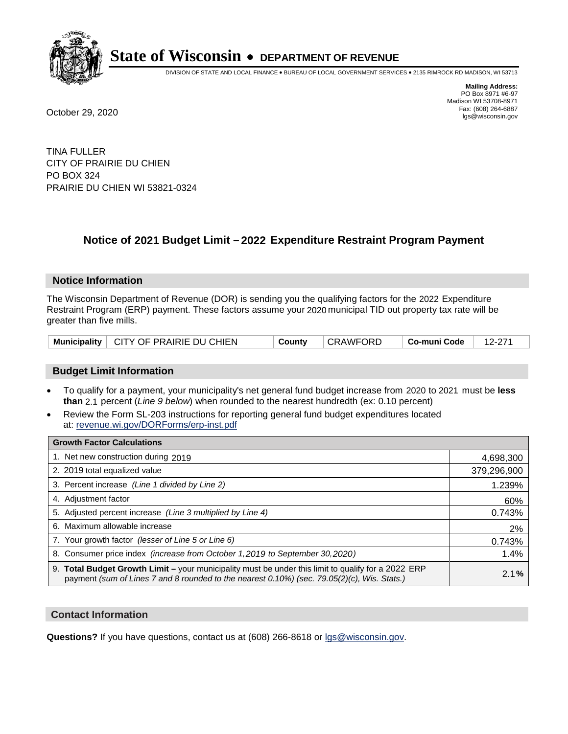# State of Wisconsin • DEPARTMENT OF REVENUE

DIVISION OF STATE AND LOCAL FINANCE • BUREAU OF LOCAL GOVERNMENT SERVICES • 2135 RIMROCK RD MADISON, WI 53713

**Mailing Address:**
PO Box 8971 #6-97
Madison WI 53708-8971
Fax: (608) 264-6887
lgs@wisconsin.gov

October 29, 2020

TINA FULLER
CITY OF PRAIRIE DU CHIEN
PO BOX 324
PRAIRIE DU CHIEN WI 53821-0324

## Notice of 2021 Budget Limit – 2022 Expenditure Restraint Program Payment

### Notice Information

The Wisconsin Department of Revenue (DOR) is sending you the qualifying factors for the 2022 Expenditure Restraint Program (ERP) payment. These factors assume your 2020 municipal TID out property tax rate will be greater than five mills.

| Municipality | CITY OF PRAIRIE DU CHIEN | County | CRAWFORD | Co-muni Code | 12-271 |
|---|---|---|---|---|---|

### Budget Limit Information

- To qualify for a payment, your municipality's net general fund budget increase from 2020 to 2021 must be **less than** 2.1 percent (*Line 9 below*) when rounded to the nearest hundredth (ex: 0.10 percent)
- Review the Form SL-203 instructions for reporting general fund budget expenditures located at: revenue.wi.gov/DORForms/erp-inst.pdf

| Growth Factor Calculations | |
|---|---|
| 1. Net new construction during 2019 | 4,698,300 |
| 2. 2019 total equalized value | 379,296,900 |
| 3. Percent increase *(Line 1 divided by Line 2)* | 1.239% |
| 4. Adjustment factor | 60% |
| 5. Adjusted percent increase *(Line 3 multiplied by Line 4)* | 0.743% |
| 6. Maximum allowable increase | 2% |
| 7. Your growth factor *(lesser of Line 5 or Line 6)* | 0.743% |
| 8. Consumer price index *(increase from October 1,2019 to September 30,2020)* | 1.4% |
| 9. **Total Budget Growth Limit –** your municipality must be under this limit to qualify for a 2022 ERP payment *(sum of Lines 7 and 8 rounded to the nearest 0.10%) (sec. 79.05(2)(c), Wis. Stats.)* | 2.1**%** |

### Contact Information

**Questions?** If you have questions, contact us at (608) 266-8618 or lgs@wisconsin.gov.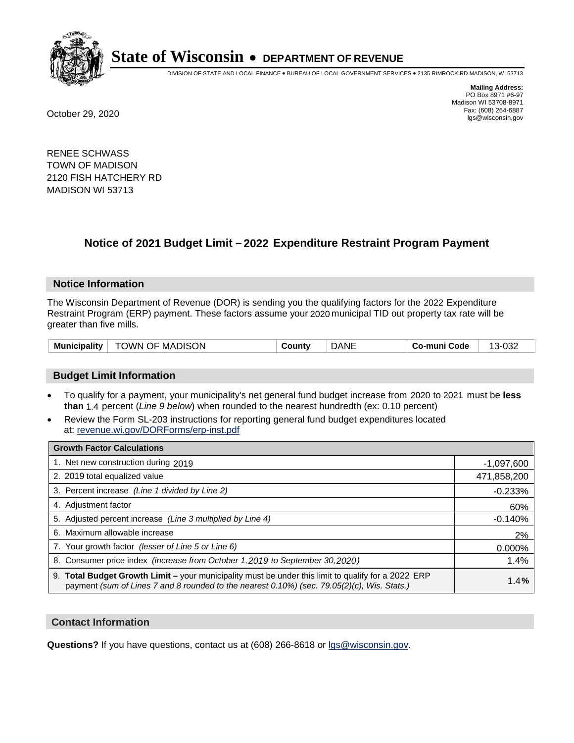# State of Wisconsin • DEPARTMENT OF REVENUE

DIVISION OF STATE AND LOCAL FINANCE • BUREAU OF LOCAL GOVERNMENT SERVICES • 2135 RIMROCK RD MADISON, WI 53713

**Mailing Address:**
PO Box 8971 #6-97
Madison WI 53708-8971
Fax: (608) 264-6887
lgs@wisconsin.gov

October 29, 2020

RENEE SCHWASS
TOWN OF MADISON
2120 FISH HATCHERY RD
MADISON WI 53713

## Notice of 2021 Budget Limit – 2022 Expenditure Restraint Program Payment

### Notice Information

The Wisconsin Department of Revenue (DOR) is sending you the qualifying factors for the 2022 Expenditure Restraint Program (ERP) payment. These factors assume your 2020 municipal TID out property tax rate will be greater than five mills.

| Municipality | TOWN OF MADISON | County | DANE | Co-muni Code | 13-032 |
|---|---|---|---|---|---|

### Budget Limit Information

- To qualify for a payment, your municipality's net general fund budget increase from 2020 to 2021 must be **less than** 1.4 percent (*Line 9 below*) when rounded to the nearest hundredth (ex: 0.10 percent)
- Review the Form SL-203 instructions for reporting general fund budget expenditures located at: revenue.wi.gov/DORForms/erp-inst.pdf

| Growth Factor Calculations | |
|---|---|
| 1. Net new construction during 2019 | -1,097,600 |
| 2. 2019 total equalized value | 471,858,200 |
| 3. Percent increase *(Line 1 divided by Line 2)* | -0.233% |
| 4. Adjustment factor | 60% |
| 5. Adjusted percent increase *(Line 3 multiplied by Line 4)* | -0.140% |
| 6. Maximum allowable increase | 2% |
| 7. Your growth factor *(lesser of Line 5 or Line 6)* | 0.000% |
| 8. Consumer price index *(increase from October 1,2019 to September 30,2020)* | 1.4% |
| 9. **Total Budget Growth Limit –** your municipality must be under this limit to qualify for a 2022 ERP payment *(sum of Lines 7 and 8 rounded to the nearest 0.10%) (sec. 79.05(2)(c), Wis. Stats.)* | **1.4%** |

### Contact Information

**Questions?** If you have questions, contact us at (608) 266-8618 or lgs@wisconsin.gov.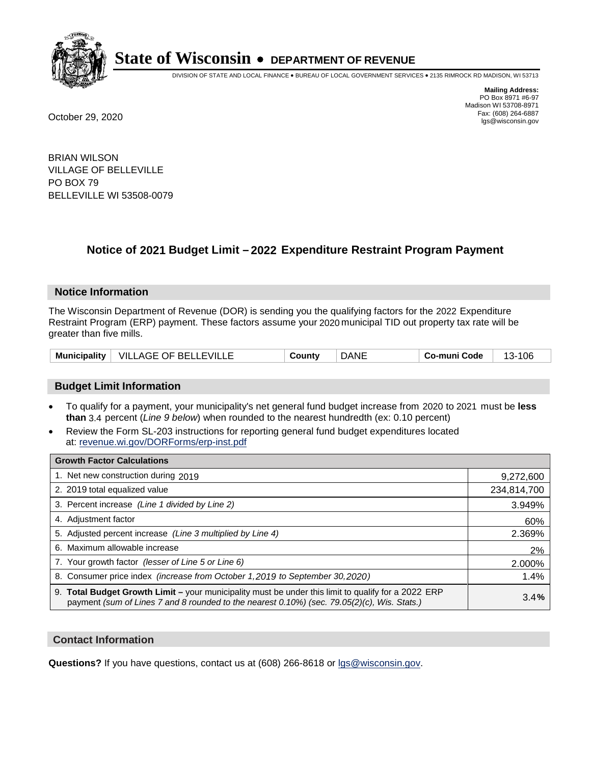# State of Wisconsin • DEPARTMENT OF REVENUE

DIVISION OF STATE AND LOCAL FINANCE • BUREAU OF LOCAL GOVERNMENT SERVICES • 2135 RIMROCK RD MADISON, WI 53713

**Mailing Address:**
PO Box 8971 #6-97
Madison WI 53708-8971
Fax: (608) 264-6887
lgs@wisconsin.gov

October 29, 2020

BRIAN WILSON
VILLAGE OF BELLEVILLE
PO BOX 79
BELLEVILLE WI 53508-0079

## Notice of 2021 Budget Limit – 2022 Expenditure Restraint Program Payment

### Notice Information

The Wisconsin Department of Revenue (DOR) is sending you the qualifying factors for the 2022 Expenditure Restraint Program (ERP) payment. These factors assume your 2020 municipal TID out property tax rate will be greater than five mills.

| Municipality | VILLAGE OF BELLEVILLE | County | DANE | Co-muni Code | 13-106 |
|---|---|---|---|---|---|

### Budget Limit Information

- To qualify for a payment, your municipality's net general fund budget increase from 2020 to 2021 must be **less than** 3.4 percent (*Line 9 below*) when rounded to the nearest hundredth (ex: 0.10 percent)
- Review the Form SL-203 instructions for reporting general fund budget expenditures located at: revenue.wi.gov/DORForms/erp-inst.pdf

| Growth Factor Calculations | |
|---|---|
| 1. Net new construction during 2019 | 9,272,600 |
| 2. 2019 total equalized value | 234,814,700 |
| 3. Percent increase *(Line 1 divided by Line 2)* | 3.949% |
| 4. Adjustment factor | 60% |
| 5. Adjusted percent increase *(Line 3 multiplied by Line 4)* | 2.369% |
| 6. Maximum allowable increase | 2% |
| 7. Your growth factor *(lesser of Line 5 or Line 6)* | 2.000% |
| 8. Consumer price index *(increase from October 1,2019 to September 30,2020)* | 1.4% |
| 9. **Total Budget Growth Limit –** your municipality must be under this limit to qualify for a 2022 ERP payment *(sum of Lines 7 and 8 rounded to the nearest 0.10%) (sec. 79.05(2)(c), Wis. Stats.)* | 3.4**%** |

### Contact Information

**Questions?** If you have questions, contact us at (608) 266-8618 or lgs@wisconsin.gov.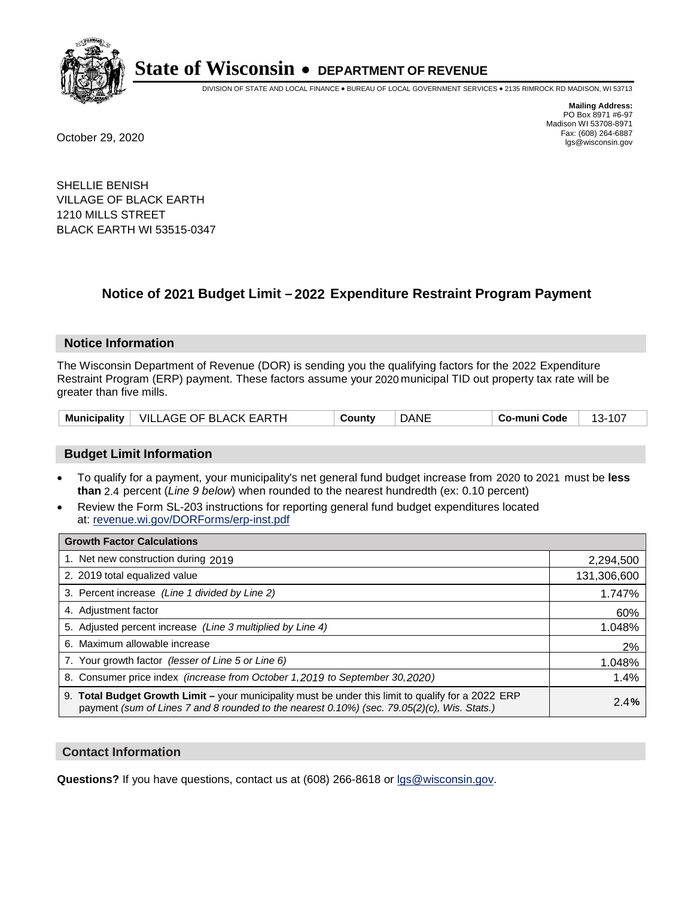# State of Wisconsin • DEPARTMENT OF REVENUE

DIVISION OF STATE AND LOCAL FINANCE • BUREAU OF LOCAL GOVERNMENT SERVICES • 2135 RIMROCK RD MADISON, WI 53713

**Mailing Address:**
PO Box 8971 #6-97
Madison WI 53708-8971
Fax: (608) 264-6887
lgs@wisconsin.gov

October 29, 2020

SHELLIE BENISH
VILLAGE OF BLACK EARTH
1210 MILLS STREET
BLACK EARTH WI 53515-0347

## Notice of 2021 Budget Limit – 2022 Expenditure Restraint Program Payment

### Notice Information

The Wisconsin Department of Revenue (DOR) is sending you the qualifying factors for the 2022 Expenditure Restraint Program (ERP) payment. These factors assume your 2020 municipal TID out property tax rate will be greater than five mills.

| Municipality | VILLAGE OF BLACK EARTH | County | DANE | Co-muni Code | 13-107 |
|---|---|---|---|---|---|

### Budget Limit Information

- To qualify for a payment, your municipality's net general fund budget increase from 2020 to 2021 must be **less than** 2.4 percent (*Line 9 below*) when rounded to the nearest hundredth (ex: 0.10 percent)
- Review the Form SL-203 instructions for reporting general fund budget expenditures located at: revenue.wi.gov/DORForms/erp-inst.pdf

| Growth Factor Calculations | |
|---|---|
| 1. Net new construction during 2019 | 2,294,500 |
| 2. 2019 total equalized value | 131,306,600 |
| 3. Percent increase *(Line 1 divided by Line 2)* | 1.747% |
| 4. Adjustment factor | 60% |
| 5. Adjusted percent increase *(Line 3 multiplied by Line 4)* | 1.048% |
| 6. Maximum allowable increase | 2% |
| 7. Your growth factor *(lesser of Line 5 or Line 6)* | 1.048% |
| 8. Consumer price index *(increase from October 1,2019 to September 30,2020)* | 1.4% |
| 9. **Total Budget Growth Limit –** your municipality must be under this limit to qualify for a 2022 ERP payment *(sum of Lines 7 and 8 rounded to the nearest 0.10%) (sec. 79.05(2)(c), Wis. Stats.)* | 2.4**%** |

### Contact Information

**Questions?** If you have questions, contact us at (608) 266-8618 or lgs@wisconsin.gov.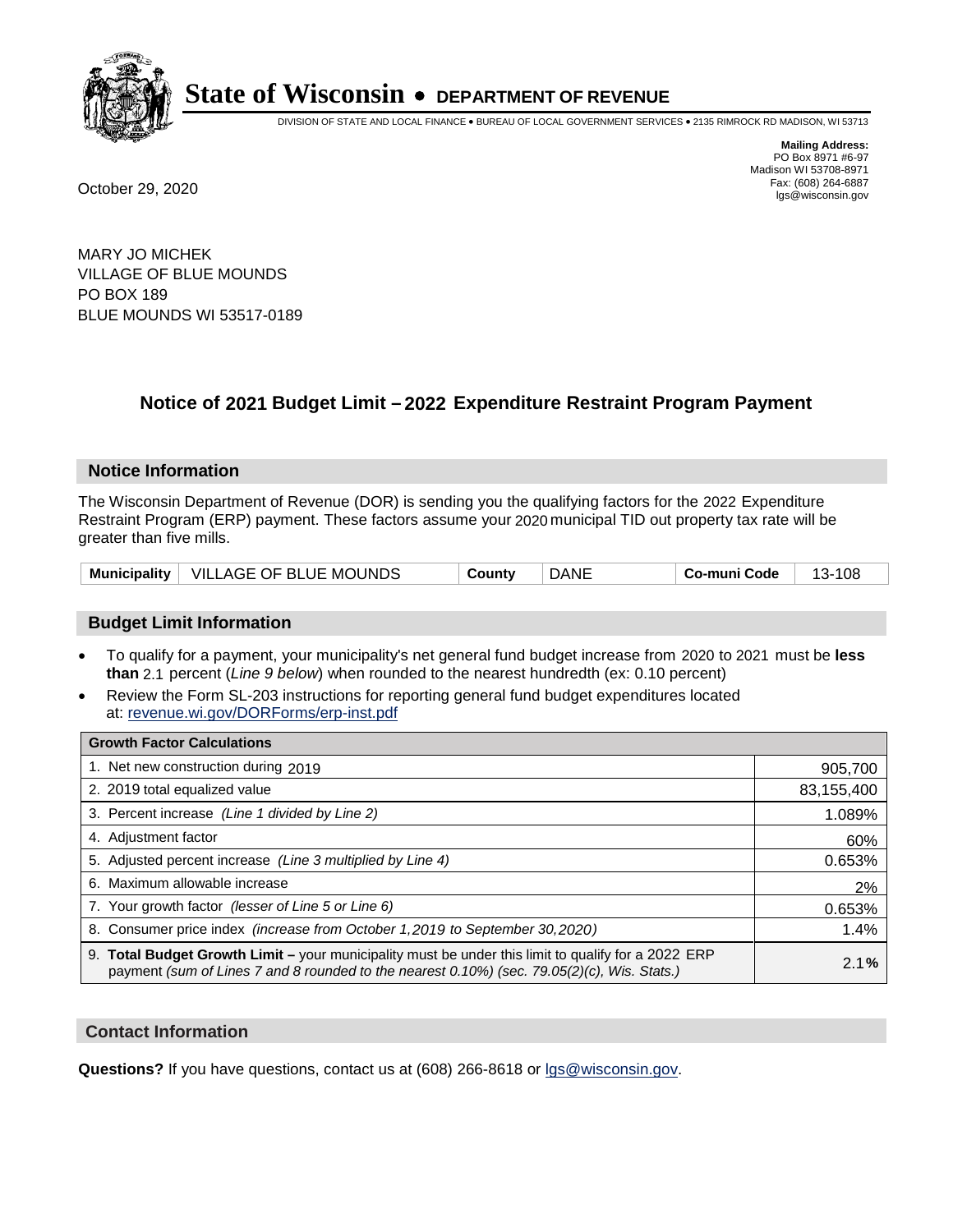# State of Wisconsin • DEPARTMENT OF REVENUE

DIVISION OF STATE AND LOCAL FINANCE • BUREAU OF LOCAL GOVERNMENT SERVICES • 2135 RIMROCK RD MADISON, WI 53713

**Mailing Address:**
PO Box 8971 #6-97
Madison WI 53708-8971
Fax: (608) 264-6887
lgs@wisconsin.gov

October 29, 2020

MARY JO MICHEK
VILLAGE OF BLUE MOUNDS
PO BOX 189
BLUE MOUNDS WI 53517-0189

## Notice of 2021 Budget Limit – 2022 Expenditure Restraint Program Payment

### Notice Information

The Wisconsin Department of Revenue (DOR) is sending you the qualifying factors for the 2022 Expenditure Restraint Program (ERP) payment. These factors assume your 2020 municipal TID out property tax rate will be greater than five mills.

| Municipality | VILLAGE OF BLUE MOUNDS | County | DANE | Co-muni Code | 13-108 |
|---|---|---|---|---|---|

### Budget Limit Information

- To qualify for a payment, your municipality's net general fund budget increase from 2020 to 2021 must be **less than** 2.1 percent (*Line 9 below*) when rounded to the nearest hundredth (ex: 0.10 percent)
- Review the Form SL-203 instructions for reporting general fund budget expenditures located at: revenue.wi.gov/DORForms/erp-inst.pdf

| Growth Factor Calculations | |
|---|---|
| 1. Net new construction during 2019 | 905,700 |
| 2. 2019 total equalized value | 83,155,400 |
| 3. Percent increase *(Line 1 divided by Line 2)* | 1.089% |
| 4. Adjustment factor | 60% |
| 5. Adjusted percent increase *(Line 3 multiplied by Line 4)* | 0.653% |
| 6. Maximum allowable increase | 2% |
| 7. Your growth factor *(lesser of Line 5 or Line 6)* | 0.653% |
| 8. Consumer price index *(increase from October 1,2019 to September 30,2020)* | 1.4% |
| 9. **Total Budget Growth Limit –** your municipality must be under this limit to qualify for a 2022 ERP payment *(sum of Lines 7 and 8 rounded to the nearest 0.10%) (sec. 79.05(2)(c), Wis. Stats.)* | 2.1**%** |

### Contact Information

**Questions?** If you have questions, contact us at (608) 266-8618 or lgs@wisconsin.gov.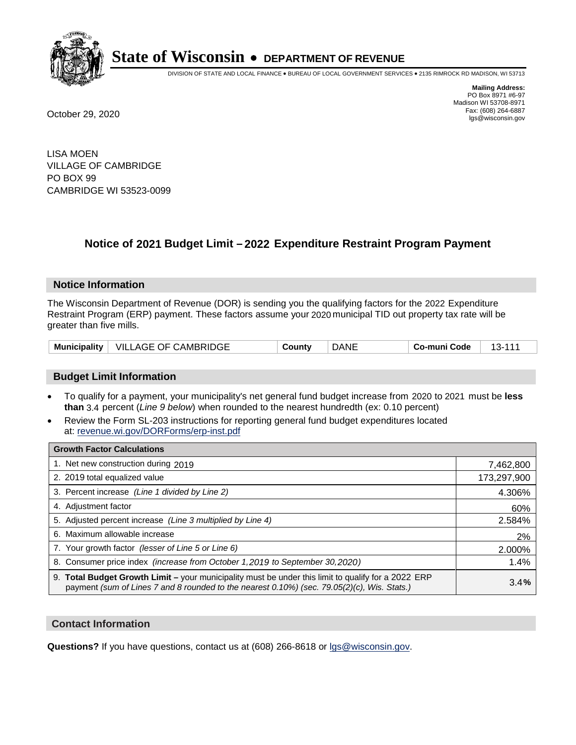# State of Wisconsin • DEPARTMENT OF REVENUE

DIVISION OF STATE AND LOCAL FINANCE • BUREAU OF LOCAL GOVERNMENT SERVICES • 2135 RIMROCK RD MADISON, WI 53713

**Mailing Address:**
PO Box 8971 #6-97
Madison WI 53708-8971
Fax: (608) 264-6887
lgs@wisconsin.gov

October 29, 2020

LISA MOEN
VILLAGE OF CAMBRIDGE
PO BOX 99
CAMBRIDGE WI 53523-0099

## Notice of 2021 Budget Limit – 2022 Expenditure Restraint Program Payment

### Notice Information

The Wisconsin Department of Revenue (DOR) is sending you the qualifying factors for the 2022 Expenditure Restraint Program (ERP) payment. These factors assume your 2020 municipal TID out property tax rate will be greater than five mills.

| Municipality | VILLAGE OF CAMBRIDGE | County | DANE | Co-muni Code | 13-111 |
|---|---|---|---|---|---|

### Budget Limit Information

- To qualify for a payment, your municipality's net general fund budget increase from 2020 to 2021 must be **less than** 3.4 percent (*Line 9 below*) when rounded to the nearest hundredth (ex: 0.10 percent)
- Review the Form SL-203 instructions for reporting general fund budget expenditures located at: revenue.wi.gov/DORForms/erp-inst.pdf

| Growth Factor Calculations | |
|---|---|
| 1. Net new construction during 2019 | 7,462,800 |
| 2. 2019 total equalized value | 173,297,900 |
| 3. Percent increase *(Line 1 divided by Line 2)* | 4.306% |
| 4. Adjustment factor | 60% |
| 5. Adjusted percent increase *(Line 3 multiplied by Line 4)* | 2.584% |
| 6. Maximum allowable increase | 2% |
| 7. Your growth factor *(lesser of Line 5 or Line 6)* | 2.000% |
| 8. Consumer price index *(increase from October 1,2019 to September 30,2020)* | 1.4% |
| 9. **Total Budget Growth Limit –** your municipality must be under this limit to qualify for a 2022 ERP payment *(sum of Lines 7 and 8 rounded to the nearest 0.10%) (sec. 79.05(2)(c), Wis. Stats.)* | 3.4**%** |

### Contact Information

**Questions?** If you have questions, contact us at (608) 266-8618 or lgs@wisconsin.gov.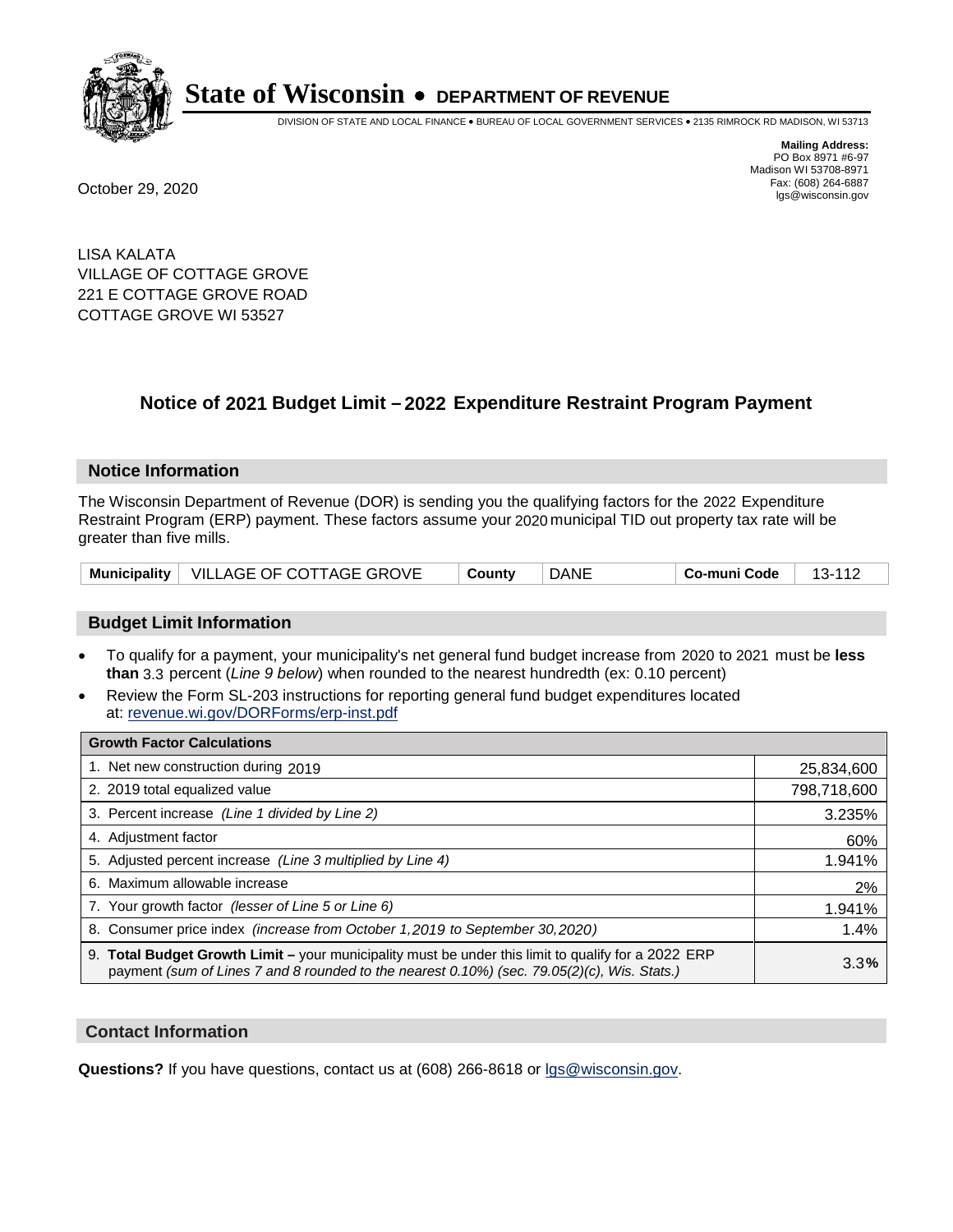# State of Wisconsin • DEPARTMENT OF REVENUE

DIVISION OF STATE AND LOCAL FINANCE • BUREAU OF LOCAL GOVERNMENT SERVICES • 2135 RIMROCK RD MADISON, WI 53713

**Mailing Address:**
PO Box 8971 #6-97
Madison WI 53708-8971
Fax: (608) 264-6887
lgs@wisconsin.gov

October 29, 2020

LISA KALATA
VILLAGE OF COTTAGE GROVE
221 E COTTAGE GROVE ROAD
COTTAGE GROVE WI 53527

## Notice of 2021 Budget Limit – 2022 Expenditure Restraint Program Payment

### Notice Information

The Wisconsin Department of Revenue (DOR) is sending you the qualifying factors for the 2022 Expenditure Restraint Program (ERP) payment. These factors assume your 2020 municipal TID out property tax rate will be greater than five mills.

| Municipality | VILLAGE OF COTTAGE GROVE | County | DANE | Co-muni Code | 13-112 |
|---|---|---|---|---|---|

### Budget Limit Information

- To qualify for a payment, your municipality's net general fund budget increase from 2020 to 2021 must be **less than** 3.3 percent (*Line 9 below*) when rounded to the nearest hundredth (ex: 0.10 percent)
- Review the Form SL-203 instructions for reporting general fund budget expenditures located at: revenue.wi.gov/DORForms/erp-inst.pdf

| Growth Factor Calculations | |
|---|---|
| 1. Net new construction during 2019 | 25,834,600 |
| 2. 2019 total equalized value | 798,718,600 |
| 3. Percent increase *(Line 1 divided by Line 2)* | 3.235% |
| 4. Adjustment factor | 60% |
| 5. Adjusted percent increase *(Line 3 multiplied by Line 4)* | 1.941% |
| 6. Maximum allowable increase | 2% |
| 7. Your growth factor *(lesser of Line 5 or Line 6)* | 1.941% |
| 8. Consumer price index *(increase from October 1,2019 to September 30,2020)* | 1.4% |
| 9. **Total Budget Growth Limit** – your municipality must be under this limit to qualify for a 2022 ERP payment *(sum of Lines 7 and 8 rounded to the nearest 0.10%) (sec. 79.05(2)(c), Wis. Stats.)* | 3.3**%** |

### Contact Information

**Questions?** If you have questions, contact us at (608) 266-8618 or lgs@wisconsin.gov.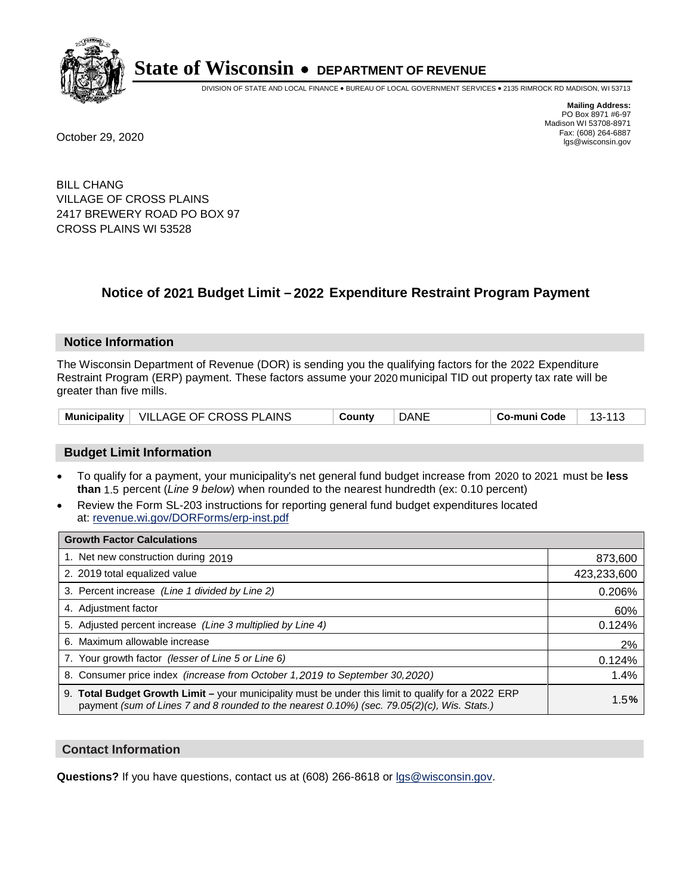# State of Wisconsin • DEPARTMENT OF REVENUE

DIVISION OF STATE AND LOCAL FINANCE • BUREAU OF LOCAL GOVERNMENT SERVICES • 2135 RIMROCK RD MADISON, WI 53713

**Mailing Address:**
PO Box 8971 #6-97
Madison WI 53708-8971
Fax: (608) 264-6887
lgs@wisconsin.gov

October 29, 2020

BILL CHANG
VILLAGE OF CROSS PLAINS
2417 BREWERY ROAD PO BOX 97
CROSS PLAINS WI 53528

## Notice of 2021 Budget Limit – 2022 Expenditure Restraint Program Payment

### Notice Information

The Wisconsin Department of Revenue (DOR) is sending you the qualifying factors for the 2022 Expenditure Restraint Program (ERP) payment. These factors assume your 2020 municipal TID out property tax rate will be greater than five mills.

| Municipality | VILLAGE OF CROSS PLAINS | County | DANE | Co-muni Code | 13-113 |
|---|---|---|---|---|---|

### Budget Limit Information

- To qualify for a payment, your municipality's net general fund budget increase from 2020 to 2021 must be **less than** 1.5 percent (*Line 9 below*) when rounded to the nearest hundredth (ex: 0.10 percent)
- Review the Form SL-203 instructions for reporting general fund budget expenditures located at: revenue.wi.gov/DORForms/erp-inst.pdf

| Growth Factor Calculations | |
|---|---|
| 1. Net new construction during 2019 | 873,600 |
| 2. 2019 total equalized value | 423,233,600 |
| 3. Percent increase *(Line 1 divided by Line 2)* | 0.206% |
| 4. Adjustment factor | 60% |
| 5. Adjusted percent increase *(Line 3 multiplied by Line 4)* | 0.124% |
| 6. Maximum allowable increase | 2% |
| 7. Your growth factor *(lesser of Line 5 or Line 6)* | 0.124% |
| 8. Consumer price index *(increase from October 1,2019 to September 30,2020)* | 1.4% |
| 9. **Total Budget Growth Limit –** your municipality must be under this limit to qualify for a 2022 ERP payment *(sum of Lines 7 and 8 rounded to the nearest 0.10%) (sec. 79.05(2)(c), Wis. Stats.)* | 1.5**%** |

### Contact Information

**Questions?** If you have questions, contact us at (608) 266-8618 or lgs@wisconsin.gov.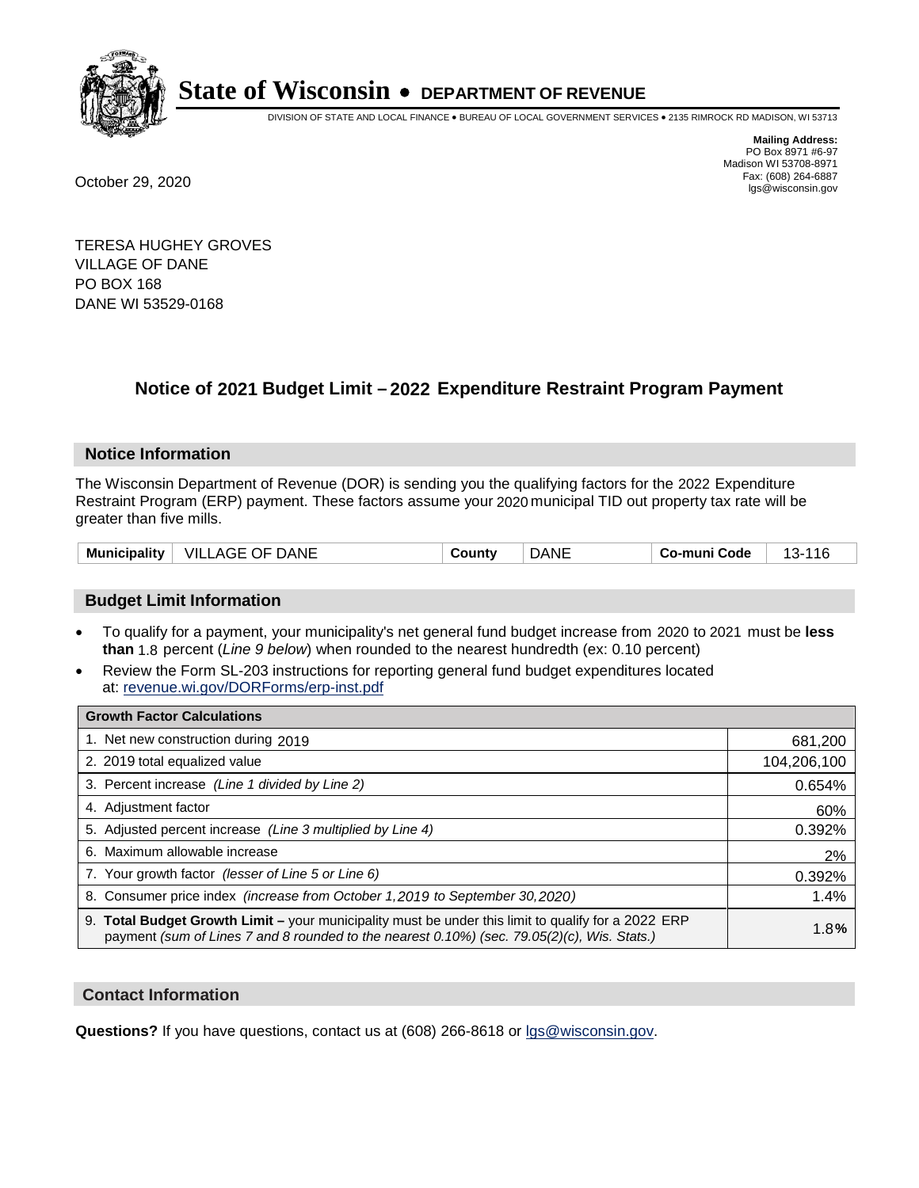**State of Wisconsin • DEPARTMENT OF REVENUE**

DIVISION OF STATE AND LOCAL FINANCE • BUREAU OF LOCAL GOVERNMENT SERVICES • 2135 RIMROCK RD MADISON, WI 53713

**Mailing Address:**
PO Box 8971 #6-97
Madison WI 53708-8971
Fax: (608) 264-6887
lgs@wisconsin.gov

October 29, 2020

TERESA HUGHEY GROVES
VILLAGE OF DANE
PO BOX 168
DANE WI 53529-0168

## Notice of 2021 Budget Limit – 2022 Expenditure Restraint Program Payment

### Notice Information

The Wisconsin Department of Revenue (DOR) is sending you the qualifying factors for the 2022 Expenditure Restraint Program (ERP) payment. These factors assume your 2020 municipal TID out property tax rate will be greater than five mills.

| Municipality | VILLAGE OF DANE | County | DANE | Co-muni Code | 13-116 |
|---|---|---|---|---|---|

### Budget Limit Information

- To qualify for a payment, your municipality's net general fund budget increase from 2020 to 2021 must be **less than** 1.8 percent (*Line 9 below*) when rounded to the nearest hundredth (ex: 0.10 percent)
- Review the Form SL-203 instructions for reporting general fund budget expenditures located at: revenue.wi.gov/DORForms/erp-inst.pdf

| Growth Factor Calculations | |
|---|---|
| 1. Net new construction during 2019 | 681,200 |
| 2. 2019 total equalized value | 104,206,100 |
| 3. Percent increase *(Line 1 divided by Line 2)* | 0.654% |
| 4. Adjustment factor | 60% |
| 5. Adjusted percent increase *(Line 3 multiplied by Line 4)* | 0.392% |
| 6. Maximum allowable increase | 2% |
| 7. Your growth factor *(lesser of Line 5 or Line 6)* | 0.392% |
| 8. Consumer price index *(increase from October 1,2019 to September 30,2020)* | 1.4% |
| 9. **Total Budget Growth Limit –** your municipality must be under this limit to qualify for a 2022 ERP payment *(sum of Lines 7 and 8 rounded to the nearest 0.10%) (sec. 79.05(2)(c), Wis. Stats.)* | 1.8**%** |

### Contact Information

**Questions?** If you have questions, contact us at (608) 266-8618 or lgs@wisconsin.gov.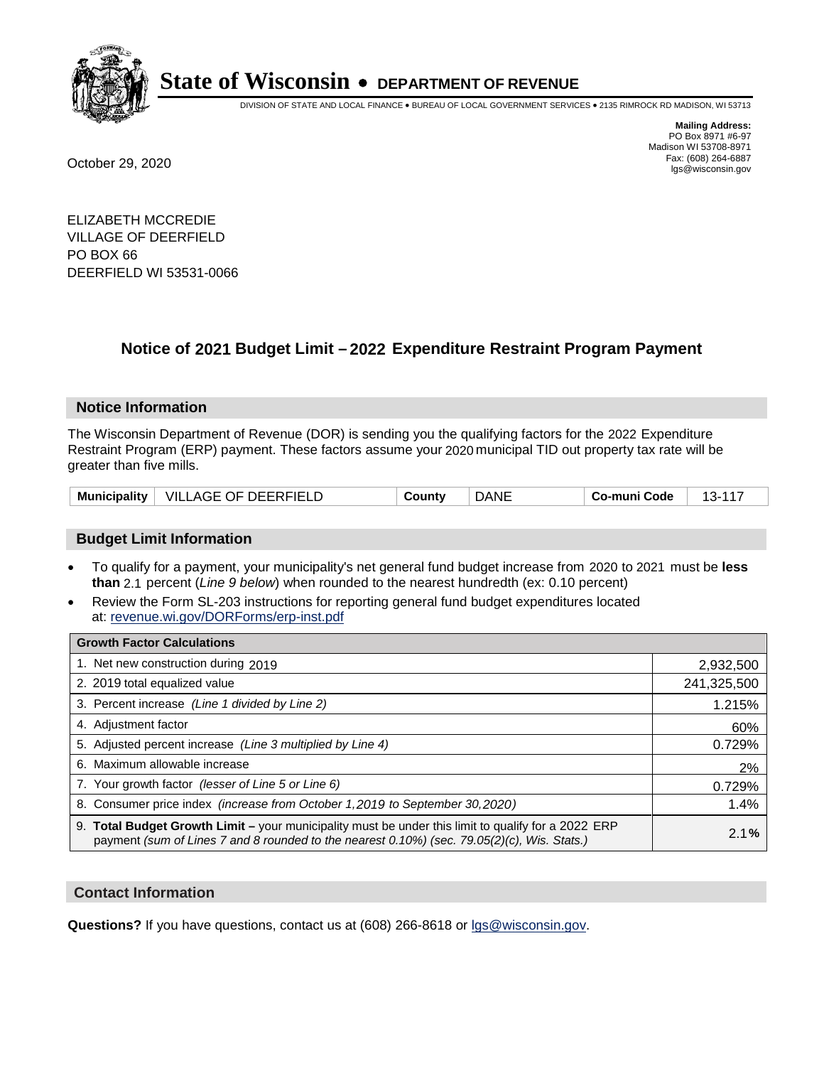# State of Wisconsin • DEPARTMENT OF REVENUE

DIVISION OF STATE AND LOCAL FINANCE • BUREAU OF LOCAL GOVERNMENT SERVICES • 2135 RIMROCK RD MADISON, WI 53713

**Mailing Address:**
PO Box 8971 #6-97
Madison WI 53708-8971
Fax: (608) 264-6887
lgs@wisconsin.gov

October 29, 2020

ELIZABETH MCCREDIE
VILLAGE OF DEERFIELD
PO BOX 66
DEERFIELD WI 53531-0066

## Notice of 2021 Budget Limit – 2022 Expenditure Restraint Program Payment

### Notice Information

The Wisconsin Department of Revenue (DOR) is sending you the qualifying factors for the 2022 Expenditure Restraint Program (ERP) payment. These factors assume your 2020 municipal TID out property tax rate will be greater than five mills.

| Municipality | VILLAGE OF DEERFIELD | County | DANE | Co-muni Code | 13-117 |
|---|---|---|---|---|---|

### Budget Limit Information

- To qualify for a payment, your municipality's net general fund budget increase from 2020 to 2021 must be **less than** 2.1 percent (*Line 9 below*) when rounded to the nearest hundredth (ex: 0.10 percent)
- Review the Form SL-203 instructions for reporting general fund budget expenditures located at: revenue.wi.gov/DORForms/erp-inst.pdf

| Growth Factor Calculations | |
|---|---|
| 1. Net new construction during 2019 | 2,932,500 |
| 2. 2019 total equalized value | 241,325,500 |
| 3. Percent increase *(Line 1 divided by Line 2)* | 1.215% |
| 4. Adjustment factor | 60% |
| 5. Adjusted percent increase *(Line 3 multiplied by Line 4)* | 0.729% |
| 6. Maximum allowable increase | 2% |
| 7. Your growth factor *(lesser of Line 5 or Line 6)* | 0.729% |
| 8. Consumer price index *(increase from October 1,2019 to September 30,2020)* | 1.4% |
| 9. **Total Budget Growth Limit –** your municipality must be under this limit to qualify for a 2022 ERP payment *(sum of Lines 7 and 8 rounded to the nearest 0.10%) (sec. 79.05(2)(c), Wis. Stats.)* | 2.1**%** |

### Contact Information

**Questions?** If you have questions, contact us at (608) 266-8618 or lgs@wisconsin.gov.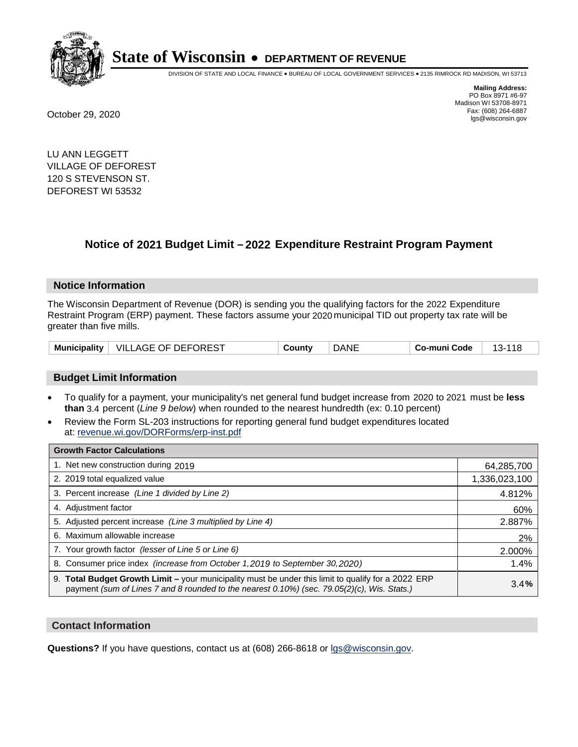# State of Wisconsin • DEPARTMENT OF REVENUE

DIVISION OF STATE AND LOCAL FINANCE • BUREAU OF LOCAL GOVERNMENT SERVICES • 2135 RIMROCK RD MADISON, WI 53713

**Mailing Address:**
PO Box 8971 #6-97
Madison WI 53708-8971
Fax: (608) 264-6887
lgs@wisconsin.gov

October 29, 2020

LU ANN LEGGETT
VILLAGE OF DEFOREST
120 S STEVENSON ST.
DEFOREST WI 53532

## Notice of 2021 Budget Limit – 2022 Expenditure Restraint Program Payment

### Notice Information

The Wisconsin Department of Revenue (DOR) is sending you the qualifying factors for the 2022 Expenditure Restraint Program (ERP) payment. These factors assume your 2020 municipal TID out property tax rate will be greater than five mills.

| Municipality | VILLAGE OF DEFOREST | County | DANE | Co-muni Code | 13-118 |
|---|---|---|---|---|---|

### Budget Limit Information

- To qualify for a payment, your municipality's net general fund budget increase from 2020 to 2021 must be **less than** 3.4 percent (*Line 9 below*) when rounded to the nearest hundredth (ex: 0.10 percent)
- Review the Form SL-203 instructions for reporting general fund budget expenditures located at: revenue.wi.gov/DORForms/erp-inst.pdf

| Growth Factor Calculations | |
|---|---|
| 1. Net new construction during 2019 | 64,285,700 |
| 2. 2019 total equalized value | 1,336,023,100 |
| 3. Percent increase *(Line 1 divided by Line 2)* | 4.812% |
| 4. Adjustment factor | 60% |
| 5. Adjusted percent increase *(Line 3 multiplied by Line 4)* | 2.887% |
| 6. Maximum allowable increase | 2% |
| 7. Your growth factor *(lesser of Line 5 or Line 6)* | 2.000% |
| 8. Consumer price index *(increase from October 1,2019 to September 30,2020)* | 1.4% |
| 9. **Total Budget Growth Limit –** your municipality must be under this limit to qualify for a 2022 ERP payment *(sum of Lines 7 and 8 rounded to the nearest 0.10%) (sec. 79.05(2)(c), Wis. Stats.)* | 3.4% |

### Contact Information

**Questions?** If you have questions, contact us at (608) 266-8618 or lgs@wisconsin.gov.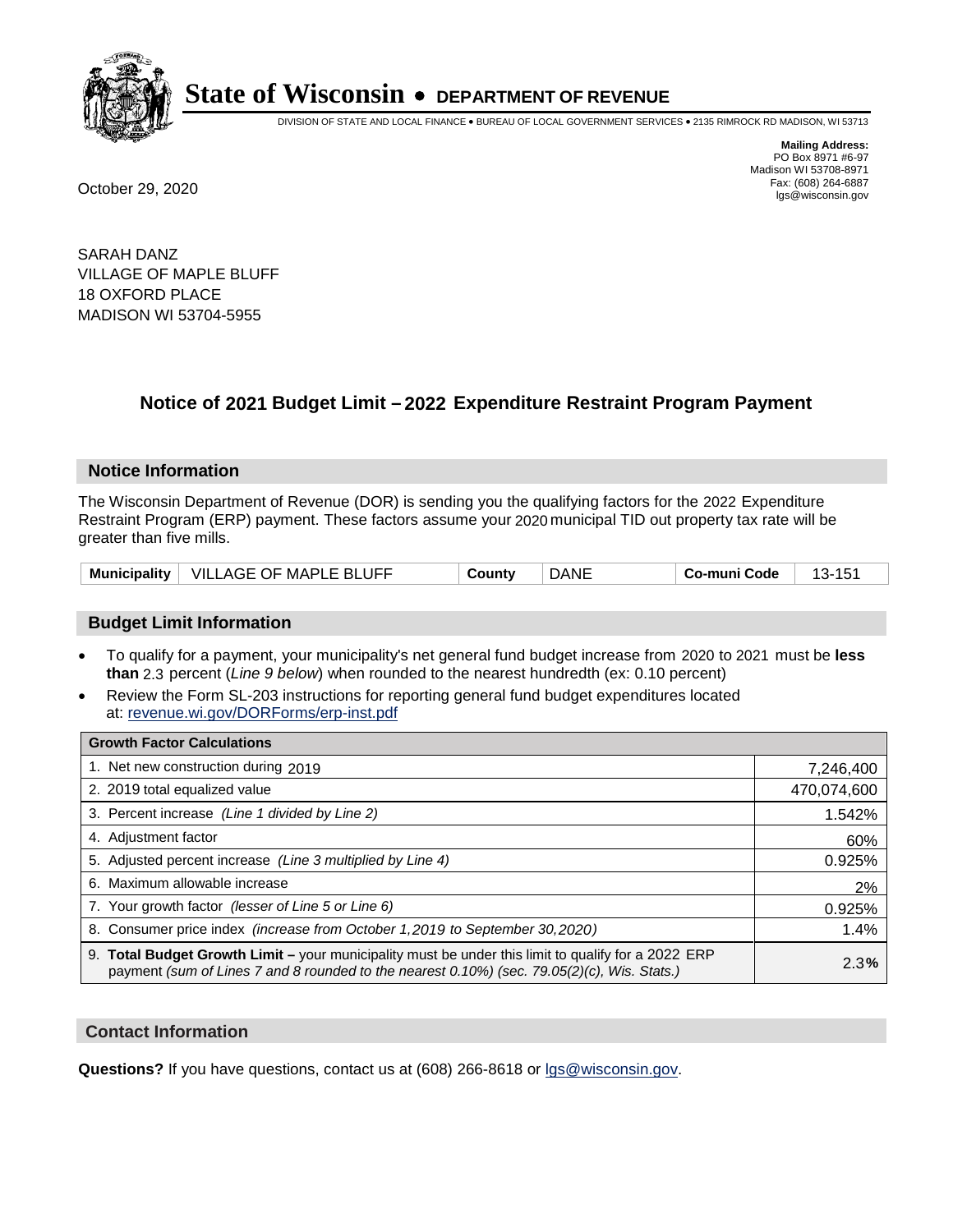# State of Wisconsin • DEPARTMENT OF REVENUE

DIVISION OF STATE AND LOCAL FINANCE • BUREAU OF LOCAL GOVERNMENT SERVICES • 2135 RIMROCK RD MADISON, WI 53713

**Mailing Address:**
PO Box 8971 #6-97
Madison WI 53708-8971
Fax: (608) 264-6887
lgs@wisconsin.gov

October 29, 2020

SARAH DANZ
VILLAGE OF MAPLE BLUFF
18 OXFORD PLACE
MADISON WI 53704-5955

## Notice of 2021 Budget Limit – 2022 Expenditure Restraint Program Payment

### Notice Information

The Wisconsin Department of Revenue (DOR) is sending you the qualifying factors for the 2022 Expenditure Restraint Program (ERP) payment. These factors assume your 2020 municipal TID out property tax rate will be greater than five mills.

| Municipality | VILLAGE OF MAPLE BLUFF | County | DANE | Co-muni Code | 13-151 |
|---|---|---|---|---|---|

### Budget Limit Information

- To qualify for a payment, your municipality's net general fund budget increase from 2020 to 2021 must be **less than** 2.3 percent (*Line 9 below*) when rounded to the nearest hundredth (ex: 0.10 percent)
- Review the Form SL-203 instructions for reporting general fund budget expenditures located at: revenue.wi.gov/DORForms/erp-inst.pdf

| Growth Factor Calculations | |
|---|---|
| 1. Net new construction during 2019 | 7,246,400 |
| 2. 2019 total equalized value | 470,074,600 |
| 3. Percent increase *(Line 1 divided by Line 2)* | 1.542% |
| 4. Adjustment factor | 60% |
| 5. Adjusted percent increase *(Line 3 multiplied by Line 4)* | 0.925% |
| 6. Maximum allowable increase | 2% |
| 7. Your growth factor *(lesser of Line 5 or Line 6)* | 0.925% |
| 8. Consumer price index *(increase from October 1,2019 to September 30,2020)* | 1.4% |
| 9. **Total Budget Growth Limit –** your municipality must be under this limit to qualify for a 2022 ERP payment *(sum of Lines 7 and 8 rounded to the nearest 0.10%) (sec. 79.05(2)(c), Wis. Stats.)* | 2.3% |

### Contact Information

**Questions?** If you have questions, contact us at (608) 266-8618 or lgs@wisconsin.gov.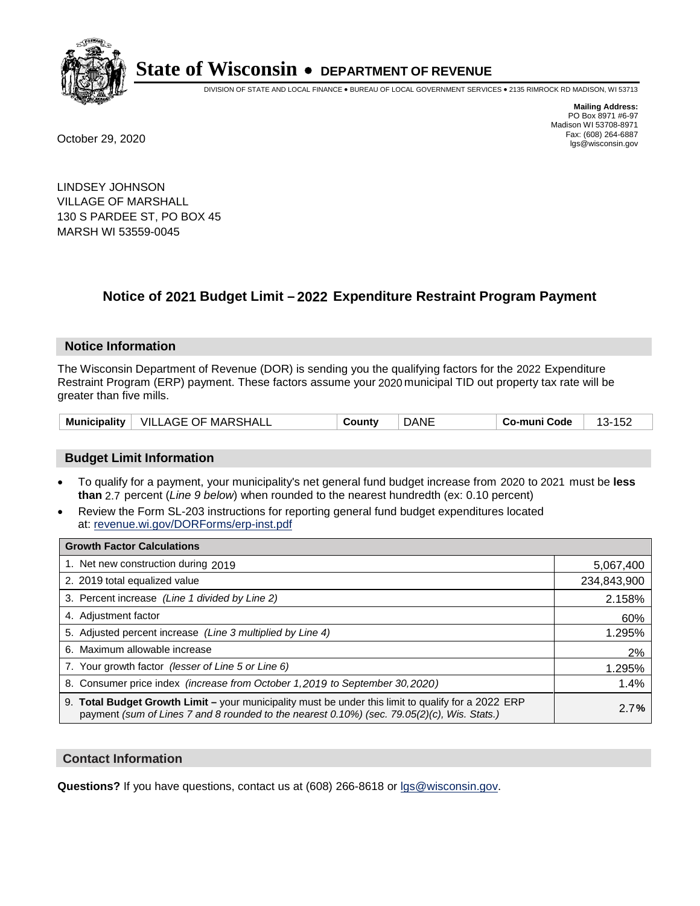# State of Wisconsin • DEPARTMENT OF REVENUE

DIVISION OF STATE AND LOCAL FINANCE • BUREAU OF LOCAL GOVERNMENT SERVICES • 2135 RIMROCK RD MADISON, WI 53713

**Mailing Address:**
PO Box 8971 #6-97
Madison WI 53708-8971
Fax: (608) 264-6887
lgs@wisconsin.gov

October 29, 2020

LINDSEY JOHNSON
VILLAGE OF MARSHALL
130 S PARDEE ST, PO BOX 45
MARSH WI 53559-0045

## Notice of 2021 Budget Limit – 2022 Expenditure Restraint Program Payment

### Notice Information

The Wisconsin Department of Revenue (DOR) is sending you the qualifying factors for the 2022 Expenditure Restraint Program (ERP) payment. These factors assume your 2020 municipal TID out property tax rate will be greater than five mills.

| Municipality | VILLAGE OF MARSHALL | County | DANE | Co-muni Code | 13-152 |
|---|---|---|---|---|---|

### Budget Limit Information

- To qualify for a payment, your municipality's net general fund budget increase from 2020 to 2021 must be **less than** 2.7 percent (*Line 9 below*) when rounded to the nearest hundredth (ex: 0.10 percent)
- Review the Form SL-203 instructions for reporting general fund budget expenditures located at: revenue.wi.gov/DORForms/erp-inst.pdf

| Growth Factor Calculations | |
|---|---|
| 1. Net new construction during 2019 | 5,067,400 |
| 2. 2019 total equalized value | 234,843,900 |
| 3. Percent increase *(Line 1 divided by Line 2)* | 2.158% |
| 4. Adjustment factor | 60% |
| 5. Adjusted percent increase *(Line 3 multiplied by Line 4)* | 1.295% |
| 6. Maximum allowable increase | 2% |
| 7. Your growth factor *(lesser of Line 5 or Line 6)* | 1.295% |
| 8. Consumer price index *(increase from October 1,2019 to September 30,2020)* | 1.4% |
| 9. **Total Budget Growth Limit –** your municipality must be under this limit to qualify for a 2022 ERP payment *(sum of Lines 7 and 8 rounded to the nearest 0.10%) (sec. 79.05(2)(c), Wis. Stats.)* | 2.7**%** |

### Contact Information

**Questions?** If you have questions, contact us at (608) 266-8618 or lgs@wisconsin.gov.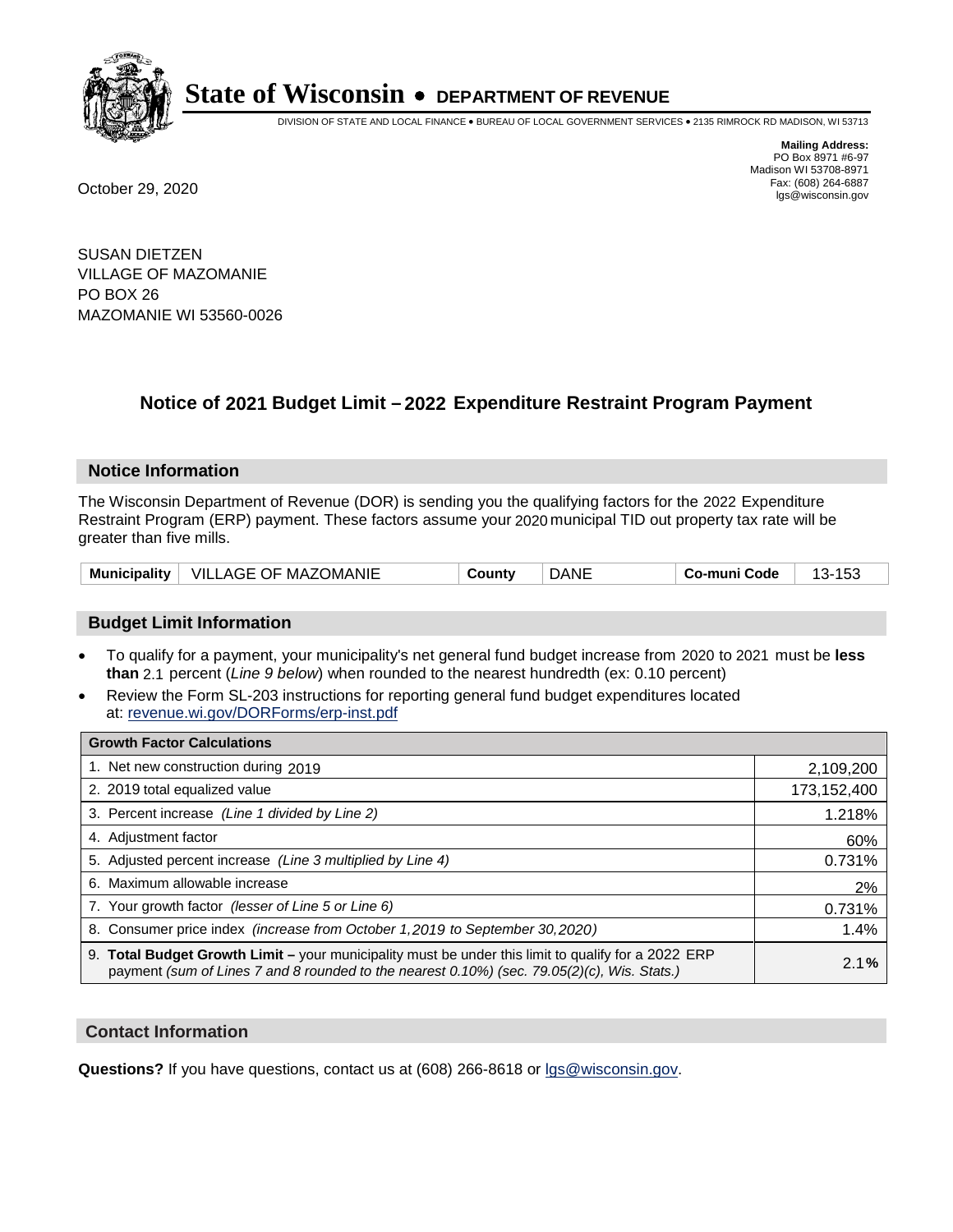**State of Wisconsin • DEPARTMENT OF REVENUE**

DIVISION OF STATE AND LOCAL FINANCE • BUREAU OF LOCAL GOVERNMENT SERVICES • 2135 RIMROCK RD MADISON, WI 53713

**Mailing Address:**
PO Box 8971 #6-97
Madison WI 53708-8971
Fax: (608) 264-6887
lgs@wisconsin.gov

October 29, 2020

SUSAN DIETZEN
VILLAGE OF MAZOMANIE
PO BOX 26
MAZOMANIE WI 53560-0026

## Notice of 2021 Budget Limit – 2022 Expenditure Restraint Program Payment

### Notice Information

The Wisconsin Department of Revenue (DOR) is sending you the qualifying factors for the 2022 Expenditure Restraint Program (ERP) payment. These factors assume your 2020 municipal TID out property tax rate will be greater than five mills.

| Municipality | VILLAGE OF MAZOMANIE | County | DANE | Co-muni Code | 13-153 |
|---|---|---|---|---|---|

### Budget Limit Information

- To qualify for a payment, your municipality's net general fund budget increase from 2020 to 2021 must be **less than** 2.1 percent (*Line 9 below*) when rounded to the nearest hundredth (ex: 0.10 percent)
- Review the Form SL-203 instructions for reporting general fund budget expenditures located at: revenue.wi.gov/DORForms/erp-inst.pdf

| Growth Factor Calculations | |
|---|---|
| 1. Net new construction during 2019 | 2,109,200 |
| 2. 2019 total equalized value | 173,152,400 |
| 3. Percent increase *(Line 1 divided by Line 2)* | 1.218% |
| 4. Adjustment factor | 60% |
| 5. Adjusted percent increase *(Line 3 multiplied by Line 4)* | 0.731% |
| 6. Maximum allowable increase | 2% |
| 7. Your growth factor *(lesser of Line 5 or Line 6)* | 0.731% |
| 8. Consumer price index *(increase from October 1,2019 to September 30,2020)* | 1.4% |
| 9. **Total Budget Growth Limit** – your municipality must be under this limit to qualify for a 2022 ERP payment *(sum of Lines 7 and 8 rounded to the nearest 0.10%) (sec. 79.05(2)(c), Wis. Stats.)* | 2.1**%** |

### Contact Information

**Questions?** If you have questions, contact us at (608) 266-8618 or lgs@wisconsin.gov.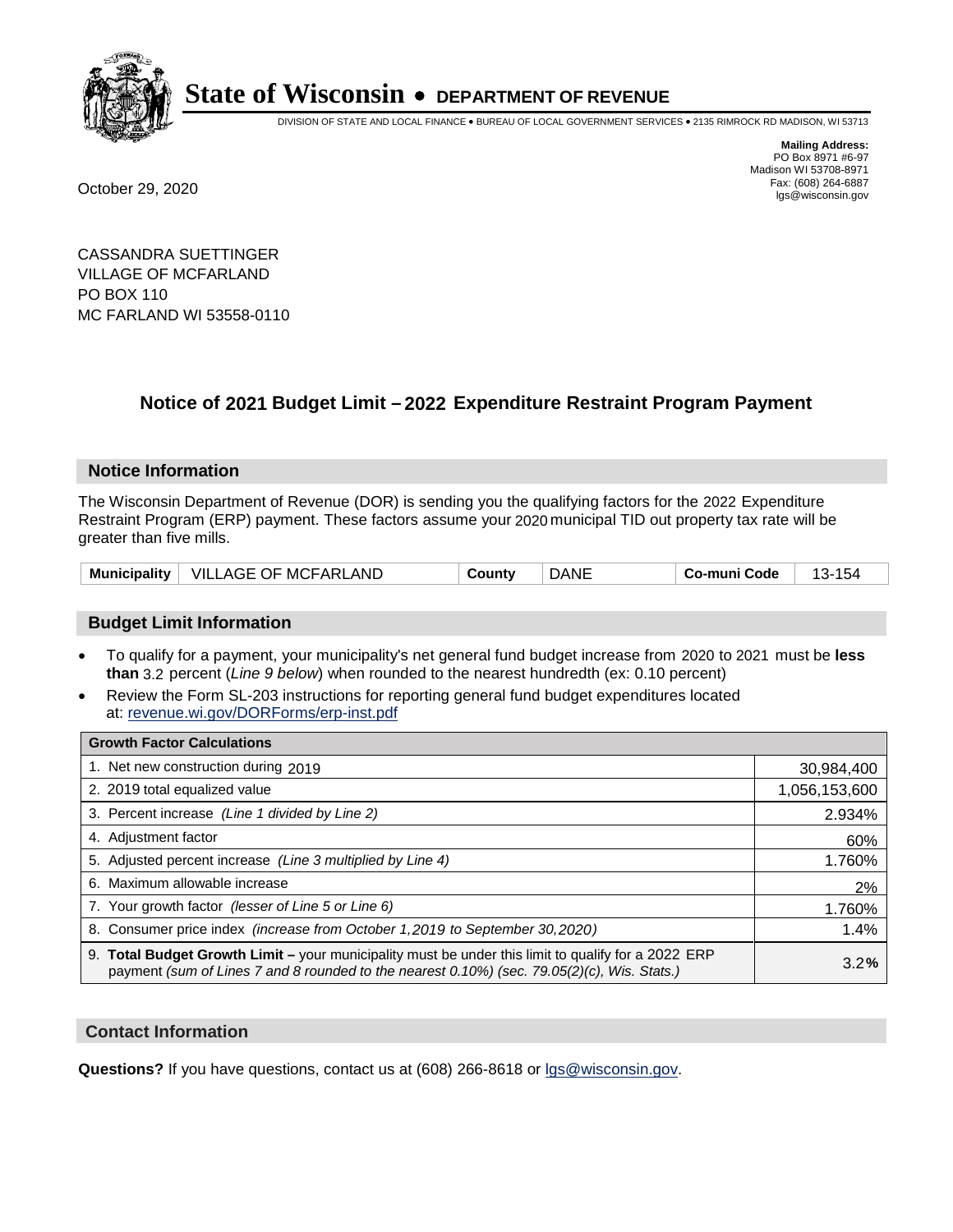# State of Wisconsin • DEPARTMENT OF REVENUE

DIVISION OF STATE AND LOCAL FINANCE • BUREAU OF LOCAL GOVERNMENT SERVICES • 2135 RIMROCK RD MADISON, WI 53713

**Mailing Address:**
PO Box 8971 #6-97
Madison WI 53708-8971
Fax: (608) 264-6887
lgs@wisconsin.gov

October 29, 2020

CASSANDRA SUETTINGER
VILLAGE OF MCFARLAND
PO BOX 110
MC FARLAND WI 53558-0110

## Notice of 2021 Budget Limit – 2022 Expenditure Restraint Program Payment

### Notice Information

The Wisconsin Department of Revenue (DOR) is sending you the qualifying factors for the 2022 Expenditure Restraint Program (ERP) payment. These factors assume your 2020 municipal TID out property tax rate will be greater than five mills.

| Municipality | VILLAGE OF MCFARLAND | County | DANE | Co-muni Code | 13-154 |
|---|---|---|---|---|---|

### Budget Limit Information

- To qualify for a payment, your municipality's net general fund budget increase from 2020 to 2021 must be **less than** 3.2 percent (*Line 9 below*) when rounded to the nearest hundredth (ex: 0.10 percent)
- Review the Form SL-203 instructions for reporting general fund budget expenditures located at: revenue.wi.gov/DORForms/erp-inst.pdf

| Growth Factor Calculations | |
|---|---|
| 1. Net new construction during 2019 | 30,984,400 |
| 2. 2019 total equalized value | 1,056,153,600 |
| 3. Percent increase *(Line 1 divided by Line 2)* | 2.934% |
| 4. Adjustment factor | 60% |
| 5. Adjusted percent increase *(Line 3 multiplied by Line 4)* | 1.760% |
| 6. Maximum allowable increase | 2% |
| 7. Your growth factor *(lesser of Line 5 or Line 6)* | 1.760% |
| 8. Consumer price index *(increase from October 1,2019 to September 30,2020)* | 1.4% |
| 9. **Total Budget Growth Limit –** your municipality must be under this limit to qualify for a 2022 ERP payment *(sum of Lines 7 and 8 rounded to the nearest 0.10%) (sec. 79.05(2)(c), Wis. Stats.)* | 3.2**%** |

### Contact Information

**Questions?** If you have questions, contact us at (608) 266-8618 or lgs@wisconsin.gov.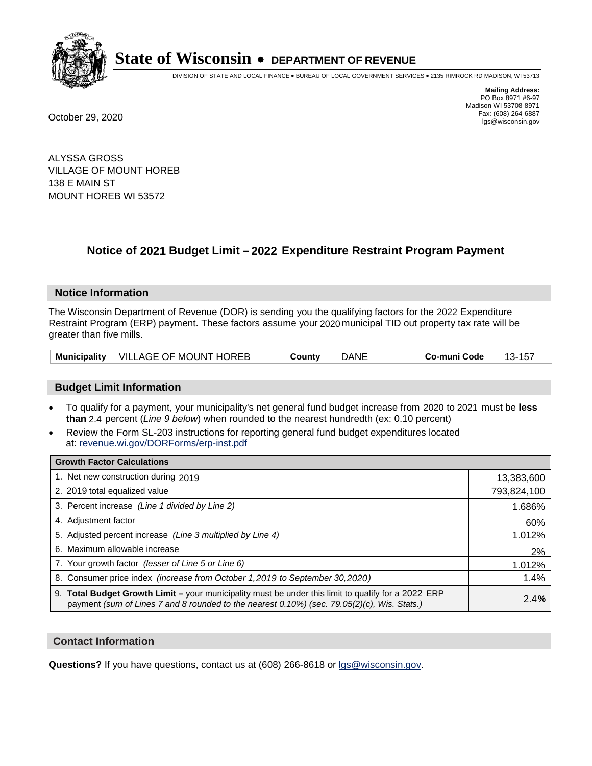**State of Wisconsin • DEPARTMENT OF REVENUE**

DIVISION OF STATE AND LOCAL FINANCE • BUREAU OF LOCAL GOVERNMENT SERVICES • 2135 RIMROCK RD MADISON, WI 53713

**Mailing Address:**
PO Box 8971 #6-97
Madison WI 53708-8971
Fax: (608) 264-6887
lgs@wisconsin.gov

October 29, 2020

ALYSSA GROSS
VILLAGE OF MOUNT HOREB
138 E MAIN ST
MOUNT HOREB WI 53572

## Notice of 2021 Budget Limit – 2022 Expenditure Restraint Program Payment

### Notice Information

The Wisconsin Department of Revenue (DOR) is sending you the qualifying factors for the 2022 Expenditure Restraint Program (ERP) payment. These factors assume your 2020 municipal TID out property tax rate will be greater than five mills.

| Municipality | VILLAGE OF MOUNT HOREB | County | DANE | Co-muni Code | 13-157 |
|---|---|---|---|---|---|

### Budget Limit Information

- To qualify for a payment, your municipality's net general fund budget increase from 2020 to 2021 must be **less than** 2.4 percent (*Line 9 below*) when rounded to the nearest hundredth (ex: 0.10 percent)
- Review the Form SL-203 instructions for reporting general fund budget expenditures located at: revenue.wi.gov/DORForms/erp-inst.pdf

| Growth Factor Calculations | |
|---|---|
| 1. Net new construction during 2019 | 13,383,600 |
| 2. 2019 total equalized value | 793,824,100 |
| 3. Percent increase *(Line 1 divided by Line 2)* | 1.686% |
| 4. Adjustment factor | 60% |
| 5. Adjusted percent increase *(Line 3 multiplied by Line 4)* | 1.012% |
| 6. Maximum allowable increase | 2% |
| 7. Your growth factor *(lesser of Line 5 or Line 6)* | 1.012% |
| 8. Consumer price index *(increase from October 1,2019 to September 30,2020)* | 1.4% |
| 9. **Total Budget Growth Limit –** your municipality must be under this limit to qualify for a 2022 ERP payment *(sum of Lines 7 and 8 rounded to the nearest 0.10%) (sec. 79.05(2)(c), Wis. Stats.)* | **2.4%** |

### Contact Information

**Questions?** If you have questions, contact us at (608) 266-8618 or lgs@wisconsin.gov.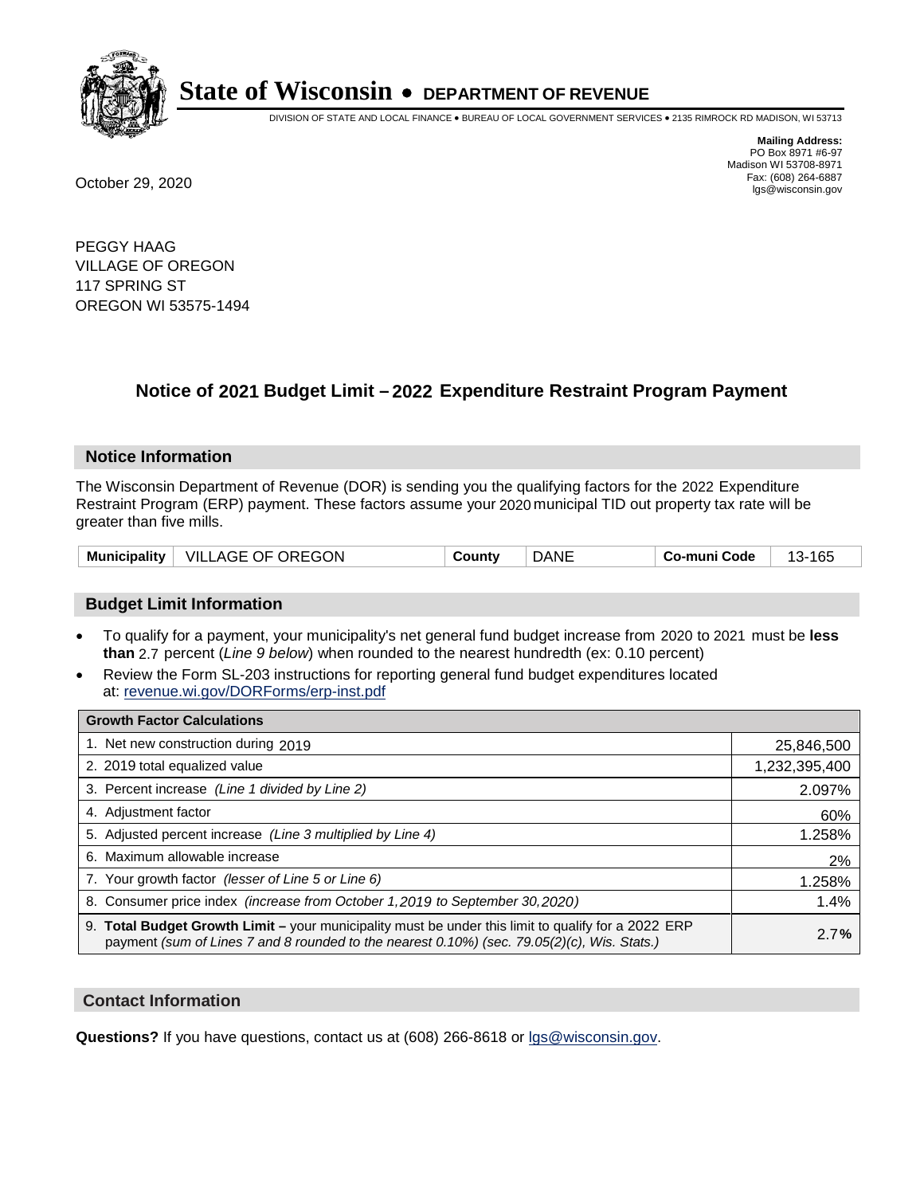# State of Wisconsin • DEPARTMENT OF REVENUE

DIVISION OF STATE AND LOCAL FINANCE • BUREAU OF LOCAL GOVERNMENT SERVICES • 2135 RIMROCK RD MADISON, WI 53713

**Mailing Address:**
PO Box 8971 #6-97
Madison WI 53708-8971
Fax: (608) 264-6887
lgs@wisconsin.gov

October 29, 2020

PEGGY HAAG
VILLAGE OF OREGON
117 SPRING ST
OREGON WI 53575-1494

## Notice of 2021 Budget Limit – 2022 Expenditure Restraint Program Payment

### Notice Information

The Wisconsin Department of Revenue (DOR) is sending you the qualifying factors for the 2022 Expenditure Restraint Program (ERP) payment. These factors assume your 2020 municipal TID out property tax rate will be greater than five mills.

| Municipality | VILLAGE OF OREGON | County | DANE | Co-muni Code | 13-165 |
|---|---|---|---|---|---|

### Budget Limit Information

- To qualify for a payment, your municipality's net general fund budget increase from 2020 to 2021 must be **less than** 2.7 percent (*Line 9 below*) when rounded to the nearest hundredth (ex: 0.10 percent)
- Review the Form SL-203 instructions for reporting general fund budget expenditures located at: revenue.wi.gov/DORForms/erp-inst.pdf

| Growth Factor Calculations | |
|---|---|
| 1. Net new construction during 2019 | 25,846,500 |
| 2. 2019 total equalized value | 1,232,395,400 |
| 3. Percent increase *(Line 1 divided by Line 2)* | 2.097% |
| 4. Adjustment factor | 60% |
| 5. Adjusted percent increase *(Line 3 multiplied by Line 4)* | 1.258% |
| 6. Maximum allowable increase | 2% |
| 7. Your growth factor *(lesser of Line 5 or Line 6)* | 1.258% |
| 8. Consumer price index *(increase from October 1,2019 to September 30,2020)* | 1.4% |
| 9. **Total Budget Growth Limit –** your municipality must be under this limit to qualify for a 2022 ERP payment *(sum of Lines 7 and 8 rounded to the nearest 0.10%) (sec. 79.05(2)(c), Wis. Stats.)* | 2.7**%** |

### Contact Information

**Questions?** If you have questions, contact us at (608) 266-8618 or lgs@wisconsin.gov.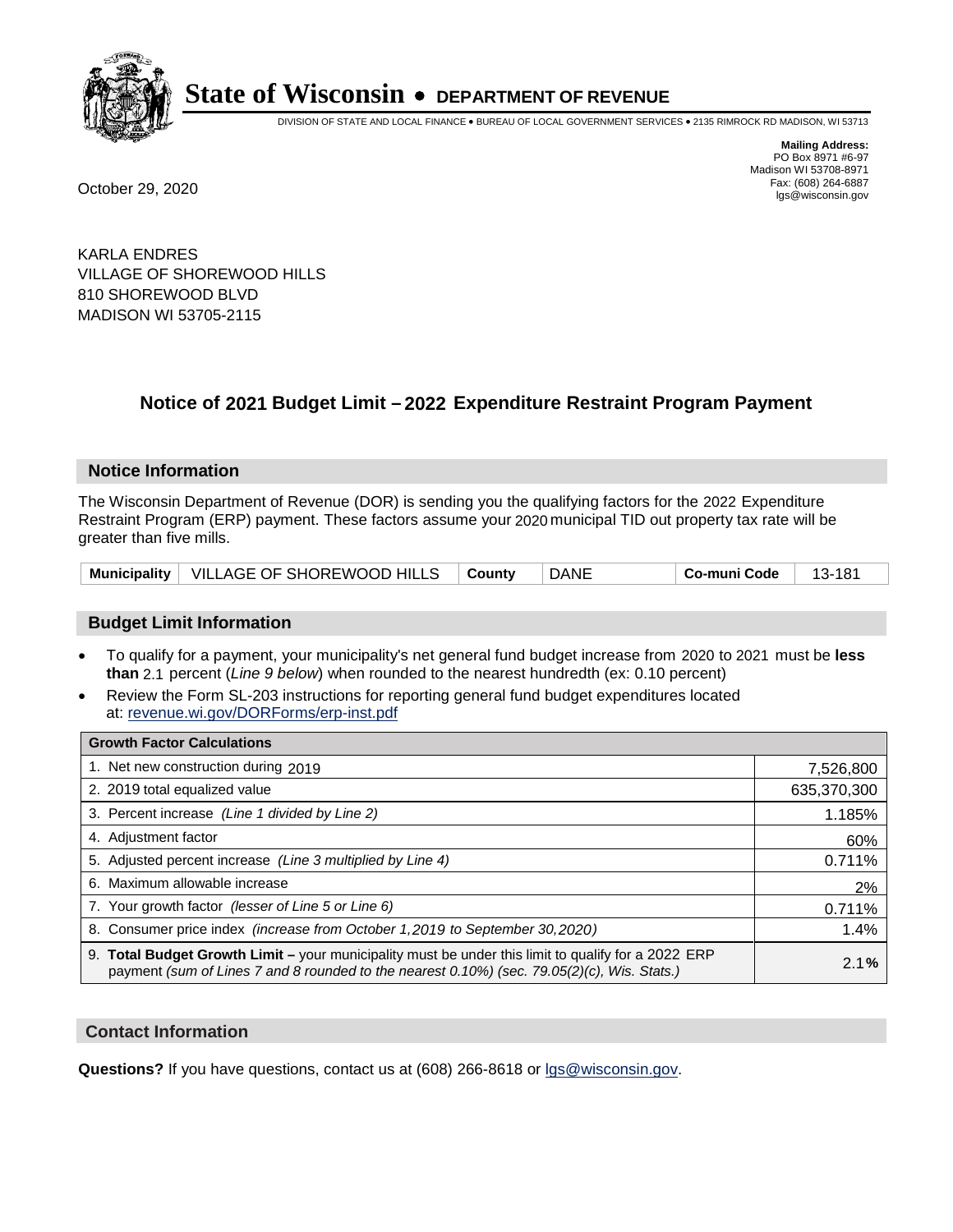# State of Wisconsin • DEPARTMENT OF REVENUE

DIVISION OF STATE AND LOCAL FINANCE • BUREAU OF LOCAL GOVERNMENT SERVICES • 2135 RIMROCK RD MADISON, WI 53713

**Mailing Address:**
PO Box 8971 #6-97
Madison WI 53708-8971
Fax: (608) 264-6887
lgs@wisconsin.gov

October 29, 2020

KARLA ENDRES
VILLAGE OF SHOREWOOD HILLS
810 SHOREWOOD BLVD
MADISON WI 53705-2115

## Notice of 2021 Budget Limit – 2022 Expenditure Restraint Program Payment

### Notice Information

The Wisconsin Department of Revenue (DOR) is sending you the qualifying factors for the 2022 Expenditure Restraint Program (ERP) payment. These factors assume your 2020 municipal TID out property tax rate will be greater than five mills.

| Municipality | VILLAGE OF SHOREWOOD HILLS | County | DANE | Co-muni Code | 13-181 |
|---|---|---|---|---|---|

### Budget Limit Information

- To qualify for a payment, your municipality's net general fund budget increase from 2020 to 2021 must be **less than** 2.1 percent (*Line 9 below*) when rounded to the nearest hundredth (ex: 0.10 percent)
- Review the Form SL-203 instructions for reporting general fund budget expenditures located at: revenue.wi.gov/DORForms/erp-inst.pdf

| Growth Factor Calculations | |
|---|---|
| 1. Net new construction during 2019 | 7,526,800 |
| 2. 2019 total equalized value | 635,370,300 |
| 3. Percent increase *(Line 1 divided by Line 2)* | 1.185% |
| 4. Adjustment factor | 60% |
| 5. Adjusted percent increase *(Line 3 multiplied by Line 4)* | 0.711% |
| 6. Maximum allowable increase | 2% |
| 7. Your growth factor *(lesser of Line 5 or Line 6)* | 0.711% |
| 8. Consumer price index *(increase from October 1,2019 to September 30,2020)* | 1.4% |
| 9. **Total Budget Growth Limit –** your municipality must be under this limit to qualify for a 2022 ERP payment *(sum of Lines 7 and 8 rounded to the nearest 0.10%) (sec. 79.05(2)(c), Wis. Stats.)* | 2.1**%** |

### Contact Information

**Questions?** If you have questions, contact us at (608) 266-8618 or lgs@wisconsin.gov.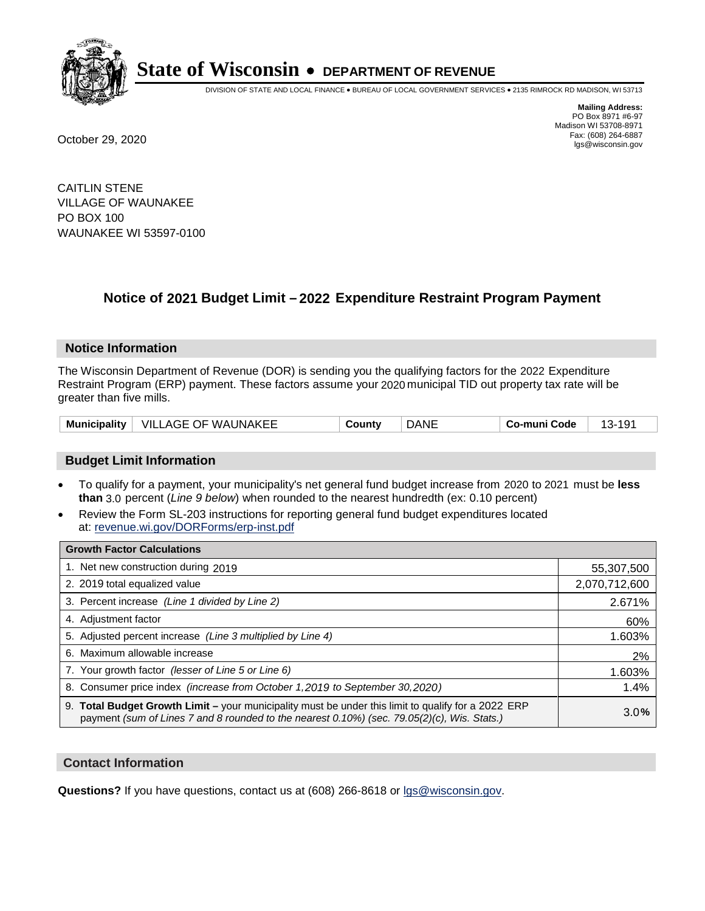# State of Wisconsin • DEPARTMENT OF REVENUE

DIVISION OF STATE AND LOCAL FINANCE • BUREAU OF LOCAL GOVERNMENT SERVICES • 2135 RIMROCK RD MADISON, WI 53713

**Mailing Address:**
PO Box 8971 #6-97
Madison WI 53708-8971
Fax: (608) 264-6887
lgs@wisconsin.gov

October 29, 2020

CAITLIN STENE
VILLAGE OF WAUNAKEE
PO BOX 100
WAUNAKEE WI 53597-0100

## Notice of 2021 Budget Limit – 2022 Expenditure Restraint Program Payment

### Notice Information

The Wisconsin Department of Revenue (DOR) is sending you the qualifying factors for the 2022 Expenditure Restraint Program (ERP) payment. These factors assume your 2020 municipal TID out property tax rate will be greater than five mills.

| Municipality | VILLAGE OF WAUNAKEE | County | DANE | Co-muni Code | 13-191 |
|---|---|---|---|---|---|

### Budget Limit Information

- To qualify for a payment, your municipality's net general fund budget increase from 2020 to 2021 must be **less than** 3.0 percent (*Line 9 below*) when rounded to the nearest hundredth (ex: 0.10 percent)
- Review the Form SL-203 instructions for reporting general fund budget expenditures located at: revenue.wi.gov/DORForms/erp-inst.pdf

| Growth Factor Calculations | |
|---|---|
| 1. Net new construction during 2019 | 55,307,500 |
| 2. 2019 total equalized value | 2,070,712,600 |
| 3. Percent increase *(Line 1 divided by Line 2)* | 2.671% |
| 4. Adjustment factor | 60% |
| 5. Adjusted percent increase *(Line 3 multiplied by Line 4)* | 1.603% |
| 6. Maximum allowable increase | 2% |
| 7. Your growth factor *(lesser of Line 5 or Line 6)* | 1.603% |
| 8. Consumer price index *(increase from October 1,2019 to September 30,2020)* | 1.4% |
| 9. **Total Budget Growth Limit –** your municipality must be under this limit to qualify for a 2022 ERP payment *(sum of Lines 7 and 8 rounded to the nearest 0.10%) (sec. 79.05(2)(c), Wis. Stats.)* | 3.0**%** |

### Contact Information

**Questions?** If you have questions, contact us at (608) 266-8618 or lgs@wisconsin.gov.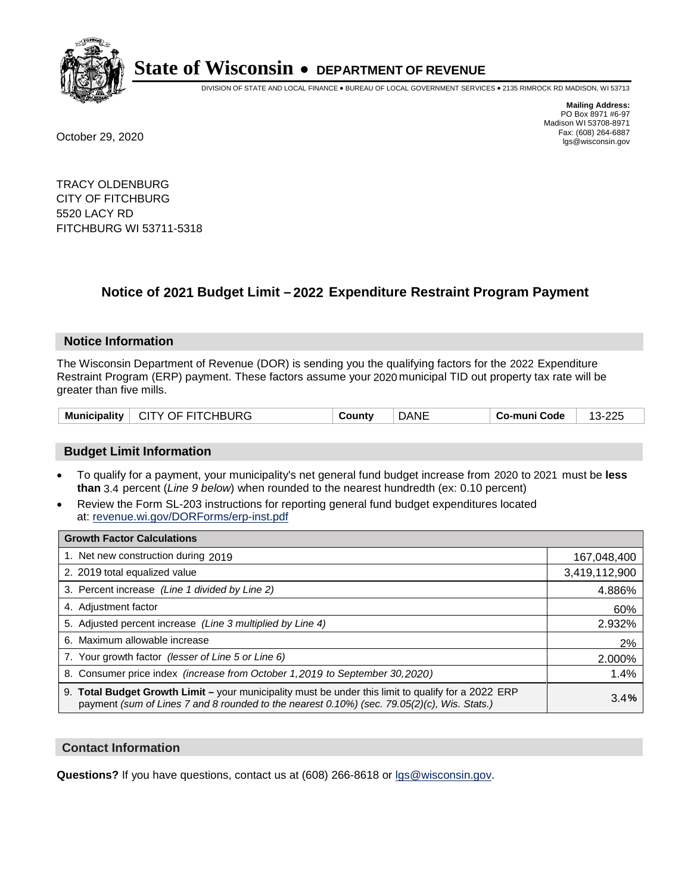# State of Wisconsin • DEPARTMENT OF REVENUE

DIVISION OF STATE AND LOCAL FINANCE • BUREAU OF LOCAL GOVERNMENT SERVICES • 2135 RIMROCK RD MADISON, WI 53713

**Mailing Address:**
PO Box 8971 #6-97
Madison WI 53708-8971
Fax: (608) 264-6887
lgs@wisconsin.gov

October 29, 2020

TRACY OLDENBURG
CITY OF FITCHBURG
5520 LACY RD
FITCHBURG WI 53711-5318

## Notice of 2021 Budget Limit – 2022 Expenditure Restraint Program Payment

### Notice Information

The Wisconsin Department of Revenue (DOR) is sending you the qualifying factors for the 2022 Expenditure Restraint Program (ERP) payment. These factors assume your 2020 municipal TID out property tax rate will be greater than five mills.

| Municipality | CITY OF FITCHBURG | County | DANE | Co-muni Code | 13-225 |
|---|---|---|---|---|---|

### Budget Limit Information

- To qualify for a payment, your municipality's net general fund budget increase from 2020 to 2021 must be **less than** 3.4 percent (*Line 9 below*) when rounded to the nearest hundredth (ex: 0.10 percent)
- Review the Form SL-203 instructions for reporting general fund budget expenditures located at: revenue.wi.gov/DORForms/erp-inst.pdf

| Growth Factor Calculations | |
|---|---|
| 1. Net new construction during 2019 | 167,048,400 |
| 2. 2019 total equalized value | 3,419,112,900 |
| 3. Percent increase *(Line 1 divided by Line 2)* | 4.886% |
| 4. Adjustment factor | 60% |
| 5. Adjusted percent increase *(Line 3 multiplied by Line 4)* | 2.932% |
| 6. Maximum allowable increase | 2% |
| 7. Your growth factor *(lesser of Line 5 or Line 6)* | 2.000% |
| 8. Consumer price index *(increase from October 1,2019 to September 30,2020)* | 1.4% |
| 9. **Total Budget Growth Limit –** your municipality must be under this limit to qualify for a 2022 ERP payment *(sum of Lines 7 and 8 rounded to the nearest 0.10%) (sec. 79.05(2)(c), Wis. Stats.)* | 3.4**%** |

### Contact Information

**Questions?** If you have questions, contact us at (608) 266-8618 or lgs@wisconsin.gov.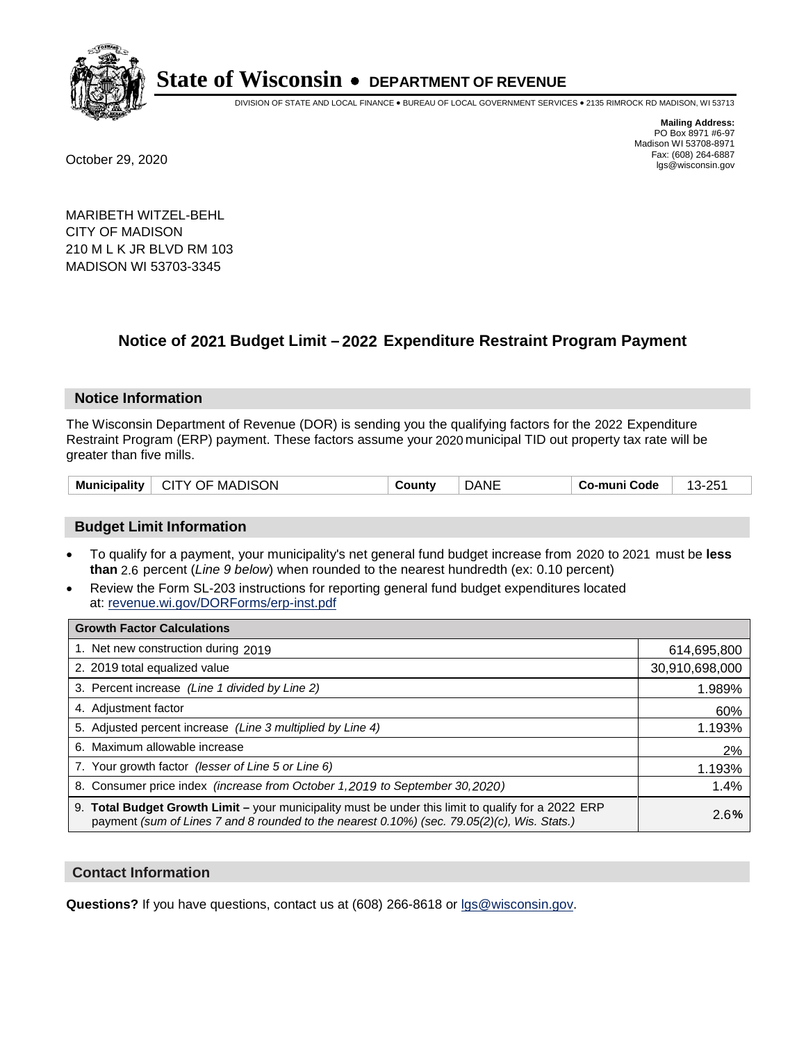# State of Wisconsin • DEPARTMENT OF REVENUE

DIVISION OF STATE AND LOCAL FINANCE • BUREAU OF LOCAL GOVERNMENT SERVICES • 2135 RIMROCK RD MADISON, WI 53713

**Mailing Address:**
PO Box 8971 #6-97
Madison WI 53708-8971
Fax: (608) 264-6887
lgs@wisconsin.gov

October 29, 2020

MARIBETH WITZEL-BEHL
CITY OF MADISON
210 M L K JR BLVD RM 103
MADISON WI 53703-3345

## Notice of 2021 Budget Limit – 2022 Expenditure Restraint Program Payment

### Notice Information

The Wisconsin Department of Revenue (DOR) is sending you the qualifying factors for the 2022 Expenditure Restraint Program (ERP) payment. These factors assume your 2020 municipal TID out property tax rate will be greater than five mills.

| Municipality | CITY OF MADISON | County | DANE | Co-muni Code | 13-251 |
|---|---|---|---|---|---|

### Budget Limit Information

- To qualify for a payment, your municipality's net general fund budget increase from 2020 to 2021 must be **less than** 2.6 percent (*Line 9 below*) when rounded to the nearest hundredth (ex: 0.10 percent)
- Review the Form SL-203 instructions for reporting general fund budget expenditures located at: revenue.wi.gov/DORForms/erp-inst.pdf

| Growth Factor Calculations | |
|---|---|
| 1. Net new construction during 2019 | 614,695,800 |
| 2. 2019 total equalized value | 30,910,698,000 |
| 3. Percent increase *(Line 1 divided by Line 2)* | 1.989% |
| 4. Adjustment factor | 60% |
| 5. Adjusted percent increase *(Line 3 multiplied by Line 4)* | 1.193% |
| 6. Maximum allowable increase | 2% |
| 7. Your growth factor *(lesser of Line 5 or Line 6)* | 1.193% |
| 8. Consumer price index *(increase from October 1,2019 to September 30,2020)* | 1.4% |
| 9. **Total Budget Growth Limit –** your municipality must be under this limit to qualify for a 2022 ERP payment *(sum of Lines 7 and 8 rounded to the nearest 0.10%) (sec. 79.05(2)(c), Wis. Stats.)* | 2.6**%** |

### Contact Information

**Questions?** If you have questions, contact us at (608) 266-8618 or lgs@wisconsin.gov.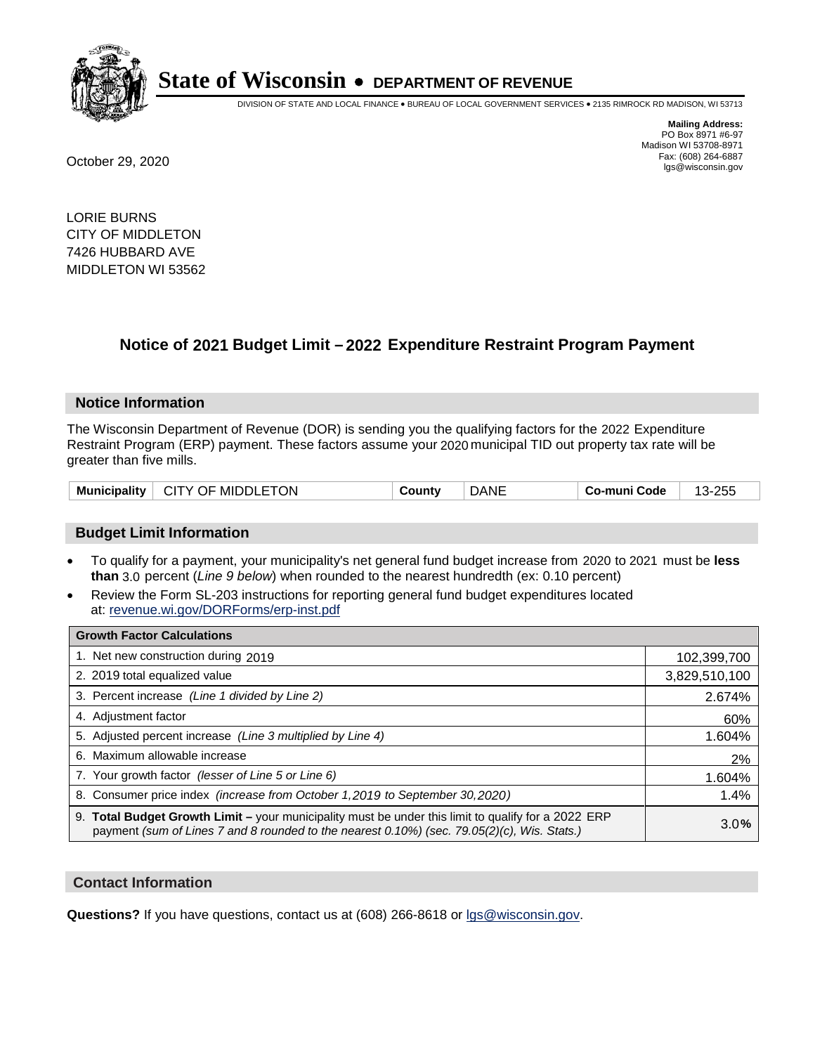# State of Wisconsin • DEPARTMENT OF REVENUE

DIVISION OF STATE AND LOCAL FINANCE • BUREAU OF LOCAL GOVERNMENT SERVICES • 2135 RIMROCK RD MADISON, WI 53713

**Mailing Address:**
PO Box 8971 #6-97
Madison WI 53708-8971
Fax: (608) 264-6887
lgs@wisconsin.gov

October 29, 2020

LORIE BURNS
CITY OF MIDDLETON
7426 HUBBARD AVE
MIDDLETON WI 53562

## Notice of 2021 Budget Limit – 2022 Expenditure Restraint Program Payment

### Notice Information

The Wisconsin Department of Revenue (DOR) is sending you the qualifying factors for the 2022 Expenditure Restraint Program (ERP) payment. These factors assume your 2020 municipal TID out property tax rate will be greater than five mills.

| Municipality | CITY OF MIDDLETON | County | DANE | Co-muni Code | 13-255 |
|---|---|---|---|---|---|

### Budget Limit Information

- To qualify for a payment, your municipality's net general fund budget increase from 2020 to 2021 must be **less than** 3.0 percent (*Line 9 below*) when rounded to the nearest hundredth (ex: 0.10 percent)
- Review the Form SL-203 instructions for reporting general fund budget expenditures located at: revenue.wi.gov/DORForms/erp-inst.pdf

| Growth Factor Calculations | |
|---|---|
| 1. Net new construction during 2019 | 102,399,700 |
| 2. 2019 total equalized value | 3,829,510,100 |
| 3. Percent increase *(Line 1 divided by Line 2)* | 2.674% |
| 4. Adjustment factor | 60% |
| 5. Adjusted percent increase *(Line 3 multiplied by Line 4)* | 1.604% |
| 6. Maximum allowable increase | 2% |
| 7. Your growth factor *(lesser of Line 5 or Line 6)* | 1.604% |
| 8. Consumer price index *(increase from October 1,2019 to September 30,2020)* | 1.4% |
| 9. **Total Budget Growth Limit –** your municipality must be under this limit to qualify for a 2022 ERP payment *(sum of Lines 7 and 8 rounded to the nearest 0.10%) (sec. 79.05(2)(c), Wis. Stats.)* | 3.0**%** |

### Contact Information

**Questions?** If you have questions, contact us at (608) 266-8618 or lgs@wisconsin.gov.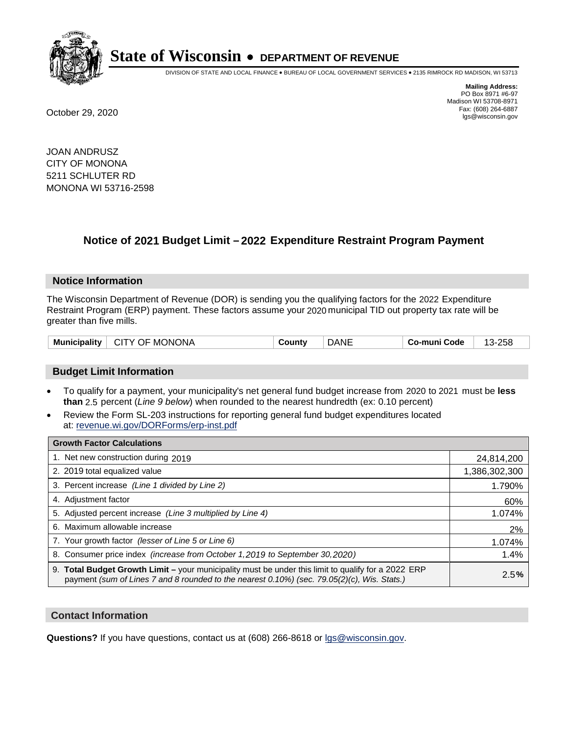# State of Wisconsin • DEPARTMENT OF REVENUE

DIVISION OF STATE AND LOCAL FINANCE • BUREAU OF LOCAL GOVERNMENT SERVICES • 2135 RIMROCK RD MADISON, WI 53713

**Mailing Address:**
PO Box 8971 #6-97
Madison WI 53708-8971
Fax: (608) 264-6887
lgs@wisconsin.gov

October 29, 2020

JOAN ANDRUSZ
CITY OF MONONA
5211 SCHLUTER RD
MONONA WI 53716-2598

## Notice of 2021 Budget Limit – 2022 Expenditure Restraint Program Payment

### Notice Information

The Wisconsin Department of Revenue (DOR) is sending you the qualifying factors for the 2022 Expenditure Restraint Program (ERP) payment. These factors assume your 2020 municipal TID out property tax rate will be greater than five mills.

| Municipality | CITY OF MONONA | County | DANE | Co-muni Code | 13-258 |
|---|---|---|---|---|---|

### Budget Limit Information

- To qualify for a payment, your municipality's net general fund budget increase from 2020 to 2021 must be **less than** 2.5 percent (*Line 9 below*) when rounded to the nearest hundredth (ex: 0.10 percent)
- Review the Form SL-203 instructions for reporting general fund budget expenditures located at: revenue.wi.gov/DORForms/erp-inst.pdf

| Growth Factor Calculations | |
|---|---|
| 1. Net new construction during 2019 | 24,814,200 |
| 2. 2019 total equalized value | 1,386,302,300 |
| 3. Percent increase *(Line 1 divided by Line 2)* | 1.790% |
| 4. Adjustment factor | 60% |
| 5. Adjusted percent increase *(Line 3 multiplied by Line 4)* | 1.074% |
| 6. Maximum allowable increase | 2% |
| 7. Your growth factor *(lesser of Line 5 or Line 6)* | 1.074% |
| 8. Consumer price index *(increase from October 1,2019 to September 30,2020)* | 1.4% |
| 9. **Total Budget Growth Limit –** your municipality must be under this limit to qualify for a 2022 ERP payment *(sum of Lines 7 and 8 rounded to the nearest 0.10%) (sec. 79.05(2)(c), Wis. Stats.)* | 2.5**%** |

### Contact Information

**Questions?** If you have questions, contact us at (608) 266-8618 or lgs@wisconsin.gov.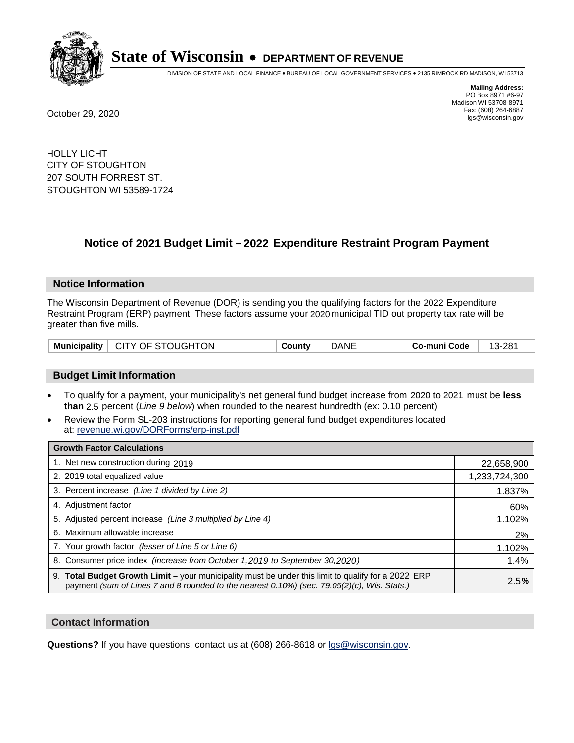# State of Wisconsin • DEPARTMENT OF REVENUE

DIVISION OF STATE AND LOCAL FINANCE • BUREAU OF LOCAL GOVERNMENT SERVICES • 2135 RIMROCK RD MADISON, WI 53713

**Mailing Address:**
PO Box 8971 #6-97
Madison WI 53708-8971
Fax: (608) 264-6887
lgs@wisconsin.gov

October 29, 2020

HOLLY LICHT
CITY OF STOUGHTON
207 SOUTH FORREST ST.
STOUGHTON WI 53589-1724

## Notice of 2021 Budget Limit – 2022 Expenditure Restraint Program Payment

### Notice Information

The Wisconsin Department of Revenue (DOR) is sending you the qualifying factors for the 2022 Expenditure Restraint Program (ERP) payment. These factors assume your 2020 municipal TID out property tax rate will be greater than five mills.

| Municipality | CITY OF STOUGHTON | County | DANE | Co-muni Code | 13-281 |
|---|---|---|---|---|---|

### Budget Limit Information

- To qualify for a payment, your municipality's net general fund budget increase from 2020 to 2021 must be **less than** 2.5 percent (*Line 9 below*) when rounded to the nearest hundredth (ex: 0.10 percent)
- Review the Form SL-203 instructions for reporting general fund budget expenditures located at: revenue.wi.gov/DORForms/erp-inst.pdf

| Growth Factor Calculations | |
|---|---|
| 1. Net new construction during 2019 | 22,658,900 |
| 2. 2019 total equalized value | 1,233,724,300 |
| 3. Percent increase *(Line 1 divided by Line 2)* | 1.837% |
| 4. Adjustment factor | 60% |
| 5. Adjusted percent increase *(Line 3 multiplied by Line 4)* | 1.102% |
| 6. Maximum allowable increase | 2% |
| 7. Your growth factor *(lesser of Line 5 or Line 6)* | 1.102% |
| 8. Consumer price index *(increase from October 1,2019 to September 30,2020)* | 1.4% |
| 9. **Total Budget Growth Limit –** your municipality must be under this limit to qualify for a 2022 ERP payment *(sum of Lines 7 and 8 rounded to the nearest 0.10%) (sec. 79.05(2)(c), Wis. Stats.)* | 2.5**%** |

### Contact Information

**Questions?** If you have questions, contact us at (608) 266-8618 or lgs@wisconsin.gov.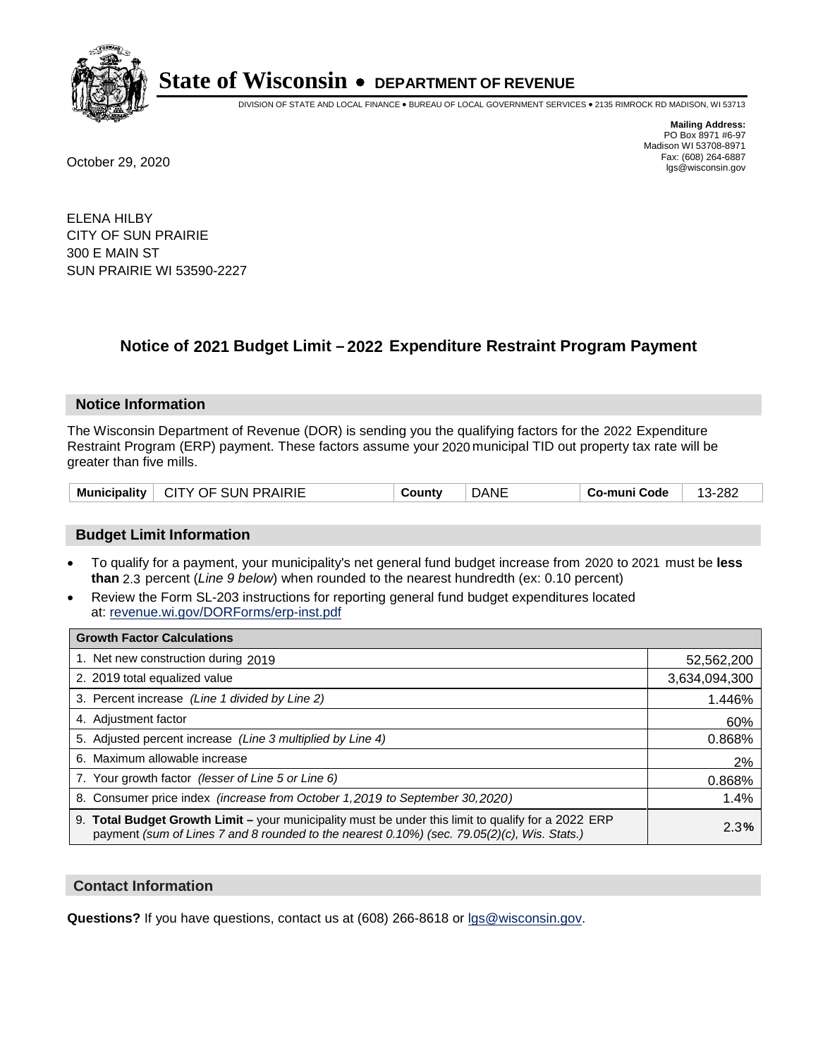# State of Wisconsin • DEPARTMENT OF REVENUE

DIVISION OF STATE AND LOCAL FINANCE • BUREAU OF LOCAL GOVERNMENT SERVICES • 2135 RIMROCK RD MADISON, WI 53713

**Mailing Address:**
PO Box 8971 #6-97
Madison WI 53708-8971
Fax: (608) 264-6887
lgs@wisconsin.gov

October 29, 2020

ELENA HILBY
CITY OF SUN PRAIRIE
300 E MAIN ST
SUN PRAIRIE WI 53590-2227

## Notice of 2021 Budget Limit – 2022 Expenditure Restraint Program Payment

### Notice Information

The Wisconsin Department of Revenue (DOR) is sending you the qualifying factors for the 2022 Expenditure Restraint Program (ERP) payment. These factors assume your 2020 municipal TID out property tax rate will be greater than five mills.

| Municipality | CITY OF SUN PRAIRIE | County | DANE | Co-muni Code | 13-282 |
|---|---|---|---|---|---|

### Budget Limit Information

- To qualify for a payment, your municipality's net general fund budget increase from 2020 to 2021 must be **less than** 2.3 percent (*Line 9 below*) when rounded to the nearest hundredth (ex: 0.10 percent)
- Review the Form SL-203 instructions for reporting general fund budget expenditures located at: revenue.wi.gov/DORForms/erp-inst.pdf

| Growth Factor Calculations | |
|---|---|
| 1. Net new construction during 2019 | 52,562,200 |
| 2. 2019 total equalized value | 3,634,094,300 |
| 3. Percent increase *(Line 1 divided by Line 2)* | 1.446% |
| 4. Adjustment factor | 60% |
| 5. Adjusted percent increase *(Line 3 multiplied by Line 4)* | 0.868% |
| 6. Maximum allowable increase | 2% |
| 7. Your growth factor *(lesser of Line 5 or Line 6)* | 0.868% |
| 8. Consumer price index *(increase from October 1,2019 to September 30,2020)* | 1.4% |
| 9. **Total Budget Growth Limit –** your municipality must be under this limit to qualify for a 2022 ERP payment *(sum of Lines 7 and 8 rounded to the nearest 0.10%) (sec. 79.05(2)(c), Wis. Stats.)* | 2.3**%** |

### Contact Information

**Questions?** If you have questions, contact us at (608) 266-8618 or lgs@wisconsin.gov.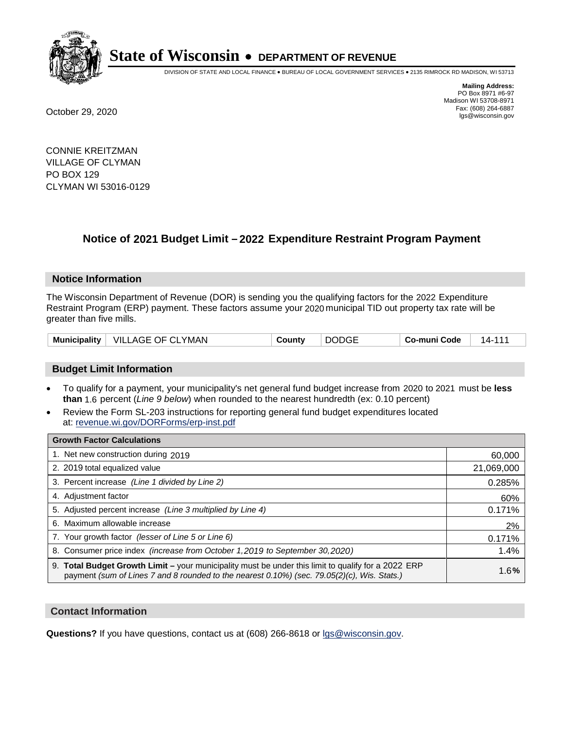# State of Wisconsin • DEPARTMENT OF REVENUE

DIVISION OF STATE AND LOCAL FINANCE • BUREAU OF LOCAL GOVERNMENT SERVICES • 2135 RIMROCK RD MADISON, WI 53713

**Mailing Address:**
PO Box 8971 #6-97
Madison WI 53708-8971
Fax: (608) 264-6887
lgs@wisconsin.gov

October 29, 2020

CONNIE KREITZMAN
VILLAGE OF CLYMAN
PO BOX 129
CLYMAN WI 53016-0129

## Notice of 2021 Budget Limit – 2022 Expenditure Restraint Program Payment

### Notice Information

The Wisconsin Department of Revenue (DOR) is sending you the qualifying factors for the 2022 Expenditure Restraint Program (ERP) payment. These factors assume your 2020 municipal TID out property tax rate will be greater than five mills.

| Municipality | VILLAGE OF CLYMAN | County | DODGE | Co-muni Code | 14-111 |
|---|---|---|---|---|---|

### Budget Limit Information

- To qualify for a payment, your municipality's net general fund budget increase from 2020 to 2021 must be **less than** 1.6 percent (*Line 9 below*) when rounded to the nearest hundredth (ex: 0.10 percent)
- Review the Form SL-203 instructions for reporting general fund budget expenditures located at: revenue.wi.gov/DORForms/erp-inst.pdf

| Growth Factor Calculations | |
|---|---|
| 1. Net new construction during 2019 | 60,000 |
| 2. 2019 total equalized value | 21,069,000 |
| 3. Percent increase *(Line 1 divided by Line 2)* | 0.285% |
| 4. Adjustment factor | 60% |
| 5. Adjusted percent increase *(Line 3 multiplied by Line 4)* | 0.171% |
| 6. Maximum allowable increase | 2% |
| 7. Your growth factor *(lesser of Line 5 or Line 6)* | 0.171% |
| 8. Consumer price index *(increase from October 1,2019 to September 30,2020)* | 1.4% |
| 9. **Total Budget Growth Limit –** your municipality must be under this limit to qualify for a 2022 ERP payment *(sum of Lines 7 and 8 rounded to the nearest 0.10%) (sec. 79.05(2)(c), Wis. Stats.)* | 1.6**%** |

### Contact Information

**Questions?** If you have questions, contact us at (608) 266-8618 or lgs@wisconsin.gov.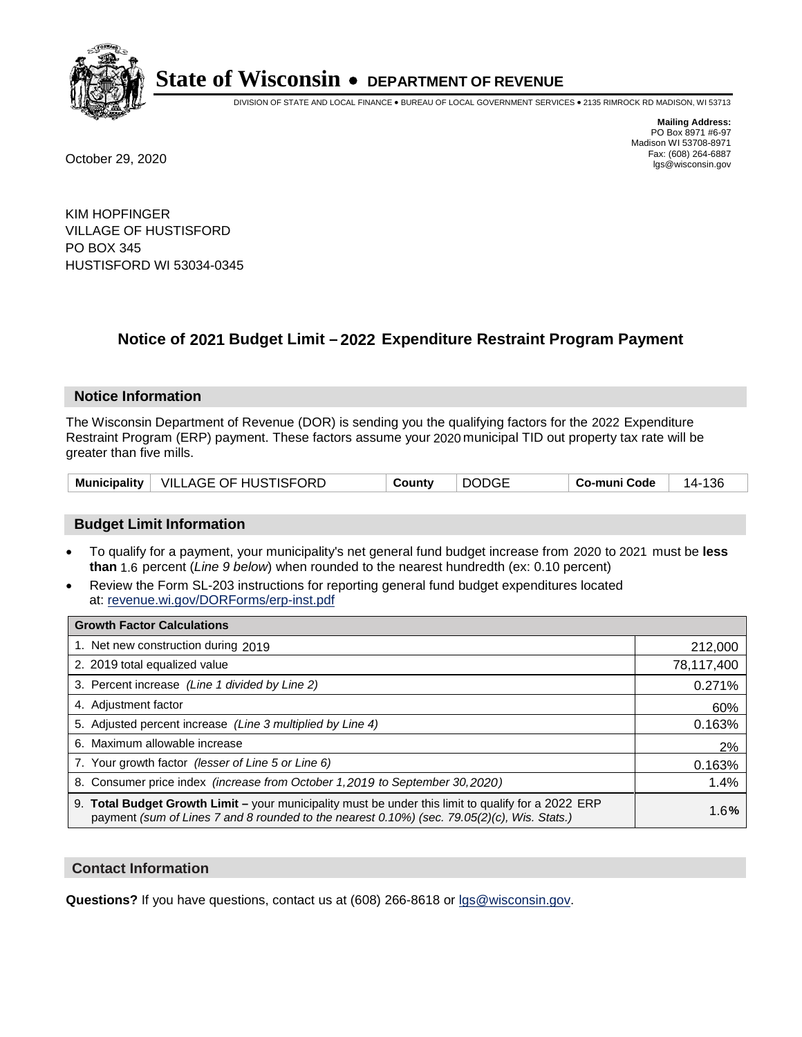# State of Wisconsin • DEPARTMENT OF REVENUE

DIVISION OF STATE AND LOCAL FINANCE • BUREAU OF LOCAL GOVERNMENT SERVICES • 2135 RIMROCK RD MADISON, WI 53713

**Mailing Address:**
PO Box 8971 #6-97
Madison WI 53708-8971
Fax: (608) 264-6887
lgs@wisconsin.gov

October 29, 2020

KIM HOPFINGER
VILLAGE OF HUSTISFORD
PO BOX 345
HUSTISFORD WI 53034-0345

## Notice of 2021 Budget Limit – 2022 Expenditure Restraint Program Payment

### Notice Information

The Wisconsin Department of Revenue (DOR) is sending you the qualifying factors for the 2022 Expenditure Restraint Program (ERP) payment. These factors assume your 2020 municipal TID out property tax rate will be greater than five mills.

| Municipality | VILLAGE OF HUSTISFORD | County | DODGE | Co-muni Code | 14-136 |
|---|---|---|---|---|---|

### Budget Limit Information

- To qualify for a payment, your municipality's net general fund budget increase from 2020 to 2021 must be **less than** 1.6 percent (*Line 9 below*) when rounded to the nearest hundredth (ex: 0.10 percent)
- Review the Form SL-203 instructions for reporting general fund budget expenditures located at: revenue.wi.gov/DORForms/erp-inst.pdf

| Growth Factor Calculations | |
|---|---|
| 1. Net new construction during 2019 | 212,000 |
| 2. 2019 total equalized value | 78,117,400 |
| 3. Percent increase *(Line 1 divided by Line 2)* | 0.271% |
| 4. Adjustment factor | 60% |
| 5. Adjusted percent increase *(Line 3 multiplied by Line 4)* | 0.163% |
| 6. Maximum allowable increase | 2% |
| 7. Your growth factor *(lesser of Line 5 or Line 6)* | 0.163% |
| 8. Consumer price index *(increase from October 1,2019 to September 30,2020)* | 1.4% |
| 9. **Total Budget Growth Limit –** your municipality must be under this limit to qualify for a 2022 ERP payment *(sum of Lines 7 and 8 rounded to the nearest 0.10%) (sec. 79.05(2)(c), Wis. Stats.)* | 1.6**%** |

### Contact Information

**Questions?** If you have questions, contact us at (608) 266-8618 or lgs@wisconsin.gov.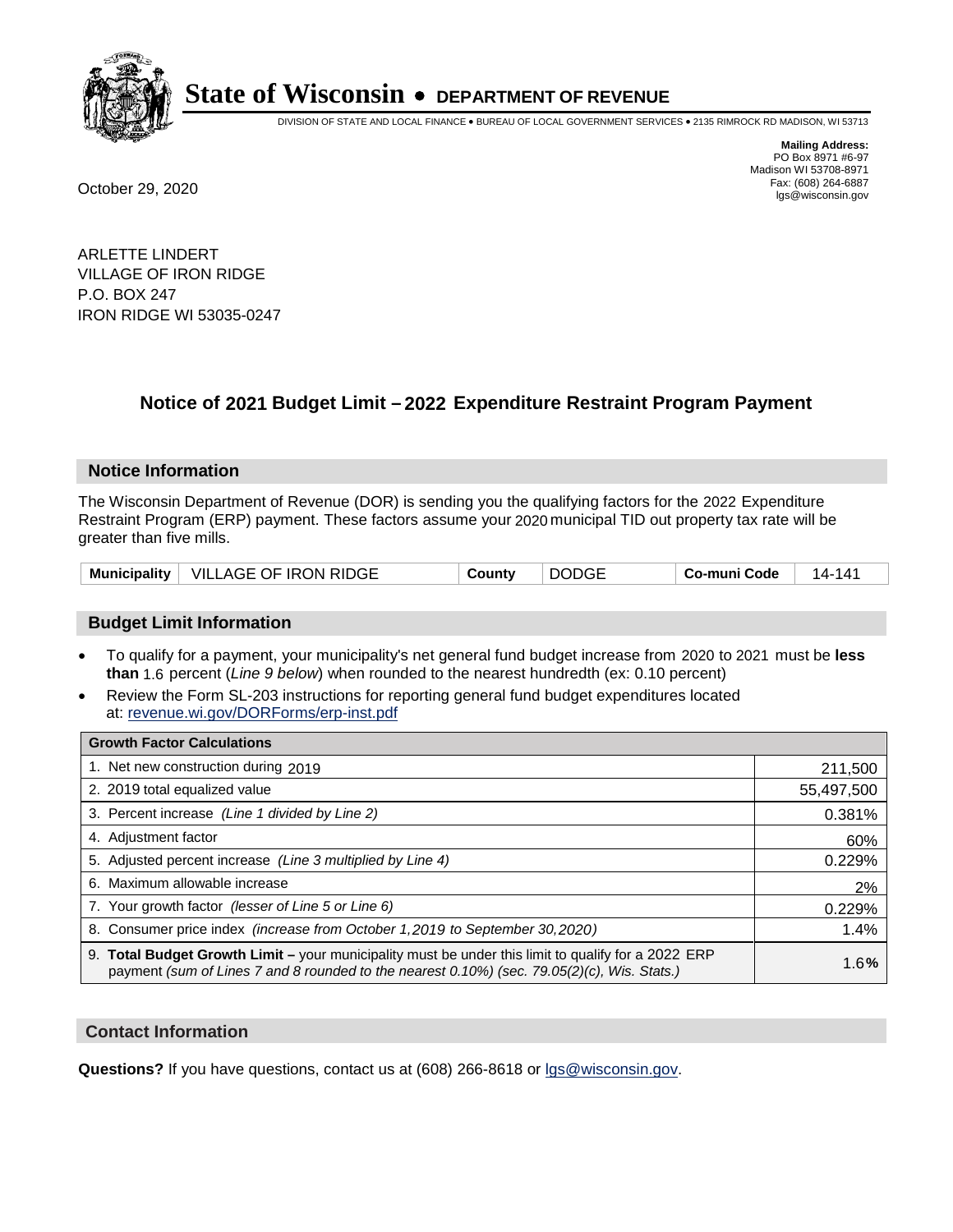**State of Wisconsin • DEPARTMENT OF REVENUE**

DIVISION OF STATE AND LOCAL FINANCE • BUREAU OF LOCAL GOVERNMENT SERVICES • 2135 RIMROCK RD MADISON, WI 53713

**Mailing Address:**
PO Box 8971 #6-97
Madison WI 53708-8971
Fax: (608) 264-6887
lgs@wisconsin.gov

October 29, 2020

ARLETTE LINDERT
VILLAGE OF IRON RIDGE
P.O. BOX 247
IRON RIDGE WI 53035-0247

## Notice of 2021 Budget Limit – 2022 Expenditure Restraint Program Payment

### Notice Information

The Wisconsin Department of Revenue (DOR) is sending you the qualifying factors for the 2022 Expenditure Restraint Program (ERP) payment. These factors assume your 2020 municipal TID out property tax rate will be greater than five mills.

| **Municipality** | VILLAGE OF IRON RIDGE | **County** | DODGE | **Co-muni Code** | 14-141 |
|---|---|---|---|---|---|

### Budget Limit Information

- To qualify for a payment, your municipality's net general fund budget increase from 2020 to 2021 must be **less than** 1.6 percent (*Line 9 below*) when rounded to the nearest hundredth (ex: 0.10 percent)
- Review the Form SL-203 instructions for reporting general fund budget expenditures located at: revenue.wi.gov/DORForms/erp-inst.pdf

| **Growth Factor Calculations** | |
|---|---|
| 1. Net new construction during 2019 | 211,500 |
| 2. 2019 total equalized value | 55,497,500 |
| 3. Percent increase *(Line 1 divided by Line 2)* | 0.381% |
| 4. Adjustment factor | 60% |
| 5. Adjusted percent increase *(Line 3 multiplied by Line 4)* | 0.229% |
| 6. Maximum allowable increase | 2% |
| 7. Your growth factor *(lesser of Line 5 or Line 6)* | 0.229% |
| 8. Consumer price index *(increase from October 1,2019 to September 30,2020)* | 1.4% |
| 9. **Total Budget Growth Limit –** your municipality must be under this limit to qualify for a 2022 ERP payment *(sum of Lines 7 and 8 rounded to the nearest 0.10%) (sec. 79.05(2)(c), Wis. Stats.)* | 1.6**%** |

### Contact Information

**Questions?** If you have questions, contact us at (608) 266-8618 or lgs@wisconsin.gov.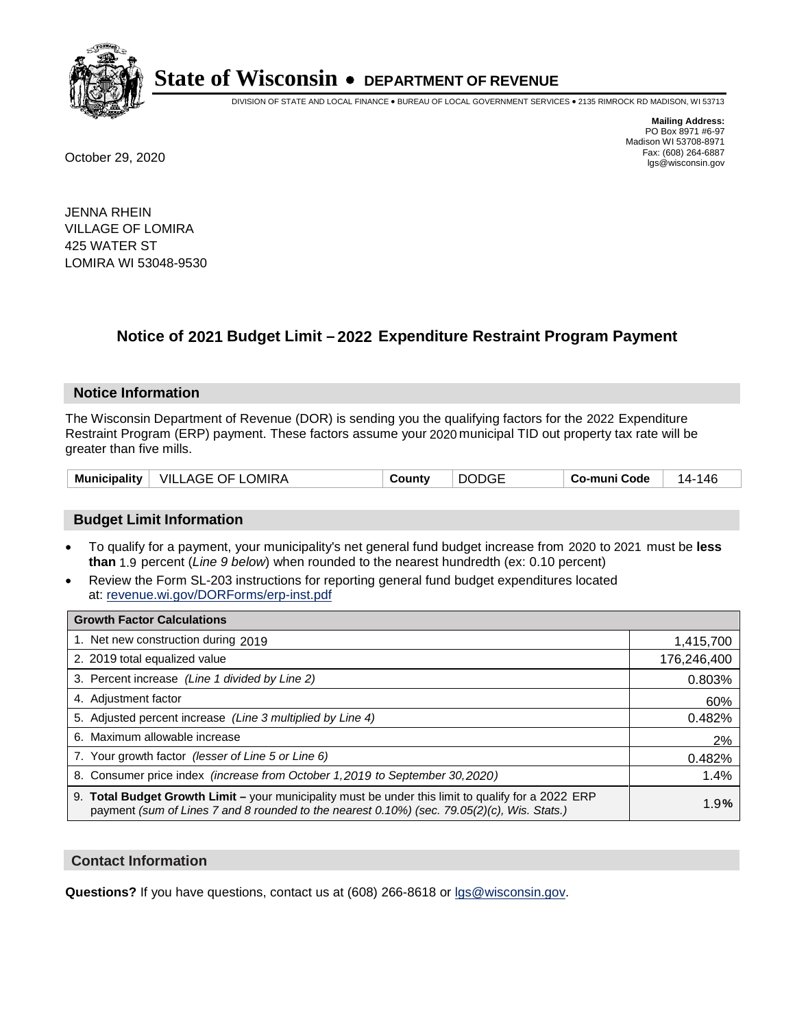# State of Wisconsin • DEPARTMENT OF REVENUE

DIVISION OF STATE AND LOCAL FINANCE • BUREAU OF LOCAL GOVERNMENT SERVICES • 2135 RIMROCK RD MADISON, WI 53713

**Mailing Address:**
PO Box 8971 #6-97
Madison WI 53708-8971
Fax: (608) 264-6887
lgs@wisconsin.gov

October 29, 2020

JENNA RHEIN
VILLAGE OF LOMIRA
425 WATER ST
LOMIRA WI 53048-9530

## Notice of 2021 Budget Limit – 2022 Expenditure Restraint Program Payment

### Notice Information

The Wisconsin Department of Revenue (DOR) is sending you the qualifying factors for the 2022 Expenditure Restraint Program (ERP) payment. These factors assume your 2020 municipal TID out property tax rate will be greater than five mills.

| Municipality | VILLAGE OF LOMIRA | County | DODGE | Co-muni Code | 14-146 |
|---|---|---|---|---|---|

### Budget Limit Information

- To qualify for a payment, your municipality's net general fund budget increase from 2020 to 2021 must be **less than** 1.9 percent (*Line 9 below*) when rounded to the nearest hundredth (ex: 0.10 percent)
- Review the Form SL-203 instructions for reporting general fund budget expenditures located at: revenue.wi.gov/DORForms/erp-inst.pdf

| Growth Factor Calculations | |
|---|---|
| 1. Net new construction during 2019 | 1,415,700 |
| 2. 2019 total equalized value | 176,246,400 |
| 3. Percent increase *(Line 1 divided by Line 2)* | 0.803% |
| 4. Adjustment factor | 60% |
| 5. Adjusted percent increase *(Line 3 multiplied by Line 4)* | 0.482% |
| 6. Maximum allowable increase | 2% |
| 7. Your growth factor *(lesser of Line 5 or Line 6)* | 0.482% |
| 8. Consumer price index *(increase from October 1,2019 to September 30,2020)* | 1.4% |
| 9. **Total Budget Growth Limit –** your municipality must be under this limit to qualify for a 2022 ERP payment *(sum of Lines 7 and 8 rounded to the nearest 0.10%) (sec. 79.05(2)(c), Wis. Stats.)* | 1.9**%** |

### Contact Information

**Questions?** If you have questions, contact us at (608) 266-8618 or lgs@wisconsin.gov.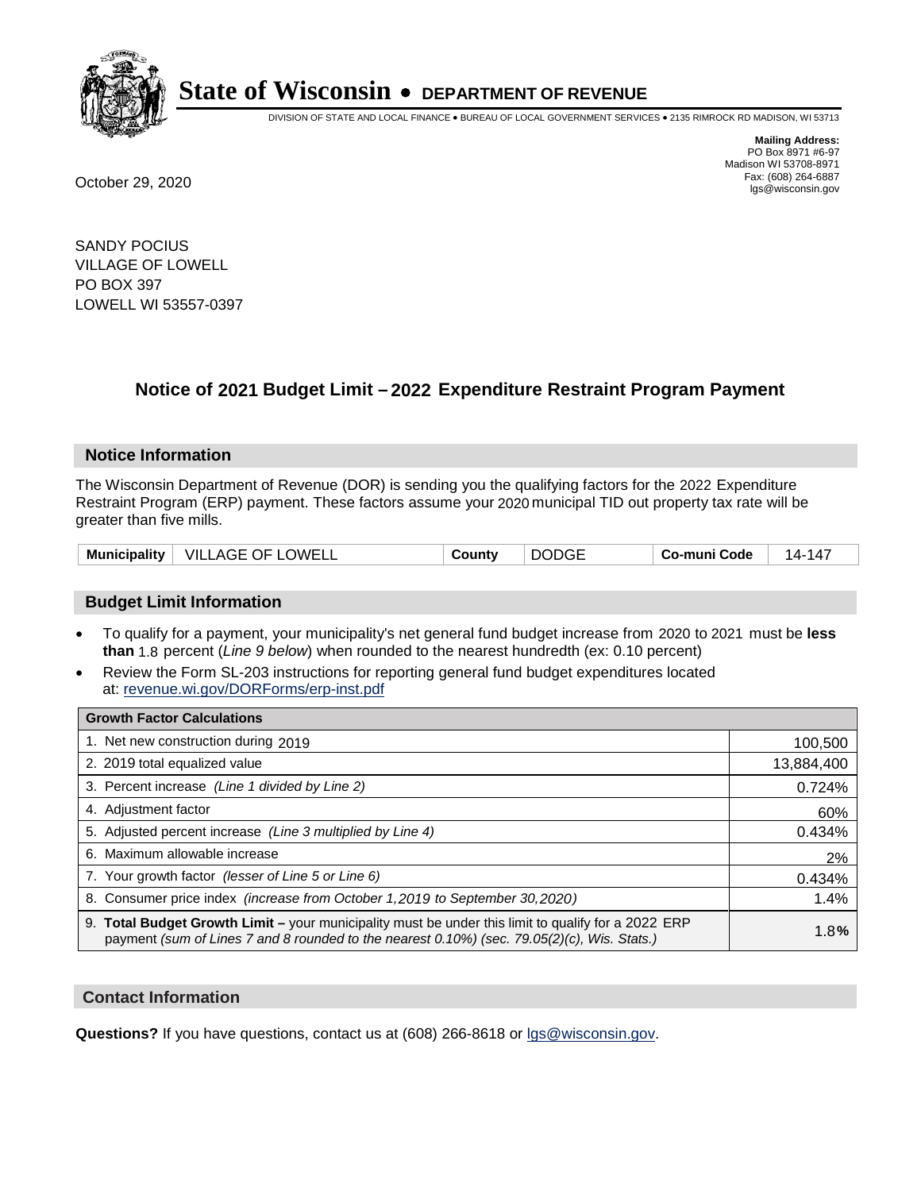# State of Wisconsin • DEPARTMENT OF REVENUE

DIVISION OF STATE AND LOCAL FINANCE • BUREAU OF LOCAL GOVERNMENT SERVICES • 2135 RIMROCK RD MADISON, WI 53713

**Mailing Address:**
PO Box 8971 #6-97
Madison WI 53708-8971
Fax: (608) 264-6887
lgs@wisconsin.gov

October 29, 2020

SANDY POCIUS
VILLAGE OF LOWELL
PO BOX 397
LOWELL WI 53557-0397

## Notice of 2021 Budget Limit – 2022 Expenditure Restraint Program Payment

### Notice Information

The Wisconsin Department of Revenue (DOR) is sending you the qualifying factors for the 2022 Expenditure Restraint Program (ERP) payment. These factors assume your 2020 municipal TID out property tax rate will be greater than five mills.

| Municipality | VILLAGE OF LOWELL | County | DODGE | Co-muni Code | 14-147 |
|---|---|---|---|---|---|

### Budget Limit Information

- To qualify for a payment, your municipality's net general fund budget increase from 2020 to 2021 must be **less than** 1.8 percent (*Line 9 below*) when rounded to the nearest hundredth (ex: 0.10 percent)
- Review the Form SL-203 instructions for reporting general fund budget expenditures located at: revenue.wi.gov/DORForms/erp-inst.pdf

| Growth Factor Calculations | |
|---|---|
| 1. Net new construction during 2019 | 100,500 |
| 2. 2019 total equalized value | 13,884,400 |
| 3. Percent increase *(Line 1 divided by Line 2)* | 0.724% |
| 4. Adjustment factor | 60% |
| 5. Adjusted percent increase *(Line 3 multiplied by Line 4)* | 0.434% |
| 6. Maximum allowable increase | 2% |
| 7. Your growth factor *(lesser of Line 5 or Line 6)* | 0.434% |
| 8. Consumer price index *(increase from October 1,2019 to September 30,2020)* | 1.4% |
| 9. **Total Budget Growth Limit –** your municipality must be under this limit to qualify for a 2022 ERP payment *(sum of Lines 7 and 8 rounded to the nearest 0.10%) (sec. 79.05(2)(c), Wis. Stats.)* | 1.8**%** |

### Contact Information

**Questions?** If you have questions, contact us at (608) 266-8618 or lgs@wisconsin.gov.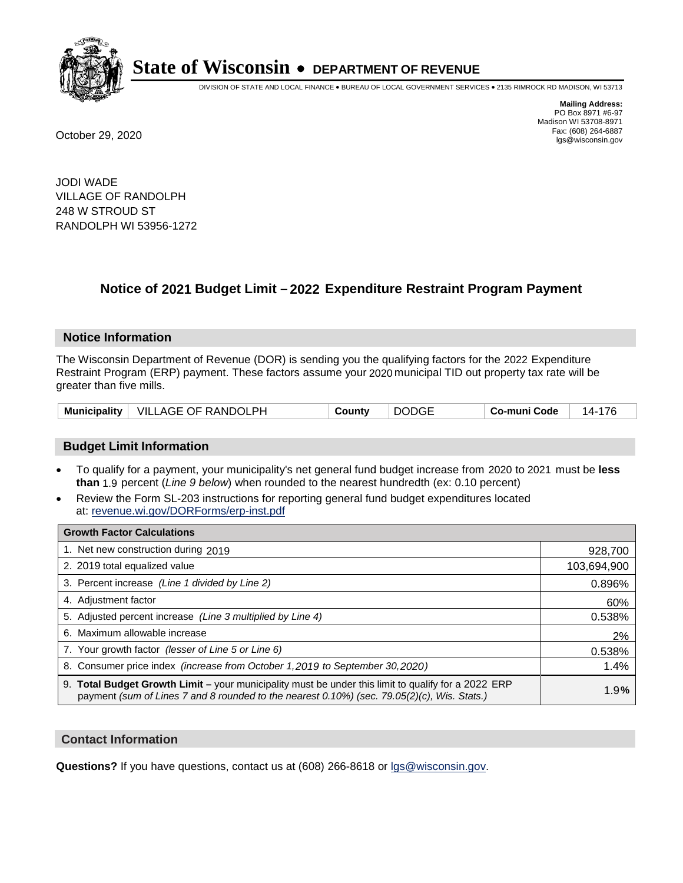# State of Wisconsin • DEPARTMENT OF REVENUE

DIVISION OF STATE AND LOCAL FINANCE • BUREAU OF LOCAL GOVERNMENT SERVICES • 2135 RIMROCK RD MADISON, WI 53713

**Mailing Address:**
PO Box 8971 #6-97
Madison WI 53708-8971
Fax: (608) 264-6887
lgs@wisconsin.gov

October 29, 2020

JODI WADE
VILLAGE OF RANDOLPH
248 W STROUD ST
RANDOLPH WI 53956-1272

## Notice of 2021 Budget Limit – 2022 Expenditure Restraint Program Payment

### Notice Information

The Wisconsin Department of Revenue (DOR) is sending you the qualifying factors for the 2022 Expenditure Restraint Program (ERP) payment. These factors assume your 2020 municipal TID out property tax rate will be greater than five mills.

| Municipality | VILLAGE OF RANDOLPH | County | DODGE | Co-muni Code | 14-176 |
|---|---|---|---|---|---|

### Budget Limit Information

- To qualify for a payment, your municipality's net general fund budget increase from 2020 to 2021 must be **less than** 1.9 percent (*Line 9 below*) when rounded to the nearest hundredth (ex: 0.10 percent)
- Review the Form SL-203 instructions for reporting general fund budget expenditures located at: revenue.wi.gov/DORForms/erp-inst.pdf

| Growth Factor Calculations | |
|---|---|
| 1. Net new construction during 2019 | 928,700 |
| 2. 2019 total equalized value | 103,694,900 |
| 3. Percent increase *(Line 1 divided by Line 2)* | 0.896% |
| 4. Adjustment factor | 60% |
| 5. Adjusted percent increase *(Line 3 multiplied by Line 4)* | 0.538% |
| 6. Maximum allowable increase | 2% |
| 7. Your growth factor *(lesser of Line 5 or Line 6)* | 0.538% |
| 8. Consumer price index *(increase from October 1,2019 to September 30,2020)* | 1.4% |
| 9. **Total Budget Growth Limit –** your municipality must be under this limit to qualify for a 2022 ERP payment *(sum of Lines 7 and 8 rounded to the nearest 0.10%) (sec. 79.05(2)(c), Wis. Stats.)* | 1.9**%** |

### Contact Information

**Questions?** If you have questions, contact us at (608) 266-8618 or lgs@wisconsin.gov.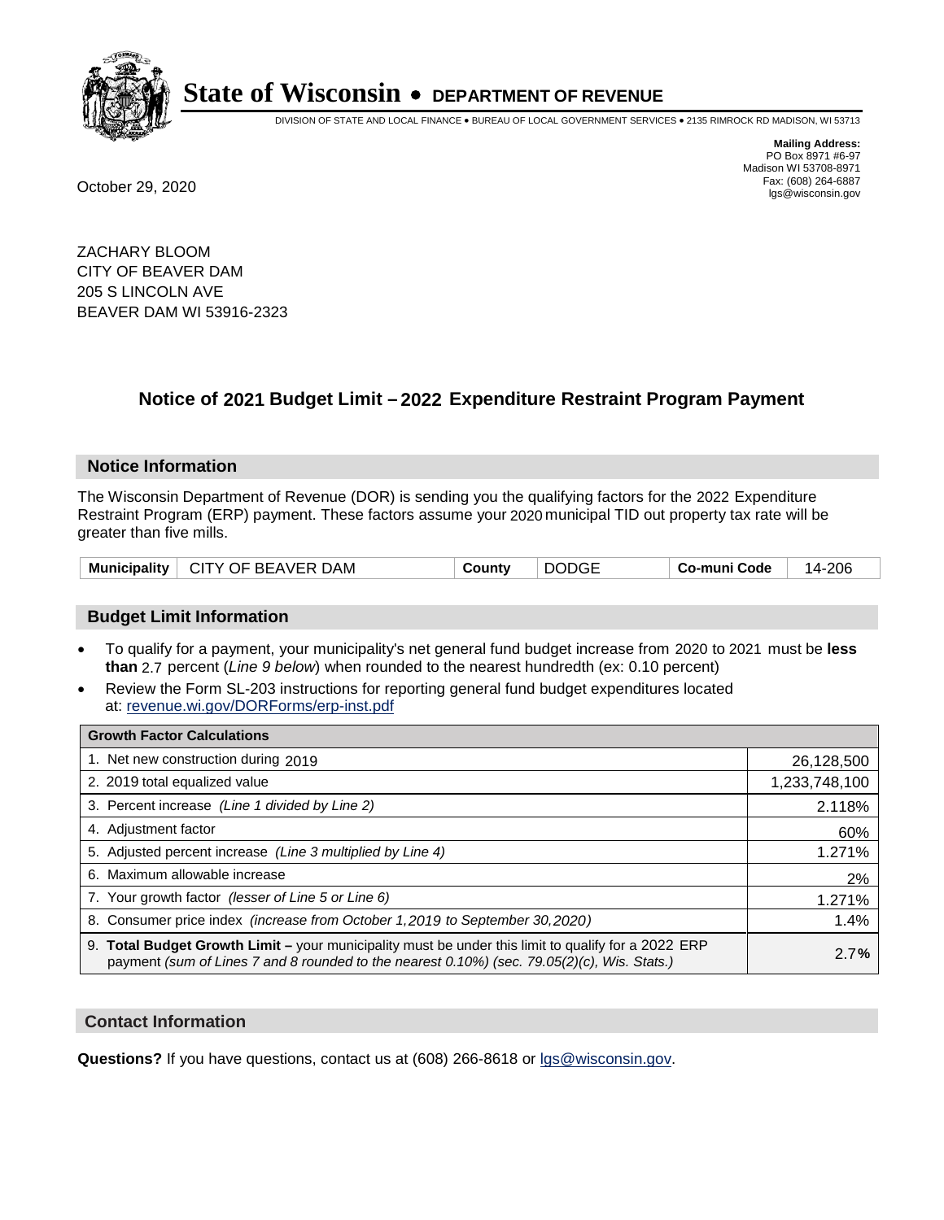# State of Wisconsin • DEPARTMENT OF REVENUE

DIVISION OF STATE AND LOCAL FINANCE • BUREAU OF LOCAL GOVERNMENT SERVICES • 2135 RIMROCK RD MADISON, WI 53713

**Mailing Address:**
PO Box 8971 #6-97
Madison WI 53708-8971
Fax: (608) 264-6887
lgs@wisconsin.gov

October 29, 2020

ZACHARY BLOOM
CITY OF BEAVER DAM
205 S LINCOLN AVE
BEAVER DAM WI 53916-2323

## Notice of 2021 Budget Limit – 2022 Expenditure Restraint Program Payment

### Notice Information

The Wisconsin Department of Revenue (DOR) is sending you the qualifying factors for the 2022 Expenditure Restraint Program (ERP) payment. These factors assume your 2020 municipal TID out property tax rate will be greater than five mills.

| Municipality | CITY OF BEAVER DAM | County | DODGE | Co-muni Code | 14-206 |
|---|---|---|---|---|---|

### Budget Limit Information

- To qualify for a payment, your municipality's net general fund budget increase from 2020 to 2021 must be **less than** 2.7 percent (*Line 9 below*) when rounded to the nearest hundredth (ex: 0.10 percent)
- Review the Form SL-203 instructions for reporting general fund budget expenditures located at: revenue.wi.gov/DORForms/erp-inst.pdf

| Growth Factor Calculations | |
|---|---|
| 1. Net new construction during 2019 | 26,128,500 |
| 2. 2019 total equalized value | 1,233,748,100 |
| 3. Percent increase *(Line 1 divided by Line 2)* | 2.118% |
| 4. Adjustment factor | 60% |
| 5. Adjusted percent increase *(Line 3 multiplied by Line 4)* | 1.271% |
| 6. Maximum allowable increase | 2% |
| 7. Your growth factor *(lesser of Line 5 or Line 6)* | 1.271% |
| 8. Consumer price index *(increase from October 1,2019 to September 30,2020)* | 1.4% |
| 9. **Total Budget Growth Limit –** your municipality must be under this limit to qualify for a 2022 ERP payment *(sum of Lines 7 and 8 rounded to the nearest 0.10%) (sec. 79.05(2)(c), Wis. Stats.)* | 2.7**%** |

### Contact Information

**Questions?** If you have questions, contact us at (608) 266-8618 or lgs@wisconsin.gov.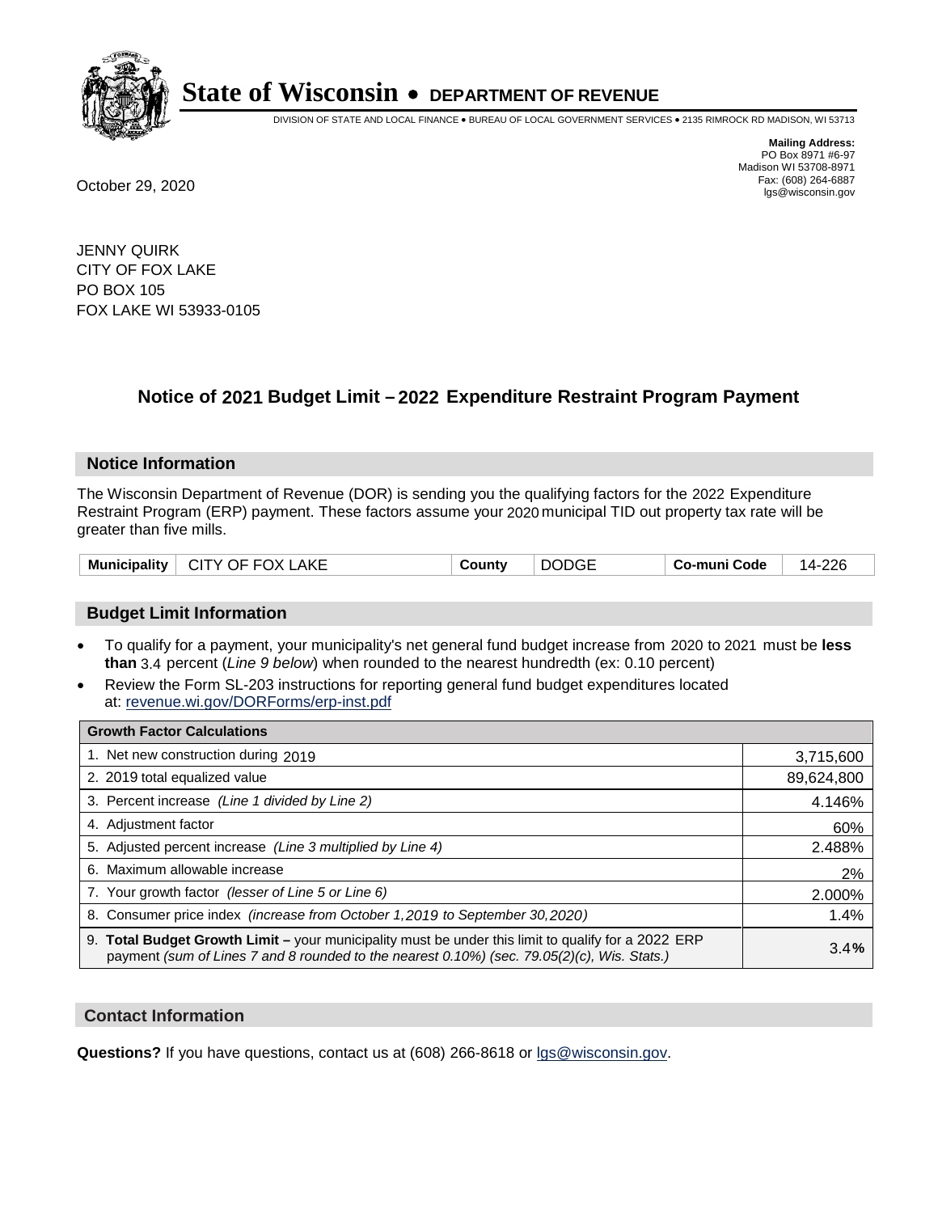# State of Wisconsin • DEPARTMENT OF REVENUE

DIVISION OF STATE AND LOCAL FINANCE • BUREAU OF LOCAL GOVERNMENT SERVICES • 2135 RIMROCK RD MADISON, WI 53713

**Mailing Address:**
PO Box 8971 #6-97
Madison WI 53708-8971
Fax: (608) 264-6887
lgs@wisconsin.gov

October 29, 2020

JENNY QUIRK
CITY OF FOX LAKE
PO BOX 105
FOX LAKE WI 53933-0105

## Notice of 2021 Budget Limit – 2022 Expenditure Restraint Program Payment

### Notice Information

The Wisconsin Department of Revenue (DOR) is sending you the qualifying factors for the 2022 Expenditure Restraint Program (ERP) payment. These factors assume your 2020 municipal TID out property tax rate will be greater than five mills.

| Municipality | CITY OF FOX LAKE | County | DODGE | Co-muni Code | 14-226 |
|---|---|---|---|---|---|

### Budget Limit Information

- To qualify for a payment, your municipality's net general fund budget increase from 2020 to 2021 must be **less than** 3.4 percent (*Line 9 below*) when rounded to the nearest hundredth (ex: 0.10 percent)
- Review the Form SL-203 instructions for reporting general fund budget expenditures located at: revenue.wi.gov/DORForms/erp-inst.pdf

| Growth Factor Calculations | |
|---|---|
| 1. Net new construction during 2019 | 3,715,600 |
| 2. 2019 total equalized value | 89,624,800 |
| 3. Percent increase *(Line 1 divided by Line 2)* | 4.146% |
| 4. Adjustment factor | 60% |
| 5. Adjusted percent increase *(Line 3 multiplied by Line 4)* | 2.488% |
| 6. Maximum allowable increase | 2% |
| 7. Your growth factor *(lesser of Line 5 or Line 6)* | 2.000% |
| 8. Consumer price index *(increase from October 1,2019 to September 30,2020)* | 1.4% |
| 9. **Total Budget Growth Limit –** your municipality must be under this limit to qualify for a 2022 ERP payment *(sum of Lines 7 and 8 rounded to the nearest 0.10%) (sec. 79.05(2)(c), Wis. Stats.)* | 3.4**%** |

### Contact Information

**Questions?** If you have questions, contact us at (608) 266-8618 or lgs@wisconsin.gov.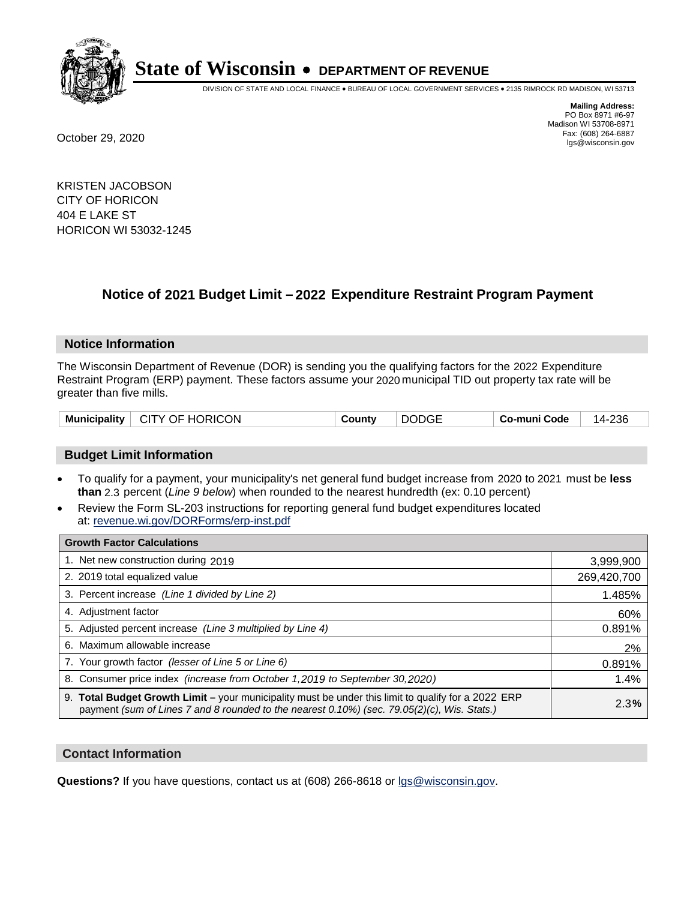# State of Wisconsin • DEPARTMENT OF REVENUE

DIVISION OF STATE AND LOCAL FINANCE • BUREAU OF LOCAL GOVERNMENT SERVICES • 2135 RIMROCK RD MADISON, WI 53713

**Mailing Address:**
PO Box 8971 #6-97
Madison WI 53708-8971
Fax: (608) 264-6887
lgs@wisconsin.gov

October 29, 2020

KRISTEN JACOBSON
CITY OF HORICON
404 E LAKE ST
HORICON WI 53032-1245

## Notice of 2021 Budget Limit – 2022 Expenditure Restraint Program Payment

### Notice Information

The Wisconsin Department of Revenue (DOR) is sending you the qualifying factors for the 2022 Expenditure Restraint Program (ERP) payment. These factors assume your 2020 municipal TID out property tax rate will be greater than five mills.

| Municipality | CITY OF HORICON | County | DODGE | Co-muni Code | 14-236 |
|---|---|---|---|---|---|

### Budget Limit Information

- To qualify for a payment, your municipality's net general fund budget increase from 2020 to 2021 must be **less than** 2.3 percent (*Line 9 below*) when rounded to the nearest hundredth (ex: 0.10 percent)
- Review the Form SL-203 instructions for reporting general fund budget expenditures located at: revenue.wi.gov/DORForms/erp-inst.pdf

| Growth Factor Calculations | |
|---|---|
| 1. Net new construction during 2019 | 3,999,900 |
| 2. 2019 total equalized value | 269,420,700 |
| 3. Percent increase *(Line 1 divided by Line 2)* | 1.485% |
| 4. Adjustment factor | 60% |
| 5. Adjusted percent increase *(Line 3 multiplied by Line 4)* | 0.891% |
| 6. Maximum allowable increase | 2% |
| 7. Your growth factor *(lesser of Line 5 or Line 6)* | 0.891% |
| 8. Consumer price index *(increase from October 1,2019 to September 30,2020)* | 1.4% |
| 9. **Total Budget Growth Limit –** your municipality must be under this limit to qualify for a 2022 ERP payment *(sum of Lines 7 and 8 rounded to the nearest 0.10%) (sec. 79.05(2)(c), Wis. Stats.)* | 2.3**%** |

### Contact Information

**Questions?** If you have questions, contact us at (608) 266-8618 or lgs@wisconsin.gov.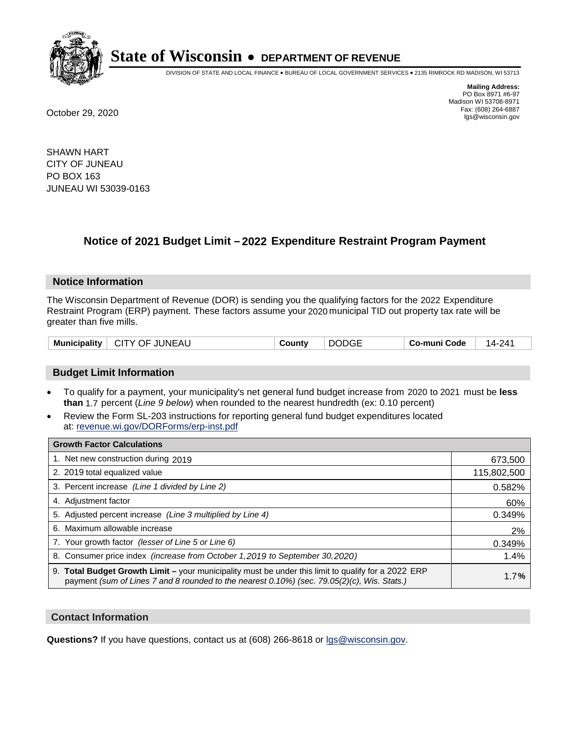# State of Wisconsin • DEPARTMENT OF REVENUE

DIVISION OF STATE AND LOCAL FINANCE • BUREAU OF LOCAL GOVERNMENT SERVICES • 2135 RIMROCK RD MADISON, WI 53713

**Mailing Address:**
PO Box 8971 #6-97
Madison WI 53708-8971
Fax: (608) 264-6887
lgs@wisconsin.gov

October 29, 2020

SHAWN HART
CITY OF JUNEAU
PO BOX 163
JUNEAU WI 53039-0163

## Notice of 2021 Budget Limit – 2022 Expenditure Restraint Program Payment

### Notice Information

The Wisconsin Department of Revenue (DOR) is sending you the qualifying factors for the 2022 Expenditure Restraint Program (ERP) payment. These factors assume your 2020 municipal TID out property tax rate will be greater than five mills.

| Municipality | CITY OF JUNEAU | County | DODGE | Co-muni Code | 14-241 |
|---|---|---|---|---|---|

### Budget Limit Information

- To qualify for a payment, your municipality's net general fund budget increase from 2020 to 2021 must be **less than** 1.7 percent (*Line 9 below*) when rounded to the nearest hundredth (ex: 0.10 percent)
- Review the Form SL-203 instructions for reporting general fund budget expenditures located at: revenue.wi.gov/DORForms/erp-inst.pdf

| Growth Factor Calculations | |
|---|---|
| 1. Net new construction during 2019 | 673,500 |
| 2. 2019 total equalized value | 115,802,500 |
| 3. Percent increase *(Line 1 divided by Line 2)* | 0.582% |
| 4. Adjustment factor | 60% |
| 5. Adjusted percent increase *(Line 3 multiplied by Line 4)* | 0.349% |
| 6. Maximum allowable increase | 2% |
| 7. Your growth factor *(lesser of Line 5 or Line 6)* | 0.349% |
| 8. Consumer price index *(increase from October 1,2019 to September 30,2020)* | 1.4% |
| 9. **Total Budget Growth Limit –** your municipality must be under this limit to qualify for a 2022 ERP payment *(sum of Lines 7 and 8 rounded to the nearest 0.10%) (sec. 79.05(2)(c), Wis. Stats.)* | 1.7**%** |

### Contact Information

**Questions?** If you have questions, contact us at (608) 266-8618 or lgs@wisconsin.gov.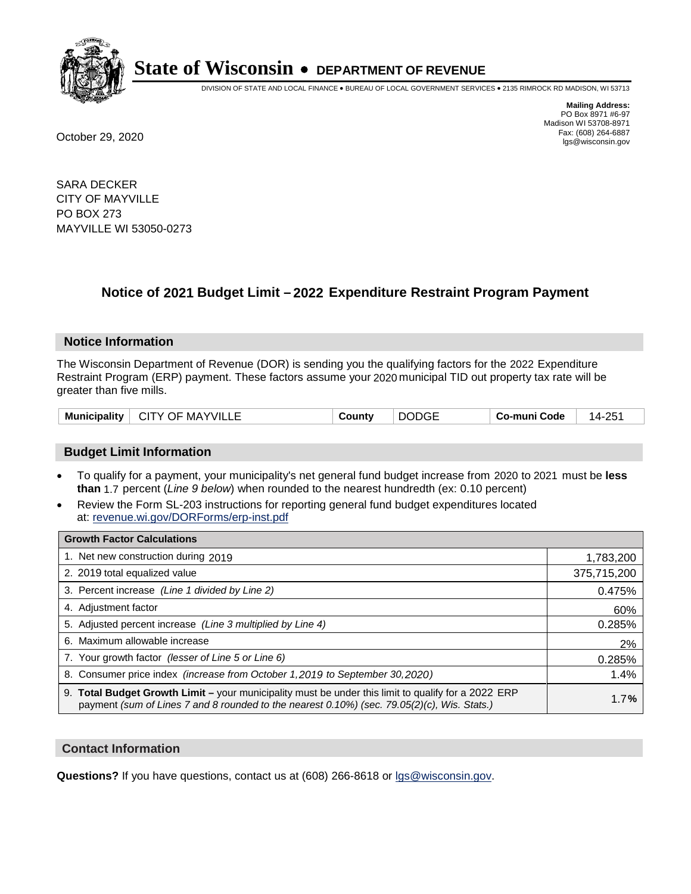# State of Wisconsin • DEPARTMENT OF REVENUE

DIVISION OF STATE AND LOCAL FINANCE • BUREAU OF LOCAL GOVERNMENT SERVICES • 2135 RIMROCK RD MADISON, WI 53713

**Mailing Address:**
PO Box 8971 #6-97
Madison WI 53708-8971
Fax: (608) 264-6887
lgs@wisconsin.gov

October 29, 2020

SARA DECKER
CITY OF MAYVILLE
PO BOX 273
MAYVILLE WI 53050-0273

## Notice of 2021 Budget Limit – 2022 Expenditure Restraint Program Payment

### Notice Information

The Wisconsin Department of Revenue (DOR) is sending you the qualifying factors for the 2022 Expenditure Restraint Program (ERP) payment. These factors assume your 2020 municipal TID out property tax rate will be greater than five mills.

| Municipality | CITY OF MAYVILLE | County | DODGE | Co-muni Code | 14-251 |
|---|---|---|---|---|---|

### Budget Limit Information

- To qualify for a payment, your municipality's net general fund budget increase from 2020 to 2021 must be **less than** 1.7 percent (*Line 9 below*) when rounded to the nearest hundredth (ex: 0.10 percent)
- Review the Form SL-203 instructions for reporting general fund budget expenditures located at: revenue.wi.gov/DORForms/erp-inst.pdf

| Growth Factor Calculations | |
|---|---|
| 1. Net new construction during 2019 | 1,783,200 |
| 2. 2019 total equalized value | 375,715,200 |
| 3. Percent increase *(Line 1 divided by Line 2)* | 0.475% |
| 4. Adjustment factor | 60% |
| 5. Adjusted percent increase *(Line 3 multiplied by Line 4)* | 0.285% |
| 6. Maximum allowable increase | 2% |
| 7. Your growth factor *(lesser of Line 5 or Line 6)* | 0.285% |
| 8. Consumer price index *(increase from October 1,2019 to September 30,2020)* | 1.4% |
| 9. **Total Budget Growth Limit –** your municipality must be under this limit to qualify for a 2022 ERP payment *(sum of Lines 7 and 8 rounded to the nearest 0.10%) (sec. 79.05(2)(c), Wis. Stats.)* | **1.7%** |

### Contact Information

**Questions?** If you have questions, contact us at (608) 266-8618 or lgs@wisconsin.gov.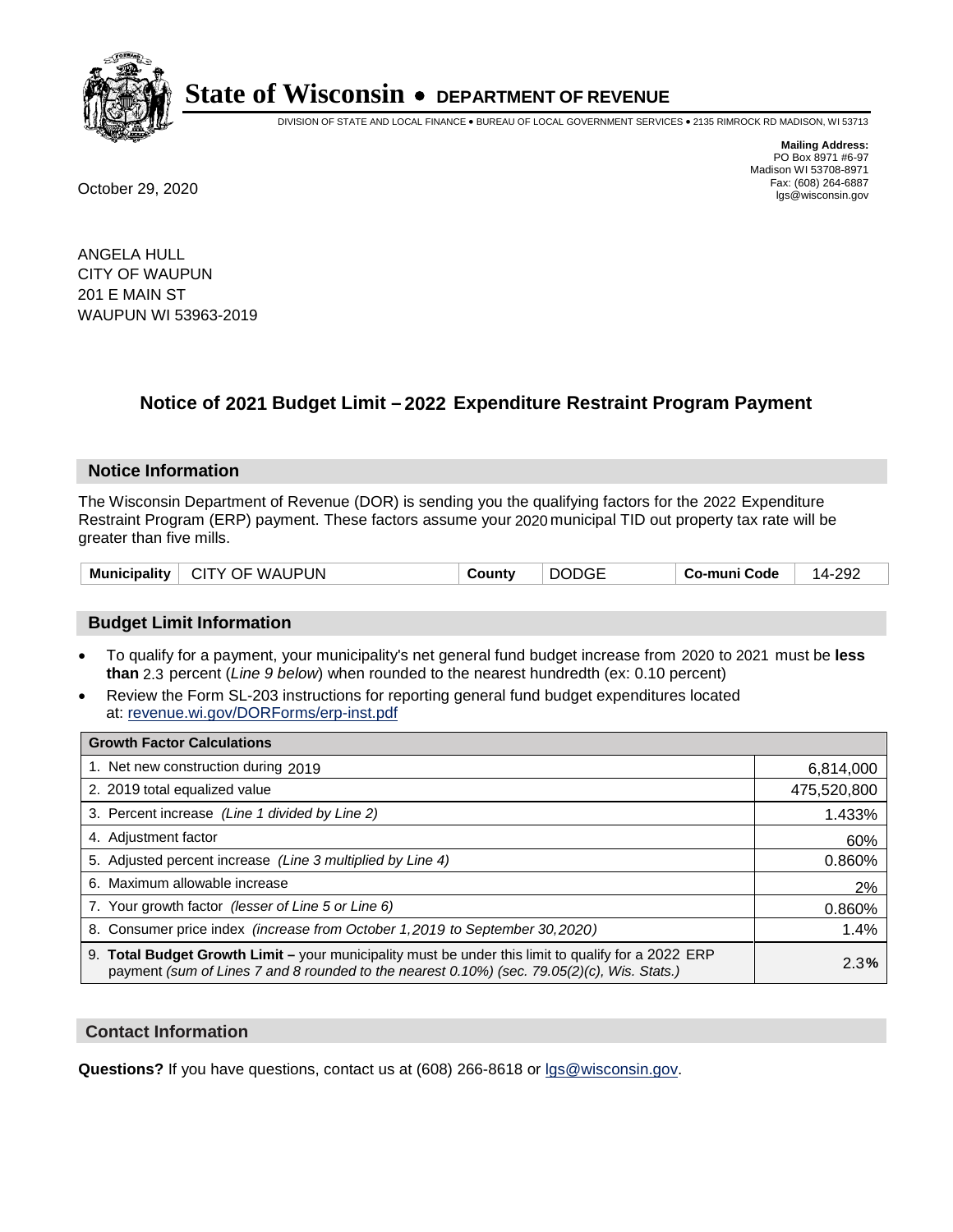# State of Wisconsin • DEPARTMENT OF REVENUE

DIVISION OF STATE AND LOCAL FINANCE • BUREAU OF LOCAL GOVERNMENT SERVICES • 2135 RIMROCK RD MADISON, WI 53713

**Mailing Address:**
PO Box 8971 #6-97
Madison WI 53708-8971
Fax: (608) 264-6887
lgs@wisconsin.gov

October 29, 2020

ANGELA HULL
CITY OF WAUPUN
201 E MAIN ST
WAUPUN WI 53963-2019

## Notice of 2021 Budget Limit – 2022 Expenditure Restraint Program Payment

### Notice Information

The Wisconsin Department of Revenue (DOR) is sending you the qualifying factors for the 2022 Expenditure Restraint Program (ERP) payment. These factors assume your 2020 municipal TID out property tax rate will be greater than five mills.

| Municipality | CITY OF WAUPUN | County | DODGE | Co-muni Code | 14-292 |
|---|---|---|---|---|---|

### Budget Limit Information

- To qualify for a payment, your municipality's net general fund budget increase from 2020 to 2021 must be **less than** 2.3 percent (*Line 9 below*) when rounded to the nearest hundredth (ex: 0.10 percent)
- Review the Form SL-203 instructions for reporting general fund budget expenditures located at: revenue.wi.gov/DORForms/erp-inst.pdf

| Growth Factor Calculations | |
|---|---|
| 1. Net new construction during 2019 | 6,814,000 |
| 2. 2019 total equalized value | 475,520,800 |
| 3. Percent increase *(Line 1 divided by Line 2)* | 1.433% |
| 4. Adjustment factor | 60% |
| 5. Adjusted percent increase *(Line 3 multiplied by Line 4)* | 0.860% |
| 6. Maximum allowable increase | 2% |
| 7. Your growth factor *(lesser of Line 5 or Line 6)* | 0.860% |
| 8. Consumer price index *(increase from October 1,2019 to September 30,2020)* | 1.4% |
| 9. **Total Budget Growth Limit –** your municipality must be under this limit to qualify for a 2022 ERP payment *(sum of Lines 7 and 8 rounded to the nearest 0.10%) (sec. 79.05(2)(c), Wis. Stats.)* | 2.3**%** |

### Contact Information

**Questions?** If you have questions, contact us at (608) 266-8618 or lgs@wisconsin.gov.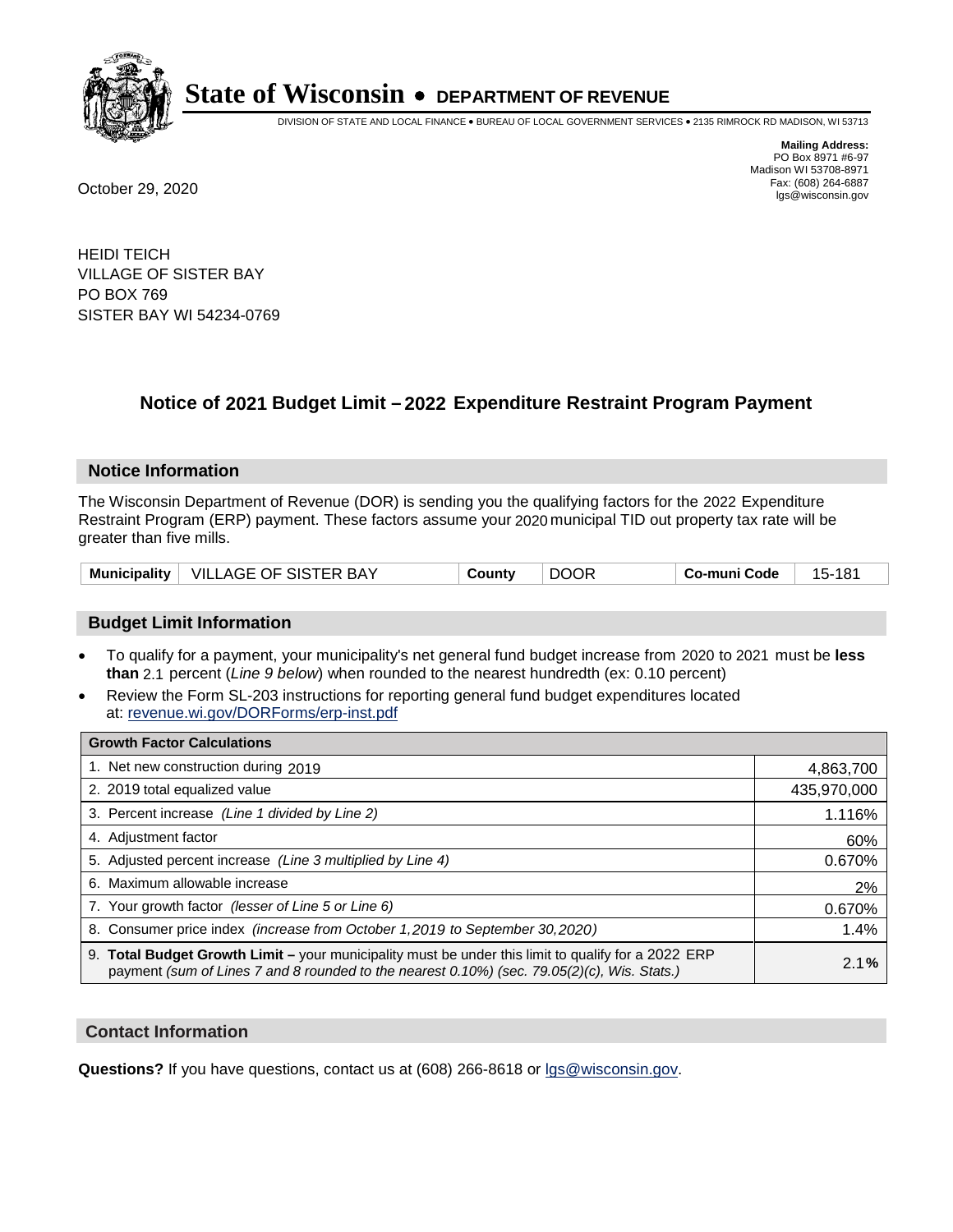# State of Wisconsin • DEPARTMENT OF REVENUE

DIVISION OF STATE AND LOCAL FINANCE • BUREAU OF LOCAL GOVERNMENT SERVICES • 2135 RIMROCK RD MADISON, WI 53713

**Mailing Address:**
PO Box 8971 #6-97
Madison WI 53708-8971
Fax: (608) 264-6887
lgs@wisconsin.gov

October 29, 2020

HEIDI TEICH
VILLAGE OF SISTER BAY
PO BOX 769
SISTER BAY WI 54234-0769

## Notice of 2021 Budget Limit – 2022 Expenditure Restraint Program Payment

### Notice Information

The Wisconsin Department of Revenue (DOR) is sending you the qualifying factors for the 2022 Expenditure Restraint Program (ERP) payment. These factors assume your 2020 municipal TID out property tax rate will be greater than five mills.

| Municipality | VILLAGE OF SISTER BAY | County | DOOR | Co-muni Code | 15-181 |
|---|---|---|---|---|---|

### Budget Limit Information

- To qualify for a payment, your municipality's net general fund budget increase from 2020 to 2021 must be **less than** 2.1 percent (*Line 9 below*) when rounded to the nearest hundredth (ex: 0.10 percent)
- Review the Form SL-203 instructions for reporting general fund budget expenditures located at: revenue.wi.gov/DORForms/erp-inst.pdf

| Growth Factor Calculations | |
|---|---|
| 1. Net new construction during 2019 | 4,863,700 |
| 2. 2019 total equalized value | 435,970,000 |
| 3. Percent increase *(Line 1 divided by Line 2)* | 1.116% |
| 4. Adjustment factor | 60% |
| 5. Adjusted percent increase *(Line 3 multiplied by Line 4)* | 0.670% |
| 6. Maximum allowable increase | 2% |
| 7. Your growth factor *(lesser of Line 5 or Line 6)* | 0.670% |
| 8. Consumer price index *(increase from October 1,2019 to September 30,2020)* | 1.4% |
| 9. **Total Budget Growth Limit –** your municipality must be under this limit to qualify for a 2022 ERP payment *(sum of Lines 7 and 8 rounded to the nearest 0.10%) (sec. 79.05(2)(c), Wis. Stats.)* | 2.1**%** |

### Contact Information

**Questions?** If you have questions, contact us at (608) 266-8618 or lgs@wisconsin.gov.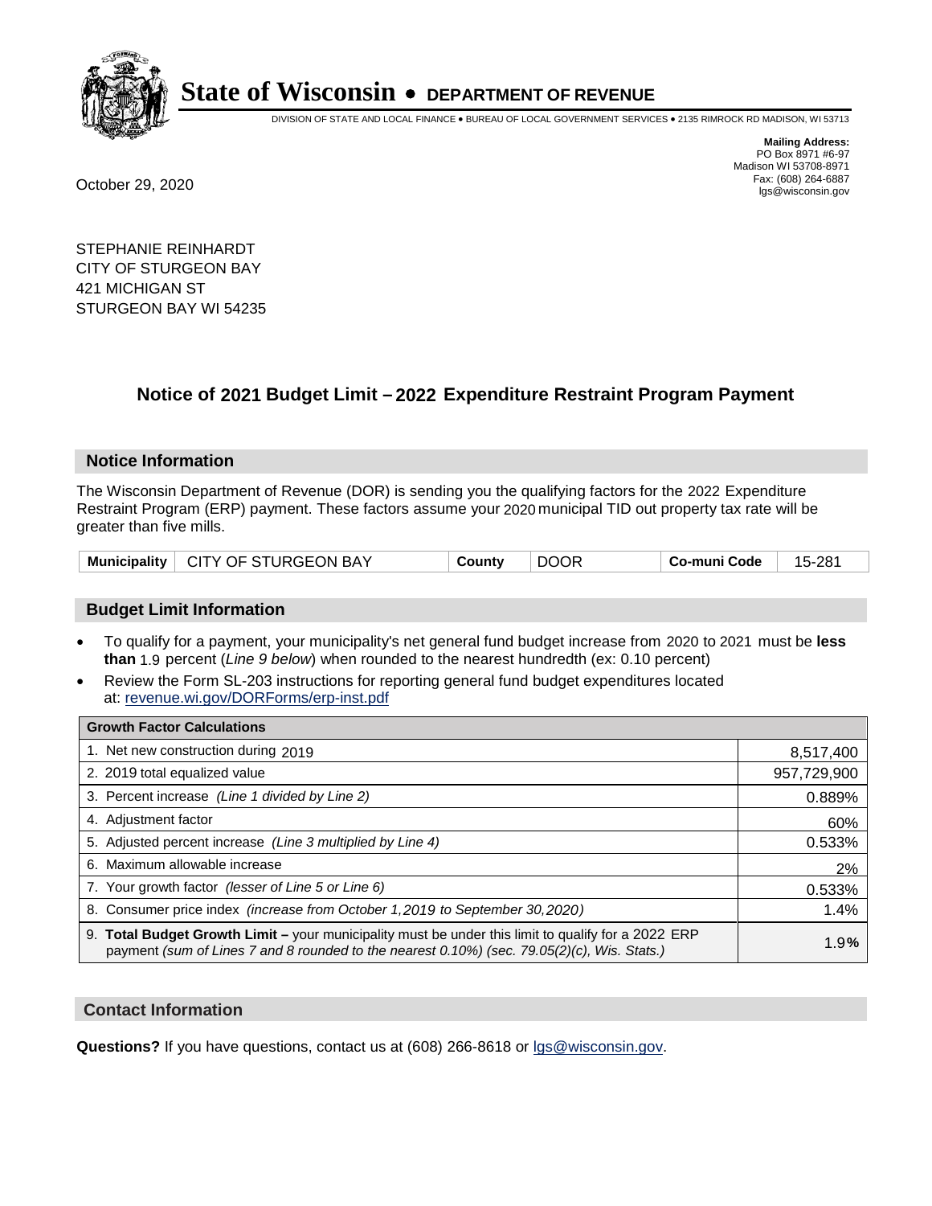# State of Wisconsin • DEPARTMENT OF REVENUE

DIVISION OF STATE AND LOCAL FINANCE • BUREAU OF LOCAL GOVERNMENT SERVICES • 2135 RIMROCK RD MADISON, WI 53713

**Mailing Address:**
PO Box 8971 #6-97
Madison WI 53708-8971
Fax: (608) 264-6887
lgs@wisconsin.gov

October 29, 2020

STEPHANIE REINHARDT
CITY OF STURGEON BAY
421 MICHIGAN ST
STURGEON BAY WI 54235

## Notice of 2021 Budget Limit – 2022 Expenditure Restraint Program Payment

### Notice Information

The Wisconsin Department of Revenue (DOR) is sending you the qualifying factors for the 2022 Expenditure Restraint Program (ERP) payment. These factors assume your 2020 municipal TID out property tax rate will be greater than five mills.

| Municipality | CITY OF STURGEON BAY | County | DOOR | Co-muni Code | 15-281 |
|---|---|---|---|---|---|

### Budget Limit Information

- To qualify for a payment, your municipality's net general fund budget increase from 2020 to 2021 must be **less than** 1.9 percent (*Line 9 below*) when rounded to the nearest hundredth (ex: 0.10 percent)
- Review the Form SL-203 instructions for reporting general fund budget expenditures located at: revenue.wi.gov/DORForms/erp-inst.pdf

| Growth Factor Calculations | |
|---|---|
| 1. Net new construction during 2019 | 8,517,400 |
| 2. 2019 total equalized value | 957,729,900 |
| 3. Percent increase *(Line 1 divided by Line 2)* | 0.889% |
| 4. Adjustment factor | 60% |
| 5. Adjusted percent increase *(Line 3 multiplied by Line 4)* | 0.533% |
| 6. Maximum allowable increase | 2% |
| 7. Your growth factor *(lesser of Line 5 or Line 6)* | 0.533% |
| 8. Consumer price index *(increase from October 1,2019 to September 30,2020)* | 1.4% |
| 9. **Total Budget Growth Limit –** your municipality must be under this limit to qualify for a 2022 ERP payment *(sum of Lines 7 and 8 rounded to the nearest 0.10%) (sec. 79.05(2)(c), Wis. Stats.)* | 1.9% |

### Contact Information

**Questions?** If you have questions, contact us at (608) 266-8618 or lgs@wisconsin.gov.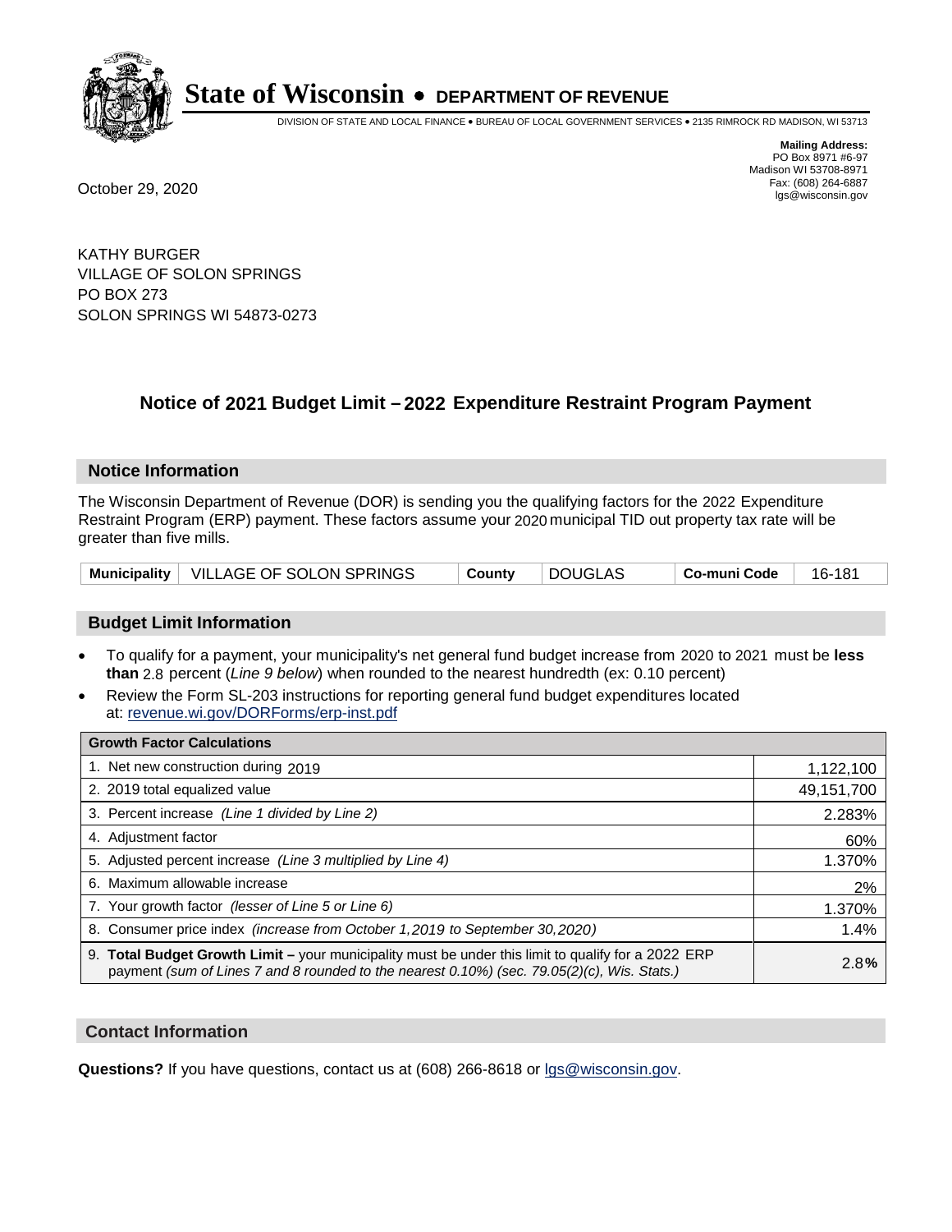# State of Wisconsin • DEPARTMENT OF REVENUE

DIVISION OF STATE AND LOCAL FINANCE • BUREAU OF LOCAL GOVERNMENT SERVICES • 2135 RIMROCK RD MADISON, WI 53713

**Mailing Address:**
PO Box 8971 #6-97
Madison WI 53708-8971
Fax: (608) 264-6887
lgs@wisconsin.gov

October 29, 2020

KATHY BURGER
VILLAGE OF SOLON SPRINGS
PO BOX 273
SOLON SPRINGS WI 54873-0273

## Notice of 2021 Budget Limit – 2022 Expenditure Restraint Program Payment

### Notice Information

The Wisconsin Department of Revenue (DOR) is sending you the qualifying factors for the 2022 Expenditure Restraint Program (ERP) payment. These factors assume your 2020 municipal TID out property tax rate will be greater than five mills.

| Municipality | VILLAGE OF SOLON SPRINGS | County | DOUGLAS | Co-muni Code | 16-181 |
|---|---|---|---|---|---|

### Budget Limit Information

- To qualify for a payment, your municipality's net general fund budget increase from 2020 to 2021 must be **less than** 2.8 percent (*Line 9 below*) when rounded to the nearest hundredth (ex: 0.10 percent)
- Review the Form SL-203 instructions for reporting general fund budget expenditures located at: revenue.wi.gov/DORForms/erp-inst.pdf

| Growth Factor Calculations | |
|---|---|
| 1. Net new construction during 2019 | 1,122,100 |
| 2. 2019 total equalized value | 49,151,700 |
| 3. Percent increase *(Line 1 divided by Line 2)* | 2.283% |
| 4. Adjustment factor | 60% |
| 5. Adjusted percent increase *(Line 3 multiplied by Line 4)* | 1.370% |
| 6. Maximum allowable increase | 2% |
| 7. Your growth factor *(lesser of Line 5 or Line 6)* | 1.370% |
| 8. Consumer price index *(increase from October 1,2019 to September 30,2020)* | 1.4% |
| 9. **Total Budget Growth Limit –** your municipality must be under this limit to qualify for a 2022 ERP payment *(sum of Lines 7 and 8 rounded to the nearest 0.10%) (sec. 79.05(2)(c), Wis. Stats.)* | 2.8**%** |

### Contact Information

**Questions?** If you have questions, contact us at (608) 266-8618 or lgs@wisconsin.gov.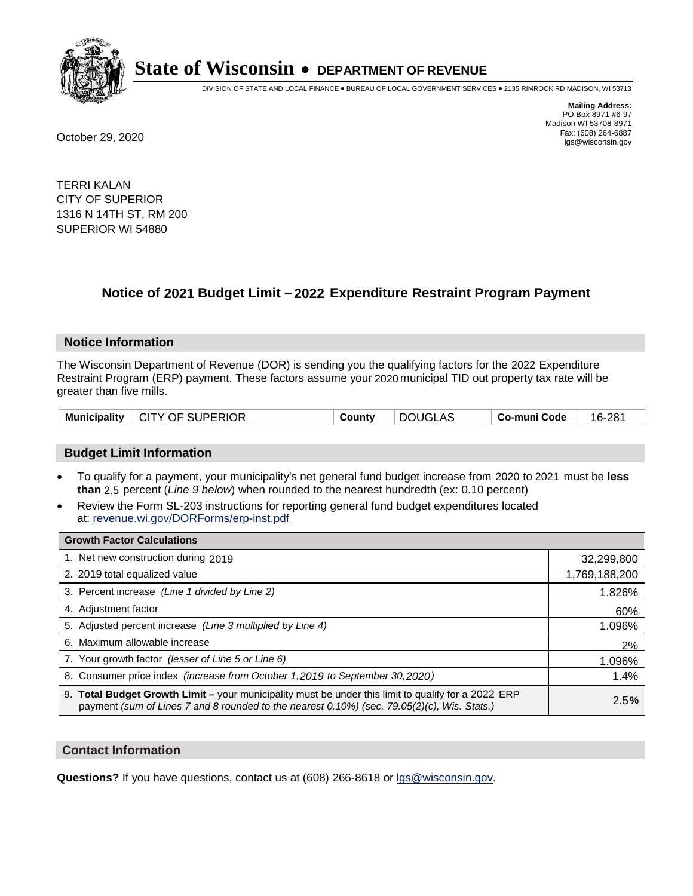# State of Wisconsin • DEPARTMENT OF REVENUE

DIVISION OF STATE AND LOCAL FINANCE • BUREAU OF LOCAL GOVERNMENT SERVICES • 2135 RIMROCK RD MADISON, WI 53713

**Mailing Address:**
PO Box 8971 #6-97
Madison WI 53708-8971
Fax: (608) 264-6887
lgs@wisconsin.gov

October 29, 2020

TERRI KALAN
CITY OF SUPERIOR
1316 N 14TH ST, RM 200
SUPERIOR WI 54880

## Notice of 2021 Budget Limit – 2022 Expenditure Restraint Program Payment

### Notice Information

The Wisconsin Department of Revenue (DOR) is sending you the qualifying factors for the 2022 Expenditure Restraint Program (ERP) payment. These factors assume your 2020 municipal TID out property tax rate will be greater than five mills.

| Municipality | CITY OF SUPERIOR | County | DOUGLAS | Co-muni Code | 16-281 |
|---|---|---|---|---|---|

### Budget Limit Information

- To qualify for a payment, your municipality's net general fund budget increase from 2020 to 2021 must be **less than** 2.5 percent (*Line 9 below*) when rounded to the nearest hundredth (ex: 0.10 percent)
- Review the Form SL-203 instructions for reporting general fund budget expenditures located at: revenue.wi.gov/DORForms/erp-inst.pdf

| Growth Factor Calculations | |
|---|---|
| 1. Net new construction during 2019 | 32,299,800 |
| 2. 2019 total equalized value | 1,769,188,200 |
| 3. Percent increase *(Line 1 divided by Line 2)* | 1.826% |
| 4. Adjustment factor | 60% |
| 5. Adjusted percent increase *(Line 3 multiplied by Line 4)* | 1.096% |
| 6. Maximum allowable increase | 2% |
| 7. Your growth factor *(lesser of Line 5 or Line 6)* | 1.096% |
| 8. Consumer price index *(increase from October 1,2019 to September 30,2020)* | 1.4% |
| 9. **Total Budget Growth Limit –** your municipality must be under this limit to qualify for a 2022 ERP payment *(sum of Lines 7 and 8 rounded to the nearest 0.10%) (sec. 79.05(2)(c), Wis. Stats.)* | 2.5**%** |

### Contact Information

**Questions?** If you have questions, contact us at (608) 266-8618 or lgs@wisconsin.gov.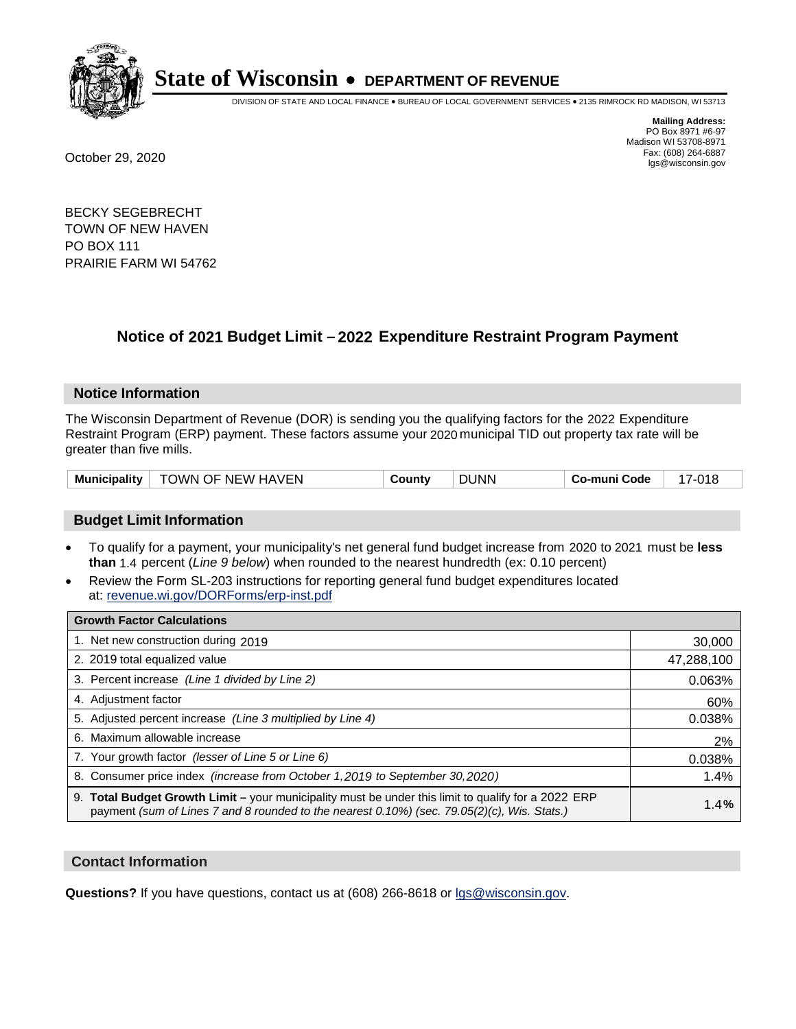# State of Wisconsin • DEPARTMENT OF REVENUE

DIVISION OF STATE AND LOCAL FINANCE • BUREAU OF LOCAL GOVERNMENT SERVICES • 2135 RIMROCK RD MADISON, WI 53713

**Mailing Address:**
PO Box 8971 #6-97
Madison WI 53708-8971
Fax: (608) 264-6887
lgs@wisconsin.gov

October 29, 2020

BECKY SEGEBRECHT
TOWN OF NEW HAVEN
PO BOX 111
PRAIRIE FARM WI 54762

## Notice of 2021 Budget Limit – 2022 Expenditure Restraint Program Payment

### Notice Information

The Wisconsin Department of Revenue (DOR) is sending you the qualifying factors for the 2022 Expenditure Restraint Program (ERP) payment. These factors assume your 2020 municipal TID out property tax rate will be greater than five mills.

| Municipality | TOWN OF NEW HAVEN | County | DUNN | Co-muni Code | 17-018 |
|---|---|---|---|---|---|

### Budget Limit Information

- To qualify for a payment, your municipality's net general fund budget increase from 2020 to 2021 must be **less than** 1.4 percent (*Line 9 below*) when rounded to the nearest hundredth (ex: 0.10 percent)
- Review the Form SL-203 instructions for reporting general fund budget expenditures located at: revenue.wi.gov/DORForms/erp-inst.pdf

| Growth Factor Calculations | |
|---|---|
| 1. Net new construction during 2019 | 30,000 |
| 2. 2019 total equalized value | 47,288,100 |
| 3. Percent increase *(Line 1 divided by Line 2)* | 0.063% |
| 4. Adjustment factor | 60% |
| 5. Adjusted percent increase *(Line 3 multiplied by Line 4)* | 0.038% |
| 6. Maximum allowable increase | 2% |
| 7. Your growth factor *(lesser of Line 5 or Line 6)* | 0.038% |
| 8. Consumer price index *(increase from October 1,2019 to September 30,2020)* | 1.4% |
| 9. **Total Budget Growth Limit –** your municipality must be under this limit to qualify for a 2022 ERP payment *(sum of Lines 7 and 8 rounded to the nearest 0.10%) (sec. 79.05(2)(c), Wis. Stats.)* | 1.4% |

### Contact Information

**Questions?** If you have questions, contact us at (608) 266-8618 or lgs@wisconsin.gov.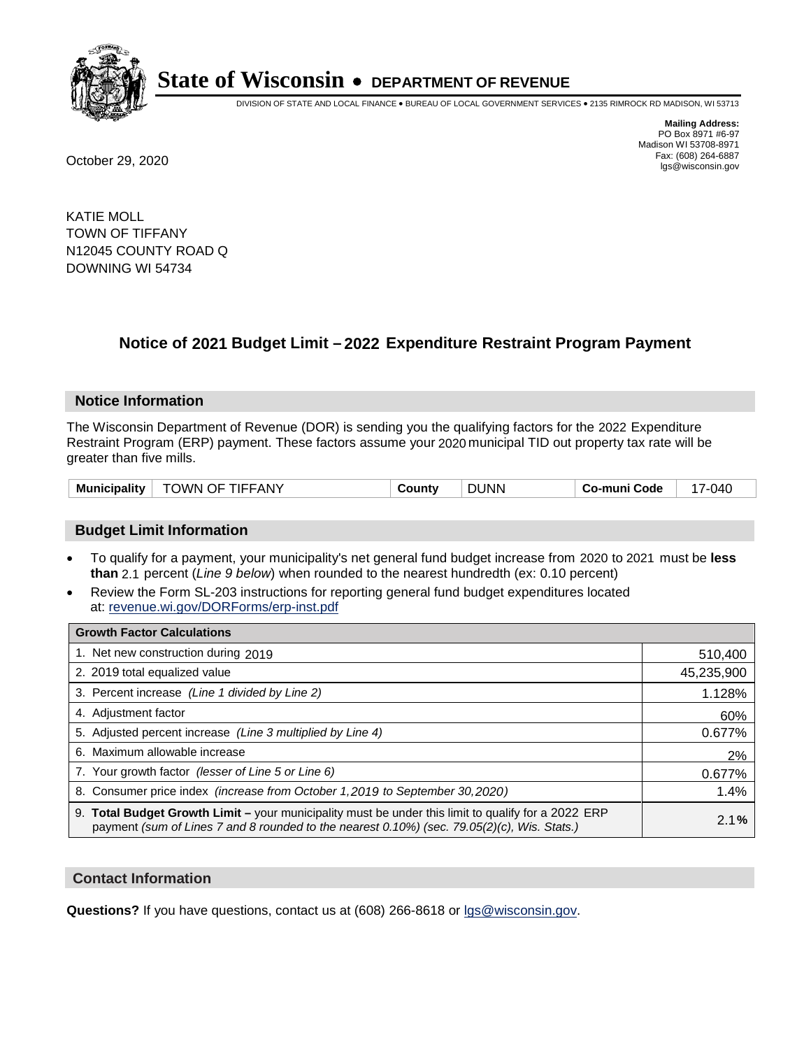# State of Wisconsin • DEPARTMENT OF REVENUE

DIVISION OF STATE AND LOCAL FINANCE • BUREAU OF LOCAL GOVERNMENT SERVICES • 2135 RIMROCK RD MADISON, WI 53713

**Mailing Address:**
PO Box 8971 #6-97
Madison WI 53708-8971
Fax: (608) 264-6887
lgs@wisconsin.gov

October 29, 2020

KATIE MOLL
TOWN OF TIFFANY
N12045 COUNTY ROAD Q
DOWNING WI 54734

## Notice of 2021 Budget Limit – 2022 Expenditure Restraint Program Payment

### Notice Information

The Wisconsin Department of Revenue (DOR) is sending you the qualifying factors for the 2022 Expenditure Restraint Program (ERP) payment. These factors assume your 2020 municipal TID out property tax rate will be greater than five mills.

| **Municipality** | TOWN OF TIFFANY | **County** | DUNN | **Co-muni Code** | 17-040 |
|---|---|---|---|---|---|

### Budget Limit Information

- To qualify for a payment, your municipality's net general fund budget increase from 2020 to 2021 must be **less than** 2.1 percent (*Line 9 below*) when rounded to the nearest hundredth (ex: 0.10 percent)
- Review the Form SL-203 instructions for reporting general fund budget expenditures located at: revenue.wi.gov/DORForms/erp-inst.pdf

| **Growth Factor Calculations** | |
|---|---|
| 1. Net new construction during 2019 | 510,400 |
| 2. 2019 total equalized value | 45,235,900 |
| 3. Percent increase *(Line 1 divided by Line 2)* | 1.128% |
| 4. Adjustment factor | 60% |
| 5. Adjusted percent increase *(Line 3 multiplied by Line 4)* | 0.677% |
| 6. Maximum allowable increase | 2% |
| 7. Your growth factor *(lesser of Line 5 or Line 6)* | 0.677% |
| 8. Consumer price index *(increase from October 1,2019 to September 30,2020)* | 1.4% |
| 9. **Total Budget Growth Limit –** your municipality must be under this limit to qualify for a 2022 ERP payment *(sum of Lines 7 and 8 rounded to the nearest 0.10%) (sec. 79.05(2)(c), Wis. Stats.)* | 2.1**%** |

### Contact Information

**Questions?** If you have questions, contact us at (608) 266-8618 or lgs@wisconsin.gov.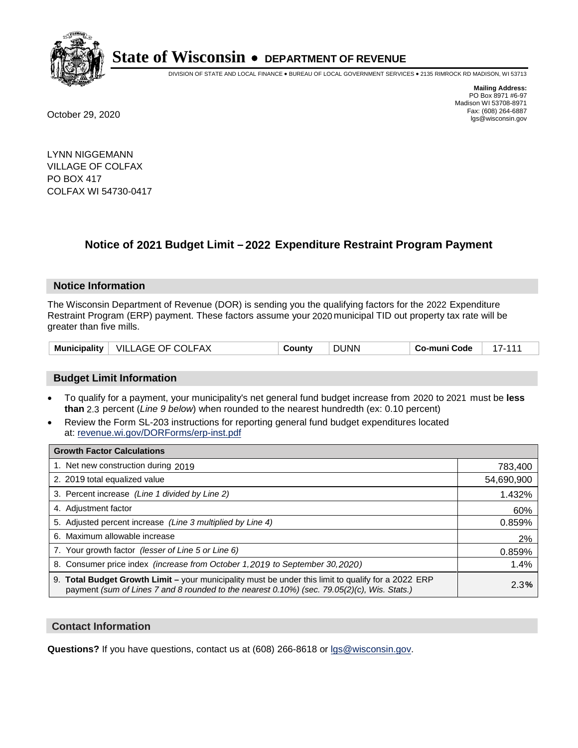# State of Wisconsin • DEPARTMENT OF REVENUE

DIVISION OF STATE AND LOCAL FINANCE • BUREAU OF LOCAL GOVERNMENT SERVICES • 2135 RIMROCK RD MADISON, WI 53713

**Mailing Address:**
PO Box 8971 #6-97
Madison WI 53708-8971
Fax: (608) 264-6887
lgs@wisconsin.gov

October 29, 2020

LYNN NIGGEMANN
VILLAGE OF COLFAX
PO BOX 417
COLFAX WI 54730-0417

## Notice of 2021 Budget Limit – 2022 Expenditure Restraint Program Payment

### Notice Information

The Wisconsin Department of Revenue (DOR) is sending you the qualifying factors for the 2022 Expenditure Restraint Program (ERP) payment. These factors assume your 2020 municipal TID out property tax rate will be greater than five mills.

| Municipality | VILLAGE OF COLFAX | County | DUNN | Co-muni Code | 17-111 |
|---|---|---|---|---|---|

### Budget Limit Information

- To qualify for a payment, your municipality's net general fund budget increase from 2020 to 2021 must be **less than** 2.3 percent (*Line 9 below*) when rounded to the nearest hundredth (ex: 0.10 percent)
- Review the Form SL-203 instructions for reporting general fund budget expenditures located at: revenue.wi.gov/DORForms/erp-inst.pdf

| Growth Factor Calculations | |
|---|---|
| 1. Net new construction during 2019 | 783,400 |
| 2. 2019 total equalized value | 54,690,900 |
| 3. Percent increase *(Line 1 divided by Line 2)* | 1.432% |
| 4. Adjustment factor | 60% |
| 5. Adjusted percent increase *(Line 3 multiplied by Line 4)* | 0.859% |
| 6. Maximum allowable increase | 2% |
| 7. Your growth factor *(lesser of Line 5 or Line 6)* | 0.859% |
| 8. Consumer price index *(increase from October 1,2019 to September 30,2020)* | 1.4% |
| 9. **Total Budget Growth Limit –** your municipality must be under this limit to qualify for a 2022 ERP payment *(sum of Lines 7 and 8 rounded to the nearest 0.10%) (sec. 79.05(2)(c), Wis. Stats.)* | 2.3% |

### Contact Information

**Questions?** If you have questions, contact us at (608) 266-8618 or lgs@wisconsin.gov.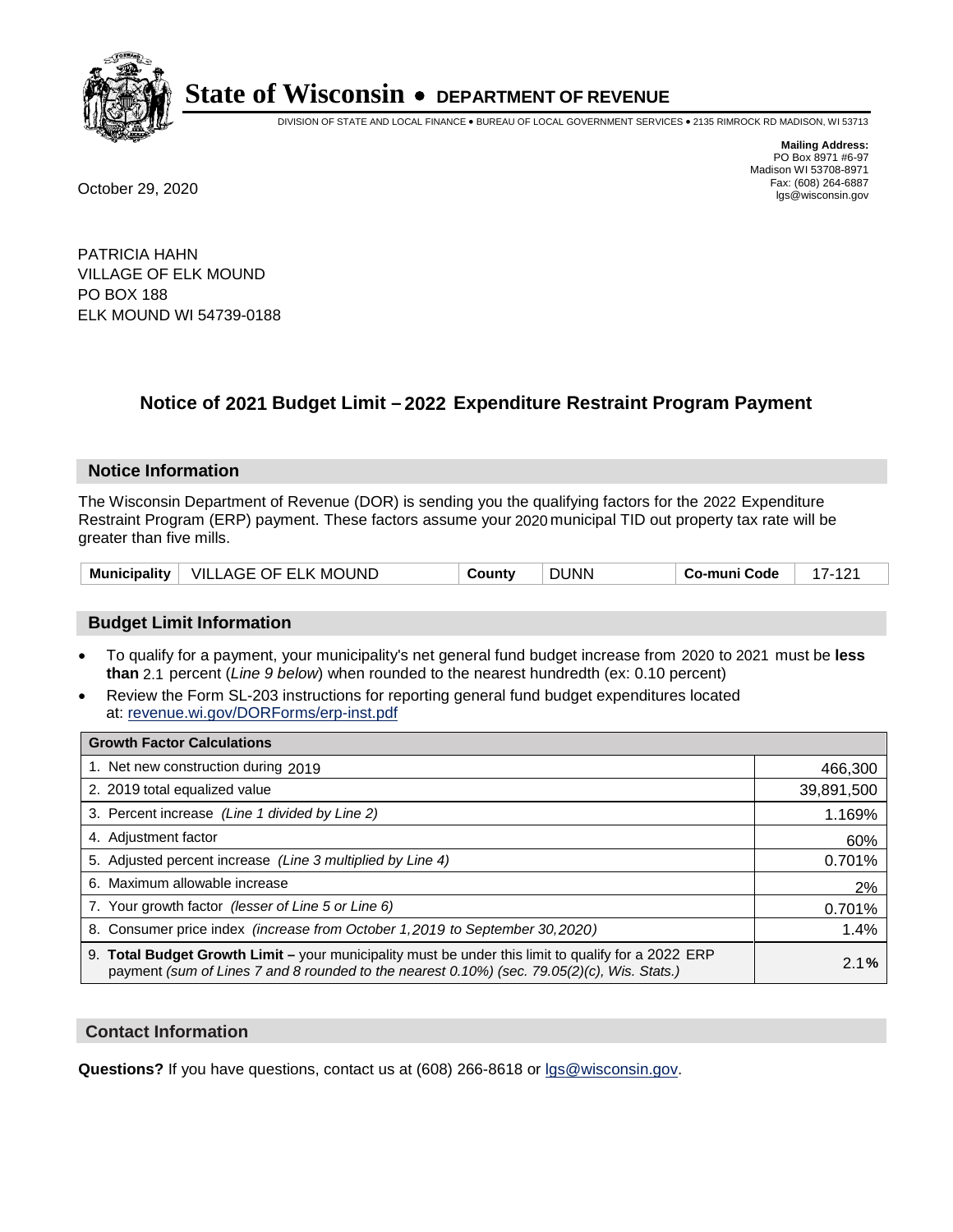# State of Wisconsin • DEPARTMENT OF REVENUE

DIVISION OF STATE AND LOCAL FINANCE • BUREAU OF LOCAL GOVERNMENT SERVICES • 2135 RIMROCK RD MADISON, WI 53713

**Mailing Address:**
PO Box 8971 #6-97
Madison WI 53708-8971
Fax: (608) 264-6887
lgs@wisconsin.gov

October 29, 2020

PATRICIA HAHN
VILLAGE OF ELK MOUND
PO BOX 188
ELK MOUND WI 54739-0188

## Notice of 2021 Budget Limit – 2022 Expenditure Restraint Program Payment

### Notice Information

The Wisconsin Department of Revenue (DOR) is sending you the qualifying factors for the 2022 Expenditure Restraint Program (ERP) payment. These factors assume your 2020 municipal TID out property tax rate will be greater than five mills.

| Municipality | VILLAGE OF ELK MOUND | County | DUNN | Co-muni Code | 17-121 |
|---|---|---|---|---|---|

### Budget Limit Information

- To qualify for a payment, your municipality's net general fund budget increase from 2020 to 2021 must be **less than** 2.1 percent (*Line 9 below*) when rounded to the nearest hundredth (ex: 0.10 percent)
- Review the Form SL-203 instructions for reporting general fund budget expenditures located at: revenue.wi.gov/DORForms/erp-inst.pdf

| Growth Factor Calculations | |
|---|---|
| 1. Net new construction during 2019 | 466,300 |
| 2. 2019 total equalized value | 39,891,500 |
| 3. Percent increase *(Line 1 divided by Line 2)* | 1.169% |
| 4. Adjustment factor | 60% |
| 5. Adjusted percent increase *(Line 3 multiplied by Line 4)* | 0.701% |
| 6. Maximum allowable increase | 2% |
| 7. Your growth factor *(lesser of Line 5 or Line 6)* | 0.701% |
| 8. Consumer price index *(increase from October 1,2019 to September 30,2020)* | 1.4% |
| 9. **Total Budget Growth Limit –** your municipality must be under this limit to qualify for a 2022 ERP payment *(sum of Lines 7 and 8 rounded to the nearest 0.10%) (sec. 79.05(2)(c), Wis. Stats.)* | 2.1**%** |

### Contact Information

**Questions?** If you have questions, contact us at (608) 266-8618 or lgs@wisconsin.gov.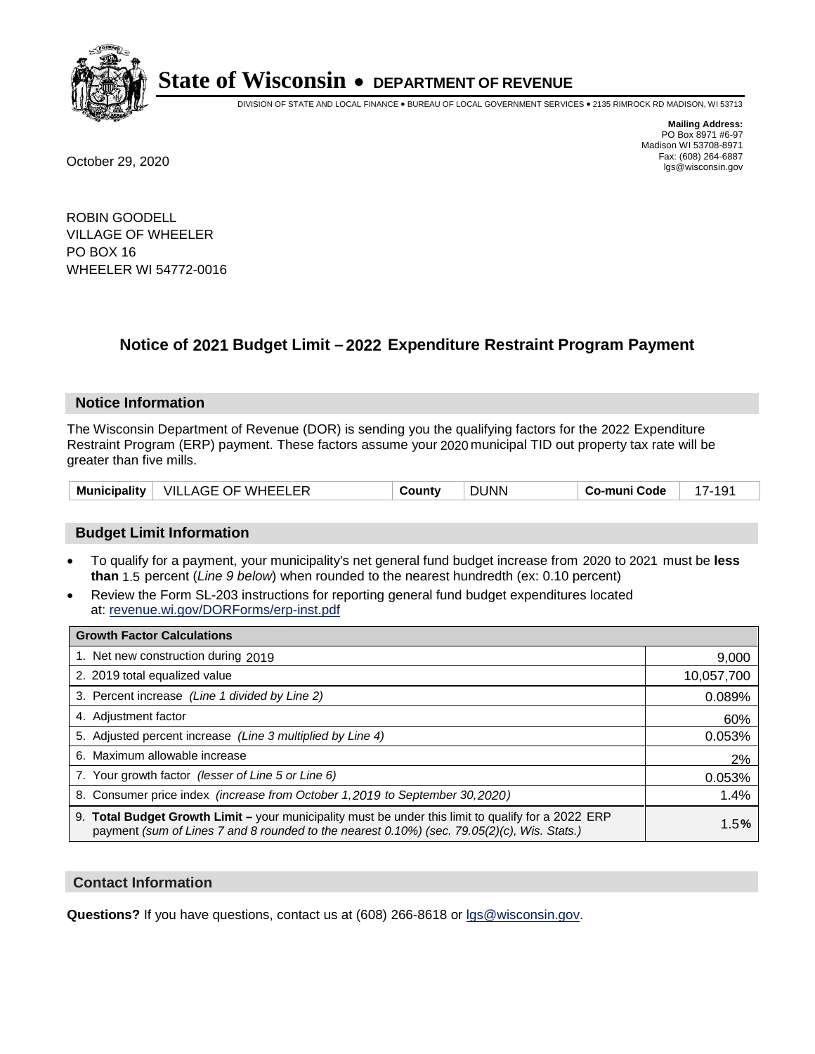# State of Wisconsin • DEPARTMENT OF REVENUE

DIVISION OF STATE AND LOCAL FINANCE • BUREAU OF LOCAL GOVERNMENT SERVICES • 2135 RIMROCK RD MADISON, WI 53713

**Mailing Address:**
PO Box 8971 #6-97
Madison WI 53708-8971
Fax: (608) 264-6887
lgs@wisconsin.gov

October 29, 2020

ROBIN GOODELL
VILLAGE OF WHEELER
PO BOX 16
WHEELER WI 54772-0016

## Notice of 2021 Budget Limit – 2022 Expenditure Restraint Program Payment

### Notice Information

The Wisconsin Department of Revenue (DOR) is sending you the qualifying factors for the 2022 Expenditure Restraint Program (ERP) payment. These factors assume your 2020 municipal TID out property tax rate will be greater than five mills.

| Municipality | VILLAGE OF WHEELER | County | DUNN | Co-muni Code | 17-191 |
|---|---|---|---|---|---|

### Budget Limit Information

- To qualify for a payment, your municipality's net general fund budget increase from 2020 to 2021 must be **less than** 1.5 percent (*Line 9 below*) when rounded to the nearest hundredth (ex: 0.10 percent)
- Review the Form SL-203 instructions for reporting general fund budget expenditures located at: revenue.wi.gov/DORForms/erp-inst.pdf

| Growth Factor Calculations | |
|---|---|
| 1. Net new construction during 2019 | 9,000 |
| 2. 2019 total equalized value | 10,057,700 |
| 3. Percent increase *(Line 1 divided by Line 2)* | 0.089% |
| 4. Adjustment factor | 60% |
| 5. Adjusted percent increase *(Line 3 multiplied by Line 4)* | 0.053% |
| 6. Maximum allowable increase | 2% |
| 7. Your growth factor *(lesser of Line 5 or Line 6)* | 0.053% |
| 8. Consumer price index *(increase from October 1,2019 to September 30,2020)* | 1.4% |
| 9. **Total Budget Growth Limit –** your municipality must be under this limit to qualify for a 2022 ERP payment *(sum of Lines 7 and 8 rounded to the nearest 0.10%) (sec. 79.05(2)(c), Wis. Stats.)* | 1.5**%** |

### Contact Information

**Questions?** If you have questions, contact us at (608) 266-8618 or lgs@wisconsin.gov.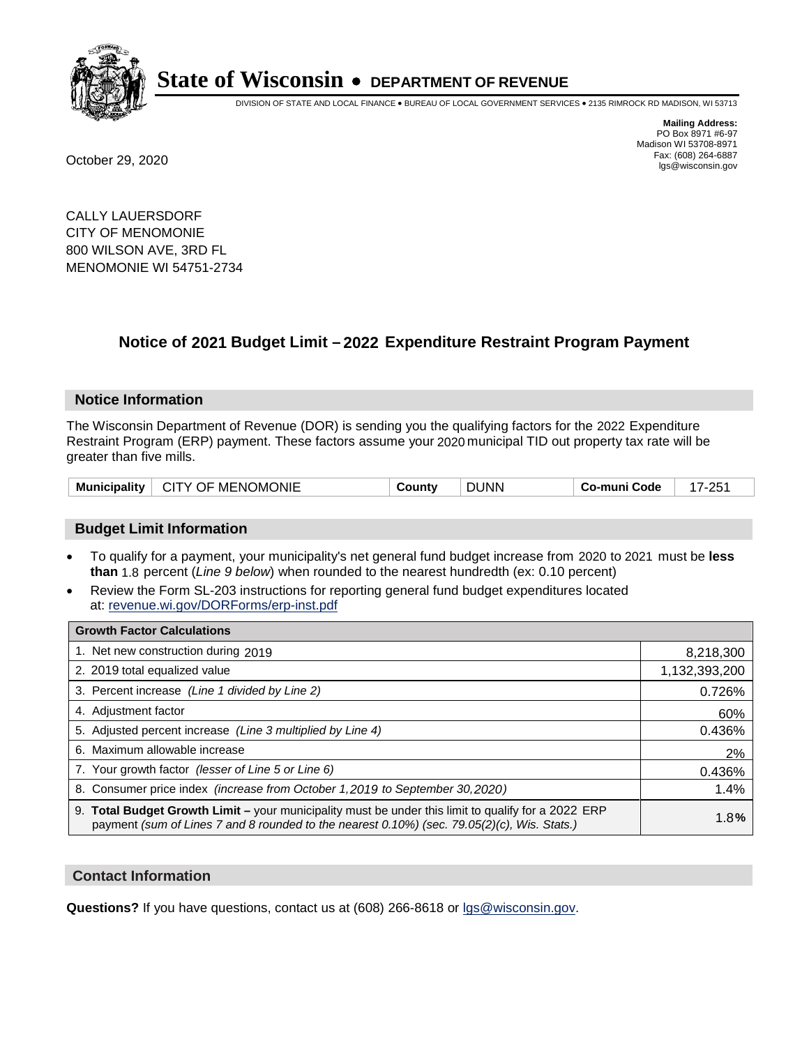# State of Wisconsin • DEPARTMENT OF REVENUE

DIVISION OF STATE AND LOCAL FINANCE • BUREAU OF LOCAL GOVERNMENT SERVICES • 2135 RIMROCK RD MADISON, WI 53713

**Mailing Address:**
PO Box 8971 #6-97
Madison WI 53708-8971
Fax: (608) 264-6887
lgs@wisconsin.gov

October 29, 2020

CALLY LAUERSDORF
CITY OF MENOMONIE
800 WILSON AVE, 3RD FL
MENOMONIE WI 54751-2734

## Notice of 2021 Budget Limit – 2022 Expenditure Restraint Program Payment

### Notice Information

The Wisconsin Department of Revenue (DOR) is sending you the qualifying factors for the 2022 Expenditure Restraint Program (ERP) payment. These factors assume your 2020 municipal TID out property tax rate will be greater than five mills.

| Municipality | CITY OF MENOMONIE | County | DUNN | Co-muni Code | 17-251 |
|---|---|---|---|---|---|

### Budget Limit Information

- To qualify for a payment, your municipality's net general fund budget increase from 2020 to 2021 must be **less than** 1.8 percent (*Line 9 below*) when rounded to the nearest hundredth (ex: 0.10 percent)
- Review the Form SL-203 instructions for reporting general fund budget expenditures located at: revenue.wi.gov/DORForms/erp-inst.pdf

| Growth Factor Calculations | |
|---|---|
| 1. Net new construction during 2019 | 8,218,300 |
| 2. 2019 total equalized value | 1,132,393,200 |
| 3. Percent increase *(Line 1 divided by Line 2)* | 0.726% |
| 4. Adjustment factor | 60% |
| 5. Adjusted percent increase *(Line 3 multiplied by Line 4)* | 0.436% |
| 6. Maximum allowable increase | 2% |
| 7. Your growth factor *(lesser of Line 5 or Line 6)* | 0.436% |
| 8. Consumer price index *(increase from October 1,2019 to September 30,2020)* | 1.4% |
| 9. **Total Budget Growth Limit –** your municipality must be under this limit to qualify for a 2022 ERP payment *(sum of Lines 7 and 8 rounded to the nearest 0.10%) (sec. 79.05(2)(c), Wis. Stats.)* | 1.8% |

### Contact Information

**Questions?** If you have questions, contact us at (608) 266-8618 or lgs@wisconsin.gov.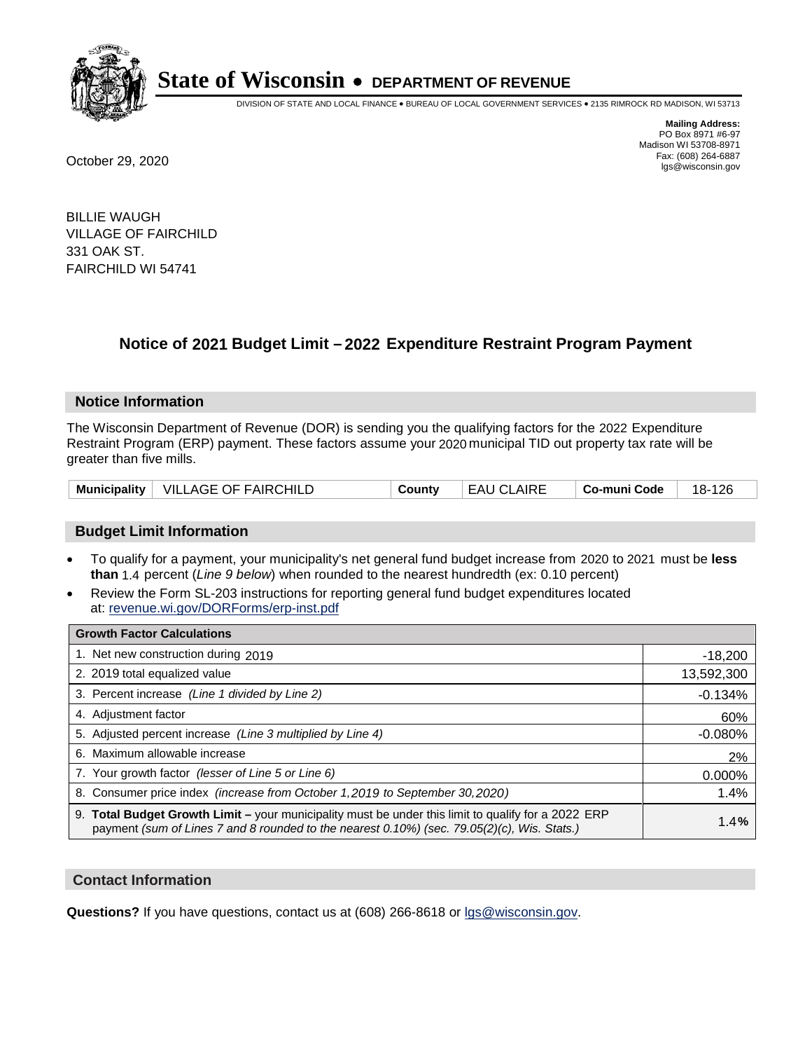# State of Wisconsin • DEPARTMENT OF REVENUE

DIVISION OF STATE AND LOCAL FINANCE • BUREAU OF LOCAL GOVERNMENT SERVICES • 2135 RIMROCK RD MADISON, WI 53713

**Mailing Address:**
PO Box 8971 #6-97
Madison WI 53708-8971
Fax: (608) 264-6887
lgs@wisconsin.gov

October 29, 2020

BILLIE WAUGH
VILLAGE OF FAIRCHILD
331 OAK ST.
FAIRCHILD WI 54741

## Notice of 2021 Budget Limit – 2022 Expenditure Restraint Program Payment

### Notice Information

The Wisconsin Department of Revenue (DOR) is sending you the qualifying factors for the 2022 Expenditure Restraint Program (ERP) payment. These factors assume your 2020 municipal TID out property tax rate will be greater than five mills.

| Municipality | VILLAGE OF FAIRCHILD | County | EAU CLAIRE | Co-muni Code | 18-126 |
|---|---|---|---|---|---|

### Budget Limit Information

- To qualify for a payment, your municipality's net general fund budget increase from 2020 to 2021 must be **less than** 1.4 percent (*Line 9 below*) when rounded to the nearest hundredth (ex: 0.10 percent)
- Review the Form SL-203 instructions for reporting general fund budget expenditures located at: revenue.wi.gov/DORForms/erp-inst.pdf

| Growth Factor Calculations | |
|---|---|
| 1. Net new construction during 2019 | -18,200 |
| 2. 2019 total equalized value | 13,592,300 |
| 3. Percent increase *(Line 1 divided by Line 2)* | -0.134% |
| 4. Adjustment factor | 60% |
| 5. Adjusted percent increase *(Line 3 multiplied by Line 4)* | -0.080% |
| 6. Maximum allowable increase | 2% |
| 7. Your growth factor *(lesser of Line 5 or Line 6)* | 0.000% |
| 8. Consumer price index *(increase from October 1,2019 to September 30,2020)* | 1.4% |
| 9. **Total Budget Growth Limit –** your municipality must be under this limit to qualify for a 2022 ERP payment *(sum of Lines 7 and 8 rounded to the nearest 0.10%) (sec. 79.05(2)(c), Wis. Stats.)* | **1.4%** |

### Contact Information

**Questions?** If you have questions, contact us at (608) 266-8618 or lgs@wisconsin.gov.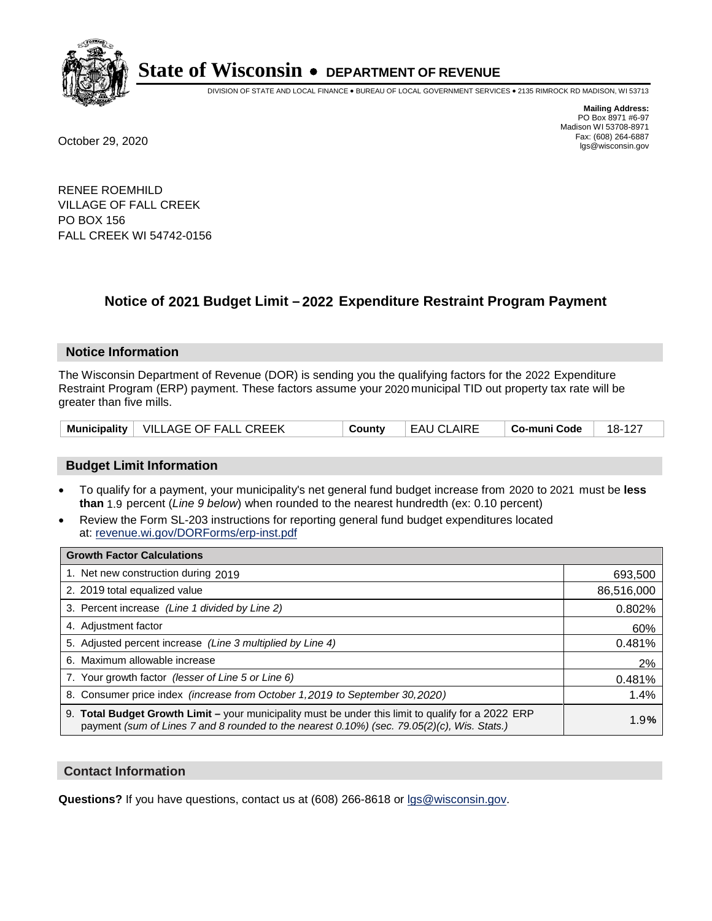# State of Wisconsin • DEPARTMENT OF REVENUE

DIVISION OF STATE AND LOCAL FINANCE • BUREAU OF LOCAL GOVERNMENT SERVICES • 2135 RIMROCK RD MADISON, WI 53713

**Mailing Address:**
PO Box 8971 #6-97
Madison WI 53708-8971
Fax: (608) 264-6887
lgs@wisconsin.gov

October 29, 2020

RENEE ROEMHILD
VILLAGE OF FALL CREEK
PO BOX 156
FALL CREEK WI 54742-0156

## Notice of 2021 Budget Limit – 2022 Expenditure Restraint Program Payment

### Notice Information

The Wisconsin Department of Revenue (DOR) is sending you the qualifying factors for the 2022 Expenditure Restraint Program (ERP) payment. These factors assume your 2020 municipal TID out property tax rate will be greater than five mills.

| Municipality | VILLAGE OF FALL CREEK | County | EAU CLAIRE | Co-muni Code | 18-127 |
|---|---|---|---|---|---|

### Budget Limit Information

- To qualify for a payment, your municipality's net general fund budget increase from 2020 to 2021 must be **less than** 1.9 percent (*Line 9 below*) when rounded to the nearest hundredth (ex: 0.10 percent)
- Review the Form SL-203 instructions for reporting general fund budget expenditures located at: revenue.wi.gov/DORForms/erp-inst.pdf

| Growth Factor Calculations | |
|---|---|
| 1. Net new construction during 2019 | 693,500 |
| 2. 2019 total equalized value | 86,516,000 |
| 3. Percent increase *(Line 1 divided by Line 2)* | 0.802% |
| 4. Adjustment factor | 60% |
| 5. Adjusted percent increase *(Line 3 multiplied by Line 4)* | 0.481% |
| 6. Maximum allowable increase | 2% |
| 7. Your growth factor *(lesser of Line 5 or Line 6)* | 0.481% |
| 8. Consumer price index *(increase from October 1,2019 to September 30,2020)* | 1.4% |
| 9. **Total Budget Growth Limit –** your municipality must be under this limit to qualify for a 2022 ERP payment *(sum of Lines 7 and 8 rounded to the nearest 0.10%) (sec. 79.05(2)(c), Wis. Stats.)* | 1.9**%** |

### Contact Information

**Questions?** If you have questions, contact us at (608) 266-8618 or lgs@wisconsin.gov.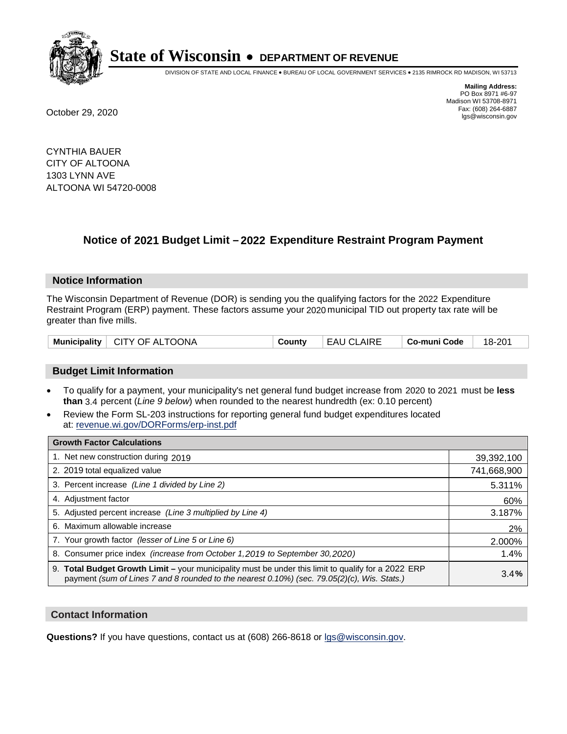**State of Wisconsin • DEPARTMENT OF REVENUE**

DIVISION OF STATE AND LOCAL FINANCE • BUREAU OF LOCAL GOVERNMENT SERVICES • 2135 RIMROCK RD MADISON, WI 53713

**Mailing Address:**
PO Box 8971 #6-97
Madison WI 53708-8971
Fax: (608) 264-6887
lgs@wisconsin.gov

October 29, 2020

CYNTHIA BAUER
CITY OF ALTOONA
1303 LYNN AVE
ALTOONA WI 54720-0008

## Notice of 2021 Budget Limit – 2022 Expenditure Restraint Program Payment

### Notice Information

The Wisconsin Department of Revenue (DOR) is sending you the qualifying factors for the 2022 Expenditure Restraint Program (ERP) payment. These factors assume your 2020 municipal TID out property tax rate will be greater than five mills.

| Municipality | CITY OF ALTOONA | County | EAU CLAIRE | Co-muni Code | 18-201 |
|---|---|---|---|---|---|

### Budget Limit Information

- To qualify for a payment, your municipality's net general fund budget increase from 2020 to 2021 must be **less than** 3.4 percent (*Line 9 below*) when rounded to the nearest hundredth (ex: 0.10 percent)
- Review the Form SL-203 instructions for reporting general fund budget expenditures located at: revenue.wi.gov/DORForms/erp-inst.pdf

| Growth Factor Calculations | |
|---|---|
| 1. Net new construction during 2019 | 39,392,100 |
| 2. 2019 total equalized value | 741,668,900 |
| 3. Percent increase *(Line 1 divided by Line 2)* | 5.311% |
| 4. Adjustment factor | 60% |
| 5. Adjusted percent increase *(Line 3 multiplied by Line 4)* | 3.187% |
| 6. Maximum allowable increase | 2% |
| 7. Your growth factor *(lesser of Line 5 or Line 6)* | 2.000% |
| 8. Consumer price index *(increase from October 1,2019 to September 30,2020)* | 1.4% |
| 9. **Total Budget Growth Limit –** your municipality must be under this limit to qualify for a 2022 ERP payment *(sum of Lines 7 and 8 rounded to the nearest 0.10%) (sec. 79.05(2)(c), Wis. Stats.)* | 3.4**%** |

### Contact Information

**Questions?** If you have questions, contact us at (608) 266-8618 or lgs@wisconsin.gov.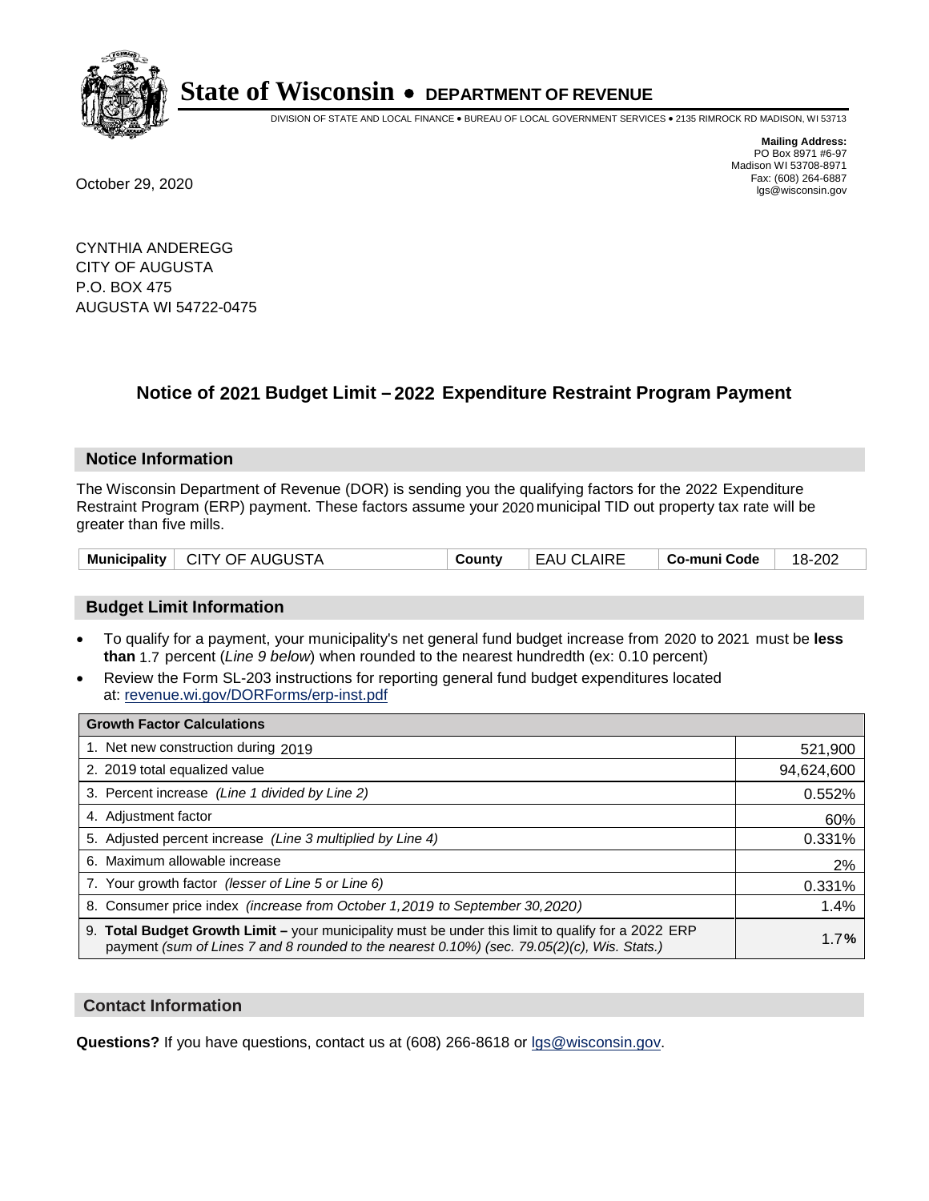# State of Wisconsin • DEPARTMENT OF REVENUE

DIVISION OF STATE AND LOCAL FINANCE • BUREAU OF LOCAL GOVERNMENT SERVICES • 2135 RIMROCK RD MADISON, WI 53713

**Mailing Address:**
PO Box 8971 #6-97
Madison WI 53708-8971
Fax: (608) 264-6887
lgs@wisconsin.gov

October 29, 2020

CYNTHIA ANDEREGG
CITY OF AUGUSTA
P.O. BOX 475
AUGUSTA WI 54722-0475

## Notice of 2021 Budget Limit – 2022 Expenditure Restraint Program Payment

### Notice Information

The Wisconsin Department of Revenue (DOR) is sending you the qualifying factors for the 2022 Expenditure Restraint Program (ERP) payment. These factors assume your 2020 municipal TID out property tax rate will be greater than five mills.

| Municipality | CITY OF AUGUSTA | County | EAU CLAIRE | Co-muni Code | 18-202 |
|---|---|---|---|---|---|

### Budget Limit Information

- To qualify for a payment, your municipality's net general fund budget increase from 2020 to 2021 must be **less than** 1.7 percent (*Line 9 below*) when rounded to the nearest hundredth (ex: 0.10 percent)
- Review the Form SL-203 instructions for reporting general fund budget expenditures located at: revenue.wi.gov/DORForms/erp-inst.pdf

| Growth Factor Calculations | |
|---|---|
| 1. Net new construction during 2019 | 521,900 |
| 2. 2019 total equalized value | 94,624,600 |
| 3. Percent increase *(Line 1 divided by Line 2)* | 0.552% |
| 4. Adjustment factor | 60% |
| 5. Adjusted percent increase *(Line 3 multiplied by Line 4)* | 0.331% |
| 6. Maximum allowable increase | 2% |
| 7. Your growth factor *(lesser of Line 5 or Line 6)* | 0.331% |
| 8. Consumer price index *(increase from October 1,2019 to September 30,2020)* | 1.4% |
| 9. **Total Budget Growth Limit –** your municipality must be under this limit to qualify for a 2022 ERP payment *(sum of Lines 7 and 8 rounded to the nearest 0.10%) (sec. 79.05(2)(c), Wis. Stats.)* | 1.7**%** |

### Contact Information

**Questions?** If you have questions, contact us at (608) 266-8618 or lgs@wisconsin.gov.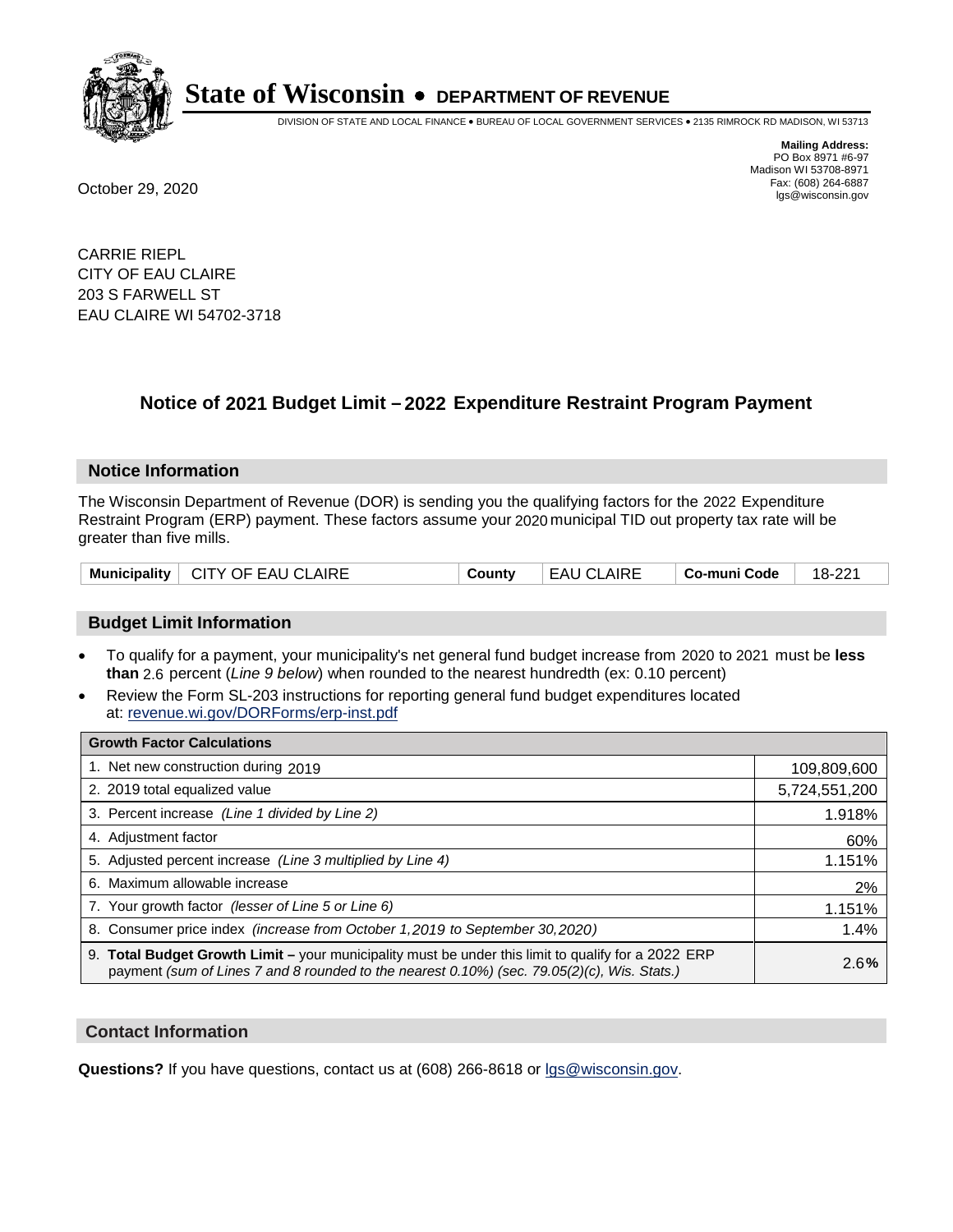# State of Wisconsin • DEPARTMENT OF REVENUE

DIVISION OF STATE AND LOCAL FINANCE • BUREAU OF LOCAL GOVERNMENT SERVICES • 2135 RIMROCK RD MADISON, WI 53713

**Mailing Address:**
PO Box 8971 #6-97
Madison WI 53708-8971
Fax: (608) 264-6887
lgs@wisconsin.gov

October 29, 2020

CARRIE RIEPL
CITY OF EAU CLAIRE
203 S FARWELL ST
EAU CLAIRE WI 54702-3718

## Notice of 2021 Budget Limit – 2022 Expenditure Restraint Program Payment

### Notice Information

The Wisconsin Department of Revenue (DOR) is sending you the qualifying factors for the 2022 Expenditure Restraint Program (ERP) payment. These factors assume your 2020 municipal TID out property tax rate will be greater than five mills.

| **Municipality** | CITY OF EAU CLAIRE | **County** | EAU CLAIRE | **Co-muni Code** | 18-221 |
|---|---|---|---|---|---|

### Budget Limit Information

- To qualify for a payment, your municipality's net general fund budget increase from 2020 to 2021 must be **less than** 2.6 percent (*Line 9 below*) when rounded to the nearest hundredth (ex: 0.10 percent)
- Review the Form SL-203 instructions for reporting general fund budget expenditures located at: revenue.wi.gov/DORForms/erp-inst.pdf

| **Growth Factor Calculations** | |
|---|---|
| 1. Net new construction during 2019 | 109,809,600 |
| 2. 2019 total equalized value | 5,724,551,200 |
| 3. Percent increase *(Line 1 divided by Line 2)* | 1.918% |
| 4. Adjustment factor | 60% |
| 5. Adjusted percent increase *(Line 3 multiplied by Line 4)* | 1.151% |
| 6. Maximum allowable increase | 2% |
| 7. Your growth factor *(lesser of Line 5 or Line 6)* | 1.151% |
| 8. Consumer price index *(increase from October 1,2019 to September 30,2020)* | 1.4% |
| 9. **Total Budget Growth Limit –** your municipality must be under this limit to qualify for a 2022 ERP payment *(sum of Lines 7 and 8 rounded to the nearest 0.10%) (sec. 79.05(2)(c), Wis. Stats.)* | 2.6**%** |

### Contact Information

**Questions?** If you have questions, contact us at (608) 266-8618 or lgs@wisconsin.gov.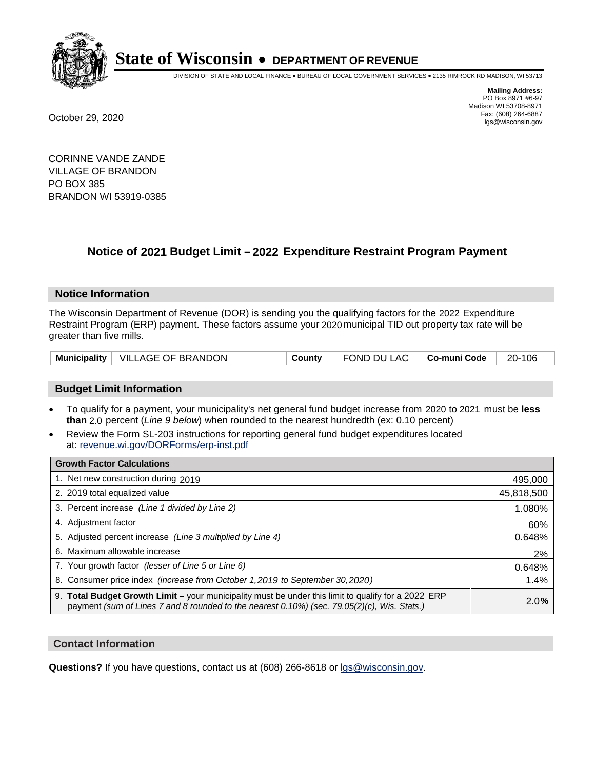**State of Wisconsin • DEPARTMENT OF REVENUE**

DIVISION OF STATE AND LOCAL FINANCE • BUREAU OF LOCAL GOVERNMENT SERVICES • 2135 RIMROCK RD MADISON, WI 53713

**Mailing Address:**
PO Box 8971 #6-97
Madison WI 53708-8971
Fax: (608) 264-6887
lgs@wisconsin.gov

October 29, 2020

CORINNE VANDE ZANDE
VILLAGE OF BRANDON
PO BOX 385
BRANDON WI 53919-0385

## Notice of 2021 Budget Limit – 2022 Expenditure Restraint Program Payment

### Notice Information

The Wisconsin Department of Revenue (DOR) is sending you the qualifying factors for the 2022 Expenditure Restraint Program (ERP) payment. These factors assume your 2020 municipal TID out property tax rate will be greater than five mills.

| Municipality | VILLAGE OF BRANDON | County | FOND DU LAC | Co-muni Code | 20-106 |
|---|---|---|---|---|---|

### Budget Limit Information

- To qualify for a payment, your municipality's net general fund budget increase from 2020 to 2021 must be **less than** 2.0 percent (*Line 9 below*) when rounded to the nearest hundredth (ex: 0.10 percent)
- Review the Form SL-203 instructions for reporting general fund budget expenditures located at: revenue.wi.gov/DORForms/erp-inst.pdf

| Growth Factor Calculations | |
|---|---|
| 1. Net new construction during 2019 | 495,000 |
| 2. 2019 total equalized value | 45,818,500 |
| 3. Percent increase *(Line 1 divided by Line 2)* | 1.080% |
| 4. Adjustment factor | 60% |
| 5. Adjusted percent increase *(Line 3 multiplied by Line 4)* | 0.648% |
| 6. Maximum allowable increase | 2% |
| 7. Your growth factor *(lesser of Line 5 or Line 6)* | 0.648% |
| 8. Consumer price index *(increase from October 1,2019 to September 30,2020)* | 1.4% |
| 9. **Total Budget Growth Limit –** your municipality must be under this limit to qualify for a 2022 ERP payment *(sum of Lines 7 and 8 rounded to the nearest 0.10%) (sec. 79.05(2)(c), Wis. Stats.)* | 2.0% |

### Contact Information

**Questions?** If you have questions, contact us at (608) 266-8618 or lgs@wisconsin.gov.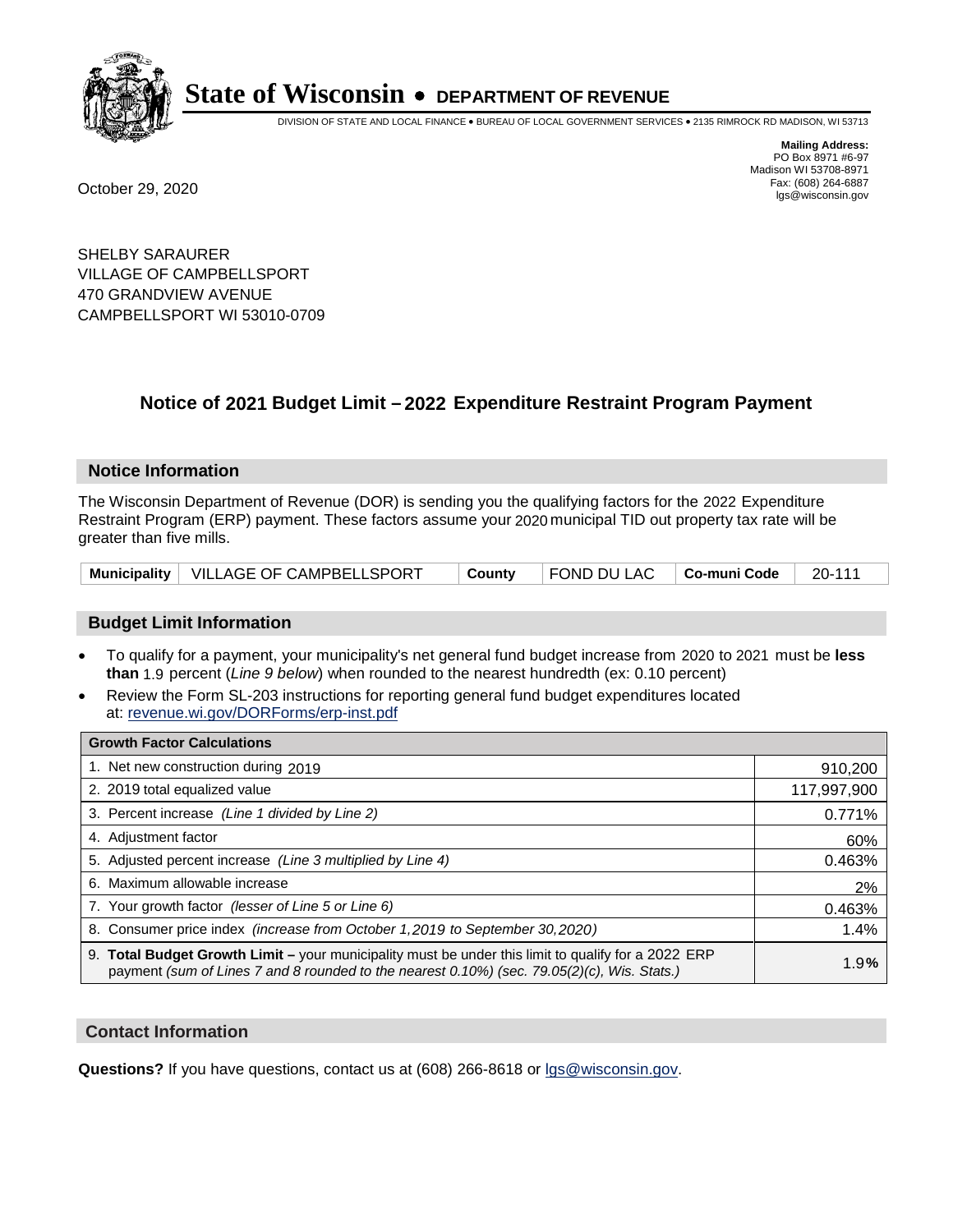# State of Wisconsin • DEPARTMENT OF REVENUE

DIVISION OF STATE AND LOCAL FINANCE • BUREAU OF LOCAL GOVERNMENT SERVICES • 2135 RIMROCK RD MADISON, WI 53713

**Mailing Address:**
PO Box 8971 #6-97
Madison WI 53708-8971
Fax: (608) 264-6887
lgs@wisconsin.gov

October 29, 2020

SHELBY SARAURER
VILLAGE OF CAMPBELLSPORT
470 GRANDVIEW AVENUE
CAMPBELLSPORT WI 53010-0709

## Notice of 2021 Budget Limit – 2022 Expenditure Restraint Program Payment

### Notice Information

The Wisconsin Department of Revenue (DOR) is sending you the qualifying factors for the 2022 Expenditure Restraint Program (ERP) payment. These factors assume your 2020 municipal TID out property tax rate will be greater than five mills.

| Municipality | VILLAGE OF CAMPBELLSPORT | County | FOND DU LAC | Co-muni Code | 20-111 |
|---|---|---|---|---|---|

### Budget Limit Information

- To qualify for a payment, your municipality's net general fund budget increase from 2020 to 2021 must be **less than** 1.9 percent (*Line 9 below*) when rounded to the nearest hundredth (ex: 0.10 percent)
- Review the Form SL-203 instructions for reporting general fund budget expenditures located at: revenue.wi.gov/DORForms/erp-inst.pdf

| Growth Factor Calculations | |
|---|---|
| 1. Net new construction during 2019 | 910,200 |
| 2. 2019 total equalized value | 117,997,900 |
| 3. Percent increase *(Line 1 divided by Line 2)* | 0.771% |
| 4. Adjustment factor | 60% |
| 5. Adjusted percent increase *(Line 3 multiplied by Line 4)* | 0.463% |
| 6. Maximum allowable increase | 2% |
| 7. Your growth factor *(lesser of Line 5 or Line 6)* | 0.463% |
| 8. Consumer price index *(increase from October 1,2019 to September 30,2020)* | 1.4% |
| 9. **Total Budget Growth Limit –** your municipality must be under this limit to qualify for a 2022 ERP payment *(sum of Lines 7 and 8 rounded to the nearest 0.10%) (sec. 79.05(2)(c), Wis. Stats.)* | 1.9**%** |

### Contact Information

**Questions?** If you have questions, contact us at (608) 266-8618 or lgs@wisconsin.gov.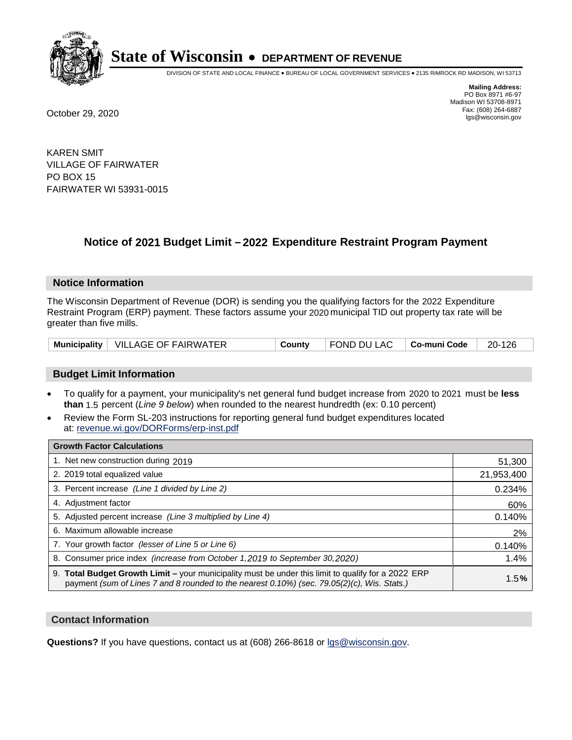# State of Wisconsin • DEPARTMENT OF REVENUE

DIVISION OF STATE AND LOCAL FINANCE • BUREAU OF LOCAL GOVERNMENT SERVICES • 2135 RIMROCK RD MADISON, WI 53713

**Mailing Address:**
PO Box 8971 #6-97
Madison WI 53708-8971
Fax: (608) 264-6887
lgs@wisconsin.gov

October 29, 2020

KAREN SMIT
VILLAGE OF FAIRWATER
PO BOX 15
FAIRWATER WI 53931-0015

## Notice of 2021 Budget Limit – 2022 Expenditure Restraint Program Payment

### Notice Information

The Wisconsin Department of Revenue (DOR) is sending you the qualifying factors for the 2022 Expenditure Restraint Program (ERP) payment. These factors assume your 2020 municipal TID out property tax rate will be greater than five mills.

| Municipality | VILLAGE OF FAIRWATER | County | FOND DU LAC | Co-muni Code | 20-126 |
|---|---|---|---|---|---|

### Budget Limit Information

- To qualify for a payment, your municipality's net general fund budget increase from 2020 to 2021 must be **less than** 1.5 percent (*Line 9 below*) when rounded to the nearest hundredth (ex: 0.10 percent)
- Review the Form SL-203 instructions for reporting general fund budget expenditures located at: revenue.wi.gov/DORForms/erp-inst.pdf

| Growth Factor Calculations | |
|---|---|
| 1. Net new construction during 2019 | 51,300 |
| 2. 2019 total equalized value | 21,953,400 |
| 3. Percent increase *(Line 1 divided by Line 2)* | 0.234% |
| 4. Adjustment factor | 60% |
| 5. Adjusted percent increase *(Line 3 multiplied by Line 4)* | 0.140% |
| 6. Maximum allowable increase | 2% |
| 7. Your growth factor *(lesser of Line 5 or Line 6)* | 0.140% |
| 8. Consumer price index *(increase from October 1,2019 to September 30,2020)* | 1.4% |
| 9. **Total Budget Growth Limit –** your municipality must be under this limit to qualify for a 2022 ERP payment *(sum of Lines 7 and 8 rounded to the nearest 0.10%) (sec. 79.05(2)(c), Wis. Stats.)* | 1.5**%** |

### Contact Information

**Questions?** If you have questions, contact us at (608) 266-8618 or lgs@wisconsin.gov.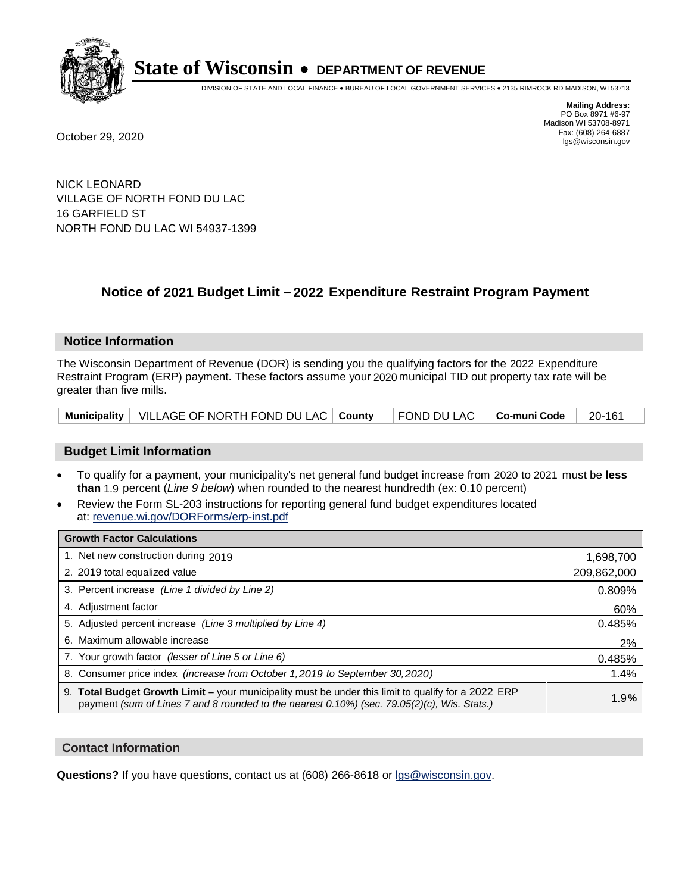# State of Wisconsin • DEPARTMENT OF REVENUE

DIVISION OF STATE AND LOCAL FINANCE • BUREAU OF LOCAL GOVERNMENT SERVICES • 2135 RIMROCK RD MADISON, WI 53713

**Mailing Address:**
PO Box 8971 #6-97
Madison WI 53708-8971
Fax: (608) 264-6887
lgs@wisconsin.gov

October 29, 2020

NICK LEONARD
VILLAGE OF NORTH FOND DU LAC
16 GARFIELD ST
NORTH FOND DU LAC WI 54937-1399

## Notice of 2021 Budget Limit – 2022 Expenditure Restraint Program Payment

### Notice Information

The Wisconsin Department of Revenue (DOR) is sending you the qualifying factors for the 2022 Expenditure Restraint Program (ERP) payment. These factors assume your 2020 municipal TID out property tax rate will be greater than five mills.

| Municipality | VILLAGE OF NORTH FOND DU LAC | County | FOND DU LAC | Co-muni Code | 20-161 |
|---|---|---|---|---|---|

### Budget Limit Information

- To qualify for a payment, your municipality's net general fund budget increase from 2020 to 2021 must be **less than** 1.9 percent (*Line 9 below*) when rounded to the nearest hundredth (ex: 0.10 percent)
- Review the Form SL-203 instructions for reporting general fund budget expenditures located at: revenue.wi.gov/DORForms/erp-inst.pdf

| Growth Factor Calculations | |
|---|---|
| 1. Net new construction during 2019 | 1,698,700 |
| 2. 2019 total equalized value | 209,862,000 |
| 3. Percent increase *(Line 1 divided by Line 2)* | 0.809% |
| 4. Adjustment factor | 60% |
| 5. Adjusted percent increase *(Line 3 multiplied by Line 4)* | 0.485% |
| 6. Maximum allowable increase | 2% |
| 7. Your growth factor *(lesser of Line 5 or Line 6)* | 0.485% |
| 8. Consumer price index *(increase from October 1,2019 to September 30,2020)* | 1.4% |
| 9. **Total Budget Growth Limit –** your municipality must be under this limit to qualify for a 2022 ERP payment *(sum of Lines 7 and 8 rounded to the nearest 0.10%) (sec. 79.05(2)(c), Wis. Stats.)* | 1.9% |

### Contact Information

**Questions?** If you have questions, contact us at (608) 266-8618 or lgs@wisconsin.gov.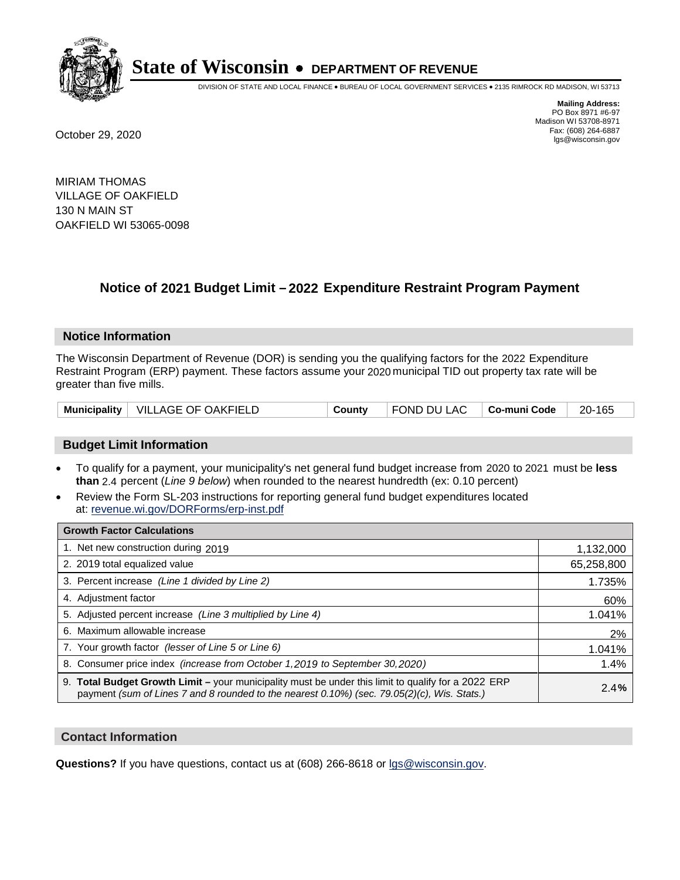**State of Wisconsin • DEPARTMENT OF REVENUE**

DIVISION OF STATE AND LOCAL FINANCE • BUREAU OF LOCAL GOVERNMENT SERVICES • 2135 RIMROCK RD MADISON, WI 53713

**Mailing Address:**
PO Box 8971 #6-97
Madison WI 53708-8971
Fax: (608) 264-6887
lgs@wisconsin.gov

October 29, 2020

MIRIAM THOMAS
VILLAGE OF OAKFIELD
130 N MAIN ST
OAKFIELD WI 53065-0098

## Notice of 2021 Budget Limit – 2022 Expenditure Restraint Program Payment

### Notice Information

The Wisconsin Department of Revenue (DOR) is sending you the qualifying factors for the 2022 Expenditure Restraint Program (ERP) payment. These factors assume your 2020 municipal TID out property tax rate will be greater than five mills.

| Municipality | VILLAGE OF OAKFIELD | County | FOND DU LAC | Co-muni Code | 20-165 |
|---|---|---|---|---|---|

### Budget Limit Information

- To qualify for a payment, your municipality's net general fund budget increase from 2020 to 2021 must be **less than** 2.4 percent (*Line 9 below*) when rounded to the nearest hundredth (ex: 0.10 percent)
- Review the Form SL-203 instructions for reporting general fund budget expenditures located at: revenue.wi.gov/DORForms/erp-inst.pdf

| Growth Factor Calculations | |
|---|---|
| 1. Net new construction during 2019 | 1,132,000 |
| 2. 2019 total equalized value | 65,258,800 |
| 3. Percent increase *(Line 1 divided by Line 2)* | 1.735% |
| 4. Adjustment factor | 60% |
| 5. Adjusted percent increase *(Line 3 multiplied by Line 4)* | 1.041% |
| 6. Maximum allowable increase | 2% |
| 7. Your growth factor *(lesser of Line 5 or Line 6)* | 1.041% |
| 8. Consumer price index *(increase from October 1,2019 to September 30,2020)* | 1.4% |
| 9. **Total Budget Growth Limit –** your municipality must be under this limit to qualify for a 2022 ERP payment *(sum of Lines 7 and 8 rounded to the nearest 0.10%) (sec. 79.05(2)(c), Wis. Stats.)* | **2.4%** |

### Contact Information

**Questions?** If you have questions, contact us at (608) 266-8618 or lgs@wisconsin.gov.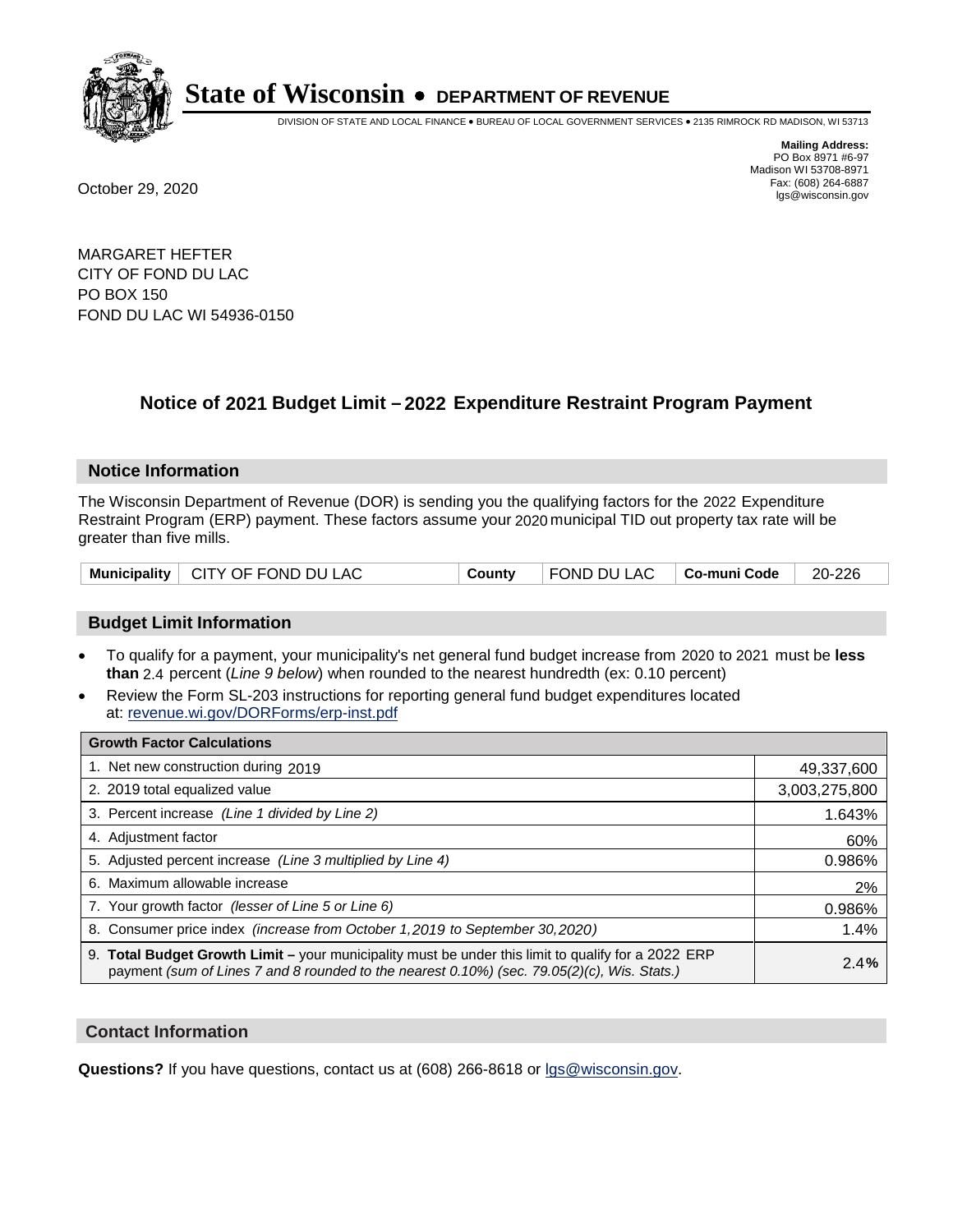# State of Wisconsin • DEPARTMENT OF REVENUE

DIVISION OF STATE AND LOCAL FINANCE • BUREAU OF LOCAL GOVERNMENT SERVICES • 2135 RIMROCK RD MADISON, WI 53713

**Mailing Address:**
PO Box 8971 #6-97
Madison WI 53708-8971
Fax: (608) 264-6887
lgs@wisconsin.gov

October 29, 2020

MARGARET HEFTER
CITY OF FOND DU LAC
PO BOX 150
FOND DU LAC WI 54936-0150

## Notice of 2021 Budget Limit – 2022 Expenditure Restraint Program Payment

### Notice Information

The Wisconsin Department of Revenue (DOR) is sending you the qualifying factors for the 2022 Expenditure Restraint Program (ERP) payment. These factors assume your 2020 municipal TID out property tax rate will be greater than five mills.

| Municipality | CITY OF FOND DU LAC | County | FOND DU LAC | Co-muni Code | 20-226 |
|---|---|---|---|---|---|

### Budget Limit Information

- To qualify for a payment, your municipality's net general fund budget increase from 2020 to 2021 must be **less than** 2.4 percent (*Line 9 below*) when rounded to the nearest hundredth (ex: 0.10 percent)
- Review the Form SL-203 instructions for reporting general fund budget expenditures located at: revenue.wi.gov/DORForms/erp-inst.pdf

| Growth Factor Calculations | |
|---|---|
| 1. Net new construction during 2019 | 49,337,600 |
| 2. 2019 total equalized value | 3,003,275,800 |
| 3. Percent increase *(Line 1 divided by Line 2)* | 1.643% |
| 4. Adjustment factor | 60% |
| 5. Adjusted percent increase *(Line 3 multiplied by Line 4)* | 0.986% |
| 6. Maximum allowable increase | 2% |
| 7. Your growth factor *(lesser of Line 5 or Line 6)* | 0.986% |
| 8. Consumer price index *(increase from October 1,2019 to September 30,2020)* | 1.4% |
| 9. **Total Budget Growth Limit –** your municipality must be under this limit to qualify for a 2022 ERP payment *(sum of Lines 7 and 8 rounded to the nearest 0.10%) (sec. 79.05(2)(c), Wis. Stats.)* | 2.4**%** |

### Contact Information

**Questions?** If you have questions, contact us at (608) 266-8618 or lgs@wisconsin.gov.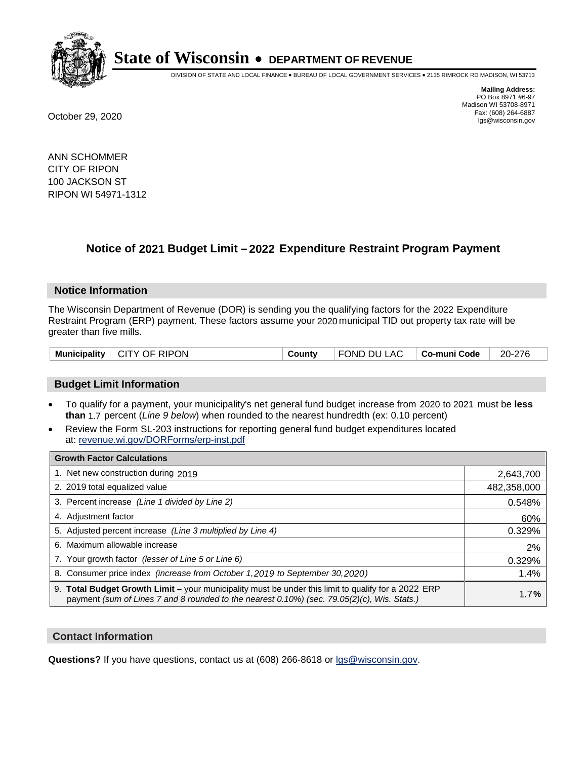**State of Wisconsin • DEPARTMENT OF REVENUE**

DIVISION OF STATE AND LOCAL FINANCE • BUREAU OF LOCAL GOVERNMENT SERVICES • 2135 RIMROCK RD MADISON, WI 53713

**Mailing Address:**
PO Box 8971 #6-97
Madison WI 53708-8971
Fax: (608) 264-6887
lgs@wisconsin.gov

October 29, 2020

ANN SCHOMMER
CITY OF RIPON
100 JACKSON ST
RIPON WI 54971-1312

## Notice of 2021 Budget Limit – 2022 Expenditure Restraint Program Payment

### Notice Information

The Wisconsin Department of Revenue (DOR) is sending you the qualifying factors for the 2022 Expenditure Restraint Program (ERP) payment. These factors assume your 2020 municipal TID out property tax rate will be greater than five mills.

| Municipality | CITY OF RIPON | County | FOND DU LAC | Co-muni Code | 20-276 |
|---|---|---|---|---|---|

### Budget Limit Information

- To qualify for a payment, your municipality's net general fund budget increase from 2020 to 2021 must be **less than** 1.7 percent (*Line 9 below*) when rounded to the nearest hundredth (ex: 0.10 percent)
- Review the Form SL-203 instructions for reporting general fund budget expenditures located at: revenue.wi.gov/DORForms/erp-inst.pdf

| Growth Factor Calculations | |
|---|---|
| 1. Net new construction during 2019 | 2,643,700 |
| 2. 2019 total equalized value | 482,358,000 |
| 3. Percent increase *(Line 1 divided by Line 2)* | 0.548% |
| 4. Adjustment factor | 60% |
| 5. Adjusted percent increase *(Line 3 multiplied by Line 4)* | 0.329% |
| 6. Maximum allowable increase | 2% |
| 7. Your growth factor *(lesser of Line 5 or Line 6)* | 0.329% |
| 8. Consumer price index *(increase from October 1,2019 to September 30,2020)* | 1.4% |
| 9. **Total Budget Growth Limit –** your municipality must be under this limit to qualify for a 2022 ERP payment *(sum of Lines 7 and 8 rounded to the nearest 0.10%) (sec. 79.05(2)(c), Wis. Stats.)* | 1.7**%** |

### Contact Information

**Questions?** If you have questions, contact us at (608) 266-8618 or lgs@wisconsin.gov.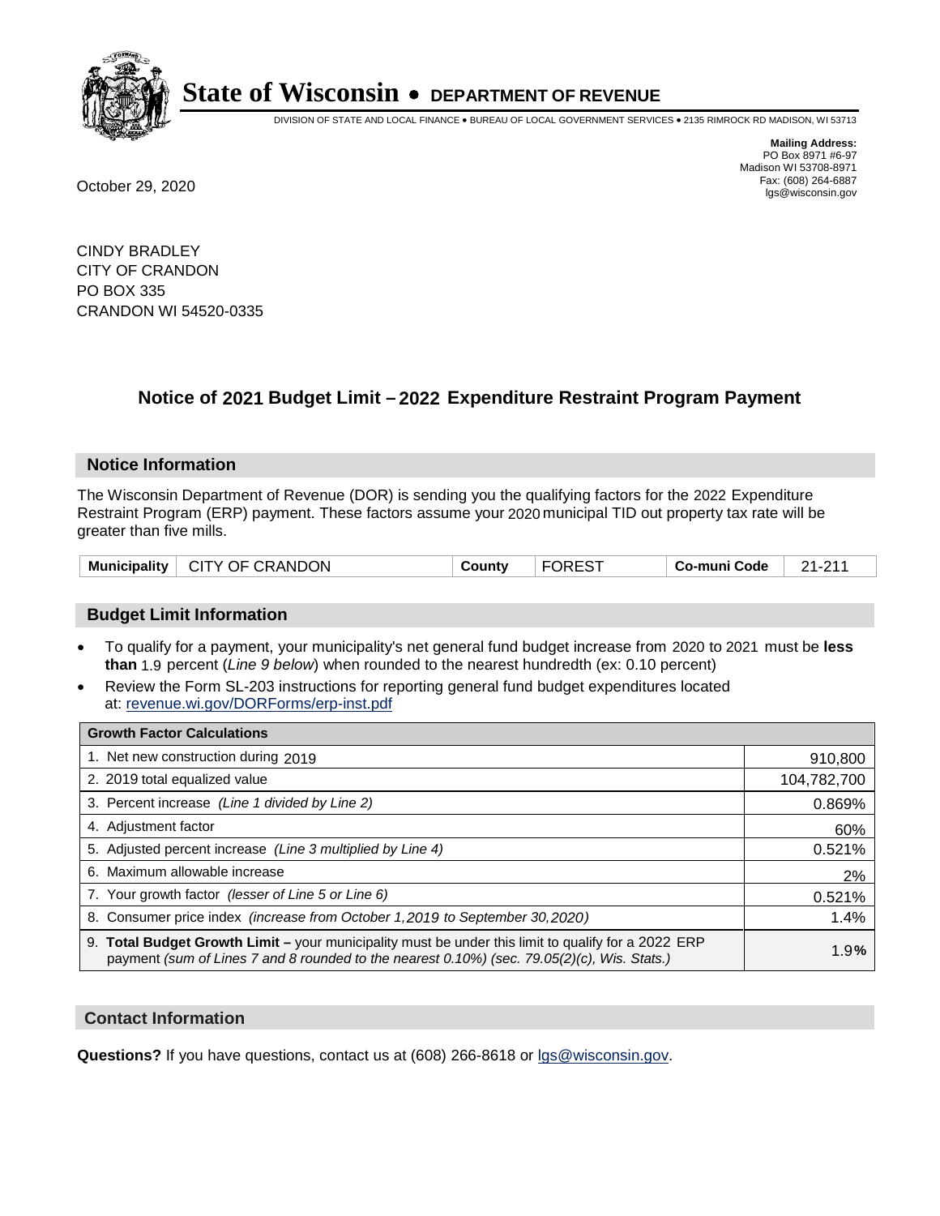# State of Wisconsin • DEPARTMENT OF REVENUE

DIVISION OF STATE AND LOCAL FINANCE • BUREAU OF LOCAL GOVERNMENT SERVICES • 2135 RIMROCK RD MADISON, WI 53713

**Mailing Address:**
PO Box 8971 #6-97
Madison WI 53708-8971
Fax: (608) 264-6887
lgs@wisconsin.gov

October 29, 2020

CINDY BRADLEY
CITY OF CRANDON
PO BOX 335
CRANDON WI 54520-0335

## Notice of 2021 Budget Limit – 2022 Expenditure Restraint Program Payment

### Notice Information

The Wisconsin Department of Revenue (DOR) is sending you the qualifying factors for the 2022 Expenditure Restraint Program (ERP) payment. These factors assume your 2020 municipal TID out property tax rate will be greater than five mills.

| Municipality | CITY OF CRANDON | County | FOREST | Co-muni Code | 21-211 |
|---|---|---|---|---|---|

### Budget Limit Information

- To qualify for a payment, your municipality's net general fund budget increase from 2020 to 2021 must be **less than** 1.9 percent (*Line 9 below*) when rounded to the nearest hundredth (ex: 0.10 percent)
- Review the Form SL-203 instructions for reporting general fund budget expenditures located at: revenue.wi.gov/DORForms/erp-inst.pdf

| Growth Factor Calculations | |
|---|---|
| 1. Net new construction during 2019 | 910,800 |
| 2. 2019 total equalized value | 104,782,700 |
| 3. Percent increase *(Line 1 divided by Line 2)* | 0.869% |
| 4. Adjustment factor | 60% |
| 5. Adjusted percent increase *(Line 3 multiplied by Line 4)* | 0.521% |
| 6. Maximum allowable increase | 2% |
| 7. Your growth factor *(lesser of Line 5 or Line 6)* | 0.521% |
| 8. Consumer price index *(increase from October 1,2019 to September 30,2020)* | 1.4% |
| 9. **Total Budget Growth Limit –** your municipality must be under this limit to qualify for a 2022 ERP payment *(sum of Lines 7 and 8 rounded to the nearest 0.10%) (sec. 79.05(2)(c), Wis. Stats.)* | 1.9**%** |

### Contact Information

**Questions?** If you have questions, contact us at (608) 266-8618 or lgs@wisconsin.gov.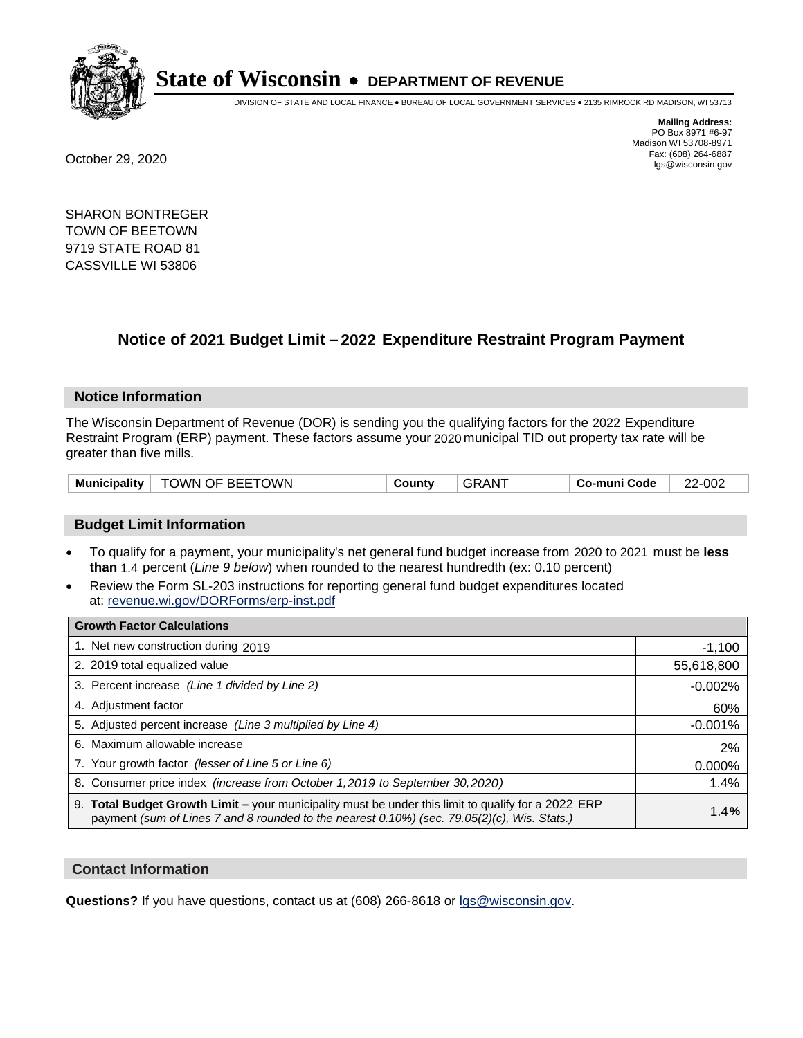# State of Wisconsin • DEPARTMENT OF REVENUE

DIVISION OF STATE AND LOCAL FINANCE • BUREAU OF LOCAL GOVERNMENT SERVICES • 2135 RIMROCK RD MADISON, WI 53713

**Mailing Address:**
PO Box 8971 #6-97
Madison WI 53708-8971
Fax: (608) 264-6887
lgs@wisconsin.gov

October 29, 2020

SHARON BONTREGER
TOWN OF BEETOWN
9719 STATE ROAD 81
CASSVILLE WI 53806

## Notice of 2021 Budget Limit – 2022 Expenditure Restraint Program Payment

### Notice Information

The Wisconsin Department of Revenue (DOR) is sending you the qualifying factors for the 2022 Expenditure Restraint Program (ERP) payment. These factors assume your 2020 municipal TID out property tax rate will be greater than five mills.

| Municipality | TOWN OF BEETOWN | County | GRANT | Co-muni Code | 22-002 |
|---|---|---|---|---|---|

### Budget Limit Information

- To qualify for a payment, your municipality's net general fund budget increase from 2020 to 2021 must be **less than** 1.4 percent (*Line 9 below*) when rounded to the nearest hundredth (ex: 0.10 percent)
- Review the Form SL-203 instructions for reporting general fund budget expenditures located at: revenue.wi.gov/DORForms/erp-inst.pdf

| Growth Factor Calculations | |
|---|---|
| 1. Net new construction during 2019 | -1,100 |
| 2. 2019 total equalized value | 55,618,800 |
| 3. Percent increase *(Line 1 divided by Line 2)* | -0.002% |
| 4. Adjustment factor | 60% |
| 5. Adjusted percent increase *(Line 3 multiplied by Line 4)* | -0.001% |
| 6. Maximum allowable increase | 2% |
| 7. Your growth factor *(lesser of Line 5 or Line 6)* | 0.000% |
| 8. Consumer price index *(increase from October 1,2019 to September 30,2020)* | 1.4% |
| 9. **Total Budget Growth Limit –** your municipality must be under this limit to qualify for a 2022 ERP payment *(sum of Lines 7 and 8 rounded to the nearest 0.10%) (sec. 79.05(2)(c), Wis. Stats.)* | **1.4%** |

### Contact Information

**Questions?** If you have questions, contact us at (608) 266-8618 or lgs@wisconsin.gov.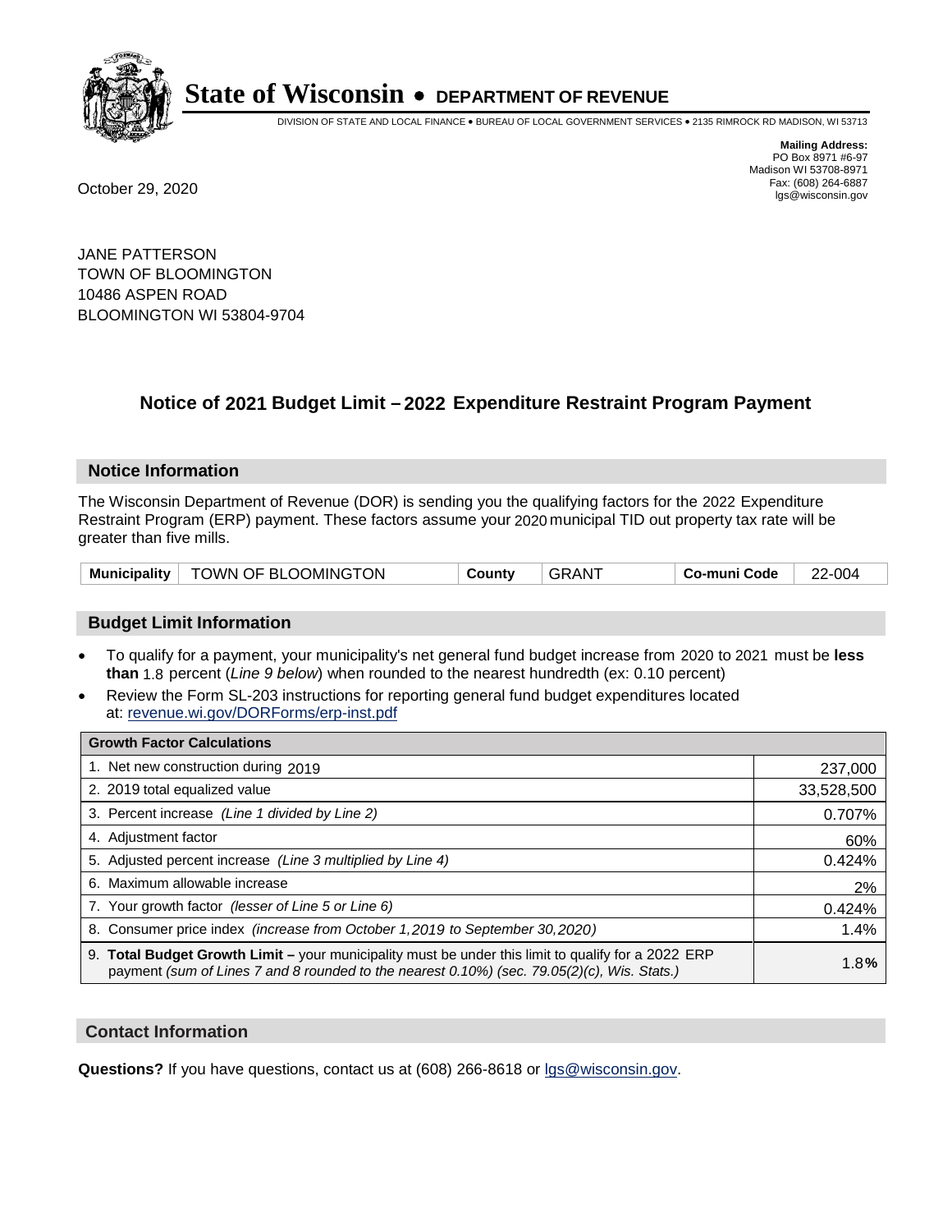# State of Wisconsin • DEPARTMENT OF REVENUE

DIVISION OF STATE AND LOCAL FINANCE • BUREAU OF LOCAL GOVERNMENT SERVICES • 2135 RIMROCK RD MADISON, WI 53713

**Mailing Address:**
PO Box 8971 #6-97
Madison WI 53708-8971
Fax: (608) 264-6887
lgs@wisconsin.gov

October 29, 2020

JANE PATTERSON
TOWN OF BLOOMINGTON
10486 ASPEN ROAD
BLOOMINGTON WI 53804-9704

## Notice of 2021 Budget Limit – 2022 Expenditure Restraint Program Payment

### Notice Information

The Wisconsin Department of Revenue (DOR) is sending you the qualifying factors for the 2022 Expenditure Restraint Program (ERP) payment. These factors assume your 2020 municipal TID out property tax rate will be greater than five mills.

| Municipality | TOWN OF BLOOMINGTON | County | GRANT | Co-muni Code | 22-004 |
|---|---|---|---|---|---|

### Budget Limit Information

- To qualify for a payment, your municipality's net general fund budget increase from 2020 to 2021 must be **less than** 1.8 percent (*Line 9 below*) when rounded to the nearest hundredth (ex: 0.10 percent)
- Review the Form SL-203 instructions for reporting general fund budget expenditures located at: revenue.wi.gov/DORForms/erp-inst.pdf

| Growth Factor Calculations | |
|---|---|
| 1. Net new construction during 2019 | 237,000 |
| 2. 2019 total equalized value | 33,528,500 |
| 3. Percent increase *(Line 1 divided by Line 2)* | 0.707% |
| 4. Adjustment factor | 60% |
| 5. Adjusted percent increase *(Line 3 multiplied by Line 4)* | 0.424% |
| 6. Maximum allowable increase | 2% |
| 7. Your growth factor *(lesser of Line 5 or Line 6)* | 0.424% |
| 8. Consumer price index *(increase from October 1,2019 to September 30,2020)* | 1.4% |
| 9. **Total Budget Growth Limit –** your municipality must be under this limit to qualify for a 2022 ERP payment *(sum of Lines 7 and 8 rounded to the nearest 0.10%) (sec. 79.05(2)(c), Wis. Stats.)* | 1.8**%** |

### Contact Information

**Questions?** If you have questions, contact us at (608) 266-8618 or lgs@wisconsin.gov.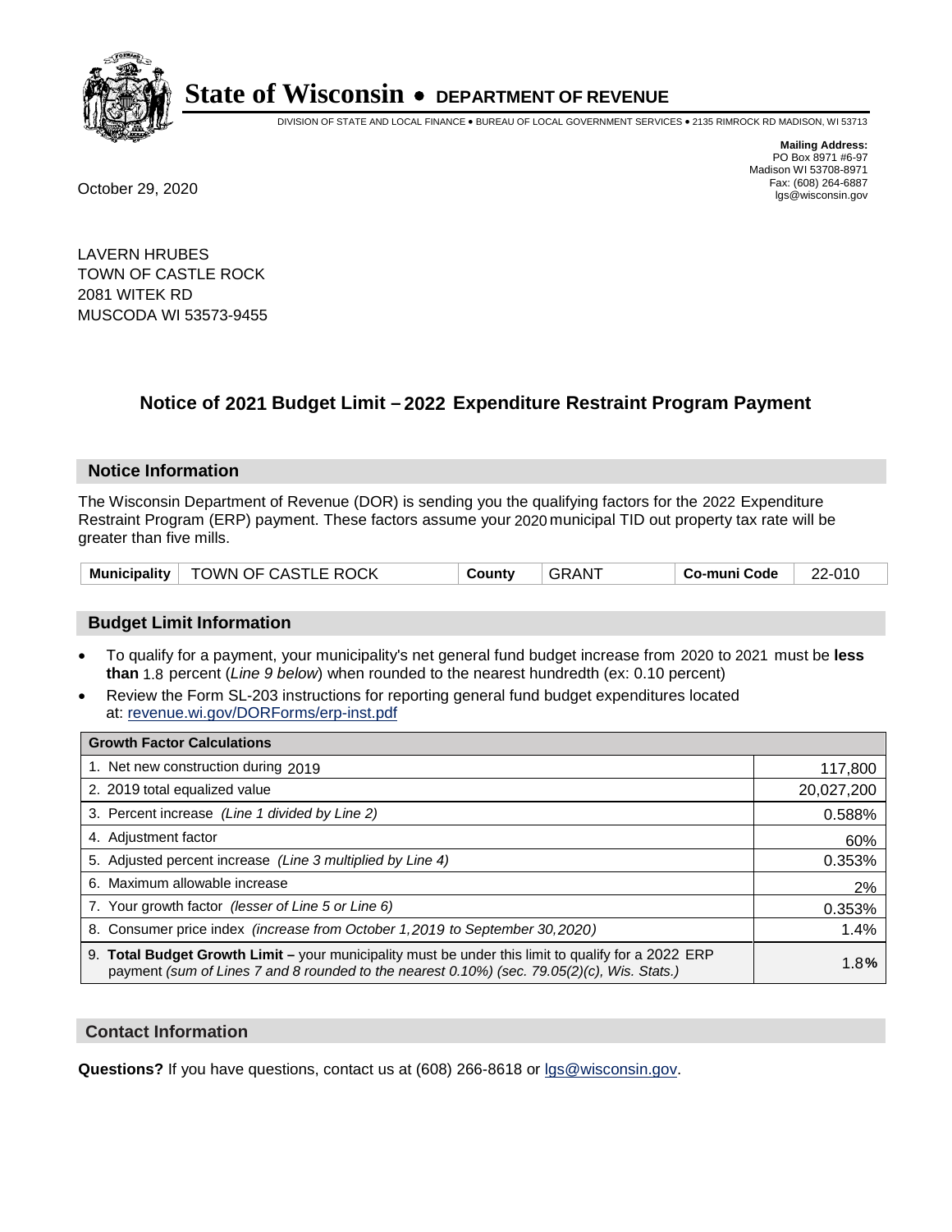# State of Wisconsin • DEPARTMENT OF REVENUE

DIVISION OF STATE AND LOCAL FINANCE • BUREAU OF LOCAL GOVERNMENT SERVICES • 2135 RIMROCK RD MADISON, WI 53713

**Mailing Address:**
PO Box 8971 #6-97
Madison WI 53708-8971
Fax: (608) 264-6887
lgs@wisconsin.gov

October 29, 2020

LAVERN HRUBES
TOWN OF CASTLE ROCK
2081 WITEK RD
MUSCODA WI 53573-9455

## Notice of 2021 Budget Limit – 2022 Expenditure Restraint Program Payment

### Notice Information

The Wisconsin Department of Revenue (DOR) is sending you the qualifying factors for the 2022 Expenditure Restraint Program (ERP) payment. These factors assume your 2020 municipal TID out property tax rate will be greater than five mills.

| Municipality | TOWN OF CASTLE ROCK | County | GRANT | Co-muni Code | 22-010 |
|---|---|---|---|---|---|

### Budget Limit Information

- To qualify for a payment, your municipality's net general fund budget increase from 2020 to 2021 must be **less than** 1.8 percent (*Line 9 below*) when rounded to the nearest hundredth (ex: 0.10 percent)
- Review the Form SL-203 instructions for reporting general fund budget expenditures located at: revenue.wi.gov/DORForms/erp-inst.pdf

| Growth Factor Calculations | |
|---|---|
| 1. Net new construction during 2019 | 117,800 |
| 2. 2019 total equalized value | 20,027,200 |
| 3. Percent increase *(Line 1 divided by Line 2)* | 0.588% |
| 4. Adjustment factor | 60% |
| 5. Adjusted percent increase *(Line 3 multiplied by Line 4)* | 0.353% |
| 6. Maximum allowable increase | 2% |
| 7. Your growth factor *(lesser of Line 5 or Line 6)* | 0.353% |
| 8. Consumer price index *(increase from October 1,2019 to September 30,2020)* | 1.4% |
| 9. **Total Budget Growth Limit –** your municipality must be under this limit to qualify for a 2022 ERP payment *(sum of Lines 7 and 8 rounded to the nearest 0.10%) (sec. 79.05(2)(c), Wis. Stats.)* | 1.8**%** |

### Contact Information

**Questions?** If you have questions, contact us at (608) 266-8618 or lgs@wisconsin.gov.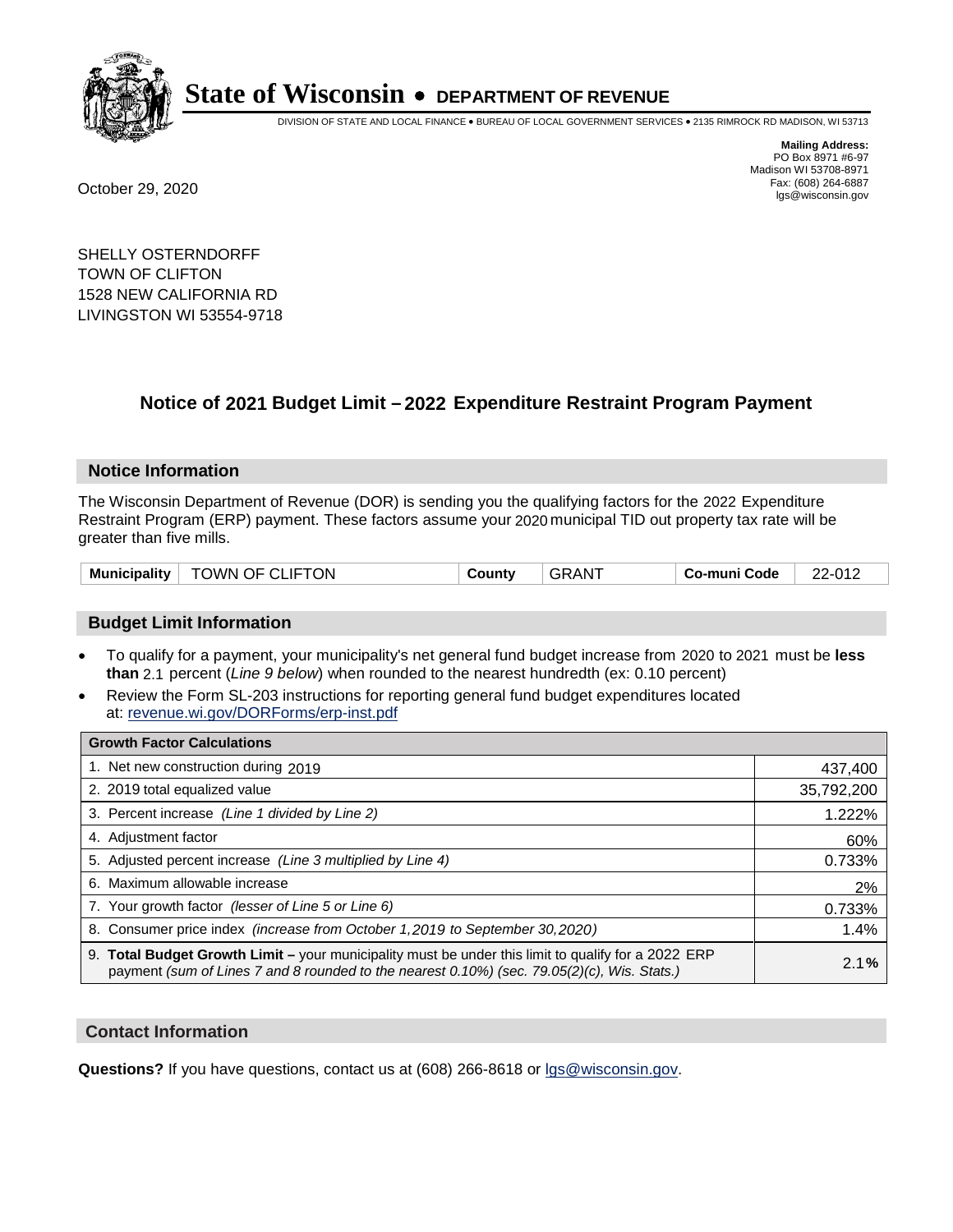# State of Wisconsin • DEPARTMENT OF REVENUE

DIVISION OF STATE AND LOCAL FINANCE • BUREAU OF LOCAL GOVERNMENT SERVICES • 2135 RIMROCK RD MADISON, WI 53713

**Mailing Address:**
PO Box 8971 #6-97
Madison WI 53708-8971
Fax: (608) 264-6887
lgs@wisconsin.gov

October 29, 2020

SHELLY OSTERNDORFF
TOWN OF CLIFTON
1528 NEW CALIFORNIA RD
LIVINGSTON WI 53554-9718

## Notice of 2021 Budget Limit – 2022 Expenditure Restraint Program Payment

### Notice Information

The Wisconsin Department of Revenue (DOR) is sending you the qualifying factors for the 2022 Expenditure Restraint Program (ERP) payment. These factors assume your 2020 municipal TID out property tax rate will be greater than five mills.

| Municipality | TOWN OF CLIFTON | County | GRANT | Co-muni Code | 22-012 |
|---|---|---|---|---|---|

### Budget Limit Information

- To qualify for a payment, your municipality's net general fund budget increase from 2020 to 2021 must be **less than** 2.1 percent (*Line 9 below*) when rounded to the nearest hundredth (ex: 0.10 percent)
- Review the Form SL-203 instructions for reporting general fund budget expenditures located at: revenue.wi.gov/DORForms/erp-inst.pdf

| Growth Factor Calculations | |
|---|---|
| 1. Net new construction during 2019 | 437,400 |
| 2. 2019 total equalized value | 35,792,200 |
| 3. Percent increase *(Line 1 divided by Line 2)* | 1.222% |
| 4. Adjustment factor | 60% |
| 5. Adjusted percent increase *(Line 3 multiplied by Line 4)* | 0.733% |
| 6. Maximum allowable increase | 2% |
| 7. Your growth factor *(lesser of Line 5 or Line 6)* | 0.733% |
| 8. Consumer price index *(increase from October 1,2019 to September 30,2020)* | 1.4% |
| 9. **Total Budget Growth Limit –** your municipality must be under this limit to qualify for a 2022 ERP payment *(sum of Lines 7 and 8 rounded to the nearest 0.10%) (sec. 79.05(2)(c), Wis. Stats.)* | 2.1**%** |

### Contact Information

**Questions?** If you have questions, contact us at (608) 266-8618 or lgs@wisconsin.gov.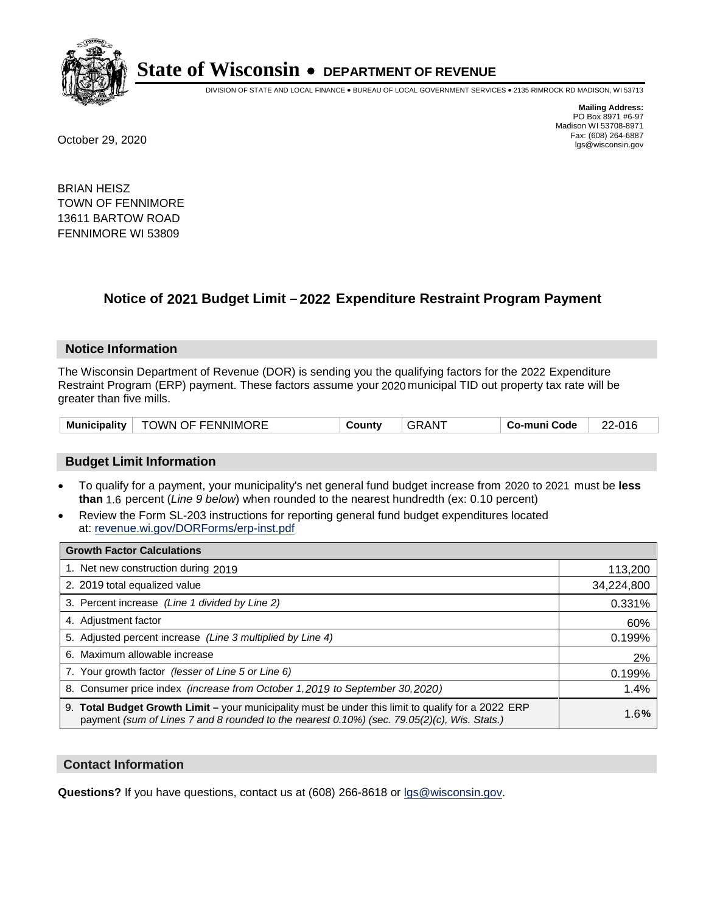# State of Wisconsin • DEPARTMENT OF REVENUE

DIVISION OF STATE AND LOCAL FINANCE • BUREAU OF LOCAL GOVERNMENT SERVICES • 2135 RIMROCK RD MADISON, WI 53713

**Mailing Address:**
PO Box 8971 #6-97
Madison WI 53708-8971
Fax: (608) 264-6887
lgs@wisconsin.gov

October 29, 2020

BRIAN HEISZ
TOWN OF FENNIMORE
13611 BARTOW ROAD
FENNIMORE WI 53809

## Notice of 2021 Budget Limit – 2022 Expenditure Restraint Program Payment

### Notice Information

The Wisconsin Department of Revenue (DOR) is sending you the qualifying factors for the 2022 Expenditure Restraint Program (ERP) payment. These factors assume your 2020 municipal TID out property tax rate will be greater than five mills.

| Municipality | TOWN OF FENNIMORE | County | GRANT | Co-muni Code | 22-016 |
|---|---|---|---|---|---|

### Budget Limit Information

- To qualify for a payment, your municipality's net general fund budget increase from 2020 to 2021 must be **less than** 1.6 percent (*Line 9 below*) when rounded to the nearest hundredth (ex: 0.10 percent)
- Review the Form SL-203 instructions for reporting general fund budget expenditures located at: revenue.wi.gov/DORForms/erp-inst.pdf

| Growth Factor Calculations | |
|---|---|
| 1. Net new construction during 2019 | 113,200 |
| 2. 2019 total equalized value | 34,224,800 |
| 3. Percent increase *(Line 1 divided by Line 2)* | 0.331% |
| 4. Adjustment factor | 60% |
| 5. Adjusted percent increase *(Line 3 multiplied by Line 4)* | 0.199% |
| 6. Maximum allowable increase | 2% |
| 7. Your growth factor *(lesser of Line 5 or Line 6)* | 0.199% |
| 8. Consumer price index *(increase from October 1,2019 to September 30,2020)* | 1.4% |
| 9. **Total Budget Growth Limit –** your municipality must be under this limit to qualify for a 2022 ERP payment *(sum of Lines 7 and 8 rounded to the nearest 0.10%) (sec. 79.05(2)(c), Wis. Stats.)* | 1.6**%** |

### Contact Information

**Questions?** If you have questions, contact us at (608) 266-8618 or lgs@wisconsin.gov.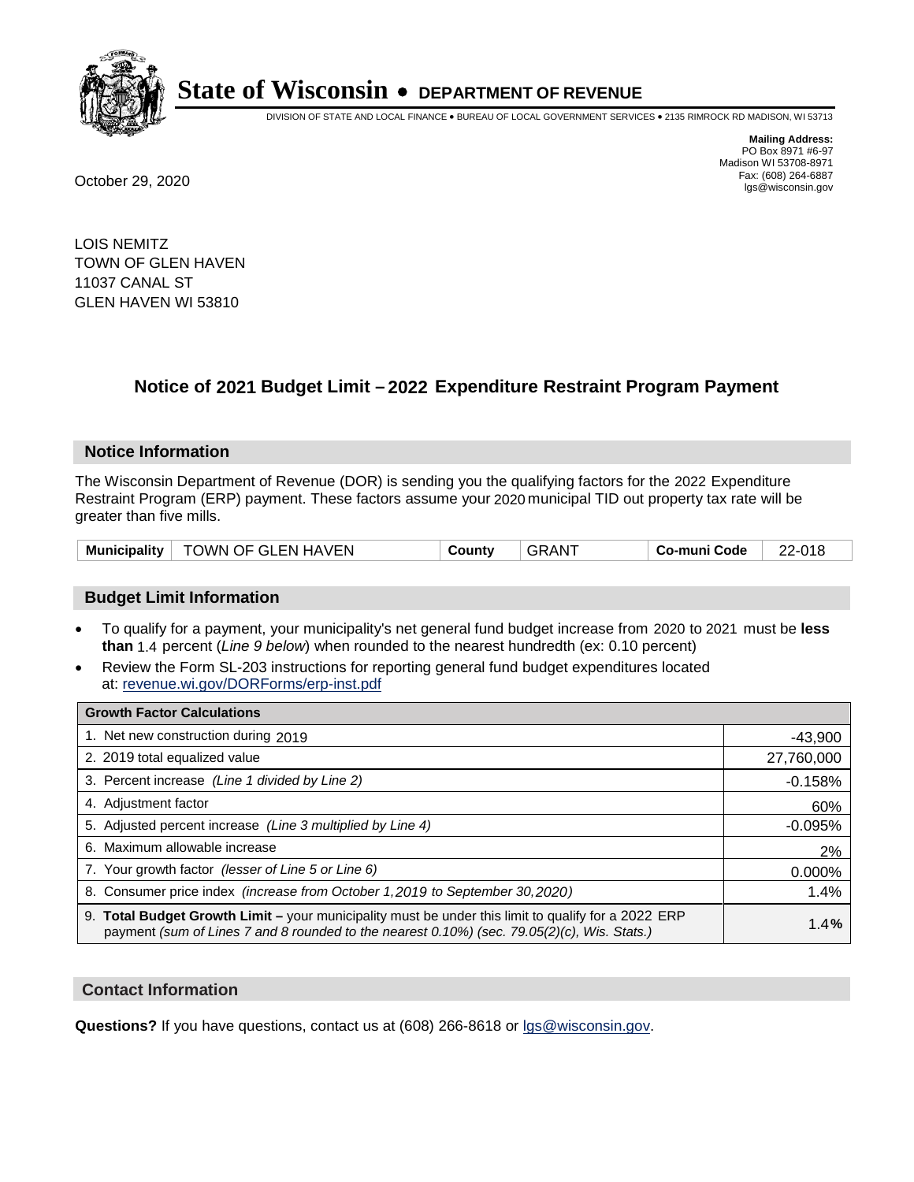# State of Wisconsin • DEPARTMENT OF REVENUE

DIVISION OF STATE AND LOCAL FINANCE • BUREAU OF LOCAL GOVERNMENT SERVICES • 2135 RIMROCK RD MADISON, WI 53713

**Mailing Address:**
PO Box 8971 #6-97
Madison WI 53708-8971
Fax: (608) 264-6887
lgs@wisconsin.gov

October 29, 2020

LOIS NEMITZ
TOWN OF GLEN HAVEN
11037 CANAL ST
GLEN HAVEN WI 53810

## Notice of 2021 Budget Limit – 2022 Expenditure Restraint Program Payment

### Notice Information

The Wisconsin Department of Revenue (DOR) is sending you the qualifying factors for the 2022 Expenditure Restraint Program (ERP) payment. These factors assume your 2020 municipal TID out property tax rate will be greater than five mills.

| Municipality | TOWN OF GLEN HAVEN | County | GRANT | Co-muni Code | 22-018 |
|---|---|---|---|---|---|

### Budget Limit Information

- To qualify for a payment, your municipality's net general fund budget increase from 2020 to 2021 must be **less than** 1.4 percent (*Line 9 below*) when rounded to the nearest hundredth (ex: 0.10 percent)
- Review the Form SL-203 instructions for reporting general fund budget expenditures located at: revenue.wi.gov/DORForms/erp-inst.pdf

| Growth Factor Calculations | |
|---|---|
| 1. Net new construction during 2019 | -43,900 |
| 2. 2019 total equalized value | 27,760,000 |
| 3. Percent increase *(Line 1 divided by Line 2)* | -0.158% |
| 4. Adjustment factor | 60% |
| 5. Adjusted percent increase *(Line 3 multiplied by Line 4)* | -0.095% |
| 6. Maximum allowable increase | 2% |
| 7. Your growth factor *(lesser of Line 5 or Line 6)* | 0.000% |
| 8. Consumer price index *(increase from October 1,2019 to September 30,2020)* | 1.4% |
| 9. **Total Budget Growth Limit –** your municipality must be under this limit to qualify for a 2022 ERP payment *(sum of Lines 7 and 8 rounded to the nearest 0.10%) (sec. 79.05(2)(c), Wis. Stats.)* | **1.4%** |

### Contact Information

**Questions?** If you have questions, contact us at (608) 266-8618 or lgs@wisconsin.gov.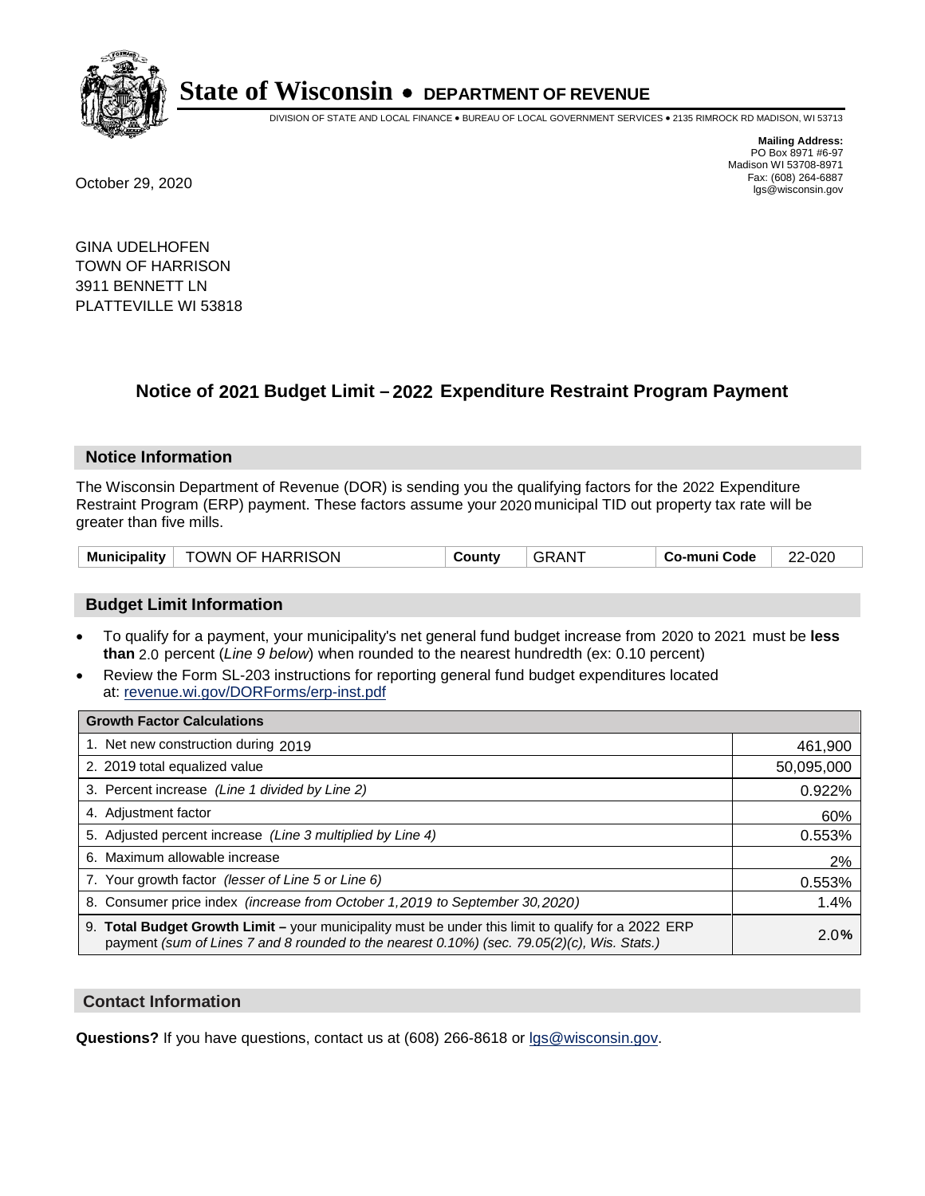# State of Wisconsin • DEPARTMENT OF REVENUE

DIVISION OF STATE AND LOCAL FINANCE • BUREAU OF LOCAL GOVERNMENT SERVICES • 2135 RIMROCK RD MADISON, WI 53713

**Mailing Address:**
PO Box 8971 #6-97
Madison WI 53708-8971
Fax: (608) 264-6887
lgs@wisconsin.gov

October 29, 2020

GINA UDELHOFEN
TOWN OF HARRISON
3911 BENNETT LN
PLATTEVILLE WI 53818

## Notice of 2021 Budget Limit – 2022 Expenditure Restraint Program Payment

### Notice Information

The Wisconsin Department of Revenue (DOR) is sending you the qualifying factors for the 2022 Expenditure Restraint Program (ERP) payment. These factors assume your 2020 municipal TID out property tax rate will be greater than five mills.

| Municipality | TOWN OF HARRISON | County | GRANT | Co-muni Code | 22-020 |
|---|---|---|---|---|---|

### Budget Limit Information

- To qualify for a payment, your municipality's net general fund budget increase from 2020 to 2021 must be **less than** 2.0 percent (*Line 9 below*) when rounded to the nearest hundredth (ex: 0.10 percent)
- Review the Form SL-203 instructions for reporting general fund budget expenditures located at: revenue.wi.gov/DORForms/erp-inst.pdf

| Growth Factor Calculations | |
|---|---|
| 1. Net new construction during 2019 | 461,900 |
| 2. 2019 total equalized value | 50,095,000 |
| 3. Percent increase *(Line 1 divided by Line 2)* | 0.922% |
| 4. Adjustment factor | 60% |
| 5. Adjusted percent increase *(Line 3 multiplied by Line 4)* | 0.553% |
| 6. Maximum allowable increase | 2% |
| 7. Your growth factor *(lesser of Line 5 or Line 6)* | 0.553% |
| 8. Consumer price index *(increase from October 1,2019 to September 30,2020)* | 1.4% |
| 9. **Total Budget Growth Limit –** your municipality must be under this limit to qualify for a 2022 ERP payment *(sum of Lines 7 and 8 rounded to the nearest 0.10%) (sec. 79.05(2)(c), Wis. Stats.)* | 2.0% |

### Contact Information

**Questions?** If you have questions, contact us at (608) 266-8618 or lgs@wisconsin.gov.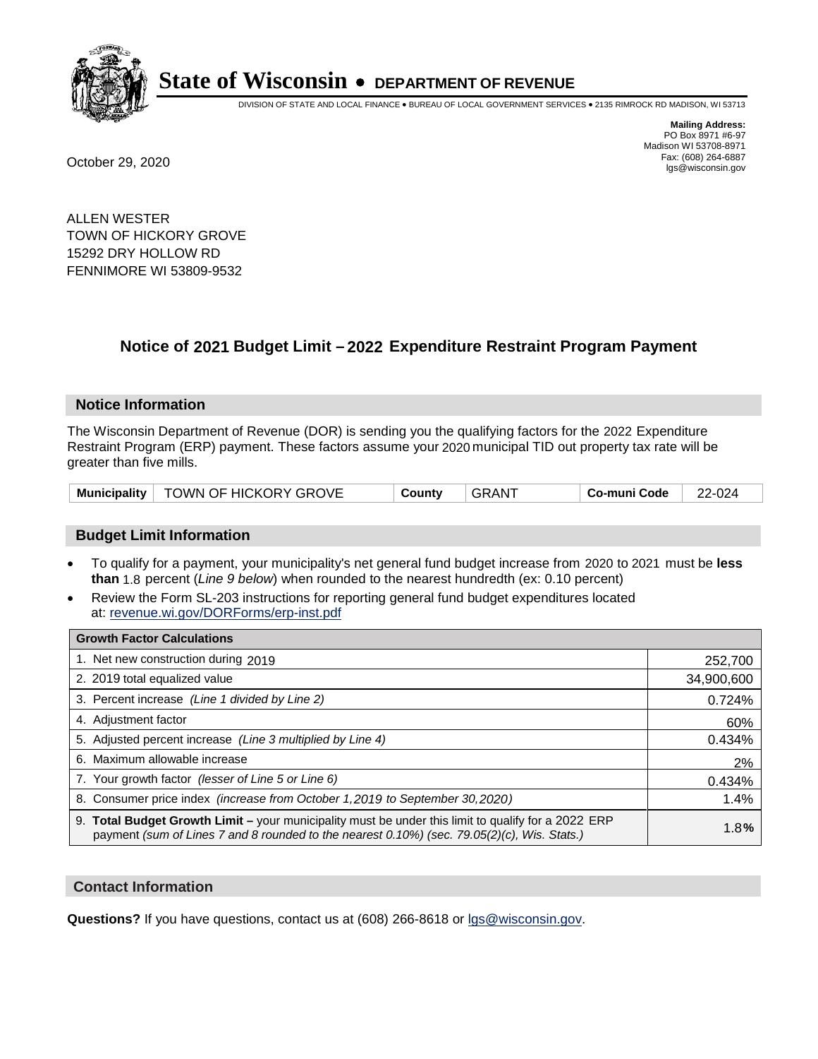# State of Wisconsin • DEPARTMENT OF REVENUE

DIVISION OF STATE AND LOCAL FINANCE • BUREAU OF LOCAL GOVERNMENT SERVICES • 2135 RIMROCK RD MADISON, WI 53713

**Mailing Address:**
PO Box 8971 #6-97
Madison WI 53708-8971
Fax: (608) 264-6887
lgs@wisconsin.gov

October 29, 2020

ALLEN WESTER
TOWN OF HICKORY GROVE
15292 DRY HOLLOW RD
FENNIMORE WI 53809-9532

## Notice of 2021 Budget Limit – 2022 Expenditure Restraint Program Payment

### Notice Information

The Wisconsin Department of Revenue (DOR) is sending you the qualifying factors for the 2022 Expenditure Restraint Program (ERP) payment. These factors assume your 2020 municipal TID out property tax rate will be greater than five mills.

| Municipality | TOWN OF HICKORY GROVE | County | GRANT | Co-muni Code | 22-024 |
|---|---|---|---|---|---|

### Budget Limit Information

- To qualify for a payment, your municipality's net general fund budget increase from 2020 to 2021 must be **less than** 1.8 percent (*Line 9 below*) when rounded to the nearest hundredth (ex: 0.10 percent)
- Review the Form SL-203 instructions for reporting general fund budget expenditures located at: revenue.wi.gov/DORForms/erp-inst.pdf

| Growth Factor Calculations | |
|---|---|
| 1. Net new construction during 2019 | 252,700 |
| 2. 2019 total equalized value | 34,900,600 |
| 3. Percent increase *(Line 1 divided by Line 2)* | 0.724% |
| 4. Adjustment factor | 60% |
| 5. Adjusted percent increase *(Line 3 multiplied by Line 4)* | 0.434% |
| 6. Maximum allowable increase | 2% |
| 7. Your growth factor *(lesser of Line 5 or Line 6)* | 0.434% |
| 8. Consumer price index *(increase from October 1,2019 to September 30,2020)* | 1.4% |
| 9. **Total Budget Growth Limit –** your municipality must be under this limit to qualify for a 2022 ERP payment *(sum of Lines 7 and 8 rounded to the nearest 0.10%) (sec. 79.05(2)(c), Wis. Stats.)* | 1.8**%** |

### Contact Information

**Questions?** If you have questions, contact us at (608) 266-8618 or lgs@wisconsin.gov.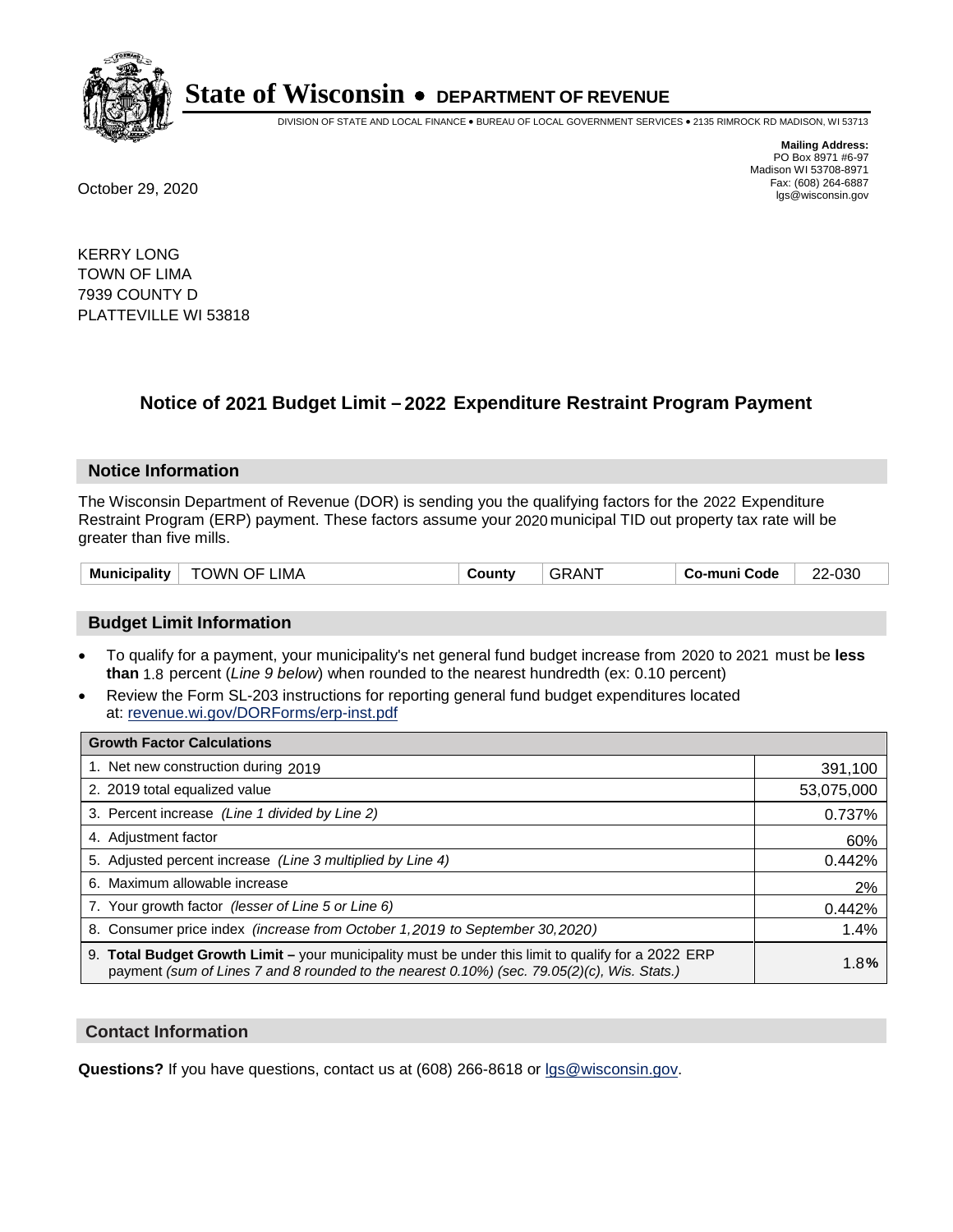# State of Wisconsin • DEPARTMENT OF REVENUE

DIVISION OF STATE AND LOCAL FINANCE • BUREAU OF LOCAL GOVERNMENT SERVICES • 2135 RIMROCK RD MADISON, WI 53713

**Mailing Address:**
PO Box 8971 #6-97
Madison WI 53708-8971
Fax: (608) 264-6887
lgs@wisconsin.gov

October 29, 2020

KERRY LONG
TOWN OF LIMA
7939 COUNTY D
PLATTEVILLE WI 53818

## Notice of 2021 Budget Limit – 2022 Expenditure Restraint Program Payment

### Notice Information

The Wisconsin Department of Revenue (DOR) is sending you the qualifying factors for the 2022 Expenditure Restraint Program (ERP) payment. These factors assume your 2020 municipal TID out property tax rate will be greater than five mills.

| Municipality | TOWN OF LIMA | County | GRANT | Co-muni Code | 22-030 |
|---|---|---|---|---|---|

### Budget Limit Information

- To qualify for a payment, your municipality's net general fund budget increase from 2020 to 2021 must be **less than** 1.8 percent (*Line 9 below*) when rounded to the nearest hundredth (ex: 0.10 percent)
- Review the Form SL-203 instructions for reporting general fund budget expenditures located at: revenue.wi.gov/DORForms/erp-inst.pdf

| Growth Factor Calculations | |
|---|---|
| 1. Net new construction during 2019 | 391,100 |
| 2. 2019 total equalized value | 53,075,000 |
| 3. Percent increase *(Line 1 divided by Line 2)* | 0.737% |
| 4. Adjustment factor | 60% |
| 5. Adjusted percent increase *(Line 3 multiplied by Line 4)* | 0.442% |
| 6. Maximum allowable increase | 2% |
| 7. Your growth factor *(lesser of Line 5 or Line 6)* | 0.442% |
| 8. Consumer price index *(increase from October 1,2019 to September 30,2020)* | 1.4% |
| 9. **Total Budget Growth Limit –** your municipality must be under this limit to qualify for a 2022 ERP payment *(sum of Lines 7 and 8 rounded to the nearest 0.10%) (sec. 79.05(2)(c), Wis. Stats.)* | 1.8**%** |

### Contact Information

**Questions?** If you have questions, contact us at (608) 266-8618 or lgs@wisconsin.gov.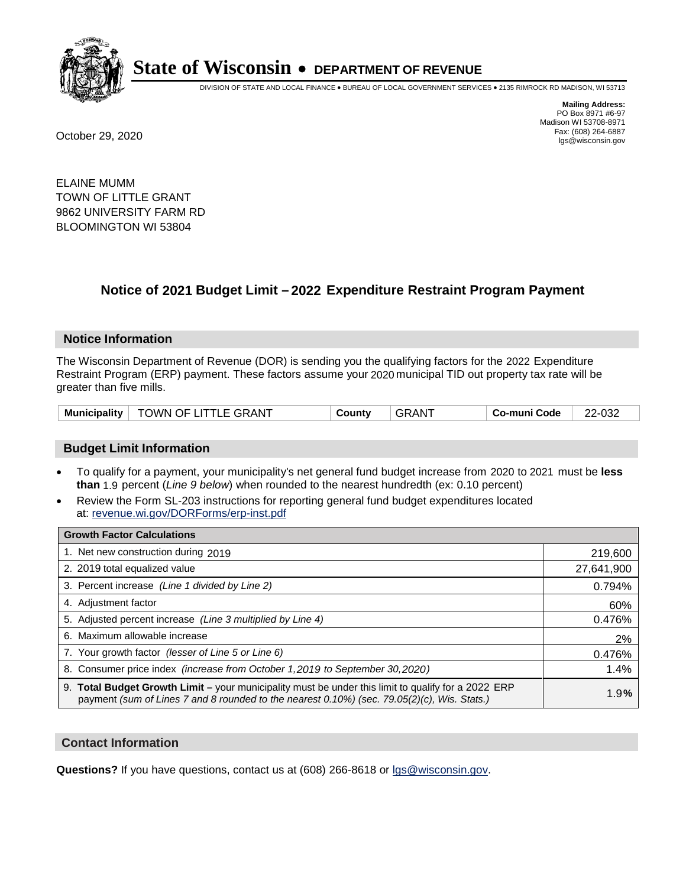# State of Wisconsin • DEPARTMENT OF REVENUE

DIVISION OF STATE AND LOCAL FINANCE • BUREAU OF LOCAL GOVERNMENT SERVICES • 2135 RIMROCK RD MADISON, WI 53713

**Mailing Address:**
PO Box 8971 #6-97
Madison WI 53708-8971
Fax: (608) 264-6887
lgs@wisconsin.gov

October 29, 2020

ELAINE MUMM
TOWN OF LITTLE GRANT
9862 UNIVERSITY FARM RD
BLOOMINGTON WI 53804

## Notice of 2021 Budget Limit – 2022 Expenditure Restraint Program Payment

### Notice Information

The Wisconsin Department of Revenue (DOR) is sending you the qualifying factors for the 2022 Expenditure Restraint Program (ERP) payment. These factors assume your 2020 municipal TID out property tax rate will be greater than five mills.

| Municipality | TOWN OF LITTLE GRANT | County | GRANT | Co-muni Code | 22-032 |
|---|---|---|---|---|---|

### Budget Limit Information

- To qualify for a payment, your municipality's net general fund budget increase from 2020 to 2021 must be **less than** 1.9 percent (*Line 9 below*) when rounded to the nearest hundredth (ex: 0.10 percent)
- Review the Form SL-203 instructions for reporting general fund budget expenditures located at: revenue.wi.gov/DORForms/erp-inst.pdf

| Growth Factor Calculations | |
|---|---|
| 1. Net new construction during 2019 | 219,600 |
| 2. 2019 total equalized value | 27,641,900 |
| 3. Percent increase *(Line 1 divided by Line 2)* | 0.794% |
| 4. Adjustment factor | 60% |
| 5. Adjusted percent increase *(Line 3 multiplied by Line 4)* | 0.476% |
| 6. Maximum allowable increase | 2% |
| 7. Your growth factor *(lesser of Line 5 or Line 6)* | 0.476% |
| 8. Consumer price index *(increase from October 1,2019 to September 30,2020)* | 1.4% |
| 9. **Total Budget Growth Limit –** your municipality must be under this limit to qualify for a 2022 ERP payment *(sum of Lines 7 and 8 rounded to the nearest 0.10%) (sec. 79.05(2)(c), Wis. Stats.)* | 1.9**%** |

### Contact Information

**Questions?** If you have questions, contact us at (608) 266-8618 or lgs@wisconsin.gov.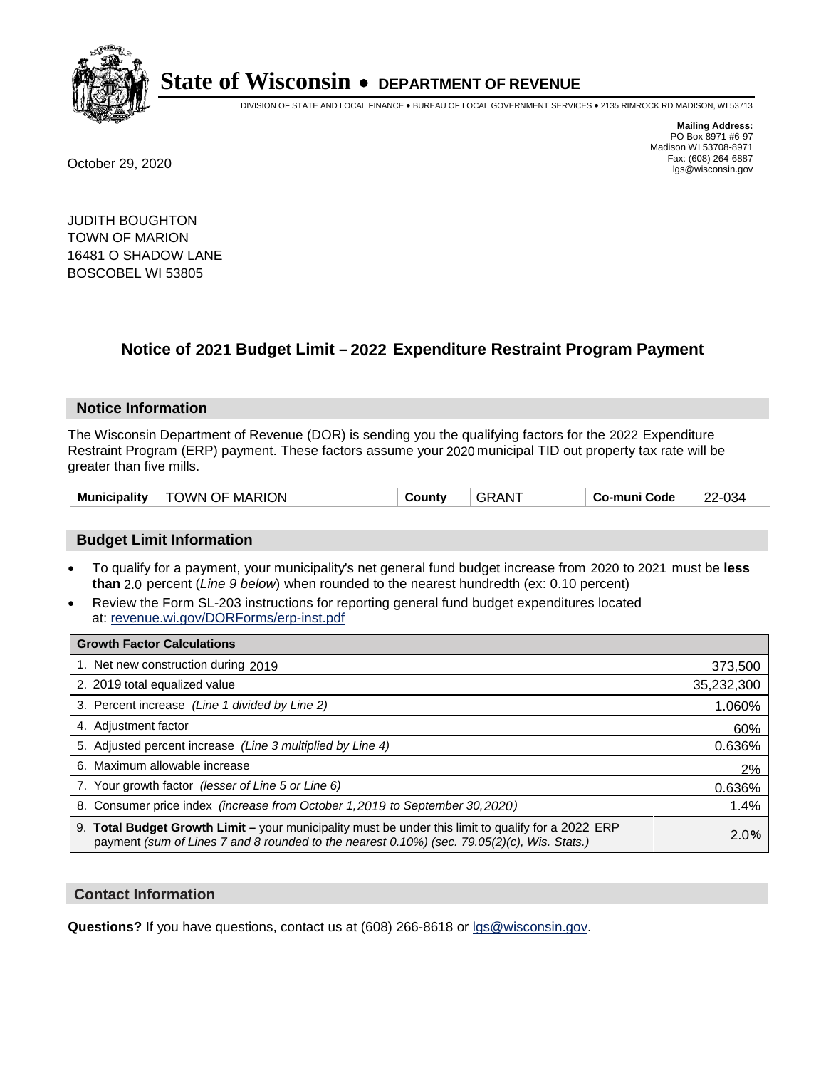# State of Wisconsin • DEPARTMENT OF REVENUE

DIVISION OF STATE AND LOCAL FINANCE • BUREAU OF LOCAL GOVERNMENT SERVICES • 2135 RIMROCK RD MADISON, WI 53713

**Mailing Address:**
PO Box 8971 #6-97
Madison WI 53708-8971
Fax: (608) 264-6887
lgs@wisconsin.gov

October 29, 2020

JUDITH BOUGHTON
TOWN OF MARION
16481 O SHADOW LANE
BOSCOBEL WI 53805

## Notice of 2021 Budget Limit – 2022 Expenditure Restraint Program Payment

### Notice Information

The Wisconsin Department of Revenue (DOR) is sending you the qualifying factors for the 2022 Expenditure Restraint Program (ERP) payment. These factors assume your 2020 municipal TID out property tax rate will be greater than five mills.

| Municipality | TOWN OF MARION | County | GRANT | Co-muni Code | 22-034 |
|---|---|---|---|---|---|

### Budget Limit Information

- To qualify for a payment, your municipality's net general fund budget increase from 2020 to 2021 must be **less than** 2.0 percent (*Line 9 below*) when rounded to the nearest hundredth (ex: 0.10 percent)
- Review the Form SL-203 instructions for reporting general fund budget expenditures located at: revenue.wi.gov/DORForms/erp-inst.pdf

| Growth Factor Calculations | |
|---|---|
| 1. Net new construction during 2019 | 373,500 |
| 2. 2019 total equalized value | 35,232,300 |
| 3. Percent increase *(Line 1 divided by Line 2)* | 1.060% |
| 4. Adjustment factor | 60% |
| 5. Adjusted percent increase *(Line 3 multiplied by Line 4)* | 0.636% |
| 6. Maximum allowable increase | 2% |
| 7. Your growth factor *(lesser of Line 5 or Line 6)* | 0.636% |
| 8. Consumer price index *(increase from October 1,2019 to September 30,2020)* | 1.4% |
| 9. **Total Budget Growth Limit –** your municipality must be under this limit to qualify for a 2022 ERP payment *(sum of Lines 7 and 8 rounded to the nearest 0.10%) (sec. 79.05(2)(c), Wis. Stats.)* | 2.0% |

### Contact Information

**Questions?** If you have questions, contact us at (608) 266-8618 or lgs@wisconsin.gov.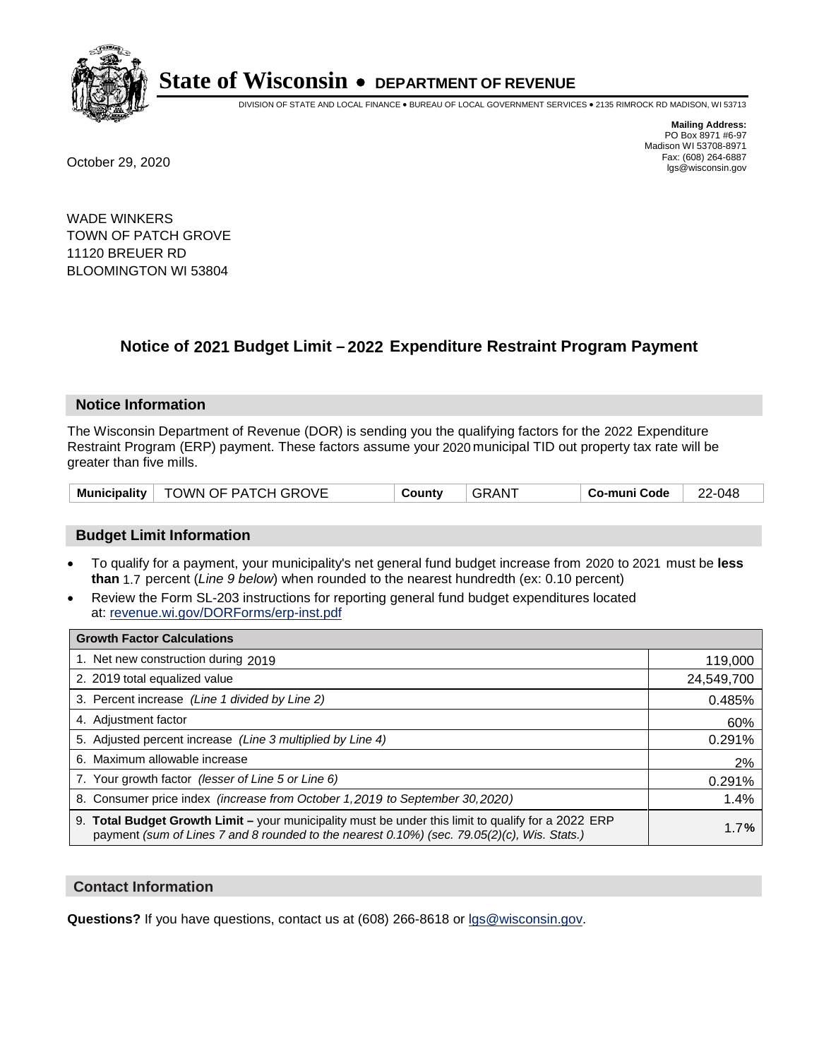# State of Wisconsin • DEPARTMENT OF REVENUE

DIVISION OF STATE AND LOCAL FINANCE • BUREAU OF LOCAL GOVERNMENT SERVICES • 2135 RIMROCK RD MADISON, WI 53713

**Mailing Address:**
PO Box 8971 #6-97
Madison WI 53708-8971
Fax: (608) 264-6887
lgs@wisconsin.gov

October 29, 2020

WADE WINKERS
TOWN OF PATCH GROVE
11120 BREUER RD
BLOOMINGTON WI 53804

## Notice of 2021 Budget Limit – 2022 Expenditure Restraint Program Payment

### Notice Information

The Wisconsin Department of Revenue (DOR) is sending you the qualifying factors for the 2022 Expenditure Restraint Program (ERP) payment. These factors assume your 2020 municipal TID out property tax rate will be greater than five mills.

| Municipality | TOWN OF PATCH GROVE | County | GRANT | Co-muni Code | 22-048 |
|---|---|---|---|---|---|

### Budget Limit Information

- To qualify for a payment, your municipality's net general fund budget increase from 2020 to 2021 must be **less than** 1.7 percent (*Line 9 below*) when rounded to the nearest hundredth (ex: 0.10 percent)
- Review the Form SL-203 instructions for reporting general fund budget expenditures located at: revenue.wi.gov/DORForms/erp-inst.pdf

| Growth Factor Calculations | |
|---|---|
| 1. Net new construction during 2019 | 119,000 |
| 2. 2019 total equalized value | 24,549,700 |
| 3. Percent increase *(Line 1 divided by Line 2)* | 0.485% |
| 4. Adjustment factor | 60% |
| 5. Adjusted percent increase *(Line 3 multiplied by Line 4)* | 0.291% |
| 6. Maximum allowable increase | 2% |
| 7. Your growth factor *(lesser of Line 5 or Line 6)* | 0.291% |
| 8. Consumer price index *(increase from October 1,2019 to September 30,2020)* | 1.4% |
| 9. **Total Budget Growth Limit –** your municipality must be under this limit to qualify for a 2022 ERP payment *(sum of Lines 7 and 8 rounded to the nearest 0.10%) (sec. 79.05(2)(c), Wis. Stats.)* | 1.7**%** |

### Contact Information

**Questions?** If you have questions, contact us at (608) 266-8618 or lgs@wisconsin.gov.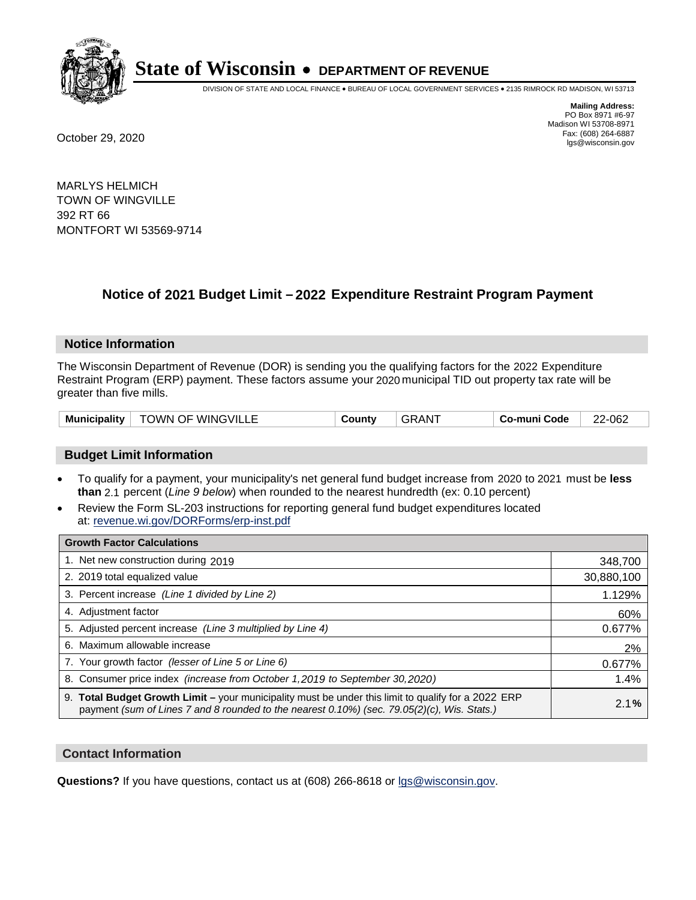# State of Wisconsin • DEPARTMENT OF REVENUE

DIVISION OF STATE AND LOCAL FINANCE • BUREAU OF LOCAL GOVERNMENT SERVICES • 2135 RIMROCK RD MADISON, WI 53713

**Mailing Address:**
PO Box 8971 #6-97
Madison WI 53708-8971
Fax: (608) 264-6887
lgs@wisconsin.gov

October 29, 2020

MARLYS HELMICH
TOWN OF WINGVILLE
392 RT 66
MONTFORT WI 53569-9714

## Notice of 2021 Budget Limit – 2022 Expenditure Restraint Program Payment

### Notice Information

The Wisconsin Department of Revenue (DOR) is sending you the qualifying factors for the 2022 Expenditure Restraint Program (ERP) payment. These factors assume your 2020 municipal TID out property tax rate will be greater than five mills.

| Municipality | TOWN OF WINGVILLE | County | GRANT | Co-muni Code | 22-062 |
|---|---|---|---|---|---|

### Budget Limit Information

- To qualify for a payment, your municipality's net general fund budget increase from 2020 to 2021 must be **less than** 2.1 percent (*Line 9 below*) when rounded to the nearest hundredth (ex: 0.10 percent)
- Review the Form SL-203 instructions for reporting general fund budget expenditures located at: revenue.wi.gov/DORForms/erp-inst.pdf

| Growth Factor Calculations | |
|---|---|
| 1. Net new construction during 2019 | 348,700 |
| 2. 2019 total equalized value | 30,880,100 |
| 3. Percent increase *(Line 1 divided by Line 2)* | 1.129% |
| 4. Adjustment factor | 60% |
| 5. Adjusted percent increase *(Line 3 multiplied by Line 4)* | 0.677% |
| 6. Maximum allowable increase | 2% |
| 7. Your growth factor *(lesser of Line 5 or Line 6)* | 0.677% |
| 8. Consumer price index *(increase from October 1,2019 to September 30,2020)* | 1.4% |
| 9. **Total Budget Growth Limit –** your municipality must be under this limit to qualify for a 2022 ERP payment *(sum of Lines 7 and 8 rounded to the nearest 0.10%) (sec. 79.05(2)(c), Wis. Stats.)* | 2.1% |

### Contact Information

**Questions?** If you have questions, contact us at (608) 266-8618 or lgs@wisconsin.gov.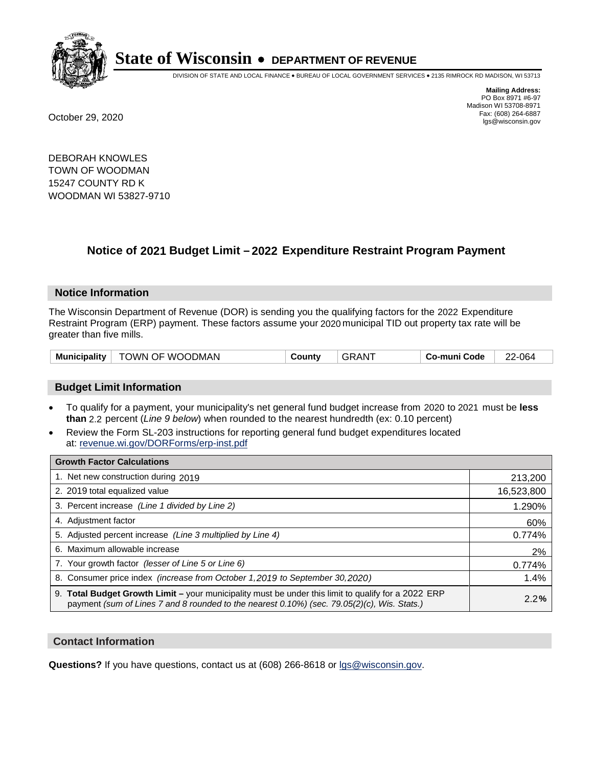# State of Wisconsin • DEPARTMENT OF REVENUE

DIVISION OF STATE AND LOCAL FINANCE • BUREAU OF LOCAL GOVERNMENT SERVICES • 2135 RIMROCK RD MADISON, WI 53713

**Mailing Address:**
PO Box 8971 #6-97
Madison WI 53708-8971
Fax: (608) 264-6887
lgs@wisconsin.gov

October 29, 2020

DEBORAH KNOWLES
TOWN OF WOODMAN
15247 COUNTY RD K
WOODMAN WI 53827-9710

## Notice of 2021 Budget Limit – 2022 Expenditure Restraint Program Payment

### Notice Information

The Wisconsin Department of Revenue (DOR) is sending you the qualifying factors for the 2022 Expenditure Restraint Program (ERP) payment. These factors assume your 2020 municipal TID out property tax rate will be greater than five mills.

| Municipality | TOWN OF WOODMAN | County | GRANT | Co-muni Code | 22-064 |
|---|---|---|---|---|---|

### Budget Limit Information

- To qualify for a payment, your municipality's net general fund budget increase from 2020 to 2021 must be **less than** 2.2 percent (*Line 9 below*) when rounded to the nearest hundredth (ex: 0.10 percent)
- Review the Form SL-203 instructions for reporting general fund budget expenditures located at: revenue.wi.gov/DORForms/erp-inst.pdf

| Growth Factor Calculations | |
|---|---|
| 1. Net new construction during 2019 | 213,200 |
| 2. 2019 total equalized value | 16,523,800 |
| 3. Percent increase *(Line 1 divided by Line 2)* | 1.290% |
| 4. Adjustment factor | 60% |
| 5. Adjusted percent increase *(Line 3 multiplied by Line 4)* | 0.774% |
| 6. Maximum allowable increase | 2% |
| 7. Your growth factor *(lesser of Line 5 or Line 6)* | 0.774% |
| 8. Consumer price index *(increase from October 1,2019 to September 30,2020)* | 1.4% |
| 9. **Total Budget Growth Limit –** your municipality must be under this limit to qualify for a 2022 ERP payment *(sum of Lines 7 and 8 rounded to the nearest 0.10%) (sec. 79.05(2)(c), Wis. Stats.)* | 2.2**%** |

### Contact Information

**Questions?** If you have questions, contact us at (608) 266-8618 or lgs@wisconsin.gov.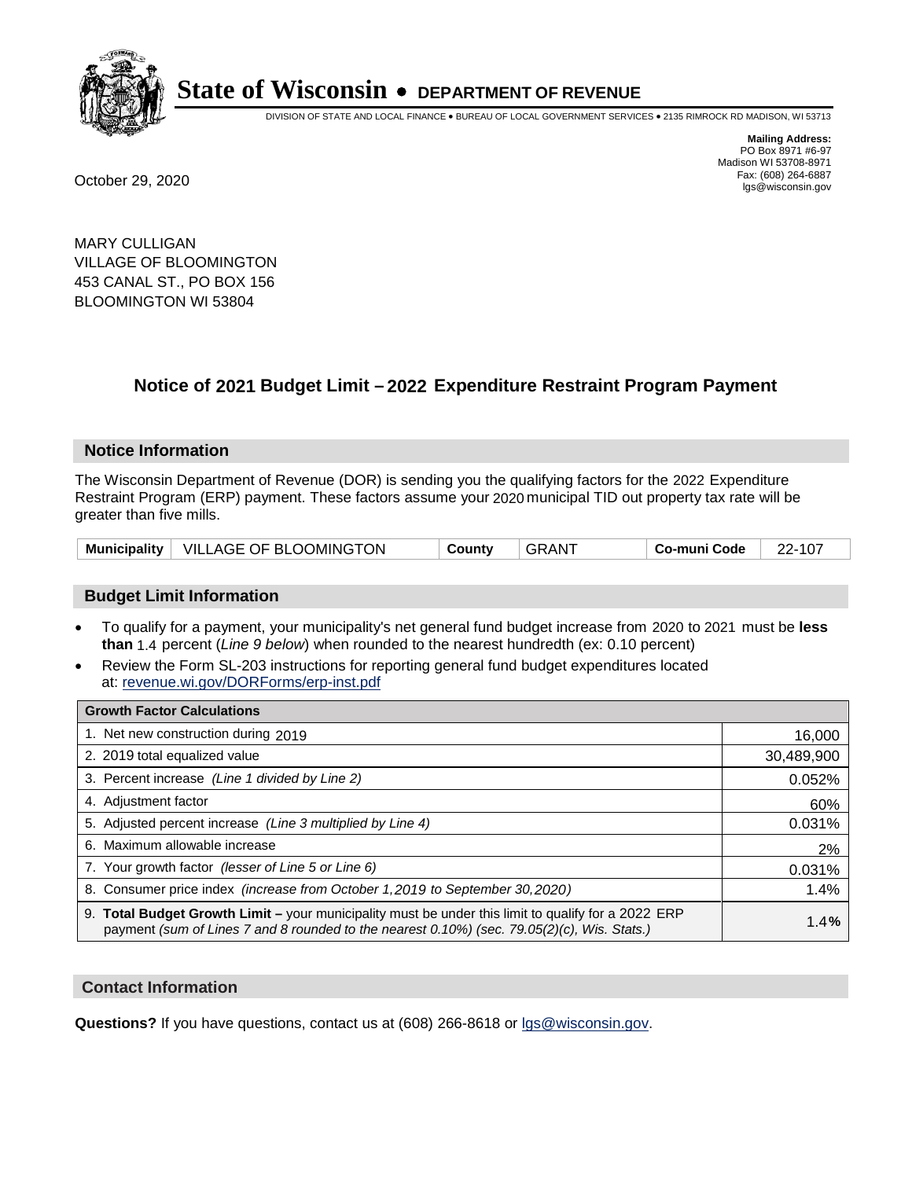# State of Wisconsin • DEPARTMENT OF REVENUE

DIVISION OF STATE AND LOCAL FINANCE • BUREAU OF LOCAL GOVERNMENT SERVICES • 2135 RIMROCK RD MADISON, WI 53713

**Mailing Address:**
PO Box 8971 #6-97
Madison WI 53708-8971
Fax: (608) 264-6887
lgs@wisconsin.gov

October 29, 2020

MARY CULLIGAN
VILLAGE OF BLOOMINGTON
453 CANAL ST., PO BOX 156
BLOOMINGTON WI 53804

## Notice of 2021 Budget Limit – 2022 Expenditure Restraint Program Payment

### Notice Information

The Wisconsin Department of Revenue (DOR) is sending you the qualifying factors for the 2022 Expenditure Restraint Program (ERP) payment. These factors assume your 2020 municipal TID out property tax rate will be greater than five mills.

| Municipality | VILLAGE OF BLOOMINGTON | County | GRANT | Co-muni Code | 22-107 |
|---|---|---|---|---|---|

### Budget Limit Information

- To qualify for a payment, your municipality's net general fund budget increase from 2020 to 2021 must be **less than** 1.4 percent (*Line 9 below*) when rounded to the nearest hundredth (ex: 0.10 percent)
- Review the Form SL-203 instructions for reporting general fund budget expenditures located at: revenue.wi.gov/DORForms/erp-inst.pdf

| Growth Factor Calculations | |
|---|---|
| 1. Net new construction during 2019 | 16,000 |
| 2. 2019 total equalized value | 30,489,900 |
| 3. Percent increase *(Line 1 divided by Line 2)* | 0.052% |
| 4. Adjustment factor | 60% |
| 5. Adjusted percent increase *(Line 3 multiplied by Line 4)* | 0.031% |
| 6. Maximum allowable increase | 2% |
| 7. Your growth factor *(lesser of Line 5 or Line 6)* | 0.031% |
| 8. Consumer price index *(increase from October 1,2019 to September 30,2020)* | 1.4% |
| 9. **Total Budget Growth Limit –** your municipality must be under this limit to qualify for a 2022 ERP payment *(sum of Lines 7 and 8 rounded to the nearest 0.10%) (sec. 79.05(2)(c), Wis. Stats.)* | **1.4%** |

### Contact Information

**Questions?** If you have questions, contact us at (608) 266-8618 or lgs@wisconsin.gov.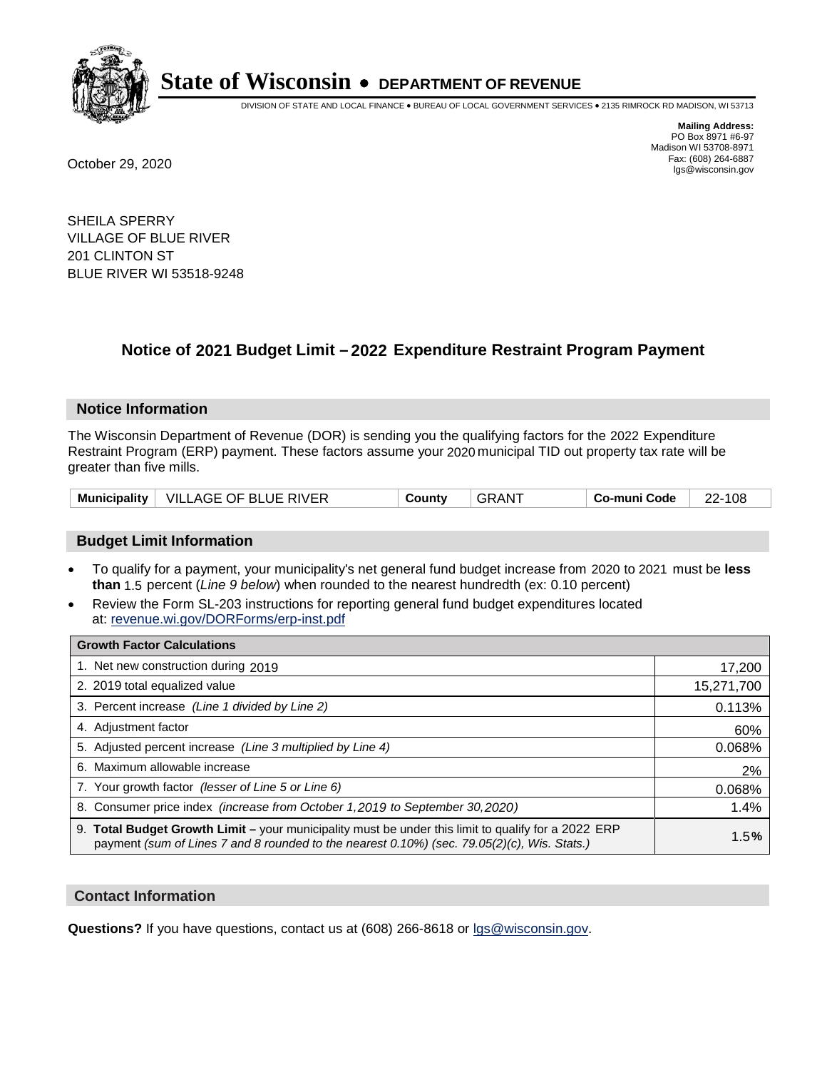# State of Wisconsin • DEPARTMENT OF REVENUE

DIVISION OF STATE AND LOCAL FINANCE • BUREAU OF LOCAL GOVERNMENT SERVICES • 2135 RIMROCK RD MADISON, WI 53713

**Mailing Address:**
PO Box 8971 #6-97
Madison WI 53708-8971
Fax: (608) 264-6887
lgs@wisconsin.gov

October 29, 2020

SHEILA SPERRY
VILLAGE OF BLUE RIVER
201 CLINTON ST
BLUE RIVER WI 53518-9248

## Notice of 2021 Budget Limit – 2022 Expenditure Restraint Program Payment

### Notice Information

The Wisconsin Department of Revenue (DOR) is sending you the qualifying factors for the 2022 Expenditure Restraint Program (ERP) payment. These factors assume your 2020 municipal TID out property tax rate will be greater than five mills.

| Municipality | VILLAGE OF BLUE RIVER | County | GRANT | Co-muni Code | 22-108 |
|---|---|---|---|---|---|

### Budget Limit Information

- To qualify for a payment, your municipality's net general fund budget increase from 2020 to 2021 must be **less than** 1.5 percent (*Line 9 below*) when rounded to the nearest hundredth (ex: 0.10 percent)
- Review the Form SL-203 instructions for reporting general fund budget expenditures located at: revenue.wi.gov/DORForms/erp-inst.pdf

| Growth Factor Calculations | |
|---|---|
| 1. Net new construction during 2019 | 17,200 |
| 2. 2019 total equalized value | 15,271,700 |
| 3. Percent increase *(Line 1 divided by Line 2)* | 0.113% |
| 4. Adjustment factor | 60% |
| 5. Adjusted percent increase *(Line 3 multiplied by Line 4)* | 0.068% |
| 6. Maximum allowable increase | 2% |
| 7. Your growth factor *(lesser of Line 5 or Line 6)* | 0.068% |
| 8. Consumer price index *(increase from October 1,2019 to September 30,2020)* | 1.4% |
| 9. **Total Budget Growth Limit –** your municipality must be under this limit to qualify for a 2022 ERP payment *(sum of Lines 7 and 8 rounded to the nearest 0.10%) (sec. 79.05(2)(c), Wis. Stats.)* | 1.5**%** |

### Contact Information

**Questions?** If you have questions, contact us at (608) 266-8618 or lgs@wisconsin.gov.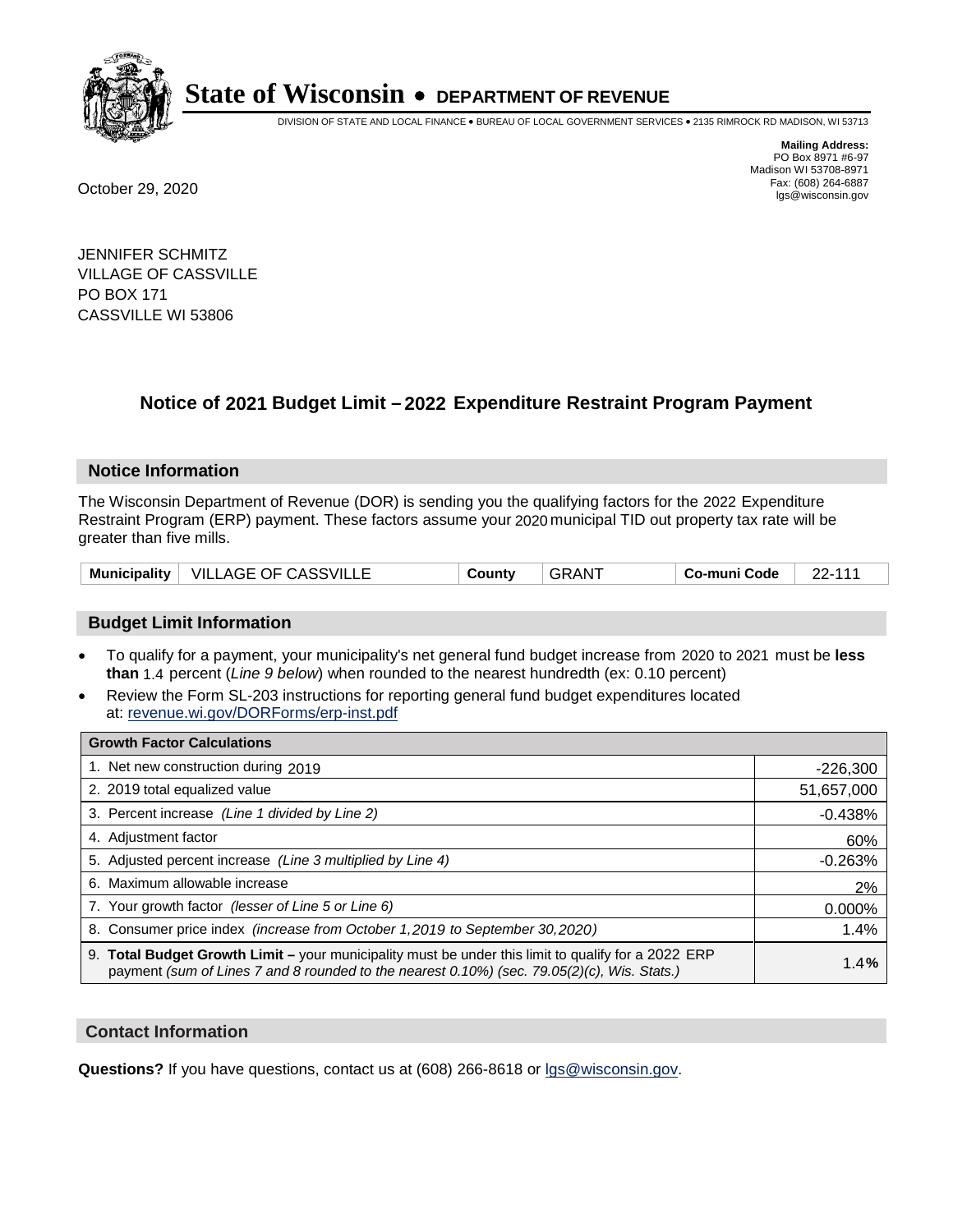# State of Wisconsin • DEPARTMENT OF REVENUE

DIVISION OF STATE AND LOCAL FINANCE • BUREAU OF LOCAL GOVERNMENT SERVICES • 2135 RIMROCK RD MADISON, WI 53713

**Mailing Address:**
PO Box 8971 #6-97
Madison WI 53708-8971
Fax: (608) 264-6887
lgs@wisconsin.gov

October 29, 2020

JENNIFER SCHMITZ
VILLAGE OF CASSVILLE
PO BOX 171
CASSVILLE WI 53806

## Notice of 2021 Budget Limit – 2022 Expenditure Restraint Program Payment

### Notice Information

The Wisconsin Department of Revenue (DOR) is sending you the qualifying factors for the 2022 Expenditure Restraint Program (ERP) payment. These factors assume your 2020 municipal TID out property tax rate will be greater than five mills.

| Municipality | VILLAGE OF CASSVILLE | County | GRANT | Co-muni Code | 22-111 |
|---|---|---|---|---|---|

### Budget Limit Information

- To qualify for a payment, your municipality's net general fund budget increase from 2020 to 2021 must be **less than** 1.4 percent (*Line 9 below*) when rounded to the nearest hundredth (ex: 0.10 percent)
- Review the Form SL-203 instructions for reporting general fund budget expenditures located at: revenue.wi.gov/DORForms/erp-inst.pdf

| Growth Factor Calculations | |
|---|---|
| 1. Net new construction during 2019 | -226,300 |
| 2. 2019 total equalized value | 51,657,000 |
| 3. Percent increase *(Line 1 divided by Line 2)* | -0.438% |
| 4. Adjustment factor | 60% |
| 5. Adjusted percent increase *(Line 3 multiplied by Line 4)* | -0.263% |
| 6. Maximum allowable increase | 2% |
| 7. Your growth factor *(lesser of Line 5 or Line 6)* | 0.000% |
| 8. Consumer price index *(increase from October 1,2019 to September 30,2020)* | 1.4% |
| 9. **Total Budget Growth Limit –** your municipality must be under this limit to qualify for a 2022 ERP payment *(sum of Lines 7 and 8 rounded to the nearest 0.10%) (sec. 79.05(2)(c), Wis. Stats.)* | 1.4**%** |

### Contact Information

**Questions?** If you have questions, contact us at (608) 266-8618 or lgs@wisconsin.gov.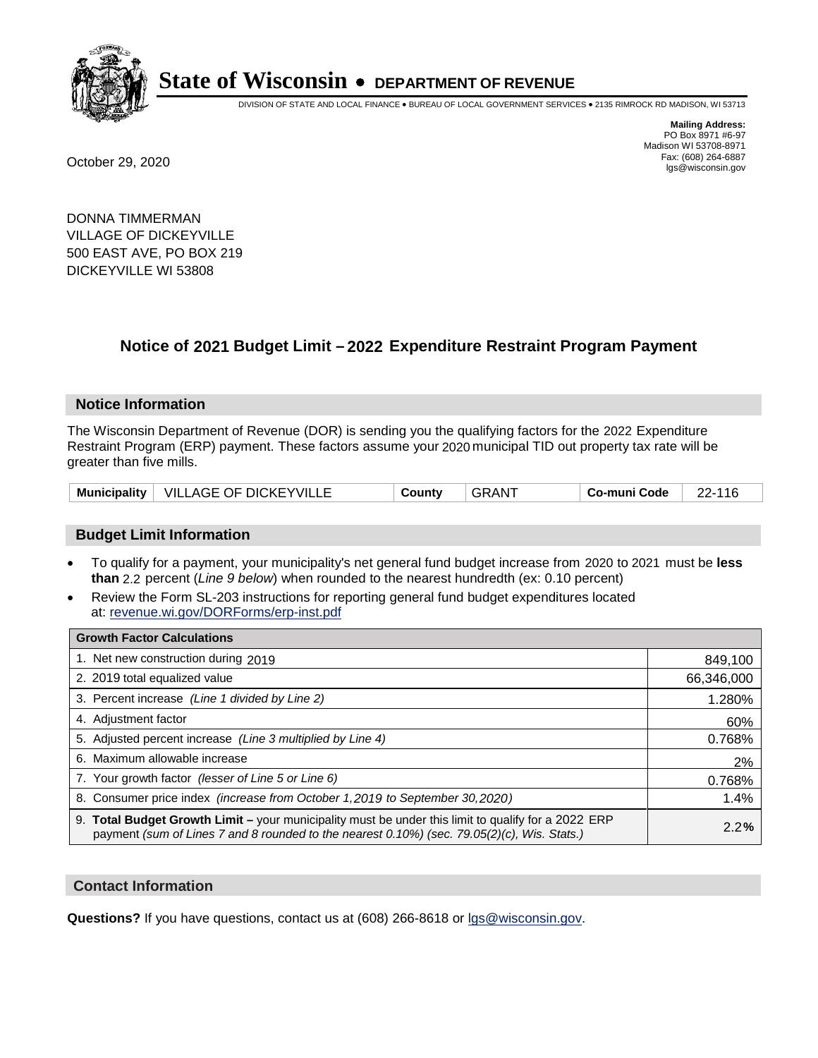# State of Wisconsin • DEPARTMENT OF REVENUE

DIVISION OF STATE AND LOCAL FINANCE • BUREAU OF LOCAL GOVERNMENT SERVICES • 2135 RIMROCK RD MADISON, WI 53713

**Mailing Address:**
PO Box 8971 #6-97
Madison WI 53708-8971
Fax: (608) 264-6887
lgs@wisconsin.gov

October 29, 2020

DONNA TIMMERMAN
VILLAGE OF DICKEYVILLE
500 EAST AVE, PO BOX 219
DICKEYVILLE WI 53808

## Notice of 2021 Budget Limit – 2022 Expenditure Restraint Program Payment

### Notice Information

The Wisconsin Department of Revenue (DOR) is sending you the qualifying factors for the 2022 Expenditure Restraint Program (ERP) payment. These factors assume your 2020 municipal TID out property tax rate will be greater than five mills.

| Municipality | VILLAGE OF DICKEYVILLE | County | GRANT | Co-muni Code | 22-116 |
|---|---|---|---|---|---|

### Budget Limit Information

- To qualify for a payment, your municipality's net general fund budget increase from 2020 to 2021 must be **less than** 2.2 percent (*Line 9 below*) when rounded to the nearest hundredth (ex: 0.10 percent)
- Review the Form SL-203 instructions for reporting general fund budget expenditures located at: revenue.wi.gov/DORForms/erp-inst.pdf

| Growth Factor Calculations | |
|---|---|
| 1. Net new construction during 2019 | 849,100 |
| 2. 2019 total equalized value | 66,346,000 |
| 3. Percent increase *(Line 1 divided by Line 2)* | 1.280% |
| 4. Adjustment factor | 60% |
| 5. Adjusted percent increase *(Line 3 multiplied by Line 4)* | 0.768% |
| 6. Maximum allowable increase | 2% |
| 7. Your growth factor *(lesser of Line 5 or Line 6)* | 0.768% |
| 8. Consumer price index *(increase from October 1,2019 to September 30,2020)* | 1.4% |
| 9. **Total Budget Growth Limit –** your municipality must be under this limit to qualify for a 2022 ERP payment *(sum of Lines 7 and 8 rounded to the nearest 0.10%) (sec. 79.05(2)(c), Wis. Stats.)* | 2.2**%** |

### Contact Information

**Questions?** If you have questions, contact us at (608) 266-8618 or lgs@wisconsin.gov.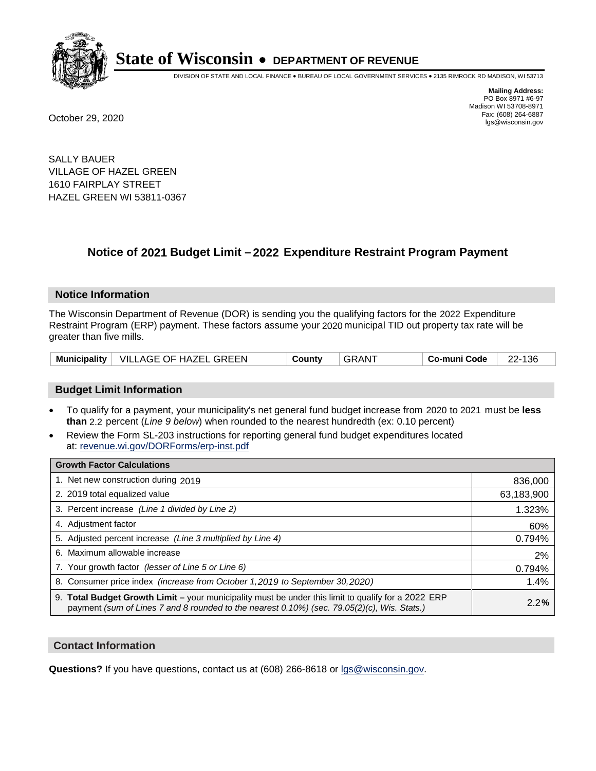# State of Wisconsin • DEPARTMENT OF REVENUE

DIVISION OF STATE AND LOCAL FINANCE • BUREAU OF LOCAL GOVERNMENT SERVICES • 2135 RIMROCK RD MADISON, WI 53713

**Mailing Address:**
PO Box 8971 #6-97
Madison WI 53708-8971
Fax: (608) 264-6887
lgs@wisconsin.gov

October 29, 2020

SALLY BAUER
VILLAGE OF HAZEL GREEN
1610 FAIRPLAY STREET
HAZEL GREEN WI 53811-0367

## Notice of 2021 Budget Limit – 2022 Expenditure Restraint Program Payment

### Notice Information

The Wisconsin Department of Revenue (DOR) is sending you the qualifying factors for the 2022 Expenditure Restraint Program (ERP) payment. These factors assume your 2020 municipal TID out property tax rate will be greater than five mills.

| Municipality | VILLAGE OF HAZEL GREEN | County | GRANT | Co-muni Code | 22-136 |
|---|---|---|---|---|---|

### Budget Limit Information

- To qualify for a payment, your municipality's net general fund budget increase from 2020 to 2021 must be **less than** 2.2 percent (*Line 9 below*) when rounded to the nearest hundredth (ex: 0.10 percent)
- Review the Form SL-203 instructions for reporting general fund budget expenditures located at: revenue.wi.gov/DORForms/erp-inst.pdf

| Growth Factor Calculations | |
|---|---|
| 1. Net new construction during 2019 | 836,000 |
| 2. 2019 total equalized value | 63,183,900 |
| 3. Percent increase *(Line 1 divided by Line 2)* | 1.323% |
| 4. Adjustment factor | 60% |
| 5. Adjusted percent increase *(Line 3 multiplied by Line 4)* | 0.794% |
| 6. Maximum allowable increase | 2% |
| 7. Your growth factor *(lesser of Line 5 or Line 6)* | 0.794% |
| 8. Consumer price index *(increase from October 1,2019 to September 30,2020)* | 1.4% |
| 9. **Total Budget Growth Limit –** your municipality must be under this limit to qualify for a 2022 ERP payment *(sum of Lines 7 and 8 rounded to the nearest 0.10%) (sec. 79.05(2)(c), Wis. Stats.)* | 2.2**%** |

### Contact Information

**Questions?** If you have questions, contact us at (608) 266-8618 or lgs@wisconsin.gov.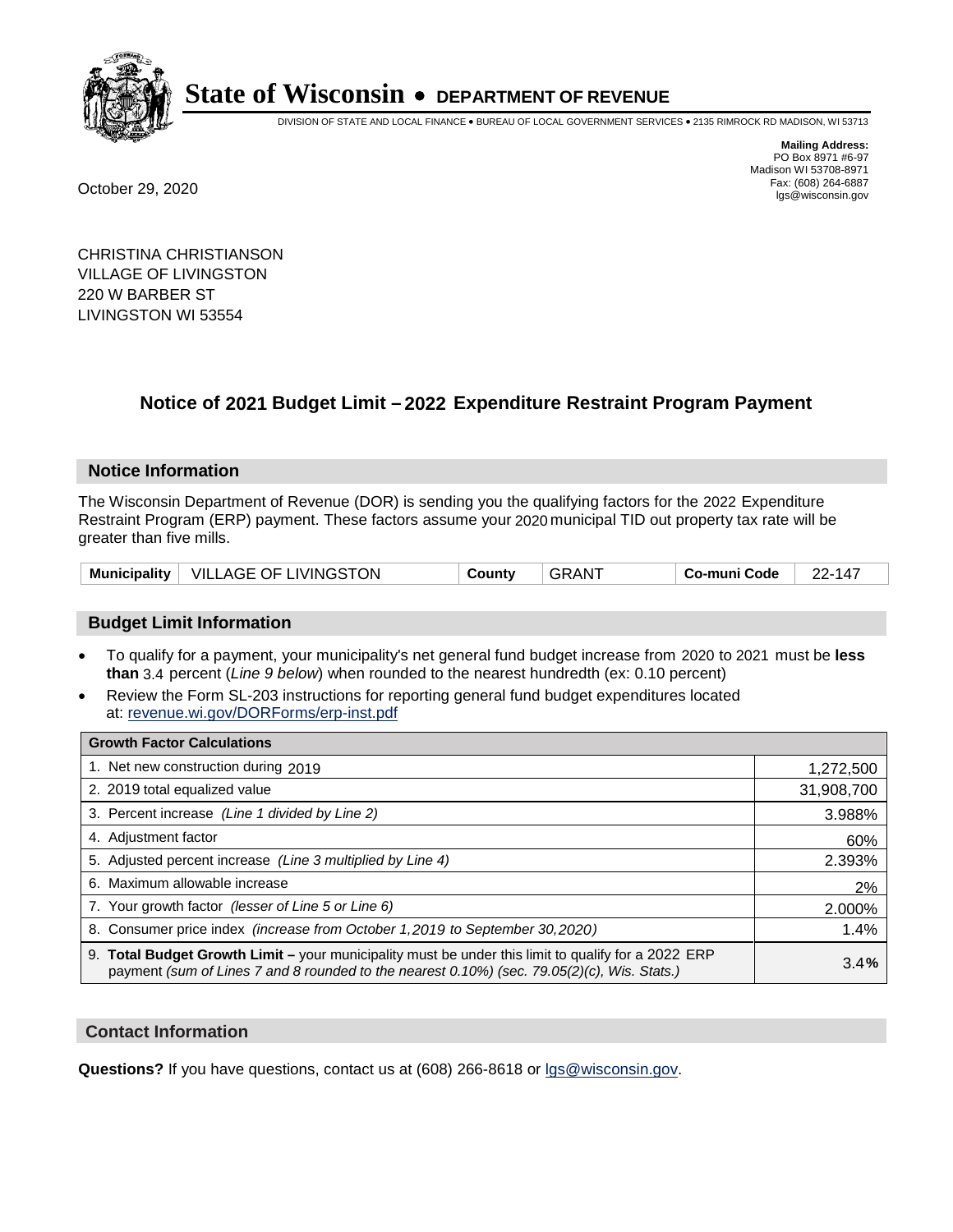# State of Wisconsin • DEPARTMENT OF REVENUE

DIVISION OF STATE AND LOCAL FINANCE • BUREAU OF LOCAL GOVERNMENT SERVICES • 2135 RIMROCK RD MADISON, WI 53713

**Mailing Address:**
PO Box 8971 #6-97
Madison WI 53708-8971
Fax: (608) 264-6887
lgs@wisconsin.gov

October 29, 2020

CHRISTINA CHRISTIANSON
VILLAGE OF LIVINGSTON
220 W BARBER ST
LIVINGSTON WI 53554

## Notice of 2021 Budget Limit – 2022 Expenditure Restraint Program Payment

### Notice Information

The Wisconsin Department of Revenue (DOR) is sending you the qualifying factors for the 2022 Expenditure Restraint Program (ERP) payment. These factors assume your 2020 municipal TID out property tax rate will be greater than five mills.

| Municipality | VILLAGE OF LIVINGSTON | County | GRANT | Co-muni Code | 22-147 |
|---|---|---|---|---|---|

### Budget Limit Information

- To qualify for a payment, your municipality's net general fund budget increase from 2020 to 2021 must be **less than** 3.4 percent (*Line 9 below*) when rounded to the nearest hundredth (ex: 0.10 percent)
- Review the Form SL-203 instructions for reporting general fund budget expenditures located at: revenue.wi.gov/DORForms/erp-inst.pdf

| Growth Factor Calculations | |
|---|---|
| 1. Net new construction during 2019 | 1,272,500 |
| 2. 2019 total equalized value | 31,908,700 |
| 3. Percent increase *(Line 1 divided by Line 2)* | 3.988% |
| 4. Adjustment factor | 60% |
| 5. Adjusted percent increase *(Line 3 multiplied by Line 4)* | 2.393% |
| 6. Maximum allowable increase | 2% |
| 7. Your growth factor *(lesser of Line 5 or Line 6)* | 2.000% |
| 8. Consumer price index *(increase from October 1,2019 to September 30,2020)* | 1.4% |
| 9. **Total Budget Growth Limit –** your municipality must be under this limit to qualify for a 2022 ERP payment *(sum of Lines 7 and 8 rounded to the nearest 0.10%) (sec. 79.05(2)(c), Wis. Stats.)* | 3.4**%** |

### Contact Information

**Questions?** If you have questions, contact us at (608) 266-8618 or lgs@wisconsin.gov.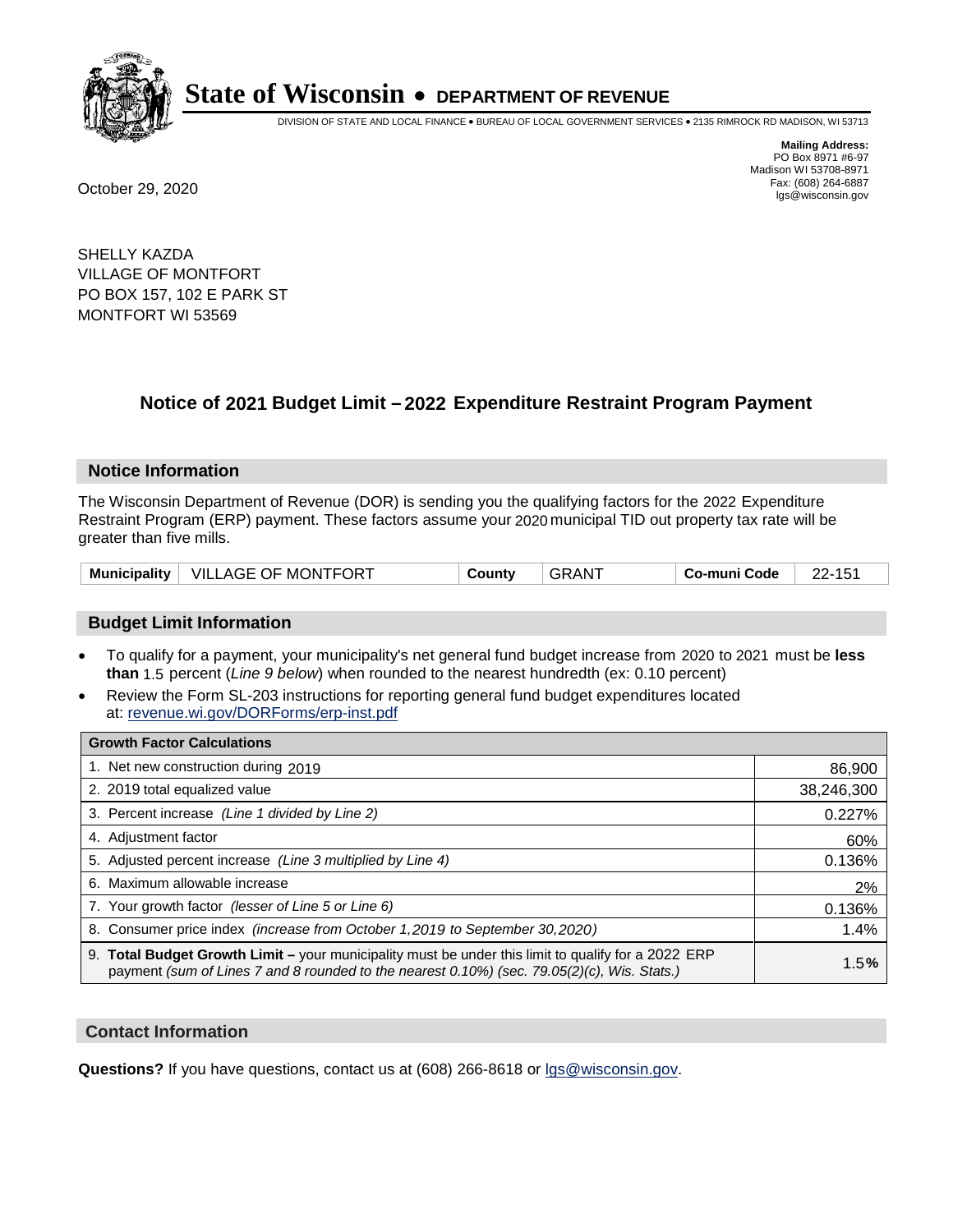# State of Wisconsin • DEPARTMENT OF REVENUE

DIVISION OF STATE AND LOCAL FINANCE • BUREAU OF LOCAL GOVERNMENT SERVICES • 2135 RIMROCK RD MADISON, WI 53713

**Mailing Address:**
PO Box 8971 #6-97
Madison WI 53708-8971
Fax: (608) 264-6887
lgs@wisconsin.gov

October 29, 2020

SHELLY KAZDA
VILLAGE OF MONTFORT
PO BOX 157, 102 E PARK ST
MONTFORT WI 53569

## Notice of 2021 Budget Limit – 2022 Expenditure Restraint Program Payment

### Notice Information

The Wisconsin Department of Revenue (DOR) is sending you the qualifying factors for the 2022 Expenditure Restraint Program (ERP) payment. These factors assume your 2020 municipal TID out property tax rate will be greater than five mills.

| Municipality | VILLAGE OF MONTFORT | County | GRANT | Co-muni Code | 22-151 |
|---|---|---|---|---|---|

### Budget Limit Information

- To qualify for a payment, your municipality's net general fund budget increase from 2020 to 2021 must be **less than** 1.5 percent (*Line 9 below*) when rounded to the nearest hundredth (ex: 0.10 percent)
- Review the Form SL-203 instructions for reporting general fund budget expenditures located at: revenue.wi.gov/DORForms/erp-inst.pdf

| Growth Factor Calculations | |
|---|---|
| 1. Net new construction during 2019 | 86,900 |
| 2. 2019 total equalized value | 38,246,300 |
| 3. Percent increase *(Line 1 divided by Line 2)* | 0.227% |
| 4. Adjustment factor | 60% |
| 5. Adjusted percent increase *(Line 3 multiplied by Line 4)* | 0.136% |
| 6. Maximum allowable increase | 2% |
| 7. Your growth factor *(lesser of Line 5 or Line 6)* | 0.136% |
| 8. Consumer price index *(increase from October 1,2019 to September 30,2020)* | 1.4% |
| 9. **Total Budget Growth Limit –** your municipality must be under this limit to qualify for a 2022 ERP payment *(sum of Lines 7 and 8 rounded to the nearest 0.10%) (sec. 79.05(2)(c), Wis. Stats.)* | 1.5% |

### Contact Information

**Questions?** If you have questions, contact us at (608) 266-8618 or lgs@wisconsin.gov.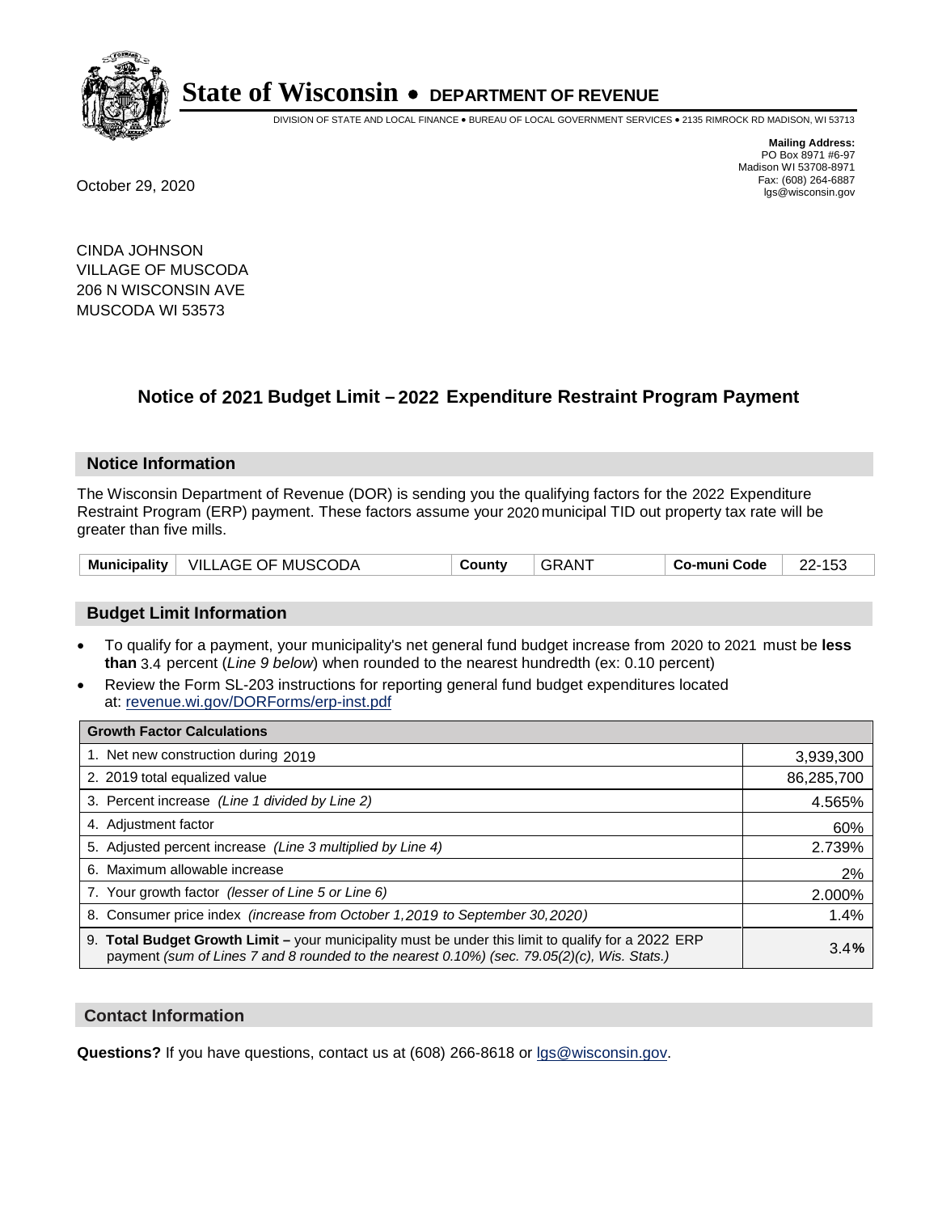# State of Wisconsin • DEPARTMENT OF REVENUE

DIVISION OF STATE AND LOCAL FINANCE • BUREAU OF LOCAL GOVERNMENT SERVICES • 2135 RIMROCK RD MADISON, WI 53713

**Mailing Address:**
PO Box 8971 #6-97
Madison WI 53708-8971
Fax: (608) 264-6887
lgs@wisconsin.gov

October 29, 2020

CINDA JOHNSON
VILLAGE OF MUSCODA
206 N WISCONSIN AVE
MUSCODA WI 53573

## Notice of 2021 Budget Limit – 2022 Expenditure Restraint Program Payment

### Notice Information

The Wisconsin Department of Revenue (DOR) is sending you the qualifying factors for the 2022 Expenditure Restraint Program (ERP) payment. These factors assume your 2020 municipal TID out property tax rate will be greater than five mills.

| Municipality | VILLAGE OF MUSCODA | County | GRANT | Co-muni Code | 22-153 |
|---|---|---|---|---|---|

### Budget Limit Information

- To qualify for a payment, your municipality's net general fund budget increase from 2020 to 2021 must be **less than** 3.4 percent (*Line 9 below*) when rounded to the nearest hundredth (ex: 0.10 percent)
- Review the Form SL-203 instructions for reporting general fund budget expenditures located at: revenue.wi.gov/DORForms/erp-inst.pdf

| Growth Factor Calculations | |
|---|---|
| 1. Net new construction during 2019 | 3,939,300 |
| 2. 2019 total equalized value | 86,285,700 |
| 3. Percent increase *(Line 1 divided by Line 2)* | 4.565% |
| 4. Adjustment factor | 60% |
| 5. Adjusted percent increase *(Line 3 multiplied by Line 4)* | 2.739% |
| 6. Maximum allowable increase | 2% |
| 7. Your growth factor *(lesser of Line 5 or Line 6)* | 2.000% |
| 8. Consumer price index *(increase from October 1,2019 to September 30,2020)* | 1.4% |
| 9. **Total Budget Growth Limit –** your municipality must be under this limit to qualify for a 2022 ERP payment *(sum of Lines 7 and 8 rounded to the nearest 0.10%) (sec. 79.05(2)(c), Wis. Stats.)* | 3.4**%** |

### Contact Information

**Questions?** If you have questions, contact us at (608) 266-8618 or lgs@wisconsin.gov.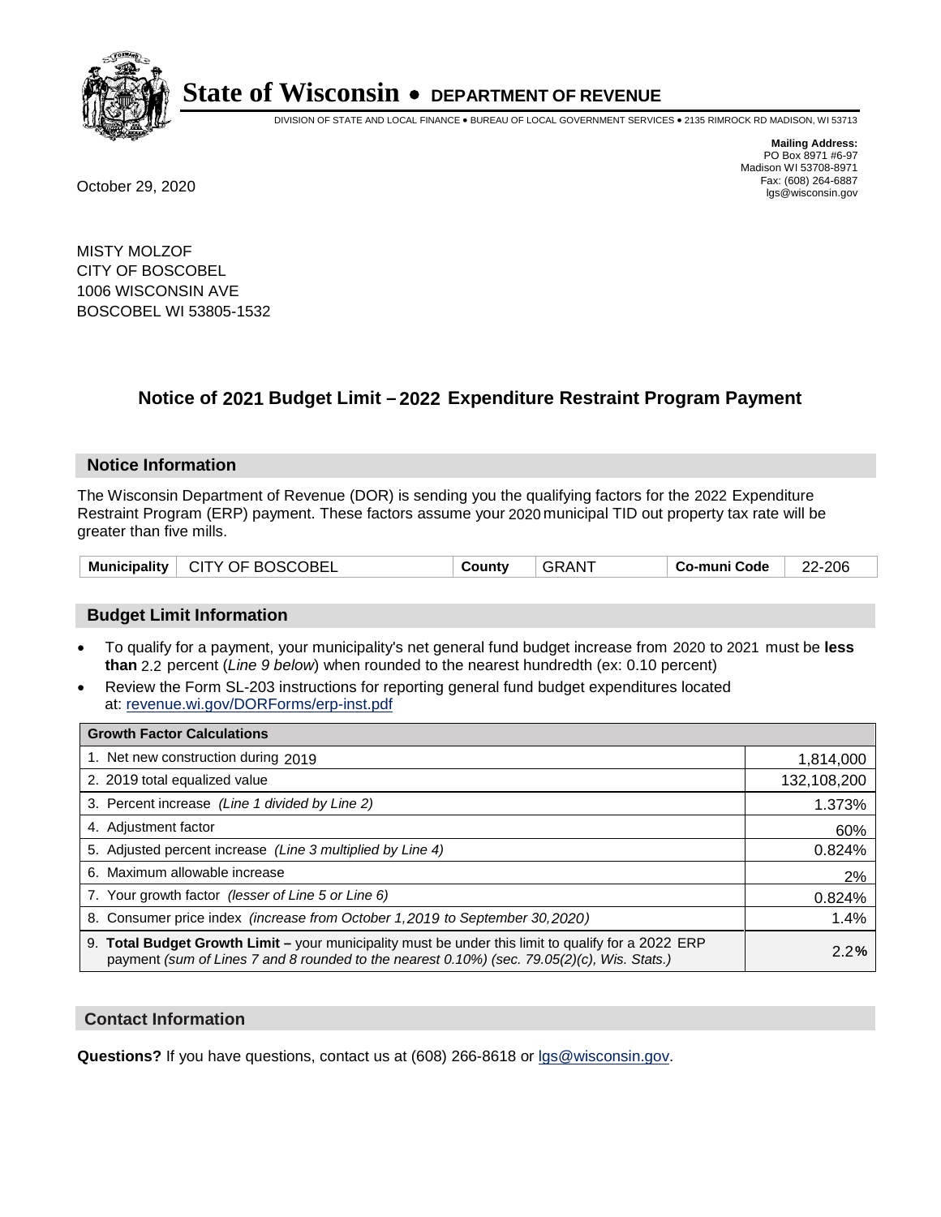# State of Wisconsin • DEPARTMENT OF REVENUE

DIVISION OF STATE AND LOCAL FINANCE • BUREAU OF LOCAL GOVERNMENT SERVICES • 2135 RIMROCK RD MADISON, WI 53713

**Mailing Address:**
PO Box 8971 #6-97
Madison WI 53708-8971
Fax: (608) 264-6887
lgs@wisconsin.gov

October 29, 2020

MISTY MOLZOF
CITY OF BOSCOBEL
1006 WISCONSIN AVE
BOSCOBEL WI 53805-1532

## Notice of 2021 Budget Limit – 2022 Expenditure Restraint Program Payment

### Notice Information

The Wisconsin Department of Revenue (DOR) is sending you the qualifying factors for the 2022 Expenditure Restraint Program (ERP) payment. These factors assume your 2020 municipal TID out property tax rate will be greater than five mills.

| Municipality | CITY OF BOSCOBEL | County | GRANT | Co-muni Code | 22-206 |
|---|---|---|---|---|---|

### Budget Limit Information

- To qualify for a payment, your municipality's net general fund budget increase from 2020 to 2021 must be **less than** 2.2 percent (*Line 9 below*) when rounded to the nearest hundredth (ex: 0.10 percent)
- Review the Form SL-203 instructions for reporting general fund budget expenditures located at: revenue.wi.gov/DORForms/erp-inst.pdf

| Growth Factor Calculations | |
|---|---|
| 1. Net new construction during 2019 | 1,814,000 |
| 2. 2019 total equalized value | 132,108,200 |
| 3. Percent increase *(Line 1 divided by Line 2)* | 1.373% |
| 4. Adjustment factor | 60% |
| 5. Adjusted percent increase *(Line 3 multiplied by Line 4)* | 0.824% |
| 6. Maximum allowable increase | 2% |
| 7. Your growth factor *(lesser of Line 5 or Line 6)* | 0.824% |
| 8. Consumer price index *(increase from October 1,2019 to September 30,2020)* | 1.4% |
| 9. **Total Budget Growth Limit –** your municipality must be under this limit to qualify for a 2022 ERP payment *(sum of Lines 7 and 8 rounded to the nearest 0.10%) (sec. 79.05(2)(c), Wis. Stats.)* | 2.2**%** |

### Contact Information

**Questions?** If you have questions, contact us at (608) 266-8618 or lgs@wisconsin.gov.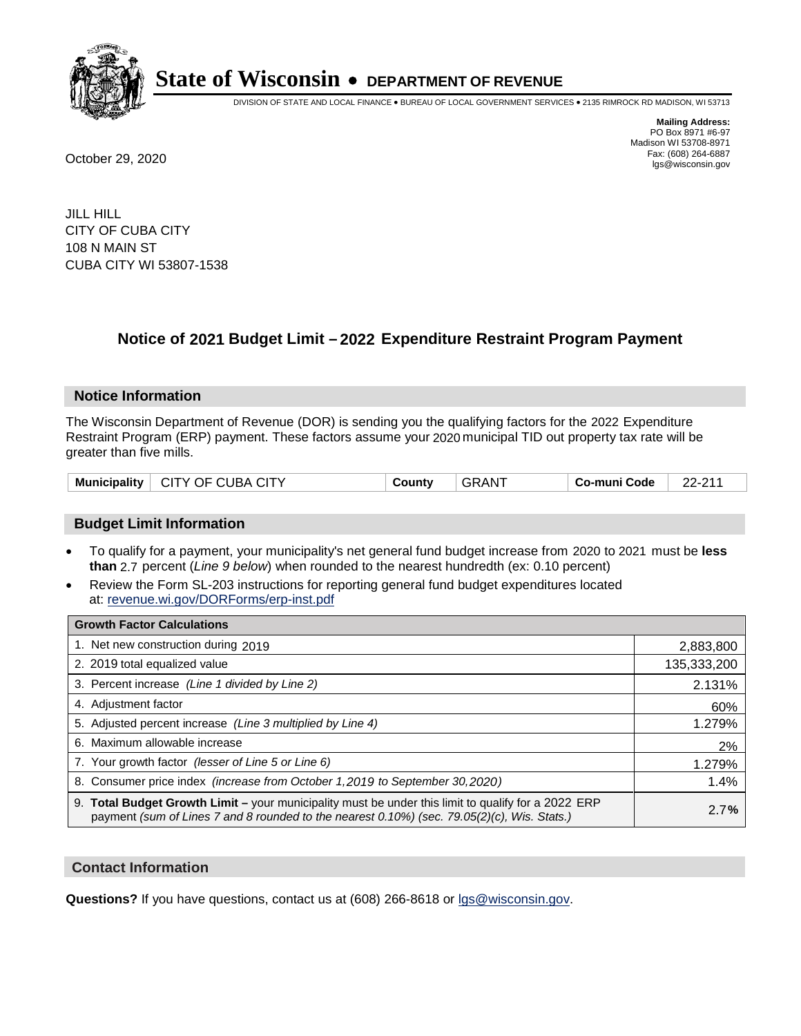# State of Wisconsin • DEPARTMENT OF REVENUE

DIVISION OF STATE AND LOCAL FINANCE • BUREAU OF LOCAL GOVERNMENT SERVICES • 2135 RIMROCK RD MADISON, WI 53713

**Mailing Address:**
PO Box 8971 #6-97
Madison WI 53708-8971
Fax: (608) 264-6887
lgs@wisconsin.gov

October 29, 2020

JILL HILL
CITY OF CUBA CITY
108 N MAIN ST
CUBA CITY WI 53807-1538

## Notice of 2021 Budget Limit – 2022 Expenditure Restraint Program Payment

### Notice Information

The Wisconsin Department of Revenue (DOR) is sending you the qualifying factors for the 2022 Expenditure Restraint Program (ERP) payment. These factors assume your 2020 municipal TID out property tax rate will be greater than five mills.

| Municipality | CITY OF CUBA CITY | County | GRANT | Co-muni Code | 22-211 |
|---|---|---|---|---|---|

### Budget Limit Information

- To qualify for a payment, your municipality's net general fund budget increase from 2020 to 2021 must be **less than** 2.7 percent (*Line 9 below*) when rounded to the nearest hundredth (ex: 0.10 percent)
- Review the Form SL-203 instructions for reporting general fund budget expenditures located at: revenue.wi.gov/DORForms/erp-inst.pdf

| Growth Factor Calculations | |
|---|---|
| 1. Net new construction during 2019 | 2,883,800 |
| 2. 2019 total equalized value | 135,333,200 |
| 3. Percent increase *(Line 1 divided by Line 2)* | 2.131% |
| 4. Adjustment factor | 60% |
| 5. Adjusted percent increase *(Line 3 multiplied by Line 4)* | 1.279% |
| 6. Maximum allowable increase | 2% |
| 7. Your growth factor *(lesser of Line 5 or Line 6)* | 1.279% |
| 8. Consumer price index *(increase from October 1,2019 to September 30,2020)* | 1.4% |
| 9. **Total Budget Growth Limit –** your municipality must be under this limit to qualify for a 2022 ERP payment *(sum of Lines 7 and 8 rounded to the nearest 0.10%) (sec. 79.05(2)(c), Wis. Stats.)* | 2.7**%** |

### Contact Information

**Questions?** If you have questions, contact us at (608) 266-8618 or lgs@wisconsin.gov.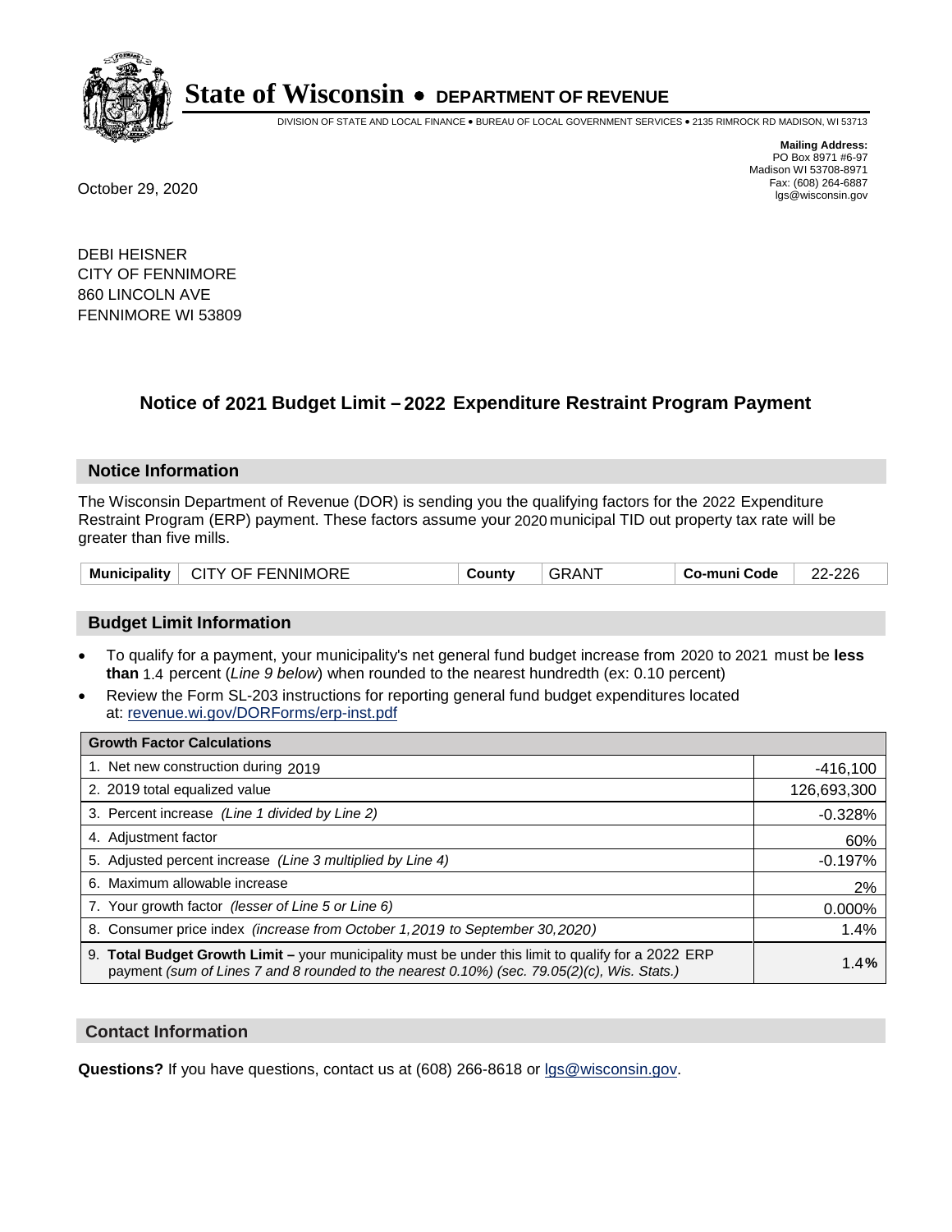# State of Wisconsin • DEPARTMENT OF REVENUE

DIVISION OF STATE AND LOCAL FINANCE • BUREAU OF LOCAL GOVERNMENT SERVICES • 2135 RIMROCK RD MADISON, WI 53713

**Mailing Address:**
PO Box 8971 #6-97
Madison WI 53708-8971
Fax: (608) 264-6887
lgs@wisconsin.gov

October 29, 2020

DEBI HEISNER
CITY OF FENNIMORE
860 LINCOLN AVE
FENNIMORE WI 53809

## Notice of 2021 Budget Limit – 2022 Expenditure Restraint Program Payment

### Notice Information

The Wisconsin Department of Revenue (DOR) is sending you the qualifying factors for the 2022 Expenditure Restraint Program (ERP) payment. These factors assume your 2020 municipal TID out property tax rate will be greater than five mills.

| Municipality | CITY OF FENNIMORE | County | GRANT | Co-muni Code | 22-226 |
|---|---|---|---|---|---|

### Budget Limit Information

- To qualify for a payment, your municipality's net general fund budget increase from 2020 to 2021 must be **less than** 1.4 percent (*Line 9 below*) when rounded to the nearest hundredth (ex: 0.10 percent)
- Review the Form SL-203 instructions for reporting general fund budget expenditures located at: revenue.wi.gov/DORForms/erp-inst.pdf

| Growth Factor Calculations | |
|---|---|
| 1. Net new construction during 2019 | -416,100 |
| 2. 2019 total equalized value | 126,693,300 |
| 3. Percent increase *(Line 1 divided by Line 2)* | -0.328% |
| 4. Adjustment factor | 60% |
| 5. Adjusted percent increase *(Line 3 multiplied by Line 4)* | -0.197% |
| 6. Maximum allowable increase | 2% |
| 7. Your growth factor *(lesser of Line 5 or Line 6)* | 0.000% |
| 8. Consumer price index *(increase from October 1,2019 to September 30,2020)* | 1.4% |
| 9. **Total Budget Growth Limit –** your municipality must be under this limit to qualify for a 2022 ERP payment *(sum of Lines 7 and 8 rounded to the nearest 0.10%) (sec. 79.05(2)(c), Wis. Stats.)* | **1.4%** |

### Contact Information

**Questions?** If you have questions, contact us at (608) 266-8618 or lgs@wisconsin.gov.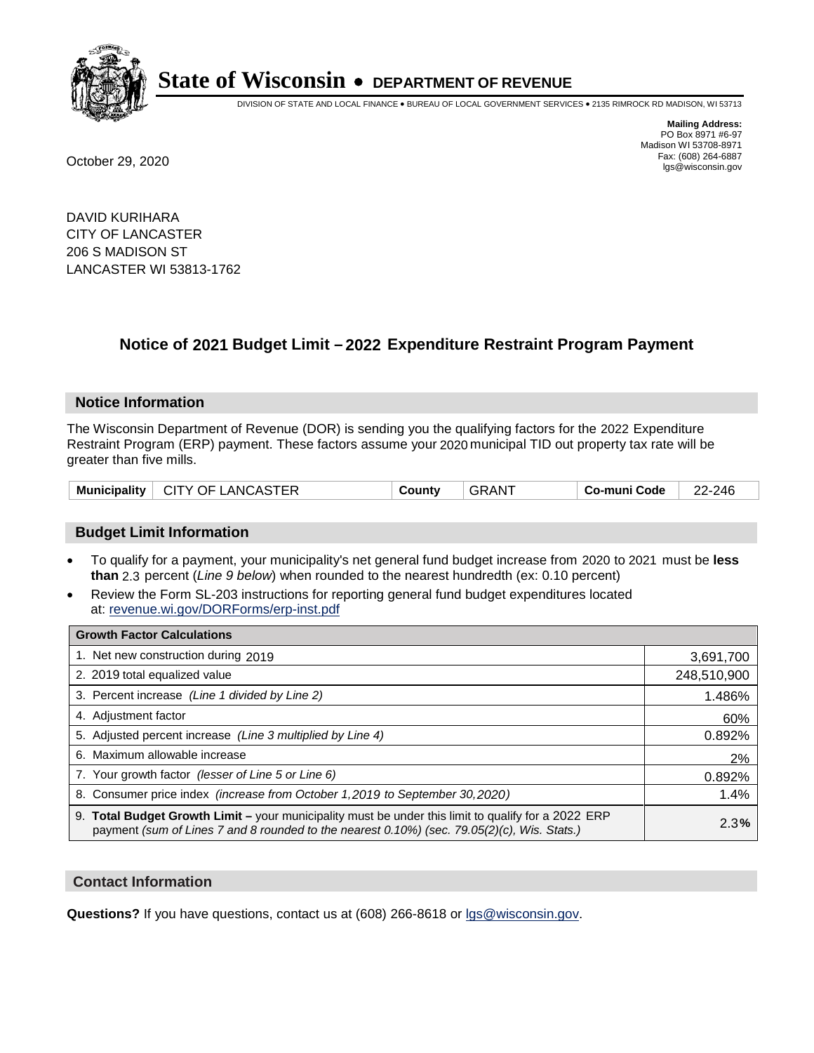# State of Wisconsin • DEPARTMENT OF REVENUE

DIVISION OF STATE AND LOCAL FINANCE • BUREAU OF LOCAL GOVERNMENT SERVICES • 2135 RIMROCK RD MADISON, WI 53713

**Mailing Address:**
PO Box 8971 #6-97
Madison WI 53708-8971
Fax: (608) 264-6887
lgs@wisconsin.gov

October 29, 2020

DAVID KURIHARA
CITY OF LANCASTER
206 S MADISON ST
LANCASTER WI 53813-1762

## Notice of 2021 Budget Limit – 2022 Expenditure Restraint Program Payment

### Notice Information

The Wisconsin Department of Revenue (DOR) is sending you the qualifying factors for the 2022 Expenditure Restraint Program (ERP) payment. These factors assume your 2020 municipal TID out property tax rate will be greater than five mills.

| Municipality | CITY OF LANCASTER | County | GRANT | Co-muni Code | 22-246 |
|---|---|---|---|---|---|

### Budget Limit Information

- To qualify for a payment, your municipality's net general fund budget increase from 2020 to 2021 must be **less than** 2.3 percent (*Line 9 below*) when rounded to the nearest hundredth (ex: 0.10 percent)
- Review the Form SL-203 instructions for reporting general fund budget expenditures located at: revenue.wi.gov/DORForms/erp-inst.pdf

| Growth Factor Calculations | |
|---|---|
| 1. Net new construction during 2019 | 3,691,700 |
| 2. 2019 total equalized value | 248,510,900 |
| 3. Percent increase *(Line 1 divided by Line 2)* | 1.486% |
| 4. Adjustment factor | 60% |
| 5. Adjusted percent increase *(Line 3 multiplied by Line 4)* | 0.892% |
| 6. Maximum allowable increase | 2% |
| 7. Your growth factor *(lesser of Line 5 or Line 6)* | 0.892% |
| 8. Consumer price index *(increase from October 1,2019 to September 30,2020)* | 1.4% |
| 9. **Total Budget Growth Limit –** your municipality must be under this limit to qualify for a 2022 ERP payment *(sum of Lines 7 and 8 rounded to the nearest 0.10%) (sec. 79.05(2)(c), Wis. Stats.)* | 2.3**%** |

### Contact Information

**Questions?** If you have questions, contact us at (608) 266-8618 or lgs@wisconsin.gov.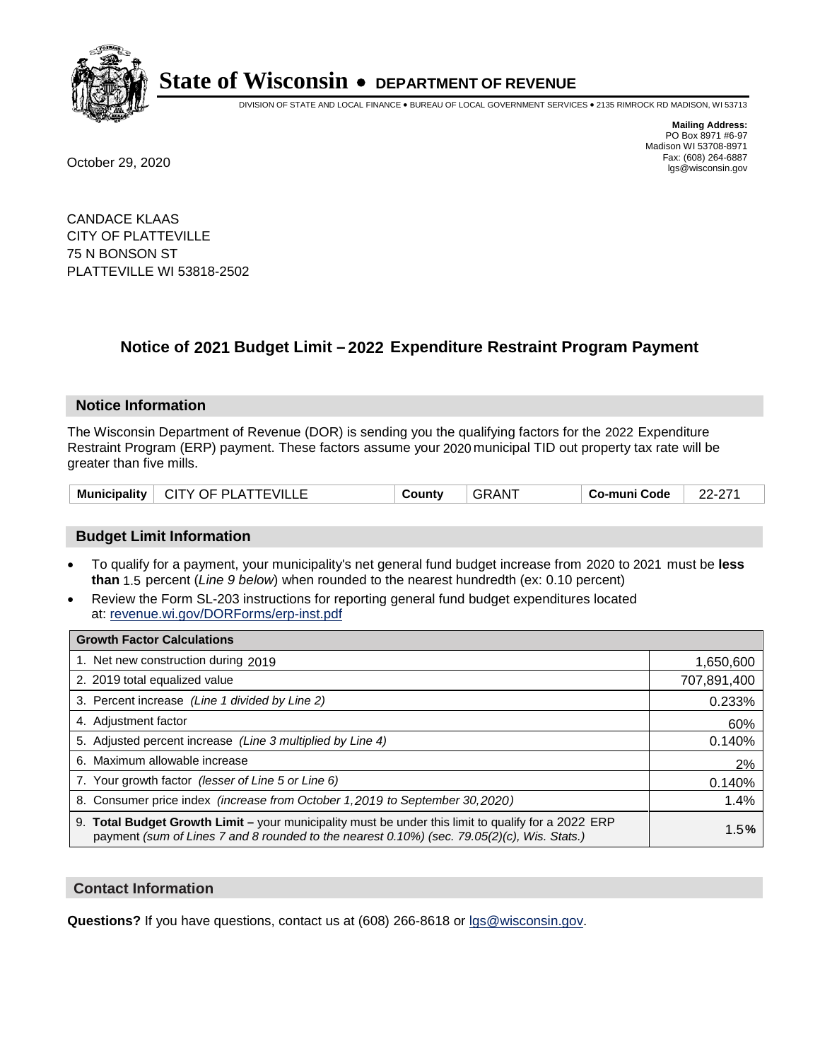# State of Wisconsin • DEPARTMENT OF REVENUE

DIVISION OF STATE AND LOCAL FINANCE • BUREAU OF LOCAL GOVERNMENT SERVICES • 2135 RIMROCK RD MADISON, WI 53713

**Mailing Address:**
PO Box 8971 #6-97
Madison WI 53708-8971
Fax: (608) 264-6887
lgs@wisconsin.gov

October 29, 2020

CANDACE KLAAS
CITY OF PLATTEVILLE
75 N BONSON ST
PLATTEVILLE WI 53818-2502

## Notice of 2021 Budget Limit – 2022 Expenditure Restraint Program Payment

### Notice Information

The Wisconsin Department of Revenue (DOR) is sending you the qualifying factors for the 2022 Expenditure Restraint Program (ERP) payment. These factors assume your 2020 municipal TID out property tax rate will be greater than five mills.

| Municipality | CITY OF PLATTEVILLE | County | GRANT | Co-muni Code | 22-271 |
|---|---|---|---|---|---|

### Budget Limit Information

- To qualify for a payment, your municipality's net general fund budget increase from 2020 to 2021 must be **less than** 1.5 percent (*Line 9 below*) when rounded to the nearest hundredth (ex: 0.10 percent)
- Review the Form SL-203 instructions for reporting general fund budget expenditures located at: revenue.wi.gov/DORForms/erp-inst.pdf

| Growth Factor Calculations | |
|---|---|
| 1. Net new construction during 2019 | 1,650,600 |
| 2. 2019 total equalized value | 707,891,400 |
| 3. Percent increase *(Line 1 divided by Line 2)* | 0.233% |
| 4. Adjustment factor | 60% |
| 5. Adjusted percent increase *(Line 3 multiplied by Line 4)* | 0.140% |
| 6. Maximum allowable increase | 2% |
| 7. Your growth factor *(lesser of Line 5 or Line 6)* | 0.140% |
| 8. Consumer price index *(increase from October 1,2019 to September 30,2020)* | 1.4% |
| 9. **Total Budget Growth Limit –** your municipality must be under this limit to qualify for a 2022 ERP payment *(sum of Lines 7 and 8 rounded to the nearest 0.10%) (sec. 79.05(2)(c), Wis. Stats.)* | 1.5**%** |

### Contact Information

**Questions?** If you have questions, contact us at (608) 266-8618 or lgs@wisconsin.gov.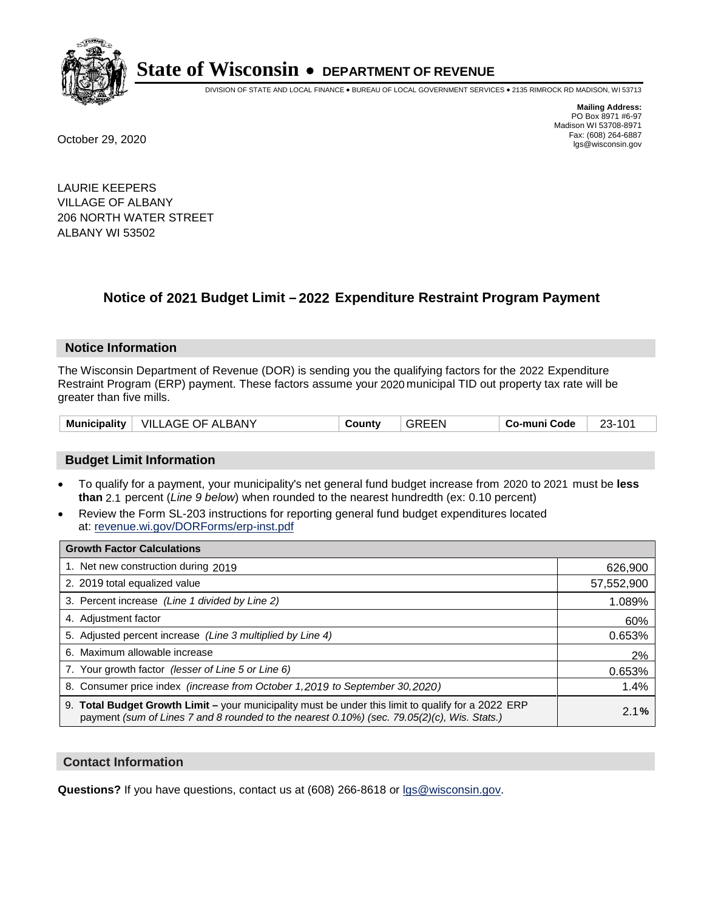# State of Wisconsin • DEPARTMENT OF REVENUE

DIVISION OF STATE AND LOCAL FINANCE • BUREAU OF LOCAL GOVERNMENT SERVICES • 2135 RIMROCK RD MADISON, WI 53713

**Mailing Address:**
PO Box 8971 #6-97
Madison WI 53708-8971
Fax: (608) 264-6887
lgs@wisconsin.gov

October 29, 2020

LAURIE KEEPERS
VILLAGE OF ALBANY
206 NORTH WATER STREET
ALBANY WI 53502

## Notice of 2021 Budget Limit – 2022 Expenditure Restraint Program Payment

### Notice Information

The Wisconsin Department of Revenue (DOR) is sending you the qualifying factors for the 2022 Expenditure Restraint Program (ERP) payment. These factors assume your 2020 municipal TID out property tax rate will be greater than five mills.

| Municipality | VILLAGE OF ALBANY | County | GREEN | Co-muni Code | 23-101 |
|---|---|---|---|---|---|

### Budget Limit Information

- To qualify for a payment, your municipality's net general fund budget increase from 2020 to 2021 must be **less than** 2.1 percent (*Line 9 below*) when rounded to the nearest hundredth (ex: 0.10 percent)
- Review the Form SL-203 instructions for reporting general fund budget expenditures located at: revenue.wi.gov/DORForms/erp-inst.pdf

| Growth Factor Calculations | |
|---|---|
| 1. Net new construction during 2019 | 626,900 |
| 2. 2019 total equalized value | 57,552,900 |
| 3. Percent increase *(Line 1 divided by Line 2)* | 1.089% |
| 4. Adjustment factor | 60% |
| 5. Adjusted percent increase *(Line 3 multiplied by Line 4)* | 0.653% |
| 6. Maximum allowable increase | 2% |
| 7. Your growth factor *(lesser of Line 5 or Line 6)* | 0.653% |
| 8. Consumer price index *(increase from October 1,2019 to September 30,2020)* | 1.4% |
| 9. **Total Budget Growth Limit –** your municipality must be under this limit to qualify for a 2022 ERP payment *(sum of Lines 7 and 8 rounded to the nearest 0.10%) (sec. 79.05(2)(c), Wis. Stats.)* | 2.1**%** |

### Contact Information

**Questions?** If you have questions, contact us at (608) 266-8618 or lgs@wisconsin.gov.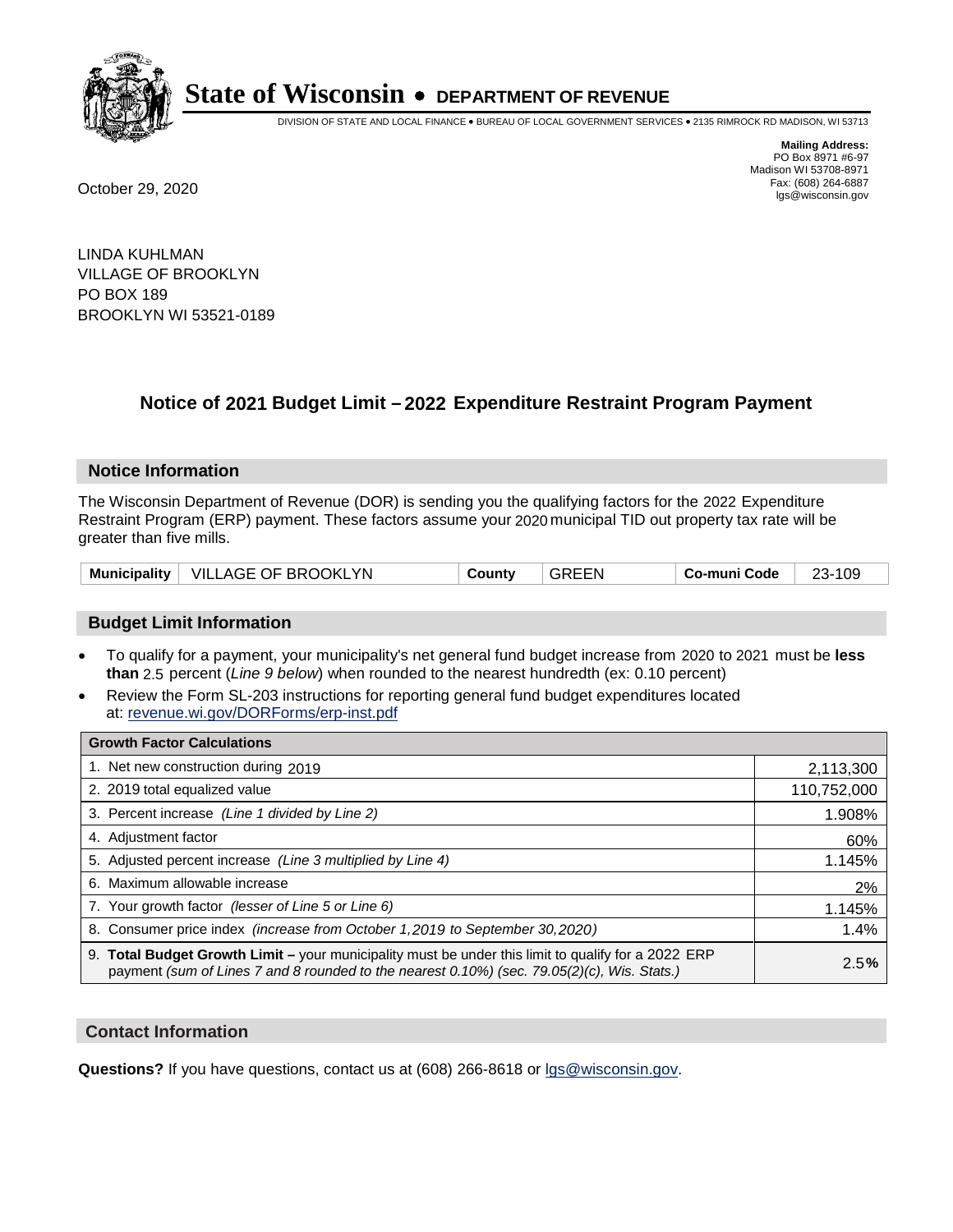# State of Wisconsin • DEPARTMENT OF REVENUE

DIVISION OF STATE AND LOCAL FINANCE • BUREAU OF LOCAL GOVERNMENT SERVICES • 2135 RIMROCK RD MADISON, WI 53713

**Mailing Address:**
PO Box 8971 #6-97
Madison WI 53708-8971
Fax: (608) 264-6887
lgs@wisconsin.gov

October 29, 2020

LINDA KUHLMAN
VILLAGE OF BROOKLYN
PO BOX 189
BROOKLYN WI 53521-0189

## Notice of 2021 Budget Limit – 2022 Expenditure Restraint Program Payment

### Notice Information

The Wisconsin Department of Revenue (DOR) is sending you the qualifying factors for the 2022 Expenditure Restraint Program (ERP) payment. These factors assume your 2020 municipal TID out property tax rate will be greater than five mills.

| Municipality | VILLAGE OF BROOKLYN | County | GREEN | Co-muni Code | 23-109 |
|---|---|---|---|---|---|

### Budget Limit Information

- To qualify for a payment, your municipality's net general fund budget increase from 2020 to 2021 must be **less than** 2.5 percent (*Line 9 below*) when rounded to the nearest hundredth (ex: 0.10 percent)
- Review the Form SL-203 instructions for reporting general fund budget expenditures located at: revenue.wi.gov/DORForms/erp-inst.pdf

| Growth Factor Calculations | |
|---|---|
| 1. Net new construction during 2019 | 2,113,300 |
| 2. 2019 total equalized value | 110,752,000 |
| 3. Percent increase *(Line 1 divided by Line 2)* | 1.908% |
| 4. Adjustment factor | 60% |
| 5. Adjusted percent increase *(Line 3 multiplied by Line 4)* | 1.145% |
| 6. Maximum allowable increase | 2% |
| 7. Your growth factor *(lesser of Line 5 or Line 6)* | 1.145% |
| 8. Consumer price index *(increase from October 1,2019 to September 30,2020)* | 1.4% |
| 9. **Total Budget Growth Limit –** your municipality must be under this limit to qualify for a 2022 ERP payment *(sum of Lines 7 and 8 rounded to the nearest 0.10%) (sec. 79.05(2)(c), Wis. Stats.)* | 2.5**%** |

### Contact Information

**Questions?** If you have questions, contact us at (608) 266-8618 or lgs@wisconsin.gov.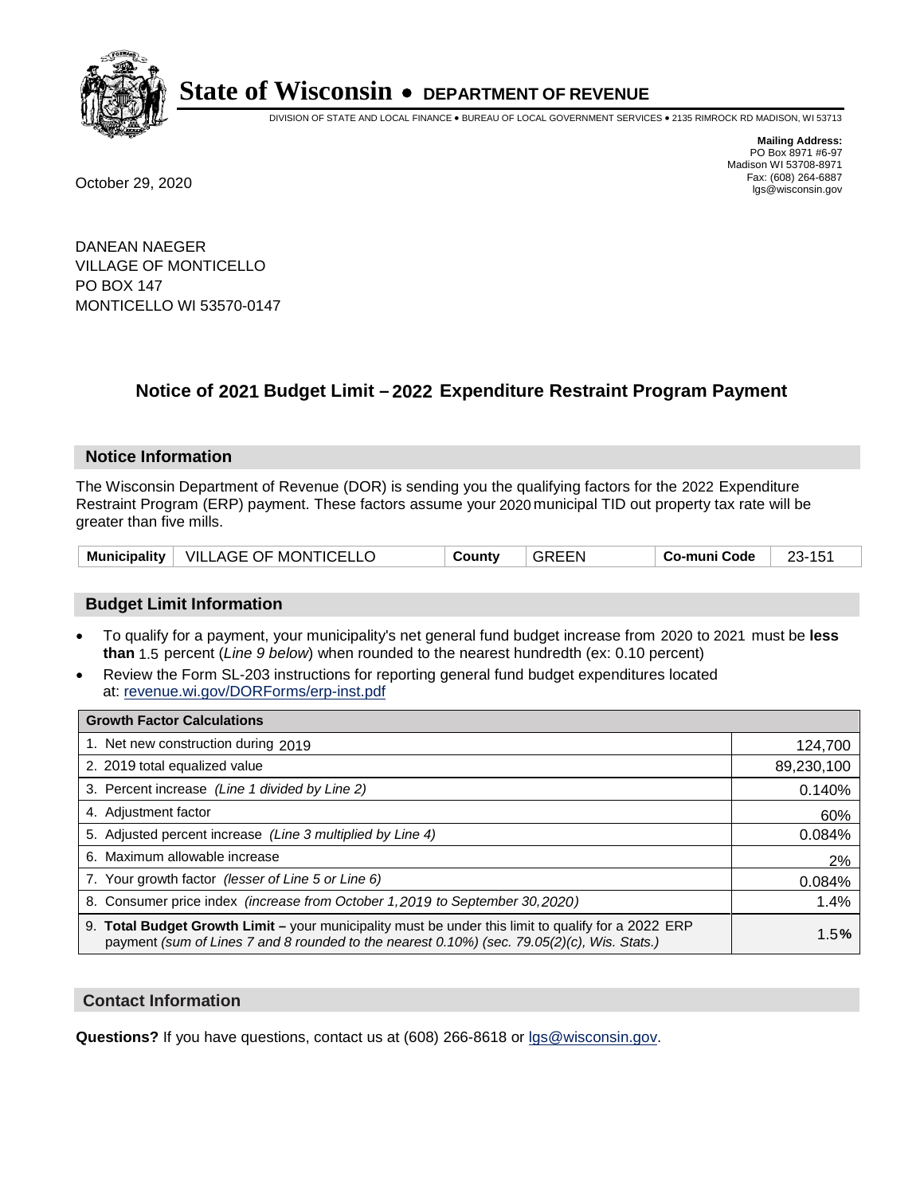# State of Wisconsin • DEPARTMENT OF REVENUE

DIVISION OF STATE AND LOCAL FINANCE • BUREAU OF LOCAL GOVERNMENT SERVICES • 2135 RIMROCK RD MADISON, WI 53713

**Mailing Address:**
PO Box 8971 #6-97
Madison WI 53708-8971
Fax: (608) 264-6887
lgs@wisconsin.gov

October 29, 2020

DANEAN NAEGER
VILLAGE OF MONTICELLO
PO BOX 147
MONTICELLO WI 53570-0147

## Notice of 2021 Budget Limit – 2022 Expenditure Restraint Program Payment

### Notice Information

The Wisconsin Department of Revenue (DOR) is sending you the qualifying factors for the 2022 Expenditure Restraint Program (ERP) payment. These factors assume your 2020 municipal TID out property tax rate will be greater than five mills.

| **Municipality** | VILLAGE OF MONTICELLO | **County** | GREEN | **Co-muni Code** | 23-151 |
|---|---|---|---|---|---|

### Budget Limit Information

- To qualify for a payment, your municipality's net general fund budget increase from 2020 to 2021 must be **less than** 1.5 percent (*Line 9 below*) when rounded to the nearest hundredth (ex: 0.10 percent)
- Review the Form SL-203 instructions for reporting general fund budget expenditures located at: revenue.wi.gov/DORForms/erp-inst.pdf

| **Growth Factor Calculations** | |
|---|---|
| 1. Net new construction during 2019 | 124,700 |
| 2. 2019 total equalized value | 89,230,100 |
| 3. Percent increase *(Line 1 divided by Line 2)* | 0.140% |
| 4. Adjustment factor | 60% |
| 5. Adjusted percent increase *(Line 3 multiplied by Line 4)* | 0.084% |
| 6. Maximum allowable increase | 2% |
| 7. Your growth factor *(lesser of Line 5 or Line 6)* | 0.084% |
| 8. Consumer price index *(increase from October 1,2019 to September 30,2020)* | 1.4% |
| 9. **Total Budget Growth Limit –** your municipality must be under this limit to qualify for a 2022 ERP payment *(sum of Lines 7 and 8 rounded to the nearest 0.10%) (sec. 79.05(2)(c), Wis. Stats.)* | 1.5**%** |

### Contact Information

**Questions?** If you have questions, contact us at (608) 266-8618 or lgs@wisconsin.gov.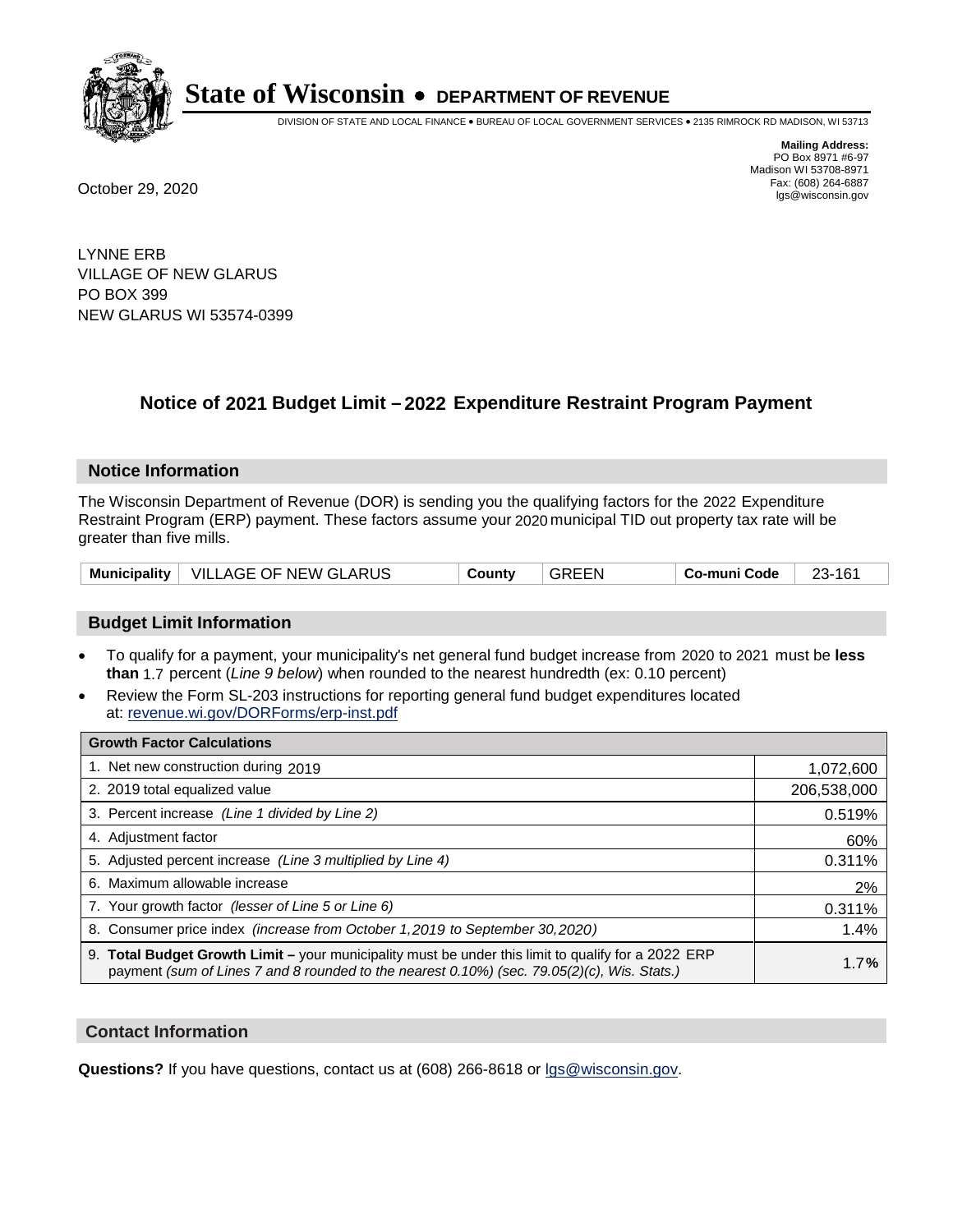# State of Wisconsin • DEPARTMENT OF REVENUE

DIVISION OF STATE AND LOCAL FINANCE • BUREAU OF LOCAL GOVERNMENT SERVICES • 2135 RIMROCK RD MADISON, WI 53713

**Mailing Address:**
PO Box 8971 #6-97
Madison WI 53708-8971
Fax: (608) 264-6887
lgs@wisconsin.gov

October 29, 2020

LYNNE ERB
VILLAGE OF NEW GLARUS
PO BOX 399
NEW GLARUS WI 53574-0399

## Notice of 2021 Budget Limit – 2022 Expenditure Restraint Program Payment

### Notice Information

The Wisconsin Department of Revenue (DOR) is sending you the qualifying factors for the 2022 Expenditure Restraint Program (ERP) payment. These factors assume your 2020 municipal TID out property tax rate will be greater than five mills.

| Municipality | VILLAGE OF NEW GLARUS | County | GREEN | Co-muni Code | 23-161 |
|---|---|---|---|---|---|

### Budget Limit Information

- To qualify for a payment, your municipality's net general fund budget increase from 2020 to 2021 must be **less than** 1.7 percent (*Line 9 below*) when rounded to the nearest hundredth (ex: 0.10 percent)
- Review the Form SL-203 instructions for reporting general fund budget expenditures located at: revenue.wi.gov/DORForms/erp-inst.pdf

| Growth Factor Calculations | |
|---|---|
| 1. Net new construction during 2019 | 1,072,600 |
| 2. 2019 total equalized value | 206,538,000 |
| 3. Percent increase *(Line 1 divided by Line 2)* | 0.519% |
| 4. Adjustment factor | 60% |
| 5. Adjusted percent increase *(Line 3 multiplied by Line 4)* | 0.311% |
| 6. Maximum allowable increase | 2% |
| 7. Your growth factor *(lesser of Line 5 or Line 6)* | 0.311% |
| 8. Consumer price index *(increase from October 1,2019 to September 30,2020)* | 1.4% |
| 9. **Total Budget Growth Limit –** your municipality must be under this limit to qualify for a 2022 ERP payment *(sum of Lines 7 and 8 rounded to the nearest 0.10%) (sec. 79.05(2)(c), Wis. Stats.)* | 1.7**%** |

### Contact Information

**Questions?** If you have questions, contact us at (608) 266-8618 or lgs@wisconsin.gov.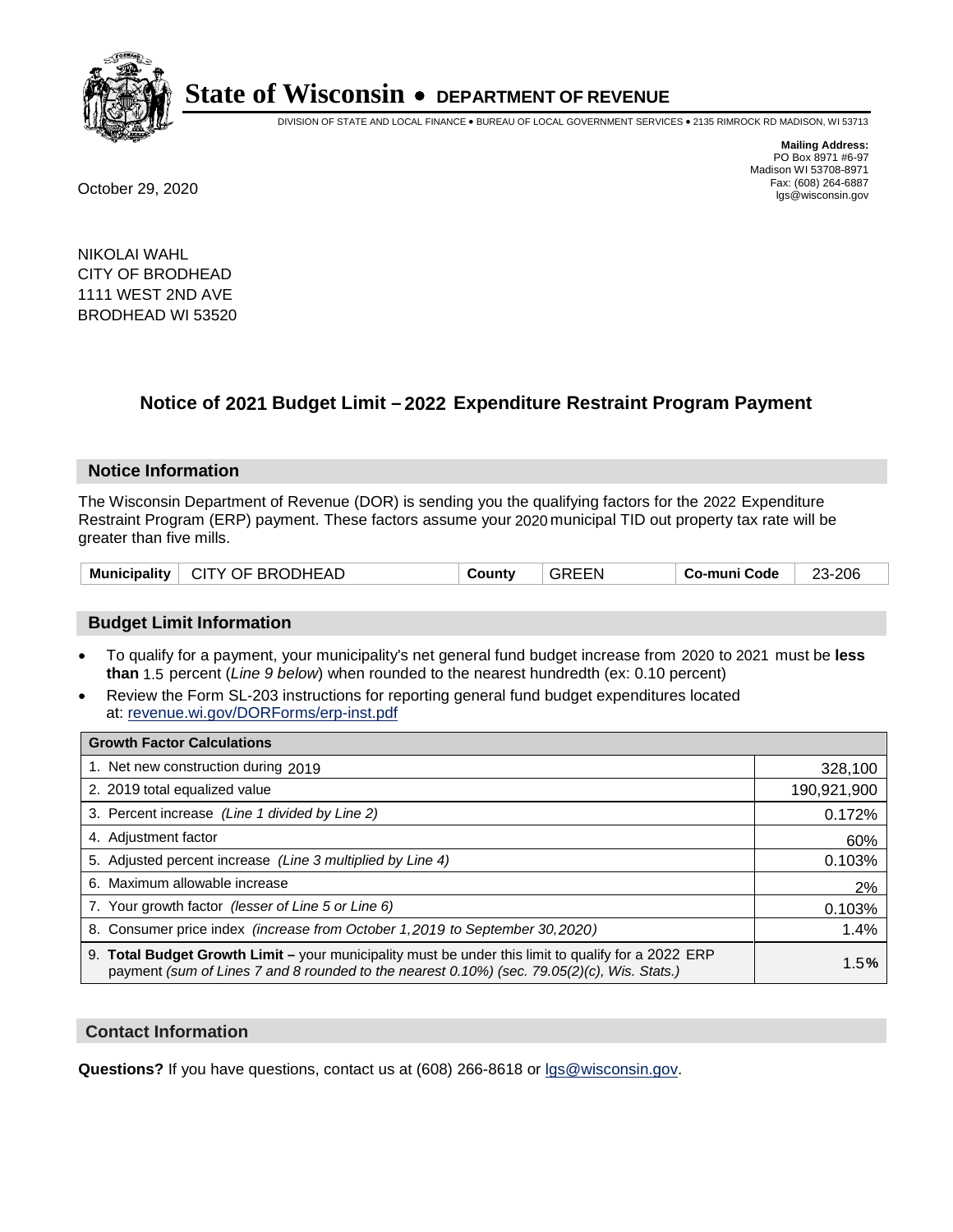# State of Wisconsin • DEPARTMENT OF REVENUE

DIVISION OF STATE AND LOCAL FINANCE • BUREAU OF LOCAL GOVERNMENT SERVICES • 2135 RIMROCK RD MADISON, WI 53713

**Mailing Address:**
PO Box 8971 #6-97
Madison WI 53708-8971
Fax: (608) 264-6887
lgs@wisconsin.gov

October 29, 2020

NIKOLAI WAHL
CITY OF BRODHEAD
1111 WEST 2ND AVE
BRODHEAD WI 53520

## Notice of 2021 Budget Limit – 2022 Expenditure Restraint Program Payment

### Notice Information

The Wisconsin Department of Revenue (DOR) is sending you the qualifying factors for the 2022 Expenditure Restraint Program (ERP) payment. These factors assume your 2020 municipal TID out property tax rate will be greater than five mills.

| Municipality | CITY OF BRODHEAD | County | GREEN | Co-muni Code | 23-206 |
|---|---|---|---|---|---|

### Budget Limit Information

- To qualify for a payment, your municipality's net general fund budget increase from 2020 to 2021 must be **less than** 1.5 percent (*Line 9 below*) when rounded to the nearest hundredth (ex: 0.10 percent)
- Review the Form SL-203 instructions for reporting general fund budget expenditures located at: revenue.wi.gov/DORForms/erp-inst.pdf

| Growth Factor Calculations | |
|---|---|
| 1. Net new construction during 2019 | 328,100 |
| 2. 2019 total equalized value | 190,921,900 |
| 3. Percent increase *(Line 1 divided by Line 2)* | 0.172% |
| 4. Adjustment factor | 60% |
| 5. Adjusted percent increase *(Line 3 multiplied by Line 4)* | 0.103% |
| 6. Maximum allowable increase | 2% |
| 7. Your growth factor *(lesser of Line 5 or Line 6)* | 0.103% |
| 8. Consumer price index *(increase from October 1,2019 to September 30,2020)* | 1.4% |
| 9. **Total Budget Growth Limit –** your municipality must be under this limit to qualify for a 2022 ERP payment *(sum of Lines 7 and 8 rounded to the nearest 0.10%) (sec. 79.05(2)(c), Wis. Stats.)* | 1.5**%** |

### Contact Information

**Questions?** If you have questions, contact us at (608) 266-8618 or lgs@wisconsin.gov.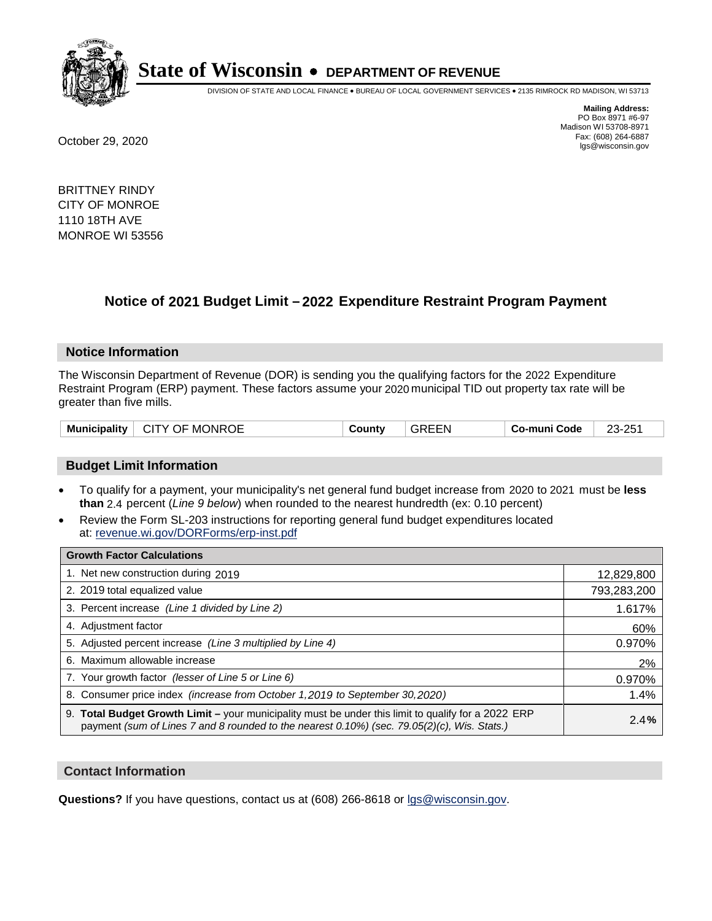# State of Wisconsin • DEPARTMENT OF REVENUE

DIVISION OF STATE AND LOCAL FINANCE • BUREAU OF LOCAL GOVERNMENT SERVICES • 2135 RIMROCK RD MADISON, WI 53713

**Mailing Address:**
PO Box 8971 #6-97
Madison WI 53708-8971
Fax: (608) 264-6887
lgs@wisconsin.gov

October 29, 2020

BRITTNEY RINDY
CITY OF MONROE
1110 18TH AVE
MONROE WI 53556

## Notice of 2021 Budget Limit – 2022 Expenditure Restraint Program Payment

### Notice Information

The Wisconsin Department of Revenue (DOR) is sending you the qualifying factors for the 2022 Expenditure Restraint Program (ERP) payment. These factors assume your 2020 municipal TID out property tax rate will be greater than five mills.

| Municipality | CITY OF MONROE | County | GREEN | Co-muni Code | 23-251 |
|---|---|---|---|---|---|

### Budget Limit Information

- To qualify for a payment, your municipality's net general fund budget increase from 2020 to 2021 must be **less than** 2.4 percent (*Line 9 below*) when rounded to the nearest hundredth (ex: 0.10 percent)
- Review the Form SL-203 instructions for reporting general fund budget expenditures located at: revenue.wi.gov/DORForms/erp-inst.pdf

| Growth Factor Calculations | |
|---|---|
| 1. Net new construction during 2019 | 12,829,800 |
| 2. 2019 total equalized value | 793,283,200 |
| 3. Percent increase *(Line 1 divided by Line 2)* | 1.617% |
| 4. Adjustment factor | 60% |
| 5. Adjusted percent increase *(Line 3 multiplied by Line 4)* | 0.970% |
| 6. Maximum allowable increase | 2% |
| 7. Your growth factor *(lesser of Line 5 or Line 6)* | 0.970% |
| 8. Consumer price index *(increase from October 1,2019 to September 30,2020)* | 1.4% |
| 9. **Total Budget Growth Limit –** your municipality must be under this limit to qualify for a 2022 ERP payment *(sum of Lines 7 and 8 rounded to the nearest 0.10%) (sec. 79.05(2)(c), Wis. Stats.)* | 2.4**%** |

### Contact Information

**Questions?** If you have questions, contact us at (608) 266-8618 or lgs@wisconsin.gov.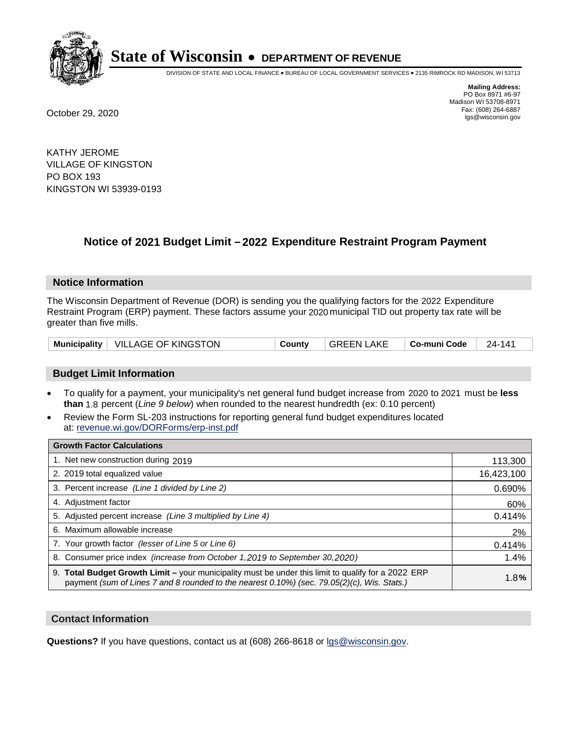# State of Wisconsin • DEPARTMENT OF REVENUE

DIVISION OF STATE AND LOCAL FINANCE • BUREAU OF LOCAL GOVERNMENT SERVICES • 2135 RIMROCK RD MADISON, WI 53713

**Mailing Address:**
PO Box 8971 #6-97
Madison WI 53708-8971
Fax: (608) 264-6887
lgs@wisconsin.gov

October 29, 2020

KATHY JEROME
VILLAGE OF KINGSTON
PO BOX 193
KINGSTON WI 53939-0193

## Notice of 2021 Budget Limit – 2022 Expenditure Restraint Program Payment

### Notice Information

The Wisconsin Department of Revenue (DOR) is sending you the qualifying factors for the 2022 Expenditure Restraint Program (ERP) payment. These factors assume your 2020 municipal TID out property tax rate will be greater than five mills.

| Municipality | VILLAGE OF KINGSTON | County | GREEN LAKE | Co-muni Code | 24-141 |
|---|---|---|---|---|---|

### Budget Limit Information

- To qualify for a payment, your municipality's net general fund budget increase from 2020 to 2021 must be **less than** 1.8 percent (*Line 9 below*) when rounded to the nearest hundredth (ex: 0.10 percent)
- Review the Form SL-203 instructions for reporting general fund budget expenditures located at: revenue.wi.gov/DORForms/erp-inst.pdf

| Growth Factor Calculations | |
|---|---|
| 1. Net new construction during 2019 | 113,300 |
| 2. 2019 total equalized value | 16,423,100 |
| 3. Percent increase *(Line 1 divided by Line 2)* | 0.690% |
| 4. Adjustment factor | 60% |
| 5. Adjusted percent increase *(Line 3 multiplied by Line 4)* | 0.414% |
| 6. Maximum allowable increase | 2% |
| 7. Your growth factor *(lesser of Line 5 or Line 6)* | 0.414% |
| 8. Consumer price index *(increase from October 1,2019 to September 30,2020)* | 1.4% |
| 9. **Total Budget Growth Limit –** your municipality must be under this limit to qualify for a 2022 ERP payment *(sum of Lines 7 and 8 rounded to the nearest 0.10%) (sec. 79.05(2)(c), Wis. Stats.)* | 1.8**%** |

### Contact Information

**Questions?** If you have questions, contact us at (608) 266-8618 or lgs@wisconsin.gov.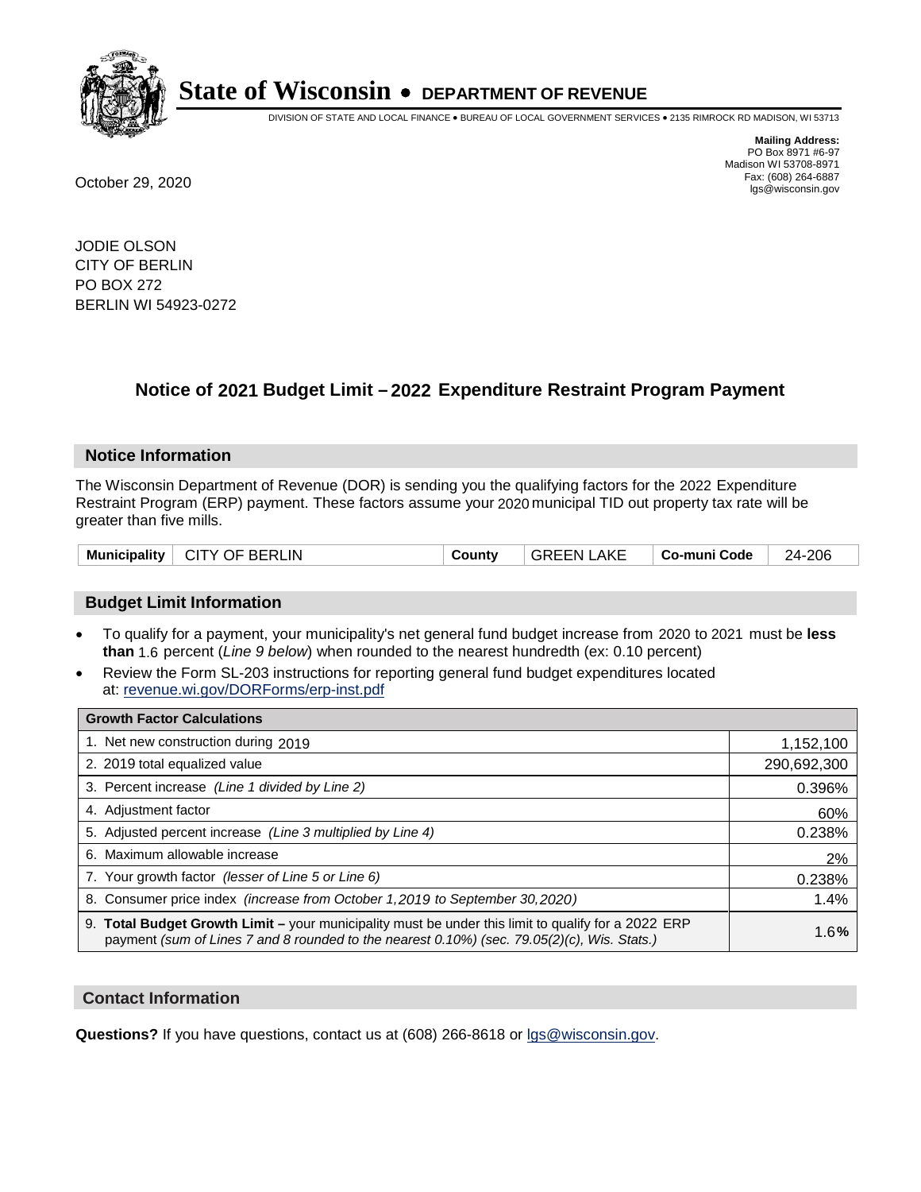# State of Wisconsin • DEPARTMENT OF REVENUE

DIVISION OF STATE AND LOCAL FINANCE • BUREAU OF LOCAL GOVERNMENT SERVICES • 2135 RIMROCK RD MADISON, WI 53713

October 29, 2020

**Mailing Address:**
PO Box 8971 #6-97
Madison WI 53708-8971
Fax: (608) 264-6887
lgs@wisconsin.gov

JODIE OLSON
CITY OF BERLIN
PO BOX 272
BERLIN WI 54923-0272

## Notice of 2021 Budget Limit – 2022 Expenditure Restraint Program Payment

### Notice Information

The Wisconsin Department of Revenue (DOR) is sending you the qualifying factors for the 2022 Expenditure Restraint Program (ERP) payment. These factors assume your 2020 municipal TID out property tax rate will be greater than five mills.

| Municipality | CITY OF BERLIN | County | GREEN LAKE | Co-muni Code | 24-206 |
|---|---|---|---|---|---|

### Budget Limit Information

- To qualify for a payment, your municipality's net general fund budget increase from 2020 to 2021 must be **less than** 1.6 percent (*Line 9 below*) when rounded to the nearest hundredth (ex: 0.10 percent)
- Review the Form SL-203 instructions for reporting general fund budget expenditures located at: revenue.wi.gov/DORForms/erp-inst.pdf

| Growth Factor Calculations | |
|---|---|
| 1. Net new construction during 2019 | 1,152,100 |
| 2. 2019 total equalized value | 290,692,300 |
| 3. Percent increase *(Line 1 divided by Line 2)* | 0.396% |
| 4. Adjustment factor | 60% |
| 5. Adjusted percent increase *(Line 3 multiplied by Line 4)* | 0.238% |
| 6. Maximum allowable increase | 2% |
| 7. Your growth factor *(lesser of Line 5 or Line 6)* | 0.238% |
| 8. Consumer price index *(increase from October 1,2019 to September 30,2020)* | 1.4% |
| 9. **Total Budget Growth Limit –** your municipality must be under this limit to qualify for a 2022 ERP payment *(sum of Lines 7 and 8 rounded to the nearest 0.10%) (sec. 79.05(2)(c), Wis. Stats.)* | 1.6**%** |

### Contact Information

**Questions?** If you have questions, contact us at (608) 266-8618 or lgs@wisconsin.gov.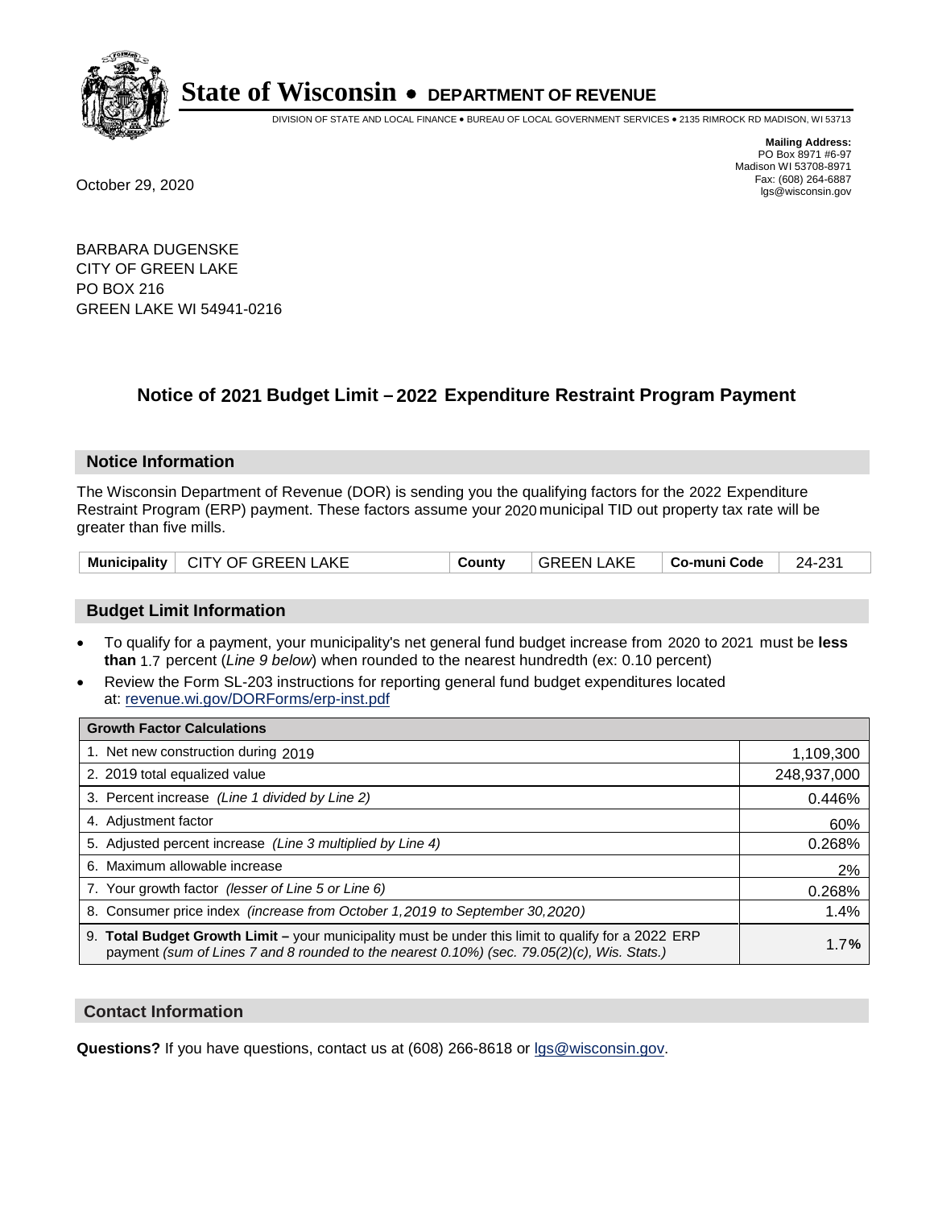# State of Wisconsin • DEPARTMENT OF REVENUE

DIVISION OF STATE AND LOCAL FINANCE • BUREAU OF LOCAL GOVERNMENT SERVICES • 2135 RIMROCK RD MADISON, WI 53713

**Mailing Address:**
PO Box 8971 #6-97
Madison WI 53708-8971
Fax: (608) 264-6887
lgs@wisconsin.gov

October 29, 2020

BARBARA DUGENSKE
CITY OF GREEN LAKE
PO BOX 216
GREEN LAKE WI 54941-0216

## Notice of 2021 Budget Limit – 2022 Expenditure Restraint Program Payment

### Notice Information

The Wisconsin Department of Revenue (DOR) is sending you the qualifying factors for the 2022 Expenditure Restraint Program (ERP) payment. These factors assume your 2020 municipal TID out property tax rate will be greater than five mills.

| Municipality | CITY OF GREEN LAKE | County | GREEN LAKE | Co-muni Code | 24-231 |
|---|---|---|---|---|---|

### Budget Limit Information

- To qualify for a payment, your municipality's net general fund budget increase from 2020 to 2021 must be **less than** 1.7 percent (*Line 9 below*) when rounded to the nearest hundredth (ex: 0.10 percent)
- Review the Form SL-203 instructions for reporting general fund budget expenditures located at: revenue.wi.gov/DORForms/erp-inst.pdf

| Growth Factor Calculations | |
|---|---|
| 1. Net new construction during 2019 | 1,109,300 |
| 2. 2019 total equalized value | 248,937,000 |
| 3. Percent increase *(Line 1 divided by Line 2)* | 0.446% |
| 4. Adjustment factor | 60% |
| 5. Adjusted percent increase *(Line 3 multiplied by Line 4)* | 0.268% |
| 6. Maximum allowable increase | 2% |
| 7. Your growth factor *(lesser of Line 5 or Line 6)* | 0.268% |
| 8. Consumer price index *(increase from October 1,2019 to September 30,2020)* | 1.4% |
| 9. **Total Budget Growth Limit –** your municipality must be under this limit to qualify for a 2022 ERP payment *(sum of Lines 7 and 8 rounded to the nearest 0.10%) (sec. 79.05(2)(c), Wis. Stats.)* | 1.7**%** |

### Contact Information

**Questions?** If you have questions, contact us at (608) 266-8618 or lgs@wisconsin.gov.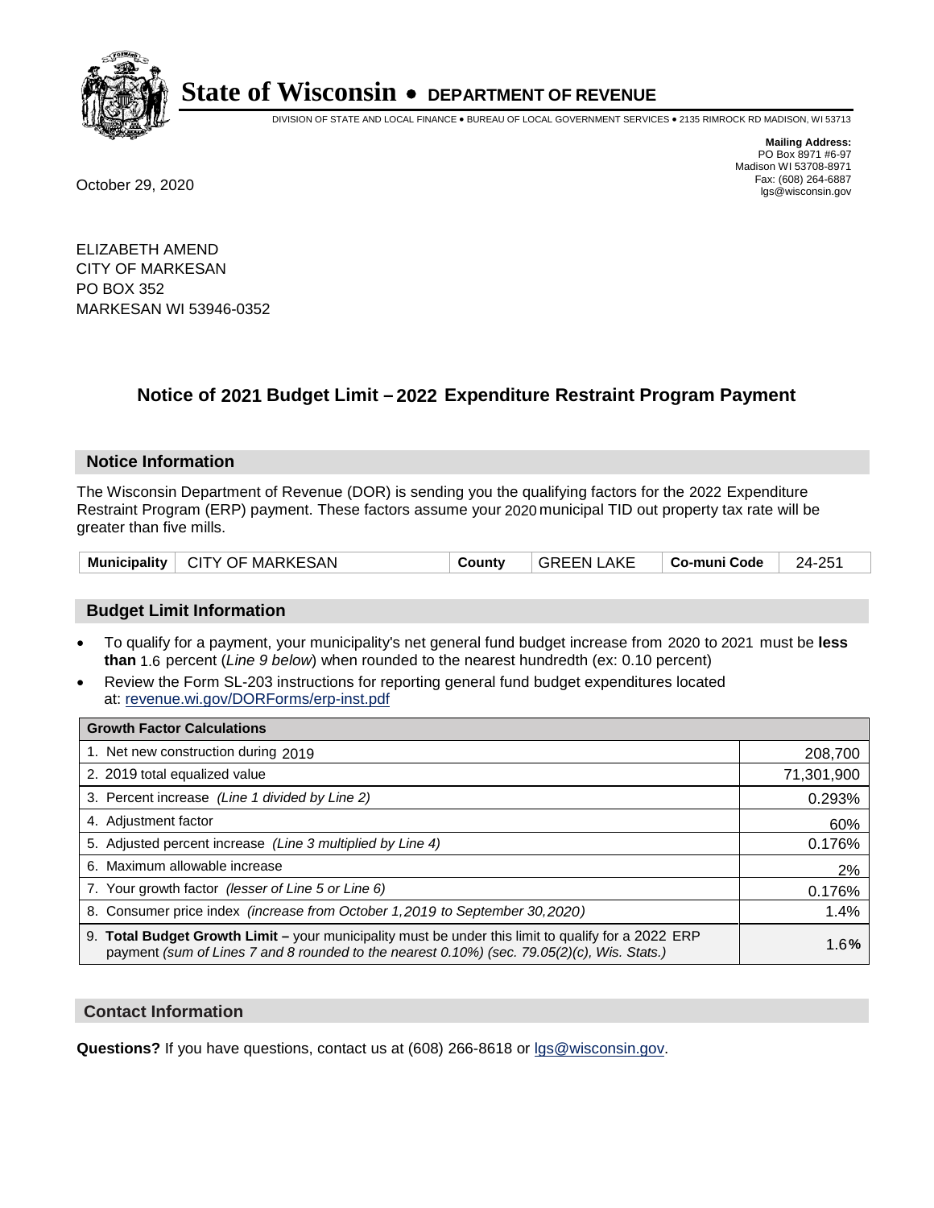# State of Wisconsin • DEPARTMENT OF REVENUE

DIVISION OF STATE AND LOCAL FINANCE • BUREAU OF LOCAL GOVERNMENT SERVICES • 2135 RIMROCK RD MADISON, WI 53713

**Mailing Address:**
PO Box 8971 #6-97
Madison WI 53708-8971
Fax: (608) 264-6887
lgs@wisconsin.gov

October 29, 2020

ELIZABETH AMEND
CITY OF MARKESAN
PO BOX 352
MARKESAN WI 53946-0352

## Notice of 2021 Budget Limit – 2022 Expenditure Restraint Program Payment

### Notice Information

The Wisconsin Department of Revenue (DOR) is sending you the qualifying factors for the 2022 Expenditure Restraint Program (ERP) payment. These factors assume your 2020 municipal TID out property tax rate will be greater than five mills.

| Municipality | CITY OF MARKESAN | County | GREEN LAKE | Co-muni Code | 24-251 |
|---|---|---|---|---|---|

### Budget Limit Information

- To qualify for a payment, your municipality's net general fund budget increase from 2020 to 2021 must be **less than** 1.6 percent (*Line 9 below*) when rounded to the nearest hundredth (ex: 0.10 percent)
- Review the Form SL-203 instructions for reporting general fund budget expenditures located at: revenue.wi.gov/DORForms/erp-inst.pdf

| Growth Factor Calculations | |
|---|---|
| 1. Net new construction during 2019 | 208,700 |
| 2. 2019 total equalized value | 71,301,900 |
| 3. Percent increase *(Line 1 divided by Line 2)* | 0.293% |
| 4. Adjustment factor | 60% |
| 5. Adjusted percent increase *(Line 3 multiplied by Line 4)* | 0.176% |
| 6. Maximum allowable increase | 2% |
| 7. Your growth factor *(lesser of Line 5 or Line 6)* | 0.176% |
| 8. Consumer price index *(increase from October 1,2019 to September 30,2020)* | 1.4% |
| 9. **Total Budget Growth Limit –** your municipality must be under this limit to qualify for a 2022 ERP payment *(sum of Lines 7 and 8 rounded to the nearest 0.10%) (sec. 79.05(2)(c), Wis. Stats.)* | **1.6%** |

### Contact Information

**Questions?** If you have questions, contact us at (608) 266-8618 or lgs@wisconsin.gov.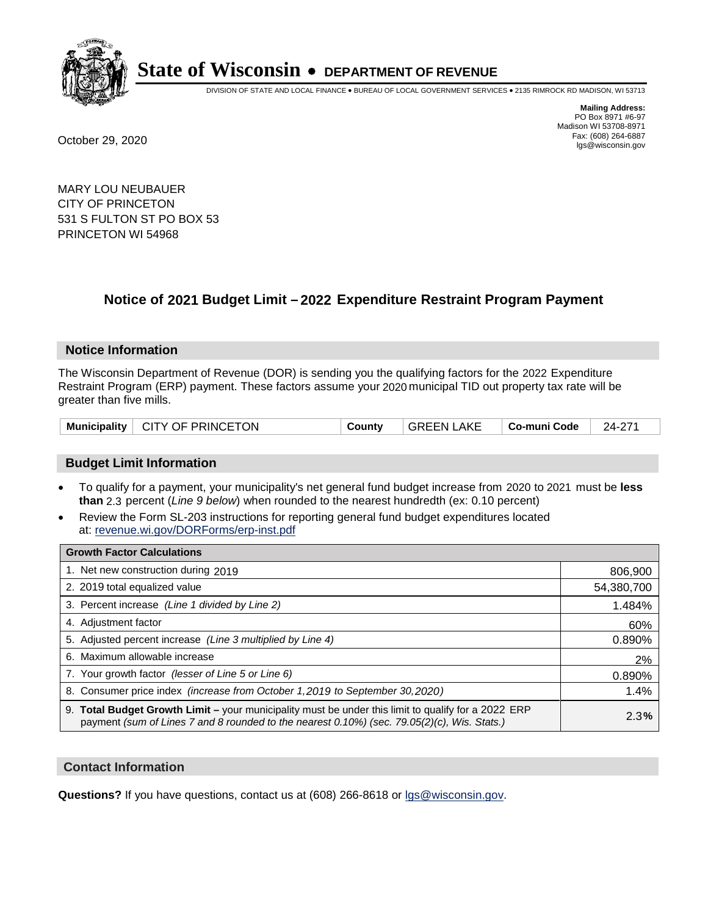# State of Wisconsin • DEPARTMENT OF REVENUE

DIVISION OF STATE AND LOCAL FINANCE • BUREAU OF LOCAL GOVERNMENT SERVICES • 2135 RIMROCK RD MADISON, WI 53713

**Mailing Address:**
PO Box 8971 #6-97
Madison WI 53708-8971
Fax: (608) 264-6887
lgs@wisconsin.gov

October 29, 2020

MARY LOU NEUBAUER
CITY OF PRINCETON
531 S FULTON ST PO BOX 53
PRINCETON WI 54968

## Notice of 2021 Budget Limit – 2022 Expenditure Restraint Program Payment

### Notice Information

The Wisconsin Department of Revenue (DOR) is sending you the qualifying factors for the 2022 Expenditure Restraint Program (ERP) payment. These factors assume your 2020 municipal TID out property tax rate will be greater than five mills.

| Municipality | CITY OF PRINCETON | County | GREEN LAKE | Co-muni Code | 24-271 |
|---|---|---|---|---|---|

### Budget Limit Information

- To qualify for a payment, your municipality's net general fund budget increase from 2020 to 2021 must be **less than** 2.3 percent (*Line 9 below*) when rounded to the nearest hundredth (ex: 0.10 percent)
- Review the Form SL-203 instructions for reporting general fund budget expenditures located at: revenue.wi.gov/DORForms/erp-inst.pdf

| Growth Factor Calculations | |
|---|---|
| 1. Net new construction during 2019 | 806,900 |
| 2. 2019 total equalized value | 54,380,700 |
| 3. Percent increase *(Line 1 divided by Line 2)* | 1.484% |
| 4. Adjustment factor | 60% |
| 5. Adjusted percent increase *(Line 3 multiplied by Line 4)* | 0.890% |
| 6. Maximum allowable increase | 2% |
| 7. Your growth factor *(lesser of Line 5 or Line 6)* | 0.890% |
| 8. Consumer price index *(increase from October 1,2019 to September 30,2020)* | 1.4% |
| 9. **Total Budget Growth Limit –** your municipality must be under this limit to qualify for a 2022 ERP payment *(sum of Lines 7 and 8 rounded to the nearest 0.10%) (sec. 79.05(2)(c), Wis. Stats.)* | 2.3% |

### Contact Information

**Questions?** If you have questions, contact us at (608) 266-8618 or lgs@wisconsin.gov.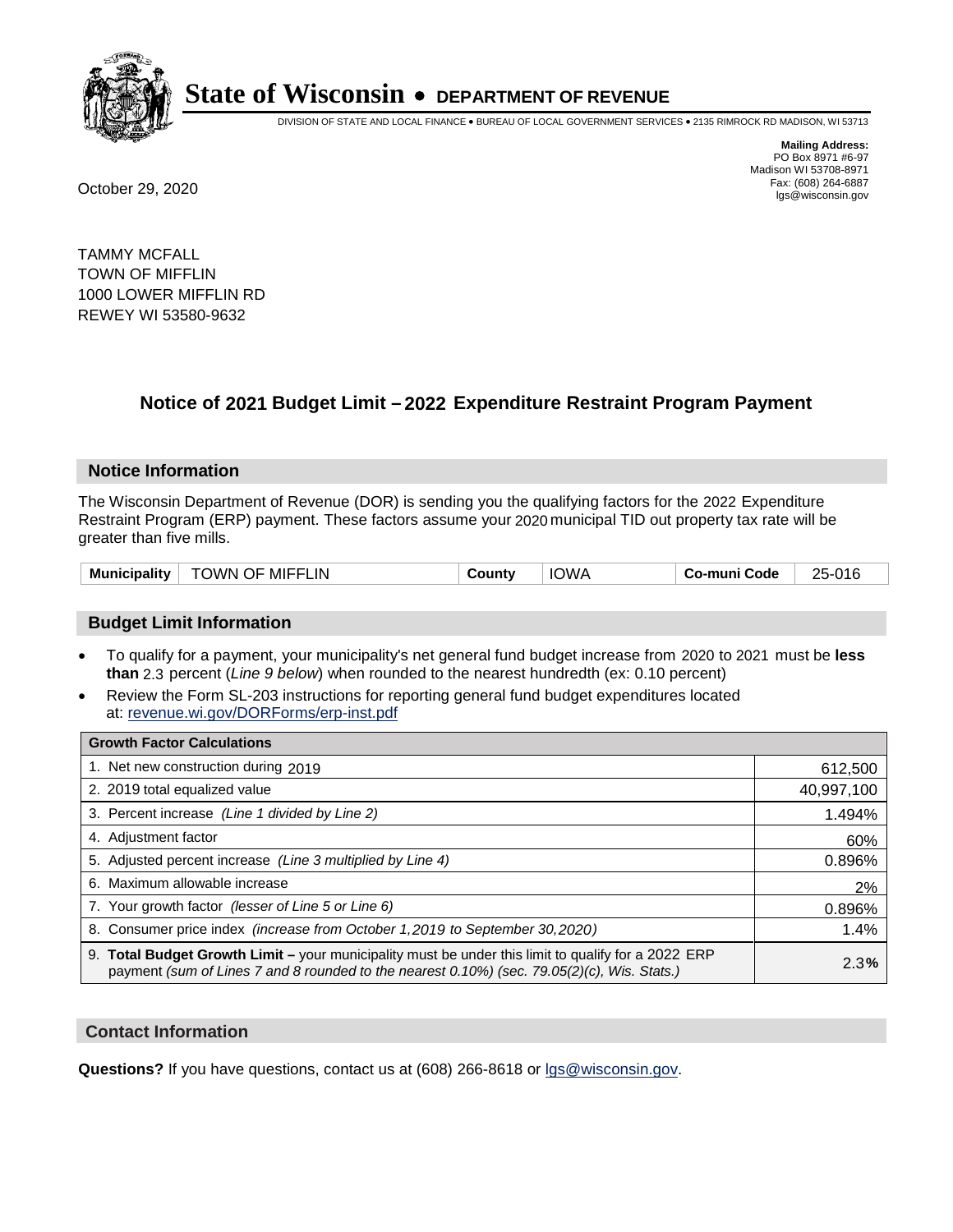# State of Wisconsin • DEPARTMENT OF REVENUE

DIVISION OF STATE AND LOCAL FINANCE • BUREAU OF LOCAL GOVERNMENT SERVICES • 2135 RIMROCK RD MADISON, WI 53713

**Mailing Address:**
PO Box 8971 #6-97
Madison WI 53708-8971
Fax: (608) 264-6887
lgs@wisconsin.gov

October 29, 2020

TAMMY MCFALL
TOWN OF MIFFLIN
1000 LOWER MIFFLIN RD
REWEY WI 53580-9632

## Notice of 2021 Budget Limit – 2022 Expenditure Restraint Program Payment

### Notice Information

The Wisconsin Department of Revenue (DOR) is sending you the qualifying factors for the 2022 Expenditure Restraint Program (ERP) payment. These factors assume your 2020 municipal TID out property tax rate will be greater than five mills.

| Municipality | TOWN OF MIFFLIN | County | IOWA | Co-muni Code | 25-016 |
|---|---|---|---|---|---|

### Budget Limit Information

- To qualify for a payment, your municipality's net general fund budget increase from 2020 to 2021 must be **less than** 2.3 percent (*Line 9 below*) when rounded to the nearest hundredth (ex: 0.10 percent)
- Review the Form SL-203 instructions for reporting general fund budget expenditures located at: revenue.wi.gov/DORForms/erp-inst.pdf

| Growth Factor Calculations | |
|---|---|
| 1. Net new construction during 2019 | 612,500 |
| 2. 2019 total equalized value | 40,997,100 |
| 3. Percent increase *(Line 1 divided by Line 2)* | 1.494% |
| 4. Adjustment factor | 60% |
| 5. Adjusted percent increase *(Line 3 multiplied by Line 4)* | 0.896% |
| 6. Maximum allowable increase | 2% |
| 7. Your growth factor *(lesser of Line 5 or Line 6)* | 0.896% |
| 8. Consumer price index *(increase from October 1,2019 to September 30,2020)* | 1.4% |
| 9. **Total Budget Growth Limit –** your municipality must be under this limit to qualify for a 2022 ERP payment *(sum of Lines 7 and 8 rounded to the nearest 0.10%) (sec. 79.05(2)(c), Wis. Stats.)* | 2.3% |

### Contact Information

**Questions?** If you have questions, contact us at (608) 266-8618 or lgs@wisconsin.gov.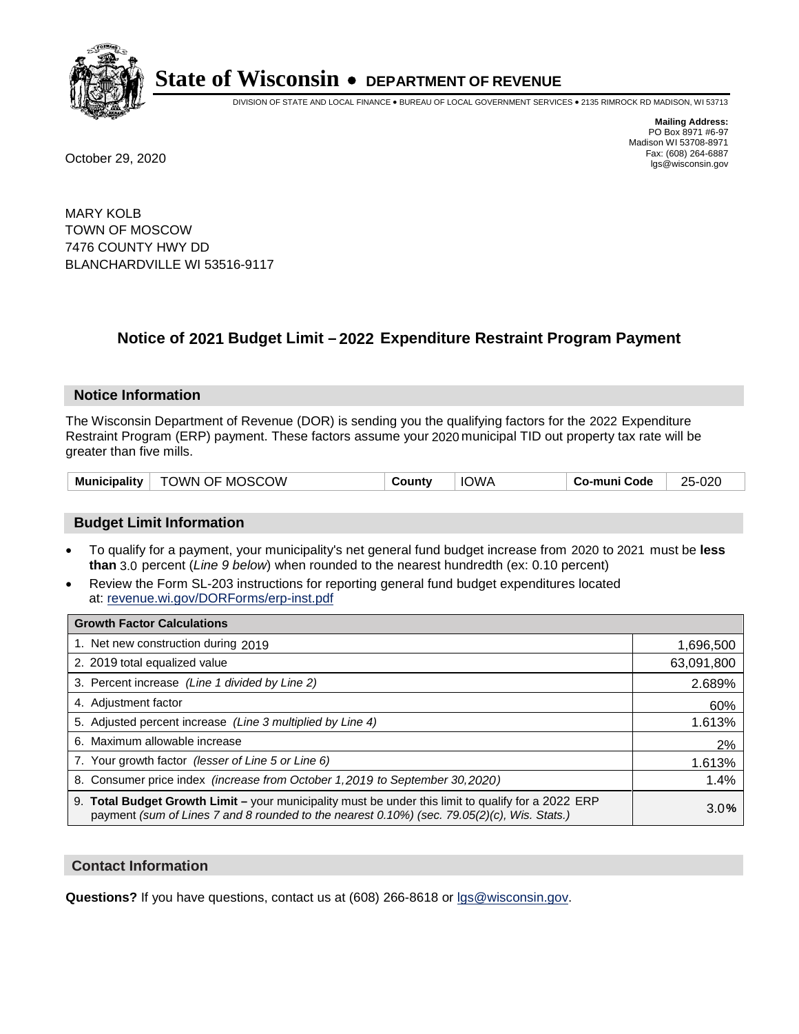# State of Wisconsin • DEPARTMENT OF REVENUE

DIVISION OF STATE AND LOCAL FINANCE • BUREAU OF LOCAL GOVERNMENT SERVICES • 2135 RIMROCK RD MADISON, WI 53713

**Mailing Address:**
PO Box 8971 #6-97
Madison WI 53708-8971
Fax: (608) 264-6887
lgs@wisconsin.gov

October 29, 2020

MARY KOLB
TOWN OF MOSCOW
7476 COUNTY HWY DD
BLANCHARDVILLE WI 53516-9117

## Notice of 2021 Budget Limit – 2022 Expenditure Restraint Program Payment

### Notice Information

The Wisconsin Department of Revenue (DOR) is sending you the qualifying factors for the 2022 Expenditure Restraint Program (ERP) payment. These factors assume your 2020 municipal TID out property tax rate will be greater than five mills.

| Municipality | TOWN OF MOSCOW | County | IOWA | Co-muni Code | 25-020 |
|---|---|---|---|---|---|

### Budget Limit Information

- To qualify for a payment, your municipality's net general fund budget increase from 2020 to 2021 must be **less than** 3.0 percent (*Line 9 below*) when rounded to the nearest hundredth (ex: 0.10 percent)
- Review the Form SL-203 instructions for reporting general fund budget expenditures located at: revenue.wi.gov/DORForms/erp-inst.pdf

| Growth Factor Calculations | |
|---|---|
| 1. Net new construction during 2019 | 1,696,500 |
| 2. 2019 total equalized value | 63,091,800 |
| 3. Percent increase *(Line 1 divided by Line 2)* | 2.689% |
| 4. Adjustment factor | 60% |
| 5. Adjusted percent increase *(Line 3 multiplied by Line 4)* | 1.613% |
| 6. Maximum allowable increase | 2% |
| 7. Your growth factor *(lesser of Line 5 or Line 6)* | 1.613% |
| 8. Consumer price index *(increase from October 1,2019 to September 30,2020)* | 1.4% |
| 9. **Total Budget Growth Limit –** your municipality must be under this limit to qualify for a 2022 ERP payment *(sum of Lines 7 and 8 rounded to the nearest 0.10%) (sec. 79.05(2)(c), Wis. Stats.)* | 3.0% |

### Contact Information

**Questions?** If you have questions, contact us at (608) 266-8618 or lgs@wisconsin.gov.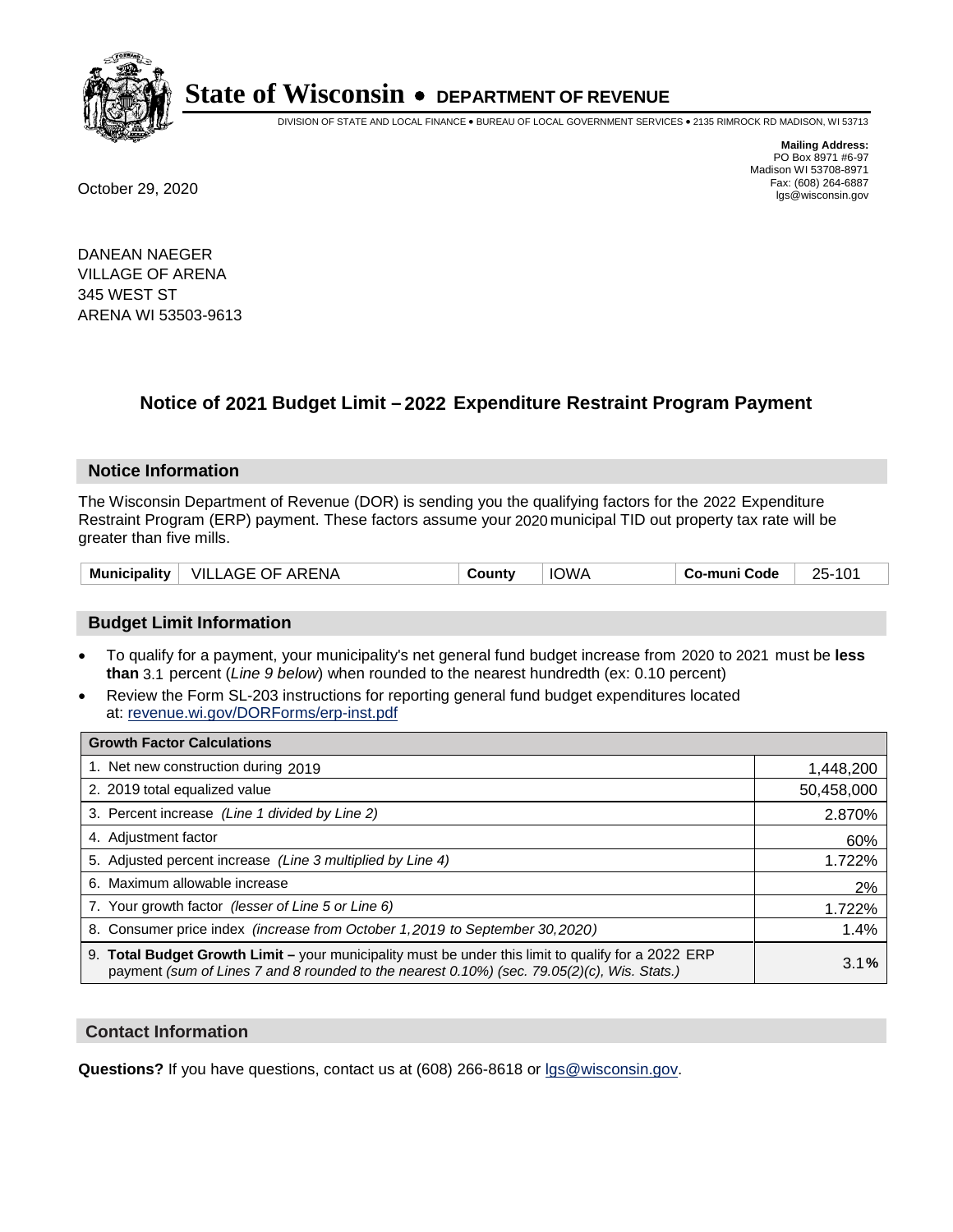# State of Wisconsin • DEPARTMENT OF REVENUE

DIVISION OF STATE AND LOCAL FINANCE • BUREAU OF LOCAL GOVERNMENT SERVICES • 2135 RIMROCK RD MADISON, WI 53713

**Mailing Address:**
PO Box 8971 #6-97
Madison WI 53708-8971
Fax: (608) 264-6887
lgs@wisconsin.gov

October 29, 2020

DANEAN NAEGER
VILLAGE OF ARENA
345 WEST ST
ARENA WI 53503-9613

## Notice of 2021 Budget Limit – 2022 Expenditure Restraint Program Payment

### Notice Information

The Wisconsin Department of Revenue (DOR) is sending you the qualifying factors for the 2022 Expenditure Restraint Program (ERP) payment. These factors assume your 2020 municipal TID out property tax rate will be greater than five mills.

| Municipality | VILLAGE OF ARENA | County | IOWA | Co-muni Code | 25-101 |
|---|---|---|---|---|---|

### Budget Limit Information

- To qualify for a payment, your municipality's net general fund budget increase from 2020 to 2021 must be **less than** 3.1 percent (*Line 9 below*) when rounded to the nearest hundredth (ex: 0.10 percent)
- Review the Form SL-203 instructions for reporting general fund budget expenditures located at: revenue.wi.gov/DORForms/erp-inst.pdf

| Growth Factor Calculations | |
|---|---|
| 1. Net new construction during 2019 | 1,448,200 |
| 2. 2019 total equalized value | 50,458,000 |
| 3. Percent increase *(Line 1 divided by Line 2)* | 2.870% |
| 4. Adjustment factor | 60% |
| 5. Adjusted percent increase *(Line 3 multiplied by Line 4)* | 1.722% |
| 6. Maximum allowable increase | 2% |
| 7. Your growth factor *(lesser of Line 5 or Line 6)* | 1.722% |
| 8. Consumer price index *(increase from October 1,2019 to September 30,2020)* | 1.4% |
| 9. **Total Budget Growth Limit –** your municipality must be under this limit to qualify for a 2022 ERP payment *(sum of Lines 7 and 8 rounded to the nearest 0.10%) (sec. 79.05(2)(c), Wis. Stats.)* | 3.1**%** |

### Contact Information

**Questions?** If you have questions, contact us at (608) 266-8618 or lgs@wisconsin.gov.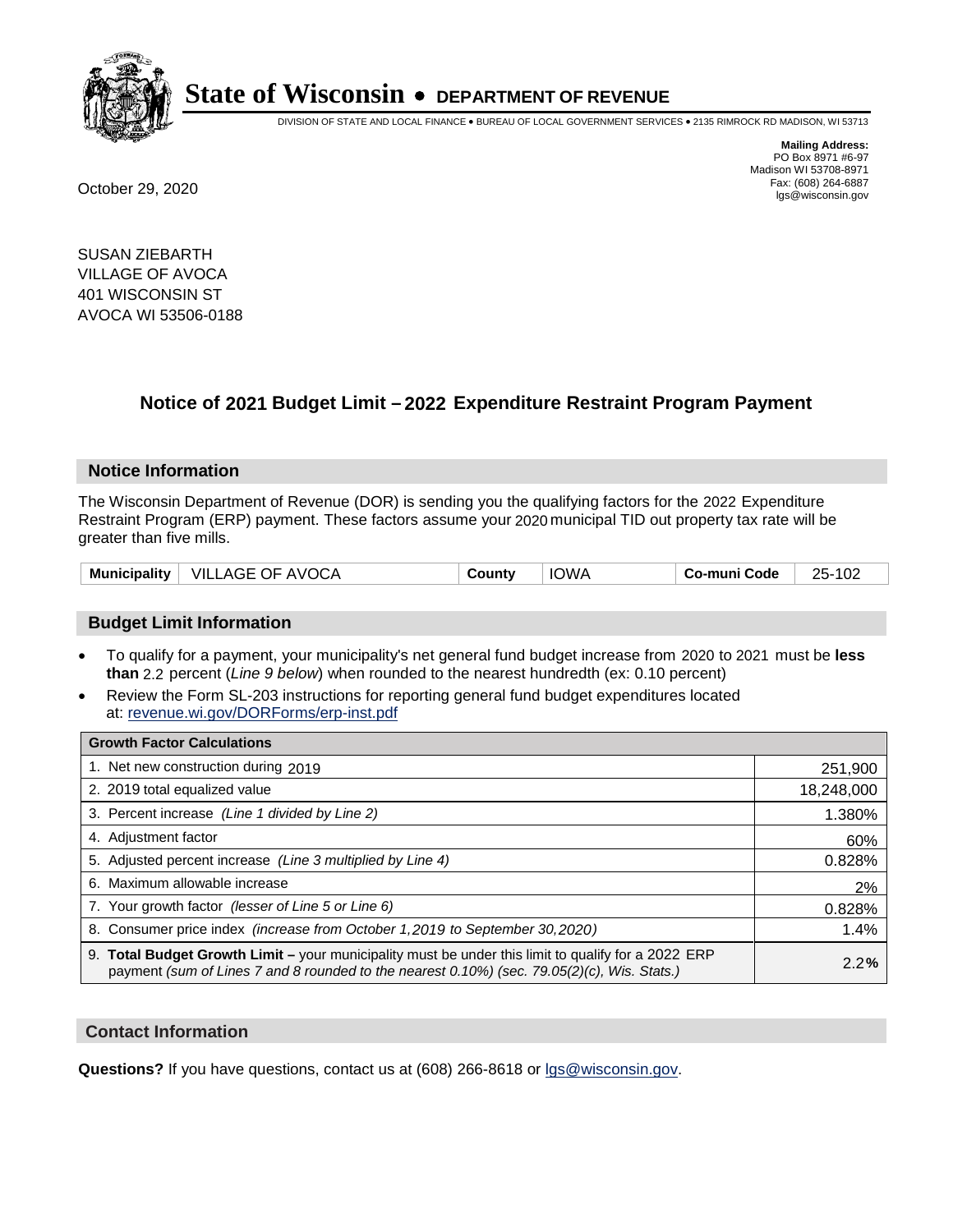# State of Wisconsin • DEPARTMENT OF REVENUE

DIVISION OF STATE AND LOCAL FINANCE • BUREAU OF LOCAL GOVERNMENT SERVICES • 2135 RIMROCK RD MADISON, WI 53713

**Mailing Address:**
PO Box 8971 #6-97
Madison WI 53708-8971
Fax: (608) 264-6887
lgs@wisconsin.gov

October 29, 2020

SUSAN ZIEBARTH
VILLAGE OF AVOCA
401 WISCONSIN ST
AVOCA WI 53506-0188

## Notice of 2021 Budget Limit – 2022 Expenditure Restraint Program Payment

### Notice Information

The Wisconsin Department of Revenue (DOR) is sending you the qualifying factors for the 2022 Expenditure Restraint Program (ERP) payment. These factors assume your 2020 municipal TID out property tax rate will be greater than five mills.

| Municipality | VILLAGE OF AVOCA | County | IOWA | Co-muni Code | 25-102 |
|---|---|---|---|---|---|

### Budget Limit Information

- To qualify for a payment, your municipality's net general fund budget increase from 2020 to 2021 must be **less than** 2.2 percent (*Line 9 below*) when rounded to the nearest hundredth (ex: 0.10 percent)
- Review the Form SL-203 instructions for reporting general fund budget expenditures located at: revenue.wi.gov/DORForms/erp-inst.pdf

| Growth Factor Calculations | |
|---|---|
| 1. Net new construction during 2019 | 251,900 |
| 2. 2019 total equalized value | 18,248,000 |
| 3. Percent increase *(Line 1 divided by Line 2)* | 1.380% |
| 4. Adjustment factor | 60% |
| 5. Adjusted percent increase *(Line 3 multiplied by Line 4)* | 0.828% |
| 6. Maximum allowable increase | 2% |
| 7. Your growth factor *(lesser of Line 5 or Line 6)* | 0.828% |
| 8. Consumer price index *(increase from October 1,2019 to September 30,2020)* | 1.4% |
| 9. **Total Budget Growth Limit –** your municipality must be under this limit to qualify for a 2022 ERP payment *(sum of Lines 7 and 8 rounded to the nearest 0.10%) (sec. 79.05(2)(c), Wis. Stats.)* | 2.2**%** |

### Contact Information

**Questions?** If you have questions, contact us at (608) 266-8618 or lgs@wisconsin.gov.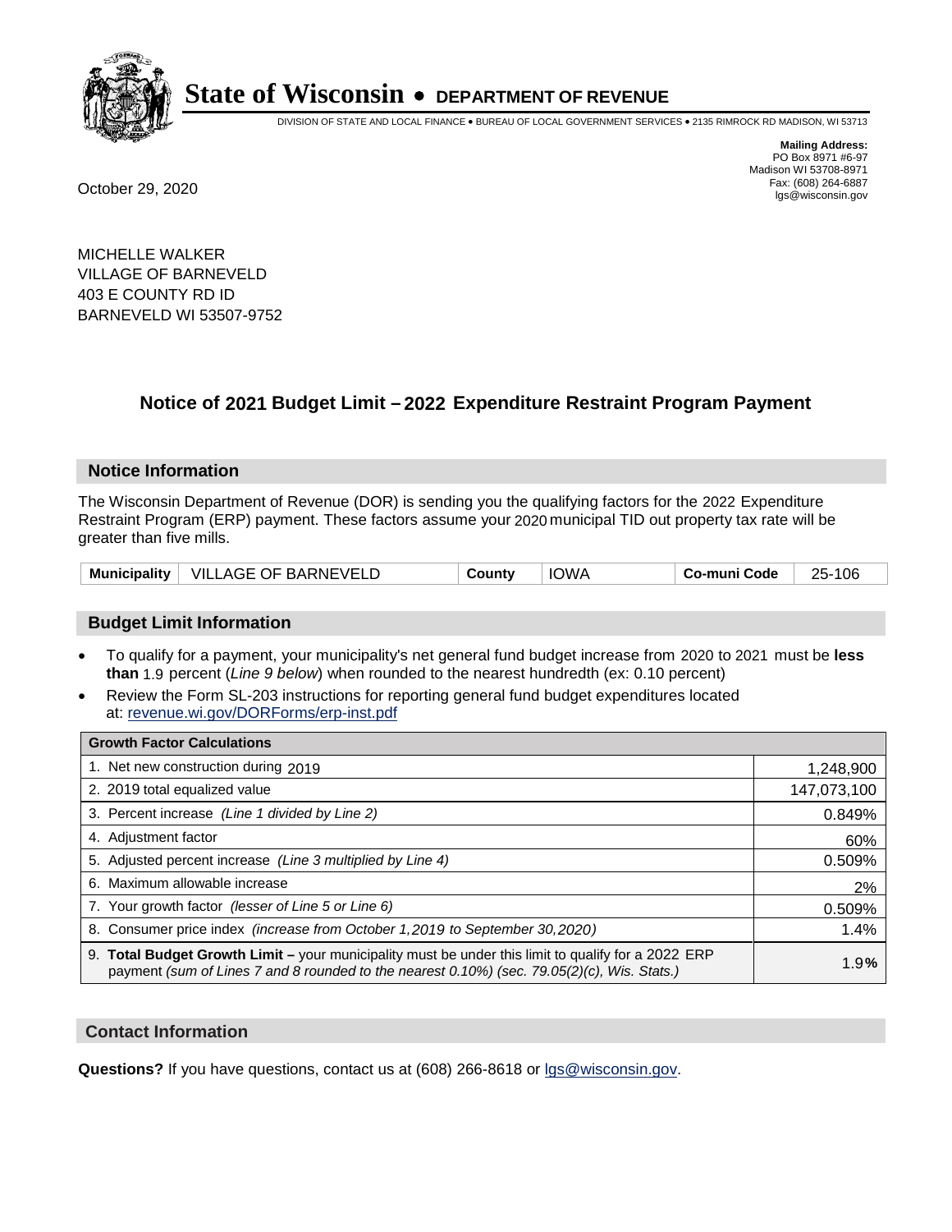# State of Wisconsin • DEPARTMENT OF REVENUE

DIVISION OF STATE AND LOCAL FINANCE • BUREAU OF LOCAL GOVERNMENT SERVICES • 2135 RIMROCK RD MADISON, WI 53713

**Mailing Address:**
PO Box 8971 #6-97
Madison WI 53708-8971
Fax: (608) 264-6887
lgs@wisconsin.gov

October 29, 2020

MICHELLE WALKER
VILLAGE OF BARNEVELD
403 E COUNTY RD ID
BARNEVELD WI 53507-9752

## Notice of 2021 Budget Limit – 2022 Expenditure Restraint Program Payment

### Notice Information

The Wisconsin Department of Revenue (DOR) is sending you the qualifying factors for the 2022 Expenditure Restraint Program (ERP) payment. These factors assume your 2020 municipal TID out property tax rate will be greater than five mills.

| Municipality | VILLAGE OF BARNEVELD | County | IOWA | Co-muni Code | 25-106 |
|---|---|---|---|---|---|

### Budget Limit Information

- To qualify for a payment, your municipality's net general fund budget increase from 2020 to 2021 must be **less than** 1.9 percent (*Line 9 below*) when rounded to the nearest hundredth (ex: 0.10 percent)
- Review the Form SL-203 instructions for reporting general fund budget expenditures located at: revenue.wi.gov/DORForms/erp-inst.pdf

| Growth Factor Calculations | |
|---|---|
| 1. Net new construction during 2019 | 1,248,900 |
| 2. 2019 total equalized value | 147,073,100 |
| 3. Percent increase *(Line 1 divided by Line 2)* | 0.849% |
| 4. Adjustment factor | 60% |
| 5. Adjusted percent increase *(Line 3 multiplied by Line 4)* | 0.509% |
| 6. Maximum allowable increase | 2% |
| 7. Your growth factor *(lesser of Line 5 or Line 6)* | 0.509% |
| 8. Consumer price index *(increase from October 1,2019 to September 30,2020)* | 1.4% |
| 9. **Total Budget Growth Limit –** your municipality must be under this limit to qualify for a 2022 ERP payment *(sum of Lines 7 and 8 rounded to the nearest 0.10%) (sec. 79.05(2)(c), Wis. Stats.)* | 1.9% |

### Contact Information

**Questions?** If you have questions, contact us at (608) 266-8618 or lgs@wisconsin.gov.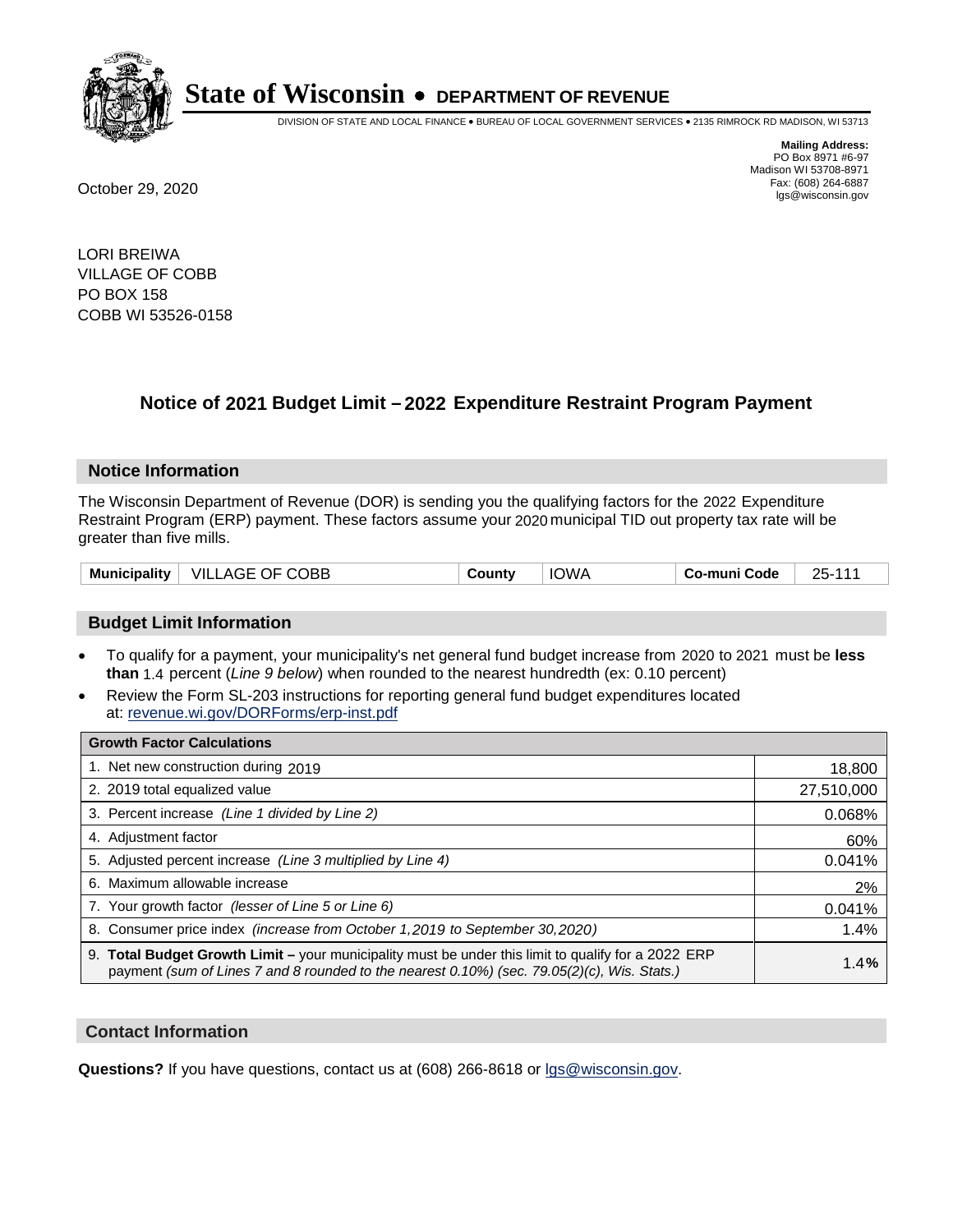# State of Wisconsin • DEPARTMENT OF REVENUE

DIVISION OF STATE AND LOCAL FINANCE • BUREAU OF LOCAL GOVERNMENT SERVICES • 2135 RIMROCK RD MADISON, WI 53713

**Mailing Address:**
PO Box 8971 #6-97
Madison WI 53708-8971
Fax: (608) 264-6887
lgs@wisconsin.gov

October 29, 2020

LORI BREIWA
VILLAGE OF COBB
PO BOX 158
COBB WI 53526-0158

## Notice of 2021 Budget Limit – 2022 Expenditure Restraint Program Payment

### Notice Information

The Wisconsin Department of Revenue (DOR) is sending you the qualifying factors for the 2022 Expenditure Restraint Program (ERP) payment. These factors assume your 2020 municipal TID out property tax rate will be greater than five mills.

| Municipality | VILLAGE OF COBB | County | IOWA | Co-muni Code | 25-111 |
|---|---|---|---|---|---|

### Budget Limit Information

- To qualify for a payment, your municipality's net general fund budget increase from 2020 to 2021 must be **less than** 1.4 percent (*Line 9 below*) when rounded to the nearest hundredth (ex: 0.10 percent)
- Review the Form SL-203 instructions for reporting general fund budget expenditures located at: revenue.wi.gov/DORForms/erp-inst.pdf

| Growth Factor Calculations | |
|---|---|
| 1. Net new construction during 2019 | 18,800 |
| 2. 2019 total equalized value | 27,510,000 |
| 3. Percent increase *(Line 1 divided by Line 2)* | 0.068% |
| 4. Adjustment factor | 60% |
| 5. Adjusted percent increase *(Line 3 multiplied by Line 4)* | 0.041% |
| 6. Maximum allowable increase | 2% |
| 7. Your growth factor *(lesser of Line 5 or Line 6)* | 0.041% |
| 8. Consumer price index *(increase from October 1,2019 to September 30,2020)* | 1.4% |
| 9. **Total Budget Growth Limit –** your municipality must be under this limit to qualify for a 2022 ERP payment *(sum of Lines 7 and 8 rounded to the nearest 0.10%) (sec. 79.05(2)(c), Wis. Stats.)* | 1.4**%** |

### Contact Information

**Questions?** If you have questions, contact us at (608) 266-8618 or lgs@wisconsin.gov.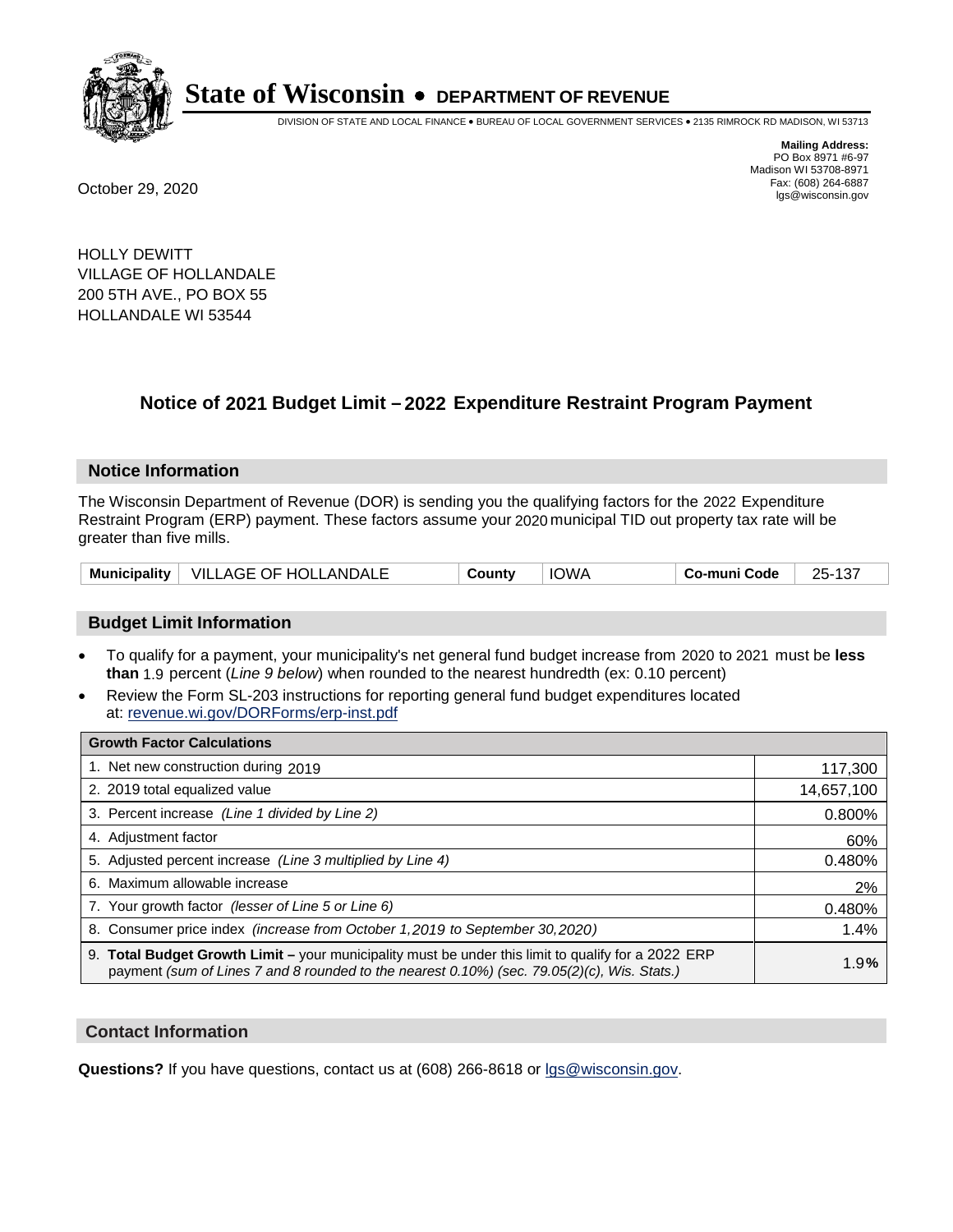# State of Wisconsin • DEPARTMENT OF REVENUE

DIVISION OF STATE AND LOCAL FINANCE • BUREAU OF LOCAL GOVERNMENT SERVICES • 2135 RIMROCK RD MADISON, WI 53713

**Mailing Address:**
PO Box 8971 #6-97
Madison WI 53708-8971
Fax: (608) 264-6887
lgs@wisconsin.gov

October 29, 2020

HOLLY DEWITT
VILLAGE OF HOLLANDALE
200 5TH AVE., PO BOX 55
HOLLANDALE WI 53544

## Notice of 2021 Budget Limit – 2022 Expenditure Restraint Program Payment

### Notice Information

The Wisconsin Department of Revenue (DOR) is sending you the qualifying factors for the 2022 Expenditure Restraint Program (ERP) payment. These factors assume your 2020 municipal TID out property tax rate will be greater than five mills.

| Municipality | VILLAGE OF HOLLANDALE | County | IOWA | Co-muni Code | 25-137 |
|---|---|---|---|---|---|

### Budget Limit Information

- To qualify for a payment, your municipality's net general fund budget increase from 2020 to 2021 must be **less than** 1.9 percent (*Line 9 below*) when rounded to the nearest hundredth (ex: 0.10 percent)
- Review the Form SL-203 instructions for reporting general fund budget expenditures located at: revenue.wi.gov/DORForms/erp-inst.pdf

| Growth Factor Calculations | |
|---|---|
| 1. Net new construction during 2019 | 117,300 |
| 2. 2019 total equalized value | 14,657,100 |
| 3. Percent increase *(Line 1 divided by Line 2)* | 0.800% |
| 4. Adjustment factor | 60% |
| 5. Adjusted percent increase *(Line 3 multiplied by Line 4)* | 0.480% |
| 6. Maximum allowable increase | 2% |
| 7. Your growth factor *(lesser of Line 5 or Line 6)* | 0.480% |
| 8. Consumer price index *(increase from October 1,2019 to September 30,2020)* | 1.4% |
| 9. **Total Budget Growth Limit –** your municipality must be under this limit to qualify for a 2022 ERP payment *(sum of Lines 7 and 8 rounded to the nearest 0.10%) (sec. 79.05(2)(c), Wis. Stats.)* | 1.9**%** |

### Contact Information

**Questions?** If you have questions, contact us at (608) 266-8618 or lgs@wisconsin.gov.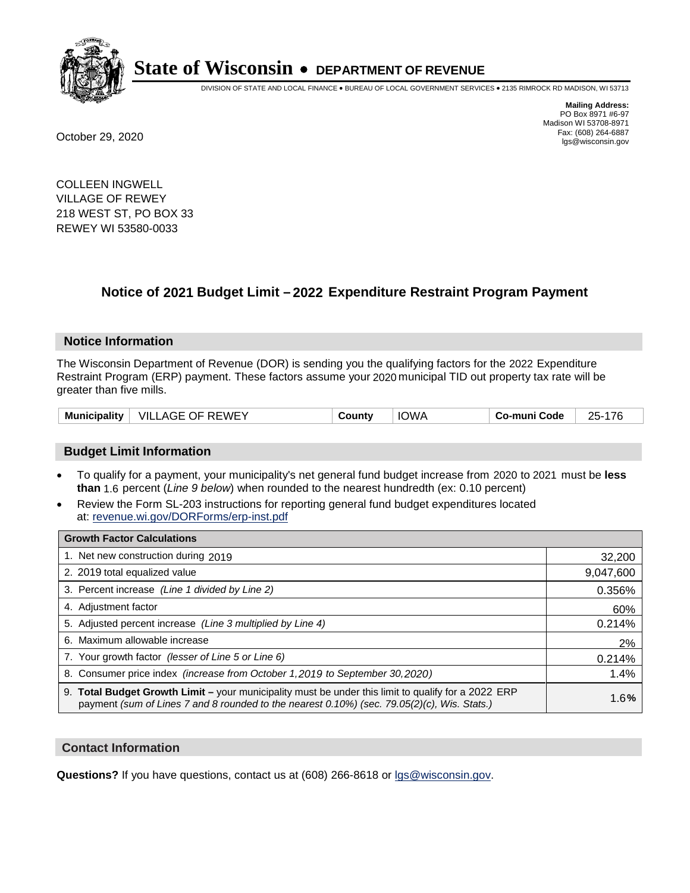# State of Wisconsin • DEPARTMENT OF REVENUE

DIVISION OF STATE AND LOCAL FINANCE • BUREAU OF LOCAL GOVERNMENT SERVICES • 2135 RIMROCK RD MADISON, WI 53713

**Mailing Address:**
PO Box 8971 #6-97
Madison WI 53708-8971
Fax: (608) 264-6887
lgs@wisconsin.gov

October 29, 2020

COLLEEN INGWELL
VILLAGE OF REWEY
218 WEST ST, PO BOX 33
REWEY WI 53580-0033

## Notice of 2021 Budget Limit – 2022 Expenditure Restraint Program Payment

### Notice Information

The Wisconsin Department of Revenue (DOR) is sending you the qualifying factors for the 2022 Expenditure Restraint Program (ERP) payment. These factors assume your 2020 municipal TID out property tax rate will be greater than five mills.

| Municipality | VILLAGE OF REWEY | County | IOWA | Co-muni Code | 25-176 |
|---|---|---|---|---|---|

### Budget Limit Information

- To qualify for a payment, your municipality's net general fund budget increase from 2020 to 2021 must be **less than** 1.6 percent (*Line 9 below*) when rounded to the nearest hundredth (ex: 0.10 percent)
- Review the Form SL-203 instructions for reporting general fund budget expenditures located at: revenue.wi.gov/DORForms/erp-inst.pdf

| Growth Factor Calculations | |
|---|---|
| 1. Net new construction during 2019 | 32,200 |
| 2. 2019 total equalized value | 9,047,600 |
| 3. Percent increase *(Line 1 divided by Line 2)* | 0.356% |
| 4. Adjustment factor | 60% |
| 5. Adjusted percent increase *(Line 3 multiplied by Line 4)* | 0.214% |
| 6. Maximum allowable increase | 2% |
| 7. Your growth factor *(lesser of Line 5 or Line 6)* | 0.214% |
| 8. Consumer price index *(increase from October 1,2019 to September 30,2020)* | 1.4% |
| 9. **Total Budget Growth Limit –** your municipality must be under this limit to qualify for a 2022 ERP payment *(sum of Lines 7 and 8 rounded to the nearest 0.10%) (sec. 79.05(2)(c), Wis. Stats.)* | 1.6**%** |

### Contact Information

**Questions?** If you have questions, contact us at (608) 266-8618 or lgs@wisconsin.gov.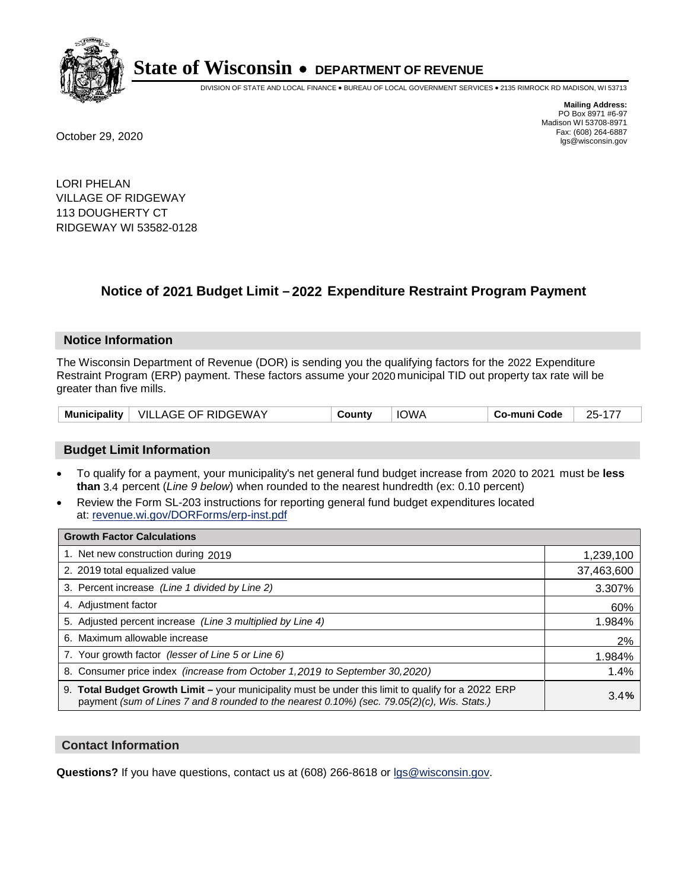# State of Wisconsin • DEPARTMENT OF REVENUE

DIVISION OF STATE AND LOCAL FINANCE • BUREAU OF LOCAL GOVERNMENT SERVICES • 2135 RIMROCK RD MADISON, WI 53713

**Mailing Address:**
PO Box 8971 #6-97
Madison WI 53708-8971
Fax: (608) 264-6887
lgs@wisconsin.gov

October 29, 2020

LORI PHELAN
VILLAGE OF RIDGEWAY
113 DOUGHERTY CT
RIDGEWAY WI 53582-0128

## Notice of 2021 Budget Limit – 2022 Expenditure Restraint Program Payment

### Notice Information

The Wisconsin Department of Revenue (DOR) is sending you the qualifying factors for the 2022 Expenditure Restraint Program (ERP) payment. These factors assume your 2020 municipal TID out property tax rate will be greater than five mills.

| **Municipality** | VILLAGE OF RIDGEWAY | **County** | IOWA | **Co-muni Code** | 25-177 |
|---|---|---|---|---|---|

### Budget Limit Information

- To qualify for a payment, your municipality's net general fund budget increase from 2020 to 2021 must be **less than** 3.4 percent (*Line 9 below*) when rounded to the nearest hundredth (ex: 0.10 percent)
- Review the Form SL-203 instructions for reporting general fund budget expenditures located at: revenue.wi.gov/DORForms/erp-inst.pdf

| **Growth Factor Calculations** | |
|---|---|
| 1. Net new construction during 2019 | 1,239,100 |
| 2. 2019 total equalized value | 37,463,600 |
| 3. Percent increase *(Line 1 divided by Line 2)* | 3.307% |
| 4. Adjustment factor | 60% |
| 5. Adjusted percent increase *(Line 3 multiplied by Line 4)* | 1.984% |
| 6. Maximum allowable increase | 2% |
| 7. Your growth factor *(lesser of Line 5 or Line 6)* | 1.984% |
| 8. Consumer price index *(increase from October 1,2019 to September 30,2020)* | 1.4% |
| 9. **Total Budget Growth Limit –** your municipality must be under this limit to qualify for a 2022 ERP payment *(sum of Lines 7 and 8 rounded to the nearest 0.10%) (sec. 79.05(2)(c), Wis. Stats.)* | 3.4**%** |

### Contact Information

**Questions?** If you have questions, contact us at (608) 266-8618 or lgs@wisconsin.gov.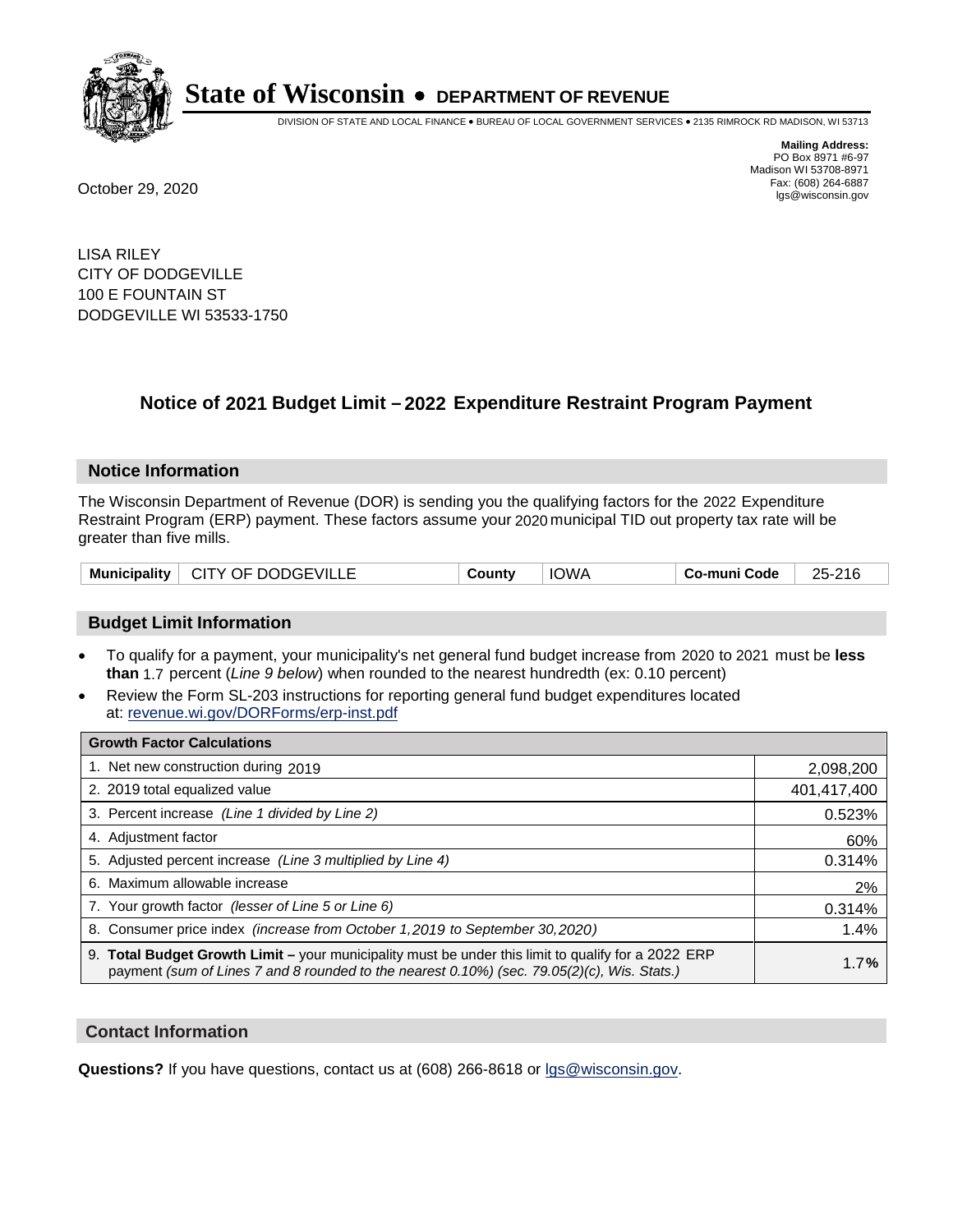# State of Wisconsin • DEPARTMENT OF REVENUE

DIVISION OF STATE AND LOCAL FINANCE • BUREAU OF LOCAL GOVERNMENT SERVICES • 2135 RIMROCK RD MADISON, WI 53713

**Mailing Address:**
PO Box 8971 #6-97
Madison WI 53708-8971
Fax: (608) 264-6887
lgs@wisconsin.gov

October 29, 2020

LISA RILEY
CITY OF DODGEVILLE
100 E FOUNTAIN ST
DODGEVILLE WI 53533-1750

## Notice of 2021 Budget Limit – 2022 Expenditure Restraint Program Payment

### Notice Information

The Wisconsin Department of Revenue (DOR) is sending you the qualifying factors for the 2022 Expenditure Restraint Program (ERP) payment. These factors assume your 2020 municipal TID out property tax rate will be greater than five mills.

| Municipality | CITY OF DODGEVILLE | County | IOWA | Co-muni Code | 25-216 |
|---|---|---|---|---|---|

### Budget Limit Information

- To qualify for a payment, your municipality's net general fund budget increase from 2020 to 2021 must be **less than** 1.7 percent (*Line 9 below*) when rounded to the nearest hundredth (ex: 0.10 percent)
- Review the Form SL-203 instructions for reporting general fund budget expenditures located at: revenue.wi.gov/DORForms/erp-inst.pdf

| Growth Factor Calculations | |
|---|---|
| 1. Net new construction during 2019 | 2,098,200 |
| 2. 2019 total equalized value | 401,417,400 |
| 3. Percent increase *(Line 1 divided by Line 2)* | 0.523% |
| 4. Adjustment factor | 60% |
| 5. Adjusted percent increase *(Line 3 multiplied by Line 4)* | 0.314% |
| 6. Maximum allowable increase | 2% |
| 7. Your growth factor *(lesser of Line 5 or Line 6)* | 0.314% |
| 8. Consumer price index *(increase from October 1,2019 to September 30,2020)* | 1.4% |
| 9. **Total Budget Growth Limit –** your municipality must be under this limit to qualify for a 2022 ERP payment *(sum of Lines 7 and 8 rounded to the nearest 0.10%) (sec. 79.05(2)(c), Wis. Stats.)* | 1.7**%** |

### Contact Information

**Questions?** If you have questions, contact us at (608) 266-8618 or lgs@wisconsin.gov.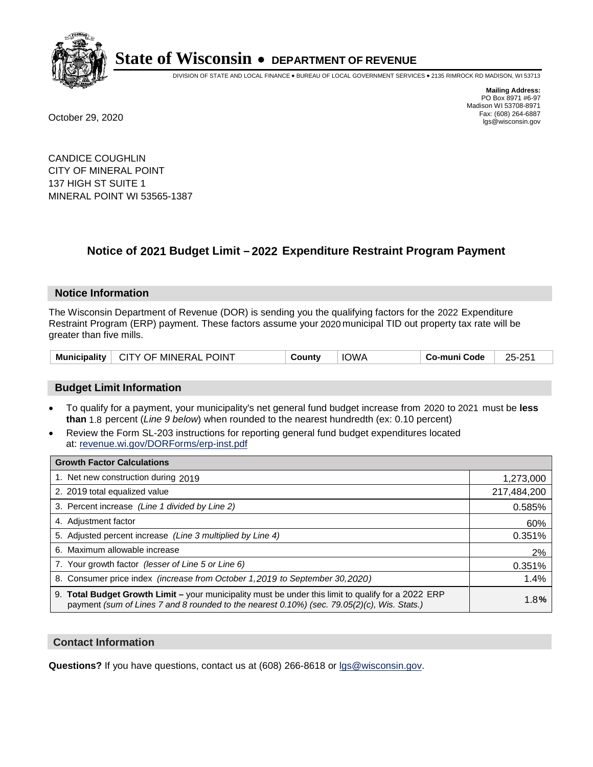# State of Wisconsin • DEPARTMENT OF REVENUE

DIVISION OF STATE AND LOCAL FINANCE • BUREAU OF LOCAL GOVERNMENT SERVICES • 2135 RIMROCK RD MADISON, WI 53713

**Mailing Address:**
PO Box 8971 #6-97
Madison WI 53708-8971
Fax: (608) 264-6887
lgs@wisconsin.gov

October 29, 2020

CANDICE COUGHLIN
CITY OF MINERAL POINT
137 HIGH ST SUITE 1
MINERAL POINT WI 53565-1387

## Notice of 2021 Budget Limit – 2022 Expenditure Restraint Program Payment

### Notice Information

The Wisconsin Department of Revenue (DOR) is sending you the qualifying factors for the 2022 Expenditure Restraint Program (ERP) payment. These factors assume your 2020 municipal TID out property tax rate will be greater than five mills.

| Municipality | CITY OF MINERAL POINT | County | IOWA | Co-muni Code | 25-251 |
|---|---|---|---|---|---|

### Budget Limit Information

- To qualify for a payment, your municipality's net general fund budget increase from 2020 to 2021 must be **less than** 1.8 percent (*Line 9 below*) when rounded to the nearest hundredth (ex: 0.10 percent)
- Review the Form SL-203 instructions for reporting general fund budget expenditures located at: revenue.wi.gov/DORForms/erp-inst.pdf

| Growth Factor Calculations | |
|---|---|
| 1. Net new construction during 2019 | 1,273,000 |
| 2. 2019 total equalized value | 217,484,200 |
| 3. Percent increase *(Line 1 divided by Line 2)* | 0.585% |
| 4. Adjustment factor | 60% |
| 5. Adjusted percent increase *(Line 3 multiplied by Line 4)* | 0.351% |
| 6. Maximum allowable increase | 2% |
| 7. Your growth factor *(lesser of Line 5 or Line 6)* | 0.351% |
| 8. Consumer price index *(increase from October 1,2019 to September 30,2020)* | 1.4% |
| 9. **Total Budget Growth Limit –** your municipality must be under this limit to qualify for a 2022 ERP payment *(sum of Lines 7 and 8 rounded to the nearest 0.10%) (sec. 79.05(2)(c), Wis. Stats.)* | 1.8**%** |

### Contact Information

**Questions?** If you have questions, contact us at (608) 266-8618 or lgs@wisconsin.gov.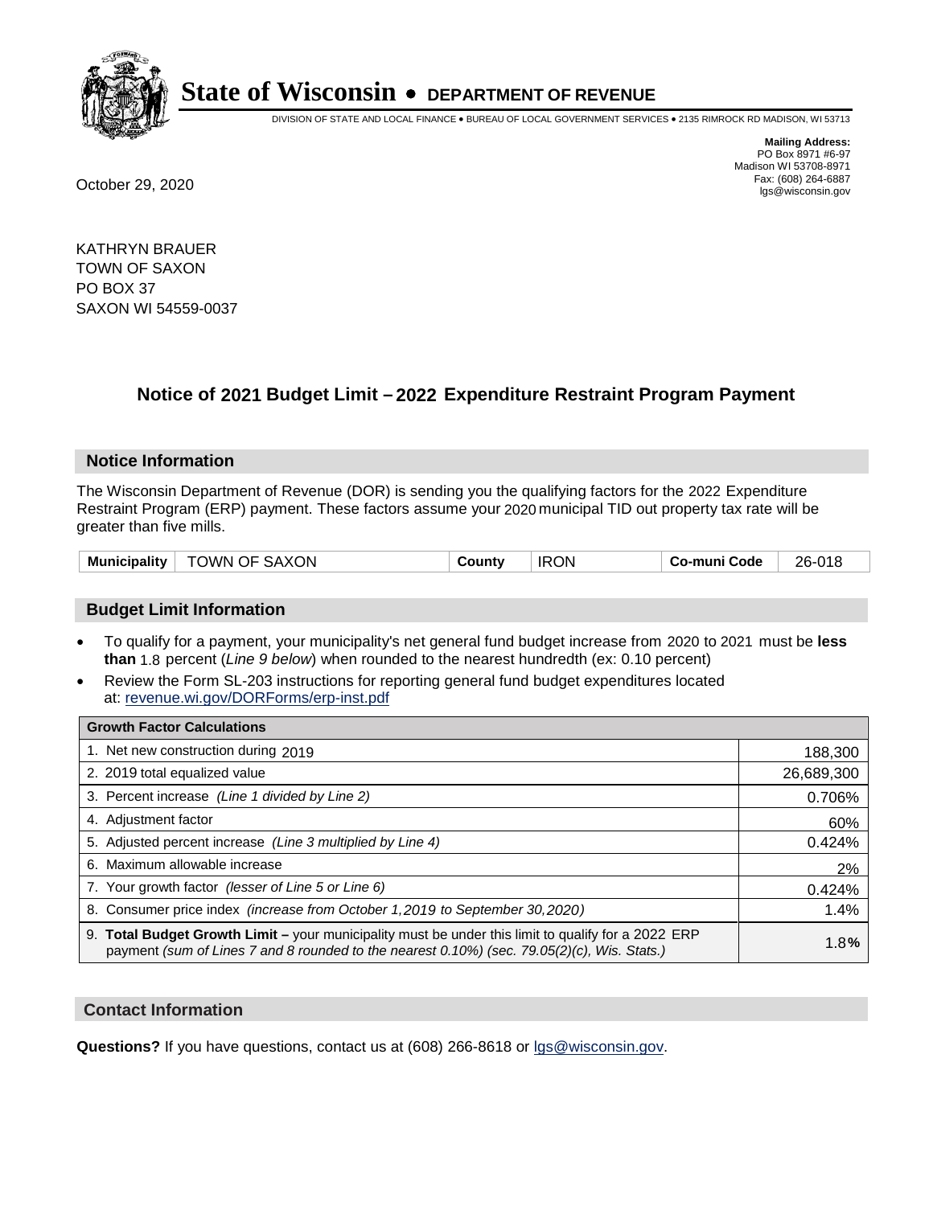# State of Wisconsin • DEPARTMENT OF REVENUE

DIVISION OF STATE AND LOCAL FINANCE • BUREAU OF LOCAL GOVERNMENT SERVICES • 2135 RIMROCK RD MADISON, WI 53713

**Mailing Address:**
PO Box 8971 #6-97
Madison WI 53708-8971
Fax: (608) 264-6887
lgs@wisconsin.gov

October 29, 2020

KATHRYN BRAUER
TOWN OF SAXON
PO BOX 37
SAXON WI 54559-0037

## Notice of 2021 Budget Limit – 2022 Expenditure Restraint Program Payment

### Notice Information

The Wisconsin Department of Revenue (DOR) is sending you the qualifying factors for the 2022 Expenditure Restraint Program (ERP) payment. These factors assume your 2020 municipal TID out property tax rate will be greater than five mills.

| Municipality | TOWN OF SAXON | County | IRON | Co-muni Code | 26-018 |
|---|---|---|---|---|---|

### Budget Limit Information

- To qualify for a payment, your municipality's net general fund budget increase from 2020 to 2021 must be **less than** 1.8 percent (*Line 9 below*) when rounded to the nearest hundredth (ex: 0.10 percent)
- Review the Form SL-203 instructions for reporting general fund budget expenditures located at: revenue.wi.gov/DORForms/erp-inst.pdf

| Growth Factor Calculations | |
|---|---|
| 1. Net new construction during 2019 | 188,300 |
| 2. 2019 total equalized value | 26,689,300 |
| 3. Percent increase *(Line 1 divided by Line 2)* | 0.706% |
| 4. Adjustment factor | 60% |
| 5. Adjusted percent increase *(Line 3 multiplied by Line 4)* | 0.424% |
| 6. Maximum allowable increase | 2% |
| 7. Your growth factor *(lesser of Line 5 or Line 6)* | 0.424% |
| 8. Consumer price index *(increase from October 1,2019 to September 30,2020)* | 1.4% |
| 9. **Total Budget Growth Limit –** your municipality must be under this limit to qualify for a 2022 ERP payment *(sum of Lines 7 and 8 rounded to the nearest 0.10%) (sec. 79.05(2)(c), Wis. Stats.)* | 1.8**%** |

### Contact Information

**Questions?** If you have questions, contact us at (608) 266-8618 or lgs@wisconsin.gov.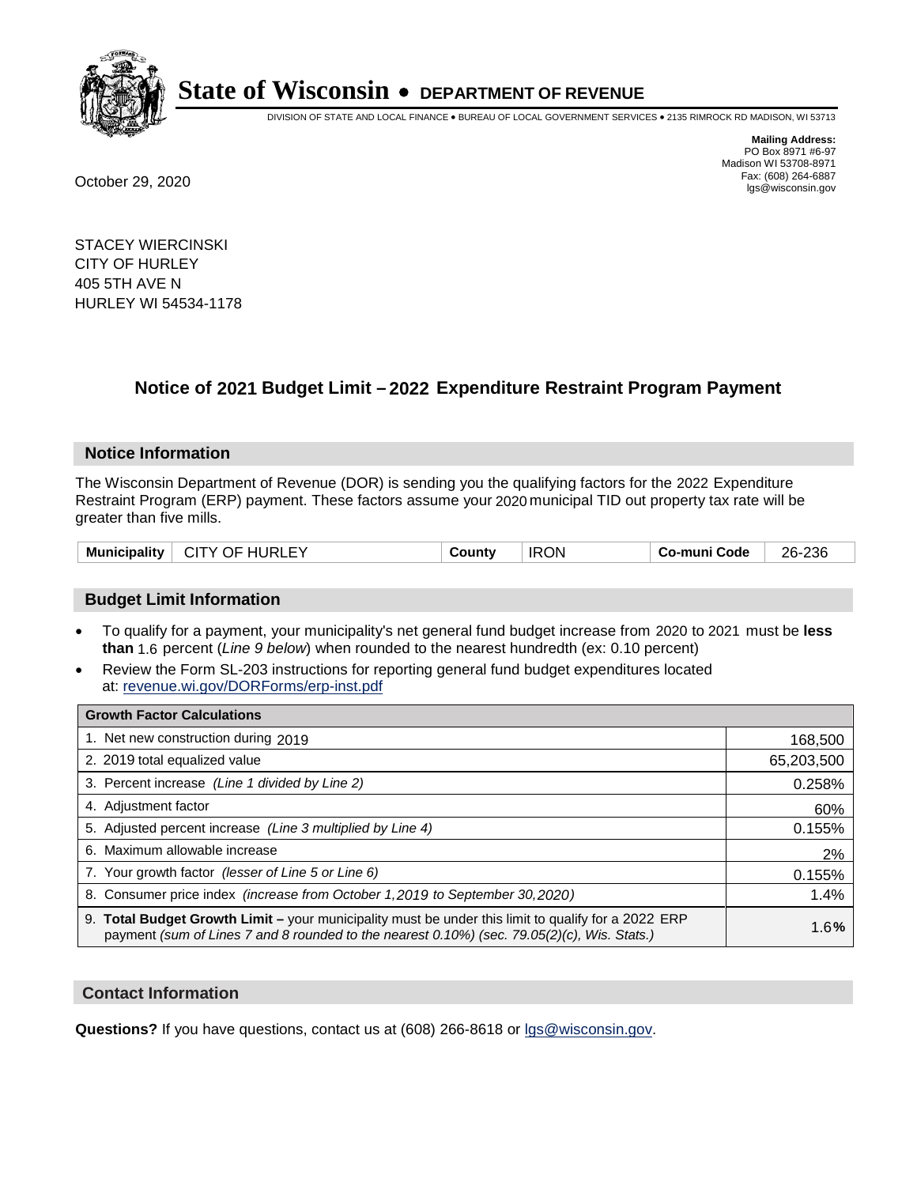# State of Wisconsin • DEPARTMENT OF REVENUE

DIVISION OF STATE AND LOCAL FINANCE • BUREAU OF LOCAL GOVERNMENT SERVICES • 2135 RIMROCK RD MADISON, WI 53713

**Mailing Address:**
PO Box 8971 #6-97
Madison WI 53708-8971
Fax: (608) 264-6887
lgs@wisconsin.gov

October 29, 2020

STACEY WIERCINSKI
CITY OF HURLEY
405 5TH AVE N
HURLEY WI 54534-1178

## Notice of 2021 Budget Limit – 2022 Expenditure Restraint Program Payment

### Notice Information

The Wisconsin Department of Revenue (DOR) is sending you the qualifying factors for the 2022 Expenditure Restraint Program (ERP) payment. These factors assume your 2020 municipal TID out property tax rate will be greater than five mills.

| Municipality | CITY OF HURLEY | County | IRON | Co-muni Code | 26-236 |
|---|---|---|---|---|---|

### Budget Limit Information

- To qualify for a payment, your municipality's net general fund budget increase from 2020 to 2021 must be **less than** 1.6 percent (*Line 9 below*) when rounded to the nearest hundredth (ex: 0.10 percent)
- Review the Form SL-203 instructions for reporting general fund budget expenditures located at: revenue.wi.gov/DORForms/erp-inst.pdf

| Growth Factor Calculations | |
|---|---|
| 1. Net new construction during 2019 | 168,500 |
| 2. 2019 total equalized value | 65,203,500 |
| 3. Percent increase *(Line 1 divided by Line 2)* | 0.258% |
| 4. Adjustment factor | 60% |
| 5. Adjusted percent increase *(Line 3 multiplied by Line 4)* | 0.155% |
| 6. Maximum allowable increase | 2% |
| 7. Your growth factor *(lesser of Line 5 or Line 6)* | 0.155% |
| 8. Consumer price index *(increase from October 1,2019 to September 30,2020)* | 1.4% |
| 9. **Total Budget Growth Limit –** your municipality must be under this limit to qualify for a 2022 ERP payment *(sum of Lines 7 and 8 rounded to the nearest 0.10%) (sec. 79.05(2)(c), Wis. Stats.)* | 1.6**%** |

### Contact Information

**Questions?** If you have questions, contact us at (608) 266-8618 or lgs@wisconsin.gov.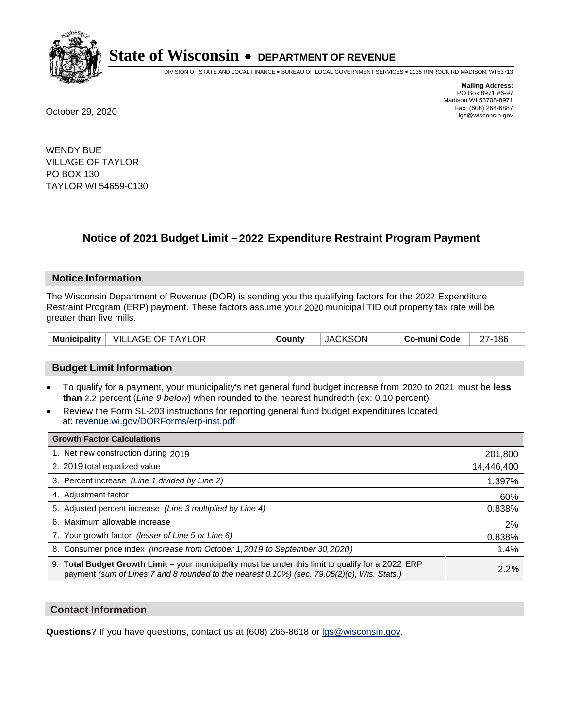**State of Wisconsin • DEPARTMENT OF REVENUE**

DIVISION OF STATE AND LOCAL FINANCE • BUREAU OF LOCAL GOVERNMENT SERVICES • 2135 RIMROCK RD MADISON, WI 53713

**Mailing Address:**
PO Box 8971 #6-97
Madison WI 53708-8971
Fax: (608) 264-6887
lgs@wisconsin.gov

October 29, 2020

WENDY BUE
VILLAGE OF TAYLOR
PO BOX 130
TAYLOR WI 54659-0130

## Notice of 2021 Budget Limit – 2022 Expenditure Restraint Program Payment

### Notice Information

The Wisconsin Department of Revenue (DOR) is sending you the qualifying factors for the 2022 Expenditure Restraint Program (ERP) payment. These factors assume your 2020 municipal TID out property tax rate will be greater than five mills.

| Municipality | VILLAGE OF TAYLOR | County | JACKSON | Co-muni Code | 27-186 |
|---|---|---|---|---|---|

### Budget Limit Information

- To qualify for a payment, your municipality's net general fund budget increase from 2020 to 2021 must be **less than** 2.2 percent (*Line 9 below*) when rounded to the nearest hundredth (ex: 0.10 percent)
- Review the Form SL-203 instructions for reporting general fund budget expenditures located at: revenue.wi.gov/DORForms/erp-inst.pdf

| Growth Factor Calculations | |
|---|---|
| 1. Net new construction during 2019 | 201,800 |
| 2. 2019 total equalized value | 14,446,400 |
| 3. Percent increase *(Line 1 divided by Line 2)* | 1.397% |
| 4. Adjustment factor | 60% |
| 5. Adjusted percent increase *(Line 3 multiplied by Line 4)* | 0.838% |
| 6. Maximum allowable increase | 2% |
| 7. Your growth factor *(lesser of Line 5 or Line 6)* | 0.838% |
| 8. Consumer price index *(increase from October 1,2019 to September 30,2020)* | 1.4% |
| 9. **Total Budget Growth Limit –** your municipality must be under this limit to qualify for a 2022 ERP payment *(sum of Lines 7 and 8 rounded to the nearest 0.10%) (sec. 79.05(2)(c), Wis. Stats.)* | 2.2**%** |

### Contact Information

**Questions?** If you have questions, contact us at (608) 266-8618 or lgs@wisconsin.gov.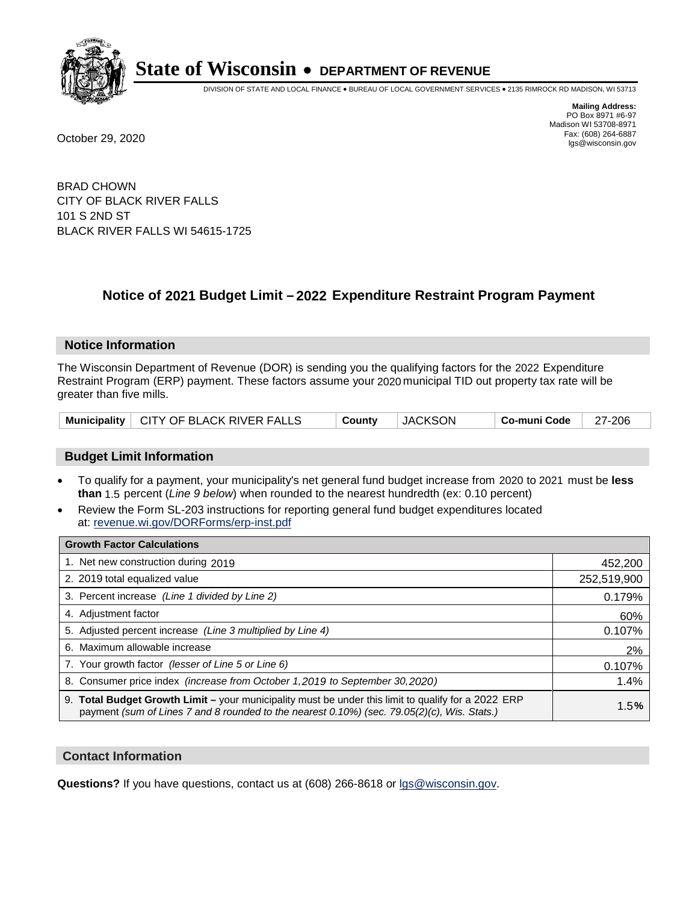# State of Wisconsin • DEPARTMENT OF REVENUE

DIVISION OF STATE AND LOCAL FINANCE • BUREAU OF LOCAL GOVERNMENT SERVICES • 2135 RIMROCK RD MADISON, WI 53713

**Mailing Address:**
PO Box 8971 #6-97
Madison WI 53708-8971
Fax: (608) 264-6887
lgs@wisconsin.gov

October 29, 2020

BRAD CHOWN
CITY OF BLACK RIVER FALLS
101 S 2ND ST
BLACK RIVER FALLS WI 54615-1725

## Notice of 2021 Budget Limit – 2022 Expenditure Restraint Program Payment

### Notice Information

The Wisconsin Department of Revenue (DOR) is sending you the qualifying factors for the 2022 Expenditure Restraint Program (ERP) payment. These factors assume your 2020 municipal TID out property tax rate will be greater than five mills.

| Municipality | CITY OF BLACK RIVER FALLS | County | JACKSON | Co-muni Code | 27-206 |
|---|---|---|---|---|---|

### Budget Limit Information

- To qualify for a payment, your municipality's net general fund budget increase from 2020 to 2021 must be **less than** 1.5 percent (*Line 9 below*) when rounded to the nearest hundredth (ex: 0.10 percent)
- Review the Form SL-203 instructions for reporting general fund budget expenditures located at: revenue.wi.gov/DORForms/erp-inst.pdf

| Growth Factor Calculations | |
|---|---|
| 1. Net new construction during 2019 | 452,200 |
| 2. 2019 total equalized value | 252,519,900 |
| 3. Percent increase *(Line 1 divided by Line 2)* | 0.179% |
| 4. Adjustment factor | 60% |
| 5. Adjusted percent increase *(Line 3 multiplied by Line 4)* | 0.107% |
| 6. Maximum allowable increase | 2% |
| 7. Your growth factor *(lesser of Line 5 or Line 6)* | 0.107% |
| 8. Consumer price index *(increase from October 1,2019 to September 30,2020)* | 1.4% |
| 9. **Total Budget Growth Limit** – your municipality must be under this limit to qualify for a 2022 ERP payment *(sum of Lines 7 and 8 rounded to the nearest 0.10%) (sec. 79.05(2)(c), Wis. Stats.)* | 1.5% |

### Contact Information

**Questions?** If you have questions, contact us at (608) 266-8618 or lgs@wisconsin.gov.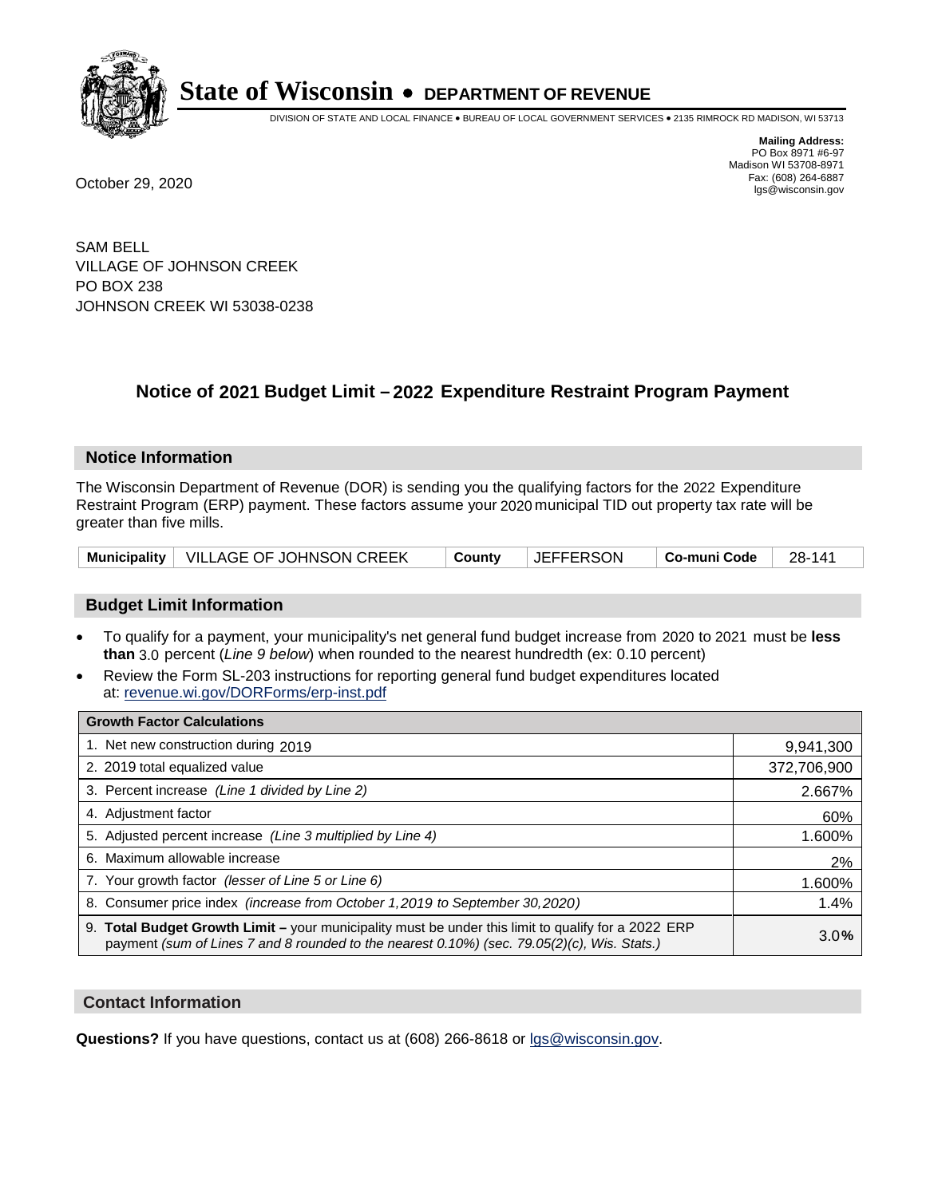# State of Wisconsin • DEPARTMENT OF REVENUE

DIVISION OF STATE AND LOCAL FINANCE • BUREAU OF LOCAL GOVERNMENT SERVICES • 2135 RIMROCK RD MADISON, WI 53713

**Mailing Address:**
PO Box 8971 #6-97
Madison WI 53708-8971
Fax: (608) 264-6887
lgs@wisconsin.gov

October 29, 2020

SAM BELL
VILLAGE OF JOHNSON CREEK
PO BOX 238
JOHNSON CREEK WI 53038-0238

## Notice of 2021 Budget Limit – 2022 Expenditure Restraint Program Payment

### Notice Information

The Wisconsin Department of Revenue (DOR) is sending you the qualifying factors for the 2022 Expenditure Restraint Program (ERP) payment. These factors assume your 2020 municipal TID out property tax rate will be greater than five mills.

| Municipality | VILLAGE OF JOHNSON CREEK | County | JEFFERSON | Co-muni Code | 28-141 |
|---|---|---|---|---|---|

### Budget Limit Information

- To qualify for a payment, your municipality's net general fund budget increase from 2020 to 2021 must be **less than** 3.0 percent (*Line 9 below*) when rounded to the nearest hundredth (ex: 0.10 percent)
- Review the Form SL-203 instructions for reporting general fund budget expenditures located at: revenue.wi.gov/DORForms/erp-inst.pdf

| Growth Factor Calculations | |
|---|---|
| 1. Net new construction during 2019 | 9,941,300 |
| 2. 2019 total equalized value | 372,706,900 |
| 3. Percent increase *(Line 1 divided by Line 2)* | 2.667% |
| 4. Adjustment factor | 60% |
| 5. Adjusted percent increase *(Line 3 multiplied by Line 4)* | 1.600% |
| 6. Maximum allowable increase | 2% |
| 7. Your growth factor *(lesser of Line 5 or Line 6)* | 1.600% |
| 8. Consumer price index *(increase from October 1,2019 to September 30,2020)* | 1.4% |
| 9. **Total Budget Growth Limit –** your municipality must be under this limit to qualify for a 2022 ERP payment *(sum of Lines 7 and 8 rounded to the nearest 0.10%) (sec. 79.05(2)(c), Wis. Stats.)* | 3.0% |

### Contact Information

**Questions?** If you have questions, contact us at (608) 266-8618 or lgs@wisconsin.gov.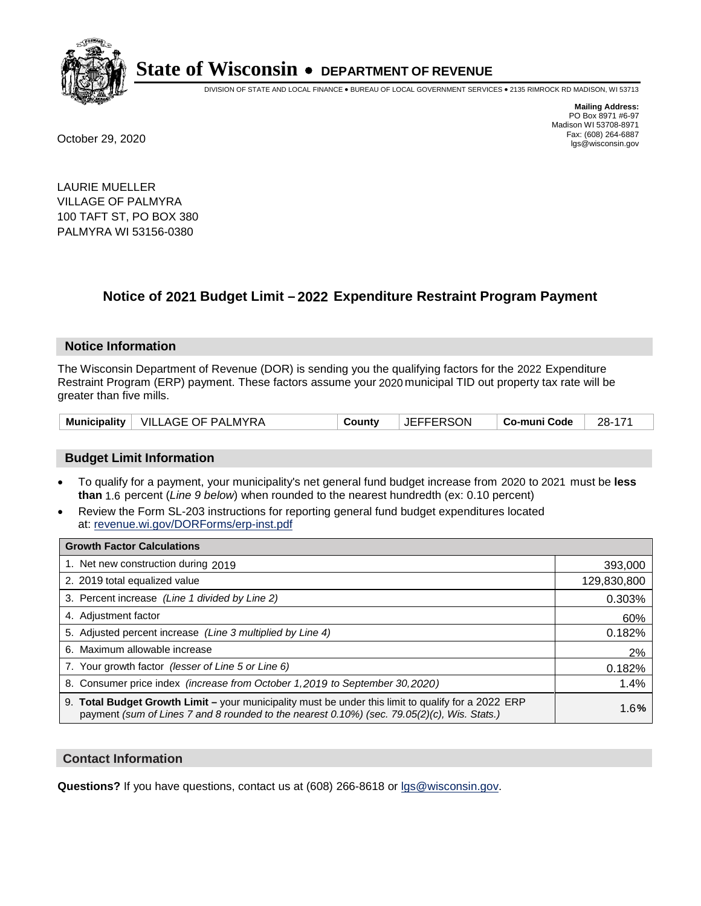# State of Wisconsin • DEPARTMENT OF REVENUE

DIVISION OF STATE AND LOCAL FINANCE • BUREAU OF LOCAL GOVERNMENT SERVICES • 2135 RIMROCK RD MADISON, WI 53713

**Mailing Address:**
PO Box 8971 #6-97
Madison WI 53708-8971
Fax: (608) 264-6887
lgs@wisconsin.gov

October 29, 2020

LAURIE MUELLER
VILLAGE OF PALMYRA
100 TAFT ST, PO BOX 380
PALMYRA WI 53156-0380

## Notice of 2021 Budget Limit – 2022 Expenditure Restraint Program Payment

### Notice Information

The Wisconsin Department of Revenue (DOR) is sending you the qualifying factors for the 2022 Expenditure Restraint Program (ERP) payment. These factors assume your 2020 municipal TID out property tax rate will be greater than five mills.

| Municipality | VILLAGE OF PALMYRA | County | JEFFERSON | Co-muni Code | 28-171 |
|---|---|---|---|---|---|

### Budget Limit Information

- To qualify for a payment, your municipality's net general fund budget increase from 2020 to 2021 must be **less than** 1.6 percent (*Line 9 below*) when rounded to the nearest hundredth (ex: 0.10 percent)
- Review the Form SL-203 instructions for reporting general fund budget expenditures located at: revenue.wi.gov/DORForms/erp-inst.pdf

| Growth Factor Calculations | |
|---|---|
| 1. Net new construction during 2019 | 393,000 |
| 2. 2019 total equalized value | 129,830,800 |
| 3. Percent increase *(Line 1 divided by Line 2)* | 0.303% |
| 4. Adjustment factor | 60% |
| 5. Adjusted percent increase *(Line 3 multiplied by Line 4)* | 0.182% |
| 6. Maximum allowable increase | 2% |
| 7. Your growth factor *(lesser of Line 5 or Line 6)* | 0.182% |
| 8. Consumer price index *(increase from October 1,2019 to September 30,2020)* | 1.4% |
| 9. **Total Budget Growth Limit –** your municipality must be under this limit to qualify for a 2022 ERP payment *(sum of Lines 7 and 8 rounded to the nearest 0.10%) (sec. 79.05(2)(c), Wis. Stats.)* | 1.6% |

### Contact Information

**Questions?** If you have questions, contact us at (608) 266-8618 or lgs@wisconsin.gov.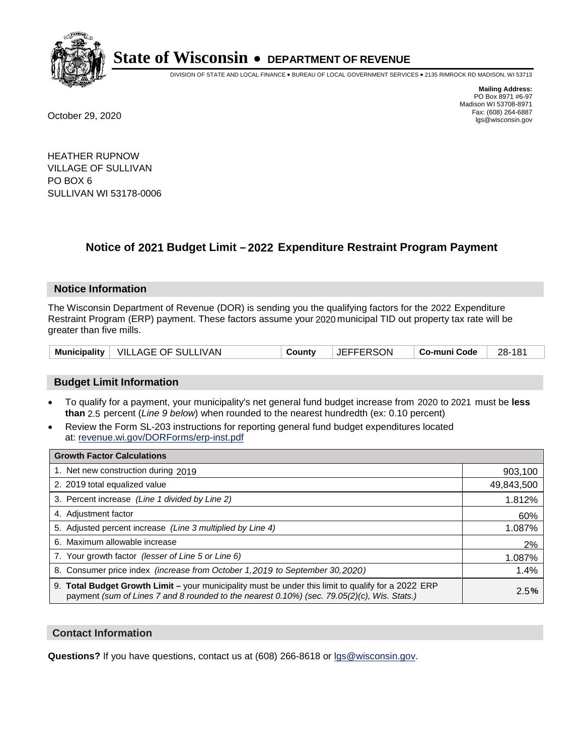# State of Wisconsin • DEPARTMENT OF REVENUE

DIVISION OF STATE AND LOCAL FINANCE • BUREAU OF LOCAL GOVERNMENT SERVICES • 2135 RIMROCK RD MADISON, WI 53713

**Mailing Address:**
PO Box 8971 #6-97
Madison WI 53708-8971
Fax: (608) 264-6887
lgs@wisconsin.gov

October 29, 2020

HEATHER RUPNOW
VILLAGE OF SULLIVAN
PO BOX 6
SULLIVAN WI 53178-0006

## Notice of 2021 Budget Limit – 2022 Expenditure Restraint Program Payment

### Notice Information

The Wisconsin Department of Revenue (DOR) is sending you the qualifying factors for the 2022 Expenditure Restraint Program (ERP) payment. These factors assume your 2020 municipal TID out property tax rate will be greater than five mills.

| Municipality | VILLAGE OF SULLIVAN | County | JEFFERSON | Co-muni Code | 28-181 |
|---|---|---|---|---|---|

### Budget Limit Information

- To qualify for a payment, your municipality's net general fund budget increase from 2020 to 2021 must be **less than** 2.5 percent (*Line 9 below*) when rounded to the nearest hundredth (ex: 0.10 percent)
- Review the Form SL-203 instructions for reporting general fund budget expenditures located at: revenue.wi.gov/DORForms/erp-inst.pdf

| Growth Factor Calculations | |
|---|---|
| 1. Net new construction during 2019 | 903,100 |
| 2. 2019 total equalized value | 49,843,500 |
| 3. Percent increase *(Line 1 divided by Line 2)* | 1.812% |
| 4. Adjustment factor | 60% |
| 5. Adjusted percent increase *(Line 3 multiplied by Line 4)* | 1.087% |
| 6. Maximum allowable increase | 2% |
| 7. Your growth factor *(lesser of Line 5 or Line 6)* | 1.087% |
| 8. Consumer price index *(increase from October 1,2019 to September 30,2020)* | 1.4% |
| 9. **Total Budget Growth Limit –** your municipality must be under this limit to qualify for a 2022 ERP payment *(sum of Lines 7 and 8 rounded to the nearest 0.10%) (sec. 79.05(2)(c), Wis. Stats.)* | 2.5**%** |

### Contact Information

**Questions?** If you have questions, contact us at (608) 266-8618 or lgs@wisconsin.gov.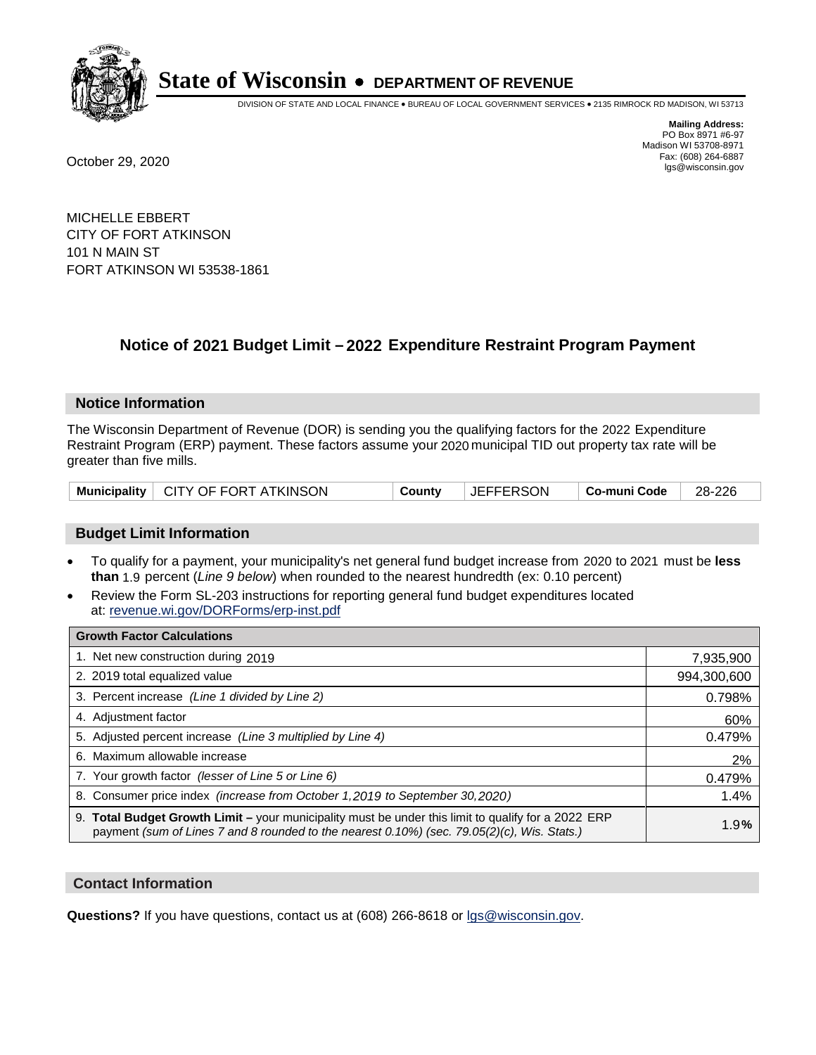# State of Wisconsin • DEPARTMENT OF REVENUE

DIVISION OF STATE AND LOCAL FINANCE • BUREAU OF LOCAL GOVERNMENT SERVICES • 2135 RIMROCK RD MADISON, WI 53713

**Mailing Address:**
PO Box 8971 #6-97
Madison WI 53708-8971
Fax: (608) 264-6887
lgs@wisconsin.gov

October 29, 2020

MICHELLE EBBERT
CITY OF FORT ATKINSON
101 N MAIN ST
FORT ATKINSON WI 53538-1861

## Notice of 2021 Budget Limit – 2022 Expenditure Restraint Program Payment

### Notice Information

The Wisconsin Department of Revenue (DOR) is sending you the qualifying factors for the 2022 Expenditure Restraint Program (ERP) payment. These factors assume your 2020 municipal TID out property tax rate will be greater than five mills.

| Municipality | CITY OF FORT ATKINSON | County | JEFFERSON | Co-muni Code | 28-226 |
|---|---|---|---|---|---|

### Budget Limit Information

- To qualify for a payment, your municipality's net general fund budget increase from 2020 to 2021 must be **less than** 1.9 percent (*Line 9 below*) when rounded to the nearest hundredth (ex: 0.10 percent)
- Review the Form SL-203 instructions for reporting general fund budget expenditures located at: revenue.wi.gov/DORForms/erp-inst.pdf

| Growth Factor Calculations | |
|---|---|
| 1. Net new construction during 2019 | 7,935,900 |
| 2. 2019 total equalized value | 994,300,600 |
| 3. Percent increase *(Line 1 divided by Line 2)* | 0.798% |
| 4. Adjustment factor | 60% |
| 5. Adjusted percent increase *(Line 3 multiplied by Line 4)* | 0.479% |
| 6. Maximum allowable increase | 2% |
| 7. Your growth factor *(lesser of Line 5 or Line 6)* | 0.479% |
| 8. Consumer price index *(increase from October 1,2019 to September 30,2020)* | 1.4% |
| 9. **Total Budget Growth Limit –** your municipality must be under this limit to qualify for a 2022 ERP payment *(sum of Lines 7 and 8 rounded to the nearest 0.10%) (sec. 79.05(2)(c), Wis. Stats.)* | 1.9% |

### Contact Information

**Questions?** If you have questions, contact us at (608) 266-8618 or lgs@wisconsin.gov.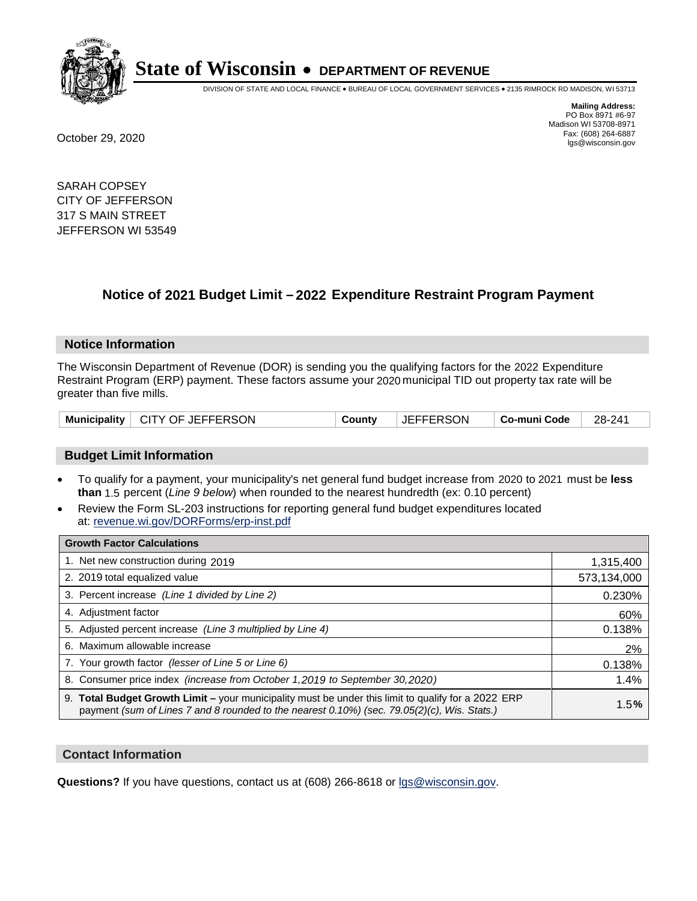# State of Wisconsin • DEPARTMENT OF REVENUE

DIVISION OF STATE AND LOCAL FINANCE • BUREAU OF LOCAL GOVERNMENT SERVICES • 2135 RIMROCK RD MADISON, WI 53713

**Mailing Address:**
PO Box 8971 #6-97
Madison WI 53708-8971
Fax: (608) 264-6887
lgs@wisconsin.gov

October 29, 2020

SARAH COPSEY
CITY OF JEFFERSON
317 S MAIN STREET
JEFFERSON WI 53549

## Notice of 2021 Budget Limit – 2022 Expenditure Restraint Program Payment

### Notice Information

The Wisconsin Department of Revenue (DOR) is sending you the qualifying factors for the 2022 Expenditure Restraint Program (ERP) payment. These factors assume your 2020 municipal TID out property tax rate will be greater than five mills.

| Municipality | CITY OF JEFFERSON | County | JEFFERSON | Co-muni Code | 28-241 |
|---|---|---|---|---|---|

### Budget Limit Information

- To qualify for a payment, your municipality's net general fund budget increase from 2020 to 2021 must be **less than** 1.5 percent (*Line 9 below*) when rounded to the nearest hundredth (ex: 0.10 percent)
- Review the Form SL-203 instructions for reporting general fund budget expenditures located at: revenue.wi.gov/DORForms/erp-inst.pdf

| Growth Factor Calculations | |
|---|---|
| 1. Net new construction during 2019 | 1,315,400 |
| 2. 2019 total equalized value | 573,134,000 |
| 3. Percent increase *(Line 1 divided by Line 2)* | 0.230% |
| 4. Adjustment factor | 60% |
| 5. Adjusted percent increase *(Line 3 multiplied by Line 4)* | 0.138% |
| 6. Maximum allowable increase | 2% |
| 7. Your growth factor *(lesser of Line 5 or Line 6)* | 0.138% |
| 8. Consumer price index *(increase from October 1,2019 to September 30,2020)* | 1.4% |
| 9. **Total Budget Growth Limit –** your municipality must be under this limit to qualify for a 2022 ERP payment *(sum of Lines 7 and 8 rounded to the nearest 0.10%) (sec. 79.05(2)(c), Wis. Stats.)* | 1.5**%** |

### Contact Information

**Questions?** If you have questions, contact us at (608) 266-8618 or lgs@wisconsin.gov.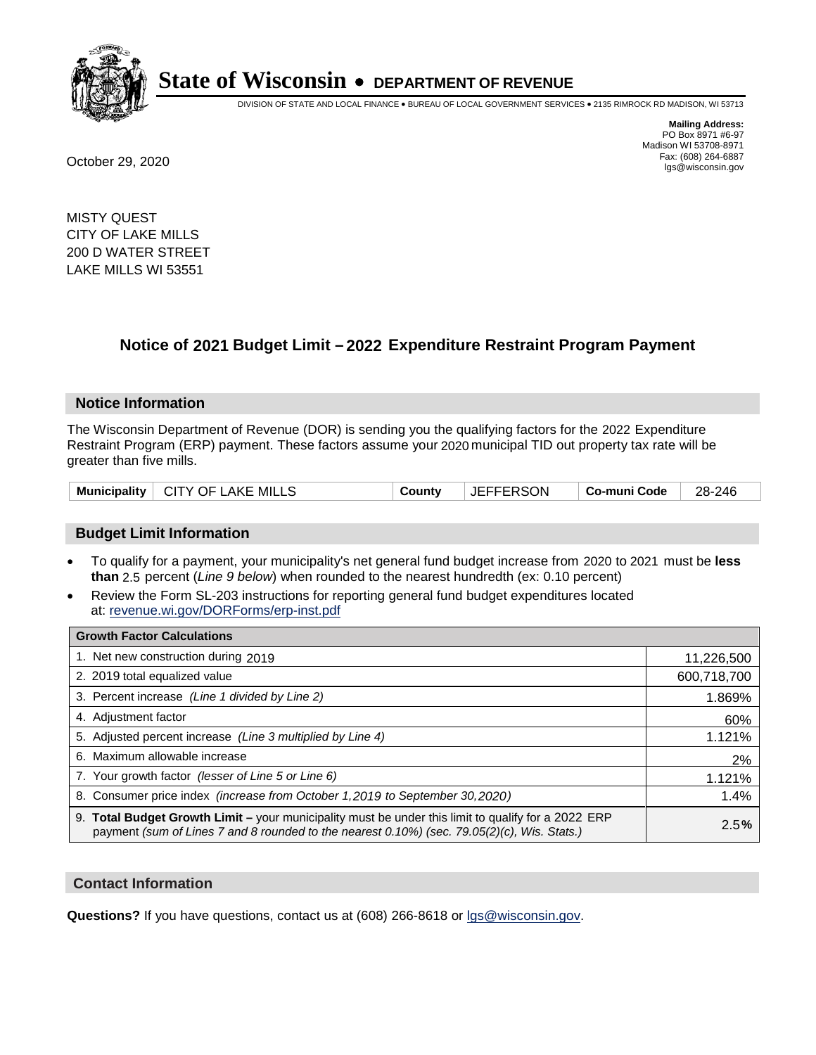# State of Wisconsin • DEPARTMENT OF REVENUE

DIVISION OF STATE AND LOCAL FINANCE • BUREAU OF LOCAL GOVERNMENT SERVICES • 2135 RIMROCK RD MADISON, WI 53713

**Mailing Address:**
PO Box 8971 #6-97
Madison WI 53708-8971
Fax: (608) 264-6887
lgs@wisconsin.gov

October 29, 2020

MISTY QUEST
CITY OF LAKE MILLS
200 D WATER STREET
LAKE MILLS WI 53551

## Notice of 2021 Budget Limit – 2022 Expenditure Restraint Program Payment

### Notice Information

The Wisconsin Department of Revenue (DOR) is sending you the qualifying factors for the 2022 Expenditure Restraint Program (ERP) payment. These factors assume your 2020 municipal TID out property tax rate will be greater than five mills.

| Municipality | CITY OF LAKE MILLS | County | JEFFERSON | Co-muni Code | 28-246 |
|---|---|---|---|---|---|

### Budget Limit Information

- To qualify for a payment, your municipality's net general fund budget increase from 2020 to 2021 must be **less than** 2.5 percent (*Line 9 below*) when rounded to the nearest hundredth (ex: 0.10 percent)
- Review the Form SL-203 instructions for reporting general fund budget expenditures located at: revenue.wi.gov/DORForms/erp-inst.pdf

| Growth Factor Calculations | |
|---|---|
| 1. Net new construction during 2019 | 11,226,500 |
| 2. 2019 total equalized value | 600,718,700 |
| 3. Percent increase *(Line 1 divided by Line 2)* | 1.869% |
| 4. Adjustment factor | 60% |
| 5. Adjusted percent increase *(Line 3 multiplied by Line 4)* | 1.121% |
| 6. Maximum allowable increase | 2% |
| 7. Your growth factor *(lesser of Line 5 or Line 6)* | 1.121% |
| 8. Consumer price index *(increase from October 1,2019 to September 30,2020)* | 1.4% |
| 9. **Total Budget Growth Limit –** your municipality must be under this limit to qualify for a 2022 ERP payment *(sum of Lines 7 and 8 rounded to the nearest 0.10%) (sec. 79.05(2)(c), Wis. Stats.)* | 2.5**%** |

### Contact Information

**Questions?** If you have questions, contact us at (608) 266-8618 or lgs@wisconsin.gov.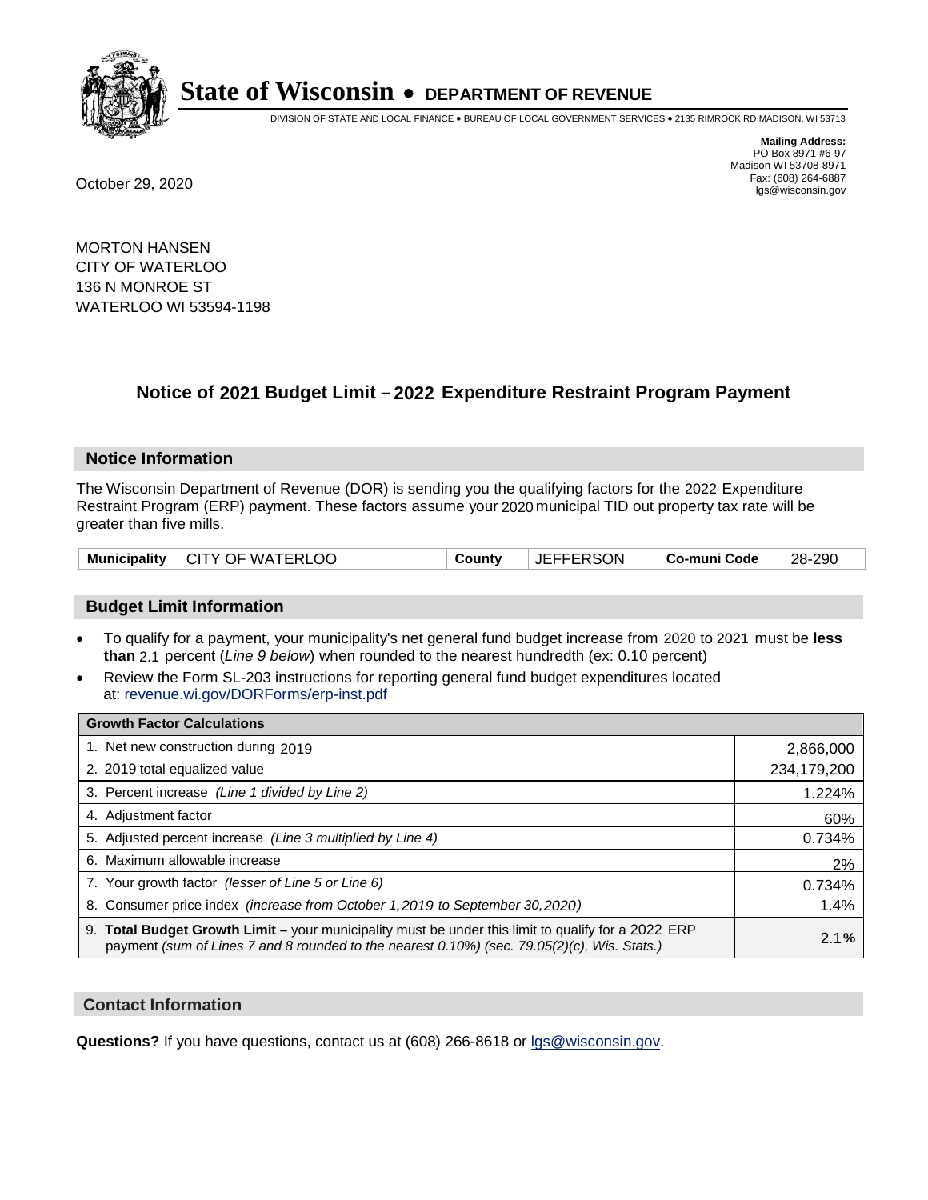# State of Wisconsin • DEPARTMENT OF REVENUE

DIVISION OF STATE AND LOCAL FINANCE • BUREAU OF LOCAL GOVERNMENT SERVICES • 2135 RIMROCK RD MADISON, WI 53713

**Mailing Address:**
PO Box 8971 #6-97
Madison WI 53708-8971
Fax: (608) 264-6887
lgs@wisconsin.gov

October 29, 2020

MORTON HANSEN
CITY OF WATERLOO
136 N MONROE ST
WATERLOO WI 53594-1198

## Notice of 2021 Budget Limit – 2022 Expenditure Restraint Program Payment

### Notice Information

The Wisconsin Department of Revenue (DOR) is sending you the qualifying factors for the 2022 Expenditure Restraint Program (ERP) payment. These factors assume your 2020 municipal TID out property tax rate will be greater than five mills.

| Municipality | CITY OF WATERLOO | County | JEFFERSON | Co-muni Code | 28-290 |
|---|---|---|---|---|---|

### Budget Limit Information

- To qualify for a payment, your municipality's net general fund budget increase from 2020 to 2021 must be **less than** 2.1 percent (*Line 9 below*) when rounded to the nearest hundredth (ex: 0.10 percent)
- Review the Form SL-203 instructions for reporting general fund budget expenditures located at: revenue.wi.gov/DORForms/erp-inst.pdf

| Growth Factor Calculations | |
|---|---|
| 1. Net new construction during 2019 | 2,866,000 |
| 2. 2019 total equalized value | 234,179,200 |
| 3. Percent increase *(Line 1 divided by Line 2)* | 1.224% |
| 4. Adjustment factor | 60% |
| 5. Adjusted percent increase *(Line 3 multiplied by Line 4)* | 0.734% |
| 6. Maximum allowable increase | 2% |
| 7. Your growth factor *(lesser of Line 5 or Line 6)* | 0.734% |
| 8. Consumer price index *(increase from October 1,2019 to September 30,2020)* | 1.4% |
| 9. **Total Budget Growth Limit –** your municipality must be under this limit to qualify for a 2022 ERP payment *(sum of Lines 7 and 8 rounded to the nearest 0.10%) (sec. 79.05(2)(c), Wis. Stats.)* | 2.1**%** |

### Contact Information

**Questions?** If you have questions, contact us at (608) 266-8618 or lgs@wisconsin.gov.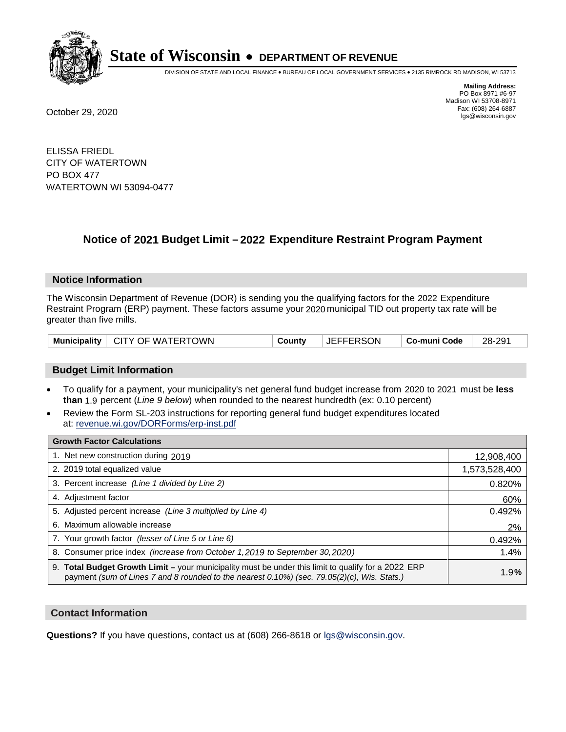# State of Wisconsin • DEPARTMENT OF REVENUE

DIVISION OF STATE AND LOCAL FINANCE • BUREAU OF LOCAL GOVERNMENT SERVICES • 2135 RIMROCK RD MADISON, WI 53713

**Mailing Address:**
PO Box 8971 #6-97
Madison WI 53708-8971
Fax: (608) 264-6887
lgs@wisconsin.gov

October 29, 2020

ELISSA FRIEDL
CITY OF WATERTOWN
PO BOX 477
WATERTOWN WI 53094-0477

## Notice of 2021 Budget Limit – 2022 Expenditure Restraint Program Payment

### Notice Information

The Wisconsin Department of Revenue (DOR) is sending you the qualifying factors for the 2022 Expenditure Restraint Program (ERP) payment. These factors assume your 2020 municipal TID out property tax rate will be greater than five mills.

| Municipality | CITY OF WATERTOWN | County | JEFFERSON | Co-muni Code | 28-291 |
|---|---|---|---|---|---|

### Budget Limit Information

- To qualify for a payment, your municipality's net general fund budget increase from 2020 to 2021 must be **less than** 1.9 percent (*Line 9 below*) when rounded to the nearest hundredth (ex: 0.10 percent)
- Review the Form SL-203 instructions for reporting general fund budget expenditures located at: revenue.wi.gov/DORForms/erp-inst.pdf

| Growth Factor Calculations | |
|---|---|
| 1. Net new construction during 2019 | 12,908,400 |
| 2. 2019 total equalized value | 1,573,528,400 |
| 3. Percent increase *(Line 1 divided by Line 2)* | 0.820% |
| 4. Adjustment factor | 60% |
| 5. Adjusted percent increase *(Line 3 multiplied by Line 4)* | 0.492% |
| 6. Maximum allowable increase | 2% |
| 7. Your growth factor *(lesser of Line 5 or Line 6)* | 0.492% |
| 8. Consumer price index *(increase from October 1,2019 to September 30,2020)* | 1.4% |
| 9. **Total Budget Growth Limit –** your municipality must be under this limit to qualify for a 2022 ERP payment *(sum of Lines 7 and 8 rounded to the nearest 0.10%) (sec. 79.05(2)(c), Wis. Stats.)* | 1.9% |

### Contact Information

**Questions?** If you have questions, contact us at (608) 266-8618 or lgs@wisconsin.gov.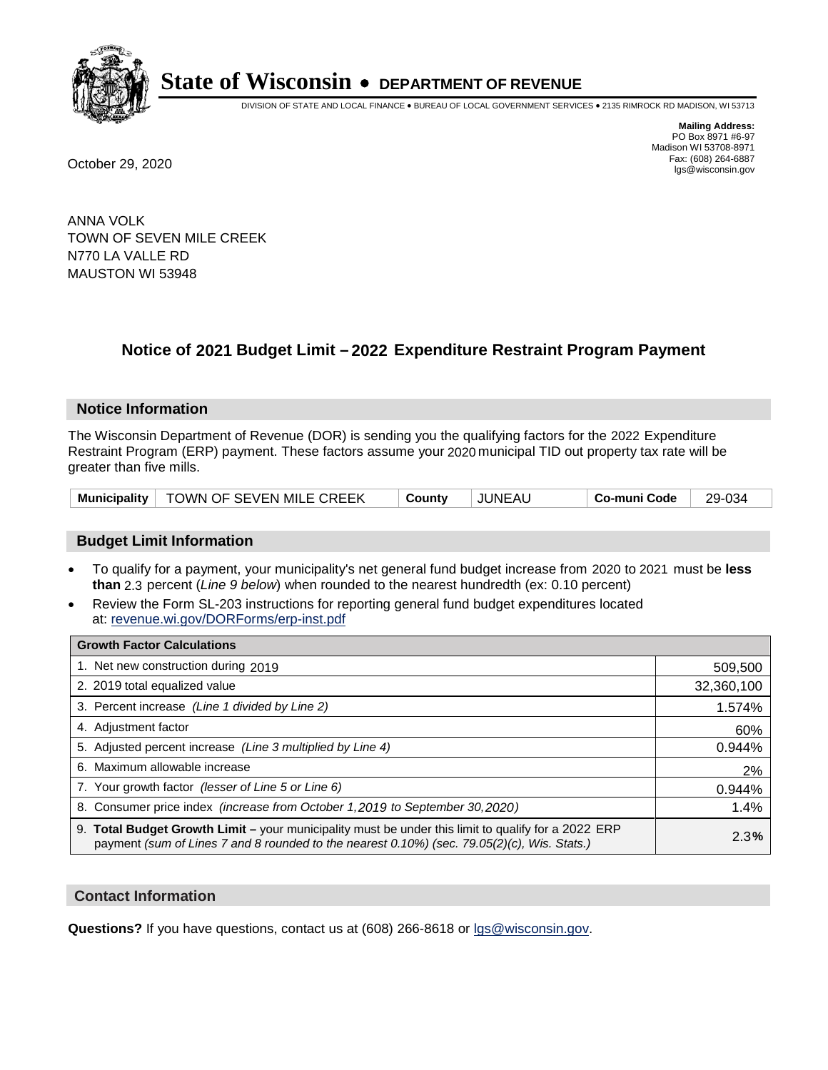# State of Wisconsin • DEPARTMENT OF REVENUE

DIVISION OF STATE AND LOCAL FINANCE • BUREAU OF LOCAL GOVERNMENT SERVICES • 2135 RIMROCK RD MADISON, WI 53713

**Mailing Address:**
PO Box 8971 #6-97
Madison WI 53708-8971
Fax: (608) 264-6887
lgs@wisconsin.gov

October 29, 2020

ANNA VOLK
TOWN OF SEVEN MILE CREEK
N770 LA VALLE RD
MAUSTON WI 53948

## Notice of 2021 Budget Limit – 2022 Expenditure Restraint Program Payment

### Notice Information

The Wisconsin Department of Revenue (DOR) is sending you the qualifying factors for the 2022 Expenditure Restraint Program (ERP) payment. These factors assume your 2020 municipal TID out property tax rate will be greater than five mills.

| Municipality | TOWN OF SEVEN MILE CREEK | County | JUNEAU | Co-muni Code | 29-034 |
|---|---|---|---|---|---|

### Budget Limit Information

- To qualify for a payment, your municipality's net general fund budget increase from 2020 to 2021 must be **less than** 2.3 percent (*Line 9 below*) when rounded to the nearest hundredth (ex: 0.10 percent)
- Review the Form SL-203 instructions for reporting general fund budget expenditures located at: revenue.wi.gov/DORForms/erp-inst.pdf

| Growth Factor Calculations | |
|---|---|
| 1. Net new construction during 2019 | 509,500 |
| 2. 2019 total equalized value | 32,360,100 |
| 3. Percent increase *(Line 1 divided by Line 2)* | 1.574% |
| 4. Adjustment factor | 60% |
| 5. Adjusted percent increase *(Line 3 multiplied by Line 4)* | 0.944% |
| 6. Maximum allowable increase | 2% |
| 7. Your growth factor *(lesser of Line 5 or Line 6)* | 0.944% |
| 8. Consumer price index *(increase from October 1,2019 to September 30,2020)* | 1.4% |
| 9. **Total Budget Growth Limit –** your municipality must be under this limit to qualify for a 2022 ERP payment *(sum of Lines 7 and 8 rounded to the nearest 0.10%) (sec. 79.05(2)(c), Wis. Stats.)* | 2.3**%** |

### Contact Information

**Questions?** If you have questions, contact us at (608) 266-8618 or lgs@wisconsin.gov.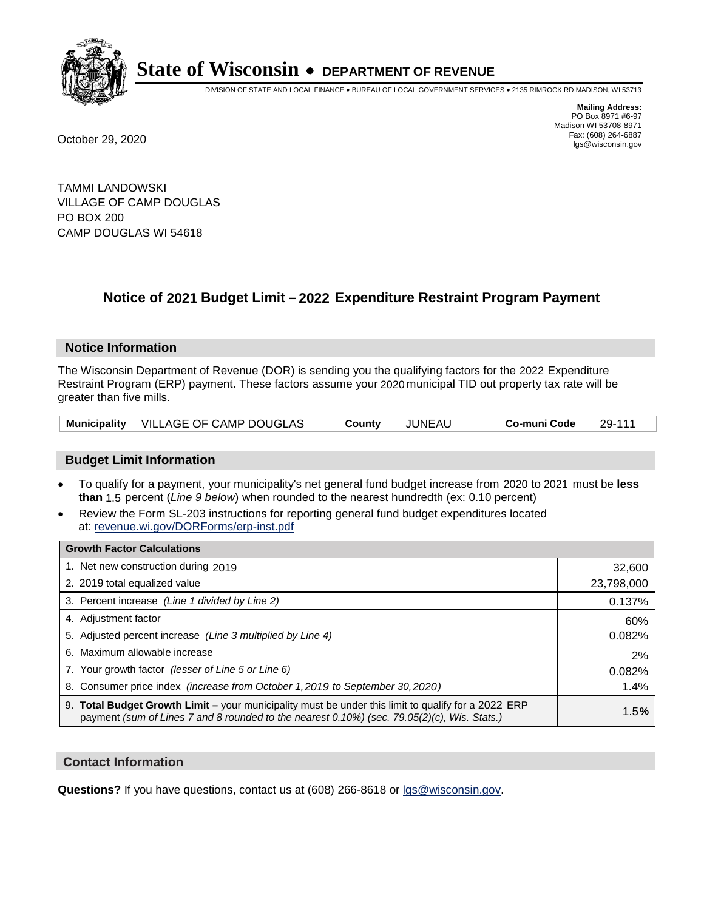# State of Wisconsin • DEPARTMENT OF REVENUE

DIVISION OF STATE AND LOCAL FINANCE • BUREAU OF LOCAL GOVERNMENT SERVICES • 2135 RIMROCK RD MADISON, WI 53713

**Mailing Address:**
PO Box 8971 #6-97
Madison WI 53708-8971
Fax: (608) 264-6887
lgs@wisconsin.gov

October 29, 2020

TAMMI LANDOWSKI
VILLAGE OF CAMP DOUGLAS
PO BOX 200
CAMP DOUGLAS WI 54618

## Notice of 2021 Budget Limit – 2022 Expenditure Restraint Program Payment

### Notice Information

The Wisconsin Department of Revenue (DOR) is sending you the qualifying factors for the 2022 Expenditure Restraint Program (ERP) payment. These factors assume your 2020 municipal TID out property tax rate will be greater than five mills.

| Municipality | VILLAGE OF CAMP DOUGLAS | County | JUNEAU | Co-muni Code | 29-111 |
|---|---|---|---|---|---|

### Budget Limit Information

- To qualify for a payment, your municipality's net general fund budget increase from 2020 to 2021 must be **less than** 1.5 percent (*Line 9 below*) when rounded to the nearest hundredth (ex: 0.10 percent)
- Review the Form SL-203 instructions for reporting general fund budget expenditures located at: revenue.wi.gov/DORForms/erp-inst.pdf

| Growth Factor Calculations | |
|---|---|
| 1. Net new construction during 2019 | 32,600 |
| 2. 2019 total equalized value | 23,798,000 |
| 3. Percent increase *(Line 1 divided by Line 2)* | 0.137% |
| 4. Adjustment factor | 60% |
| 5. Adjusted percent increase *(Line 3 multiplied by Line 4)* | 0.082% |
| 6. Maximum allowable increase | 2% |
| 7. Your growth factor *(lesser of Line 5 or Line 6)* | 0.082% |
| 8. Consumer price index *(increase from October 1,2019 to September 30,2020)* | 1.4% |
| 9. **Total Budget Growth Limit –** your municipality must be under this limit to qualify for a 2022 ERP payment *(sum of Lines 7 and 8 rounded to the nearest 0.10%) (sec. 79.05(2)(c), Wis. Stats.)* | 1.5**%** |

### Contact Information

**Questions?** If you have questions, contact us at (608) 266-8618 or lgs@wisconsin.gov.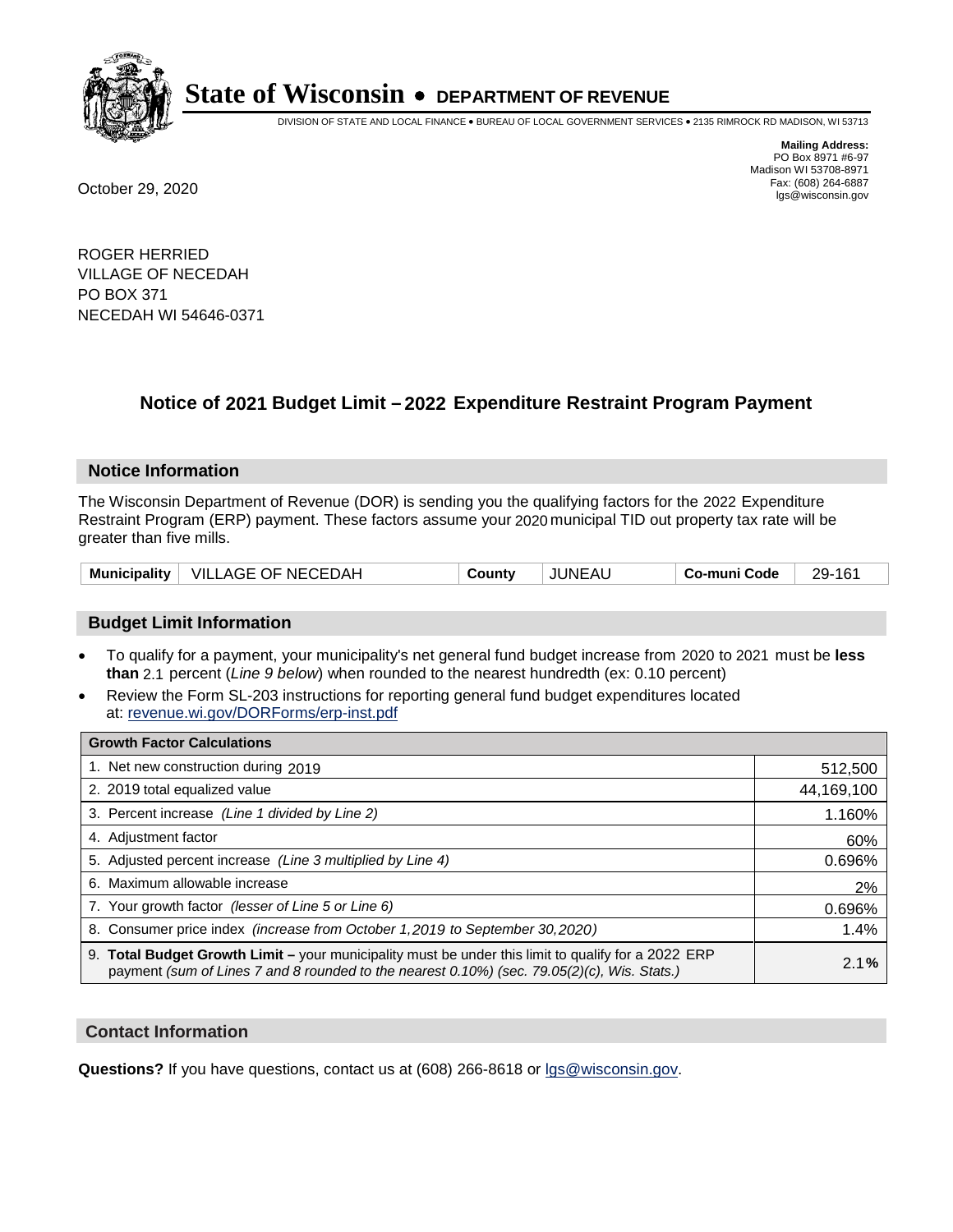# State of Wisconsin • DEPARTMENT OF REVENUE

DIVISION OF STATE AND LOCAL FINANCE • BUREAU OF LOCAL GOVERNMENT SERVICES • 2135 RIMROCK RD MADISON, WI 53713

**Mailing Address:**
PO Box 8971 #6-97
Madison WI 53708-8971
Fax: (608) 264-6887
lgs@wisconsin.gov

October 29, 2020

ROGER HERRIED
VILLAGE OF NECEDAH
PO BOX 371
NECEDAH WI 54646-0371

## Notice of 2021 Budget Limit – 2022 Expenditure Restraint Program Payment

### Notice Information

The Wisconsin Department of Revenue (DOR) is sending you the qualifying factors for the 2022 Expenditure Restraint Program (ERP) payment. These factors assume your 2020 municipal TID out property tax rate will be greater than five mills.

| Municipality | VILLAGE OF NECEDAH | County | JUNEAU | Co-muni Code | 29-161 |
|---|---|---|---|---|---|

### Budget Limit Information

- To qualify for a payment, your municipality's net general fund budget increase from 2020 to 2021 must be **less than** 2.1 percent (*Line 9 below*) when rounded to the nearest hundredth (ex: 0.10 percent)
- Review the Form SL-203 instructions for reporting general fund budget expenditures located at: revenue.wi.gov/DORForms/erp-inst.pdf

| Growth Factor Calculations | |
|---|---|
| 1. Net new construction during 2019 | 512,500 |
| 2. 2019 total equalized value | 44,169,100 |
| 3. Percent increase *(Line 1 divided by Line 2)* | 1.160% |
| 4. Adjustment factor | 60% |
| 5. Adjusted percent increase *(Line 3 multiplied by Line 4)* | 0.696% |
| 6. Maximum allowable increase | 2% |
| 7. Your growth factor *(lesser of Line 5 or Line 6)* | 0.696% |
| 8. Consumer price index *(increase from October 1,2019 to September 30,2020)* | 1.4% |
| 9. **Total Budget Growth Limit –** your municipality must be under this limit to qualify for a 2022 ERP payment *(sum of Lines 7 and 8 rounded to the nearest 0.10%) (sec. 79.05(2)(c), Wis. Stats.)* | 2.1**%** |

### Contact Information

**Questions?** If you have questions, contact us at (608) 266-8618 or lgs@wisconsin.gov.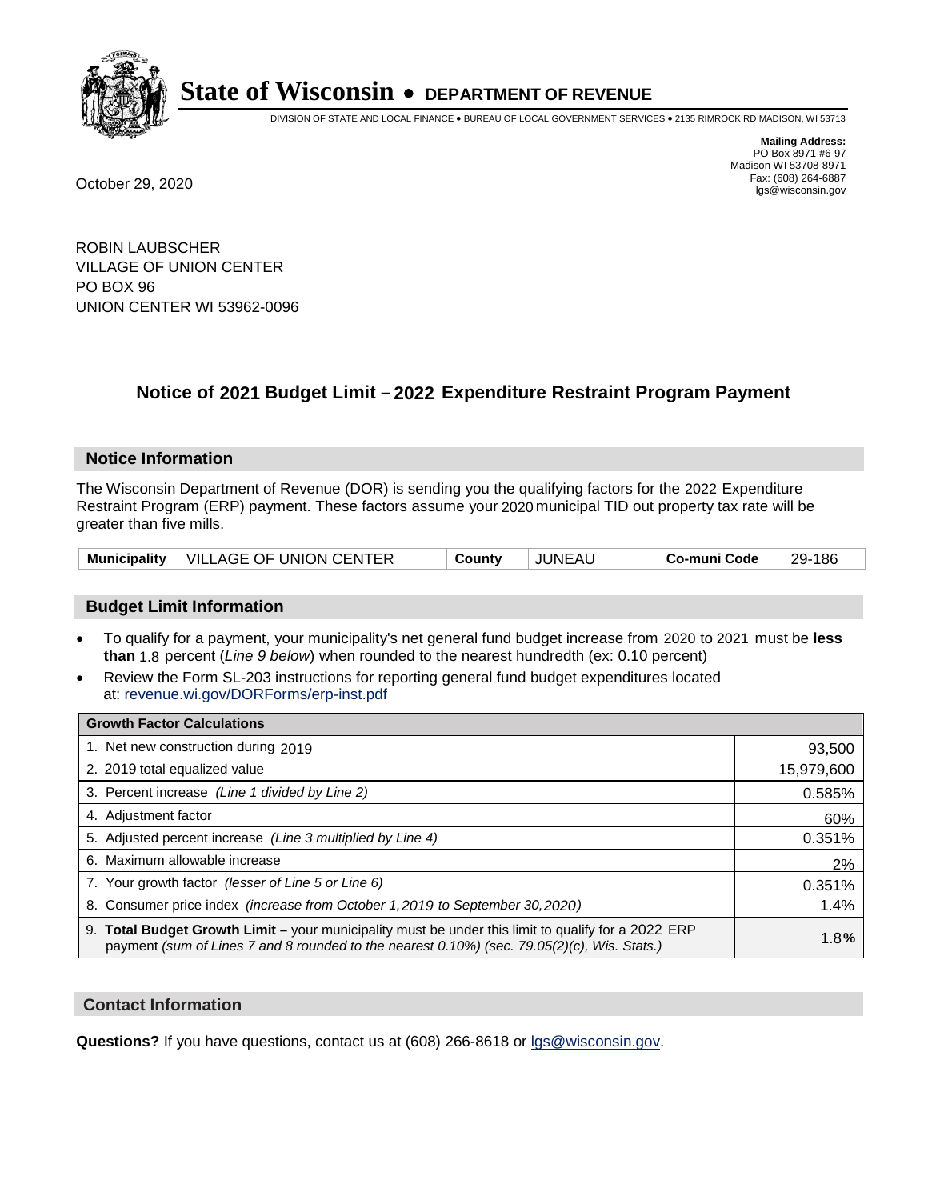# State of Wisconsin • DEPARTMENT OF REVENUE

DIVISION OF STATE AND LOCAL FINANCE • BUREAU OF LOCAL GOVERNMENT SERVICES • 2135 RIMROCK RD MADISON, WI 53713

**Mailing Address:**
PO Box 8971 #6-97
Madison WI 53708-8971
Fax: (608) 264-6887
lgs@wisconsin.gov

October 29, 2020

ROBIN LAUBSCHER
VILLAGE OF UNION CENTER
PO BOX 96
UNION CENTER WI 53962-0096

## Notice of 2021 Budget Limit – 2022 Expenditure Restraint Program Payment

### Notice Information

The Wisconsin Department of Revenue (DOR) is sending you the qualifying factors for the 2022 Expenditure Restraint Program (ERP) payment. These factors assume your 2020 municipal TID out property tax rate will be greater than five mills.

| Municipality | VILLAGE OF UNION CENTER | County | JUNEAU | Co-muni Code | 29-186 |
|---|---|---|---|---|---|

### Budget Limit Information

- To qualify for a payment, your municipality's net general fund budget increase from 2020 to 2021 must be **less than** 1.8 percent (*Line 9 below*) when rounded to the nearest hundredth (ex: 0.10 percent)
- Review the Form SL-203 instructions for reporting general fund budget expenditures located at: revenue.wi.gov/DORForms/erp-inst.pdf

| Growth Factor Calculations | |
|---|---|
| 1. Net new construction during 2019 | 93,500 |
| 2. 2019 total equalized value | 15,979,600 |
| 3. Percent increase *(Line 1 divided by Line 2)* | 0.585% |
| 4. Adjustment factor | 60% |
| 5. Adjusted percent increase *(Line 3 multiplied by Line 4)* | 0.351% |
| 6. Maximum allowable increase | 2% |
| 7. Your growth factor *(lesser of Line 5 or Line 6)* | 0.351% |
| 8. Consumer price index *(increase from October 1,2019 to September 30,2020)* | 1.4% |
| 9. **Total Budget Growth Limit –** your municipality must be under this limit to qualify for a 2022 ERP payment *(sum of Lines 7 and 8 rounded to the nearest 0.10%) (sec. 79.05(2)(c), Wis. Stats.)* | 1.8% |

### Contact Information

**Questions?** If you have questions, contact us at (608) 266-8618 or lgs@wisconsin.gov.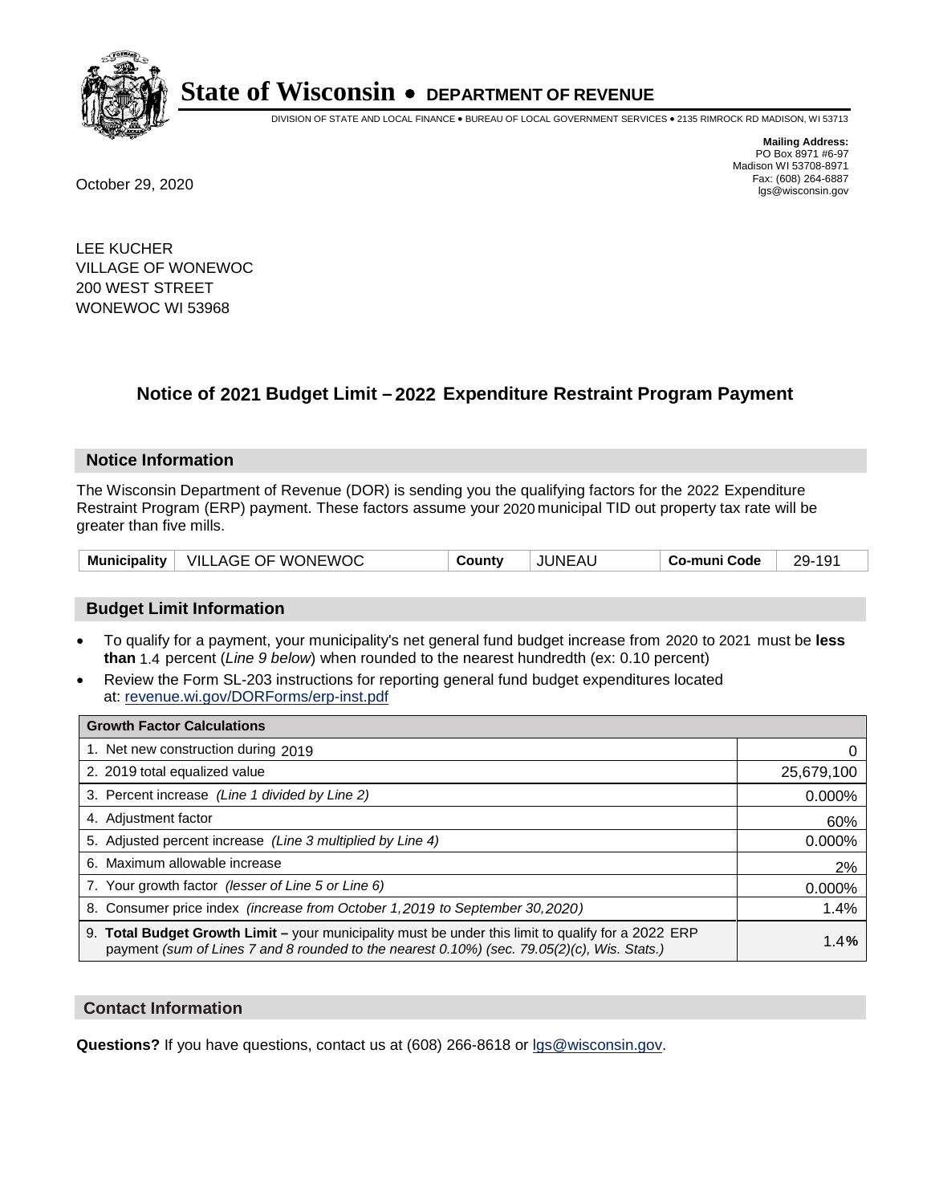# State of Wisconsin • DEPARTMENT OF REVENUE

DIVISION OF STATE AND LOCAL FINANCE • BUREAU OF LOCAL GOVERNMENT SERVICES • 2135 RIMROCK RD MADISON, WI 53713

**Mailing Address:**
PO Box 8971 #6-97
Madison WI 53708-8971
Fax: (608) 264-6887
lgs@wisconsin.gov

October 29, 2020

LEE KUCHER
VILLAGE OF WONEWOC
200 WEST STREET
WONEWOC WI 53968

## Notice of 2021 Budget Limit – 2022 Expenditure Restraint Program Payment

### Notice Information

The Wisconsin Department of Revenue (DOR) is sending you the qualifying factors for the 2022 Expenditure Restraint Program (ERP) payment. These factors assume your 2020 municipal TID out property tax rate will be greater than five mills.

| Municipality | VILLAGE OF WONEWOC | County | JUNEAU | Co-muni Code | 29-191 |
|---|---|---|---|---|---|

### Budget Limit Information

- To qualify for a payment, your municipality's net general fund budget increase from 2020 to 2021 must be **less than** 1.4 percent (*Line 9 below*) when rounded to the nearest hundredth (ex: 0.10 percent)
- Review the Form SL-203 instructions for reporting general fund budget expenditures located at: revenue.wi.gov/DORForms/erp-inst.pdf

| Growth Factor Calculations | |
|---|---|
| 1. Net new construction during 2019 | 0 |
| 2. 2019 total equalized value | 25,679,100 |
| 3. Percent increase *(Line 1 divided by Line 2)* | 0.000% |
| 4. Adjustment factor | 60% |
| 5. Adjusted percent increase *(Line 3 multiplied by Line 4)* | 0.000% |
| 6. Maximum allowable increase | 2% |
| 7. Your growth factor *(lesser of Line 5 or Line 6)* | 0.000% |
| 8. Consumer price index *(increase from October 1,2019 to September 30,2020)* | 1.4% |
| 9. **Total Budget Growth Limit –** your municipality must be under this limit to qualify for a 2022 ERP payment *(sum of Lines 7 and 8 rounded to the nearest 0.10%) (sec. 79.05(2)(c), Wis. Stats.)* | **1.4%** |

### Contact Information

**Questions?** If you have questions, contact us at (608) 266-8618 or lgs@wisconsin.gov.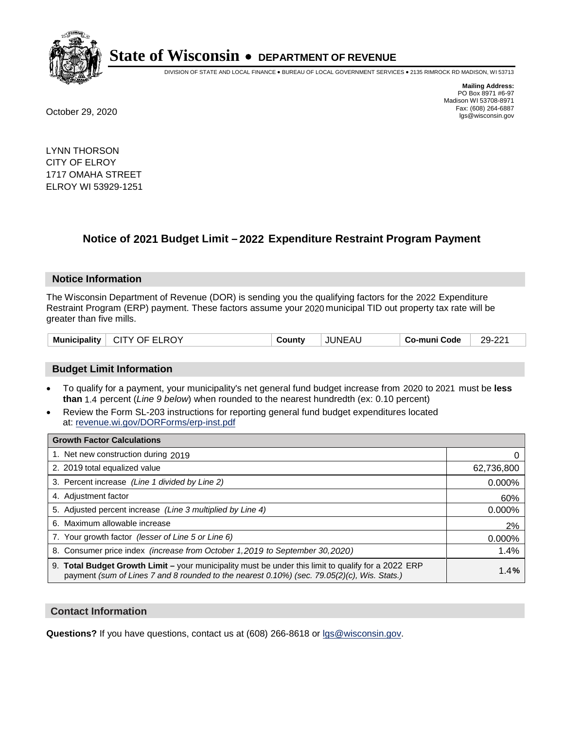**State of Wisconsin • DEPARTMENT OF REVENUE**

DIVISION OF STATE AND LOCAL FINANCE • BUREAU OF LOCAL GOVERNMENT SERVICES • 2135 RIMROCK RD MADISON, WI 53713

**Mailing Address:**
PO Box 8971 #6-97
Madison WI 53708-8971
Fax: (608) 264-6887
lgs@wisconsin.gov

October 29, 2020

LYNN THORSON
CITY OF ELROY
1717 OMAHA STREET
ELROY WI 53929-1251

## Notice of 2021 Budget Limit – 2022 Expenditure Restraint Program Payment

### Notice Information

The Wisconsin Department of Revenue (DOR) is sending you the qualifying factors for the 2022 Expenditure Restraint Program (ERP) payment. These factors assume your 2020 municipal TID out property tax rate will be greater than five mills.

| Municipality | CITY OF ELROY | County | JUNEAU | Co-muni Code | 29-221 |
|---|---|---|---|---|---|

### Budget Limit Information

- To qualify for a payment, your municipality's net general fund budget increase from 2020 to 2021 must be **less than** 1.4 percent (*Line 9 below*) when rounded to the nearest hundredth (ex: 0.10 percent)
- Review the Form SL-203 instructions for reporting general fund budget expenditures located at: revenue.wi.gov/DORForms/erp-inst.pdf

| Growth Factor Calculations | |
|---|---|
| 1. Net new construction during 2019 | 0 |
| 2. 2019 total equalized value | 62,736,800 |
| 3. Percent increase *(Line 1 divided by Line 2)* | 0.000% |
| 4. Adjustment factor | 60% |
| 5. Adjusted percent increase *(Line 3 multiplied by Line 4)* | 0.000% |
| 6. Maximum allowable increase | 2% |
| 7. Your growth factor *(lesser of Line 5 or Line 6)* | 0.000% |
| 8. Consumer price index *(increase from October 1,2019 to September 30,2020)* | 1.4% |
| 9. **Total Budget Growth Limit –** your municipality must be under this limit to qualify for a 2022 ERP payment *(sum of Lines 7 and 8 rounded to the nearest 0.10%) (sec. 79.05(2)(c), Wis. Stats.)* | **1.4%** |

### Contact Information

**Questions?** If you have questions, contact us at (608) 266-8618 or lgs@wisconsin.gov.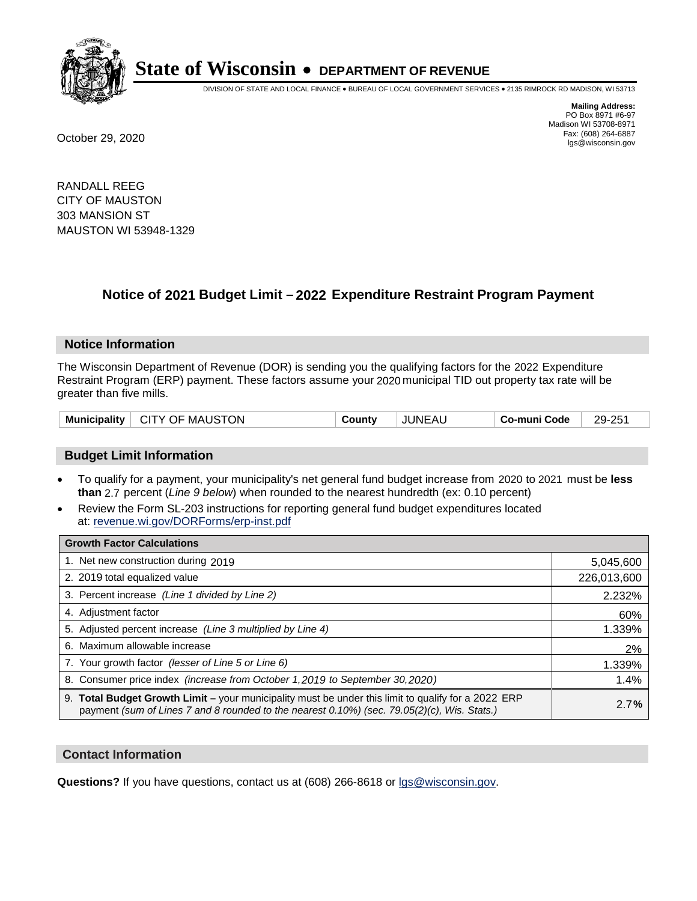# State of Wisconsin • DEPARTMENT OF REVENUE

DIVISION OF STATE AND LOCAL FINANCE • BUREAU OF LOCAL GOVERNMENT SERVICES • 2135 RIMROCK RD MADISON, WI 53713

**Mailing Address:**
PO Box 8971 #6-97
Madison WI 53708-8971
Fax: (608) 264-6887
lgs@wisconsin.gov

October 29, 2020

RANDALL REEG
CITY OF MAUSTON
303 MANSION ST
MAUSTON WI 53948-1329

## Notice of 2021 Budget Limit – 2022 Expenditure Restraint Program Payment

### Notice Information

The Wisconsin Department of Revenue (DOR) is sending you the qualifying factors for the 2022 Expenditure Restraint Program (ERP) payment. These factors assume your 2020 municipal TID out property tax rate will be greater than five mills.

| Municipality | CITY OF MAUSTON | County | JUNEAU | Co-muni Code | 29-251 |
|---|---|---|---|---|---|

### Budget Limit Information

- To qualify for a payment, your municipality's net general fund budget increase from 2020 to 2021 must be **less than** 2.7 percent (*Line 9 below*) when rounded to the nearest hundredth (ex: 0.10 percent)
- Review the Form SL-203 instructions for reporting general fund budget expenditures located at: revenue.wi.gov/DORForms/erp-inst.pdf

| Growth Factor Calculations | |
|---|---|
| 1. Net new construction during 2019 | 5,045,600 |
| 2. 2019 total equalized value | 226,013,600 |
| 3. Percent increase *(Line 1 divided by Line 2)* | 2.232% |
| 4. Adjustment factor | 60% |
| 5. Adjusted percent increase *(Line 3 multiplied by Line 4)* | 1.339% |
| 6. Maximum allowable increase | 2% |
| 7. Your growth factor *(lesser of Line 5 or Line 6)* | 1.339% |
| 8. Consumer price index *(increase from October 1,2019 to September 30,2020)* | 1.4% |
| 9. **Total Budget Growth Limit –** your municipality must be under this limit to qualify for a 2022 ERP payment *(sum of Lines 7 and 8 rounded to the nearest 0.10%) (sec. 79.05(2)(c), Wis. Stats.)* | 2.7**%** |

### Contact Information

**Questions?** If you have questions, contact us at (608) 266-8618 or lgs@wisconsin.gov.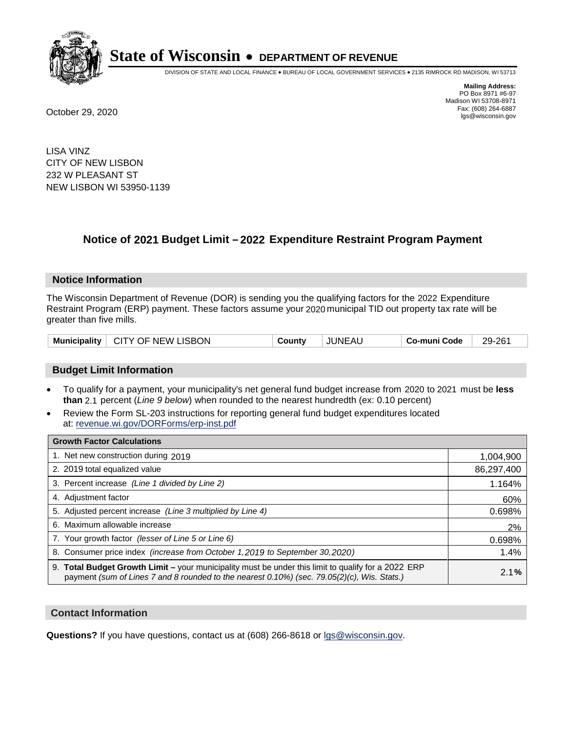# State of Wisconsin • DEPARTMENT OF REVENUE

DIVISION OF STATE AND LOCAL FINANCE • BUREAU OF LOCAL GOVERNMENT SERVICES • 2135 RIMROCK RD MADISON, WI 53713

**Mailing Address:**
PO Box 8971 #6-97
Madison WI 53708-8971
Fax: (608) 264-6887
lgs@wisconsin.gov

October 29, 2020

LISA VINZ
CITY OF NEW LISBON
232 W PLEASANT ST
NEW LISBON WI 53950-1139

## Notice of 2021 Budget Limit – 2022 Expenditure Restraint Program Payment

### Notice Information

The Wisconsin Department of Revenue (DOR) is sending you the qualifying factors for the 2022 Expenditure Restraint Program (ERP) payment. These factors assume your 2020 municipal TID out property tax rate will be greater than five mills.

| Municipality | CITY OF NEW LISBON | County | JUNEAU | Co-muni Code | 29-261 |
|---|---|---|---|---|---|

### Budget Limit Information

- To qualify for a payment, your municipality's net general fund budget increase from 2020 to 2021 must be **less than** 2.1 percent (*Line 9 below*) when rounded to the nearest hundredth (ex: 0.10 percent)
- Review the Form SL-203 instructions for reporting general fund budget expenditures located at: revenue.wi.gov/DORForms/erp-inst.pdf

| Growth Factor Calculations | |
|---|---|
| 1. Net new construction during 2019 | 1,004,900 |
| 2. 2019 total equalized value | 86,297,400 |
| 3. Percent increase *(Line 1 divided by Line 2)* | 1.164% |
| 4. Adjustment factor | 60% |
| 5. Adjusted percent increase *(Line 3 multiplied by Line 4)* | 0.698% |
| 6. Maximum allowable increase | 2% |
| 7. Your growth factor *(lesser of Line 5 or Line 6)* | 0.698% |
| 8. Consumer price index *(increase from October 1,2019 to September 30,2020)* | 1.4% |
| 9. **Total Budget Growth Limit –** your municipality must be under this limit to qualify for a 2022 ERP payment *(sum of Lines 7 and 8 rounded to the nearest 0.10%) (sec. 79.05(2)(c), Wis. Stats.)* | 2.1**%** |

### Contact Information

**Questions?** If you have questions, contact us at (608) 266-8618 or lgs@wisconsin.gov.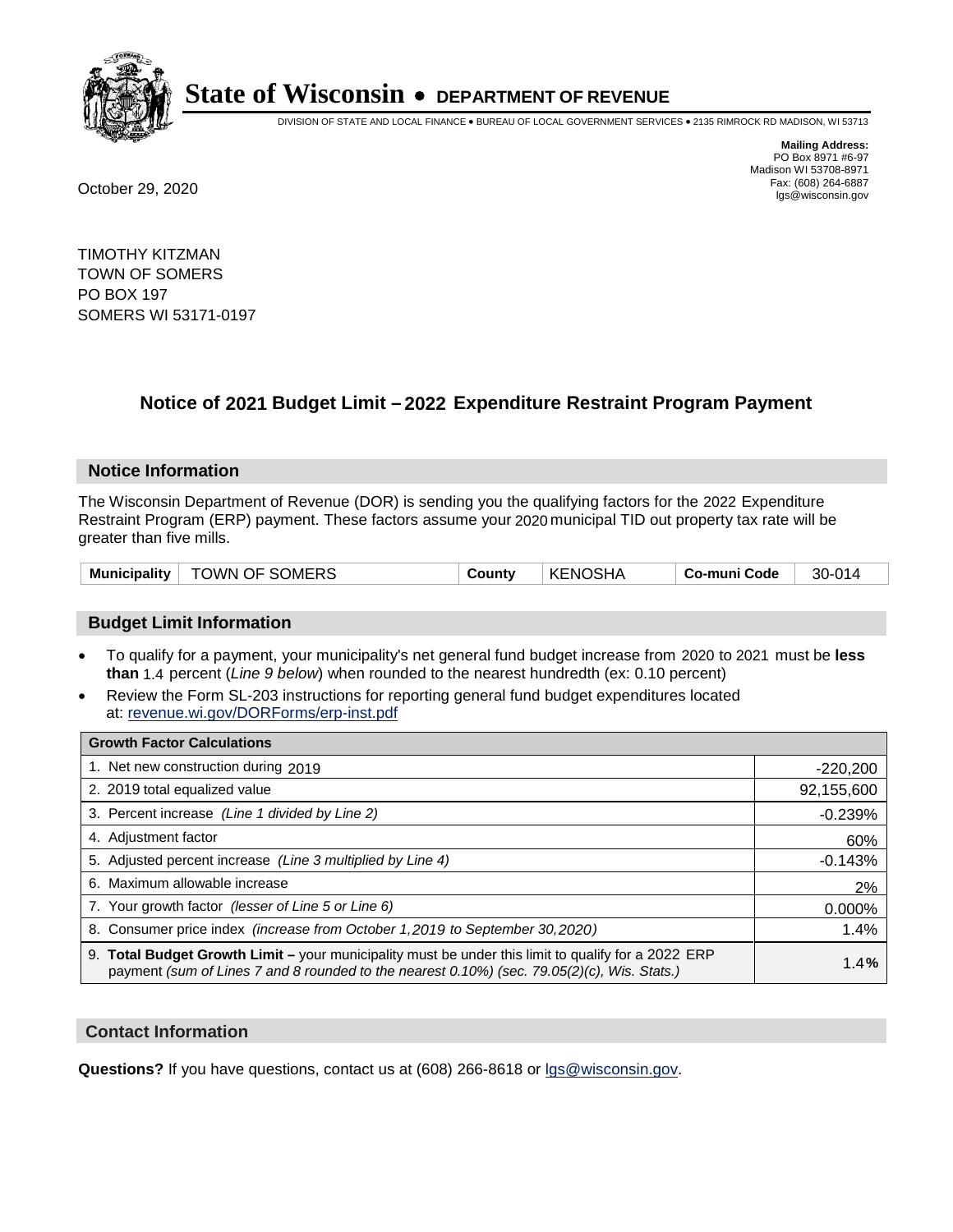**State of Wisconsin • DEPARTMENT OF REVENUE**

DIVISION OF STATE AND LOCAL FINANCE • BUREAU OF LOCAL GOVERNMENT SERVICES • 2135 RIMROCK RD MADISON, WI 53713

**Mailing Address:**
PO Box 8971 #6-97
Madison WI 53708-8971
Fax: (608) 264-6887
lgs@wisconsin.gov

October 29, 2020

TIMOTHY KITZMAN
TOWN OF SOMERS
PO BOX 197
SOMERS WI 53171-0197

## Notice of 2021 Budget Limit – 2022 Expenditure Restraint Program Payment

### Notice Information

The Wisconsin Department of Revenue (DOR) is sending you the qualifying factors for the 2022 Expenditure Restraint Program (ERP) payment. These factors assume your 2020 municipal TID out property tax rate will be greater than five mills.

| Municipality | TOWN OF SOMERS | County | KENOSHA | Co-muni Code | 30-014 |
|---|---|---|---|---|---|

### Budget Limit Information

- To qualify for a payment, your municipality's net general fund budget increase from 2020 to 2021 must be **less than** 1.4 percent (*Line 9 below*) when rounded to the nearest hundredth (ex: 0.10 percent)
- Review the Form SL-203 instructions for reporting general fund budget expenditures located at: revenue.wi.gov/DORForms/erp-inst.pdf

| Growth Factor Calculations | |
|---|---|
| 1. Net new construction during 2019 | -220,200 |
| 2. 2019 total equalized value | 92,155,600 |
| 3. Percent increase *(Line 1 divided by Line 2)* | -0.239% |
| 4. Adjustment factor | 60% |
| 5. Adjusted percent increase *(Line 3 multiplied by Line 4)* | -0.143% |
| 6. Maximum allowable increase | 2% |
| 7. Your growth factor *(lesser of Line 5 or Line 6)* | 0.000% |
| 8. Consumer price index *(increase from October 1,2019 to September 30,2020)* | 1.4% |
| 9. **Total Budget Growth Limit –** your municipality must be under this limit to qualify for a 2022 ERP payment *(sum of Lines 7 and 8 rounded to the nearest 0.10%) (sec. 79.05(2)(c), Wis. Stats.)* | **1.4%** |

### Contact Information

**Questions?** If you have questions, contact us at (608) 266-8618 or lgs@wisconsin.gov.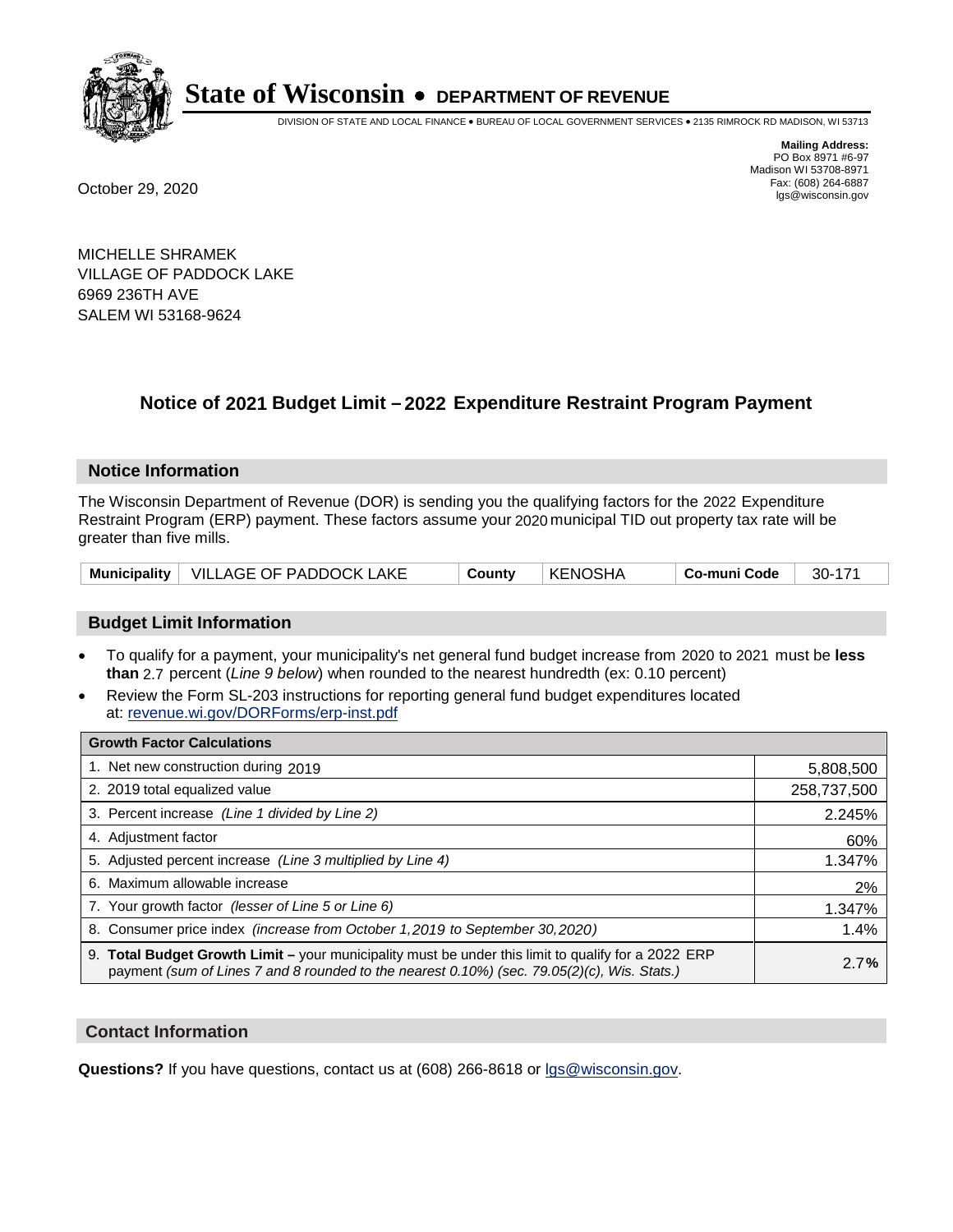# State of Wisconsin • DEPARTMENT OF REVENUE

DIVISION OF STATE AND LOCAL FINANCE • BUREAU OF LOCAL GOVERNMENT SERVICES • 2135 RIMROCK RD MADISON, WI 53713

**Mailing Address:**
PO Box 8971 #6-97
Madison WI 53708-8971
Fax: (608) 264-6887
lgs@wisconsin.gov

October 29, 2020

MICHELLE SHRAMEK
VILLAGE OF PADDOCK LAKE
6969 236TH AVE
SALEM WI 53168-9624

## Notice of 2021 Budget Limit – 2022 Expenditure Restraint Program Payment

### Notice Information

The Wisconsin Department of Revenue (DOR) is sending you the qualifying factors for the 2022 Expenditure Restraint Program (ERP) payment. These factors assume your 2020 municipal TID out property tax rate will be greater than five mills.

| Municipality | VILLAGE OF PADDOCK LAKE | County | KENOSHA | Co-muni Code | 30-171 |
|---|---|---|---|---|---|

### Budget Limit Information

- To qualify for a payment, your municipality's net general fund budget increase from 2020 to 2021 must be **less than** 2.7 percent (*Line 9 below*) when rounded to the nearest hundredth (ex: 0.10 percent)
- Review the Form SL-203 instructions for reporting general fund budget expenditures located at: revenue.wi.gov/DORForms/erp-inst.pdf

| Growth Factor Calculations | |
|---|---|
| 1. Net new construction during 2019 | 5,808,500 |
| 2. 2019 total equalized value | 258,737,500 |
| 3. Percent increase *(Line 1 divided by Line 2)* | 2.245% |
| 4. Adjustment factor | 60% |
| 5. Adjusted percent increase *(Line 3 multiplied by Line 4)* | 1.347% |
| 6. Maximum allowable increase | 2% |
| 7. Your growth factor *(lesser of Line 5 or Line 6)* | 1.347% |
| 8. Consumer price index *(increase from October 1,2019 to September 30,2020)* | 1.4% |
| 9. **Total Budget Growth Limit –** your municipality must be under this limit to qualify for a 2022 ERP payment *(sum of Lines 7 and 8 rounded to the nearest 0.10%) (sec. 79.05(2)(c), Wis. Stats.)* | 2.7**%** |

### Contact Information

**Questions?** If you have questions, contact us at (608) 266-8618 or lgs@wisconsin.gov.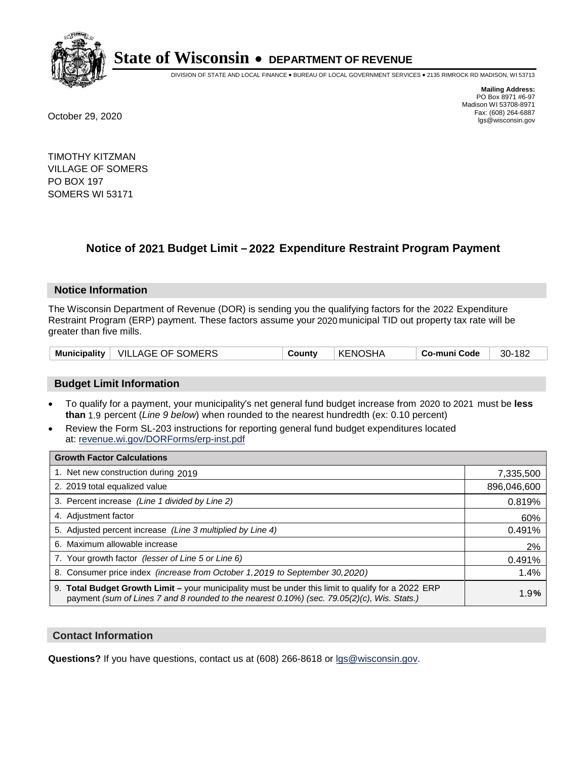# State of Wisconsin • DEPARTMENT OF REVENUE

DIVISION OF STATE AND LOCAL FINANCE • BUREAU OF LOCAL GOVERNMENT SERVICES • 2135 RIMROCK RD MADISON, WI 53713

**Mailing Address:**
PO Box 8971 #6-97
Madison WI 53708-8971
Fax: (608) 264-6887
lgs@wisconsin.gov

October 29, 2020

TIMOTHY KITZMAN
VILLAGE OF SOMERS
PO BOX 197
SOMERS WI 53171

## Notice of 2021 Budget Limit – 2022 Expenditure Restraint Program Payment

### Notice Information

The Wisconsin Department of Revenue (DOR) is sending you the qualifying factors for the 2022 Expenditure Restraint Program (ERP) payment. These factors assume your 2020 municipal TID out property tax rate will be greater than five mills.

| Municipality | VILLAGE OF SOMERS | County | KENOSHA | Co-muni Code | 30-182 |
|---|---|---|---|---|---|

### Budget Limit Information

- To qualify for a payment, your municipality's net general fund budget increase from 2020 to 2021 must be **less than** 1.9 percent (*Line 9 below*) when rounded to the nearest hundredth (ex: 0.10 percent)
- Review the Form SL-203 instructions for reporting general fund budget expenditures located at: revenue.wi.gov/DORForms/erp-inst.pdf

| Growth Factor Calculations | |
|---|---|
| 1. Net new construction during 2019 | 7,335,500 |
| 2. 2019 total equalized value | 896,046,600 |
| 3. Percent increase *(Line 1 divided by Line 2)* | 0.819% |
| 4. Adjustment factor | 60% |
| 5. Adjusted percent increase *(Line 3 multiplied by Line 4)* | 0.491% |
| 6. Maximum allowable increase | 2% |
| 7. Your growth factor *(lesser of Line 5 or Line 6)* | 0.491% |
| 8. Consumer price index *(increase from October 1,2019 to September 30,2020)* | 1.4% |
| 9. **Total Budget Growth Limit –** your municipality must be under this limit to qualify for a 2022 ERP payment *(sum of Lines 7 and 8 rounded to the nearest 0.10%) (sec. 79.05(2)(c), Wis. Stats.)* | 1.9% |

### Contact Information

**Questions?** If you have questions, contact us at (608) 266-8618 or lgs@wisconsin.gov.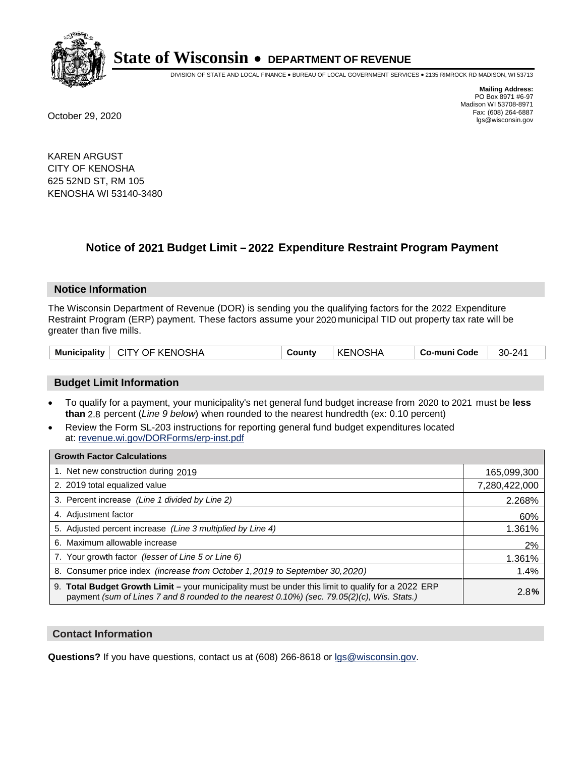# State of Wisconsin • DEPARTMENT OF REVENUE

DIVISION OF STATE AND LOCAL FINANCE • BUREAU OF LOCAL GOVERNMENT SERVICES • 2135 RIMROCK RD MADISON, WI 53713

**Mailing Address:**
PO Box 8971 #6-97
Madison WI 53708-8971
Fax: (608) 264-6887
lgs@wisconsin.gov

October 29, 2020

KAREN ARGUST
CITY OF KENOSHA
625 52ND ST, RM 105
KENOSHA WI 53140-3480

## Notice of 2021 Budget Limit – 2022 Expenditure Restraint Program Payment

### Notice Information

The Wisconsin Department of Revenue (DOR) is sending you the qualifying factors for the 2022 Expenditure Restraint Program (ERP) payment. These factors assume your 2020 municipal TID out property tax rate will be greater than five mills.

| Municipality | CITY OF KENOSHA | County | KENOSHA | Co-muni Code | 30-241 |
|---|---|---|---|---|---|

### Budget Limit Information

- To qualify for a payment, your municipality's net general fund budget increase from 2020 to 2021 must be **less than** 2.8 percent (*Line 9 below*) when rounded to the nearest hundredth (ex: 0.10 percent)
- Review the Form SL-203 instructions for reporting general fund budget expenditures located at: revenue.wi.gov/DORForms/erp-inst.pdf

| Growth Factor Calculations | |
|---|---|
| 1. Net new construction during 2019 | 165,099,300 |
| 2. 2019 total equalized value | 7,280,422,000 |
| 3. Percent increase *(Line 1 divided by Line 2)* | 2.268% |
| 4. Adjustment factor | 60% |
| 5. Adjusted percent increase *(Line 3 multiplied by Line 4)* | 1.361% |
| 6. Maximum allowable increase | 2% |
| 7. Your growth factor *(lesser of Line 5 or Line 6)* | 1.361% |
| 8. Consumer price index *(increase from October 1,2019 to September 30,2020)* | 1.4% |
| 9. **Total Budget Growth Limit –** your municipality must be under this limit to qualify for a 2022 ERP payment *(sum of Lines 7 and 8 rounded to the nearest 0.10%) (sec. 79.05(2)(c), Wis. Stats.)* | 2.8**%** |

### Contact Information

**Questions?** If you have questions, contact us at (608) 266-8618 or lgs@wisconsin.gov.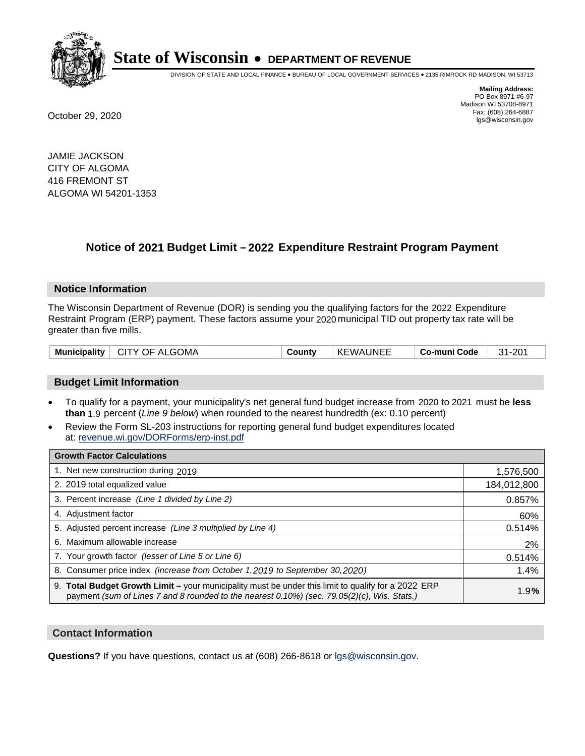# State of Wisconsin • DEPARTMENT OF REVENUE

DIVISION OF STATE AND LOCAL FINANCE • BUREAU OF LOCAL GOVERNMENT SERVICES • 2135 RIMROCK RD MADISON, WI 53713

**Mailing Address:**
PO Box 8971 #6-97
Madison WI 53708-8971
Fax: (608) 264-6887
lgs@wisconsin.gov

October 29, 2020

JAMIE JACKSON
CITY OF ALGOMA
416 FREMONT ST
ALGOMA WI 54201-1353

## Notice of 2021 Budget Limit – 2022 Expenditure Restraint Program Payment

### Notice Information

The Wisconsin Department of Revenue (DOR) is sending you the qualifying factors for the 2022 Expenditure Restraint Program (ERP) payment. These factors assume your 2020 municipal TID out property tax rate will be greater than five mills.

| Municipality | CITY OF ALGOMA | County | KEWAUNEE | Co-muni Code | 31-201 |
|---|---|---|---|---|---|

### Budget Limit Information

- To qualify for a payment, your municipality's net general fund budget increase from 2020 to 2021 must be **less than** 1.9 percent (*Line 9 below*) when rounded to the nearest hundredth (ex: 0.10 percent)
- Review the Form SL-203 instructions for reporting general fund budget expenditures located at: revenue.wi.gov/DORForms/erp-inst.pdf

| Growth Factor Calculations | |
|---|---|
| 1. Net new construction during 2019 | 1,576,500 |
| 2. 2019 total equalized value | 184,012,800 |
| 3. Percent increase *(Line 1 divided by Line 2)* | 0.857% |
| 4. Adjustment factor | 60% |
| 5. Adjusted percent increase *(Line 3 multiplied by Line 4)* | 0.514% |
| 6. Maximum allowable increase | 2% |
| 7. Your growth factor *(lesser of Line 5 or Line 6)* | 0.514% |
| 8. Consumer price index *(increase from October 1,2019 to September 30,2020)* | 1.4% |
| 9. **Total Budget Growth Limit –** your municipality must be under this limit to qualify for a 2022 ERP payment *(sum of Lines 7 and 8 rounded to the nearest 0.10%) (sec. 79.05(2)(c), Wis. Stats.)* | 1.9**%** |

### Contact Information

**Questions?** If you have questions, contact us at (608) 266-8618 or lgs@wisconsin.gov.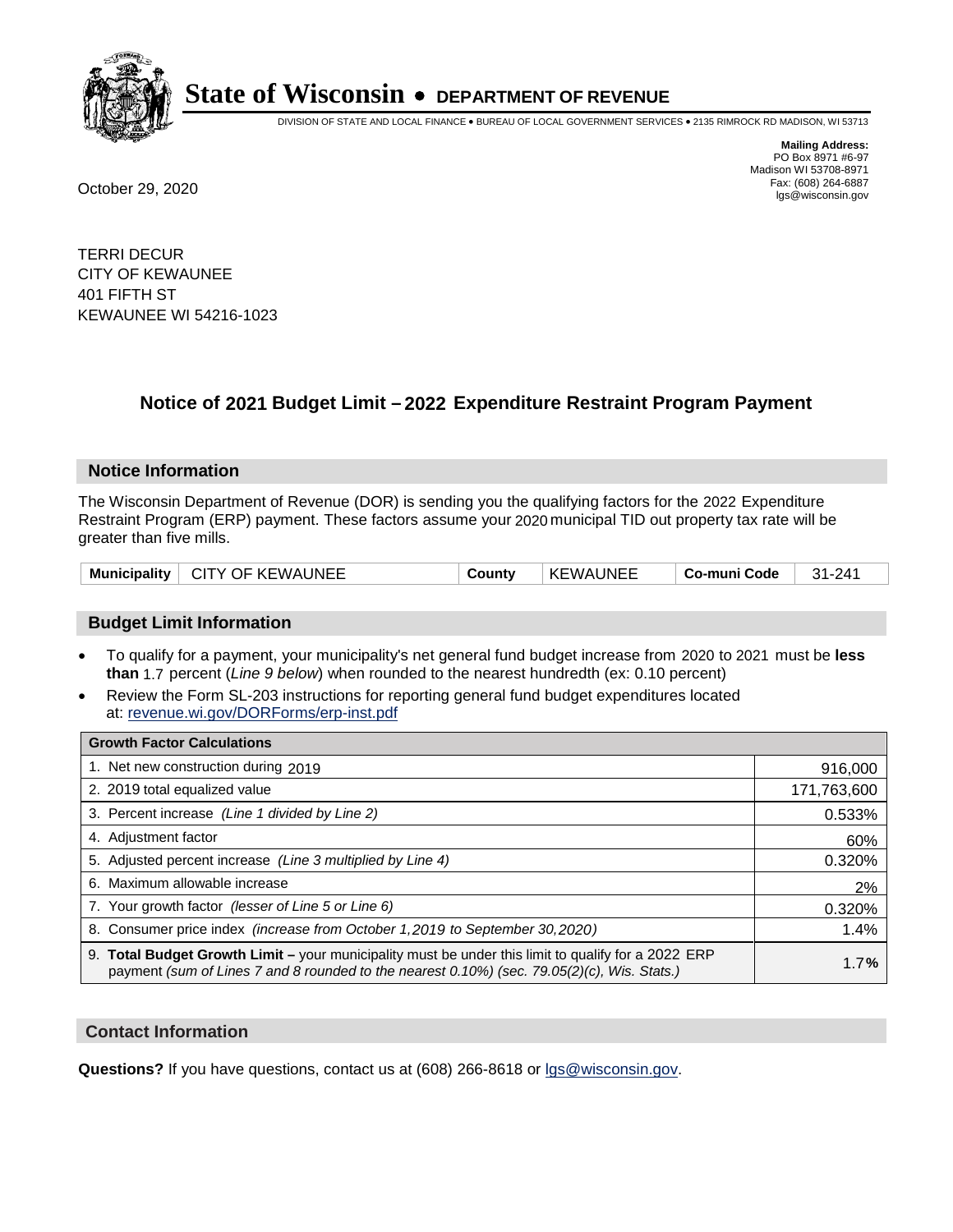# State of Wisconsin • DEPARTMENT OF REVENUE

DIVISION OF STATE AND LOCAL FINANCE • BUREAU OF LOCAL GOVERNMENT SERVICES • 2135 RIMROCK RD MADISON, WI 53713

**Mailing Address:**
PO Box 8971 #6-97
Madison WI 53708-8971
Fax: (608) 264-6887
lgs@wisconsin.gov

October 29, 2020

TERRI DECUR
CITY OF KEWAUNEE
401 FIFTH ST
KEWAUNEE WI 54216-1023

## Notice of 2021 Budget Limit – 2022 Expenditure Restraint Program Payment

### Notice Information

The Wisconsin Department of Revenue (DOR) is sending you the qualifying factors for the 2022 Expenditure Restraint Program (ERP) payment. These factors assume your 2020 municipal TID out property tax rate will be greater than five mills.

| Municipality | CITY OF KEWAUNEE | County | KEWAUNEE | Co-muni Code | 31-241 |
|---|---|---|---|---|---|

### Budget Limit Information

- To qualify for a payment, your municipality's net general fund budget increase from 2020 to 2021 must be **less than** 1.7 percent (*Line 9 below*) when rounded to the nearest hundredth (ex: 0.10 percent)
- Review the Form SL-203 instructions for reporting general fund budget expenditures located at: revenue.wi.gov/DORForms/erp-inst.pdf

| Growth Factor Calculations | |
|---|---|
| 1. Net new construction during 2019 | 916,000 |
| 2. 2019 total equalized value | 171,763,600 |
| 3. Percent increase *(Line 1 divided by Line 2)* | 0.533% |
| 4. Adjustment factor | 60% |
| 5. Adjusted percent increase *(Line 3 multiplied by Line 4)* | 0.320% |
| 6. Maximum allowable increase | 2% |
| 7. Your growth factor *(lesser of Line 5 or Line 6)* | 0.320% |
| 8. Consumer price index *(increase from October 1,2019 to September 30,2020)* | 1.4% |
| 9. **Total Budget Growth Limit –** your municipality must be under this limit to qualify for a 2022 ERP payment *(sum of Lines 7 and 8 rounded to the nearest 0.10%) (sec. 79.05(2)(c), Wis. Stats.)* | 1.7**%** |

### Contact Information

**Questions?** If you have questions, contact us at (608) 266-8618 or lgs@wisconsin.gov.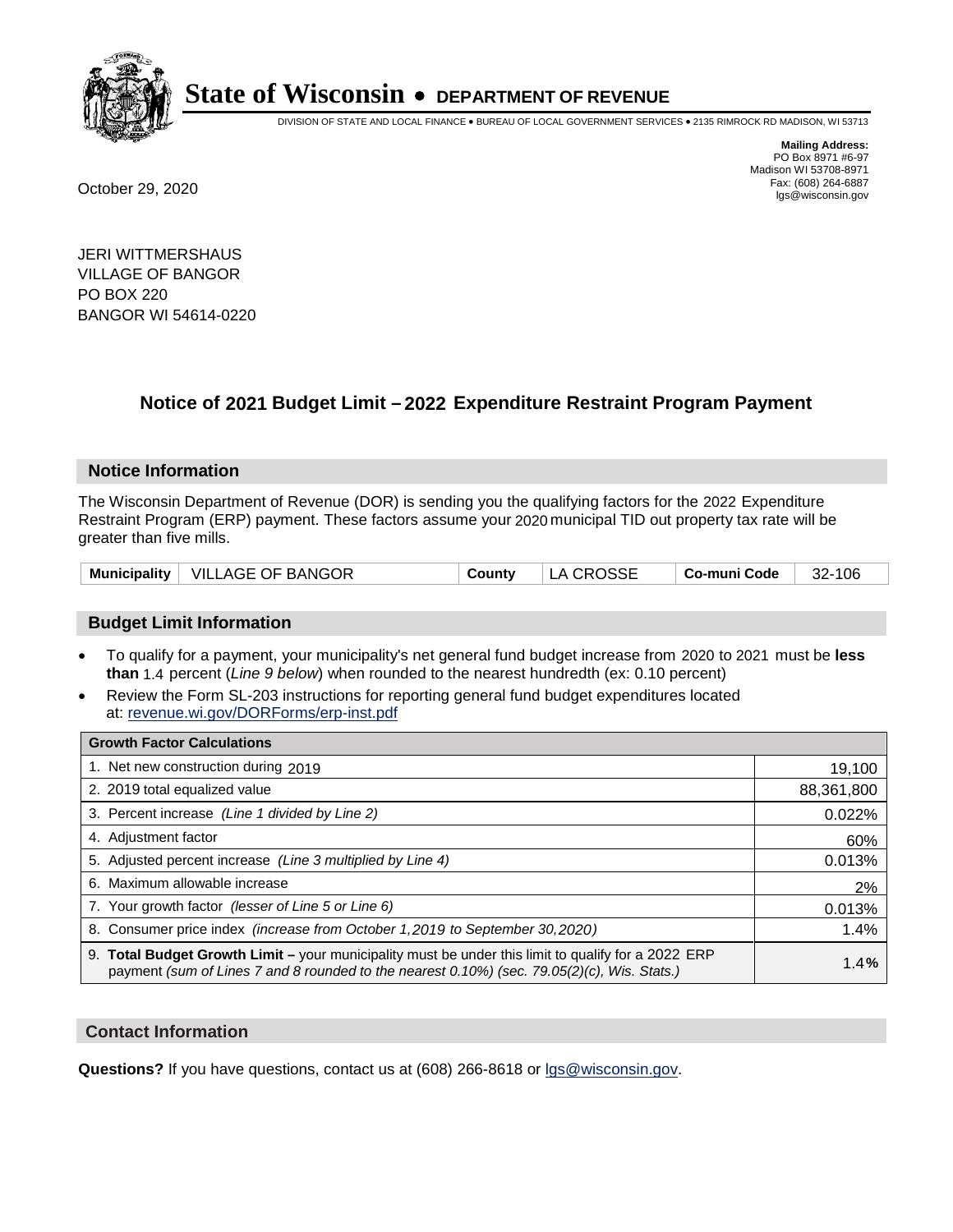# State of Wisconsin • DEPARTMENT OF REVENUE

DIVISION OF STATE AND LOCAL FINANCE • BUREAU OF LOCAL GOVERNMENT SERVICES • 2135 RIMROCK RD MADISON, WI 53713

**Mailing Address:**
PO Box 8971 #6-97
Madison WI 53708-8971
Fax: (608) 264-6887
lgs@wisconsin.gov

October 29, 2020

JERI WITTMERSHAUS
VILLAGE OF BANGOR
PO BOX 220
BANGOR WI 54614-0220

## Notice of 2021 Budget Limit – 2022 Expenditure Restraint Program Payment

### Notice Information

The Wisconsin Department of Revenue (DOR) is sending you the qualifying factors for the 2022 Expenditure Restraint Program (ERP) payment. These factors assume your 2020 municipal TID out property tax rate will be greater than five mills.

| Municipality | VILLAGE OF BANGOR | County | LA CROSSE | Co-muni Code | 32-106 |
|---|---|---|---|---|---|

### Budget Limit Information

- To qualify for a payment, your municipality's net general fund budget increase from 2020 to 2021 must be **less than** 1.4 percent (*Line 9 below*) when rounded to the nearest hundredth (ex: 0.10 percent)
- Review the Form SL-203 instructions for reporting general fund budget expenditures located at: revenue.wi.gov/DORForms/erp-inst.pdf

| Growth Factor Calculations | |
|---|---|
| 1. Net new construction during 2019 | 19,100 |
| 2. 2019 total equalized value | 88,361,800 |
| 3. Percent increase *(Line 1 divided by Line 2)* | 0.022% |
| 4. Adjustment factor | 60% |
| 5. Adjusted percent increase *(Line 3 multiplied by Line 4)* | 0.013% |
| 6. Maximum allowable increase | 2% |
| 7. Your growth factor *(lesser of Line 5 or Line 6)* | 0.013% |
| 8. Consumer price index *(increase from October 1,2019 to September 30,2020)* | 1.4% |
| 9. **Total Budget Growth Limit –** your municipality must be under this limit to qualify for a 2022 ERP payment *(sum of Lines 7 and 8 rounded to the nearest 0.10%) (sec. 79.05(2)(c), Wis. Stats.)* | 1.4**%** |

### Contact Information

**Questions?** If you have questions, contact us at (608) 266-8618 or lgs@wisconsin.gov.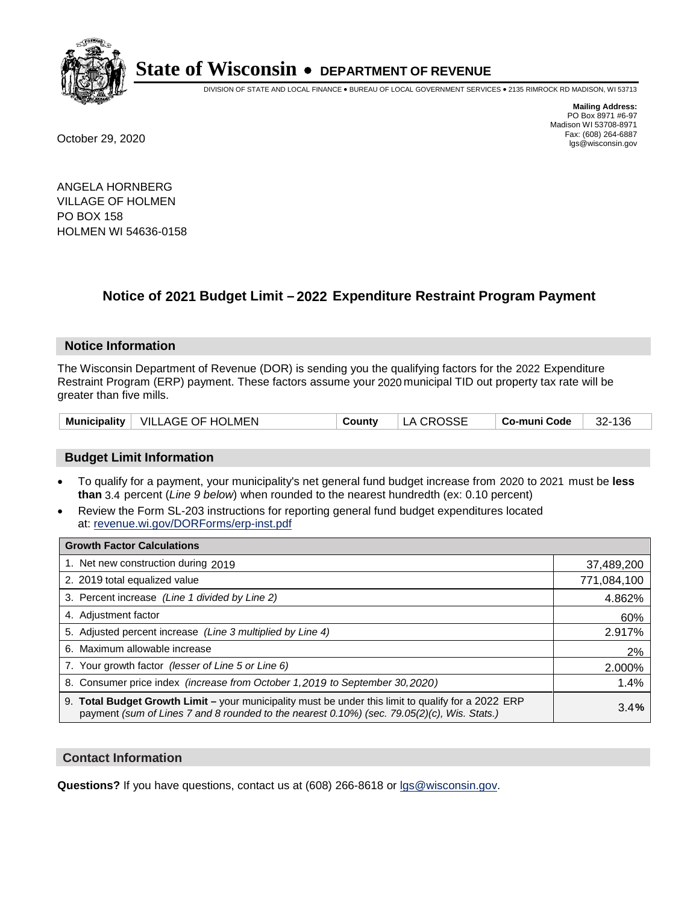# State of Wisconsin • DEPARTMENT OF REVENUE

DIVISION OF STATE AND LOCAL FINANCE • BUREAU OF LOCAL GOVERNMENT SERVICES • 2135 RIMROCK RD MADISON, WI 53713

**Mailing Address:**
PO Box 8971 #6-97
Madison WI 53708-8971
Fax: (608) 264-6887
lgs@wisconsin.gov

October 29, 2020

ANGELA HORNBERG
VILLAGE OF HOLMEN
PO BOX 158
HOLMEN WI 54636-0158

## Notice of 2021 Budget Limit – 2022 Expenditure Restraint Program Payment

### Notice Information

The Wisconsin Department of Revenue (DOR) is sending you the qualifying factors for the 2022 Expenditure Restraint Program (ERP) payment. These factors assume your 2020 municipal TID out property tax rate will be greater than five mills.

| Municipality | VILLAGE OF HOLMEN | County | LA CROSSE | Co-muni Code | 32-136 |
|---|---|---|---|---|---|

### Budget Limit Information

- To qualify for a payment, your municipality's net general fund budget increase from 2020 to 2021 must be **less than** 3.4 percent (*Line 9 below*) when rounded to the nearest hundredth (ex: 0.10 percent)
- Review the Form SL-203 instructions for reporting general fund budget expenditures located at: revenue.wi.gov/DORForms/erp-inst.pdf

| Growth Factor Calculations | |
|---|---|
| 1. Net new construction during 2019 | 37,489,200 |
| 2. 2019 total equalized value | 771,084,100 |
| 3. Percent increase *(Line 1 divided by Line 2)* | 4.862% |
| 4. Adjustment factor | 60% |
| 5. Adjusted percent increase *(Line 3 multiplied by Line 4)* | 2.917% |
| 6. Maximum allowable increase | 2% |
| 7. Your growth factor *(lesser of Line 5 or Line 6)* | 2.000% |
| 8. Consumer price index *(increase from October 1,2019 to September 30,2020)* | 1.4% |
| 9. **Total Budget Growth Limit –** your municipality must be under this limit to qualify for a 2022 ERP payment *(sum of Lines 7 and 8 rounded to the nearest 0.10%) (sec. 79.05(2)(c), Wis. Stats.)* | **3.4%** |

### Contact Information

**Questions?** If you have questions, contact us at (608) 266-8618 or lgs@wisconsin.gov.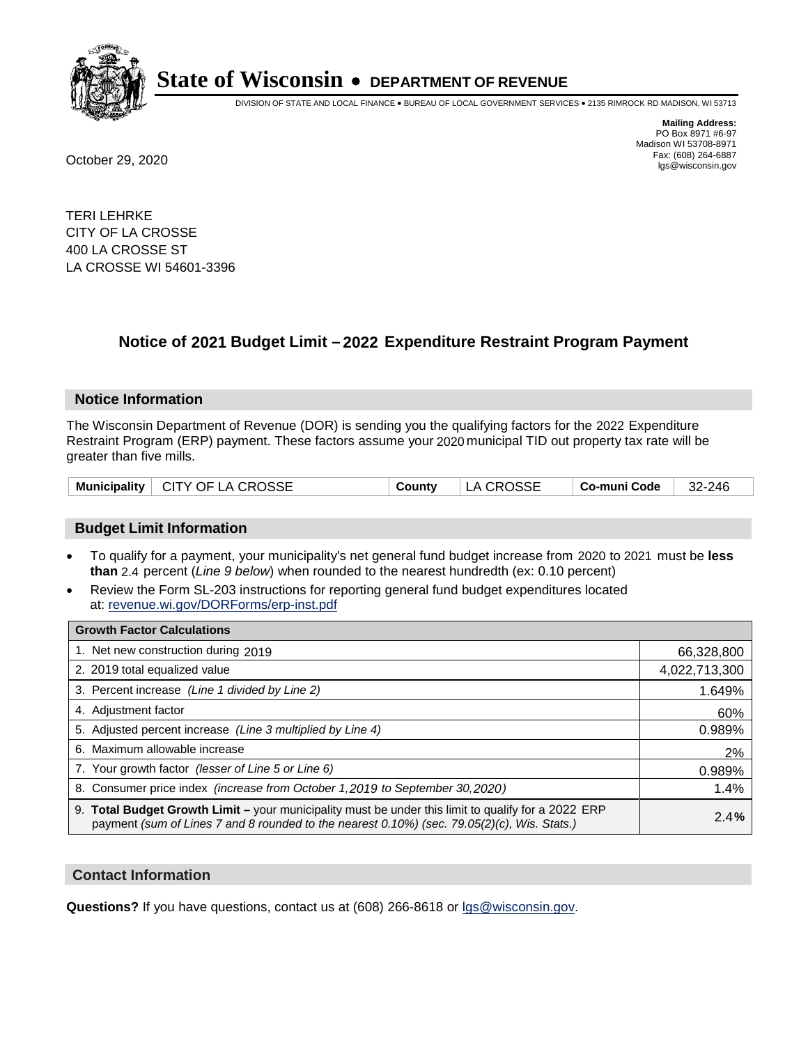# State of Wisconsin • DEPARTMENT OF REVENUE

DIVISION OF STATE AND LOCAL FINANCE • BUREAU OF LOCAL GOVERNMENT SERVICES • 2135 RIMROCK RD MADISON, WI 53713

**Mailing Address:**
PO Box 8971 #6-97
Madison WI 53708-8971
Fax: (608) 264-6887
lgs@wisconsin.gov

October 29, 2020

TERI LEHRKE
CITY OF LA CROSSE
400 LA CROSSE ST
LA CROSSE WI 54601-3396

## Notice of 2021 Budget Limit – 2022 Expenditure Restraint Program Payment

### Notice Information

The Wisconsin Department of Revenue (DOR) is sending you the qualifying factors for the 2022 Expenditure Restraint Program (ERP) payment. These factors assume your 2020 municipal TID out property tax rate will be greater than five mills.

| Municipality | CITY OF LA CROSSE | County | LA CROSSE | Co-muni Code | 32-246 |
|---|---|---|---|---|---|

### Budget Limit Information

- To qualify for a payment, your municipality's net general fund budget increase from 2020 to 2021 must be **less than** 2.4 percent (*Line 9 below*) when rounded to the nearest hundredth (ex: 0.10 percent)
- Review the Form SL-203 instructions for reporting general fund budget expenditures located at: revenue.wi.gov/DORForms/erp-inst.pdf

| Growth Factor Calculations | |
|---|---|
| 1. Net new construction during 2019 | 66,328,800 |
| 2. 2019 total equalized value | 4,022,713,300 |
| 3. Percent increase *(Line 1 divided by Line 2)* | 1.649% |
| 4. Adjustment factor | 60% |
| 5. Adjusted percent increase *(Line 3 multiplied by Line 4)* | 0.989% |
| 6. Maximum allowable increase | 2% |
| 7. Your growth factor *(lesser of Line 5 or Line 6)* | 0.989% |
| 8. Consumer price index *(increase from October 1,2019 to September 30,2020)* | 1.4% |
| 9. **Total Budget Growth Limit –** your municipality must be under this limit to qualify for a 2022 ERP payment *(sum of Lines 7 and 8 rounded to the nearest 0.10%) (sec. 79.05(2)(c), Wis. Stats.)* | 2.4**%** |

### Contact Information

**Questions?** If you have questions, contact us at (608) 266-8618 or lgs@wisconsin.gov.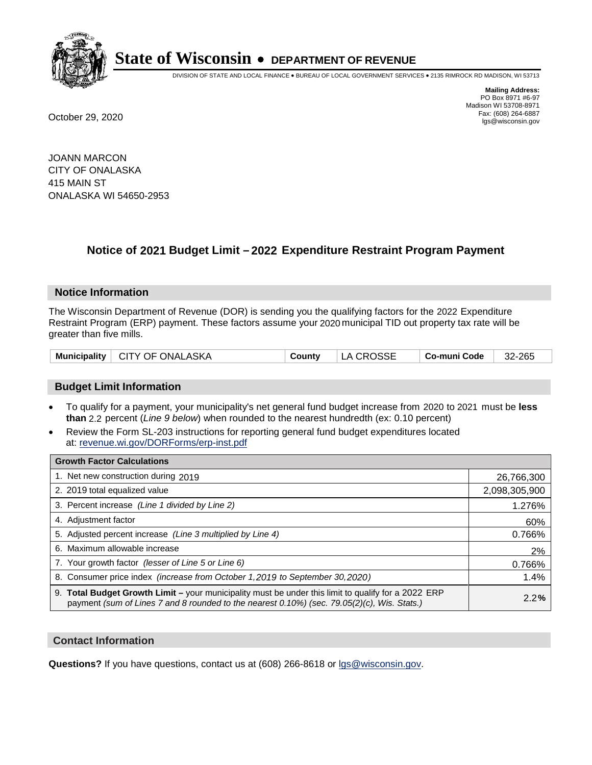# State of Wisconsin • DEPARTMENT OF REVENUE

DIVISION OF STATE AND LOCAL FINANCE • BUREAU OF LOCAL GOVERNMENT SERVICES • 2135 RIMROCK RD MADISON, WI 53713

**Mailing Address:**
PO Box 8971 #6-97
Madison WI 53708-8971
Fax: (608) 264-6887
lgs@wisconsin.gov

October 29, 2020

JOANN MARCON
CITY OF ONALASKA
415 MAIN ST
ONALASKA WI 54650-2953

## Notice of 2021 Budget Limit – 2022 Expenditure Restraint Program Payment

### Notice Information

The Wisconsin Department of Revenue (DOR) is sending you the qualifying factors for the 2022 Expenditure Restraint Program (ERP) payment. These factors assume your 2020 municipal TID out property tax rate will be greater than five mills.

| Municipality | CITY OF ONALASKA | County | LA CROSSE | Co-muni Code | 32-265 |
|---|---|---|---|---|---|

### Budget Limit Information

- To qualify for a payment, your municipality's net general fund budget increase from 2020 to 2021 must be **less than** 2.2 percent (*Line 9 below*) when rounded to the nearest hundredth (ex: 0.10 percent)
- Review the Form SL-203 instructions for reporting general fund budget expenditures located at: revenue.wi.gov/DORForms/erp-inst.pdf

| Growth Factor Calculations | |
|---|---|
| 1. Net new construction during 2019 | 26,766,300 |
| 2. 2019 total equalized value | 2,098,305,900 |
| 3. Percent increase *(Line 1 divided by Line 2)* | 1.276% |
| 4. Adjustment factor | 60% |
| 5. Adjusted percent increase *(Line 3 multiplied by Line 4)* | 0.766% |
| 6. Maximum allowable increase | 2% |
| 7. Your growth factor *(lesser of Line 5 or Line 6)* | 0.766% |
| 8. Consumer price index *(increase from October 1,2019 to September 30,2020)* | 1.4% |
| 9. **Total Budget Growth Limit –** your municipality must be under this limit to qualify for a 2022 ERP payment *(sum of Lines 7 and 8 rounded to the nearest 0.10%) (sec. 79.05(2)(c), Wis. Stats.)* | 2.2**%** |

### Contact Information

**Questions?** If you have questions, contact us at (608) 266-8618 or lgs@wisconsin.gov.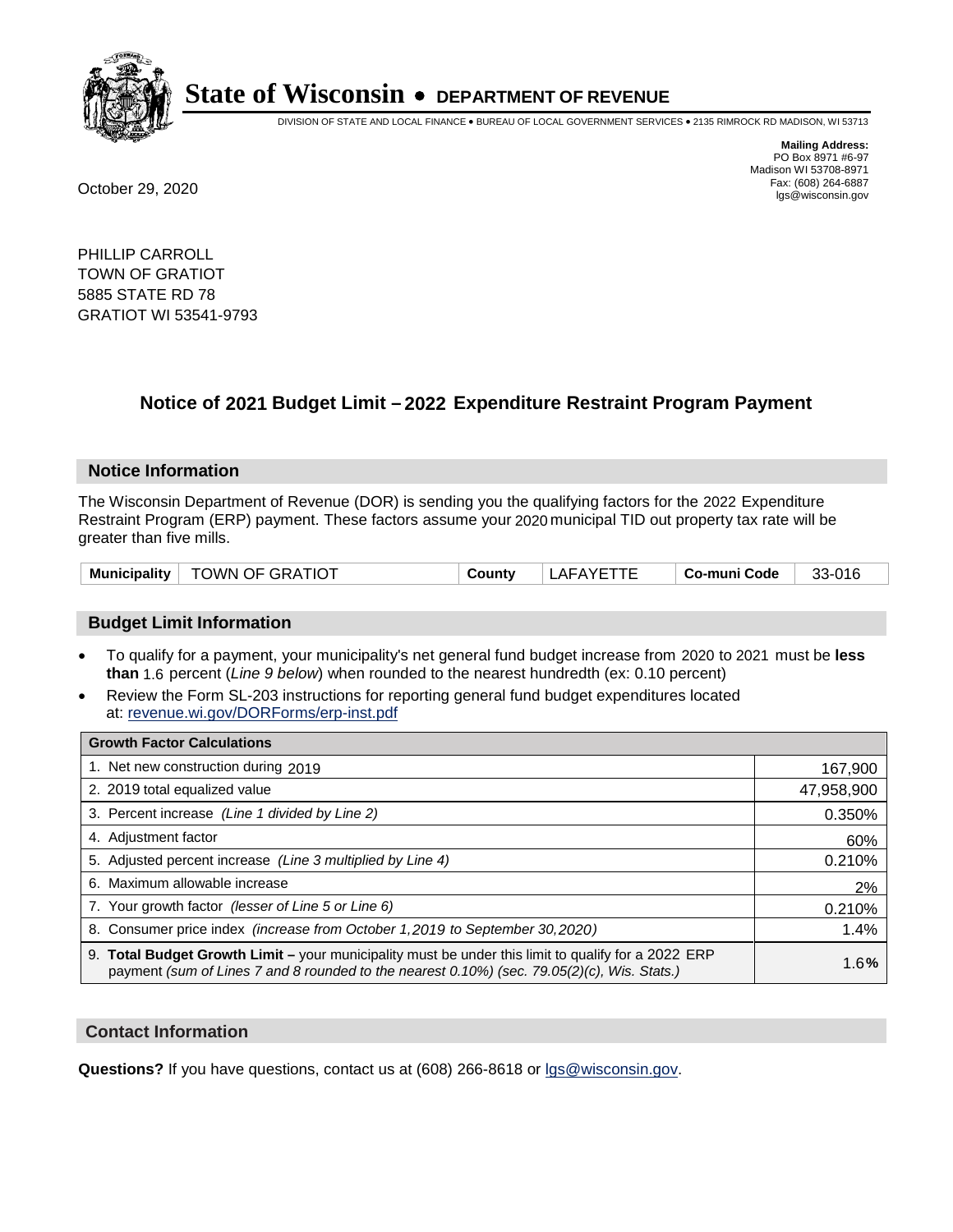# State of Wisconsin • DEPARTMENT OF REVENUE

DIVISION OF STATE AND LOCAL FINANCE • BUREAU OF LOCAL GOVERNMENT SERVICES • 2135 RIMROCK RD MADISON, WI 53713

**Mailing Address:**
PO Box 8971 #6-97
Madison WI 53708-8971
Fax: (608) 264-6887
lgs@wisconsin.gov

October 29, 2020

PHILLIP CARROLL
TOWN OF GRATIOT
5885 STATE RD 78
GRATIOT WI 53541-9793

## Notice of 2021 Budget Limit – 2022 Expenditure Restraint Program Payment

### Notice Information

The Wisconsin Department of Revenue (DOR) is sending you the qualifying factors for the 2022 Expenditure Restraint Program (ERP) payment. These factors assume your 2020 municipal TID out property tax rate will be greater than five mills.

| Municipality | TOWN OF GRATIOT | County | LAFAYETTE | Co-muni Code | 33-016 |
|---|---|---|---|---|---|

### Budget Limit Information

- To qualify for a payment, your municipality's net general fund budget increase from 2020 to 2021 must be **less than** 1.6 percent (*Line 9 below*) when rounded to the nearest hundredth (ex: 0.10 percent)
- Review the Form SL-203 instructions for reporting general fund budget expenditures located at: revenue.wi.gov/DORForms/erp-inst.pdf

| Growth Factor Calculations | |
|---|---|
| 1. Net new construction during 2019 | 167,900 |
| 2. 2019 total equalized value | 47,958,900 |
| 3. Percent increase *(Line 1 divided by Line 2)* | 0.350% |
| 4. Adjustment factor | 60% |
| 5. Adjusted percent increase *(Line 3 multiplied by Line 4)* | 0.210% |
| 6. Maximum allowable increase | 2% |
| 7. Your growth factor *(lesser of Line 5 or Line 6)* | 0.210% |
| 8. Consumer price index *(increase from October 1,2019 to September 30,2020)* | 1.4% |
| 9. **Total Budget Growth Limit –** your municipality must be under this limit to qualify for a 2022 ERP payment *(sum of Lines 7 and 8 rounded to the nearest 0.10%) (sec. 79.05(2)(c), Wis. Stats.)* | 1.6**%** |

### Contact Information

**Questions?** If you have questions, contact us at (608) 266-8618 or lgs@wisconsin.gov.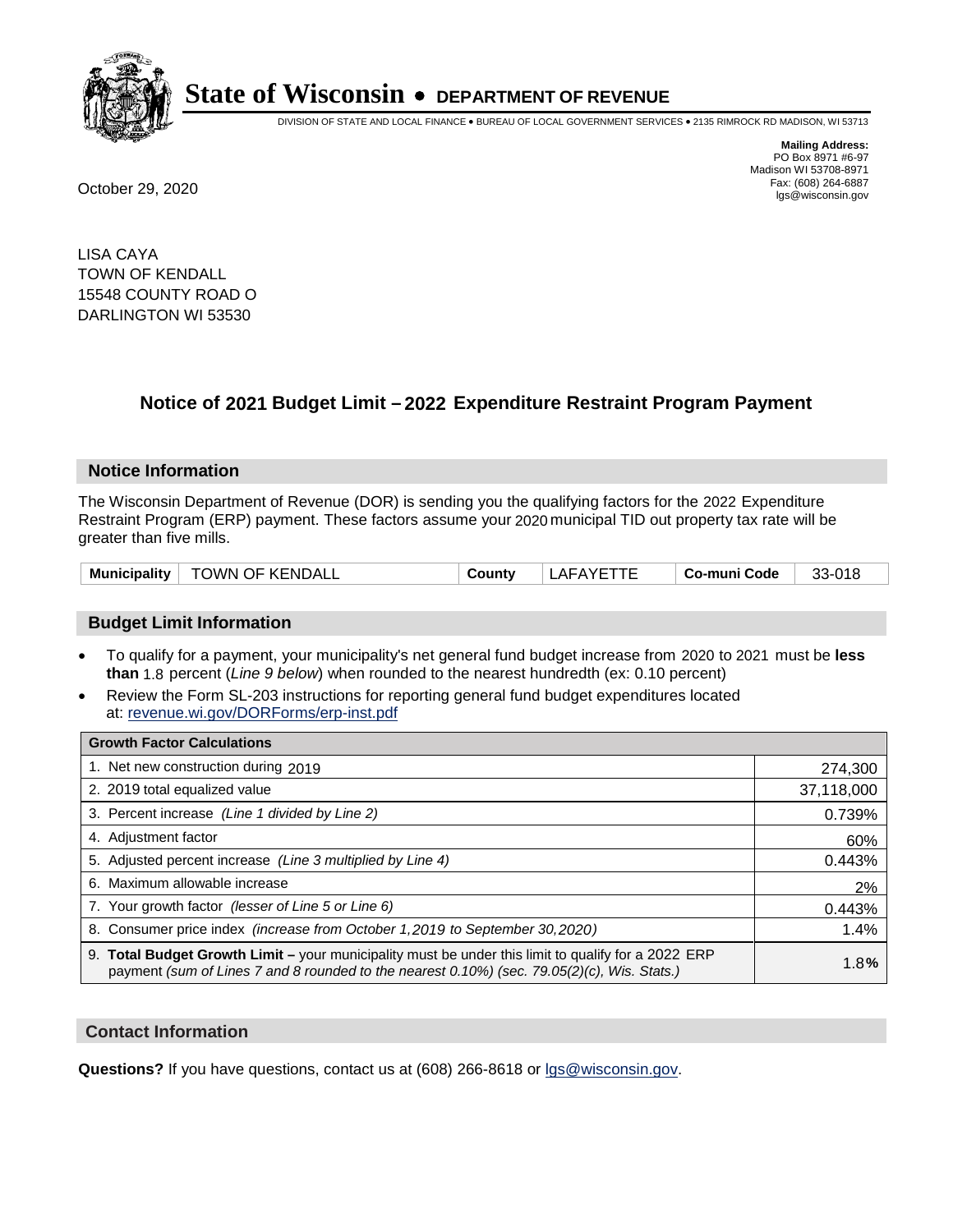# State of Wisconsin • DEPARTMENT OF REVENUE

DIVISION OF STATE AND LOCAL FINANCE • BUREAU OF LOCAL GOVERNMENT SERVICES • 2135 RIMROCK RD MADISON, WI 53713

**Mailing Address:**
PO Box 8971 #6-97
Madison WI 53708-8971
Fax: (608) 264-6887
lgs@wisconsin.gov

October 29, 2020

LISA CAYA
TOWN OF KENDALL
15548 COUNTY ROAD O
DARLINGTON WI 53530

## Notice of 2021 Budget Limit – 2022 Expenditure Restraint Program Payment

### Notice Information

The Wisconsin Department of Revenue (DOR) is sending you the qualifying factors for the 2022 Expenditure Restraint Program (ERP) payment. These factors assume your 2020 municipal TID out property tax rate will be greater than five mills.

| Municipality | TOWN OF KENDALL | County | LAFAYETTE | Co-muni Code | 33-018 |
|---|---|---|---|---|---|

### Budget Limit Information

- To qualify for a payment, your municipality's net general fund budget increase from 2020 to 2021 must be **less than** 1.8 percent (*Line 9 below*) when rounded to the nearest hundredth (ex: 0.10 percent)
- Review the Form SL-203 instructions for reporting general fund budget expenditures located at: revenue.wi.gov/DORForms/erp-inst.pdf

| Growth Factor Calculations | |
|---|---|
| 1. Net new construction during 2019 | 274,300 |
| 2. 2019 total equalized value | 37,118,000 |
| 3. Percent increase *(Line 1 divided by Line 2)* | 0.739% |
| 4. Adjustment factor | 60% |
| 5. Adjusted percent increase *(Line 3 multiplied by Line 4)* | 0.443% |
| 6. Maximum allowable increase | 2% |
| 7. Your growth factor *(lesser of Line 5 or Line 6)* | 0.443% |
| 8. Consumer price index *(increase from October 1,2019 to September 30,2020)* | 1.4% |
| 9. **Total Budget Growth Limit –** your municipality must be under this limit to qualify for a 2022 ERP payment *(sum of Lines 7 and 8 rounded to the nearest 0.10%) (sec. 79.05(2)(c), Wis. Stats.)* | 1.8**%** |

### Contact Information

**Questions?** If you have questions, contact us at (608) 266-8618 or lgs@wisconsin.gov.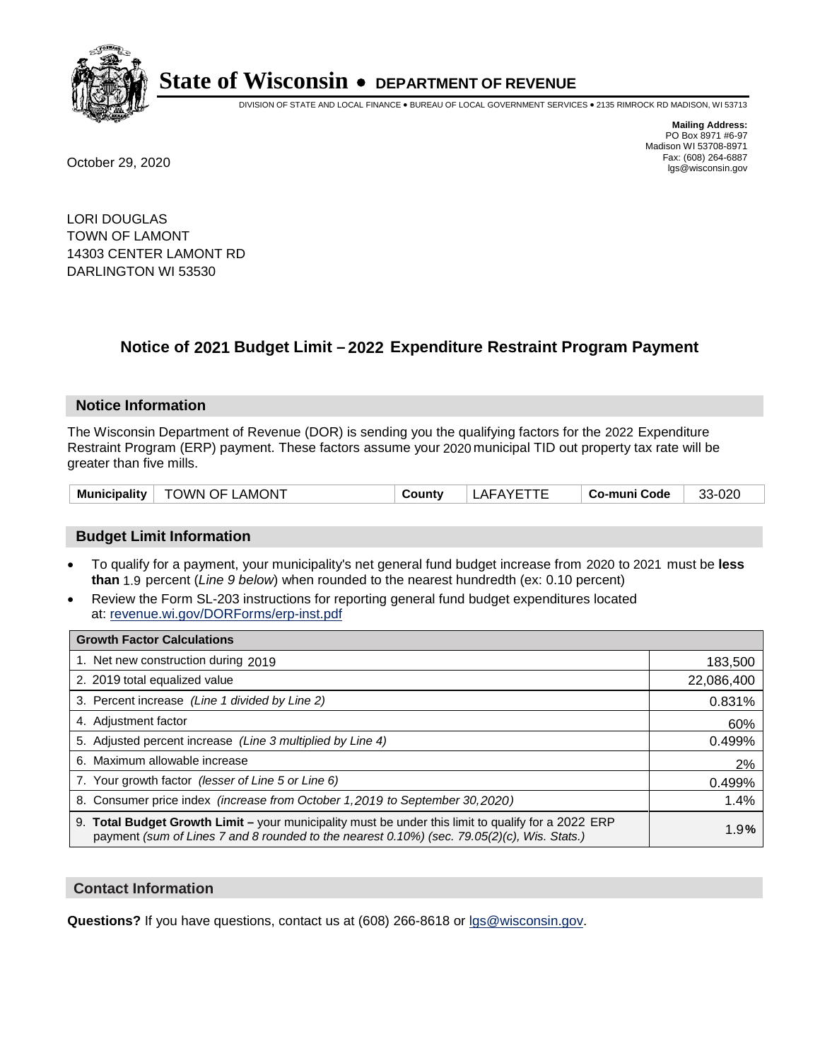# State of Wisconsin • DEPARTMENT OF REVENUE

DIVISION OF STATE AND LOCAL FINANCE • BUREAU OF LOCAL GOVERNMENT SERVICES • 2135 RIMROCK RD MADISON, WI 53713

**Mailing Address:**
PO Box 8971 #6-97
Madison WI 53708-8971
Fax: (608) 264-6887
lgs@wisconsin.gov

October 29, 2020

LORI DOUGLAS
TOWN OF LAMONT
14303 CENTER LAMONT RD
DARLINGTON WI 53530

## Notice of 2021 Budget Limit – 2022 Expenditure Restraint Program Payment

### Notice Information

The Wisconsin Department of Revenue (DOR) is sending you the qualifying factors for the 2022 Expenditure Restraint Program (ERP) payment. These factors assume your 2020 municipal TID out property tax rate will be greater than five mills.

| Municipality | TOWN OF LAMONT | County | LAFAYETTE | Co-muni Code | 33-020 |
|---|---|---|---|---|---|

### Budget Limit Information

- To qualify for a payment, your municipality's net general fund budget increase from 2020 to 2021 must be **less than** 1.9 percent (*Line 9 below*) when rounded to the nearest hundredth (ex: 0.10 percent)
- Review the Form SL-203 instructions for reporting general fund budget expenditures located at: revenue.wi.gov/DORForms/erp-inst.pdf

| Growth Factor Calculations | |
|---|---|
| 1. Net new construction during 2019 | 183,500 |
| 2. 2019 total equalized value | 22,086,400 |
| 3. Percent increase *(Line 1 divided by Line 2)* | 0.831% |
| 4. Adjustment factor | 60% |
| 5. Adjusted percent increase *(Line 3 multiplied by Line 4)* | 0.499% |
| 6. Maximum allowable increase | 2% |
| 7. Your growth factor *(lesser of Line 5 or Line 6)* | 0.499% |
| 8. Consumer price index *(increase from October 1,2019 to September 30,2020)* | 1.4% |
| 9. **Total Budget Growth Limit –** your municipality must be under this limit to qualify for a 2022 ERP payment *(sum of Lines 7 and 8 rounded to the nearest 0.10%) (sec. 79.05(2)(c), Wis. Stats.)* | 1.9% |

### Contact Information

**Questions?** If you have questions, contact us at (608) 266-8618 or lgs@wisconsin.gov.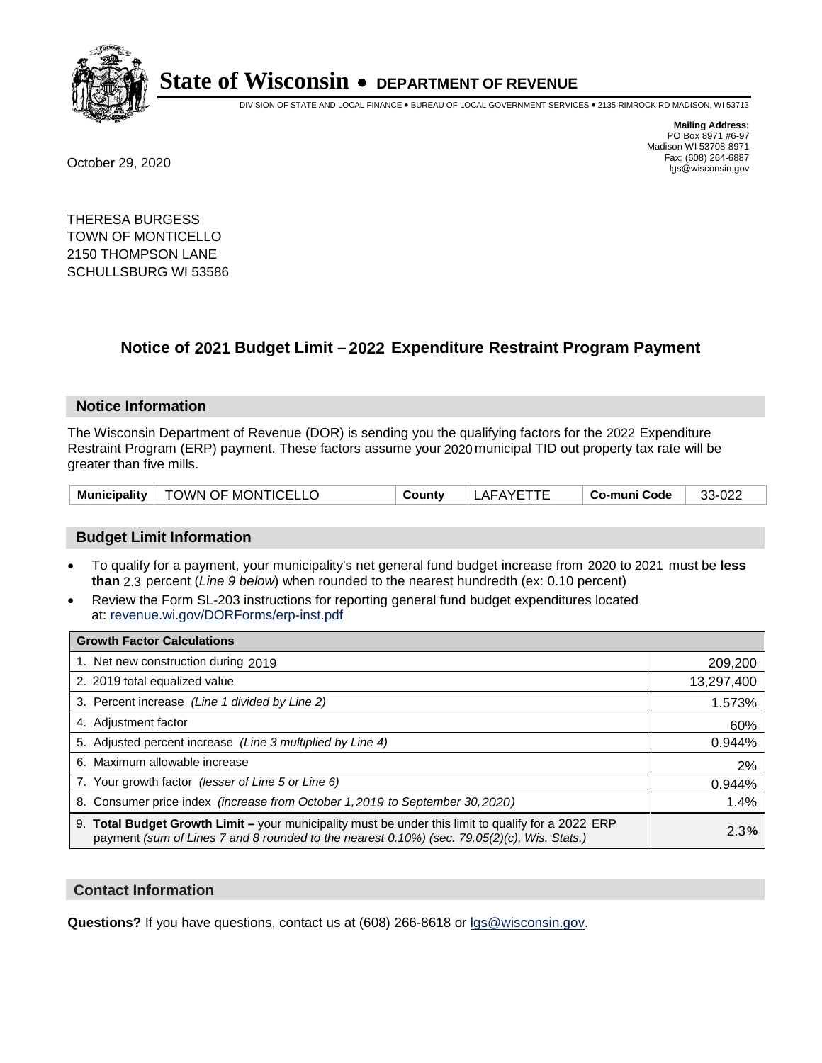# State of Wisconsin • DEPARTMENT OF REVENUE

DIVISION OF STATE AND LOCAL FINANCE • BUREAU OF LOCAL GOVERNMENT SERVICES • 2135 RIMROCK RD MADISON, WI 53713

**Mailing Address:**
PO Box 8971 #6-97
Madison WI 53708-8971
Fax: (608) 264-6887
lgs@wisconsin.gov

October 29, 2020

THERESA BURGESS
TOWN OF MONTICELLO
2150 THOMPSON LANE
SCHULLSBURG WI 53586

## Notice of 2021 Budget Limit – 2022 Expenditure Restraint Program Payment

### Notice Information

The Wisconsin Department of Revenue (DOR) is sending you the qualifying factors for the 2022 Expenditure Restraint Program (ERP) payment. These factors assume your 2020 municipal TID out property tax rate will be greater than five mills.

| **Municipality** | TOWN OF MONTICELLO | **County** | LAFAYETTE | **Co-muni Code** | 33-022 |
|---|---|---|---|---|---|

### Budget Limit Information

- To qualify for a payment, your municipality's net general fund budget increase from 2020 to 2021 must be **less than** 2.3 percent (*Line 9 below*) when rounded to the nearest hundredth (ex: 0.10 percent)
- Review the Form SL-203 instructions for reporting general fund budget expenditures located at: revenue.wi.gov/DORForms/erp-inst.pdf

| **Growth Factor Calculations** | |
|---|---|
| 1. Net new construction during 2019 | 209,200 |
| 2. 2019 total equalized value | 13,297,400 |
| 3. Percent increase *(Line 1 divided by Line 2)* | 1.573% |
| 4. Adjustment factor | 60% |
| 5. Adjusted percent increase *(Line 3 multiplied by Line 4)* | 0.944% |
| 6. Maximum allowable increase | 2% |
| 7. Your growth factor *(lesser of Line 5 or Line 6)* | 0.944% |
| 8. Consumer price index *(increase from October 1,2019 to September 30,2020)* | 1.4% |
| 9. **Total Budget Growth Limit –** your municipality must be under this limit to qualify for a 2022 ERP payment *(sum of Lines 7 and 8 rounded to the nearest 0.10%) (sec. 79.05(2)(c), Wis. Stats.)* | 2.3**%** |

### Contact Information

**Questions?** If you have questions, contact us at (608) 266-8618 or lgs@wisconsin.gov.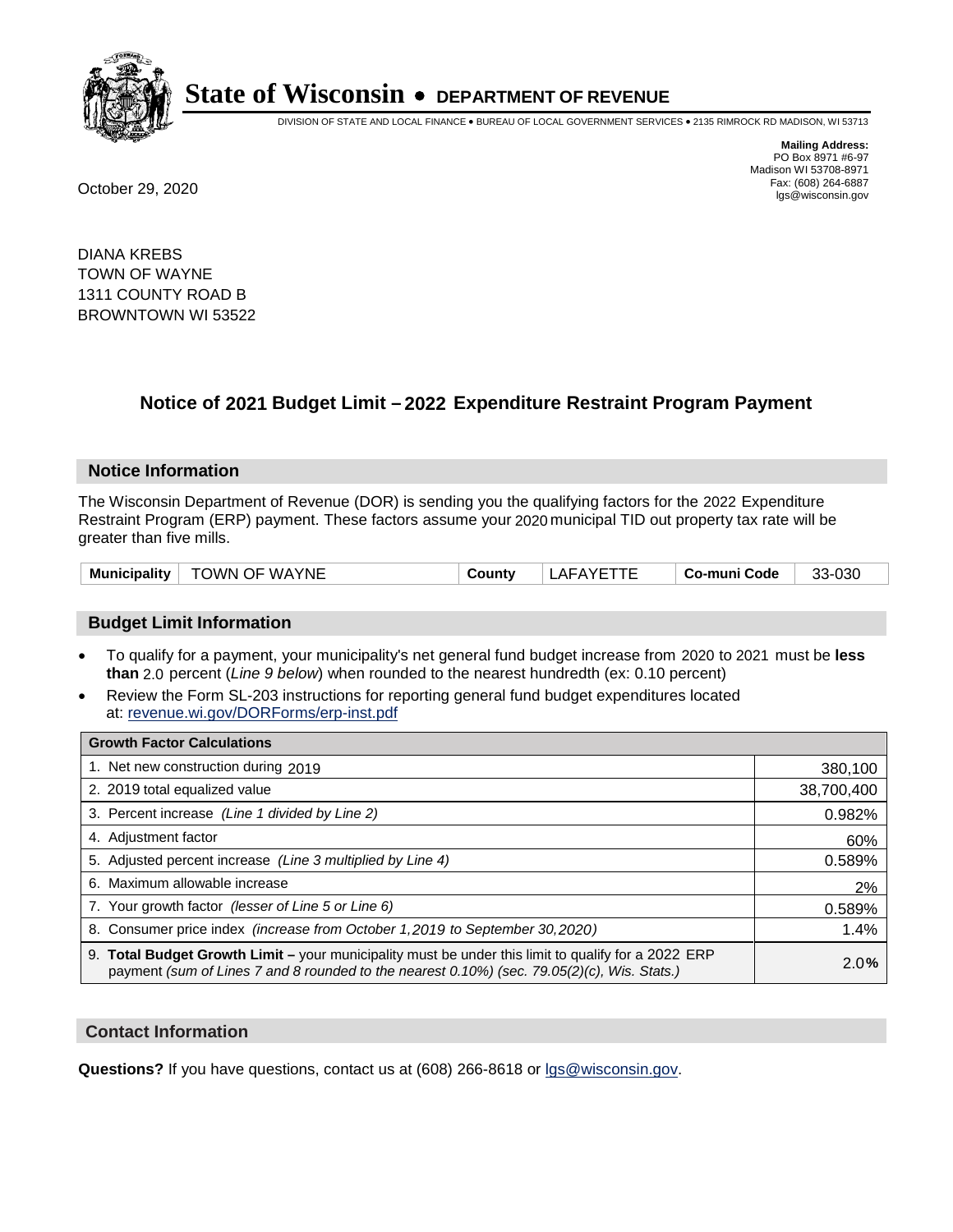# State of Wisconsin • DEPARTMENT OF REVENUE

DIVISION OF STATE AND LOCAL FINANCE • BUREAU OF LOCAL GOVERNMENT SERVICES • 2135 RIMROCK RD MADISON, WI 53713

**Mailing Address:**
PO Box 8971 #6-97
Madison WI 53708-8971
Fax: (608) 264-6887
lgs@wisconsin.gov

October 29, 2020

DIANA KREBS
TOWN OF WAYNE
1311 COUNTY ROAD B
BROWNTOWN WI 53522

## Notice of 2021 Budget Limit – 2022 Expenditure Restraint Program Payment

### Notice Information

The Wisconsin Department of Revenue (DOR) is sending you the qualifying factors for the 2022 Expenditure Restraint Program (ERP) payment. These factors assume your 2020 municipal TID out property tax rate will be greater than five mills.

| Municipality | TOWN OF WAYNE | County | LAFAYETTE | Co-muni Code | 33-030 |
|---|---|---|---|---|---|

### Budget Limit Information

- To qualify for a payment, your municipality's net general fund budget increase from 2020 to 2021 must be **less than** 2.0 percent (*Line 9 below*) when rounded to the nearest hundredth (ex: 0.10 percent)
- Review the Form SL-203 instructions for reporting general fund budget expenditures located at: revenue.wi.gov/DORForms/erp-inst.pdf

| Growth Factor Calculations | |
|---|---|
| 1. Net new construction during 2019 | 380,100 |
| 2. 2019 total equalized value | 38,700,400 |
| 3. Percent increase *(Line 1 divided by Line 2)* | 0.982% |
| 4. Adjustment factor | 60% |
| 5. Adjusted percent increase *(Line 3 multiplied by Line 4)* | 0.589% |
| 6. Maximum allowable increase | 2% |
| 7. Your growth factor *(lesser of Line 5 or Line 6)* | 0.589% |
| 8. Consumer price index *(increase from October 1,2019 to September 30,2020)* | 1.4% |
| 9. **Total Budget Growth Limit –** your municipality must be under this limit to qualify for a 2022 ERP payment *(sum of Lines 7 and 8 rounded to the nearest 0.10%) (sec. 79.05(2)(c), Wis. Stats.)* | 2.0% |

### Contact Information

**Questions?** If you have questions, contact us at (608) 266-8618 or lgs@wisconsin.gov.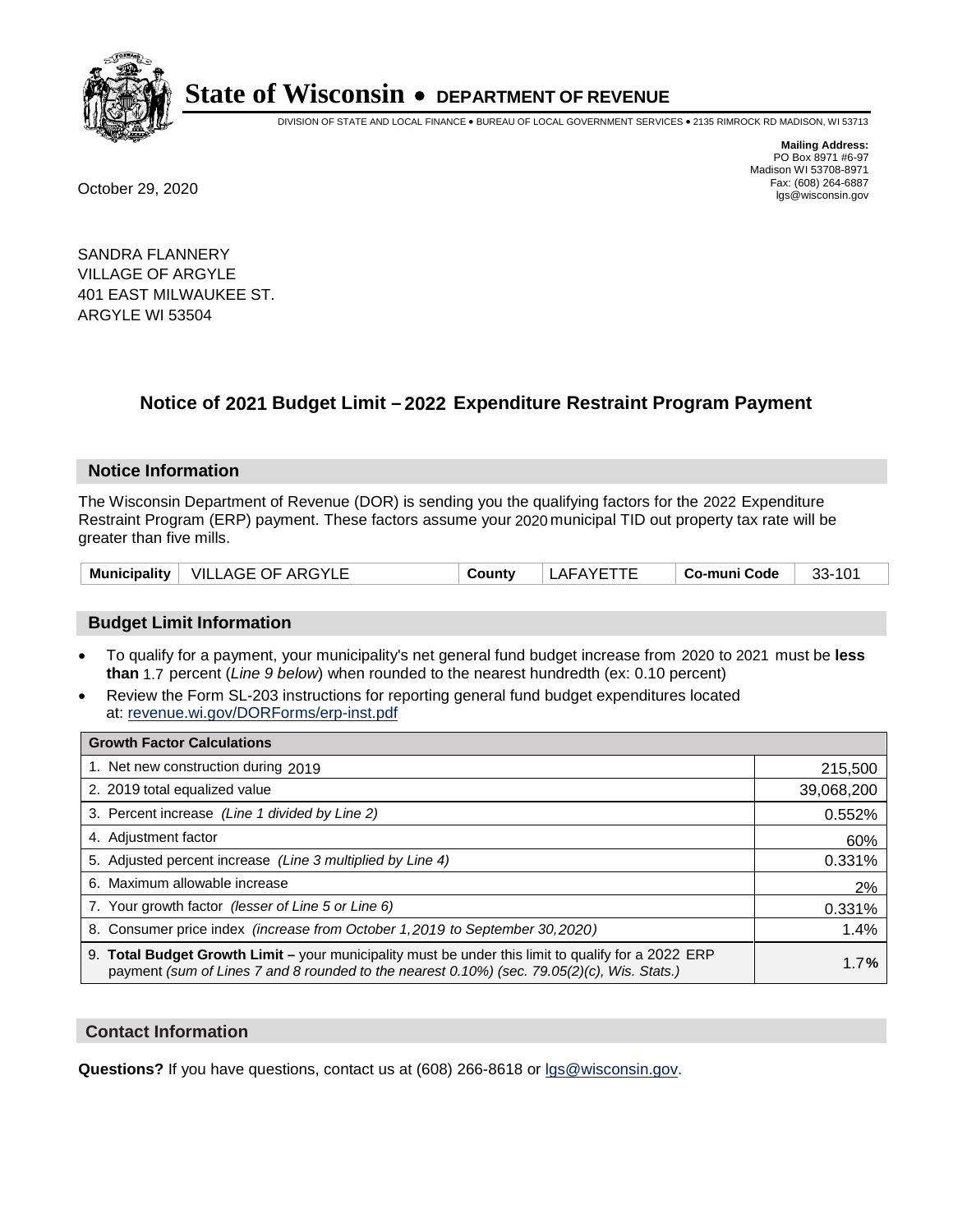# State of Wisconsin • DEPARTMENT OF REVENUE

DIVISION OF STATE AND LOCAL FINANCE • BUREAU OF LOCAL GOVERNMENT SERVICES • 2135 RIMROCK RD MADISON, WI 53713

**Mailing Address:**
PO Box 8971 #6-97
Madison WI 53708-8971
Fax: (608) 264-6887
lgs@wisconsin.gov

October 29, 2020

SANDRA FLANNERY
VILLAGE OF ARGYLE
401 EAST MILWAUKEE ST.
ARGYLE WI 53504

## Notice of 2021 Budget Limit – 2022 Expenditure Restraint Program Payment

### Notice Information

The Wisconsin Department of Revenue (DOR) is sending you the qualifying factors for the 2022 Expenditure Restraint Program (ERP) payment. These factors assume your 2020 municipal TID out property tax rate will be greater than five mills.

| Municipality | VILLAGE OF ARGYLE | County | LAFAYETTE | Co-muni Code | 33-101 |
|---|---|---|---|---|---|

### Budget Limit Information

- To qualify for a payment, your municipality's net general fund budget increase from 2020 to 2021 must be **less than** 1.7 percent (*Line 9 below*) when rounded to the nearest hundredth (ex: 0.10 percent)
- Review the Form SL-203 instructions for reporting general fund budget expenditures located at: revenue.wi.gov/DORForms/erp-inst.pdf

| Growth Factor Calculations | |
|---|---|
| 1. Net new construction during 2019 | 215,500 |
| 2. 2019 total equalized value | 39,068,200 |
| 3. Percent increase *(Line 1 divided by Line 2)* | 0.552% |
| 4. Adjustment factor | 60% |
| 5. Adjusted percent increase *(Line 3 multiplied by Line 4)* | 0.331% |
| 6. Maximum allowable increase | 2% |
| 7. Your growth factor *(lesser of Line 5 or Line 6)* | 0.331% |
| 8. Consumer price index *(increase from October 1,2019 to September 30,2020)* | 1.4% |
| 9. **Total Budget Growth Limit –** your municipality must be under this limit to qualify for a 2022 ERP payment *(sum of Lines 7 and 8 rounded to the nearest 0.10%) (sec. 79.05(2)(c), Wis. Stats.)* | 1.7**%** |

### Contact Information

**Questions?** If you have questions, contact us at (608) 266-8618 or lgs@wisconsin.gov.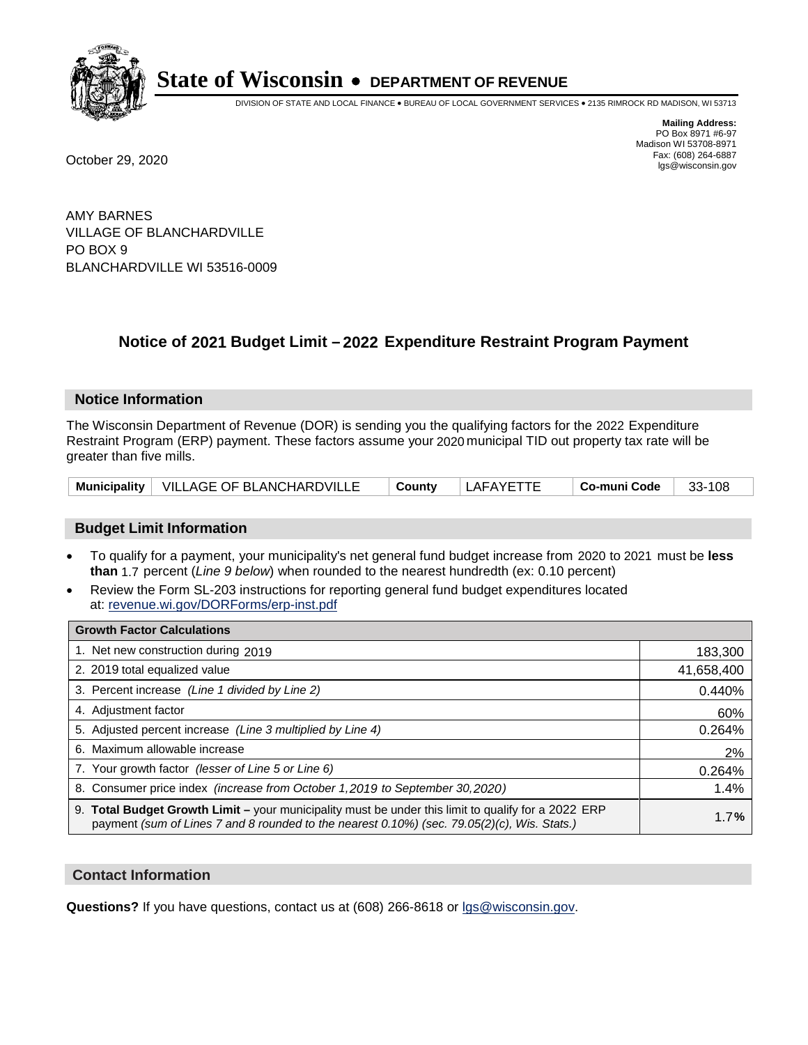# State of Wisconsin • DEPARTMENT OF REVENUE

DIVISION OF STATE AND LOCAL FINANCE • BUREAU OF LOCAL GOVERNMENT SERVICES • 2135 RIMROCK RD MADISON, WI 53713

**Mailing Address:**
PO Box 8971 #6-97
Madison WI 53708-8971
Fax: (608) 264-6887
lgs@wisconsin.gov

October 29, 2020

AMY BARNES
VILLAGE OF BLANCHARDVILLE
PO BOX 9
BLANCHARDVILLE WI 53516-0009

## Notice of 2021 Budget Limit – 2022 Expenditure Restraint Program Payment

### Notice Information

The Wisconsin Department of Revenue (DOR) is sending you the qualifying factors for the 2022 Expenditure Restraint Program (ERP) payment. These factors assume your 2020 municipal TID out property tax rate will be greater than five mills.

| Municipality | VILLAGE OF BLANCHARDVILLE | County | LAFAYETTE | Co-muni Code | 33-108 |
|---|---|---|---|---|---|

### Budget Limit Information

- To qualify for a payment, your municipality's net general fund budget increase from 2020 to 2021 must be **less than** 1.7 percent (*Line 9 below*) when rounded to the nearest hundredth (ex: 0.10 percent)
- Review the Form SL-203 instructions for reporting general fund budget expenditures located at: revenue.wi.gov/DORForms/erp-inst.pdf

| Growth Factor Calculations | |
|---|---|
| 1. Net new construction during 2019 | 183,300 |
| 2. 2019 total equalized value | 41,658,400 |
| 3. Percent increase *(Line 1 divided by Line 2)* | 0.440% |
| 4. Adjustment factor | 60% |
| 5. Adjusted percent increase *(Line 3 multiplied by Line 4)* | 0.264% |
| 6. Maximum allowable increase | 2% |
| 7. Your growth factor *(lesser of Line 5 or Line 6)* | 0.264% |
| 8. Consumer price index *(increase from October 1,2019 to September 30,2020)* | 1.4% |
| 9. **Total Budget Growth Limit –** your municipality must be under this limit to qualify for a 2022 ERP payment *(sum of Lines 7 and 8 rounded to the nearest 0.10%) (sec. 79.05(2)(c), Wis. Stats.)* | 1.7**%** |

### Contact Information

**Questions?** If you have questions, contact us at (608) 266-8618 or lgs@wisconsin.gov.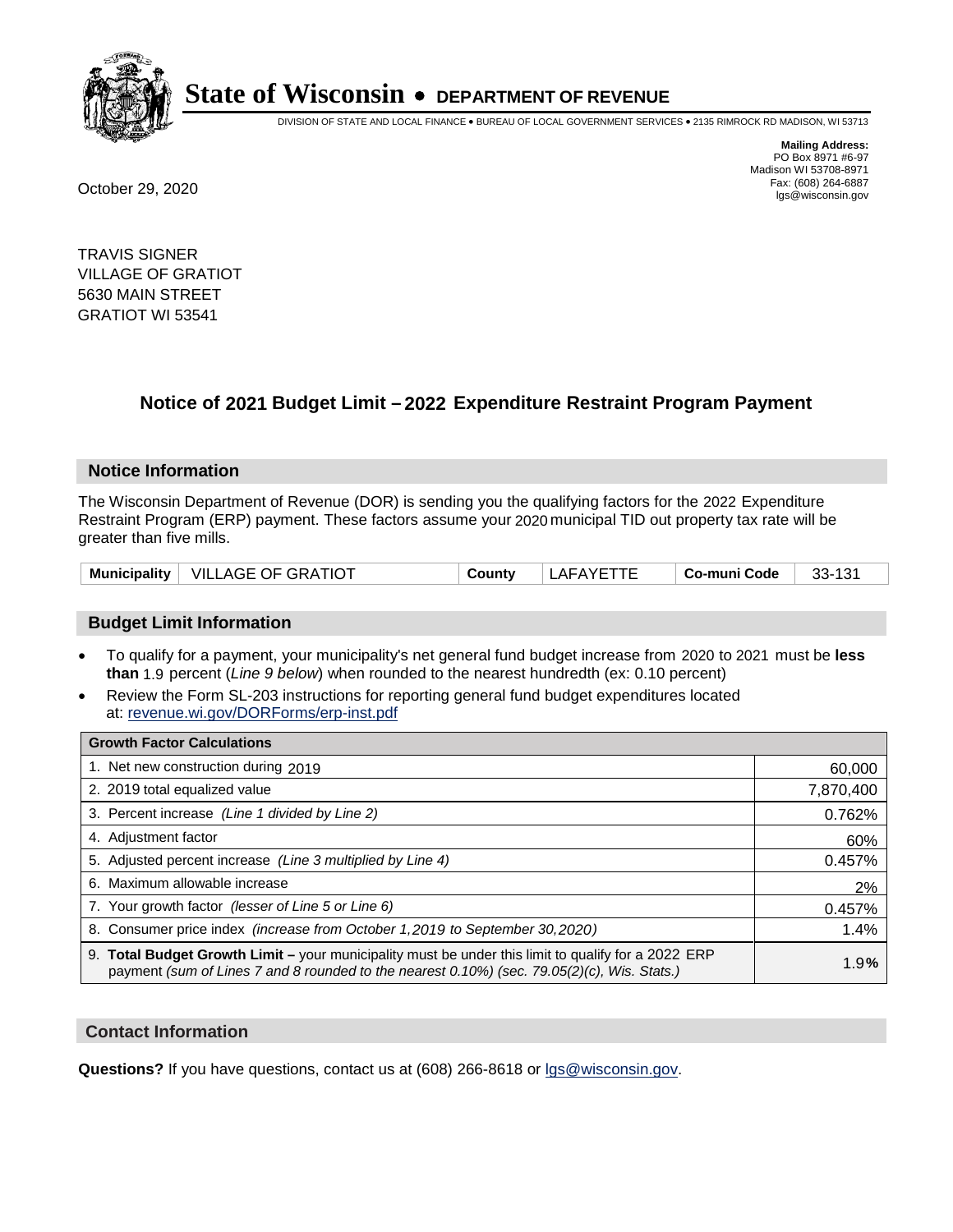# State of Wisconsin • DEPARTMENT OF REVENUE

DIVISION OF STATE AND LOCAL FINANCE • BUREAU OF LOCAL GOVERNMENT SERVICES • 2135 RIMROCK RD MADISON, WI 53713

**Mailing Address:**
PO Box 8971 #6-97
Madison WI 53708-8971
Fax: (608) 264-6887
lgs@wisconsin.gov

October 29, 2020

TRAVIS SIGNER
VILLAGE OF GRATIOT
5630 MAIN STREET
GRATIOT WI 53541

## Notice of 2021 Budget Limit – 2022 Expenditure Restraint Program Payment

### Notice Information

The Wisconsin Department of Revenue (DOR) is sending you the qualifying factors for the 2022 Expenditure Restraint Program (ERP) payment. These factors assume your 2020 municipal TID out property tax rate will be greater than five mills.

| Municipality | VILLAGE OF GRATIOT | County | LAFAYETTE | Co-muni Code | 33-131 |
|---|---|---|---|---|---|

### Budget Limit Information

- To qualify for a payment, your municipality's net general fund budget increase from 2020 to 2021 must be **less than** 1.9 percent (*Line 9 below*) when rounded to the nearest hundredth (ex: 0.10 percent)
- Review the Form SL-203 instructions for reporting general fund budget expenditures located at: revenue.wi.gov/DORForms/erp-inst.pdf

| Growth Factor Calculations | |
|---|---|
| 1. Net new construction during 2019 | 60,000 |
| 2. 2019 total equalized value | 7,870,400 |
| 3. Percent increase *(Line 1 divided by Line 2)* | 0.762% |
| 4. Adjustment factor | 60% |
| 5. Adjusted percent increase *(Line 3 multiplied by Line 4)* | 0.457% |
| 6. Maximum allowable increase | 2% |
| 7. Your growth factor *(lesser of Line 5 or Line 6)* | 0.457% |
| 8. Consumer price index *(increase from October 1,2019 to September 30,2020)* | 1.4% |
| 9. **Total Budget Growth Limit –** your municipality must be under this limit to qualify for a 2022 ERP payment *(sum of Lines 7 and 8 rounded to the nearest 0.10%) (sec. 79.05(2)(c), Wis. Stats.)* | 1.9**%** |

### Contact Information

**Questions?** If you have questions, contact us at (608) 266-8618 or lgs@wisconsin.gov.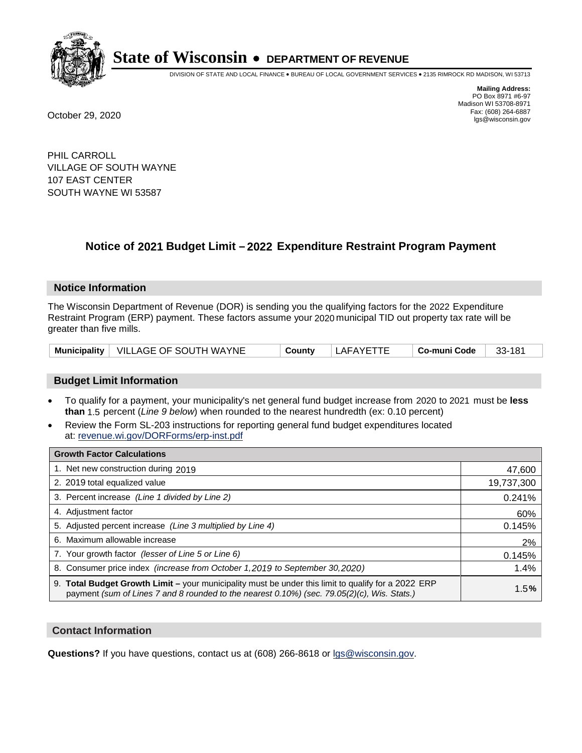# State of Wisconsin • DEPARTMENT OF REVENUE

DIVISION OF STATE AND LOCAL FINANCE • BUREAU OF LOCAL GOVERNMENT SERVICES • 2135 RIMROCK RD MADISON, WI 53713

**Mailing Address:**
PO Box 8971 #6-97
Madison WI 53708-8971
Fax: (608) 264-6887
lgs@wisconsin.gov

October 29, 2020

PHIL CARROLL
VILLAGE OF SOUTH WAYNE
107 EAST CENTER
SOUTH WAYNE WI 53587

## Notice of 2021 Budget Limit – 2022 Expenditure Restraint Program Payment

### Notice Information

The Wisconsin Department of Revenue (DOR) is sending you the qualifying factors for the 2022 Expenditure Restraint Program (ERP) payment. These factors assume your 2020 municipal TID out property tax rate will be greater than five mills.

| Municipality | VILLAGE OF SOUTH WAYNE | County | LAFAYETTE | Co-muni Code | 33-181 |
|---|---|---|---|---|---|

### Budget Limit Information

- To qualify for a payment, your municipality's net general fund budget increase from 2020 to 2021 must be **less than** 1.5 percent (*Line 9 below*) when rounded to the nearest hundredth (ex: 0.10 percent)
- Review the Form SL-203 instructions for reporting general fund budget expenditures located at: revenue.wi.gov/DORForms/erp-inst.pdf

| Growth Factor Calculations | |
|---|---|
| 1. Net new construction during 2019 | 47,600 |
| 2. 2019 total equalized value | 19,737,300 |
| 3. Percent increase *(Line 1 divided by Line 2)* | 0.241% |
| 4. Adjustment factor | 60% |
| 5. Adjusted percent increase *(Line 3 multiplied by Line 4)* | 0.145% |
| 6. Maximum allowable increase | 2% |
| 7. Your growth factor *(lesser of Line 5 or Line 6)* | 0.145% |
| 8. Consumer price index *(increase from October 1,2019 to September 30,2020)* | 1.4% |
| 9. **Total Budget Growth Limit –** your municipality must be under this limit to qualify for a 2022 ERP payment *(sum of Lines 7 and 8 rounded to the nearest 0.10%) (sec. 79.05(2)(c), Wis. Stats.)* | 1.5**%** |

### Contact Information

**Questions?** If you have questions, contact us at (608) 266-8618 or lgs@wisconsin.gov.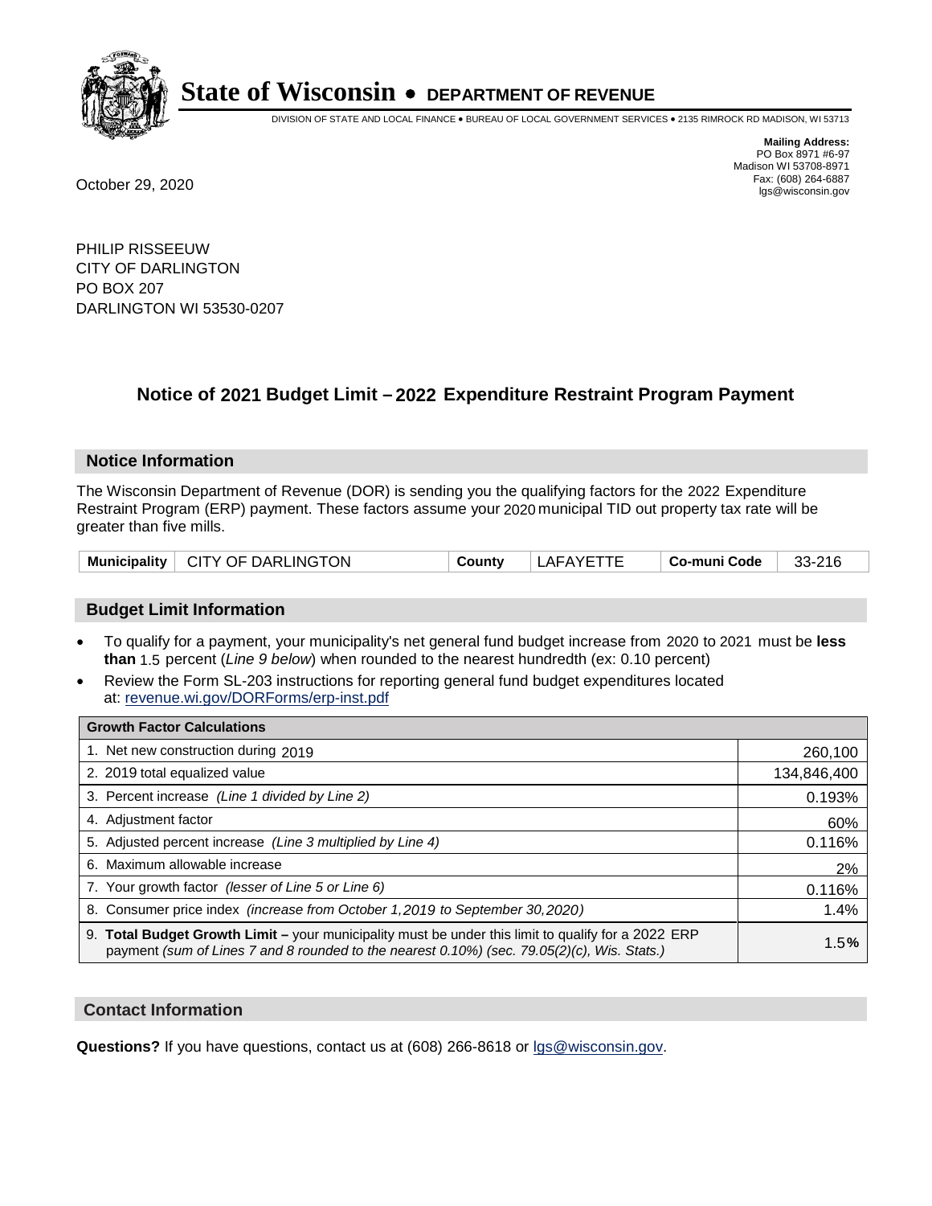# State of Wisconsin • DEPARTMENT OF REVENUE

DIVISION OF STATE AND LOCAL FINANCE • BUREAU OF LOCAL GOVERNMENT SERVICES • 2135 RIMROCK RD MADISON, WI 53713

**Mailing Address:**
PO Box 8971 #6-97
Madison WI 53708-8971
Fax: (608) 264-6887
lgs@wisconsin.gov

October 29, 2020

PHILIP RISSEEUW
CITY OF DARLINGTON
PO BOX 207
DARLINGTON WI 53530-0207

## Notice of 2021 Budget Limit – 2022 Expenditure Restraint Program Payment

### Notice Information

The Wisconsin Department of Revenue (DOR) is sending you the qualifying factors for the 2022 Expenditure Restraint Program (ERP) payment. These factors assume your 2020 municipal TID out property tax rate will be greater than five mills.

| Municipality | CITY OF DARLINGTON | County | LAFAYETTE | Co-muni Code | 33-216 |
|---|---|---|---|---|---|

### Budget Limit Information

- To qualify for a payment, your municipality's net general fund budget increase from 2020 to 2021 must be **less than** 1.5 percent (*Line 9 below*) when rounded to the nearest hundredth (ex: 0.10 percent)
- Review the Form SL-203 instructions for reporting general fund budget expenditures located at: revenue.wi.gov/DORForms/erp-inst.pdf

| Growth Factor Calculations | |
|---|---|
| 1. Net new construction during 2019 | 260,100 |
| 2. 2019 total equalized value | 134,846,400 |
| 3. Percent increase *(Line 1 divided by Line 2)* | 0.193% |
| 4. Adjustment factor | 60% |
| 5. Adjusted percent increase *(Line 3 multiplied by Line 4)* | 0.116% |
| 6. Maximum allowable increase | 2% |
| 7. Your growth factor *(lesser of Line 5 or Line 6)* | 0.116% |
| 8. Consumer price index *(increase from October 1,2019 to September 30,2020)* | 1.4% |
| 9. **Total Budget Growth Limit –** your municipality must be under this limit to qualify for a 2022 ERP payment *(sum of Lines 7 and 8 rounded to the nearest 0.10%) (sec. 79.05(2)(c), Wis. Stats.)* | 1.5**%** |

### Contact Information

**Questions?** If you have questions, contact us at (608) 266-8618 or lgs@wisconsin.gov.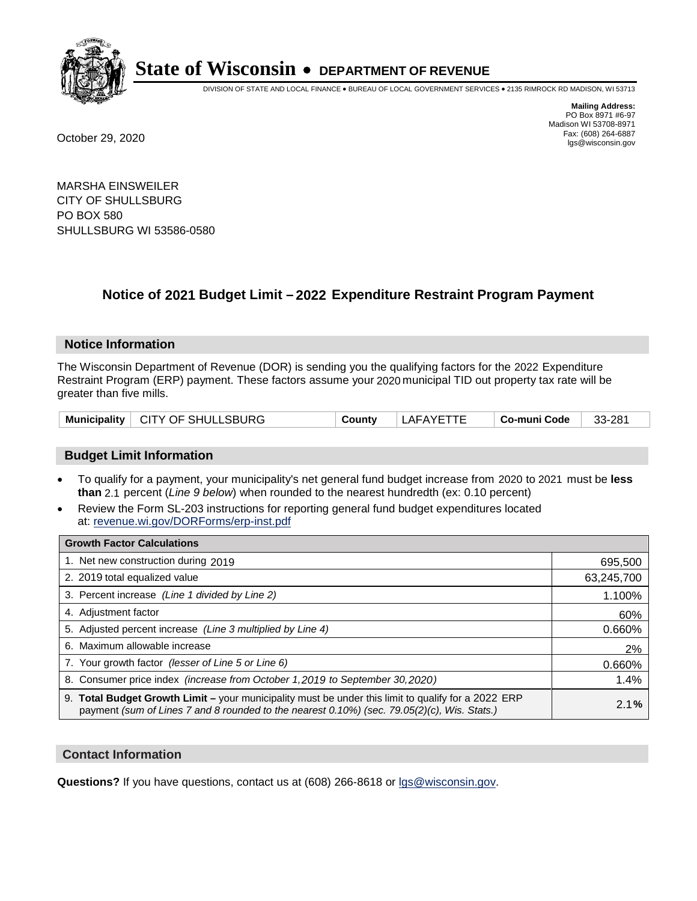# State of Wisconsin • DEPARTMENT OF REVENUE

DIVISION OF STATE AND LOCAL FINANCE • BUREAU OF LOCAL GOVERNMENT SERVICES • 2135 RIMROCK RD MADISON, WI 53713

**Mailing Address:**
PO Box 8971 #6-97
Madison WI 53708-8971
Fax: (608) 264-6887
lgs@wisconsin.gov

October 29, 2020

MARSHA EINSWEILER
CITY OF SHULLSBURG
PO BOX 580
SHULLSBURG WI 53586-0580

## Notice of 2021 Budget Limit – 2022 Expenditure Restraint Program Payment

### Notice Information

The Wisconsin Department of Revenue (DOR) is sending you the qualifying factors for the 2022 Expenditure Restraint Program (ERP) payment. These factors assume your 2020 municipal TID out property tax rate will be greater than five mills.

| Municipality | CITY OF SHULLSBURG | County | LAFAYETTE | Co-muni Code | 33-281 |
|---|---|---|---|---|---|

### Budget Limit Information

- To qualify for a payment, your municipality's net general fund budget increase from 2020 to 2021 must be **less than** 2.1 percent (*Line 9 below*) when rounded to the nearest hundredth (ex: 0.10 percent)
- Review the Form SL-203 instructions for reporting general fund budget expenditures located at: revenue.wi.gov/DORForms/erp-inst.pdf

| Growth Factor Calculations | |
|---|---|
| 1. Net new construction during 2019 | 695,500 |
| 2. 2019 total equalized value | 63,245,700 |
| 3. Percent increase *(Line 1 divided by Line 2)* | 1.100% |
| 4. Adjustment factor | 60% |
| 5. Adjusted percent increase *(Line 3 multiplied by Line 4)* | 0.660% |
| 6. Maximum allowable increase | 2% |
| 7. Your growth factor *(lesser of Line 5 or Line 6)* | 0.660% |
| 8. Consumer price index *(increase from October 1,2019 to September 30,2020)* | 1.4% |
| 9. **Total Budget Growth Limit –** your municipality must be under this limit to qualify for a 2022 ERP payment *(sum of Lines 7 and 8 rounded to the nearest 0.10%) (sec. 79.05(2)(c), Wis. Stats.)* | 2.1% |

### Contact Information

**Questions?** If you have questions, contact us at (608) 266-8618 or lgs@wisconsin.gov.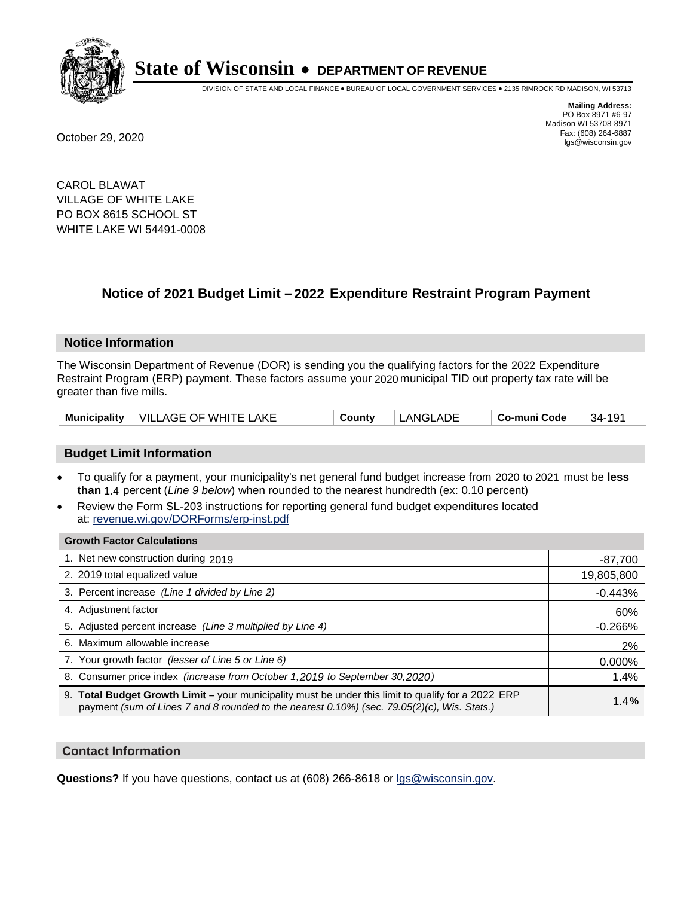# State of Wisconsin • DEPARTMENT OF REVENUE

DIVISION OF STATE AND LOCAL FINANCE • BUREAU OF LOCAL GOVERNMENT SERVICES • 2135 RIMROCK RD MADISON, WI 53713

**Mailing Address:**
PO Box 8971 #6-97
Madison WI 53708-8971
Fax: (608) 264-6887
lgs@wisconsin.gov

October 29, 2020

CAROL BLAWAT
VILLAGE OF WHITE LAKE
PO BOX 8615 SCHOOL ST
WHITE LAKE WI 54491-0008

## Notice of 2021 Budget Limit – 2022 Expenditure Restraint Program Payment

### Notice Information

The Wisconsin Department of Revenue (DOR) is sending you the qualifying factors for the 2022 Expenditure Restraint Program (ERP) payment. These factors assume your 2020 municipal TID out property tax rate will be greater than five mills.

| Municipality | VILLAGE OF WHITE LAKE | County | LANGLADE | Co-muni Code | 34-191 |
|---|---|---|---|---|---|

### Budget Limit Information

- To qualify for a payment, your municipality's net general fund budget increase from 2020 to 2021 must be **less than** 1.4 percent (*Line 9 below*) when rounded to the nearest hundredth (ex: 0.10 percent)
- Review the Form SL-203 instructions for reporting general fund budget expenditures located at: revenue.wi.gov/DORForms/erp-inst.pdf

| Growth Factor Calculations | |
|---|---|
| 1. Net new construction during 2019 | -87,700 |
| 2. 2019 total equalized value | 19,805,800 |
| 3. Percent increase *(Line 1 divided by Line 2)* | -0.443% |
| 4. Adjustment factor | 60% |
| 5. Adjusted percent increase *(Line 3 multiplied by Line 4)* | -0.266% |
| 6. Maximum allowable increase | 2% |
| 7. Your growth factor *(lesser of Line 5 or Line 6)* | 0.000% |
| 8. Consumer price index *(increase from October 1,2019 to September 30,2020)* | 1.4% |
| 9. **Total Budget Growth Limit –** your municipality must be under this limit to qualify for a 2022 ERP payment *(sum of Lines 7 and 8 rounded to the nearest 0.10%) (sec. 79.05(2)(c), Wis. Stats.)* | 1.4**%** |

### Contact Information

**Questions?** If you have questions, contact us at (608) 266-8618 or lgs@wisconsin.gov.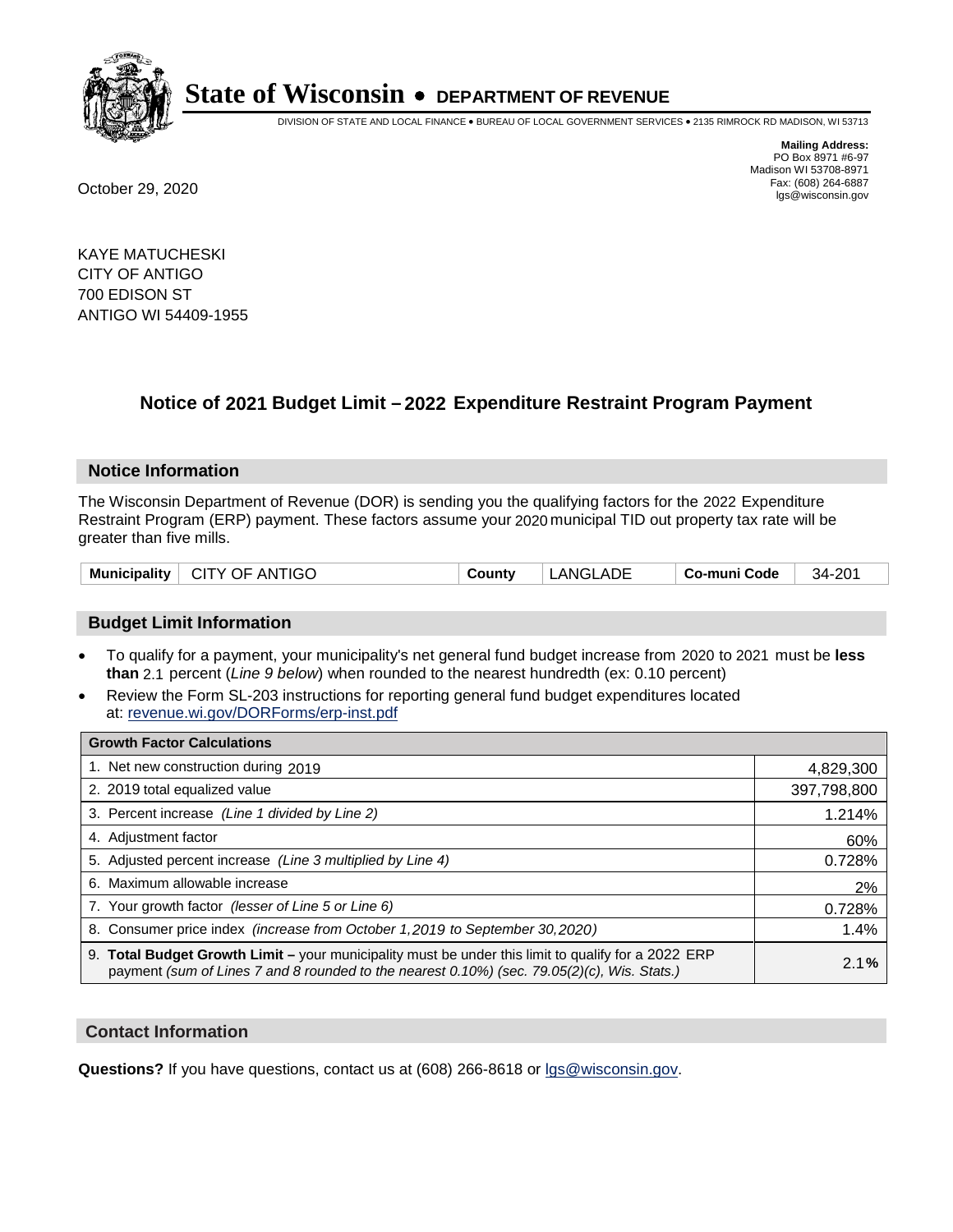# State of Wisconsin • DEPARTMENT OF REVENUE

DIVISION OF STATE AND LOCAL FINANCE • BUREAU OF LOCAL GOVERNMENT SERVICES • 2135 RIMROCK RD MADISON, WI 53713

**Mailing Address:**
PO Box 8971 #6-97
Madison WI 53708-8971
Fax: (608) 264-6887
lgs@wisconsin.gov

October 29, 2020

KAYE MATUCHESKI
CITY OF ANTIGO
700 EDISON ST
ANTIGO WI 54409-1955

## Notice of 2021 Budget Limit – 2022 Expenditure Restraint Program Payment

### Notice Information

The Wisconsin Department of Revenue (DOR) is sending you the qualifying factors for the 2022 Expenditure Restraint Program (ERP) payment. These factors assume your 2020 municipal TID out property tax rate will be greater than five mills.

| Municipality | CITY OF ANTIGO | County | LANGLADE | Co-muni Code | 34-201 |
|---|---|---|---|---|---|

### Budget Limit Information

- To qualify for a payment, your municipality's net general fund budget increase from 2020 to 2021 must be **less than** 2.1 percent (*Line 9 below*) when rounded to the nearest hundredth (ex: 0.10 percent)
- Review the Form SL-203 instructions for reporting general fund budget expenditures located at: revenue.wi.gov/DORForms/erp-inst.pdf

| Growth Factor Calculations | |
|---|---|
| 1. Net new construction during 2019 | 4,829,300 |
| 2. 2019 total equalized value | 397,798,800 |
| 3. Percent increase *(Line 1 divided by Line 2)* | 1.214% |
| 4. Adjustment factor | 60% |
| 5. Adjusted percent increase *(Line 3 multiplied by Line 4)* | 0.728% |
| 6. Maximum allowable increase | 2% |
| 7. Your growth factor *(lesser of Line 5 or Line 6)* | 0.728% |
| 8. Consumer price index *(increase from October 1,2019 to September 30,2020)* | 1.4% |
| 9. **Total Budget Growth Limit –** your municipality must be under this limit to qualify for a 2022 ERP payment *(sum of Lines 7 and 8 rounded to the nearest 0.10%) (sec. 79.05(2)(c), Wis. Stats.)* | 2.1**%** |

### Contact Information

**Questions?** If you have questions, contact us at (608) 266-8618 or lgs@wisconsin.gov.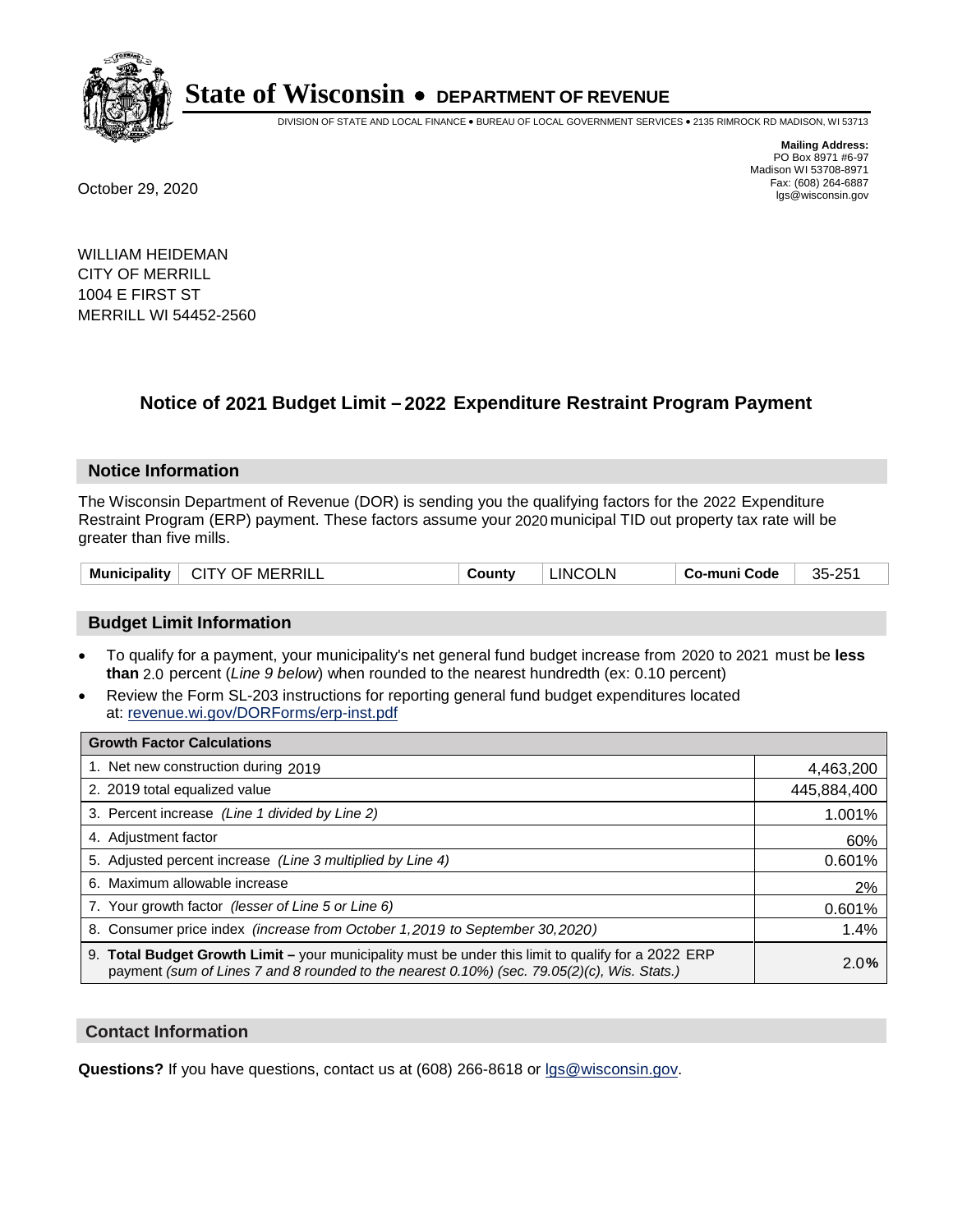# State of Wisconsin • DEPARTMENT OF REVENUE

DIVISION OF STATE AND LOCAL FINANCE • BUREAU OF LOCAL GOVERNMENT SERVICES • 2135 RIMROCK RD MADISON, WI 53713

**Mailing Address:**
PO Box 8971 #6-97
Madison WI 53708-8971
Fax: (608) 264-6887
lgs@wisconsin.gov

October 29, 2020

WILLIAM HEIDEMAN
CITY OF MERRILL
1004 E FIRST ST
MERRILL WI 54452-2560

## Notice of 2021 Budget Limit – 2022 Expenditure Restraint Program Payment

### Notice Information

The Wisconsin Department of Revenue (DOR) is sending you the qualifying factors for the 2022 Expenditure Restraint Program (ERP) payment. These factors assume your 2020 municipal TID out property tax rate will be greater than five mills.

| Municipality | CITY OF MERRILL | County | LINCOLN | Co-muni Code | 35-251 |
|---|---|---|---|---|---|

### Budget Limit Information

- To qualify for a payment, your municipality's net general fund budget increase from 2020 to 2021 must be **less than** 2.0 percent (*Line 9 below*) when rounded to the nearest hundredth (ex: 0.10 percent)
- Review the Form SL-203 instructions for reporting general fund budget expenditures located at: revenue.wi.gov/DORForms/erp-inst.pdf

| Growth Factor Calculations | |
|---|---|
| 1. Net new construction during 2019 | 4,463,200 |
| 2. 2019 total equalized value | 445,884,400 |
| 3. Percent increase *(Line 1 divided by Line 2)* | 1.001% |
| 4. Adjustment factor | 60% |
| 5. Adjusted percent increase *(Line 3 multiplied by Line 4)* | 0.601% |
| 6. Maximum allowable increase | 2% |
| 7. Your growth factor *(lesser of Line 5 or Line 6)* | 0.601% |
| 8. Consumer price index *(increase from October 1,2019 to September 30,2020)* | 1.4% |
| 9. **Total Budget Growth Limit –** your municipality must be under this limit to qualify for a 2022 ERP payment *(sum of Lines 7 and 8 rounded to the nearest 0.10%) (sec. 79.05(2)(c), Wis. Stats.)* | 2.0% |

### Contact Information

**Questions?** If you have questions, contact us at (608) 266-8618 or lgs@wisconsin.gov.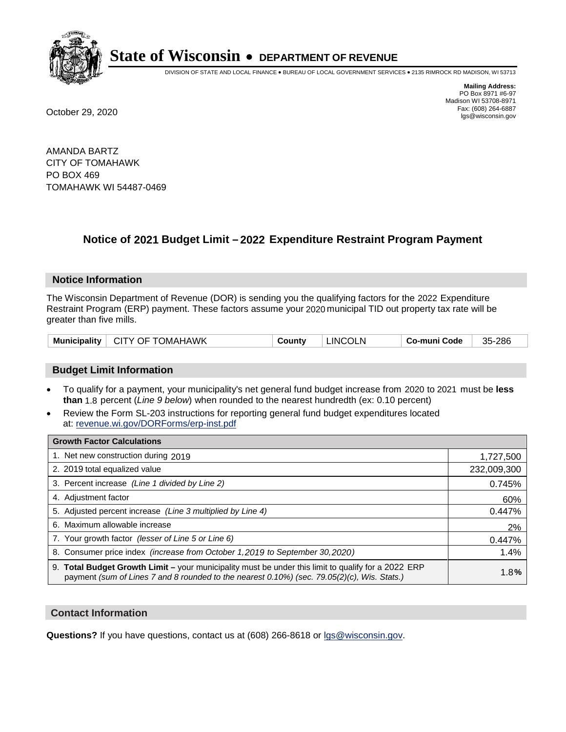# State of Wisconsin • DEPARTMENT OF REVENUE

DIVISION OF STATE AND LOCAL FINANCE • BUREAU OF LOCAL GOVERNMENT SERVICES • 2135 RIMROCK RD MADISON, WI 53713

**Mailing Address:**
PO Box 8971 #6-97
Madison WI 53708-8971
Fax: (608) 264-6887
lgs@wisconsin.gov

October 29, 2020

AMANDA BARTZ
CITY OF TOMAHAWK
PO BOX 469
TOMAHAWK WI 54487-0469

## Notice of 2021 Budget Limit – 2022 Expenditure Restraint Program Payment

### Notice Information

The Wisconsin Department of Revenue (DOR) is sending you the qualifying factors for the 2022 Expenditure Restraint Program (ERP) payment. These factors assume your 2020 municipal TID out property tax rate will be greater than five mills.

| Municipality | CITY OF TOMAHAWK | County | LINCOLN | Co-muni Code | 35-286 |
|---|---|---|---|---|---|

### Budget Limit Information

- To qualify for a payment, your municipality's net general fund budget increase from 2020 to 2021 must be **less than** 1.8 percent (*Line 9 below*) when rounded to the nearest hundredth (ex: 0.10 percent)
- Review the Form SL-203 instructions for reporting general fund budget expenditures located at: revenue.wi.gov/DORForms/erp-inst.pdf

| Growth Factor Calculations | |
|---|---|
| 1. Net new construction during 2019 | 1,727,500 |
| 2. 2019 total equalized value | 232,009,300 |
| 3. Percent increase *(Line 1 divided by Line 2)* | 0.745% |
| 4. Adjustment factor | 60% |
| 5. Adjusted percent increase *(Line 3 multiplied by Line 4)* | 0.447% |
| 6. Maximum allowable increase | 2% |
| 7. Your growth factor *(lesser of Line 5 or Line 6)* | 0.447% |
| 8. Consumer price index *(increase from October 1,2019 to September 30,2020)* | 1.4% |
| 9. **Total Budget Growth Limit –** your municipality must be under this limit to qualify for a 2022 ERP payment *(sum of Lines 7 and 8 rounded to the nearest 0.10%) (sec. 79.05(2)(c), Wis. Stats.)* | 1.8**%** |

### Contact Information

**Questions?** If you have questions, contact us at (608) 266-8618 or lgs@wisconsin.gov.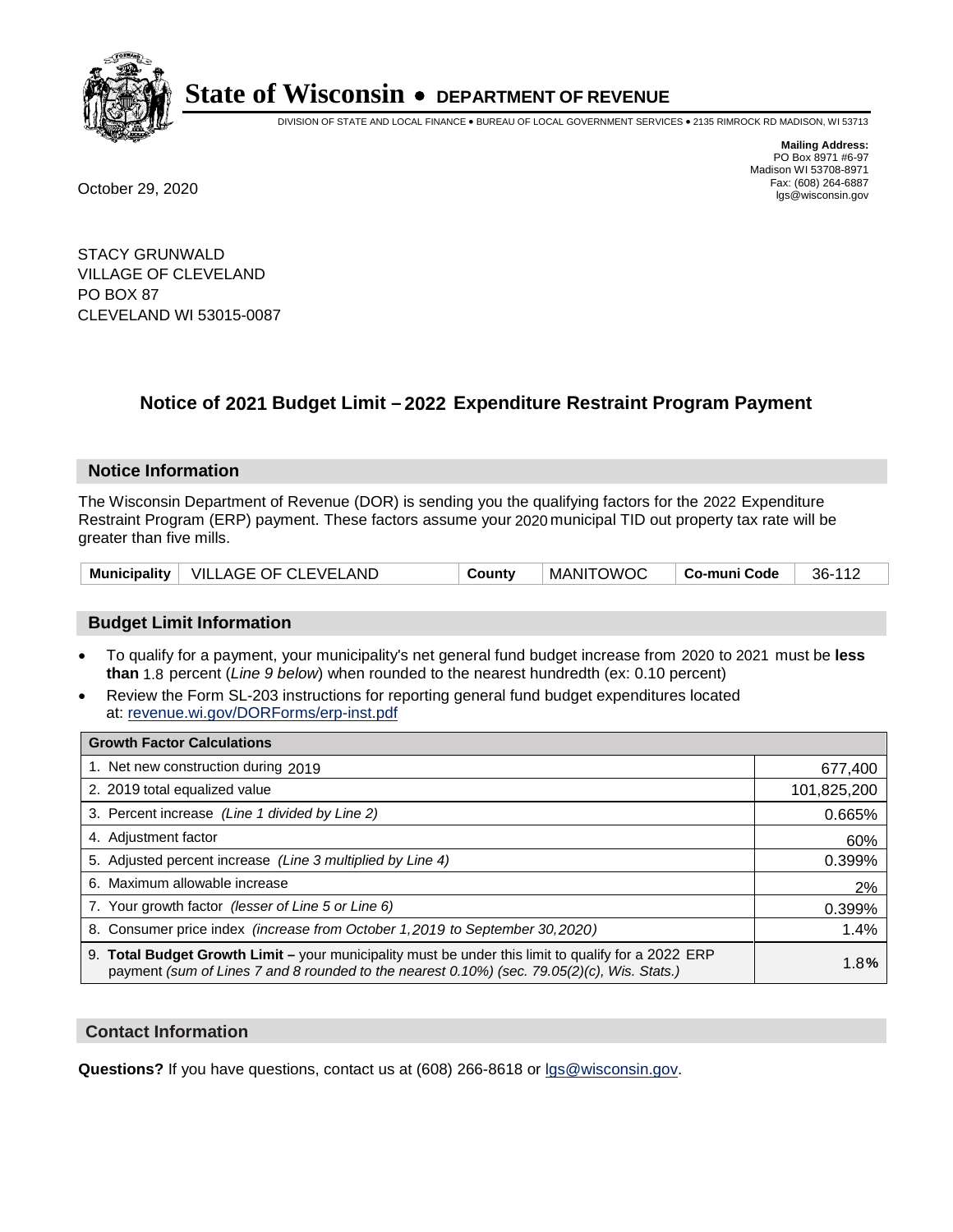# State of Wisconsin • DEPARTMENT OF REVENUE

DIVISION OF STATE AND LOCAL FINANCE • BUREAU OF LOCAL GOVERNMENT SERVICES • 2135 RIMROCK RD MADISON, WI 53713

**Mailing Address:**
PO Box 8971 #6-97
Madison WI 53708-8971
Fax: (608) 264-6887
lgs@wisconsin.gov

October 29, 2020

STACY GRUNWALD
VILLAGE OF CLEVELAND
PO BOX 87
CLEVELAND WI 53015-0087

## Notice of 2021 Budget Limit – 2022 Expenditure Restraint Program Payment

### Notice Information

The Wisconsin Department of Revenue (DOR) is sending you the qualifying factors for the 2022 Expenditure Restraint Program (ERP) payment. These factors assume your 2020 municipal TID out property tax rate will be greater than five mills.

| Municipality | VILLAGE OF CLEVELAND | County | MANITOWOC | Co-muni Code | 36-112 |
|---|---|---|---|---|---|

### Budget Limit Information

- To qualify for a payment, your municipality's net general fund budget increase from 2020 to 2021 must be **less than** 1.8 percent (*Line 9 below*) when rounded to the nearest hundredth (ex: 0.10 percent)
- Review the Form SL-203 instructions for reporting general fund budget expenditures located at: revenue.wi.gov/DORForms/erp-inst.pdf

| Growth Factor Calculations | |
|---|---|
| 1. Net new construction during 2019 | 677,400 |
| 2. 2019 total equalized value | 101,825,200 |
| 3. Percent increase *(Line 1 divided by Line 2)* | 0.665% |
| 4. Adjustment factor | 60% |
| 5. Adjusted percent increase *(Line 3 multiplied by Line 4)* | 0.399% |
| 6. Maximum allowable increase | 2% |
| 7. Your growth factor *(lesser of Line 5 or Line 6)* | 0.399% |
| 8. Consumer price index *(increase from October 1,2019 to September 30,2020)* | 1.4% |
| 9. **Total Budget Growth Limit –** your municipality must be under this limit to qualify for a 2022 ERP payment *(sum of Lines 7 and 8 rounded to the nearest 0.10%) (sec. 79.05(2)(c), Wis. Stats.)* | 1.8**%** |

### Contact Information

**Questions?** If you have questions, contact us at (608) 266-8618 or lgs@wisconsin.gov.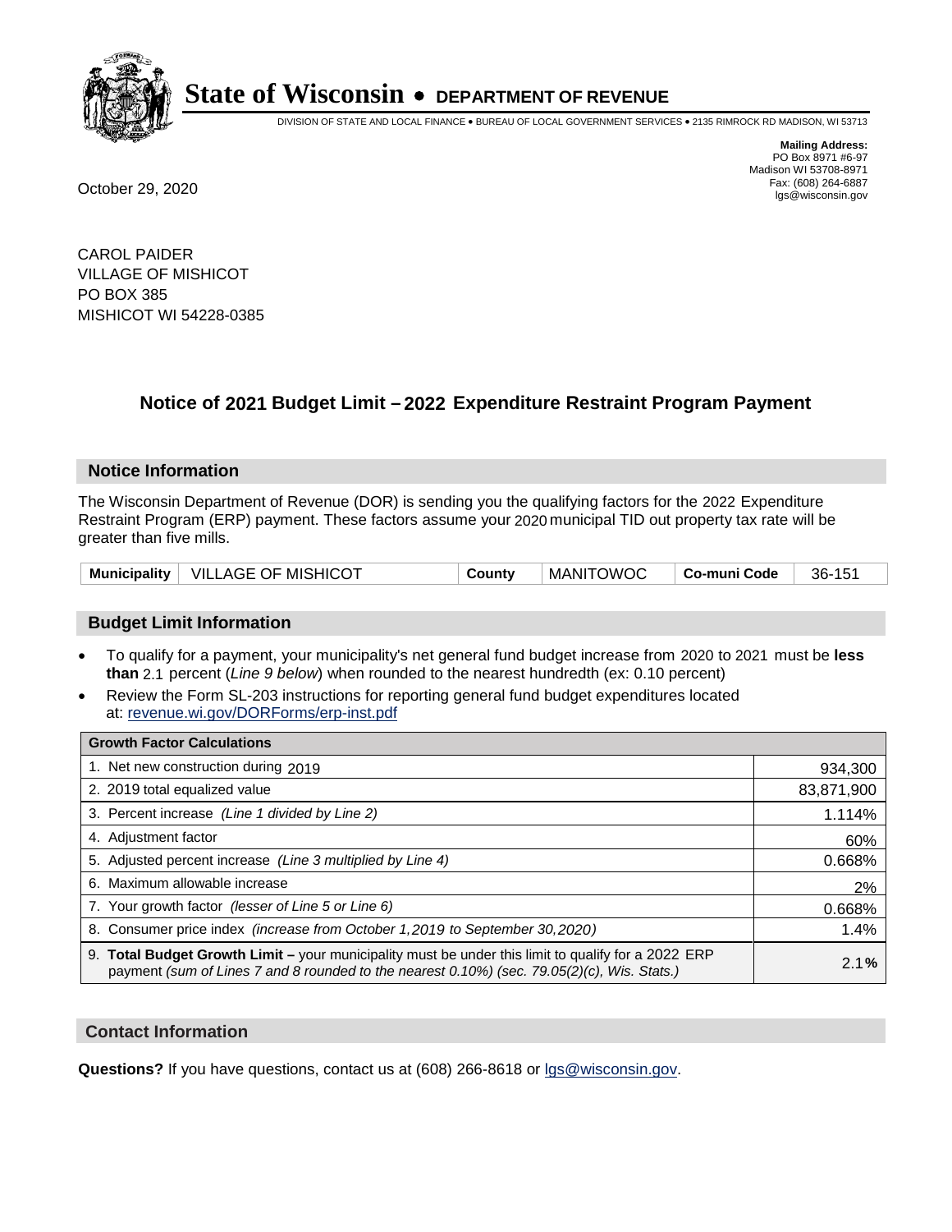# State of Wisconsin • DEPARTMENT OF REVENUE

DIVISION OF STATE AND LOCAL FINANCE • BUREAU OF LOCAL GOVERNMENT SERVICES • 2135 RIMROCK RD MADISON, WI 53713

**Mailing Address:**
PO Box 8971 #6-97
Madison WI 53708-8971
Fax: (608) 264-6887
lgs@wisconsin.gov

October 29, 2020

CAROL PAIDER
VILLAGE OF MISHICOT
PO BOX 385
MISHICOT WI 54228-0385

## Notice of 2021 Budget Limit – 2022 Expenditure Restraint Program Payment

### Notice Information

The Wisconsin Department of Revenue (DOR) is sending you the qualifying factors for the 2022 Expenditure Restraint Program (ERP) payment. These factors assume your 2020 municipal TID out property tax rate will be greater than five mills.

| Municipality | VILLAGE OF MISHICOT | County | MANITOWOC | Co-muni Code | 36-151 |
|---|---|---|---|---|---|

### Budget Limit Information

- To qualify for a payment, your municipality's net general fund budget increase from 2020 to 2021 must be **less than** 2.1 percent (*Line 9 below*) when rounded to the nearest hundredth (ex: 0.10 percent)
- Review the Form SL-203 instructions for reporting general fund budget expenditures located at: revenue.wi.gov/DORForms/erp-inst.pdf

| Growth Factor Calculations | |
|---|---|
| 1. Net new construction during 2019 | 934,300 |
| 2. 2019 total equalized value | 83,871,900 |
| 3. Percent increase *(Line 1 divided by Line 2)* | 1.114% |
| 4. Adjustment factor | 60% |
| 5. Adjusted percent increase *(Line 3 multiplied by Line 4)* | 0.668% |
| 6. Maximum allowable increase | 2% |
| 7. Your growth factor *(lesser of Line 5 or Line 6)* | 0.668% |
| 8. Consumer price index *(increase from October 1,2019 to September 30,2020)* | 1.4% |
| 9. **Total Budget Growth Limit –** your municipality must be under this limit to qualify for a 2022 ERP payment *(sum of Lines 7 and 8 rounded to the nearest 0.10%) (sec. 79.05(2)(c), Wis. Stats.)* | 2.1**%** |

### Contact Information

**Questions?** If you have questions, contact us at (608) 266-8618 or lgs@wisconsin.gov.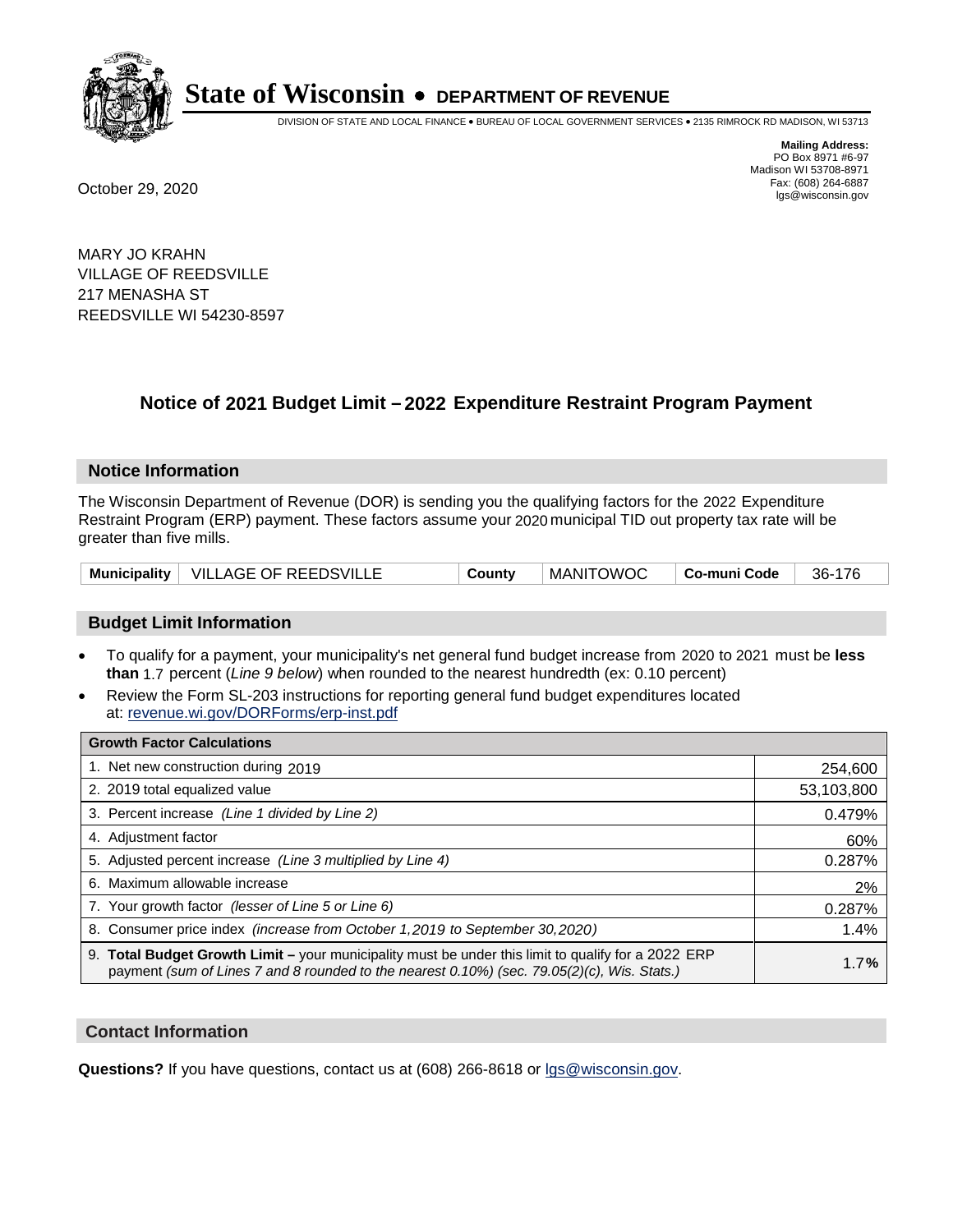# State of Wisconsin • DEPARTMENT OF REVENUE

DIVISION OF STATE AND LOCAL FINANCE • BUREAU OF LOCAL GOVERNMENT SERVICES • 2135 RIMROCK RD MADISON, WI 53713

**Mailing Address:**
PO Box 8971 #6-97
Madison WI 53708-8971
Fax: (608) 264-6887
lgs@wisconsin.gov

October 29, 2020

MARY JO KRAHN
VILLAGE OF REEDSVILLE
217 MENASHA ST
REEDSVILLE WI 54230-8597

## Notice of 2021 Budget Limit – 2022 Expenditure Restraint Program Payment

### Notice Information

The Wisconsin Department of Revenue (DOR) is sending you the qualifying factors for the 2022 Expenditure Restraint Program (ERP) payment. These factors assume your 2020 municipal TID out property tax rate will be greater than five mills.

| Municipality | VILLAGE OF REEDSVILLE | County | MANITOWOC | Co-muni Code | 36-176 |
|---|---|---|---|---|---|

### Budget Limit Information

- To qualify for a payment, your municipality's net general fund budget increase from 2020 to 2021 must be **less than** 1.7 percent (*Line 9 below*) when rounded to the nearest hundredth (ex: 0.10 percent)
- Review the Form SL-203 instructions for reporting general fund budget expenditures located at: revenue.wi.gov/DORForms/erp-inst.pdf

| Growth Factor Calculations | |
|---|---|
| 1. Net new construction during 2019 | 254,600 |
| 2. 2019 total equalized value | 53,103,800 |
| 3. Percent increase *(Line 1 divided by Line 2)* | 0.479% |
| 4. Adjustment factor | 60% |
| 5. Adjusted percent increase *(Line 3 multiplied by Line 4)* | 0.287% |
| 6. Maximum allowable increase | 2% |
| 7. Your growth factor *(lesser of Line 5 or Line 6)* | 0.287% |
| 8. Consumer price index *(increase from October 1,2019 to September 30,2020)* | 1.4% |
| 9. **Total Budget Growth Limit –** your municipality must be under this limit to qualify for a 2022 ERP payment *(sum of Lines 7 and 8 rounded to the nearest 0.10%) (sec. 79.05(2)(c), Wis. Stats.)* | 1.7**%** |

### Contact Information

**Questions?** If you have questions, contact us at (608) 266-8618 or lgs@wisconsin.gov.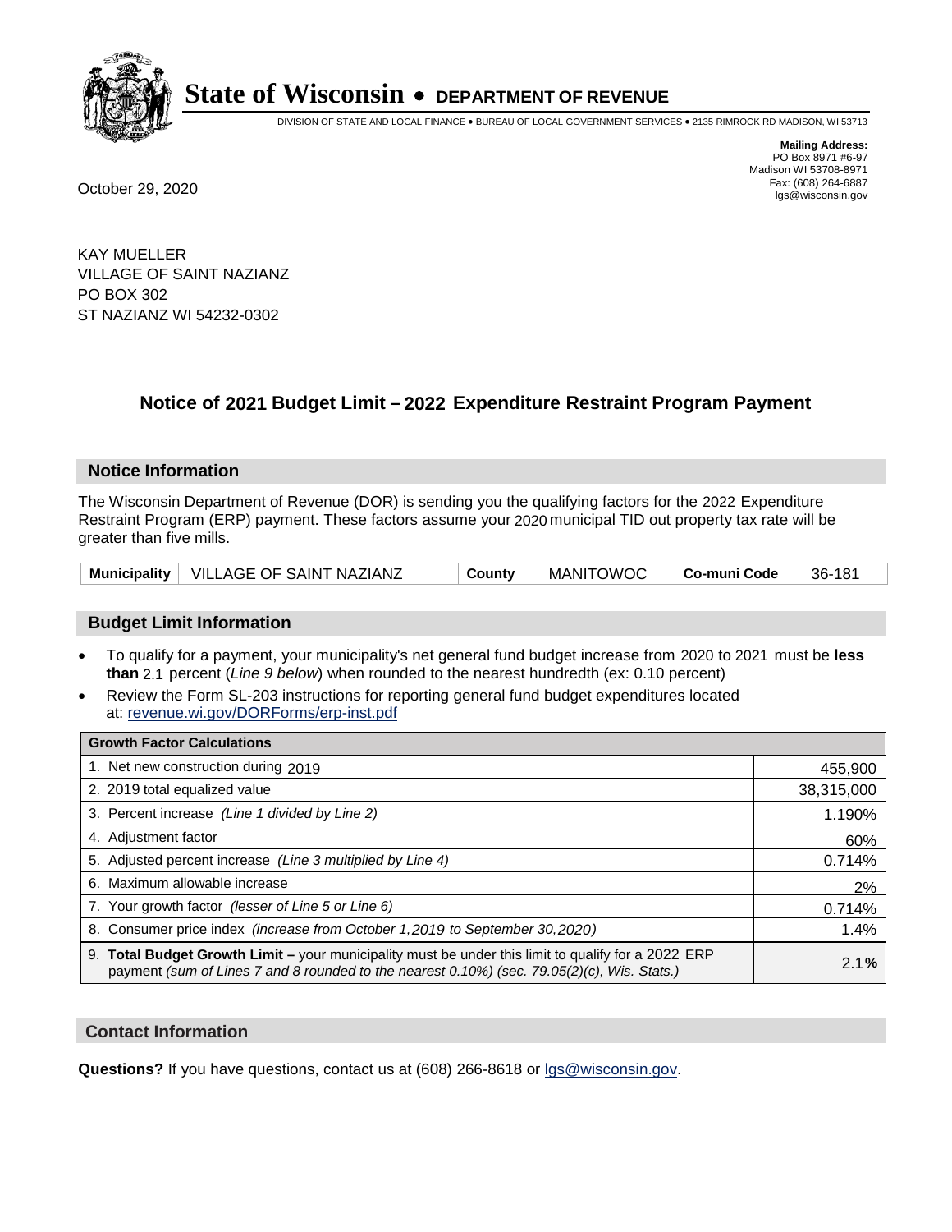# State of Wisconsin • DEPARTMENT OF REVENUE

DIVISION OF STATE AND LOCAL FINANCE • BUREAU OF LOCAL GOVERNMENT SERVICES • 2135 RIMROCK RD MADISON, WI 53713

**Mailing Address:**
PO Box 8971 #6-97
Madison WI 53708-8971
Fax: (608) 264-6887
lgs@wisconsin.gov

October 29, 2020

KAY MUELLER
VILLAGE OF SAINT NAZIANZ
PO BOX 302
ST NAZIANZ WI 54232-0302

## Notice of 2021 Budget Limit – 2022 Expenditure Restraint Program Payment

### Notice Information

The Wisconsin Department of Revenue (DOR) is sending you the qualifying factors for the 2022 Expenditure Restraint Program (ERP) payment. These factors assume your 2020 municipal TID out property tax rate will be greater than five mills.

| Municipality | VILLAGE OF SAINT NAZIANZ | County | MANITOWOC | Co-muni Code | 36-181 |
|---|---|---|---|---|---|

### Budget Limit Information

- To qualify for a payment, your municipality's net general fund budget increase from 2020 to 2021 must be **less than** 2.1 percent (*Line 9 below*) when rounded to the nearest hundredth (ex: 0.10 percent)
- Review the Form SL-203 instructions for reporting general fund budget expenditures located at: revenue.wi.gov/DORForms/erp-inst.pdf

| Growth Factor Calculations | |
|---|---|
| 1. Net new construction during 2019 | 455,900 |
| 2. 2019 total equalized value | 38,315,000 |
| 3. Percent increase *(Line 1 divided by Line 2)* | 1.190% |
| 4. Adjustment factor | 60% |
| 5. Adjusted percent increase *(Line 3 multiplied by Line 4)* | 0.714% |
| 6. Maximum allowable increase | 2% |
| 7. Your growth factor *(lesser of Line 5 or Line 6)* | 0.714% |
| 8. Consumer price index *(increase from October 1,2019 to September 30,2020)* | 1.4% |
| 9. **Total Budget Growth Limit –** your municipality must be under this limit to qualify for a 2022 ERP payment *(sum of Lines 7 and 8 rounded to the nearest 0.10%) (sec. 79.05(2)(c), Wis. Stats.)* | 2.1**%** |

### Contact Information

**Questions?** If you have questions, contact us at (608) 266-8618 or lgs@wisconsin.gov.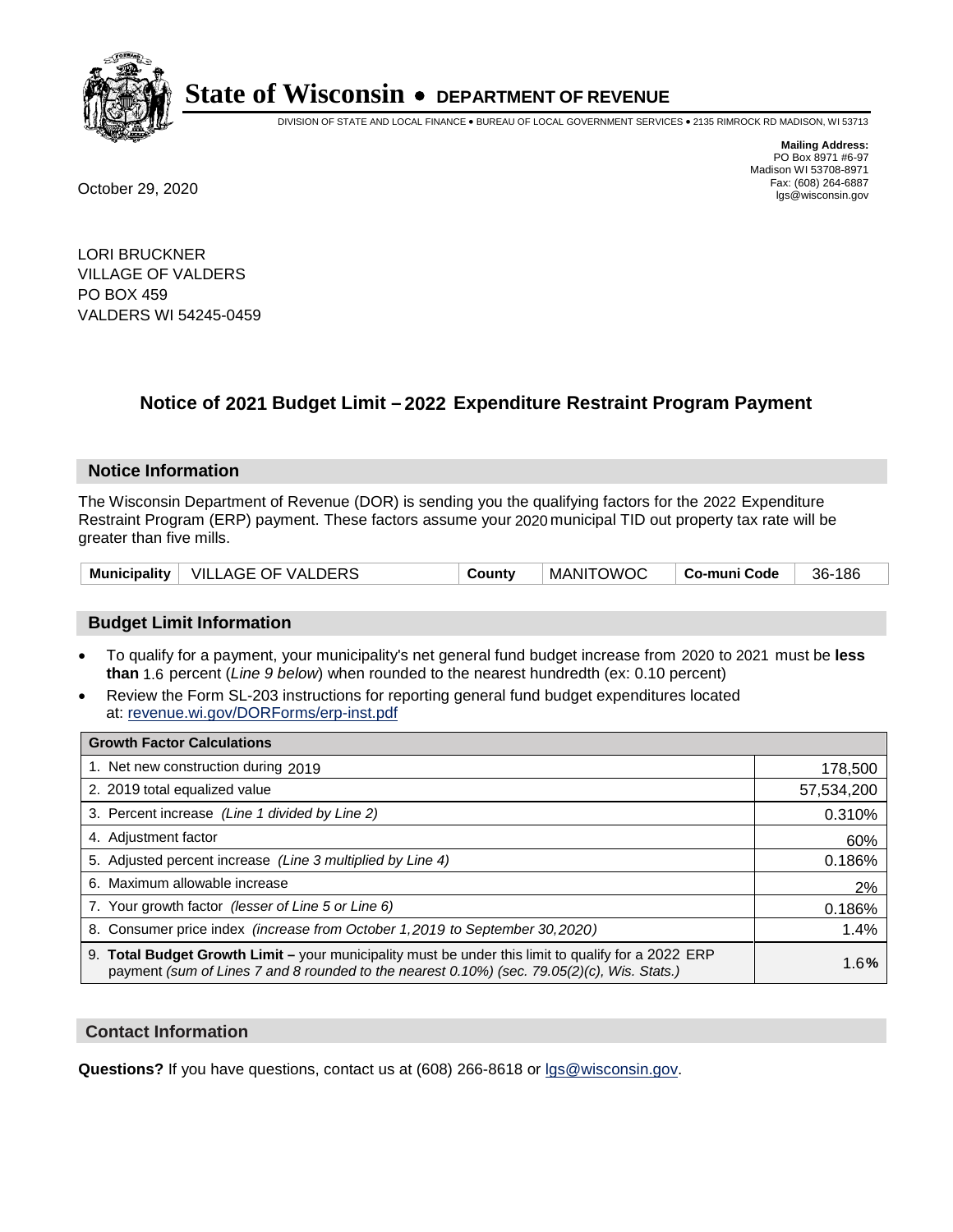# State of Wisconsin • DEPARTMENT OF REVENUE

DIVISION OF STATE AND LOCAL FINANCE • BUREAU OF LOCAL GOVERNMENT SERVICES • 2135 RIMROCK RD MADISON, WI 53713

**Mailing Address:**
PO Box 8971 #6-97
Madison WI 53708-8971
Fax: (608) 264-6887
lgs@wisconsin.gov

October 29, 2020

LORI BRUCKNER
VILLAGE OF VALDERS
PO BOX 459
VALDERS WI 54245-0459

## Notice of 2021 Budget Limit – 2022 Expenditure Restraint Program Payment

### Notice Information

The Wisconsin Department of Revenue (DOR) is sending you the qualifying factors for the 2022 Expenditure Restraint Program (ERP) payment. These factors assume your 2020 municipal TID out property tax rate will be greater than five mills.

| Municipality | VILLAGE OF VALDERS | County | MANITOWOC | Co-muni Code | 36-186 |
|---|---|---|---|---|---|

### Budget Limit Information

- To qualify for a payment, your municipality's net general fund budget increase from 2020 to 2021 must be **less than** 1.6 percent (*Line 9 below*) when rounded to the nearest hundredth (ex: 0.10 percent)
- Review the Form SL-203 instructions for reporting general fund budget expenditures located at: revenue.wi.gov/DORForms/erp-inst.pdf

| Growth Factor Calculations | |
|---|---|
| 1. Net new construction during 2019 | 178,500 |
| 2. 2019 total equalized value | 57,534,200 |
| 3. Percent increase *(Line 1 divided by Line 2)* | 0.310% |
| 4. Adjustment factor | 60% |
| 5. Adjusted percent increase *(Line 3 multiplied by Line 4)* | 0.186% |
| 6. Maximum allowable increase | 2% |
| 7. Your growth factor *(lesser of Line 5 or Line 6)* | 0.186% |
| 8. Consumer price index *(increase from October 1,2019 to September 30,2020)* | 1.4% |
| 9. **Total Budget Growth Limit –** your municipality must be under this limit to qualify for a 2022 ERP payment *(sum of Lines 7 and 8 rounded to the nearest 0.10%) (sec. 79.05(2)(c), Wis. Stats.)* | 1.6**%** |

### Contact Information

**Questions?** If you have questions, contact us at (608) 266-8618 or lgs@wisconsin.gov.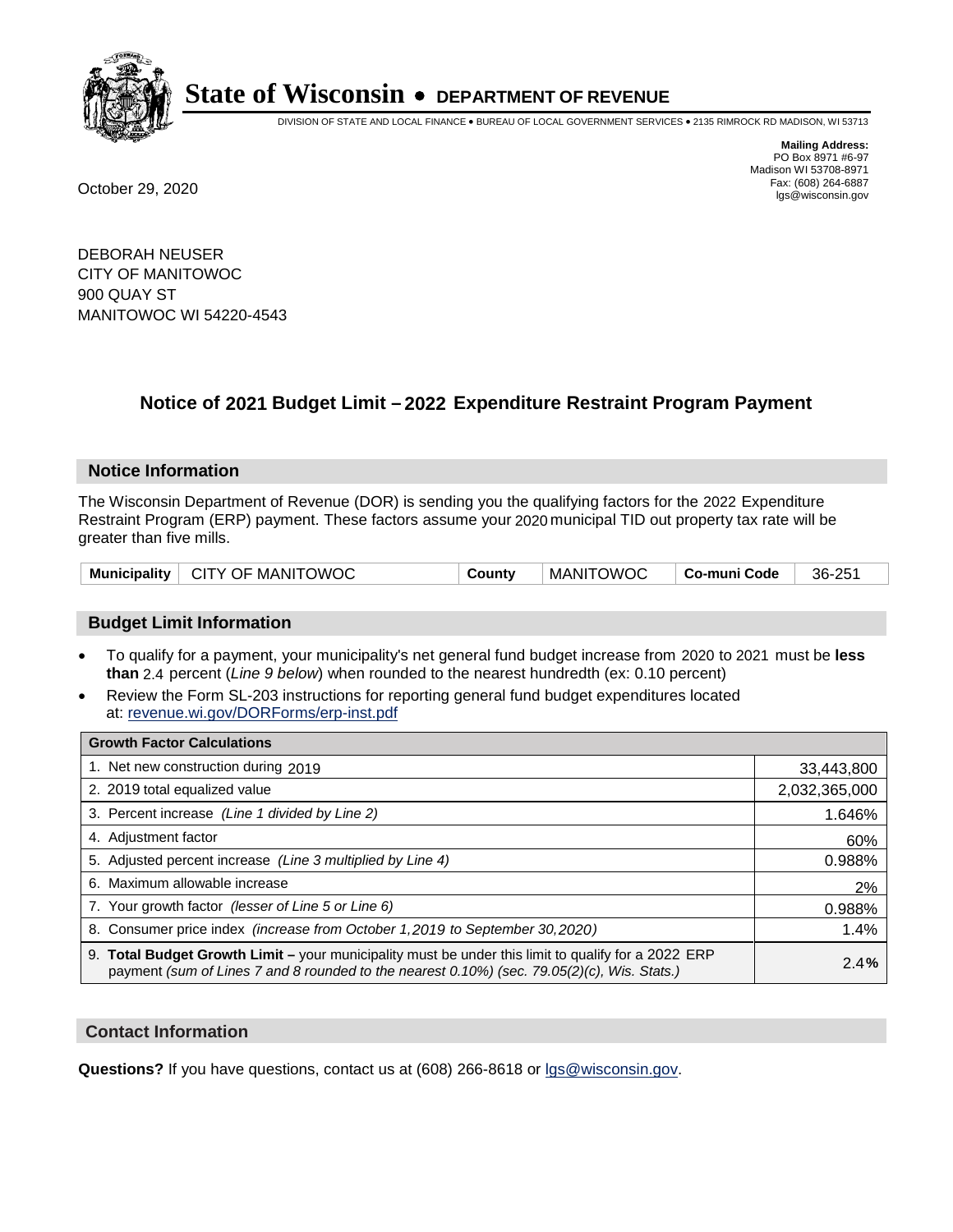# State of Wisconsin • DEPARTMENT OF REVENUE

DIVISION OF STATE AND LOCAL FINANCE • BUREAU OF LOCAL GOVERNMENT SERVICES • 2135 RIMROCK RD MADISON, WI 53713

**Mailing Address:**
PO Box 8971 #6-97
Madison WI 53708-8971
Fax: (608) 264-6887
lgs@wisconsin.gov

October 29, 2020

DEBORAH NEUSER
CITY OF MANITOWOC
900 QUAY ST
MANITOWOC WI 54220-4543

## Notice of 2021 Budget Limit – 2022 Expenditure Restraint Program Payment

### Notice Information

The Wisconsin Department of Revenue (DOR) is sending you the qualifying factors for the 2022 Expenditure Restraint Program (ERP) payment. These factors assume your 2020 municipal TID out property tax rate will be greater than five mills.

| Municipality | CITY OF MANITOWOC | County | MANITOWOC | Co-muni Code | 36-251 |
|---|---|---|---|---|---|

### Budget Limit Information

- To qualify for a payment, your municipality's net general fund budget increase from 2020 to 2021 must be **less than** 2.4 percent (*Line 9 below*) when rounded to the nearest hundredth (ex: 0.10 percent)
- Review the Form SL-203 instructions for reporting general fund budget expenditures located at: revenue.wi.gov/DORForms/erp-inst.pdf

| Growth Factor Calculations | |
|---|---|
| 1. Net new construction during 2019 | 33,443,800 |
| 2. 2019 total equalized value | 2,032,365,000 |
| 3. Percent increase *(Line 1 divided by Line 2)* | 1.646% |
| 4. Adjustment factor | 60% |
| 5. Adjusted percent increase *(Line 3 multiplied by Line 4)* | 0.988% |
| 6. Maximum allowable increase | 2% |
| 7. Your growth factor *(lesser of Line 5 or Line 6)* | 0.988% |
| 8. Consumer price index *(increase from October 1,2019 to September 30,2020)* | 1.4% |
| 9. **Total Budget Growth Limit –** your municipality must be under this limit to qualify for a 2022 ERP payment *(sum of Lines 7 and 8 rounded to the nearest 0.10%) (sec. 79.05(2)(c), Wis. Stats.)* | 2.4**%** |

### Contact Information

**Questions?** If you have questions, contact us at (608) 266-8618 or lgs@wisconsin.gov.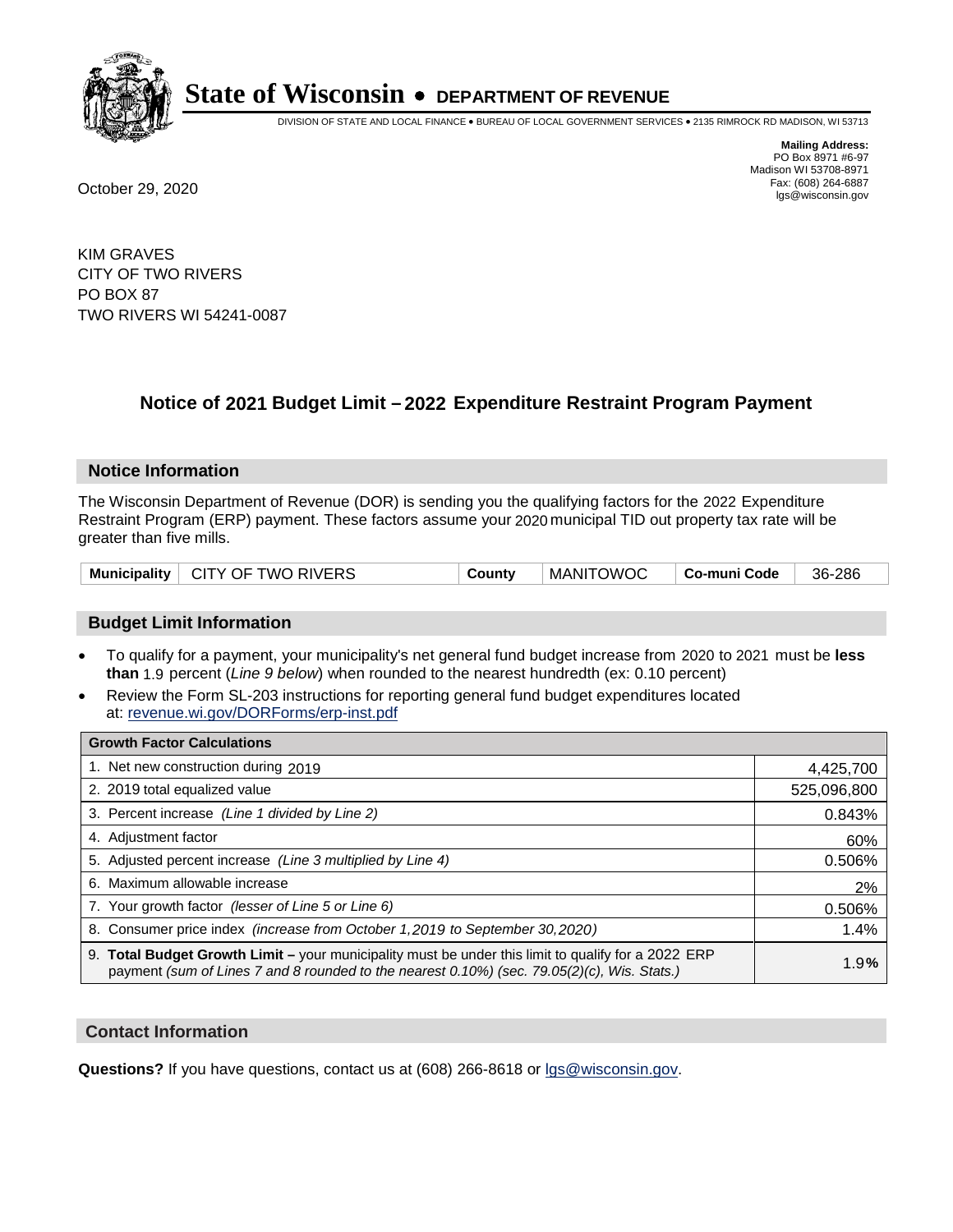# State of Wisconsin • DEPARTMENT OF REVENUE

DIVISION OF STATE AND LOCAL FINANCE • BUREAU OF LOCAL GOVERNMENT SERVICES • 2135 RIMROCK RD MADISON, WI 53713

**Mailing Address:**
PO Box 8971 #6-97
Madison WI 53708-8971
Fax: (608) 264-6887
lgs@wisconsin.gov

October 29, 2020

KIM GRAVES
CITY OF TWO RIVERS
PO BOX 87
TWO RIVERS WI 54241-0087

## Notice of 2021 Budget Limit – 2022 Expenditure Restraint Program Payment

### Notice Information

The Wisconsin Department of Revenue (DOR) is sending you the qualifying factors for the 2022 Expenditure Restraint Program (ERP) payment. These factors assume your 2020 municipal TID out property tax rate will be greater than five mills.

| Municipality | CITY OF TWO RIVERS | County | MANITOWOC | Co-muni Code | 36-286 |
|---|---|---|---|---|---|

### Budget Limit Information

- To qualify for a payment, your municipality's net general fund budget increase from 2020 to 2021 must be **less than** 1.9 percent (*Line 9 below*) when rounded to the nearest hundredth (ex: 0.10 percent)
- Review the Form SL-203 instructions for reporting general fund budget expenditures located at: revenue.wi.gov/DORForms/erp-inst.pdf

| Growth Factor Calculations | |
|---|---|
| 1. Net new construction during 2019 | 4,425,700 |
| 2. 2019 total equalized value | 525,096,800 |
| 3. Percent increase *(Line 1 divided by Line 2)* | 0.843% |
| 4. Adjustment factor | 60% |
| 5. Adjusted percent increase *(Line 3 multiplied by Line 4)* | 0.506% |
| 6. Maximum allowable increase | 2% |
| 7. Your growth factor *(lesser of Line 5 or Line 6)* | 0.506% |
| 8. Consumer price index *(increase from October 1,2019 to September 30,2020)* | 1.4% |
| 9. **Total Budget Growth Limit –** your municipality must be under this limit to qualify for a 2022 ERP payment *(sum of Lines 7 and 8 rounded to the nearest 0.10%) (sec. 79.05(2)(c), Wis. Stats.)* | 1.9% |

### Contact Information

**Questions?** If you have questions, contact us at (608) 266-8618 or lgs@wisconsin.gov.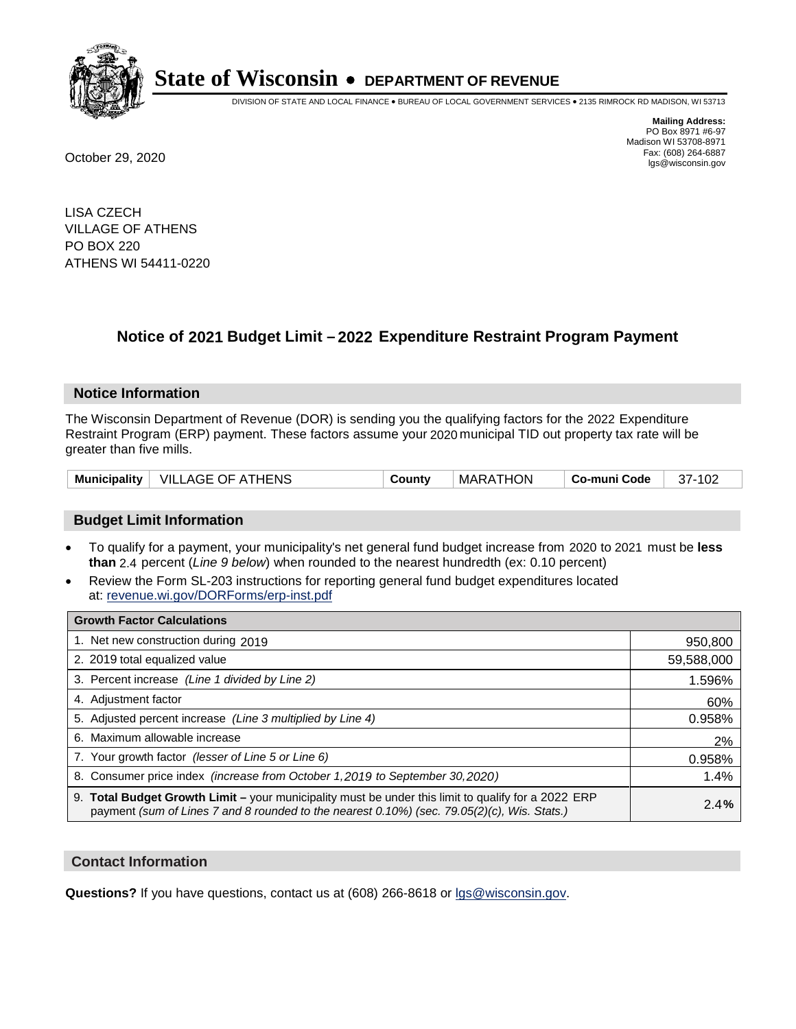# State of Wisconsin • DEPARTMENT OF REVENUE

DIVISION OF STATE AND LOCAL FINANCE • BUREAU OF LOCAL GOVERNMENT SERVICES • 2135 RIMROCK RD MADISON, WI 53713

**Mailing Address:**
PO Box 8971 #6-97
Madison WI 53708-8971
Fax: (608) 264-6887
lgs@wisconsin.gov

October 29, 2020

LISA CZECH
VILLAGE OF ATHENS
PO BOX 220
ATHENS WI 54411-0220

## Notice of 2021 Budget Limit – 2022 Expenditure Restraint Program Payment

### Notice Information

The Wisconsin Department of Revenue (DOR) is sending you the qualifying factors for the 2022 Expenditure Restraint Program (ERP) payment. These factors assume your 2020 municipal TID out property tax rate will be greater than five mills.

| Municipality | VILLAGE OF ATHENS | County | MARATHON | Co-muni Code | 37-102 |
|---|---|---|---|---|---|

### Budget Limit Information

- To qualify for a payment, your municipality's net general fund budget increase from 2020 to 2021 must be **less than** 2.4 percent (*Line 9 below*) when rounded to the nearest hundredth (ex: 0.10 percent)
- Review the Form SL-203 instructions for reporting general fund budget expenditures located at: revenue.wi.gov/DORForms/erp-inst.pdf

| Growth Factor Calculations | |
|---|---|
| 1. Net new construction during 2019 | 950,800 |
| 2. 2019 total equalized value | 59,588,000 |
| 3. Percent increase *(Line 1 divided by Line 2)* | 1.596% |
| 4. Adjustment factor | 60% |
| 5. Adjusted percent increase *(Line 3 multiplied by Line 4)* | 0.958% |
| 6. Maximum allowable increase | 2% |
| 7. Your growth factor *(lesser of Line 5 or Line 6)* | 0.958% |
| 8. Consumer price index *(increase from October 1,2019 to September 30,2020)* | 1.4% |
| 9. **Total Budget Growth Limit –** your municipality must be under this limit to qualify for a 2022 ERP payment *(sum of Lines 7 and 8 rounded to the nearest 0.10%) (sec. 79.05(2)(c), Wis. Stats.)* | 2.4**%** |

### Contact Information

**Questions?** If you have questions, contact us at (608) 266-8618 or lgs@wisconsin.gov.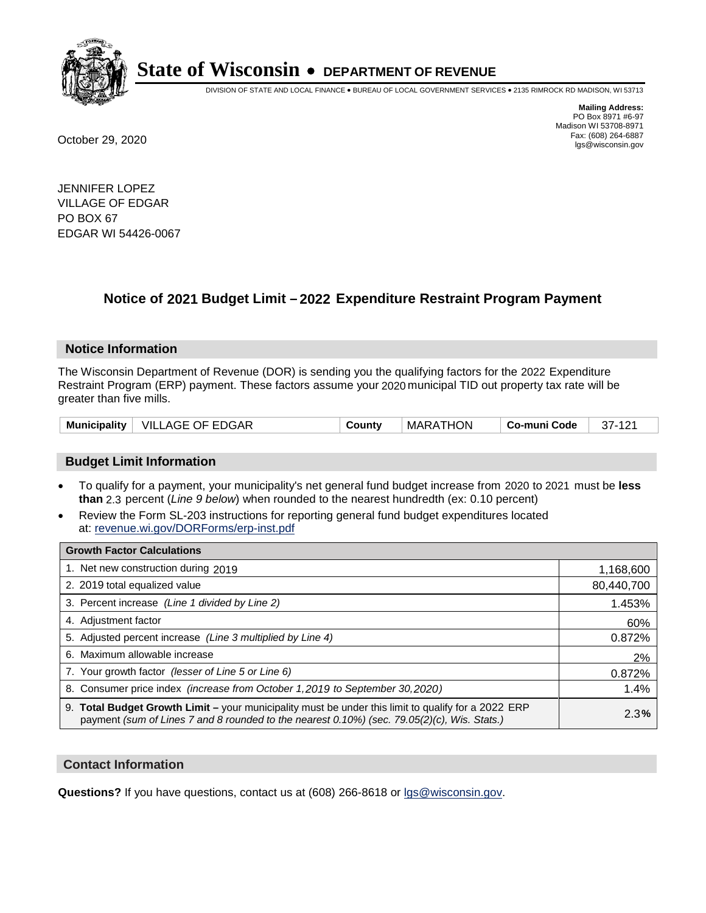# State of Wisconsin • DEPARTMENT OF REVENUE

DIVISION OF STATE AND LOCAL FINANCE • BUREAU OF LOCAL GOVERNMENT SERVICES • 2135 RIMROCK RD MADISON, WI 53713

**Mailing Address:**
PO Box 8971 #6-97
Madison WI 53708-8971
Fax: (608) 264-6887
lgs@wisconsin.gov

October 29, 2020

JENNIFER LOPEZ
VILLAGE OF EDGAR
PO BOX 67
EDGAR WI 54426-0067

## Notice of 2021 Budget Limit – 2022 Expenditure Restraint Program Payment

### Notice Information

The Wisconsin Department of Revenue (DOR) is sending you the qualifying factors for the 2022 Expenditure Restraint Program (ERP) payment. These factors assume your 2020 municipal TID out property tax rate will be greater than five mills.

| Municipality | VILLAGE OF EDGAR | County | MARATHON | Co-muni Code | 37-121 |
|---|---|---|---|---|---|

### Budget Limit Information

- To qualify for a payment, your municipality's net general fund budget increase from 2020 to 2021 must be **less than** 2.3 percent (*Line 9 below*) when rounded to the nearest hundredth (ex: 0.10 percent)
- Review the Form SL-203 instructions for reporting general fund budget expenditures located at: revenue.wi.gov/DORForms/erp-inst.pdf

| Growth Factor Calculations | |
|---|---|
| 1. Net new construction during 2019 | 1,168,600 |
| 2. 2019 total equalized value | 80,440,700 |
| 3. Percent increase *(Line 1 divided by Line 2)* | 1.453% |
| 4. Adjustment factor | 60% |
| 5. Adjusted percent increase *(Line 3 multiplied by Line 4)* | 0.872% |
| 6. Maximum allowable increase | 2% |
| 7. Your growth factor *(lesser of Line 5 or Line 6)* | 0.872% |
| 8. Consumer price index *(increase from October 1,2019 to September 30,2020)* | 1.4% |
| 9. **Total Budget Growth Limit –** your municipality must be under this limit to qualify for a 2022 ERP payment *(sum of Lines 7 and 8 rounded to the nearest 0.10%) (sec. 79.05(2)(c), Wis. Stats.)* | 2.3**%** |

### Contact Information

**Questions?** If you have questions, contact us at (608) 266-8618 or lgs@wisconsin.gov.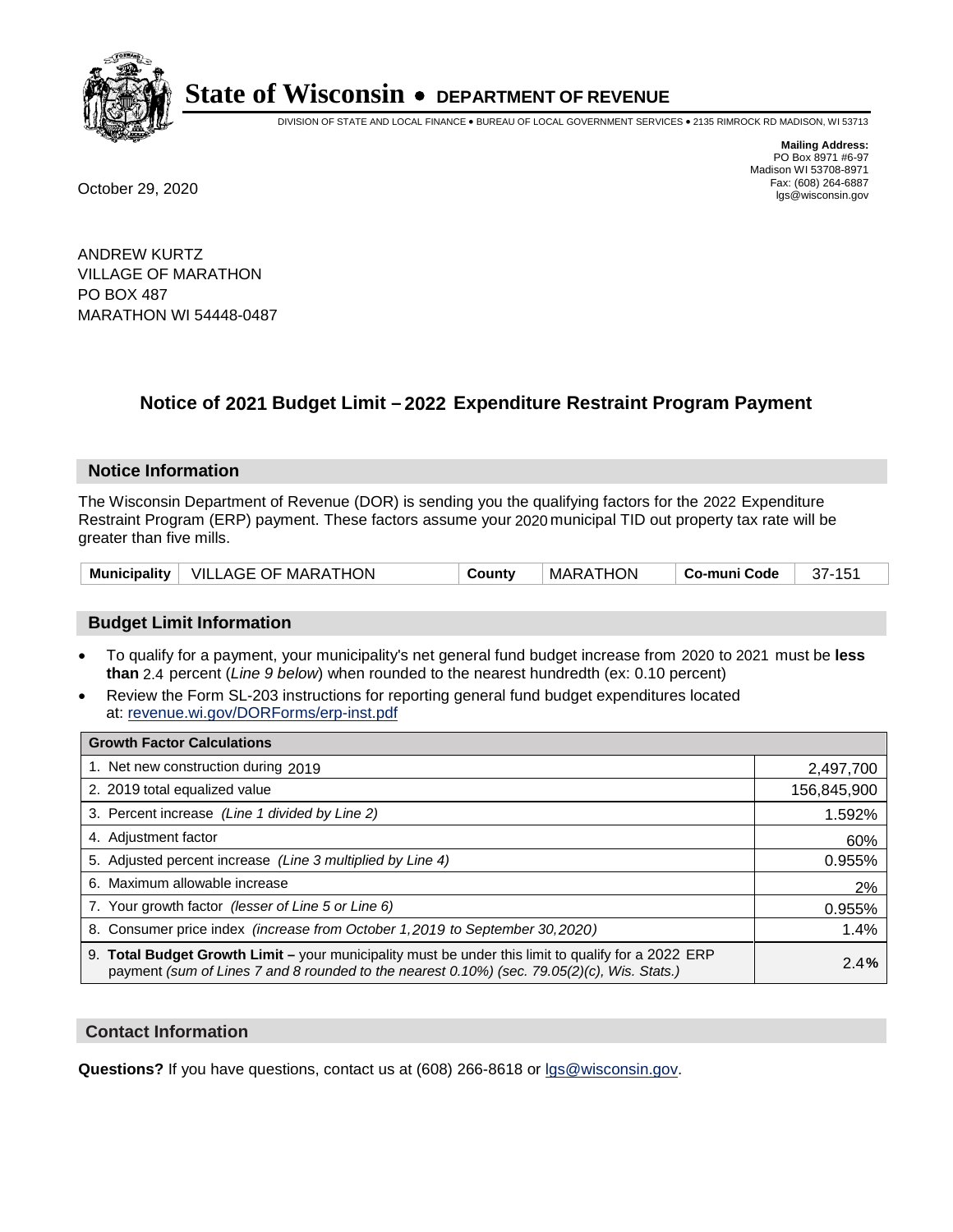# State of Wisconsin • DEPARTMENT OF REVENUE

DIVISION OF STATE AND LOCAL FINANCE • BUREAU OF LOCAL GOVERNMENT SERVICES • 2135 RIMROCK RD MADISON, WI 53713

**Mailing Address:**
PO Box 8971 #6-97
Madison WI 53708-8971
Fax: (608) 264-6887
lgs@wisconsin.gov

October 29, 2020

ANDREW KURTZ
VILLAGE OF MARATHON
PO BOX 487
MARATHON WI 54448-0487

## Notice of 2021 Budget Limit – 2022 Expenditure Restraint Program Payment

### Notice Information

The Wisconsin Department of Revenue (DOR) is sending you the qualifying factors for the 2022 Expenditure Restraint Program (ERP) payment. These factors assume your 2020 municipal TID out property tax rate will be greater than five mills.

| Municipality | VILLAGE OF MARATHON | County | MARATHON | Co-muni Code | 37-151 |
|---|---|---|---|---|---|

### Budget Limit Information

- To qualify for a payment, your municipality's net general fund budget increase from 2020 to 2021 must be **less than** 2.4 percent (*Line 9 below*) when rounded to the nearest hundredth (ex: 0.10 percent)
- Review the Form SL-203 instructions for reporting general fund budget expenditures located at: revenue.wi.gov/DORForms/erp-inst.pdf

| Growth Factor Calculations | |
|---|---|
| 1. Net new construction during 2019 | 2,497,700 |
| 2. 2019 total equalized value | 156,845,900 |
| 3. Percent increase *(Line 1 divided by Line 2)* | 1.592% |
| 4. Adjustment factor | 60% |
| 5. Adjusted percent increase *(Line 3 multiplied by Line 4)* | 0.955% |
| 6. Maximum allowable increase | 2% |
| 7. Your growth factor *(lesser of Line 5 or Line 6)* | 0.955% |
| 8. Consumer price index *(increase from October 1,2019 to September 30,2020)* | 1.4% |
| 9. **Total Budget Growth Limit –** your municipality must be under this limit to qualify for a 2022 ERP payment *(sum of Lines 7 and 8 rounded to the nearest 0.10%) (sec. 79.05(2)(c), Wis. Stats.)* | 2.4% |

### Contact Information

**Questions?** If you have questions, contact us at (608) 266-8618 or lgs@wisconsin.gov.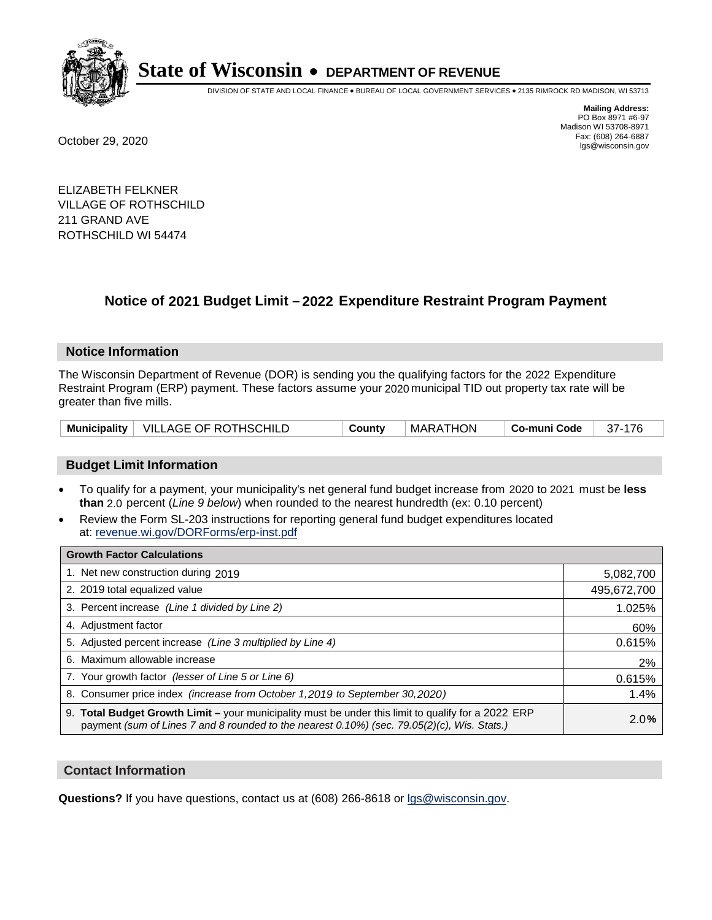**State of Wisconsin • DEPARTMENT OF REVENUE**

DIVISION OF STATE AND LOCAL FINANCE • BUREAU OF LOCAL GOVERNMENT SERVICES • 2135 RIMROCK RD MADISON, WI 53713

**Mailing Address:**
PO Box 8971 #6-97
Madison WI 53708-8971
Fax: (608) 264-6887
lgs@wisconsin.gov

October 29, 2020

ELIZABETH FELKNER
VILLAGE OF ROTHSCHILD
211 GRAND AVE
ROTHSCHILD WI 54474

## Notice of 2021 Budget Limit – 2022 Expenditure Restraint Program Payment

### Notice Information

The Wisconsin Department of Revenue (DOR) is sending you the qualifying factors for the 2022 Expenditure Restraint Program (ERP) payment. These factors assume your 2020 municipal TID out property tax rate will be greater than five mills.

| Municipality | VILLAGE OF ROTHSCHILD | County | MARATHON | Co-muni Code | 37-176 |
|---|---|---|---|---|---|

### Budget Limit Information

- To qualify for a payment, your municipality's net general fund budget increase from 2020 to 2021 must be **less than** 2.0 percent (*Line 9 below*) when rounded to the nearest hundredth (ex: 0.10 percent)
- Review the Form SL-203 instructions for reporting general fund budget expenditures located at: revenue.wi.gov/DORForms/erp-inst.pdf

| Growth Factor Calculations | |
|---|---|
| 1. Net new construction during 2019 | 5,082,700 |
| 2. 2019 total equalized value | 495,672,700 |
| 3. Percent increase *(Line 1 divided by Line 2)* | 1.025% |
| 4. Adjustment factor | 60% |
| 5. Adjusted percent increase *(Line 3 multiplied by Line 4)* | 0.615% |
| 6. Maximum allowable increase | 2% |
| 7. Your growth factor *(lesser of Line 5 or Line 6)* | 0.615% |
| 8. Consumer price index *(increase from October 1,2019 to September 30,2020)* | 1.4% |
| 9. **Total Budget Growth Limit –** your municipality must be under this limit to qualify for a 2022 ERP payment *(sum of Lines 7 and 8 rounded to the nearest 0.10%) (sec. 79.05(2)(c), Wis. Stats.)* | 2.0% |

### Contact Information

**Questions?** If you have questions, contact us at (608) 266-8618 or lgs@wisconsin.gov.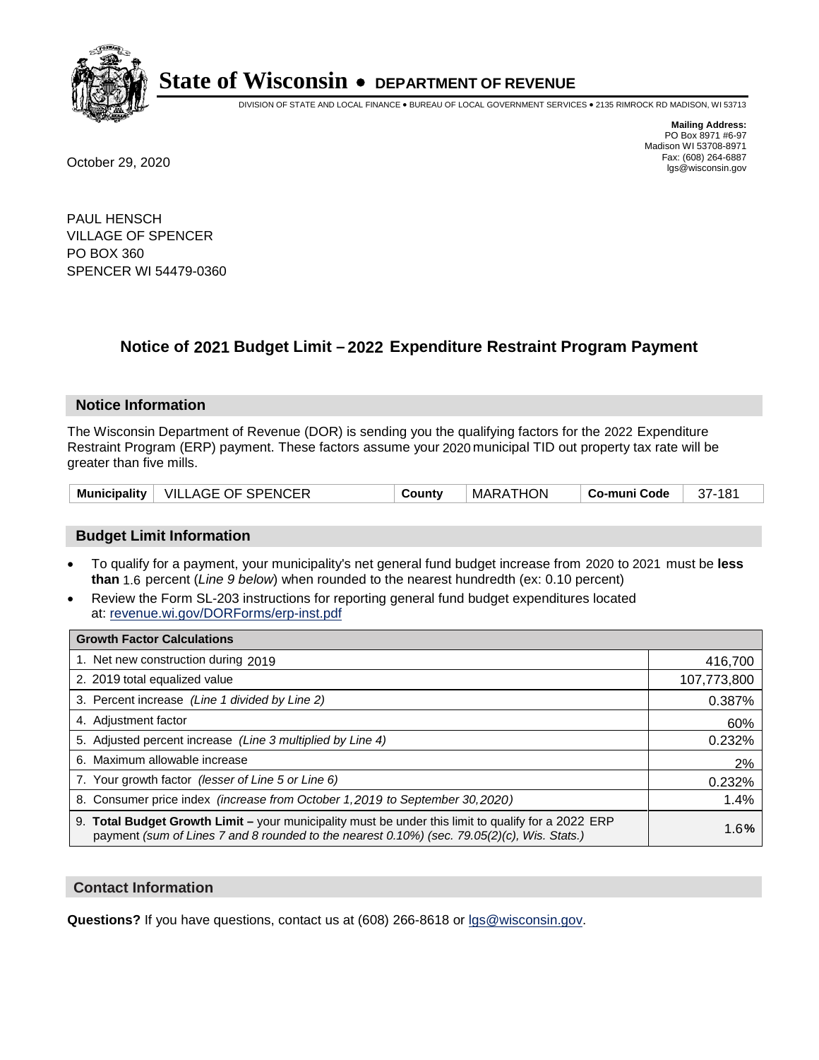# State of Wisconsin • DEPARTMENT OF REVENUE

DIVISION OF STATE AND LOCAL FINANCE • BUREAU OF LOCAL GOVERNMENT SERVICES • 2135 RIMROCK RD MADISON, WI 53713

**Mailing Address:**
PO Box 8971 #6-97
Madison WI 53708-8971
Fax: (608) 264-6887
lgs@wisconsin.gov

October 29, 2020

PAUL HENSCH
VILLAGE OF SPENCER
PO BOX 360
SPENCER WI 54479-0360

## Notice of 2021 Budget Limit – 2022 Expenditure Restraint Program Payment

### Notice Information

The Wisconsin Department of Revenue (DOR) is sending you the qualifying factors for the 2022 Expenditure Restraint Program (ERP) payment. These factors assume your 2020 municipal TID out property tax rate will be greater than five mills.

| Municipality | VILLAGE OF SPENCER | County | MARATHON | Co-muni Code | 37-181 |
|---|---|---|---|---|---|

### Budget Limit Information

- To qualify for a payment, your municipality's net general fund budget increase from 2020 to 2021 must be **less than** 1.6 percent (*Line 9 below*) when rounded to the nearest hundredth (ex: 0.10 percent)
- Review the Form SL-203 instructions for reporting general fund budget expenditures located at: revenue.wi.gov/DORForms/erp-inst.pdf

| Growth Factor Calculations | |
|---|---|
| 1. Net new construction during 2019 | 416,700 |
| 2. 2019 total equalized value | 107,773,800 |
| 3. Percent increase *(Line 1 divided by Line 2)* | 0.387% |
| 4. Adjustment factor | 60% |
| 5. Adjusted percent increase *(Line 3 multiplied by Line 4)* | 0.232% |
| 6. Maximum allowable increase | 2% |
| 7. Your growth factor *(lesser of Line 5 or Line 6)* | 0.232% |
| 8. Consumer price index *(increase from October 1,2019 to September 30,2020)* | 1.4% |
| 9. **Total Budget Growth Limit –** your municipality must be under this limit to qualify for a 2022 ERP payment *(sum of Lines 7 and 8 rounded to the nearest 0.10%) (sec. 79.05(2)(c), Wis. Stats.)* | 1.6**%** |

### Contact Information

**Questions?** If you have questions, contact us at (608) 266-8618 or lgs@wisconsin.gov.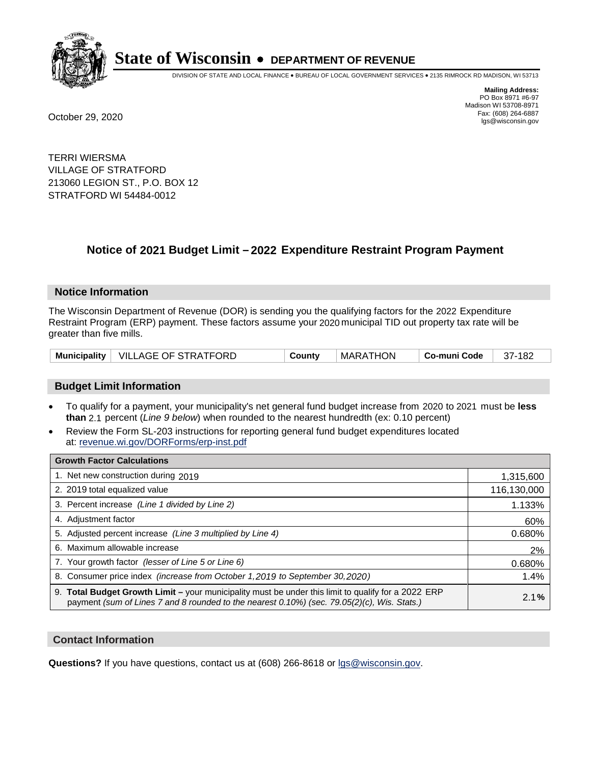**State of Wisconsin • DEPARTMENT OF REVENUE**

DIVISION OF STATE AND LOCAL FINANCE • BUREAU OF LOCAL GOVERNMENT SERVICES • 2135 RIMROCK RD MADISON, WI 53713

**Mailing Address:**
PO Box 8971 #6-97
Madison WI 53708-8971
Fax: (608) 264-6887
lgs@wisconsin.gov

October 29, 2020

TERRI WIERSMA
VILLAGE OF STRATFORD
213060 LEGION ST., P.O. BOX 12
STRATFORD WI 54484-0012

## Notice of 2021 Budget Limit – 2022 Expenditure Restraint Program Payment

### Notice Information

The Wisconsin Department of Revenue (DOR) is sending you the qualifying factors for the 2022 Expenditure Restraint Program (ERP) payment. These factors assume your 2020 municipal TID out property tax rate will be greater than five mills.

| Municipality | VILLAGE OF STRATFORD | County | MARATHON | Co-muni Code | 37-182 |
|---|---|---|---|---|---|

### Budget Limit Information

- To qualify for a payment, your municipality's net general fund budget increase from 2020 to 2021 must be **less than** 2.1 percent (*Line 9 below*) when rounded to the nearest hundredth (ex: 0.10 percent)
- Review the Form SL-203 instructions for reporting general fund budget expenditures located at: revenue.wi.gov/DORForms/erp-inst.pdf

| Growth Factor Calculations | |
|---|---|
| 1. Net new construction during 2019 | 1,315,600 |
| 2. 2019 total equalized value | 116,130,000 |
| 3. Percent increase *(Line 1 divided by Line 2)* | 1.133% |
| 4. Adjustment factor | 60% |
| 5. Adjusted percent increase *(Line 3 multiplied by Line 4)* | 0.680% |
| 6. Maximum allowable increase | 2% |
| 7. Your growth factor *(lesser of Line 5 or Line 6)* | 0.680% |
| 8. Consumer price index *(increase from October 1,2019 to September 30,2020)* | 1.4% |
| 9. **Total Budget Growth Limit –** your municipality must be under this limit to qualify for a 2022 ERP payment *(sum of Lines 7 and 8 rounded to the nearest 0.10%) (sec. 79.05(2)(c), Wis. Stats.)* | 2.1**%** |

### Contact Information

**Questions?** If you have questions, contact us at (608) 266-8618 or lgs@wisconsin.gov.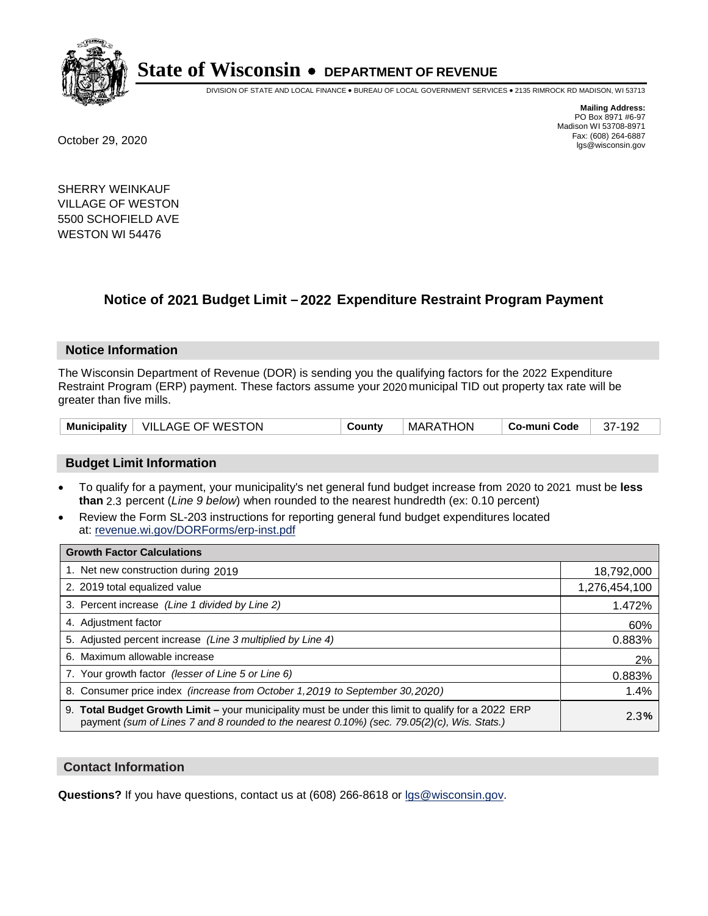# State of Wisconsin • DEPARTMENT OF REVENUE

DIVISION OF STATE AND LOCAL FINANCE • BUREAU OF LOCAL GOVERNMENT SERVICES • 2135 RIMROCK RD MADISON, WI 53713

**Mailing Address:**
PO Box 8971 #6-97
Madison WI 53708-8971
Fax: (608) 264-6887
lgs@wisconsin.gov

October 29, 2020

SHERRY WEINKAUF
VILLAGE OF WESTON
5500 SCHOFIELD AVE
WESTON WI 54476

## Notice of 2021 Budget Limit – 2022 Expenditure Restraint Program Payment

### Notice Information

The Wisconsin Department of Revenue (DOR) is sending you the qualifying factors for the 2022 Expenditure Restraint Program (ERP) payment. These factors assume your 2020 municipal TID out property tax rate will be greater than five mills.

| Municipality | VILLAGE OF WESTON | County | MARATHON | Co-muni Code | 37-192 |
|---|---|---|---|---|---|

### Budget Limit Information

- To qualify for a payment, your municipality's net general fund budget increase from 2020 to 2021 must be **less than** 2.3 percent (*Line 9 below*) when rounded to the nearest hundredth (ex: 0.10 percent)
- Review the Form SL-203 instructions for reporting general fund budget expenditures located at: revenue.wi.gov/DORForms/erp-inst.pdf

| Growth Factor Calculations | |
|---|---|
| 1. Net new construction during 2019 | 18,792,000 |
| 2. 2019 total equalized value | 1,276,454,100 |
| 3. Percent increase *(Line 1 divided by Line 2)* | 1.472% |
| 4. Adjustment factor | 60% |
| 5. Adjusted percent increase *(Line 3 multiplied by Line 4)* | 0.883% |
| 6. Maximum allowable increase | 2% |
| 7. Your growth factor *(lesser of Line 5 or Line 6)* | 0.883% |
| 8. Consumer price index *(increase from October 1,2019 to September 30,2020)* | 1.4% |
| 9. **Total Budget Growth Limit –** your municipality must be under this limit to qualify for a 2022 ERP payment *(sum of Lines 7 and 8 rounded to the nearest 0.10%) (sec. 79.05(2)(c), Wis. Stats.)* | 2.3**%** |

### Contact Information

**Questions?** If you have questions, contact us at (608) 266-8618 or lgs@wisconsin.gov.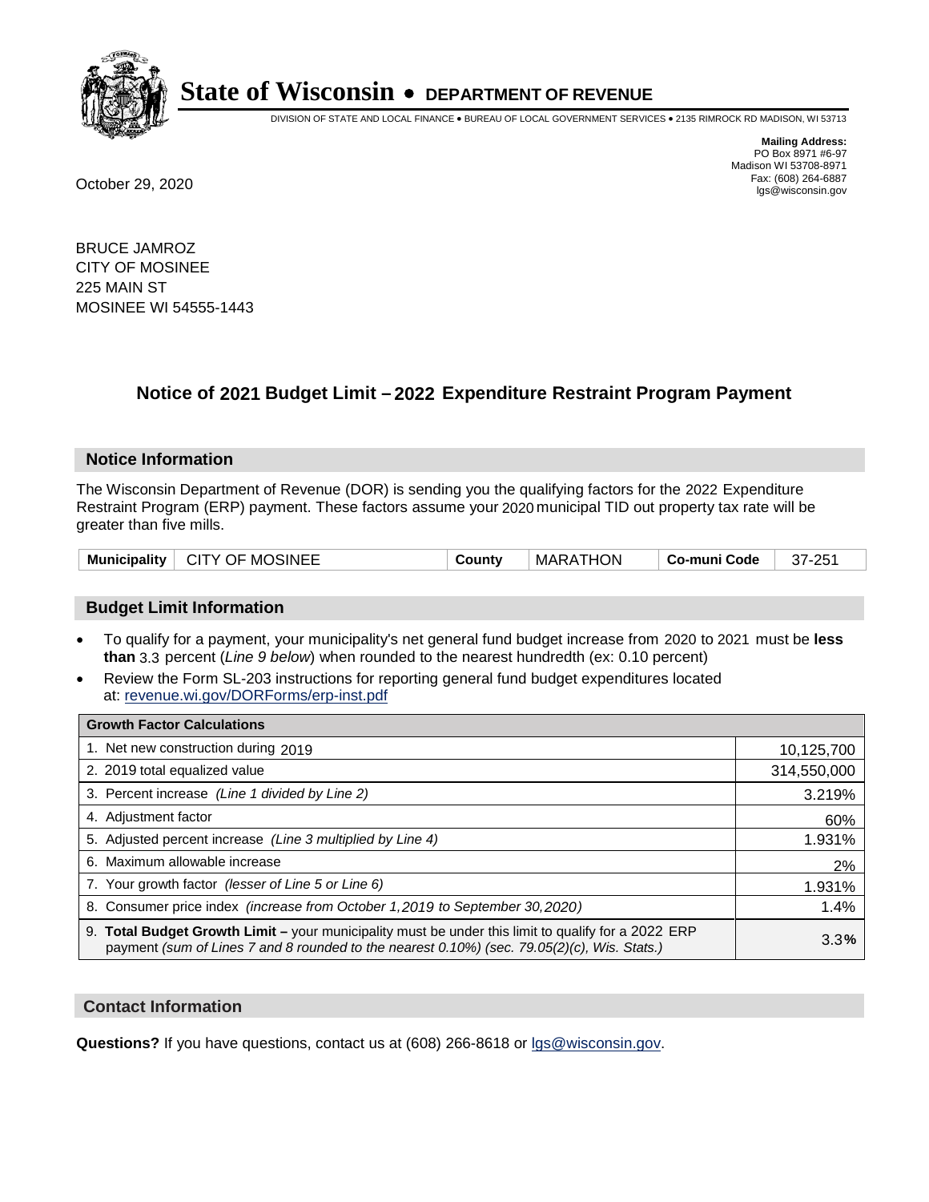**State of Wisconsin • DEPARTMENT OF REVENUE**

DIVISION OF STATE AND LOCAL FINANCE • BUREAU OF LOCAL GOVERNMENT SERVICES • 2135 RIMROCK RD MADISON, WI 53713

**Mailing Address:**
PO Box 8971 #6-97
Madison WI 53708-8971
Fax: (608) 264-6887
lgs@wisconsin.gov

October 29, 2020

BRUCE JAMROZ
CITY OF MOSINEE
225 MAIN ST
MOSINEE WI 54555-1443

## Notice of 2021 Budget Limit – 2022 Expenditure Restraint Program Payment

### Notice Information

The Wisconsin Department of Revenue (DOR) is sending you the qualifying factors for the 2022 Expenditure Restraint Program (ERP) payment. These factors assume your 2020 municipal TID out property tax rate will be greater than five mills.

| Municipality | CITY OF MOSINEE | County | MARATHON | Co-muni Code | 37-251 |
|---|---|---|---|---|---|

### Budget Limit Information

- To qualify for a payment, your municipality's net general fund budget increase from 2020 to 2021 must be **less than** 3.3 percent (*Line 9 below*) when rounded to the nearest hundredth (ex: 0.10 percent)
- Review the Form SL-203 instructions for reporting general fund budget expenditures located at: revenue.wi.gov/DORForms/erp-inst.pdf

| Growth Factor Calculations | |
|---|---|
| 1. Net new construction during 2019 | 10,125,700 |
| 2. 2019 total equalized value | 314,550,000 |
| 3. Percent increase *(Line 1 divided by Line 2)* | 3.219% |
| 4. Adjustment factor | 60% |
| 5. Adjusted percent increase *(Line 3 multiplied by Line 4)* | 1.931% |
| 6. Maximum allowable increase | 2% |
| 7. Your growth factor *(lesser of Line 5 or Line 6)* | 1.931% |
| 8. Consumer price index *(increase from October 1,2019 to September 30,2020)* | 1.4% |
| 9. **Total Budget Growth Limit –** your municipality must be under this limit to qualify for a 2022 ERP payment *(sum of Lines 7 and 8 rounded to the nearest 0.10%) (sec. 79.05(2)(c), Wis. Stats.)* | 3.3**%** |

### Contact Information

**Questions?** If you have questions, contact us at (608) 266-8618 or lgs@wisconsin.gov.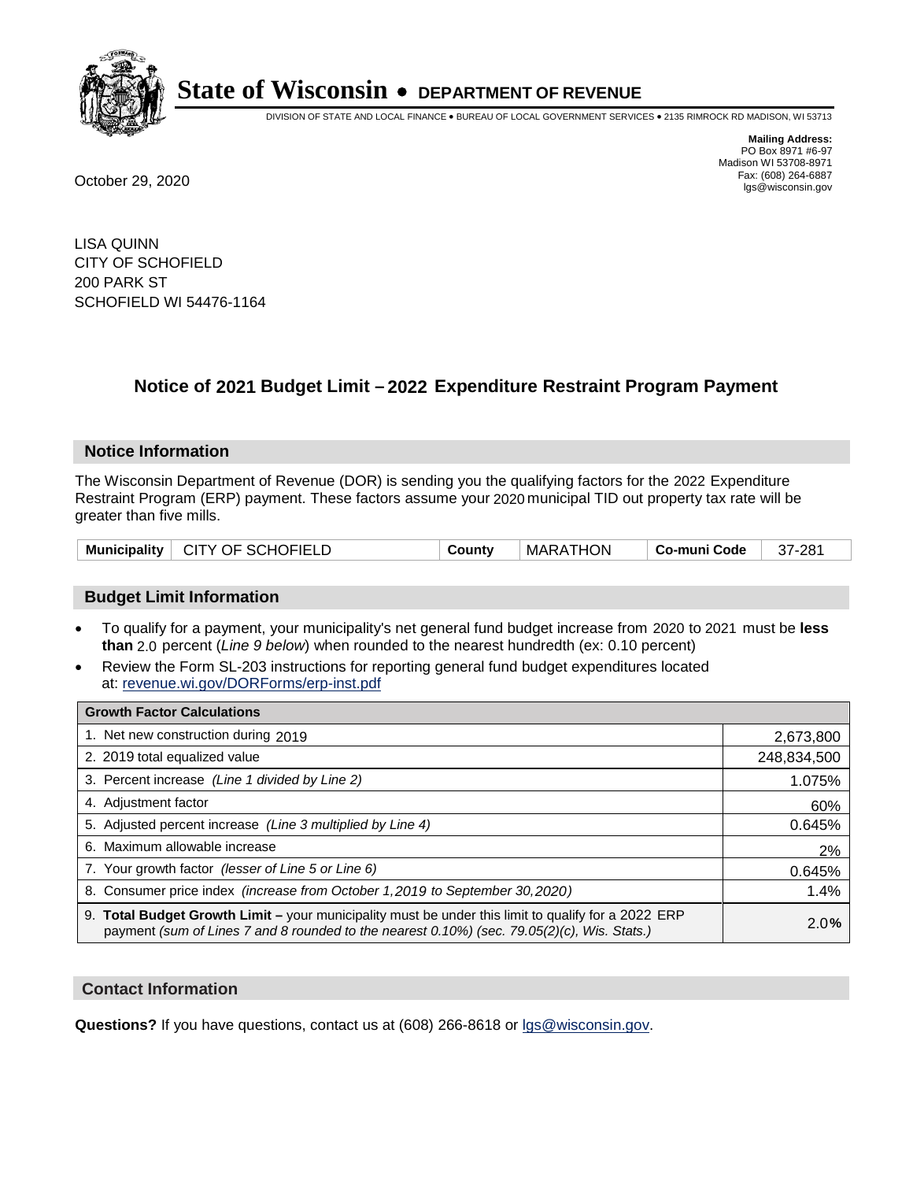# State of Wisconsin • DEPARTMENT OF REVENUE

DIVISION OF STATE AND LOCAL FINANCE • BUREAU OF LOCAL GOVERNMENT SERVICES • 2135 RIMROCK RD MADISON, WI 53713

**Mailing Address:**
PO Box 8971 #6-97
Madison WI 53708-8971
Fax: (608) 264-6887
lgs@wisconsin.gov

October 29, 2020

LISA QUINN
CITY OF SCHOFIELD
200 PARK ST
SCHOFIELD WI 54476-1164

## Notice of 2021 Budget Limit – 2022 Expenditure Restraint Program Payment

### Notice Information

The Wisconsin Department of Revenue (DOR) is sending you the qualifying factors for the 2022 Expenditure Restraint Program (ERP) payment. These factors assume your 2020 municipal TID out property tax rate will be greater than five mills.

| Municipality | CITY OF SCHOFIELD | County | MARATHON | Co-muni Code | 37-281 |
|---|---|---|---|---|---|

### Budget Limit Information

- To qualify for a payment, your municipality's net general fund budget increase from 2020 to 2021 must be **less than** 2.0 percent (*Line 9 below*) when rounded to the nearest hundredth (ex: 0.10 percent)
- Review the Form SL-203 instructions for reporting general fund budget expenditures located at: revenue.wi.gov/DORForms/erp-inst.pdf

| Growth Factor Calculations | |
|---|---|
| 1. Net new construction during 2019 | 2,673,800 |
| 2. 2019 total equalized value | 248,834,500 |
| 3. Percent increase *(Line 1 divided by Line 2)* | 1.075% |
| 4. Adjustment factor | 60% |
| 5. Adjusted percent increase *(Line 3 multiplied by Line 4)* | 0.645% |
| 6. Maximum allowable increase | 2% |
| 7. Your growth factor *(lesser of Line 5 or Line 6)* | 0.645% |
| 8. Consumer price index *(increase from October 1,2019 to September 30,2020)* | 1.4% |
| 9. **Total Budget Growth Limit –** your municipality must be under this limit to qualify for a 2022 ERP payment *(sum of Lines 7 and 8 rounded to the nearest 0.10%) (sec. 79.05(2)(c), Wis. Stats.)* | 2.0% |

### Contact Information

**Questions?** If you have questions, contact us at (608) 266-8618 or lgs@wisconsin.gov.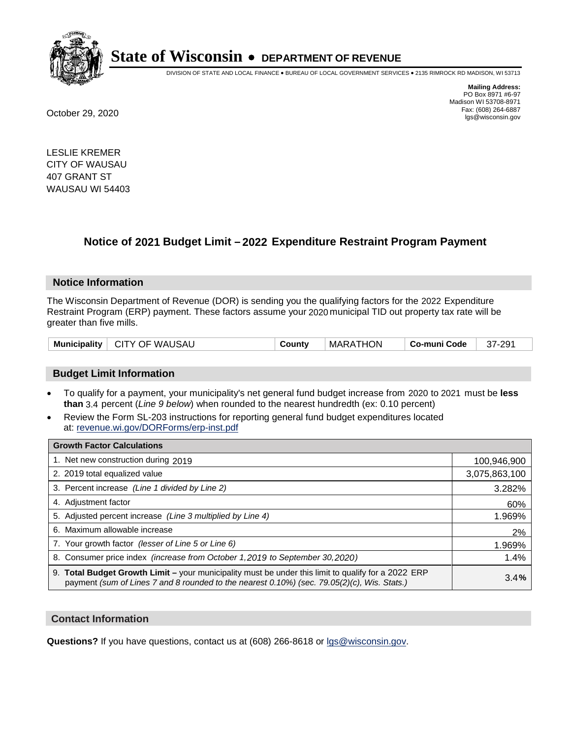# State of Wisconsin • DEPARTMENT OF REVENUE

DIVISION OF STATE AND LOCAL FINANCE • BUREAU OF LOCAL GOVERNMENT SERVICES • 2135 RIMROCK RD MADISON, WI 53713

**Mailing Address:**
PO Box 8971 #6-97
Madison WI 53708-8971
Fax: (608) 264-6887
lgs@wisconsin.gov

October 29, 2020

LESLIE KREMER
CITY OF WAUSAU
407 GRANT ST
WAUSAU WI 54403

## Notice of 2021 Budget Limit – 2022 Expenditure Restraint Program Payment

### Notice Information

The Wisconsin Department of Revenue (DOR) is sending you the qualifying factors for the 2022 Expenditure Restraint Program (ERP) payment. These factors assume your 2020 municipal TID out property tax rate will be greater than five mills.

| **Municipality** | CITY OF WAUSAU | **County** | MARATHON | **Co-muni Code** | 37-291 |
|---|---|---|---|---|---|

### Budget Limit Information

- To qualify for a payment, your municipality's net general fund budget increase from 2020 to 2021 must be **less than** 3.4 percent (*Line 9 below*) when rounded to the nearest hundredth (ex: 0.10 percent)
- Review the Form SL-203 instructions for reporting general fund budget expenditures located at: revenue.wi.gov/DORForms/erp-inst.pdf

| **Growth Factor Calculations** | |
|---|---|
| 1. Net new construction during 2019 | 100,946,900 |
| 2. 2019 total equalized value | 3,075,863,100 |
| 3. Percent increase *(Line 1 divided by Line 2)* | 3.282% |
| 4. Adjustment factor | 60% |
| 5. Adjusted percent increase *(Line 3 multiplied by Line 4)* | 1.969% |
| 6. Maximum allowable increase | 2% |
| 7. Your growth factor *(lesser of Line 5 or Line 6)* | 1.969% |
| 8. Consumer price index *(increase from October 1,2019 to September 30,2020)* | 1.4% |
| 9. **Total Budget Growth Limit –** your municipality must be under this limit to qualify for a 2022 ERP payment *(sum of Lines 7 and 8 rounded to the nearest 0.10%) (sec. 79.05(2)(c), Wis. Stats.)* | 3.4**%** |

### Contact Information

**Questions?** If you have questions, contact us at (608) 266-8618 or lgs@wisconsin.gov.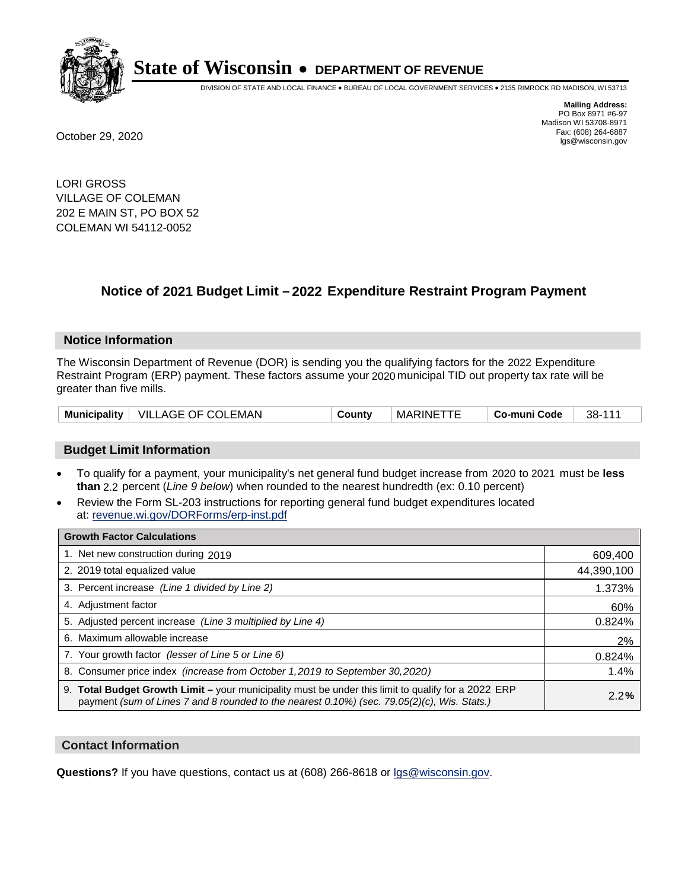# State of Wisconsin • DEPARTMENT OF REVENUE

DIVISION OF STATE AND LOCAL FINANCE • BUREAU OF LOCAL GOVERNMENT SERVICES • 2135 RIMROCK RD MADISON, WI 53713

**Mailing Address:**
PO Box 8971 #6-97
Madison WI 53708-8971
Fax: (608) 264-6887
lgs@wisconsin.gov

October 29, 2020

LORI GROSS
VILLAGE OF COLEMAN
202 E MAIN ST, PO BOX 52
COLEMAN WI 54112-0052

## Notice of 2021 Budget Limit – 2022 Expenditure Restraint Program Payment

### Notice Information

The Wisconsin Department of Revenue (DOR) is sending you the qualifying factors for the 2022 Expenditure Restraint Program (ERP) payment. These factors assume your 2020 municipal TID out property tax rate will be greater than five mills.

| Municipality | VILLAGE OF COLEMAN | County | MARINETTE | Co-muni Code | 38-111 |
|---|---|---|---|---|---|

### Budget Limit Information

- To qualify for a payment, your municipality's net general fund budget increase from 2020 to 2021 must be **less than** 2.2 percent (*Line 9 below*) when rounded to the nearest hundredth (ex: 0.10 percent)
- Review the Form SL-203 instructions for reporting general fund budget expenditures located at: revenue.wi.gov/DORForms/erp-inst.pdf

| Growth Factor Calculations | |
|---|---|
| 1. Net new construction during 2019 | 609,400 |
| 2. 2019 total equalized value | 44,390,100 |
| 3. Percent increase *(Line 1 divided by Line 2)* | 1.373% |
| 4. Adjustment factor | 60% |
| 5. Adjusted percent increase *(Line 3 multiplied by Line 4)* | 0.824% |
| 6. Maximum allowable increase | 2% |
| 7. Your growth factor *(lesser of Line 5 or Line 6)* | 0.824% |
| 8. Consumer price index *(increase from October 1,2019 to September 30,2020)* | 1.4% |
| 9. **Total Budget Growth Limit –** your municipality must be under this limit to qualify for a 2022 ERP payment *(sum of Lines 7 and 8 rounded to the nearest 0.10%) (sec. 79.05(2)(c), Wis. Stats.)* | 2.2**%** |

### Contact Information

**Questions?** If you have questions, contact us at (608) 266-8618 or lgs@wisconsin.gov.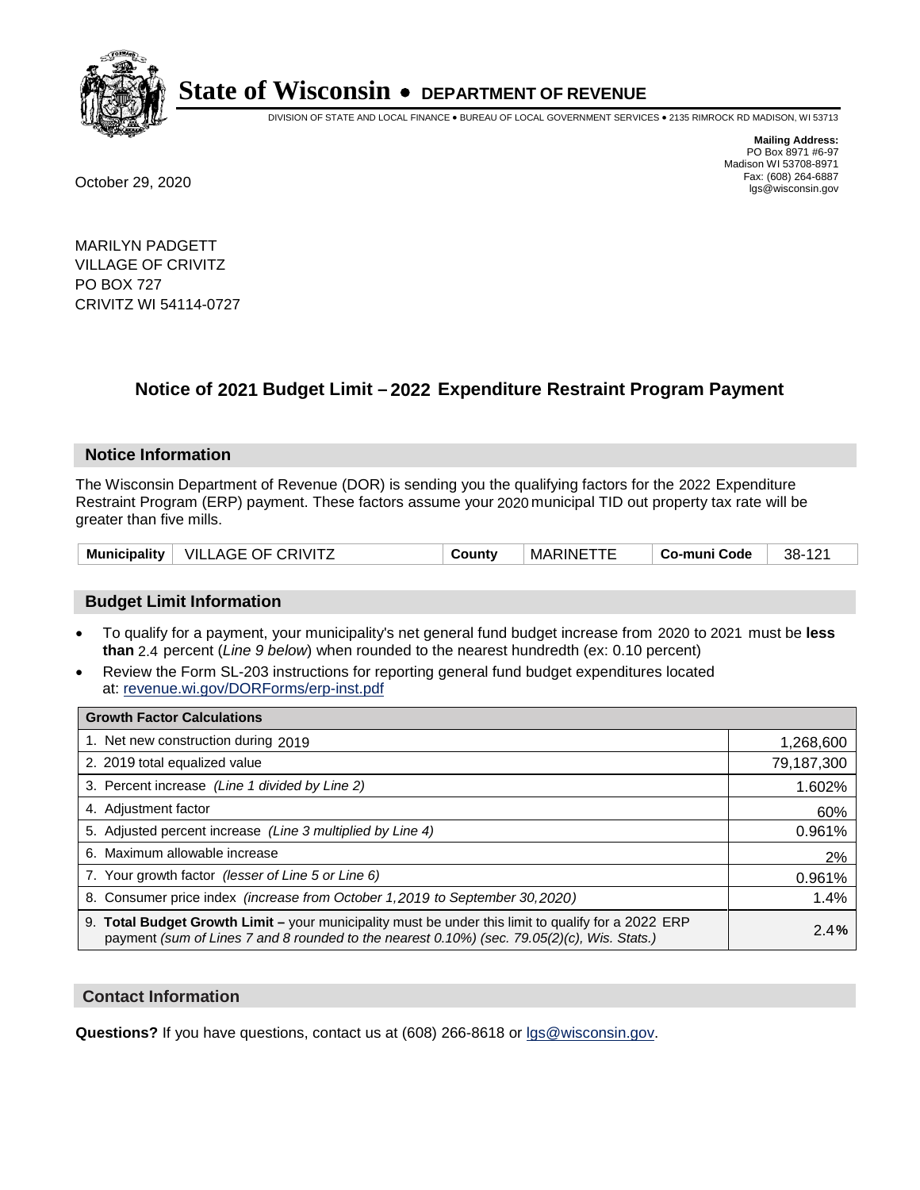# State of Wisconsin • DEPARTMENT OF REVENUE

DIVISION OF STATE AND LOCAL FINANCE • BUREAU OF LOCAL GOVERNMENT SERVICES • 2135 RIMROCK RD MADISON, WI 53713

**Mailing Address:**
PO Box 8971 #6-97
Madison WI 53708-8971
Fax: (608) 264-6887
lgs@wisconsin.gov

October 29, 2020

MARILYN PADGETT
VILLAGE OF CRIVITZ
PO BOX 727
CRIVITZ WI 54114-0727

## Notice of 2021 Budget Limit – 2022 Expenditure Restraint Program Payment

### Notice Information

The Wisconsin Department of Revenue (DOR) is sending you the qualifying factors for the 2022 Expenditure Restraint Program (ERP) payment. These factors assume your 2020 municipal TID out property tax rate will be greater than five mills.

| **Municipality** | VILLAGE OF CRIVITZ | **County** | MARINETTE | **Co-muni Code** | 38-121 |
|---|---|---|---|---|---|

### Budget Limit Information

- To qualify for a payment, your municipality's net general fund budget increase from 2020 to 2021 must be **less than** 2.4 percent (*Line 9 below*) when rounded to the nearest hundredth (ex: 0.10 percent)
- Review the Form SL-203 instructions for reporting general fund budget expenditures located at: revenue.wi.gov/DORForms/erp-inst.pdf

| **Growth Factor Calculations** | |
|---|---|
| 1. Net new construction during 2019 | 1,268,600 |
| 2. 2019 total equalized value | 79,187,300 |
| 3. Percent increase *(Line 1 divided by Line 2)* | 1.602% |
| 4. Adjustment factor | 60% |
| 5. Adjusted percent increase *(Line 3 multiplied by Line 4)* | 0.961% |
| 6. Maximum allowable increase | 2% |
| 7. Your growth factor *(lesser of Line 5 or Line 6)* | 0.961% |
| 8. Consumer price index *(increase from October 1,2019 to September 30,2020)* | 1.4% |
| 9. **Total Budget Growth Limit –** your municipality must be under this limit to qualify for a 2022 ERP payment *(sum of Lines 7 and 8 rounded to the nearest 0.10%) (sec. 79.05(2)(c), Wis. Stats.)* | **2.4%** |

### Contact Information

**Questions?** If you have questions, contact us at (608) 266-8618 or lgs@wisconsin.gov.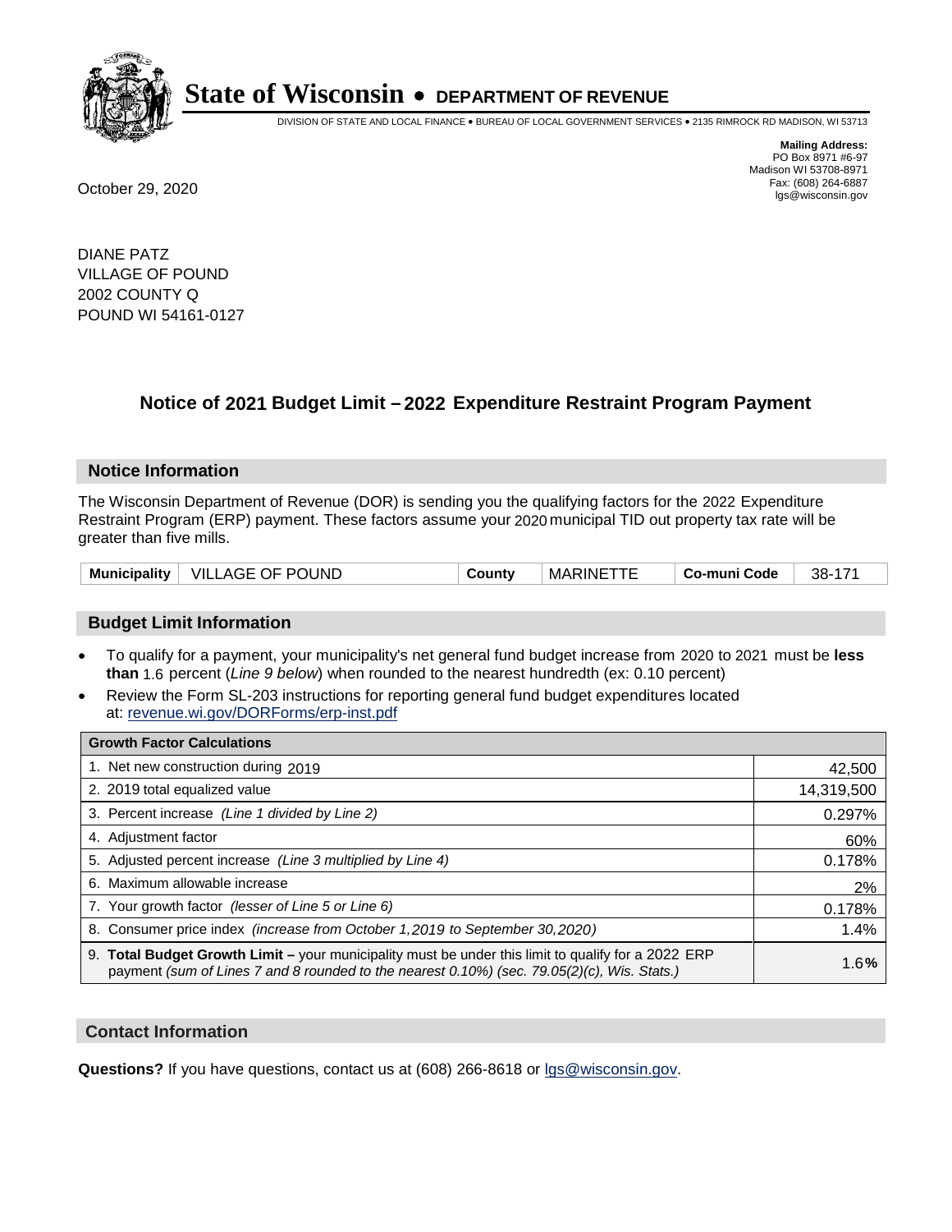# State of Wisconsin • DEPARTMENT OF REVENUE

DIVISION OF STATE AND LOCAL FINANCE • BUREAU OF LOCAL GOVERNMENT SERVICES • 2135 RIMROCK RD MADISON, WI 53713

**Mailing Address:**
PO Box 8971 #6-97
Madison WI 53708-8971
Fax: (608) 264-6887
lgs@wisconsin.gov

October 29, 2020

DIANE PATZ
VILLAGE OF POUND
2002 COUNTY Q
POUND WI 54161-0127

## Notice of 2021 Budget Limit – 2022 Expenditure Restraint Program Payment

### Notice Information

The Wisconsin Department of Revenue (DOR) is sending you the qualifying factors for the 2022 Expenditure Restraint Program (ERP) payment. These factors assume your 2020 municipal TID out property tax rate will be greater than five mills.

| Municipality | VILLAGE OF POUND | County | MARINETTE | Co-muni Code | 38-171 |
|---|---|---|---|---|---|

### Budget Limit Information

- To qualify for a payment, your municipality's net general fund budget increase from 2020 to 2021 must be **less than** 1.6 percent (*Line 9 below*) when rounded to the nearest hundredth (ex: 0.10 percent)
- Review the Form SL-203 instructions for reporting general fund budget expenditures located at: revenue.wi.gov/DORForms/erp-inst.pdf

| Growth Factor Calculations | |
|---|---|
| 1. Net new construction during 2019 | 42,500 |
| 2. 2019 total equalized value | 14,319,500 |
| 3. Percent increase *(Line 1 divided by Line 2)* | 0.297% |
| 4. Adjustment factor | 60% |
| 5. Adjusted percent increase *(Line 3 multiplied by Line 4)* | 0.178% |
| 6. Maximum allowable increase | 2% |
| 7. Your growth factor *(lesser of Line 5 or Line 6)* | 0.178% |
| 8. Consumer price index *(increase from October 1,2019 to September 30,2020)* | 1.4% |
| 9. **Total Budget Growth Limit –** your municipality must be under this limit to qualify for a 2022 ERP payment *(sum of Lines 7 and 8 rounded to the nearest 0.10%) (sec. 79.05(2)(c), Wis. Stats.)* | 1.6**%** |

### Contact Information

**Questions?** If you have questions, contact us at (608) 266-8618 or lgs@wisconsin.gov.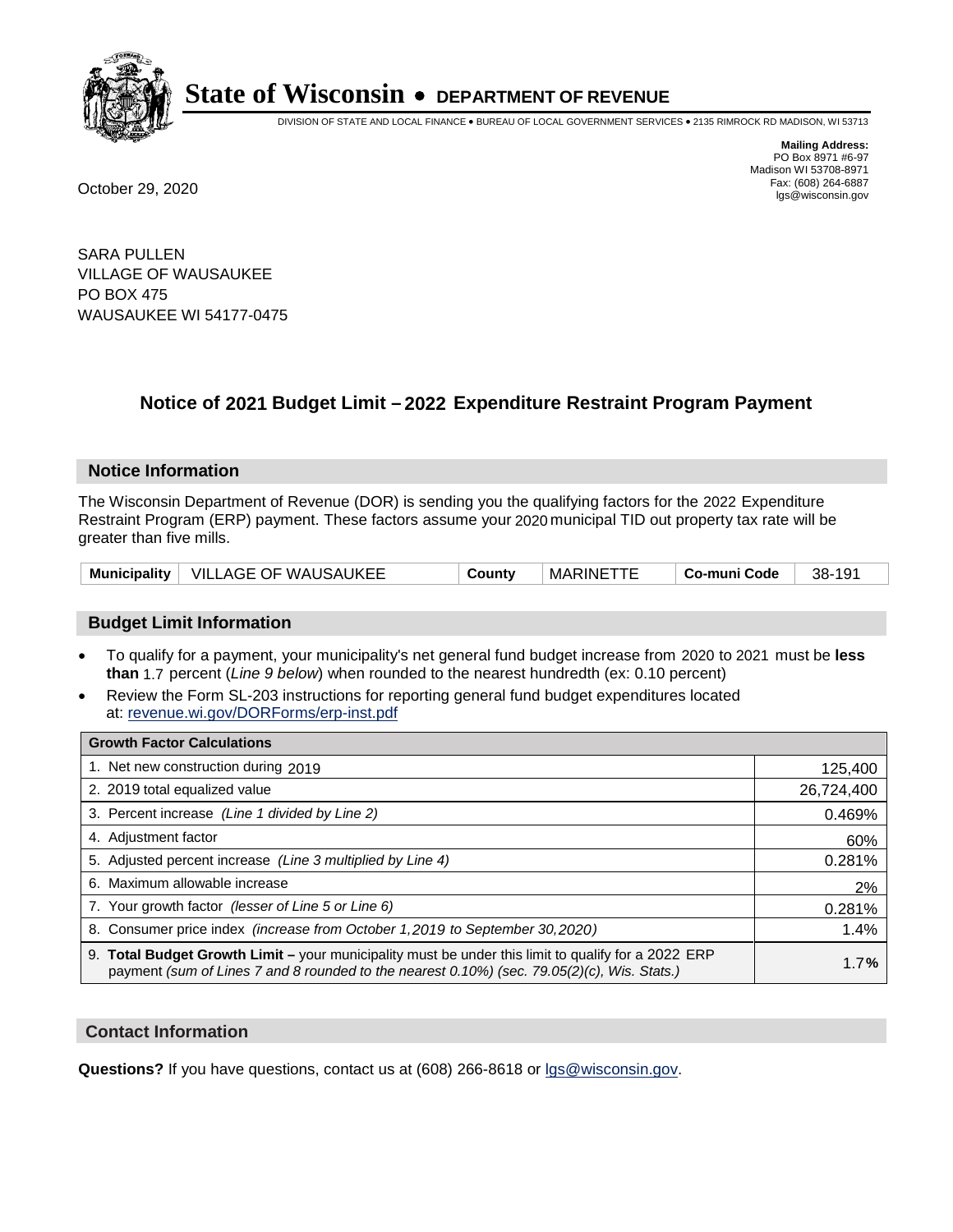# State of Wisconsin • DEPARTMENT OF REVENUE

DIVISION OF STATE AND LOCAL FINANCE • BUREAU OF LOCAL GOVERNMENT SERVICES • 2135 RIMROCK RD MADISON, WI 53713

**Mailing Address:**
PO Box 8971 #6-97
Madison WI 53708-8971
Fax: (608) 264-6887
lgs@wisconsin.gov

October 29, 2020

SARA PULLEN
VILLAGE OF WAUSAUKEE
PO BOX 475
WAUSAUKEE WI 54177-0475

## Notice of 2021 Budget Limit – 2022 Expenditure Restraint Program Payment

### Notice Information

The Wisconsin Department of Revenue (DOR) is sending you the qualifying factors for the 2022 Expenditure Restraint Program (ERP) payment. These factors assume your 2020 municipal TID out property tax rate will be greater than five mills.

| Municipality | VILLAGE OF WAUSAUKEE | County | MARINETTE | Co-muni Code | 38-191 |
|---|---|---|---|---|---|

### Budget Limit Information

- To qualify for a payment, your municipality's net general fund budget increase from 2020 to 2021 must be **less than** 1.7 percent (*Line 9 below*) when rounded to the nearest hundredth (ex: 0.10 percent)
- Review the Form SL-203 instructions for reporting general fund budget expenditures located at: revenue.wi.gov/DORForms/erp-inst.pdf

| Growth Factor Calculations | |
|---|---|
| 1. Net new construction during 2019 | 125,400 |
| 2. 2019 total equalized value | 26,724,400 |
| 3. Percent increase *(Line 1 divided by Line 2)* | 0.469% |
| 4. Adjustment factor | 60% |
| 5. Adjusted percent increase *(Line 3 multiplied by Line 4)* | 0.281% |
| 6. Maximum allowable increase | 2% |
| 7. Your growth factor *(lesser of Line 5 or Line 6)* | 0.281% |
| 8. Consumer price index *(increase from October 1,2019 to September 30,2020)* | 1.4% |
| 9. **Total Budget Growth Limit –** your municipality must be under this limit to qualify for a 2022 ERP payment *(sum of Lines 7 and 8 rounded to the nearest 0.10%) (sec. 79.05(2)(c), Wis. Stats.)* | 1.7**%** |

### Contact Information

**Questions?** If you have questions, contact us at (608) 266-8618 or lgs@wisconsin.gov.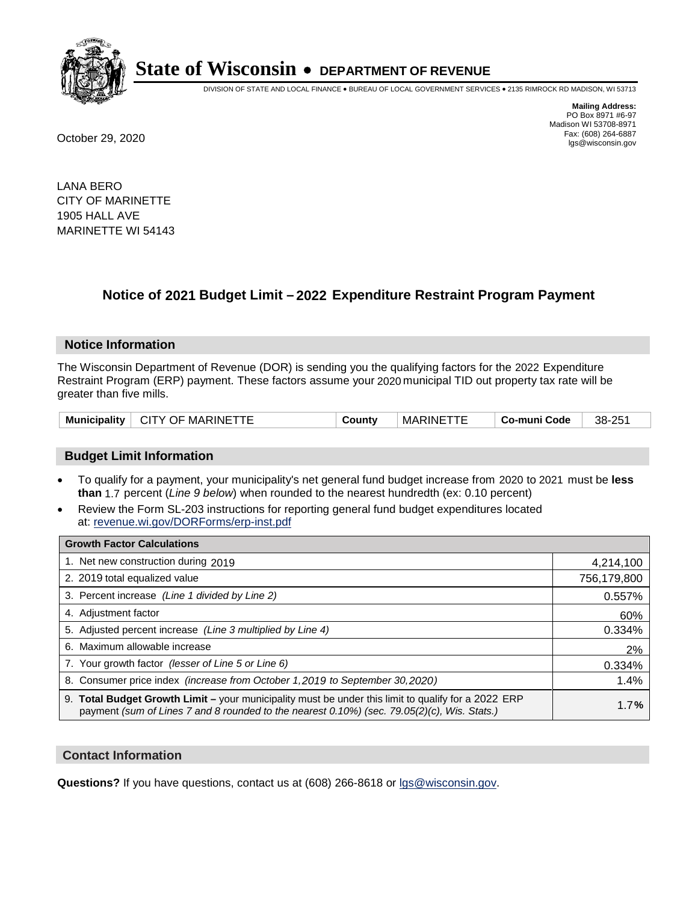# State of Wisconsin • DEPARTMENT OF REVENUE

DIVISION OF STATE AND LOCAL FINANCE • BUREAU OF LOCAL GOVERNMENT SERVICES • 2135 RIMROCK RD MADISON, WI 53713

**Mailing Address:**
PO Box 8971 #6-97
Madison WI 53708-8971
Fax: (608) 264-6887
lgs@wisconsin.gov

October 29, 2020

LANA BERO
CITY OF MARINETTE
1905 HALL AVE
MARINETTE WI 54143

## Notice of 2021 Budget Limit – 2022 Expenditure Restraint Program Payment

### Notice Information

The Wisconsin Department of Revenue (DOR) is sending you the qualifying factors for the 2022 Expenditure Restraint Program (ERP) payment. These factors assume your 2020 municipal TID out property tax rate will be greater than five mills.

| Municipality | CITY OF MARINETTE | County | MARINETTE | Co-muni Code | 38-251 |
|---|---|---|---|---|---|

### Budget Limit Information

- To qualify for a payment, your municipality's net general fund budget increase from 2020 to 2021 must be **less than** 1.7 percent (*Line 9 below*) when rounded to the nearest hundredth (ex: 0.10 percent)
- Review the Form SL-203 instructions for reporting general fund budget expenditures located at: revenue.wi.gov/DORForms/erp-inst.pdf

| Growth Factor Calculations | |
|---|---|
| 1. Net new construction during 2019 | 4,214,100 |
| 2. 2019 total equalized value | 756,179,800 |
| 3. Percent increase *(Line 1 divided by Line 2)* | 0.557% |
| 4. Adjustment factor | 60% |
| 5. Adjusted percent increase *(Line 3 multiplied by Line 4)* | 0.334% |
| 6. Maximum allowable increase | 2% |
| 7. Your growth factor *(lesser of Line 5 or Line 6)* | 0.334% |
| 8. Consumer price index *(increase from October 1,2019 to September 30,2020)* | 1.4% |
| 9. **Total Budget Growth Limit –** your municipality must be under this limit to qualify for a 2022 ERP payment *(sum of Lines 7 and 8 rounded to the nearest 0.10%) (sec. 79.05(2)(c), Wis. Stats.)* | 1.7**%** |

### Contact Information

**Questions?** If you have questions, contact us at (608) 266-8618 or lgs@wisconsin.gov.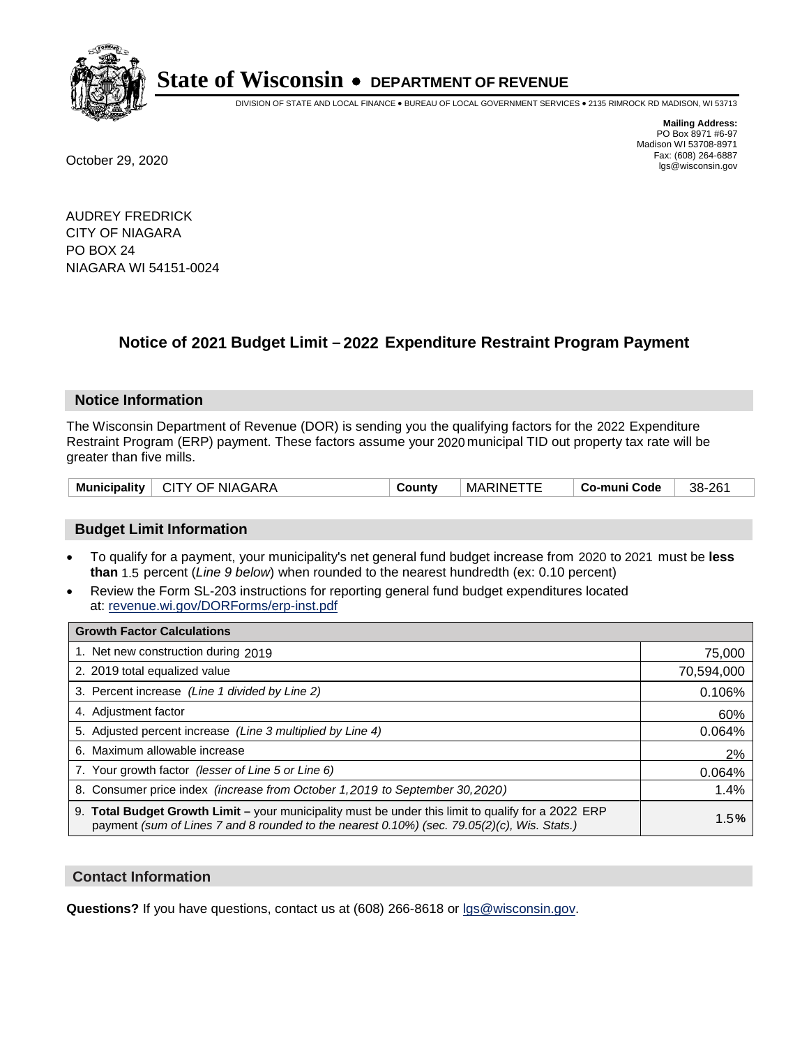# State of Wisconsin • DEPARTMENT OF REVENUE

DIVISION OF STATE AND LOCAL FINANCE • BUREAU OF LOCAL GOVERNMENT SERVICES • 2135 RIMROCK RD MADISON, WI 53713

**Mailing Address:**
PO Box 8971 #6-97
Madison WI 53708-8971
Fax: (608) 264-6887
lgs@wisconsin.gov

October 29, 2020

AUDREY FREDRICK
CITY OF NIAGARA
PO BOX 24
NIAGARA WI 54151-0024

## Notice of 2021 Budget Limit – 2022 Expenditure Restraint Program Payment

### Notice Information

The Wisconsin Department of Revenue (DOR) is sending you the qualifying factors for the 2022 Expenditure Restraint Program (ERP) payment. These factors assume your 2020 municipal TID out property tax rate will be greater than five mills.

| **Municipality** | CITY OF NIAGARA | **County** | MARINETTE | **Co-muni Code** | 38-261 |
|---|---|---|---|---|---|

### Budget Limit Information

- To qualify for a payment, your municipality's net general fund budget increase from 2020 to 2021 must be **less than** 1.5 percent (*Line 9 below*) when rounded to the nearest hundredth (ex: 0.10 percent)
- Review the Form SL-203 instructions for reporting general fund budget expenditures located at: revenue.wi.gov/DORForms/erp-inst.pdf

| **Growth Factor Calculations** | |
|---|---|
| 1. Net new construction during 2019 | 75,000 |
| 2. 2019 total equalized value | 70,594,000 |
| 3. Percent increase *(Line 1 divided by Line 2)* | 0.106% |
| 4. Adjustment factor | 60% |
| 5. Adjusted percent increase *(Line 3 multiplied by Line 4)* | 0.064% |
| 6. Maximum allowable increase | 2% |
| 7. Your growth factor *(lesser of Line 5 or Line 6)* | 0.064% |
| 8. Consumer price index *(increase from October 1,2019 to September 30,2020)* | 1.4% |
| 9. **Total Budget Growth Limit –** your municipality must be under this limit to qualify for a 2022 ERP payment *(sum of Lines 7 and 8 rounded to the nearest 0.10%) (sec. 79.05(2)(c), Wis. Stats.)* | 1.5**%** |

### Contact Information

**Questions?** If you have questions, contact us at (608) 266-8618 or lgs@wisconsin.gov.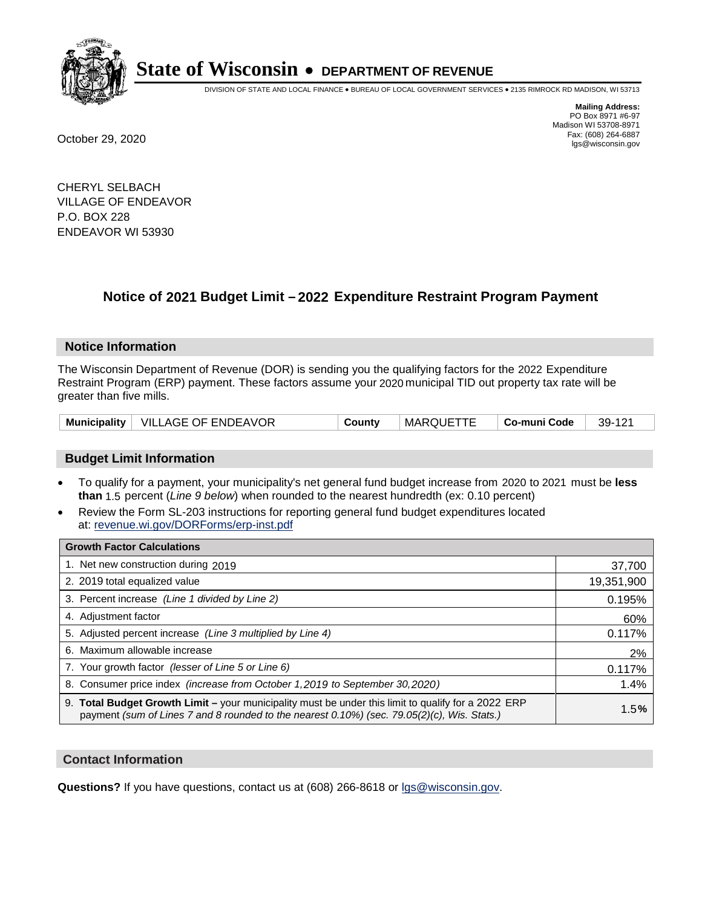# State of Wisconsin • DEPARTMENT OF REVENUE

DIVISION OF STATE AND LOCAL FINANCE • BUREAU OF LOCAL GOVERNMENT SERVICES • 2135 RIMROCK RD MADISON, WI 53713

**Mailing Address:**
PO Box 8971 #6-97
Madison WI 53708-8971
Fax: (608) 264-6887
lgs@wisconsin.gov

October 29, 2020

CHERYL SELBACH
VILLAGE OF ENDEAVOR
P.O. BOX 228
ENDEAVOR WI 53930

## Notice of 2021 Budget Limit – 2022 Expenditure Restraint Program Payment

### Notice Information

The Wisconsin Department of Revenue (DOR) is sending you the qualifying factors for the 2022 Expenditure Restraint Program (ERP) payment. These factors assume your 2020 municipal TID out property tax rate will be greater than five mills.

| **Municipality** | VILLAGE OF ENDEAVOR | **County** | MARQUETTE | **Co-muni Code** | 39-121 |
|---|---|---|---|---|---|

### Budget Limit Information

- To qualify for a payment, your municipality's net general fund budget increase from 2020 to 2021 must be **less than** 1.5 percent (*Line 9 below*) when rounded to the nearest hundredth (ex: 0.10 percent)
- Review the Form SL-203 instructions for reporting general fund budget expenditures located at: revenue.wi.gov/DORForms/erp-inst.pdf

| **Growth Factor Calculations** | |
|---|---|
| 1. Net new construction during 2019 | 37,700 |
| 2. 2019 total equalized value | 19,351,900 |
| 3. Percent increase *(Line 1 divided by Line 2)* | 0.195% |
| 4. Adjustment factor | 60% |
| 5. Adjusted percent increase *(Line 3 multiplied by Line 4)* | 0.117% |
| 6. Maximum allowable increase | 2% |
| 7. Your growth factor *(lesser of Line 5 or Line 6)* | 0.117% |
| 8. Consumer price index *(increase from October 1,2019 to September 30,2020)* | 1.4% |
| 9. **Total Budget Growth Limit –** your municipality must be under this limit to qualify for a 2022 ERP payment *(sum of Lines 7 and 8 rounded to the nearest 0.10%) (sec. 79.05(2)(c), Wis. Stats.)* | 1.5**%** |

### Contact Information

**Questions?** If you have questions, contact us at (608) 266-8618 or lgs@wisconsin.gov.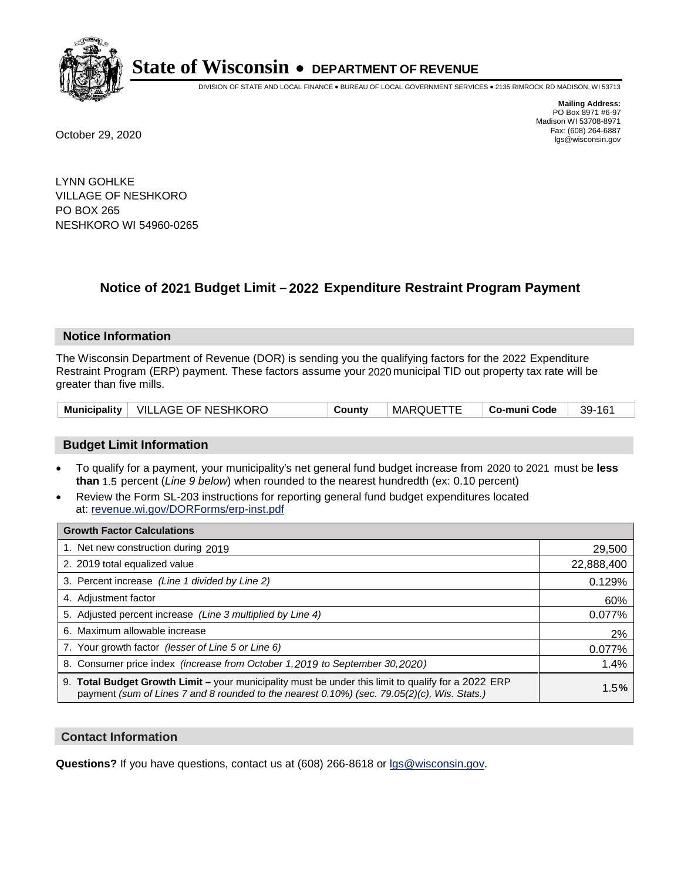# State of Wisconsin • DEPARTMENT OF REVENUE

DIVISION OF STATE AND LOCAL FINANCE • BUREAU OF LOCAL GOVERNMENT SERVICES • 2135 RIMROCK RD MADISON, WI 53713

**Mailing Address:**
PO Box 8971 #6-97
Madison WI 53708-8971
Fax: (608) 264-6887
lgs@wisconsin.gov

October 29, 2020

LYNN GOHLKE
VILLAGE OF NESHKORO
PO BOX 265
NESHKORO WI 54960-0265

## Notice of 2021 Budget Limit – 2022 Expenditure Restraint Program Payment

### Notice Information

The Wisconsin Department of Revenue (DOR) is sending you the qualifying factors for the 2022 Expenditure Restraint Program (ERP) payment. These factors assume your 2020 municipal TID out property tax rate will be greater than five mills.

| Municipality | VILLAGE OF NESHKORO | County | MARQUETTE | Co-muni Code | 39-161 |
|---|---|---|---|---|---|

### Budget Limit Information

- To qualify for a payment, your municipality's net general fund budget increase from 2020 to 2021 must be **less than** 1.5 percent (*Line 9 below*) when rounded to the nearest hundredth (ex: 0.10 percent)
- Review the Form SL-203 instructions for reporting general fund budget expenditures located at: revenue.wi.gov/DORForms/erp-inst.pdf

| Growth Factor Calculations | |
|---|---|
| 1. Net new construction during 2019 | 29,500 |
| 2. 2019 total equalized value | 22,888,400 |
| 3. Percent increase *(Line 1 divided by Line 2)* | 0.129% |
| 4. Adjustment factor | 60% |
| 5. Adjusted percent increase *(Line 3 multiplied by Line 4)* | 0.077% |
| 6. Maximum allowable increase | 2% |
| 7. Your growth factor *(lesser of Line 5 or Line 6)* | 0.077% |
| 8. Consumer price index *(increase from October 1,2019 to September 30,2020)* | 1.4% |
| 9. **Total Budget Growth Limit –** your municipality must be under this limit to qualify for a 2022 ERP payment *(sum of Lines 7 and 8 rounded to the nearest 0.10%) (sec. 79.05(2)(c), Wis. Stats.)* | 1.5**%** |

### Contact Information

**Questions?** If you have questions, contact us at (608) 266-8618 or lgs@wisconsin.gov.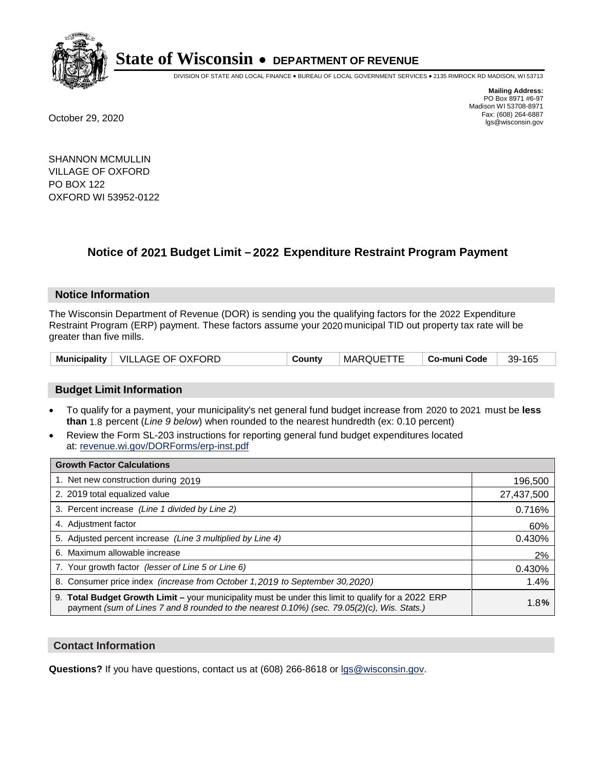# State of Wisconsin • DEPARTMENT OF REVENUE

DIVISION OF STATE AND LOCAL FINANCE • BUREAU OF LOCAL GOVERNMENT SERVICES • 2135 RIMROCK RD MADISON, WI 53713

**Mailing Address:**
PO Box 8971 #6-97
Madison WI 53708-8971
Fax: (608) 264-6887
lgs@wisconsin.gov

October 29, 2020

SHANNON MCMULLIN
VILLAGE OF OXFORD
PO BOX 122
OXFORD WI 53952-0122

## Notice of 2021 Budget Limit – 2022 Expenditure Restraint Program Payment

### Notice Information

The Wisconsin Department of Revenue (DOR) is sending you the qualifying factors for the 2022 Expenditure Restraint Program (ERP) payment. These factors assume your 2020 municipal TID out property tax rate will be greater than five mills.

| Municipality | VILLAGE OF OXFORD | County | MARQUETTE | Co-muni Code | 39-165 |
|---|---|---|---|---|---|

### Budget Limit Information

- To qualify for a payment, your municipality's net general fund budget increase from 2020 to 2021 must be **less than** 1.8 percent (*Line 9 below*) when rounded to the nearest hundredth (ex: 0.10 percent)
- Review the Form SL-203 instructions for reporting general fund budget expenditures located at: revenue.wi.gov/DORForms/erp-inst.pdf

| Growth Factor Calculations | |
|---|---|
| 1. Net new construction during 2019 | 196,500 |
| 2. 2019 total equalized value | 27,437,500 |
| 3. Percent increase *(Line 1 divided by Line 2)* | 0.716% |
| 4. Adjustment factor | 60% |
| 5. Adjusted percent increase *(Line 3 multiplied by Line 4)* | 0.430% |
| 6. Maximum allowable increase | 2% |
| 7. Your growth factor *(lesser of Line 5 or Line 6)* | 0.430% |
| 8. Consumer price index *(increase from October 1,2019 to September 30,2020)* | 1.4% |
| 9. **Total Budget Growth Limit –** your municipality must be under this limit to qualify for a 2022 ERP payment *(sum of Lines 7 and 8 rounded to the nearest 0.10%) (sec. 79.05(2)(c), Wis. Stats.)* | 1.8**%** |

### Contact Information

**Questions?** If you have questions, contact us at (608) 266-8618 or lgs@wisconsin.gov.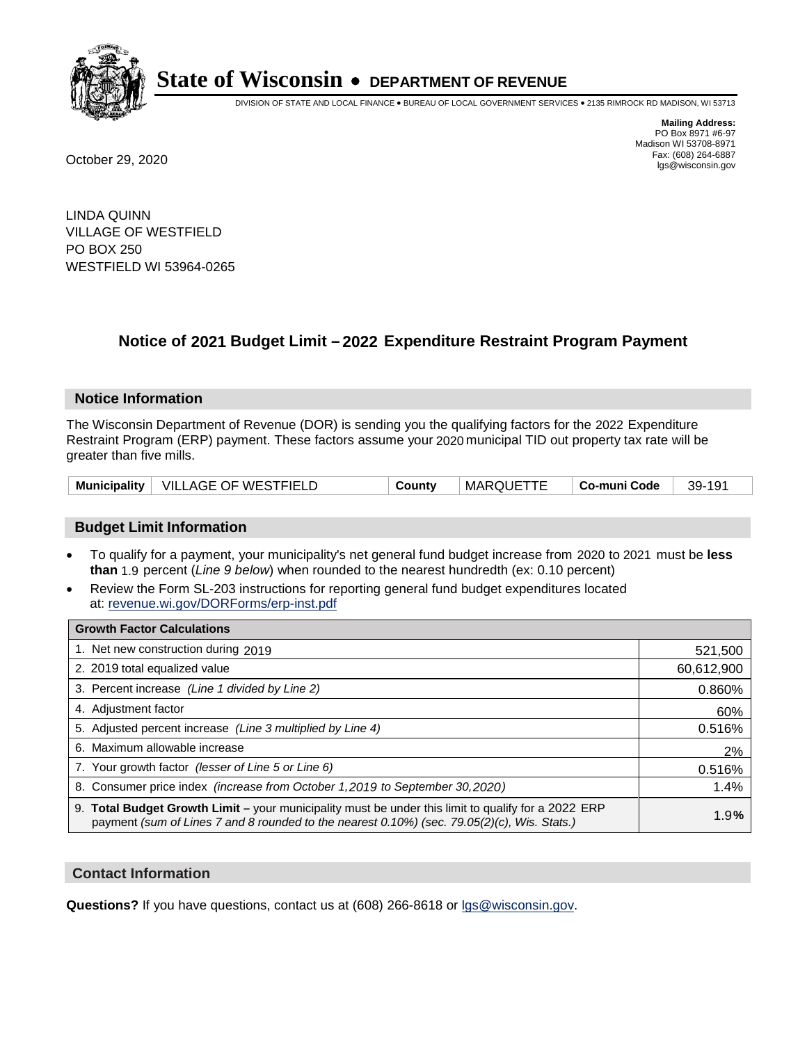# State of Wisconsin • DEPARTMENT OF REVENUE

DIVISION OF STATE AND LOCAL FINANCE • BUREAU OF LOCAL GOVERNMENT SERVICES • 2135 RIMROCK RD MADISON, WI 53713

**Mailing Address:**
PO Box 8971 #6-97
Madison WI 53708-8971
Fax: (608) 264-6887
lgs@wisconsin.gov

October 29, 2020

LINDA QUINN
VILLAGE OF WESTFIELD
PO BOX 250
WESTFIELD WI 53964-0265

## Notice of 2021 Budget Limit – 2022 Expenditure Restraint Program Payment

### Notice Information

The Wisconsin Department of Revenue (DOR) is sending you the qualifying factors for the 2022 Expenditure Restraint Program (ERP) payment. These factors assume your 2020 municipal TID out property tax rate will be greater than five mills.

| Municipality | VILLAGE OF WESTFIELD | County | MARQUETTE | Co-muni Code | 39-191 |
|---|---|---|---|---|---|

### Budget Limit Information

- To qualify for a payment, your municipality's net general fund budget increase from 2020 to 2021 must be **less than** 1.9 percent (*Line 9 below*) when rounded to the nearest hundredth (ex: 0.10 percent)
- Review the Form SL-203 instructions for reporting general fund budget expenditures located at: revenue.wi.gov/DORForms/erp-inst.pdf

| Growth Factor Calculations | |
|---|---|
| 1. Net new construction during 2019 | 521,500 |
| 2. 2019 total equalized value | 60,612,900 |
| 3. Percent increase *(Line 1 divided by Line 2)* | 0.860% |
| 4. Adjustment factor | 60% |
| 5. Adjusted percent increase *(Line 3 multiplied by Line 4)* | 0.516% |
| 6. Maximum allowable increase | 2% |
| 7. Your growth factor *(lesser of Line 5 or Line 6)* | 0.516% |
| 8. Consumer price index *(increase from October 1,2019 to September 30,2020)* | 1.4% |
| 9. **Total Budget Growth Limit –** your municipality must be under this limit to qualify for a 2022 ERP payment *(sum of Lines 7 and 8 rounded to the nearest 0.10%) (sec. 79.05(2)(c), Wis. Stats.)* | 1.9**%** |

### Contact Information

**Questions?** If you have questions, contact us at (608) 266-8618 or lgs@wisconsin.gov.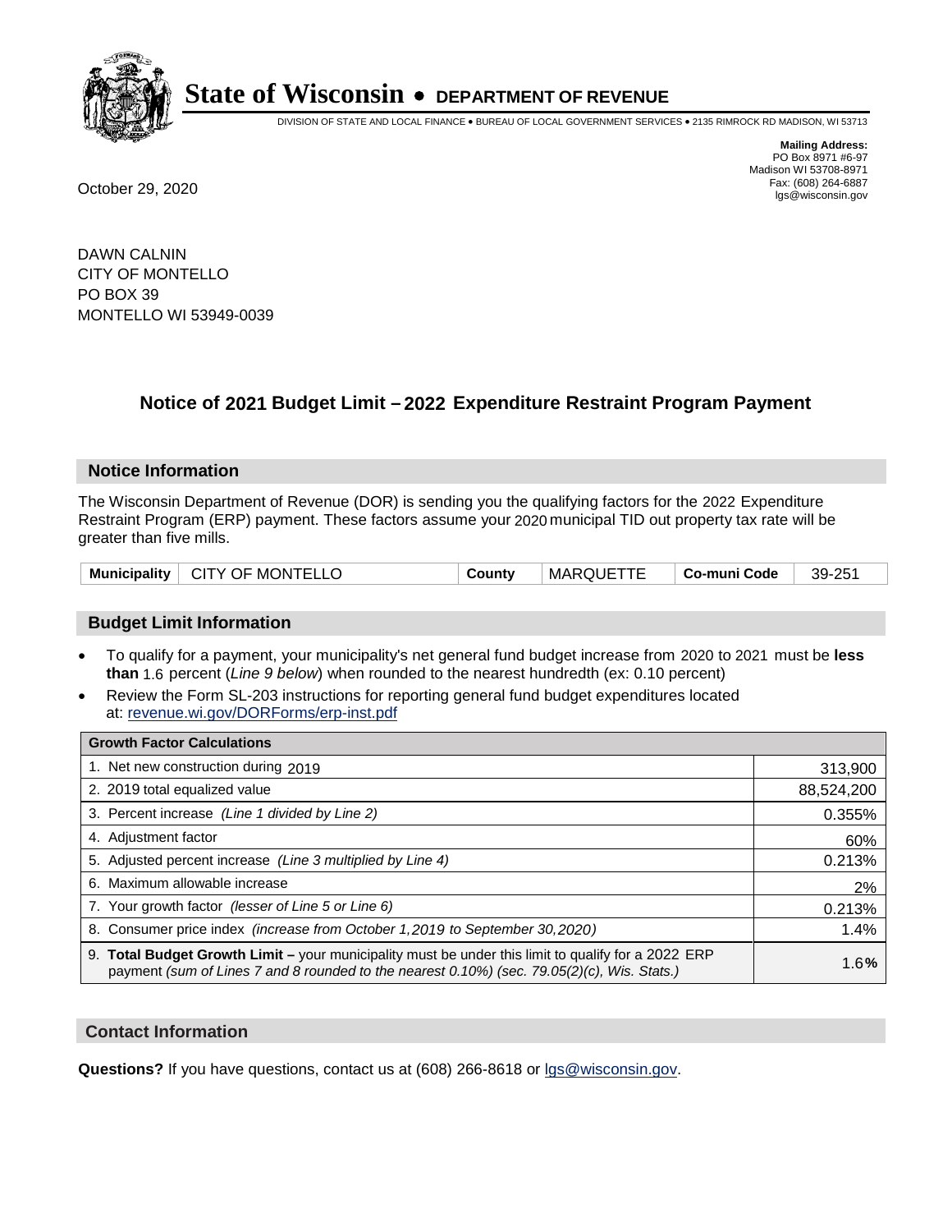# State of Wisconsin • DEPARTMENT OF REVENUE

DIVISION OF STATE AND LOCAL FINANCE • BUREAU OF LOCAL GOVERNMENT SERVICES • 2135 RIMROCK RD MADISON, WI 53713

**Mailing Address:**
PO Box 8971 #6-97
Madison WI 53708-8971
Fax: (608) 264-6887
lgs@wisconsin.gov

October 29, 2020

DAWN CALNIN
CITY OF MONTELLO
PO BOX 39
MONTELLO WI 53949-0039

## Notice of 2021 Budget Limit – 2022 Expenditure Restraint Program Payment

### Notice Information

The Wisconsin Department of Revenue (DOR) is sending you the qualifying factors for the 2022 Expenditure Restraint Program (ERP) payment. These factors assume your 2020 municipal TID out property tax rate will be greater than five mills.

| Municipality | CITY OF MONTELLO | County | MARQUETTE | Co-muni Code | 39-251 |
|---|---|---|---|---|---|

### Budget Limit Information

- To qualify for a payment, your municipality's net general fund budget increase from 2020 to 2021 must be **less than** 1.6 percent (*Line 9 below*) when rounded to the nearest hundredth (ex: 0.10 percent)
- Review the Form SL-203 instructions for reporting general fund budget expenditures located at: revenue.wi.gov/DORForms/erp-inst.pdf

| Growth Factor Calculations | |
|---|---|
| 1. Net new construction during 2019 | 313,900 |
| 2. 2019 total equalized value | 88,524,200 |
| 3. Percent increase *(Line 1 divided by Line 2)* | 0.355% |
| 4. Adjustment factor | 60% |
| 5. Adjusted percent increase *(Line 3 multiplied by Line 4)* | 0.213% |
| 6. Maximum allowable increase | 2% |
| 7. Your growth factor *(lesser of Line 5 or Line 6)* | 0.213% |
| 8. Consumer price index *(increase from October 1,2019 to September 30,2020)* | 1.4% |
| 9. **Total Budget Growth Limit –** your municipality must be under this limit to qualify for a 2022 ERP payment *(sum of Lines 7 and 8 rounded to the nearest 0.10%) (sec. 79.05(2)(c), Wis. Stats.)* | 1.6**%** |

### Contact Information

**Questions?** If you have questions, contact us at (608) 266-8618 or lgs@wisconsin.gov.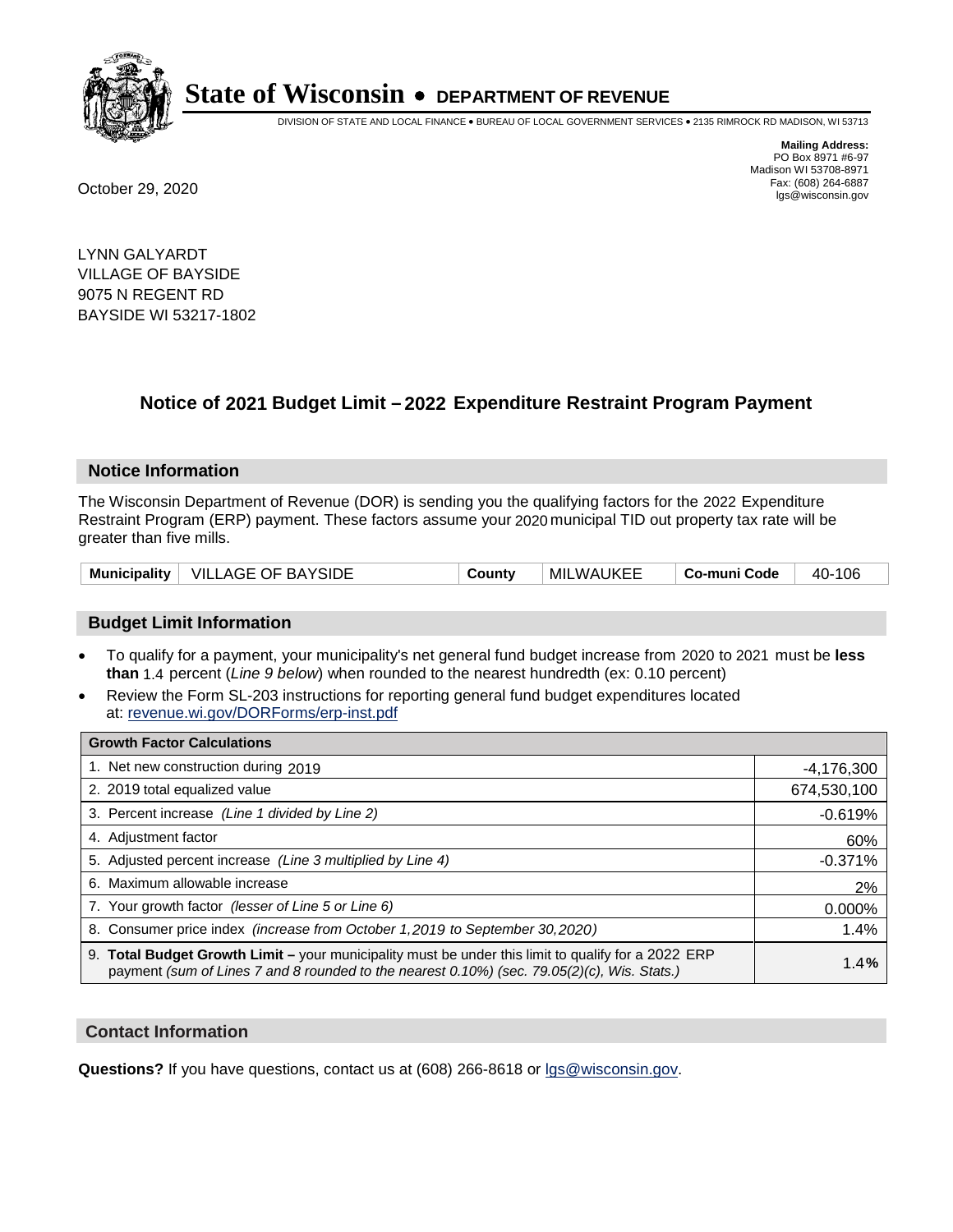# State of Wisconsin • DEPARTMENT OF REVENUE

DIVISION OF STATE AND LOCAL FINANCE • BUREAU OF LOCAL GOVERNMENT SERVICES • 2135 RIMROCK RD MADISON, WI 53713

**Mailing Address:**
PO Box 8971 #6-97
Madison WI 53708-8971
Fax: (608) 264-6887
lgs@wisconsin.gov

October 29, 2020

LYNN GALYARDT
VILLAGE OF BAYSIDE
9075 N REGENT RD
BAYSIDE WI 53217-1802

## Notice of 2021 Budget Limit – 2022 Expenditure Restraint Program Payment

### Notice Information

The Wisconsin Department of Revenue (DOR) is sending you the qualifying factors for the 2022 Expenditure Restraint Program (ERP) payment. These factors assume your 2020 municipal TID out property tax rate will be greater than five mills.

| Municipality | VILLAGE OF BAYSIDE | County | MILWAUKEE | Co-muni Code | 40-106 |
|---|---|---|---|---|---|

### Budget Limit Information

- To qualify for a payment, your municipality's net general fund budget increase from 2020 to 2021 must be **less than** 1.4 percent (*Line 9 below*) when rounded to the nearest hundredth (ex: 0.10 percent)
- Review the Form SL-203 instructions for reporting general fund budget expenditures located at: revenue.wi.gov/DORForms/erp-inst.pdf

| Growth Factor Calculations | |
|---|---|
| 1. Net new construction during 2019 | -4,176,300 |
| 2. 2019 total equalized value | 674,530,100 |
| 3. Percent increase *(Line 1 divided by Line 2)* | -0.619% |
| 4. Adjustment factor | 60% |
| 5. Adjusted percent increase *(Line 3 multiplied by Line 4)* | -0.371% |
| 6. Maximum allowable increase | 2% |
| 7. Your growth factor *(lesser of Line 5 or Line 6)* | 0.000% |
| 8. Consumer price index *(increase from October 1,2019 to September 30,2020)* | 1.4% |
| 9. **Total Budget Growth Limit –** your municipality must be under this limit to qualify for a 2022 ERP payment *(sum of Lines 7 and 8 rounded to the nearest 0.10%) (sec. 79.05(2)(c), Wis. Stats.)* | **1.4%** |

### Contact Information

**Questions?** If you have questions, contact us at (608) 266-8618 or lgs@wisconsin.gov.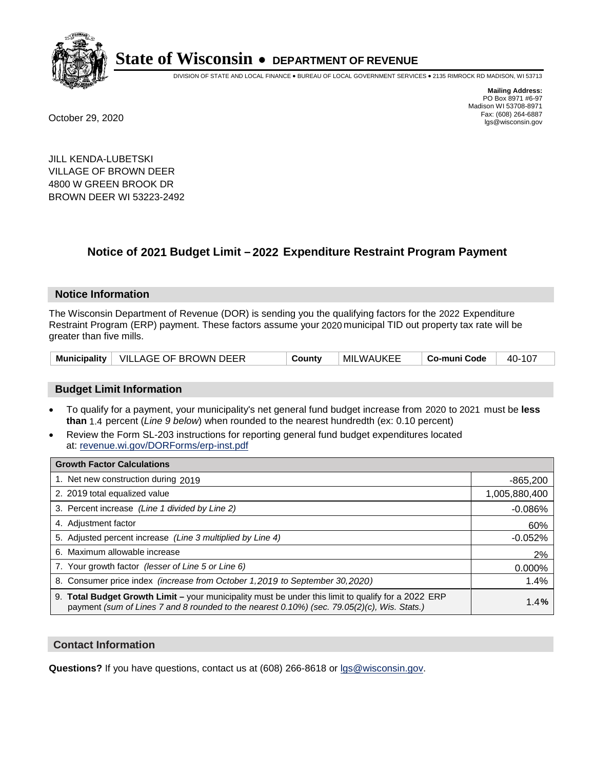# State of Wisconsin • DEPARTMENT OF REVENUE

DIVISION OF STATE AND LOCAL FINANCE • BUREAU OF LOCAL GOVERNMENT SERVICES • 2135 RIMROCK RD MADISON, WI 53713

**Mailing Address:**
PO Box 8971 #6-97
Madison WI 53708-8971
Fax: (608) 264-6887
lgs@wisconsin.gov

October 29, 2020

JILL KENDA-LUBETSKI
VILLAGE OF BROWN DEER
4800 W GREEN BROOK DR
BROWN DEER WI 53223-2492

## Notice of 2021 Budget Limit – 2022 Expenditure Restraint Program Payment

### Notice Information

The Wisconsin Department of Revenue (DOR) is sending you the qualifying factors for the 2022 Expenditure Restraint Program (ERP) payment. These factors assume your 2020 municipal TID out property tax rate will be greater than five mills.

| Municipality | VILLAGE OF BROWN DEER | County | MILWAUKEE | Co-muni Code | 40-107 |
|---|---|---|---|---|---|

### Budget Limit Information

- To qualify for a payment, your municipality's net general fund budget increase from 2020 to 2021 must be **less than** 1.4 percent (*Line 9 below*) when rounded to the nearest hundredth (ex: 0.10 percent)
- Review the Form SL-203 instructions for reporting general fund budget expenditures located at: revenue.wi.gov/DORForms/erp-inst.pdf

| Growth Factor Calculations | |
|---|---|
| 1. Net new construction during 2019 | -865,200 |
| 2. 2019 total equalized value | 1,005,880,400 |
| 3. Percent increase *(Line 1 divided by Line 2)* | -0.086% |
| 4. Adjustment factor | 60% |
| 5. Adjusted percent increase *(Line 3 multiplied by Line 4)* | -0.052% |
| 6. Maximum allowable increase | 2% |
| 7. Your growth factor *(lesser of Line 5 or Line 6)* | 0.000% |
| 8. Consumer price index *(increase from October 1,2019 to September 30,2020)* | 1.4% |
| 9. **Total Budget Growth Limit –** your municipality must be under this limit to qualify for a 2022 ERP payment *(sum of Lines 7 and 8 rounded to the nearest 0.10%) (sec. 79.05(2)(c), Wis. Stats.)* | **1.4%** |

### Contact Information

**Questions?** If you have questions, contact us at (608) 266-8618 or lgs@wisconsin.gov.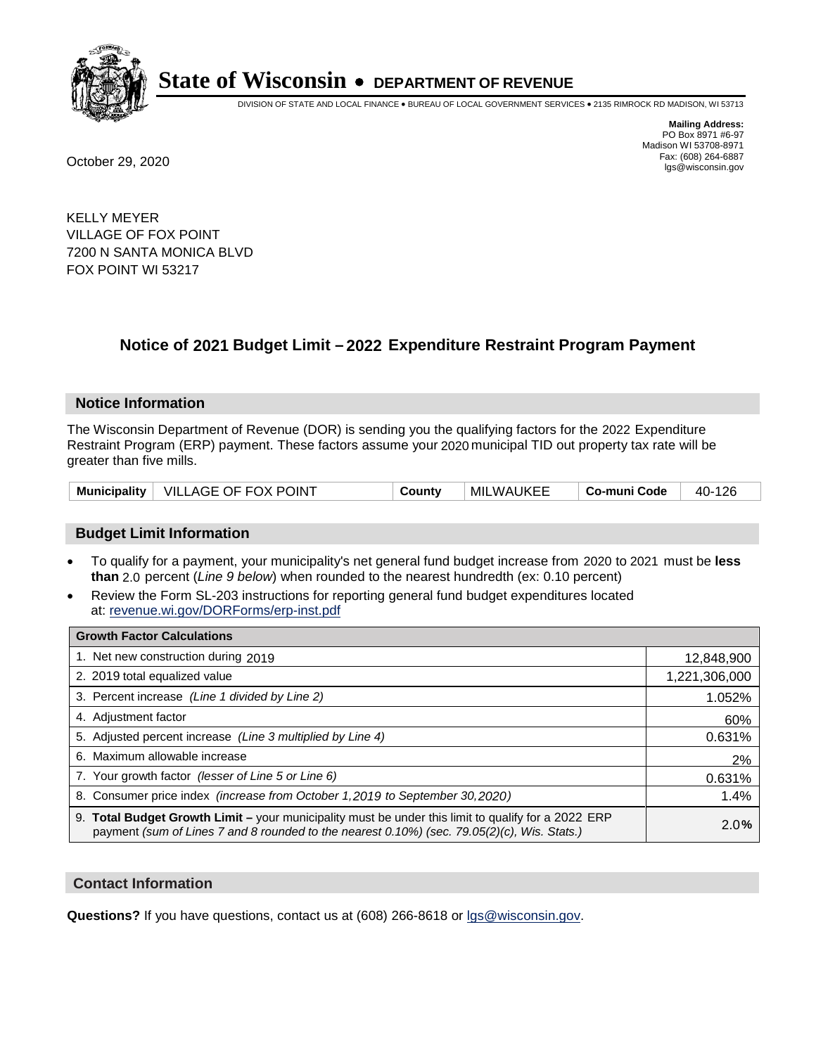# State of Wisconsin • DEPARTMENT OF REVENUE

DIVISION OF STATE AND LOCAL FINANCE • BUREAU OF LOCAL GOVERNMENT SERVICES • 2135 RIMROCK RD MADISON, WI 53713

**Mailing Address:**
PO Box 8971 #6-97
Madison WI 53708-8971
Fax: (608) 264-6887
lgs@wisconsin.gov

October 29, 2020

KELLY MEYER
VILLAGE OF FOX POINT
7200 N SANTA MONICA BLVD
FOX POINT WI 53217

## Notice of 2021 Budget Limit – 2022 Expenditure Restraint Program Payment

### Notice Information

The Wisconsin Department of Revenue (DOR) is sending you the qualifying factors for the 2022 Expenditure Restraint Program (ERP) payment. These factors assume your 2020 municipal TID out property tax rate will be greater than five mills.

| **Municipality** | VILLAGE OF FOX POINT | **County** | MILWAUKEE | **Co-muni Code** | 40-126 |
|---|---|---|---|---|---|

### Budget Limit Information

- To qualify for a payment, your municipality's net general fund budget increase from 2020 to 2021 must be **less than** 2.0 percent (*Line 9 below*) when rounded to the nearest hundredth (ex: 0.10 percent)
- Review the Form SL-203 instructions for reporting general fund budget expenditures located at: revenue.wi.gov/DORForms/erp-inst.pdf

| **Growth Factor Calculations** | |
|---|---|
| 1. Net new construction during 2019 | 12,848,900 |
| 2. 2019 total equalized value | 1,221,306,000 |
| 3. Percent increase *(Line 1 divided by Line 2)* | 1.052% |
| 4. Adjustment factor | 60% |
| 5. Adjusted percent increase *(Line 3 multiplied by Line 4)* | 0.631% |
| 6. Maximum allowable increase | 2% |
| 7. Your growth factor *(lesser of Line 5 or Line 6)* | 0.631% |
| 8. Consumer price index *(increase from October 1,2019 to September 30,2020)* | 1.4% |
| 9. **Total Budget Growth Limit –** your municipality must be under this limit to qualify for a 2022 ERP payment *(sum of Lines 7 and 8 rounded to the nearest 0.10%) (sec. 79.05(2)(c), Wis. Stats.)* | 2.0% |

### Contact Information

**Questions?** If you have questions, contact us at (608) 266-8618 or lgs@wisconsin.gov.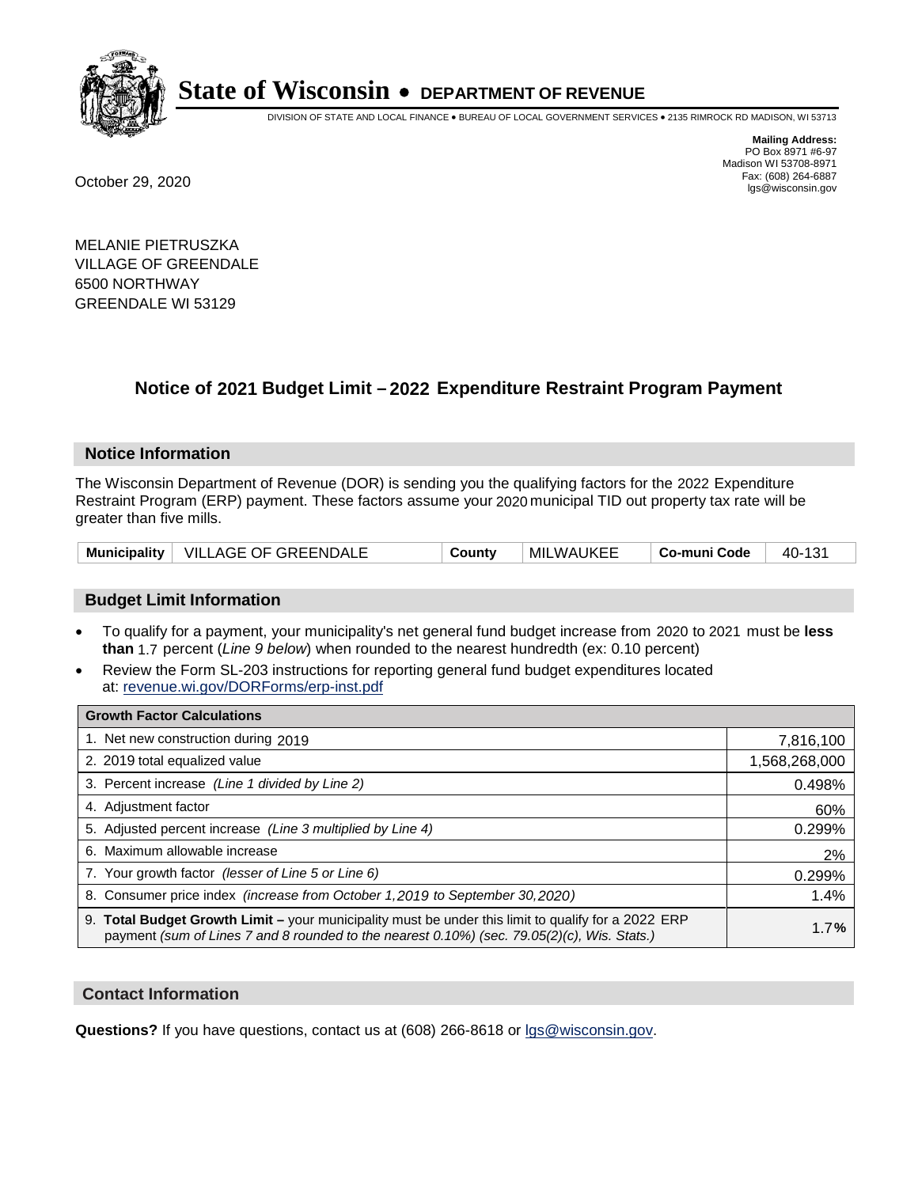# State of Wisconsin • DEPARTMENT OF REVENUE

DIVISION OF STATE AND LOCAL FINANCE • BUREAU OF LOCAL GOVERNMENT SERVICES • 2135 RIMROCK RD MADISON, WI 53713

**Mailing Address:**
PO Box 8971 #6-97
Madison WI 53708-8971
Fax: (608) 264-6887
lgs@wisconsin.gov

October 29, 2020

MELANIE PIETRUSZKA
VILLAGE OF GREENDALE
6500 NORTHWAY
GREENDALE WI 53129

## Notice of 2021 Budget Limit – 2022 Expenditure Restraint Program Payment

### Notice Information

The Wisconsin Department of Revenue (DOR) is sending you the qualifying factors for the 2022 Expenditure Restraint Program (ERP) payment. These factors assume your 2020 municipal TID out property tax rate will be greater than five mills.

| Municipality | VILLAGE OF GREENDALE | County | MILWAUKEE | Co-muni Code | 40-131 |
|---|---|---|---|---|---|

### Budget Limit Information

- To qualify for a payment, your municipality's net general fund budget increase from 2020 to 2021 must be **less than** 1.7 percent (*Line 9 below*) when rounded to the nearest hundredth (ex: 0.10 percent)
- Review the Form SL-203 instructions for reporting general fund budget expenditures located at: revenue.wi.gov/DORForms/erp-inst.pdf

| Growth Factor Calculations | |
|---|---|
| 1. Net new construction during 2019 | 7,816,100 |
| 2. 2019 total equalized value | 1,568,268,000 |
| 3. Percent increase *(Line 1 divided by Line 2)* | 0.498% |
| 4. Adjustment factor | 60% |
| 5. Adjusted percent increase *(Line 3 multiplied by Line 4)* | 0.299% |
| 6. Maximum allowable increase | 2% |
| 7. Your growth factor *(lesser of Line 5 or Line 6)* | 0.299% |
| 8. Consumer price index *(increase from October 1,2019 to September 30,2020)* | 1.4% |
| 9. **Total Budget Growth Limit –** your municipality must be under this limit to qualify for a 2022 ERP payment *(sum of Lines 7 and 8 rounded to the nearest 0.10%) (sec. 79.05(2)(c), Wis. Stats.)* | 1.7**%** |

### Contact Information

**Questions?** If you have questions, contact us at (608) 266-8618 or lgs@wisconsin.gov.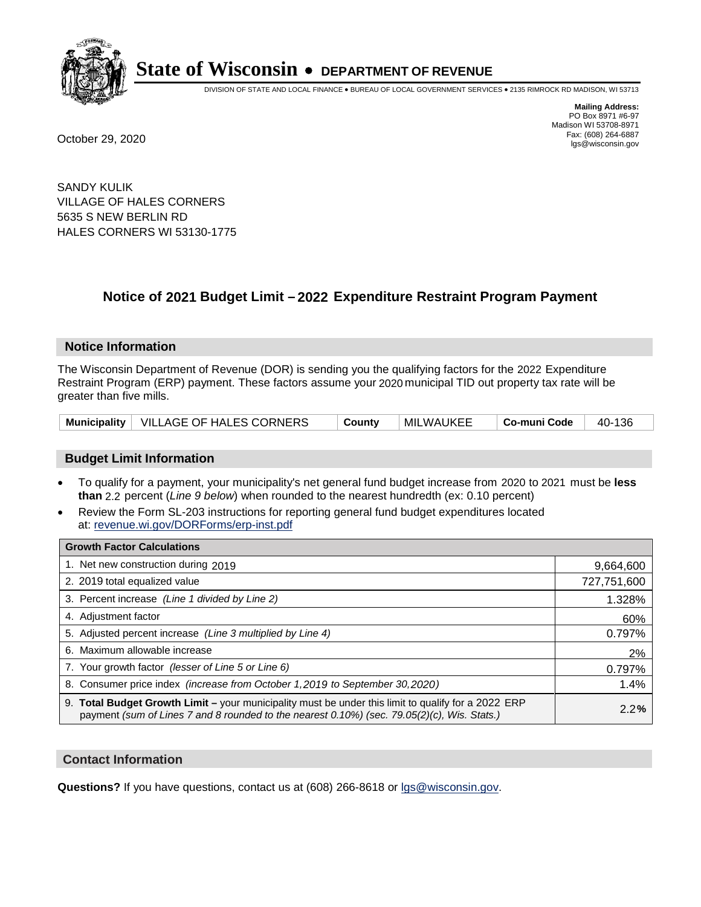# State of Wisconsin • DEPARTMENT OF REVENUE

DIVISION OF STATE AND LOCAL FINANCE • BUREAU OF LOCAL GOVERNMENT SERVICES • 2135 RIMROCK RD MADISON, WI 53713

**Mailing Address:**
PO Box 8971 #6-97
Madison WI 53708-8971
Fax: (608) 264-6887
lgs@wisconsin.gov

October 29, 2020

SANDY KULIK
VILLAGE OF HALES CORNERS
5635 S NEW BERLIN RD
HALES CORNERS WI 53130-1775

## Notice of 2021 Budget Limit – 2022 Expenditure Restraint Program Payment

### Notice Information

The Wisconsin Department of Revenue (DOR) is sending you the qualifying factors for the 2022 Expenditure Restraint Program (ERP) payment. These factors assume your 2020 municipal TID out property tax rate will be greater than five mills.

| Municipality | VILLAGE OF HALES CORNERS | County | MILWAUKEE | Co-muni Code | 40-136 |
|---|---|---|---|---|---|

### Budget Limit Information

- To qualify for a payment, your municipality's net general fund budget increase from 2020 to 2021 must be **less than** 2.2 percent (*Line 9 below*) when rounded to the nearest hundredth (ex: 0.10 percent)
- Review the Form SL-203 instructions for reporting general fund budget expenditures located at: revenue.wi.gov/DORForms/erp-inst.pdf

| Growth Factor Calculations | |
|---|---|
| 1. Net new construction during 2019 | 9,664,600 |
| 2. 2019 total equalized value | 727,751,600 |
| 3. Percent increase *(Line 1 divided by Line 2)* | 1.328% |
| 4. Adjustment factor | 60% |
| 5. Adjusted percent increase *(Line 3 multiplied by Line 4)* | 0.797% |
| 6. Maximum allowable increase | 2% |
| 7. Your growth factor *(lesser of Line 5 or Line 6)* | 0.797% |
| 8. Consumer price index *(increase from October 1,2019 to September 30,2020)* | 1.4% |
| 9. **Total Budget Growth Limit –** your municipality must be under this limit to qualify for a 2022 ERP payment *(sum of Lines 7 and 8 rounded to the nearest 0.10%) (sec. 79.05(2)(c), Wis. Stats.)* | 2.2**%** |

### Contact Information

**Questions?** If you have questions, contact us at (608) 266-8618 or lgs@wisconsin.gov.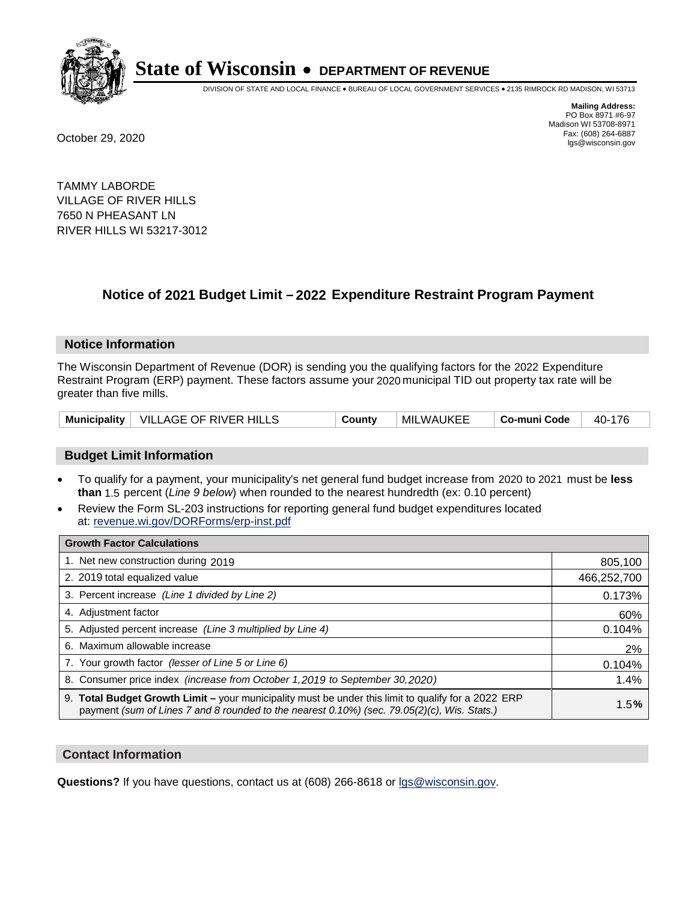# State of Wisconsin • DEPARTMENT OF REVENUE

DIVISION OF STATE AND LOCAL FINANCE • BUREAU OF LOCAL GOVERNMENT SERVICES • 2135 RIMROCK RD MADISON, WI 53713

**Mailing Address:**
PO Box 8971 #6-97
Madison WI 53708-8971
Fax: (608) 264-6887
lgs@wisconsin.gov

October 29, 2020

TAMMY LABORDE
VILLAGE OF RIVER HILLS
7650 N PHEASANT LN
RIVER HILLS WI 53217-3012

## Notice of 2021 Budget Limit – 2022 Expenditure Restraint Program Payment

### Notice Information

The Wisconsin Department of Revenue (DOR) is sending you the qualifying factors for the 2022 Expenditure Restraint Program (ERP) payment. These factors assume your 2020 municipal TID out property tax rate will be greater than five mills.

| Municipality | VILLAGE OF RIVER HILLS | County | MILWAUKEE | Co-muni Code | 40-176 |
|---|---|---|---|---|---|

### Budget Limit Information

- To qualify for a payment, your municipality's net general fund budget increase from 2020 to 2021 must be **less than** 1.5 percent (*Line 9 below*) when rounded to the nearest hundredth (ex: 0.10 percent)
- Review the Form SL-203 instructions for reporting general fund budget expenditures located at: revenue.wi.gov/DORForms/erp-inst.pdf

| Growth Factor Calculations | |
|---|---|
| 1. Net new construction during 2019 | 805,100 |
| 2. 2019 total equalized value | 466,252,700 |
| 3. Percent increase *(Line 1 divided by Line 2)* | 0.173% |
| 4. Adjustment factor | 60% |
| 5. Adjusted percent increase *(Line 3 multiplied by Line 4)* | 0.104% |
| 6. Maximum allowable increase | 2% |
| 7. Your growth factor *(lesser of Line 5 or Line 6)* | 0.104% |
| 8. Consumer price index *(increase from October 1,2019 to September 30,2020)* | 1.4% |
| 9. **Total Budget Growth Limit –** your municipality must be under this limit to qualify for a 2022 ERP payment *(sum of Lines 7 and 8 rounded to the nearest 0.10%) (sec. 79.05(2)(c), Wis. Stats.)* | 1.5**%** |

### Contact Information

**Questions?** If you have questions, contact us at (608) 266-8618 or lgs@wisconsin.gov.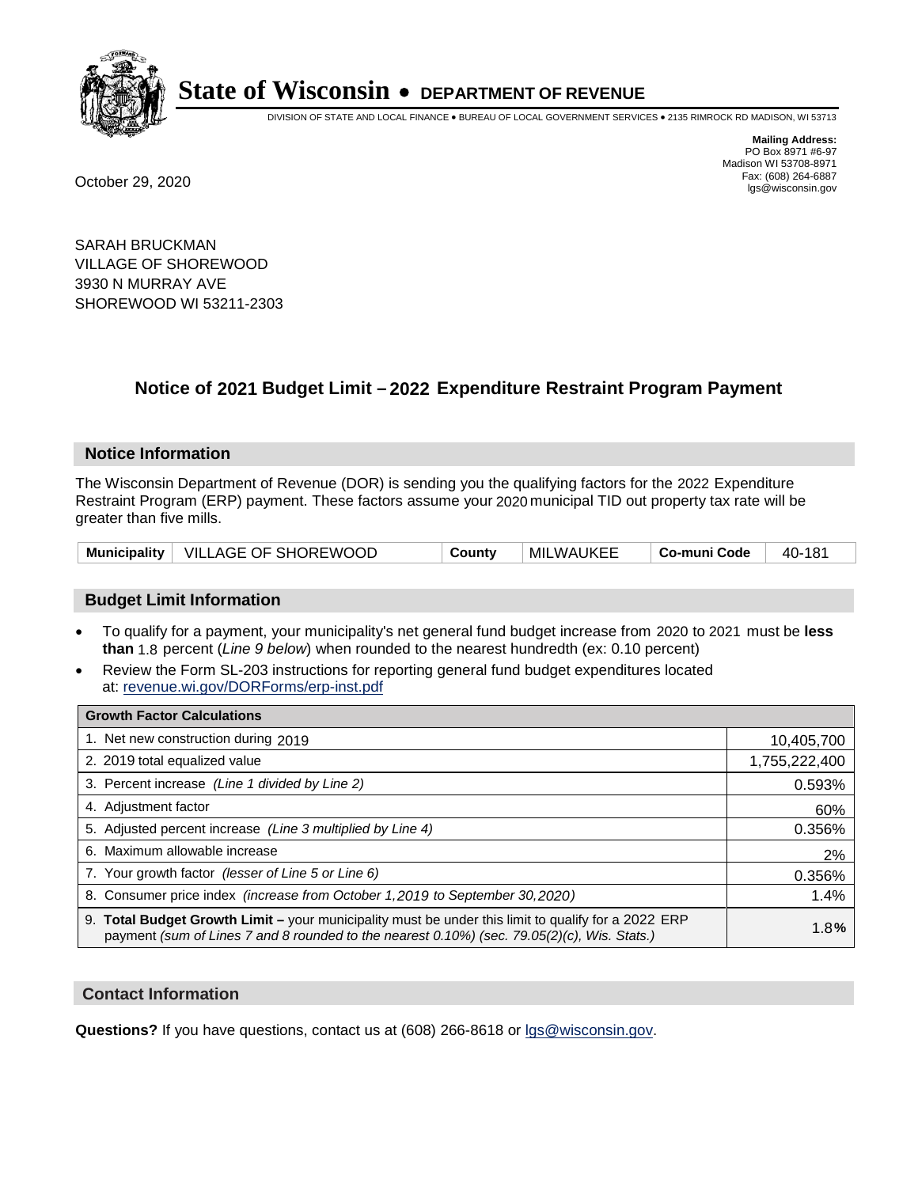# State of Wisconsin • DEPARTMENT OF REVENUE

DIVISION OF STATE AND LOCAL FINANCE • BUREAU OF LOCAL GOVERNMENT SERVICES • 2135 RIMROCK RD MADISON, WI 53713

**Mailing Address:**
PO Box 8971 #6-97
Madison WI 53708-8971
Fax: (608) 264-6887
lgs@wisconsin.gov

October 29, 2020

SARAH BRUCKMAN
VILLAGE OF SHOREWOOD
3930 N MURRAY AVE
SHOREWOOD WI 53211-2303

## Notice of 2021 Budget Limit – 2022 Expenditure Restraint Program Payment

### Notice Information

The Wisconsin Department of Revenue (DOR) is sending you the qualifying factors for the 2022 Expenditure Restraint Program (ERP) payment. These factors assume your 2020 municipal TID out property tax rate will be greater than five mills.

| Municipality | VILLAGE OF SHOREWOOD | County | MILWAUKEE | Co-muni Code | 40-181 |
|---|---|---|---|---|---|

### Budget Limit Information

- To qualify for a payment, your municipality's net general fund budget increase from 2020 to 2021 must be **less than** 1.8 percent (*Line 9 below*) when rounded to the nearest hundredth (ex: 0.10 percent)
- Review the Form SL-203 instructions for reporting general fund budget expenditures located at: revenue.wi.gov/DORForms/erp-inst.pdf

| Growth Factor Calculations | |
|---|---|
| 1. Net new construction during 2019 | 10,405,700 |
| 2. 2019 total equalized value | 1,755,222,400 |
| 3. Percent increase *(Line 1 divided by Line 2)* | 0.593% |
| 4. Adjustment factor | 60% |
| 5. Adjusted percent increase *(Line 3 multiplied by Line 4)* | 0.356% |
| 6. Maximum allowable increase | 2% |
| 7. Your growth factor *(lesser of Line 5 or Line 6)* | 0.356% |
| 8. Consumer price index *(increase from October 1,2019 to September 30,2020)* | 1.4% |
| 9. **Total Budget Growth Limit –** your municipality must be under this limit to qualify for a 2022 ERP payment *(sum of Lines 7 and 8 rounded to the nearest 0.10%) (sec. 79.05(2)(c), Wis. Stats.)* | 1.8**%** |

### Contact Information

**Questions?** If you have questions, contact us at (608) 266-8618 or lgs@wisconsin.gov.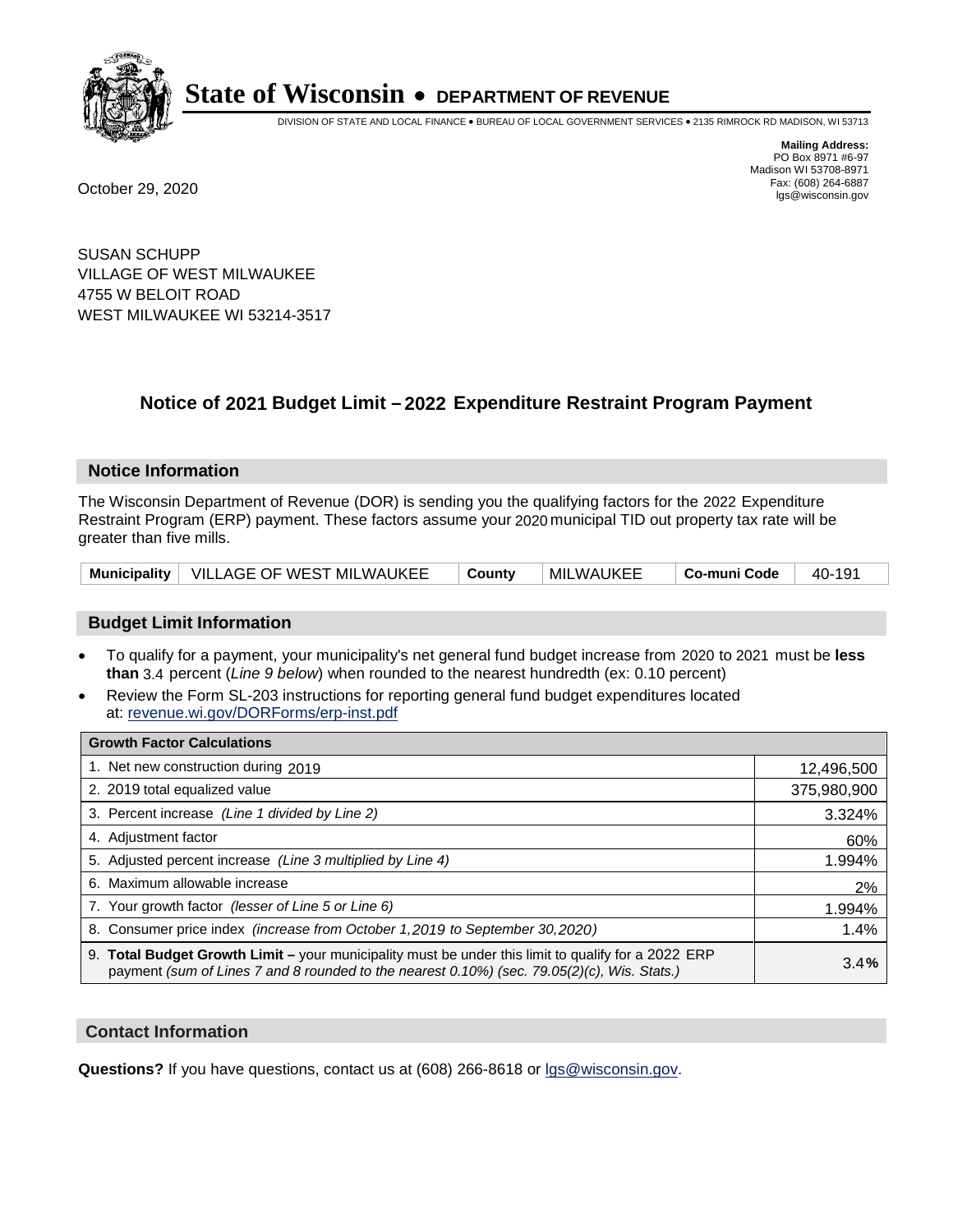# State of Wisconsin • DEPARTMENT OF REVENUE

DIVISION OF STATE AND LOCAL FINANCE • BUREAU OF LOCAL GOVERNMENT SERVICES • 2135 RIMROCK RD MADISON, WI 53713

**Mailing Address:**
PO Box 8971 #6-97
Madison WI 53708-8971
Fax: (608) 264-6887
lgs@wisconsin.gov

October 29, 2020

SUSAN SCHUPP
VILLAGE OF WEST MILWAUKEE
4755 W BELOIT ROAD
WEST MILWAUKEE WI 53214-3517

## Notice of 2021 Budget Limit – 2022 Expenditure Restraint Program Payment

### Notice Information

The Wisconsin Department of Revenue (DOR) is sending you the qualifying factors for the 2022 Expenditure Restraint Program (ERP) payment. These factors assume your 2020 municipal TID out property tax rate will be greater than five mills.

| Municipality | VILLAGE OF WEST MILWAUKEE | County | MILWAUKEE | Co-muni Code | 40-191 |
|---|---|---|---|---|---|

### Budget Limit Information

- To qualify for a payment, your municipality's net general fund budget increase from 2020 to 2021 must be **less than** 3.4 percent (*Line 9 below*) when rounded to the nearest hundredth (ex: 0.10 percent)
- Review the Form SL-203 instructions for reporting general fund budget expenditures located at: revenue.wi.gov/DORForms/erp-inst.pdf

| Growth Factor Calculations | |
|---|---|
| 1. Net new construction during 2019 | 12,496,500 |
| 2. 2019 total equalized value | 375,980,900 |
| 3. Percent increase *(Line 1 divided by Line 2)* | 3.324% |
| 4. Adjustment factor | 60% |
| 5. Adjusted percent increase *(Line 3 multiplied by Line 4)* | 1.994% |
| 6. Maximum allowable increase | 2% |
| 7. Your growth factor *(lesser of Line 5 or Line 6)* | 1.994% |
| 8. Consumer price index *(increase from October 1,2019 to September 30,2020)* | 1.4% |
| 9. **Total Budget Growth Limit –** your municipality must be under this limit to qualify for a 2022 ERP payment *(sum of Lines 7 and 8 rounded to the nearest 0.10%) (sec. 79.05(2)(c), Wis. Stats.)* | 3.4**%** |

### Contact Information

**Questions?** If you have questions, contact us at (608) 266-8618 or lgs@wisconsin.gov.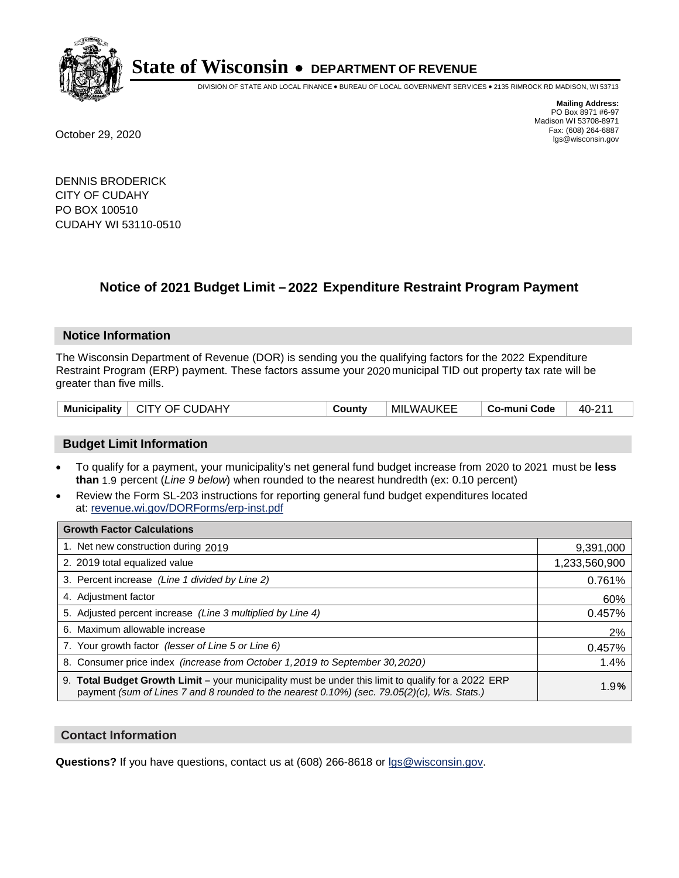# State of Wisconsin • DEPARTMENT OF REVENUE

DIVISION OF STATE AND LOCAL FINANCE • BUREAU OF LOCAL GOVERNMENT SERVICES • 2135 RIMROCK RD MADISON, WI 53713

**Mailing Address:**
PO Box 8971 #6-97
Madison WI 53708-8971
Fax: (608) 264-6887
lgs@wisconsin.gov

October 29, 2020

DENNIS BRODERICK
CITY OF CUDAHY
PO BOX 100510
CUDAHY WI 53110-0510

## Notice of 2021 Budget Limit – 2022 Expenditure Restraint Program Payment

### Notice Information

The Wisconsin Department of Revenue (DOR) is sending you the qualifying factors for the 2022 Expenditure Restraint Program (ERP) payment. These factors assume your 2020 municipal TID out property tax rate will be greater than five mills.

| Municipality | CITY OF CUDAHY | County | MILWAUKEE | Co-muni Code | 40-211 |
|---|---|---|---|---|---|

### Budget Limit Information

- To qualify for a payment, your municipality's net general fund budget increase from 2020 to 2021 must be **less than** 1.9 percent (*Line 9 below*) when rounded to the nearest hundredth (ex: 0.10 percent)
- Review the Form SL-203 instructions for reporting general fund budget expenditures located at: revenue.wi.gov/DORForms/erp-inst.pdf

| Growth Factor Calculations | |
|---|---|
| 1. Net new construction during 2019 | 9,391,000 |
| 2. 2019 total equalized value | 1,233,560,900 |
| 3. Percent increase *(Line 1 divided by Line 2)* | 0.761% |
| 4. Adjustment factor | 60% |
| 5. Adjusted percent increase *(Line 3 multiplied by Line 4)* | 0.457% |
| 6. Maximum allowable increase | 2% |
| 7. Your growth factor *(lesser of Line 5 or Line 6)* | 0.457% |
| 8. Consumer price index *(increase from October 1,2019 to September 30,2020)* | 1.4% |
| 9. **Total Budget Growth Limit –** your municipality must be under this limit to qualify for a 2022 ERP payment *(sum of Lines 7 and 8 rounded to the nearest 0.10%) (sec. 79.05(2)(c), Wis. Stats.)* | 1.9% |

### Contact Information

**Questions?** If you have questions, contact us at (608) 266-8618 or lgs@wisconsin.gov.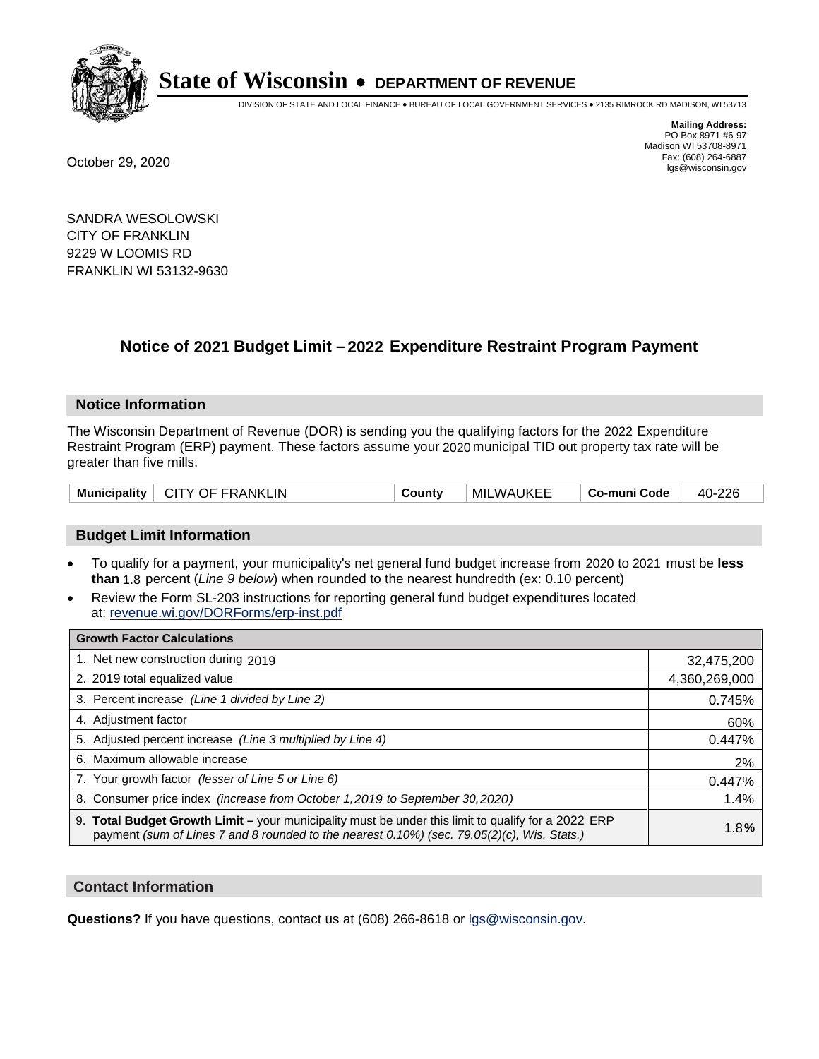# State of Wisconsin • DEPARTMENT OF REVENUE

DIVISION OF STATE AND LOCAL FINANCE • BUREAU OF LOCAL GOVERNMENT SERVICES • 2135 RIMROCK RD MADISON, WI 53713

**Mailing Address:**
PO Box 8971 #6-97
Madison WI 53708-8971
Fax: (608) 264-6887
lgs@wisconsin.gov

October 29, 2020

SANDRA WESOLOWSKI
CITY OF FRANKLIN
9229 W LOOMIS RD
FRANKLIN WI 53132-9630

## Notice of 2021 Budget Limit – 2022 Expenditure Restraint Program Payment

### Notice Information

The Wisconsin Department of Revenue (DOR) is sending you the qualifying factors for the 2022 Expenditure Restraint Program (ERP) payment. These factors assume your 2020 municipal TID out property tax rate will be greater than five mills.

| Municipality | CITY OF FRANKLIN | County | MILWAUKEE | Co-muni Code | 40-226 |
|---|---|---|---|---|---|

### Budget Limit Information

- To qualify for a payment, your municipality's net general fund budget increase from 2020 to 2021 must be **less than** 1.8 percent (*Line 9 below*) when rounded to the nearest hundredth (ex: 0.10 percent)
- Review the Form SL-203 instructions for reporting general fund budget expenditures located at: revenue.wi.gov/DORForms/erp-inst.pdf

| Growth Factor Calculations | |
|---|---|
| 1. Net new construction during 2019 | 32,475,200 |
| 2. 2019 total equalized value | 4,360,269,000 |
| 3. Percent increase *(Line 1 divided by Line 2)* | 0.745% |
| 4. Adjustment factor | 60% |
| 5. Adjusted percent increase *(Line 3 multiplied by Line 4)* | 0.447% |
| 6. Maximum allowable increase | 2% |
| 7. Your growth factor *(lesser of Line 5 or Line 6)* | 0.447% |
| 8. Consumer price index *(increase from October 1,2019 to September 30,2020)* | 1.4% |
| 9. **Total Budget Growth Limit –** your municipality must be under this limit to qualify for a 2022 ERP payment *(sum of Lines 7 and 8 rounded to the nearest 0.10%) (sec. 79.05(2)(c), Wis. Stats.)* | 1.8**%** |

### Contact Information

**Questions?** If you have questions, contact us at (608) 266-8618 or lgs@wisconsin.gov.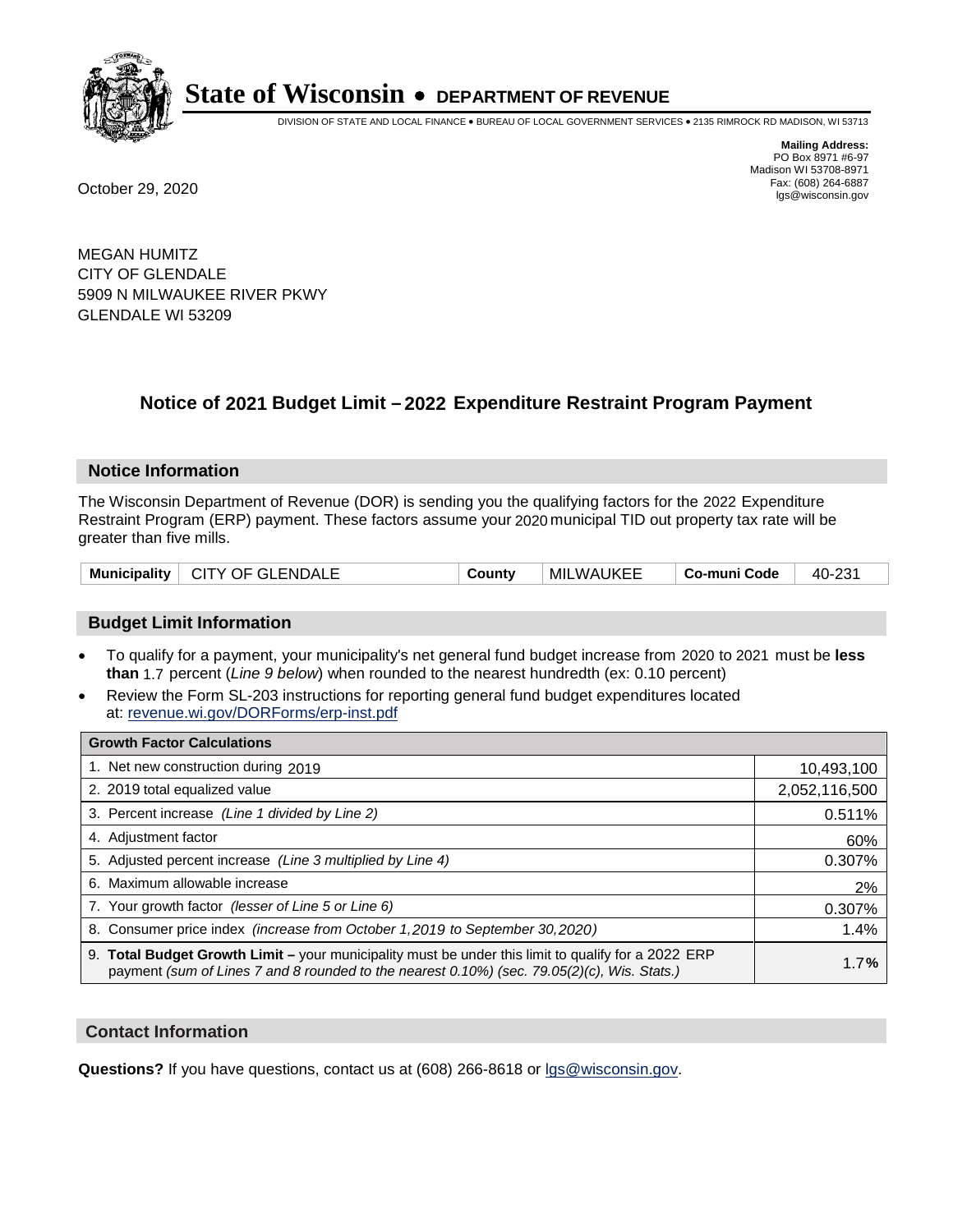# State of Wisconsin • DEPARTMENT OF REVENUE

DIVISION OF STATE AND LOCAL FINANCE • BUREAU OF LOCAL GOVERNMENT SERVICES • 2135 RIMROCK RD MADISON, WI 53713

**Mailing Address:**
PO Box 8971 #6-97
Madison WI 53708-8971
Fax: (608) 264-6887
lgs@wisconsin.gov

October 29, 2020

MEGAN HUMITZ
CITY OF GLENDALE
5909 N MILWAUKEE RIVER PKWY
GLENDALE WI 53209

## Notice of 2021 Budget Limit – 2022 Expenditure Restraint Program Payment

### Notice Information

The Wisconsin Department of Revenue (DOR) is sending you the qualifying factors for the 2022 Expenditure Restraint Program (ERP) payment. These factors assume your 2020 municipal TID out property tax rate will be greater than five mills.

| Municipality | CITY OF GLENDALE | County | MILWAUKEE | Co-muni Code | 40-231 |
|---|---|---|---|---|---|

### Budget Limit Information

- To qualify for a payment, your municipality's net general fund budget increase from 2020 to 2021 must be **less than** 1.7 percent (*Line 9 below*) when rounded to the nearest hundredth (ex: 0.10 percent)
- Review the Form SL-203 instructions for reporting general fund budget expenditures located at: revenue.wi.gov/DORForms/erp-inst.pdf

| Growth Factor Calculations | |
|---|---|
| 1. Net new construction during 2019 | 10,493,100 |
| 2. 2019 total equalized value | 2,052,116,500 |
| 3. Percent increase *(Line 1 divided by Line 2)* | 0.511% |
| 4. Adjustment factor | 60% |
| 5. Adjusted percent increase *(Line 3 multiplied by Line 4)* | 0.307% |
| 6. Maximum allowable increase | 2% |
| 7. Your growth factor *(lesser of Line 5 or Line 6)* | 0.307% |
| 8. Consumer price index *(increase from October 1,2019 to September 30,2020)* | 1.4% |
| 9. **Total Budget Growth Limit –** your municipality must be under this limit to qualify for a 2022 ERP payment *(sum of Lines 7 and 8 rounded to the nearest 0.10%) (sec. 79.05(2)(c), Wis. Stats.)* | 1.7**%** |

### Contact Information

**Questions?** If you have questions, contact us at (608) 266-8618 or lgs@wisconsin.gov.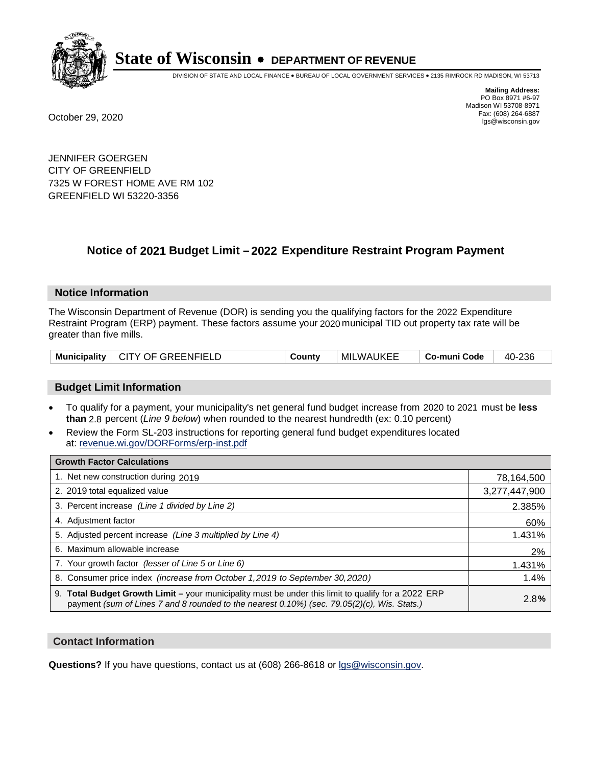# State of Wisconsin • DEPARTMENT OF REVENUE

DIVISION OF STATE AND LOCAL FINANCE • BUREAU OF LOCAL GOVERNMENT SERVICES • 2135 RIMROCK RD MADISON, WI 53713

**Mailing Address:**
PO Box 8971 #6-97
Madison WI 53708-8971
Fax: (608) 264-6887
lgs@wisconsin.gov

October 29, 2020

JENNIFER GOERGEN
CITY OF GREENFIELD
7325 W FOREST HOME AVE RM 102
GREENFIELD WI 53220-3356

## Notice of 2021 Budget Limit – 2022 Expenditure Restraint Program Payment

### Notice Information

The Wisconsin Department of Revenue (DOR) is sending you the qualifying factors for the 2022 Expenditure Restraint Program (ERP) payment. These factors assume your 2020 municipal TID out property tax rate will be greater than five mills.

| **Municipality** | CITY OF GREENFIELD | **County** | MILWAUKEE | **Co-muni Code** | 40-236 |
|---|---|---|---|---|---|

### Budget Limit Information

- To qualify for a payment, your municipality's net general fund budget increase from 2020 to 2021 must be **less than** 2.8 percent (*Line 9 below*) when rounded to the nearest hundredth (ex: 0.10 percent)
- Review the Form SL-203 instructions for reporting general fund budget expenditures located at: revenue.wi.gov/DORForms/erp-inst.pdf

| **Growth Factor Calculations** | |
|---|---|
| 1. Net new construction during 2019 | 78,164,500 |
| 2. 2019 total equalized value | 3,277,447,900 |
| 3. Percent increase *(Line 1 divided by Line 2)* | 2.385% |
| 4. Adjustment factor | 60% |
| 5. Adjusted percent increase *(Line 3 multiplied by Line 4)* | 1.431% |
| 6. Maximum allowable increase | 2% |
| 7. Your growth factor *(lesser of Line 5 or Line 6)* | 1.431% |
| 8. Consumer price index *(increase from October 1,2019 to September 30,2020)* | 1.4% |
| 9. **Total Budget Growth Limit –** your municipality must be under this limit to qualify for a 2022 ERP payment *(sum of Lines 7 and 8 rounded to the nearest 0.10%) (sec. 79.05(2)(c), Wis. Stats.)* | 2.8**%** |

### Contact Information

**Questions?** If you have questions, contact us at (608) 266-8618 or lgs@wisconsin.gov.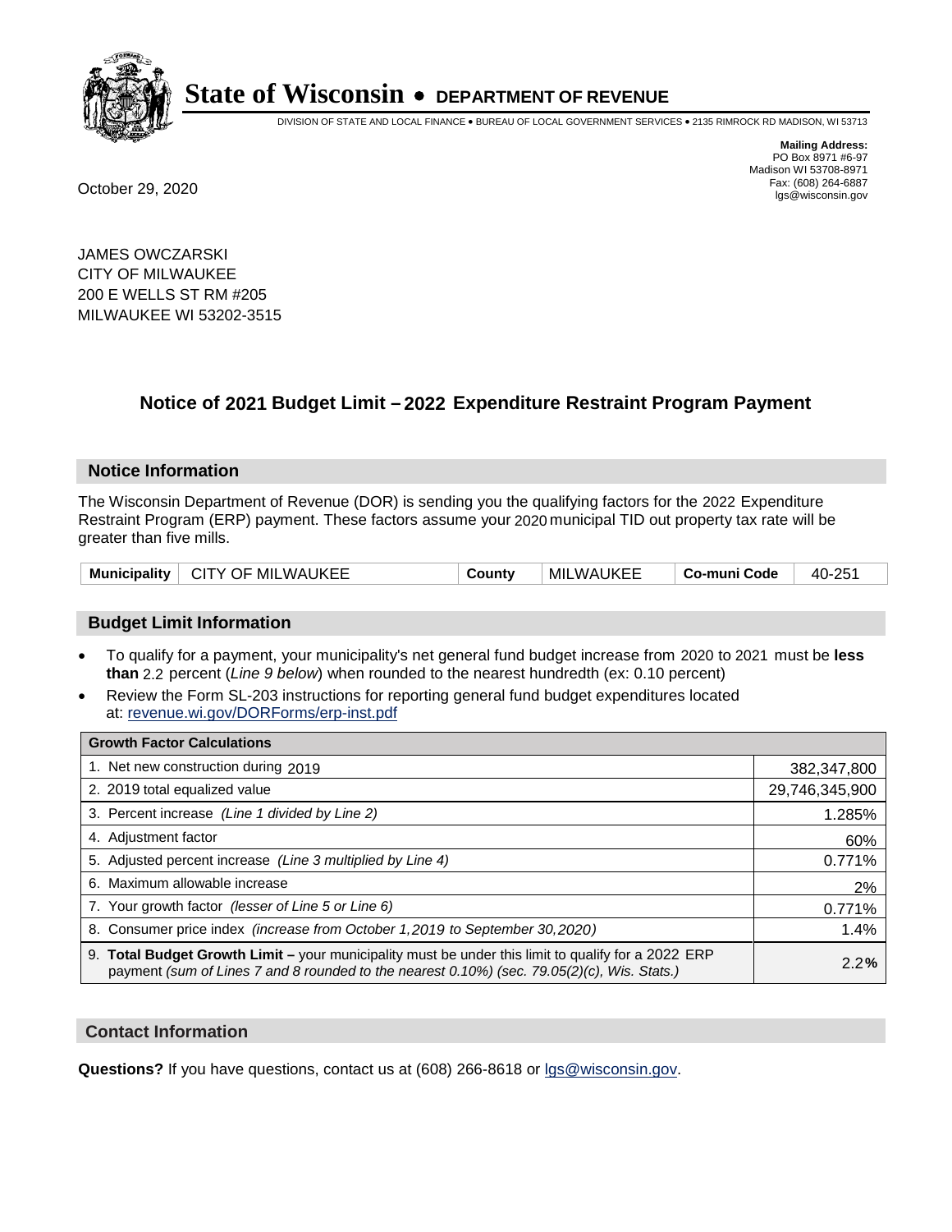# State of Wisconsin • DEPARTMENT OF REVENUE

DIVISION OF STATE AND LOCAL FINANCE • BUREAU OF LOCAL GOVERNMENT SERVICES • 2135 RIMROCK RD MADISON, WI 53713

**Mailing Address:**
PO Box 8971 #6-97
Madison WI 53708-8971
Fax: (608) 264-6887
lgs@wisconsin.gov

October 29, 2020

JAMES OWCZARSKI
CITY OF MILWAUKEE
200 E WELLS ST RM #205
MILWAUKEE WI 53202-3515

## Notice of 2021 Budget Limit – 2022 Expenditure Restraint Program Payment

### Notice Information

The Wisconsin Department of Revenue (DOR) is sending you the qualifying factors for the 2022 Expenditure Restraint Program (ERP) payment. These factors assume your 2020 municipal TID out property tax rate will be greater than five mills.

| Municipality | CITY OF MILWAUKEE | County | MILWAUKEE | Co-muni Code | 40-251 |
|---|---|---|---|---|---|

### Budget Limit Information

- To qualify for a payment, your municipality's net general fund budget increase from 2020 to 2021 must be **less than** 2.2 percent (*Line 9 below*) when rounded to the nearest hundredth (ex: 0.10 percent)
- Review the Form SL-203 instructions for reporting general fund budget expenditures located at: revenue.wi.gov/DORForms/erp-inst.pdf

| Growth Factor Calculations | |
|---|---|
| 1. Net new construction during 2019 | 382,347,800 |
| 2. 2019 total equalized value | 29,746,345,900 |
| 3. Percent increase *(Line 1 divided by Line 2)* | 1.285% |
| 4. Adjustment factor | 60% |
| 5. Adjusted percent increase *(Line 3 multiplied by Line 4)* | 0.771% |
| 6. Maximum allowable increase | 2% |
| 7. Your growth factor *(lesser of Line 5 or Line 6)* | 0.771% |
| 8. Consumer price index *(increase from October 1,2019 to September 30,2020)* | 1.4% |
| 9. **Total Budget Growth Limit –** your municipality must be under this limit to qualify for a 2022 ERP payment *(sum of Lines 7 and 8 rounded to the nearest 0.10%) (sec. 79.05(2)(c), Wis. Stats.)* | 2.2**%** |

### Contact Information

**Questions?** If you have questions, contact us at (608) 266-8618 or lgs@wisconsin.gov.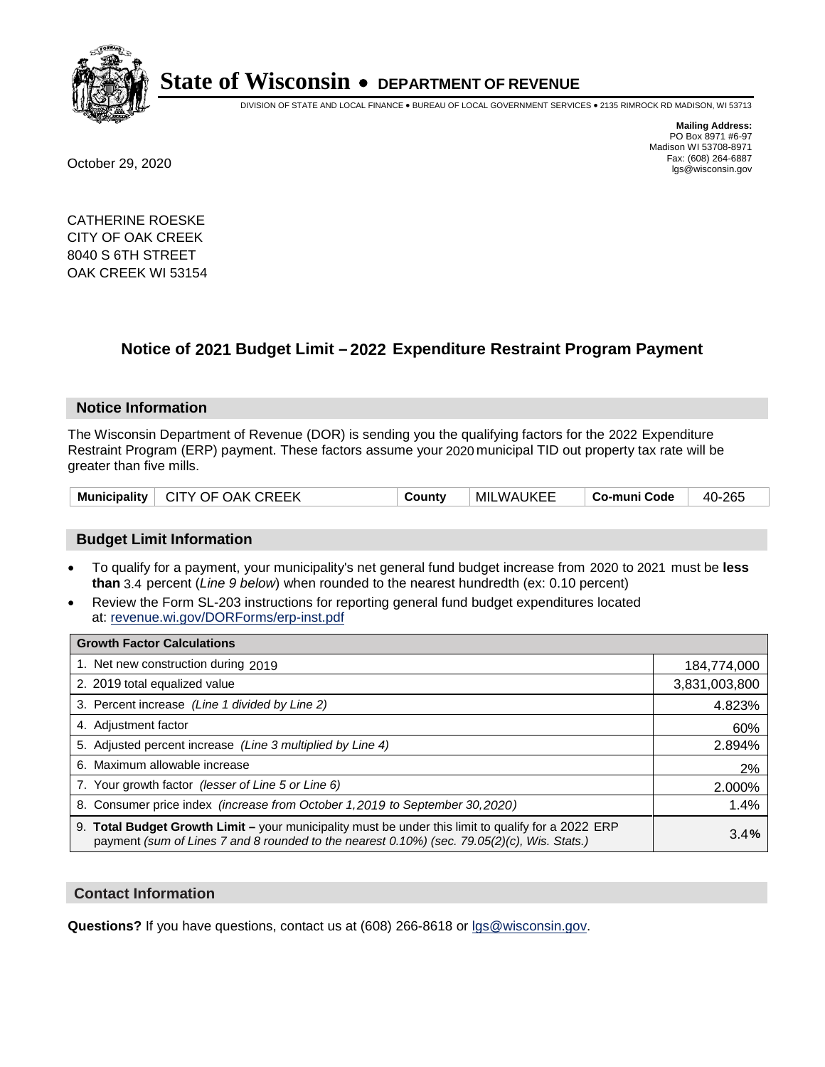# State of Wisconsin • DEPARTMENT OF REVENUE

DIVISION OF STATE AND LOCAL FINANCE • BUREAU OF LOCAL GOVERNMENT SERVICES • 2135 RIMROCK RD MADISON, WI 53713

**Mailing Address:**
PO Box 8971 #6-97
Madison WI 53708-8971
Fax: (608) 264-6887
lgs@wisconsin.gov

October 29, 2020

CATHERINE ROESKE
CITY OF OAK CREEK
8040 S 6TH STREET
OAK CREEK WI 53154

## Notice of 2021 Budget Limit – 2022 Expenditure Restraint Program Payment

### Notice Information

The Wisconsin Department of Revenue (DOR) is sending you the qualifying factors for the 2022 Expenditure Restraint Program (ERP) payment. These factors assume your 2020 municipal TID out property tax rate will be greater than five mills.

| Municipality | CITY OF OAK CREEK | County | MILWAUKEE | Co-muni Code | 40-265 |
|---|---|---|---|---|---|

### Budget Limit Information

- To qualify for a payment, your municipality's net general fund budget increase from 2020 to 2021 must be **less than** 3.4 percent (*Line 9 below*) when rounded to the nearest hundredth (ex: 0.10 percent)
- Review the Form SL-203 instructions for reporting general fund budget expenditures located at: revenue.wi.gov/DORForms/erp-inst.pdf

| Growth Factor Calculations | |
|---|---|
| 1. Net new construction during 2019 | 184,774,000 |
| 2. 2019 total equalized value | 3,831,003,800 |
| 3. Percent increase *(Line 1 divided by Line 2)* | 4.823% |
| 4. Adjustment factor | 60% |
| 5. Adjusted percent increase *(Line 3 multiplied by Line 4)* | 2.894% |
| 6. Maximum allowable increase | 2% |
| 7. Your growth factor *(lesser of Line 5 or Line 6)* | 2.000% |
| 8. Consumer price index *(increase from October 1,2019 to September 30,2020)* | 1.4% |
| 9. **Total Budget Growth Limit –** your municipality must be under this limit to qualify for a 2022 ERP payment *(sum of Lines 7 and 8 rounded to the nearest 0.10%) (sec. 79.05(2)(c), Wis. Stats.)* | 3.4**%** |

### Contact Information

**Questions?** If you have questions, contact us at (608) 266-8618 or lgs@wisconsin.gov.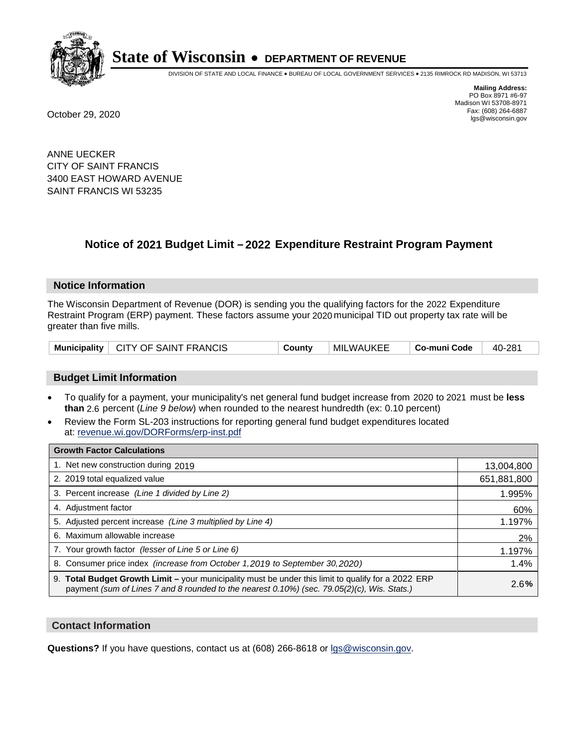# State of Wisconsin • DEPARTMENT OF REVENUE

DIVISION OF STATE AND LOCAL FINANCE • BUREAU OF LOCAL GOVERNMENT SERVICES • 2135 RIMROCK RD MADISON, WI 53713

**Mailing Address:**
PO Box 8971 #6-97
Madison WI 53708-8971
Fax: (608) 264-6887
lgs@wisconsin.gov

October 29, 2020

ANNE UECKER
CITY OF SAINT FRANCIS
3400 EAST HOWARD AVENUE
SAINT FRANCIS WI 53235

## Notice of 2021 Budget Limit – 2022 Expenditure Restraint Program Payment

### Notice Information

The Wisconsin Department of Revenue (DOR) is sending you the qualifying factors for the 2022 Expenditure Restraint Program (ERP) payment. These factors assume your 2020 municipal TID out property tax rate will be greater than five mills.

| Municipality | CITY OF SAINT FRANCIS | County | MILWAUKEE | Co-muni Code | 40-281 |
|---|---|---|---|---|---|

### Budget Limit Information

- To qualify for a payment, your municipality's net general fund budget increase from 2020 to 2021 must be **less than** 2.6 percent (*Line 9 below*) when rounded to the nearest hundredth (ex: 0.10 percent)
- Review the Form SL-203 instructions for reporting general fund budget expenditures located at: revenue.wi.gov/DORForms/erp-inst.pdf

| Growth Factor Calculations | |
|---|---|
| 1. Net new construction during 2019 | 13,004,800 |
| 2. 2019 total equalized value | 651,881,800 |
| 3. Percent increase *(Line 1 divided by Line 2)* | 1.995% |
| 4. Adjustment factor | 60% |
| 5. Adjusted percent increase *(Line 3 multiplied by Line 4)* | 1.197% |
| 6. Maximum allowable increase | 2% |
| 7. Your growth factor *(lesser of Line 5 or Line 6)* | 1.197% |
| 8. Consumer price index *(increase from October 1,2019 to September 30,2020)* | 1.4% |
| 9. **Total Budget Growth Limit –** your municipality must be under this limit to qualify for a 2022 ERP payment *(sum of Lines 7 and 8 rounded to the nearest 0.10%) (sec. 79.05(2)(c), Wis. Stats.)* | 2.6**%** |

### Contact Information

**Questions?** If you have questions, contact us at (608) 266-8618 or lgs@wisconsin.gov.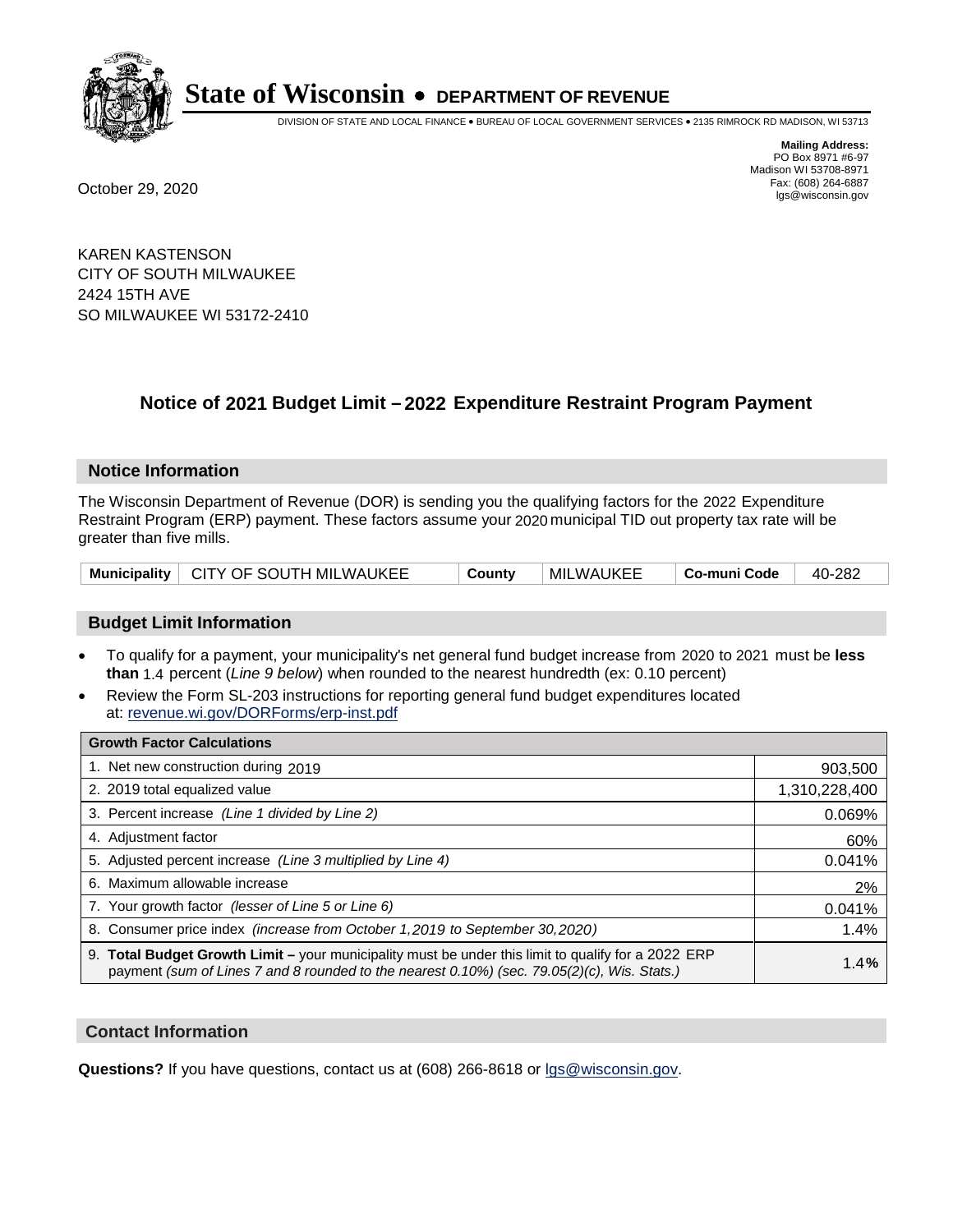# State of Wisconsin • DEPARTMENT OF REVENUE

DIVISION OF STATE AND LOCAL FINANCE • BUREAU OF LOCAL GOVERNMENT SERVICES • 2135 RIMROCK RD MADISON, WI 53713

**Mailing Address:**
PO Box 8971 #6-97
Madison WI 53708-8971
Fax: (608) 264-6887
lgs@wisconsin.gov

October 29, 2020

KAREN KASTENSON
CITY OF SOUTH MILWAUKEE
2424 15TH AVE
SO MILWAUKEE WI 53172-2410

## Notice of 2021 Budget Limit – 2022 Expenditure Restraint Program Payment

### Notice Information

The Wisconsin Department of Revenue (DOR) is sending you the qualifying factors for the 2022 Expenditure Restraint Program (ERP) payment. These factors assume your 2020 municipal TID out property tax rate will be greater than five mills.

| Municipality | CITY OF SOUTH MILWAUKEE | County | MILWAUKEE | Co-muni Code | 40-282 |
|---|---|---|---|---|---|

### Budget Limit Information

- To qualify for a payment, your municipality's net general fund budget increase from 2020 to 2021 must be **less than** 1.4 percent (*Line 9 below*) when rounded to the nearest hundredth (ex: 0.10 percent)
- Review the Form SL-203 instructions for reporting general fund budget expenditures located at: revenue.wi.gov/DORForms/erp-inst.pdf

| Growth Factor Calculations | |
|---|---|
| 1. Net new construction during 2019 | 903,500 |
| 2. 2019 total equalized value | 1,310,228,400 |
| 3. Percent increase *(Line 1 divided by Line 2)* | 0.069% |
| 4. Adjustment factor | 60% |
| 5. Adjusted percent increase *(Line 3 multiplied by Line 4)* | 0.041% |
| 6. Maximum allowable increase | 2% |
| 7. Your growth factor *(lesser of Line 5 or Line 6)* | 0.041% |
| 8. Consumer price index *(increase from October 1,2019 to September 30,2020)* | 1.4% |
| 9. **Total Budget Growth Limit –** your municipality must be under this limit to qualify for a 2022 ERP payment *(sum of Lines 7 and 8 rounded to the nearest 0.10%) (sec. 79.05(2)(c), Wis. Stats.)* | 1.4% |

### Contact Information

**Questions?** If you have questions, contact us at (608) 266-8618 or lgs@wisconsin.gov.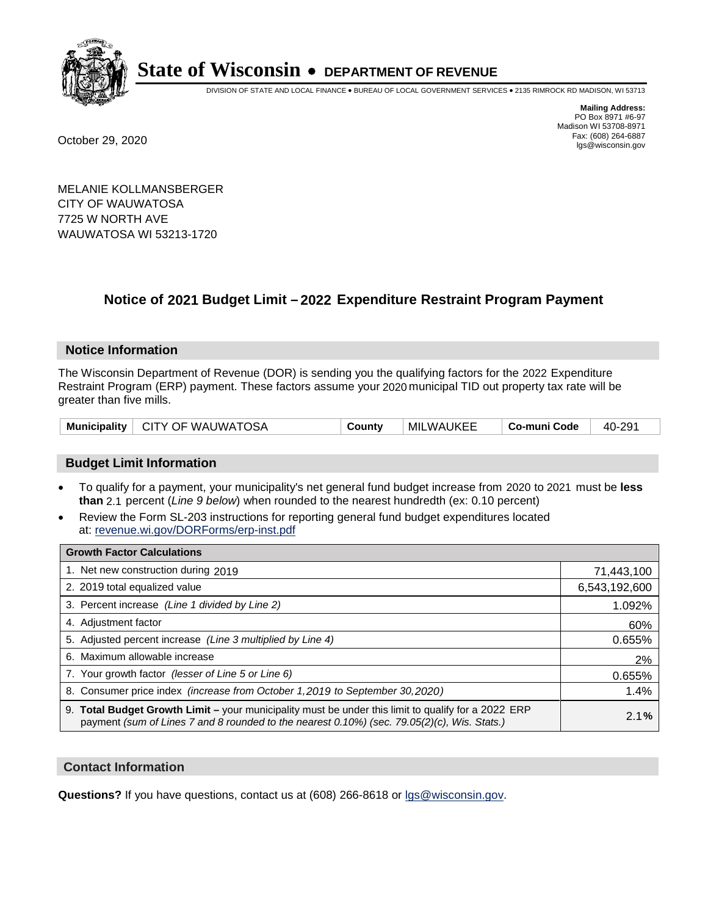# State of Wisconsin • DEPARTMENT OF REVENUE

DIVISION OF STATE AND LOCAL FINANCE • BUREAU OF LOCAL GOVERNMENT SERVICES • 2135 RIMROCK RD MADISON, WI 53713

**Mailing Address:**
PO Box 8971 #6-97
Madison WI 53708-8971
Fax: (608) 264-6887
lgs@wisconsin.gov

October 29, 2020

MELANIE KOLLMANSBERGER
CITY OF WAUWATOSA
7725 W NORTH AVE
WAUWATOSA WI 53213-1720

## Notice of 2021 Budget Limit – 2022 Expenditure Restraint Program Payment

### Notice Information

The Wisconsin Department of Revenue (DOR) is sending you the qualifying factors for the 2022 Expenditure Restraint Program (ERP) payment. These factors assume your 2020 municipal TID out property tax rate will be greater than five mills.

| Municipality | CITY OF WAUWATOSA | County | MILWAUKEE | Co-muni Code | 40-291 |
|---|---|---|---|---|---|

### Budget Limit Information

- To qualify for a payment, your municipality's net general fund budget increase from 2020 to 2021 must be **less than** 2.1 percent (*Line 9 below*) when rounded to the nearest hundredth (ex: 0.10 percent)
- Review the Form SL-203 instructions for reporting general fund budget expenditures located at: revenue.wi.gov/DORForms/erp-inst.pdf

| Growth Factor Calculations | |
|---|---|
| 1. Net new construction during 2019 | 71,443,100 |
| 2. 2019 total equalized value | 6,543,192,600 |
| 3. Percent increase *(Line 1 divided by Line 2)* | 1.092% |
| 4. Adjustment factor | 60% |
| 5. Adjusted percent increase *(Line 3 multiplied by Line 4)* | 0.655% |
| 6. Maximum allowable increase | 2% |
| 7. Your growth factor *(lesser of Line 5 or Line 6)* | 0.655% |
| 8. Consumer price index *(increase from October 1,2019 to September 30,2020)* | 1.4% |
| 9. **Total Budget Growth Limit –** your municipality must be under this limit to qualify for a 2022 ERP payment *(sum of Lines 7 and 8 rounded to the nearest 0.10%) (sec. 79.05(2)(c), Wis. Stats.)* | 2.1**%** |

### Contact Information

**Questions?** If you have questions, contact us at (608) 266-8618 or lgs@wisconsin.gov.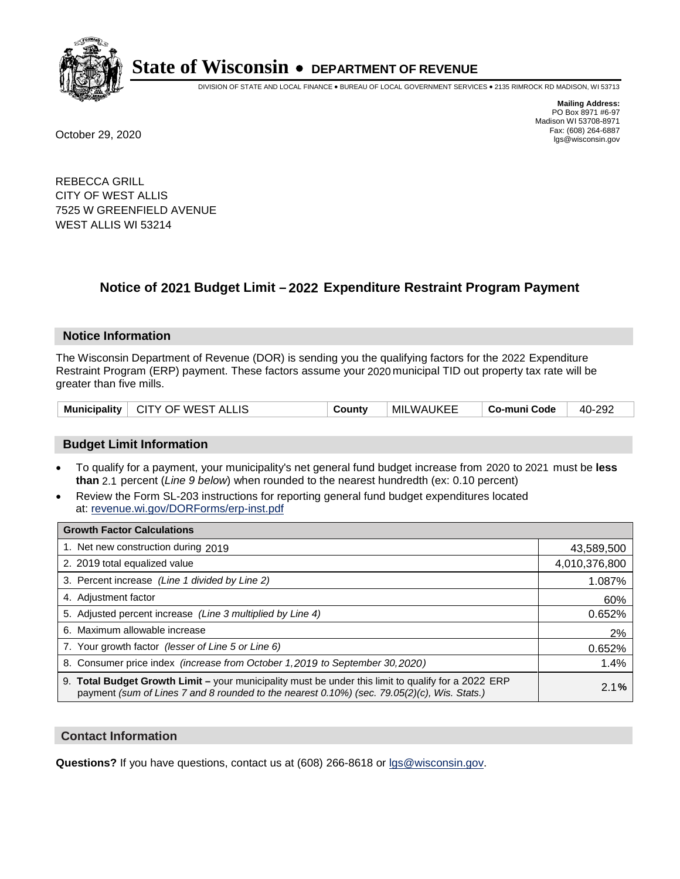# State of Wisconsin • DEPARTMENT OF REVENUE

DIVISION OF STATE AND LOCAL FINANCE • BUREAU OF LOCAL GOVERNMENT SERVICES • 2135 RIMROCK RD MADISON, WI 53713

**Mailing Address:**
PO Box 8971 #6-97
Madison WI 53708-8971
Fax: (608) 264-6887
lgs@wisconsin.gov

October 29, 2020

REBECCA GRILL
CITY OF WEST ALLIS
7525 W GREENFIELD AVENUE
WEST ALLIS WI 53214

## Notice of 2021 Budget Limit – 2022 Expenditure Restraint Program Payment

### Notice Information

The Wisconsin Department of Revenue (DOR) is sending you the qualifying factors for the 2022 Expenditure Restraint Program (ERP) payment. These factors assume your 2020 municipal TID out property tax rate will be greater than five mills.

| Municipality | CITY OF WEST ALLIS | County | MILWAUKEE | Co-muni Code | 40-292 |
|---|---|---|---|---|---|

### Budget Limit Information

- To qualify for a payment, your municipality's net general fund budget increase from 2020 to 2021 must be **less than** 2.1 percent (*Line 9 below*) when rounded to the nearest hundredth (ex: 0.10 percent)
- Review the Form SL-203 instructions for reporting general fund budget expenditures located at: revenue.wi.gov/DORForms/erp-inst.pdf

| Growth Factor Calculations | |
|---|---|
| 1. Net new construction during 2019 | 43,589,500 |
| 2. 2019 total equalized value | 4,010,376,800 |
| 3. Percent increase *(Line 1 divided by Line 2)* | 1.087% |
| 4. Adjustment factor | 60% |
| 5. Adjusted percent increase *(Line 3 multiplied by Line 4)* | 0.652% |
| 6. Maximum allowable increase | 2% |
| 7. Your growth factor *(lesser of Line 5 or Line 6)* | 0.652% |
| 8. Consumer price index *(increase from October 1,2019 to September 30,2020)* | 1.4% |
| 9. **Total Budget Growth Limit –** your municipality must be under this limit to qualify for a 2022 ERP payment *(sum of Lines 7 and 8 rounded to the nearest 0.10%) (sec. 79.05(2)(c), Wis. Stats.)* | 2.1**%** |

### Contact Information

**Questions?** If you have questions, contact us at (608) 266-8618 or lgs@wisconsin.gov.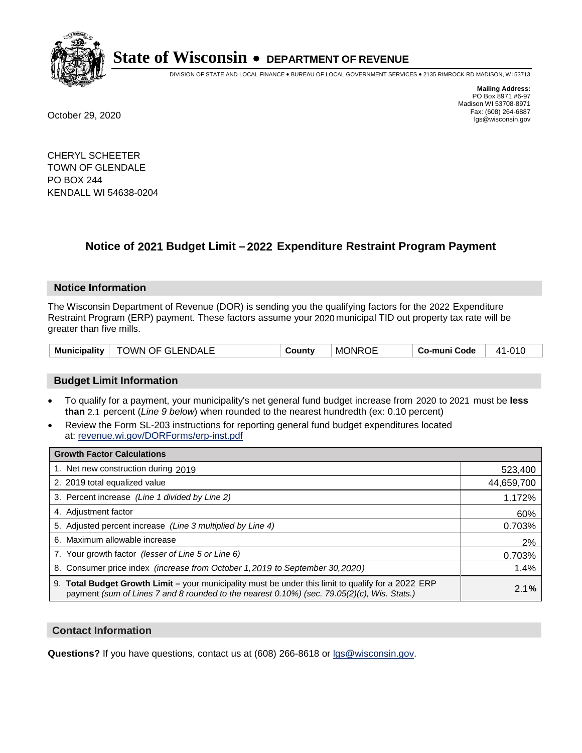# State of Wisconsin • DEPARTMENT OF REVENUE

DIVISION OF STATE AND LOCAL FINANCE • BUREAU OF LOCAL GOVERNMENT SERVICES • 2135 RIMROCK RD MADISON, WI 53713

**Mailing Address:**
PO Box 8971 #6-97
Madison WI 53708-8971
Fax: (608) 264-6887
lgs@wisconsin.gov

October 29, 2020

CHERYL SCHEETER
TOWN OF GLENDALE
PO BOX 244
KENDALL WI 54638-0204

## Notice of 2021 Budget Limit – 2022 Expenditure Restraint Program Payment

### Notice Information

The Wisconsin Department of Revenue (DOR) is sending you the qualifying factors for the 2022 Expenditure Restraint Program (ERP) payment. These factors assume your 2020 municipal TID out property tax rate will be greater than five mills.

| Municipality | TOWN OF GLENDALE | County | MONROE | Co-muni Code | 41-010 |
|---|---|---|---|---|---|

### Budget Limit Information

- To qualify for a payment, your municipality's net general fund budget increase from 2020 to 2021 must be **less than** 2.1 percent (*Line 9 below*) when rounded to the nearest hundredth (ex: 0.10 percent)
- Review the Form SL-203 instructions for reporting general fund budget expenditures located at: revenue.wi.gov/DORForms/erp-inst.pdf

| Growth Factor Calculations | |
|---|---|
| 1. Net new construction during 2019 | 523,400 |
| 2. 2019 total equalized value | 44,659,700 |
| 3. Percent increase *(Line 1 divided by Line 2)* | 1.172% |
| 4. Adjustment factor | 60% |
| 5. Adjusted percent increase *(Line 3 multiplied by Line 4)* | 0.703% |
| 6. Maximum allowable increase | 2% |
| 7. Your growth factor *(lesser of Line 5 or Line 6)* | 0.703% |
| 8. Consumer price index *(increase from October 1,2019 to September 30,2020)* | 1.4% |
| 9. **Total Budget Growth Limit –** your municipality must be under this limit to qualify for a 2022 ERP payment *(sum of Lines 7 and 8 rounded to the nearest 0.10%) (sec. 79.05(2)(c), Wis. Stats.)* | 2.1% |

### Contact Information

**Questions?** If you have questions, contact us at (608) 266-8618 or lgs@wisconsin.gov.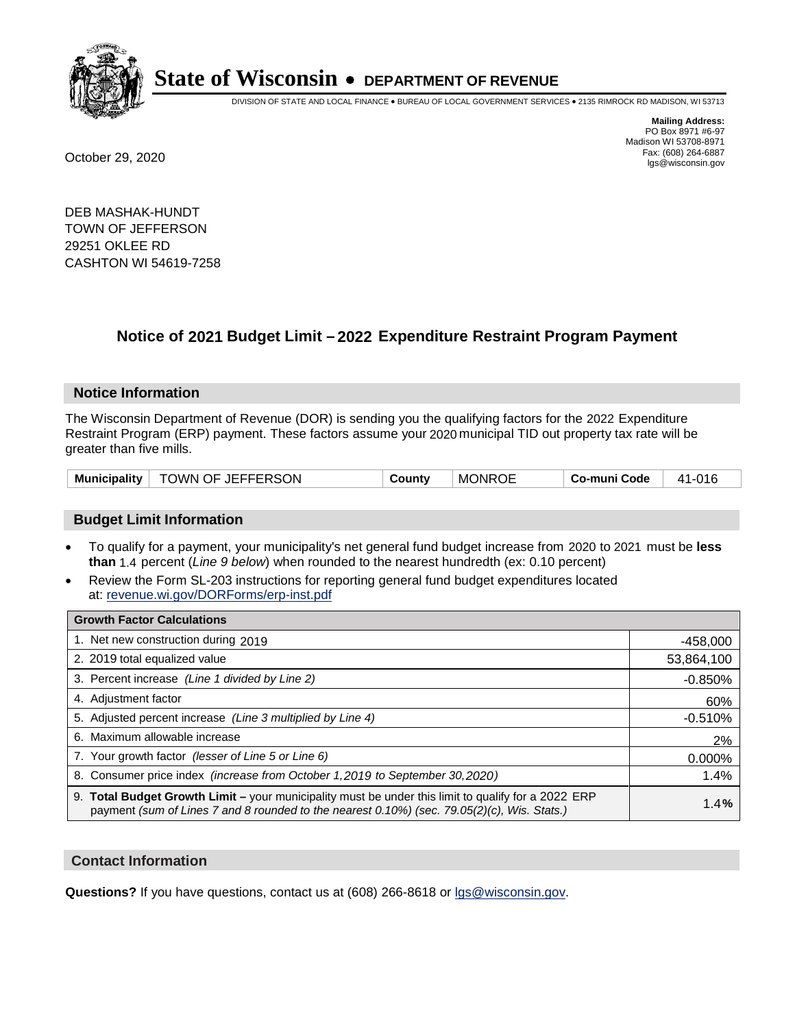# State of Wisconsin • DEPARTMENT OF REVENUE

DIVISION OF STATE AND LOCAL FINANCE • BUREAU OF LOCAL GOVERNMENT SERVICES • 2135 RIMROCK RD MADISON, WI 53713

**Mailing Address:**
PO Box 8971 #6-97
Madison WI 53708-8971
Fax: (608) 264-6887
lgs@wisconsin.gov

October 29, 2020

DEB MASHAK-HUNDT
TOWN OF JEFFERSON
29251 OKLEE RD
CASHTON WI 54619-7258

## Notice of 2021 Budget Limit – 2022 Expenditure Restraint Program Payment

### Notice Information

The Wisconsin Department of Revenue (DOR) is sending you the qualifying factors for the 2022 Expenditure Restraint Program (ERP) payment. These factors assume your 2020 municipal TID out property tax rate will be greater than five mills.

| Municipality | TOWN OF JEFFERSON | County | MONROE | Co-muni Code | 41-016 |
|---|---|---|---|---|---|

### Budget Limit Information

- To qualify for a payment, your municipality's net general fund budget increase from 2020 to 2021 must be **less than** 1.4 percent (*Line 9 below*) when rounded to the nearest hundredth (ex: 0.10 percent)
- Review the Form SL-203 instructions for reporting general fund budget expenditures located at: revenue.wi.gov/DORForms/erp-inst.pdf

| Growth Factor Calculations | |
|---|---|
| 1. Net new construction during 2019 | -458,000 |
| 2. 2019 total equalized value | 53,864,100 |
| 3. Percent increase *(Line 1 divided by Line 2)* | -0.850% |
| 4. Adjustment factor | 60% |
| 5. Adjusted percent increase *(Line 3 multiplied by Line 4)* | -0.510% |
| 6. Maximum allowable increase | 2% |
| 7. Your growth factor *(lesser of Line 5 or Line 6)* | 0.000% |
| 8. Consumer price index *(increase from October 1,2019 to September 30,2020)* | 1.4% |
| 9. **Total Budget Growth Limit –** your municipality must be under this limit to qualify for a 2022 ERP payment *(sum of Lines 7 and 8 rounded to the nearest 0.10%) (sec. 79.05(2)(c), Wis. Stats.)* | 1.4**%** |

### Contact Information

**Questions?** If you have questions, contact us at (608) 266-8618 or lgs@wisconsin.gov.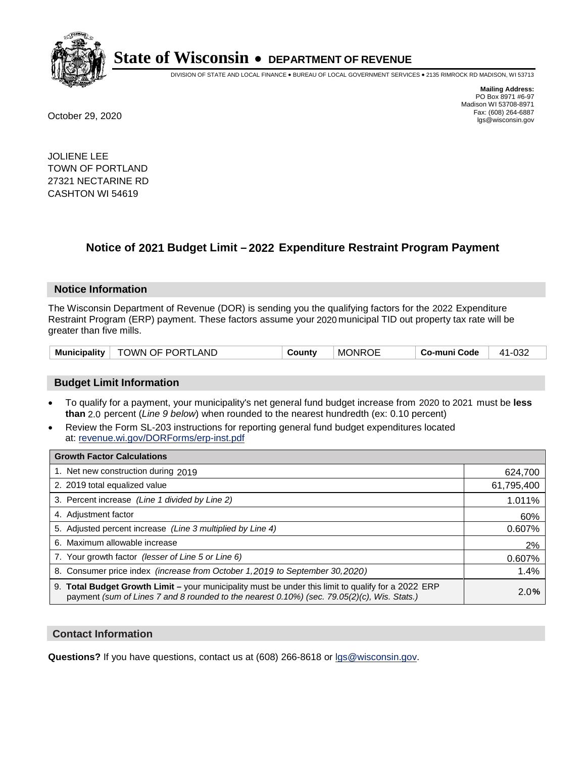**State of Wisconsin • DEPARTMENT OF REVENUE**

DIVISION OF STATE AND LOCAL FINANCE • BUREAU OF LOCAL GOVERNMENT SERVICES • 2135 RIMROCK RD MADISON, WI 53713

**Mailing Address:**
PO Box 8971 #6-97
Madison WI 53708-8971
Fax: (608) 264-6887
lgs@wisconsin.gov

October 29, 2020

JOLIENE LEE
TOWN OF PORTLAND
27321 NECTARINE RD
CASHTON WI 54619

## Notice of 2021 Budget Limit – 2022 Expenditure Restraint Program Payment

### Notice Information

The Wisconsin Department of Revenue (DOR) is sending you the qualifying factors for the 2022 Expenditure Restraint Program (ERP) payment. These factors assume your 2020 municipal TID out property tax rate will be greater than five mills.

| Municipality | TOWN OF PORTLAND | County | MONROE | Co-muni Code | 41-032 |
|---|---|---|---|---|---|

### Budget Limit Information

- To qualify for a payment, your municipality's net general fund budget increase from 2020 to 2021 must be **less than** 2.0 percent (*Line 9 below*) when rounded to the nearest hundredth (ex: 0.10 percent)
- Review the Form SL-203 instructions for reporting general fund budget expenditures located at: revenue.wi.gov/DORForms/erp-inst.pdf

| Growth Factor Calculations | |
|---|---|
| 1. Net new construction during 2019 | 624,700 |
| 2. 2019 total equalized value | 61,795,400 |
| 3. Percent increase *(Line 1 divided by Line 2)* | 1.011% |
| 4. Adjustment factor | 60% |
| 5. Adjusted percent increase *(Line 3 multiplied by Line 4)* | 0.607% |
| 6. Maximum allowable increase | 2% |
| 7. Your growth factor *(lesser of Line 5 or Line 6)* | 0.607% |
| 8. Consumer price index *(increase from October 1,2019 to September 30,2020)* | 1.4% |
| 9. **Total Budget Growth Limit –** your municipality must be under this limit to qualify for a 2022 ERP payment *(sum of Lines 7 and 8 rounded to the nearest 0.10%) (sec. 79.05(2)(c), Wis. Stats.)* | 2.0% |

### Contact Information

**Questions?** If you have questions, contact us at (608) 266-8618 or lgs@wisconsin.gov.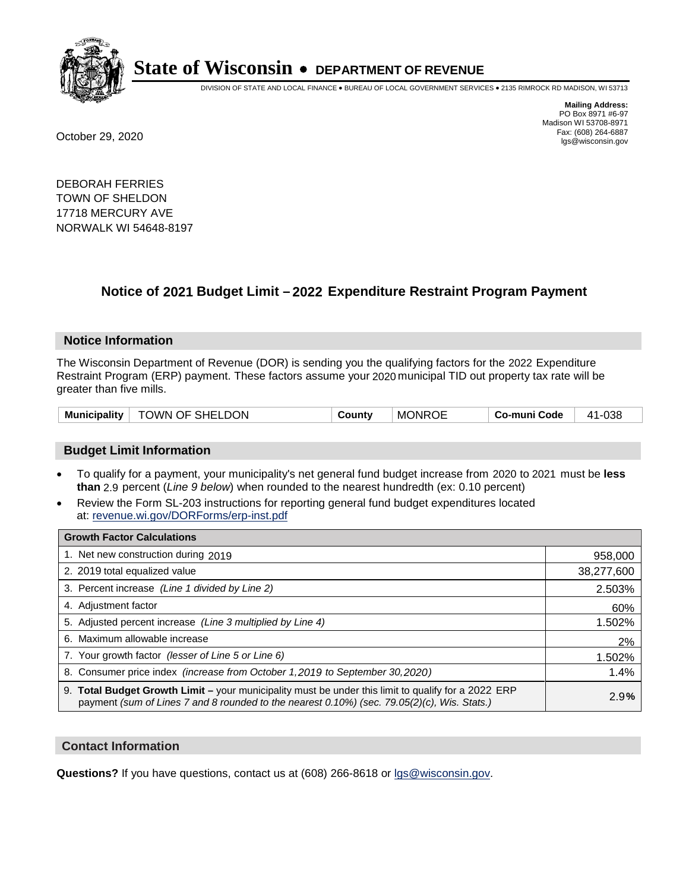# State of Wisconsin • DEPARTMENT OF REVENUE

DIVISION OF STATE AND LOCAL FINANCE • BUREAU OF LOCAL GOVERNMENT SERVICES • 2135 RIMROCK RD MADISON, WI 53713

**Mailing Address:**
PO Box 8971 #6-97
Madison WI 53708-8971
Fax: (608) 264-6887
lgs@wisconsin.gov

October 29, 2020

DEBORAH FERRIES
TOWN OF SHELDON
17718 MERCURY AVE
NORWALK WI 54648-8197

## Notice of 2021 Budget Limit – 2022 Expenditure Restraint Program Payment

### Notice Information

The Wisconsin Department of Revenue (DOR) is sending you the qualifying factors for the 2022 Expenditure Restraint Program (ERP) payment. These factors assume your 2020 municipal TID out property tax rate will be greater than five mills.

| **Municipality** | TOWN OF SHELDON | **County** | MONROE | **Co-muni Code** | 41-038 |
|---|---|---|---|---|---|

### Budget Limit Information

- To qualify for a payment, your municipality's net general fund budget increase from 2020 to 2021 must be **less than** 2.9 percent (*Line 9 below*) when rounded to the nearest hundredth (ex: 0.10 percent)
- Review the Form SL-203 instructions for reporting general fund budget expenditures located at: revenue.wi.gov/DORForms/erp-inst.pdf

| **Growth Factor Calculations** | |
|---|---|
| 1. Net new construction during 2019 | 958,000 |
| 2. 2019 total equalized value | 38,277,600 |
| 3. Percent increase *(Line 1 divided by Line 2)* | 2.503% |
| 4. Adjustment factor | 60% |
| 5. Adjusted percent increase *(Line 3 multiplied by Line 4)* | 1.502% |
| 6. Maximum allowable increase | 2% |
| 7. Your growth factor *(lesser of Line 5 or Line 6)* | 1.502% |
| 8. Consumer price index *(increase from October 1,2019 to September 30,2020)* | 1.4% |
| 9. **Total Budget Growth Limit –** your municipality must be under this limit to qualify for a 2022 ERP payment *(sum of Lines 7 and 8 rounded to the nearest 0.10%) (sec. 79.05(2)(c), Wis. Stats.)* | 2.9**%** |

### Contact Information

**Questions?** If you have questions, contact us at (608) 266-8618 or lgs@wisconsin.gov.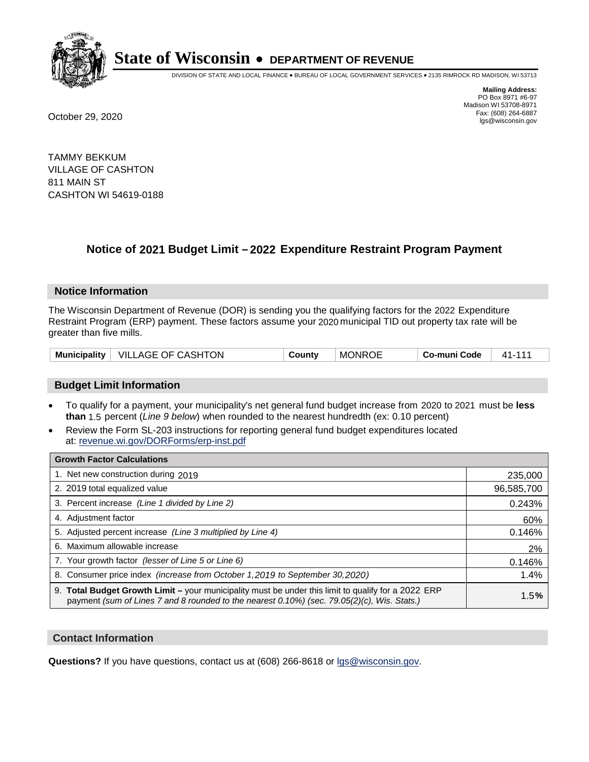# State of Wisconsin • DEPARTMENT OF REVENUE

DIVISION OF STATE AND LOCAL FINANCE • BUREAU OF LOCAL GOVERNMENT SERVICES • 2135 RIMROCK RD MADISON, WI 53713

**Mailing Address:**
PO Box 8971 #6-97
Madison WI 53708-8971
Fax: (608) 264-6887
lgs@wisconsin.gov

October 29, 2020

TAMMY BEKKUM
VILLAGE OF CASHTON
811 MAIN ST
CASHTON WI 54619-0188

## Notice of 2021 Budget Limit – 2022 Expenditure Restraint Program Payment

### Notice Information

The Wisconsin Department of Revenue (DOR) is sending you the qualifying factors for the 2022 Expenditure Restraint Program (ERP) payment. These factors assume your 2020 municipal TID out property tax rate will be greater than five mills.

| Municipality | VILLAGE OF CASHTON | County | MONROE | Co-muni Code | 41-111 |
|---|---|---|---|---|---|

### Budget Limit Information

- To qualify for a payment, your municipality's net general fund budget increase from 2020 to 2021 must be **less than** 1.5 percent (*Line 9 below*) when rounded to the nearest hundredth (ex: 0.10 percent)
- Review the Form SL-203 instructions for reporting general fund budget expenditures located at: revenue.wi.gov/DORForms/erp-inst.pdf

| Growth Factor Calculations | |
|---|---|
| 1. Net new construction during 2019 | 235,000 |
| 2. 2019 total equalized value | 96,585,700 |
| 3. Percent increase *(Line 1 divided by Line 2)* | 0.243% |
| 4. Adjustment factor | 60% |
| 5. Adjusted percent increase *(Line 3 multiplied by Line 4)* | 0.146% |
| 6. Maximum allowable increase | 2% |
| 7. Your growth factor *(lesser of Line 5 or Line 6)* | 0.146% |
| 8. Consumer price index *(increase from October 1,2019 to September 30,2020)* | 1.4% |
| 9. **Total Budget Growth Limit –** your municipality must be under this limit to qualify for a 2022 ERP payment *(sum of Lines 7 and 8 rounded to the nearest 0.10%) (sec. 79.05(2)(c), Wis. Stats.)* | 1.5**%** |

### Contact Information

**Questions?** If you have questions, contact us at (608) 266-8618 or lgs@wisconsin.gov.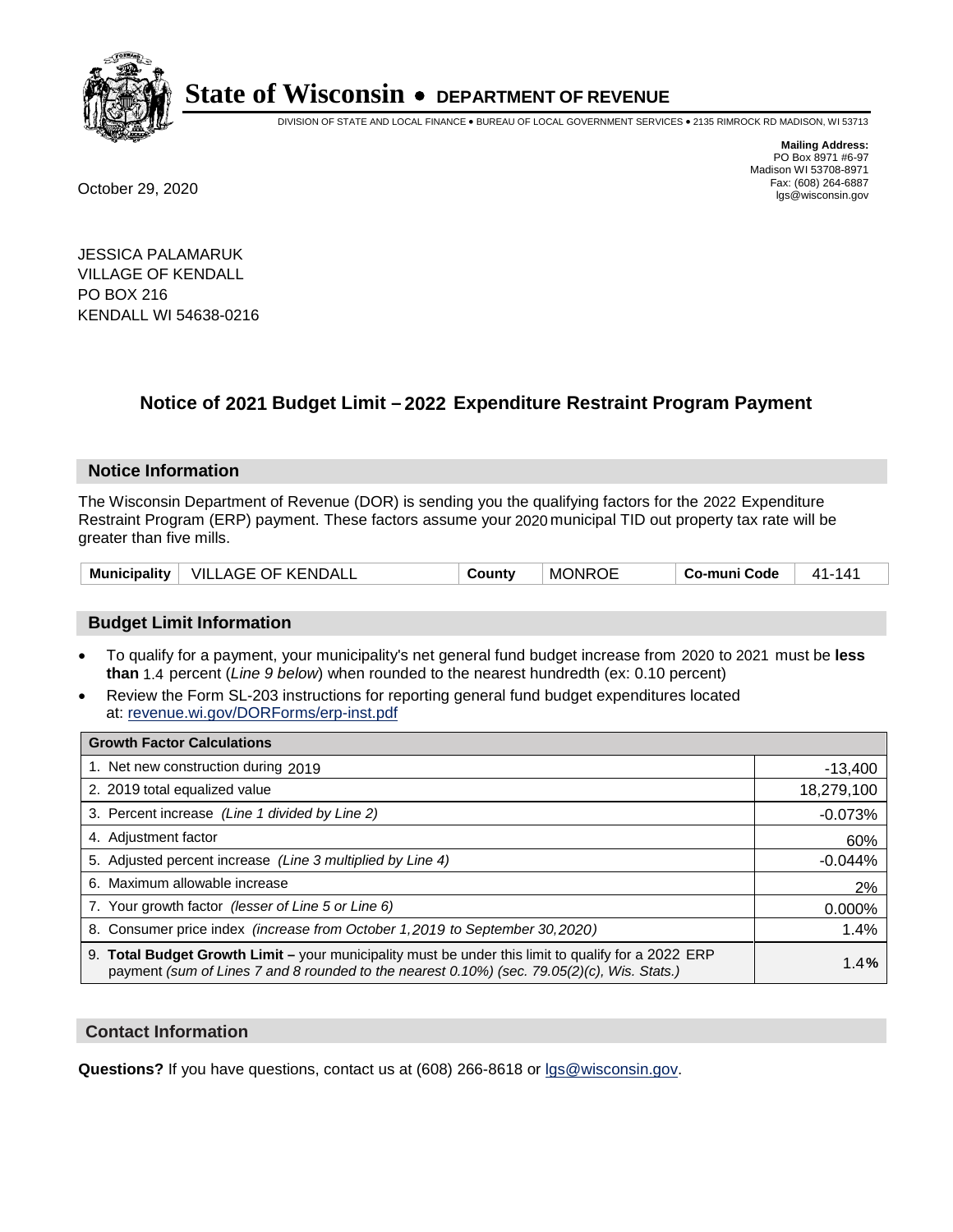# State of Wisconsin • DEPARTMENT OF REVENUE

DIVISION OF STATE AND LOCAL FINANCE • BUREAU OF LOCAL GOVERNMENT SERVICES • 2135 RIMROCK RD MADISON, WI 53713

**Mailing Address:**
PO Box 8971 #6-97
Madison WI 53708-8971
Fax: (608) 264-6887
lgs@wisconsin.gov

October 29, 2020

JESSICA PALAMARUK
VILLAGE OF KENDALL
PO BOX 216
KENDALL WI 54638-0216

## Notice of 2021 Budget Limit – 2022 Expenditure Restraint Program Payment

### Notice Information

The Wisconsin Department of Revenue (DOR) is sending you the qualifying factors for the 2022 Expenditure Restraint Program (ERP) payment. These factors assume your 2020 municipal TID out property tax rate will be greater than five mills.

| Municipality | VILLAGE OF KENDALL | County | MONROE | Co-muni Code | 41-141 |
|---|---|---|---|---|---|

### Budget Limit Information

- To qualify for a payment, your municipality's net general fund budget increase from 2020 to 2021 must be **less than** 1.4 percent (*Line 9 below*) when rounded to the nearest hundredth (ex: 0.10 percent)
- Review the Form SL-203 instructions for reporting general fund budget expenditures located at: revenue.wi.gov/DORForms/erp-inst.pdf

| Growth Factor Calculations | |
|---|---|
| 1. Net new construction during 2019 | -13,400 |
| 2. 2019 total equalized value | 18,279,100 |
| 3. Percent increase *(Line 1 divided by Line 2)* | -0.073% |
| 4. Adjustment factor | 60% |
| 5. Adjusted percent increase *(Line 3 multiplied by Line 4)* | -0.044% |
| 6. Maximum allowable increase | 2% |
| 7. Your growth factor *(lesser of Line 5 or Line 6)* | 0.000% |
| 8. Consumer price index *(increase from October 1,2019 to September 30,2020)* | 1.4% |
| 9. **Total Budget Growth Limit –** your municipality must be under this limit to qualify for a 2022 ERP payment *(sum of Lines 7 and 8 rounded to the nearest 0.10%) (sec. 79.05(2)(c), Wis. Stats.)* | **1.4%** |

### Contact Information

**Questions?** If you have questions, contact us at (608) 266-8618 or lgs@wisconsin.gov.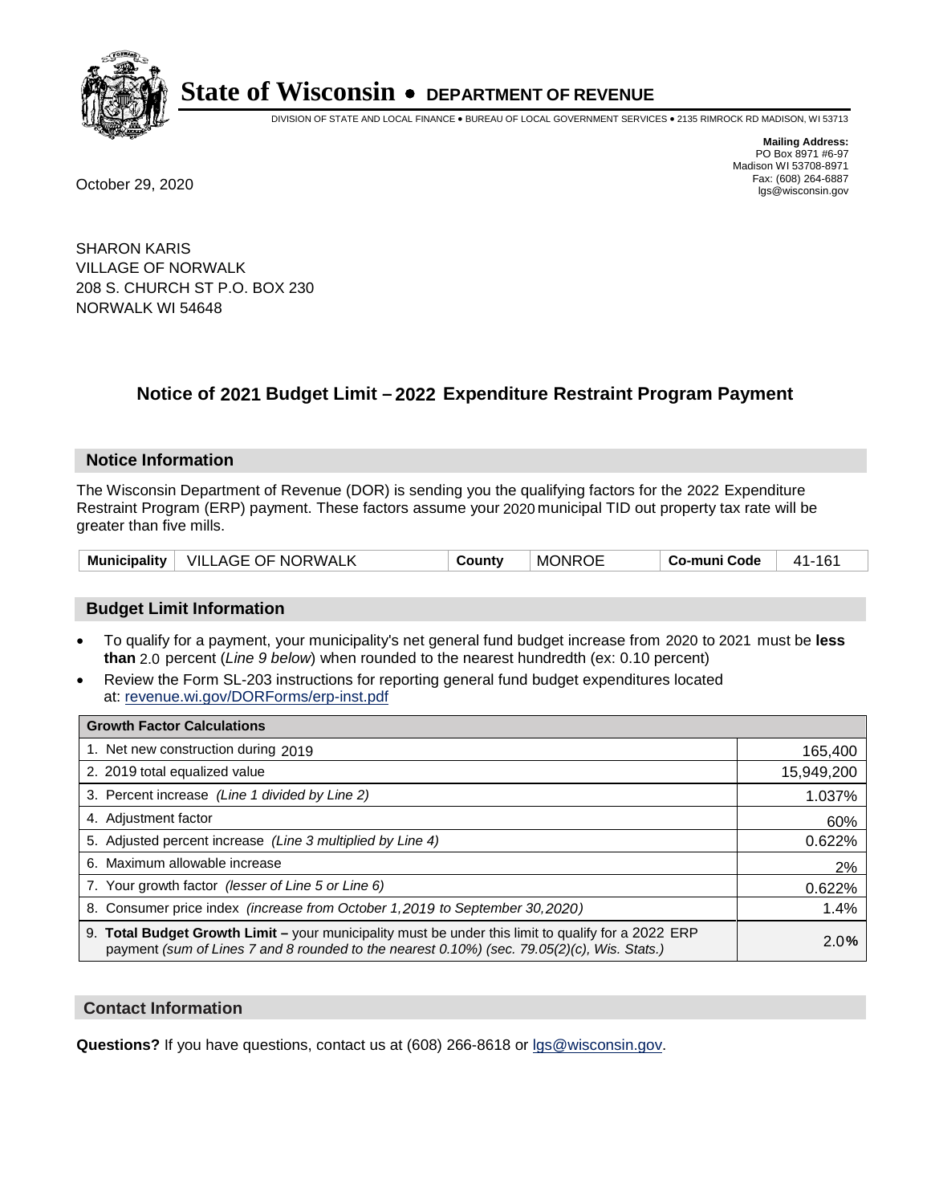# State of Wisconsin • DEPARTMENT OF REVENUE

DIVISION OF STATE AND LOCAL FINANCE • BUREAU OF LOCAL GOVERNMENT SERVICES • 2135 RIMROCK RD MADISON, WI 53713

**Mailing Address:**
PO Box 8971 #6-97
Madison WI 53708-8971
Fax: (608) 264-6887
lgs@wisconsin.gov

October 29, 2020

SHARON KARIS
VILLAGE OF NORWALK
208 S. CHURCH ST P.O. BOX 230
NORWALK WI 54648

## Notice of 2021 Budget Limit – 2022 Expenditure Restraint Program Payment

### Notice Information

The Wisconsin Department of Revenue (DOR) is sending you the qualifying factors for the 2022 Expenditure Restraint Program (ERP) payment. These factors assume your 2020 municipal TID out property tax rate will be greater than five mills.

| Municipality | VILLAGE OF NORWALK | County | MONROE | Co-muni Code | 41-161 |
|---|---|---|---|---|---|

### Budget Limit Information

- To qualify for a payment, your municipality's net general fund budget increase from 2020 to 2021 must be **less than** 2.0 percent (*Line 9 below*) when rounded to the nearest hundredth (ex: 0.10 percent)
- Review the Form SL-203 instructions for reporting general fund budget expenditures located at: revenue.wi.gov/DORForms/erp-inst.pdf

| Growth Factor Calculations | |
|---|---|
| 1. Net new construction during 2019 | 165,400 |
| 2. 2019 total equalized value | 15,949,200 |
| 3. Percent increase *(Line 1 divided by Line 2)* | 1.037% |
| 4. Adjustment factor | 60% |
| 5. Adjusted percent increase *(Line 3 multiplied by Line 4)* | 0.622% |
| 6. Maximum allowable increase | 2% |
| 7. Your growth factor *(lesser of Line 5 or Line 6)* | 0.622% |
| 8. Consumer price index *(increase from October 1, 2019 to September 30, 2020)* | 1.4% |
| 9. **Total Budget Growth Limit –** your municipality must be under this limit to qualify for a 2022 ERP payment *(sum of Lines 7 and 8 rounded to the nearest 0.10%) (sec. 79.05(2)(c), Wis. Stats.)* | 2.0**%** |

### Contact Information

**Questions?** If you have questions, contact us at (608) 266-8618 or lgs@wisconsin.gov.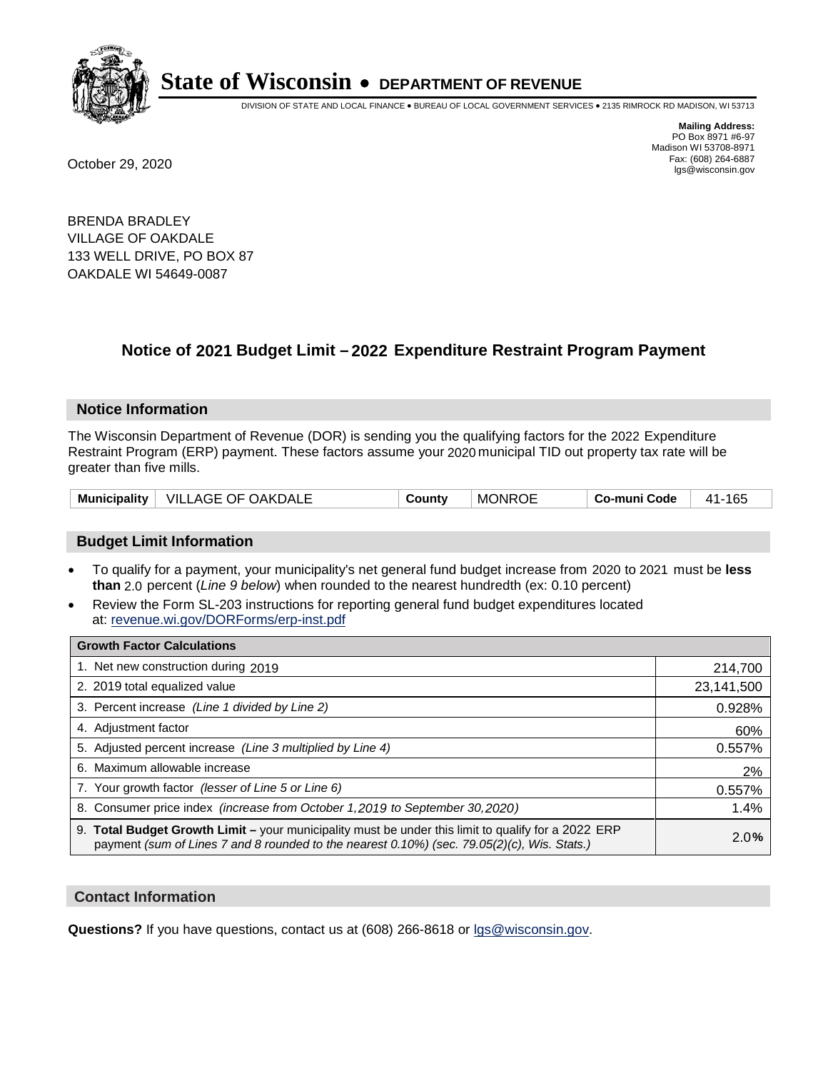# State of Wisconsin • DEPARTMENT OF REVENUE

DIVISION OF STATE AND LOCAL FINANCE • BUREAU OF LOCAL GOVERNMENT SERVICES • 2135 RIMROCK RD MADISON, WI 53713

**Mailing Address:**
PO Box 8971 #6-97
Madison WI 53708-8971
Fax: (608) 264-6887
lgs@wisconsin.gov

October 29, 2020

BRENDA BRADLEY
VILLAGE OF OAKDALE
133 WELL DRIVE, PO BOX 87
OAKDALE WI 54649-0087

## Notice of 2021 Budget Limit – 2022 Expenditure Restraint Program Payment

### Notice Information

The Wisconsin Department of Revenue (DOR) is sending you the qualifying factors for the 2022 Expenditure Restraint Program (ERP) payment. These factors assume your 2020 municipal TID out property tax rate will be greater than five mills.

| Municipality | VILLAGE OF OAKDALE | County | MONROE | Co-muni Code | 41-165 |
|---|---|---|---|---|---|

### Budget Limit Information

- To qualify for a payment, your municipality's net general fund budget increase from 2020 to 2021 must be **less than** 2.0 percent (*Line 9 below*) when rounded to the nearest hundredth (ex: 0.10 percent)
- Review the Form SL-203 instructions for reporting general fund budget expenditures located at: revenue.wi.gov/DORForms/erp-inst.pdf

| Growth Factor Calculations | |
|---|---|
| 1. Net new construction during 2019 | 214,700 |
| 2. 2019 total equalized value | 23,141,500 |
| 3. Percent increase *(Line 1 divided by Line 2)* | 0.928% |
| 4. Adjustment factor | 60% |
| 5. Adjusted percent increase *(Line 3 multiplied by Line 4)* | 0.557% |
| 6. Maximum allowable increase | 2% |
| 7. Your growth factor *(lesser of Line 5 or Line 6)* | 0.557% |
| 8. Consumer price index *(increase from October 1,2019 to September 30,2020)* | 1.4% |
| 9. **Total Budget Growth Limit –** your municipality must be under this limit to qualify for a 2022 ERP payment *(sum of Lines 7 and 8 rounded to the nearest 0.10%) (sec. 79.05(2)(c), Wis. Stats.)* | 2.0% |

### Contact Information

**Questions?** If you have questions, contact us at (608) 266-8618 or lgs@wisconsin.gov.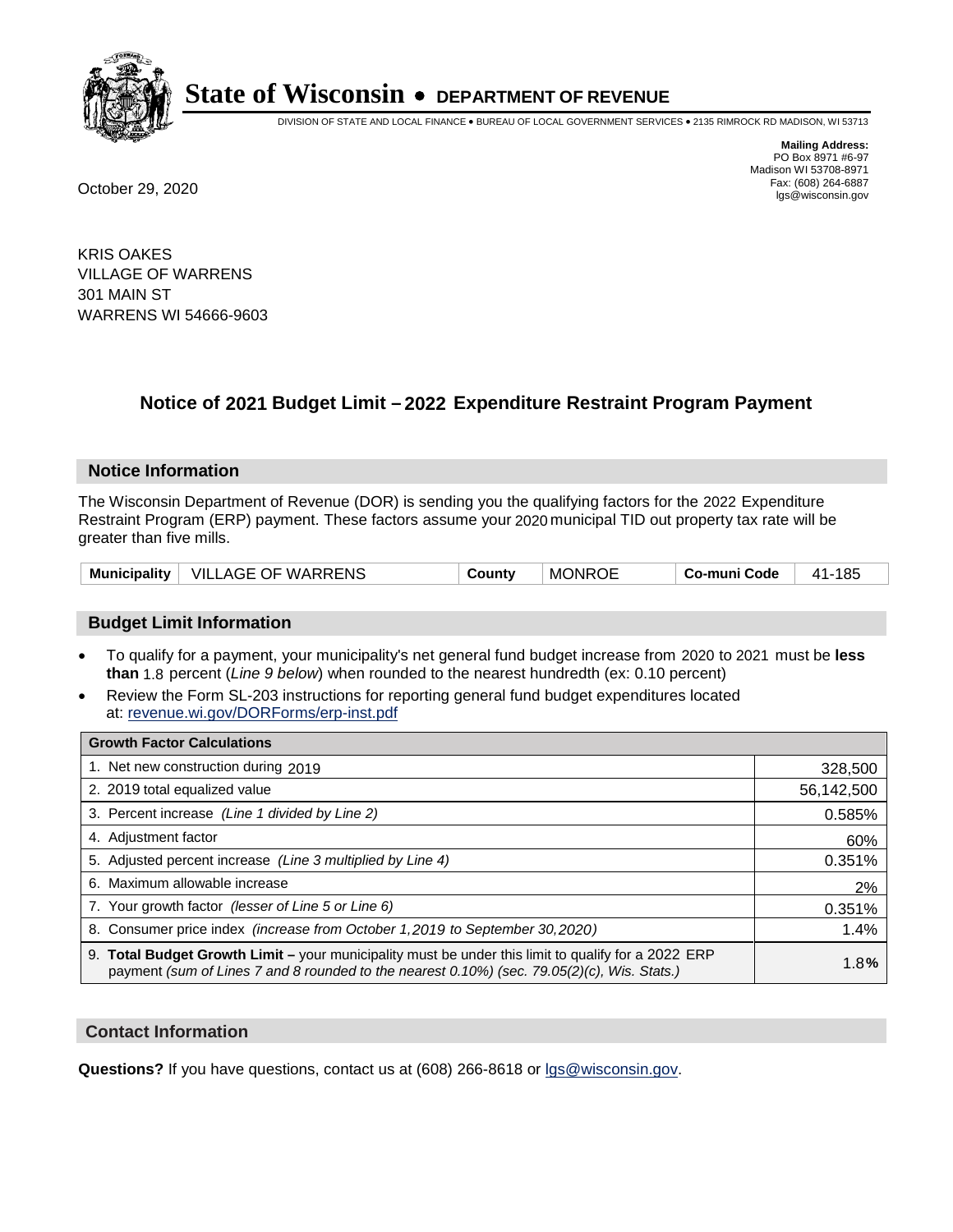# State of Wisconsin • DEPARTMENT OF REVENUE

DIVISION OF STATE AND LOCAL FINANCE • BUREAU OF LOCAL GOVERNMENT SERVICES • 2135 RIMROCK RD MADISON, WI 53713

**Mailing Address:**
PO Box 8971 #6-97
Madison WI 53708-8971
Fax: (608) 264-6887
lgs@wisconsin.gov

October 29, 2020

KRIS OAKES
VILLAGE OF WARRENS
301 MAIN ST
WARRENS WI 54666-9603

## Notice of 2021 Budget Limit – 2022 Expenditure Restraint Program Payment

### Notice Information

The Wisconsin Department of Revenue (DOR) is sending you the qualifying factors for the 2022 Expenditure Restraint Program (ERP) payment. These factors assume your 2020 municipal TID out property tax rate will be greater than five mills.

| **Municipality** | VILLAGE OF WARRENS | **County** | MONROE | **Co-muni Code** | 41-185 |
|---|---|---|---|---|---|

### Budget Limit Information

- To qualify for a payment, your municipality's net general fund budget increase from 2020 to 2021 must be **less than** 1.8 percent (*Line 9 below*) when rounded to the nearest hundredth (ex: 0.10 percent)
- Review the Form SL-203 instructions for reporting general fund budget expenditures located at: revenue.wi.gov/DORForms/erp-inst.pdf

| **Growth Factor Calculations** | |
|---|---|
| 1. Net new construction during 2019 | 328,500 |
| 2. 2019 total equalized value | 56,142,500 |
| 3. Percent increase *(Line 1 divided by Line 2)* | 0.585% |
| 4. Adjustment factor | 60% |
| 5. Adjusted percent increase *(Line 3 multiplied by Line 4)* | 0.351% |
| 6. Maximum allowable increase | 2% |
| 7. Your growth factor *(lesser of Line 5 or Line 6)* | 0.351% |
| 8. Consumer price index *(increase from October 1,2019 to September 30,2020)* | 1.4% |
| 9. **Total Budget Growth Limit –** your municipality must be under this limit to qualify for a 2022 ERP payment *(sum of Lines 7 and 8 rounded to the nearest 0.10%) (sec. 79.05(2)(c), Wis. Stats.)* | 1.8**%** |

### Contact Information

**Questions?** If you have questions, contact us at (608) 266-8618 or lgs@wisconsin.gov.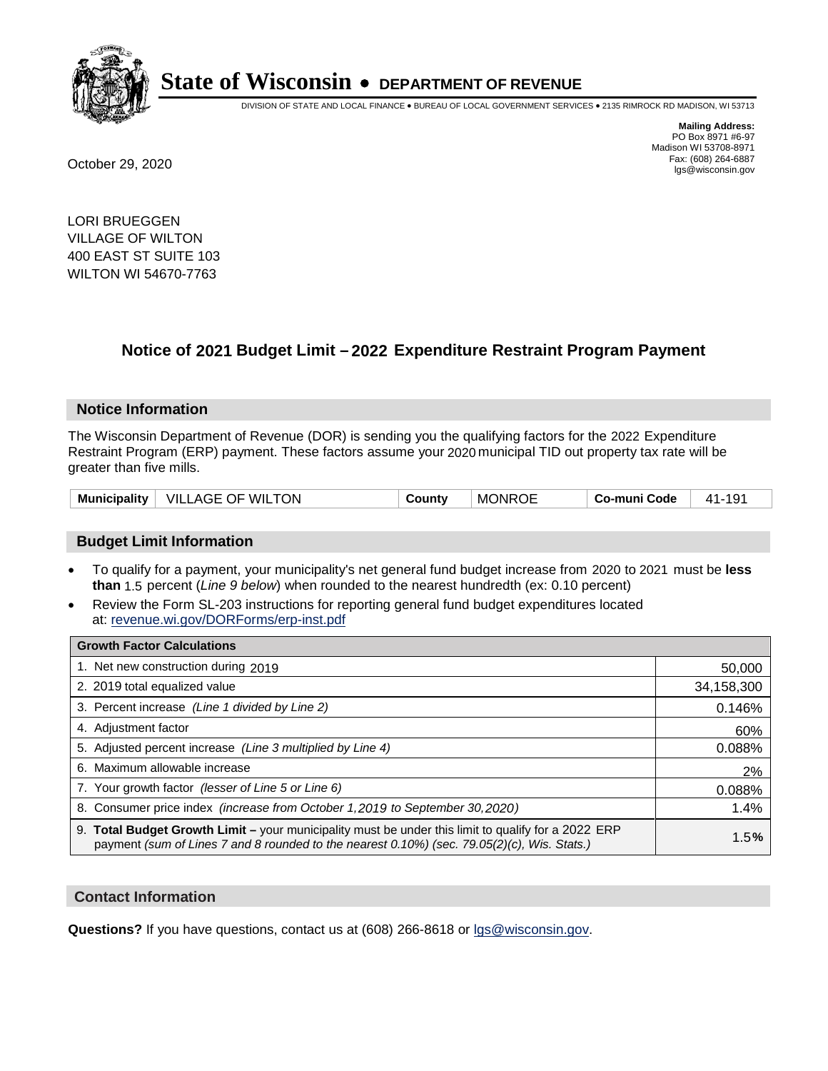# State of Wisconsin • DEPARTMENT OF REVENUE

DIVISION OF STATE AND LOCAL FINANCE • BUREAU OF LOCAL GOVERNMENT SERVICES • 2135 RIMROCK RD MADISON, WI 53713

**Mailing Address:**
PO Box 8971 #6-97
Madison WI 53708-8971
Fax: (608) 264-6887
lgs@wisconsin.gov

October 29, 2020

LORI BRUEGGEN
VILLAGE OF WILTON
400 EAST ST SUITE 103
WILTON WI 54670-7763

## Notice of 2021 Budget Limit – 2022 Expenditure Restraint Program Payment

### Notice Information

The Wisconsin Department of Revenue (DOR) is sending you the qualifying factors for the 2022 Expenditure Restraint Program (ERP) payment. These factors assume your 2020 municipal TID out property tax rate will be greater than five mills.

| Municipality | VILLAGE OF WILTON | County | MONROE | Co-muni Code | 41-191 |
|---|---|---|---|---|---|

### Budget Limit Information

- To qualify for a payment, your municipality's net general fund budget increase from 2020 to 2021 must be **less than** 1.5 percent (*Line 9 below*) when rounded to the nearest hundredth (ex: 0.10 percent)
- Review the Form SL-203 instructions for reporting general fund budget expenditures located at: revenue.wi.gov/DORForms/erp-inst.pdf

| Growth Factor Calculations | |
|---|---|
| 1. Net new construction during 2019 | 50,000 |
| 2. 2019 total equalized value | 34,158,300 |
| 3. Percent increase *(Line 1 divided by Line 2)* | 0.146% |
| 4. Adjustment factor | 60% |
| 5. Adjusted percent increase *(Line 3 multiplied by Line 4)* | 0.088% |
| 6. Maximum allowable increase | 2% |
| 7. Your growth factor *(lesser of Line 5 or Line 6)* | 0.088% |
| 8. Consumer price index *(increase from October 1,2019 to September 30,2020)* | 1.4% |
| 9. **Total Budget Growth Limit –** your municipality must be under this limit to qualify for a 2022 ERP payment *(sum of Lines 7 and 8 rounded to the nearest 0.10%) (sec. 79.05(2)(c), Wis. Stats.)* | 1.5**%** |

### Contact Information

**Questions?** If you have questions, contact us at (608) 266-8618 or lgs@wisconsin.gov.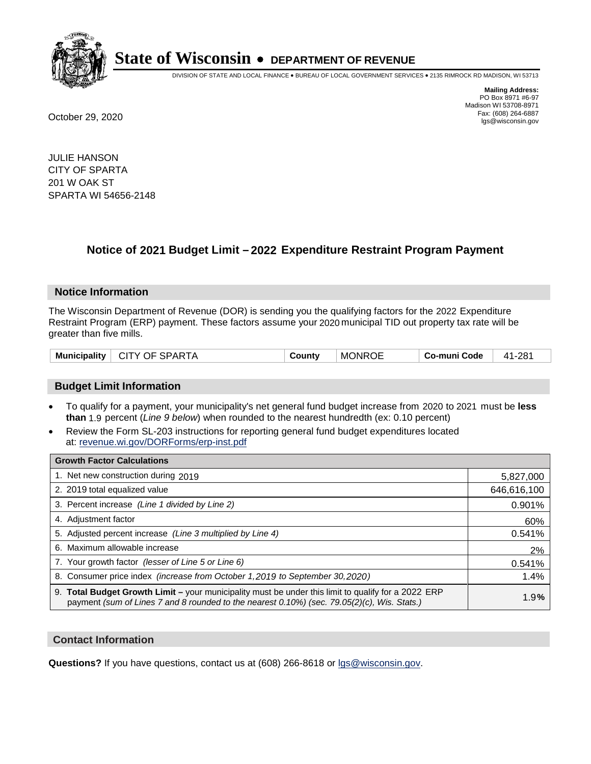**State of Wisconsin • DEPARTMENT OF REVENUE**

DIVISION OF STATE AND LOCAL FINANCE • BUREAU OF LOCAL GOVERNMENT SERVICES • 2135 RIMROCK RD MADISON, WI 53713

**Mailing Address:**
PO Box 8971 #6-97
Madison WI 53708-8971
Fax: (608) 264-6887
lgs@wisconsin.gov

October 29, 2020

JULIE HANSON
CITY OF SPARTA
201 W OAK ST
SPARTA WI 54656-2148

## Notice of 2021 Budget Limit – 2022 Expenditure Restraint Program Payment

### Notice Information

The Wisconsin Department of Revenue (DOR) is sending you the qualifying factors for the 2022 Expenditure Restraint Program (ERP) payment. These factors assume your 2020 municipal TID out property tax rate will be greater than five mills.

| Municipality | CITY OF SPARTA | County | MONROE | Co-muni Code | 41-281 |
|---|---|---|---|---|---|

### Budget Limit Information

- To qualify for a payment, your municipality's net general fund budget increase from 2020 to 2021 must be **less than** 1.9 percent (*Line 9 below*) when rounded to the nearest hundredth (ex: 0.10 percent)
- Review the Form SL-203 instructions for reporting general fund budget expenditures located at: revenue.wi.gov/DORForms/erp-inst.pdf

| Growth Factor Calculations | |
|---|---|
| 1. Net new construction during 2019 | 5,827,000 |
| 2. 2019 total equalized value | 646,616,100 |
| 3. Percent increase *(Line 1 divided by Line 2)* | 0.901% |
| 4. Adjustment factor | 60% |
| 5. Adjusted percent increase *(Line 3 multiplied by Line 4)* | 0.541% |
| 6. Maximum allowable increase | 2% |
| 7. Your growth factor *(lesser of Line 5 or Line 6)* | 0.541% |
| 8. Consumer price index *(increase from October 1,2019 to September 30,2020)* | 1.4% |
| 9. **Total Budget Growth Limit –** your municipality must be under this limit to qualify for a 2022 ERP payment *(sum of Lines 7 and 8 rounded to the nearest 0.10%) (sec. 79.05(2)(c), Wis. Stats.)* | 1.9**%** |

### Contact Information

**Questions?** If you have questions, contact us at (608) 266-8618 or lgs@wisconsin.gov.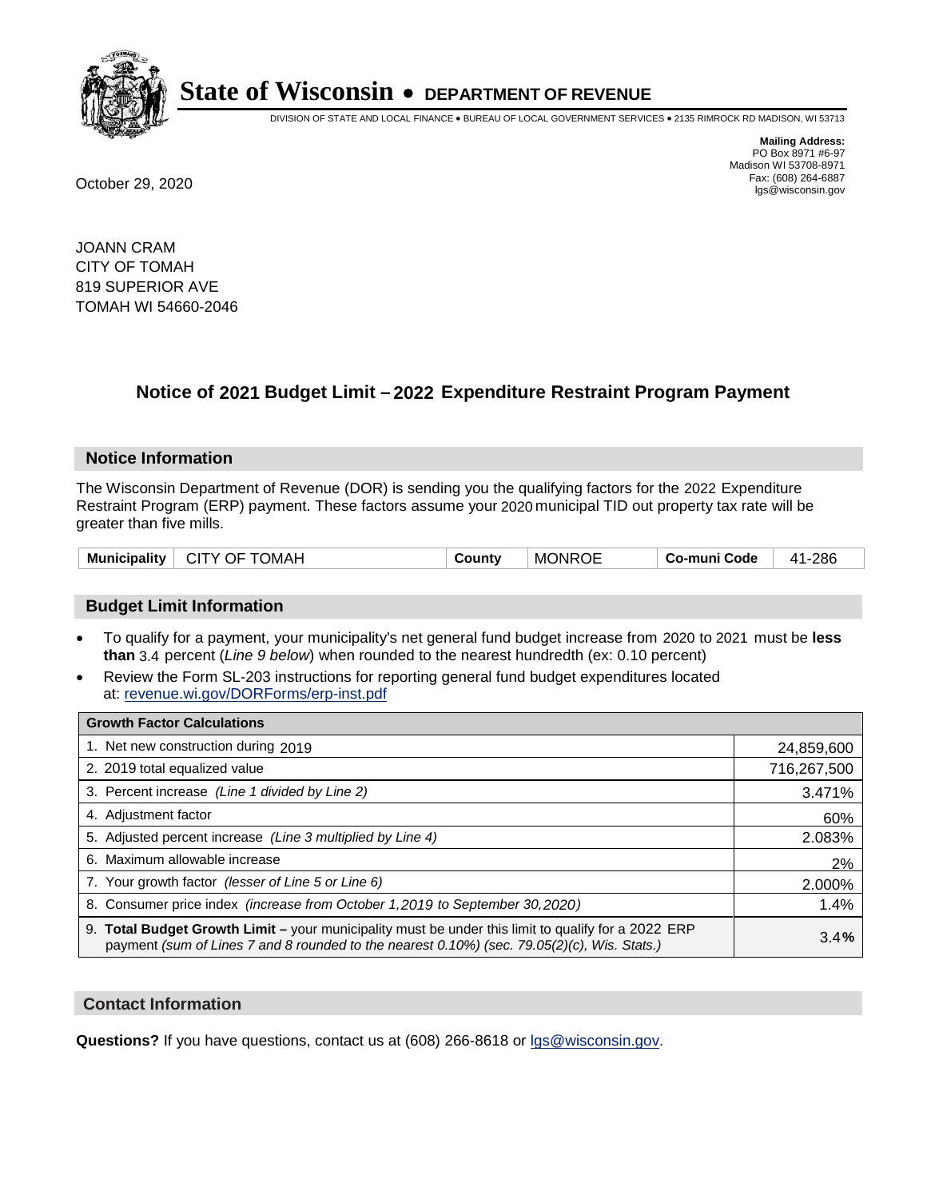# State of Wisconsin • DEPARTMENT OF REVENUE

DIVISION OF STATE AND LOCAL FINANCE • BUREAU OF LOCAL GOVERNMENT SERVICES • 2135 RIMROCK RD MADISON, WI 53713

**Mailing Address:**
PO Box 8971 #6-97
Madison WI 53708-8971
Fax: (608) 264-6887
lgs@wisconsin.gov

October 29, 2020

JOANN CRAM
CITY OF TOMAH
819 SUPERIOR AVE
TOMAH WI 54660-2046

## Notice of 2021 Budget Limit – 2022 Expenditure Restraint Program Payment

### Notice Information

The Wisconsin Department of Revenue (DOR) is sending you the qualifying factors for the 2022 Expenditure Restraint Program (ERP) payment. These factors assume your 2020 municipal TID out property tax rate will be greater than five mills.

| Municipality | CITY OF TOMAH | County | MONROE | Co-muni Code | 41-286 |
|---|---|---|---|---|---|

### Budget Limit Information

- To qualify for a payment, your municipality's net general fund budget increase from 2020 to 2021 must be **less than** 3.4 percent (*Line 9 below*) when rounded to the nearest hundredth (ex: 0.10 percent)
- Review the Form SL-203 instructions for reporting general fund budget expenditures located at: revenue.wi.gov/DORForms/erp-inst.pdf

| Growth Factor Calculations | |
|---|---|
| 1. Net new construction during 2019 | 24,859,600 |
| 2. 2019 total equalized value | 716,267,500 |
| 3. Percent increase *(Line 1 divided by Line 2)* | 3.471% |
| 4. Adjustment factor | 60% |
| 5. Adjusted percent increase *(Line 3 multiplied by Line 4)* | 2.083% |
| 6. Maximum allowable increase | 2% |
| 7. Your growth factor *(lesser of Line 5 or Line 6)* | 2.000% |
| 8. Consumer price index *(increase from October 1,2019 to September 30,2020)* | 1.4% |
| 9. **Total Budget Growth Limit –** your municipality must be under this limit to qualify for a 2022 ERP payment *(sum of Lines 7 and 8 rounded to the nearest 0.10%) (sec. 79.05(2)(c), Wis. Stats.)* | 3.4**%** |

### Contact Information

**Questions?** If you have questions, contact us at (608) 266-8618 or lgs@wisconsin.gov.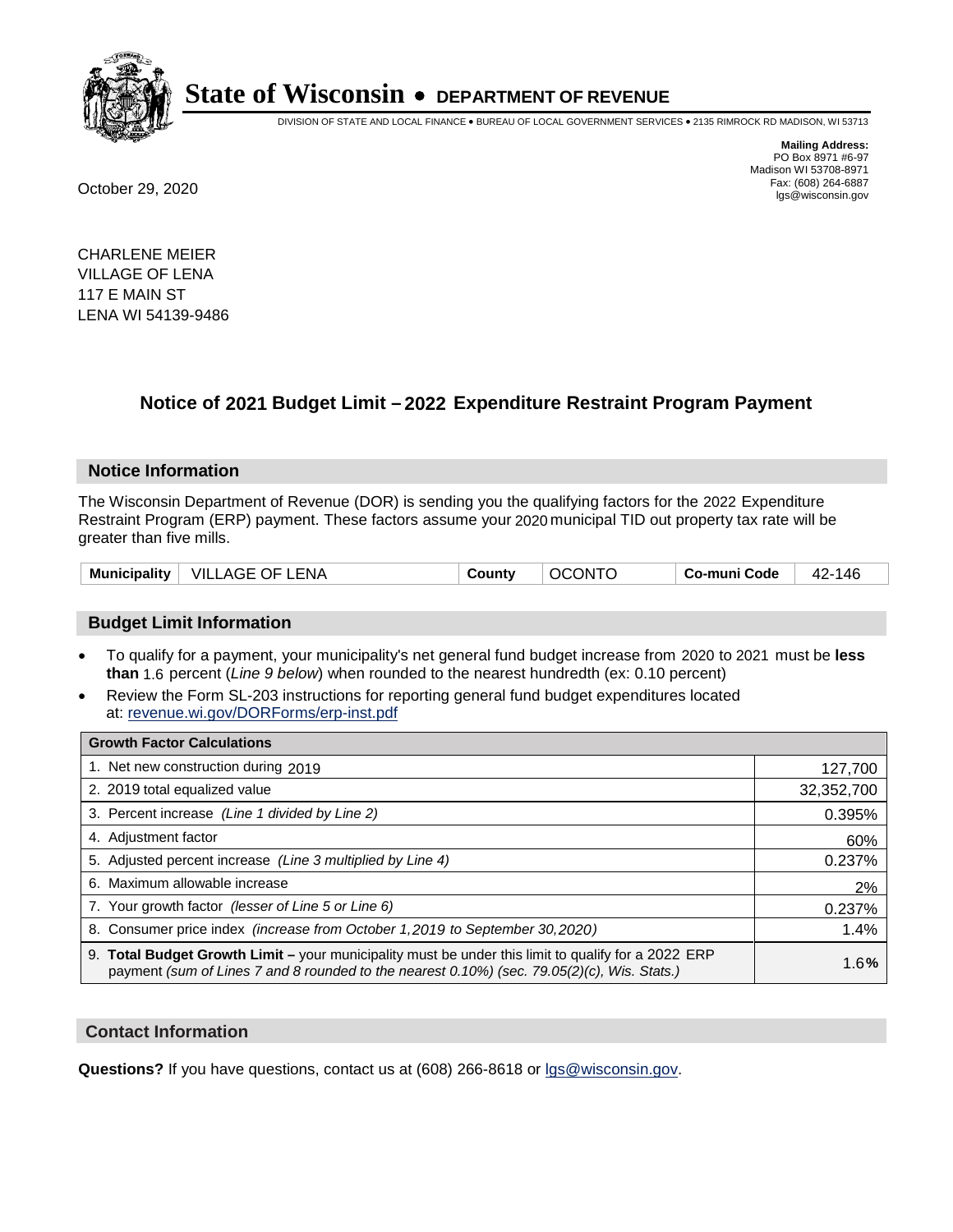# State of Wisconsin • DEPARTMENT OF REVENUE

DIVISION OF STATE AND LOCAL FINANCE • BUREAU OF LOCAL GOVERNMENT SERVICES • 2135 RIMROCK RD MADISON, WI 53713

**Mailing Address:**
PO Box 8971 #6-97
Madison WI 53708-8971
Fax: (608) 264-6887
lgs@wisconsin.gov

October 29, 2020

CHARLENE MEIER
VILLAGE OF LENA
117 E MAIN ST
LENA WI 54139-9486

## Notice of 2021 Budget Limit – 2022 Expenditure Restraint Program Payment

### Notice Information

The Wisconsin Department of Revenue (DOR) is sending you the qualifying factors for the 2022 Expenditure Restraint Program (ERP) payment. These factors assume your 2020 municipal TID out property tax rate will be greater than five mills.

| Municipality | VILLAGE OF LENA | County | OCONTO | Co-muni Code | 42-146 |
|---|---|---|---|---|---|

### Budget Limit Information

- To qualify for a payment, your municipality's net general fund budget increase from 2020 to 2021 must be **less than** 1.6 percent (*Line 9 below*) when rounded to the nearest hundredth (ex: 0.10 percent)
- Review the Form SL-203 instructions for reporting general fund budget expenditures located at: revenue.wi.gov/DORForms/erp-inst.pdf

| Growth Factor Calculations | |
|---|---|
| 1. Net new construction during 2019 | 127,700 |
| 2. 2019 total equalized value | 32,352,700 |
| 3. Percent increase *(Line 1 divided by Line 2)* | 0.395% |
| 4. Adjustment factor | 60% |
| 5. Adjusted percent increase *(Line 3 multiplied by Line 4)* | 0.237% |
| 6. Maximum allowable increase | 2% |
| 7. Your growth factor *(lesser of Line 5 or Line 6)* | 0.237% |
| 8. Consumer price index *(increase from October 1, 2019 to September 30, 2020)* | 1.4% |
| 9. **Total Budget Growth Limit –** your municipality must be under this limit to qualify for a 2022 ERP payment *(sum of Lines 7 and 8 rounded to the nearest 0.10%) (sec. 79.05(2)(c), Wis. Stats.)* | 1.6**%** |

### Contact Information

**Questions?** If you have questions, contact us at (608) 266-8618 or lgs@wisconsin.gov.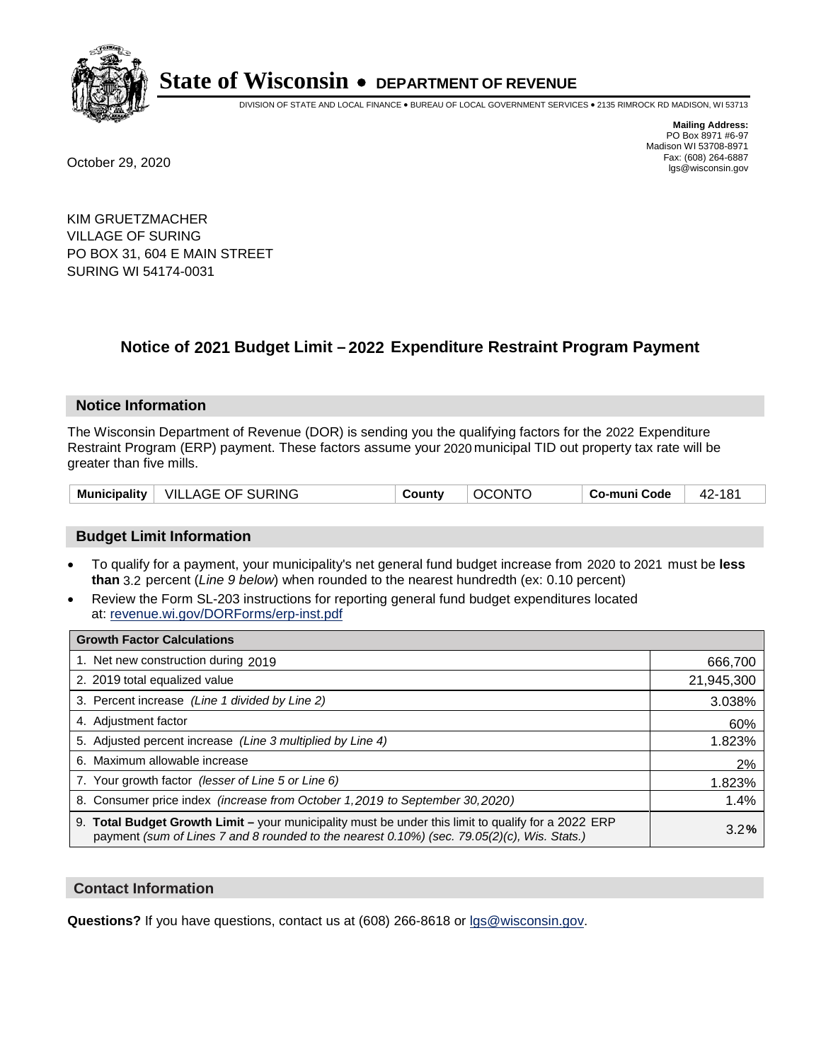# State of Wisconsin • DEPARTMENT OF REVENUE

DIVISION OF STATE AND LOCAL FINANCE • BUREAU OF LOCAL GOVERNMENT SERVICES • 2135 RIMROCK RD MADISON, WI 53713

**Mailing Address:**
PO Box 8971 #6-97
Madison WI 53708-8971
Fax: (608) 264-6887
lgs@wisconsin.gov

October 29, 2020

KIM GRUETZMACHER
VILLAGE OF SURING
PO BOX 31, 604 E MAIN STREET
SURING WI 54174-0031

## Notice of 2021 Budget Limit – 2022 Expenditure Restraint Program Payment

### Notice Information

The Wisconsin Department of Revenue (DOR) is sending you the qualifying factors for the 2022 Expenditure Restraint Program (ERP) payment. These factors assume your 2020 municipal TID out property tax rate will be greater than five mills.

| Municipality | VILLAGE OF SURING | County | OCONTO | Co-muni Code | 42-181 |
|---|---|---|---|---|---|

### Budget Limit Information

- To qualify for a payment, your municipality's net general fund budget increase from 2020 to 2021 must be **less than** 3.2 percent (*Line 9 below*) when rounded to the nearest hundredth (ex: 0.10 percent)
- Review the Form SL-203 instructions for reporting general fund budget expenditures located at: revenue.wi.gov/DORForms/erp-inst.pdf

| Growth Factor Calculations | |
|---|---|
| 1. Net new construction during 2019 | 666,700 |
| 2. 2019 total equalized value | 21,945,300 |
| 3. Percent increase *(Line 1 divided by Line 2)* | 3.038% |
| 4. Adjustment factor | 60% |
| 5. Adjusted percent increase *(Line 3 multiplied by Line 4)* | 1.823% |
| 6. Maximum allowable increase | 2% |
| 7. Your growth factor *(lesser of Line 5 or Line 6)* | 1.823% |
| 8. Consumer price index *(increase from October 1,2019 to September 30,2020)* | 1.4% |
| 9. **Total Budget Growth Limit –** your municipality must be under this limit to qualify for a 2022 ERP payment *(sum of Lines 7 and 8 rounded to the nearest 0.10%) (sec. 79.05(2)(c), Wis. Stats.)* | 3.2**%** |

### Contact Information

**Questions?** If you have questions, contact us at (608) 266-8618 or lgs@wisconsin.gov.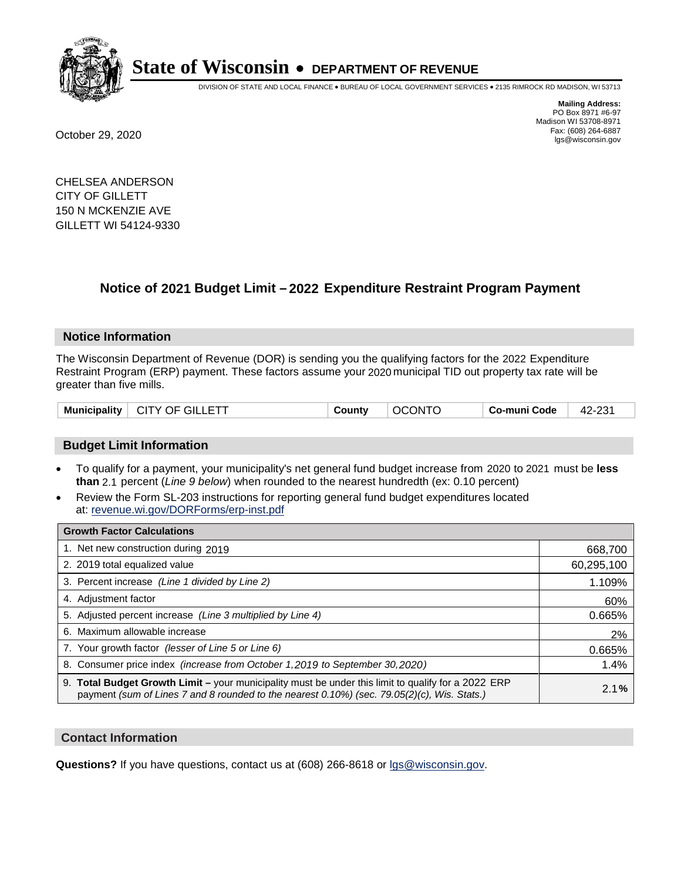# State of Wisconsin • DEPARTMENT OF REVENUE

DIVISION OF STATE AND LOCAL FINANCE • BUREAU OF LOCAL GOVERNMENT SERVICES • 2135 RIMROCK RD MADISON, WI 53713

**Mailing Address:**
PO Box 8971 #6-97
Madison WI 53708-8971
Fax: (608) 264-6887
lgs@wisconsin.gov

October 29, 2020

CHELSEA ANDERSON
CITY OF GILLETT
150 N MCKENZIE AVE
GILLETT WI 54124-9330

## Notice of 2021 Budget Limit – 2022 Expenditure Restraint Program Payment

### Notice Information

The Wisconsin Department of Revenue (DOR) is sending you the qualifying factors for the 2022 Expenditure Restraint Program (ERP) payment. These factors assume your 2020 municipal TID out property tax rate will be greater than five mills.

| Municipality | CITY OF GILLETT | County | OCONTO | Co-muni Code | 42-231 |
|---|---|---|---|---|---|

### Budget Limit Information

- To qualify for a payment, your municipality's net general fund budget increase from 2020 to 2021 must be **less than** 2.1 percent (*Line 9 below*) when rounded to the nearest hundredth (ex: 0.10 percent)
- Review the Form SL-203 instructions for reporting general fund budget expenditures located at: revenue.wi.gov/DORForms/erp-inst.pdf

| Growth Factor Calculations | |
|---|---|
| 1. Net new construction during 2019 | 668,700 |
| 2. 2019 total equalized value | 60,295,100 |
| 3. Percent increase *(Line 1 divided by Line 2)* | 1.109% |
| 4. Adjustment factor | 60% |
| 5. Adjusted percent increase *(Line 3 multiplied by Line 4)* | 0.665% |
| 6. Maximum allowable increase | 2% |
| 7. Your growth factor *(lesser of Line 5 or Line 6)* | 0.665% |
| 8. Consumer price index *(increase from October 1,2019 to September 30,2020)* | 1.4% |
| 9. **Total Budget Growth Limit –** your municipality must be under this limit to qualify for a 2022 ERP payment *(sum of Lines 7 and 8 rounded to the nearest 0.10%) (sec. 79.05(2)(c), Wis. Stats.)* | 2.1% |

### Contact Information

**Questions?** If you have questions, contact us at (608) 266-8618 or lgs@wisconsin.gov.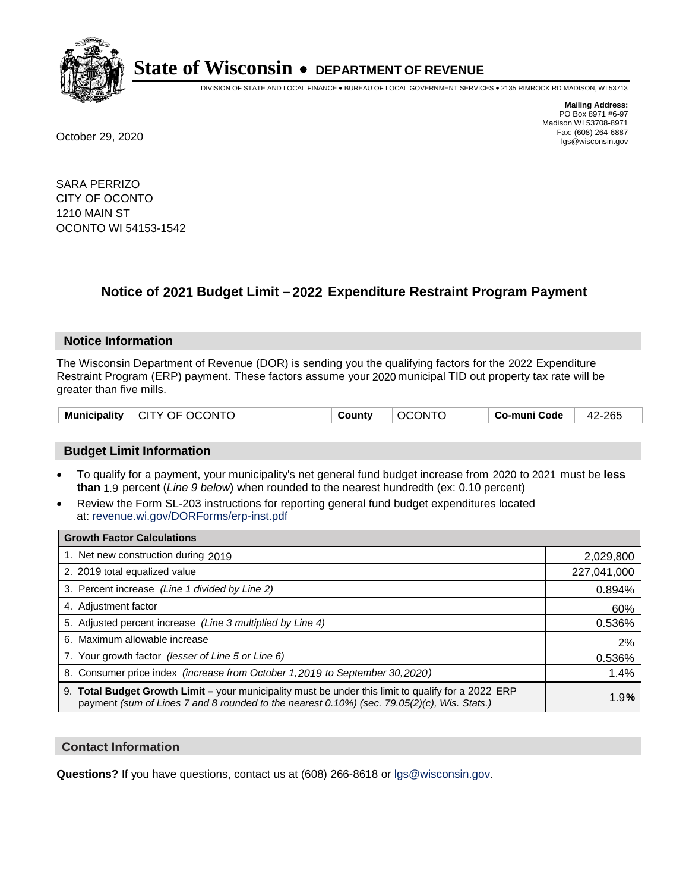# State of Wisconsin • DEPARTMENT OF REVENUE

DIVISION OF STATE AND LOCAL FINANCE • BUREAU OF LOCAL GOVERNMENT SERVICES • 2135 RIMROCK RD MADISON, WI 53713

**Mailing Address:**
PO Box 8971 #6-97
Madison WI 53708-8971
Fax: (608) 264-6887
lgs@wisconsin.gov

October 29, 2020

SARA PERRIZO
CITY OF OCONTO
1210 MAIN ST
OCONTO WI 54153-1542

## Notice of 2021 Budget Limit – 2022 Expenditure Restraint Program Payment

### Notice Information

The Wisconsin Department of Revenue (DOR) is sending you the qualifying factors for the 2022 Expenditure Restraint Program (ERP) payment. These factors assume your 2020 municipal TID out property tax rate will be greater than five mills.

| Municipality | CITY OF OCONTO | County | OCONTO | Co-muni Code | 42-265 |
|---|---|---|---|---|---|

### Budget Limit Information

- To qualify for a payment, your municipality's net general fund budget increase from 2020 to 2021 must be **less than** 1.9 percent (*Line 9 below*) when rounded to the nearest hundredth (ex: 0.10 percent)
- Review the Form SL-203 instructions for reporting general fund budget expenditures located at: revenue.wi.gov/DORForms/erp-inst.pdf

| Growth Factor Calculations | |
|---|---|
| 1. Net new construction during 2019 | 2,029,800 |
| 2. 2019 total equalized value | 227,041,000 |
| 3. Percent increase *(Line 1 divided by Line 2)* | 0.894% |
| 4. Adjustment factor | 60% |
| 5. Adjusted percent increase *(Line 3 multiplied by Line 4)* | 0.536% |
| 6. Maximum allowable increase | 2% |
| 7. Your growth factor *(lesser of Line 5 or Line 6)* | 0.536% |
| 8. Consumer price index *(increase from October 1,2019 to September 30,2020)* | 1.4% |
| 9. **Total Budget Growth Limit –** your municipality must be under this limit to qualify for a 2022 ERP payment *(sum of Lines 7 and 8 rounded to the nearest 0.10%) (sec. 79.05(2)(c), Wis. Stats.)* | 1.9**%** |

### Contact Information

**Questions?** If you have questions, contact us at (608) 266-8618 or lgs@wisconsin.gov.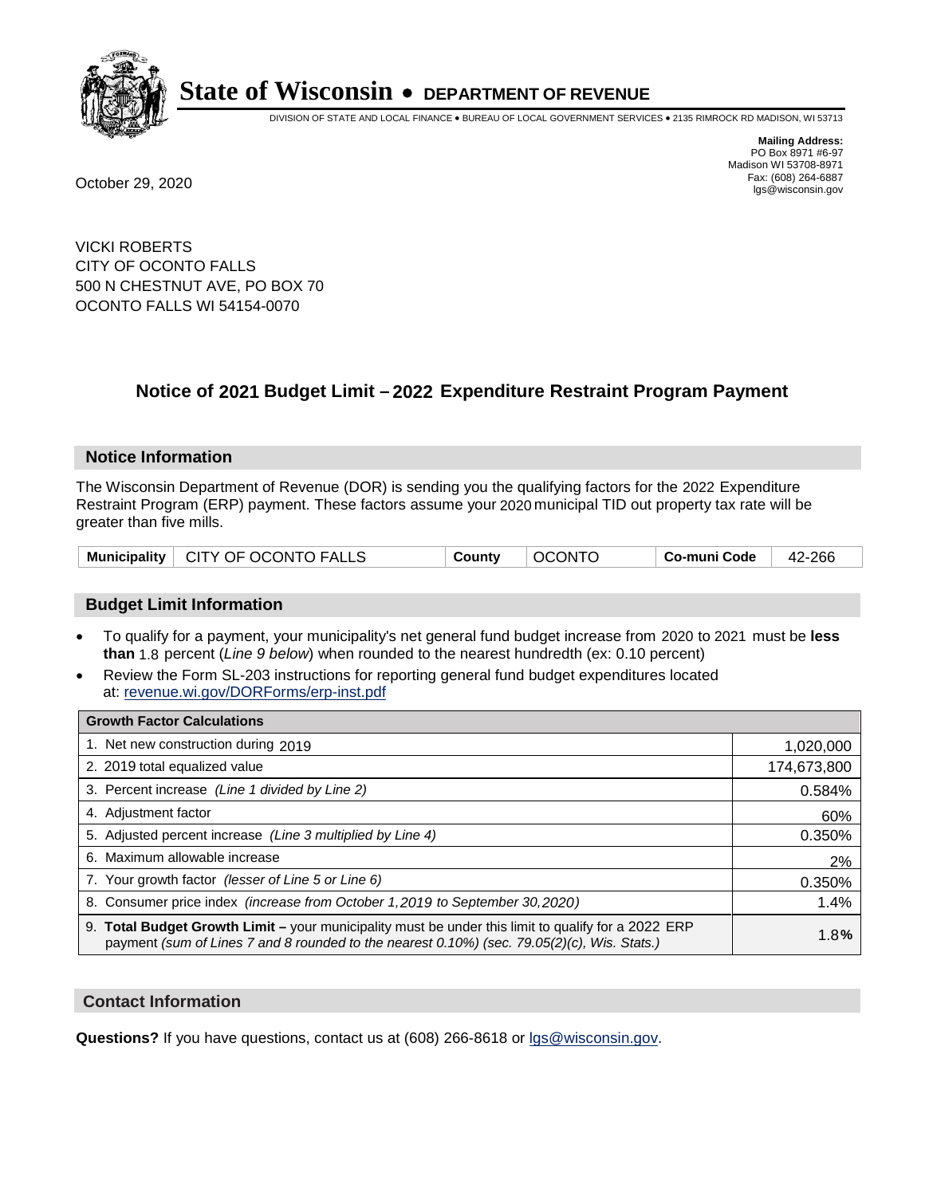# State of Wisconsin • DEPARTMENT OF REVENUE

DIVISION OF STATE AND LOCAL FINANCE • BUREAU OF LOCAL GOVERNMENT SERVICES • 2135 RIMROCK RD MADISON, WI 53713

**Mailing Address:**
PO Box 8971 #6-97
Madison WI 53708-8971
Fax: (608) 264-6887
lgs@wisconsin.gov

October 29, 2020

VICKI ROBERTS
CITY OF OCONTO FALLS
500 N CHESTNUT AVE, PO BOX 70
OCONTO FALLS WI 54154-0070

## Notice of 2021 Budget Limit – 2022 Expenditure Restraint Program Payment

### Notice Information

The Wisconsin Department of Revenue (DOR) is sending you the qualifying factors for the 2022 Expenditure Restraint Program (ERP) payment. These factors assume your 2020 municipal TID out property tax rate will be greater than five mills.

| Municipality | CITY OF OCONTO FALLS | County | OCONTO | Co-muni Code | 42-266 |
|---|---|---|---|---|---|

### Budget Limit Information

- To qualify for a payment, your municipality's net general fund budget increase from 2020 to 2021 must be **less than** 1.8 percent (*Line 9 below*) when rounded to the nearest hundredth (ex: 0.10 percent)
- Review the Form SL-203 instructions for reporting general fund budget expenditures located at: revenue.wi.gov/DORForms/erp-inst.pdf

| Growth Factor Calculations | |
|---|---|
| 1. Net new construction during 2019 | 1,020,000 |
| 2. 2019 total equalized value | 174,673,800 |
| 3. Percent increase *(Line 1 divided by Line 2)* | 0.584% |
| 4. Adjustment factor | 60% |
| 5. Adjusted percent increase *(Line 3 multiplied by Line 4)* | 0.350% |
| 6. Maximum allowable increase | 2% |
| 7. Your growth factor *(lesser of Line 5 or Line 6)* | 0.350% |
| 8. Consumer price index *(increase from October 1,2019 to September 30,2020)* | 1.4% |
| 9. **Total Budget Growth Limit –** your municipality must be under this limit to qualify for a 2022 ERP payment *(sum of Lines 7 and 8 rounded to the nearest 0.10%) (sec. 79.05(2)(c), Wis. Stats.)* | 1.8**%** |

### Contact Information

**Questions?** If you have questions, contact us at (608) 266-8618 or lgs@wisconsin.gov.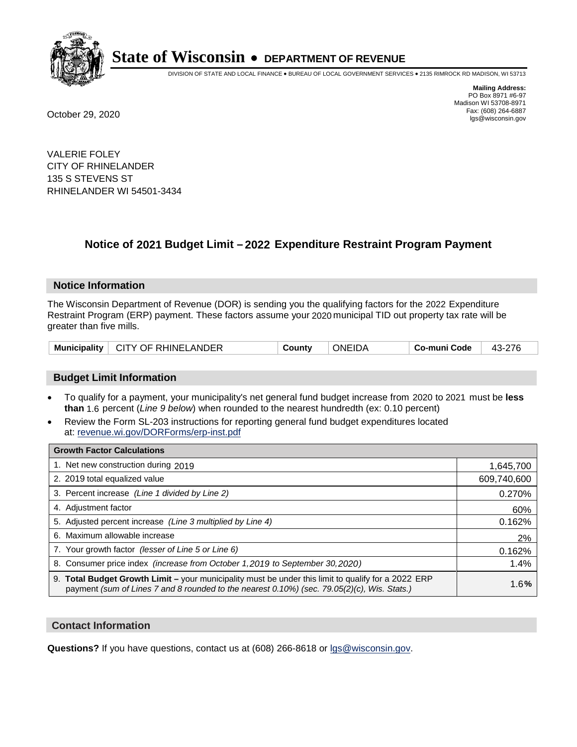# State of Wisconsin • DEPARTMENT OF REVENUE

DIVISION OF STATE AND LOCAL FINANCE • BUREAU OF LOCAL GOVERNMENT SERVICES • 2135 RIMROCK RD MADISON, WI 53713

**Mailing Address:**
PO Box 8971 #6-97
Madison WI 53708-8971
Fax: (608) 264-6887
lgs@wisconsin.gov

October 29, 2020

VALERIE FOLEY
CITY OF RHINELANDER
135 S STEVENS ST
RHINELANDER WI 54501-3434

## Notice of 2021 Budget Limit – 2022 Expenditure Restraint Program Payment

### Notice Information

The Wisconsin Department of Revenue (DOR) is sending you the qualifying factors for the 2022 Expenditure Restraint Program (ERP) payment. These factors assume your 2020 municipal TID out property tax rate will be greater than five mills.

| Municipality | CITY OF RHINELANDER | County | ONEIDA | Co-muni Code | 43-276 |
|---|---|---|---|---|---|

### Budget Limit Information

- To qualify for a payment, your municipality's net general fund budget increase from 2020 to 2021 must be **less than** 1.6 percent (*Line 9 below*) when rounded to the nearest hundredth (ex: 0.10 percent)
- Review the Form SL-203 instructions for reporting general fund budget expenditures located at: revenue.wi.gov/DORForms/erp-inst.pdf

| Growth Factor Calculations | |
|---|---|
| 1. Net new construction during 2019 | 1,645,700 |
| 2. 2019 total equalized value | 609,740,600 |
| 3. Percent increase *(Line 1 divided by Line 2)* | 0.270% |
| 4. Adjustment factor | 60% |
| 5. Adjusted percent increase *(Line 3 multiplied by Line 4)* | 0.162% |
| 6. Maximum allowable increase | 2% |
| 7. Your growth factor *(lesser of Line 5 or Line 6)* | 0.162% |
| 8. Consumer price index *(increase from October 1,2019 to September 30,2020)* | 1.4% |
| 9. **Total Budget Growth Limit –** your municipality must be under this limit to qualify for a 2022 ERP payment *(sum of Lines 7 and 8 rounded to the nearest 0.10%) (sec. 79.05(2)(c), Wis. Stats.)* | 1.6**%** |

### Contact Information

**Questions?** If you have questions, contact us at (608) 266-8618 or lgs@wisconsin.gov.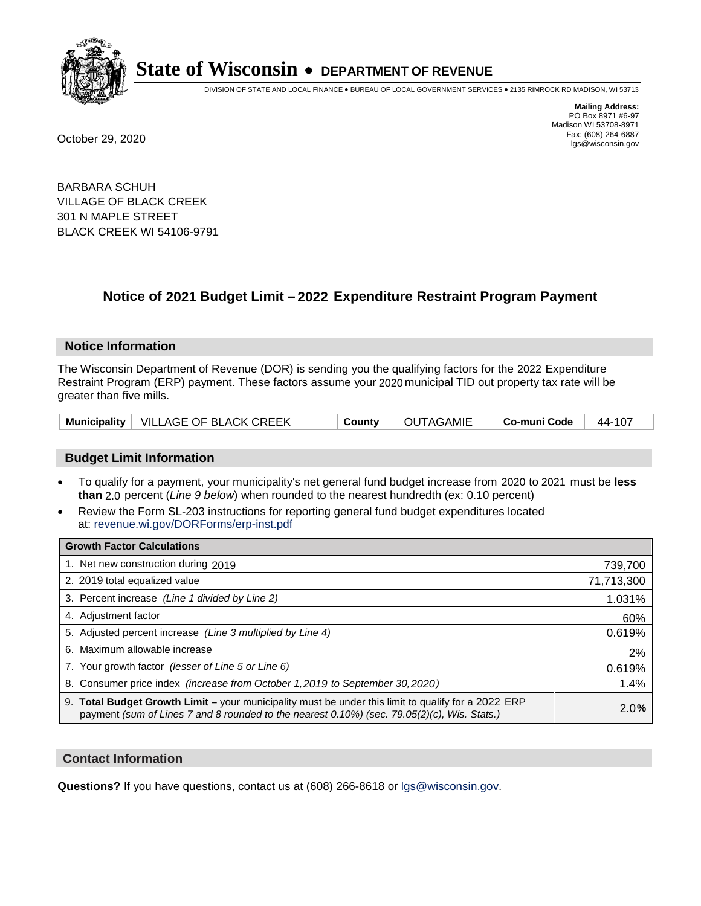# State of Wisconsin • DEPARTMENT OF REVENUE

DIVISION OF STATE AND LOCAL FINANCE • BUREAU OF LOCAL GOVERNMENT SERVICES • 2135 RIMROCK RD MADISON, WI 53713

**Mailing Address:**
PO Box 8971 #6-97
Madison WI 53708-8971
Fax: (608) 264-6887
lgs@wisconsin.gov

October 29, 2020

BARBARA SCHUH
VILLAGE OF BLACK CREEK
301 N MAPLE STREET
BLACK CREEK WI 54106-9791

## Notice of 2021 Budget Limit – 2022 Expenditure Restraint Program Payment

### Notice Information

The Wisconsin Department of Revenue (DOR) is sending you the qualifying factors for the 2022 Expenditure Restraint Program (ERP) payment. These factors assume your 2020 municipal TID out property tax rate will be greater than five mills.

| Municipality | VILLAGE OF BLACK CREEK | County | OUTAGAMIE | Co-muni Code | 44-107 |
|---|---|---|---|---|---|

### Budget Limit Information

- To qualify for a payment, your municipality's net general fund budget increase from 2020 to 2021 must be **less than** 2.0 percent (*Line 9 below*) when rounded to the nearest hundredth (ex: 0.10 percent)
- Review the Form SL-203 instructions for reporting general fund budget expenditures located at: revenue.wi.gov/DORForms/erp-inst.pdf

| Growth Factor Calculations | |
|---|---|
| 1. Net new construction during 2019 | 739,700 |
| 2. 2019 total equalized value | 71,713,300 |
| 3. Percent increase *(Line 1 divided by Line 2)* | 1.031% |
| 4. Adjustment factor | 60% |
| 5. Adjusted percent increase *(Line 3 multiplied by Line 4)* | 0.619% |
| 6. Maximum allowable increase | 2% |
| 7. Your growth factor *(lesser of Line 5 or Line 6)* | 0.619% |
| 8. Consumer price index *(increase from October 1,2019 to September 30,2020)* | 1.4% |
| 9. **Total Budget Growth Limit –** your municipality must be under this limit to qualify for a 2022 ERP payment *(sum of Lines 7 and 8 rounded to the nearest 0.10%) (sec. 79.05(2)(c), Wis. Stats.)* | 2.0**%** |

### Contact Information

**Questions?** If you have questions, contact us at (608) 266-8618 or lgs@wisconsin.gov.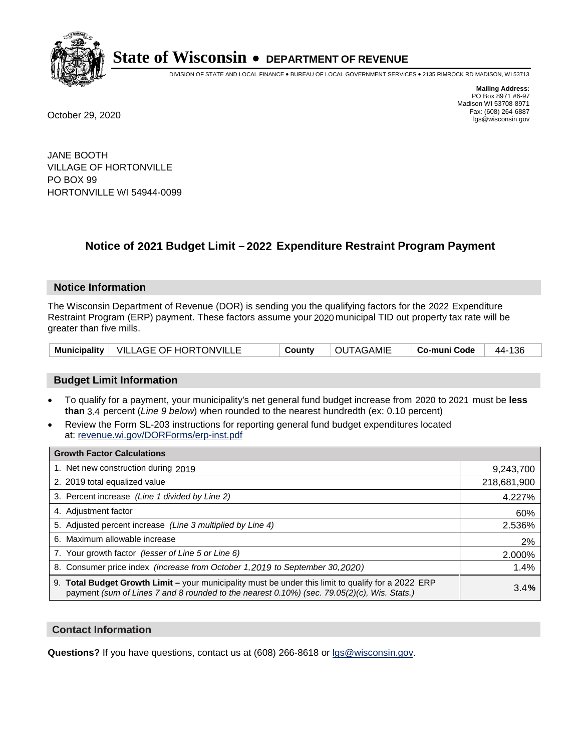# State of Wisconsin • DEPARTMENT OF REVENUE

DIVISION OF STATE AND LOCAL FINANCE • BUREAU OF LOCAL GOVERNMENT SERVICES • 2135 RIMROCK RD MADISON, WI 53713

**Mailing Address:**
PO Box 8971 #6-97
Madison WI 53708-8971
Fax: (608) 264-6887
lgs@wisconsin.gov

October 29, 2020

JANE BOOTH
VILLAGE OF HORTONVILLE
PO BOX 99
HORTONVILLE WI 54944-0099

## Notice of 2021 Budget Limit – 2022 Expenditure Restraint Program Payment

### Notice Information

The Wisconsin Department of Revenue (DOR) is sending you the qualifying factors for the 2022 Expenditure Restraint Program (ERP) payment. These factors assume your 2020 municipal TID out property tax rate will be greater than five mills.

| Municipality | VILLAGE OF HORTONVILLE | County | OUTAGAMIE | Co-muni Code | 44-136 |
|---|---|---|---|---|---|

### Budget Limit Information

- To qualify for a payment, your municipality's net general fund budget increase from 2020 to 2021 must be **less than** 3.4 percent (*Line 9 below*) when rounded to the nearest hundredth (ex: 0.10 percent)
- Review the Form SL-203 instructions for reporting general fund budget expenditures located at: revenue.wi.gov/DORForms/erp-inst.pdf

| Growth Factor Calculations | |
|---|---|
| 1. Net new construction during 2019 | 9,243,700 |
| 2. 2019 total equalized value | 218,681,900 |
| 3. Percent increase *(Line 1 divided by Line 2)* | 4.227% |
| 4. Adjustment factor | 60% |
| 5. Adjusted percent increase *(Line 3 multiplied by Line 4)* | 2.536% |
| 6. Maximum allowable increase | 2% |
| 7. Your growth factor *(lesser of Line 5 or Line 6)* | 2.000% |
| 8. Consumer price index *(increase from October 1,2019 to September 30,2020)* | 1.4% |
| 9. **Total Budget Growth Limit –** your municipality must be under this limit to qualify for a 2022 ERP payment *(sum of Lines 7 and 8 rounded to the nearest 0.10%) (sec. 79.05(2)(c), Wis. Stats.)* | 3.4% |

### Contact Information

**Questions?** If you have questions, contact us at (608) 266-8618 or lgs@wisconsin.gov.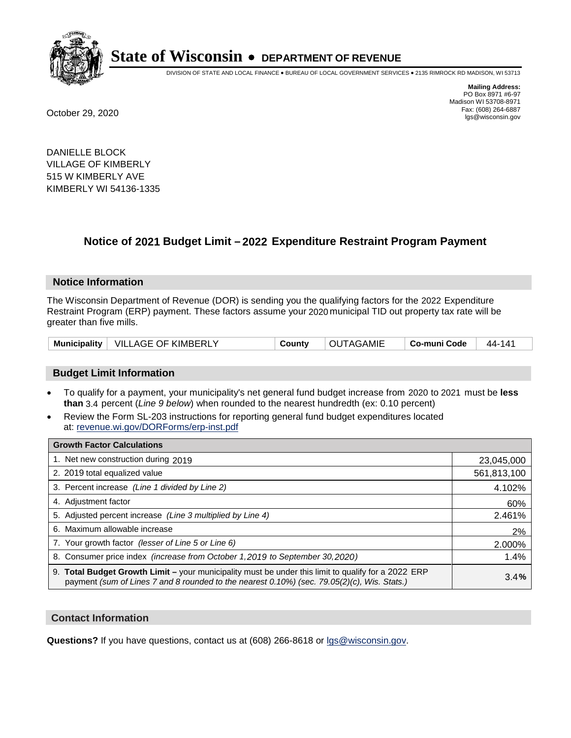# State of Wisconsin • DEPARTMENT OF REVENUE

DIVISION OF STATE AND LOCAL FINANCE • BUREAU OF LOCAL GOVERNMENT SERVICES • 2135 RIMROCK RD MADISON, WI 53713

**Mailing Address:**
PO Box 8971 #6-97
Madison WI 53708-8971
Fax: (608) 264-6887
lgs@wisconsin.gov

October 29, 2020

DANIELLE BLOCK
VILLAGE OF KIMBERLY
515 W KIMBERLY AVE
KIMBERLY WI 54136-1335

## Notice of 2021 Budget Limit – 2022 Expenditure Restraint Program Payment

### Notice Information

The Wisconsin Department of Revenue (DOR) is sending you the qualifying factors for the 2022 Expenditure Restraint Program (ERP) payment. These factors assume your 2020 municipal TID out property tax rate will be greater than five mills.

| Municipality | VILLAGE OF KIMBERLY | County | OUTAGAMIE | Co-muni Code | 44-141 |
|---|---|---|---|---|---|

### Budget Limit Information

- To qualify for a payment, your municipality's net general fund budget increase from 2020 to 2021 must be **less than** 3.4 percent (*Line 9 below*) when rounded to the nearest hundredth (ex: 0.10 percent)
- Review the Form SL-203 instructions for reporting general fund budget expenditures located at: revenue.wi.gov/DORForms/erp-inst.pdf

| Growth Factor Calculations | |
|---|---|
| 1. Net new construction during 2019 | 23,045,000 |
| 2. 2019 total equalized value | 561,813,100 |
| 3. Percent increase *(Line 1 divided by Line 2)* | 4.102% |
| 4. Adjustment factor | 60% |
| 5. Adjusted percent increase *(Line 3 multiplied by Line 4)* | 2.461% |
| 6. Maximum allowable increase | 2% |
| 7. Your growth factor *(lesser of Line 5 or Line 6)* | 2.000% |
| 8. Consumer price index *(increase from October 1,2019 to September 30,2020)* | 1.4% |
| 9. **Total Budget Growth Limit –** your municipality must be under this limit to qualify for a 2022 ERP payment *(sum of Lines 7 and 8 rounded to the nearest 0.10%) (sec. 79.05(2)(c), Wis. Stats.)* | 3.4% |

### Contact Information

**Questions?** If you have questions, contact us at (608) 266-8618 or lgs@wisconsin.gov.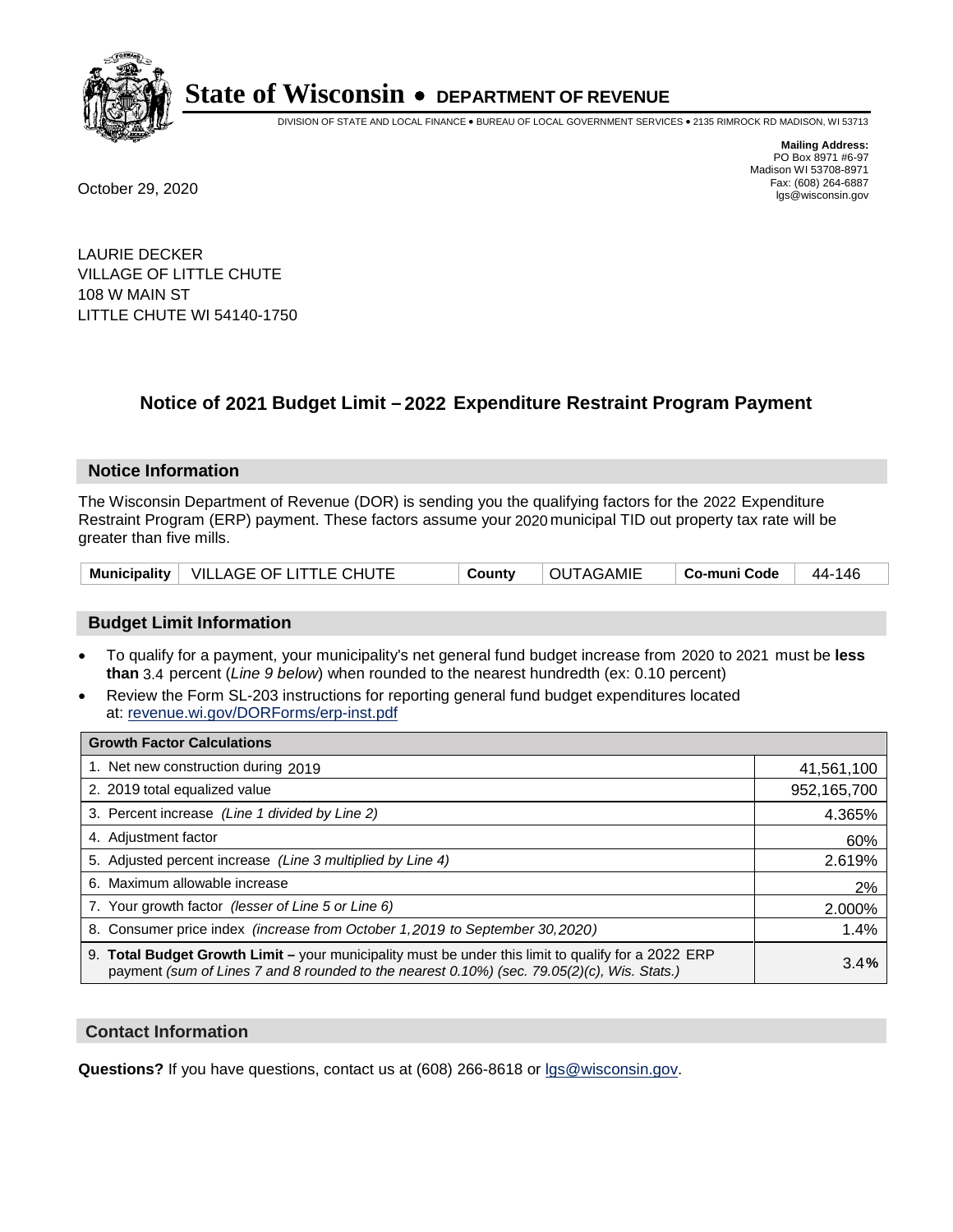# State of Wisconsin • DEPARTMENT OF REVENUE

DIVISION OF STATE AND LOCAL FINANCE • BUREAU OF LOCAL GOVERNMENT SERVICES • 2135 RIMROCK RD MADISON, WI 53713

**Mailing Address:**
PO Box 8971 #6-97
Madison WI 53708-8971
Fax: (608) 264-6887
lgs@wisconsin.gov

October 29, 2020

LAURIE DECKER
VILLAGE OF LITTLE CHUTE
108 W MAIN ST
LITTLE CHUTE WI 54140-1750

## Notice of 2021 Budget Limit – 2022 Expenditure Restraint Program Payment

### Notice Information

The Wisconsin Department of Revenue (DOR) is sending you the qualifying factors for the 2022 Expenditure Restraint Program (ERP) payment. These factors assume your 2020 municipal TID out property tax rate will be greater than five mills.

| Municipality | VILLAGE OF LITTLE CHUTE | County | OUTAGAMIE | Co-muni Code | 44-146 |
|---|---|---|---|---|---|

### Budget Limit Information

- To qualify for a payment, your municipality's net general fund budget increase from 2020 to 2021 must be **less than** 3.4 percent (*Line 9 below*) when rounded to the nearest hundredth (ex: 0.10 percent)
- Review the Form SL-203 instructions for reporting general fund budget expenditures located at: revenue.wi.gov/DORForms/erp-inst.pdf

| Growth Factor Calculations | |
|---|---|
| 1. Net new construction during 2019 | 41,561,100 |
| 2. 2019 total equalized value | 952,165,700 |
| 3. Percent increase *(Line 1 divided by Line 2)* | 4.365% |
| 4. Adjustment factor | 60% |
| 5. Adjusted percent increase *(Line 3 multiplied by Line 4)* | 2.619% |
| 6. Maximum allowable increase | 2% |
| 7. Your growth factor *(lesser of Line 5 or Line 6)* | 2.000% |
| 8. Consumer price index *(increase from October 1,2019 to September 30,2020)* | 1.4% |
| 9. **Total Budget Growth Limit –** your municipality must be under this limit to qualify for a 2022 ERP payment *(sum of Lines 7 and 8 rounded to the nearest 0.10%) (sec. 79.05(2)(c), Wis. Stats.)* | 3.4**%** |

### Contact Information

**Questions?** If you have questions, contact us at (608) 266-8618 or lgs@wisconsin.gov.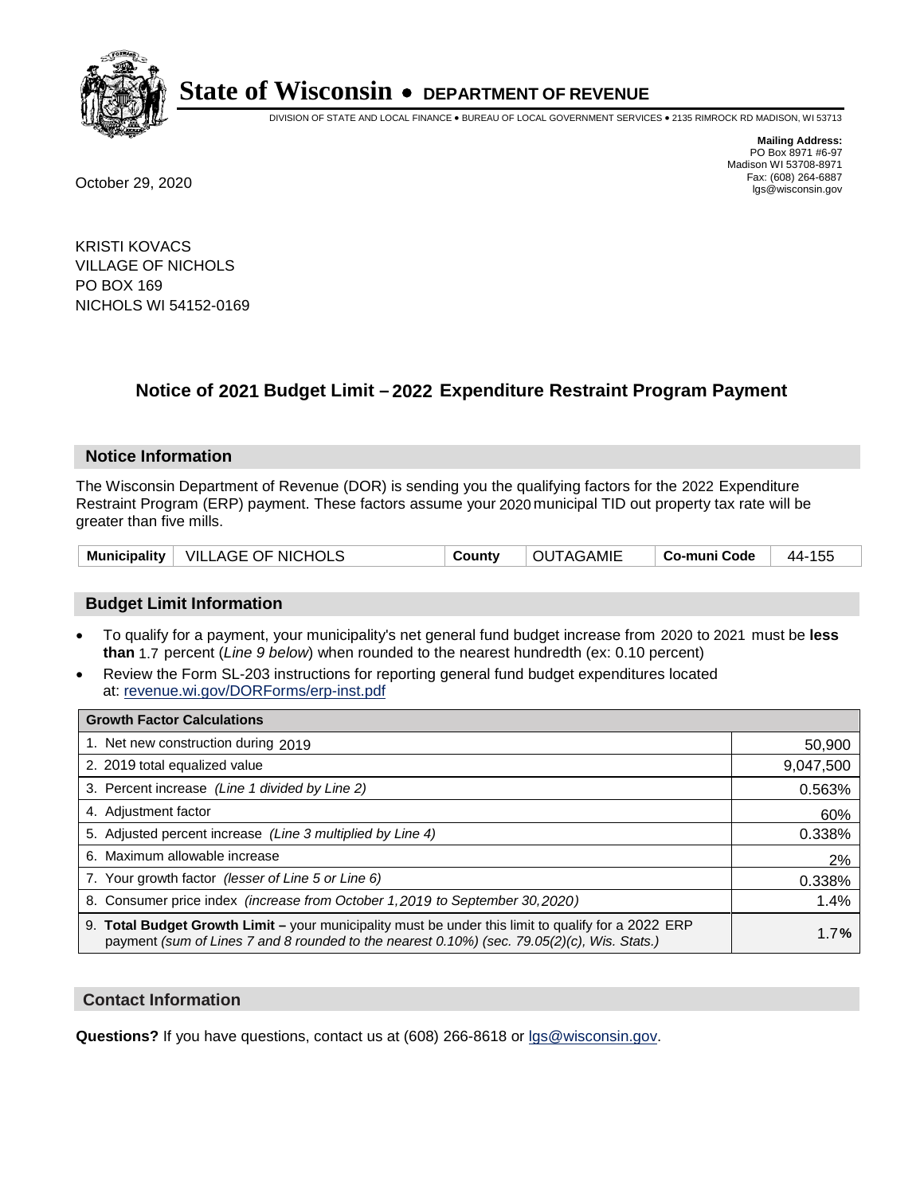# State of Wisconsin • DEPARTMENT OF REVENUE

DIVISION OF STATE AND LOCAL FINANCE • BUREAU OF LOCAL GOVERNMENT SERVICES • 2135 RIMROCK RD MADISON, WI 53713

**Mailing Address:**
PO Box 8971 #6-97
Madison WI 53708-8971
Fax: (608) 264-6887
lgs@wisconsin.gov

October 29, 2020

KRISTI KOVACS
VILLAGE OF NICHOLS
PO BOX 169
NICHOLS WI 54152-0169

## Notice of 2021 Budget Limit – 2022 Expenditure Restraint Program Payment

### Notice Information

The Wisconsin Department of Revenue (DOR) is sending you the qualifying factors for the 2022 Expenditure Restraint Program (ERP) payment. These factors assume your 2020 municipal TID out property tax rate will be greater than five mills.

| Municipality | VILLAGE OF NICHOLS | County | OUTAGAMIE | Co-muni Code | 44-155 |
|---|---|---|---|---|---|

### Budget Limit Information

- To qualify for a payment, your municipality's net general fund budget increase from 2020 to 2021 must be **less than** 1.7 percent (*Line 9 below*) when rounded to the nearest hundredth (ex: 0.10 percent)
- Review the Form SL-203 instructions for reporting general fund budget expenditures located at: revenue.wi.gov/DORForms/erp-inst.pdf

| Growth Factor Calculations | |
|---|---|
| 1. Net new construction during 2019 | 50,900 |
| 2. 2019 total equalized value | 9,047,500 |
| 3. Percent increase *(Line 1 divided by Line 2)* | 0.563% |
| 4. Adjustment factor | 60% |
| 5. Adjusted percent increase *(Line 3 multiplied by Line 4)* | 0.338% |
| 6. Maximum allowable increase | 2% |
| 7. Your growth factor *(lesser of Line 5 or Line 6)* | 0.338% |
| 8. Consumer price index *(increase from October 1,2019 to September 30,2020)* | 1.4% |
| 9. **Total Budget Growth Limit –** your municipality must be under this limit to qualify for a 2022 ERP payment *(sum of Lines 7 and 8 rounded to the nearest 0.10%) (sec. 79.05(2)(c), Wis. Stats.)* | 1.7**%** |

### Contact Information

**Questions?** If you have questions, contact us at (608) 266-8618 or lgs@wisconsin.gov.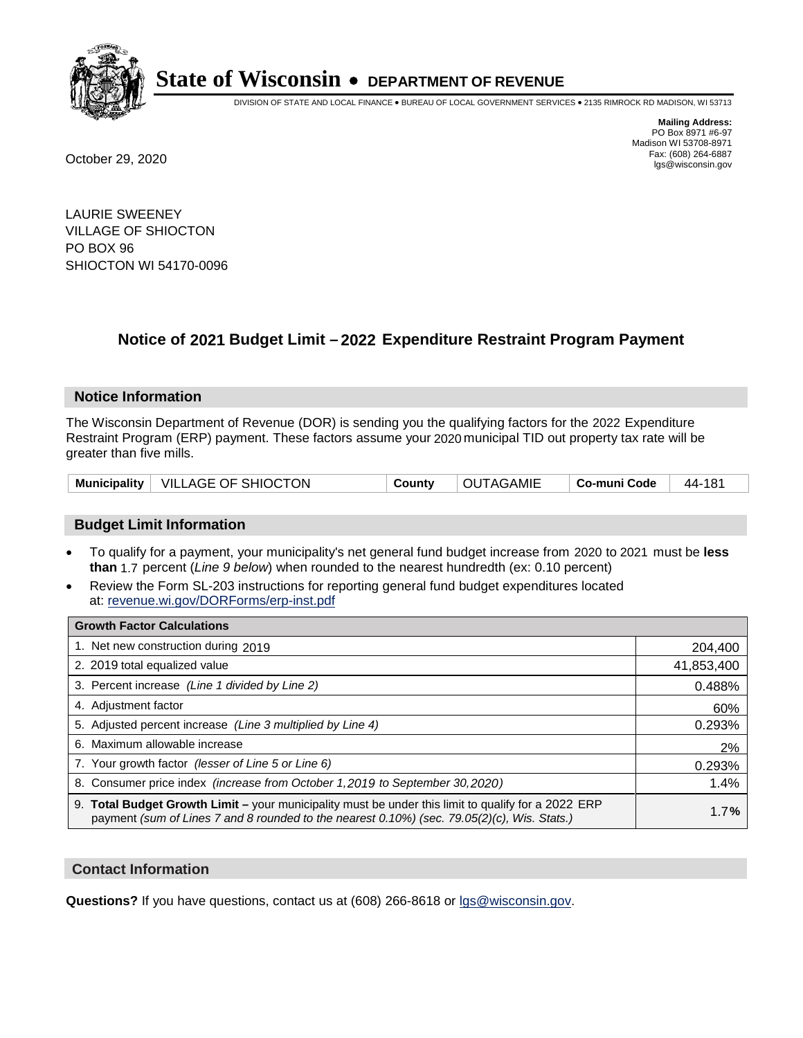# State of Wisconsin • DEPARTMENT OF REVENUE

DIVISION OF STATE AND LOCAL FINANCE • BUREAU OF LOCAL GOVERNMENT SERVICES • 2135 RIMROCK RD MADISON, WI 53713

**Mailing Address:**
PO Box 8971 #6-97
Madison WI 53708-8971
Fax: (608) 264-6887
lgs@wisconsin.gov

October 29, 2020

LAURIE SWEENEY
VILLAGE OF SHIOCTON
PO BOX 96
SHIOCTON WI 54170-0096

## Notice of 2021 Budget Limit – 2022 Expenditure Restraint Program Payment

### Notice Information

The Wisconsin Department of Revenue (DOR) is sending you the qualifying factors for the 2022 Expenditure Restraint Program (ERP) payment. These factors assume your 2020 municipal TID out property tax rate will be greater than five mills.

| Municipality | VILLAGE OF SHIOCTON | County | OUTAGAMIE | Co-muni Code | 44-181 |
|---|---|---|---|---|---|

### Budget Limit Information

- To qualify for a payment, your municipality's net general fund budget increase from 2020 to 2021 must be **less than** 1.7 percent (*Line 9 below*) when rounded to the nearest hundredth (ex: 0.10 percent)
- Review the Form SL-203 instructions for reporting general fund budget expenditures located at: revenue.wi.gov/DORForms/erp-inst.pdf

| Growth Factor Calculations | |
|---|---|
| 1. Net new construction during 2019 | 204,400 |
| 2. 2019 total equalized value | 41,853,400 |
| 3. Percent increase *(Line 1 divided by Line 2)* | 0.488% |
| 4. Adjustment factor | 60% |
| 5. Adjusted percent increase *(Line 3 multiplied by Line 4)* | 0.293% |
| 6. Maximum allowable increase | 2% |
| 7. Your growth factor *(lesser of Line 5 or Line 6)* | 0.293% |
| 8. Consumer price index *(increase from October 1,2019 to September 30,2020)* | 1.4% |
| 9. **Total Budget Growth Limit –** your municipality must be under this limit to qualify for a 2022 ERP payment *(sum of Lines 7 and 8 rounded to the nearest 0.10%) (sec. 79.05(2)(c), Wis. Stats.)* | 1.7**%** |

### Contact Information

**Questions?** If you have questions, contact us at (608) 266-8618 or lgs@wisconsin.gov.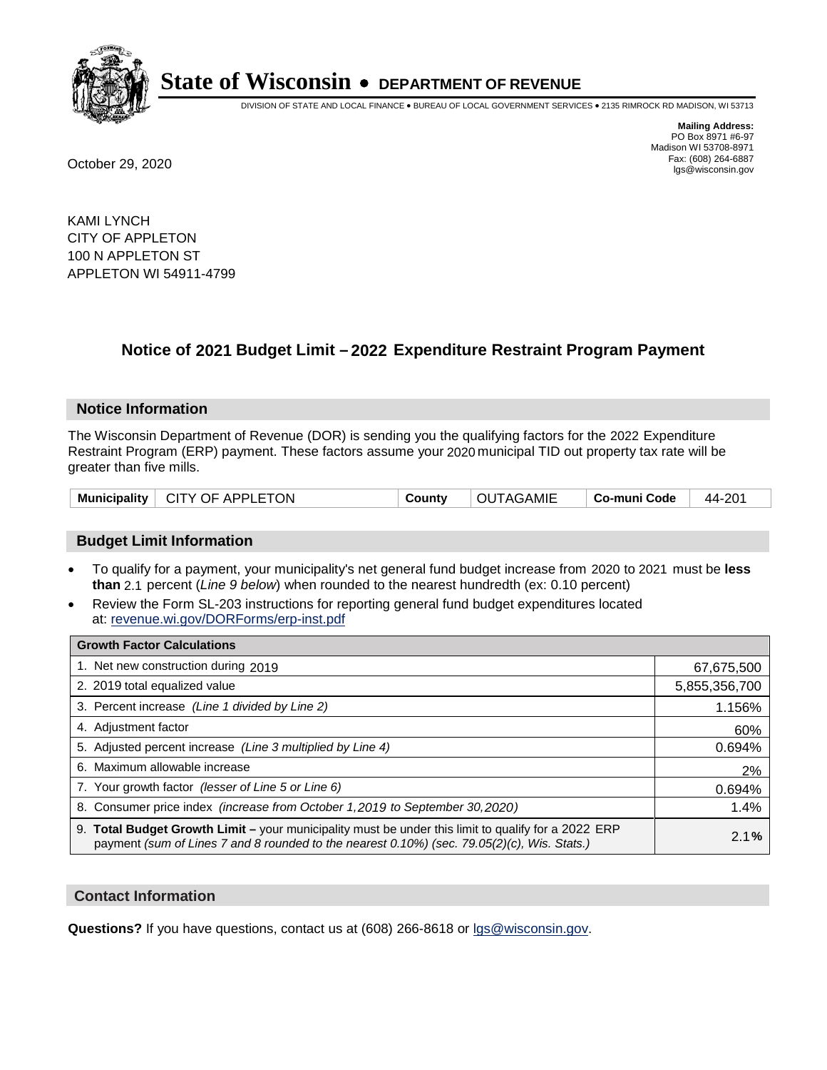# State of Wisconsin • DEPARTMENT OF REVENUE

DIVISION OF STATE AND LOCAL FINANCE • BUREAU OF LOCAL GOVERNMENT SERVICES • 2135 RIMROCK RD MADISON, WI 53713

**Mailing Address:**
PO Box 8971 #6-97
Madison WI 53708-8971
Fax: (608) 264-6887
lgs@wisconsin.gov

October 29, 2020

KAMI LYNCH
CITY OF APPLETON
100 N APPLETON ST
APPLETON WI 54911-4799

## Notice of 2021 Budget Limit – 2022 Expenditure Restraint Program Payment

### Notice Information

The Wisconsin Department of Revenue (DOR) is sending you the qualifying factors for the 2022 Expenditure Restraint Program (ERP) payment. These factors assume your 2020 municipal TID out property tax rate will be greater than five mills.

| **Municipality** | CITY OF APPLETON | **County** | OUTAGAMIE | **Co-muni Code** | 44-201 |
|---|---|---|---|---|---|

### Budget Limit Information

- To qualify for a payment, your municipality's net general fund budget increase from 2020 to 2021 must be **less than** 2.1 percent (*Line 9 below*) when rounded to the nearest hundredth (ex: 0.10 percent)
- Review the Form SL-203 instructions for reporting general fund budget expenditures located at: revenue.wi.gov/DORForms/erp-inst.pdf

| **Growth Factor Calculations** | |
|---|---|
| 1. Net new construction during 2019 | 67,675,500 |
| 2. 2019 total equalized value | 5,855,356,700 |
| 3. Percent increase *(Line 1 divided by Line 2)* | 1.156% |
| 4. Adjustment factor | 60% |
| 5. Adjusted percent increase *(Line 3 multiplied by Line 4)* | 0.694% |
| 6. Maximum allowable increase | 2% |
| 7. Your growth factor *(lesser of Line 5 or Line 6)* | 0.694% |
| 8. Consumer price index *(increase from October 1,2019 to September 30,2020)* | 1.4% |
| 9. **Total Budget Growth Limit –** your municipality must be under this limit to qualify for a 2022 ERP payment *(sum of Lines 7 and 8 rounded to the nearest 0.10%) (sec. 79.05(2)(c), Wis. Stats.)* | 2.1**%** |

### Contact Information

**Questions?** If you have questions, contact us at (608) 266-8618 or lgs@wisconsin.gov.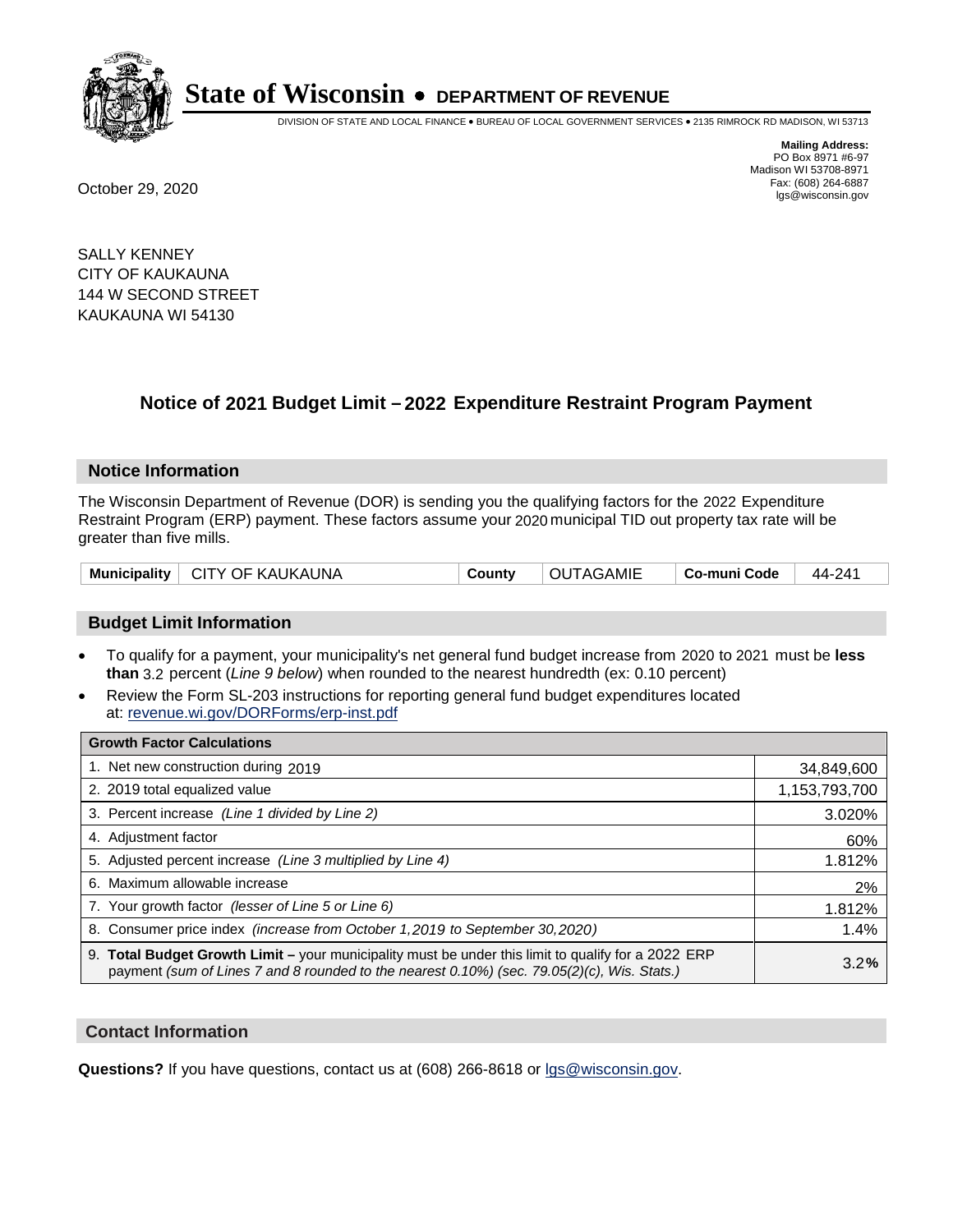# State of Wisconsin • DEPARTMENT OF REVENUE

DIVISION OF STATE AND LOCAL FINANCE • BUREAU OF LOCAL GOVERNMENT SERVICES • 2135 RIMROCK RD MADISON, WI 53713

**Mailing Address:**
PO Box 8971 #6-97
Madison WI 53708-8971
Fax: (608) 264-6887
lgs@wisconsin.gov

October 29, 2020

SALLY KENNEY
CITY OF KAUKAUNA
144 W SECOND STREET
KAUKAUNA WI 54130

## Notice of 2021 Budget Limit – 2022 Expenditure Restraint Program Payment

### Notice Information

The Wisconsin Department of Revenue (DOR) is sending you the qualifying factors for the 2022 Expenditure Restraint Program (ERP) payment. These factors assume your 2020 municipal TID out property tax rate will be greater than five mills.

| Municipality | CITY OF KAUKAUNA | County | OUTAGAMIE | Co-muni Code | 44-241 |
|---|---|---|---|---|---|

### Budget Limit Information

- To qualify for a payment, your municipality's net general fund budget increase from 2020 to 2021 must be **less than** 3.2 percent (*Line 9 below*) when rounded to the nearest hundredth (ex: 0.10 percent)
- Review the Form SL-203 instructions for reporting general fund budget expenditures located at: revenue.wi.gov/DORForms/erp-inst.pdf

| Growth Factor Calculations | |
|---|---|
| 1. Net new construction during 2019 | 34,849,600 |
| 2. 2019 total equalized value | 1,153,793,700 |
| 3. Percent increase *(Line 1 divided by Line 2)* | 3.020% |
| 4. Adjustment factor | 60% |
| 5. Adjusted percent increase *(Line 3 multiplied by Line 4)* | 1.812% |
| 6. Maximum allowable increase | 2% |
| 7. Your growth factor *(lesser of Line 5 or Line 6)* | 1.812% |
| 8. Consumer price index *(increase from October 1,2019 to September 30,2020)* | 1.4% |
| 9. **Total Budget Growth Limit –** your municipality must be under this limit to qualify for a 2022 ERP payment *(sum of Lines 7 and 8 rounded to the nearest 0.10%) (sec. 79.05(2)(c), Wis. Stats.)* | 3.2**%** |

### Contact Information

**Questions?** If you have questions, contact us at (608) 266-8618 or lgs@wisconsin.gov.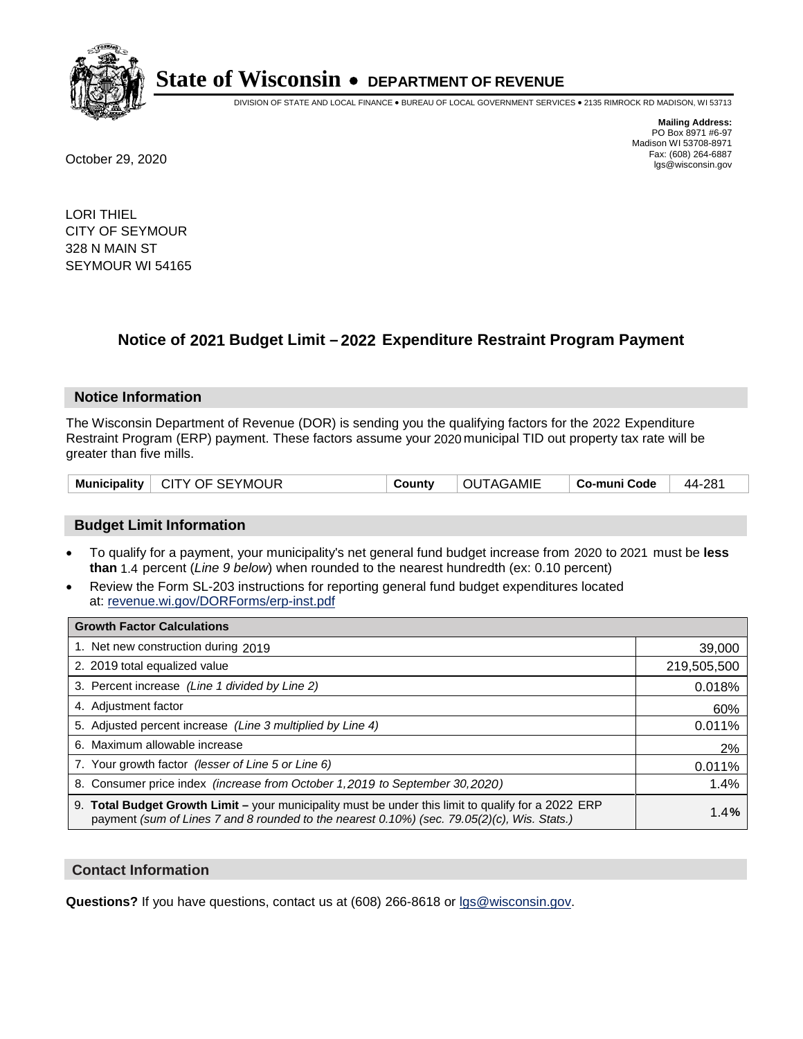# State of Wisconsin • DEPARTMENT OF REVENUE

DIVISION OF STATE AND LOCAL FINANCE • BUREAU OF LOCAL GOVERNMENT SERVICES • 2135 RIMROCK RD MADISON, WI 53713

**Mailing Address:**
PO Box 8971 #6-97
Madison WI 53708-8971
Fax: (608) 264-6887
lgs@wisconsin.gov

October 29, 2020

LORI THIEL
CITY OF SEYMOUR
328 N MAIN ST
SEYMOUR WI 54165

## Notice of 2021 Budget Limit – 2022 Expenditure Restraint Program Payment

### Notice Information

The Wisconsin Department of Revenue (DOR) is sending you the qualifying factors for the 2022 Expenditure Restraint Program (ERP) payment. These factors assume your 2020 municipal TID out property tax rate will be greater than five mills.

| Municipality | CITY OF SEYMOUR | County | OUTAGAMIE | Co-muni Code | 44-281 |
|---|---|---|---|---|---|

### Budget Limit Information

- To qualify for a payment, your municipality's net general fund budget increase from 2020 to 2021 must be **less than** 1.4 percent (*Line 9 below*) when rounded to the nearest hundredth (ex: 0.10 percent)
- Review the Form SL-203 instructions for reporting general fund budget expenditures located at: revenue.wi.gov/DORForms/erp-inst.pdf

| Growth Factor Calculations | |
|---|---|
| 1. Net new construction during 2019 | 39,000 |
| 2. 2019 total equalized value | 219,505,500 |
| 3. Percent increase *(Line 1 divided by Line 2)* | 0.018% |
| 4. Adjustment factor | 60% |
| 5. Adjusted percent increase *(Line 3 multiplied by Line 4)* | 0.011% |
| 6. Maximum allowable increase | 2% |
| 7. Your growth factor *(lesser of Line 5 or Line 6)* | 0.011% |
| 8. Consumer price index *(increase from October 1,2019 to September 30,2020)* | 1.4% |
| 9. **Total Budget Growth Limit –** your municipality must be under this limit to qualify for a 2022 ERP payment *(sum of Lines 7 and 8 rounded to the nearest 0.10%) (sec. 79.05(2)(c), Wis. Stats.)* | **1.4%** |

### Contact Information

**Questions?** If you have questions, contact us at (608) 266-8618 or lgs@wisconsin.gov.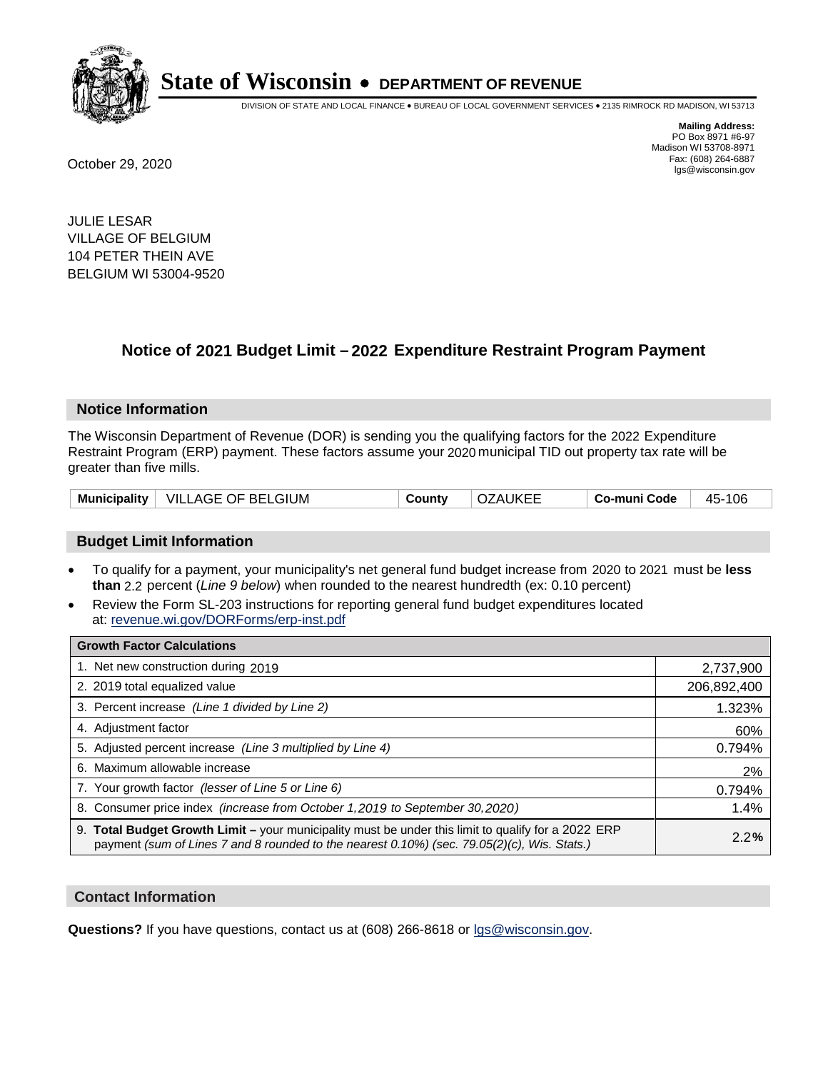**State of Wisconsin • DEPARTMENT OF REVENUE**

DIVISION OF STATE AND LOCAL FINANCE • BUREAU OF LOCAL GOVERNMENT SERVICES • 2135 RIMROCK RD MADISON, WI 53713

**Mailing Address:**
PO Box 8971 #6-97
Madison WI 53708-8971
Fax: (608) 264-6887
lgs@wisconsin.gov

October 29, 2020

JULIE LESAR
VILLAGE OF BELGIUM
104 PETER THEIN AVE
BELGIUM WI 53004-9520

## Notice of 2021 Budget Limit – 2022 Expenditure Restraint Program Payment

### Notice Information

The Wisconsin Department of Revenue (DOR) is sending you the qualifying factors for the 2022 Expenditure Restraint Program (ERP) payment. These factors assume your 2020 municipal TID out property tax rate will be greater than five mills.

| Municipality | VILLAGE OF BELGIUM | County | OZAUKEE | Co-muni Code | 45-106 |
|---|---|---|---|---|---|

### Budget Limit Information

- To qualify for a payment, your municipality's net general fund budget increase from 2020 to 2021 must be **less than** 2.2 percent (*Line 9 below*) when rounded to the nearest hundredth (ex: 0.10 percent)
- Review the Form SL-203 instructions for reporting general fund budget expenditures located at: revenue.wi.gov/DORForms/erp-inst.pdf

| Growth Factor Calculations | |
|---|---|
| 1. Net new construction during 2019 | 2,737,900 |
| 2. 2019 total equalized value | 206,892,400 |
| 3. Percent increase *(Line 1 divided by Line 2)* | 1.323% |
| 4. Adjustment factor | 60% |
| 5. Adjusted percent increase *(Line 3 multiplied by Line 4)* | 0.794% |
| 6. Maximum allowable increase | 2% |
| 7. Your growth factor *(lesser of Line 5 or Line 6)* | 0.794% |
| 8. Consumer price index *(increase from October 1,2019 to September 30,2020)* | 1.4% |
| 9. **Total Budget Growth Limit –** your municipality must be under this limit to qualify for a 2022 ERP payment *(sum of Lines 7 and 8 rounded to the nearest 0.10%) (sec. 79.05(2)(c), Wis. Stats.)* | 2.2**%** |

### Contact Information

**Questions?** If you have questions, contact us at (608) 266-8618 or lgs@wisconsin.gov.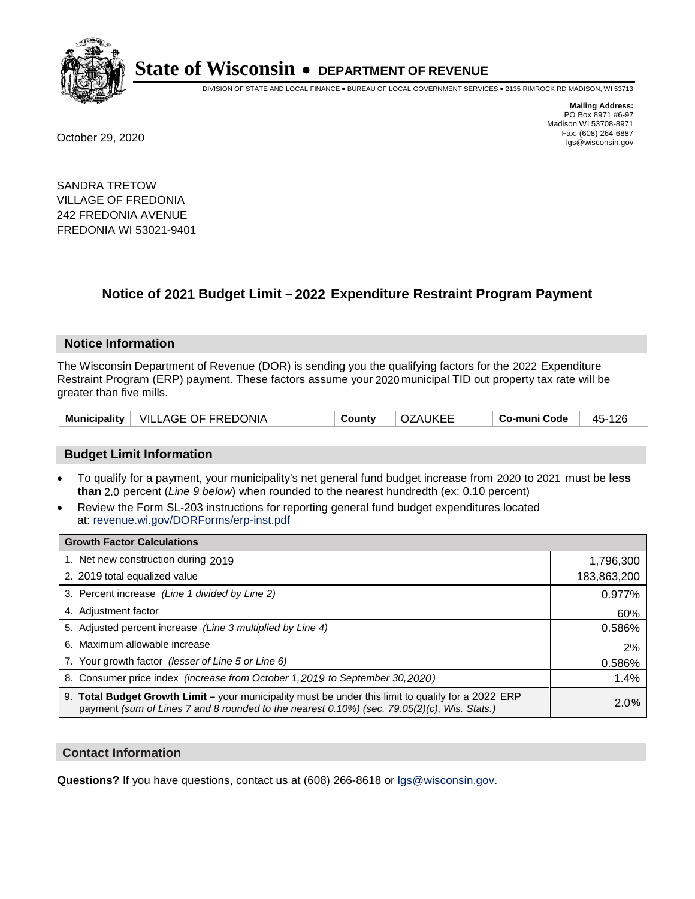# State of Wisconsin • DEPARTMENT OF REVENUE

DIVISION OF STATE AND LOCAL FINANCE • BUREAU OF LOCAL GOVERNMENT SERVICES • 2135 RIMROCK RD MADISON, WI 53713

**Mailing Address:**
PO Box 8971 #6-97
Madison WI 53708-8971
Fax: (608) 264-6887
lgs@wisconsin.gov

October 29, 2020

SANDRA TRETOW
VILLAGE OF FREDONIA
242 FREDONIA AVENUE
FREDONIA WI 53021-9401

## Notice of 2021 Budget Limit – 2022 Expenditure Restraint Program Payment

### Notice Information

The Wisconsin Department of Revenue (DOR) is sending you the qualifying factors for the 2022 Expenditure Restraint Program (ERP) payment. These factors assume your 2020 municipal TID out property tax rate will be greater than five mills.

| Municipality | VILLAGE OF FREDONIA | County | OZAUKEE | Co-muni Code | 45-126 |
|---|---|---|---|---|---|

### Budget Limit Information

- To qualify for a payment, your municipality's net general fund budget increase from 2020 to 2021 must be **less than** 2.0 percent (*Line 9 below*) when rounded to the nearest hundredth (ex: 0.10 percent)
- Review the Form SL-203 instructions for reporting general fund budget expenditures located at: revenue.wi.gov/DORForms/erp-inst.pdf

| Growth Factor Calculations | |
|---|---|
| 1. Net new construction during 2019 | 1,796,300 |
| 2. 2019 total equalized value | 183,863,200 |
| 3. Percent increase *(Line 1 divided by Line 2)* | 0.977% |
| 4. Adjustment factor | 60% |
| 5. Adjusted percent increase *(Line 3 multiplied by Line 4)* | 0.586% |
| 6. Maximum allowable increase | 2% |
| 7. Your growth factor *(lesser of Line 5 or Line 6)* | 0.586% |
| 8. Consumer price index *(increase from October 1,2019 to September 30,2020)* | 1.4% |
| 9. **Total Budget Growth Limit –** your municipality must be under this limit to qualify for a 2022 ERP payment *(sum of Lines 7 and 8 rounded to the nearest 0.10%) (sec. 79.05(2)(c), Wis. Stats.)* | 2.0% |

### Contact Information

**Questions?** If you have questions, contact us at (608) 266-8618 or lgs@wisconsin.gov.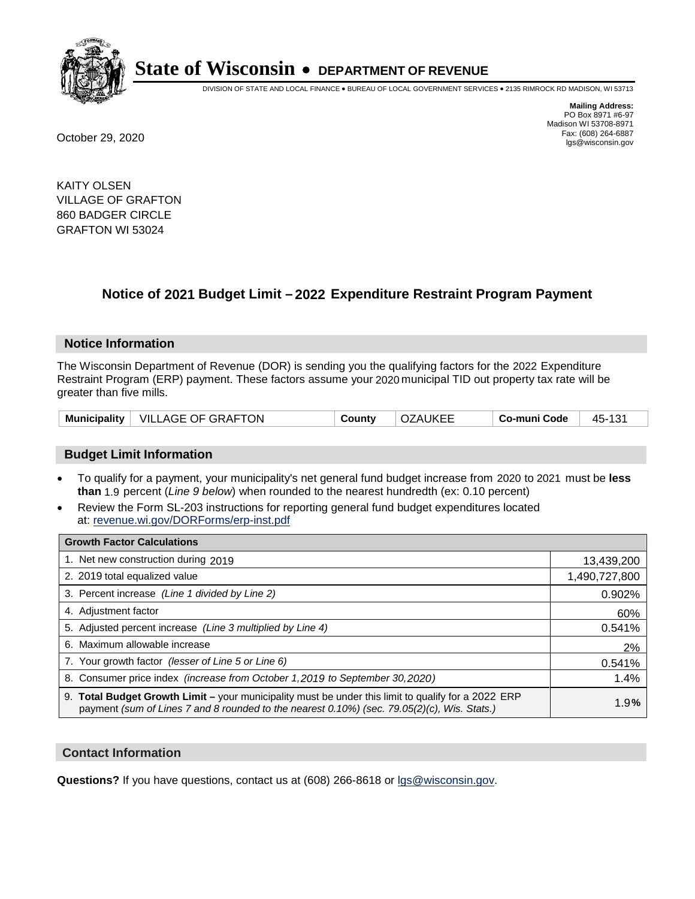# State of Wisconsin • DEPARTMENT OF REVENUE

DIVISION OF STATE AND LOCAL FINANCE • BUREAU OF LOCAL GOVERNMENT SERVICES • 2135 RIMROCK RD MADISON, WI 53713

**Mailing Address:**
PO Box 8971 #6-97
Madison WI 53708-8971
Fax: (608) 264-6887
lgs@wisconsin.gov

October 29, 2020

KAITY OLSEN
VILLAGE OF GRAFTON
860 BADGER CIRCLE
GRAFTON WI 53024

## Notice of 2021 Budget Limit – 2022 Expenditure Restraint Program Payment

### Notice Information

The Wisconsin Department of Revenue (DOR) is sending you the qualifying factors for the 2022 Expenditure Restraint Program (ERP) payment. These factors assume your 2020 municipal TID out property tax rate will be greater than five mills.

| Municipality | VILLAGE OF GRAFTON | County | OZAUKEE | Co-muni Code | 45-131 |
|---|---|---|---|---|---|

### Budget Limit Information

- To qualify for a payment, your municipality's net general fund budget increase from 2020 to 2021 must be **less than** 1.9 percent (*Line 9 below*) when rounded to the nearest hundredth (ex: 0.10 percent)
- Review the Form SL-203 instructions for reporting general fund budget expenditures located at: revenue.wi.gov/DORForms/erp-inst.pdf

| Growth Factor Calculations | |
|---|---|
| 1. Net new construction during 2019 | 13,439,200 |
| 2. 2019 total equalized value | 1,490,727,800 |
| 3. Percent increase *(Line 1 divided by Line 2)* | 0.902% |
| 4. Adjustment factor | 60% |
| 5. Adjusted percent increase *(Line 3 multiplied by Line 4)* | 0.541% |
| 6. Maximum allowable increase | 2% |
| 7. Your growth factor *(lesser of Line 5 or Line 6)* | 0.541% |
| 8. Consumer price index *(increase from October 1,2019 to September 30,2020)* | 1.4% |
| 9. **Total Budget Growth Limit –** your municipality must be under this limit to qualify for a 2022 ERP payment *(sum of Lines 7 and 8 rounded to the nearest 0.10%) (sec. 79.05(2)(c), Wis. Stats.)* | 1.9**%** |

### Contact Information

**Questions?** If you have questions, contact us at (608) 266-8618 or lgs@wisconsin.gov.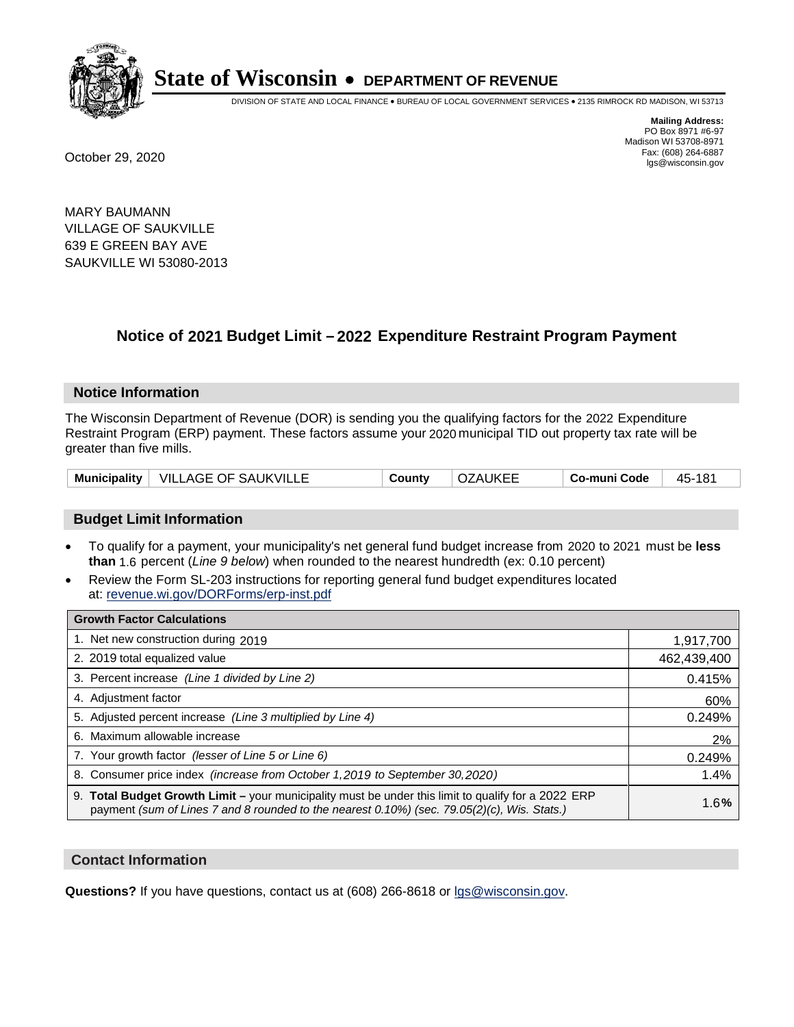# State of Wisconsin • DEPARTMENT OF REVENUE

DIVISION OF STATE AND LOCAL FINANCE • BUREAU OF LOCAL GOVERNMENT SERVICES • 2135 RIMROCK RD MADISON, WI 53713

**Mailing Address:**
PO Box 8971 #6-97
Madison WI 53708-8971
Fax: (608) 264-6887
lgs@wisconsin.gov

October 29, 2020

MARY BAUMANN
VILLAGE OF SAUKVILLE
639 E GREEN BAY AVE
SAUKVILLE WI 53080-2013

## Notice of 2021 Budget Limit – 2022 Expenditure Restraint Program Payment

### Notice Information

The Wisconsin Department of Revenue (DOR) is sending you the qualifying factors for the 2022 Expenditure Restraint Program (ERP) payment. These factors assume your 2020 municipal TID out property tax rate will be greater than five mills.

| Municipality | VILLAGE OF SAUKVILLE | County | OZAUKEE | Co-muni Code | 45-181 |
|---|---|---|---|---|---|

### Budget Limit Information

- To qualify for a payment, your municipality's net general fund budget increase from 2020 to 2021 must be **less than** 1.6 percent (*Line 9 below*) when rounded to the nearest hundredth (ex: 0.10 percent)
- Review the Form SL-203 instructions for reporting general fund budget expenditures located at: revenue.wi.gov/DORForms/erp-inst.pdf

| Growth Factor Calculations | |
|---|---|
| 1. Net new construction during 2019 | 1,917,700 |
| 2. 2019 total equalized value | 462,439,400 |
| 3. Percent increase *(Line 1 divided by Line 2)* | 0.415% |
| 4. Adjustment factor | 60% |
| 5. Adjusted percent increase *(Line 3 multiplied by Line 4)* | 0.249% |
| 6. Maximum allowable increase | 2% |
| 7. Your growth factor *(lesser of Line 5 or Line 6)* | 0.249% |
| 8. Consumer price index *(increase from October 1,2019 to September 30,2020)* | 1.4% |
| 9. **Total Budget Growth Limit –** your municipality must be under this limit to qualify for a 2022 ERP payment *(sum of Lines 7 and 8 rounded to the nearest 0.10%) (sec. 79.05(2)(c), Wis. Stats.)* | 1.6**%** |

### Contact Information

**Questions?** If you have questions, contact us at (608) 266-8618 or lgs@wisconsin.gov.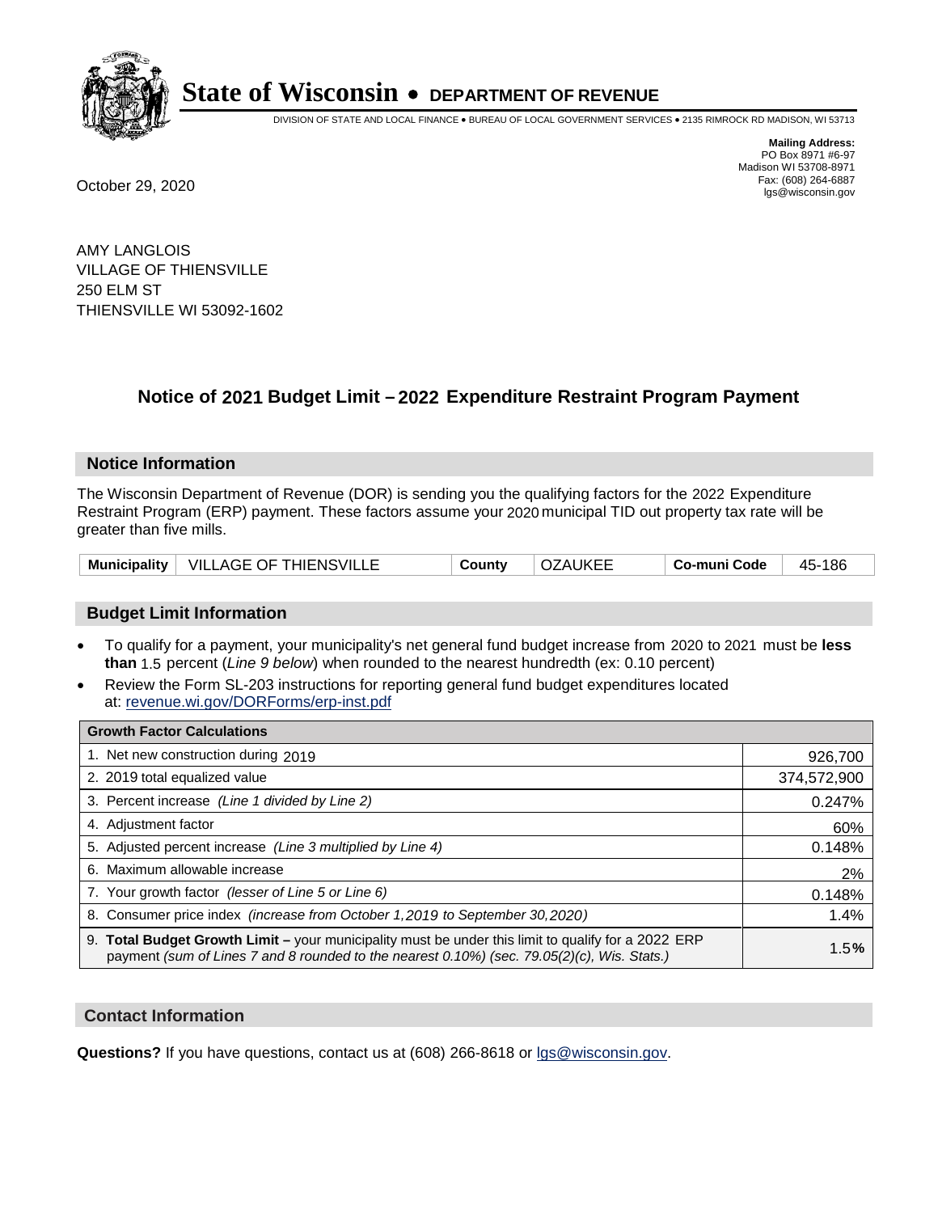# State of Wisconsin • DEPARTMENT OF REVENUE

DIVISION OF STATE AND LOCAL FINANCE • BUREAU OF LOCAL GOVERNMENT SERVICES • 2135 RIMROCK RD MADISON, WI 53713

**Mailing Address:**
PO Box 8971 #6-97
Madison WI 53708-8971
Fax: (608) 264-6887
lgs@wisconsin.gov

October 29, 2020

AMY LANGLOIS
VILLAGE OF THIENSVILLE
250 ELM ST
THIENSVILLE WI 53092-1602

## Notice of 2021 Budget Limit – 2022 Expenditure Restraint Program Payment

### Notice Information

The Wisconsin Department of Revenue (DOR) is sending you the qualifying factors for the 2022 Expenditure Restraint Program (ERP) payment. These factors assume your 2020 municipal TID out property tax rate will be greater than five mills.

| Municipality | VILLAGE OF THIENSVILLE | County | OZAUKEE | Co-muni Code | 45-186 |
|---|---|---|---|---|---|

### Budget Limit Information

- To qualify for a payment, your municipality's net general fund budget increase from 2020 to 2021 must be **less than** 1.5 percent (*Line 9 below*) when rounded to the nearest hundredth (ex: 0.10 percent)
- Review the Form SL-203 instructions for reporting general fund budget expenditures located at: revenue.wi.gov/DORForms/erp-inst.pdf

| Growth Factor Calculations | |
|---|---|
| 1. Net new construction during 2019 | 926,700 |
| 2. 2019 total equalized value | 374,572,900 |
| 3. Percent increase *(Line 1 divided by Line 2)* | 0.247% |
| 4. Adjustment factor | 60% |
| 5. Adjusted percent increase *(Line 3 multiplied by Line 4)* | 0.148% |
| 6. Maximum allowable increase | 2% |
| 7. Your growth factor *(lesser of Line 5 or Line 6)* | 0.148% |
| 8. Consumer price index *(increase from October 1,2019 to September 30,2020)* | 1.4% |
| 9. **Total Budget Growth Limit –** your municipality must be under this limit to qualify for a 2022 ERP payment *(sum of Lines 7 and 8 rounded to the nearest 0.10%) (sec. 79.05(2)(c), Wis. Stats.)* | 1.5**%** |

### Contact Information

**Questions?** If you have questions, contact us at (608) 266-8618 or lgs@wisconsin.gov.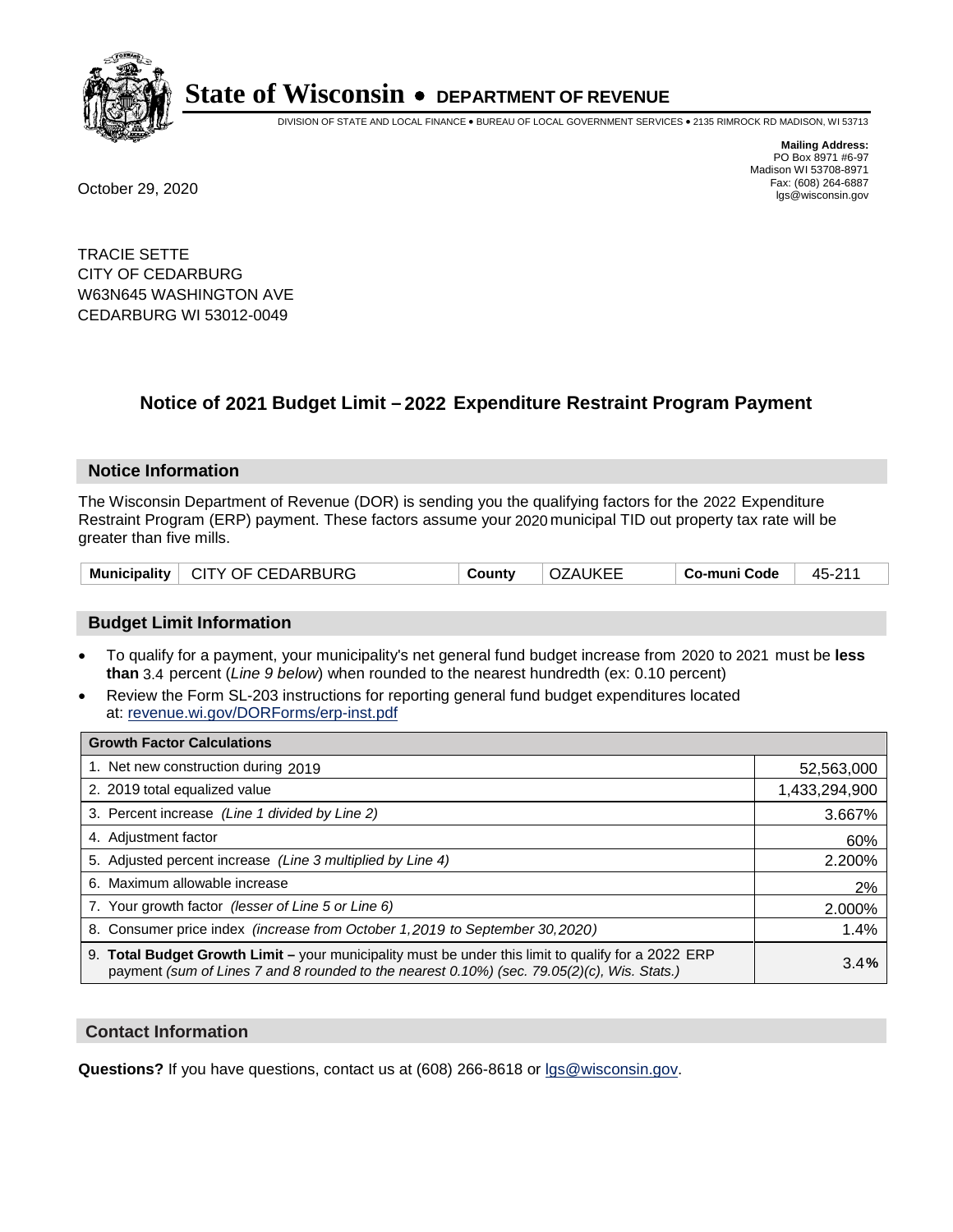# State of Wisconsin • DEPARTMENT OF REVENUE

DIVISION OF STATE AND LOCAL FINANCE • BUREAU OF LOCAL GOVERNMENT SERVICES • 2135 RIMROCK RD MADISON, WI 53713

**Mailing Address:**
PO Box 8971 #6-97
Madison WI 53708-8971
Fax: (608) 264-6887
lgs@wisconsin.gov

October 29, 2020

TRACIE SETTE
CITY OF CEDARBURG
W63N645 WASHINGTON AVE
CEDARBURG WI 53012-0049

## Notice of 2021 Budget Limit – 2022 Expenditure Restraint Program Payment

### Notice Information

The Wisconsin Department of Revenue (DOR) is sending you the qualifying factors for the 2022 Expenditure Restraint Program (ERP) payment. These factors assume your 2020 municipal TID out property tax rate will be greater than five mills.

| Municipality | CITY OF CEDARBURG | County | OZAUKEE | Co-muni Code | 45-211 |
|---|---|---|---|---|---|

### Budget Limit Information

- To qualify for a payment, your municipality's net general fund budget increase from 2020 to 2021 must be **less than** 3.4 percent (*Line 9 below*) when rounded to the nearest hundredth (ex: 0.10 percent)
- Review the Form SL-203 instructions for reporting general fund budget expenditures located at: revenue.wi.gov/DORForms/erp-inst.pdf

| Growth Factor Calculations | |
|---|---|
| 1. Net new construction during 2019 | 52,563,000 |
| 2. 2019 total equalized value | 1,433,294,900 |
| 3. Percent increase *(Line 1 divided by Line 2)* | 3.667% |
| 4. Adjustment factor | 60% |
| 5. Adjusted percent increase *(Line 3 multiplied by Line 4)* | 2.200% |
| 6. Maximum allowable increase | 2% |
| 7. Your growth factor *(lesser of Line 5 or Line 6)* | 2.000% |
| 8. Consumer price index *(increase from October 1,2019 to September 30,2020)* | 1.4% |
| 9. **Total Budget Growth Limit –** your municipality must be under this limit to qualify for a 2022 ERP payment *(sum of Lines 7 and 8 rounded to the nearest 0.10%) (sec. 79.05(2)(c), Wis. Stats.)* | 3.4% |

### Contact Information

**Questions?** If you have questions, contact us at (608) 266-8618 or lgs@wisconsin.gov.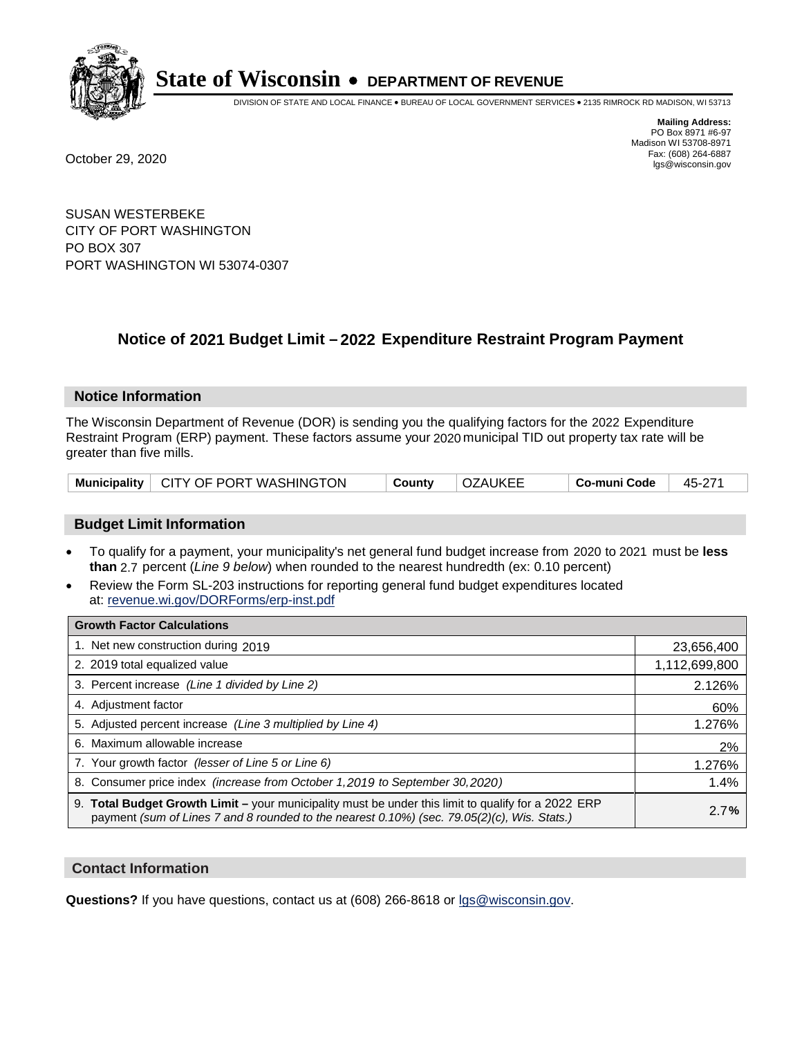# State of Wisconsin • DEPARTMENT OF REVENUE

DIVISION OF STATE AND LOCAL FINANCE • BUREAU OF LOCAL GOVERNMENT SERVICES • 2135 RIMROCK RD MADISON, WI 53713

**Mailing Address:**
PO Box 8971 #6-97
Madison WI 53708-8971
Fax: (608) 264-6887
lgs@wisconsin.gov

October 29, 2020

SUSAN WESTERBEKE
CITY OF PORT WASHINGTON
PO BOX 307
PORT WASHINGTON WI 53074-0307

## Notice of 2021 Budget Limit – 2022 Expenditure Restraint Program Payment

### Notice Information

The Wisconsin Department of Revenue (DOR) is sending you the qualifying factors for the 2022 Expenditure Restraint Program (ERP) payment. These factors assume your 2020 municipal TID out property tax rate will be greater than five mills.

| Municipality | CITY OF PORT WASHINGTON | County | OZAUKEE | Co-muni Code | 45-271 |
|---|---|---|---|---|---|

### Budget Limit Information

- To qualify for a payment, your municipality's net general fund budget increase from 2020 to 2021 must be **less than** 2.7 percent (*Line 9 below*) when rounded to the nearest hundredth (ex: 0.10 percent)
- Review the Form SL-203 instructions for reporting general fund budget expenditures located at: revenue.wi.gov/DORForms/erp-inst.pdf

| Growth Factor Calculations | |
|---|---|
| 1. Net new construction during 2019 | 23,656,400 |
| 2. 2019 total equalized value | 1,112,699,800 |
| 3. Percent increase *(Line 1 divided by Line 2)* | 2.126% |
| 4. Adjustment factor | 60% |
| 5. Adjusted percent increase *(Line 3 multiplied by Line 4)* | 1.276% |
| 6. Maximum allowable increase | 2% |
| 7. Your growth factor *(lesser of Line 5 or Line 6)* | 1.276% |
| 8. Consumer price index *(increase from October 1,2019 to September 30,2020)* | 1.4% |
| 9. **Total Budget Growth Limit –** your municipality must be under this limit to qualify for a 2022 ERP payment *(sum of Lines 7 and 8 rounded to the nearest 0.10%) (sec. 79.05(2)(c), Wis. Stats.)* | 2.7**%** |

### Contact Information

**Questions?** If you have questions, contact us at (608) 266-8618 or lgs@wisconsin.gov.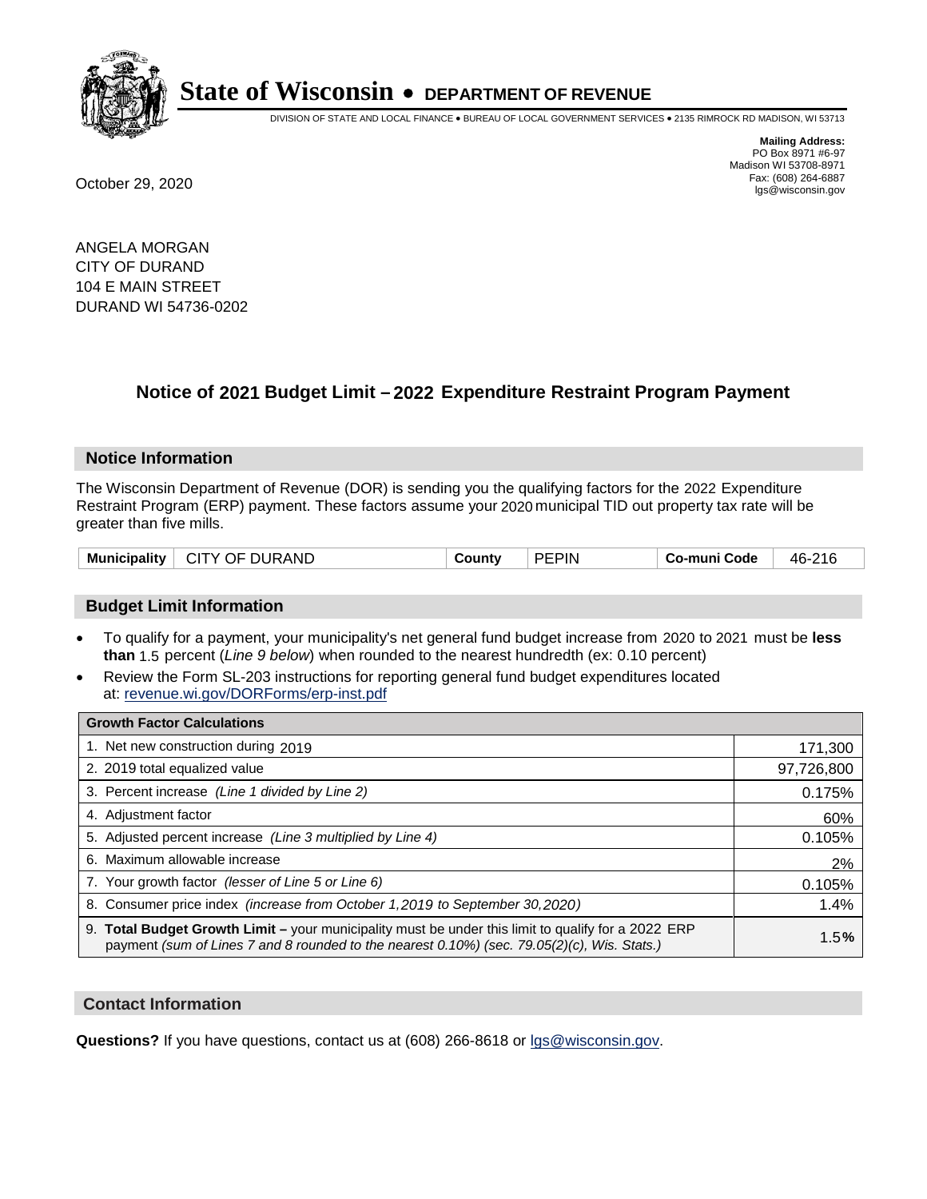# State of Wisconsin • DEPARTMENT OF REVENUE

DIVISION OF STATE AND LOCAL FINANCE • BUREAU OF LOCAL GOVERNMENT SERVICES • 2135 RIMROCK RD MADISON, WI 53713

**Mailing Address:**
PO Box 8971 #6-97
Madison WI 53708-8971
Fax: (608) 264-6887
lgs@wisconsin.gov

October 29, 2020

ANGELA MORGAN
CITY OF DURAND
104 E MAIN STREET
DURAND WI 54736-0202

## Notice of 2021 Budget Limit – 2022 Expenditure Restraint Program Payment

### Notice Information

The Wisconsin Department of Revenue (DOR) is sending you the qualifying factors for the 2022 Expenditure Restraint Program (ERP) payment. These factors assume your 2020 municipal TID out property tax rate will be greater than five mills.

| Municipality | CITY OF DURAND | County | PEPIN | Co-muni Code | 46-216 |
|---|---|---|---|---|---|

### Budget Limit Information

- To qualify for a payment, your municipality's net general fund budget increase from 2020 to 2021 must be **less than** 1.5 percent (*Line 9 below*) when rounded to the nearest hundredth (ex: 0.10 percent)
- Review the Form SL-203 instructions for reporting general fund budget expenditures located at: revenue.wi.gov/DORForms/erp-inst.pdf

| Growth Factor Calculations | |
|---|---|
| 1. Net new construction during 2019 | 171,300 |
| 2. 2019 total equalized value | 97,726,800 |
| 3. Percent increase *(Line 1 divided by Line 2)* | 0.175% |
| 4. Adjustment factor | 60% |
| 5. Adjusted percent increase *(Line 3 multiplied by Line 4)* | 0.105% |
| 6. Maximum allowable increase | 2% |
| 7. Your growth factor *(lesser of Line 5 or Line 6)* | 0.105% |
| 8. Consumer price index *(increase from October 1,2019 to September 30,2020)* | 1.4% |
| 9. **Total Budget Growth Limit –** your municipality must be under this limit to qualify for a 2022 ERP payment *(sum of Lines 7 and 8 rounded to the nearest 0.10%) (sec. 79.05(2)(c), Wis. Stats.)* | 1.5**%** |

### Contact Information

**Questions?** If you have questions, contact us at (608) 266-8618 or lgs@wisconsin.gov.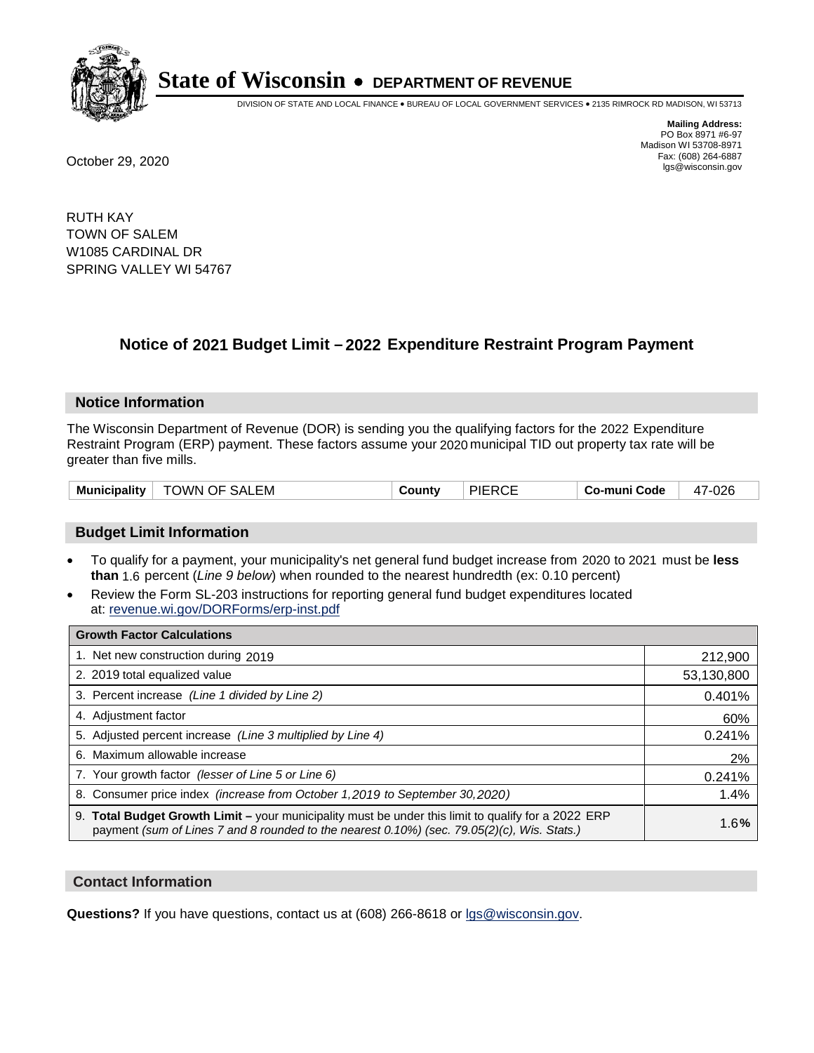# State of Wisconsin • DEPARTMENT OF REVENUE

DIVISION OF STATE AND LOCAL FINANCE • BUREAU OF LOCAL GOVERNMENT SERVICES • 2135 RIMROCK RD MADISON, WI 53713

**Mailing Address:**
PO Box 8971 #6-97
Madison WI 53708-8971
Fax: (608) 264-6887
lgs@wisconsin.gov

October 29, 2020

RUTH KAY
TOWN OF SALEM
W1085 CARDINAL DR
SPRING VALLEY WI 54767

## Notice of 2021 Budget Limit – 2022 Expenditure Restraint Program Payment

### Notice Information

The Wisconsin Department of Revenue (DOR) is sending you the qualifying factors for the 2022 Expenditure Restraint Program (ERP) payment. These factors assume your 2020 municipal TID out property tax rate will be greater than five mills.

| **Municipality** | TOWN OF SALEM | **County** | PIERCE | **Co-muni Code** | 47-026 |
|---|---|---|---|---|---|

### Budget Limit Information

- To qualify for a payment, your municipality's net general fund budget increase from 2020 to 2021 must be **less than** 1.6 percent (*Line 9 below*) when rounded to the nearest hundredth (ex: 0.10 percent)
- Review the Form SL-203 instructions for reporting general fund budget expenditures located at: revenue.wi.gov/DORForms/erp-inst.pdf

| **Growth Factor Calculations** | |
|---|---|
| 1. Net new construction during 2019 | 212,900 |
| 2. 2019 total equalized value | 53,130,800 |
| 3. Percent increase *(Line 1 divided by Line 2)* | 0.401% |
| 4. Adjustment factor | 60% |
| 5. Adjusted percent increase *(Line 3 multiplied by Line 4)* | 0.241% |
| 6. Maximum allowable increase | 2% |
| 7. Your growth factor *(lesser of Line 5 or Line 6)* | 0.241% |
| 8. Consumer price index *(increase from October 1,2019 to September 30,2020)* | 1.4% |
| 9. **Total Budget Growth Limit –** your municipality must be under this limit to qualify for a 2022 ERP payment *(sum of Lines 7 and 8 rounded to the nearest 0.10%) (sec. 79.05(2)(c), Wis. Stats.)* | 1.6**%** |

### Contact Information

**Questions?** If you have questions, contact us at (608) 266-8618 or lgs@wisconsin.gov.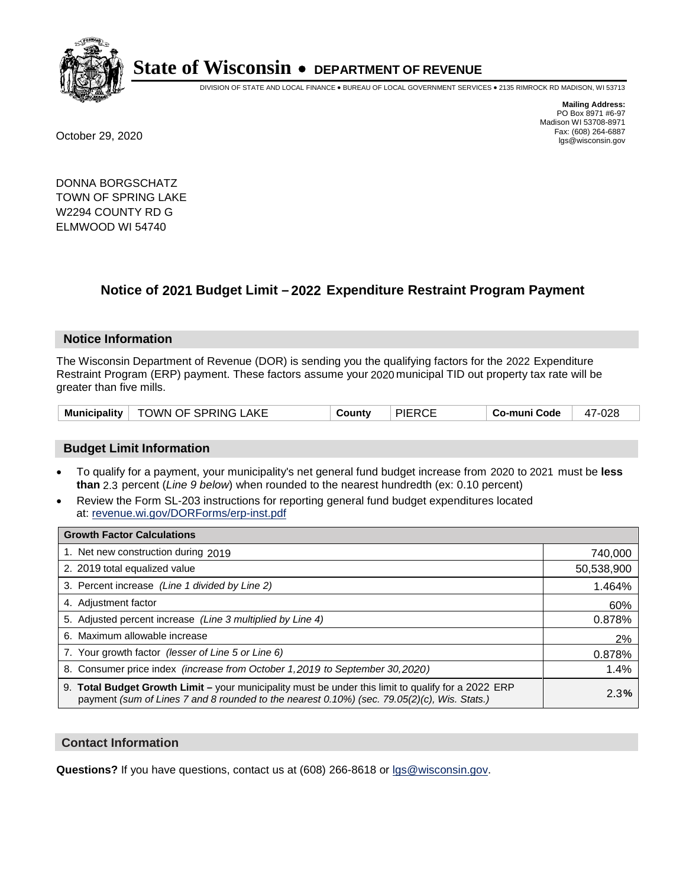# State of Wisconsin • DEPARTMENT OF REVENUE

DIVISION OF STATE AND LOCAL FINANCE • BUREAU OF LOCAL GOVERNMENT SERVICES • 2135 RIMROCK RD MADISON, WI 53713

**Mailing Address:**
PO Box 8971 #6-97
Madison WI 53708-8971
Fax: (608) 264-6887
lgs@wisconsin.gov

October 29, 2020

DONNA BORGSCHATZ
TOWN OF SPRING LAKE
W2294 COUNTY RD G
ELMWOOD WI 54740

## Notice of 2021 Budget Limit – 2022 Expenditure Restraint Program Payment

### Notice Information

The Wisconsin Department of Revenue (DOR) is sending you the qualifying factors for the 2022 Expenditure Restraint Program (ERP) payment. These factors assume your 2020 municipal TID out property tax rate will be greater than five mills.

| Municipality | TOWN OF SPRING LAKE | County | PIERCE | Co-muni Code | 47-028 |
|---|---|---|---|---|---|

### Budget Limit Information

- To qualify for a payment, your municipality's net general fund budget increase from 2020 to 2021 must be **less than** 2.3 percent (*Line 9 below*) when rounded to the nearest hundredth (ex: 0.10 percent)
- Review the Form SL-203 instructions for reporting general fund budget expenditures located at: revenue.wi.gov/DORForms/erp-inst.pdf

| Growth Factor Calculations | |
|---|---|
| 1. Net new construction during 2019 | 740,000 |
| 2. 2019 total equalized value | 50,538,900 |
| 3. Percent increase *(Line 1 divided by Line 2)* | 1.464% |
| 4. Adjustment factor | 60% |
| 5. Adjusted percent increase *(Line 3 multiplied by Line 4)* | 0.878% |
| 6. Maximum allowable increase | 2% |
| 7. Your growth factor *(lesser of Line 5 or Line 6)* | 0.878% |
| 8. Consumer price index *(increase from October 1,2019 to September 30,2020)* | 1.4% |
| 9. **Total Budget Growth Limit –** your municipality must be under this limit to qualify for a 2022 ERP payment *(sum of Lines 7 and 8 rounded to the nearest 0.10%) (sec. 79.05(2)(c), Wis. Stats.)* | 2.3**%** |

### Contact Information

**Questions?** If you have questions, contact us at (608) 266-8618 or lgs@wisconsin.gov.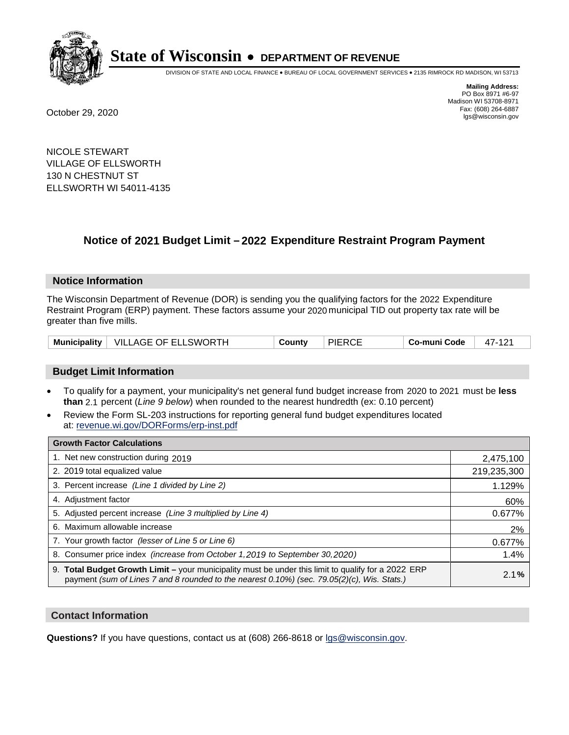**State of Wisconsin • DEPARTMENT OF REVENUE**

DIVISION OF STATE AND LOCAL FINANCE • BUREAU OF LOCAL GOVERNMENT SERVICES • 2135 RIMROCK RD MADISON, WI 53713

**Mailing Address:**
PO Box 8971 #6-97
Madison WI 53708-8971
Fax: (608) 264-6887
lgs@wisconsin.gov

October 29, 2020

NICOLE STEWART
VILLAGE OF ELLSWORTH
130 N CHESTNUT ST
ELLSWORTH WI 54011-4135

## Notice of 2021 Budget Limit – 2022 Expenditure Restraint Program Payment

### Notice Information

The Wisconsin Department of Revenue (DOR) is sending you the qualifying factors for the 2022 Expenditure Restraint Program (ERP) payment. These factors assume your 2020 municipal TID out property tax rate will be greater than five mills.

| Municipality | VILLAGE OF ELLSWORTH | County | PIERCE | Co-muni Code | 47-121 |
|---|---|---|---|---|---|

### Budget Limit Information

- To qualify for a payment, your municipality's net general fund budget increase from 2020 to 2021 must be **less than** 2.1 percent (*Line 9 below*) when rounded to the nearest hundredth (ex: 0.10 percent)
- Review the Form SL-203 instructions for reporting general fund budget expenditures located at: revenue.wi.gov/DORForms/erp-inst.pdf

| Growth Factor Calculations | |
|---|---|
| 1. Net new construction during 2019 | 2,475,100 |
| 2. 2019 total equalized value | 219,235,300 |
| 3. Percent increase *(Line 1 divided by Line 2)* | 1.129% |
| 4. Adjustment factor | 60% |
| 5. Adjusted percent increase *(Line 3 multiplied by Line 4)* | 0.677% |
| 6. Maximum allowable increase | 2% |
| 7. Your growth factor *(lesser of Line 5 or Line 6)* | 0.677% |
| 8. Consumer price index *(increase from October 1,2019 to September 30,2020)* | 1.4% |
| 9. **Total Budget Growth Limit –** your municipality must be under this limit to qualify for a 2022 ERP payment *(sum of Lines 7 and 8 rounded to the nearest 0.10%) (sec. 79.05(2)(c), Wis. Stats.)* | 2.1**%** |

### Contact Information

**Questions?** If you have questions, contact us at (608) 266-8618 or lgs@wisconsin.gov.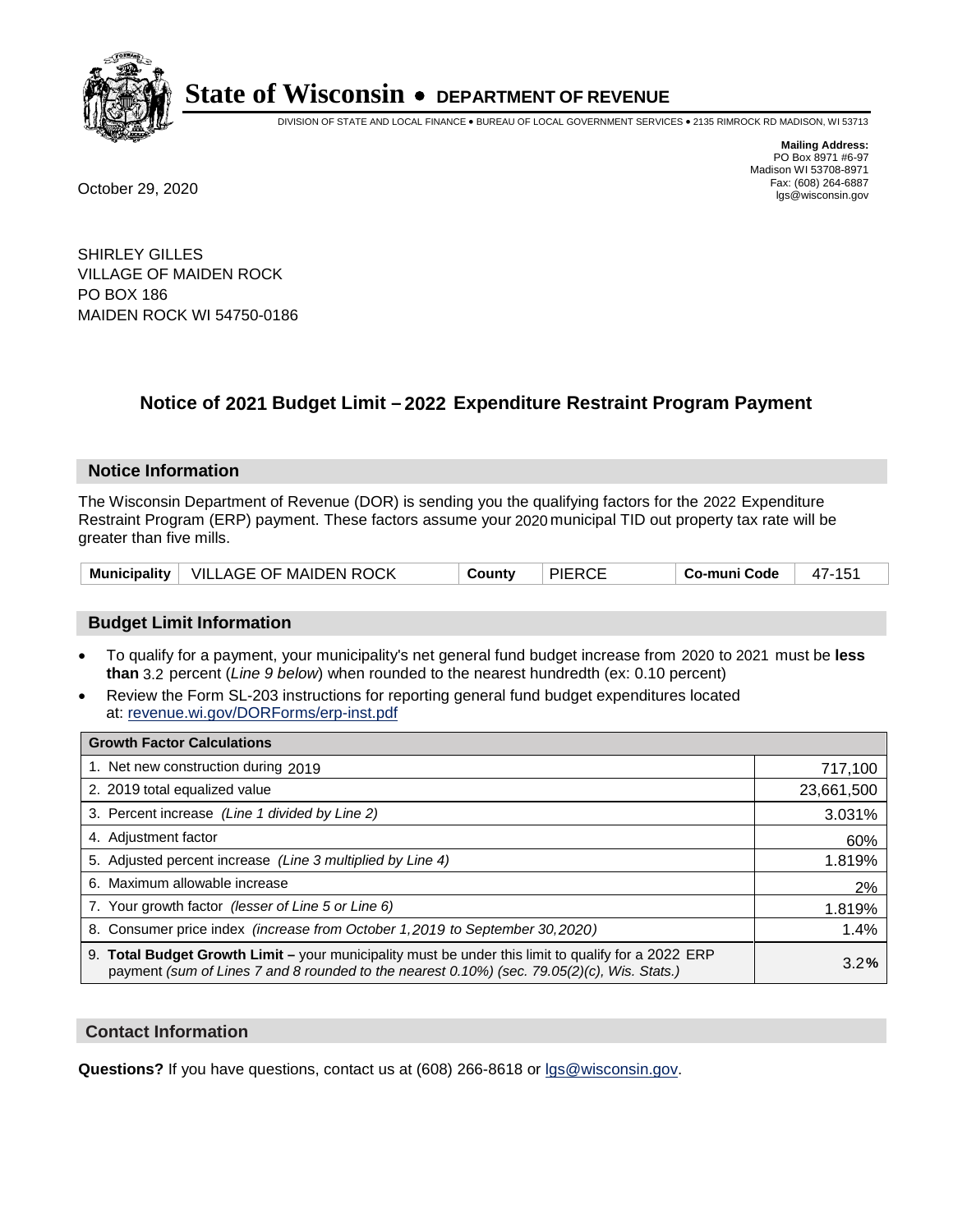# State of Wisconsin • DEPARTMENT OF REVENUE

DIVISION OF STATE AND LOCAL FINANCE • BUREAU OF LOCAL GOVERNMENT SERVICES • 2135 RIMROCK RD MADISON, WI 53713

**Mailing Address:**
PO Box 8971 #6-97
Madison WI 53708-8971
Fax: (608) 264-6887
lgs@wisconsin.gov

October 29, 2020

SHIRLEY GILLES
VILLAGE OF MAIDEN ROCK
PO BOX 186
MAIDEN ROCK WI 54750-0186

## Notice of 2021 Budget Limit – 2022 Expenditure Restraint Program Payment

### Notice Information

The Wisconsin Department of Revenue (DOR) is sending you the qualifying factors for the 2022 Expenditure Restraint Program (ERP) payment. These factors assume your 2020 municipal TID out property tax rate will be greater than five mills.

| Municipality | VILLAGE OF MAIDEN ROCK | County | PIERCE | Co-muni Code | 47-151 |
|---|---|---|---|---|---|

### Budget Limit Information

- To qualify for a payment, your municipality's net general fund budget increase from 2020 to 2021 must be **less than** 3.2 percent (*Line 9 below*) when rounded to the nearest hundredth (ex: 0.10 percent)
- Review the Form SL-203 instructions for reporting general fund budget expenditures located at: revenue.wi.gov/DORForms/erp-inst.pdf

| Growth Factor Calculations | |
|---|---|
| 1. Net new construction during 2019 | 717,100 |
| 2. 2019 total equalized value | 23,661,500 |
| 3. Percent increase *(Line 1 divided by Line 2)* | 3.031% |
| 4. Adjustment factor | 60% |
| 5. Adjusted percent increase *(Line 3 multiplied by Line 4)* | 1.819% |
| 6. Maximum allowable increase | 2% |
| 7. Your growth factor *(lesser of Line 5 or Line 6)* | 1.819% |
| 8. Consumer price index *(increase from October 1,2019 to September 30,2020)* | 1.4% |
| 9. **Total Budget Growth Limit –** your municipality must be under this limit to qualify for a 2022 ERP payment *(sum of Lines 7 and 8 rounded to the nearest 0.10%) (sec. 79.05(2)(c), Wis. Stats.)* | 3.2% |

### Contact Information

**Questions?** If you have questions, contact us at (608) 266-8618 or lgs@wisconsin.gov.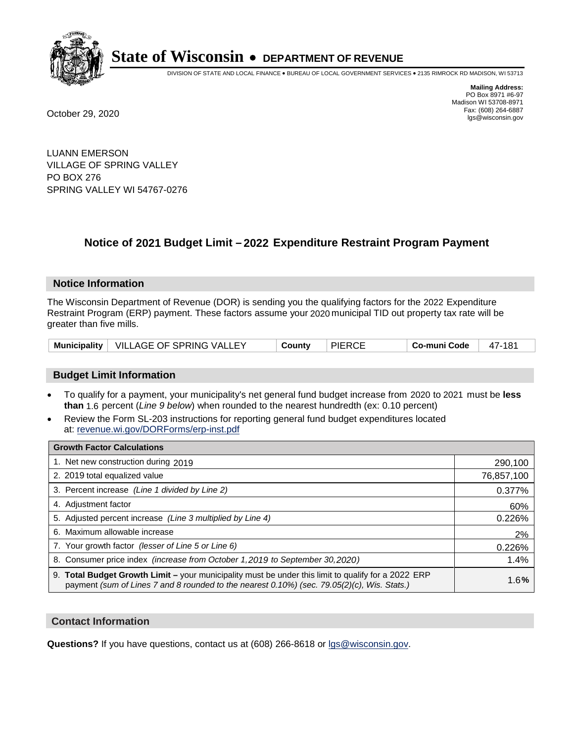# State of Wisconsin • DEPARTMENT OF REVENUE

DIVISION OF STATE AND LOCAL FINANCE • BUREAU OF LOCAL GOVERNMENT SERVICES • 2135 RIMROCK RD MADISON, WI 53713

**Mailing Address:**
PO Box 8971 #6-97
Madison WI 53708-8971
Fax: (608) 264-6887
lgs@wisconsin.gov

October 29, 2020

LUANN EMERSON
VILLAGE OF SPRING VALLEY
PO BOX 276
SPRING VALLEY WI 54767-0276

## Notice of 2021 Budget Limit – 2022 Expenditure Restraint Program Payment

### Notice Information

The Wisconsin Department of Revenue (DOR) is sending you the qualifying factors for the 2022 Expenditure Restraint Program (ERP) payment. These factors assume your 2020 municipal TID out property tax rate will be greater than five mills.

| Municipality | VILLAGE OF SPRING VALLEY | County | PIERCE | Co-muni Code | 47-181 |
|---|---|---|---|---|---|

### Budget Limit Information

- To qualify for a payment, your municipality's net general fund budget increase from 2020 to 2021 must be **less than** 1.6 percent (*Line 9 below*) when rounded to the nearest hundredth (ex: 0.10 percent)
- Review the Form SL-203 instructions for reporting general fund budget expenditures located at: revenue.wi.gov/DORForms/erp-inst.pdf

| Growth Factor Calculations | |
|---|---|
| 1. Net new construction during 2019 | 290,100 |
| 2. 2019 total equalized value | 76,857,100 |
| 3. Percent increase *(Line 1 divided by Line 2)* | 0.377% |
| 4. Adjustment factor | 60% |
| 5. Adjusted percent increase *(Line 3 multiplied by Line 4)* | 0.226% |
| 6. Maximum allowable increase | 2% |
| 7. Your growth factor *(lesser of Line 5 or Line 6)* | 0.226% |
| 8. Consumer price index *(increase from October 1,2019 to September 30,2020)* | 1.4% |
| 9. **Total Budget Growth Limit –** your municipality must be under this limit to qualify for a 2022 ERP payment *(sum of Lines 7 and 8 rounded to the nearest 0.10%) (sec. 79.05(2)(c), Wis. Stats.)* | 1.6**%** |

### Contact Information

**Questions?** If you have questions, contact us at (608) 266-8618 or lgs@wisconsin.gov.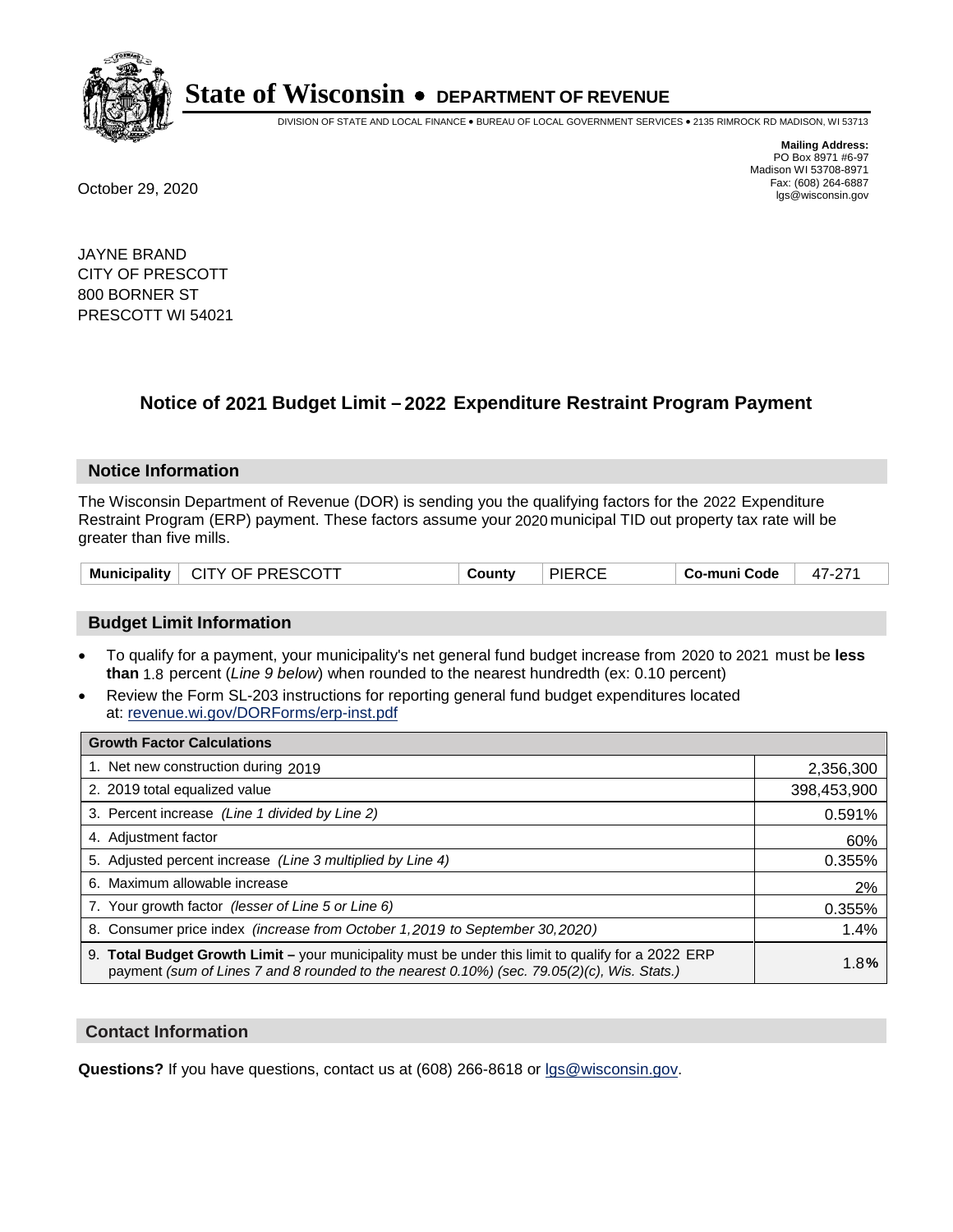# State of Wisconsin • DEPARTMENT OF REVENUE

DIVISION OF STATE AND LOCAL FINANCE • BUREAU OF LOCAL GOVERNMENT SERVICES • 2135 RIMROCK RD MADISON, WI 53713

**Mailing Address:**
PO Box 8971 #6-97
Madison WI 53708-8971
Fax: (608) 264-6887
lgs@wisconsin.gov

October 29, 2020

JAYNE BRAND
CITY OF PRESCOTT
800 BORNER ST
PRESCOTT WI 54021

## Notice of 2021 Budget Limit – 2022 Expenditure Restraint Program Payment

### Notice Information

The Wisconsin Department of Revenue (DOR) is sending you the qualifying factors for the 2022 Expenditure Restraint Program (ERP) payment. These factors assume your 2020 municipal TID out property tax rate will be greater than five mills.

| Municipality | CITY OF PRESCOTT | County | PIERCE | Co-muni Code | 47-271 |
|---|---|---|---|---|---|

### Budget Limit Information

- To qualify for a payment, your municipality's net general fund budget increase from 2020 to 2021 must be **less than** 1.8 percent (*Line 9 below*) when rounded to the nearest hundredth (ex: 0.10 percent)
- Review the Form SL-203 instructions for reporting general fund budget expenditures located at: revenue.wi.gov/DORForms/erp-inst.pdf

| Growth Factor Calculations | |
|---|---|
| 1. Net new construction during 2019 | 2,356,300 |
| 2. 2019 total equalized value | 398,453,900 |
| 3. Percent increase *(Line 1 divided by Line 2)* | 0.591% |
| 4. Adjustment factor | 60% |
| 5. Adjusted percent increase *(Line 3 multiplied by Line 4)* | 0.355% |
| 6. Maximum allowable increase | 2% |
| 7. Your growth factor *(lesser of Line 5 or Line 6)* | 0.355% |
| 8. Consumer price index *(increase from October 1,2019 to September 30,2020)* | 1.4% |
| 9. **Total Budget Growth Limit –** your municipality must be under this limit to qualify for a 2022 ERP payment *(sum of Lines 7 and 8 rounded to the nearest 0.10%) (sec. 79.05(2)(c), Wis. Stats.)* | 1.8**%** |

### Contact Information

**Questions?** If you have questions, contact us at (608) 266-8618 or lgs@wisconsin.gov.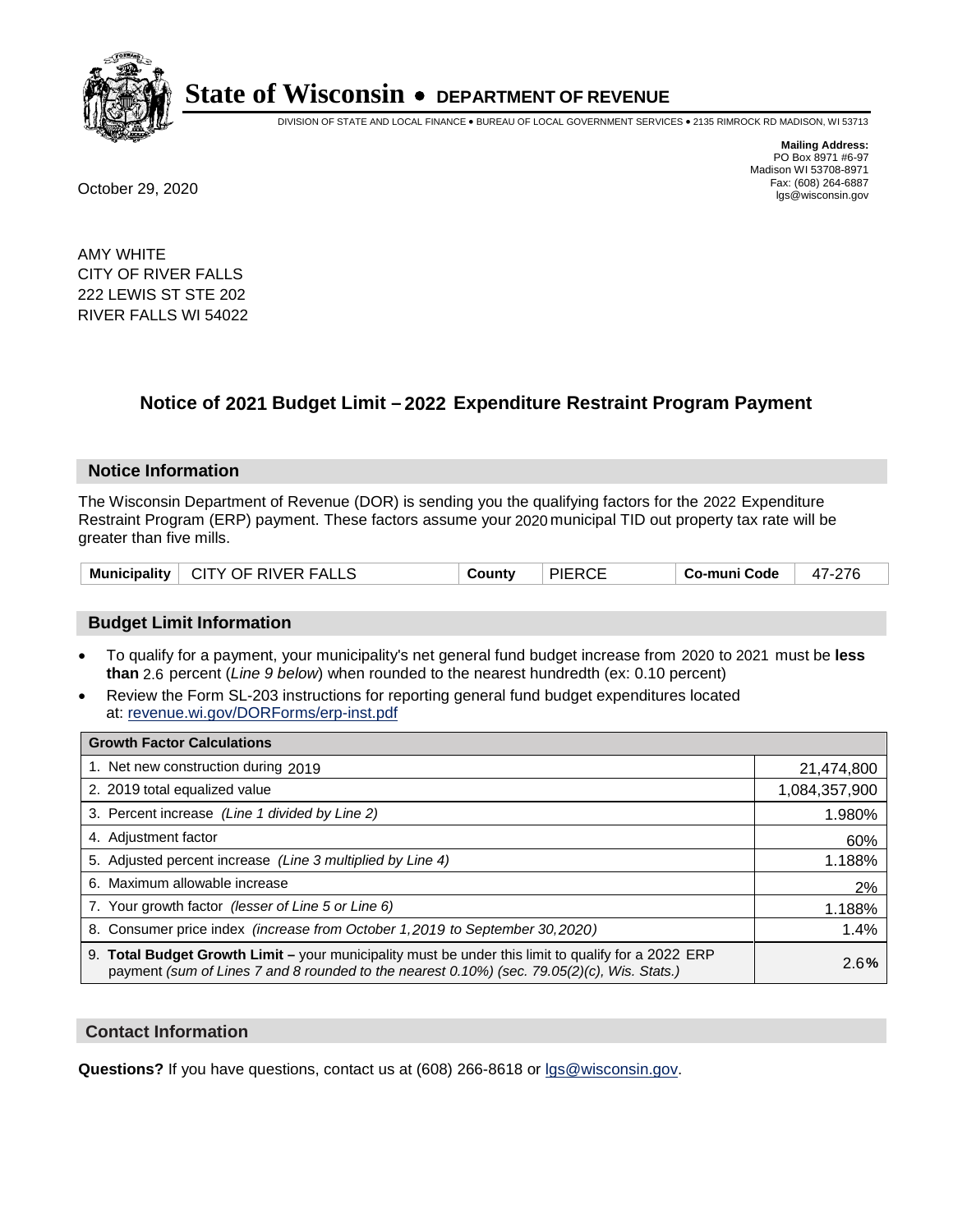# State of Wisconsin • DEPARTMENT OF REVENUE

DIVISION OF STATE AND LOCAL FINANCE • BUREAU OF LOCAL GOVERNMENT SERVICES • 2135 RIMROCK RD MADISON, WI 53713

**Mailing Address:**
PO Box 8971 #6-97
Madison WI 53708-8971
Fax: (608) 264-6887
lgs@wisconsin.gov

October 29, 2020

AMY WHITE
CITY OF RIVER FALLS
222 LEWIS ST STE 202
RIVER FALLS WI 54022

## Notice of 2021 Budget Limit – 2022 Expenditure Restraint Program Payment

### Notice Information

The Wisconsin Department of Revenue (DOR) is sending you the qualifying factors for the 2022 Expenditure Restraint Program (ERP) payment. These factors assume your 2020 municipal TID out property tax rate will be greater than five mills.

| Municipality | CITY OF RIVER FALLS | County | PIERCE | Co-muni Code | 47-276 |
|---|---|---|---|---|---|

### Budget Limit Information

- To qualify for a payment, your municipality's net general fund budget increase from 2020 to 2021 must be **less than** 2.6 percent (*Line 9 below*) when rounded to the nearest hundredth (ex: 0.10 percent)
- Review the Form SL-203 instructions for reporting general fund budget expenditures located at: revenue.wi.gov/DORForms/erp-inst.pdf

| Growth Factor Calculations | |
|---|---|
| 1. Net new construction during 2019 | 21,474,800 |
| 2. 2019 total equalized value | 1,084,357,900 |
| 3. Percent increase *(Line 1 divided by Line 2)* | 1.980% |
| 4. Adjustment factor | 60% |
| 5. Adjusted percent increase *(Line 3 multiplied by Line 4)* | 1.188% |
| 6. Maximum allowable increase | 2% |
| 7. Your growth factor *(lesser of Line 5 or Line 6)* | 1.188% |
| 8. Consumer price index *(increase from October 1,2019 to September 30,2020)* | 1.4% |
| 9. **Total Budget Growth Limit –** your municipality must be under this limit to qualify for a 2022 ERP payment *(sum of Lines 7 and 8 rounded to the nearest 0.10%) (sec. 79.05(2)(c), Wis. Stats.)* | 2.6**%** |

### Contact Information

**Questions?** If you have questions, contact us at (608) 266-8618 or lgs@wisconsin.gov.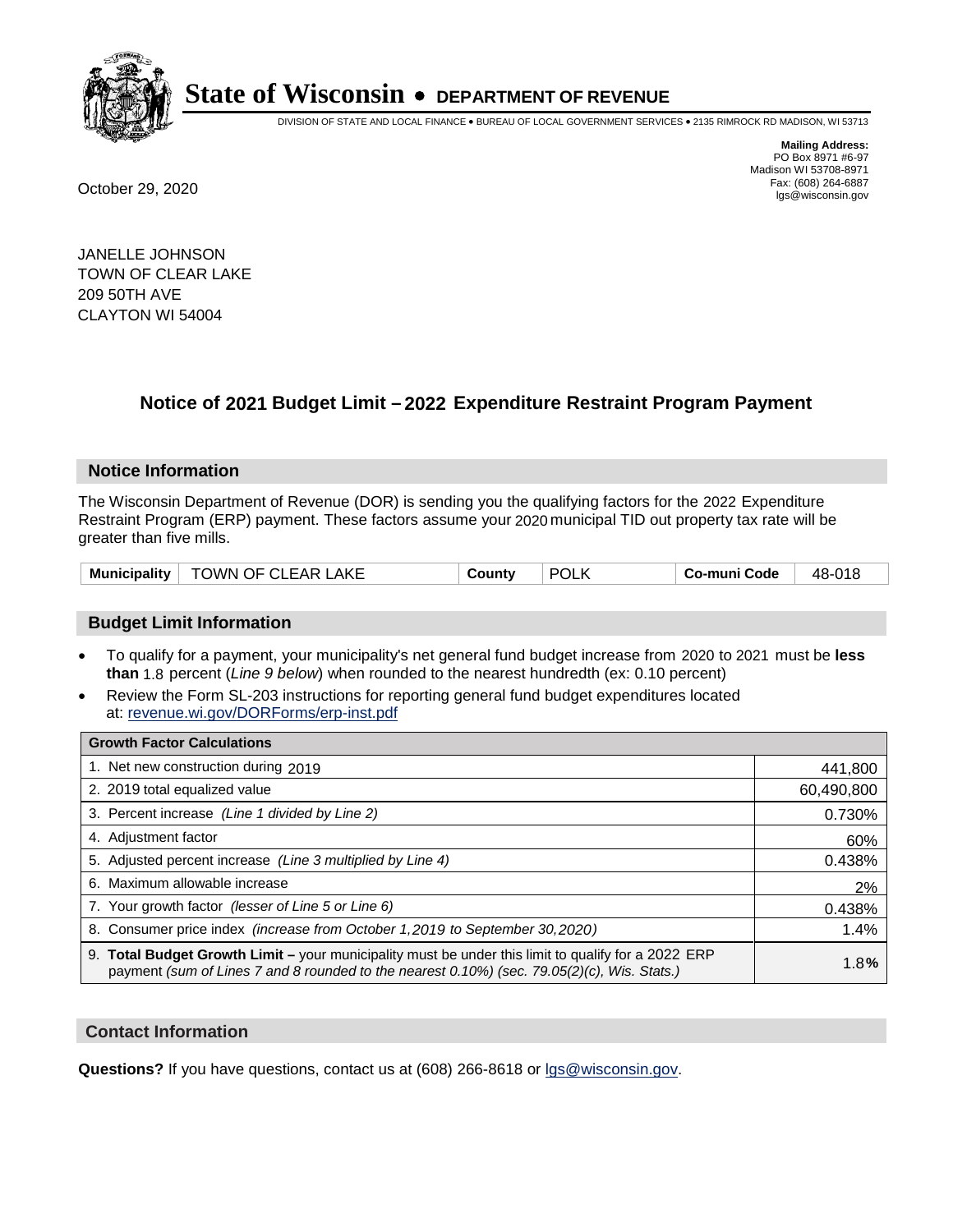# State of Wisconsin • DEPARTMENT OF REVENUE

DIVISION OF STATE AND LOCAL FINANCE • BUREAU OF LOCAL GOVERNMENT SERVICES • 2135 RIMROCK RD MADISON, WI 53713

**Mailing Address:**
PO Box 8971 #6-97
Madison WI 53708-8971
Fax: (608) 264-6887
lgs@wisconsin.gov

October 29, 2020

JANELLE JOHNSON
TOWN OF CLEAR LAKE
209 50TH AVE
CLAYTON WI 54004

## Notice of 2021 Budget Limit – 2022 Expenditure Restraint Program Payment

### Notice Information

The Wisconsin Department of Revenue (DOR) is sending you the qualifying factors for the 2022 Expenditure Restraint Program (ERP) payment. These factors assume your 2020 municipal TID out property tax rate will be greater than five mills.

| Municipality | TOWN OF CLEAR LAKE | County | POLK | Co-muni Code | 48-018 |
|---|---|---|---|---|---|

### Budget Limit Information

- To qualify for a payment, your municipality's net general fund budget increase from 2020 to 2021 must be **less than** 1.8 percent (*Line 9 below*) when rounded to the nearest hundredth (ex: 0.10 percent)
- Review the Form SL-203 instructions for reporting general fund budget expenditures located at: revenue.wi.gov/DORForms/erp-inst.pdf

| Growth Factor Calculations | |
|---|---|
| 1. Net new construction during 2019 | 441,800 |
| 2. 2019 total equalized value | 60,490,800 |
| 3. Percent increase *(Line 1 divided by Line 2)* | 0.730% |
| 4. Adjustment factor | 60% |
| 5. Adjusted percent increase *(Line 3 multiplied by Line 4)* | 0.438% |
| 6. Maximum allowable increase | 2% |
| 7. Your growth factor *(lesser of Line 5 or Line 6)* | 0.438% |
| 8. Consumer price index *(increase from October 1,2019 to September 30,2020)* | 1.4% |
| 9. **Total Budget Growth Limit –** your municipality must be under this limit to qualify for a 2022 ERP payment *(sum of Lines 7 and 8 rounded to the nearest 0.10%) (sec. 79.05(2)(c), Wis. Stats.)* | 1.8**%** |

### Contact Information

**Questions?** If you have questions, contact us at (608) 266-8618 or lgs@wisconsin.gov.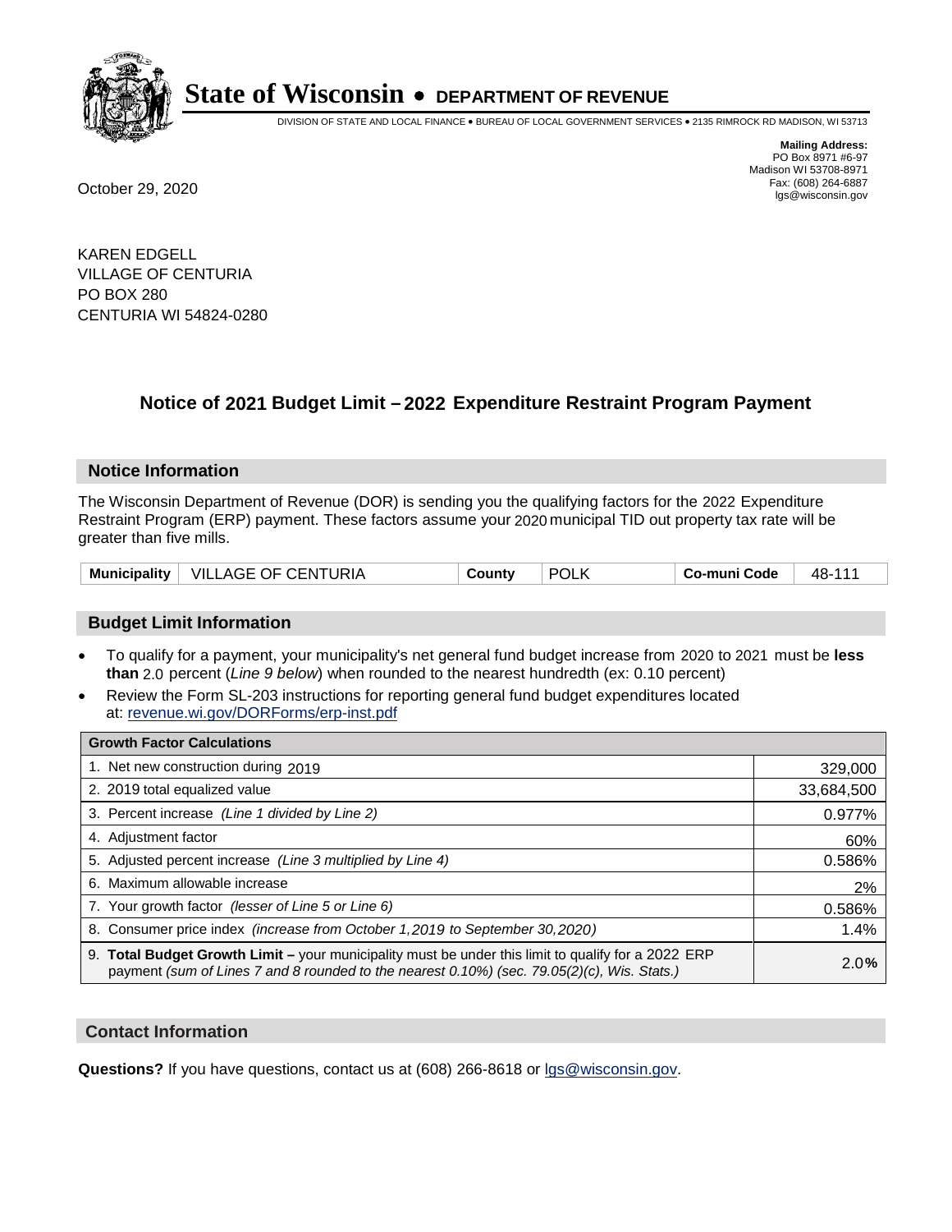# State of Wisconsin • DEPARTMENT OF REVENUE

DIVISION OF STATE AND LOCAL FINANCE • BUREAU OF LOCAL GOVERNMENT SERVICES • 2135 RIMROCK RD MADISON, WI 53713

**Mailing Address:**
PO Box 8971 #6-97
Madison WI 53708-8971
Fax: (608) 264-6887
lgs@wisconsin.gov

October 29, 2020

KAREN EDGELL
VILLAGE OF CENTURIA
PO BOX 280
CENTURIA WI 54824-0280

## Notice of 2021 Budget Limit – 2022 Expenditure Restraint Program Payment

### Notice Information

The Wisconsin Department of Revenue (DOR) is sending you the qualifying factors for the 2022 Expenditure Restraint Program (ERP) payment. These factors assume your 2020 municipal TID out property tax rate will be greater than five mills.

| Municipality | VILLAGE OF CENTURIA | County | POLK | Co-muni Code | 48-111 |
|---|---|---|---|---|---|

### Budget Limit Information

- To qualify for a payment, your municipality's net general fund budget increase from 2020 to 2021 must be **less than** 2.0 percent (*Line 9 below*) when rounded to the nearest hundredth (ex: 0.10 percent)
- Review the Form SL-203 instructions for reporting general fund budget expenditures located at: revenue.wi.gov/DORForms/erp-inst.pdf

| Growth Factor Calculations | |
|---|---|
| 1. Net new construction during 2019 | 329,000 |
| 2. 2019 total equalized value | 33,684,500 |
| 3. Percent increase *(Line 1 divided by Line 2)* | 0.977% |
| 4. Adjustment factor | 60% |
| 5. Adjusted percent increase *(Line 3 multiplied by Line 4)* | 0.586% |
| 6. Maximum allowable increase | 2% |
| 7. Your growth factor *(lesser of Line 5 or Line 6)* | 0.586% |
| 8. Consumer price index *(increase from October 1,2019 to September 30,2020)* | 1.4% |
| 9. **Total Budget Growth Limit –** your municipality must be under this limit to qualify for a 2022 ERP payment *(sum of Lines 7 and 8 rounded to the nearest 0.10%) (sec. 79.05(2)(c), Wis. Stats.)* | 2.0% |

### Contact Information

**Questions?** If you have questions, contact us at (608) 266-8618 or lgs@wisconsin.gov.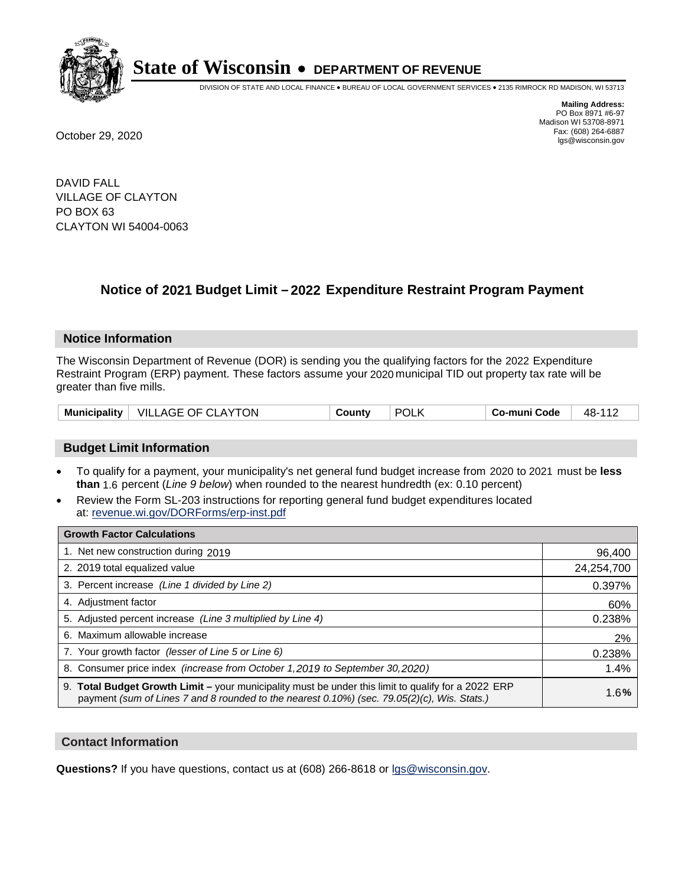# State of Wisconsin • DEPARTMENT OF REVENUE

DIVISION OF STATE AND LOCAL FINANCE • BUREAU OF LOCAL GOVERNMENT SERVICES • 2135 RIMROCK RD MADISON, WI 53713

**Mailing Address:**
PO Box 8971 #6-97
Madison WI 53708-8971
Fax: (608) 264-6887
lgs@wisconsin.gov

October 29, 2020

DAVID FALL
VILLAGE OF CLAYTON
PO BOX 63
CLAYTON WI 54004-0063

## Notice of 2021 Budget Limit – 2022 Expenditure Restraint Program Payment

### Notice Information

The Wisconsin Department of Revenue (DOR) is sending you the qualifying factors for the 2022 Expenditure Restraint Program (ERP) payment. These factors assume your 2020 municipal TID out property tax rate will be greater than five mills.

| Municipality | VILLAGE OF CLAYTON | County | POLK | Co-muni Code | 48-112 |
|---|---|---|---|---|---|

### Budget Limit Information

- To qualify for a payment, your municipality's net general fund budget increase from 2020 to 2021 must be **less than** 1.6 percent (*Line 9 below*) when rounded to the nearest hundredth (ex: 0.10 percent)
- Review the Form SL-203 instructions for reporting general fund budget expenditures located at: revenue.wi.gov/DORForms/erp-inst.pdf

| Growth Factor Calculations | |
|---|---|
| 1. Net new construction during 2019 | 96,400 |
| 2. 2019 total equalized value | 24,254,700 |
| 3. Percent increase *(Line 1 divided by Line 2)* | 0.397% |
| 4. Adjustment factor | 60% |
| 5. Adjusted percent increase *(Line 3 multiplied by Line 4)* | 0.238% |
| 6. Maximum allowable increase | 2% |
| 7. Your growth factor *(lesser of Line 5 or Line 6)* | 0.238% |
| 8. Consumer price index *(increase from October 1,2019 to September 30,2020)* | 1.4% |
| 9. **Total Budget Growth Limit –** your municipality must be under this limit to qualify for a 2022 ERP payment *(sum of Lines 7 and 8 rounded to the nearest 0.10%) (sec. 79.05(2)(c), Wis. Stats.)* | 1.6**%** |

### Contact Information

**Questions?** If you have questions, contact us at (608) 266-8618 or lgs@wisconsin.gov.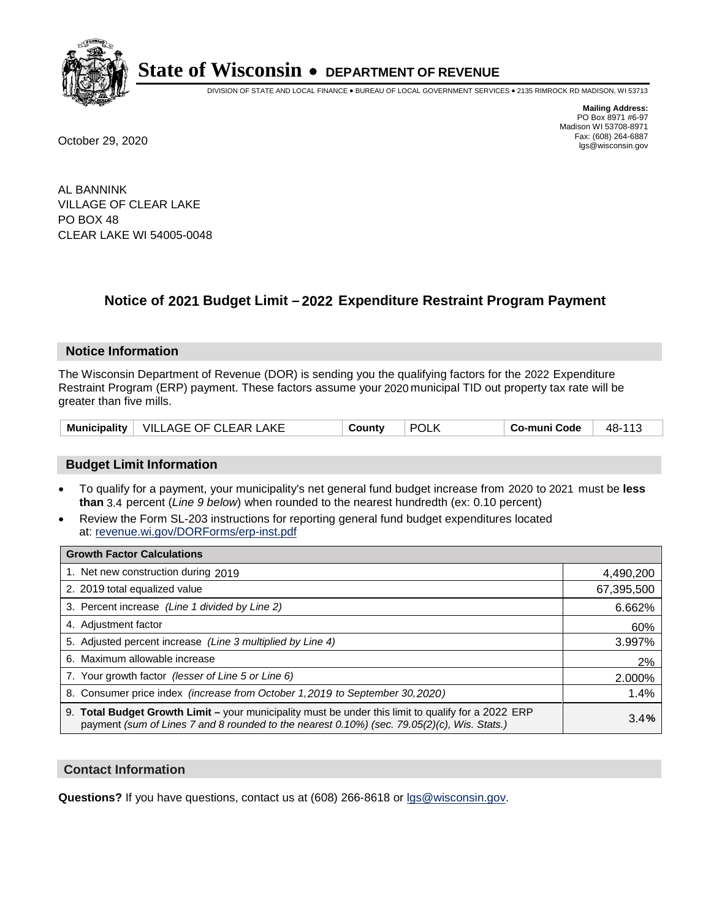# State of Wisconsin • DEPARTMENT OF REVENUE

DIVISION OF STATE AND LOCAL FINANCE • BUREAU OF LOCAL GOVERNMENT SERVICES • 2135 RIMROCK RD MADISON, WI 53713

**Mailing Address:**
PO Box 8971 #6-97
Madison WI 53708-8971
Fax: (608) 264-6887
lgs@wisconsin.gov

October 29, 2020

AL BANNINK
VILLAGE OF CLEAR LAKE
PO BOX 48
CLEAR LAKE WI 54005-0048

## Notice of 2021 Budget Limit – 2022 Expenditure Restraint Program Payment

### Notice Information

The Wisconsin Department of Revenue (DOR) is sending you the qualifying factors for the 2022 Expenditure Restraint Program (ERP) payment. These factors assume your 2020 municipal TID out property tax rate will be greater than five mills.

| Municipality | VILLAGE OF CLEAR LAKE | County | POLK | Co-muni Code | 48-113 |
|---|---|---|---|---|---|

### Budget Limit Information

- To qualify for a payment, your municipality's net general fund budget increase from 2020 to 2021 must be **less than** 3.4 percent (*Line 9 below*) when rounded to the nearest hundredth (ex: 0.10 percent)
- Review the Form SL-203 instructions for reporting general fund budget expenditures located at: revenue.wi.gov/DORForms/erp-inst.pdf

| Growth Factor Calculations | |
|---|---|
| 1. Net new construction during 2019 | 4,490,200 |
| 2. 2019 total equalized value | 67,395,500 |
| 3. Percent increase *(Line 1 divided by Line 2)* | 6.662% |
| 4. Adjustment factor | 60% |
| 5. Adjusted percent increase *(Line 3 multiplied by Line 4)* | 3.997% |
| 6. Maximum allowable increase | 2% |
| 7. Your growth factor *(lesser of Line 5 or Line 6)* | 2.000% |
| 8. Consumer price index *(increase from October 1,2019 to September 30,2020)* | 1.4% |
| 9. **Total Budget Growth Limit –** your municipality must be under this limit to qualify for a 2022 ERP payment *(sum of Lines 7 and 8 rounded to the nearest 0.10%) (sec. 79.05(2)(c), Wis. Stats.)* | 3.4**%** |

### Contact Information

**Questions?** If you have questions, contact us at (608) 266-8618 or lgs@wisconsin.gov.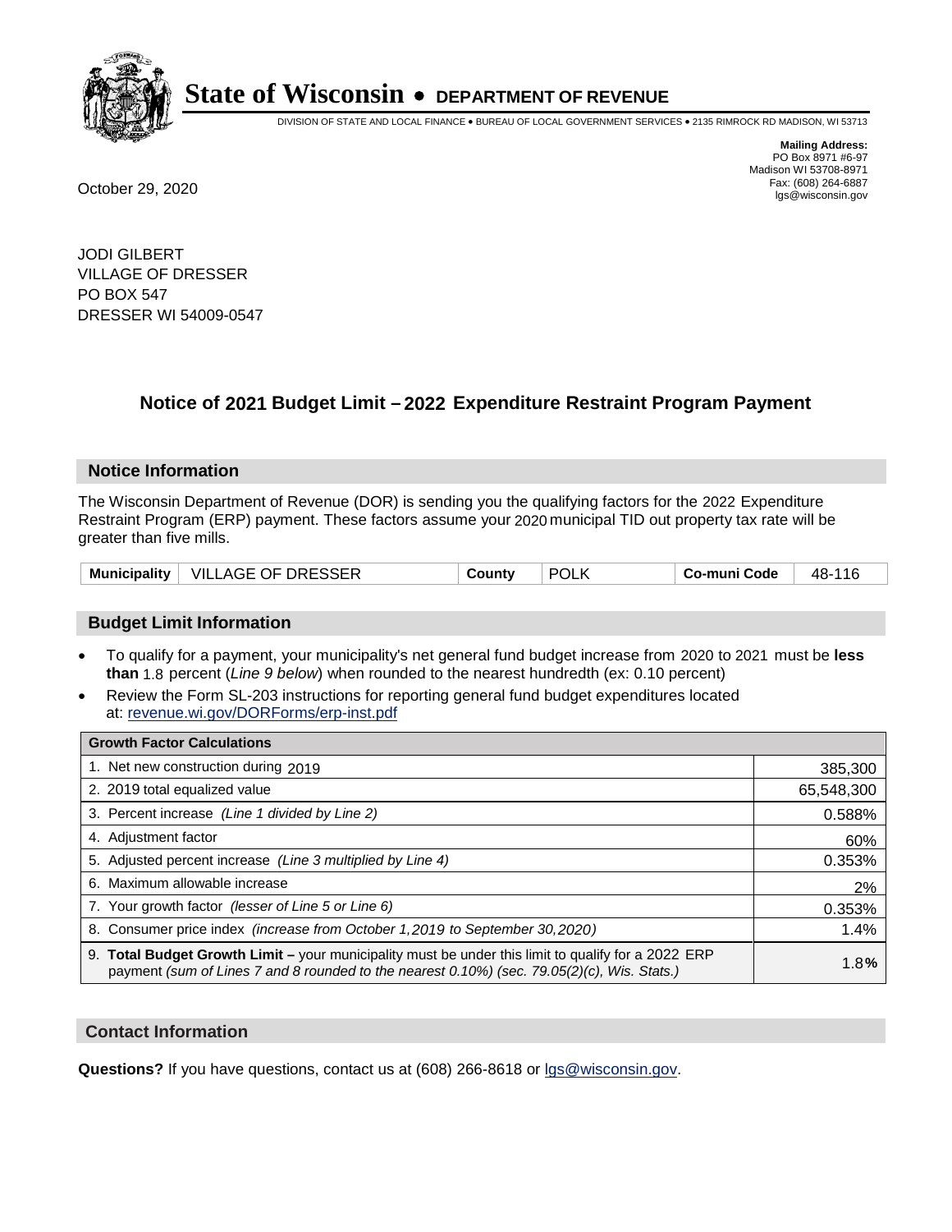**State of Wisconsin • DEPARTMENT OF REVENUE**

DIVISION OF STATE AND LOCAL FINANCE • BUREAU OF LOCAL GOVERNMENT SERVICES • 2135 RIMROCK RD MADISON, WI 53713

**Mailing Address:**
PO Box 8971 #6-97
Madison WI 53708-8971
Fax: (608) 264-6887
lgs@wisconsin.gov

October 29, 2020

JODI GILBERT
VILLAGE OF DRESSER
PO BOX 547
DRESSER WI 54009-0547

## Notice of 2021 Budget Limit – 2022 Expenditure Restraint Program Payment

### Notice Information

The Wisconsin Department of Revenue (DOR) is sending you the qualifying factors for the 2022 Expenditure Restraint Program (ERP) payment. These factors assume your 2020 municipal TID out property tax rate will be greater than five mills.

| Municipality | VILLAGE OF DRESSER | County | POLK | Co-muni Code | 48-116 |
|---|---|---|---|---|---|

### Budget Limit Information

- To qualify for a payment, your municipality's net general fund budget increase from 2020 to 2021 must be **less than** 1.8 percent (*Line 9 below*) when rounded to the nearest hundredth (ex: 0.10 percent)
- Review the Form SL-203 instructions for reporting general fund budget expenditures located at: revenue.wi.gov/DORForms/erp-inst.pdf

| Growth Factor Calculations | |
|---|---|
| 1. Net new construction during 2019 | 385,300 |
| 2. 2019 total equalized value | 65,548,300 |
| 3. Percent increase *(Line 1 divided by Line 2)* | 0.588% |
| 4. Adjustment factor | 60% |
| 5. Adjusted percent increase *(Line 3 multiplied by Line 4)* | 0.353% |
| 6. Maximum allowable increase | 2% |
| 7. Your growth factor *(lesser of Line 5 or Line 6)* | 0.353% |
| 8. Consumer price index *(increase from October 1,2019 to September 30,2020)* | 1.4% |
| 9. **Total Budget Growth Limit –** your municipality must be under this limit to qualify for a 2022 ERP payment *(sum of Lines 7 and 8 rounded to the nearest 0.10%) (sec. 79.05(2)(c), Wis. Stats.)* | 1.8% |

### Contact Information

**Questions?** If you have questions, contact us at (608) 266-8618 or lgs@wisconsin.gov.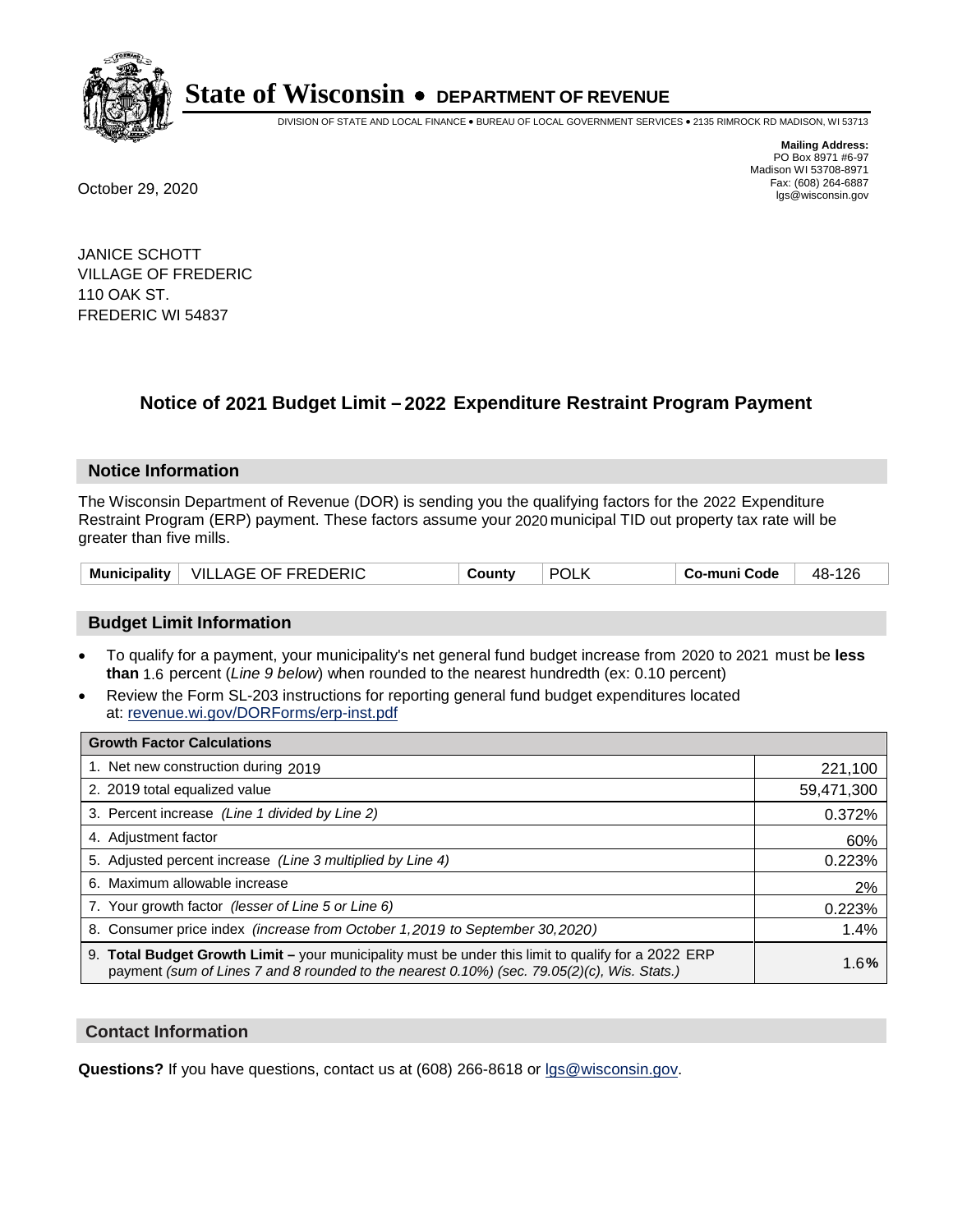# State of Wisconsin • DEPARTMENT OF REVENUE

DIVISION OF STATE AND LOCAL FINANCE • BUREAU OF LOCAL GOVERNMENT SERVICES • 2135 RIMROCK RD MADISON, WI 53713

**Mailing Address:**
PO Box 8971 #6-97
Madison WI 53708-8971
Fax: (608) 264-6887
lgs@wisconsin.gov

October 29, 2020

JANICE SCHOTT
VILLAGE OF FREDERIC
110 OAK ST.
FREDERIC WI 54837

## Notice of 2021 Budget Limit – 2022 Expenditure Restraint Program Payment

### Notice Information

The Wisconsin Department of Revenue (DOR) is sending you the qualifying factors for the 2022 Expenditure Restraint Program (ERP) payment. These factors assume your 2020 municipal TID out property tax rate will be greater than five mills.

| Municipality | VILLAGE OF FREDERIC | County | POLK | Co-muni Code | 48-126 |
|---|---|---|---|---|---|

### Budget Limit Information

- To qualify for a payment, your municipality's net general fund budget increase from 2020 to 2021 must be **less than** 1.6 percent (*Line 9 below*) when rounded to the nearest hundredth (ex: 0.10 percent)
- Review the Form SL-203 instructions for reporting general fund budget expenditures located at: revenue.wi.gov/DORForms/erp-inst.pdf

| Growth Factor Calculations | |
|---|---|
| 1. Net new construction during 2019 | 221,100 |
| 2. 2019 total equalized value | 59,471,300 |
| 3. Percent increase *(Line 1 divided by Line 2)* | 0.372% |
| 4. Adjustment factor | 60% |
| 5. Adjusted percent increase *(Line 3 multiplied by Line 4)* | 0.223% |
| 6. Maximum allowable increase | 2% |
| 7. Your growth factor *(lesser of Line 5 or Line 6)* | 0.223% |
| 8. Consumer price index *(increase from October 1,2019 to September 30,2020)* | 1.4% |
| 9. **Total Budget Growth Limit –** your municipality must be under this limit to qualify for a 2022 ERP payment *(sum of Lines 7 and 8 rounded to the nearest 0.10%) (sec. 79.05(2)(c), Wis. Stats.)* | 1.6**%** |

### Contact Information

**Questions?** If you have questions, contact us at (608) 266-8618 or lgs@wisconsin.gov.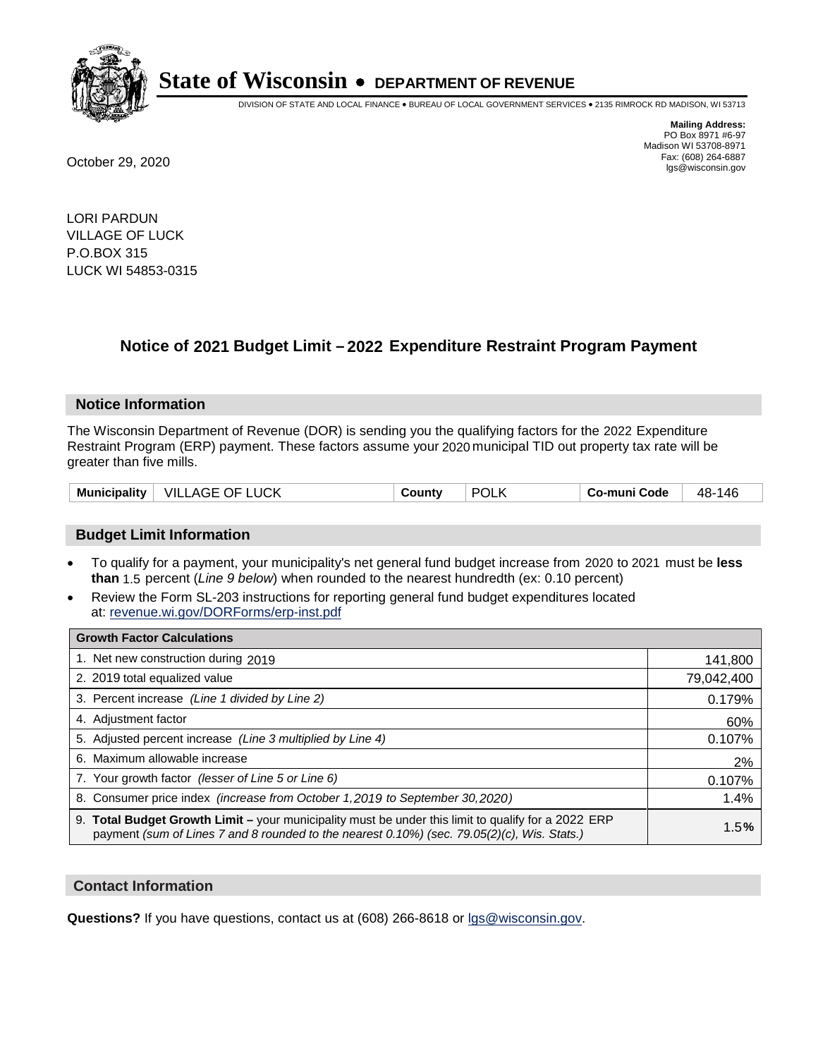# State of Wisconsin • DEPARTMENT OF REVENUE

DIVISION OF STATE AND LOCAL FINANCE • BUREAU OF LOCAL GOVERNMENT SERVICES • 2135 RIMROCK RD MADISON, WI 53713

**Mailing Address:**
PO Box 8971 #6-97
Madison WI 53708-8971
Fax: (608) 264-6887
lgs@wisconsin.gov

October 29, 2020

LORI PARDUN
VILLAGE OF LUCK
P.O.BOX 315
LUCK WI 54853-0315

## Notice of 2021 Budget Limit – 2022 Expenditure Restraint Program Payment

### Notice Information

The Wisconsin Department of Revenue (DOR) is sending you the qualifying factors for the 2022 Expenditure Restraint Program (ERP) payment. These factors assume your 2020 municipal TID out property tax rate will be greater than five mills.

| Municipality | VILLAGE OF LUCK | County | POLK | Co-muni Code | 48-146 |
|---|---|---|---|---|---|

### Budget Limit Information

- To qualify for a payment, your municipality's net general fund budget increase from 2020 to 2021 must be **less than** 1.5 percent (*Line 9 below*) when rounded to the nearest hundredth (ex: 0.10 percent)
- Review the Form SL-203 instructions for reporting general fund budget expenditures located at: revenue.wi.gov/DORForms/erp-inst.pdf

| Growth Factor Calculations | |
|---|---|
| 1. Net new construction during 2019 | 141,800 |
| 2. 2019 total equalized value | 79,042,400 |
| 3. Percent increase *(Line 1 divided by Line 2)* | 0.179% |
| 4. Adjustment factor | 60% |
| 5. Adjusted percent increase *(Line 3 multiplied by Line 4)* | 0.107% |
| 6. Maximum allowable increase | 2% |
| 7. Your growth factor *(lesser of Line 5 or Line 6)* | 0.107% |
| 8. Consumer price index *(increase from October 1,2019 to September 30,2020)* | 1.4% |
| 9. **Total Budget Growth Limit –** your municipality must be under this limit to qualify for a 2022 ERP payment *(sum of Lines 7 and 8 rounded to the nearest 0.10%) (sec. 79.05(2)(c), Wis. Stats.)* | 1.5**%** |

### Contact Information

**Questions?** If you have questions, contact us at (608) 266-8618 or lgs@wisconsin.gov.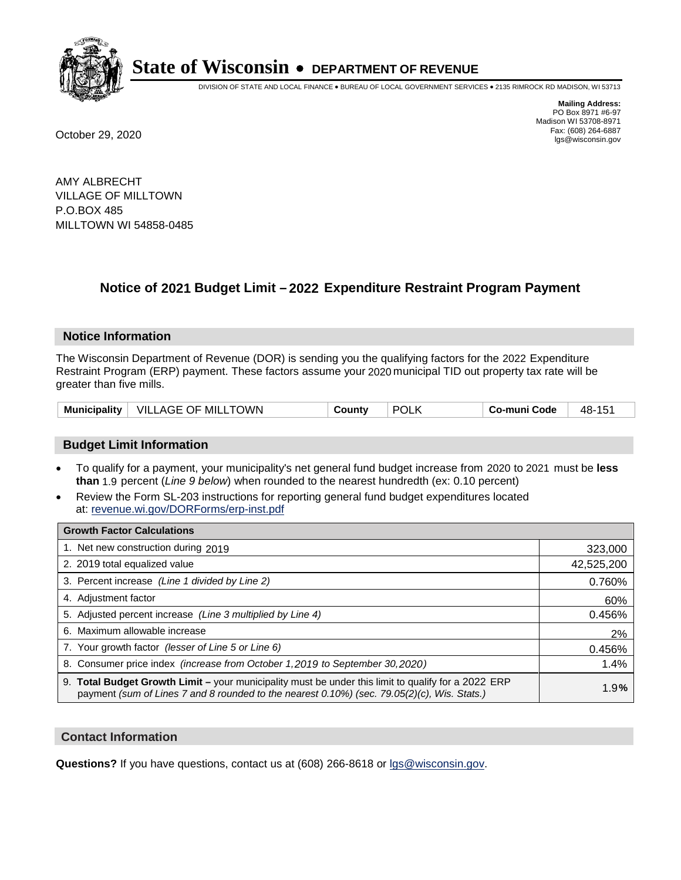# State of Wisconsin • DEPARTMENT OF REVENUE

DIVISION OF STATE AND LOCAL FINANCE • BUREAU OF LOCAL GOVERNMENT SERVICES • 2135 RIMROCK RD MADISON, WI 53713

**Mailing Address:**
PO Box 8971 #6-97
Madison WI 53708-8971
Fax: (608) 264-6887
lgs@wisconsin.gov

October 29, 2020

AMY ALBRECHT
VILLAGE OF MILLTOWN
P.O.BOX 485
MILLTOWN WI 54858-0485

## Notice of 2021 Budget Limit – 2022 Expenditure Restraint Program Payment

### Notice Information

The Wisconsin Department of Revenue (DOR) is sending you the qualifying factors for the 2022 Expenditure Restraint Program (ERP) payment. These factors assume your 2020 municipal TID out property tax rate will be greater than five mills.

| Municipality | VILLAGE OF MILLTOWN | County | POLK | Co-muni Code | 48-151 |
|---|---|---|---|---|---|

### Budget Limit Information

- To qualify for a payment, your municipality's net general fund budget increase from 2020 to 2021 must be **less than** 1.9 percent (*Line 9 below*) when rounded to the nearest hundredth (ex: 0.10 percent)
- Review the Form SL-203 instructions for reporting general fund budget expenditures located at: revenue.wi.gov/DORForms/erp-inst.pdf

| Growth Factor Calculations | |
|---|---|
| 1. Net new construction during 2019 | 323,000 |
| 2. 2019 total equalized value | 42,525,200 |
| 3. Percent increase *(Line 1 divided by Line 2)* | 0.760% |
| 4. Adjustment factor | 60% |
| 5. Adjusted percent increase *(Line 3 multiplied by Line 4)* | 0.456% |
| 6. Maximum allowable increase | 2% |
| 7. Your growth factor *(lesser of Line 5 or Line 6)* | 0.456% |
| 8. Consumer price index *(increase from October 1,2019 to September 30,2020)* | 1.4% |
| 9. **Total Budget Growth Limit –** your municipality must be under this limit to qualify for a 2022 ERP payment *(sum of Lines 7 and 8 rounded to the nearest 0.10%) (sec. 79.05(2)(c), Wis. Stats.)* | 1.9% |

### Contact Information

**Questions?** If you have questions, contact us at (608) 266-8618 or lgs@wisconsin.gov.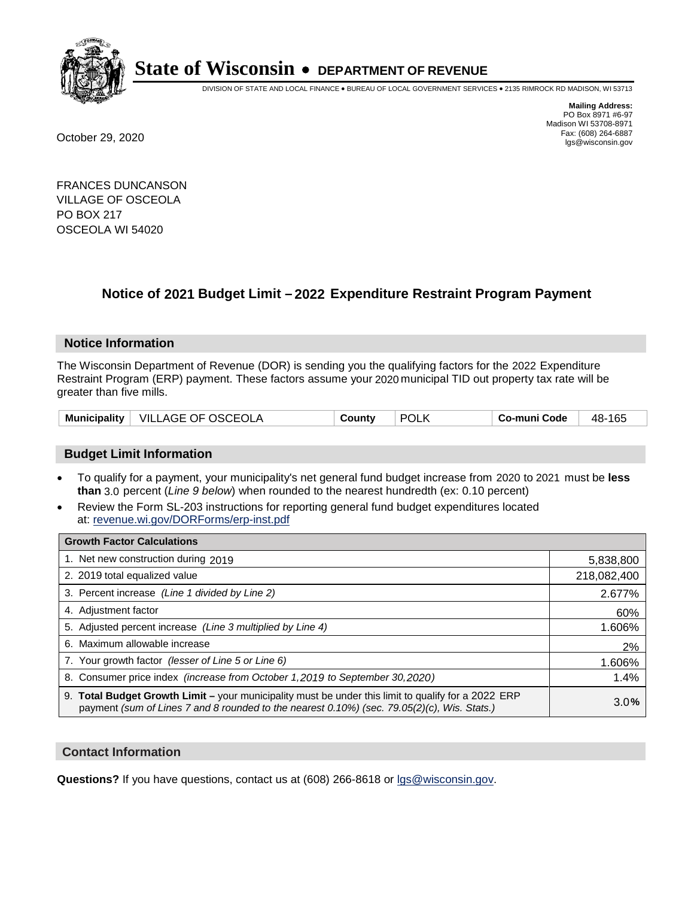# State of Wisconsin • DEPARTMENT OF REVENUE

DIVISION OF STATE AND LOCAL FINANCE • BUREAU OF LOCAL GOVERNMENT SERVICES • 2135 RIMROCK RD MADISON, WI 53713

**Mailing Address:**
PO Box 8971 #6-97
Madison WI 53708-8971
Fax: (608) 264-6887
lgs@wisconsin.gov

October 29, 2020

FRANCES DUNCANSON
VILLAGE OF OSCEOLA
PO BOX 217
OSCEOLA WI 54020

## Notice of 2021 Budget Limit – 2022 Expenditure Restraint Program Payment

### Notice Information

The Wisconsin Department of Revenue (DOR) is sending you the qualifying factors for the 2022 Expenditure Restraint Program (ERP) payment. These factors assume your 2020 municipal TID out property tax rate will be greater than five mills.

| Municipality | VILLAGE OF OSCEOLA | County | POLK | Co-muni Code | 48-165 |
|---|---|---|---|---|---|

### Budget Limit Information

- To qualify for a payment, your municipality's net general fund budget increase from 2020 to 2021 must be **less than** 3.0 percent (*Line 9 below*) when rounded to the nearest hundredth (ex: 0.10 percent)
- Review the Form SL-203 instructions for reporting general fund budget expenditures located at: revenue.wi.gov/DORForms/erp-inst.pdf

| Growth Factor Calculations | |
|---|---|
| 1. Net new construction during 2019 | 5,838,800 |
| 2. 2019 total equalized value | 218,082,400 |
| 3. Percent increase *(Line 1 divided by Line 2)* | 2.677% |
| 4. Adjustment factor | 60% |
| 5. Adjusted percent increase *(Line 3 multiplied by Line 4)* | 1.606% |
| 6. Maximum allowable increase | 2% |
| 7. Your growth factor *(lesser of Line 5 or Line 6)* | 1.606% |
| 8. Consumer price index *(increase from October 1,2019 to September 30,2020)* | 1.4% |
| 9. **Total Budget Growth Limit –** your municipality must be under this limit to qualify for a 2022 ERP payment *(sum of Lines 7 and 8 rounded to the nearest 0.10%) (sec. 79.05(2)(c), Wis. Stats.)* | 3.0% |

### Contact Information

**Questions?** If you have questions, contact us at (608) 266-8618 or lgs@wisconsin.gov.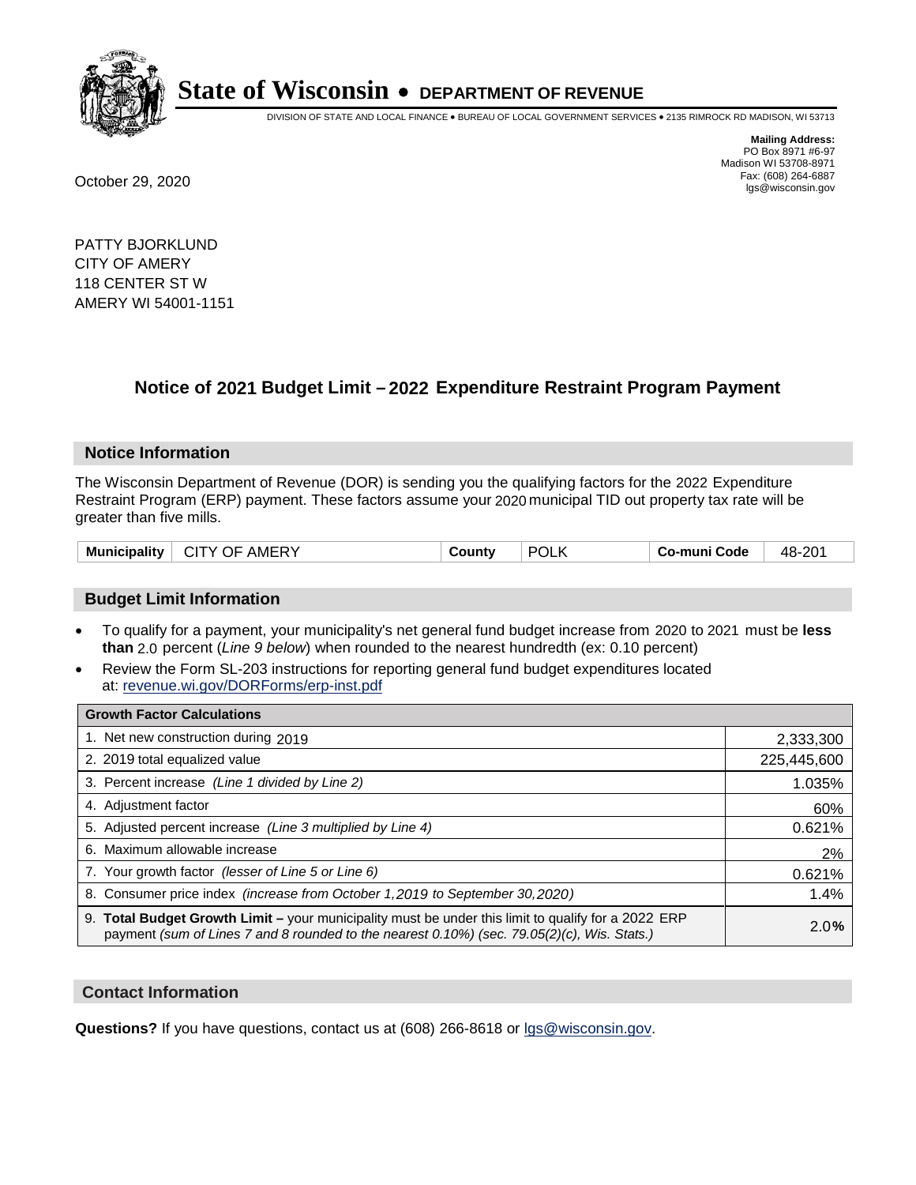# State of Wisconsin • DEPARTMENT OF REVENUE

DIVISION OF STATE AND LOCAL FINANCE • BUREAU OF LOCAL GOVERNMENT SERVICES • 2135 RIMROCK RD MADISON, WI 53713

**Mailing Address:**
PO Box 8971 #6-97
Madison WI 53708-8971
Fax: (608) 264-6887
lgs@wisconsin.gov

October 29, 2020

PATTY BJORKLUND
CITY OF AMERY
118 CENTER ST W
AMERY WI 54001-1151

## Notice of 2021 Budget Limit – 2022 Expenditure Restraint Program Payment

### Notice Information

The Wisconsin Department of Revenue (DOR) is sending you the qualifying factors for the 2022 Expenditure Restraint Program (ERP) payment. These factors assume your 2020 municipal TID out property tax rate will be greater than five mills.

| Municipality | CITY OF AMERY | County | POLK | Co-muni Code | 48-201 |
|---|---|---|---|---|---|

### Budget Limit Information

- To qualify for a payment, your municipality's net general fund budget increase from 2020 to 2021 must be **less than** 2.0 percent (*Line 9 below*) when rounded to the nearest hundredth (ex: 0.10 percent)
- Review the Form SL-203 instructions for reporting general fund budget expenditures located at: revenue.wi.gov/DORForms/erp-inst.pdf

| Growth Factor Calculations | |
|---|---|
| 1. Net new construction during 2019 | 2,333,300 |
| 2. 2019 total equalized value | 225,445,600 |
| 3. Percent increase *(Line 1 divided by Line 2)* | 1.035% |
| 4. Adjustment factor | 60% |
| 5. Adjusted percent increase *(Line 3 multiplied by Line 4)* | 0.621% |
| 6. Maximum allowable increase | 2% |
| 7. Your growth factor *(lesser of Line 5 or Line 6)* | 0.621% |
| 8. Consumer price index *(increase from October 1,2019 to September 30,2020)* | 1.4% |
| 9. **Total Budget Growth Limit –** your municipality must be under this limit to qualify for a 2022 ERP payment *(sum of Lines 7 and 8 rounded to the nearest 0.10%) (sec. 79.05(2)(c), Wis. Stats.)* | 2.0% |

### Contact Information

**Questions?** If you have questions, contact us at (608) 266-8618 or lgs@wisconsin.gov.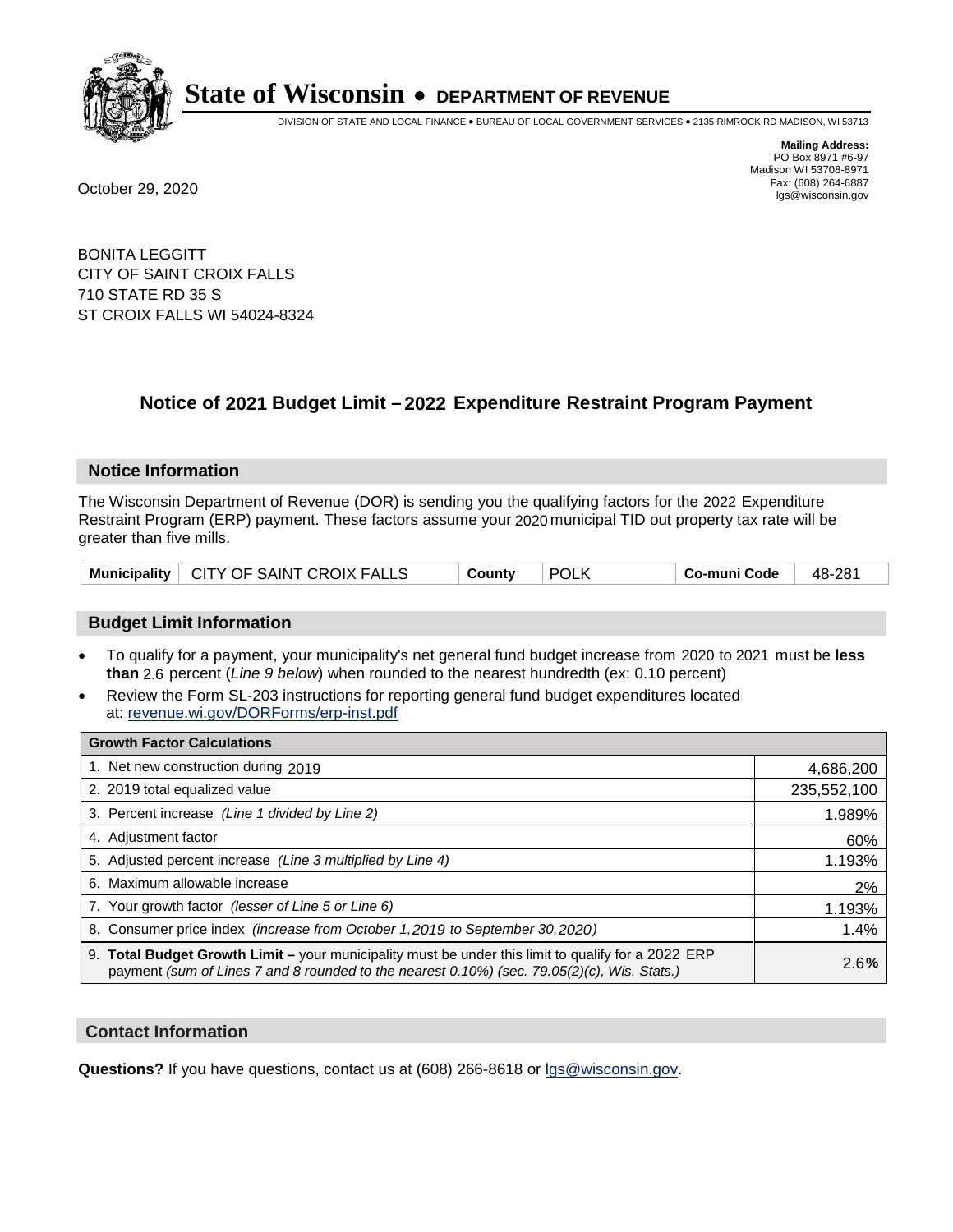# State of Wisconsin • DEPARTMENT OF REVENUE

DIVISION OF STATE AND LOCAL FINANCE • BUREAU OF LOCAL GOVERNMENT SERVICES • 2135 RIMROCK RD MADISON, WI 53713

**Mailing Address:**
PO Box 8971 #6-97
Madison WI 53708-8971
Fax: (608) 264-6887
lgs@wisconsin.gov

October 29, 2020

BONITA LEGGITT
CITY OF SAINT CROIX FALLS
710 STATE RD 35 S
ST CROIX FALLS WI 54024-8324

## Notice of 2021 Budget Limit – 2022 Expenditure Restraint Program Payment

### Notice Information

The Wisconsin Department of Revenue (DOR) is sending you the qualifying factors for the 2022 Expenditure Restraint Program (ERP) payment. These factors assume your 2020 municipal TID out property tax rate will be greater than five mills.

| Municipality | CITY OF SAINT CROIX FALLS | County | POLK | Co-muni Code | 48-281 |
|---|---|---|---|---|---|

### Budget Limit Information

- To qualify for a payment, your municipality's net general fund budget increase from 2020 to 2021 must be **less than** 2.6 percent (*Line 9 below*) when rounded to the nearest hundredth (ex: 0.10 percent)
- Review the Form SL-203 instructions for reporting general fund budget expenditures located at: revenue.wi.gov/DORForms/erp-inst.pdf

| Growth Factor Calculations | |
|---|---|
| 1. Net new construction during 2019 | 4,686,200 |
| 2. 2019 total equalized value | 235,552,100 |
| 3. Percent increase *(Line 1 divided by Line 2)* | 1.989% |
| 4. Adjustment factor | 60% |
| 5. Adjusted percent increase *(Line 3 multiplied by Line 4)* | 1.193% |
| 6. Maximum allowable increase | 2% |
| 7. Your growth factor *(lesser of Line 5 or Line 6)* | 1.193% |
| 8. Consumer price index *(increase from October 1,2019 to September 30,2020)* | 1.4% |
| 9. **Total Budget Growth Limit –** your municipality must be under this limit to qualify for a 2022 ERP payment *(sum of Lines 7 and 8 rounded to the nearest 0.10%) (sec. 79.05(2)(c), Wis. Stats.)* | 2.6**%** |

### Contact Information

**Questions?** If you have questions, contact us at (608) 266-8618 or lgs@wisconsin.gov.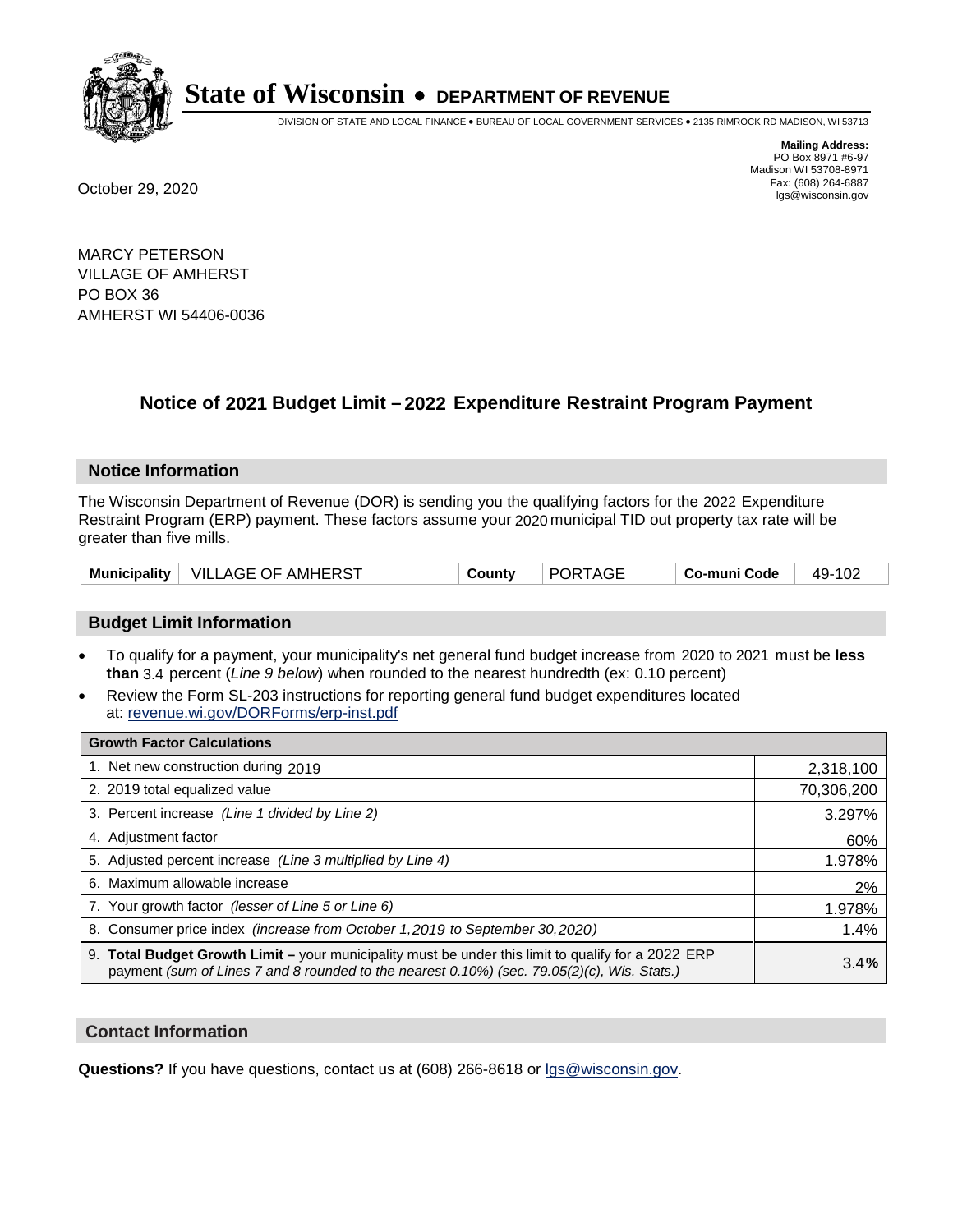# State of Wisconsin • DEPARTMENT OF REVENUE

DIVISION OF STATE AND LOCAL FINANCE • BUREAU OF LOCAL GOVERNMENT SERVICES • 2135 RIMROCK RD MADISON, WI 53713

**Mailing Address:**
PO Box 8971 #6-97
Madison WI 53708-8971
Fax: (608) 264-6887
lgs@wisconsin.gov

October 29, 2020

MARCY PETERSON
VILLAGE OF AMHERST
PO BOX 36
AMHERST WI 54406-0036

## Notice of 2021 Budget Limit – 2022 Expenditure Restraint Program Payment

### Notice Information

The Wisconsin Department of Revenue (DOR) is sending you the qualifying factors for the 2022 Expenditure Restraint Program (ERP) payment. These factors assume your 2020 municipal TID out property tax rate will be greater than five mills.

| Municipality | VILLAGE OF AMHERST | County | PORTAGE | Co-muni Code | 49-102 |
|---|---|---|---|---|---|

### Budget Limit Information

- To qualify for a payment, your municipality's net general fund budget increase from 2020 to 2021 must be **less than** 3.4 percent (*Line 9 below*) when rounded to the nearest hundredth (ex: 0.10 percent)
- Review the Form SL-203 instructions for reporting general fund budget expenditures located at: revenue.wi.gov/DORForms/erp-inst.pdf

| Growth Factor Calculations | |
|---|---|
| 1. Net new construction during 2019 | 2,318,100 |
| 2. 2019 total equalized value | 70,306,200 |
| 3. Percent increase *(Line 1 divided by Line 2)* | 3.297% |
| 4. Adjustment factor | 60% |
| 5. Adjusted percent increase *(Line 3 multiplied by Line 4)* | 1.978% |
| 6. Maximum allowable increase | 2% |
| 7. Your growth factor *(lesser of Line 5 or Line 6)* | 1.978% |
| 8. Consumer price index *(increase from October 1,2019 to September 30,2020)* | 1.4% |
| 9. **Total Budget Growth Limit –** your municipality must be under this limit to qualify for a 2022 ERP payment *(sum of Lines 7 and 8 rounded to the nearest 0.10%) (sec. 79.05(2)(c), Wis. Stats.)* | 3.4**%** |

### Contact Information

**Questions?** If you have questions, contact us at (608) 266-8618 or lgs@wisconsin.gov.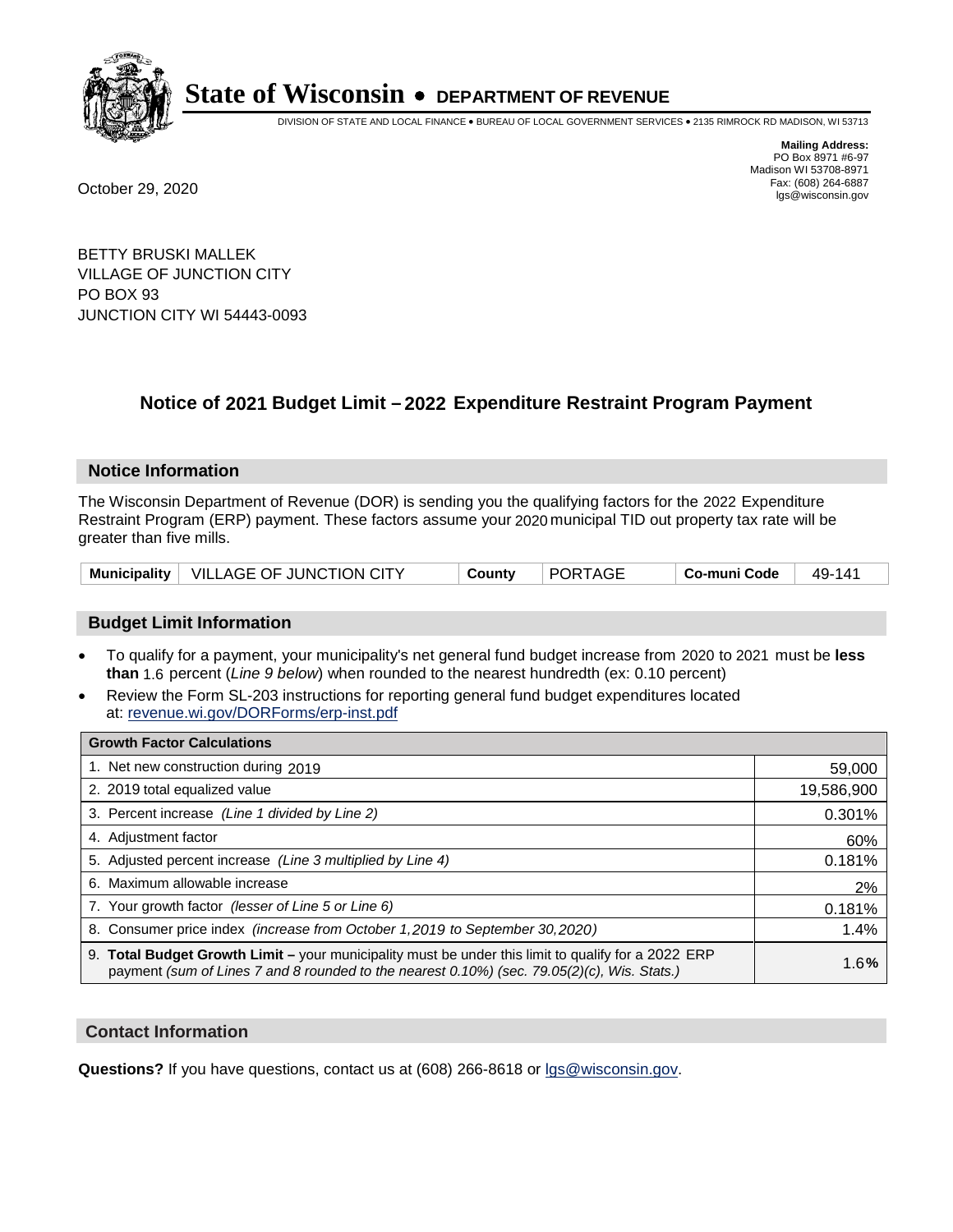# State of Wisconsin • DEPARTMENT OF REVENUE

DIVISION OF STATE AND LOCAL FINANCE • BUREAU OF LOCAL GOVERNMENT SERVICES • 2135 RIMROCK RD MADISON, WI 53713

**Mailing Address:**
PO Box 8971 #6-97
Madison WI 53708-8971
Fax: (608) 264-6887
lgs@wisconsin.gov

October 29, 2020

BETTY BRUSKI MALLEK
VILLAGE OF JUNCTION CITY
PO BOX 93
JUNCTION CITY WI 54443-0093

## Notice of 2021 Budget Limit – 2022 Expenditure Restraint Program Payment

### Notice Information

The Wisconsin Department of Revenue (DOR) is sending you the qualifying factors for the 2022 Expenditure Restraint Program (ERP) payment. These factors assume your 2020 municipal TID out property tax rate will be greater than five mills.

| Municipality | VILLAGE OF JUNCTION CITY | County | PORTAGE | Co-muni Code | 49-141 |
|---|---|---|---|---|---|

### Budget Limit Information

- To qualify for a payment, your municipality's net general fund budget increase from 2020 to 2021 must be **less than** 1.6 percent (*Line 9 below*) when rounded to the nearest hundredth (ex: 0.10 percent)
- Review the Form SL-203 instructions for reporting general fund budget expenditures located at: revenue.wi.gov/DORForms/erp-inst.pdf

| Growth Factor Calculations | |
|---|---|
| 1. Net new construction during 2019 | 59,000 |
| 2. 2019 total equalized value | 19,586,900 |
| 3. Percent increase *(Line 1 divided by Line 2)* | 0.301% |
| 4. Adjustment factor | 60% |
| 5. Adjusted percent increase *(Line 3 multiplied by Line 4)* | 0.181% |
| 6. Maximum allowable increase | 2% |
| 7. Your growth factor *(lesser of Line 5 or Line 6)* | 0.181% |
| 8. Consumer price index *(increase from October 1,2019 to September 30,2020)* | 1.4% |
| 9. **Total Budget Growth Limit –** your municipality must be under this limit to qualify for a 2022 ERP payment *(sum of Lines 7 and 8 rounded to the nearest 0.10%) (sec. 79.05(2)(c), Wis. Stats.)* | 1.6**%** |

### Contact Information

**Questions?** If you have questions, contact us at (608) 266-8618 or lgs@wisconsin.gov.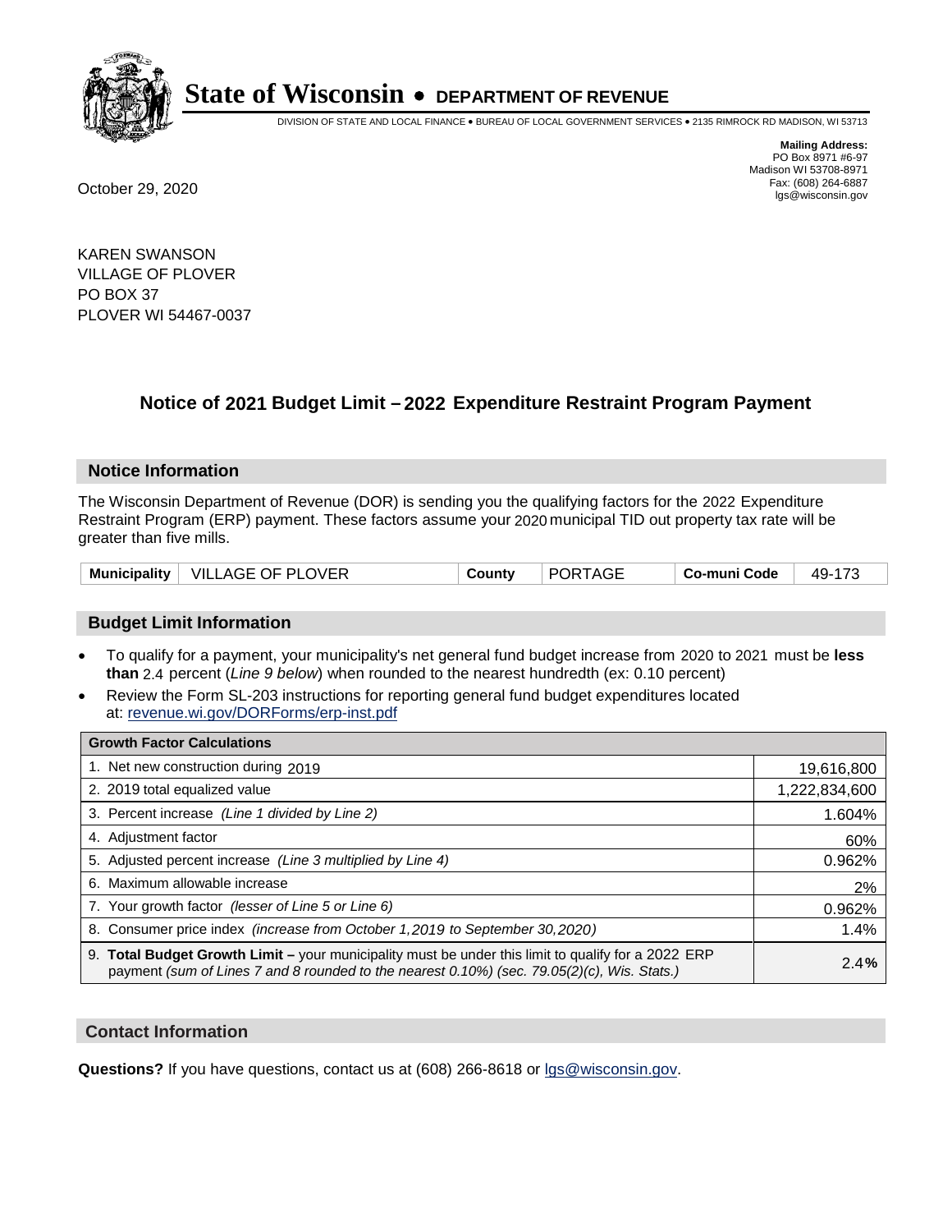# State of Wisconsin • DEPARTMENT OF REVENUE

DIVISION OF STATE AND LOCAL FINANCE • BUREAU OF LOCAL GOVERNMENT SERVICES • 2135 RIMROCK RD MADISON, WI 53713

**Mailing Address:**
PO Box 8971 #6-97
Madison WI 53708-8971
Fax: (608) 264-6887
lgs@wisconsin.gov

October 29, 2020

KAREN SWANSON
VILLAGE OF PLOVER
PO BOX 37
PLOVER WI 54467-0037

## Notice of 2021 Budget Limit – 2022 Expenditure Restraint Program Payment

### Notice Information

The Wisconsin Department of Revenue (DOR) is sending you the qualifying factors for the 2022 Expenditure Restraint Program (ERP) payment. These factors assume your 2020 municipal TID out property tax rate will be greater than five mills.

| Municipality | VILLAGE OF PLOVER | County | PORTAGE | Co-muni Code | 49-173 |
|---|---|---|---|---|---|

### Budget Limit Information

- To qualify for a payment, your municipality's net general fund budget increase from 2020 to 2021 must be **less than** 2.4 percent (*Line 9 below*) when rounded to the nearest hundredth (ex: 0.10 percent)
- Review the Form SL-203 instructions for reporting general fund budget expenditures located at: revenue.wi.gov/DORForms/erp-inst.pdf

| Growth Factor Calculations | |
|---|---|
| 1. Net new construction during 2019 | 19,616,800 |
| 2. 2019 total equalized value | 1,222,834,600 |
| 3. Percent increase *(Line 1 divided by Line 2)* | 1.604% |
| 4. Adjustment factor | 60% |
| 5. Adjusted percent increase *(Line 3 multiplied by Line 4)* | 0.962% |
| 6. Maximum allowable increase | 2% |
| 7. Your growth factor *(lesser of Line 5 or Line 6)* | 0.962% |
| 8. Consumer price index *(increase from October 1,2019 to September 30,2020)* | 1.4% |
| 9. **Total Budget Growth Limit –** your municipality must be under this limit to qualify for a 2022 ERP payment *(sum of Lines 7 and 8 rounded to the nearest 0.10%) (sec. 79.05(2)(c), Wis. Stats.)* | **2.4%** |

### Contact Information

**Questions?** If you have questions, contact us at (608) 266-8618 or lgs@wisconsin.gov.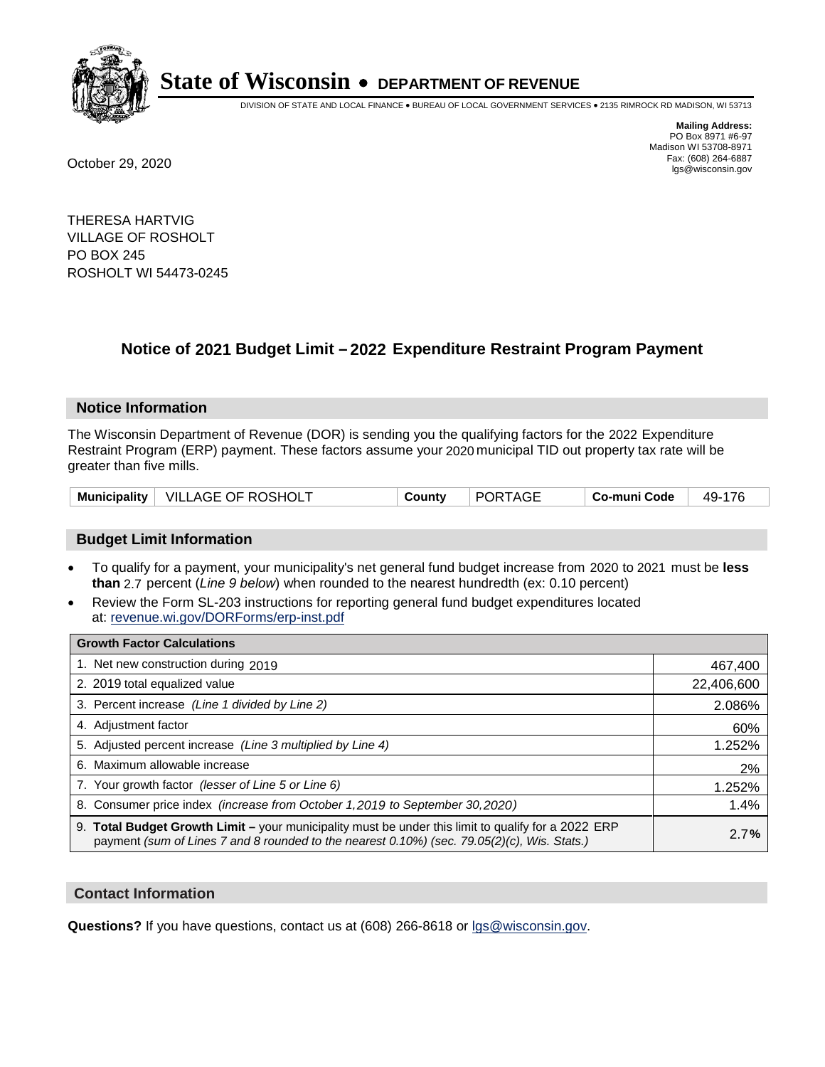# State of Wisconsin • DEPARTMENT OF REVENUE

DIVISION OF STATE AND LOCAL FINANCE • BUREAU OF LOCAL GOVERNMENT SERVICES • 2135 RIMROCK RD MADISON, WI 53713

**Mailing Address:**
PO Box 8971 #6-97
Madison WI 53708-8971
Fax: (608) 264-6887
lgs@wisconsin.gov

October 29, 2020

THERESA HARTVIG
VILLAGE OF ROSHOLT
PO BOX 245
ROSHOLT WI 54473-0245

## Notice of 2021 Budget Limit – 2022 Expenditure Restraint Program Payment

### Notice Information

The Wisconsin Department of Revenue (DOR) is sending you the qualifying factors for the 2022 Expenditure Restraint Program (ERP) payment. These factors assume your 2020 municipal TID out property tax rate will be greater than five mills.

| Municipality | VILLAGE OF ROSHOLT | County | PORTAGE | Co-muni Code | 49-176 |
|---|---|---|---|---|---|

### Budget Limit Information

- To qualify for a payment, your municipality's net general fund budget increase from 2020 to 2021 must be **less than** 2.7 percent (*Line 9 below*) when rounded to the nearest hundredth (ex: 0.10 percent)
- Review the Form SL-203 instructions for reporting general fund budget expenditures located at: revenue.wi.gov/DORForms/erp-inst.pdf

| Growth Factor Calculations | |
|---|---|
| 1. Net new construction during 2019 | 467,400 |
| 2. 2019 total equalized value | 22,406,600 |
| 3. Percent increase *(Line 1 divided by Line 2)* | 2.086% |
| 4. Adjustment factor | 60% |
| 5. Adjusted percent increase *(Line 3 multiplied by Line 4)* | 1.252% |
| 6. Maximum allowable increase | 2% |
| 7. Your growth factor *(lesser of Line 5 or Line 6)* | 1.252% |
| 8. Consumer price index *(increase from October 1,2019 to September 30,2020)* | 1.4% |
| 9. **Total Budget Growth Limit –** your municipality must be under this limit to qualify for a 2022 ERP payment *(sum of Lines 7 and 8 rounded to the nearest 0.10%) (sec. 79.05(2)(c), Wis. Stats.)* | 2.7**%** |

### Contact Information

**Questions?** If you have questions, contact us at (608) 266-8618 or lgs@wisconsin.gov.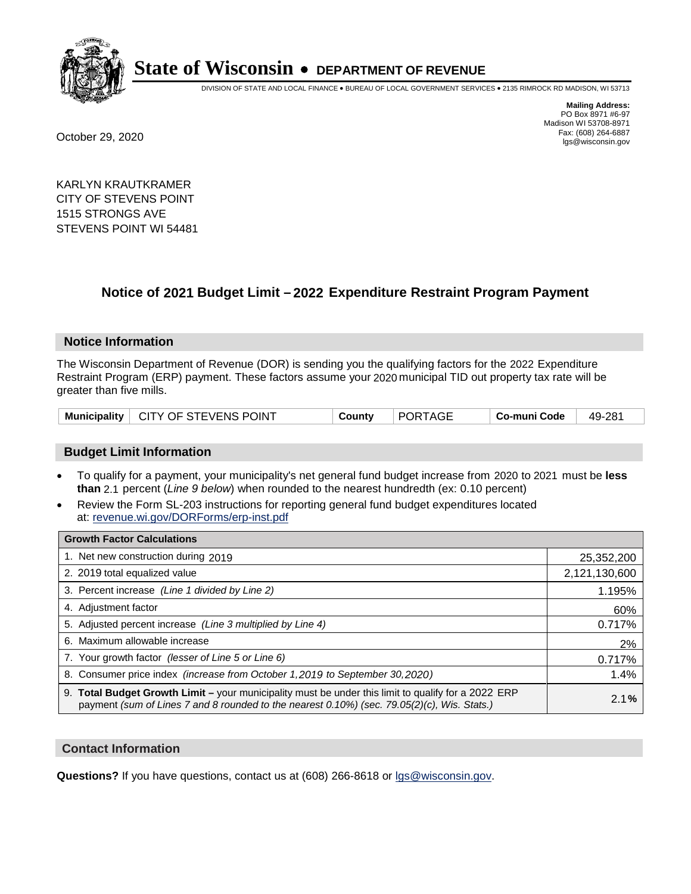# State of Wisconsin • DEPARTMENT OF REVENUE

DIVISION OF STATE AND LOCAL FINANCE • BUREAU OF LOCAL GOVERNMENT SERVICES • 2135 RIMROCK RD MADISON, WI 53713

**Mailing Address:**
PO Box 8971 #6-97
Madison WI 53708-8971
Fax: (608) 264-6887
lgs@wisconsin.gov

October 29, 2020

KARLYN KRAUTKRAMER
CITY OF STEVENS POINT
1515 STRONGS AVE
STEVENS POINT WI 54481

## Notice of 2021 Budget Limit – 2022 Expenditure Restraint Program Payment

### Notice Information

The Wisconsin Department of Revenue (DOR) is sending you the qualifying factors for the 2022 Expenditure Restraint Program (ERP) payment. These factors assume your 2020 municipal TID out property tax rate will be greater than five mills.

| Municipality | CITY OF STEVENS POINT | County | PORTAGE | Co-muni Code | 49-281 |
|---|---|---|---|---|---|

### Budget Limit Information

- To qualify for a payment, your municipality's net general fund budget increase from 2020 to 2021 must be **less than** 2.1 percent (*Line 9 below*) when rounded to the nearest hundredth (ex: 0.10 percent)
- Review the Form SL-203 instructions for reporting general fund budget expenditures located at: revenue.wi.gov/DORForms/erp-inst.pdf

| Growth Factor Calculations | |
|---|---|
| 1. Net new construction during 2019 | 25,352,200 |
| 2. 2019 total equalized value | 2,121,130,600 |
| 3. Percent increase *(Line 1 divided by Line 2)* | 1.195% |
| 4. Adjustment factor | 60% |
| 5. Adjusted percent increase *(Line 3 multiplied by Line 4)* | 0.717% |
| 6. Maximum allowable increase | 2% |
| 7. Your growth factor *(lesser of Line 5 or Line 6)* | 0.717% |
| 8. Consumer price index *(increase from October 1,2019 to September 30,2020)* | 1.4% |
| 9. **Total Budget Growth Limit –** your municipality must be under this limit to qualify for a 2022 ERP payment *(sum of Lines 7 and 8 rounded to the nearest 0.10%) (sec. 79.05(2)(c), Wis. Stats.)* | 2.1**%** |

### Contact Information

**Questions?** If you have questions, contact us at (608) 266-8618 or lgs@wisconsin.gov.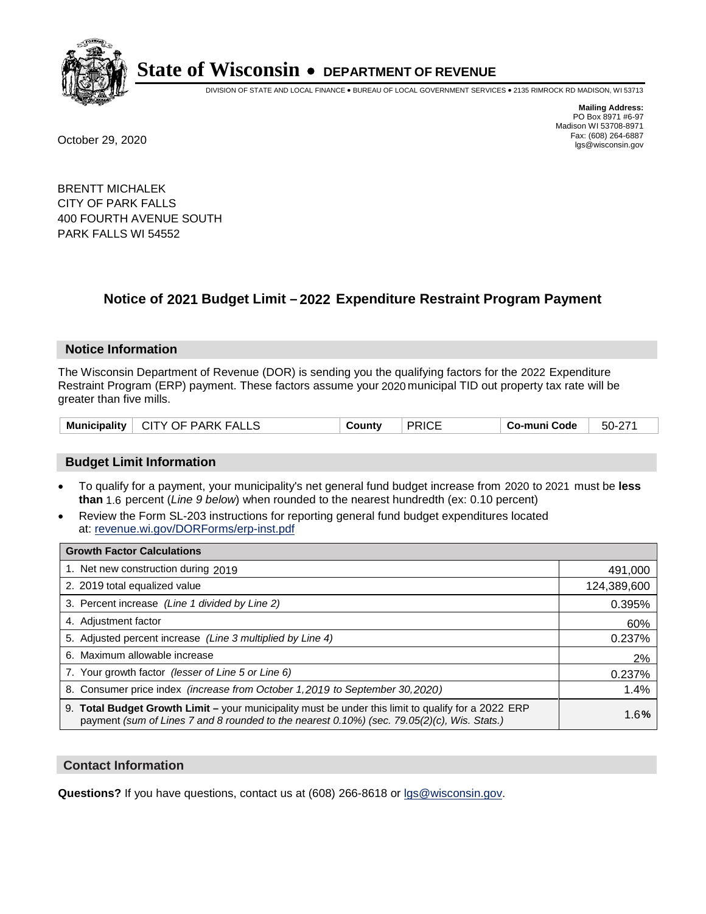# State of Wisconsin • DEPARTMENT OF REVENUE

DIVISION OF STATE AND LOCAL FINANCE • BUREAU OF LOCAL GOVERNMENT SERVICES • 2135 RIMROCK RD MADISON, WI 53713

**Mailing Address:**
PO Box 8971 #6-97
Madison WI 53708-8971
Fax: (608) 264-6887
lgs@wisconsin.gov

October 29, 2020

BRENTT MICHALEK
CITY OF PARK FALLS
400 FOURTH AVENUE SOUTH
PARK FALLS WI 54552

## Notice of 2021 Budget Limit – 2022 Expenditure Restraint Program Payment

### Notice Information

The Wisconsin Department of Revenue (DOR) is sending you the qualifying factors for the 2022 Expenditure Restraint Program (ERP) payment. These factors assume your 2020 municipal TID out property tax rate will be greater than five mills.

| Municipality | CITY OF PARK FALLS | County | PRICE | Co-muni Code | 50-271 |
|---|---|---|---|---|---|

### Budget Limit Information

- To qualify for a payment, your municipality's net general fund budget increase from 2020 to 2021 must be **less than** 1.6 percent (*Line 9 below*) when rounded to the nearest hundredth (ex: 0.10 percent)
- Review the Form SL-203 instructions for reporting general fund budget expenditures located at: revenue.wi.gov/DORForms/erp-inst.pdf

| Growth Factor Calculations | |
|---|---|
| 1. Net new construction during 2019 | 491,000 |
| 2. 2019 total equalized value | 124,389,600 |
| 3. Percent increase *(Line 1 divided by Line 2)* | 0.395% |
| 4. Adjustment factor | 60% |
| 5. Adjusted percent increase *(Line 3 multiplied by Line 4)* | 0.237% |
| 6. Maximum allowable increase | 2% |
| 7. Your growth factor *(lesser of Line 5 or Line 6)* | 0.237% |
| 8. Consumer price index *(increase from October 1,2019 to September 30,2020)* | 1.4% |
| 9. **Total Budget Growth Limit –** your municipality must be under this limit to qualify for a 2022 ERP payment *(sum of Lines 7 and 8 rounded to the nearest 0.10%) (sec. 79.05(2)(c), Wis. Stats.)* | 1.6**%** |

### Contact Information

**Questions?** If you have questions, contact us at (608) 266-8618 or lgs@wisconsin.gov.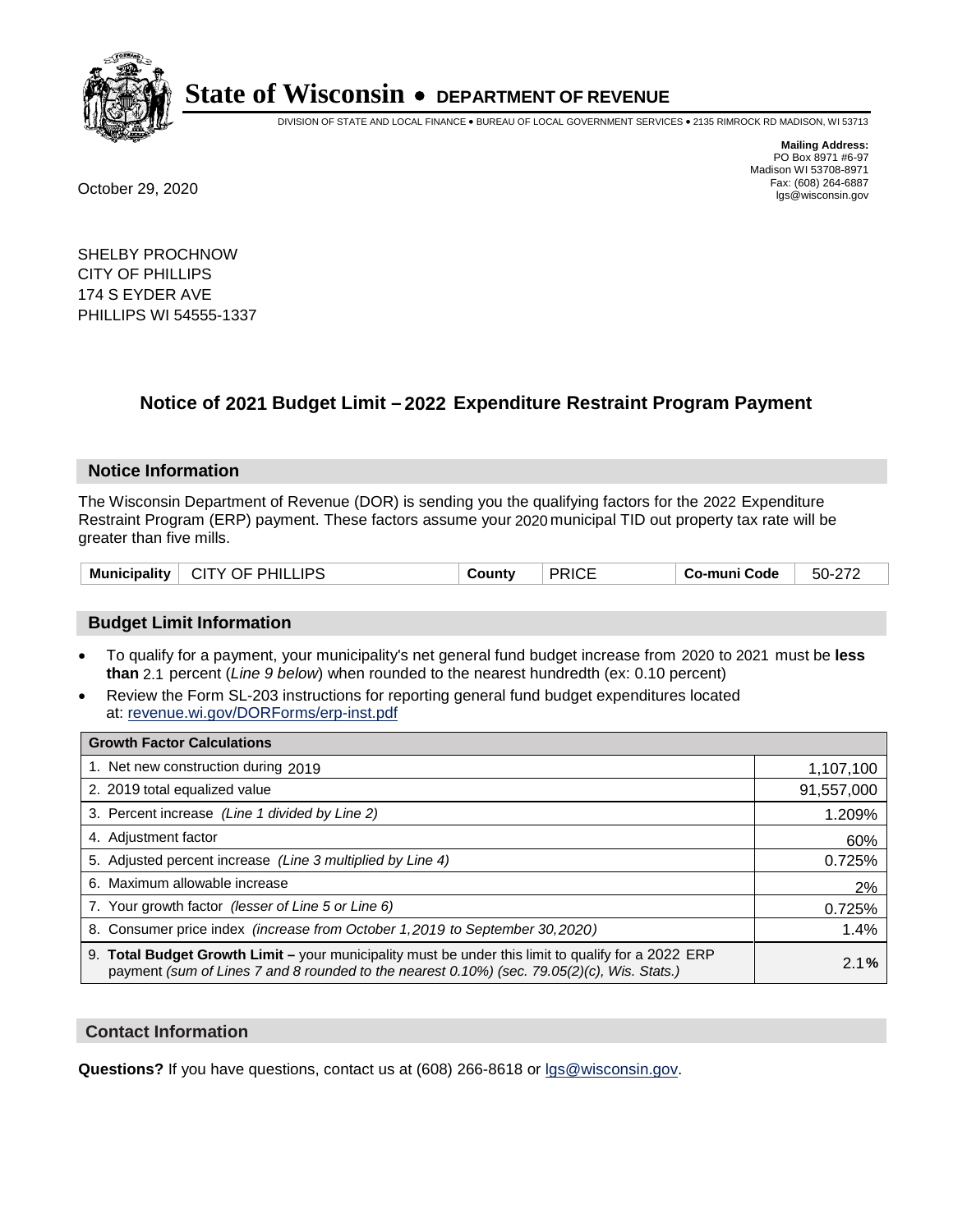# State of Wisconsin • DEPARTMENT OF REVENUE

DIVISION OF STATE AND LOCAL FINANCE • BUREAU OF LOCAL GOVERNMENT SERVICES • 2135 RIMROCK RD MADISON, WI 53713

**Mailing Address:**
PO Box 8971 #6-97
Madison WI 53708-8971
Fax: (608) 264-6887
lgs@wisconsin.gov

October 29, 2020

SHELBY PROCHNOW
CITY OF PHILLIPS
174 S EYDER AVE
PHILLIPS WI 54555-1337

## Notice of 2021 Budget Limit – 2022 Expenditure Restraint Program Payment

### Notice Information

The Wisconsin Department of Revenue (DOR) is sending you the qualifying factors for the 2022 Expenditure Restraint Program (ERP) payment. These factors assume your 2020 municipal TID out property tax rate will be greater than five mills.

| Municipality | CITY OF PHILLIPS | County | PRICE | Co-muni Code | 50-272 |
|---|---|---|---|---|---|

### Budget Limit Information

- To qualify for a payment, your municipality's net general fund budget increase from 2020 to 2021 must be **less than** 2.1 percent (*Line 9 below*) when rounded to the nearest hundredth (ex: 0.10 percent)
- Review the Form SL-203 instructions for reporting general fund budget expenditures located at: revenue.wi.gov/DORForms/erp-inst.pdf

| Growth Factor Calculations | |
|---|---|
| 1. Net new construction during 2019 | 1,107,100 |
| 2. 2019 total equalized value | 91,557,000 |
| 3. Percent increase *(Line 1 divided by Line 2)* | 1.209% |
| 4. Adjustment factor | 60% |
| 5. Adjusted percent increase *(Line 3 multiplied by Line 4)* | 0.725% |
| 6. Maximum allowable increase | 2% |
| 7. Your growth factor *(lesser of Line 5 or Line 6)* | 0.725% |
| 8. Consumer price index *(increase from October 1,2019 to September 30,2020)* | 1.4% |
| 9. **Total Budget Growth Limit –** your municipality must be under this limit to qualify for a 2022 ERP payment *(sum of Lines 7 and 8 rounded to the nearest 0.10%) (sec. 79.05(2)(c), Wis. Stats.)* | 2.1**%** |

### Contact Information

**Questions?** If you have questions, contact us at (608) 266-8618 or lgs@wisconsin.gov.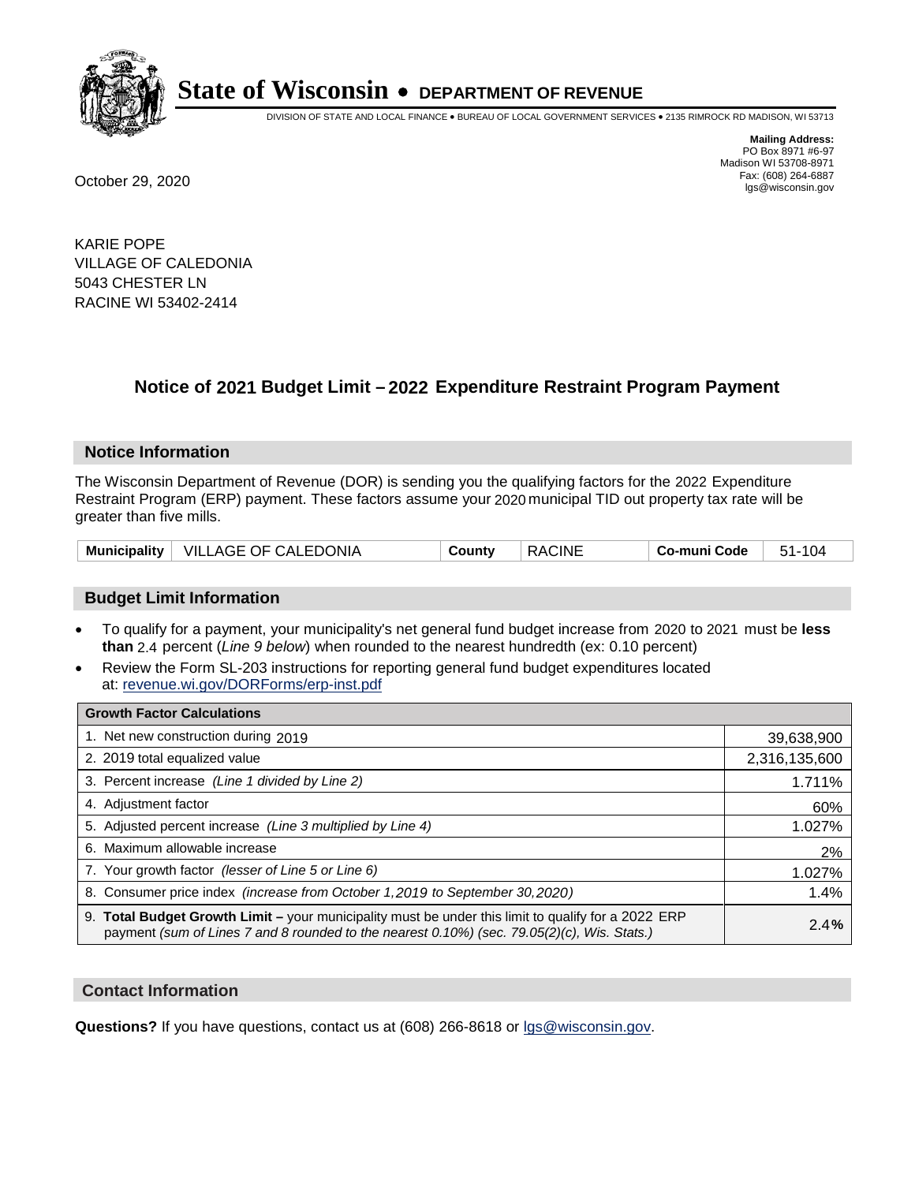# State of Wisconsin • DEPARTMENT OF REVENUE

DIVISION OF STATE AND LOCAL FINANCE • BUREAU OF LOCAL GOVERNMENT SERVICES • 2135 RIMROCK RD MADISON, WI 53713

**Mailing Address:**
PO Box 8971 #6-97
Madison WI 53708-8971
Fax: (608) 264-6887
lgs@wisconsin.gov

October 29, 2020

KARIE POPE
VILLAGE OF CALEDONIA
5043 CHESTER LN
RACINE WI 53402-2414

## Notice of 2021 Budget Limit – 2022 Expenditure Restraint Program Payment

### Notice Information

The Wisconsin Department of Revenue (DOR) is sending you the qualifying factors for the 2022 Expenditure Restraint Program (ERP) payment. These factors assume your 2020 municipal TID out property tax rate will be greater than five mills.

| Municipality | VILLAGE OF CALEDONIA | County | RACINE | Co-muni Code | 51-104 |
|---|---|---|---|---|---|

### Budget Limit Information

- To qualify for a payment, your municipality's net general fund budget increase from 2020 to 2021 must be **less than** 2.4 percent (*Line 9 below*) when rounded to the nearest hundredth (ex: 0.10 percent)
- Review the Form SL-203 instructions for reporting general fund budget expenditures located at: revenue.wi.gov/DORForms/erp-inst.pdf

| Growth Factor Calculations | |
|---|---|
| 1. Net new construction during 2019 | 39,638,900 |
| 2. 2019 total equalized value | 2,316,135,600 |
| 3. Percent increase *(Line 1 divided by Line 2)* | 1.711% |
| 4. Adjustment factor | 60% |
| 5. Adjusted percent increase *(Line 3 multiplied by Line 4)* | 1.027% |
| 6. Maximum allowable increase | 2% |
| 7. Your growth factor *(lesser of Line 5 or Line 6)* | 1.027% |
| 8. Consumer price index *(increase from October 1,2019 to September 30,2020)* | 1.4% |
| 9. **Total Budget Growth Limit –** your municipality must be under this limit to qualify for a 2022 ERP payment *(sum of Lines 7 and 8 rounded to the nearest 0.10%) (sec. 79.05(2)(c), Wis. Stats.)* | **2.4%** |

### Contact Information

**Questions?** If you have questions, contact us at (608) 266-8618 or lgs@wisconsin.gov.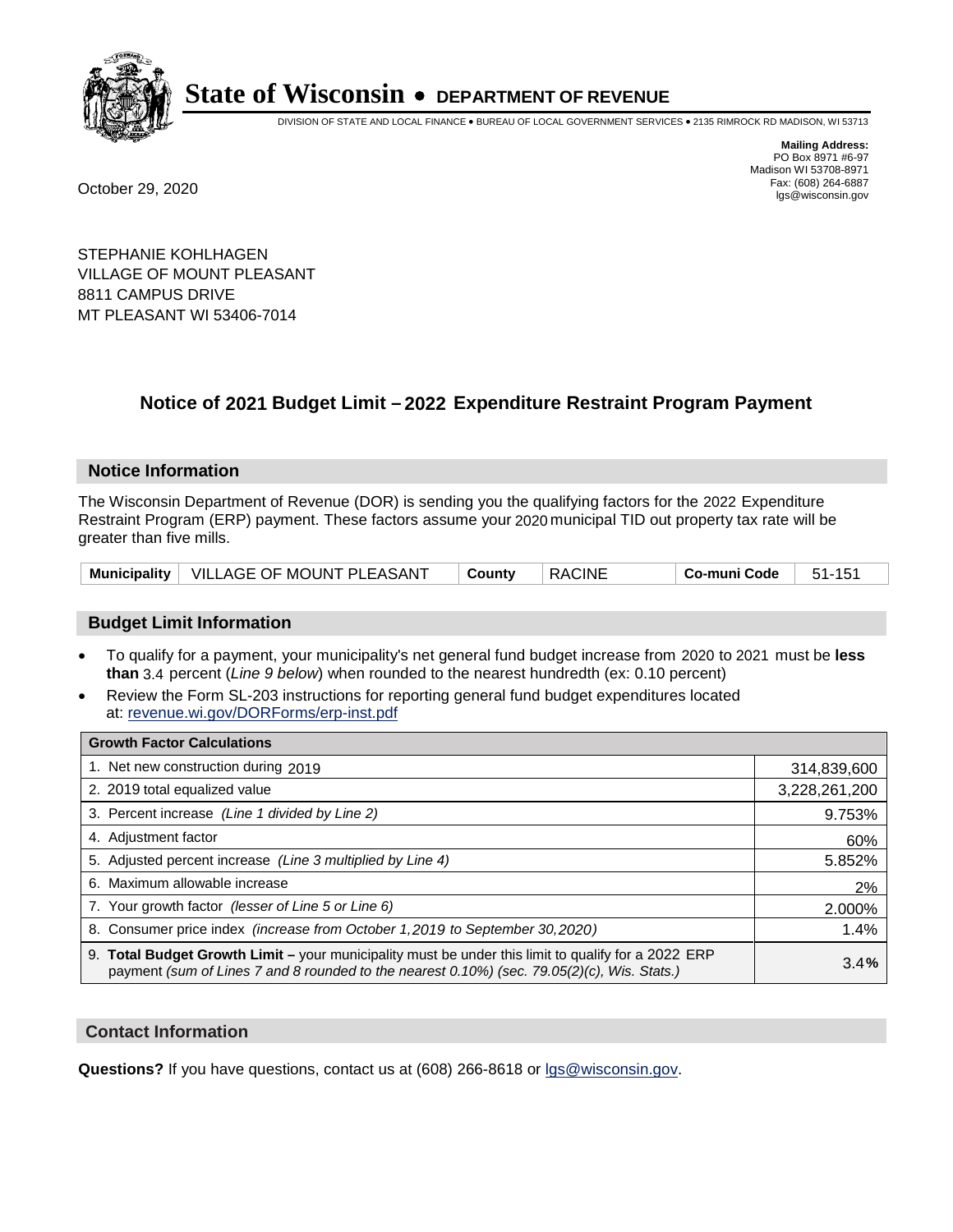**State of Wisconsin • DEPARTMENT OF REVENUE**

DIVISION OF STATE AND LOCAL FINANCE • BUREAU OF LOCAL GOVERNMENT SERVICES • 2135 RIMROCK RD MADISON, WI 53713

October 29, 2020

**Mailing Address:**
PO Box 8971 #6-97
Madison WI 53708-8971
Fax: (608) 264-6887
lgs@wisconsin.gov

STEPHANIE KOHLHAGEN
VILLAGE OF MOUNT PLEASANT
8811 CAMPUS DRIVE
MT PLEASANT WI 53406-7014

## Notice of 2021 Budget Limit – 2022 Expenditure Restraint Program Payment

### Notice Information

The Wisconsin Department of Revenue (DOR) is sending you the qualifying factors for the 2022 Expenditure Restraint Program (ERP) payment. These factors assume your 2020 municipal TID out property tax rate will be greater than five mills.

| Municipality | VILLAGE OF MOUNT PLEASANT | County | RACINE | Co-muni Code | 51-151 |
|---|---|---|---|---|---|

### Budget Limit Information

- To qualify for a payment, your municipality's net general fund budget increase from 2020 to 2021 must be **less than** 3.4 percent (*Line 9 below*) when rounded to the nearest hundredth (ex: 0.10 percent)
- Review the Form SL-203 instructions for reporting general fund budget expenditures located at: revenue.wi.gov/DORForms/erp-inst.pdf

| Growth Factor Calculations | |
|---|---|
| 1. Net new construction during 2019 | 314,839,600 |
| 2. 2019 total equalized value | 3,228,261,200 |
| 3. Percent increase *(Line 1 divided by Line 2)* | 9.753% |
| 4. Adjustment factor | 60% |
| 5. Adjusted percent increase *(Line 3 multiplied by Line 4)* | 5.852% |
| 6. Maximum allowable increase | 2% |
| 7. Your growth factor *(lesser of Line 5 or Line 6)* | 2.000% |
| 8. Consumer price index *(increase from October 1,2019 to September 30,2020)* | 1.4% |
| 9. **Total Budget Growth Limit –** your municipality must be under this limit to qualify for a 2022 ERP payment *(sum of Lines 7 and 8 rounded to the nearest 0.10%) (sec. 79.05(2)(c), Wis. Stats.)* | 3.4**%** |

### Contact Information

**Questions?** If you have questions, contact us at (608) 266-8618 or lgs@wisconsin.gov.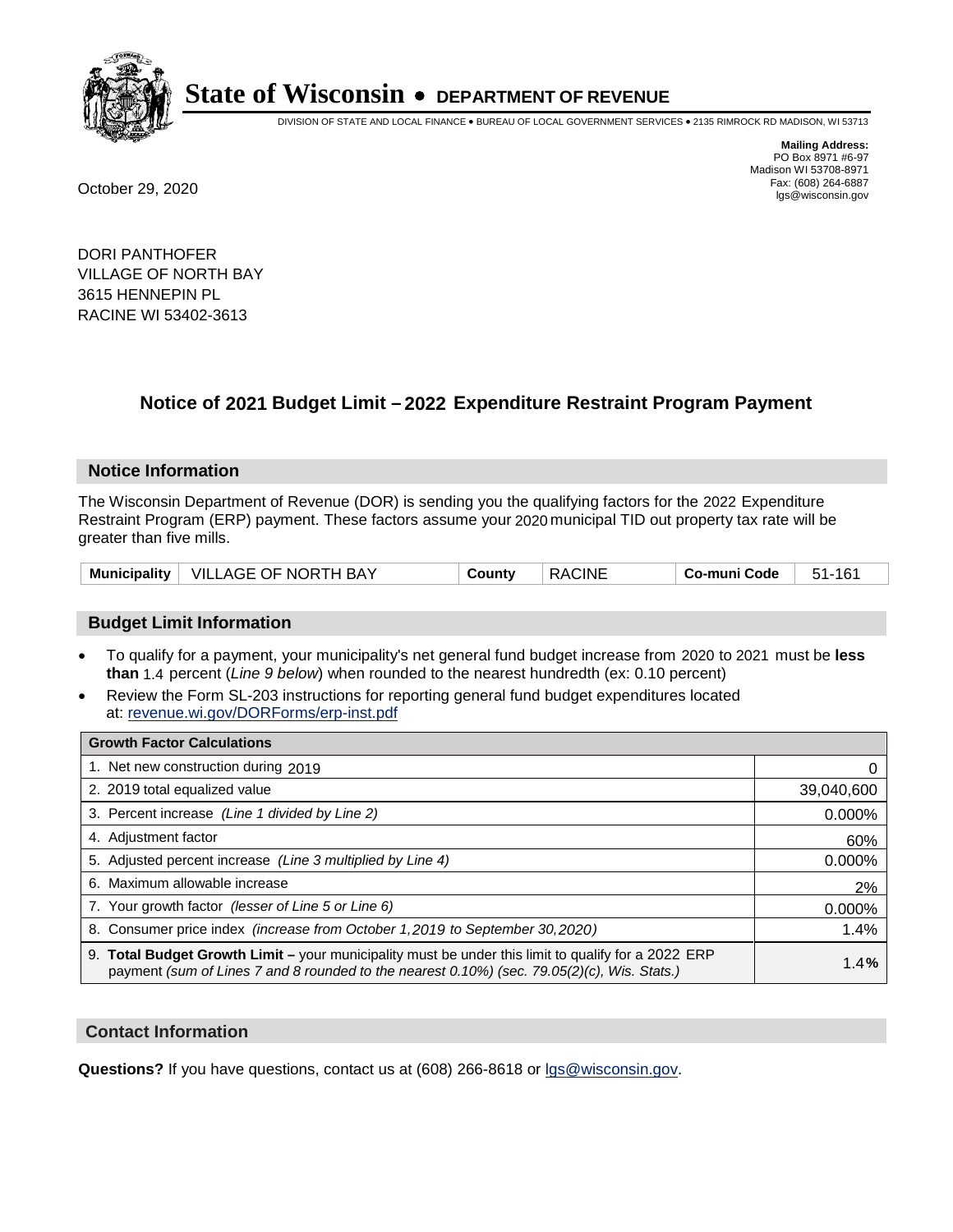# State of Wisconsin • DEPARTMENT OF REVENUE

DIVISION OF STATE AND LOCAL FINANCE • BUREAU OF LOCAL GOVERNMENT SERVICES • 2135 RIMROCK RD MADISON, WI 53713

**Mailing Address:**
PO Box 8971 #6-97
Madison WI 53708-8971
Fax: (608) 264-6887
lgs@wisconsin.gov

October 29, 2020

DORI PANTHOFER
VILLAGE OF NORTH BAY
3615 HENNEPIN PL
RACINE WI 53402-3613

## Notice of 2021 Budget Limit – 2022 Expenditure Restraint Program Payment

### Notice Information

The Wisconsin Department of Revenue (DOR) is sending you the qualifying factors for the 2022 Expenditure Restraint Program (ERP) payment. These factors assume your 2020 municipal TID out property tax rate will be greater than five mills.

| Municipality | VILLAGE OF NORTH BAY | County | RACINE | Co-muni Code | 51-161 |
|---|---|---|---|---|---|

### Budget Limit Information

- To qualify for a payment, your municipality's net general fund budget increase from 2020 to 2021 must be **less than** 1.4 percent (*Line 9 below*) when rounded to the nearest hundredth (ex: 0.10 percent)
- Review the Form SL-203 instructions for reporting general fund budget expenditures located at: revenue.wi.gov/DORForms/erp-inst.pdf

| Growth Factor Calculations | |
|---|---|
| 1. Net new construction during 2019 | 0 |
| 2. 2019 total equalized value | 39,040,600 |
| 3. Percent increase *(Line 1 divided by Line 2)* | 0.000% |
| 4. Adjustment factor | 60% |
| 5. Adjusted percent increase *(Line 3 multiplied by Line 4)* | 0.000% |
| 6. Maximum allowable increase | 2% |
| 7. Your growth factor *(lesser of Line 5 or Line 6)* | 0.000% |
| 8. Consumer price index *(increase from October 1,2019 to September 30,2020)* | 1.4% |
| 9. **Total Budget Growth Limit –** your municipality must be under this limit to qualify for a 2022 ERP payment *(sum of Lines 7 and 8 rounded to the nearest 0.10%) (sec. 79.05(2)(c), Wis. Stats.)* | **1.4%** |

### Contact Information

**Questions?** If you have questions, contact us at (608) 266-8618 or lgs@wisconsin.gov.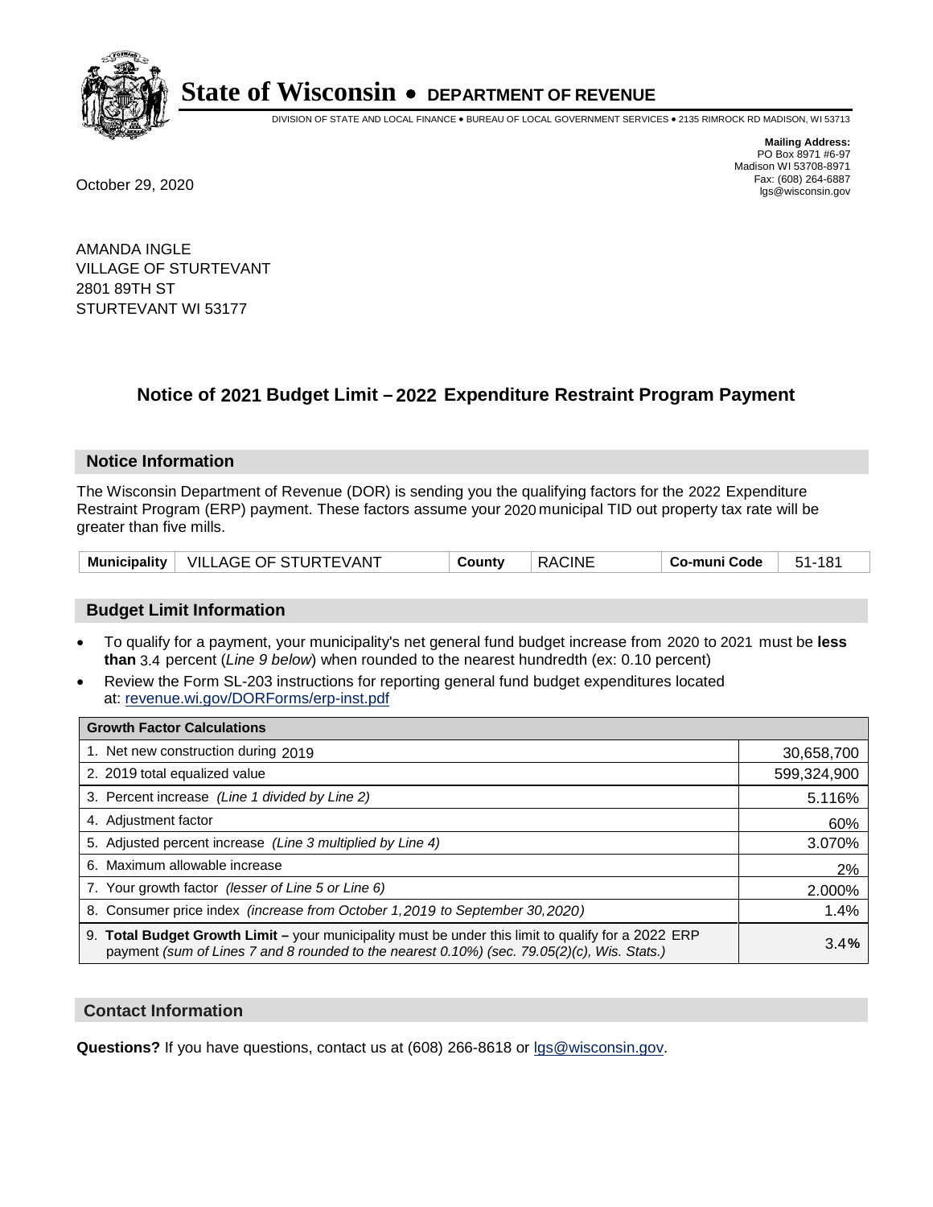# State of Wisconsin • DEPARTMENT OF REVENUE

DIVISION OF STATE AND LOCAL FINANCE • BUREAU OF LOCAL GOVERNMENT SERVICES • 2135 RIMROCK RD MADISON, WI 53713

**Mailing Address:**
PO Box 8971 #6-97
Madison WI 53708-8971
Fax: (608) 264-6887
lgs@wisconsin.gov

October 29, 2020

AMANDA INGLE
VILLAGE OF STURTEVANT
2801 89TH ST
STURTEVANT WI 53177

## Notice of 2021 Budget Limit – 2022 Expenditure Restraint Program Payment

### Notice Information

The Wisconsin Department of Revenue (DOR) is sending you the qualifying factors for the 2022 Expenditure Restraint Program (ERP) payment. These factors assume your 2020 municipal TID out property tax rate will be greater than five mills.

| Municipality | VILLAGE OF STURTEVANT | County | RACINE | Co-muni Code | 51-181 |
|---|---|---|---|---|---|

### Budget Limit Information

- To qualify for a payment, your municipality's net general fund budget increase from 2020 to 2021 must be **less than** 3.4 percent (*Line 9 below*) when rounded to the nearest hundredth (ex: 0.10 percent)
- Review the Form SL-203 instructions for reporting general fund budget expenditures located at: revenue.wi.gov/DORForms/erp-inst.pdf

| Growth Factor Calculations | |
|---|---|
| 1. Net new construction during 2019 | 30,658,700 |
| 2. 2019 total equalized value | 599,324,900 |
| 3. Percent increase *(Line 1 divided by Line 2)* | 5.116% |
| 4. Adjustment factor | 60% |
| 5. Adjusted percent increase *(Line 3 multiplied by Line 4)* | 3.070% |
| 6. Maximum allowable increase | 2% |
| 7. Your growth factor *(lesser of Line 5 or Line 6)* | 2.000% |
| 8. Consumer price index *(increase from October 1,2019 to September 30,2020)* | 1.4% |
| 9. **Total Budget Growth Limit –** your municipality must be under this limit to qualify for a 2022 ERP payment *(sum of Lines 7 and 8 rounded to the nearest 0.10%) (sec. 79.05(2)(c), Wis. Stats.)* | 3.4**%** |

### Contact Information

**Questions?** If you have questions, contact us at (608) 266-8618 or lgs@wisconsin.gov.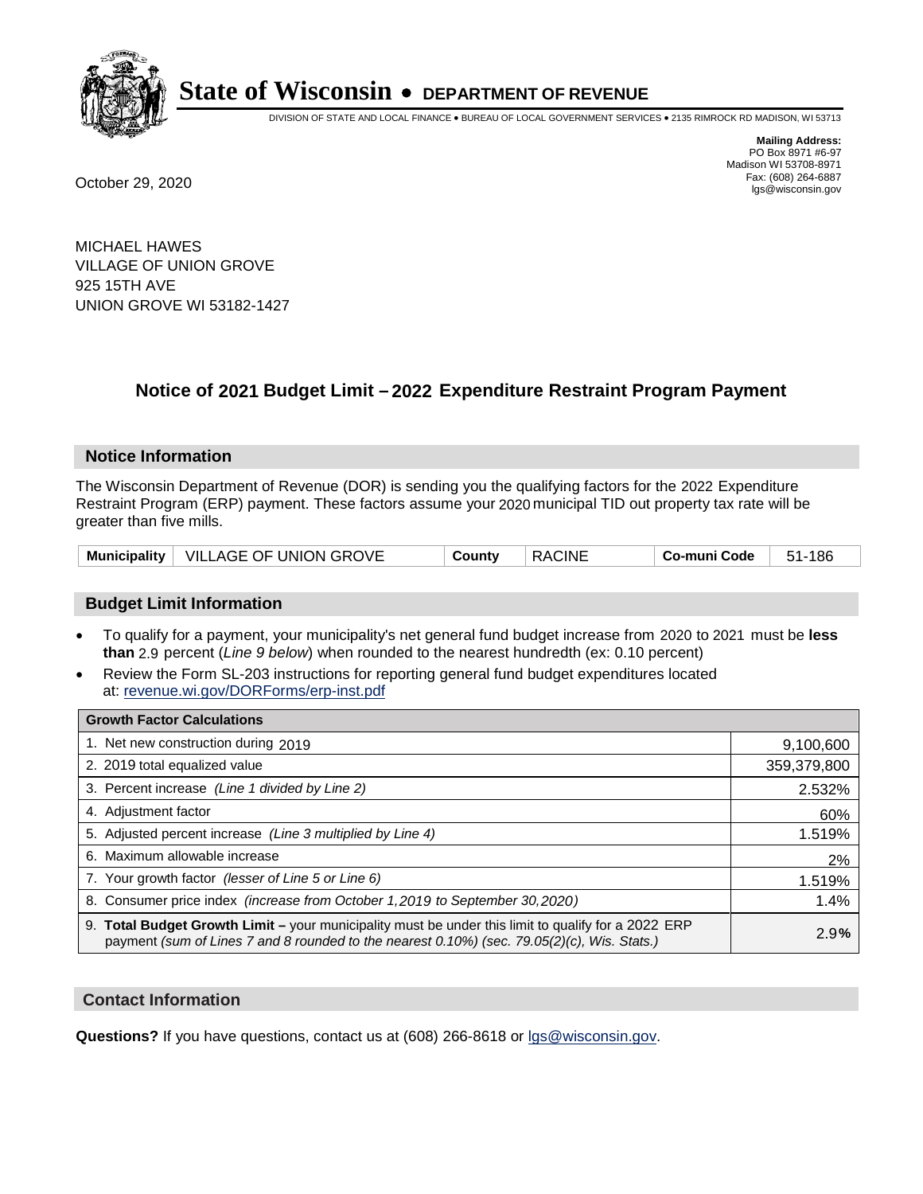# State of Wisconsin • DEPARTMENT OF REVENUE

DIVISION OF STATE AND LOCAL FINANCE • BUREAU OF LOCAL GOVERNMENT SERVICES • 2135 RIMROCK RD MADISON, WI 53713

**Mailing Address:**
PO Box 8971 #6-97
Madison WI 53708-8971
Fax: (608) 264-6887
lgs@wisconsin.gov

October 29, 2020

MICHAEL HAWES
VILLAGE OF UNION GROVE
925 15TH AVE
UNION GROVE WI 53182-1427

## Notice of 2021 Budget Limit – 2022 Expenditure Restraint Program Payment

### Notice Information

The Wisconsin Department of Revenue (DOR) is sending you the qualifying factors for the 2022 Expenditure Restraint Program (ERP) payment. These factors assume your 2020 municipal TID out property tax rate will be greater than five mills.

| Municipality | VILLAGE OF UNION GROVE | County | RACINE | Co-muni Code | 51-186 |
|---|---|---|---|---|---|

### Budget Limit Information

- To qualify for a payment, your municipality's net general fund budget increase from 2020 to 2021 must be **less than** 2.9 percent (*Line 9 below*) when rounded to the nearest hundredth (ex: 0.10 percent)
- Review the Form SL-203 instructions for reporting general fund budget expenditures located at: revenue.wi.gov/DORForms/erp-inst.pdf

| Growth Factor Calculations | |
|---|---|
| 1. Net new construction during 2019 | 9,100,600 |
| 2. 2019 total equalized value | 359,379,800 |
| 3. Percent increase *(Line 1 divided by Line 2)* | 2.532% |
| 4. Adjustment factor | 60% |
| 5. Adjusted percent increase *(Line 3 multiplied by Line 4)* | 1.519% |
| 6. Maximum allowable increase | 2% |
| 7. Your growth factor *(lesser of Line 5 or Line 6)* | 1.519% |
| 8. Consumer price index *(increase from October 1,2019 to September 30,2020)* | 1.4% |
| 9. **Total Budget Growth Limit –** your municipality must be under this limit to qualify for a 2022 ERP payment *(sum of Lines 7 and 8 rounded to the nearest 0.10%) (sec. 79.05(2)(c), Wis. Stats.)* | 2.9% |

### Contact Information

**Questions?** If you have questions, contact us at (608) 266-8618 or lgs@wisconsin.gov.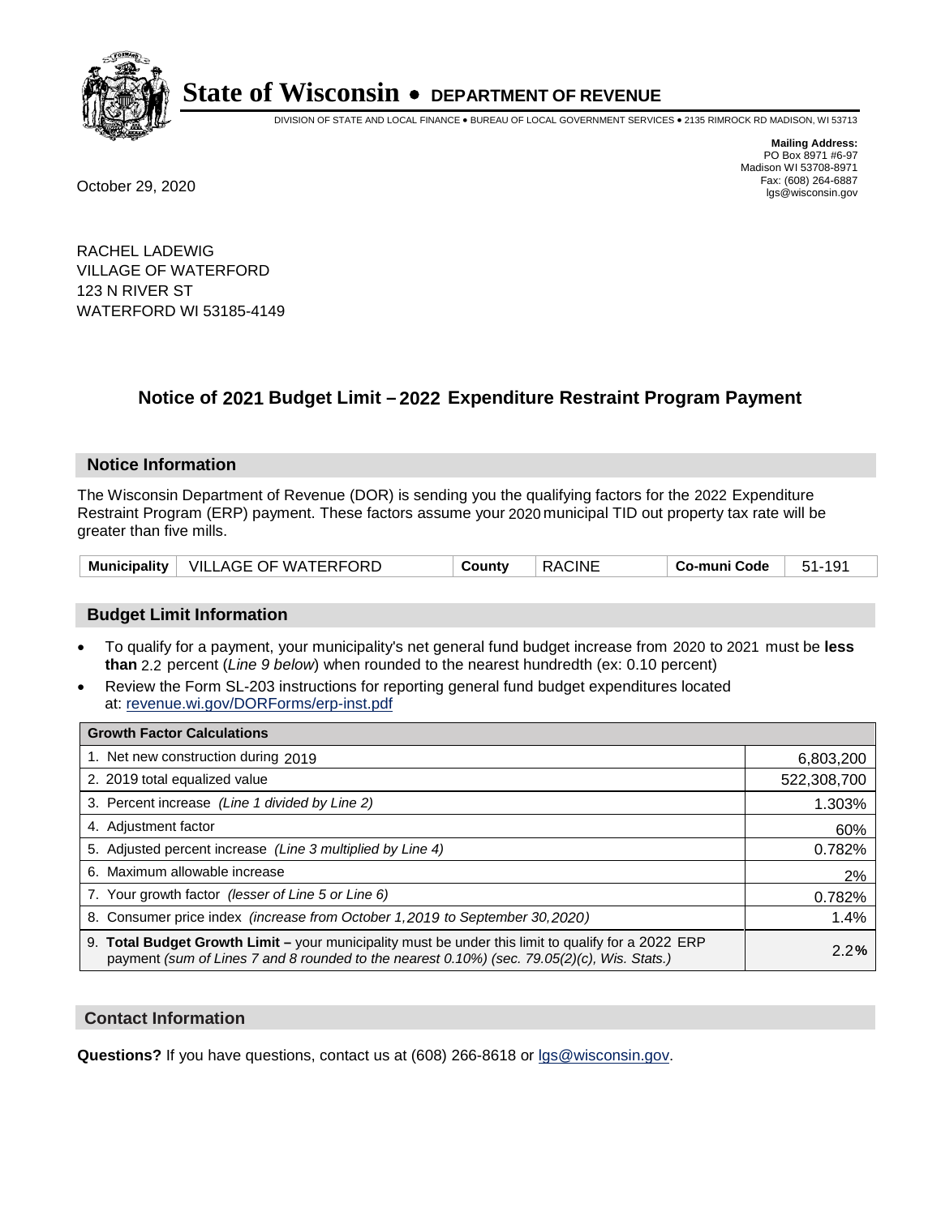# State of Wisconsin • DEPARTMENT OF REVENUE

DIVISION OF STATE AND LOCAL FINANCE • BUREAU OF LOCAL GOVERNMENT SERVICES • 2135 RIMROCK RD MADISON, WI 53713

**Mailing Address:**
PO Box 8971 #6-97
Madison WI 53708-8971
Fax: (608) 264-6887
lgs@wisconsin.gov

October 29, 2020

RACHEL LADEWIG
VILLAGE OF WATERFORD
123 N RIVER ST
WATERFORD WI 53185-4149

## Notice of 2021 Budget Limit – 2022 Expenditure Restraint Program Payment

### Notice Information

The Wisconsin Department of Revenue (DOR) is sending you the qualifying factors for the 2022 Expenditure Restraint Program (ERP) payment. These factors assume your 2020 municipal TID out property tax rate will be greater than five mills.

| Municipality | VILLAGE OF WATERFORD | County | RACINE | Co-muni Code | 51-191 |
|---|---|---|---|---|---|

### Budget Limit Information

- To qualify for a payment, your municipality's net general fund budget increase from 2020 to 2021 must be **less than** 2.2 percent (*Line 9 below*) when rounded to the nearest hundredth (ex: 0.10 percent)
- Review the Form SL-203 instructions for reporting general fund budget expenditures located at: revenue.wi.gov/DORForms/erp-inst.pdf

| Growth Factor Calculations | |
|---|---|
| 1. Net new construction during 2019 | 6,803,200 |
| 2. 2019 total equalized value | 522,308,700 |
| 3. Percent increase *(Line 1 divided by Line 2)* | 1.303% |
| 4. Adjustment factor | 60% |
| 5. Adjusted percent increase *(Line 3 multiplied by Line 4)* | 0.782% |
| 6. Maximum allowable increase | 2% |
| 7. Your growth factor *(lesser of Line 5 or Line 6)* | 0.782% |
| 8. Consumer price index *(increase from October 1,2019 to September 30,2020)* | 1.4% |
| 9. **Total Budget Growth Limit –** your municipality must be under this limit to qualify for a 2022 ERP payment *(sum of Lines 7 and 8 rounded to the nearest 0.10%) (sec. 79.05(2)(c), Wis. Stats.)* | 2.2**%** |

### Contact Information

**Questions?** If you have questions, contact us at (608) 266-8618 or lgs@wisconsin.gov.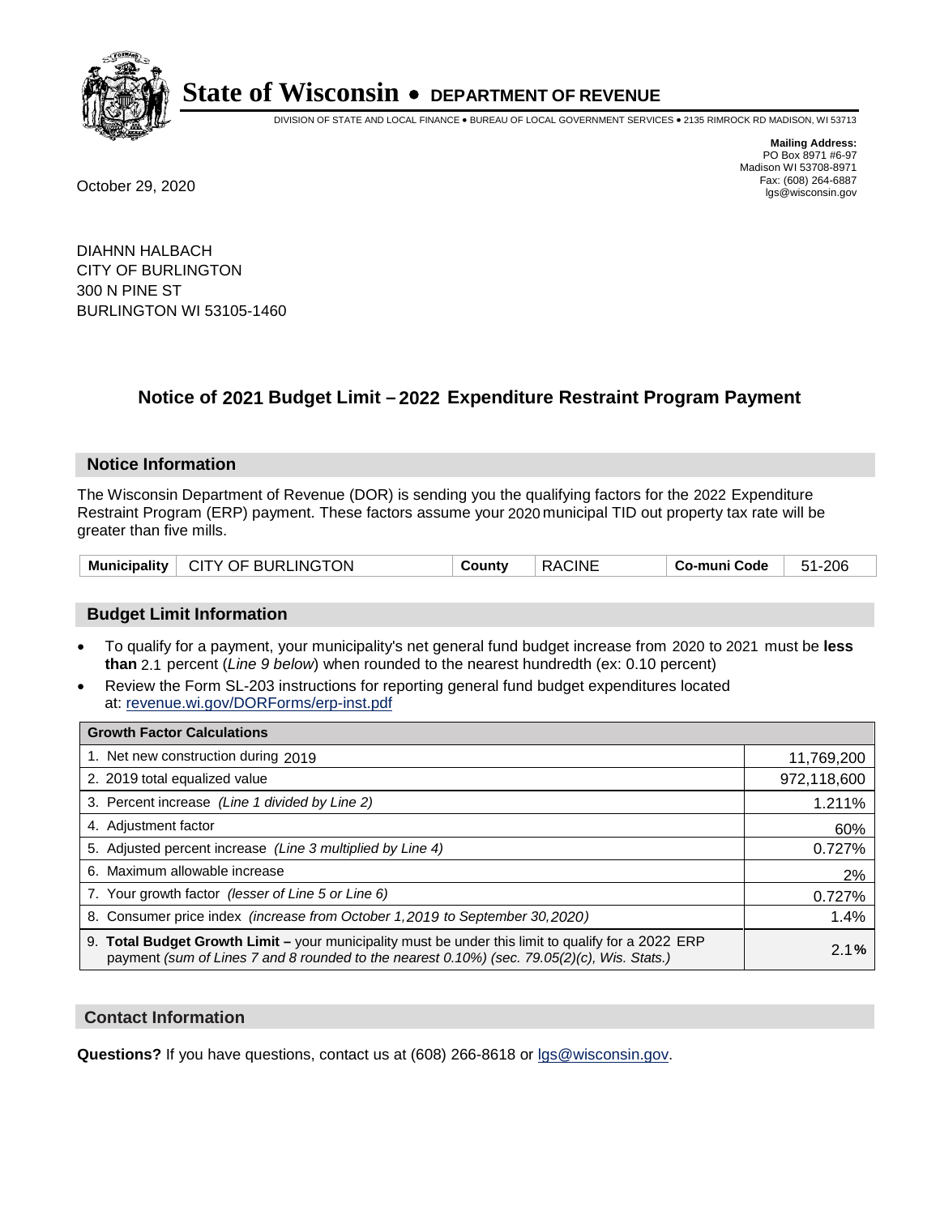# State of Wisconsin • DEPARTMENT OF REVENUE

DIVISION OF STATE AND LOCAL FINANCE • BUREAU OF LOCAL GOVERNMENT SERVICES • 2135 RIMROCK RD MADISON, WI 53713

**Mailing Address:**
PO Box 8971 #6-97
Madison WI 53708-8971
Fax: (608) 264-6887
lgs@wisconsin.gov

October 29, 2020

DIAHNN HALBACH
CITY OF BURLINGTON
300 N PINE ST
BURLINGTON WI 53105-1460

## Notice of 2021 Budget Limit – 2022 Expenditure Restraint Program Payment

### Notice Information

The Wisconsin Department of Revenue (DOR) is sending you the qualifying factors for the 2022 Expenditure Restraint Program (ERP) payment. These factors assume your 2020 municipal TID out property tax rate will be greater than five mills.

| Municipality | CITY OF BURLINGTON | County | RACINE | Co-muni Code | 51-206 |
|---|---|---|---|---|---|

### Budget Limit Information

- To qualify for a payment, your municipality's net general fund budget increase from 2020 to 2021 must be **less than** 2.1 percent (*Line 9 below*) when rounded to the nearest hundredth (ex: 0.10 percent)
- Review the Form SL-203 instructions for reporting general fund budget expenditures located at: revenue.wi.gov/DORForms/erp-inst.pdf

| Growth Factor Calculations | |
|---|---|
| 1. Net new construction during 2019 | 11,769,200 |
| 2. 2019 total equalized value | 972,118,600 |
| 3. Percent increase *(Line 1 divided by Line 2)* | 1.211% |
| 4. Adjustment factor | 60% |
| 5. Adjusted percent increase *(Line 3 multiplied by Line 4)* | 0.727% |
| 6. Maximum allowable increase | 2% |
| 7. Your growth factor *(lesser of Line 5 or Line 6)* | 0.727% |
| 8. Consumer price index *(increase from October 1,2019 to September 30,2020)* | 1.4% |
| 9. **Total Budget Growth Limit –** your municipality must be under this limit to qualify for a 2022 ERP payment *(sum of Lines 7 and 8 rounded to the nearest 0.10%) (sec. 79.05(2)(c), Wis. Stats.)* | 2.1**%** |

### Contact Information

**Questions?** If you have questions, contact us at (608) 266-8618 or lgs@wisconsin.gov.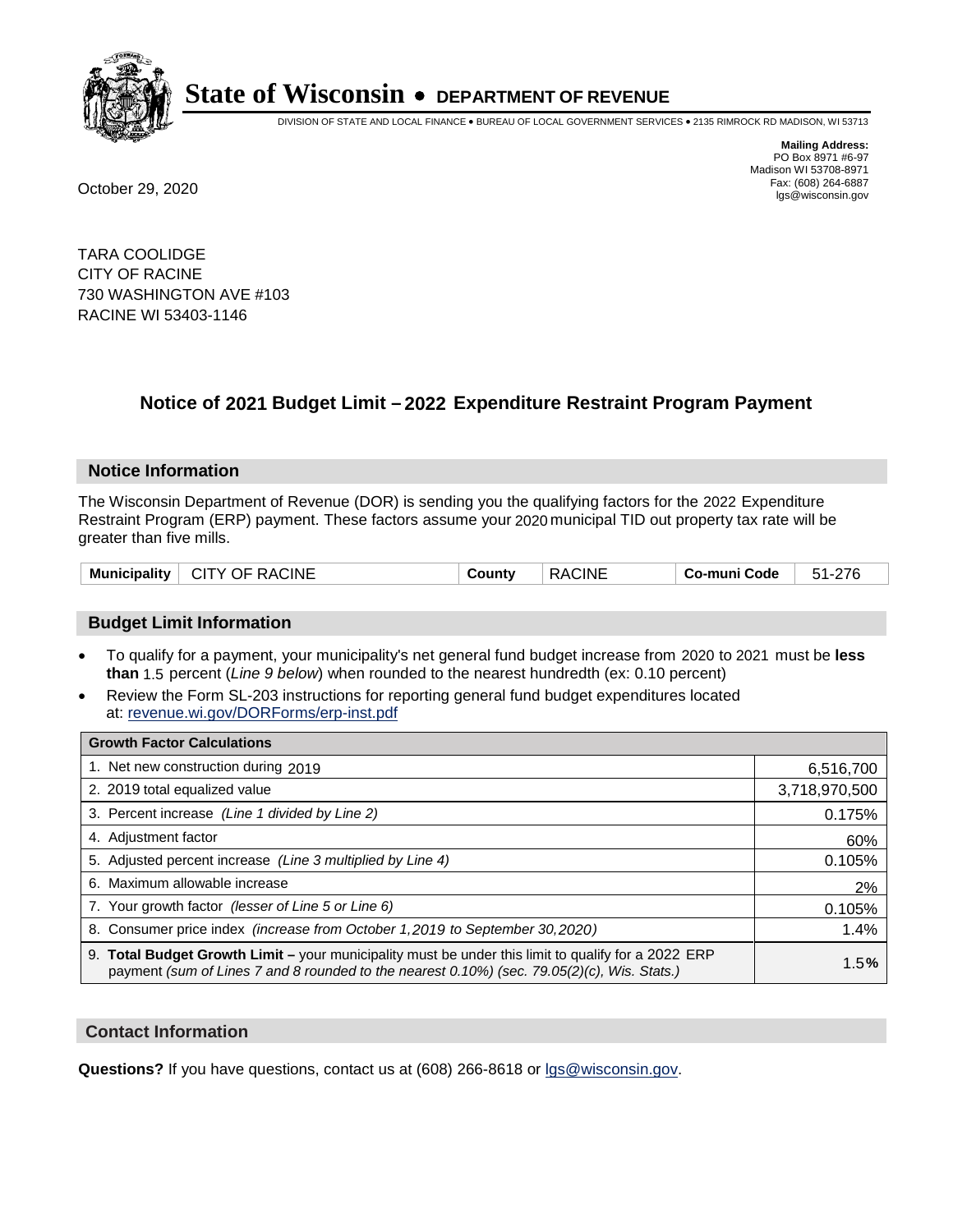# State of Wisconsin • DEPARTMENT OF REVENUE

DIVISION OF STATE AND LOCAL FINANCE • BUREAU OF LOCAL GOVERNMENT SERVICES • 2135 RIMROCK RD MADISON, WI 53713

October 29, 2020

**Mailing Address:**
PO Box 8971 #6-97
Madison WI 53708-8971
Fax: (608) 264-6887
lgs@wisconsin.gov

TARA COOLIDGE
CITY OF RACINE
730 WASHINGTON AVE #103
RACINE WI 53403-1146

## Notice of 2021 Budget Limit – 2022 Expenditure Restraint Program Payment

### Notice Information

The Wisconsin Department of Revenue (DOR) is sending you the qualifying factors for the 2022 Expenditure Restraint Program (ERP) payment. These factors assume your 2020 municipal TID out property tax rate will be greater than five mills.

| Municipality | CITY OF RACINE | County | RACINE | Co-muni Code | 51-276 |
|---|---|---|---|---|---|

### Budget Limit Information

- To qualify for a payment, your municipality's net general fund budget increase from 2020 to 2021 must be **less than** 1.5 percent (*Line 9 below*) when rounded to the nearest hundredth (ex: 0.10 percent)
- Review the Form SL-203 instructions for reporting general fund budget expenditures located at: revenue.wi.gov/DORForms/erp-inst.pdf

| Growth Factor Calculations | |
|---|---|
| 1. Net new construction during 2019 | 6,516,700 |
| 2. 2019 total equalized value | 3,718,970,500 |
| 3. Percent increase *(Line 1 divided by Line 2)* | 0.175% |
| 4. Adjustment factor | 60% |
| 5. Adjusted percent increase *(Line 3 multiplied by Line 4)* | 0.105% |
| 6. Maximum allowable increase | 2% |
| 7. Your growth factor *(lesser of Line 5 or Line 6)* | 0.105% |
| 8. Consumer price index *(increase from October 1,2019 to September 30,2020)* | 1.4% |
| 9. **Total Budget Growth Limit –** your municipality must be under this limit to qualify for a 2022 ERP payment *(sum of Lines 7 and 8 rounded to the nearest 0.10%) (sec. 79.05(2)(c), Wis. Stats.)* | 1.5**%** |

### Contact Information

**Questions?** If you have questions, contact us at (608) 266-8618 or lgs@wisconsin.gov.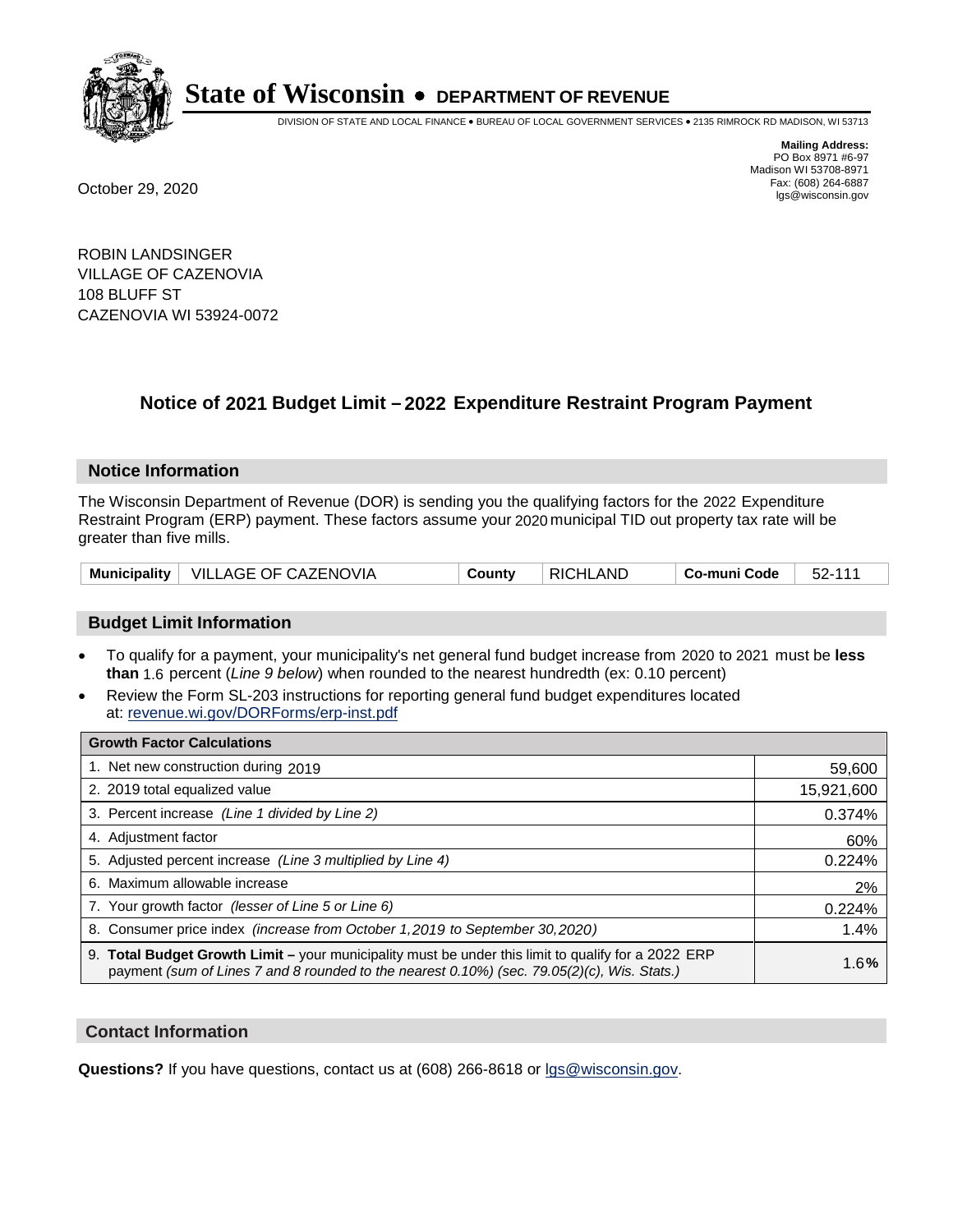# State of Wisconsin • DEPARTMENT OF REVENUE

DIVISION OF STATE AND LOCAL FINANCE • BUREAU OF LOCAL GOVERNMENT SERVICES • 2135 RIMROCK RD MADISON, WI 53713

**Mailing Address:**
PO Box 8971 #6-97
Madison WI 53708-8971
Fax: (608) 264-6887
lgs@wisconsin.gov

October 29, 2020

ROBIN LANDSINGER
VILLAGE OF CAZENOVIA
108 BLUFF ST
CAZENOVIA WI 53924-0072

## Notice of 2021 Budget Limit – 2022 Expenditure Restraint Program Payment

### Notice Information

The Wisconsin Department of Revenue (DOR) is sending you the qualifying factors for the 2022 Expenditure Restraint Program (ERP) payment. These factors assume your 2020 municipal TID out property tax rate will be greater than five mills.

| Municipality | VILLAGE OF CAZENOVIA | County | RICHLAND | Co-muni Code | 52-111 |
|---|---|---|---|---|---|

### Budget Limit Information

- To qualify for a payment, your municipality's net general fund budget increase from 2020 to 2021 must be **less than** 1.6 percent (*Line 9 below*) when rounded to the nearest hundredth (ex: 0.10 percent)
- Review the Form SL-203 instructions for reporting general fund budget expenditures located at: revenue.wi.gov/DORForms/erp-inst.pdf

| Growth Factor Calculations | |
|---|---|
| 1. Net new construction during 2019 | 59,600 |
| 2. 2019 total equalized value | 15,921,600 |
| 3. Percent increase *(Line 1 divided by Line 2)* | 0.374% |
| 4. Adjustment factor | 60% |
| 5. Adjusted percent increase *(Line 3 multiplied by Line 4)* | 0.224% |
| 6. Maximum allowable increase | 2% |
| 7. Your growth factor *(lesser of Line 5 or Line 6)* | 0.224% |
| 8. Consumer price index *(increase from October 1,2019 to September 30,2020)* | 1.4% |
| 9. **Total Budget Growth Limit –** your municipality must be under this limit to qualify for a 2022 ERP payment *(sum of Lines 7 and 8 rounded to the nearest 0.10%) (sec. 79.05(2)(c), Wis. Stats.)* | 1.6% |

### Contact Information

**Questions?** If you have questions, contact us at (608) 266-8618 or lgs@wisconsin.gov.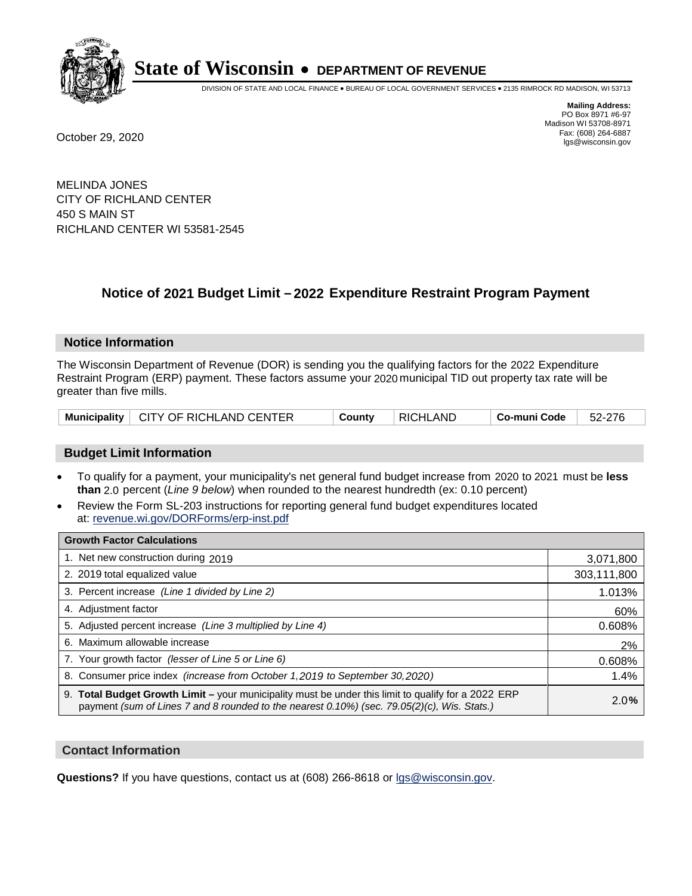# State of Wisconsin • DEPARTMENT OF REVENUE

DIVISION OF STATE AND LOCAL FINANCE • BUREAU OF LOCAL GOVERNMENT SERVICES • 2135 RIMROCK RD MADISON, WI 53713

**Mailing Address:**
PO Box 8971 #6-97
Madison WI 53708-8971
Fax: (608) 264-6887
lgs@wisconsin.gov

October 29, 2020

MELINDA JONES
CITY OF RICHLAND CENTER
450 S MAIN ST
RICHLAND CENTER WI 53581-2545

## Notice of 2021 Budget Limit – 2022 Expenditure Restraint Program Payment

### Notice Information

The Wisconsin Department of Revenue (DOR) is sending you the qualifying factors for the 2022 Expenditure Restraint Program (ERP) payment. These factors assume your 2020 municipal TID out property tax rate will be greater than five mills.

| Municipality | CITY OF RICHLAND CENTER | County | RICHLAND | Co-muni Code | 52-276 |
|---|---|---|---|---|---|

### Budget Limit Information

- To qualify for a payment, your municipality's net general fund budget increase from 2020 to 2021 must be **less than** 2.0 percent (*Line 9 below*) when rounded to the nearest hundredth (ex: 0.10 percent)
- Review the Form SL-203 instructions for reporting general fund budget expenditures located at: revenue.wi.gov/DORForms/erp-inst.pdf

| Growth Factor Calculations | |
|---|---|
| 1. Net new construction during 2019 | 3,071,800 |
| 2. 2019 total equalized value | 303,111,800 |
| 3. Percent increase *(Line 1 divided by Line 2)* | 1.013% |
| 4. Adjustment factor | 60% |
| 5. Adjusted percent increase *(Line 3 multiplied by Line 4)* | 0.608% |
| 6. Maximum allowable increase | 2% |
| 7. Your growth factor *(lesser of Line 5 or Line 6)* | 0.608% |
| 8. Consumer price index *(increase from October 1,2019 to September 30,2020)* | 1.4% |
| 9. **Total Budget Growth Limit –** your municipality must be under this limit to qualify for a 2022 ERP payment *(sum of Lines 7 and 8 rounded to the nearest 0.10%) (sec. 79.05(2)(c), Wis. Stats.)* | 2.0% |

### Contact Information

**Questions?** If you have questions, contact us at (608) 266-8618 or lgs@wisconsin.gov.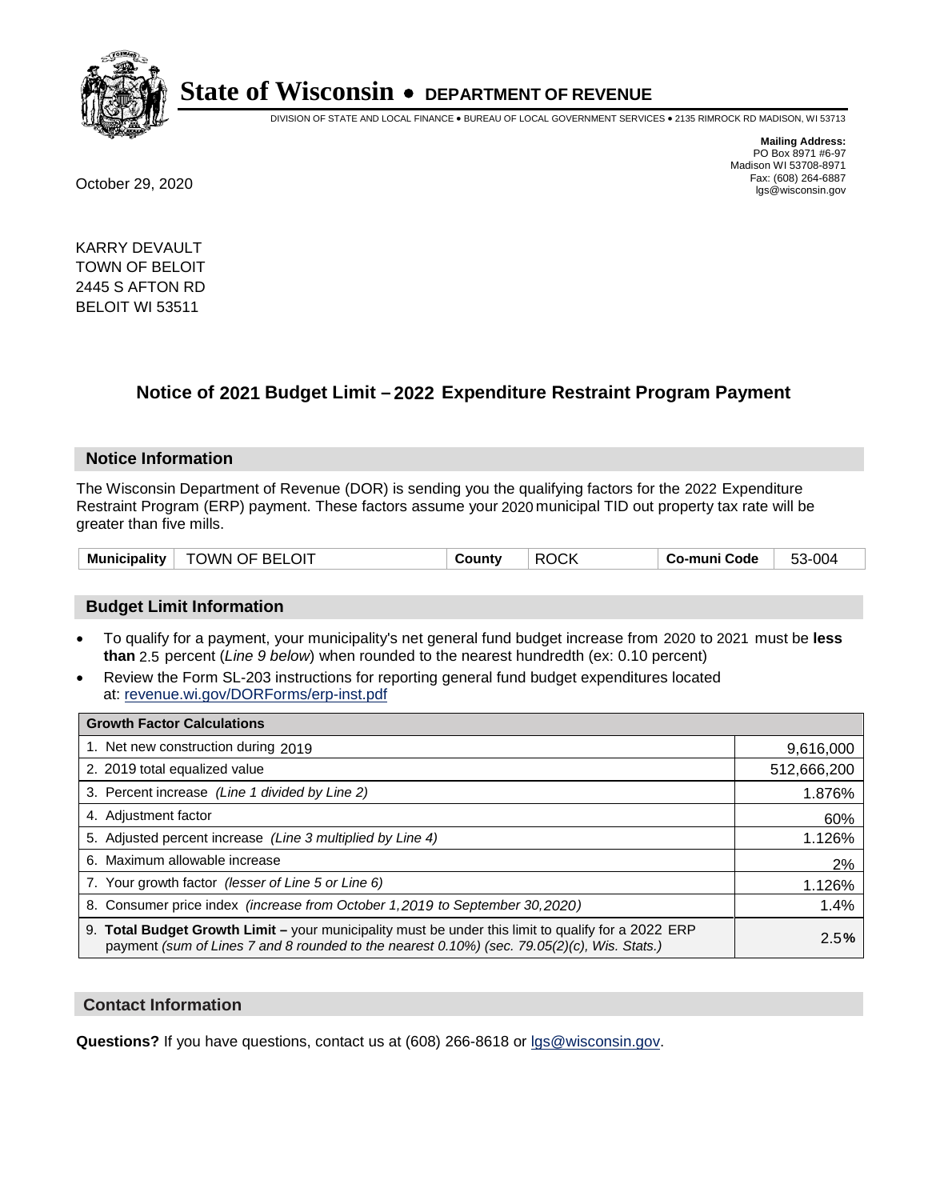# State of Wisconsin • DEPARTMENT OF REVENUE

DIVISION OF STATE AND LOCAL FINANCE • BUREAU OF LOCAL GOVERNMENT SERVICES • 2135 RIMROCK RD MADISON, WI 53713

**Mailing Address:**
PO Box 8971 #6-97
Madison WI 53708-8971
Fax: (608) 264-6887
lgs@wisconsin.gov

October 29, 2020

KARRY DEVAULT
TOWN OF BELOIT
2445 S AFTON RD
BELOIT WI 53511

## Notice of 2021 Budget Limit – 2022 Expenditure Restraint Program Payment

### Notice Information

The Wisconsin Department of Revenue (DOR) is sending you the qualifying factors for the 2022 Expenditure Restraint Program (ERP) payment. These factors assume your 2020 municipal TID out property tax rate will be greater than five mills.

| Municipality | TOWN OF BELOIT | County | ROCK | Co-muni Code | 53-004 |
|---|---|---|---|---|---|

### Budget Limit Information

- To qualify for a payment, your municipality's net general fund budget increase from 2020 to 2021 must be **less than** 2.5 percent (*Line 9 below*) when rounded to the nearest hundredth (ex: 0.10 percent)
- Review the Form SL-203 instructions for reporting general fund budget expenditures located at: revenue.wi.gov/DORForms/erp-inst.pdf

| Growth Factor Calculations | |
|---|---|
| 1. Net new construction during 2019 | 9,616,000 |
| 2. 2019 total equalized value | 512,666,200 |
| 3. Percent increase *(Line 1 divided by Line 2)* | 1.876% |
| 4. Adjustment factor | 60% |
| 5. Adjusted percent increase *(Line 3 multiplied by Line 4)* | 1.126% |
| 6. Maximum allowable increase | 2% |
| 7. Your growth factor *(lesser of Line 5 or Line 6)* | 1.126% |
| 8. Consumer price index *(increase from October 1,2019 to September 30,2020)* | 1.4% |
| 9. **Total Budget Growth Limit –** your municipality must be under this limit to qualify for a 2022 ERP payment *(sum of Lines 7 and 8 rounded to the nearest 0.10%) (sec. 79.05(2)(c), Wis. Stats.)* | 2.5**%** |

### Contact Information

**Questions?** If you have questions, contact us at (608) 266-8618 or lgs@wisconsin.gov.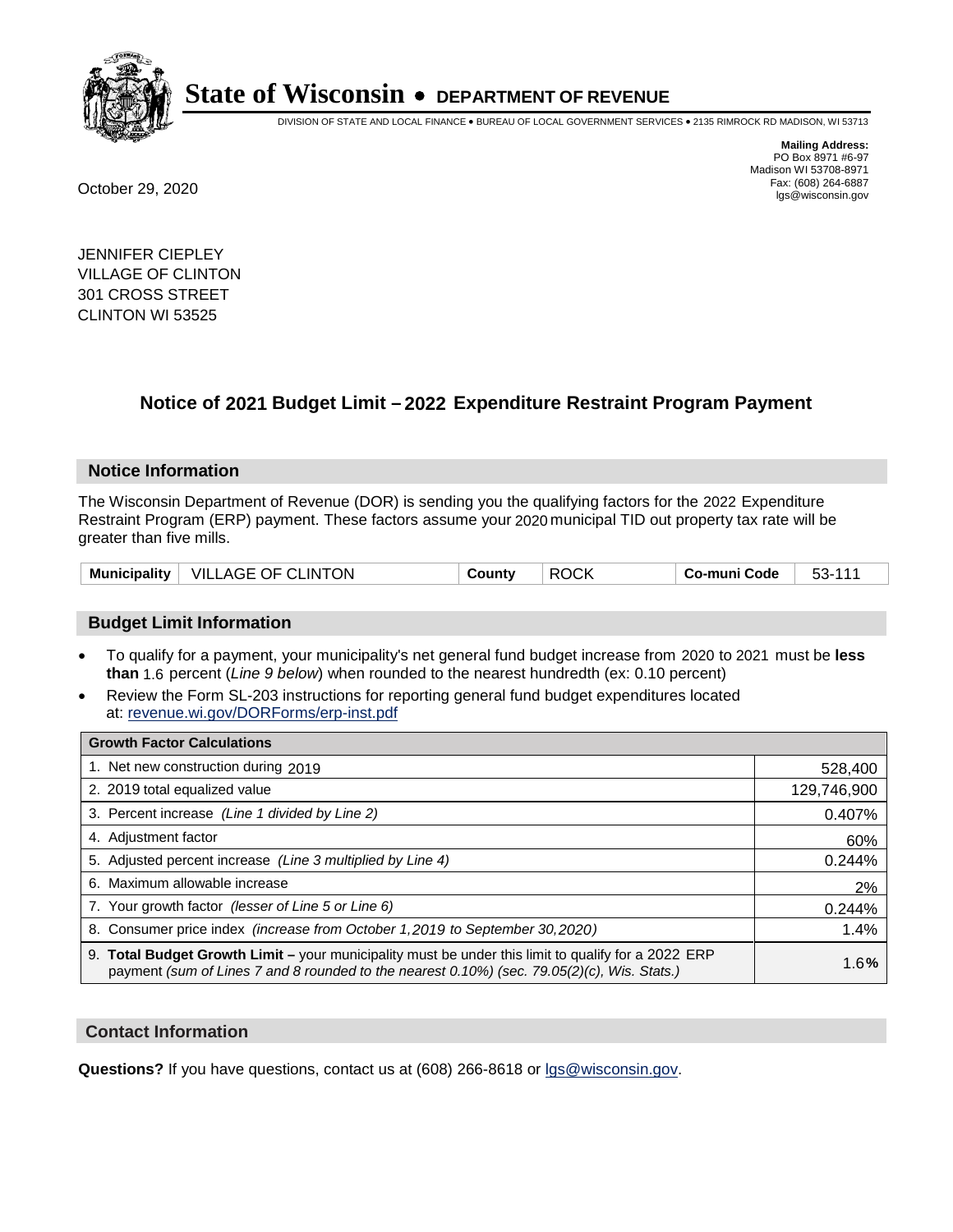# State of Wisconsin • DEPARTMENT OF REVENUE

DIVISION OF STATE AND LOCAL FINANCE • BUREAU OF LOCAL GOVERNMENT SERVICES • 2135 RIMROCK RD MADISON, WI 53713

**Mailing Address:**
PO Box 8971 #6-97
Madison WI 53708-8971
Fax: (608) 264-6887
lgs@wisconsin.gov

October 29, 2020

JENNIFER CIEPLEY
VILLAGE OF CLINTON
301 CROSS STREET
CLINTON WI 53525

## Notice of 2021 Budget Limit – 2022 Expenditure Restraint Program Payment

### Notice Information

The Wisconsin Department of Revenue (DOR) is sending you the qualifying factors for the 2022 Expenditure Restraint Program (ERP) payment. These factors assume your 2020 municipal TID out property tax rate will be greater than five mills.

| Municipality | VILLAGE OF CLINTON | County | ROCK | Co-muni Code | 53-111 |
|---|---|---|---|---|---|

### Budget Limit Information

- To qualify for a payment, your municipality's net general fund budget increase from 2020 to 2021 must be **less than** 1.6 percent (*Line 9 below*) when rounded to the nearest hundredth (ex: 0.10 percent)
- Review the Form SL-203 instructions for reporting general fund budget expenditures located at: revenue.wi.gov/DORForms/erp-inst.pdf

| Growth Factor Calculations | |
|---|---|
| 1. Net new construction during 2019 | 528,400 |
| 2. 2019 total equalized value | 129,746,900 |
| 3. Percent increase *(Line 1 divided by Line 2)* | 0.407% |
| 4. Adjustment factor | 60% |
| 5. Adjusted percent increase *(Line 3 multiplied by Line 4)* | 0.244% |
| 6. Maximum allowable increase | 2% |
| 7. Your growth factor *(lesser of Line 5 or Line 6)* | 0.244% |
| 8. Consumer price index *(increase from October 1,2019 to September 30,2020)* | 1.4% |
| 9. **Total Budget Growth Limit –** your municipality must be under this limit to qualify for a 2022 ERP payment *(sum of Lines 7 and 8 rounded to the nearest 0.10%) (sec. 79.05(2)(c), Wis. Stats.)* | 1.6% |

### Contact Information

**Questions?** If you have questions, contact us at (608) 266-8618 or lgs@wisconsin.gov.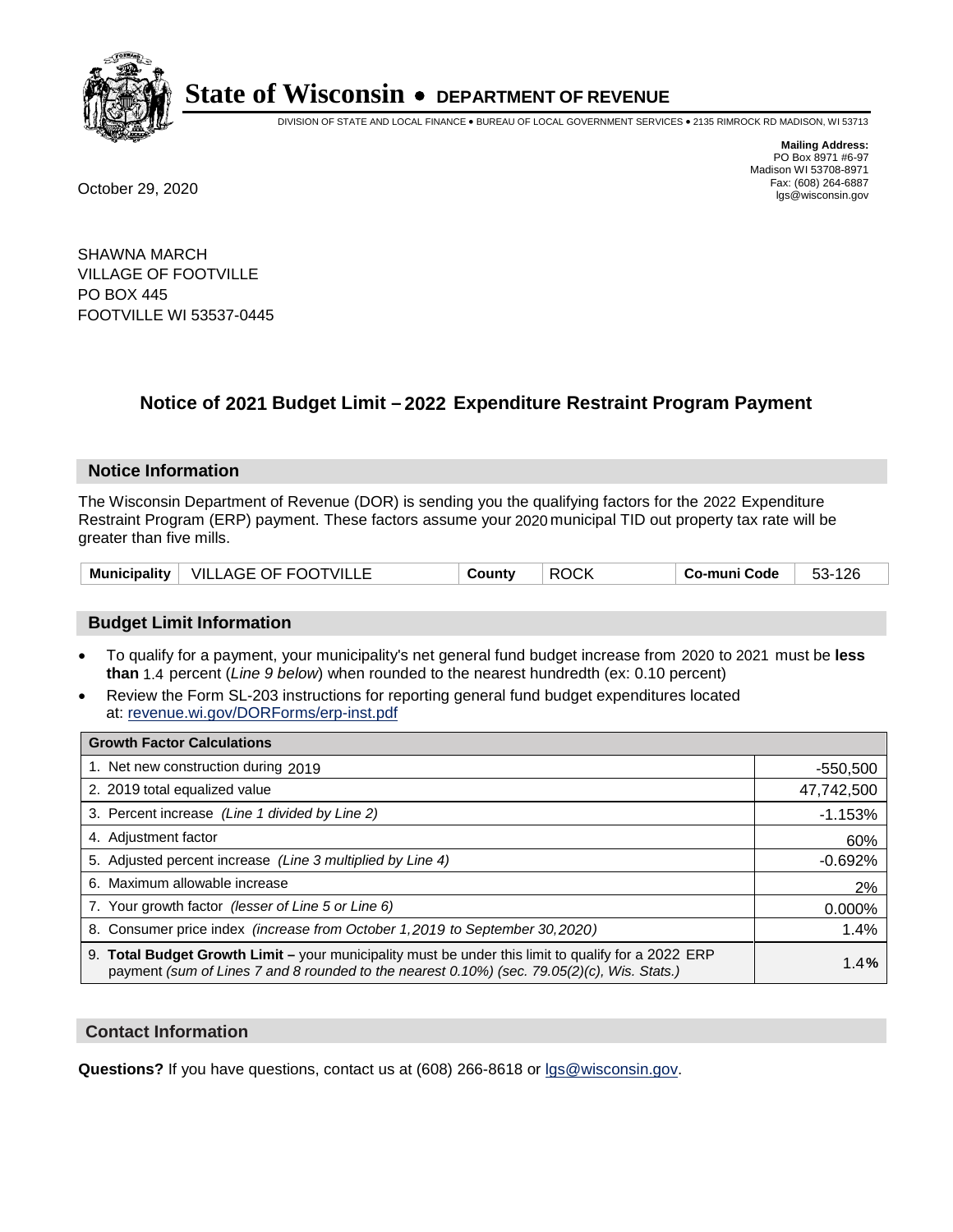# State of Wisconsin • DEPARTMENT OF REVENUE

DIVISION OF STATE AND LOCAL FINANCE • BUREAU OF LOCAL GOVERNMENT SERVICES • 2135 RIMROCK RD MADISON, WI 53713

**Mailing Address:**
PO Box 8971 #6-97
Madison WI 53708-8971
Fax: (608) 264-6887
lgs@wisconsin.gov

October 29, 2020

SHAWNA MARCH
VILLAGE OF FOOTVILLE
PO BOX 445
FOOTVILLE WI 53537-0445

## Notice of 2021 Budget Limit – 2022 Expenditure Restraint Program Payment

### Notice Information

The Wisconsin Department of Revenue (DOR) is sending you the qualifying factors for the 2022 Expenditure Restraint Program (ERP) payment. These factors assume your 2020 municipal TID out property tax rate will be greater than five mills.

| Municipality | VILLAGE OF FOOTVILLE | County | ROCK | Co-muni Code | 53-126 |
|---|---|---|---|---|---|

### Budget Limit Information

- To qualify for a payment, your municipality's net general fund budget increase from 2020 to 2021 must be **less than** 1.4 percent (*Line 9 below*) when rounded to the nearest hundredth (ex: 0.10 percent)
- Review the Form SL-203 instructions for reporting general fund budget expenditures located at: revenue.wi.gov/DORForms/erp-inst.pdf

| Growth Factor Calculations | |
|---|---|
| 1. Net new construction during 2019 | -550,500 |
| 2. 2019 total equalized value | 47,742,500 |
| 3. Percent increase *(Line 1 divided by Line 2)* | -1.153% |
| 4. Adjustment factor | 60% |
| 5. Adjusted percent increase *(Line 3 multiplied by Line 4)* | -0.692% |
| 6. Maximum allowable increase | 2% |
| 7. Your growth factor *(lesser of Line 5 or Line 6)* | 0.000% |
| 8. Consumer price index *(increase from October 1,2019 to September 30,2020)* | 1.4% |
| 9. **Total Budget Growth Limit –** your municipality must be under this limit to qualify for a 2022 ERP payment *(sum of Lines 7 and 8 rounded to the nearest 0.10%) (sec. 79.05(2)(c), Wis. Stats.)* | **1.4%** |

### Contact Information

**Questions?** If you have questions, contact us at (608) 266-8618 or lgs@wisconsin.gov.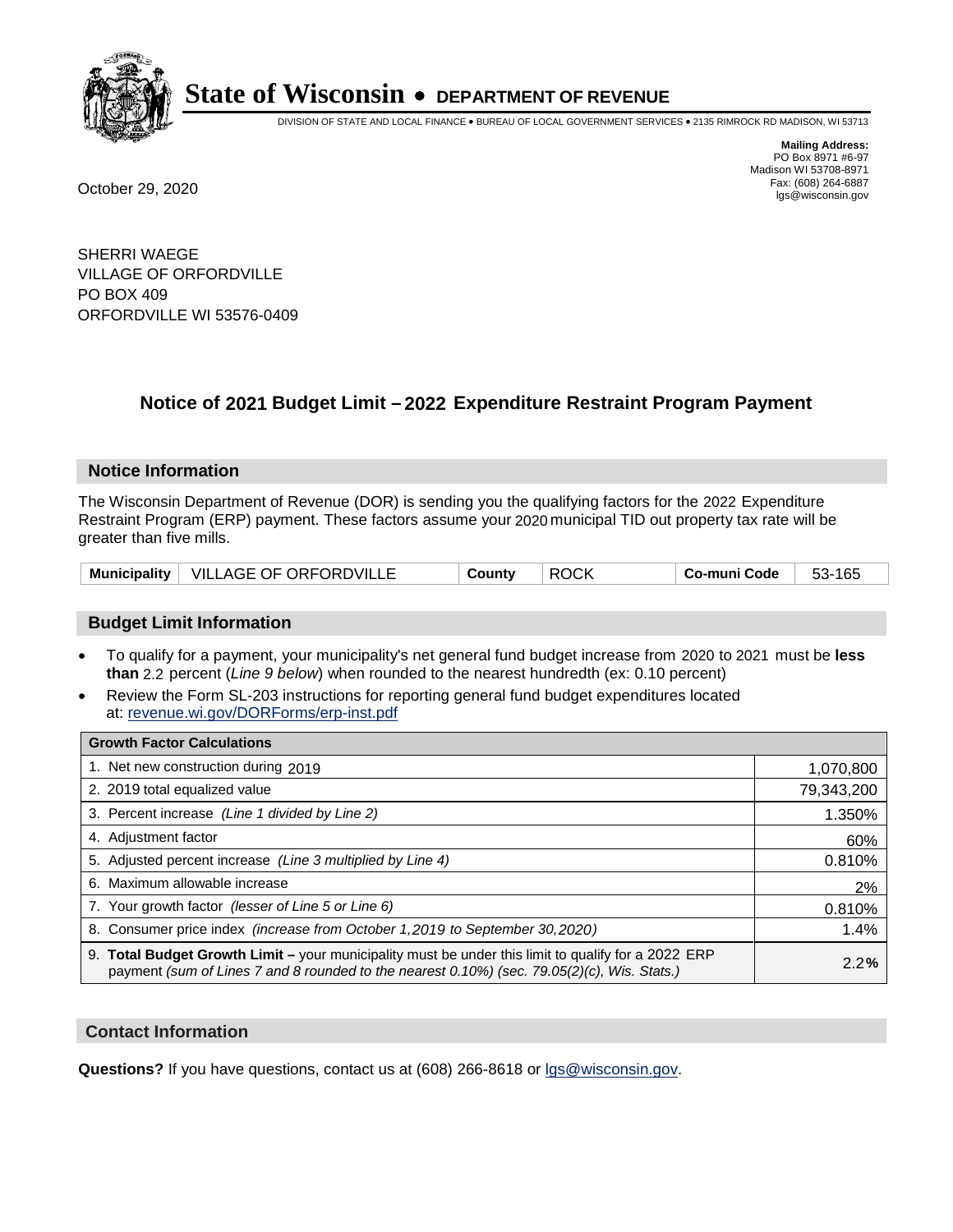# State of Wisconsin • DEPARTMENT OF REVENUE

DIVISION OF STATE AND LOCAL FINANCE • BUREAU OF LOCAL GOVERNMENT SERVICES • 2135 RIMROCK RD MADISON, WI 53713

**Mailing Address:**
PO Box 8971 #6-97
Madison WI 53708-8971
Fax: (608) 264-6887
lgs@wisconsin.gov

October 29, 2020

SHERRI WAEGE
VILLAGE OF ORFORDVILLE
PO BOX 409
ORFORDVILLE WI 53576-0409

## Notice of 2021 Budget Limit – 2022 Expenditure Restraint Program Payment

### Notice Information

The Wisconsin Department of Revenue (DOR) is sending you the qualifying factors for the 2022 Expenditure Restraint Program (ERP) payment. These factors assume your 2020 municipal TID out property tax rate will be greater than five mills.

| Municipality | VILLAGE OF ORFORDVILLE | County | ROCK | Co-muni Code | 53-165 |
|---|---|---|---|---|---|

### Budget Limit Information

- To qualify for a payment, your municipality's net general fund budget increase from 2020 to 2021 must be **less than** 2.2 percent (*Line 9 below*) when rounded to the nearest hundredth (ex: 0.10 percent)
- Review the Form SL-203 instructions for reporting general fund budget expenditures located at: revenue.wi.gov/DORForms/erp-inst.pdf

| Growth Factor Calculations | |
|---|---|
| 1. Net new construction during 2019 | 1,070,800 |
| 2. 2019 total equalized value | 79,343,200 |
| 3. Percent increase *(Line 1 divided by Line 2)* | 1.350% |
| 4. Adjustment factor | 60% |
| 5. Adjusted percent increase *(Line 3 multiplied by Line 4)* | 0.810% |
| 6. Maximum allowable increase | 2% |
| 7. Your growth factor *(lesser of Line 5 or Line 6)* | 0.810% |
| 8. Consumer price index *(increase from October 1,2019 to September 30,2020)* | 1.4% |
| 9. **Total Budget Growth Limit –** your municipality must be under this limit to qualify for a 2022 ERP payment *(sum of Lines 7 and 8 rounded to the nearest 0.10%) (sec. 79.05(2)(c), Wis. Stats.)* | 2.2**%** |

### Contact Information

**Questions?** If you have questions, contact us at (608) 266-8618 or lgs@wisconsin.gov.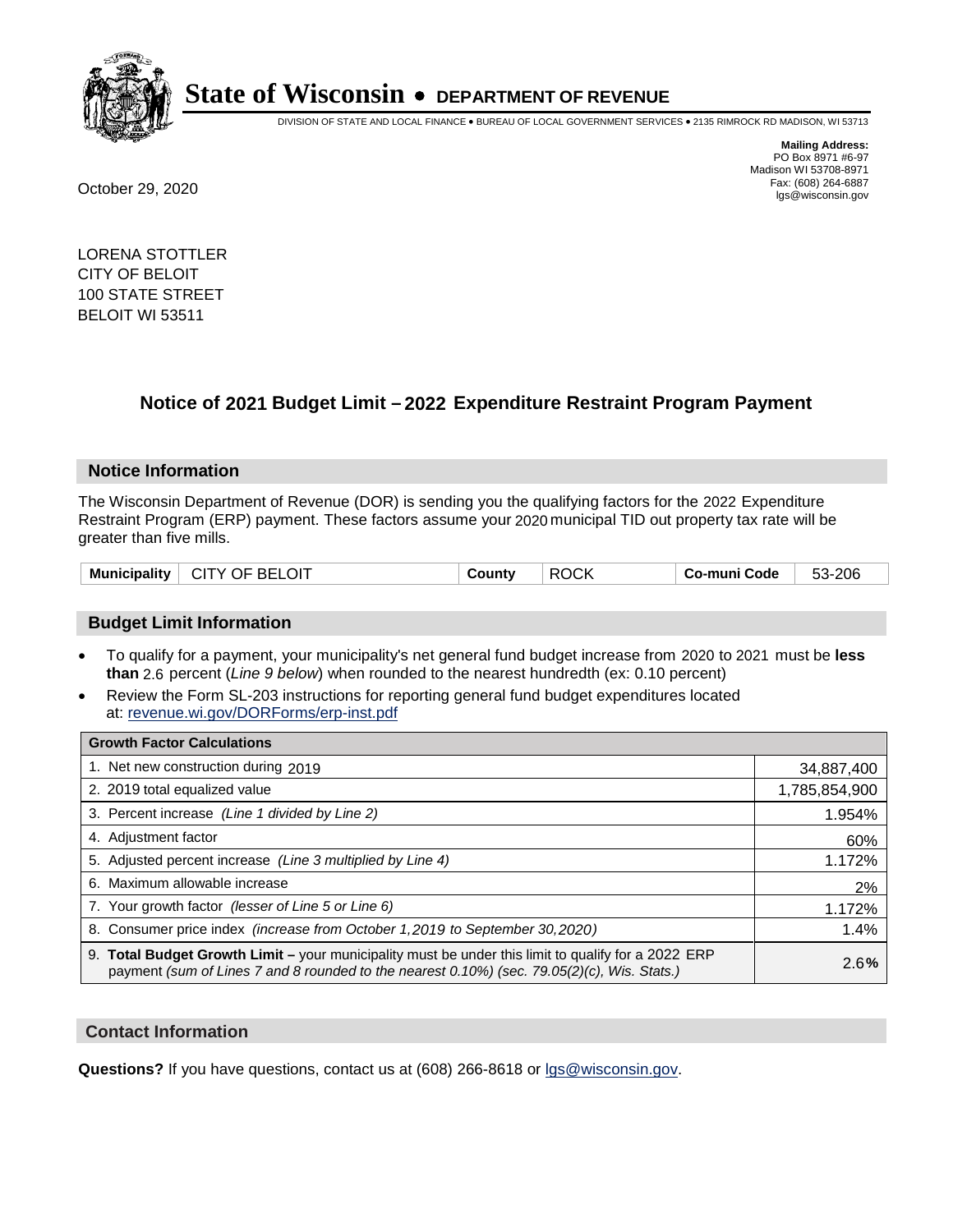# State of Wisconsin • DEPARTMENT OF REVENUE

DIVISION OF STATE AND LOCAL FINANCE • BUREAU OF LOCAL GOVERNMENT SERVICES • 2135 RIMROCK RD MADISON, WI 53713

**Mailing Address:**
PO Box 8971 #6-97
Madison WI 53708-8971
Fax: (608) 264-6887
lgs@wisconsin.gov

October 29, 2020

LORENA STOTTLER
CITY OF BELOIT
100 STATE STREET
BELOIT WI 53511

## Notice of 2021 Budget Limit – 2022 Expenditure Restraint Program Payment

### Notice Information

The Wisconsin Department of Revenue (DOR) is sending you the qualifying factors for the 2022 Expenditure Restraint Program (ERP) payment. These factors assume your 2020 municipal TID out property tax rate will be greater than five mills.

| Municipality | CITY OF BELOIT | County | ROCK | Co-muni Code | 53-206 |
|---|---|---|---|---|---|

### Budget Limit Information

- To qualify for a payment, your municipality's net general fund budget increase from 2020 to 2021 must be **less than** 2.6 percent (*Line 9 below*) when rounded to the nearest hundredth (ex: 0.10 percent)
- Review the Form SL-203 instructions for reporting general fund budget expenditures located at: revenue.wi.gov/DORForms/erp-inst.pdf

| Growth Factor Calculations | |
|---|---|
| 1. Net new construction during 2019 | 34,887,400 |
| 2. 2019 total equalized value | 1,785,854,900 |
| 3. Percent increase *(Line 1 divided by Line 2)* | 1.954% |
| 4. Adjustment factor | 60% |
| 5. Adjusted percent increase *(Line 3 multiplied by Line 4)* | 1.172% |
| 6. Maximum allowable increase | 2% |
| 7. Your growth factor *(lesser of Line 5 or Line 6)* | 1.172% |
| 8. Consumer price index *(increase from October 1,2019 to September 30,2020)* | 1.4% |
| 9. **Total Budget Growth Limit –** your municipality must be under this limit to qualify for a 2022 ERP payment *(sum of Lines 7 and 8 rounded to the nearest 0.10%) (sec. 79.05(2)(c), Wis. Stats.)* | 2.6**%** |

### Contact Information

**Questions?** If you have questions, contact us at (608) 266-8618 or lgs@wisconsin.gov.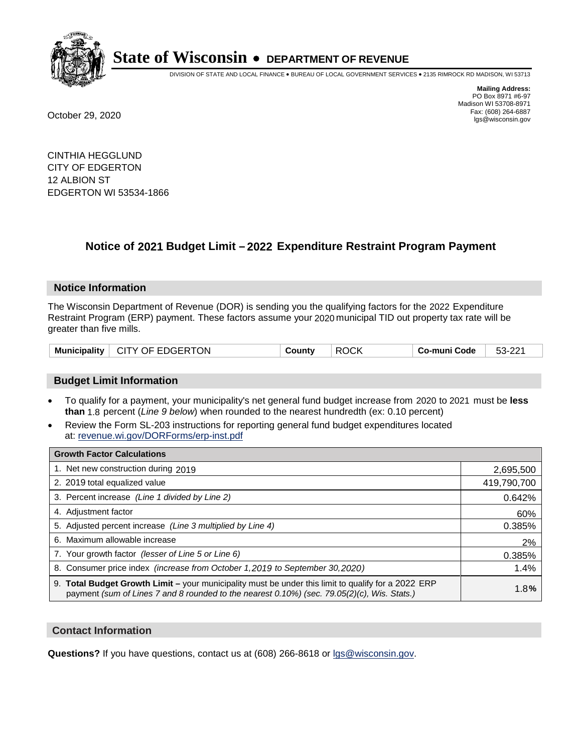# State of Wisconsin • DEPARTMENT OF REVENUE

DIVISION OF STATE AND LOCAL FINANCE • BUREAU OF LOCAL GOVERNMENT SERVICES • 2135 RIMROCK RD MADISON, WI 53713

**Mailing Address:**
PO Box 8971 #6-97
Madison WI 53708-8971
Fax: (608) 264-6887
lgs@wisconsin.gov

October 29, 2020

CINTHIA HEGGLUND
CITY OF EDGERTON
12 ALBION ST
EDGERTON WI 53534-1866

## Notice of 2021 Budget Limit – 2022 Expenditure Restraint Program Payment

### Notice Information

The Wisconsin Department of Revenue (DOR) is sending you the qualifying factors for the 2022 Expenditure Restraint Program (ERP) payment. These factors assume your 2020 municipal TID out property tax rate will be greater than five mills.

| Municipality | CITY OF EDGERTON | County | ROCK | Co-muni Code | 53-221 |
|---|---|---|---|---|---|

### Budget Limit Information

- To qualify for a payment, your municipality's net general fund budget increase from 2020 to 2021 must be **less than** 1.8 percent (*Line 9 below*) when rounded to the nearest hundredth (ex: 0.10 percent)
- Review the Form SL-203 instructions for reporting general fund budget expenditures located at: revenue.wi.gov/DORForms/erp-inst.pdf

| Growth Factor Calculations | |
|---|---|
| 1. Net new construction during 2019 | 2,695,500 |
| 2. 2019 total equalized value | 419,790,700 |
| 3. Percent increase *(Line 1 divided by Line 2)* | 0.642% |
| 4. Adjustment factor | 60% |
| 5. Adjusted percent increase *(Line 3 multiplied by Line 4)* | 0.385% |
| 6. Maximum allowable increase | 2% |
| 7. Your growth factor *(lesser of Line 5 or Line 6)* | 0.385% |
| 8. Consumer price index *(increase from October 1,2019 to September 30,2020)* | 1.4% |
| 9. **Total Budget Growth Limit –** your municipality must be under this limit to qualify for a 2022 ERP payment *(sum of Lines 7 and 8 rounded to the nearest 0.10%) (sec. 79.05(2)(c), Wis. Stats.)* | 1.8**%** |

### Contact Information

**Questions?** If you have questions, contact us at (608) 266-8618 or lgs@wisconsin.gov.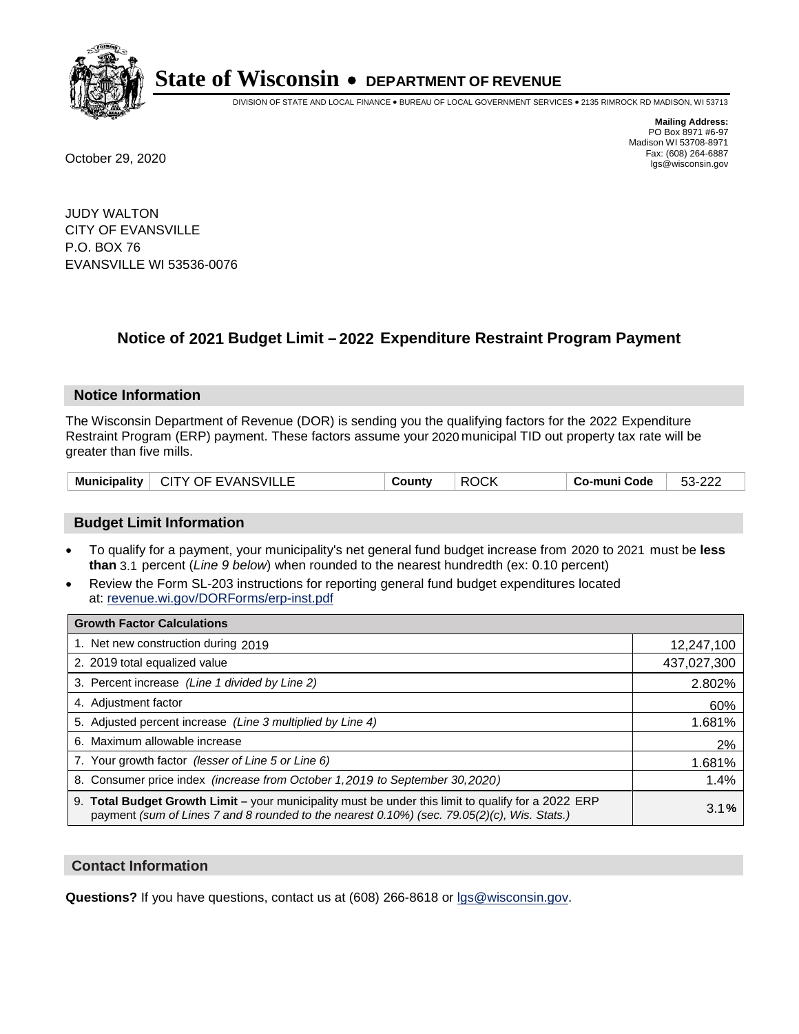# State of Wisconsin • DEPARTMENT OF REVENUE

DIVISION OF STATE AND LOCAL FINANCE • BUREAU OF LOCAL GOVERNMENT SERVICES • 2135 RIMROCK RD MADISON, WI 53713

**Mailing Address:**
PO Box 8971 #6-97
Madison WI 53708-8971
Fax: (608) 264-6887
lgs@wisconsin.gov

October 29, 2020

JUDY WALTON
CITY OF EVANSVILLE
P.O. BOX 76
EVANSVILLE WI 53536-0076

## Notice of 2021 Budget Limit – 2022 Expenditure Restraint Program Payment

### Notice Information

The Wisconsin Department of Revenue (DOR) is sending you the qualifying factors for the 2022 Expenditure Restraint Program (ERP) payment. These factors assume your 2020 municipal TID out property tax rate will be greater than five mills.

| Municipality | CITY OF EVANSVILLE | County | ROCK | Co-muni Code | 53-222 |
|---|---|---|---|---|---|

### Budget Limit Information

- To qualify for a payment, your municipality's net general fund budget increase from 2020 to 2021 must be **less than** 3.1 percent (*Line 9 below*) when rounded to the nearest hundredth (ex: 0.10 percent)
- Review the Form SL-203 instructions for reporting general fund budget expenditures located at: revenue.wi.gov/DORForms/erp-inst.pdf

| Growth Factor Calculations | |
|---|---|
| 1. Net new construction during 2019 | 12,247,100 |
| 2. 2019 total equalized value | 437,027,300 |
| 3. Percent increase *(Line 1 divided by Line 2)* | 2.802% |
| 4. Adjustment factor | 60% |
| 5. Adjusted percent increase *(Line 3 multiplied by Line 4)* | 1.681% |
| 6. Maximum allowable increase | 2% |
| 7. Your growth factor *(lesser of Line 5 or Line 6)* | 1.681% |
| 8. Consumer price index *(increase from October 1,2019 to September 30,2020)* | 1.4% |
| 9. **Total Budget Growth Limit –** your municipality must be under this limit to qualify for a 2022 ERP payment *(sum of Lines 7 and 8 rounded to the nearest 0.10%) (sec. 79.05(2)(c), Wis. Stats.)* | 3.1**%** |

### Contact Information

**Questions?** If you have questions, contact us at (608) 266-8618 or lgs@wisconsin.gov.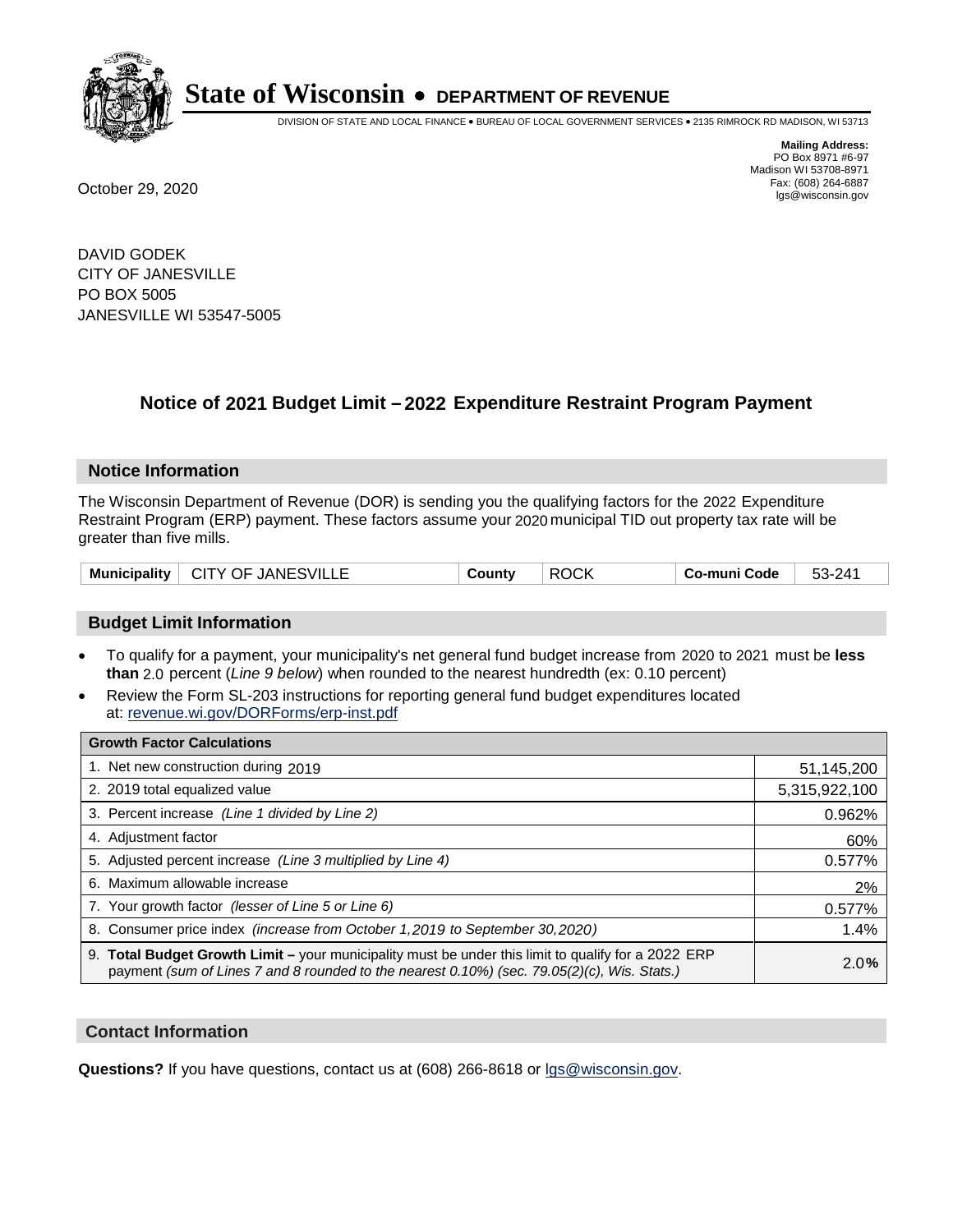# State of Wisconsin • DEPARTMENT OF REVENUE

DIVISION OF STATE AND LOCAL FINANCE • BUREAU OF LOCAL GOVERNMENT SERVICES • 2135 RIMROCK RD MADISON, WI 53713

**Mailing Address:**
PO Box 8971 #6-97
Madison WI 53708-8971
Fax: (608) 264-6887
lgs@wisconsin.gov

October 29, 2020

DAVID GODEK
CITY OF JANESVILLE
PO BOX 5005
JANESVILLE WI 53547-5005

## Notice of 2021 Budget Limit – 2022 Expenditure Restraint Program Payment

### Notice Information

The Wisconsin Department of Revenue (DOR) is sending you the qualifying factors for the 2022 Expenditure Restraint Program (ERP) payment. These factors assume your 2020 municipal TID out property tax rate will be greater than five mills.

| Municipality | CITY OF JANESVILLE | County | ROCK | Co-muni Code | 53-241 |
|---|---|---|---|---|---|

### Budget Limit Information

- To qualify for a payment, your municipality's net general fund budget increase from 2020 to 2021 must be **less than** 2.0 percent (*Line 9 below*) when rounded to the nearest hundredth (ex: 0.10 percent)
- Review the Form SL-203 instructions for reporting general fund budget expenditures located at: revenue.wi.gov/DORForms/erp-inst.pdf

| Growth Factor Calculations | |
|---|---|
| 1. Net new construction during 2019 | 51,145,200 |
| 2. 2019 total equalized value | 5,315,922,100 |
| 3. Percent increase *(Line 1 divided by Line 2)* | 0.962% |
| 4. Adjustment factor | 60% |
| 5. Adjusted percent increase *(Line 3 multiplied by Line 4)* | 0.577% |
| 6. Maximum allowable increase | 2% |
| 7. Your growth factor *(lesser of Line 5 or Line 6)* | 0.577% |
| 8. Consumer price index *(increase from October 1,2019 to September 30,2020)* | 1.4% |
| 9. **Total Budget Growth Limit –** your municipality must be under this limit to qualify for a 2022 ERP payment *(sum of Lines 7 and 8 rounded to the nearest 0.10%) (sec. 79.05(2)(c), Wis. Stats.)* | 2.0% |

### Contact Information

**Questions?** If you have questions, contact us at (608) 266-8618 or lgs@wisconsin.gov.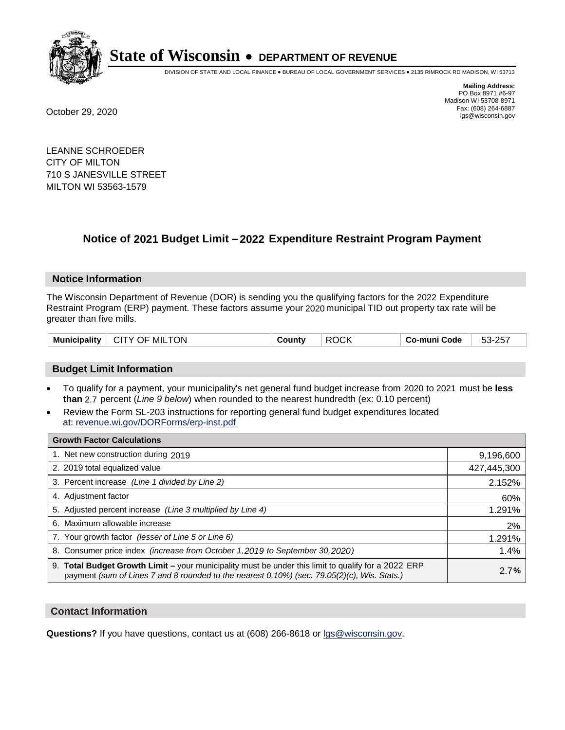# State of Wisconsin • DEPARTMENT OF REVENUE

DIVISION OF STATE AND LOCAL FINANCE • BUREAU OF LOCAL GOVERNMENT SERVICES • 2135 RIMROCK RD MADISON, WI 53713

**Mailing Address:**
PO Box 8971 #6-97
Madison WI 53708-8971
Fax: (608) 264-6887
lgs@wisconsin.gov

October 29, 2020

LEANNE SCHROEDER
CITY OF MILTON
710 S JANESVILLE STREET
MILTON WI 53563-1579

## Notice of 2021 Budget Limit – 2022 Expenditure Restraint Program Payment

### Notice Information

The Wisconsin Department of Revenue (DOR) is sending you the qualifying factors for the 2022 Expenditure Restraint Program (ERP) payment. These factors assume your 2020 municipal TID out property tax rate will be greater than five mills.

| Municipality | CITY OF MILTON | County | ROCK | Co-muni Code | 53-257 |
|---|---|---|---|---|---|

### Budget Limit Information

- To qualify for a payment, your municipality's net general fund budget increase from 2020 to 2021 must be **less than** 2.7 percent (*Line 9 below*) when rounded to the nearest hundredth (ex: 0.10 percent)
- Review the Form SL-203 instructions for reporting general fund budget expenditures located at: revenue.wi.gov/DORForms/erp-inst.pdf

| Growth Factor Calculations | |
|---|---|
| 1. Net new construction during 2019 | 9,196,600 |
| 2. 2019 total equalized value | 427,445,300 |
| 3. Percent increase *(Line 1 divided by Line 2)* | 2.152% |
| 4. Adjustment factor | 60% |
| 5. Adjusted percent increase *(Line 3 multiplied by Line 4)* | 1.291% |
| 6. Maximum allowable increase | 2% |
| 7. Your growth factor *(lesser of Line 5 or Line 6)* | 1.291% |
| 8. Consumer price index *(increase from October 1,2019 to September 30,2020)* | 1.4% |
| 9. **Total Budget Growth Limit –** your municipality must be under this limit to qualify for a 2022 ERP payment *(sum of Lines 7 and 8 rounded to the nearest 0.10%) (sec. 79.05(2)(c), Wis. Stats.)* | 2.7**%** |

### Contact Information

**Questions?** If you have questions, contact us at (608) 266-8618 or lgs@wisconsin.gov.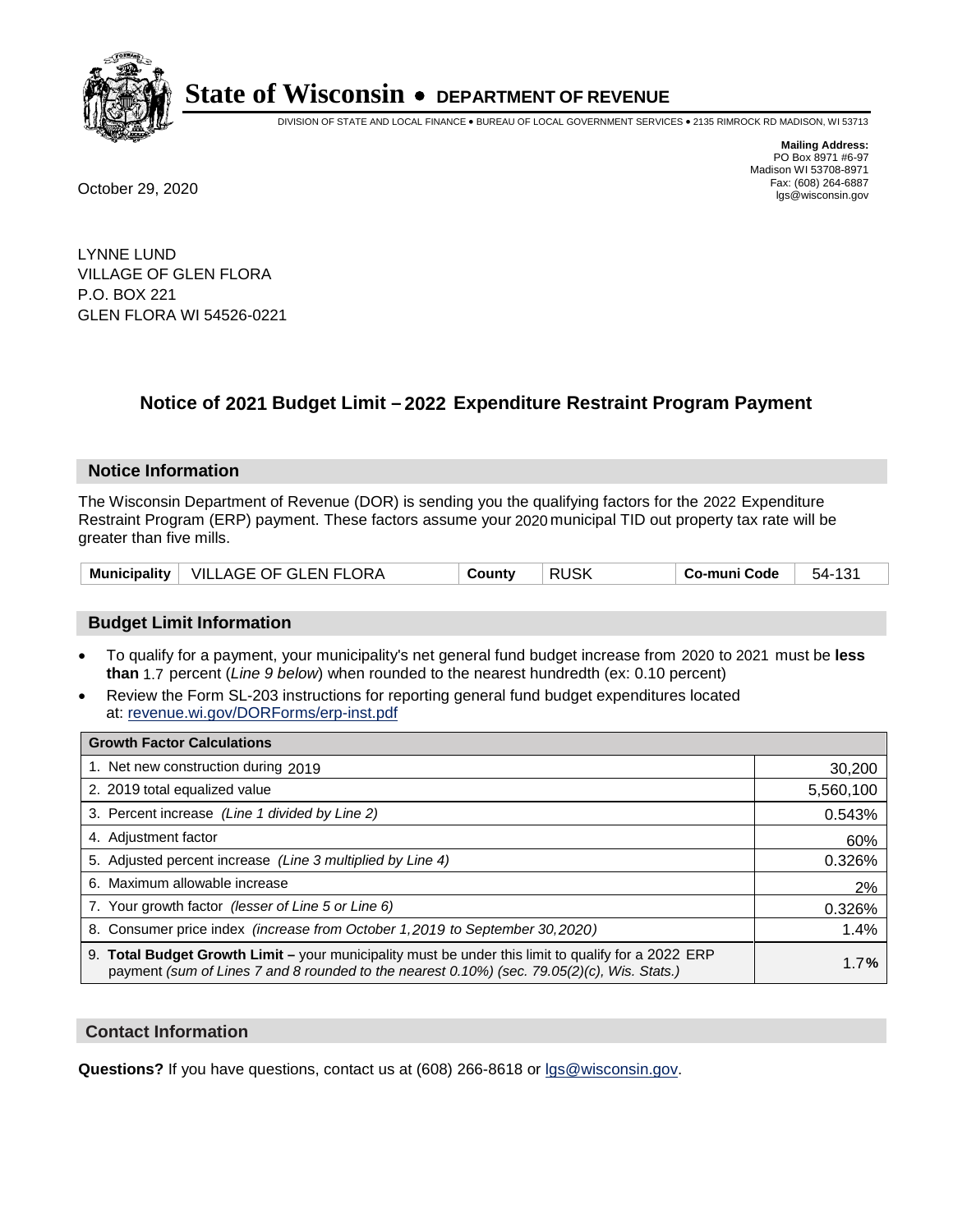# State of Wisconsin • DEPARTMENT OF REVENUE

DIVISION OF STATE AND LOCAL FINANCE • BUREAU OF LOCAL GOVERNMENT SERVICES • 2135 RIMROCK RD MADISON, WI 53713

**Mailing Address:**
PO Box 8971 #6-97
Madison WI 53708-8971
Fax: (608) 264-6887
lgs@wisconsin.gov

October 29, 2020

LYNNE LUND
VILLAGE OF GLEN FLORA
P.O. BOX 221
GLEN FLORA WI 54526-0221

## Notice of 2021 Budget Limit – 2022 Expenditure Restraint Program Payment

### Notice Information

The Wisconsin Department of Revenue (DOR) is sending you the qualifying factors for the 2022 Expenditure Restraint Program (ERP) payment. These factors assume your 2020 municipal TID out property tax rate will be greater than five mills.

| Municipality | VILLAGE OF GLEN FLORA | County | RUSK | Co-muni Code | 54-131 |
|---|---|---|---|---|---|

### Budget Limit Information

- To qualify for a payment, your municipality's net general fund budget increase from 2020 to 2021 must be **less than** 1.7 percent (*Line 9 below*) when rounded to the nearest hundredth (ex: 0.10 percent)
- Review the Form SL-203 instructions for reporting general fund budget expenditures located at: revenue.wi.gov/DORForms/erp-inst.pdf

| Growth Factor Calculations | |
|---|---|
| 1. Net new construction during 2019 | 30,200 |
| 2. 2019 total equalized value | 5,560,100 |
| 3. Percent increase *(Line 1 divided by Line 2)* | 0.543% |
| 4. Adjustment factor | 60% |
| 5. Adjusted percent increase *(Line 3 multiplied by Line 4)* | 0.326% |
| 6. Maximum allowable increase | 2% |
| 7. Your growth factor *(lesser of Line 5 or Line 6)* | 0.326% |
| 8. Consumer price index *(increase from October 1,2019 to September 30,2020)* | 1.4% |
| 9. **Total Budget Growth Limit –** your municipality must be under this limit to qualify for a 2022 ERP payment *(sum of Lines 7 and 8 rounded to the nearest 0.10%) (sec. 79.05(2)(c), Wis. Stats.)* | 1.7**%** |

### Contact Information

**Questions?** If you have questions, contact us at (608) 266-8618 or lgs@wisconsin.gov.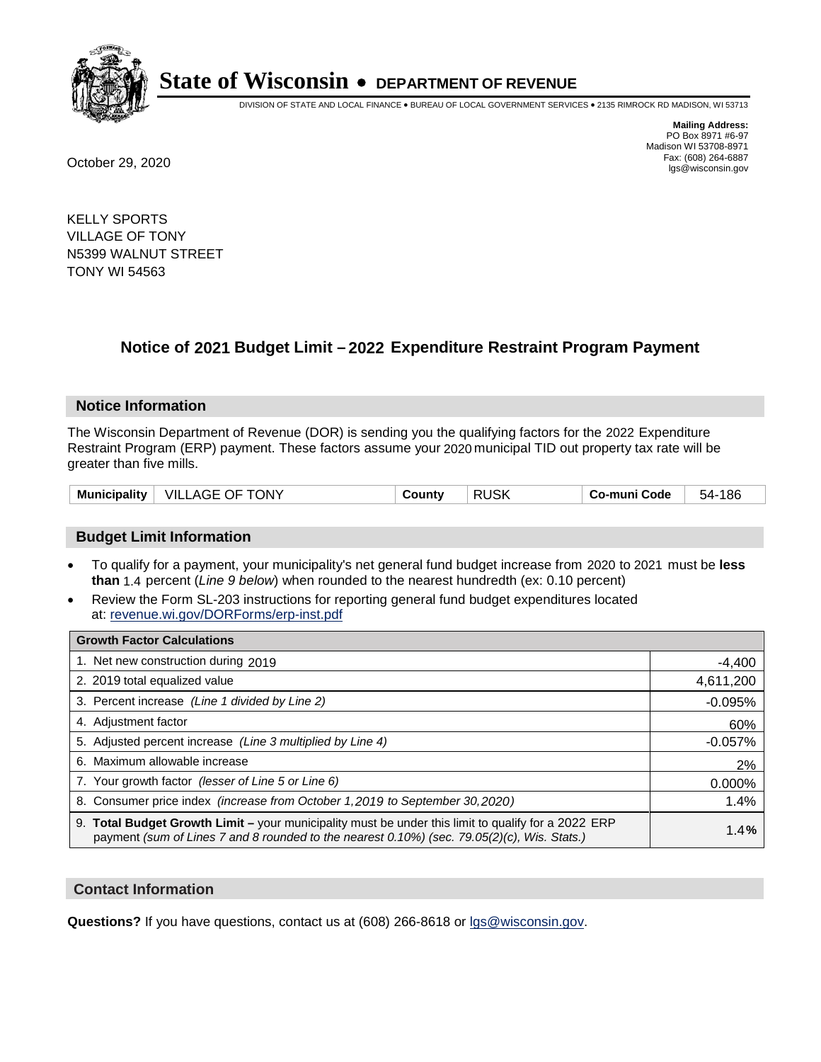# State of Wisconsin • DEPARTMENT OF REVENUE

DIVISION OF STATE AND LOCAL FINANCE • BUREAU OF LOCAL GOVERNMENT SERVICES • 2135 RIMROCK RD MADISON, WI 53713

**Mailing Address:**
PO Box 8971 #6-97
Madison WI 53708-8971
Fax: (608) 264-6887
lgs@wisconsin.gov

October 29, 2020

KELLY SPORTS
VILLAGE OF TONY
N5399 WALNUT STREET
TONY WI 54563

## Notice of 2021 Budget Limit – 2022 Expenditure Restraint Program Payment

### Notice Information

The Wisconsin Department of Revenue (DOR) is sending you the qualifying factors for the 2022 Expenditure Restraint Program (ERP) payment. These factors assume your 2020 municipal TID out property tax rate will be greater than five mills.

| Municipality | VILLAGE OF TONY | County | RUSK | Co-muni Code | 54-186 |
|---|---|---|---|---|---|

### Budget Limit Information

- To qualify for a payment, your municipality's net general fund budget increase from 2020 to 2021 must be **less than** 1.4 percent (*Line 9 below*) when rounded to the nearest hundredth (ex: 0.10 percent)
- Review the Form SL-203 instructions for reporting general fund budget expenditures located at: revenue.wi.gov/DORForms/erp-inst.pdf

| Growth Factor Calculations | |
|---|---|
| 1. Net new construction during 2019 | -4,400 |
| 2. 2019 total equalized value | 4,611,200 |
| 3. Percent increase *(Line 1 divided by Line 2)* | -0.095% |
| 4. Adjustment factor | 60% |
| 5. Adjusted percent increase *(Line 3 multiplied by Line 4)* | -0.057% |
| 6. Maximum allowable increase | 2% |
| 7. Your growth factor *(lesser of Line 5 or Line 6)* | 0.000% |
| 8. Consumer price index *(increase from October 1,2019 to September 30,2020)* | 1.4% |
| 9. **Total Budget Growth Limit –** your municipality must be under this limit to qualify for a 2022 ERP payment *(sum of Lines 7 and 8 rounded to the nearest 0.10%) (sec. 79.05(2)(c), Wis. Stats.)* | **1.4%** |

### Contact Information

**Questions?** If you have questions, contact us at (608) 266-8618 or lgs@wisconsin.gov.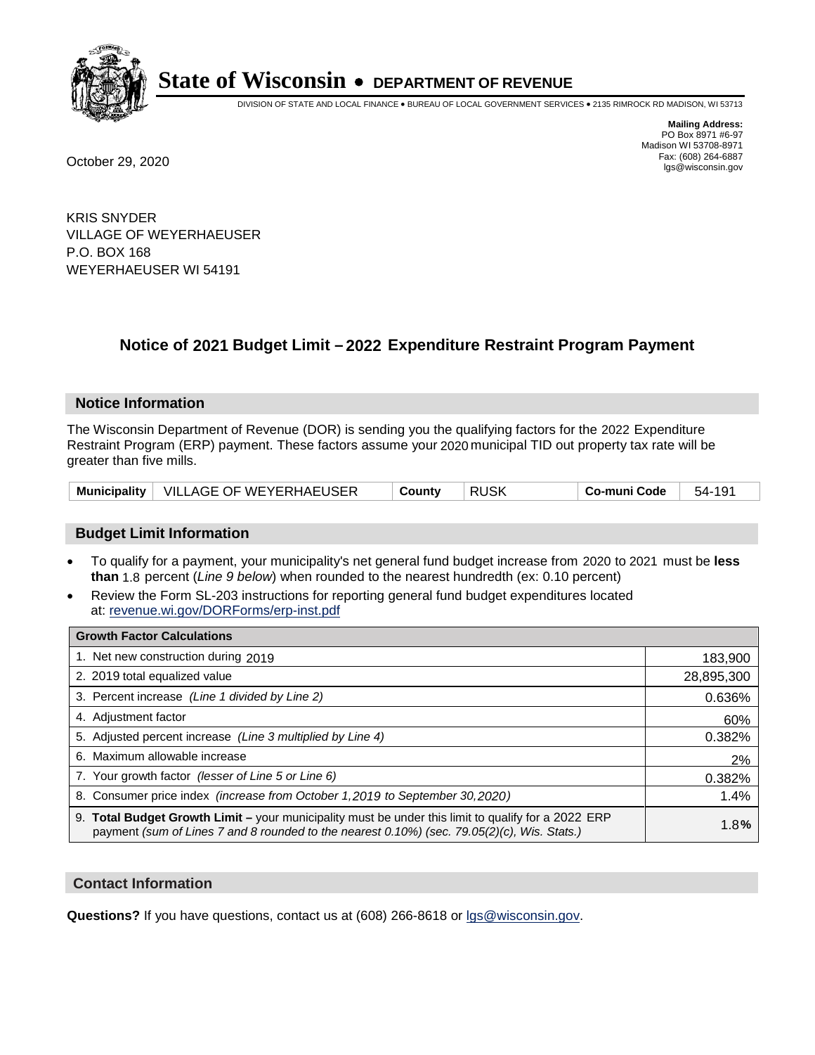# State of Wisconsin • DEPARTMENT OF REVENUE

DIVISION OF STATE AND LOCAL FINANCE • BUREAU OF LOCAL GOVERNMENT SERVICES • 2135 RIMROCK RD MADISON, WI 53713

**Mailing Address:**
PO Box 8971 #6-97
Madison WI 53708-8971
Fax: (608) 264-6887
lgs@wisconsin.gov

October 29, 2020

KRIS SNYDER
VILLAGE OF WEYERHAEUSER
P.O. BOX 168
WEYERHAEUSER WI 54191

## Notice of 2021 Budget Limit – 2022 Expenditure Restraint Program Payment

### Notice Information

The Wisconsin Department of Revenue (DOR) is sending you the qualifying factors for the 2022 Expenditure Restraint Program (ERP) payment. These factors assume your 2020 municipal TID out property tax rate will be greater than five mills.

| Municipality | VILLAGE OF WEYERHAEUSER | County | RUSK | Co-muni Code | 54-191 |
|---|---|---|---|---|---|

### Budget Limit Information

- To qualify for a payment, your municipality's net general fund budget increase from 2020 to 2021 must be **less than** 1.8 percent (*Line 9 below*) when rounded to the nearest hundredth (ex: 0.10 percent)
- Review the Form SL-203 instructions for reporting general fund budget expenditures located at: revenue.wi.gov/DORForms/erp-inst.pdf

| Growth Factor Calculations | |
|---|---|
| 1. Net new construction during 2019 | 183,900 |
| 2. 2019 total equalized value | 28,895,300 |
| 3. Percent increase *(Line 1 divided by Line 2)* | 0.636% |
| 4. Adjustment factor | 60% |
| 5. Adjusted percent increase *(Line 3 multiplied by Line 4)* | 0.382% |
| 6. Maximum allowable increase | 2% |
| 7. Your growth factor *(lesser of Line 5 or Line 6)* | 0.382% |
| 8. Consumer price index *(increase from October 1,2019 to September 30,2020)* | 1.4% |
| 9. **Total Budget Growth Limit –** your municipality must be under this limit to qualify for a 2022 ERP payment *(sum of Lines 7 and 8 rounded to the nearest 0.10%) (sec. 79.05(2)(c), Wis. Stats.)* | 1.8**%** |

### Contact Information

**Questions?** If you have questions, contact us at (608) 266-8618 or lgs@wisconsin.gov.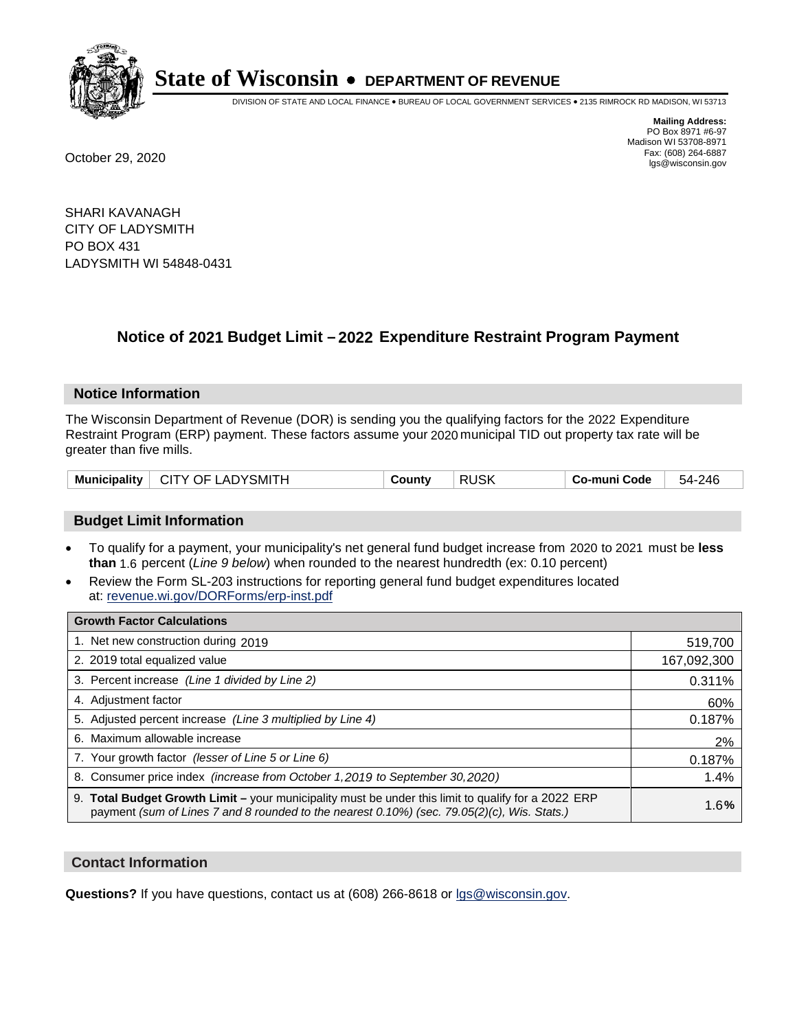# State of Wisconsin • DEPARTMENT OF REVENUE

DIVISION OF STATE AND LOCAL FINANCE • BUREAU OF LOCAL GOVERNMENT SERVICES • 2135 RIMROCK RD MADISON, WI 53713

**Mailing Address:**
PO Box 8971 #6-97
Madison WI 53708-8971
Fax: (608) 264-6887
lgs@wisconsin.gov

October 29, 2020

SHARI KAVANAGH
CITY OF LADYSMITH
PO BOX 431
LADYSMITH WI 54848-0431

## Notice of 2021 Budget Limit – 2022 Expenditure Restraint Program Payment

### Notice Information

The Wisconsin Department of Revenue (DOR) is sending you the qualifying factors for the 2022 Expenditure Restraint Program (ERP) payment. These factors assume your 2020 municipal TID out property tax rate will be greater than five mills.

| Municipality | CITY OF LADYSMITH | County | RUSK | Co-muni Code | 54-246 |
|---|---|---|---|---|---|

### Budget Limit Information

- To qualify for a payment, your municipality's net general fund budget increase from 2020 to 2021 must be **less than** 1.6 percent (*Line 9 below*) when rounded to the nearest hundredth (ex: 0.10 percent)
- Review the Form SL-203 instructions for reporting general fund budget expenditures located at: revenue.wi.gov/DORForms/erp-inst.pdf

| Growth Factor Calculations | |
|---|---|
| 1. Net new construction during 2019 | 519,700 |
| 2. 2019 total equalized value | 167,092,300 |
| 3. Percent increase *(Line 1 divided by Line 2)* | 0.311% |
| 4. Adjustment factor | 60% |
| 5. Adjusted percent increase *(Line 3 multiplied by Line 4)* | 0.187% |
| 6. Maximum allowable increase | 2% |
| 7. Your growth factor *(lesser of Line 5 or Line 6)* | 0.187% |
| 8. Consumer price index *(increase from October 1,2019 to September 30,2020)* | 1.4% |
| 9. **Total Budget Growth Limit –** your municipality must be under this limit to qualify for a 2022 ERP payment *(sum of Lines 7 and 8 rounded to the nearest 0.10%) (sec. 79.05(2)(c), Wis. Stats.)* | 1.6**%** |

### Contact Information

**Questions?** If you have questions, contact us at (608) 266-8618 or lgs@wisconsin.gov.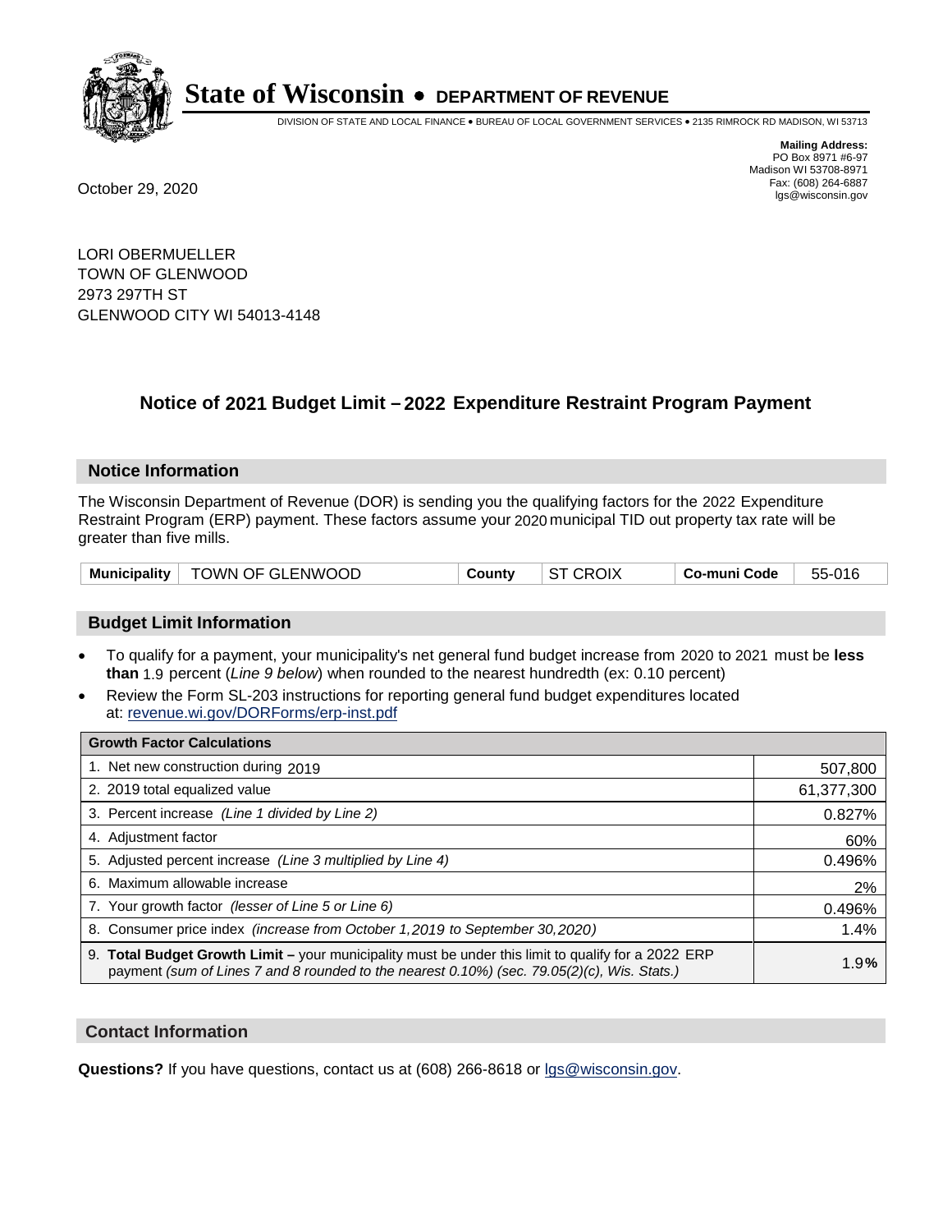# State of Wisconsin • DEPARTMENT OF REVENUE

DIVISION OF STATE AND LOCAL FINANCE • BUREAU OF LOCAL GOVERNMENT SERVICES • 2135 RIMROCK RD MADISON, WI 53713

**Mailing Address:**
PO Box 8971 #6-97
Madison WI 53708-8971
Fax: (608) 264-6887
lgs@wisconsin.gov

October 29, 2020

LORI OBERMUELLER
TOWN OF GLENWOOD
2973 297TH ST
GLENWOOD CITY WI 54013-4148

## Notice of 2021 Budget Limit – 2022 Expenditure Restraint Program Payment

### Notice Information

The Wisconsin Department of Revenue (DOR) is sending you the qualifying factors for the 2022 Expenditure Restraint Program (ERP) payment. These factors assume your 2020 municipal TID out property tax rate will be greater than five mills.

| Municipality | TOWN OF GLENWOOD | County | ST CROIX | Co-muni Code | 55-016 |
|---|---|---|---|---|---|

### Budget Limit Information

- To qualify for a payment, your municipality's net general fund budget increase from 2020 to 2021 must be **less than** 1.9 percent (*Line 9 below*) when rounded to the nearest hundredth (ex: 0.10 percent)
- Review the Form SL-203 instructions for reporting general fund budget expenditures located at: revenue.wi.gov/DORForms/erp-inst.pdf

| Growth Factor Calculations | |
|---|---|
| 1. Net new construction during 2019 | 507,800 |
| 2. 2019 total equalized value | 61,377,300 |
| 3. Percent increase *(Line 1 divided by Line 2)* | 0.827% |
| 4. Adjustment factor | 60% |
| 5. Adjusted percent increase *(Line 3 multiplied by Line 4)* | 0.496% |
| 6. Maximum allowable increase | 2% |
| 7. Your growth factor *(lesser of Line 5 or Line 6)* | 0.496% |
| 8. Consumer price index *(increase from October 1,2019 to September 30,2020)* | 1.4% |
| 9. **Total Budget Growth Limit –** your municipality must be under this limit to qualify for a 2022 ERP payment *(sum of Lines 7 and 8 rounded to the nearest 0.10%) (sec. 79.05(2)(c), Wis. Stats.)* | 1.9**%** |

### Contact Information

**Questions?** If you have questions, contact us at (608) 266-8618 or lgs@wisconsin.gov.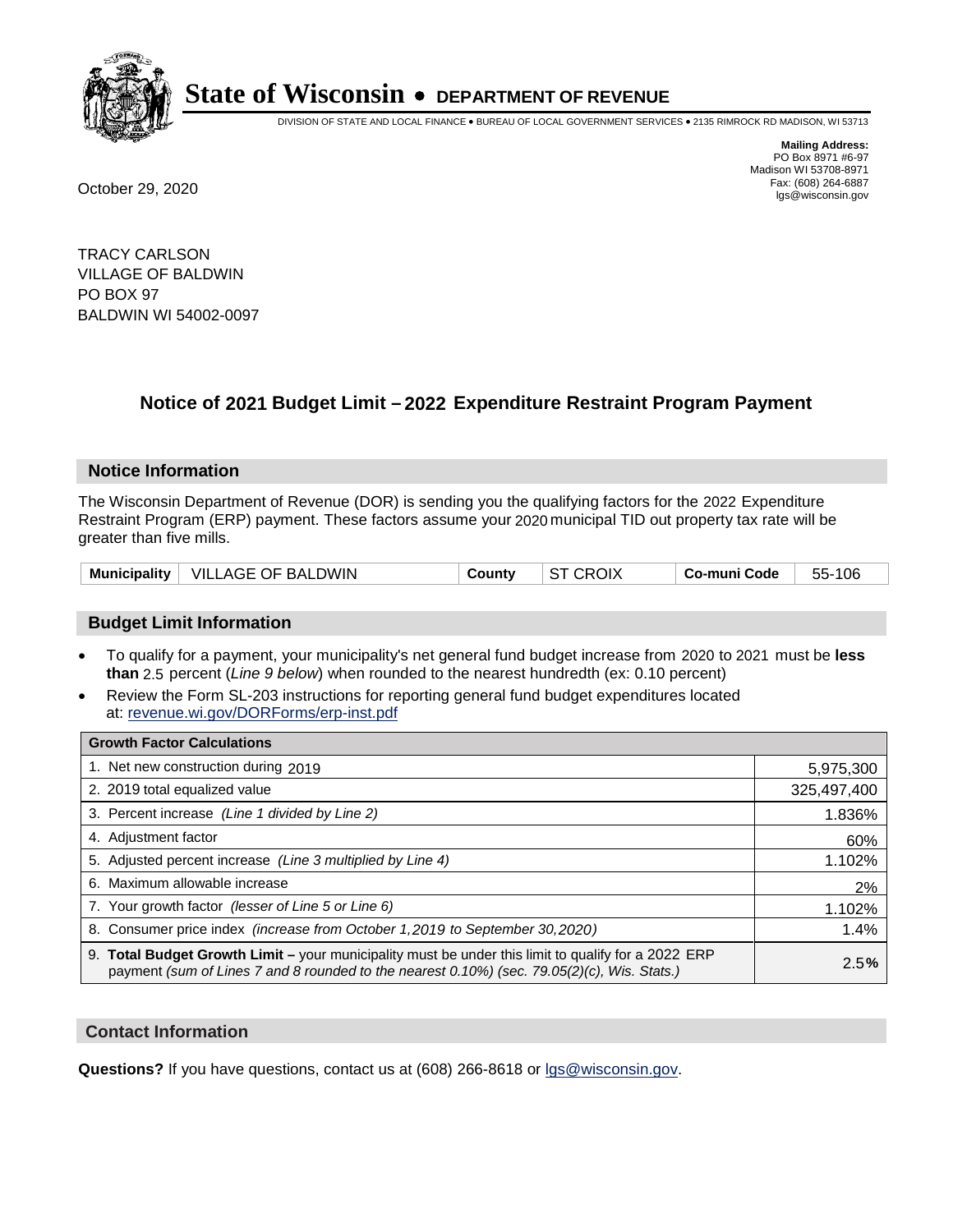# State of Wisconsin • DEPARTMENT OF REVENUE

DIVISION OF STATE AND LOCAL FINANCE • BUREAU OF LOCAL GOVERNMENT SERVICES • 2135 RIMROCK RD MADISON, WI 53713

**Mailing Address:**
PO Box 8971 #6-97
Madison WI 53708-8971
Fax: (608) 264-6887
lgs@wisconsin.gov

October 29, 2020

TRACY CARLSON
VILLAGE OF BALDWIN
PO BOX 97
BALDWIN WI 54002-0097

## Notice of 2021 Budget Limit – 2022 Expenditure Restraint Program Payment

### Notice Information

The Wisconsin Department of Revenue (DOR) is sending you the qualifying factors for the 2022 Expenditure Restraint Program (ERP) payment. These factors assume your 2020 municipal TID out property tax rate will be greater than five mills.

| **Municipality** | VILLAGE OF BALDWIN | **County** | ST CROIX | **Co-muni Code** | 55-106 |
|---|---|---|---|---|---|

### Budget Limit Information

- To qualify for a payment, your municipality's net general fund budget increase from 2020 to 2021 must be **less than** 2.5 percent (*Line 9 below*) when rounded to the nearest hundredth (ex: 0.10 percent)
- Review the Form SL-203 instructions for reporting general fund budget expenditures located at: revenue.wi.gov/DORForms/erp-inst.pdf

| **Growth Factor Calculations** | |
|---|---|
| 1. Net new construction during 2019 | 5,975,300 |
| 2. 2019 total equalized value | 325,497,400 |
| 3. Percent increase *(Line 1 divided by Line 2)* | 1.836% |
| 4. Adjustment factor | 60% |
| 5. Adjusted percent increase *(Line 3 multiplied by Line 4)* | 1.102% |
| 6. Maximum allowable increase | 2% |
| 7. Your growth factor *(lesser of Line 5 or Line 6)* | 1.102% |
| 8. Consumer price index *(increase from October 1,2019 to September 30,2020)* | 1.4% |
| 9. **Total Budget Growth Limit –** your municipality must be under this limit to qualify for a 2022 ERP payment *(sum of Lines 7 and 8 rounded to the nearest 0.10%) (sec. 79.05(2)(c), Wis. Stats.)* | 2.5**%** |

### Contact Information

**Questions?** If you have questions, contact us at (608) 266-8618 or lgs@wisconsin.gov.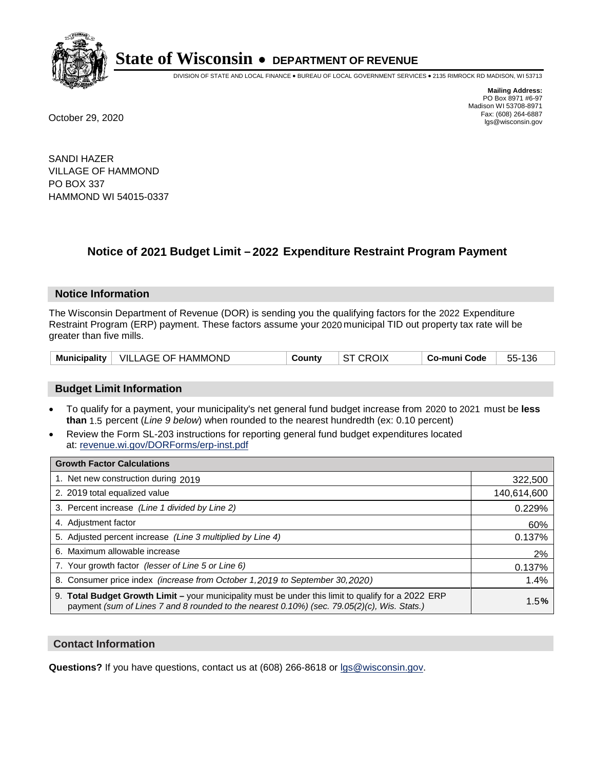# State of Wisconsin • DEPARTMENT OF REVENUE

DIVISION OF STATE AND LOCAL FINANCE • BUREAU OF LOCAL GOVERNMENT SERVICES • 2135 RIMROCK RD MADISON, WI 53713

**Mailing Address:**
PO Box 8971 #6-97
Madison WI 53708-8971
Fax: (608) 264-6887
lgs@wisconsin.gov

October 29, 2020

SANDI HAZER
VILLAGE OF HAMMOND
PO BOX 337
HAMMOND WI 54015-0337

## Notice of 2021 Budget Limit – 2022 Expenditure Restraint Program Payment

### Notice Information

The Wisconsin Department of Revenue (DOR) is sending you the qualifying factors for the 2022 Expenditure Restraint Program (ERP) payment. These factors assume your 2020 municipal TID out property tax rate will be greater than five mills.

| Municipality | VILLAGE OF HAMMOND | County | ST CROIX | Co-muni Code | 55-136 |
|---|---|---|---|---|---|

### Budget Limit Information

- To qualify for a payment, your municipality's net general fund budget increase from 2020 to 2021 must be **less than** 1.5 percent (*Line 9 below*) when rounded to the nearest hundredth (ex: 0.10 percent)
- Review the Form SL-203 instructions for reporting general fund budget expenditures located at: revenue.wi.gov/DORForms/erp-inst.pdf

| Growth Factor Calculations | |
|---|---|
| 1. Net new construction during 2019 | 322,500 |
| 2. 2019 total equalized value | 140,614,600 |
| 3. Percent increase *(Line 1 divided by Line 2)* | 0.229% |
| 4. Adjustment factor | 60% |
| 5. Adjusted percent increase *(Line 3 multiplied by Line 4)* | 0.137% |
| 6. Maximum allowable increase | 2% |
| 7. Your growth factor *(lesser of Line 5 or Line 6)* | 0.137% |
| 8. Consumer price index *(increase from October 1,2019 to September 30,2020)* | 1.4% |
| 9. **Total Budget Growth Limit –** your municipality must be under this limit to qualify for a 2022 ERP payment *(sum of Lines 7 and 8 rounded to the nearest 0.10%) (sec. 79.05(2)(c), Wis. Stats.)* | 1.5**%** |

### Contact Information

**Questions?** If you have questions, contact us at (608) 266-8618 or lgs@wisconsin.gov.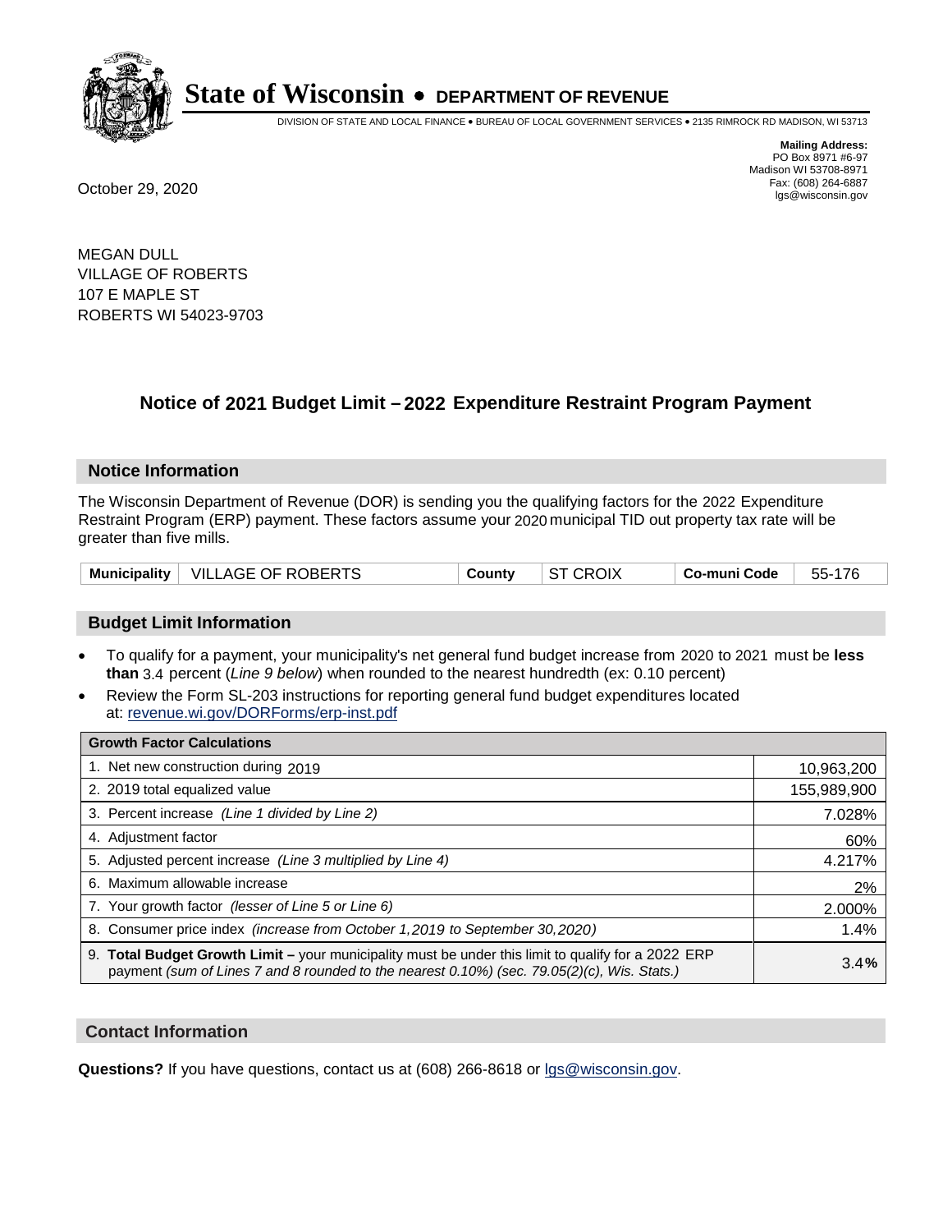# State of Wisconsin • DEPARTMENT OF REVENUE

DIVISION OF STATE AND LOCAL FINANCE • BUREAU OF LOCAL GOVERNMENT SERVICES • 2135 RIMROCK RD MADISON, WI 53713

**Mailing Address:**
PO Box 8971 #6-97
Madison WI 53708-8971
Fax: (608) 264-6887
lgs@wisconsin.gov

October 29, 2020

MEGAN DULL
VILLAGE OF ROBERTS
107 E MAPLE ST
ROBERTS WI 54023-9703

## Notice of 2021 Budget Limit – 2022 Expenditure Restraint Program Payment

### Notice Information

The Wisconsin Department of Revenue (DOR) is sending you the qualifying factors for the 2022 Expenditure Restraint Program (ERP) payment. These factors assume your 2020 municipal TID out property tax rate will be greater than five mills.

| Municipality | VILLAGE OF ROBERTS | County | ST CROIX | Co-muni Code | 55-176 |
|---|---|---|---|---|---|

### Budget Limit Information

- To qualify for a payment, your municipality's net general fund budget increase from 2020 to 2021 must be **less than** 3.4 percent (*Line 9 below*) when rounded to the nearest hundredth (ex: 0.10 percent)
- Review the Form SL-203 instructions for reporting general fund budget expenditures located at: revenue.wi.gov/DORForms/erp-inst.pdf

| Growth Factor Calculations | |
|---|---|
| 1. Net new construction during 2019 | 10,963,200 |
| 2. 2019 total equalized value | 155,989,900 |
| 3. Percent increase *(Line 1 divided by Line 2)* | 7.028% |
| 4. Adjustment factor | 60% |
| 5. Adjusted percent increase *(Line 3 multiplied by Line 4)* | 4.217% |
| 6. Maximum allowable increase | 2% |
| 7. Your growth factor *(lesser of Line 5 or Line 6)* | 2.000% |
| 8. Consumer price index *(increase from October 1,2019 to September 30,2020)* | 1.4% |
| 9. **Total Budget Growth Limit –** your municipality must be under this limit to qualify for a 2022 ERP payment *(sum of Lines 7 and 8 rounded to the nearest 0.10%) (sec. 79.05(2)(c), Wis. Stats.)* | 3.4**%** |

### Contact Information

**Questions?** If you have questions, contact us at (608) 266-8618 or lgs@wisconsin.gov.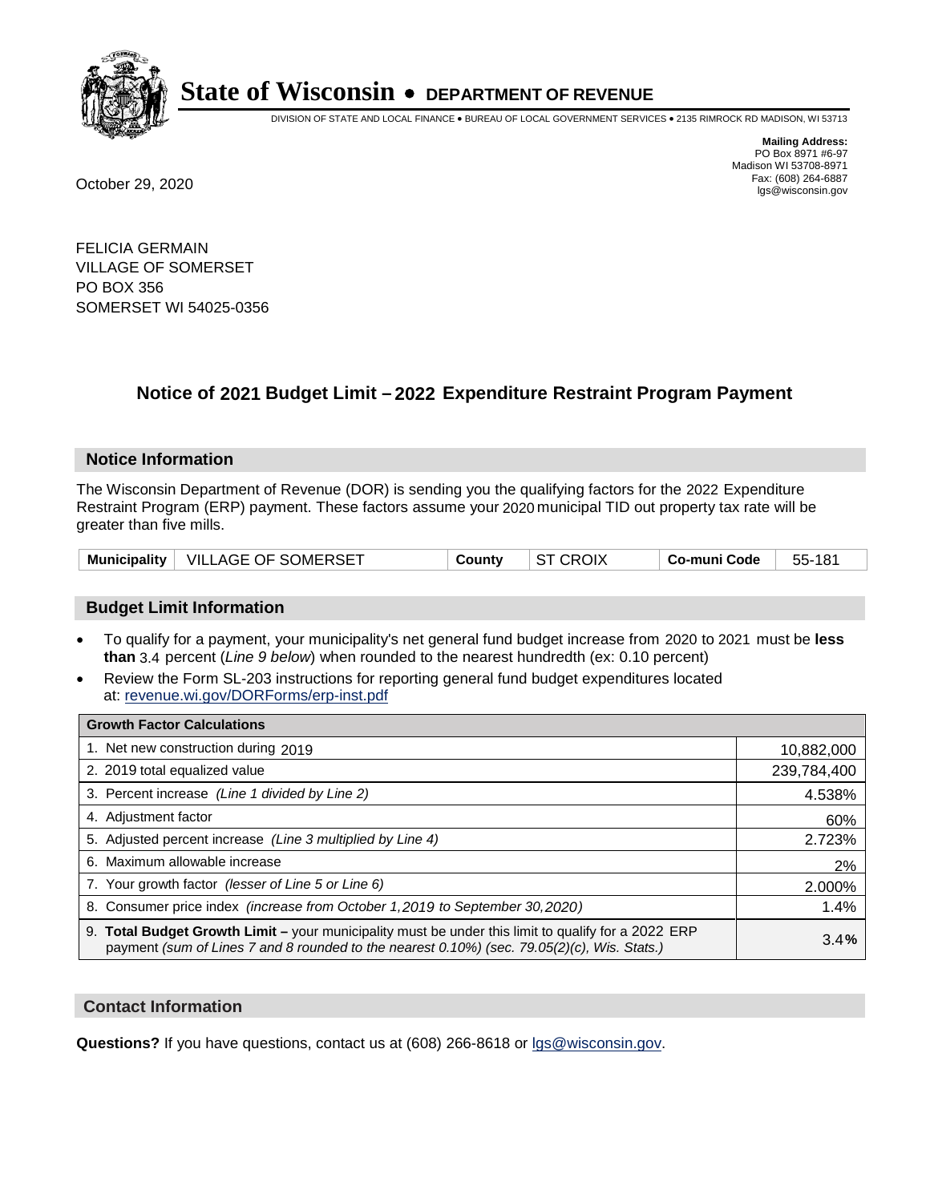# State of Wisconsin • DEPARTMENT OF REVENUE

DIVISION OF STATE AND LOCAL FINANCE • BUREAU OF LOCAL GOVERNMENT SERVICES • 2135 RIMROCK RD MADISON, WI 53713

**Mailing Address:**
PO Box 8971 #6-97
Madison WI 53708-8971
Fax: (608) 264-6887
lgs@wisconsin.gov

October 29, 2020

FELICIA GERMAIN
VILLAGE OF SOMERSET
PO BOX 356
SOMERSET WI 54025-0356

## Notice of 2021 Budget Limit – 2022 Expenditure Restraint Program Payment

### Notice Information

The Wisconsin Department of Revenue (DOR) is sending you the qualifying factors for the 2022 Expenditure Restraint Program (ERP) payment. These factors assume your 2020 municipal TID out property tax rate will be greater than five mills.

| Municipality | VILLAGE OF SOMERSET | County | ST CROIX | Co-muni Code | 55-181 |
|---|---|---|---|---|---|

### Budget Limit Information

- To qualify for a payment, your municipality's net general fund budget increase from 2020 to 2021 must be **less than** 3.4 percent (*Line 9 below*) when rounded to the nearest hundredth (ex: 0.10 percent)
- Review the Form SL-203 instructions for reporting general fund budget expenditures located at: revenue.wi.gov/DORForms/erp-inst.pdf

| Growth Factor Calculations | |
|---|---|
| 1. Net new construction during 2019 | 10,882,000 |
| 2. 2019 total equalized value | 239,784,400 |
| 3. Percent increase *(Line 1 divided by Line 2)* | 4.538% |
| 4. Adjustment factor | 60% |
| 5. Adjusted percent increase *(Line 3 multiplied by Line 4)* | 2.723% |
| 6. Maximum allowable increase | 2% |
| 7. Your growth factor *(lesser of Line 5 or Line 6)* | 2.000% |
| 8. Consumer price index *(increase from October 1,2019 to September 30,2020)* | 1.4% |
| 9. **Total Budget Growth Limit** – your municipality must be under this limit to qualify for a 2022 ERP payment *(sum of Lines 7 and 8 rounded to the nearest 0.10%) (sec. 79.05(2)(c), Wis. Stats.)* | 3.4**%** |

### Contact Information

**Questions?** If you have questions, contact us at (608) 266-8618 or lgs@wisconsin.gov.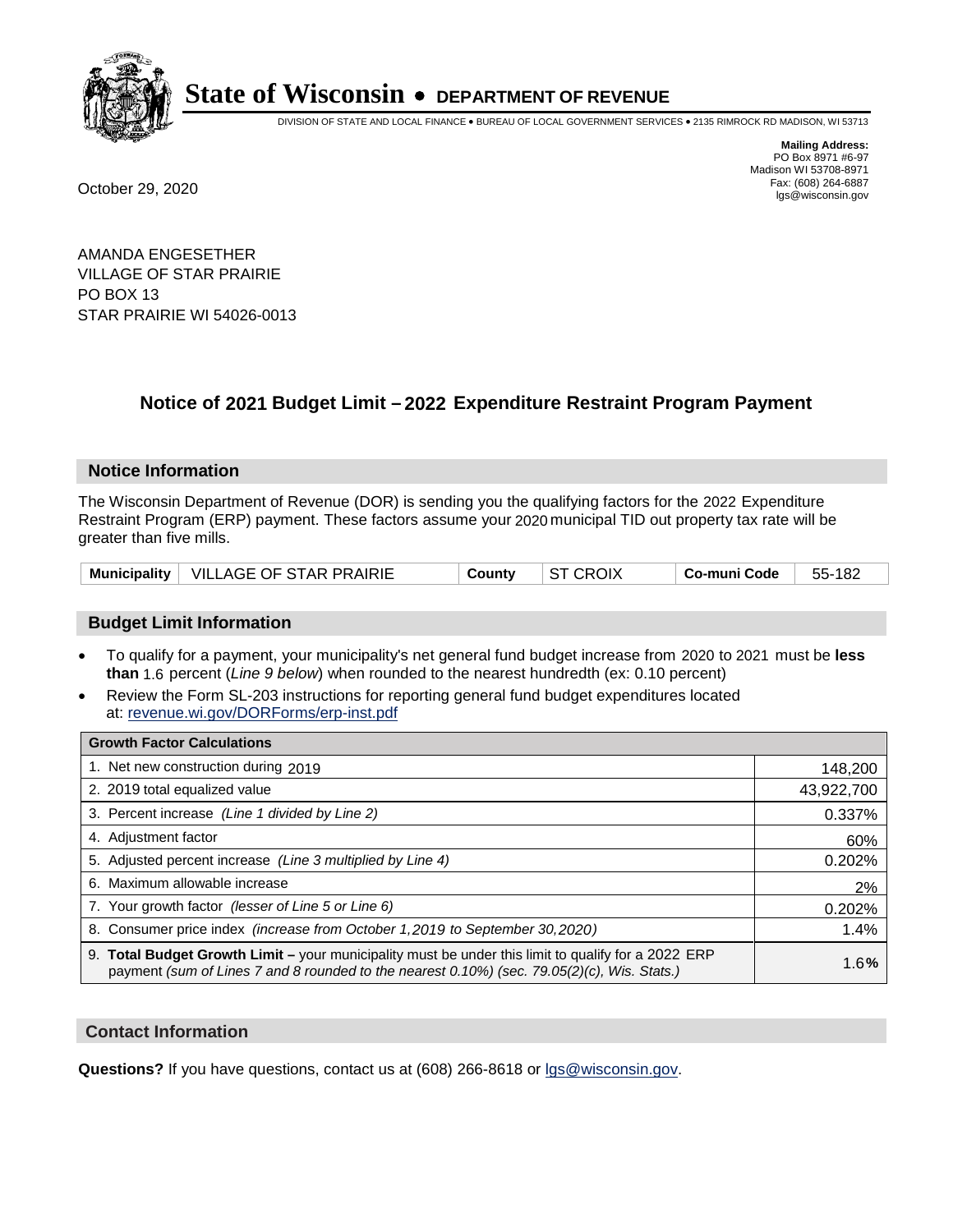# State of Wisconsin • DEPARTMENT OF REVENUE

DIVISION OF STATE AND LOCAL FINANCE • BUREAU OF LOCAL GOVERNMENT SERVICES • 2135 RIMROCK RD MADISON, WI 53713

**Mailing Address:**
PO Box 8971 #6-97
Madison WI 53708-8971
Fax: (608) 264-6887
lgs@wisconsin.gov

October 29, 2020

AMANDA ENGESETHER
VILLAGE OF STAR PRAIRIE
PO BOX 13
STAR PRAIRIE WI 54026-0013

## Notice of 2021 Budget Limit – 2022 Expenditure Restraint Program Payment

### Notice Information

The Wisconsin Department of Revenue (DOR) is sending you the qualifying factors for the 2022 Expenditure Restraint Program (ERP) payment. These factors assume your 2020 municipal TID out property tax rate will be greater than five mills.

| Municipality | VILLAGE OF STAR PRAIRIE | County | ST CROIX | Co-muni Code | 55-182 |
|---|---|---|---|---|---|

### Budget Limit Information

- To qualify for a payment, your municipality's net general fund budget increase from 2020 to 2021 must be **less than** 1.6 percent (*Line 9 below*) when rounded to the nearest hundredth (ex: 0.10 percent)
- Review the Form SL-203 instructions for reporting general fund budget expenditures located at: revenue.wi.gov/DORForms/erp-inst.pdf

| Growth Factor Calculations | |
|---|---|
| 1. Net new construction during 2019 | 148,200 |
| 2. 2019 total equalized value | 43,922,700 |
| 3. Percent increase *(Line 1 divided by Line 2)* | 0.337% |
| 4. Adjustment factor | 60% |
| 5. Adjusted percent increase *(Line 3 multiplied by Line 4)* | 0.202% |
| 6. Maximum allowable increase | 2% |
| 7. Your growth factor *(lesser of Line 5 or Line 6)* | 0.202% |
| 8. Consumer price index *(increase from October 1,2019 to September 30,2020)* | 1.4% |
| 9. **Total Budget Growth Limit –** your municipality must be under this limit to qualify for a 2022 ERP payment *(sum of Lines 7 and 8 rounded to the nearest 0.10%) (sec. 79.05(2)(c), Wis. Stats.)* | 1.6**%** |

### Contact Information

**Questions?** If you have questions, contact us at (608) 266-8618 or lgs@wisconsin.gov.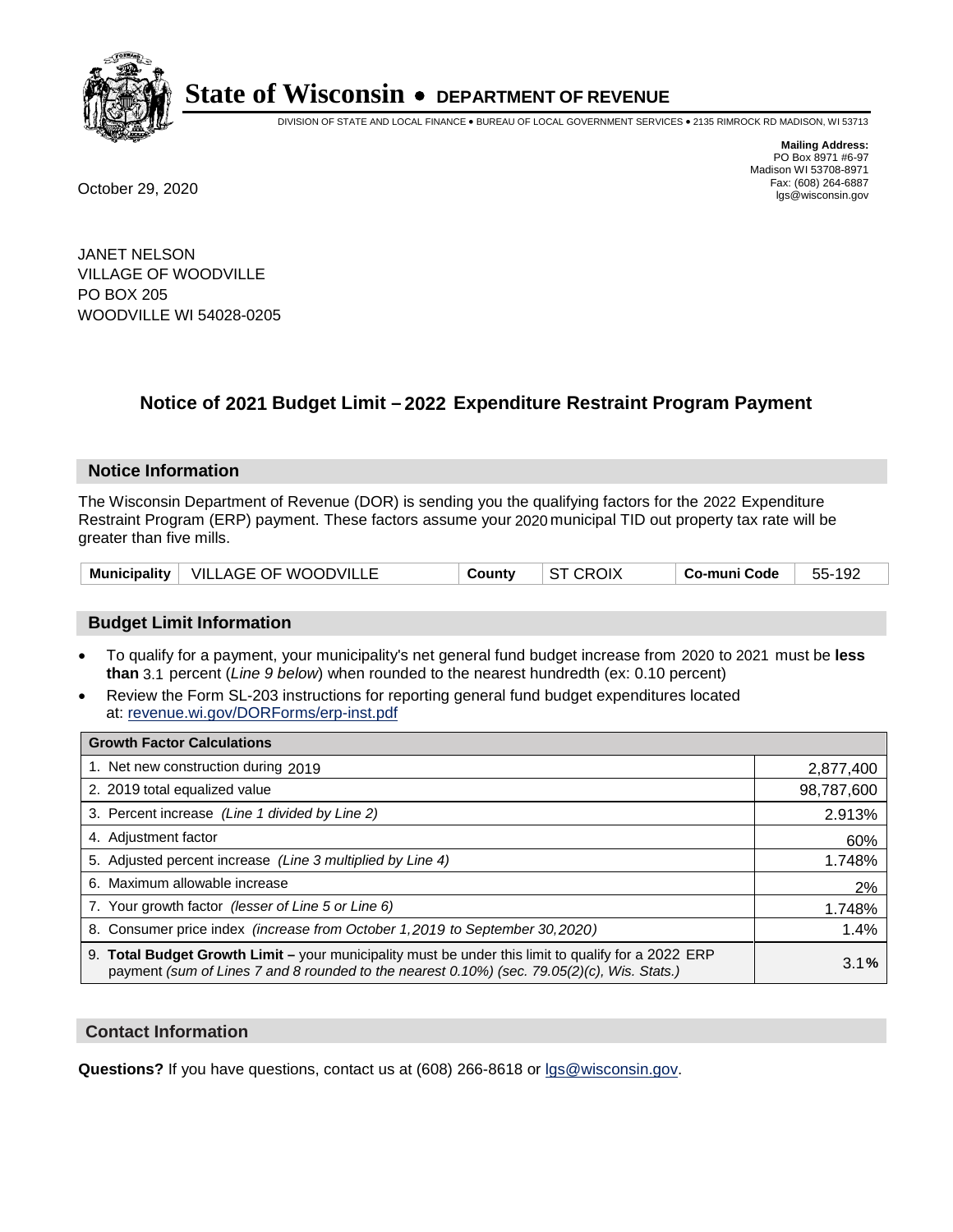# State of Wisconsin • DEPARTMENT OF REVENUE

DIVISION OF STATE AND LOCAL FINANCE • BUREAU OF LOCAL GOVERNMENT SERVICES • 2135 RIMROCK RD MADISON, WI 53713

October 29, 2020

**Mailing Address:**
PO Box 8971 #6-97
Madison WI 53708-8971
Fax: (608) 264-6887
lgs@wisconsin.gov

JANET NELSON
VILLAGE OF WOODVILLE
PO BOX 205
WOODVILLE WI 54028-0205

## Notice of 2021 Budget Limit – 2022 Expenditure Restraint Program Payment

### Notice Information

The Wisconsin Department of Revenue (DOR) is sending you the qualifying factors for the 2022 Expenditure Restraint Program (ERP) payment. These factors assume your 2020 municipal TID out property tax rate will be greater than five mills.

| Municipality | VILLAGE OF WOODVILLE | County | ST CROIX | Co-muni Code | 55-192 |
|---|---|---|---|---|---|

### Budget Limit Information

- To qualify for a payment, your municipality's net general fund budget increase from 2020 to 2021 must be **less than** 3.1 percent (*Line 9 below*) when rounded to the nearest hundredth (ex: 0.10 percent)
- Review the Form SL-203 instructions for reporting general fund budget expenditures located at: revenue.wi.gov/DORForms/erp-inst.pdf

| Growth Factor Calculations | |
|---|---|
| 1. Net new construction during 2019 | 2,877,400 |
| 2. 2019 total equalized value | 98,787,600 |
| 3. Percent increase *(Line 1 divided by Line 2)* | 2.913% |
| 4. Adjustment factor | 60% |
| 5. Adjusted percent increase *(Line 3 multiplied by Line 4)* | 1.748% |
| 6. Maximum allowable increase | 2% |
| 7. Your growth factor *(lesser of Line 5 or Line 6)* | 1.748% |
| 8. Consumer price index *(increase from October 1,2019 to September 30,2020)* | 1.4% |
| 9. **Total Budget Growth Limit –** your municipality must be under this limit to qualify for a 2022 ERP payment *(sum of Lines 7 and 8 rounded to the nearest 0.10%) (sec. 79.05(2)(c), Wis. Stats.)* | 3.1**%** |

### Contact Information

**Questions?** If you have questions, contact us at (608) 266-8618 or lgs@wisconsin.gov.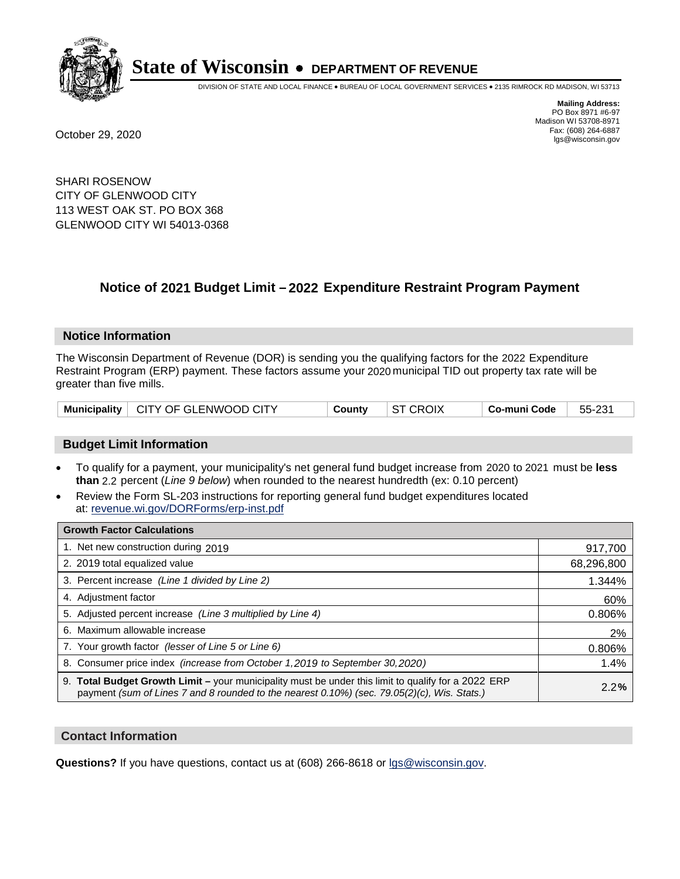# State of Wisconsin • DEPARTMENT OF REVENUE

DIVISION OF STATE AND LOCAL FINANCE • BUREAU OF LOCAL GOVERNMENT SERVICES • 2135 RIMROCK RD MADISON, WI 53713

**Mailing Address:**
PO Box 8971 #6-97
Madison WI 53708-8971
Fax: (608) 264-6887
lgs@wisconsin.gov

October 29, 2020

SHARI ROSENOW
CITY OF GLENWOOD CITY
113 WEST OAK ST. PO BOX 368
GLENWOOD CITY WI 54013-0368

## Notice of 2021 Budget Limit – 2022 Expenditure Restraint Program Payment

### Notice Information

The Wisconsin Department of Revenue (DOR) is sending you the qualifying factors for the 2022 Expenditure Restraint Program (ERP) payment. These factors assume your 2020 municipal TID out property tax rate will be greater than five mills.

| Municipality | CITY OF GLENWOOD CITY | County | ST CROIX | Co-muni Code | 55-231 |
|---|---|---|---|---|---|

### Budget Limit Information

- To qualify for a payment, your municipality's net general fund budget increase from 2020 to 2021 must be **less than** 2.2 percent (*Line 9 below*) when rounded to the nearest hundredth (ex: 0.10 percent)
- Review the Form SL-203 instructions for reporting general fund budget expenditures located at: revenue.wi.gov/DORForms/erp-inst.pdf

| Growth Factor Calculations | |
|---|---|
| 1. Net new construction during 2019 | 917,700 |
| 2. 2019 total equalized value | 68,296,800 |
| 3. Percent increase *(Line 1 divided by Line 2)* | 1.344% |
| 4. Adjustment factor | 60% |
| 5. Adjusted percent increase *(Line 3 multiplied by Line 4)* | 0.806% |
| 6. Maximum allowable increase | 2% |
| 7. Your growth factor *(lesser of Line 5 or Line 6)* | 0.806% |
| 8. Consumer price index *(increase from October 1,2019 to September 30,2020)* | 1.4% |
| 9. **Total Budget Growth Limit –** your municipality must be under this limit to qualify for a 2022 ERP payment *(sum of Lines 7 and 8 rounded to the nearest 0.10%) (sec. 79.05(2)(c), Wis. Stats.)* | 2.2**%** |

### Contact Information

**Questions?** If you have questions, contact us at (608) 266-8618 or lgs@wisconsin.gov.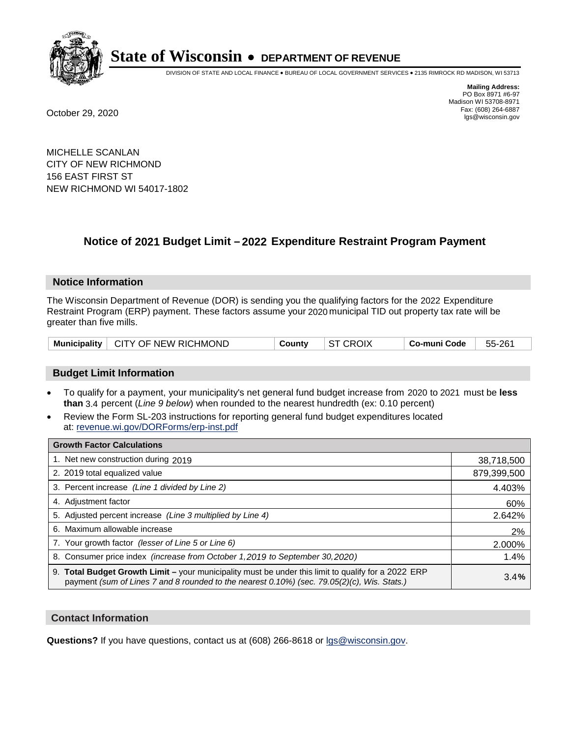# State of Wisconsin • DEPARTMENT OF REVENUE

DIVISION OF STATE AND LOCAL FINANCE • BUREAU OF LOCAL GOVERNMENT SERVICES • 2135 RIMROCK RD MADISON, WI 53713

**Mailing Address:**
PO Box 8971 #6-97
Madison WI 53708-8971
Fax: (608) 264-6887
lgs@wisconsin.gov

October 29, 2020

MICHELLE SCANLAN
CITY OF NEW RICHMOND
156 EAST FIRST ST
NEW RICHMOND WI 54017-1802

## Notice of 2021 Budget Limit – 2022 Expenditure Restraint Program Payment

### Notice Information

The Wisconsin Department of Revenue (DOR) is sending you the qualifying factors for the 2022 Expenditure Restraint Program (ERP) payment. These factors assume your 2020 municipal TID out property tax rate will be greater than five mills.

| Municipality | CITY OF NEW RICHMOND | County | ST CROIX | Co-muni Code | 55-261 |
|---|---|---|---|---|---|

### Budget Limit Information

- To qualify for a payment, your municipality's net general fund budget increase from 2020 to 2021 must be **less than** 3.4 percent (*Line 9 below*) when rounded to the nearest hundredth (ex: 0.10 percent)
- Review the Form SL-203 instructions for reporting general fund budget expenditures located at: revenue.wi.gov/DORForms/erp-inst.pdf

| Growth Factor Calculations | |
|---|---|
| 1. Net new construction during 2019 | 38,718,500 |
| 2. 2019 total equalized value | 879,399,500 |
| 3. Percent increase *(Line 1 divided by Line 2)* | 4.403% |
| 4. Adjustment factor | 60% |
| 5. Adjusted percent increase *(Line 3 multiplied by Line 4)* | 2.642% |
| 6. Maximum allowable increase | 2% |
| 7. Your growth factor *(lesser of Line 5 or Line 6)* | 2.000% |
| 8. Consumer price index *(increase from October 1,2019 to September 30,2020)* | 1.4% |
| 9. **Total Budget Growth Limit –** your municipality must be under this limit to qualify for a 2022 ERP payment *(sum of Lines 7 and 8 rounded to the nearest 0.10%) (sec. 79.05(2)(c), Wis. Stats.)* | 3.4**%** |

### Contact Information

**Questions?** If you have questions, contact us at (608) 266-8618 or lgs@wisconsin.gov.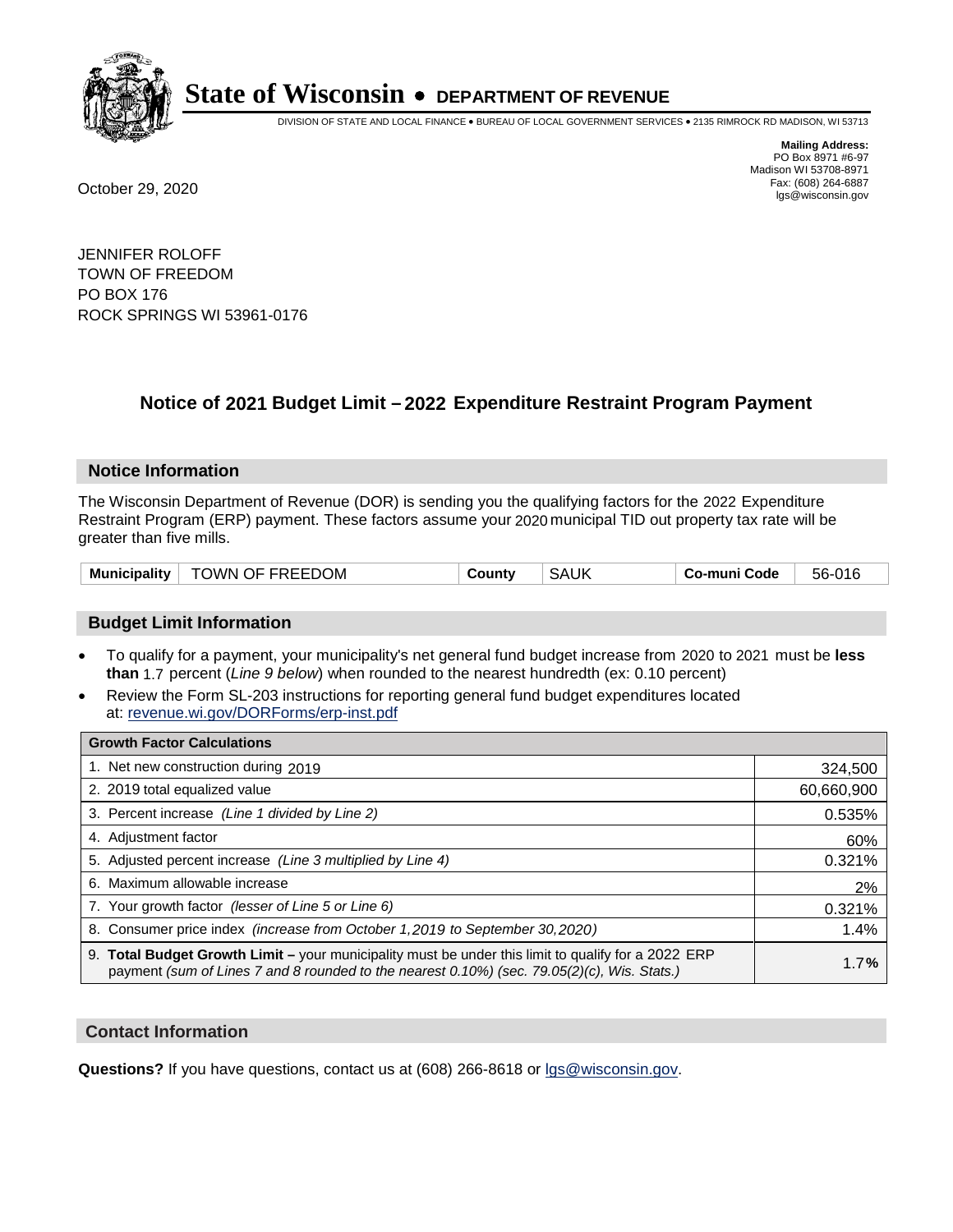# State of Wisconsin • DEPARTMENT OF REVENUE

DIVISION OF STATE AND LOCAL FINANCE • BUREAU OF LOCAL GOVERNMENT SERVICES • 2135 RIMROCK RD MADISON, WI 53713

**Mailing Address:**
PO Box 8971 #6-97
Madison WI 53708-8971
Fax: (608) 264-6887
lgs@wisconsin.gov

October 29, 2020

JENNIFER ROLOFF
TOWN OF FREEDOM
PO BOX 176
ROCK SPRINGS WI 53961-0176

## Notice of 2021 Budget Limit – 2022 Expenditure Restraint Program Payment

### Notice Information

The Wisconsin Department of Revenue (DOR) is sending you the qualifying factors for the 2022 Expenditure Restraint Program (ERP) payment. These factors assume your 2020 municipal TID out property tax rate will be greater than five mills.

| Municipality | TOWN OF FREEDOM | County | SAUK | Co-muni Code | 56-016 |
|---|---|---|---|---|---|

### Budget Limit Information

- To qualify for a payment, your municipality's net general fund budget increase from 2020 to 2021 must be **less than** 1.7 percent (*Line 9 below*) when rounded to the nearest hundredth (ex: 0.10 percent)
- Review the Form SL-203 instructions for reporting general fund budget expenditures located at: revenue.wi.gov/DORForms/erp-inst.pdf

| Growth Factor Calculations | |
|---|---|
| 1. Net new construction during 2019 | 324,500 |
| 2. 2019 total equalized value | 60,660,900 |
| 3. Percent increase *(Line 1 divided by Line 2)* | 0.535% |
| 4. Adjustment factor | 60% |
| 5. Adjusted percent increase *(Line 3 multiplied by Line 4)* | 0.321% |
| 6. Maximum allowable increase | 2% |
| 7. Your growth factor *(lesser of Line 5 or Line 6)* | 0.321% |
| 8. Consumer price index *(increase from October 1,2019 to September 30,2020)* | 1.4% |
| 9. **Total Budget Growth Limit –** your municipality must be under this limit to qualify for a 2022 ERP payment *(sum of Lines 7 and 8 rounded to the nearest 0.10%) (sec. 79.05(2)(c), Wis. Stats.)* | 1.7**%** |

### Contact Information

**Questions?** If you have questions, contact us at (608) 266-8618 or lgs@wisconsin.gov.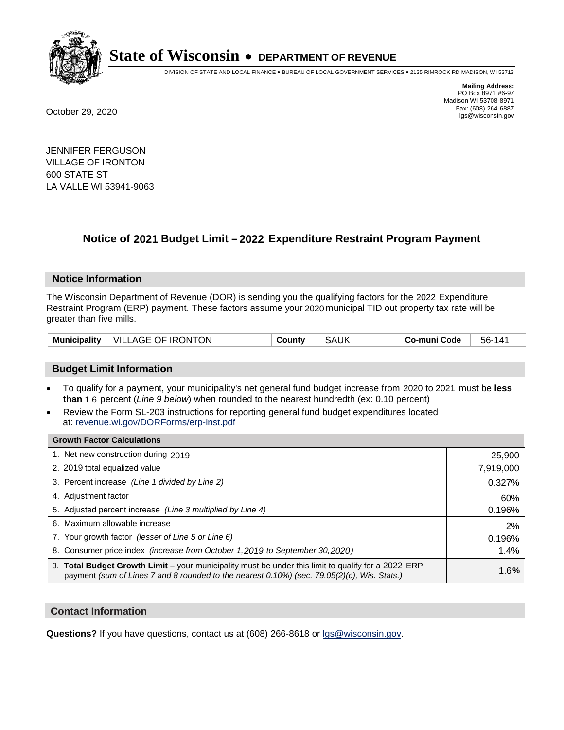# State of Wisconsin • DEPARTMENT OF REVENUE

DIVISION OF STATE AND LOCAL FINANCE • BUREAU OF LOCAL GOVERNMENT SERVICES • 2135 RIMROCK RD MADISON, WI 53713

**Mailing Address:**
PO Box 8971 #6-97
Madison WI 53708-8971
Fax: (608) 264-6887
lgs@wisconsin.gov

October 29, 2020

JENNIFER FERGUSON
VILLAGE OF IRONTON
600 STATE ST
LA VALLE WI 53941-9063

## Notice of 2021 Budget Limit – 2022 Expenditure Restraint Program Payment

### Notice Information

The Wisconsin Department of Revenue (DOR) is sending you the qualifying factors for the 2022 Expenditure Restraint Program (ERP) payment. These factors assume your 2020 municipal TID out property tax rate will be greater than five mills.

| Municipality | VILLAGE OF IRONTON | County | SAUK | Co-muni Code | 56-141 |
|---|---|---|---|---|---|

### Budget Limit Information

- To qualify for a payment, your municipality's net general fund budget increase from 2020 to 2021 must be **less than** 1.6 percent (*Line 9 below*) when rounded to the nearest hundredth (ex: 0.10 percent)
- Review the Form SL-203 instructions for reporting general fund budget expenditures located at: revenue.wi.gov/DORForms/erp-inst.pdf

| Growth Factor Calculations | |
|---|---|
| 1. Net new construction during 2019 | 25,900 |
| 2. 2019 total equalized value | 7,919,000 |
| 3. Percent increase *(Line 1 divided by Line 2)* | 0.327% |
| 4. Adjustment factor | 60% |
| 5. Adjusted percent increase *(Line 3 multiplied by Line 4)* | 0.196% |
| 6. Maximum allowable increase | 2% |
| 7. Your growth factor *(lesser of Line 5 or Line 6)* | 0.196% |
| 8. Consumer price index *(increase from October 1,2019 to September 30,2020)* | 1.4% |
| 9. **Total Budget Growth Limit –** your municipality must be under this limit to qualify for a 2022 ERP payment *(sum of Lines 7 and 8 rounded to the nearest 0.10%) (sec. 79.05(2)(c), Wis. Stats.)* | 1.6**%** |

### Contact Information

**Questions?** If you have questions, contact us at (608) 266-8618 or lgs@wisconsin.gov.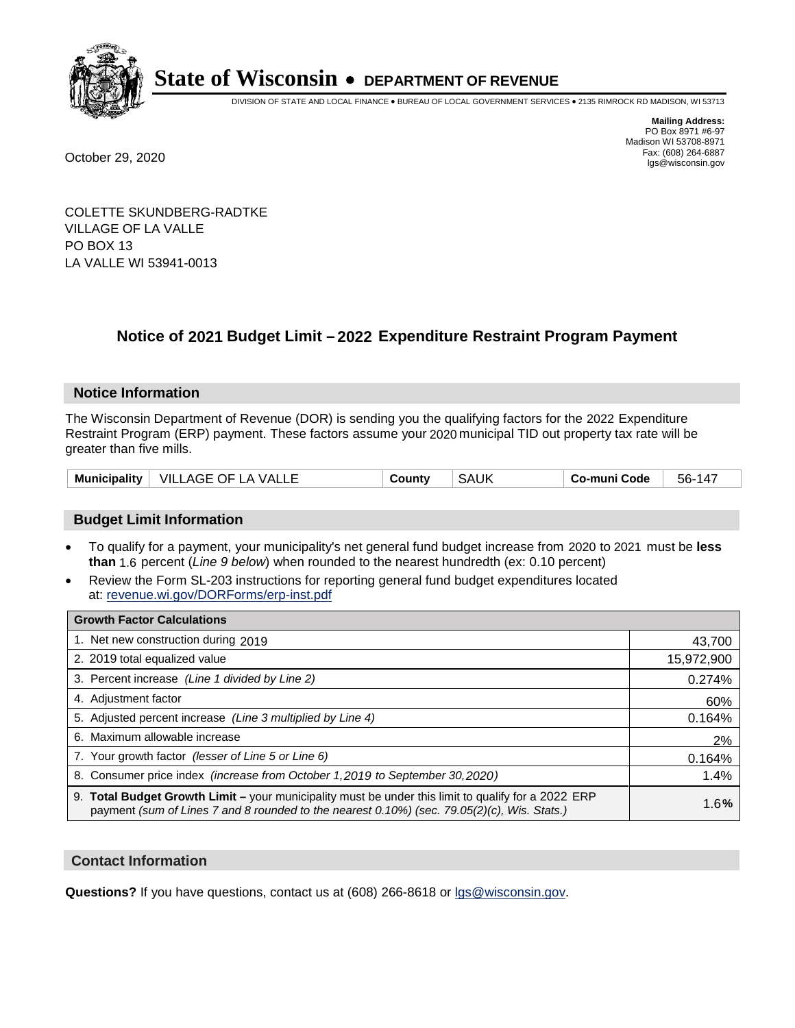**State of Wisconsin • DEPARTMENT OF REVENUE**

DIVISION OF STATE AND LOCAL FINANCE • BUREAU OF LOCAL GOVERNMENT SERVICES • 2135 RIMROCK RD MADISON, WI 53713

October 29, 2020

**Mailing Address:**
PO Box 8971 #6-97
Madison WI 53708-8971
Fax: (608) 264-6887
lgs@wisconsin.gov

COLETTE SKUNDBERG-RADTKE
VILLAGE OF LA VALLE
PO BOX 13
LA VALLE WI 53941-0013

## Notice of 2021 Budget Limit – 2022 Expenditure Restraint Program Payment

### Notice Information

The Wisconsin Department of Revenue (DOR) is sending you the qualifying factors for the 2022 Expenditure Restraint Program (ERP) payment. These factors assume your 2020 municipal TID out property tax rate will be greater than five mills.

| Municipality | VILLAGE OF LA VALLE | County | SAUK | Co-muni Code | 56-147 |
|---|---|---|---|---|---|

### Budget Limit Information

- To qualify for a payment, your municipality's net general fund budget increase from 2020 to 2021 must be **less than** 1.6 percent (*Line 9 below*) when rounded to the nearest hundredth (ex: 0.10 percent)
- Review the Form SL-203 instructions for reporting general fund budget expenditures located at: revenue.wi.gov/DORForms/erp-inst.pdf

| Growth Factor Calculations | |
|---|---|
| 1. Net new construction during 2019 | 43,700 |
| 2. 2019 total equalized value | 15,972,900 |
| 3. Percent increase *(Line 1 divided by Line 2)* | 0.274% |
| 4. Adjustment factor | 60% |
| 5. Adjusted percent increase *(Line 3 multiplied by Line 4)* | 0.164% |
| 6. Maximum allowable increase | 2% |
| 7. Your growth factor *(lesser of Line 5 or Line 6)* | 0.164% |
| 8. Consumer price index *(increase from October 1,2019 to September 30,2020)* | 1.4% |
| 9. **Total Budget Growth Limit –** your municipality must be under this limit to qualify for a 2022 ERP payment *(sum of Lines 7 and 8 rounded to the nearest 0.10%) (sec. 79.05(2)(c), Wis. Stats.)* | 1.6**%** |

### Contact Information

**Questions?** If you have questions, contact us at (608) 266-8618 or lgs@wisconsin.gov.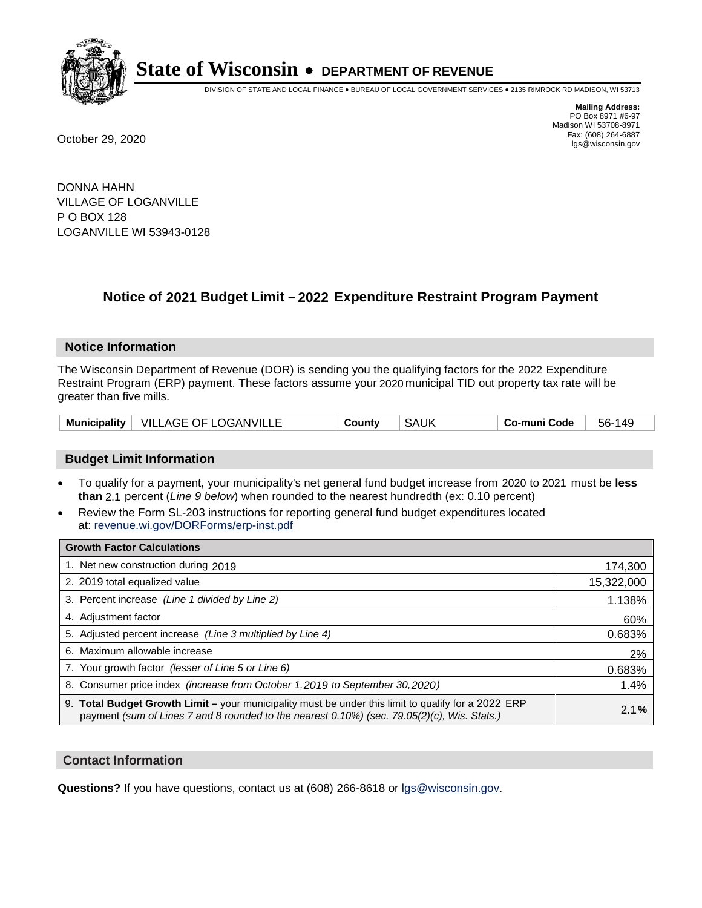# State of Wisconsin • DEPARTMENT OF REVENUE

DIVISION OF STATE AND LOCAL FINANCE • BUREAU OF LOCAL GOVERNMENT SERVICES • 2135 RIMROCK RD MADISON, WI 53713

**Mailing Address:**
PO Box 8971 #6-97
Madison WI 53708-8971
Fax: (608) 264-6887
lgs@wisconsin.gov

October 29, 2020

DONNA HAHN
VILLAGE OF LOGANVILLE
P O BOX 128
LOGANVILLE WI 53943-0128

## Notice of 2021 Budget Limit – 2022 Expenditure Restraint Program Payment

### Notice Information

The Wisconsin Department of Revenue (DOR) is sending you the qualifying factors for the 2022 Expenditure Restraint Program (ERP) payment. These factors assume your 2020 municipal TID out property tax rate will be greater than five mills.

| Municipality | VILLAGE OF LOGANVILLE | County | SAUK | Co-muni Code | 56-149 |
|---|---|---|---|---|---|

### Budget Limit Information

- To qualify for a payment, your municipality's net general fund budget increase from 2020 to 2021 must be **less than** 2.1 percent (*Line 9 below*) when rounded to the nearest hundredth (ex: 0.10 percent)
- Review the Form SL-203 instructions for reporting general fund budget expenditures located at: revenue.wi.gov/DORForms/erp-inst.pdf

| Growth Factor Calculations | |
|---|---|
| 1. Net new construction during 2019 | 174,300 |
| 2. 2019 total equalized value | 15,322,000 |
| 3. Percent increase *(Line 1 divided by Line 2)* | 1.138% |
| 4. Adjustment factor | 60% |
| 5. Adjusted percent increase *(Line 3 multiplied by Line 4)* | 0.683% |
| 6. Maximum allowable increase | 2% |
| 7. Your growth factor *(lesser of Line 5 or Line 6)* | 0.683% |
| 8. Consumer price index *(increase from October 1,2019 to September 30,2020)* | 1.4% |
| 9. **Total Budget Growth Limit –** your municipality must be under this limit to qualify for a 2022 ERP payment *(sum of Lines 7 and 8 rounded to the nearest 0.10%) (sec. 79.05(2)(c), Wis. Stats.)* | 2.1**%** |

### Contact Information

**Questions?** If you have questions, contact us at (608) 266-8618 or lgs@wisconsin.gov.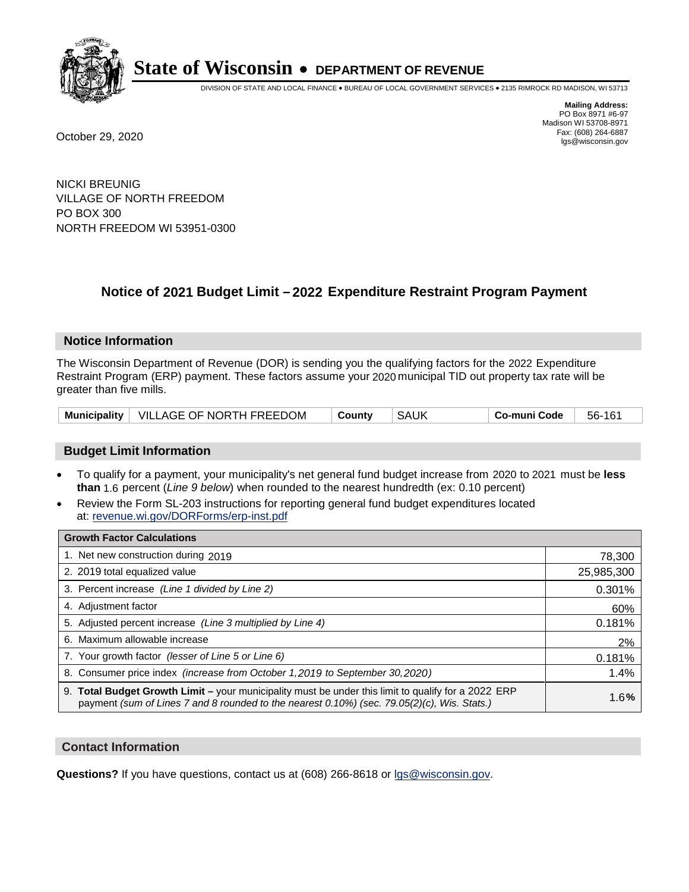# State of Wisconsin • DEPARTMENT OF REVENUE

DIVISION OF STATE AND LOCAL FINANCE • BUREAU OF LOCAL GOVERNMENT SERVICES • 2135 RIMROCK RD MADISON, WI 53713

**Mailing Address:**
PO Box 8971 #6-97
Madison WI 53708-8971
Fax: (608) 264-6887
lgs@wisconsin.gov

October 29, 2020

NICKI BREUNIG
VILLAGE OF NORTH FREEDOM
PO BOX 300
NORTH FREEDOM WI 53951-0300

## Notice of 2021 Budget Limit – 2022 Expenditure Restraint Program Payment

### Notice Information

The Wisconsin Department of Revenue (DOR) is sending you the qualifying factors for the 2022 Expenditure Restraint Program (ERP) payment. These factors assume your 2020 municipal TID out property tax rate will be greater than five mills.

| Municipality | VILLAGE OF NORTH FREEDOM | County | SAUK | Co-muni Code | 56-161 |
|---|---|---|---|---|---|

### Budget Limit Information

- To qualify for a payment, your municipality's net general fund budget increase from 2020 to 2021 must be **less than** 1.6 percent (*Line 9 below*) when rounded to the nearest hundredth (ex: 0.10 percent)
- Review the Form SL-203 instructions for reporting general fund budget expenditures located at: revenue.wi.gov/DORForms/erp-inst.pdf

| Growth Factor Calculations | |
|---|---|
| 1. Net new construction during 2019 | 78,300 |
| 2. 2019 total equalized value | 25,985,300 |
| 3. Percent increase *(Line 1 divided by Line 2)* | 0.301% |
| 4. Adjustment factor | 60% |
| 5. Adjusted percent increase *(Line 3 multiplied by Line 4)* | 0.181% |
| 6. Maximum allowable increase | 2% |
| 7. Your growth factor *(lesser of Line 5 or Line 6)* | 0.181% |
| 8. Consumer price index *(increase from October 1,2019 to September 30,2020)* | 1.4% |
| 9. **Total Budget Growth Limit –** your municipality must be under this limit to qualify for a 2022 ERP payment *(sum of Lines 7 and 8 rounded to the nearest 0.10%) (sec. 79.05(2)(c), Wis. Stats.)* | 1.6**%** |

### Contact Information

**Questions?** If you have questions, contact us at (608) 266-8618 or lgs@wisconsin.gov.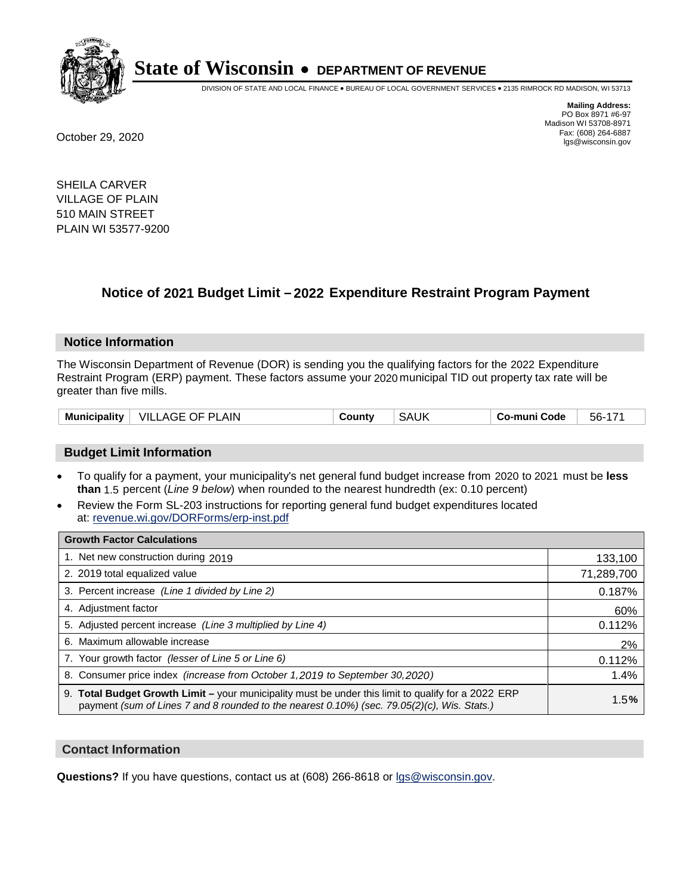**State of Wisconsin • DEPARTMENT OF REVENUE**

DIVISION OF STATE AND LOCAL FINANCE • BUREAU OF LOCAL GOVERNMENT SERVICES • 2135 RIMROCK RD MADISON, WI 53713

**Mailing Address:**
PO Box 8971 #6-97
Madison WI 53708-8971
Fax: (608) 264-6887
lgs@wisconsin.gov

October 29, 2020

SHEILA CARVER
VILLAGE OF PLAIN
510 MAIN STREET
PLAIN WI 53577-9200

## Notice of 2021 Budget Limit – 2022 Expenditure Restraint Program Payment

### Notice Information

The Wisconsin Department of Revenue (DOR) is sending you the qualifying factors for the 2022 Expenditure Restraint Program (ERP) payment. These factors assume your 2020 municipal TID out property tax rate will be greater than five mills.

| Municipality | VILLAGE OF PLAIN | County | SAUK | Co-muni Code | 56-171 |
|---|---|---|---|---|---|

### Budget Limit Information

- To qualify for a payment, your municipality's net general fund budget increase from 2020 to 2021 must be **less than** 1.5 percent (*Line 9 below*) when rounded to the nearest hundredth (ex: 0.10 percent)
- Review the Form SL-203 instructions for reporting general fund budget expenditures located at: revenue.wi.gov/DORForms/erp-inst.pdf

| Growth Factor Calculations | |
|---|---|
| 1. Net new construction during 2019 | 133,100 |
| 2. 2019 total equalized value | 71,289,700 |
| 3. Percent increase *(Line 1 divided by Line 2)* | 0.187% |
| 4. Adjustment factor | 60% |
| 5. Adjusted percent increase *(Line 3 multiplied by Line 4)* | 0.112% |
| 6. Maximum allowable increase | 2% |
| 7. Your growth factor *(lesser of Line 5 or Line 6)* | 0.112% |
| 8. Consumer price index *(increase from October 1,2019 to September 30,2020)* | 1.4% |
| 9. **Total Budget Growth Limit –** your municipality must be under this limit to qualify for a 2022 ERP payment *(sum of Lines 7 and 8 rounded to the nearest 0.10%) (sec. 79.05(2)(c), Wis. Stats.)* | 1.5**%** |

### Contact Information

**Questions?** If you have questions, contact us at (608) 266-8618 or lgs@wisconsin.gov.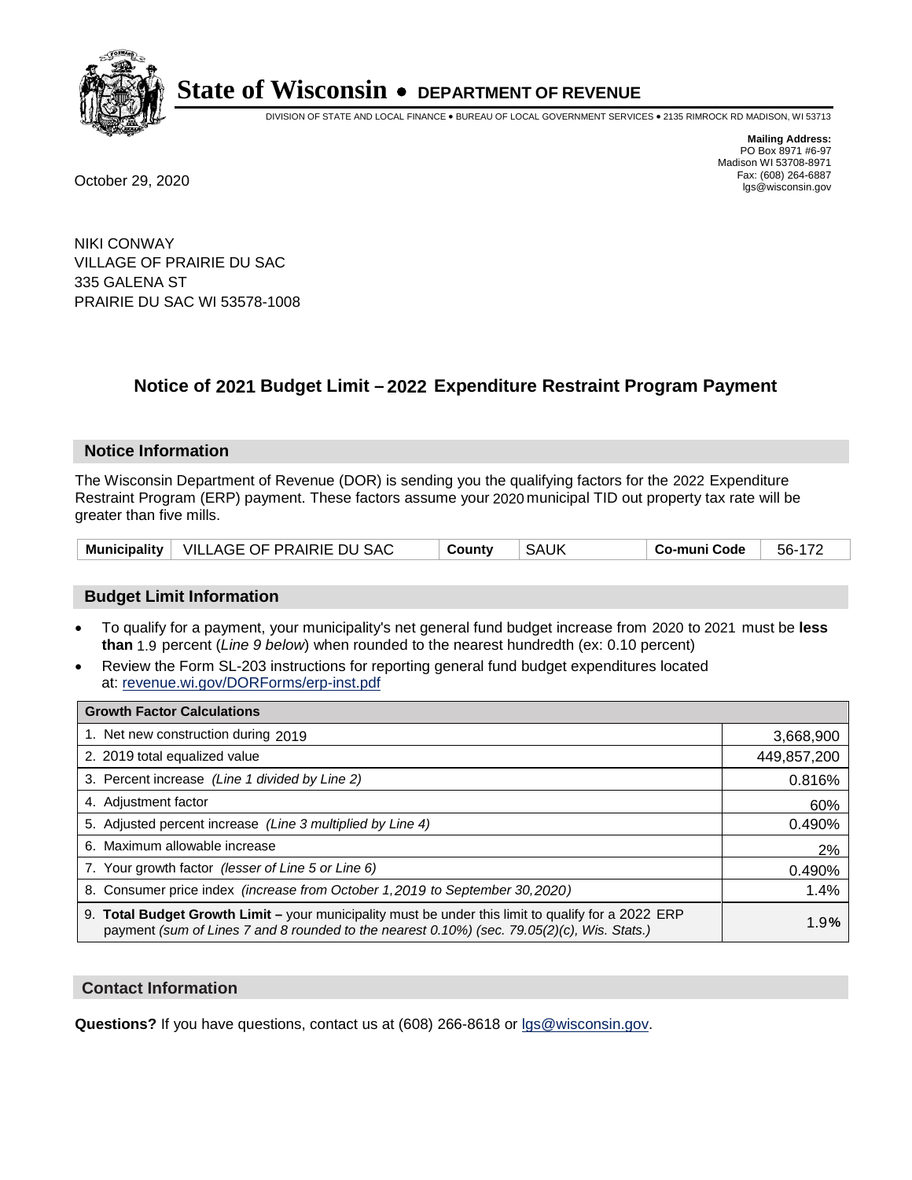# State of Wisconsin • DEPARTMENT OF REVENUE

DIVISION OF STATE AND LOCAL FINANCE • BUREAU OF LOCAL GOVERNMENT SERVICES • 2135 RIMROCK RD MADISON, WI 53713

**Mailing Address:**
PO Box 8971 #6-97
Madison WI 53708-8971
Fax: (608) 264-6887
lgs@wisconsin.gov

October 29, 2020

NIKI CONWAY
VILLAGE OF PRAIRIE DU SAC
335 GALENA ST
PRAIRIE DU SAC WI 53578-1008

## Notice of 2021 Budget Limit – 2022 Expenditure Restraint Program Payment

### Notice Information

The Wisconsin Department of Revenue (DOR) is sending you the qualifying factors for the 2022 Expenditure Restraint Program (ERP) payment. These factors assume your 2020 municipal TID out property tax rate will be greater than five mills.

| Municipality | VILLAGE OF PRAIRIE DU SAC | County | SAUK | Co-muni Code | 56-172 |
|---|---|---|---|---|---|

### Budget Limit Information

- To qualify for a payment, your municipality's net general fund budget increase from 2020 to 2021 must be **less than** 1.9 percent (*Line 9 below*) when rounded to the nearest hundredth (ex: 0.10 percent)
- Review the Form SL-203 instructions for reporting general fund budget expenditures located at: revenue.wi.gov/DORForms/erp-inst.pdf

| Growth Factor Calculations | |
|---|---|
| 1. Net new construction during 2019 | 3,668,900 |
| 2. 2019 total equalized value | 449,857,200 |
| 3. Percent increase *(Line 1 divided by Line 2)* | 0.816% |
| 4. Adjustment factor | 60% |
| 5. Adjusted percent increase *(Line 3 multiplied by Line 4)* | 0.490% |
| 6. Maximum allowable increase | 2% |
| 7. Your growth factor *(lesser of Line 5 or Line 6)* | 0.490% |
| 8. Consumer price index *(increase from October 1,2019 to September 30,2020)* | 1.4% |
| 9. **Total Budget Growth Limit –** your municipality must be under this limit to qualify for a 2022 ERP payment *(sum of Lines 7 and 8 rounded to the nearest 0.10%) (sec. 79.05(2)(c), Wis. Stats.)* | 1.9**%** |

### Contact Information

**Questions?** If you have questions, contact us at (608) 266-8618 or lgs@wisconsin.gov.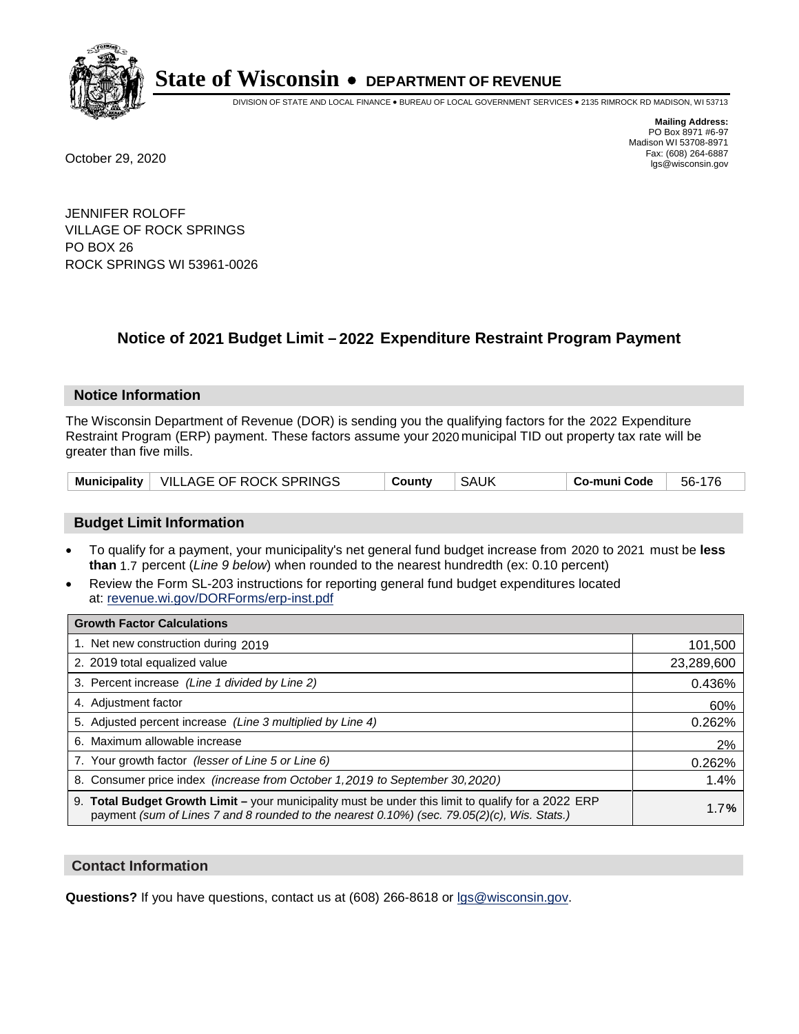# State of Wisconsin • DEPARTMENT OF REVENUE

DIVISION OF STATE AND LOCAL FINANCE • BUREAU OF LOCAL GOVERNMENT SERVICES • 2135 RIMROCK RD MADISON, WI 53713

**Mailing Address:**
PO Box 8971 #6-97
Madison WI 53708-8971
Fax: (608) 264-6887
lgs@wisconsin.gov

October 29, 2020

JENNIFER ROLOFF
VILLAGE OF ROCK SPRINGS
PO BOX 26
ROCK SPRINGS WI 53961-0026

## Notice of 2021 Budget Limit – 2022 Expenditure Restraint Program Payment

### Notice Information

The Wisconsin Department of Revenue (DOR) is sending you the qualifying factors for the 2022 Expenditure Restraint Program (ERP) payment. These factors assume your 2020 municipal TID out property tax rate will be greater than five mills.

| Municipality | VILLAGE OF ROCK SPRINGS | County | SAUK | Co-muni Code | 56-176 |
|---|---|---|---|---|---|

### Budget Limit Information

- To qualify for a payment, your municipality's net general fund budget increase from 2020 to 2021 must be **less than** 1.7 percent (*Line 9 below*) when rounded to the nearest hundredth (ex: 0.10 percent)
- Review the Form SL-203 instructions for reporting general fund budget expenditures located at: revenue.wi.gov/DORForms/erp-inst.pdf

| Growth Factor Calculations | |
|---|---|
| 1. Net new construction during 2019 | 101,500 |
| 2. 2019 total equalized value | 23,289,600 |
| 3. Percent increase *(Line 1 divided by Line 2)* | 0.436% |
| 4. Adjustment factor | 60% |
| 5. Adjusted percent increase *(Line 3 multiplied by Line 4)* | 0.262% |
| 6. Maximum allowable increase | 2% |
| 7. Your growth factor *(lesser of Line 5 or Line 6)* | 0.262% |
| 8. Consumer price index *(increase from October 1,2019 to September 30,2020)* | 1.4% |
| 9. **Total Budget Growth Limit –** your municipality must be under this limit to qualify for a 2022 ERP payment *(sum of Lines 7 and 8 rounded to the nearest 0.10%) (sec. 79.05(2)(c), Wis. Stats.)* | 1.7**%** |

### Contact Information

**Questions?** If you have questions, contact us at (608) 266-8618 or lgs@wisconsin.gov.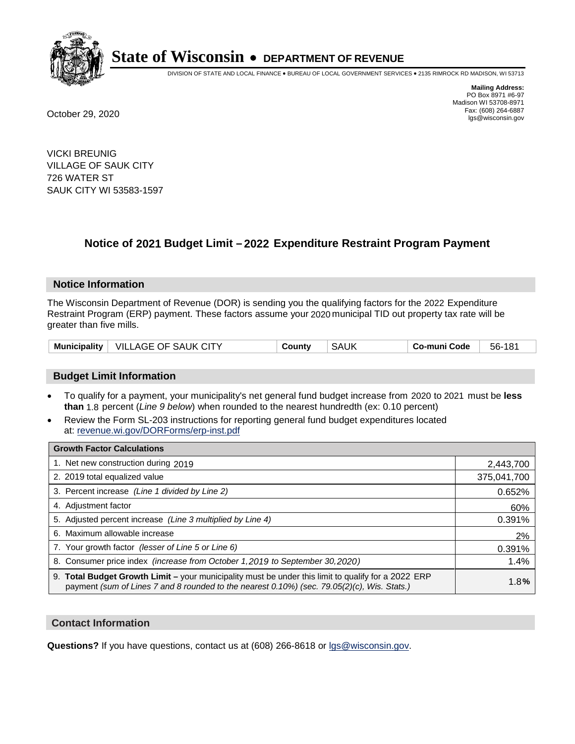# State of Wisconsin • DEPARTMENT OF REVENUE

DIVISION OF STATE AND LOCAL FINANCE • BUREAU OF LOCAL GOVERNMENT SERVICES • 2135 RIMROCK RD MADISON, WI 53713

**Mailing Address:**
PO Box 8971 #6-97
Madison WI 53708-8971
Fax: (608) 264-6887
lgs@wisconsin.gov

October 29, 2020

VICKI BREUNIG
VILLAGE OF SAUK CITY
726 WATER ST
SAUK CITY WI 53583-1597

## Notice of 2021 Budget Limit – 2022 Expenditure Restraint Program Payment

### Notice Information

The Wisconsin Department of Revenue (DOR) is sending you the qualifying factors for the 2022 Expenditure Restraint Program (ERP) payment. These factors assume your 2020 municipal TID out property tax rate will be greater than five mills.

| Municipality | VILLAGE OF SAUK CITY | County | SAUK | Co-muni Code | 56-181 |
|---|---|---|---|---|---|

### Budget Limit Information

- To qualify for a payment, your municipality's net general fund budget increase from 2020 to 2021 must be **less than** 1.8 percent (*Line 9 below*) when rounded to the nearest hundredth (ex: 0.10 percent)
- Review the Form SL-203 instructions for reporting general fund budget expenditures located at: revenue.wi.gov/DORForms/erp-inst.pdf

| Growth Factor Calculations | |
|---|---|
| 1. Net new construction during 2019 | 2,443,700 |
| 2. 2019 total equalized value | 375,041,700 |
| 3. Percent increase *(Line 1 divided by Line 2)* | 0.652% |
| 4. Adjustment factor | 60% |
| 5. Adjusted percent increase *(Line 3 multiplied by Line 4)* | 0.391% |
| 6. Maximum allowable increase | 2% |
| 7. Your growth factor *(lesser of Line 5 or Line 6)* | 0.391% |
| 8. Consumer price index *(increase from October 1,2019 to September 30,2020)* | 1.4% |
| 9. **Total Budget Growth Limit –** your municipality must be under this limit to qualify for a 2022 ERP payment *(sum of Lines 7 and 8 rounded to the nearest 0.10%) (sec. 79.05(2)(c), Wis. Stats.)* | 1.8**%** |

### Contact Information

**Questions?** If you have questions, contact us at (608) 266-8618 or lgs@wisconsin.gov.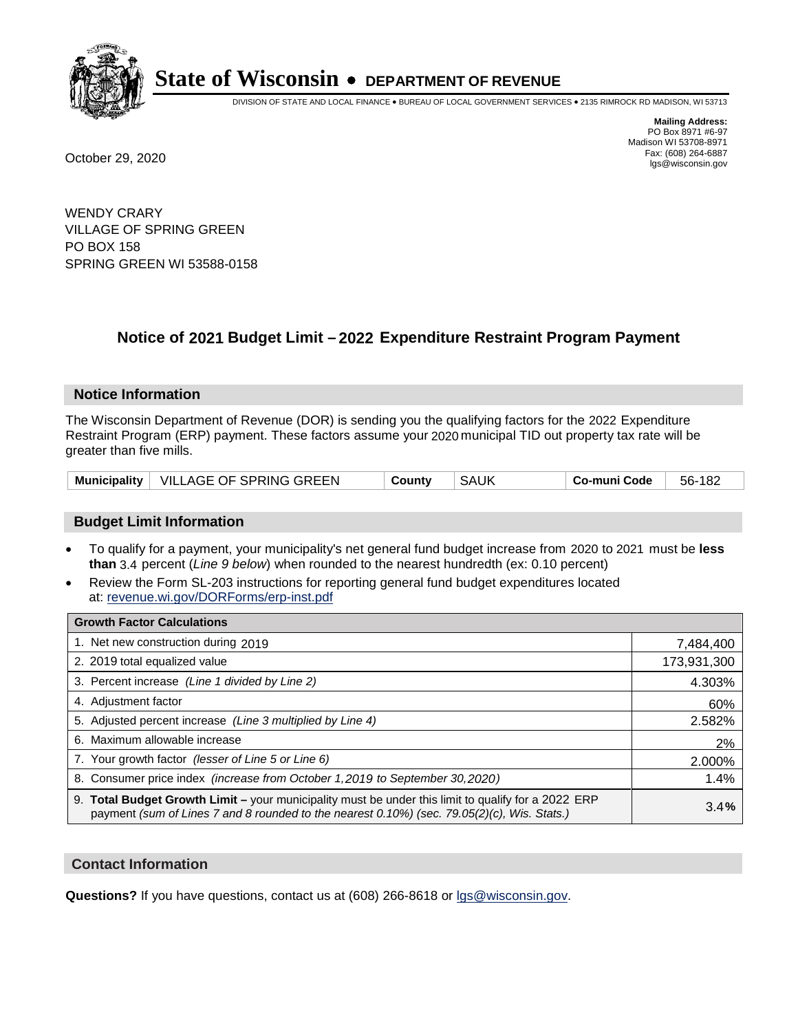# State of Wisconsin • DEPARTMENT OF REVENUE

DIVISION OF STATE AND LOCAL FINANCE • BUREAU OF LOCAL GOVERNMENT SERVICES • 2135 RIMROCK RD MADISON, WI 53713

**Mailing Address:**
PO Box 8971 #6-97
Madison WI 53708-8971
Fax: (608) 264-6887
lgs@wisconsin.gov

October 29, 2020

WENDY CRARY
VILLAGE OF SPRING GREEN
PO BOX 158
SPRING GREEN WI 53588-0158

## Notice of 2021 Budget Limit – 2022 Expenditure Restraint Program Payment

### Notice Information

The Wisconsin Department of Revenue (DOR) is sending you the qualifying factors for the 2022 Expenditure Restraint Program (ERP) payment. These factors assume your 2020 municipal TID out property tax rate will be greater than five mills.

| Municipality | VILLAGE OF SPRING GREEN | County | SAUK | Co-muni Code | 56-182 |
|---|---|---|---|---|---|

### Budget Limit Information

- To qualify for a payment, your municipality's net general fund budget increase from 2020 to 2021 must be **less than** 3.4 percent (*Line 9 below*) when rounded to the nearest hundredth (ex: 0.10 percent)
- Review the Form SL-203 instructions for reporting general fund budget expenditures located at: revenue.wi.gov/DORForms/erp-inst.pdf

| Growth Factor Calculations | |
|---|---|
| 1. Net new construction during 2019 | 7,484,400 |
| 2. 2019 total equalized value | 173,931,300 |
| 3. Percent increase *(Line 1 divided by Line 2)* | 4.303% |
| 4. Adjustment factor | 60% |
| 5. Adjusted percent increase *(Line 3 multiplied by Line 4)* | 2.582% |
| 6. Maximum allowable increase | 2% |
| 7. Your growth factor *(lesser of Line 5 or Line 6)* | 2.000% |
| 8. Consumer price index *(increase from October 1,2019 to September 30,2020)* | 1.4% |
| 9. **Total Budget Growth Limit –** your municipality must be under this limit to qualify for a 2022 ERP payment *(sum of Lines 7 and 8 rounded to the nearest 0.10%) (sec. 79.05(2)(c), Wis. Stats.)* | 3.4**%** |

### Contact Information

**Questions?** If you have questions, contact us at (608) 266-8618 or lgs@wisconsin.gov.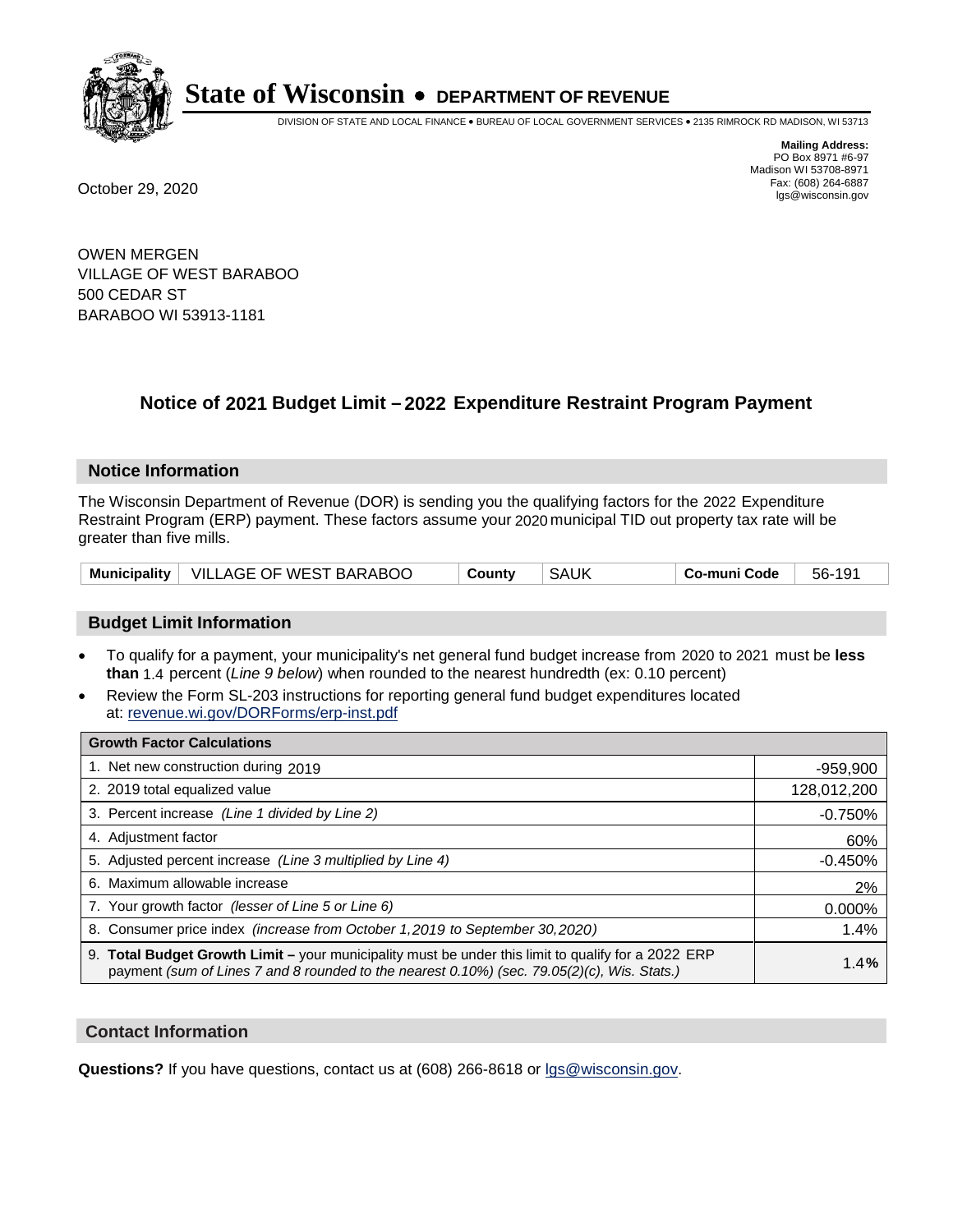# State of Wisconsin • DEPARTMENT OF REVENUE

DIVISION OF STATE AND LOCAL FINANCE • BUREAU OF LOCAL GOVERNMENT SERVICES • 2135 RIMROCK RD MADISON, WI 53713

**Mailing Address:**
PO Box 8971 #6-97
Madison WI 53708-8971
Fax: (608) 264-6887
lgs@wisconsin.gov

October 29, 2020

OWEN MERGEN
VILLAGE OF WEST BARABOO
500 CEDAR ST
BARABOO WI 53913-1181

## Notice of 2021 Budget Limit – 2022 Expenditure Restraint Program Payment

### Notice Information

The Wisconsin Department of Revenue (DOR) is sending you the qualifying factors for the 2022 Expenditure Restraint Program (ERP) payment. These factors assume your 2020 municipal TID out property tax rate will be greater than five mills.

| Municipality | VILLAGE OF WEST BARABOO | County | SAUK | Co-muni Code | 56-191 |
|---|---|---|---|---|---|

### Budget Limit Information

- To qualify for a payment, your municipality's net general fund budget increase from 2020 to 2021 must be **less than** 1.4 percent (*Line 9 below*) when rounded to the nearest hundredth (ex: 0.10 percent)
- Review the Form SL-203 instructions for reporting general fund budget expenditures located at: revenue.wi.gov/DORForms/erp-inst.pdf

| Growth Factor Calculations | |
|---|---|
| 1. Net new construction during 2019 | -959,900 |
| 2. 2019 total equalized value | 128,012,200 |
| 3. Percent increase *(Line 1 divided by Line 2)* | -0.750% |
| 4. Adjustment factor | 60% |
| 5. Adjusted percent increase *(Line 3 multiplied by Line 4)* | -0.450% |
| 6. Maximum allowable increase | 2% |
| 7. Your growth factor *(lesser of Line 5 or Line 6)* | 0.000% |
| 8. Consumer price index *(increase from October 1,2019 to September 30,2020)* | 1.4% |
| 9. **Total Budget Growth Limit –** your municipality must be under this limit to qualify for a 2022 ERP payment *(sum of Lines 7 and 8 rounded to the nearest 0.10%) (sec. 79.05(2)(c), Wis. Stats.)* | **1.4%** |

### Contact Information

**Questions?** If you have questions, contact us at (608) 266-8618 or lgs@wisconsin.gov.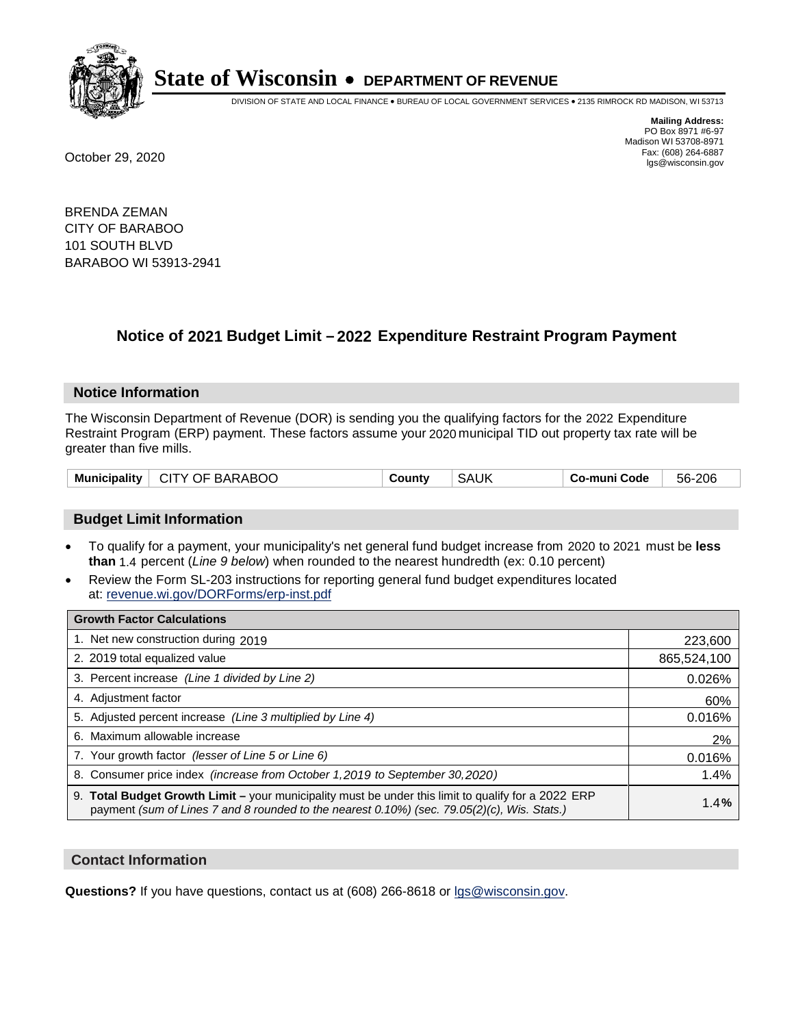# State of Wisconsin • DEPARTMENT OF REVENUE

DIVISION OF STATE AND LOCAL FINANCE • BUREAU OF LOCAL GOVERNMENT SERVICES • 2135 RIMROCK RD MADISON, WI 53713

**Mailing Address:**
PO Box 8971 #6-97
Madison WI 53708-8971
Fax: (608) 264-6887
lgs@wisconsin.gov

October 29, 2020

BRENDA ZEMAN
CITY OF BARABOO
101 SOUTH BLVD
BARABOO WI 53913-2941

## Notice of 2021 Budget Limit – 2022 Expenditure Restraint Program Payment

### Notice Information

The Wisconsin Department of Revenue (DOR) is sending you the qualifying factors for the 2022 Expenditure Restraint Program (ERP) payment. These factors assume your 2020 municipal TID out property tax rate will be greater than five mills.

| Municipality | CITY OF BARABOO | County | SAUK | Co-muni Code | 56-206 |
|---|---|---|---|---|---|

### Budget Limit Information

- To qualify for a payment, your municipality's net general fund budget increase from 2020 to 2021 must be **less than** 1.4 percent (*Line 9 below*) when rounded to the nearest hundredth (ex: 0.10 percent)
- Review the Form SL-203 instructions for reporting general fund budget expenditures located at: revenue.wi.gov/DORForms/erp-inst.pdf

| Growth Factor Calculations | |
|---|---|
| 1. Net new construction during 2019 | 223,600 |
| 2. 2019 total equalized value | 865,524,100 |
| 3. Percent increase *(Line 1 divided by Line 2)* | 0.026% |
| 4. Adjustment factor | 60% |
| 5. Adjusted percent increase *(Line 3 multiplied by Line 4)* | 0.016% |
| 6. Maximum allowable increase | 2% |
| 7. Your growth factor *(lesser of Line 5 or Line 6)* | 0.016% |
| 8. Consumer price index *(increase from October 1,2019 to September 30,2020)* | 1.4% |
| 9. **Total Budget Growth Limit** – your municipality must be under this limit to qualify for a 2022 ERP payment *(sum of Lines 7 and 8 rounded to the nearest 0.10%) (sec. 79.05(2)(c), Wis. Stats.)* | 1.4**%** |

### Contact Information

**Questions?** If you have questions, contact us at (608) 266-8618 or lgs@wisconsin.gov.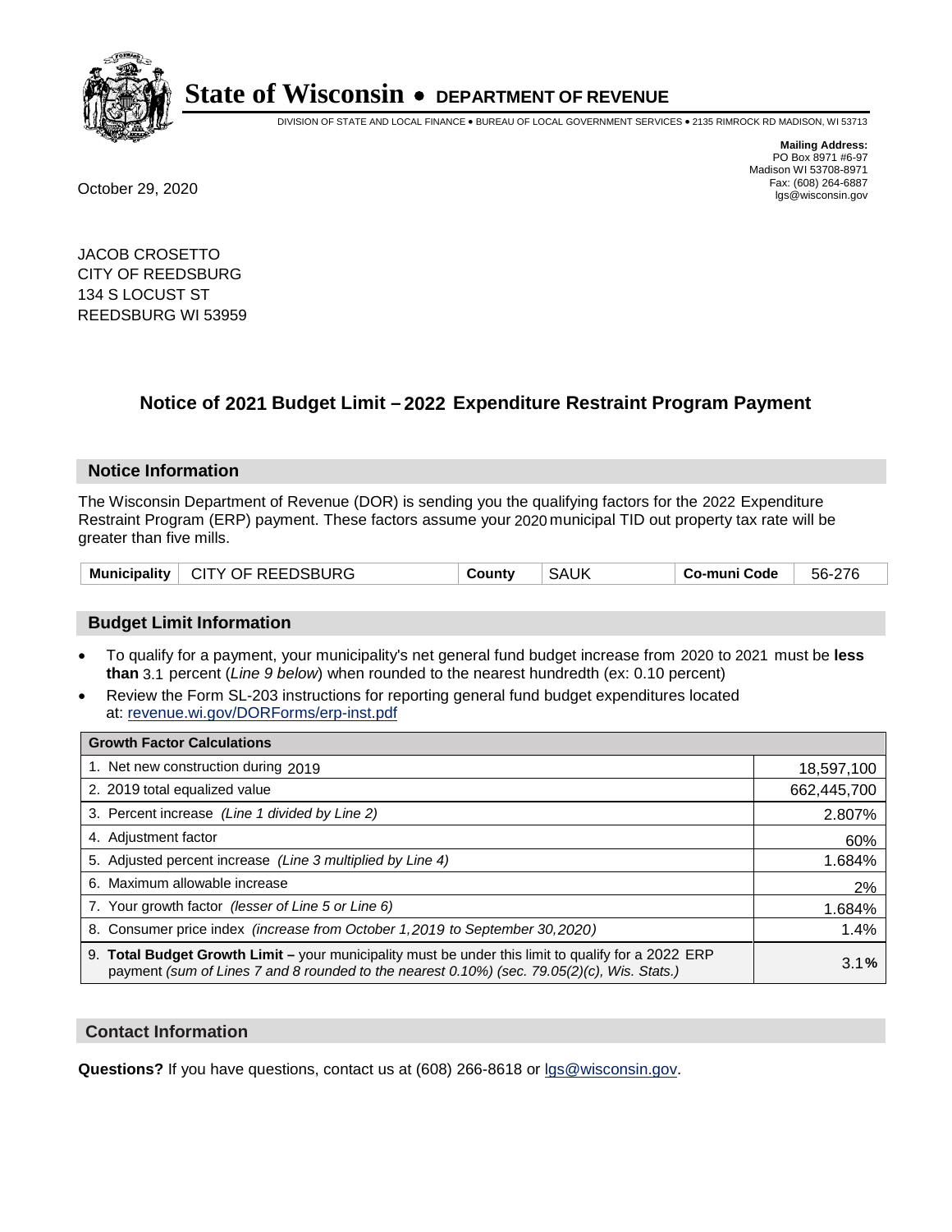# State of Wisconsin • DEPARTMENT OF REVENUE

DIVISION OF STATE AND LOCAL FINANCE • BUREAU OF LOCAL GOVERNMENT SERVICES • 2135 RIMROCK RD MADISON, WI 53713

**Mailing Address:**
PO Box 8971 #6-97
Madison WI 53708-8971
Fax: (608) 264-6887
lgs@wisconsin.gov

October 29, 2020

JACOB CROSETTO
CITY OF REEDSBURG
134 S LOCUST ST
REEDSBURG WI 53959

## Notice of 2021 Budget Limit – 2022 Expenditure Restraint Program Payment

### Notice Information

The Wisconsin Department of Revenue (DOR) is sending you the qualifying factors for the 2022 Expenditure Restraint Program (ERP) payment. These factors assume your 2020 municipal TID out property tax rate will be greater than five mills.

| Municipality | CITY OF REEDSBURG | County | SAUK | Co-muni Code | 56-276 |
|---|---|---|---|---|---|

### Budget Limit Information

- To qualify for a payment, your municipality's net general fund budget increase from 2020 to 2021 must be **less than** 3.1 percent (*Line 9 below*) when rounded to the nearest hundredth (ex: 0.10 percent)
- Review the Form SL-203 instructions for reporting general fund budget expenditures located at: revenue.wi.gov/DORForms/erp-inst.pdf

| Growth Factor Calculations | |
|---|---|
| 1. Net new construction during 2019 | 18,597,100 |
| 2. 2019 total equalized value | 662,445,700 |
| 3. Percent increase *(Line 1 divided by Line 2)* | 2.807% |
| 4. Adjustment factor | 60% |
| 5. Adjusted percent increase *(Line 3 multiplied by Line 4)* | 1.684% |
| 6. Maximum allowable increase | 2% |
| 7. Your growth factor *(lesser of Line 5 or Line 6)* | 1.684% |
| 8. Consumer price index *(increase from October 1,2019 to September 30,2020)* | 1.4% |
| 9. **Total Budget Growth Limit –** your municipality must be under this limit to qualify for a 2022 ERP payment *(sum of Lines 7 and 8 rounded to the nearest 0.10%) (sec. 79.05(2)(c), Wis. Stats.)* | 3.1**%** |

### Contact Information

**Questions?** If you have questions, contact us at (608) 266-8618 or lgs@wisconsin.gov.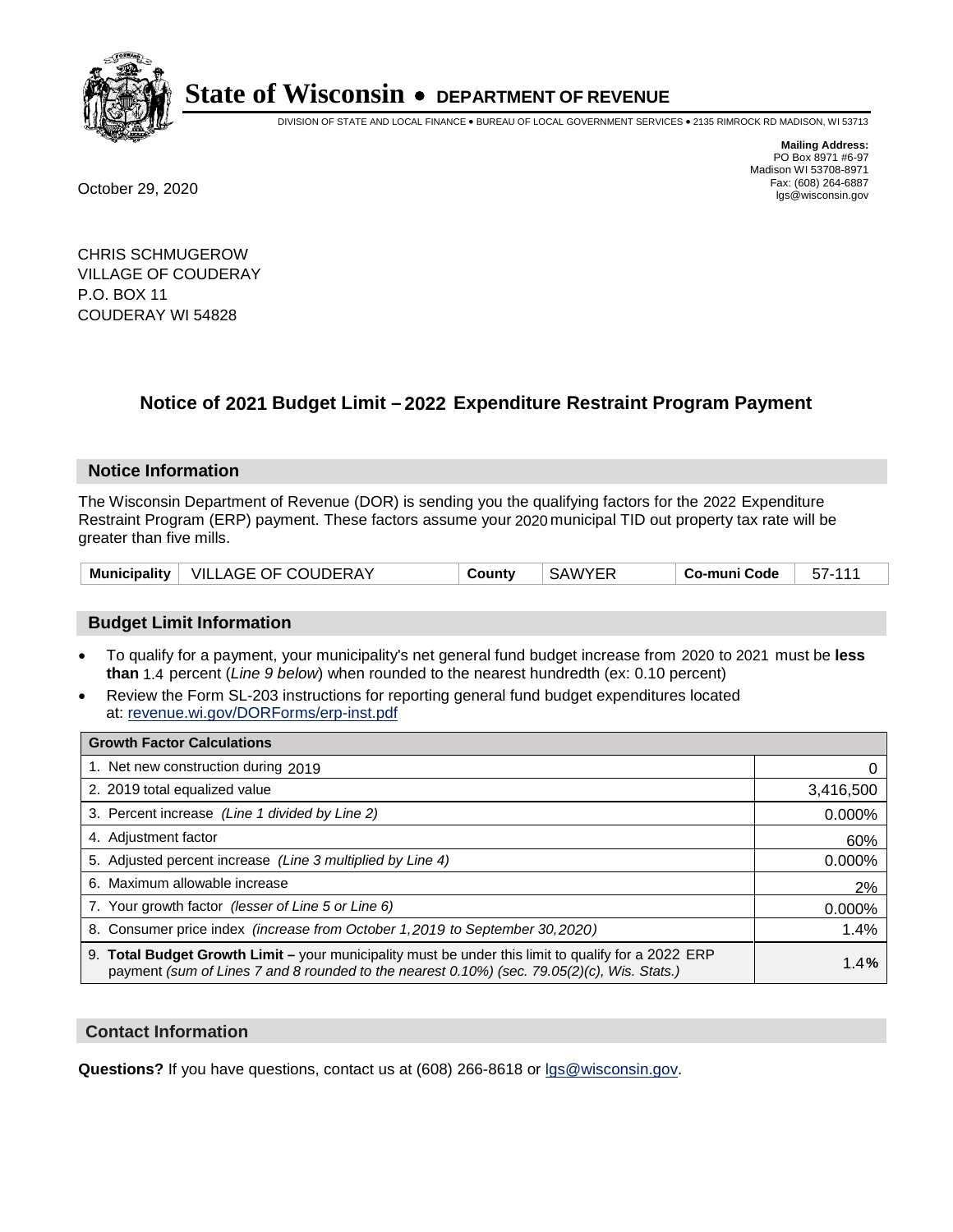# State of Wisconsin • DEPARTMENT OF REVENUE

DIVISION OF STATE AND LOCAL FINANCE • BUREAU OF LOCAL GOVERNMENT SERVICES • 2135 RIMROCK RD MADISON, WI 53713

**Mailing Address:**
PO Box 8971 #6-97
Madison WI 53708-8971
Fax: (608) 264-6887
lgs@wisconsin.gov

October 29, 2020

CHRIS SCHMUGEROW
VILLAGE OF COUDERAY
P.O. BOX 11
COUDERAY WI 54828

## Notice of 2021 Budget Limit – 2022 Expenditure Restraint Program Payment

### Notice Information

The Wisconsin Department of Revenue (DOR) is sending you the qualifying factors for the 2022 Expenditure Restraint Program (ERP) payment. These factors assume your 2020 municipal TID out property tax rate will be greater than five mills.

| Municipality | VILLAGE OF COUDERAY | County | SAWYER | Co-muni Code | 57-111 |
|---|---|---|---|---|---|

### Budget Limit Information

- To qualify for a payment, your municipality's net general fund budget increase from 2020 to 2021 must be **less than** 1.4 percent (*Line 9 below*) when rounded to the nearest hundredth (ex: 0.10 percent)
- Review the Form SL-203 instructions for reporting general fund budget expenditures located at: revenue.wi.gov/DORForms/erp-inst.pdf

| Growth Factor Calculations | |
|---|---|
| 1. Net new construction during 2019 | 0 |
| 2. 2019 total equalized value | 3,416,500 |
| 3. Percent increase *(Line 1 divided by Line 2)* | 0.000% |
| 4. Adjustment factor | 60% |
| 5. Adjusted percent increase *(Line 3 multiplied by Line 4)* | 0.000% |
| 6. Maximum allowable increase | 2% |
| 7. Your growth factor *(lesser of Line 5 or Line 6)* | 0.000% |
| 8. Consumer price index *(increase from October 1,2019 to September 30,2020)* | 1.4% |
| 9. **Total Budget Growth Limit –** your municipality must be under this limit to qualify for a 2022 ERP payment *(sum of Lines 7 and 8 rounded to the nearest 0.10%) (sec. 79.05(2)(c), Wis. Stats.)* | **1.4%** |

### Contact Information

**Questions?** If you have questions, contact us at (608) 266-8618 or lgs@wisconsin.gov.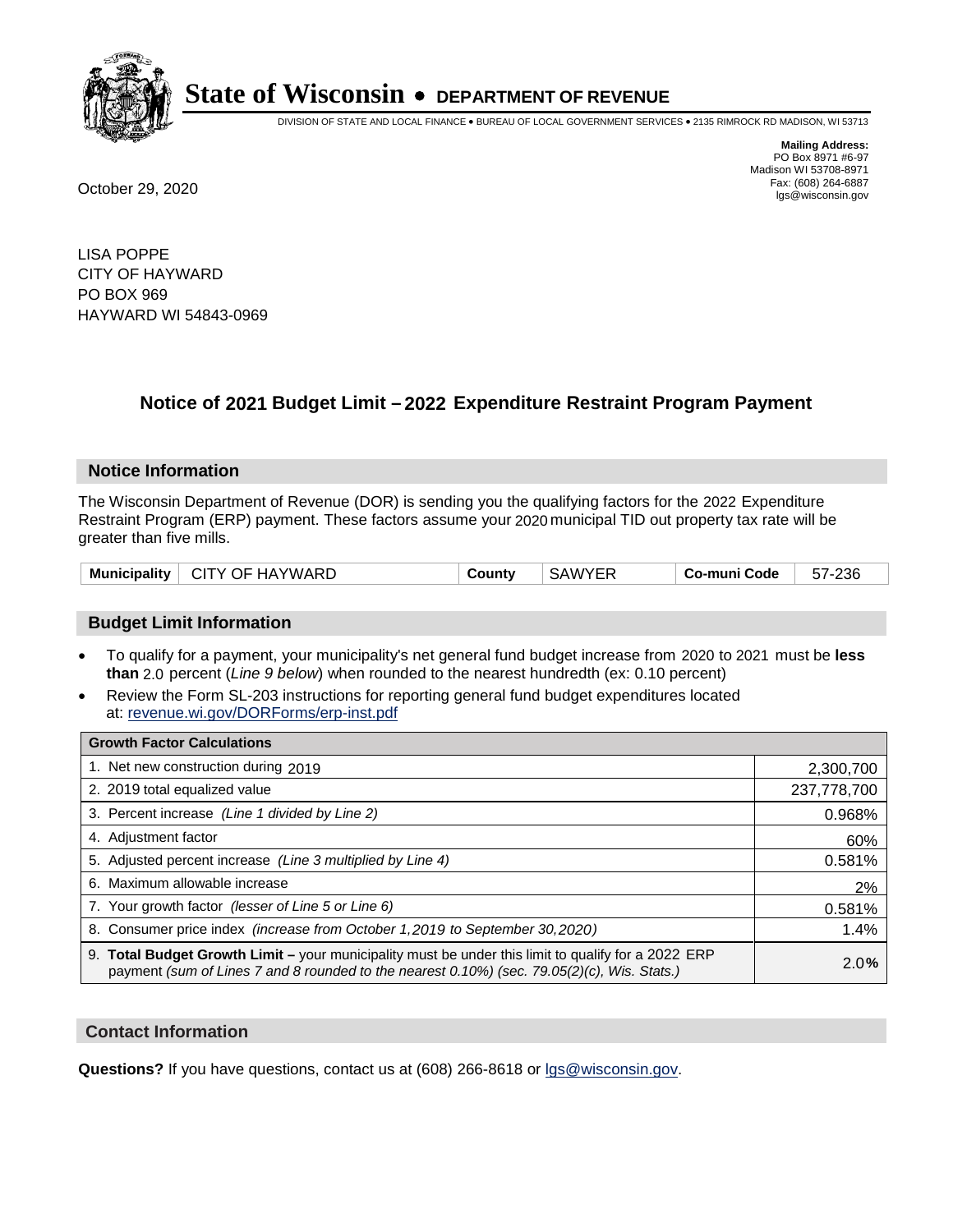# State of Wisconsin • DEPARTMENT OF REVENUE

DIVISION OF STATE AND LOCAL FINANCE • BUREAU OF LOCAL GOVERNMENT SERVICES • 2135 RIMROCK RD MADISON, WI 53713

**Mailing Address:**
PO Box 8971 #6-97
Madison WI 53708-8971
Fax: (608) 264-6887
lgs@wisconsin.gov

October 29, 2020

LISA POPPE
CITY OF HAYWARD
PO BOX 969
HAYWARD WI 54843-0969

## Notice of 2021 Budget Limit – 2022 Expenditure Restraint Program Payment

### Notice Information

The Wisconsin Department of Revenue (DOR) is sending you the qualifying factors for the 2022 Expenditure Restraint Program (ERP) payment. These factors assume your 2020 municipal TID out property tax rate will be greater than five mills.

| Municipality | CITY OF HAYWARD | County | SAWYER | Co-muni Code | 57-236 |
|---|---|---|---|---|---|

### Budget Limit Information

- To qualify for a payment, your municipality's net general fund budget increase from 2020 to 2021 must be **less than** 2.0 percent (*Line 9 below*) when rounded to the nearest hundredth (ex: 0.10 percent)
- Review the Form SL-203 instructions for reporting general fund budget expenditures located at: revenue.wi.gov/DORForms/erp-inst.pdf

| Growth Factor Calculations | |
|---|---|
| 1. Net new construction during 2019 | 2,300,700 |
| 2. 2019 total equalized value | 237,778,700 |
| 3. Percent increase *(Line 1 divided by Line 2)* | 0.968% |
| 4. Adjustment factor | 60% |
| 5. Adjusted percent increase *(Line 3 multiplied by Line 4)* | 0.581% |
| 6. Maximum allowable increase | 2% |
| 7. Your growth factor *(lesser of Line 5 or Line 6)* | 0.581% |
| 8. Consumer price index *(increase from October 1,2019 to September 30,2020)* | 1.4% |
| 9. **Total Budget Growth Limit –** your municipality must be under this limit to qualify for a 2022 ERP payment *(sum of Lines 7 and 8 rounded to the nearest 0.10%) (sec. 79.05(2)(c), Wis. Stats.)* | 2.0% |

### Contact Information

**Questions?** If you have questions, contact us at (608) 266-8618 or lgs@wisconsin.gov.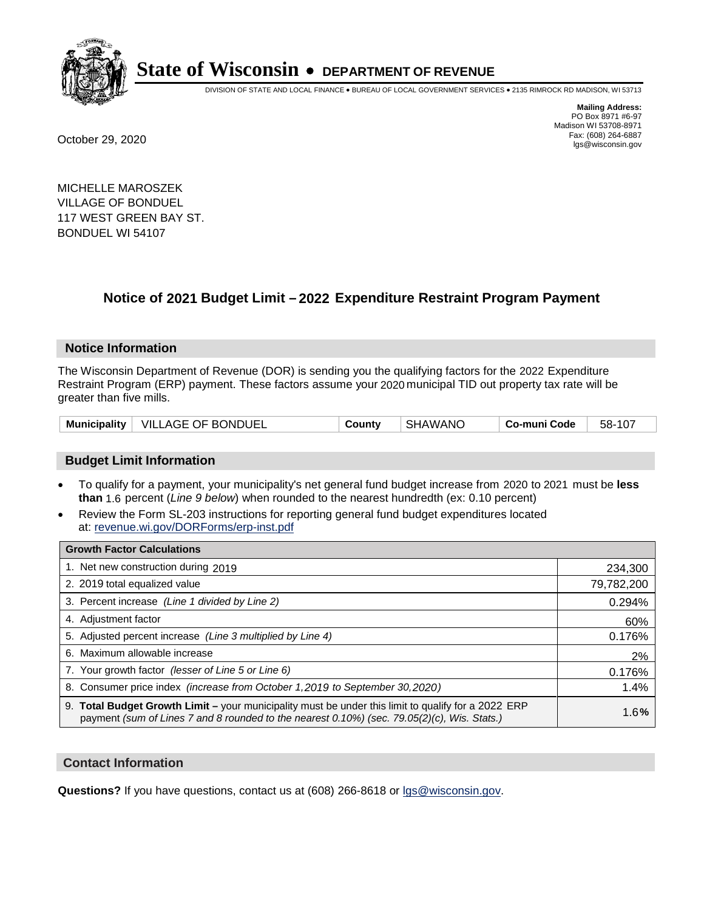# State of Wisconsin • DEPARTMENT OF REVENUE

DIVISION OF STATE AND LOCAL FINANCE • BUREAU OF LOCAL GOVERNMENT SERVICES • 2135 RIMROCK RD MADISON, WI 53713

**Mailing Address:**
PO Box 8971 #6-97
Madison WI 53708-8971
Fax: (608) 264-6887
lgs@wisconsin.gov

October 29, 2020

MICHELLE MAROSZEK
VILLAGE OF BONDUEL
117 WEST GREEN BAY ST.
BONDUEL WI 54107

## Notice of 2021 Budget Limit – 2022 Expenditure Restraint Program Payment

### Notice Information

The Wisconsin Department of Revenue (DOR) is sending you the qualifying factors for the 2022 Expenditure Restraint Program (ERP) payment. These factors assume your 2020 municipal TID out property tax rate will be greater than five mills.

| Municipality | VILLAGE OF BONDUEL | County | SHAWANO | Co-muni Code | 58-107 |
|---|---|---|---|---|---|

### Budget Limit Information

- To qualify for a payment, your municipality's net general fund budget increase from 2020 to 2021 must be **less than** 1.6 percent (*Line 9 below*) when rounded to the nearest hundredth (ex: 0.10 percent)
- Review the Form SL-203 instructions for reporting general fund budget expenditures located at: revenue.wi.gov/DORForms/erp-inst.pdf

| Growth Factor Calculations | |
|---|---|
| 1. Net new construction during 2019 | 234,300 |
| 2. 2019 total equalized value | 79,782,200 |
| 3. Percent increase *(Line 1 divided by Line 2)* | 0.294% |
| 4. Adjustment factor | 60% |
| 5. Adjusted percent increase *(Line 3 multiplied by Line 4)* | 0.176% |
| 6. Maximum allowable increase | 2% |
| 7. Your growth factor *(lesser of Line 5 or Line 6)* | 0.176% |
| 8. Consumer price index *(increase from October 1,2019 to September 30,2020)* | 1.4% |
| 9. **Total Budget Growth Limit –** your municipality must be under this limit to qualify for a 2022 ERP payment *(sum of Lines 7 and 8 rounded to the nearest 0.10%) (sec. 79.05(2)(c), Wis. Stats.)* | 1.6**%** |

### Contact Information

**Questions?** If you have questions, contact us at (608) 266-8618 or lgs@wisconsin.gov.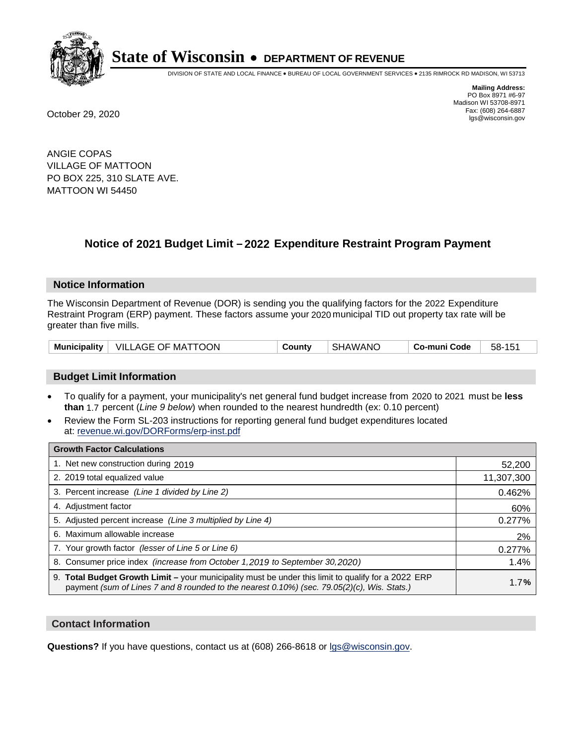# State of Wisconsin • DEPARTMENT OF REVENUE

DIVISION OF STATE AND LOCAL FINANCE • BUREAU OF LOCAL GOVERNMENT SERVICES • 2135 RIMROCK RD MADISON, WI 53713

**Mailing Address:**
PO Box 8971 #6-97
Madison WI 53708-8971
Fax: (608) 264-6887
lgs@wisconsin.gov

October 29, 2020

ANGIE COPAS
VILLAGE OF MATTOON
PO BOX 225, 310 SLATE AVE.
MATTOON WI 54450

## Notice of 2021 Budget Limit – 2022 Expenditure Restraint Program Payment

### Notice Information

The Wisconsin Department of Revenue (DOR) is sending you the qualifying factors for the 2022 Expenditure Restraint Program (ERP) payment. These factors assume your 2020 municipal TID out property tax rate will be greater than five mills.

| Municipality | VILLAGE OF MATTOON | County | SHAWANO | Co-muni Code | 58-151 |
|---|---|---|---|---|---|

### Budget Limit Information

- To qualify for a payment, your municipality's net general fund budget increase from 2020 to 2021 must be **less than** 1.7 percent (*Line 9 below*) when rounded to the nearest hundredth (ex: 0.10 percent)
- Review the Form SL-203 instructions for reporting general fund budget expenditures located at: revenue.wi.gov/DORForms/erp-inst.pdf

| Growth Factor Calculations | |
|---|---|
| 1. Net new construction during 2019 | 52,200 |
| 2. 2019 total equalized value | 11,307,300 |
| 3. Percent increase *(Line 1 divided by Line 2)* | 0.462% |
| 4. Adjustment factor | 60% |
| 5. Adjusted percent increase *(Line 3 multiplied by Line 4)* | 0.277% |
| 6. Maximum allowable increase | 2% |
| 7. Your growth factor *(lesser of Line 5 or Line 6)* | 0.277% |
| 8. Consumer price index *(increase from October 1,2019 to September 30,2020)* | 1.4% |
| 9. **Total Budget Growth Limit –** your municipality must be under this limit to qualify for a 2022 ERP payment *(sum of Lines 7 and 8 rounded to the nearest 0.10%) (sec. 79.05(2)(c), Wis. Stats.)* | 1.7**%** |

### Contact Information

**Questions?** If you have questions, contact us at (608) 266-8618 or lgs@wisconsin.gov.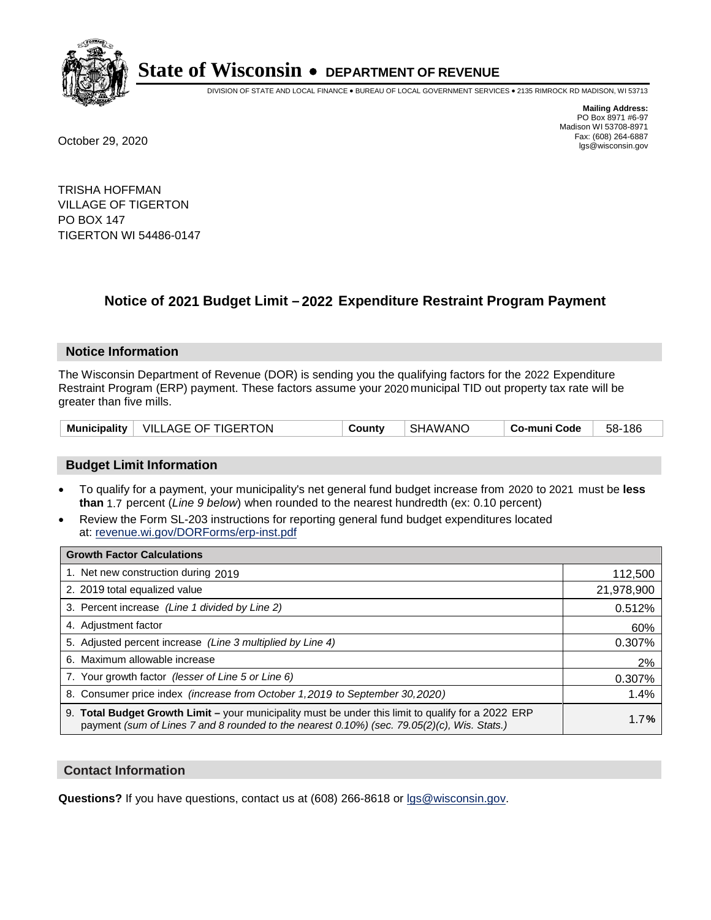# State of Wisconsin • DEPARTMENT OF REVENUE

DIVISION OF STATE AND LOCAL FINANCE • BUREAU OF LOCAL GOVERNMENT SERVICES • 2135 RIMROCK RD MADISON, WI 53713

**Mailing Address:**
PO Box 8971 #6-97
Madison WI 53708-8971
Fax: (608) 264-6887
lgs@wisconsin.gov

October 29, 2020

TRISHA HOFFMAN
VILLAGE OF TIGERTON
PO BOX 147
TIGERTON WI 54486-0147

## Notice of 2021 Budget Limit – 2022 Expenditure Restraint Program Payment

### Notice Information

The Wisconsin Department of Revenue (DOR) is sending you the qualifying factors for the 2022 Expenditure Restraint Program (ERP) payment. These factors assume your 2020 municipal TID out property tax rate will be greater than five mills.

| Municipality | VILLAGE OF TIGERTON | County | SHAWANO | Co-muni Code | 58-186 |
|---|---|---|---|---|---|

### Budget Limit Information

- To qualify for a payment, your municipality's net general fund budget increase from 2020 to 2021 must be **less than** 1.7 percent (*Line 9 below*) when rounded to the nearest hundredth (ex: 0.10 percent)
- Review the Form SL-203 instructions for reporting general fund budget expenditures located at: revenue.wi.gov/DORForms/erp-inst.pdf

| Growth Factor Calculations | |
|---|---|
| 1. Net new construction during 2019 | 112,500 |
| 2. 2019 total equalized value | 21,978,900 |
| 3. Percent increase *(Line 1 divided by Line 2)* | 0.512% |
| 4. Adjustment factor | 60% |
| 5. Adjusted percent increase *(Line 3 multiplied by Line 4)* | 0.307% |
| 6. Maximum allowable increase | 2% |
| 7. Your growth factor *(lesser of Line 5 or Line 6)* | 0.307% |
| 8. Consumer price index *(increase from October 1,2019 to September 30,2020)* | 1.4% |
| 9. **Total Budget Growth Limit –** your municipality must be under this limit to qualify for a 2022 ERP payment *(sum of Lines 7 and 8 rounded to the nearest 0.10%) (sec. 79.05(2)(c), Wis. Stats.)* | 1.7**%** |

### Contact Information

**Questions?** If you have questions, contact us at (608) 266-8618 or lgs@wisconsin.gov.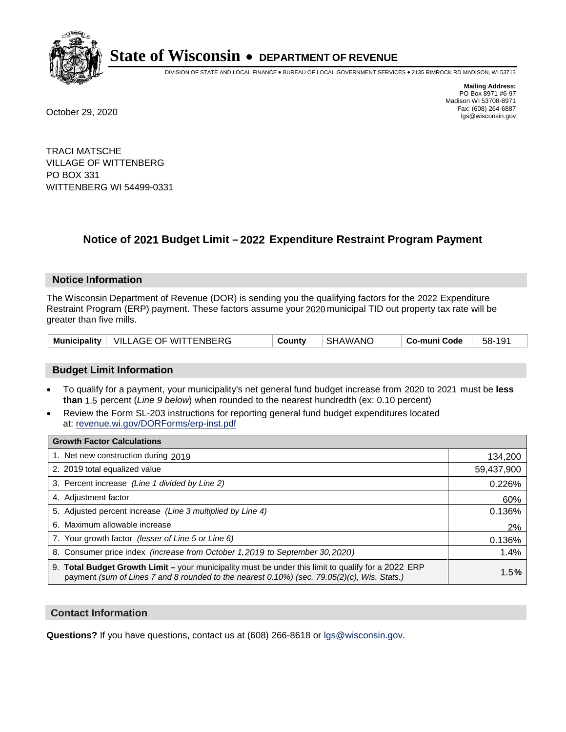# State of Wisconsin • DEPARTMENT OF REVENUE

DIVISION OF STATE AND LOCAL FINANCE • BUREAU OF LOCAL GOVERNMENT SERVICES • 2135 RIMROCK RD MADISON, WI 53713

**Mailing Address:**
PO Box 8971 #6-97
Madison WI 53708-8971
Fax: (608) 264-6887
lgs@wisconsin.gov

October 29, 2020

TRACI MATSCHE
VILLAGE OF WITTENBERG
PO BOX 331
WITTENBERG WI 54499-0331

## Notice of 2021 Budget Limit – 2022 Expenditure Restraint Program Payment

### Notice Information

The Wisconsin Department of Revenue (DOR) is sending you the qualifying factors for the 2022 Expenditure Restraint Program (ERP) payment. These factors assume your 2020 municipal TID out property tax rate will be greater than five mills.

| Municipality | VILLAGE OF WITTENBERG | County | SHAWANO | Co-muni Code | 58-191 |
|---|---|---|---|---|---|

### Budget Limit Information

- To qualify for a payment, your municipality's net general fund budget increase from 2020 to 2021 must be **less than** 1.5 percent (*Line 9 below*) when rounded to the nearest hundredth (ex: 0.10 percent)
- Review the Form SL-203 instructions for reporting general fund budget expenditures located at: revenue.wi.gov/DORForms/erp-inst.pdf

| Growth Factor Calculations | |
|---|---|
| 1. Net new construction during 2019 | 134,200 |
| 2. 2019 total equalized value | 59,437,900 |
| 3. Percent increase *(Line 1 divided by Line 2)* | 0.226% |
| 4. Adjustment factor | 60% |
| 5. Adjusted percent increase *(Line 3 multiplied by Line 4)* | 0.136% |
| 6. Maximum allowable increase | 2% |
| 7. Your growth factor *(lesser of Line 5 or Line 6)* | 0.136% |
| 8. Consumer price index *(increase from October 1,2019 to September 30,2020)* | 1.4% |
| 9. **Total Budget Growth Limit –** your municipality must be under this limit to qualify for a 2022 ERP payment *(sum of Lines 7 and 8 rounded to the nearest 0.10%) (sec. 79.05(2)(c), Wis. Stats.)* | 1.5**%** |

### Contact Information

**Questions?** If you have questions, contact us at (608) 266-8618 or lgs@wisconsin.gov.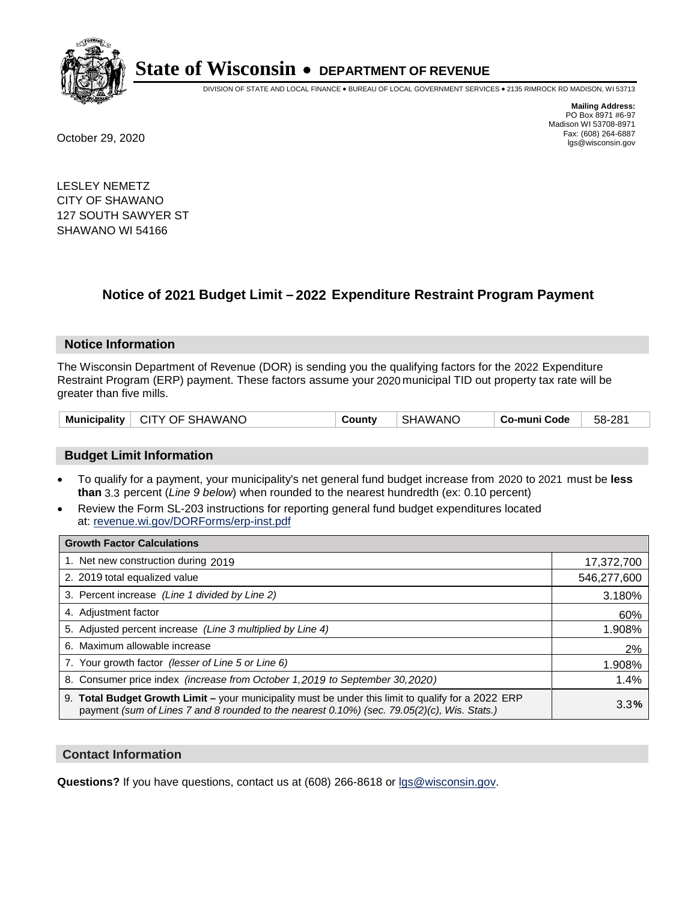# State of Wisconsin • DEPARTMENT OF REVENUE

DIVISION OF STATE AND LOCAL FINANCE • BUREAU OF LOCAL GOVERNMENT SERVICES • 2135 RIMROCK RD MADISON, WI 53713

**Mailing Address:**
PO Box 8971 #6-97
Madison WI 53708-8971
Fax: (608) 264-6887
lgs@wisconsin.gov

October 29, 2020

LESLEY NEMETZ
CITY OF SHAWANO
127 SOUTH SAWYER ST
SHAWANO WI 54166

## Notice of 2021 Budget Limit – 2022 Expenditure Restraint Program Payment

### Notice Information

The Wisconsin Department of Revenue (DOR) is sending you the qualifying factors for the 2022 Expenditure Restraint Program (ERP) payment. These factors assume your 2020 municipal TID out property tax rate will be greater than five mills.

| Municipality | CITY OF SHAWANO | County | SHAWANO | Co-muni Code | 58-281 |
|---|---|---|---|---|---|

### Budget Limit Information

- To qualify for a payment, your municipality's net general fund budget increase from 2020 to 2021 must be **less than** 3.3 percent (*Line 9 below*) when rounded to the nearest hundredth (ex: 0.10 percent)
- Review the Form SL-203 instructions for reporting general fund budget expenditures located at: revenue.wi.gov/DORForms/erp-inst.pdf

| Growth Factor Calculations | |
|---|---|
| 1. Net new construction during 2019 | 17,372,700 |
| 2. 2019 total equalized value | 546,277,600 |
| 3. Percent increase *(Line 1 divided by Line 2)* | 3.180% |
| 4. Adjustment factor | 60% |
| 5. Adjusted percent increase *(Line 3 multiplied by Line 4)* | 1.908% |
| 6. Maximum allowable increase | 2% |
| 7. Your growth factor *(lesser of Line 5 or Line 6)* | 1.908% |
| 8. Consumer price index *(increase from October 1,2019 to September 30,2020)* | 1.4% |
| 9. **Total Budget Growth Limit –** your municipality must be under this limit to qualify for a 2022 ERP payment *(sum of Lines 7 and 8 rounded to the nearest 0.10%) (sec. 79.05(2)(c), Wis. Stats.)* | 3.3**%** |

### Contact Information

**Questions?** If you have questions, contact us at (608) 266-8618 or lgs@wisconsin.gov.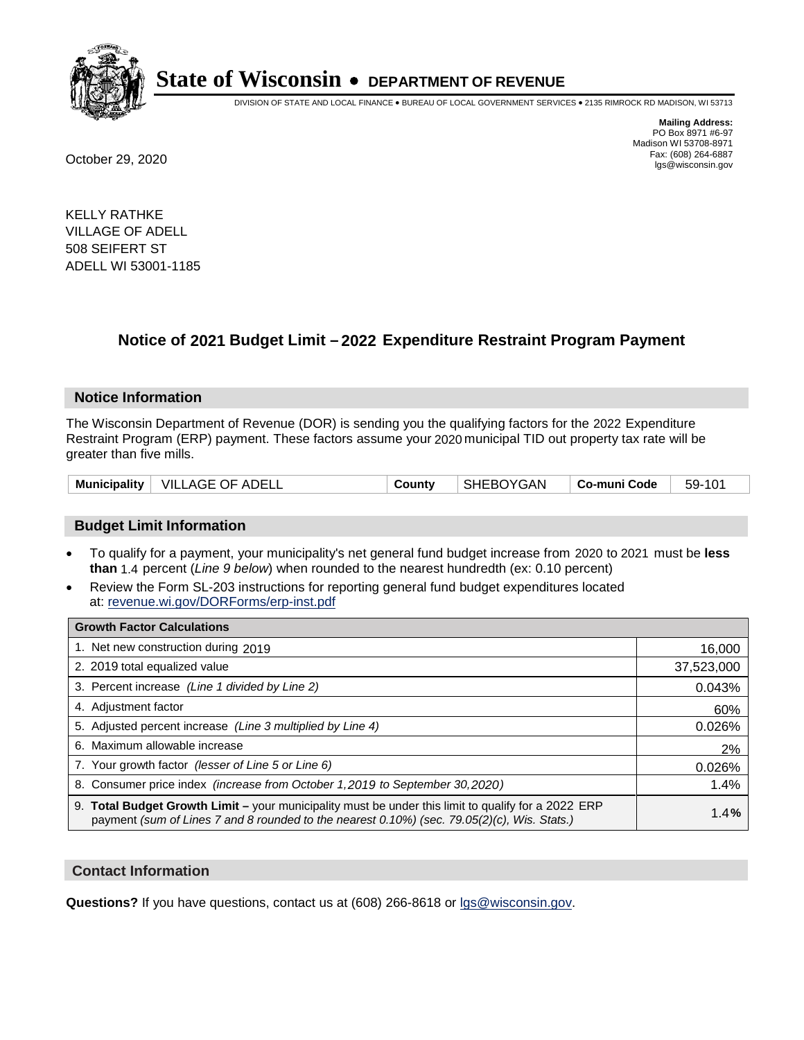# State of Wisconsin • DEPARTMENT OF REVENUE

DIVISION OF STATE AND LOCAL FINANCE • BUREAU OF LOCAL GOVERNMENT SERVICES • 2135 RIMROCK RD MADISON, WI 53713

**Mailing Address:**
PO Box 8971 #6-97
Madison WI 53708-8971
Fax: (608) 264-6887
lgs@wisconsin.gov

October 29, 2020

KELLY RATHKE
VILLAGE OF ADELL
508 SEIFERT ST
ADELL WI 53001-1185

## Notice of 2021 Budget Limit – 2022 Expenditure Restraint Program Payment

### Notice Information

The Wisconsin Department of Revenue (DOR) is sending you the qualifying factors for the 2022 Expenditure Restraint Program (ERP) payment. These factors assume your 2020 municipal TID out property tax rate will be greater than five mills.

| Municipality | VILLAGE OF ADELL | County | SHEBOYGAN | Co-muni Code | 59-101 |
|---|---|---|---|---|---|

### Budget Limit Information

- To qualify for a payment, your municipality's net general fund budget increase from 2020 to 2021 must be **less than** 1.4 percent (*Line 9 below*) when rounded to the nearest hundredth (ex: 0.10 percent)
- Review the Form SL-203 instructions for reporting general fund budget expenditures located at: revenue.wi.gov/DORForms/erp-inst.pdf

| Growth Factor Calculations | |
|---|---|
| 1. Net new construction during 2019 | 16,000 |
| 2. 2019 total equalized value | 37,523,000 |
| 3. Percent increase *(Line 1 divided by Line 2)* | 0.043% |
| 4. Adjustment factor | 60% |
| 5. Adjusted percent increase *(Line 3 multiplied by Line 4)* | 0.026% |
| 6. Maximum allowable increase | 2% |
| 7. Your growth factor *(lesser of Line 5 or Line 6)* | 0.026% |
| 8. Consumer price index *(increase from October 1,2019 to September 30,2020)* | 1.4% |
| 9. **Total Budget Growth Limit –** your municipality must be under this limit to qualify for a 2022 ERP payment *(sum of Lines 7 and 8 rounded to the nearest 0.10%) (sec. 79.05(2)(c), Wis. Stats.)* | **1.4%** |

### Contact Information

**Questions?** If you have questions, contact us at (608) 266-8618 or lgs@wisconsin.gov.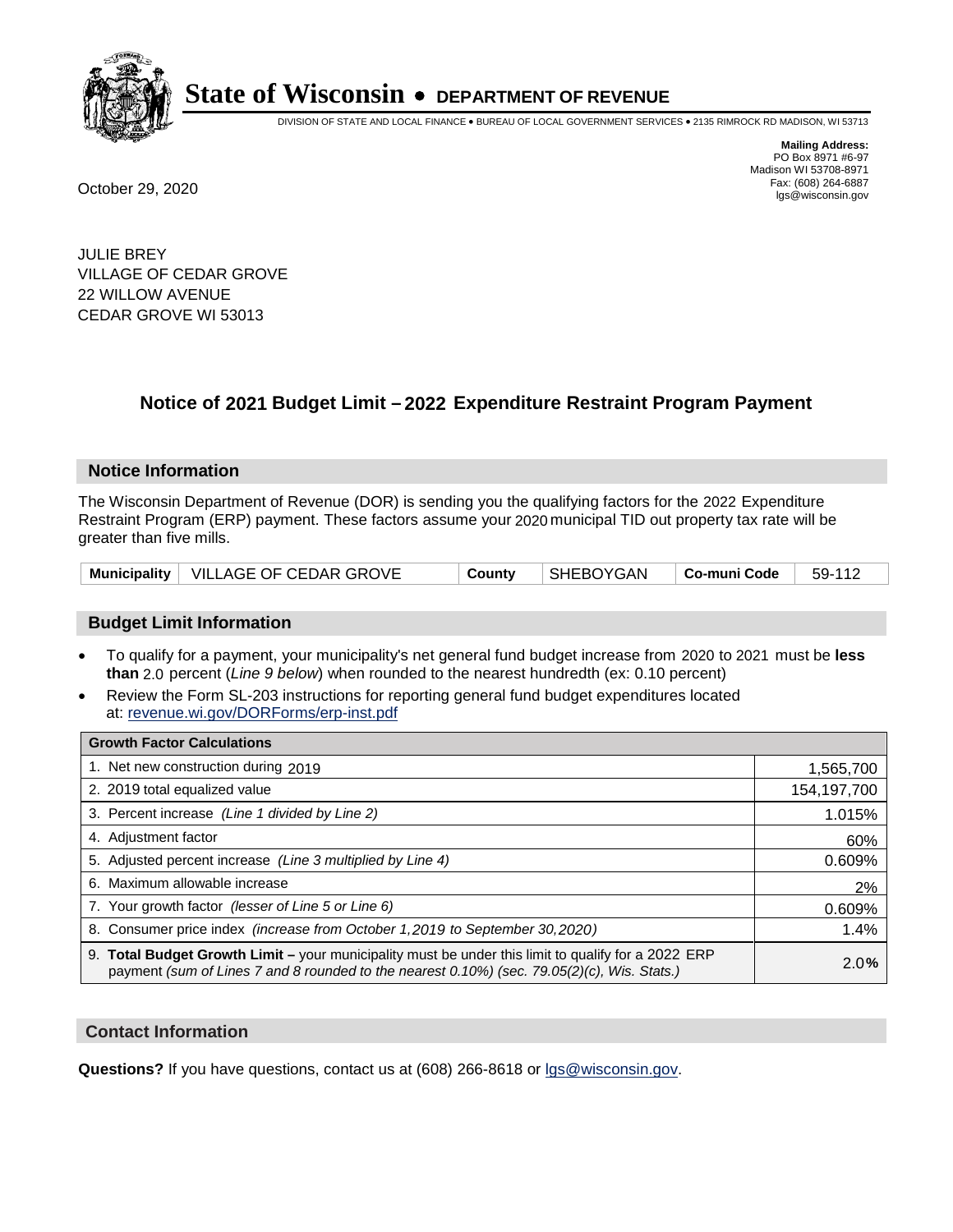# State of Wisconsin • DEPARTMENT OF REVENUE

DIVISION OF STATE AND LOCAL FINANCE • BUREAU OF LOCAL GOVERNMENT SERVICES • 2135 RIMROCK RD MADISON, WI 53713

**Mailing Address:**
PO Box 8971 #6-97
Madison WI 53708-8971
Fax: (608) 264-6887
lgs@wisconsin.gov

October 29, 2020

JULIE BREY
VILLAGE OF CEDAR GROVE
22 WILLOW AVENUE
CEDAR GROVE WI 53013

## Notice of 2021 Budget Limit – 2022 Expenditure Restraint Program Payment

### Notice Information

The Wisconsin Department of Revenue (DOR) is sending you the qualifying factors for the 2022 Expenditure Restraint Program (ERP) payment. These factors assume your 2020 municipal TID out property tax rate will be greater than five mills.

| Municipality | VILLAGE OF CEDAR GROVE | County | SHEBOYGAN | Co-muni Code | 59-112 |
|---|---|---|---|---|---|

### Budget Limit Information

- To qualify for a payment, your municipality's net general fund budget increase from 2020 to 2021 must be **less than** 2.0 percent (*Line 9 below*) when rounded to the nearest hundredth (ex: 0.10 percent)
- Review the Form SL-203 instructions for reporting general fund budget expenditures located at: revenue.wi.gov/DORForms/erp-inst.pdf

| Growth Factor Calculations | |
|---|---|
| 1. Net new construction during 2019 | 1,565,700 |
| 2. 2019 total equalized value | 154,197,700 |
| 3. Percent increase *(Line 1 divided by Line 2)* | 1.015% |
| 4. Adjustment factor | 60% |
| 5. Adjusted percent increase *(Line 3 multiplied by Line 4)* | 0.609% |
| 6. Maximum allowable increase | 2% |
| 7. Your growth factor *(lesser of Line 5 or Line 6)* | 0.609% |
| 8. Consumer price index *(increase from October 1,2019 to September 30,2020)* | 1.4% |
| 9. **Total Budget Growth Limit –** your municipality must be under this limit to qualify for a 2022 ERP payment *(sum of Lines 7 and 8 rounded to the nearest 0.10%) (sec. 79.05(2)(c), Wis. Stats.)* | 2.0% |

### Contact Information

**Questions?** If you have questions, contact us at (608) 266-8618 or lgs@wisconsin.gov.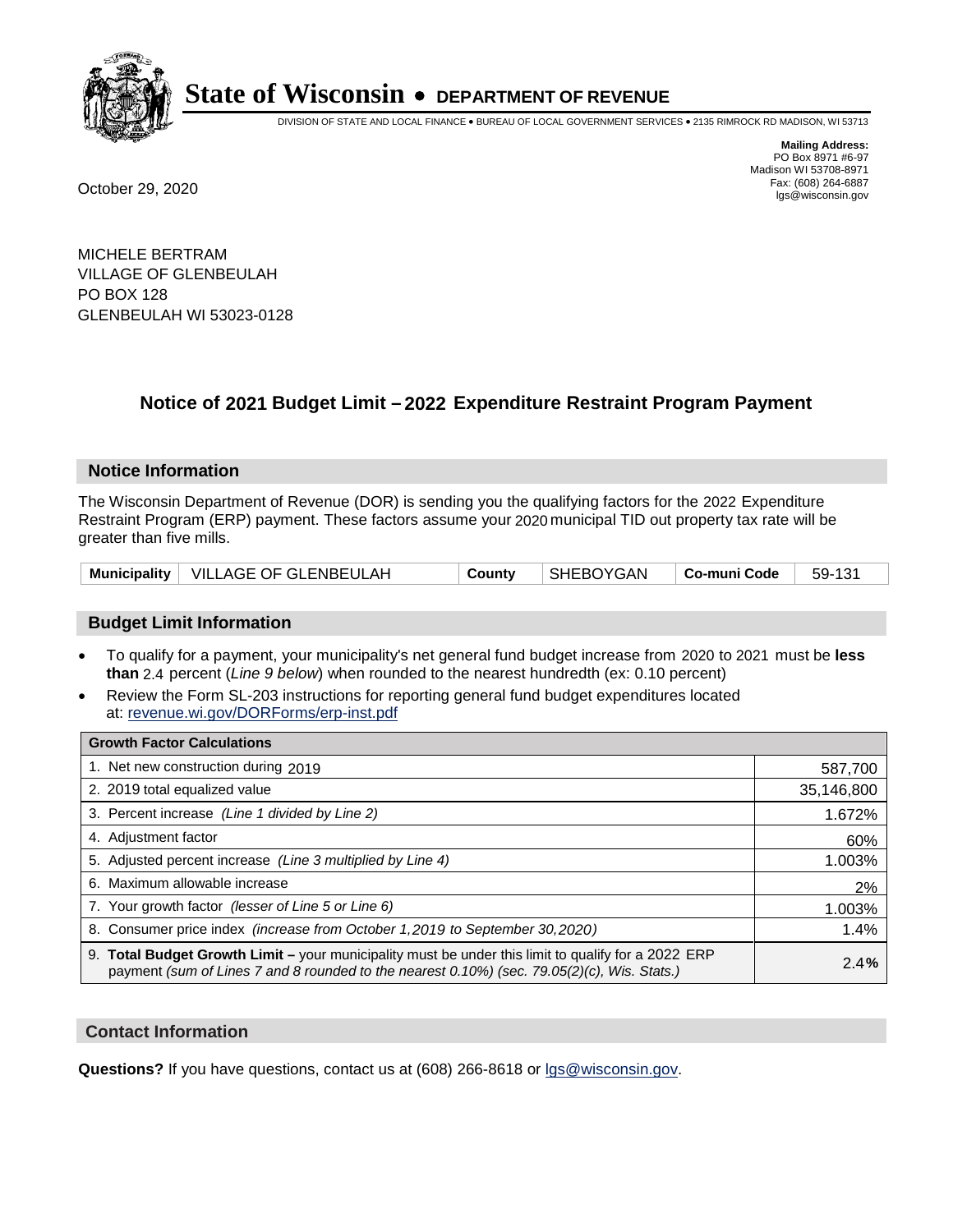# State of Wisconsin • DEPARTMENT OF REVENUE

DIVISION OF STATE AND LOCAL FINANCE • BUREAU OF LOCAL GOVERNMENT SERVICES • 2135 RIMROCK RD MADISON, WI 53713

**Mailing Address:**
PO Box 8971 #6-97
Madison WI 53708-8971
Fax: (608) 264-6887
lgs@wisconsin.gov

October 29, 2020

MICHELE BERTRAM
VILLAGE OF GLENBEULAH
PO BOX 128
GLENBEULAH WI 53023-0128

## Notice of 2021 Budget Limit – 2022 Expenditure Restraint Program Payment

### Notice Information

The Wisconsin Department of Revenue (DOR) is sending you the qualifying factors for the 2022 Expenditure Restraint Program (ERP) payment. These factors assume your 2020 municipal TID out property tax rate will be greater than five mills.

| Municipality | VILLAGE OF GLENBEULAH | County | SHEBOYGAN | Co-muni Code | 59-131 |
|---|---|---|---|---|---|

### Budget Limit Information

- To qualify for a payment, your municipality's net general fund budget increase from 2020 to 2021 must be **less than** 2.4 percent (*Line 9 below*) when rounded to the nearest hundredth (ex: 0.10 percent)
- Review the Form SL-203 instructions for reporting general fund budget expenditures located at: revenue.wi.gov/DORForms/erp-inst.pdf

| Growth Factor Calculations | |
|---|---|
| 1. Net new construction during 2019 | 587,700 |
| 2. 2019 total equalized value | 35,146,800 |
| 3. Percent increase *(Line 1 divided by Line 2)* | 1.672% |
| 4. Adjustment factor | 60% |
| 5. Adjusted percent increase *(Line 3 multiplied by Line 4)* | 1.003% |
| 6. Maximum allowable increase | 2% |
| 7. Your growth factor *(lesser of Line 5 or Line 6)* | 1.003% |
| 8. Consumer price index *(increase from October 1,2019 to September 30,2020)* | 1.4% |
| 9. **Total Budget Growth Limit –** your municipality must be under this limit to qualify for a 2022 ERP payment *(sum of Lines 7 and 8 rounded to the nearest 0.10%) (sec. 79.05(2)(c), Wis. Stats.)* | **2.4%** |

### Contact Information

**Questions?** If you have questions, contact us at (608) 266-8618 or lgs@wisconsin.gov.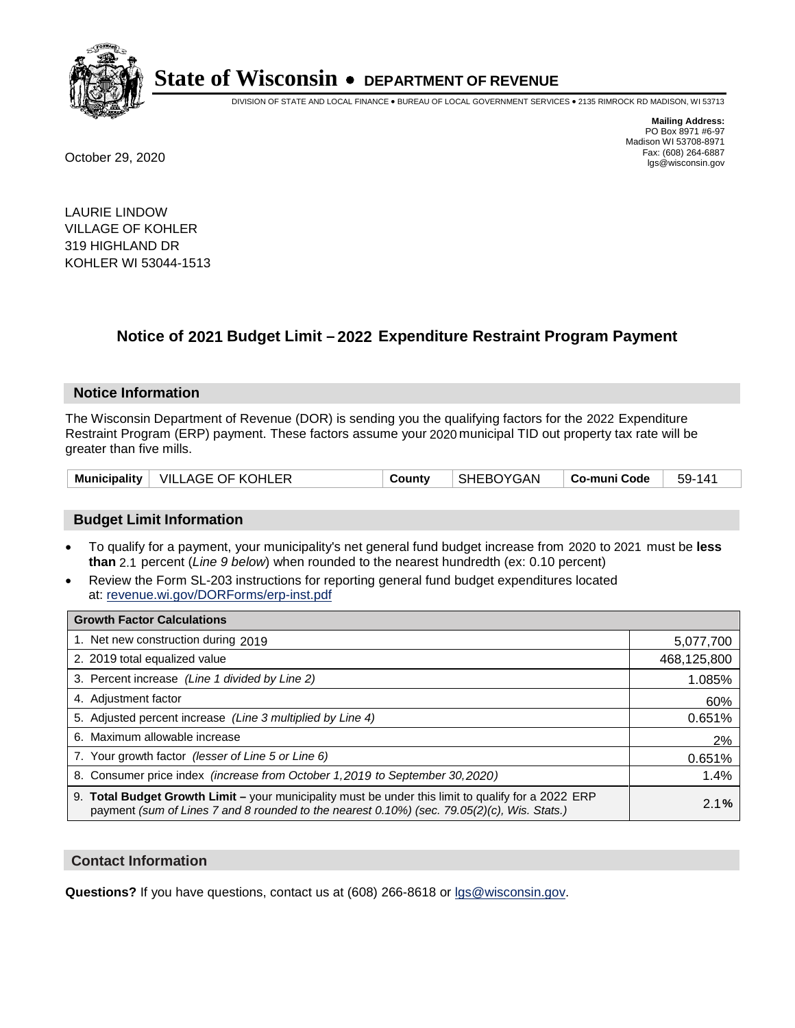# State of Wisconsin • DEPARTMENT OF REVENUE

DIVISION OF STATE AND LOCAL FINANCE • BUREAU OF LOCAL GOVERNMENT SERVICES • 2135 RIMROCK RD MADISON, WI 53713

**Mailing Address:**
PO Box 8971 #6-97
Madison WI 53708-8971
Fax: (608) 264-6887
lgs@wisconsin.gov

October 29, 2020

LAURIE LINDOW
VILLAGE OF KOHLER
319 HIGHLAND DR
KOHLER WI 53044-1513

## Notice of 2021 Budget Limit – 2022 Expenditure Restraint Program Payment

### Notice Information

The Wisconsin Department of Revenue (DOR) is sending you the qualifying factors for the 2022 Expenditure Restraint Program (ERP) payment. These factors assume your 2020 municipal TID out property tax rate will be greater than five mills.

| **Municipality** | VILLAGE OF KOHLER | **County** | SHEBOYGAN | **Co-muni Code** | 59-141 |
|---|---|---|---|---|---|

### Budget Limit Information

- To qualify for a payment, your municipality's net general fund budget increase from 2020 to 2021 must be **less than** 2.1 percent (*Line 9 below*) when rounded to the nearest hundredth (ex: 0.10 percent)
- Review the Form SL-203 instructions for reporting general fund budget expenditures located at: revenue.wi.gov/DORForms/erp-inst.pdf

| **Growth Factor Calculations** | |
|---|---|
| 1. Net new construction during 2019 | 5,077,700 |
| 2. 2019 total equalized value | 468,125,800 |
| 3. Percent increase *(Line 1 divided by Line 2)* | 1.085% |
| 4. Adjustment factor | 60% |
| 5. Adjusted percent increase *(Line 3 multiplied by Line 4)* | 0.651% |
| 6. Maximum allowable increase | 2% |
| 7. Your growth factor *(lesser of Line 5 or Line 6)* | 0.651% |
| 8. Consumer price index *(increase from October 1,2019 to September 30,2020)* | 1.4% |
| 9. **Total Budget Growth Limit –** your municipality must be under this limit to qualify for a 2022 ERP payment *(sum of Lines 7 and 8 rounded to the nearest 0.10%) (sec. 79.05(2)(c), Wis. Stats.)* | **2.1%** |

### Contact Information

**Questions?** If you have questions, contact us at (608) 266-8618 or lgs@wisconsin.gov.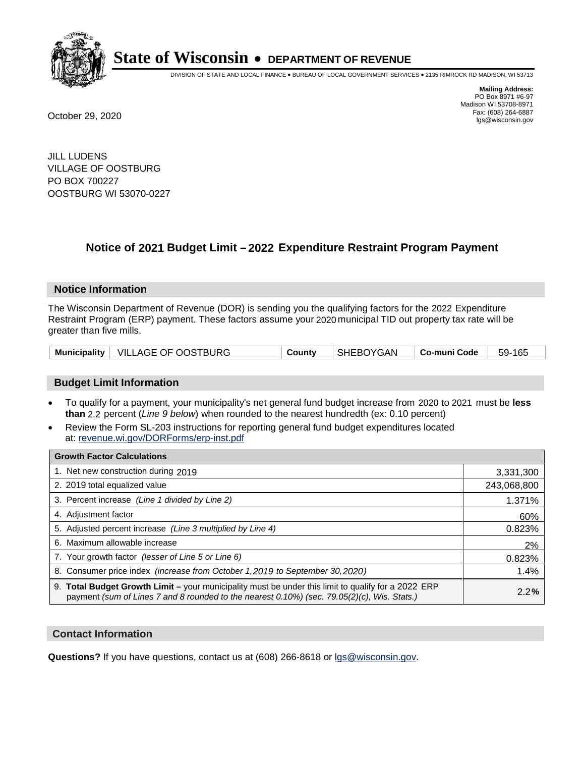# State of Wisconsin • DEPARTMENT OF REVENUE

DIVISION OF STATE AND LOCAL FINANCE • BUREAU OF LOCAL GOVERNMENT SERVICES • 2135 RIMROCK RD MADISON, WI 53713

**Mailing Address:**
PO Box 8971 #6-97
Madison WI 53708-8971
Fax: (608) 264-6887
lgs@wisconsin.gov

October 29, 2020

JILL LUDENS
VILLAGE OF OOSTBURG
PO BOX 700227
OOSTBURG WI 53070-0227

## Notice of 2021 Budget Limit – 2022 Expenditure Restraint Program Payment

### Notice Information

The Wisconsin Department of Revenue (DOR) is sending you the qualifying factors for the 2022 Expenditure Restraint Program (ERP) payment. These factors assume your 2020 municipal TID out property tax rate will be greater than five mills.

| Municipality | VILLAGE OF OOSTBURG | County | SHEBOYGAN | Co-muni Code | 59-165 |
|---|---|---|---|---|---|

### Budget Limit Information

- To qualify for a payment, your municipality's net general fund budget increase from 2020 to 2021 must be **less than** 2.2 percent (*Line 9 below*) when rounded to the nearest hundredth (ex: 0.10 percent)
- Review the Form SL-203 instructions for reporting general fund budget expenditures located at: revenue.wi.gov/DORForms/erp-inst.pdf

| Growth Factor Calculations | |
|---|---|
| 1. Net new construction during 2019 | 3,331,300 |
| 2. 2019 total equalized value | 243,068,800 |
| 3. Percent increase *(Line 1 divided by Line 2)* | 1.371% |
| 4. Adjustment factor | 60% |
| 5. Adjusted percent increase *(Line 3 multiplied by Line 4)* | 0.823% |
| 6. Maximum allowable increase | 2% |
| 7. Your growth factor *(lesser of Line 5 or Line 6)* | 0.823% |
| 8. Consumer price index *(increase from October 1,2019 to September 30,2020)* | 1.4% |
| 9. **Total Budget Growth Limit –** your municipality must be under this limit to qualify for a 2022 ERP payment *(sum of Lines 7 and 8 rounded to the nearest 0.10%) (sec. 79.05(2)(c), Wis. Stats.)* | 2.2**%** |

### Contact Information

**Questions?** If you have questions, contact us at (608) 266-8618 or lgs@wisconsin.gov.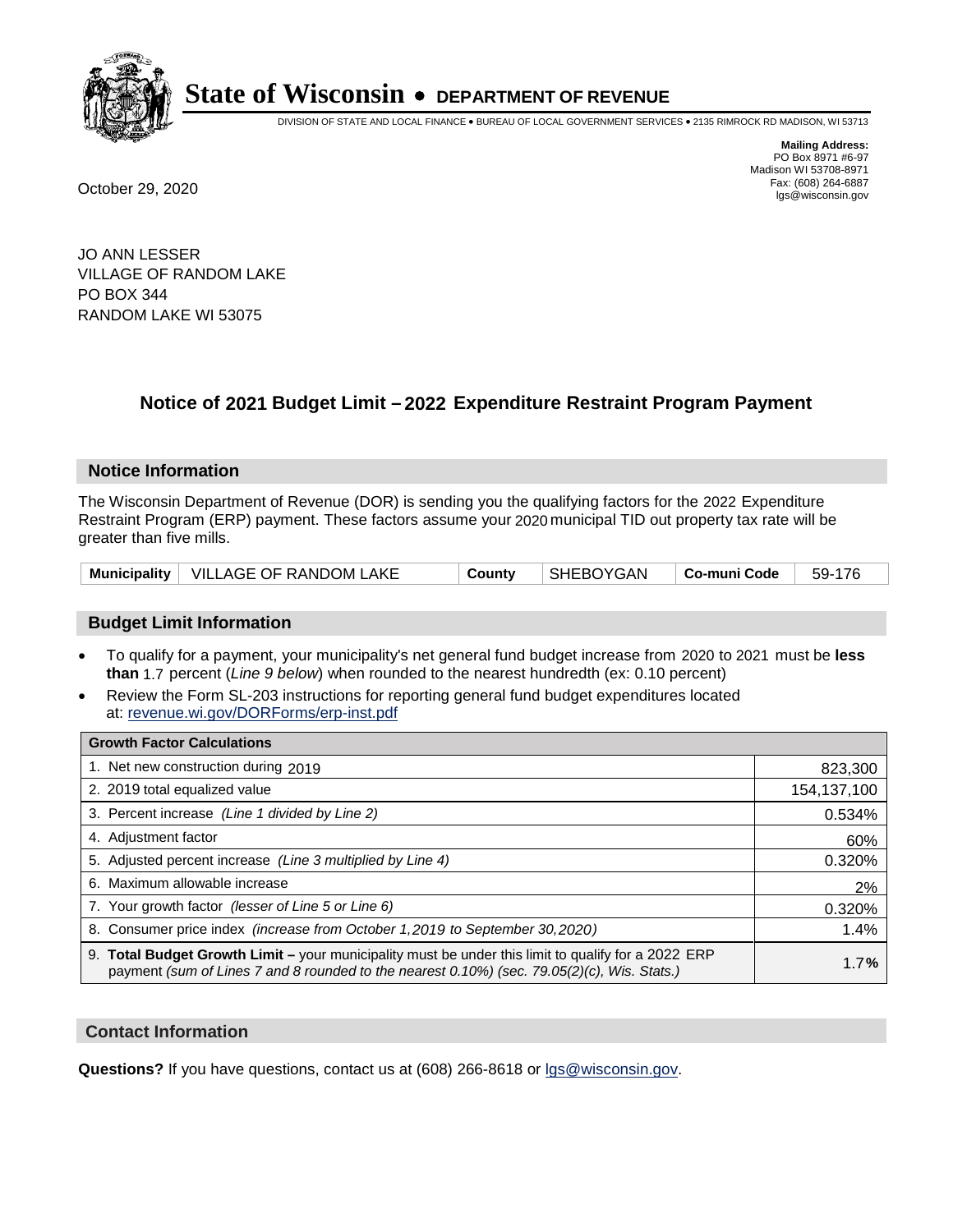# State of Wisconsin • DEPARTMENT OF REVENUE

DIVISION OF STATE AND LOCAL FINANCE • BUREAU OF LOCAL GOVERNMENT SERVICES • 2135 RIMROCK RD MADISON, WI 53713

**Mailing Address:**
PO Box 8971 #6-97
Madison WI 53708-8971
Fax: (608) 264-6887
lgs@wisconsin.gov

October 29, 2020

JO ANN LESSER
VILLAGE OF RANDOM LAKE
PO BOX 344
RANDOM LAKE WI 53075

## Notice of 2021 Budget Limit – 2022 Expenditure Restraint Program Payment

### Notice Information

The Wisconsin Department of Revenue (DOR) is sending you the qualifying factors for the 2022 Expenditure Restraint Program (ERP) payment. These factors assume your 2020 municipal TID out property tax rate will be greater than five mills.

| Municipality | VILLAGE OF RANDOM LAKE | County | SHEBOYGAN | Co-muni Code | 59-176 |
|---|---|---|---|---|---|

### Budget Limit Information

- To qualify for a payment, your municipality's net general fund budget increase from 2020 to 2021 must be **less than** 1.7 percent (*Line 9 below*) when rounded to the nearest hundredth (ex: 0.10 percent)
- Review the Form SL-203 instructions for reporting general fund budget expenditures located at: revenue.wi.gov/DORForms/erp-inst.pdf

| Growth Factor Calculations | |
|---|---|
| 1. Net new construction during 2019 | 823,300 |
| 2. 2019 total equalized value | 154,137,100 |
| 3. Percent increase *(Line 1 divided by Line 2)* | 0.534% |
| 4. Adjustment factor | 60% |
| 5. Adjusted percent increase *(Line 3 multiplied by Line 4)* | 0.320% |
| 6. Maximum allowable increase | 2% |
| 7. Your growth factor *(lesser of Line 5 or Line 6)* | 0.320% |
| 8. Consumer price index *(increase from October 1,2019 to September 30,2020)* | 1.4% |
| 9. **Total Budget Growth Limit –** your municipality must be under this limit to qualify for a 2022 ERP payment *(sum of Lines 7 and 8 rounded to the nearest 0.10%) (sec. 79.05(2)(c), Wis. Stats.)* | 1.7**%** |

### Contact Information

**Questions?** If you have questions, contact us at (608) 266-8618 or lgs@wisconsin.gov.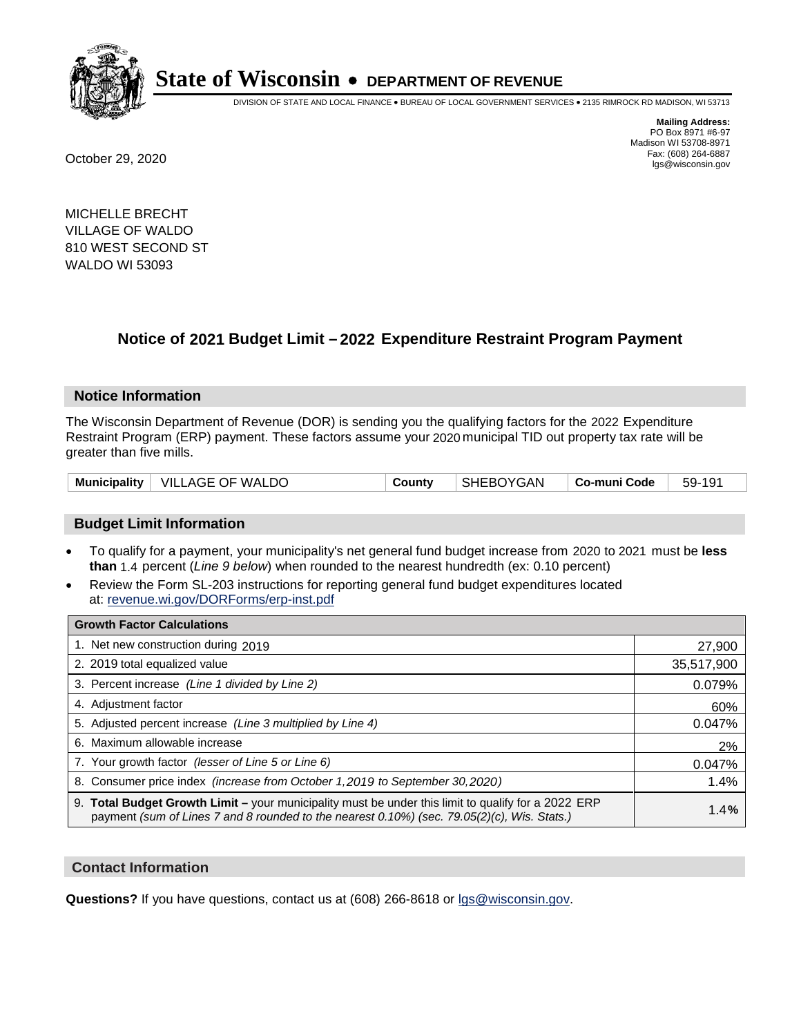# State of Wisconsin • DEPARTMENT OF REVENUE

DIVISION OF STATE AND LOCAL FINANCE • BUREAU OF LOCAL GOVERNMENT SERVICES • 2135 RIMROCK RD MADISON, WI 53713

**Mailing Address:**
PO Box 8971 #6-97
Madison WI 53708-8971
Fax: (608) 264-6887
lgs@wisconsin.gov

October 29, 2020

MICHELLE BRECHT
VILLAGE OF WALDO
810 WEST SECOND ST
WALDO WI 53093

## Notice of 2021 Budget Limit – 2022 Expenditure Restraint Program Payment

### Notice Information

The Wisconsin Department of Revenue (DOR) is sending you the qualifying factors for the 2022 Expenditure Restraint Program (ERP) payment. These factors assume your 2020 municipal TID out property tax rate will be greater than five mills.

| Municipality | VILLAGE OF WALDO | County | SHEBOYGAN | Co-muni Code | 59-191 |
|---|---|---|---|---|---|

### Budget Limit Information

- To qualify for a payment, your municipality's net general fund budget increase from 2020 to 2021 must be **less than** 1.4 percent (*Line 9 below*) when rounded to the nearest hundredth (ex: 0.10 percent)
- Review the Form SL-203 instructions for reporting general fund budget expenditures located at: revenue.wi.gov/DORForms/erp-inst.pdf

| Growth Factor Calculations | |
|---|---|
| 1. Net new construction during 2019 | 27,900 |
| 2. 2019 total equalized value | 35,517,900 |
| 3. Percent increase *(Line 1 divided by Line 2)* | 0.079% |
| 4. Adjustment factor | 60% |
| 5. Adjusted percent increase *(Line 3 multiplied by Line 4)* | 0.047% |
| 6. Maximum allowable increase | 2% |
| 7. Your growth factor *(lesser of Line 5 or Line 6)* | 0.047% |
| 8. Consumer price index *(increase from October 1,2019 to September 30,2020)* | 1.4% |
| 9. **Total Budget Growth Limit –** your municipality must be under this limit to qualify for a 2022 ERP payment *(sum of Lines 7 and 8 rounded to the nearest 0.10%) (sec. 79.05(2)(c), Wis. Stats.)* | 1.4**%** |

### Contact Information

**Questions?** If you have questions, contact us at (608) 266-8618 or lgs@wisconsin.gov.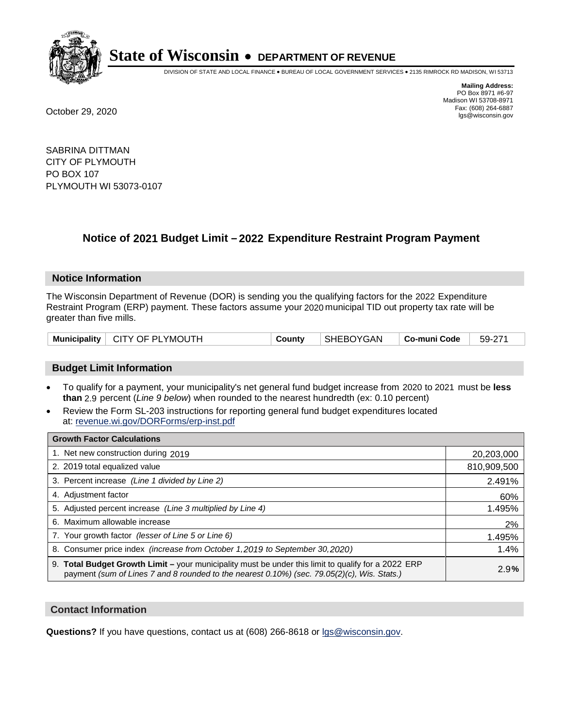# State of Wisconsin • DEPARTMENT OF REVENUE

DIVISION OF STATE AND LOCAL FINANCE • BUREAU OF LOCAL GOVERNMENT SERVICES • 2135 RIMROCK RD MADISON, WI 53713

**Mailing Address:**
PO Box 8971 #6-97
Madison WI 53708-8971
Fax: (608) 264-6887
lgs@wisconsin.gov

October 29, 2020

SABRINA DITTMAN
CITY OF PLYMOUTH
PO BOX 107
PLYMOUTH WI 53073-0107

## Notice of 2021 Budget Limit – 2022 Expenditure Restraint Program Payment

### Notice Information

The Wisconsin Department of Revenue (DOR) is sending you the qualifying factors for the 2022 Expenditure Restraint Program (ERP) payment. These factors assume your 2020 municipal TID out property tax rate will be greater than five mills.

| Municipality | CITY OF PLYMOUTH | County | SHEBOYGAN | Co-muni Code | 59-271 |
|---|---|---|---|---|---|

### Budget Limit Information

- To qualify for a payment, your municipality's net general fund budget increase from 2020 to 2021 must be **less than** 2.9 percent (*Line 9 below*) when rounded to the nearest hundredth (ex: 0.10 percent)
- Review the Form SL-203 instructions for reporting general fund budget expenditures located at: revenue.wi.gov/DORForms/erp-inst.pdf

| Growth Factor Calculations | |
|---|---|
| 1. Net new construction during 2019 | 20,203,000 |
| 2. 2019 total equalized value | 810,909,500 |
| 3. Percent increase *(Line 1 divided by Line 2)* | 2.491% |
| 4. Adjustment factor | 60% |
| 5. Adjusted percent increase *(Line 3 multiplied by Line 4)* | 1.495% |
| 6. Maximum allowable increase | 2% |
| 7. Your growth factor *(lesser of Line 5 or Line 6)* | 1.495% |
| 8. Consumer price index *(increase from October 1,2019 to September 30,2020)* | 1.4% |
| 9. **Total Budget Growth Limit –** your municipality must be under this limit to qualify for a 2022 ERP payment *(sum of Lines 7 and 8 rounded to the nearest 0.10%) (sec. 79.05(2)(c), Wis. Stats.)* | 2.9% |

### Contact Information

**Questions?** If you have questions, contact us at (608) 266-8618 or lgs@wisconsin.gov.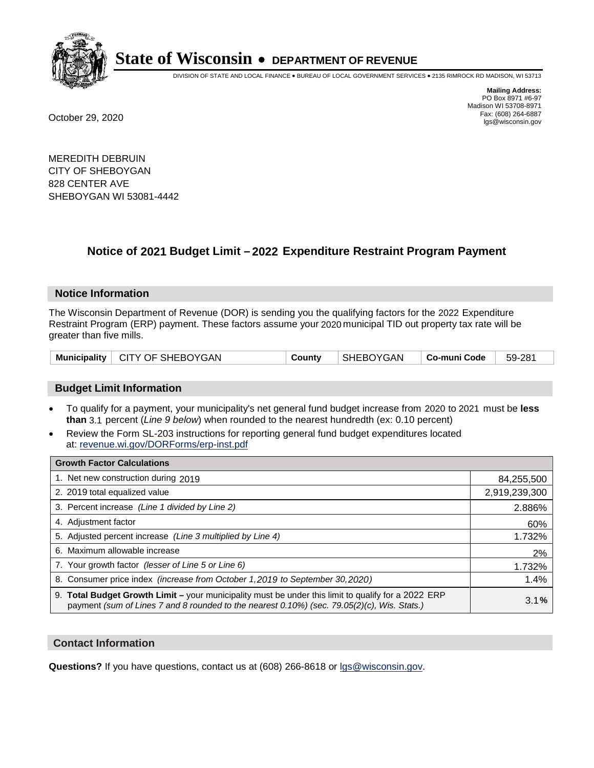# State of Wisconsin • DEPARTMENT OF REVENUE

DIVISION OF STATE AND LOCAL FINANCE • BUREAU OF LOCAL GOVERNMENT SERVICES • 2135 RIMROCK RD MADISON, WI 53713

**Mailing Address:**
PO Box 8971 #6-97
Madison WI 53708-8971
Fax: (608) 264-6887
lgs@wisconsin.gov

October 29, 2020

MEREDITH DEBRUIN
CITY OF SHEBOYGAN
828 CENTER AVE
SHEBOYGAN WI 53081-4442

## Notice of 2021 Budget Limit – 2022 Expenditure Restraint Program Payment

### Notice Information

The Wisconsin Department of Revenue (DOR) is sending you the qualifying factors for the 2022 Expenditure Restraint Program (ERP) payment. These factors assume your 2020 municipal TID out property tax rate will be greater than five mills.

| Municipality | CITY OF SHEBOYGAN | County | SHEBOYGAN | Co-muni Code | 59-281 |
|---|---|---|---|---|---|

### Budget Limit Information

- To qualify for a payment, your municipality's net general fund budget increase from 2020 to 2021 must be **less than** 3.1 percent (*Line 9 below*) when rounded to the nearest hundredth (ex: 0.10 percent)
- Review the Form SL-203 instructions for reporting general fund budget expenditures located at: revenue.wi.gov/DORForms/erp-inst.pdf

| Growth Factor Calculations | |
|---|---|
| 1. Net new construction during 2019 | 84,255,500 |
| 2. 2019 total equalized value | 2,919,239,300 |
| 3. Percent increase *(Line 1 divided by Line 2)* | 2.886% |
| 4. Adjustment factor | 60% |
| 5. Adjusted percent increase *(Line 3 multiplied by Line 4)* | 1.732% |
| 6. Maximum allowable increase | 2% |
| 7. Your growth factor *(lesser of Line 5 or Line 6)* | 1.732% |
| 8. Consumer price index *(increase from October 1,2019 to September 30,2020)* | 1.4% |
| 9. **Total Budget Growth Limit –** your municipality must be under this limit to qualify for a 2022 ERP payment *(sum of Lines 7 and 8 rounded to the nearest 0.10%) (sec. 79.05(2)(c), Wis. Stats.)* | 3.1**%** |

### Contact Information

**Questions?** If you have questions, contact us at (608) 266-8618 or lgs@wisconsin.gov.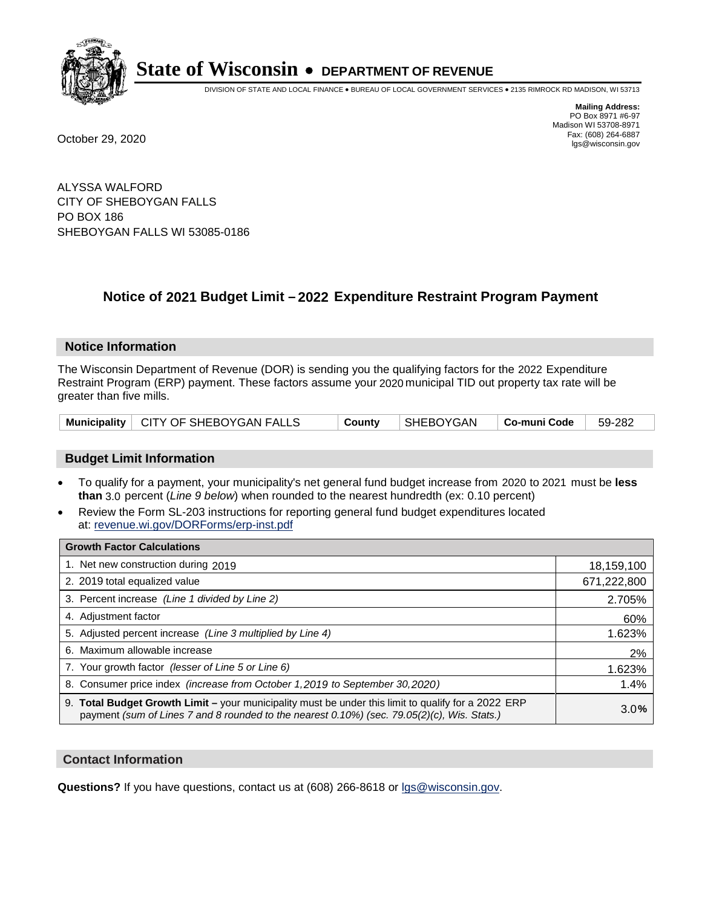# State of Wisconsin • DEPARTMENT OF REVENUE

DIVISION OF STATE AND LOCAL FINANCE • BUREAU OF LOCAL GOVERNMENT SERVICES • 2135 RIMROCK RD MADISON, WI 53713

**Mailing Address:**
PO Box 8971 #6-97
Madison WI 53708-8971
Fax: (608) 264-6887
lgs@wisconsin.gov

October 29, 2020

ALYSSA WALFORD
CITY OF SHEBOYGAN FALLS
PO BOX 186
SHEBOYGAN FALLS WI 53085-0186

## Notice of 2021 Budget Limit – 2022 Expenditure Restraint Program Payment

### Notice Information

The Wisconsin Department of Revenue (DOR) is sending you the qualifying factors for the 2022 Expenditure Restraint Program (ERP) payment. These factors assume your 2020 municipal TID out property tax rate will be greater than five mills.

| Municipality | CITY OF SHEBOYGAN FALLS | County | SHEBOYGAN | Co-muni Code | 59-282 |
|---|---|---|---|---|---|

### Budget Limit Information

- To qualify for a payment, your municipality's net general fund budget increase from 2020 to 2021 must be **less than** 3.0 percent (*Line 9 below*) when rounded to the nearest hundredth (ex: 0.10 percent)
- Review the Form SL-203 instructions for reporting general fund budget expenditures located at: revenue.wi.gov/DORForms/erp-inst.pdf

| Growth Factor Calculations | |
|---|---|
| 1. Net new construction during 2019 | 18,159,100 |
| 2. 2019 total equalized value | 671,222,800 |
| 3. Percent increase *(Line 1 divided by Line 2)* | 2.705% |
| 4. Adjustment factor | 60% |
| 5. Adjusted percent increase *(Line 3 multiplied by Line 4)* | 1.623% |
| 6. Maximum allowable increase | 2% |
| 7. Your growth factor *(lesser of Line 5 or Line 6)* | 1.623% |
| 8. Consumer price index *(increase from October 1,2019 to September 30,2020)* | 1.4% |
| 9. **Total Budget Growth Limit –** your municipality must be under this limit to qualify for a 2022 ERP payment *(sum of Lines 7 and 8 rounded to the nearest 0.10%) (sec. 79.05(2)(c), Wis. Stats.)* | 3.0% |

### Contact Information

**Questions?** If you have questions, contact us at (608) 266-8618 or lgs@wisconsin.gov.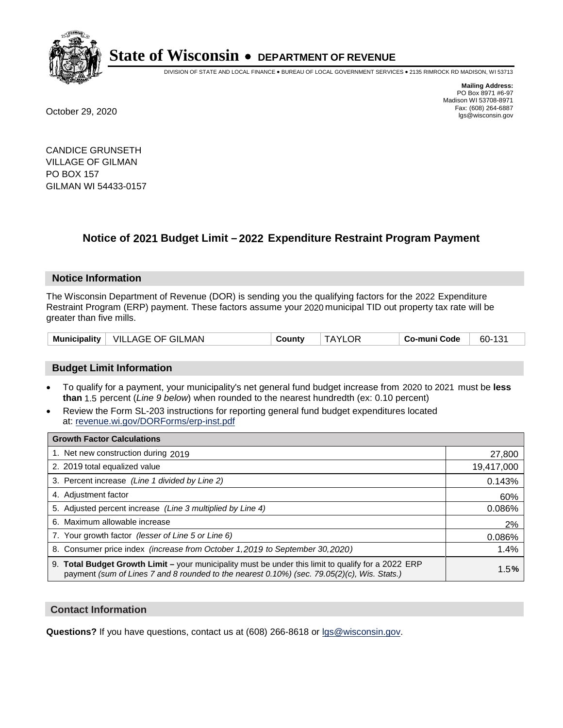# State of Wisconsin • DEPARTMENT OF REVENUE

DIVISION OF STATE AND LOCAL FINANCE • BUREAU OF LOCAL GOVERNMENT SERVICES • 2135 RIMROCK RD MADISON, WI 53713

**Mailing Address:**
PO Box 8971 #6-97
Madison WI 53708-8971
Fax: (608) 264-6887
lgs@wisconsin.gov

October 29, 2020

CANDICE GRUNSETH
VILLAGE OF GILMAN
PO BOX 157
GILMAN WI 54433-0157

## Notice of 2021 Budget Limit – 2022 Expenditure Restraint Program Payment

### Notice Information

The Wisconsin Department of Revenue (DOR) is sending you the qualifying factors for the 2022 Expenditure Restraint Program (ERP) payment. These factors assume your 2020 municipal TID out property tax rate will be greater than five mills.

| Municipality | VILLAGE OF GILMAN | County | TAYLOR | Co-muni Code | 60-131 |
|---|---|---|---|---|---|

### Budget Limit Information

- To qualify for a payment, your municipality's net general fund budget increase from 2020 to 2021 must be **less than** 1.5 percent (*Line 9 below*) when rounded to the nearest hundredth (ex: 0.10 percent)
- Review the Form SL-203 instructions for reporting general fund budget expenditures located at: revenue.wi.gov/DORForms/erp-inst.pdf

| Growth Factor Calculations | |
|---|---|
| 1. Net new construction during 2019 | 27,800 |
| 2. 2019 total equalized value | 19,417,000 |
| 3. Percent increase *(Line 1 divided by Line 2)* | 0.143% |
| 4. Adjustment factor | 60% |
| 5. Adjusted percent increase *(Line 3 multiplied by Line 4)* | 0.086% |
| 6. Maximum allowable increase | 2% |
| 7. Your growth factor *(lesser of Line 5 or Line 6)* | 0.086% |
| 8. Consumer price index *(increase from October 1,2019 to September 30,2020)* | 1.4% |
| 9. **Total Budget Growth Limit –** your municipality must be under this limit to qualify for a 2022 ERP payment *(sum of Lines 7 and 8 rounded to the nearest 0.10%) (sec. 79.05(2)(c), Wis. Stats.)* | 1.5**%** |

### Contact Information

**Questions?** If you have questions, contact us at (608) 266-8618 or lgs@wisconsin.gov.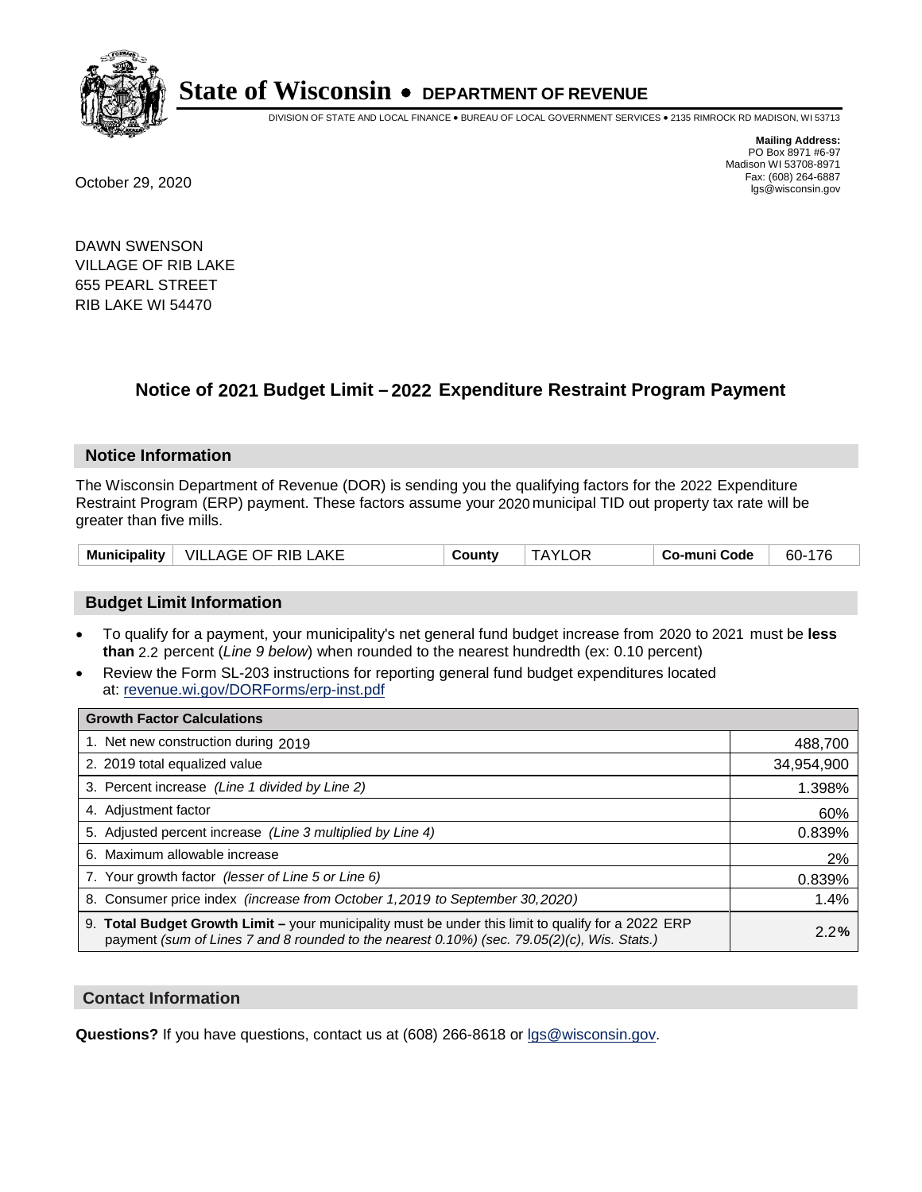# State of Wisconsin • DEPARTMENT OF REVENUE

DIVISION OF STATE AND LOCAL FINANCE • BUREAU OF LOCAL GOVERNMENT SERVICES • 2135 RIMROCK RD MADISON, WI 53713

**Mailing Address:**
PO Box 8971 #6-97
Madison WI 53708-8971
Fax: (608) 264-6887
lgs@wisconsin.gov

October 29, 2020

DAWN SWENSON
VILLAGE OF RIB LAKE
655 PEARL STREET
RIB LAKE WI 54470

## Notice of 2021 Budget Limit – 2022 Expenditure Restraint Program Payment

### Notice Information

The Wisconsin Department of Revenue (DOR) is sending you the qualifying factors for the 2022 Expenditure Restraint Program (ERP) payment. These factors assume your 2020 municipal TID out property tax rate will be greater than five mills.

| Municipality | VILLAGE OF RIB LAKE | County | TAYLOR | Co-muni Code | 60-176 |
|---|---|---|---|---|---|

### Budget Limit Information

- To qualify for a payment, your municipality's net general fund budget increase from 2020 to 2021 must be **less than** 2.2 percent (*Line 9 below*) when rounded to the nearest hundredth (ex: 0.10 percent)
- Review the Form SL-203 instructions for reporting general fund budget expenditures located at: revenue.wi.gov/DORForms/erp-inst.pdf

| Growth Factor Calculations | |
|---|---|
| 1. Net new construction during 2019 | 488,700 |
| 2. 2019 total equalized value | 34,954,900 |
| 3. Percent increase *(Line 1 divided by Line 2)* | 1.398% |
| 4. Adjustment factor | 60% |
| 5. Adjusted percent increase *(Line 3 multiplied by Line 4)* | 0.839% |
| 6. Maximum allowable increase | 2% |
| 7. Your growth factor *(lesser of Line 5 or Line 6)* | 0.839% |
| 8. Consumer price index *(increase from October 1,2019 to September 30,2020)* | 1.4% |
| 9. **Total Budget Growth Limit –** your municipality must be under this limit to qualify for a 2022 ERP payment *(sum of Lines 7 and 8 rounded to the nearest 0.10%) (sec. 79.05(2)(c), Wis. Stats.)* | 2.2**%** |

### Contact Information

**Questions?** If you have questions, contact us at (608) 266-8618 or lgs@wisconsin.gov.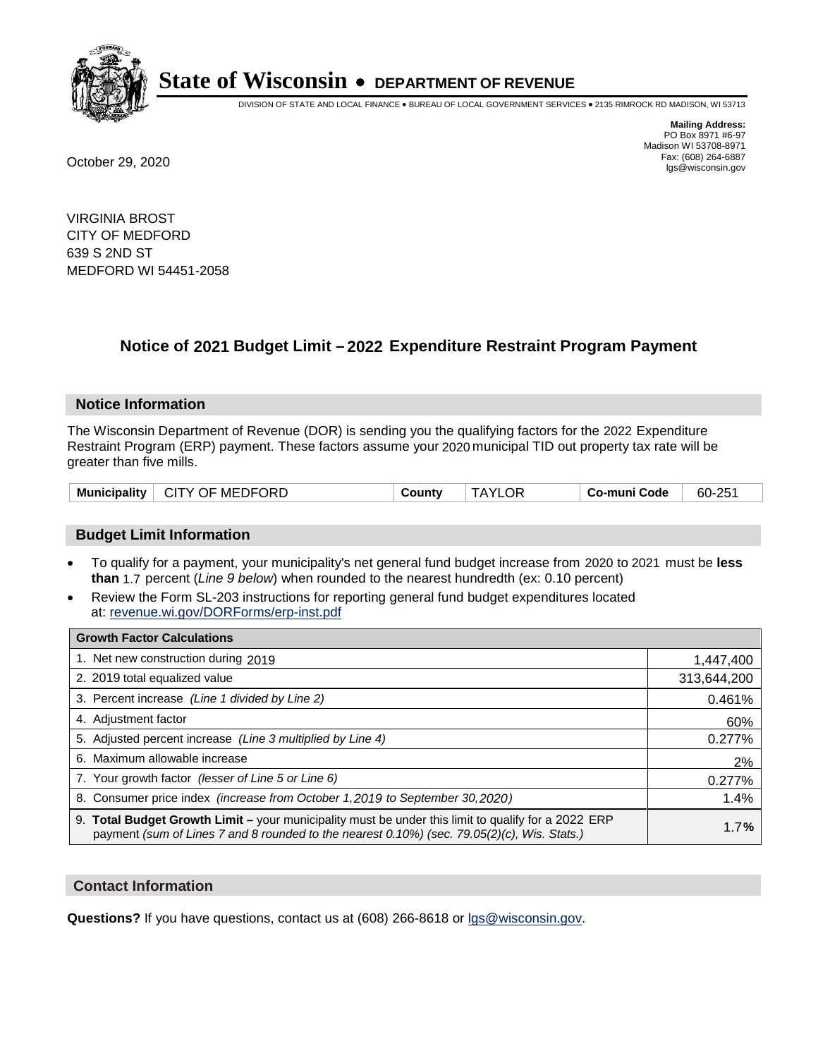# State of Wisconsin • DEPARTMENT OF REVENUE

DIVISION OF STATE AND LOCAL FINANCE • BUREAU OF LOCAL GOVERNMENT SERVICES • 2135 RIMROCK RD MADISON, WI 53713

**Mailing Address:**
PO Box 8971 #6-97
Madison WI 53708-8971
Fax: (608) 264-6887
lgs@wisconsin.gov

October 29, 2020

VIRGINIA BROST
CITY OF MEDFORD
639 S 2ND ST
MEDFORD WI 54451-2058

## Notice of 2021 Budget Limit – 2022 Expenditure Restraint Program Payment

### Notice Information

The Wisconsin Department of Revenue (DOR) is sending you the qualifying factors for the 2022 Expenditure Restraint Program (ERP) payment. These factors assume your 2020 municipal TID out property tax rate will be greater than five mills.

| Municipality | CITY OF MEDFORD | County | TAYLOR | Co-muni Code | 60-251 |
|---|---|---|---|---|---|

### Budget Limit Information

- To qualify for a payment, your municipality's net general fund budget increase from 2020 to 2021 must be **less than** 1.7 percent (*Line 9 below*) when rounded to the nearest hundredth (ex: 0.10 percent)
- Review the Form SL-203 instructions for reporting general fund budget expenditures located at: revenue.wi.gov/DORForms/erp-inst.pdf

| Growth Factor Calculations | |
|---|---|
| 1. Net new construction during 2019 | 1,447,400 |
| 2. 2019 total equalized value | 313,644,200 |
| 3. Percent increase *(Line 1 divided by Line 2)* | 0.461% |
| 4. Adjustment factor | 60% |
| 5. Adjusted percent increase *(Line 3 multiplied by Line 4)* | 0.277% |
| 6. Maximum allowable increase | 2% |
| 7. Your growth factor *(lesser of Line 5 or Line 6)* | 0.277% |
| 8. Consumer price index *(increase from October 1,2019 to September 30,2020)* | 1.4% |
| 9. **Total Budget Growth Limit –** your municipality must be under this limit to qualify for a 2022 ERP payment *(sum of Lines 7 and 8 rounded to the nearest 0.10%) (sec. 79.05(2)(c), Wis. Stats.)* | 1.7**%** |

### Contact Information

**Questions?** If you have questions, contact us at (608) 266-8618 or lgs@wisconsin.gov.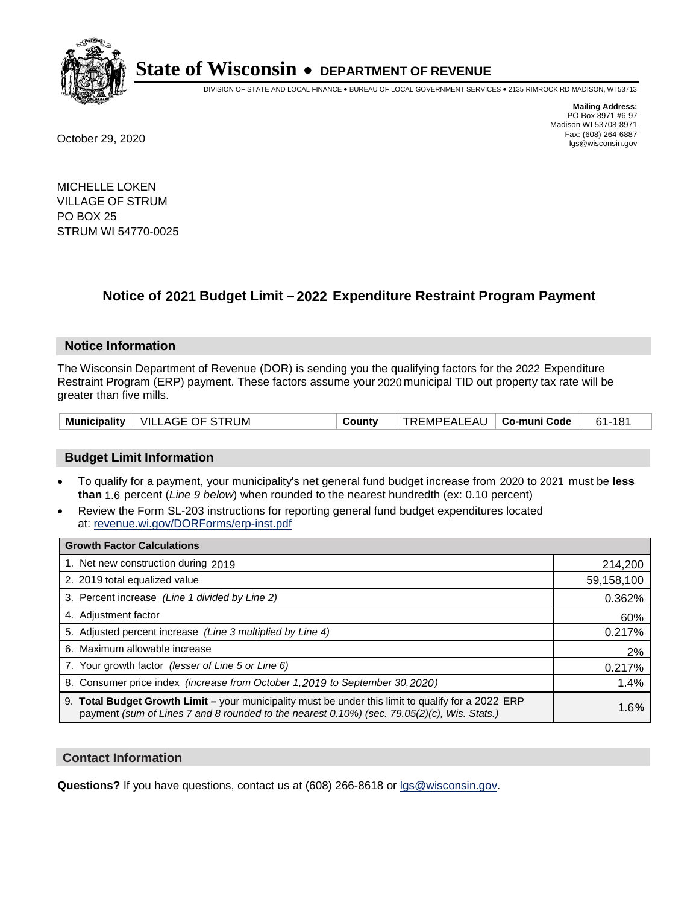# State of Wisconsin • DEPARTMENT OF REVENUE

DIVISION OF STATE AND LOCAL FINANCE • BUREAU OF LOCAL GOVERNMENT SERVICES • 2135 RIMROCK RD MADISON, WI 53713

**Mailing Address:**
PO Box 8971 #6-97
Madison WI 53708-8971
Fax: (608) 264-6887
lgs@wisconsin.gov

October 29, 2020

MICHELLE LOKEN
VILLAGE OF STRUM
PO BOX 25
STRUM WI 54770-0025

## Notice of 2021 Budget Limit – 2022 Expenditure Restraint Program Payment

### Notice Information

The Wisconsin Department of Revenue (DOR) is sending you the qualifying factors for the 2022 Expenditure Restraint Program (ERP) payment. These factors assume your 2020 municipal TID out property tax rate will be greater than five mills.

| Municipality | VILLAGE OF STRUM | County | TREMPEALEAU | Co-muni Code | 61-181 |
|---|---|---|---|---|---|

### Budget Limit Information

- To qualify for a payment, your municipality's net general fund budget increase from 2020 to 2021 must be **less than** 1.6 percent (*Line 9 below*) when rounded to the nearest hundredth (ex: 0.10 percent)
- Review the Form SL-203 instructions for reporting general fund budget expenditures located at: revenue.wi.gov/DORForms/erp-inst.pdf

| Growth Factor Calculations | |
|---|---|
| 1. Net new construction during 2019 | 214,200 |
| 2. 2019 total equalized value | 59,158,100 |
| 3. Percent increase *(Line 1 divided by Line 2)* | 0.362% |
| 4. Adjustment factor | 60% |
| 5. Adjusted percent increase *(Line 3 multiplied by Line 4)* | 0.217% |
| 6. Maximum allowable increase | 2% |
| 7. Your growth factor *(lesser of Line 5 or Line 6)* | 0.217% |
| 8. Consumer price index *(increase from October 1,2019 to September 30,2020)* | 1.4% |
| 9. **Total Budget Growth Limit –** your municipality must be under this limit to qualify for a 2022 ERP payment *(sum of Lines 7 and 8 rounded to the nearest 0.10%) (sec. 79.05(2)(c), Wis. Stats.)* | 1.6**%** |

### Contact Information

**Questions?** If you have questions, contact us at (608) 266-8618 or lgs@wisconsin.gov.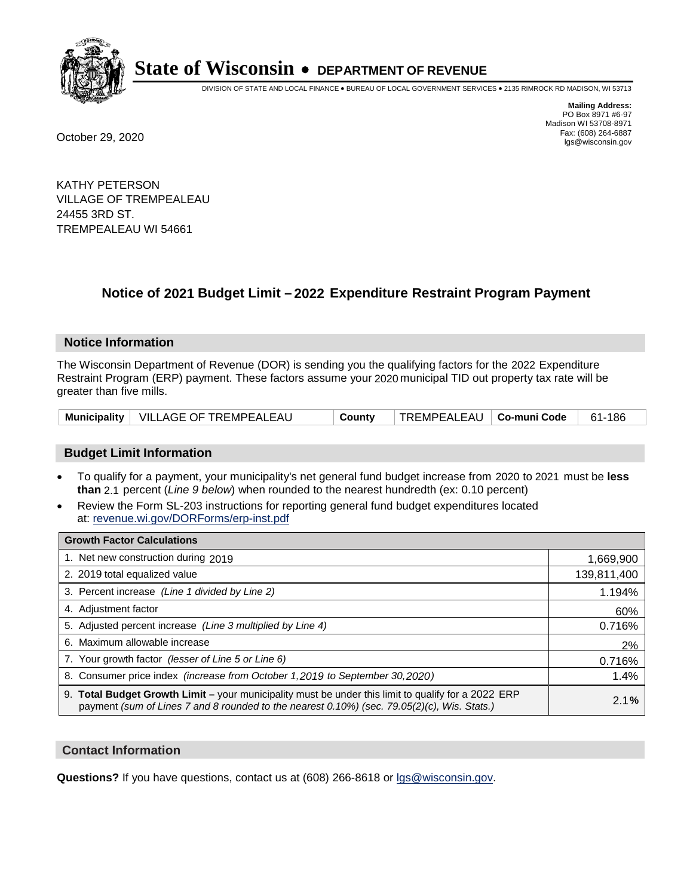**State of Wisconsin • DEPARTMENT OF REVENUE**

DIVISION OF STATE AND LOCAL FINANCE • BUREAU OF LOCAL GOVERNMENT SERVICES • 2135 RIMROCK RD MADISON, WI 53713

**Mailing Address:**
PO Box 8971 #6-97
Madison WI 53708-8971
Fax: (608) 264-6887
lgs@wisconsin.gov

October 29, 2020

KATHY PETERSON
VILLAGE OF TREMPEALEAU
24455 3RD ST.
TREMPEALEAU WI 54661

## Notice of 2021 Budget Limit – 2022 Expenditure Restraint Program Payment

### Notice Information

The Wisconsin Department of Revenue (DOR) is sending you the qualifying factors for the 2022 Expenditure Restraint Program (ERP) payment. These factors assume your 2020 municipal TID out property tax rate will be greater than five mills.

| Municipality | VILLAGE OF TREMPEALEAU | County | TREMPEALEAU | Co-muni Code | 61-186 |
|---|---|---|---|---|---|

### Budget Limit Information

- To qualify for a payment, your municipality's net general fund budget increase from 2020 to 2021 must be **less than** 2.1 percent (*Line 9 below*) when rounded to the nearest hundredth (ex: 0.10 percent)
- Review the Form SL-203 instructions for reporting general fund budget expenditures located at: revenue.wi.gov/DORForms/erp-inst.pdf

| Growth Factor Calculations | |
|---|---|
| 1. Net new construction during 2019 | 1,669,900 |
| 2. 2019 total equalized value | 139,811,400 |
| 3. Percent increase *(Line 1 divided by Line 2)* | 1.194% |
| 4. Adjustment factor | 60% |
| 5. Adjusted percent increase *(Line 3 multiplied by Line 4)* | 0.716% |
| 6. Maximum allowable increase | 2% |
| 7. Your growth factor *(lesser of Line 5 or Line 6)* | 0.716% |
| 8. Consumer price index *(increase from October 1,2019 to September 30,2020)* | 1.4% |
| 9. **Total Budget Growth Limit –** your municipality must be under this limit to qualify for a 2022 ERP payment *(sum of Lines 7 and 8 rounded to the nearest 0.10%) (sec. 79.05(2)(c), Wis. Stats.)* | 2.1**%** |

### Contact Information

**Questions?** If you have questions, contact us at (608) 266-8618 or lgs@wisconsin.gov.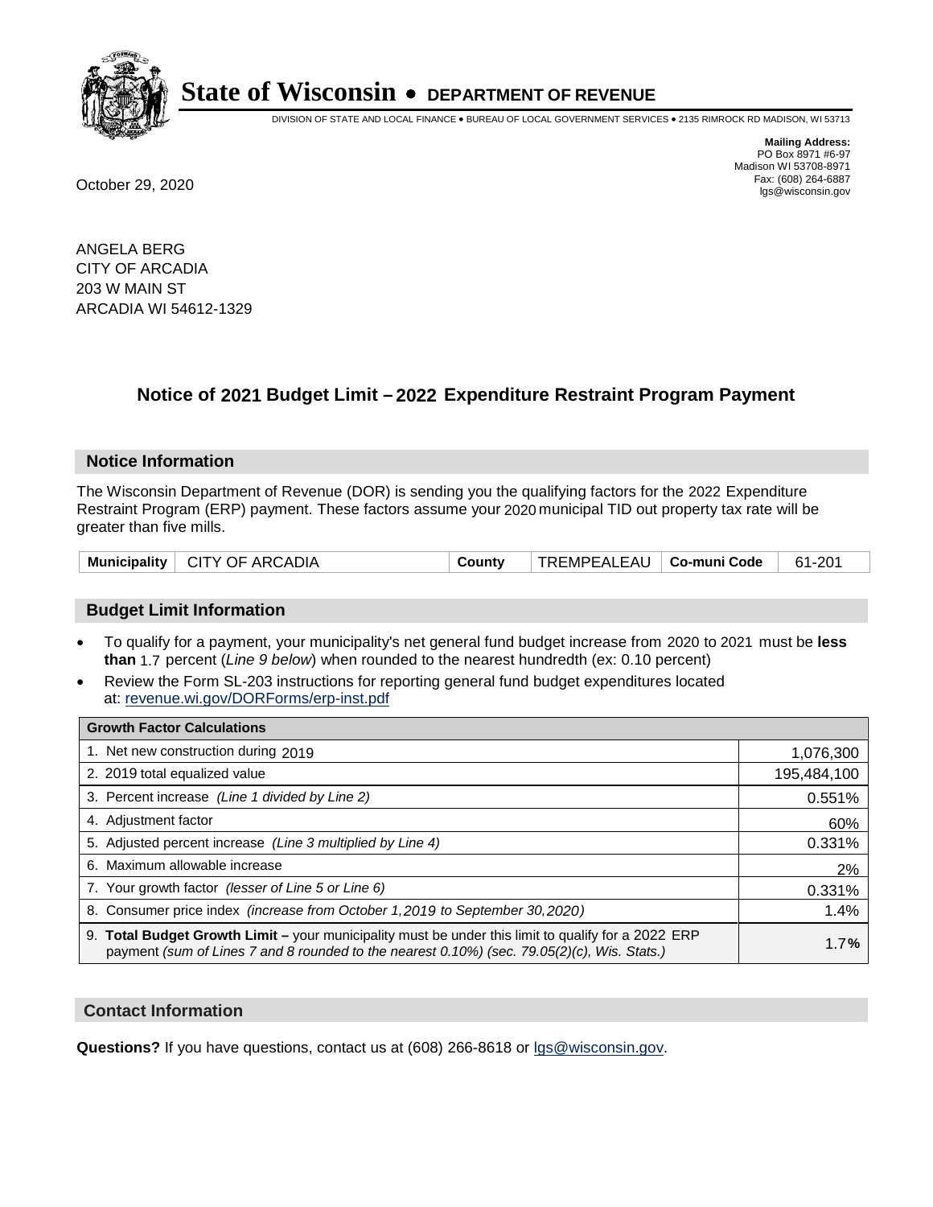# State of Wisconsin • DEPARTMENT OF REVENUE

DIVISION OF STATE AND LOCAL FINANCE • BUREAU OF LOCAL GOVERNMENT SERVICES • 2135 RIMROCK RD MADISON, WI 53713

**Mailing Address:**
PO Box 8971 #6-97
Madison WI 53708-8971
Fax: (608) 264-6887
lgs@wisconsin.gov

October 29, 2020

ANGELA BERG
CITY OF ARCADIA
203 W MAIN ST
ARCADIA WI 54612-1329

## Notice of 2021 Budget Limit – 2022 Expenditure Restraint Program Payment

### Notice Information

The Wisconsin Department of Revenue (DOR) is sending you the qualifying factors for the 2022 Expenditure Restraint Program (ERP) payment. These factors assume your 2020 municipal TID out property tax rate will be greater than five mills.

| Municipality | CITY OF ARCADIA | County | TREMPEALEAU | Co-muni Code | 61-201 |
|---|---|---|---|---|---|

### Budget Limit Information

- To qualify for a payment, your municipality's net general fund budget increase from 2020 to 2021 must be **less than** 1.7 percent (*Line 9 below*) when rounded to the nearest hundredth (ex: 0.10 percent)
- Review the Form SL-203 instructions for reporting general fund budget expenditures located at: revenue.wi.gov/DORForms/erp-inst.pdf

| Growth Factor Calculations | |
|---|---|
| 1. Net new construction during 2019 | 1,076,300 |
| 2. 2019 total equalized value | 195,484,100 |
| 3. Percent increase *(Line 1 divided by Line 2)* | 0.551% |
| 4. Adjustment factor | 60% |
| 5. Adjusted percent increase *(Line 3 multiplied by Line 4)* | 0.331% |
| 6. Maximum allowable increase | 2% |
| 7. Your growth factor *(lesser of Line 5 or Line 6)* | 0.331% |
| 8. Consumer price index *(increase from October 1,2019 to September 30,2020)* | 1.4% |
| 9. **Total Budget Growth Limit –** your municipality must be under this limit to qualify for a 2022 ERP payment *(sum of Lines 7 and 8 rounded to the nearest 0.10%) (sec. 79.05(2)(c), Wis. Stats.)* | 1.7**%** |

### Contact Information

**Questions?** If you have questions, contact us at (608) 266-8618 or lgs@wisconsin.gov.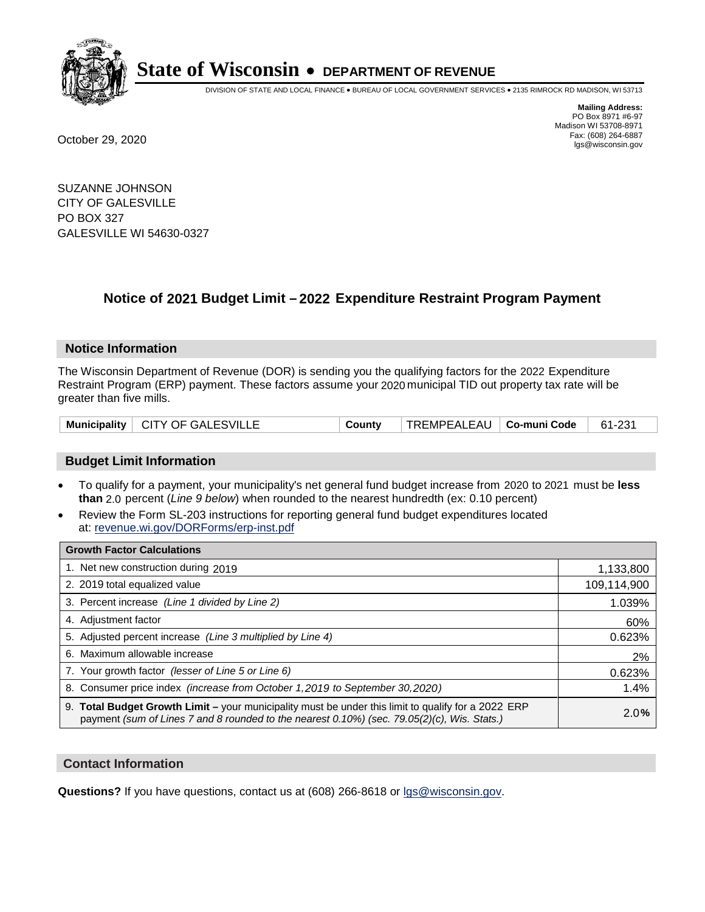# State of Wisconsin • DEPARTMENT OF REVENUE

DIVISION OF STATE AND LOCAL FINANCE • BUREAU OF LOCAL GOVERNMENT SERVICES • 2135 RIMROCK RD MADISON, WI 53713

**Mailing Address:**
PO Box 8971 #6-97
Madison WI 53708-8971
Fax: (608) 264-6887
lgs@wisconsin.gov

October 29, 2020

SUZANNE JOHNSON
CITY OF GALESVILLE
PO BOX 327
GALESVILLE WI 54630-0327

## Notice of 2021 Budget Limit – 2022 Expenditure Restraint Program Payment

### Notice Information

The Wisconsin Department of Revenue (DOR) is sending you the qualifying factors for the 2022 Expenditure Restraint Program (ERP) payment. These factors assume your 2020 municipal TID out property tax rate will be greater than five mills.

| Municipality | CITY OF GALESVILLE | County | TREMPEALEAU | Co-muni Code | 61-231 |
|---|---|---|---|---|---|

### Budget Limit Information

- To qualify for a payment, your municipality's net general fund budget increase from 2020 to 2021 must be **less than** 2.0 percent (*Line 9 below*) when rounded to the nearest hundredth (ex: 0.10 percent)
- Review the Form SL-203 instructions for reporting general fund budget expenditures located at: revenue.wi.gov/DORForms/erp-inst.pdf

| Growth Factor Calculations | |
|---|---|
| 1. Net new construction during 2019 | 1,133,800 |
| 2. 2019 total equalized value | 109,114,900 |
| 3. Percent increase *(Line 1 divided by Line 2)* | 1.039% |
| 4. Adjustment factor | 60% |
| 5. Adjusted percent increase *(Line 3 multiplied by Line 4)* | 0.623% |
| 6. Maximum allowable increase | 2% |
| 7. Your growth factor *(lesser of Line 5 or Line 6)* | 0.623% |
| 8. Consumer price index *(increase from October 1,2019 to September 30,2020)* | 1.4% |
| 9. **Total Budget Growth Limit –** your municipality must be under this limit to qualify for a 2022 ERP payment *(sum of Lines 7 and 8 rounded to the nearest 0.10%) (sec. 79.05(2)(c), Wis. Stats.)* | 2.0% |

### Contact Information

**Questions?** If you have questions, contact us at (608) 266-8618 or lgs@wisconsin.gov.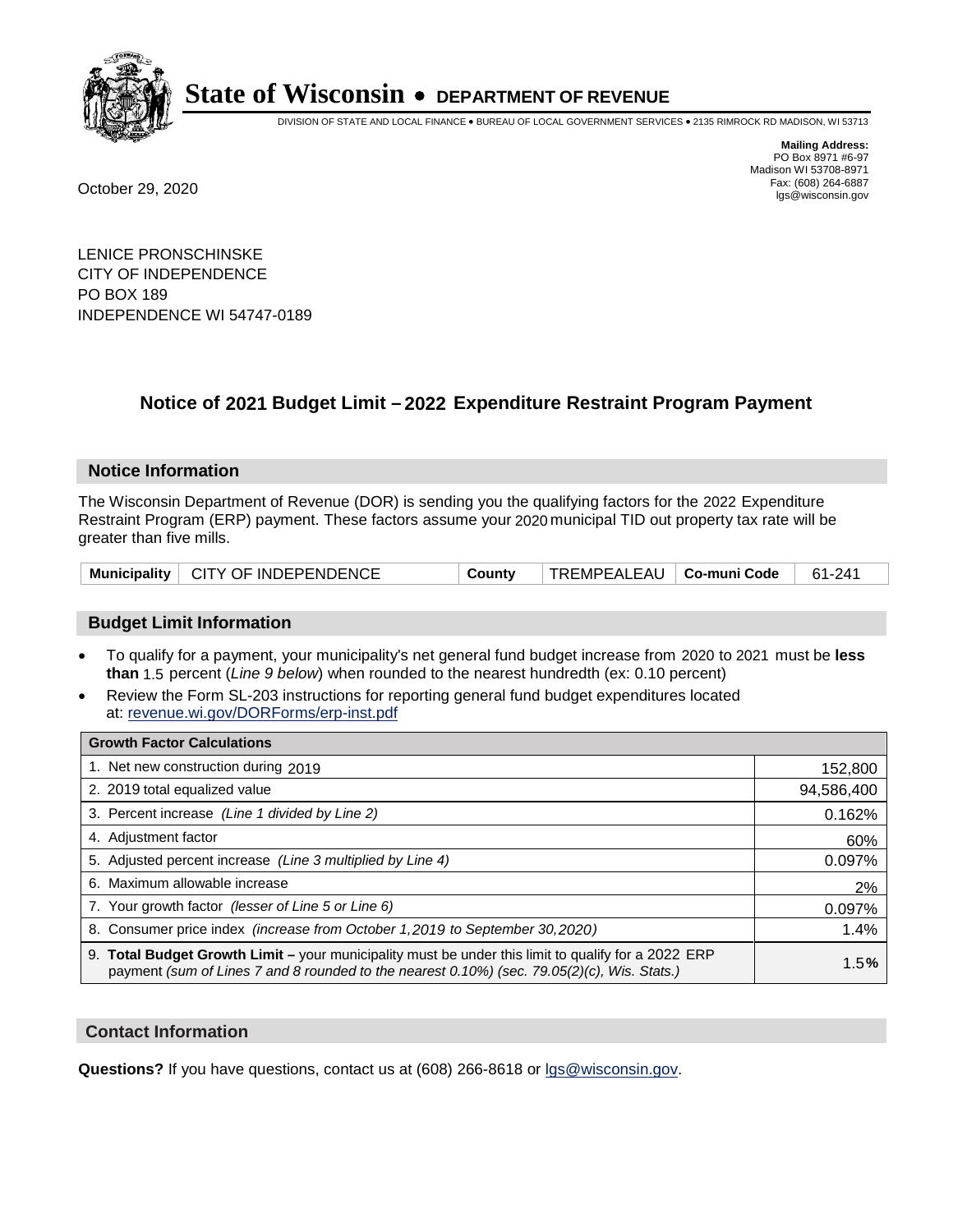# State of Wisconsin • DEPARTMENT OF REVENUE

DIVISION OF STATE AND LOCAL FINANCE • BUREAU OF LOCAL GOVERNMENT SERVICES • 2135 RIMROCK RD MADISON, WI 53713

**Mailing Address:**
PO Box 8971 #6-97
Madison WI 53708-8971
Fax: (608) 264-6887
lgs@wisconsin.gov

October 29, 2020

LENICE PRONSCHINSKE
CITY OF INDEPENDENCE
PO BOX 189
INDEPENDENCE WI 54747-0189

## Notice of 2021 Budget Limit – 2022 Expenditure Restraint Program Payment

### Notice Information

The Wisconsin Department of Revenue (DOR) is sending you the qualifying factors for the 2022 Expenditure Restraint Program (ERP) payment. These factors assume your 2020 municipal TID out property tax rate will be greater than five mills.

| Municipality | CITY OF INDEPENDENCE | County | TREMPEALEAU | Co-muni Code | 61-241 |
|---|---|---|---|---|---|

### Budget Limit Information

- To qualify for a payment, your municipality's net general fund budget increase from 2020 to 2021 must be **less than** 1.5 percent (*Line 9 below*) when rounded to the nearest hundredth (ex: 0.10 percent)
- Review the Form SL-203 instructions for reporting general fund budget expenditures located at: revenue.wi.gov/DORForms/erp-inst.pdf

| Growth Factor Calculations | |
|---|---|
| 1. Net new construction during 2019 | 152,800 |
| 2. 2019 total equalized value | 94,586,400 |
| 3. Percent increase *(Line 1 divided by Line 2)* | 0.162% |
| 4. Adjustment factor | 60% |
| 5. Adjusted percent increase *(Line 3 multiplied by Line 4)* | 0.097% |
| 6. Maximum allowable increase | 2% |
| 7. Your growth factor *(lesser of Line 5 or Line 6)* | 0.097% |
| 8. Consumer price index *(increase from October 1,2019 to September 30,2020)* | 1.4% |
| 9. **Total Budget Growth Limit –** your municipality must be under this limit to qualify for a 2022 ERP payment *(sum of Lines 7 and 8 rounded to the nearest 0.10%) (sec. 79.05(2)(c), Wis. Stats.)* | 1.5**%** |

### Contact Information

**Questions?** If you have questions, contact us at (608) 266-8618 or lgs@wisconsin.gov.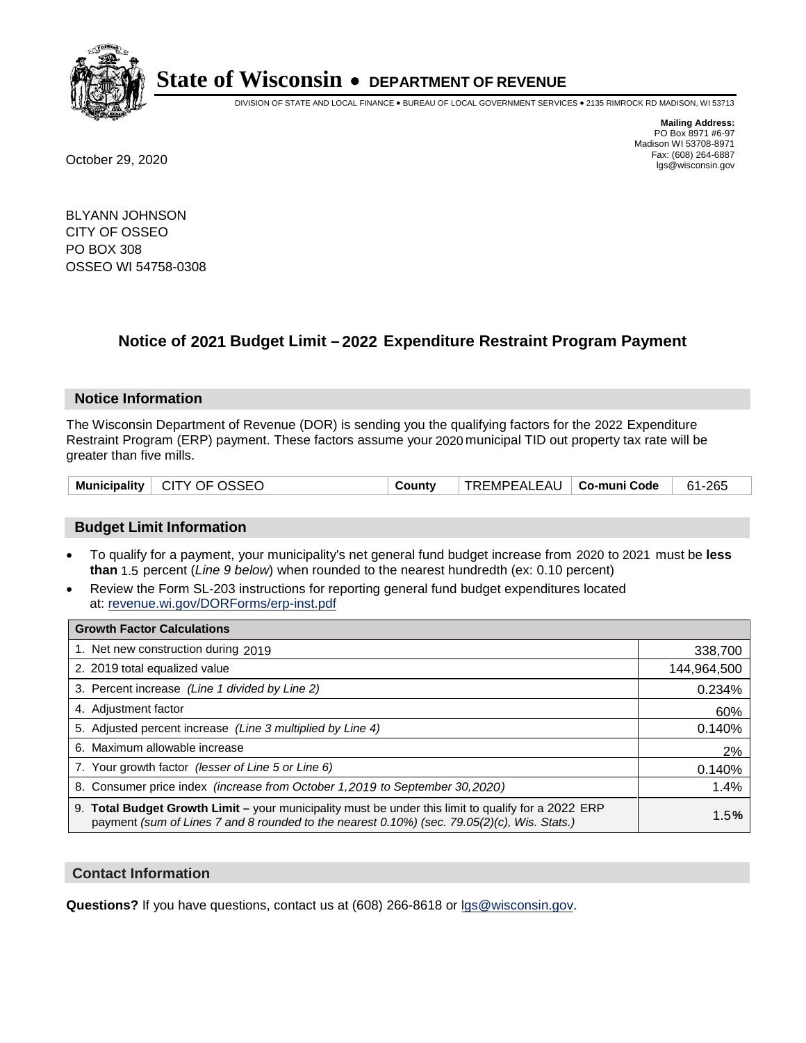# State of Wisconsin • DEPARTMENT OF REVENUE

DIVISION OF STATE AND LOCAL FINANCE • BUREAU OF LOCAL GOVERNMENT SERVICES • 2135 RIMROCK RD MADISON, WI 53713

**Mailing Address:**
PO Box 8971 #6-97
Madison WI 53708-8971
Fax: (608) 264-6887
lgs@wisconsin.gov

October 29, 2020

BLYANN JOHNSON
CITY OF OSSEO
PO BOX 308
OSSEO WI 54758-0308

## Notice of 2021 Budget Limit – 2022 Expenditure Restraint Program Payment

### Notice Information

The Wisconsin Department of Revenue (DOR) is sending you the qualifying factors for the 2022 Expenditure Restraint Program (ERP) payment. These factors assume your 2020 municipal TID out property tax rate will be greater than five mills.

| Municipality | CITY OF OSSEO | County | TREMPEALEAU | Co-muni Code | 61-265 |
|---|---|---|---|---|---|

### Budget Limit Information

- To qualify for a payment, your municipality's net general fund budget increase from 2020 to 2021 must be **less than** 1.5 percent (*Line 9 below*) when rounded to the nearest hundredth (ex: 0.10 percent)
- Review the Form SL-203 instructions for reporting general fund budget expenditures located at: revenue.wi.gov/DORForms/erp-inst.pdf

| Growth Factor Calculations | |
|---|---|
| 1. Net new construction during 2019 | 338,700 |
| 2. 2019 total equalized value | 144,964,500 |
| 3. Percent increase *(Line 1 divided by Line 2)* | 0.234% |
| 4. Adjustment factor | 60% |
| 5. Adjusted percent increase *(Line 3 multiplied by Line 4)* | 0.140% |
| 6. Maximum allowable increase | 2% |
| 7. Your growth factor *(lesser of Line 5 or Line 6)* | 0.140% |
| 8. Consumer price index *(increase from October 1,2019 to September 30,2020)* | 1.4% |
| 9. **Total Budget Growth Limit –** your municipality must be under this limit to qualify for a 2022 ERP payment *(sum of Lines 7 and 8 rounded to the nearest 0.10%) (sec. 79.05(2)(c), Wis. Stats.)* | 1.5**%** |

### Contact Information

**Questions?** If you have questions, contact us at (608) 266-8618 or lgs@wisconsin.gov.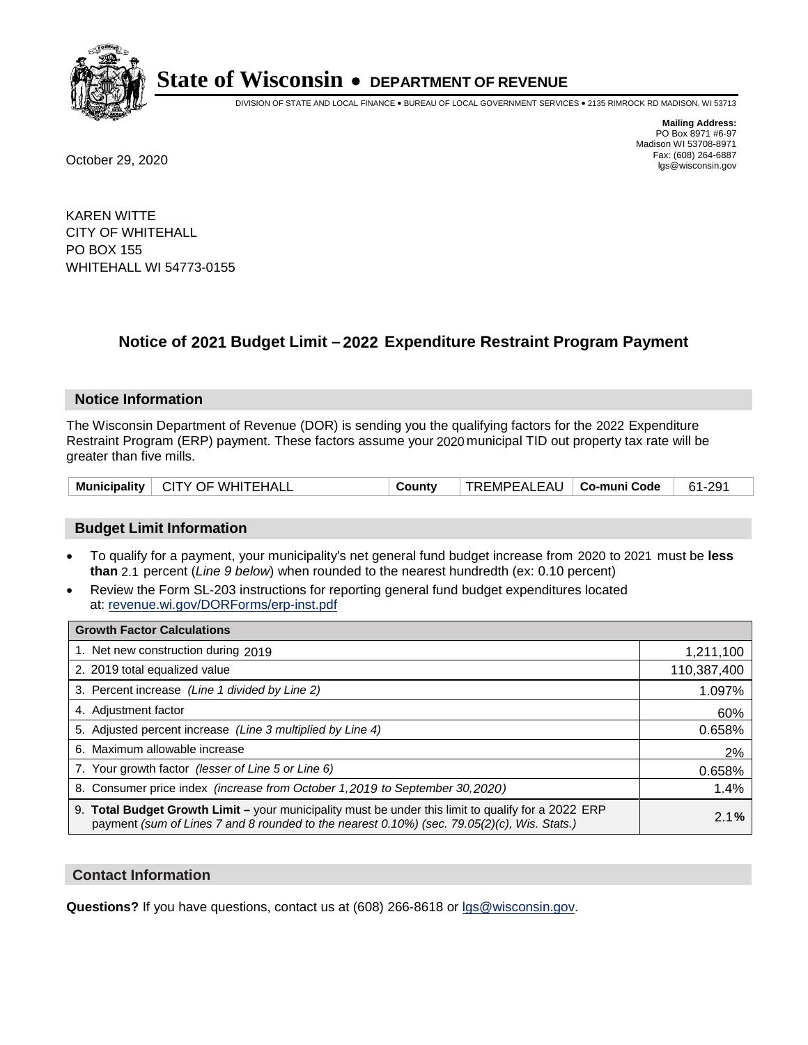# State of Wisconsin • DEPARTMENT OF REVENUE

DIVISION OF STATE AND LOCAL FINANCE • BUREAU OF LOCAL GOVERNMENT SERVICES • 2135 RIMROCK RD MADISON, WI 53713

**Mailing Address:**
PO Box 8971 #6-97
Madison WI 53708-8971
Fax: (608) 264-6887
lgs@wisconsin.gov

October 29, 2020

KAREN WITTE
CITY OF WHITEHALL
PO BOX 155
WHITEHALL WI 54773-0155

## Notice of 2021 Budget Limit – 2022 Expenditure Restraint Program Payment

### Notice Information

The Wisconsin Department of Revenue (DOR) is sending you the qualifying factors for the 2022 Expenditure Restraint Program (ERP) payment. These factors assume your 2020 municipal TID out property tax rate will be greater than five mills.

| Municipality | CITY OF WHITEHALL | County | TREMPEALEAU | Co-muni Code | 61-291 |
|---|---|---|---|---|---|

### Budget Limit Information

- To qualify for a payment, your municipality's net general fund budget increase from 2020 to 2021 must be **less than** 2.1 percent (*Line 9 below*) when rounded to the nearest hundredth (ex: 0.10 percent)
- Review the Form SL-203 instructions for reporting general fund budget expenditures located at: revenue.wi.gov/DORForms/erp-inst.pdf

| Growth Factor Calculations | |
|---|---|
| 1. Net new construction during 2019 | 1,211,100 |
| 2. 2019 total equalized value | 110,387,400 |
| 3. Percent increase *(Line 1 divided by Line 2)* | 1.097% |
| 4. Adjustment factor | 60% |
| 5. Adjusted percent increase *(Line 3 multiplied by Line 4)* | 0.658% |
| 6. Maximum allowable increase | 2% |
| 7. Your growth factor *(lesser of Line 5 or Line 6)* | 0.658% |
| 8. Consumer price index *(increase from October 1,2019 to September 30,2020)* | 1.4% |
| 9. **Total Budget Growth Limit –** your municipality must be under this limit to qualify for a 2022 ERP payment *(sum of Lines 7 and 8 rounded to the nearest 0.10%) (sec. 79.05(2)(c), Wis. Stats.)* | 2.1**%** |

### Contact Information

**Questions?** If you have questions, contact us at (608) 266-8618 or lgs@wisconsin.gov.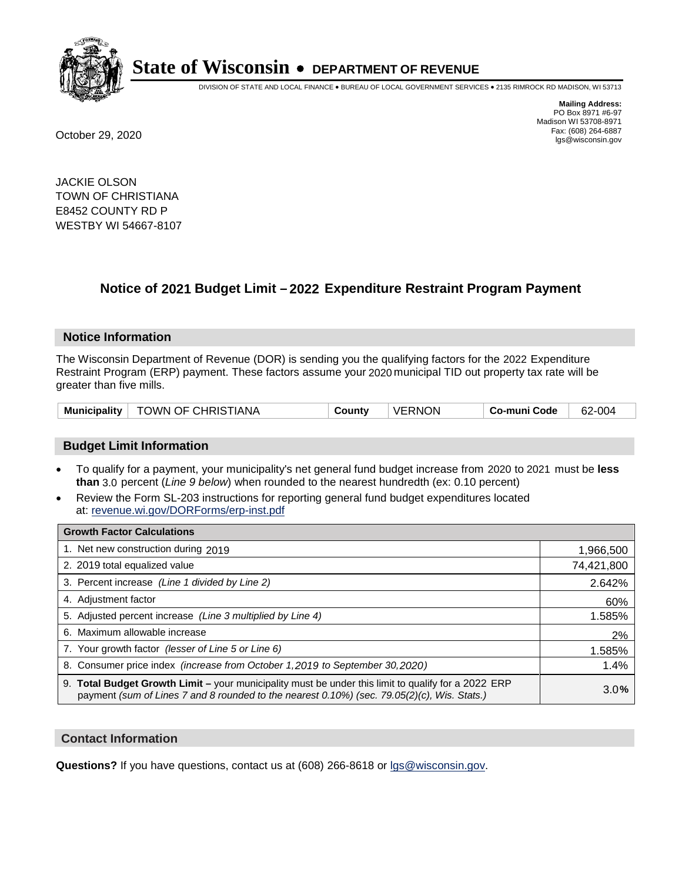# State of Wisconsin • DEPARTMENT OF REVENUE

DIVISION OF STATE AND LOCAL FINANCE • BUREAU OF LOCAL GOVERNMENT SERVICES • 2135 RIMROCK RD MADISON, WI 53713

**Mailing Address:**
PO Box 8971 #6-97
Madison WI 53708-8971
Fax: (608) 264-6887
lgs@wisconsin.gov

October 29, 2020

JACKIE OLSON
TOWN OF CHRISTIANA
E8452 COUNTY RD P
WESTBY WI 54667-8107

## Notice of 2021 Budget Limit – 2022 Expenditure Restraint Program Payment

### Notice Information

The Wisconsin Department of Revenue (DOR) is sending you the qualifying factors for the 2022 Expenditure Restraint Program (ERP) payment. These factors assume your 2020 municipal TID out property tax rate will be greater than five mills.

| Municipality | TOWN OF CHRISTIANA | County | VERNON | Co-muni Code | 62-004 |
|---|---|---|---|---|---|

### Budget Limit Information

- To qualify for a payment, your municipality's net general fund budget increase from 2020 to 2021 must be **less than** 3.0 percent (*Line 9 below*) when rounded to the nearest hundredth (ex: 0.10 percent)
- Review the Form SL-203 instructions for reporting general fund budget expenditures located at: revenue.wi.gov/DORForms/erp-inst.pdf

| Growth Factor Calculations | |
|---|---|
| 1. Net new construction during 2019 | 1,966,500 |
| 2. 2019 total equalized value | 74,421,800 |
| 3. Percent increase *(Line 1 divided by Line 2)* | 2.642% |
| 4. Adjustment factor | 60% |
| 5. Adjusted percent increase *(Line 3 multiplied by Line 4)* | 1.585% |
| 6. Maximum allowable increase | 2% |
| 7. Your growth factor *(lesser of Line 5 or Line 6)* | 1.585% |
| 8. Consumer price index *(increase from October 1,2019 to September 30,2020)* | 1.4% |
| 9. **Total Budget Growth Limit –** your municipality must be under this limit to qualify for a 2022 ERP payment *(sum of Lines 7 and 8 rounded to the nearest 0.10%) (sec. 79.05(2)(c), Wis. Stats.)* | 3.0% |

### Contact Information

**Questions?** If you have questions, contact us at (608) 266-8618 or lgs@wisconsin.gov.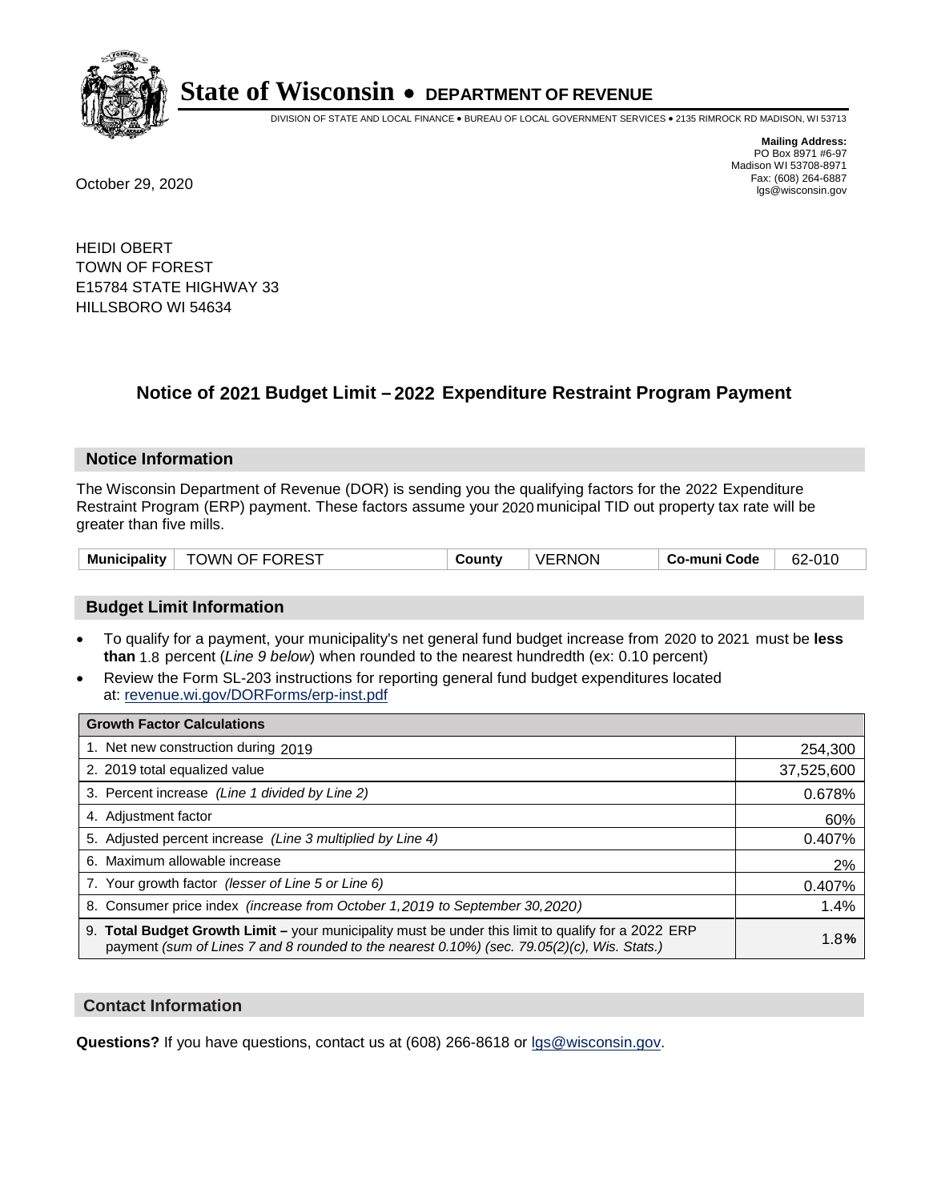**State of Wisconsin • DEPARTMENT OF REVENUE**

DIVISION OF STATE AND LOCAL FINANCE • BUREAU OF LOCAL GOVERNMENT SERVICES • 2135 RIMROCK RD MADISON, WI 53713

October 29, 2020

**Mailing Address:**
PO Box 8971 #6-97
Madison WI 53708-8971
Fax: (608) 264-6887
lgs@wisconsin.gov

HEIDI OBERT
TOWN OF FOREST
E15784 STATE HIGHWAY 33
HILLSBORO WI 54634

## Notice of 2021 Budget Limit – 2022 Expenditure Restraint Program Payment

### Notice Information

The Wisconsin Department of Revenue (DOR) is sending you the qualifying factors for the 2022 Expenditure Restraint Program (ERP) payment. These factors assume your 2020 municipal TID out property tax rate will be greater than five mills.

| Municipality | TOWN OF FOREST | County | VERNON | Co-muni Code | 62-010 |
|---|---|---|---|---|---|

### Budget Limit Information

- To qualify for a payment, your municipality's net general fund budget increase from 2020 to 2021 must be **less than** 1.8 percent (*Line 9 below*) when rounded to the nearest hundredth (ex: 0.10 percent)
- Review the Form SL-203 instructions for reporting general fund budget expenditures located at: revenue.wi.gov/DORForms/erp-inst.pdf

| Growth Factor Calculations | |
|---|---|
| 1. Net new construction during 2019 | 254,300 |
| 2. 2019 total equalized value | 37,525,600 |
| 3. Percent increase *(Line 1 divided by Line 2)* | 0.678% |
| 4. Adjustment factor | 60% |
| 5. Adjusted percent increase *(Line 3 multiplied by Line 4)* | 0.407% |
| 6. Maximum allowable increase | 2% |
| 7. Your growth factor *(lesser of Line 5 or Line 6)* | 0.407% |
| 8. Consumer price index *(increase from October 1,2019 to September 30,2020)* | 1.4% |
| 9. **Total Budget Growth Limit –** your municipality must be under this limit to qualify for a 2022 ERP payment *(sum of Lines 7 and 8 rounded to the nearest 0.10%) (sec. 79.05(2)(c), Wis. Stats.)* | 1.8% |

### Contact Information

**Questions?** If you have questions, contact us at (608) 266-8618 or lgs@wisconsin.gov.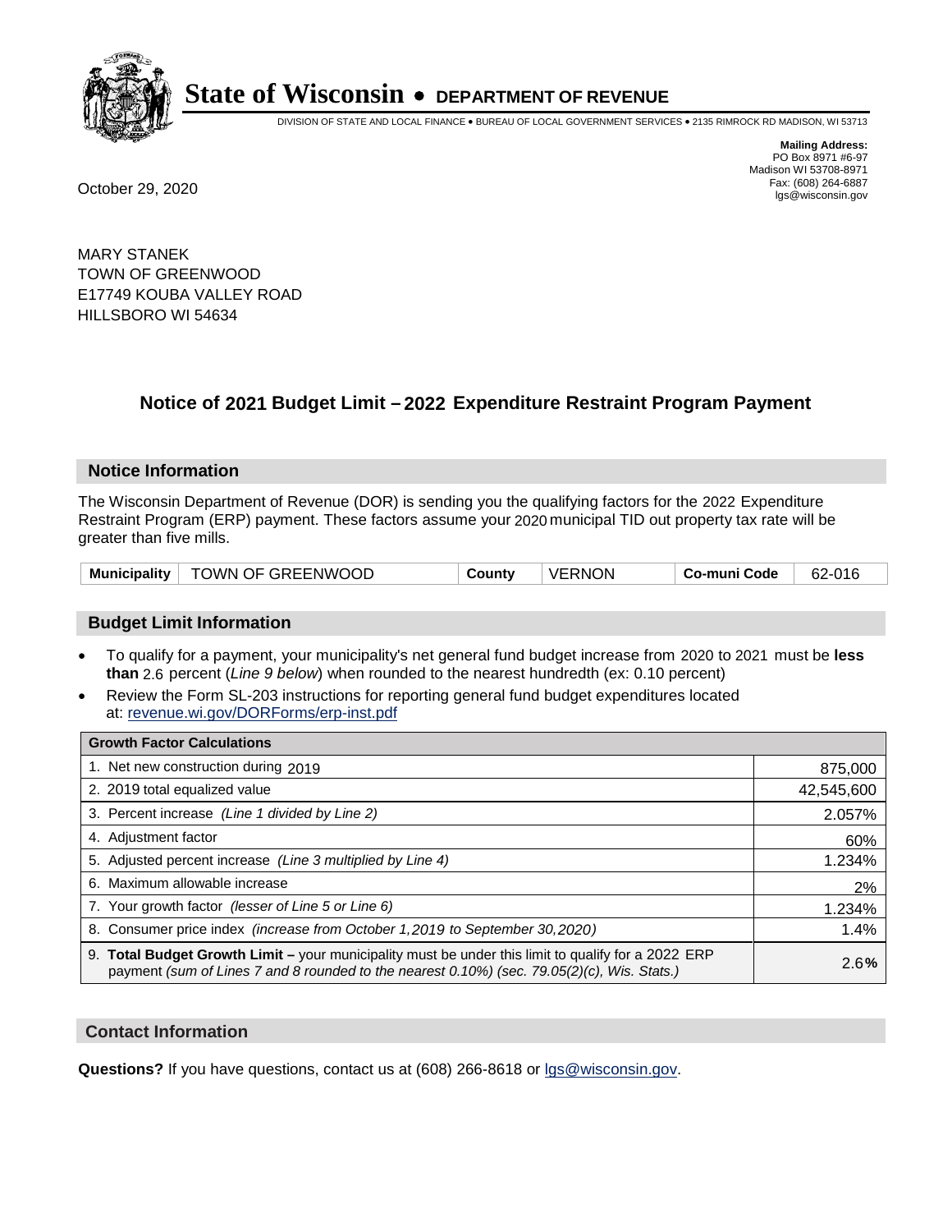# State of Wisconsin • DEPARTMENT OF REVENUE

DIVISION OF STATE AND LOCAL FINANCE • BUREAU OF LOCAL GOVERNMENT SERVICES • 2135 RIMROCK RD MADISON, WI 53713

**Mailing Address:**
PO Box 8971 #6-97
Madison WI 53708-8971
Fax: (608) 264-6887
lgs@wisconsin.gov

October 29, 2020

MARY STANEK
TOWN OF GREENWOOD
E17749 KOUBA VALLEY ROAD
HILLSBORO WI 54634

## Notice of 2021 Budget Limit – 2022 Expenditure Restraint Program Payment

### Notice Information

The Wisconsin Department of Revenue (DOR) is sending you the qualifying factors for the 2022 Expenditure Restraint Program (ERP) payment. These factors assume your 2020 municipal TID out property tax rate will be greater than five mills.

| **Municipality** | TOWN OF GREENWOOD | **County** | VERNON | **Co-muni Code** | 62-016 |
|---|---|---|---|---|---|

### Budget Limit Information

- To qualify for a payment, your municipality's net general fund budget increase from 2020 to 2021 must be **less than** 2.6 percent (*Line 9 below*) when rounded to the nearest hundredth (ex: 0.10 percent)
- Review the Form SL-203 instructions for reporting general fund budget expenditures located at: revenue.wi.gov/DORForms/erp-inst.pdf

| **Growth Factor Calculations** | |
|---|---|
| 1. Net new construction during 2019 | 875,000 |
| 2. 2019 total equalized value | 42,545,600 |
| 3. Percent increase *(Line 1 divided by Line 2)* | 2.057% |
| 4. Adjustment factor | 60% |
| 5. Adjusted percent increase *(Line 3 multiplied by Line 4)* | 1.234% |
| 6. Maximum allowable increase | 2% |
| 7. Your growth factor *(lesser of Line 5 or Line 6)* | 1.234% |
| 8. Consumer price index *(increase from October 1,2019 to September 30,2020)* | 1.4% |
| 9. **Total Budget Growth Limit –** your municipality must be under this limit to qualify for a 2022 ERP payment *(sum of Lines 7 and 8 rounded to the nearest 0.10%) (sec. 79.05(2)(c), Wis. Stats.)* | 2.6**%** |

### Contact Information

**Questions?** If you have questions, contact us at (608) 266-8618 or lgs@wisconsin.gov.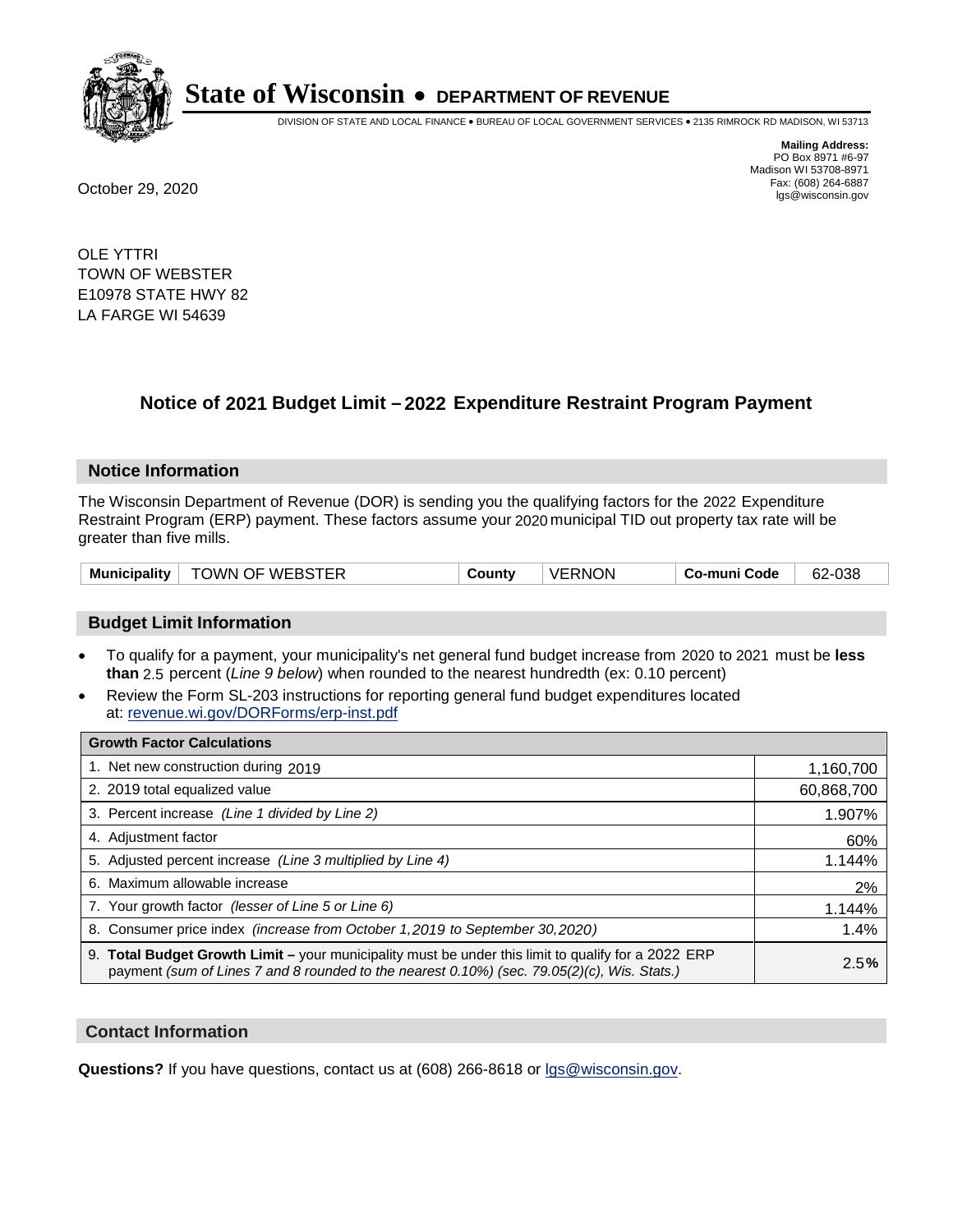# State of Wisconsin • DEPARTMENT OF REVENUE

DIVISION OF STATE AND LOCAL FINANCE • BUREAU OF LOCAL GOVERNMENT SERVICES • 2135 RIMROCK RD MADISON, WI 53713

**Mailing Address:**
PO Box 8971 #6-97
Madison WI 53708-8971
Fax: (608) 264-6887
lgs@wisconsin.gov

October 29, 2020

OLE YTTRI
TOWN OF WEBSTER
E10978 STATE HWY 82
LA FARGE WI 54639

## Notice of 2021 Budget Limit – 2022 Expenditure Restraint Program Payment

### Notice Information

The Wisconsin Department of Revenue (DOR) is sending you the qualifying factors for the 2022 Expenditure Restraint Program (ERP) payment. These factors assume your 2020 municipal TID out property tax rate will be greater than five mills.

| Municipality | TOWN OF WEBSTER | County | VERNON | Co-muni Code | 62-038 |
|---|---|---|---|---|---|

### Budget Limit Information

- To qualify for a payment, your municipality's net general fund budget increase from 2020 to 2021 must be **less than** 2.5 percent (*Line 9 below*) when rounded to the nearest hundredth (ex: 0.10 percent)
- Review the Form SL-203 instructions for reporting general fund budget expenditures located at: revenue.wi.gov/DORForms/erp-inst.pdf

| Growth Factor Calculations | |
|---|---|
| 1. Net new construction during 2019 | 1,160,700 |
| 2. 2019 total equalized value | 60,868,700 |
| 3. Percent increase *(Line 1 divided by Line 2)* | 1.907% |
| 4. Adjustment factor | 60% |
| 5. Adjusted percent increase *(Line 3 multiplied by Line 4)* | 1.144% |
| 6. Maximum allowable increase | 2% |
| 7. Your growth factor *(lesser of Line 5 or Line 6)* | 1.144% |
| 8. Consumer price index *(increase from October 1,2019 to September 30,2020)* | 1.4% |
| 9. **Total Budget Growth Limit –** your municipality must be under this limit to qualify for a 2022 ERP payment *(sum of Lines 7 and 8 rounded to the nearest 0.10%) (sec. 79.05(2)(c), Wis. Stats.)* | 2.5**%** |

### Contact Information

**Questions?** If you have questions, contact us at (608) 266-8618 or lgs@wisconsin.gov.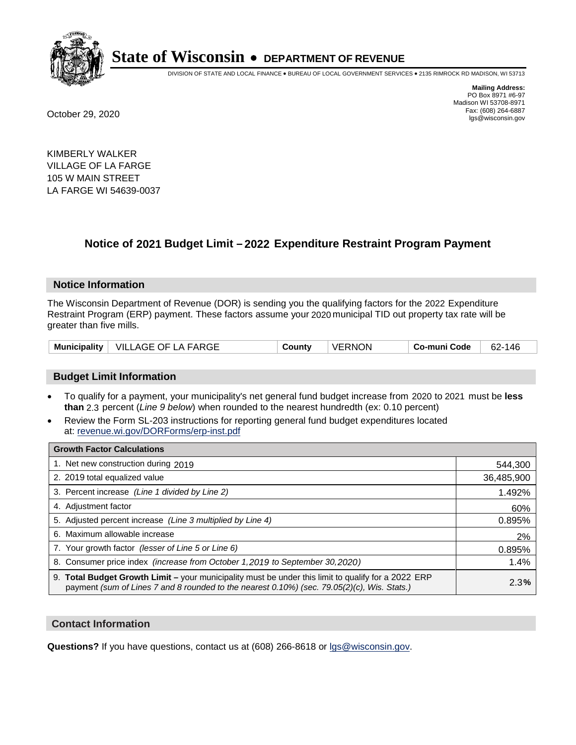# State of Wisconsin • DEPARTMENT OF REVENUE

DIVISION OF STATE AND LOCAL FINANCE • BUREAU OF LOCAL GOVERNMENT SERVICES • 2135 RIMROCK RD MADISON, WI 53713

**Mailing Address:**
PO Box 8971 #6-97
Madison WI 53708-8971
Fax: (608) 264-6887
lgs@wisconsin.gov

October 29, 2020

KIMBERLY WALKER
VILLAGE OF LA FARGE
105 W MAIN STREET
LA FARGE WI 54639-0037

## Notice of 2021 Budget Limit – 2022 Expenditure Restraint Program Payment

### Notice Information

The Wisconsin Department of Revenue (DOR) is sending you the qualifying factors for the 2022 Expenditure Restraint Program (ERP) payment. These factors assume your 2020 municipal TID out property tax rate will be greater than five mills.

| Municipality | VILLAGE OF LA FARGE | County | VERNON | Co-muni Code | 62-146 |
|---|---|---|---|---|---|

### Budget Limit Information

- To qualify for a payment, your municipality's net general fund budget increase from 2020 to 2021 must be **less than** 2.3 percent (*Line 9 below*) when rounded to the nearest hundredth (ex: 0.10 percent)
- Review the Form SL-203 instructions for reporting general fund budget expenditures located at: revenue.wi.gov/DORForms/erp-inst.pdf

| Growth Factor Calculations | |
|---|---|
| 1. Net new construction during 2019 | 544,300 |
| 2. 2019 total equalized value | 36,485,900 |
| 3. Percent increase *(Line 1 divided by Line 2)* | 1.492% |
| 4. Adjustment factor | 60% |
| 5. Adjusted percent increase *(Line 3 multiplied by Line 4)* | 0.895% |
| 6. Maximum allowable increase | 2% |
| 7. Your growth factor *(lesser of Line 5 or Line 6)* | 0.895% |
| 8. Consumer price index *(increase from October 1,2019 to September 30,2020)* | 1.4% |
| 9. **Total Budget Growth Limit –** your municipality must be under this limit to qualify for a 2022 ERP payment *(sum of Lines 7 and 8 rounded to the nearest 0.10%) (sec. 79.05(2)(c), Wis. Stats.)* | 2.3**%** |

### Contact Information

**Questions?** If you have questions, contact us at (608) 266-8618 or lgs@wisconsin.gov.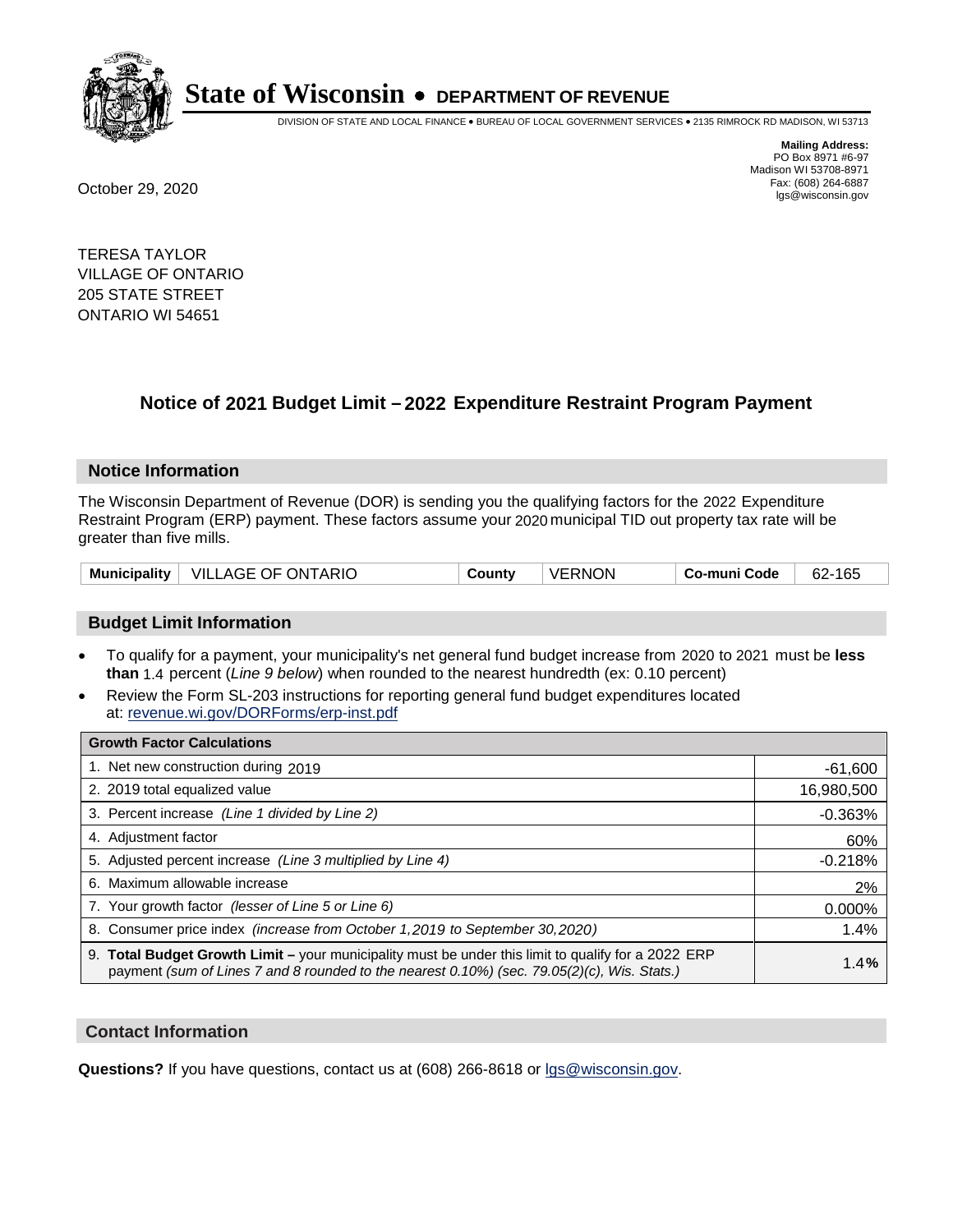# State of Wisconsin • DEPARTMENT OF REVENUE

DIVISION OF STATE AND LOCAL FINANCE • BUREAU OF LOCAL GOVERNMENT SERVICES • 2135 RIMROCK RD MADISON, WI 53713

**Mailing Address:**
PO Box 8971 #6-97
Madison WI 53708-8971
Fax: (608) 264-6887
lgs@wisconsin.gov

October 29, 2020

TERESA TAYLOR
VILLAGE OF ONTARIO
205 STATE STREET
ONTARIO WI 54651

## Notice of 2021 Budget Limit – 2022 Expenditure Restraint Program Payment

### Notice Information

The Wisconsin Department of Revenue (DOR) is sending you the qualifying factors for the 2022 Expenditure Restraint Program (ERP) payment. These factors assume your 2020 municipal TID out property tax rate will be greater than five mills.

| Municipality | VILLAGE OF ONTARIO | County | VERNON | Co-muni Code | 62-165 |
|---|---|---|---|---|---|

### Budget Limit Information

- To qualify for a payment, your municipality's net general fund budget increase from 2020 to 2021 must be **less than** 1.4 percent (*Line 9 below*) when rounded to the nearest hundredth (ex: 0.10 percent)
- Review the Form SL-203 instructions for reporting general fund budget expenditures located at: revenue.wi.gov/DORForms/erp-inst.pdf

| Growth Factor Calculations | |
|---|---|
| 1. Net new construction during 2019 | -61,600 |
| 2. 2019 total equalized value | 16,980,500 |
| 3. Percent increase *(Line 1 divided by Line 2)* | -0.363% |
| 4. Adjustment factor | 60% |
| 5. Adjusted percent increase *(Line 3 multiplied by Line 4)* | -0.218% |
| 6. Maximum allowable increase | 2% |
| 7. Your growth factor *(lesser of Line 5 or Line 6)* | 0.000% |
| 8. Consumer price index *(increase from October 1,2019 to September 30,2020)* | 1.4% |
| 9. **Total Budget Growth Limit –** your municipality must be under this limit to qualify for a 2022 ERP payment *(sum of Lines 7 and 8 rounded to the nearest 0.10%) (sec. 79.05(2)(c), Wis. Stats.)* | 1.4**%** |

### Contact Information

**Questions?** If you have questions, contact us at (608) 266-8618 or lgs@wisconsin.gov.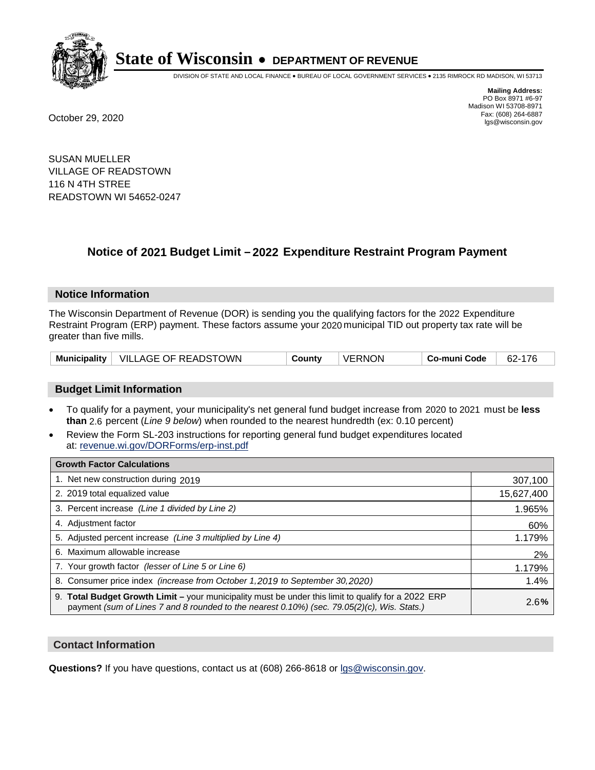# State of Wisconsin • DEPARTMENT OF REVENUE

DIVISION OF STATE AND LOCAL FINANCE • BUREAU OF LOCAL GOVERNMENT SERVICES • 2135 RIMROCK RD MADISON, WI 53713

**Mailing Address:**
PO Box 8971 #6-97
Madison WI 53708-8971
Fax: (608) 264-6887
lgs@wisconsin.gov

October 29, 2020

SUSAN MUELLER
VILLAGE OF READSTOWN
116 N 4TH STREE
READSTOWN WI 54652-0247

## Notice of 2021 Budget Limit – 2022 Expenditure Restraint Program Payment

### Notice Information

The Wisconsin Department of Revenue (DOR) is sending you the qualifying factors for the 2022 Expenditure Restraint Program (ERP) payment. These factors assume your 2020 municipal TID out property tax rate will be greater than five mills.

| Municipality | VILLAGE OF READSTOWN | County | VERNON | Co-muni Code | 62-176 |
|---|---|---|---|---|---|

### Budget Limit Information

- To qualify for a payment, your municipality's net general fund budget increase from 2020 to 2021 must be **less than** 2.6 percent (*Line 9 below*) when rounded to the nearest hundredth (ex: 0.10 percent)
- Review the Form SL-203 instructions for reporting general fund budget expenditures located at: revenue.wi.gov/DORForms/erp-inst.pdf

| Growth Factor Calculations | |
|---|---|
| 1. Net new construction during 2019 | 307,100 |
| 2. 2019 total equalized value | 15,627,400 |
| 3. Percent increase *(Line 1 divided by Line 2)* | 1.965% |
| 4. Adjustment factor | 60% |
| 5. Adjusted percent increase *(Line 3 multiplied by Line 4)* | 1.179% |
| 6. Maximum allowable increase | 2% |
| 7. Your growth factor *(lesser of Line 5 or Line 6)* | 1.179% |
| 8. Consumer price index *(increase from October 1,2019 to September 30,2020)* | 1.4% |
| 9. **Total Budget Growth Limit –** your municipality must be under this limit to qualify for a 2022 ERP payment *(sum of Lines 7 and 8 rounded to the nearest 0.10%) (sec. 79.05(2)(c), Wis. Stats.)* | 2.6**%** |

### Contact Information

**Questions?** If you have questions, contact us at (608) 266-8618 or lgs@wisconsin.gov.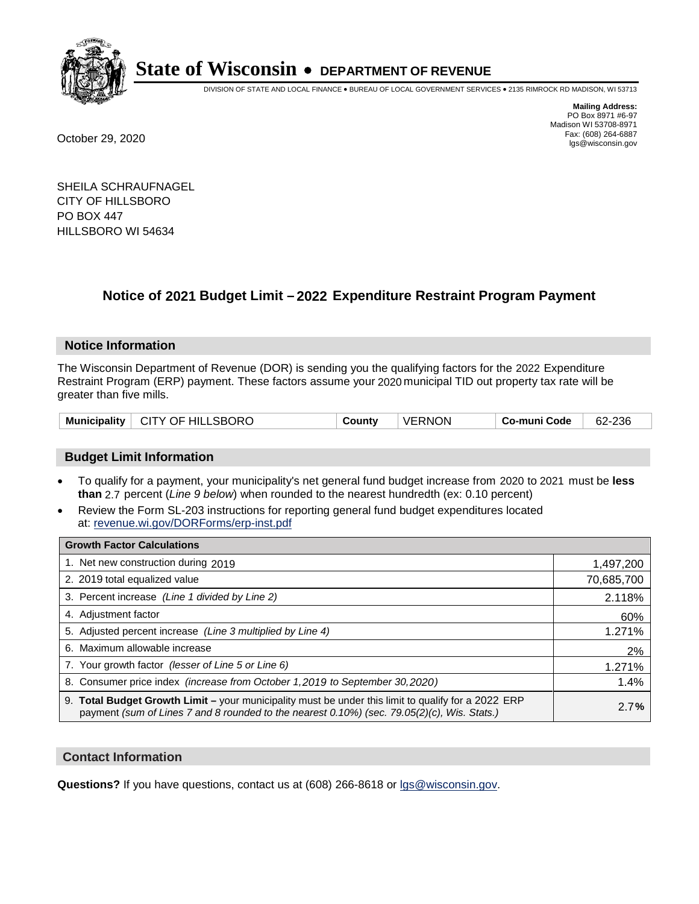# State of Wisconsin • DEPARTMENT OF REVENUE

DIVISION OF STATE AND LOCAL FINANCE • BUREAU OF LOCAL GOVERNMENT SERVICES • 2135 RIMROCK RD MADISON, WI 53713

**Mailing Address:**
PO Box 8971 #6-97
Madison WI 53708-8971
Fax: (608) 264-6887
lgs@wisconsin.gov

October 29, 2020

SHEILA SCHRAUFNAGEL
CITY OF HILLSBORO
PO BOX 447
HILLSBORO WI 54634

## Notice of 2021 Budget Limit – 2022 Expenditure Restraint Program Payment

### Notice Information

The Wisconsin Department of Revenue (DOR) is sending you the qualifying factors for the 2022 Expenditure Restraint Program (ERP) payment. These factors assume your 2020 municipal TID out property tax rate will be greater than five mills.

| Municipality | CITY OF HILLSBORO | County | VERNON | Co-muni Code | 62-236 |
|---|---|---|---|---|---|

### Budget Limit Information

- To qualify for a payment, your municipality's net general fund budget increase from 2020 to 2021 must be **less than** 2.7 percent (*Line 9 below*) when rounded to the nearest hundredth (ex: 0.10 percent)
- Review the Form SL-203 instructions for reporting general fund budget expenditures located at: revenue.wi.gov/DORForms/erp-inst.pdf

| Growth Factor Calculations | |
|---|---|
| 1. Net new construction during 2019 | 1,497,200 |
| 2. 2019 total equalized value | 70,685,700 |
| 3. Percent increase *(Line 1 divided by Line 2)* | 2.118% |
| 4. Adjustment factor | 60% |
| 5. Adjusted percent increase *(Line 3 multiplied by Line 4)* | 1.271% |
| 6. Maximum allowable increase | 2% |
| 7. Your growth factor *(lesser of Line 5 or Line 6)* | 1.271% |
| 8. Consumer price index *(increase from October 1,2019 to September 30,2020)* | 1.4% |
| 9. **Total Budget Growth Limit –** your municipality must be under this limit to qualify for a 2022 ERP payment *(sum of Lines 7 and 8 rounded to the nearest 0.10%) (sec. 79.05(2)(c), Wis. Stats.)* | 2.7**%** |

### Contact Information

**Questions?** If you have questions, contact us at (608) 266-8618 or lgs@wisconsin.gov.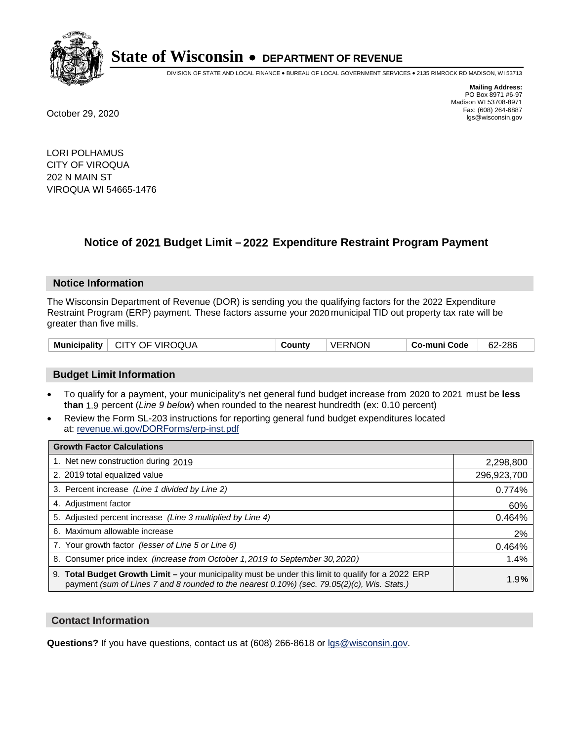# State of Wisconsin • DEPARTMENT OF REVENUE

DIVISION OF STATE AND LOCAL FINANCE • BUREAU OF LOCAL GOVERNMENT SERVICES • 2135 RIMROCK RD MADISON, WI 53713

**Mailing Address:**
PO Box 8971 #6-97
Madison WI 53708-8971
Fax: (608) 264-6887
lgs@wisconsin.gov

October 29, 2020

LORI POLHAMUS
CITY OF VIROQUA
202 N MAIN ST
VIROQUA WI 54665-1476

## Notice of 2021 Budget Limit – 2022 Expenditure Restraint Program Payment

### Notice Information

The Wisconsin Department of Revenue (DOR) is sending you the qualifying factors for the 2022 Expenditure Restraint Program (ERP) payment. These factors assume your 2020 municipal TID out property tax rate will be greater than five mills.

| Municipality | CITY OF VIROQUA | County | VERNON | Co-muni Code | 62-286 |
|---|---|---|---|---|---|

### Budget Limit Information

- To qualify for a payment, your municipality's net general fund budget increase from 2020 to 2021 must be **less than** 1.9 percent (*Line 9 below*) when rounded to the nearest hundredth (ex: 0.10 percent)
- Review the Form SL-203 instructions for reporting general fund budget expenditures located at: revenue.wi.gov/DORForms/erp-inst.pdf

| Growth Factor Calculations | |
|---|---|
| 1. Net new construction during 2019 | 2,298,800 |
| 2. 2019 total equalized value | 296,923,700 |
| 3. Percent increase *(Line 1 divided by Line 2)* | 0.774% |
| 4. Adjustment factor | 60% |
| 5. Adjusted percent increase *(Line 3 multiplied by Line 4)* | 0.464% |
| 6. Maximum allowable increase | 2% |
| 7. Your growth factor *(lesser of Line 5 or Line 6)* | 0.464% |
| 8. Consumer price index *(increase from October 1,2019 to September 30,2020)* | 1.4% |
| 9. **Total Budget Growth Limit –** your municipality must be under this limit to qualify for a 2022 ERP payment *(sum of Lines 7 and 8 rounded to the nearest 0.10%) (sec. 79.05(2)(c), Wis. Stats.)* | 1.9% |

### Contact Information

**Questions?** If you have questions, contact us at (608) 266-8618 or lgs@wisconsin.gov.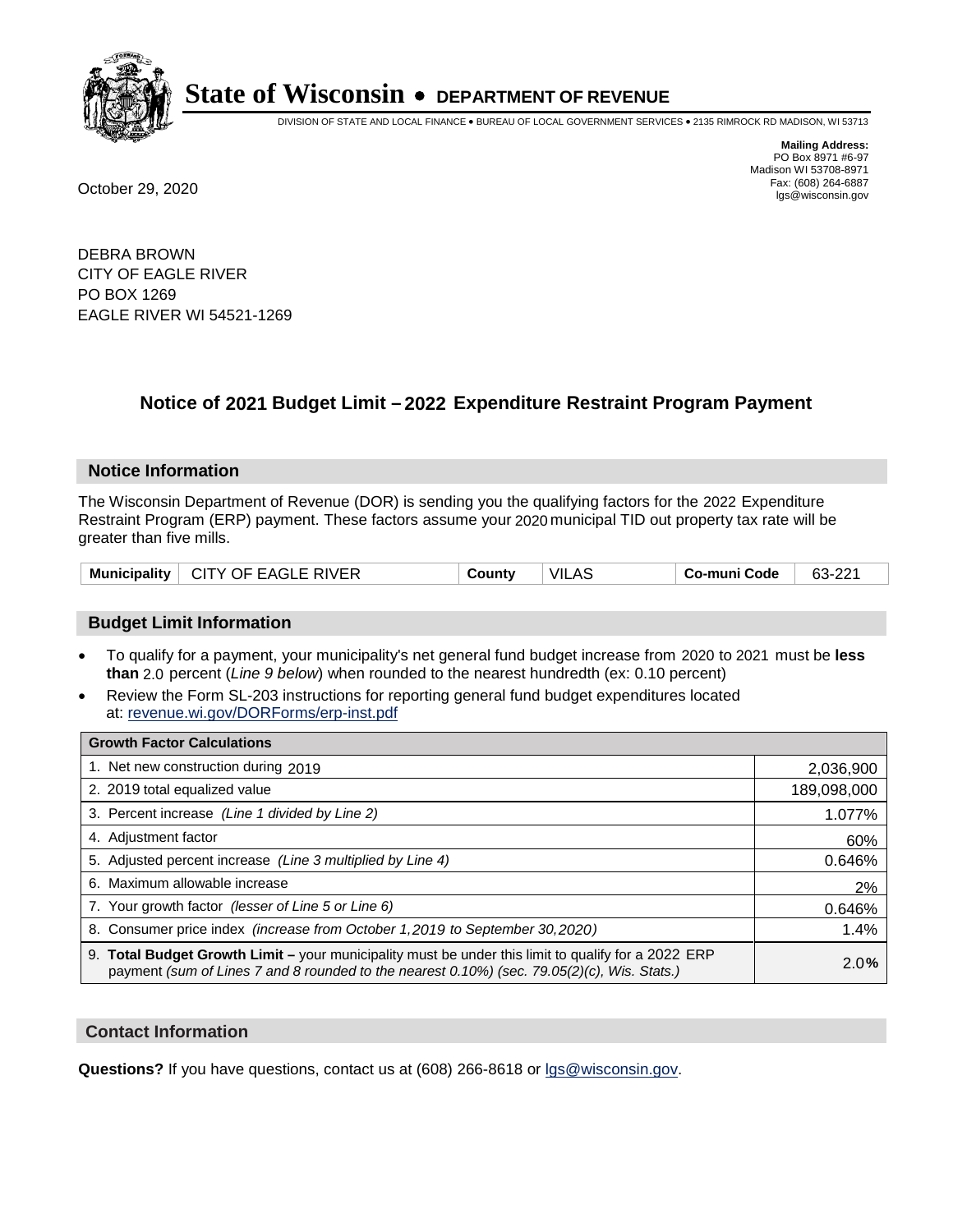# State of Wisconsin • DEPARTMENT OF REVENUE

DIVISION OF STATE AND LOCAL FINANCE • BUREAU OF LOCAL GOVERNMENT SERVICES • 2135 RIMROCK RD MADISON, WI 53713

**Mailing Address:**
PO Box 8971 #6-97
Madison WI 53708-8971
Fax: (608) 264-6887
lgs@wisconsin.gov

October 29, 2020

DEBRA BROWN
CITY OF EAGLE RIVER
PO BOX 1269
EAGLE RIVER WI 54521-1269

## Notice of 2021 Budget Limit – 2022 Expenditure Restraint Program Payment

### Notice Information

The Wisconsin Department of Revenue (DOR) is sending you the qualifying factors for the 2022 Expenditure Restraint Program (ERP) payment. These factors assume your 2020 municipal TID out property tax rate will be greater than five mills.

| Municipality | CITY OF EAGLE RIVER | County | VILAS | Co-muni Code | 63-221 |
|---|---|---|---|---|---|

### Budget Limit Information

- To qualify for a payment, your municipality's net general fund budget increase from 2020 to 2021 must be **less than** 2.0 percent (*Line 9 below*) when rounded to the nearest hundredth (ex: 0.10 percent)
- Review the Form SL-203 instructions for reporting general fund budget expenditures located at: revenue.wi.gov/DORForms/erp-inst.pdf

| Growth Factor Calculations | |
|---|---|
| 1. Net new construction during 2019 | 2,036,900 |
| 2. 2019 total equalized value | 189,098,000 |
| 3. Percent increase *(Line 1 divided by Line 2)* | 1.077% |
| 4. Adjustment factor | 60% |
| 5. Adjusted percent increase *(Line 3 multiplied by Line 4)* | 0.646% |
| 6. Maximum allowable increase | 2% |
| 7. Your growth factor *(lesser of Line 5 or Line 6)* | 0.646% |
| 8. Consumer price index *(increase from October 1,2019 to September 30,2020)* | 1.4% |
| 9. **Total Budget Growth Limit –** your municipality must be under this limit to qualify for a 2022 ERP payment *(sum of Lines 7 and 8 rounded to the nearest 0.10%) (sec. 79.05(2)(c), Wis. Stats.)* | 2.0% |

### Contact Information

**Questions?** If you have questions, contact us at (608) 266-8618 or lgs@wisconsin.gov.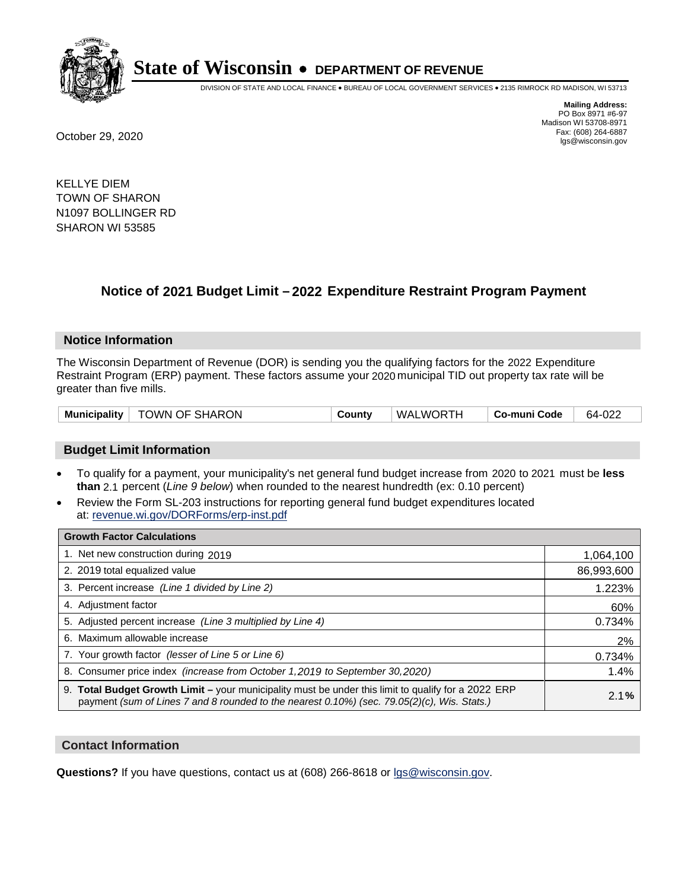# State of Wisconsin • DEPARTMENT OF REVENUE

DIVISION OF STATE AND LOCAL FINANCE • BUREAU OF LOCAL GOVERNMENT SERVICES • 2135 RIMROCK RD MADISON, WI 53713

**Mailing Address:**
PO Box 8971 #6-97
Madison WI 53708-8971
Fax: (608) 264-6887
lgs@wisconsin.gov

October 29, 2020

KELLYE DIEM
TOWN OF SHARON
N1097 BOLLINGER RD
SHARON WI 53585

## Notice of 2021 Budget Limit – 2022 Expenditure Restraint Program Payment

### Notice Information

The Wisconsin Department of Revenue (DOR) is sending you the qualifying factors for the 2022 Expenditure Restraint Program (ERP) payment. These factors assume your 2020 municipal TID out property tax rate will be greater than five mills.

| **Municipality** | TOWN OF SHARON | **County** | WALWORTH | **Co-muni Code** | 64-022 |
|---|---|---|---|---|---|

### Budget Limit Information

- To qualify for a payment, your municipality's net general fund budget increase from 2020 to 2021 must be **less than** 2.1 percent (*Line 9 below*) when rounded to the nearest hundredth (ex: 0.10 percent)
- Review the Form SL-203 instructions for reporting general fund budget expenditures located at: revenue.wi.gov/DORForms/erp-inst.pdf

| **Growth Factor Calculations** | |
|---|---|
| 1. Net new construction during 2019 | 1,064,100 |
| 2. 2019 total equalized value | 86,993,600 |
| 3. Percent increase *(Line 1 divided by Line 2)* | 1.223% |
| 4. Adjustment factor | 60% |
| 5. Adjusted percent increase *(Line 3 multiplied by Line 4)* | 0.734% |
| 6. Maximum allowable increase | 2% |
| 7. Your growth factor *(lesser of Line 5 or Line 6)* | 0.734% |
| 8. Consumer price index *(increase from October 1,2019 to September 30,2020)* | 1.4% |
| 9. **Total Budget Growth Limit –** your municipality must be under this limit to qualify for a 2022 ERP payment *(sum of Lines 7 and 8 rounded to the nearest 0.10%) (sec. 79.05(2)(c), Wis. Stats.)* | 2.1**%** |

### Contact Information

**Questions?** If you have questions, contact us at (608) 266-8618 or lgs@wisconsin.gov.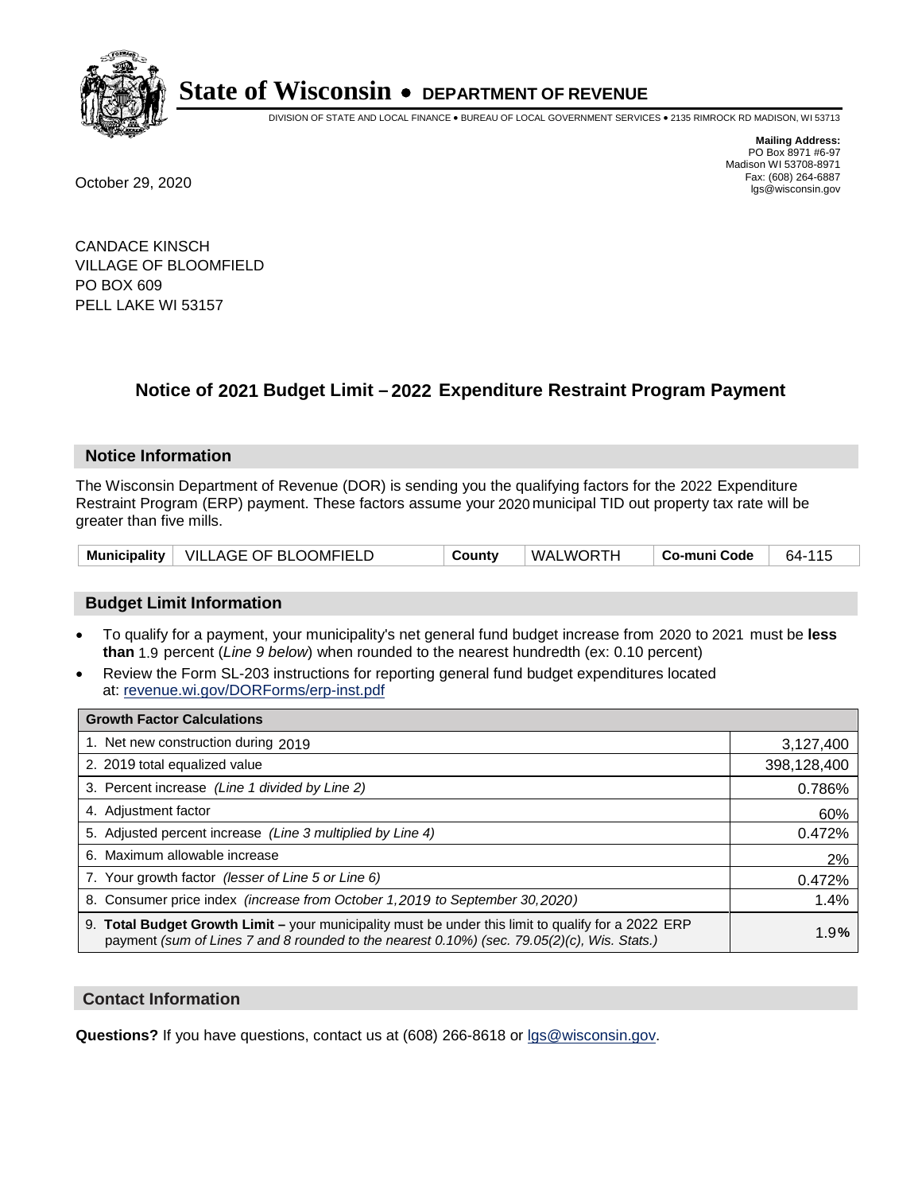# State of Wisconsin • DEPARTMENT OF REVENUE

DIVISION OF STATE AND LOCAL FINANCE • BUREAU OF LOCAL GOVERNMENT SERVICES • 2135 RIMROCK RD MADISON, WI 53713

**Mailing Address:**
PO Box 8971 #6-97
Madison WI 53708-8971
Fax: (608) 264-6887
lgs@wisconsin.gov

October 29, 2020

CANDACE KINSCH
VILLAGE OF BLOOMFIELD
PO BOX 609
PELL LAKE WI 53157

## Notice of 2021 Budget Limit – 2022 Expenditure Restraint Program Payment

### Notice Information

The Wisconsin Department of Revenue (DOR) is sending you the qualifying factors for the 2022 Expenditure Restraint Program (ERP) payment. These factors assume your 2020 municipal TID out property tax rate will be greater than five mills.

| Municipality | VILLAGE OF BLOOMFIELD | County | WALWORTH | Co-muni Code | 64-115 |
|---|---|---|---|---|---|

### Budget Limit Information

- To qualify for a payment, your municipality's net general fund budget increase from 2020 to 2021 must be **less than** 1.9 percent (*Line 9 below*) when rounded to the nearest hundredth (ex: 0.10 percent)
- Review the Form SL-203 instructions for reporting general fund budget expenditures located at: revenue.wi.gov/DORForms/erp-inst.pdf

| Growth Factor Calculations | |
|---|---|
| 1. Net new construction during 2019 | 3,127,400 |
| 2. 2019 total equalized value | 398,128,400 |
| 3. Percent increase *(Line 1 divided by Line 2)* | 0.786% |
| 4. Adjustment factor | 60% |
| 5. Adjusted percent increase *(Line 3 multiplied by Line 4)* | 0.472% |
| 6. Maximum allowable increase | 2% |
| 7. Your growth factor *(lesser of Line 5 or Line 6)* | 0.472% |
| 8. Consumer price index *(increase from October 1,2019 to September 30,2020)* | 1.4% |
| 9. **Total Budget Growth Limit –** your municipality must be under this limit to qualify for a 2022 ERP payment *(sum of Lines 7 and 8 rounded to the nearest 0.10%) (sec. 79.05(2)(c), Wis. Stats.)* | 1.9**%** |

### Contact Information

**Questions?** If you have questions, contact us at (608) 266-8618 or lgs@wisconsin.gov.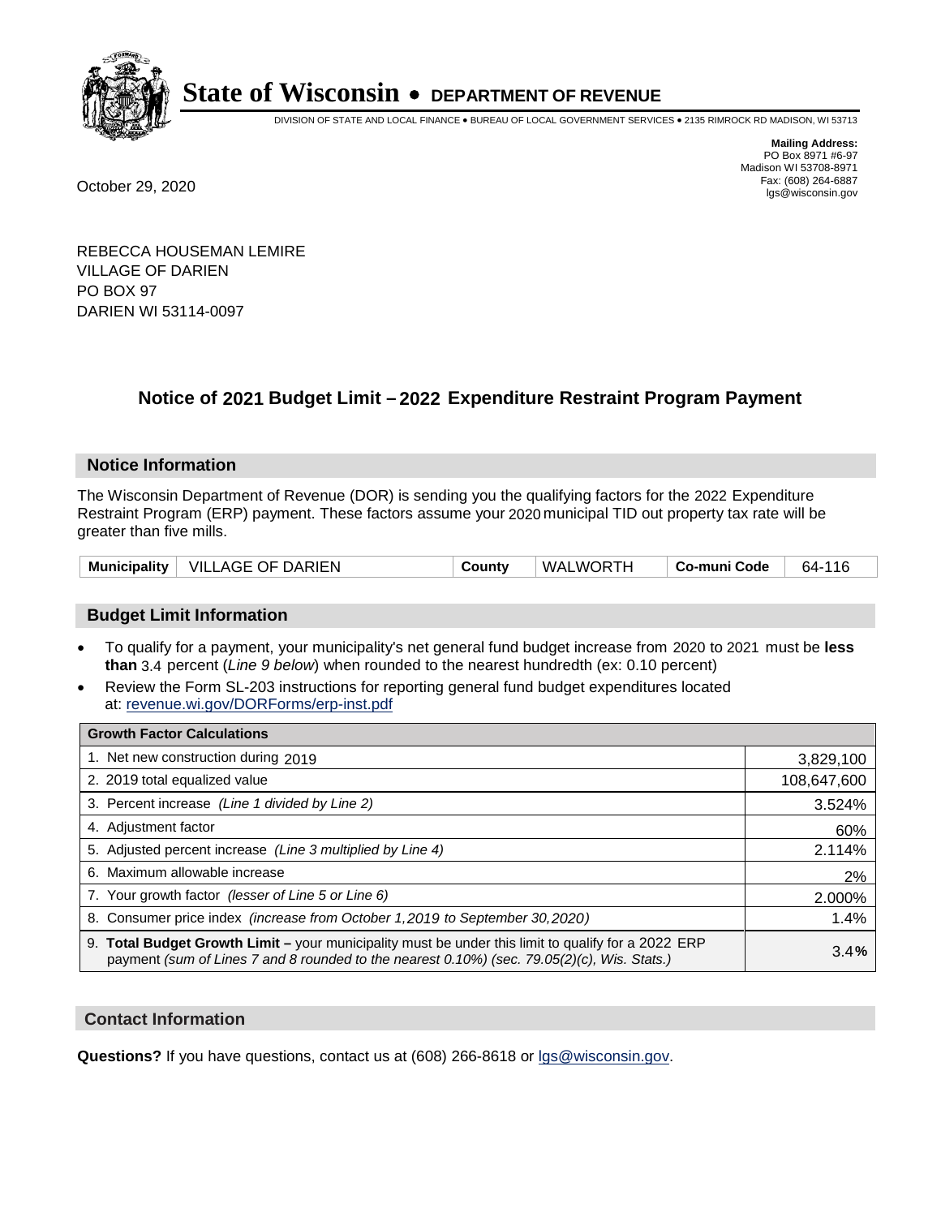# State of Wisconsin • DEPARTMENT OF REVENUE

DIVISION OF STATE AND LOCAL FINANCE • BUREAU OF LOCAL GOVERNMENT SERVICES • 2135 RIMROCK RD MADISON, WI 53713

**Mailing Address:**
PO Box 8971 #6-97
Madison WI 53708-8971
Fax: (608) 264-6887
lgs@wisconsin.gov

October 29, 2020

REBECCA HOUSEMAN LEMIRE
VILLAGE OF DARIEN
PO BOX 97
DARIEN WI 53114-0097

## Notice of 2021 Budget Limit – 2022 Expenditure Restraint Program Payment

### Notice Information

The Wisconsin Department of Revenue (DOR) is sending you the qualifying factors for the 2022 Expenditure Restraint Program (ERP) payment. These factors assume your 2020 municipal TID out property tax rate will be greater than five mills.

| Municipality | VILLAGE OF DARIEN | County | WALWORTH | Co-muni Code | 64-116 |
|---|---|---|---|---|---|

### Budget Limit Information

- To qualify for a payment, your municipality's net general fund budget increase from 2020 to 2021 must be **less than** 3.4 percent (*Line 9 below*) when rounded to the nearest hundredth (ex: 0.10 percent)
- Review the Form SL-203 instructions for reporting general fund budget expenditures located at: revenue.wi.gov/DORForms/erp-inst.pdf

| Growth Factor Calculations | |
|---|---|
| 1. Net new construction during 2019 | 3,829,100 |
| 2. 2019 total equalized value | 108,647,600 |
| 3. Percent increase *(Line 1 divided by Line 2)* | 3.524% |
| 4. Adjustment factor | 60% |
| 5. Adjusted percent increase *(Line 3 multiplied by Line 4)* | 2.114% |
| 6. Maximum allowable increase | 2% |
| 7. Your growth factor *(lesser of Line 5 or Line 6)* | 2.000% |
| 8. Consumer price index *(increase from October 1,2019 to September 30,2020)* | 1.4% |
| 9. **Total Budget Growth Limit –** your municipality must be under this limit to qualify for a 2022 ERP payment *(sum of Lines 7 and 8 rounded to the nearest 0.10%) (sec. 79.05(2)(c), Wis. Stats.)* | 3.4**%** |

### Contact Information

**Questions?** If you have questions, contact us at (608) 266-8618 or lgs@wisconsin.gov.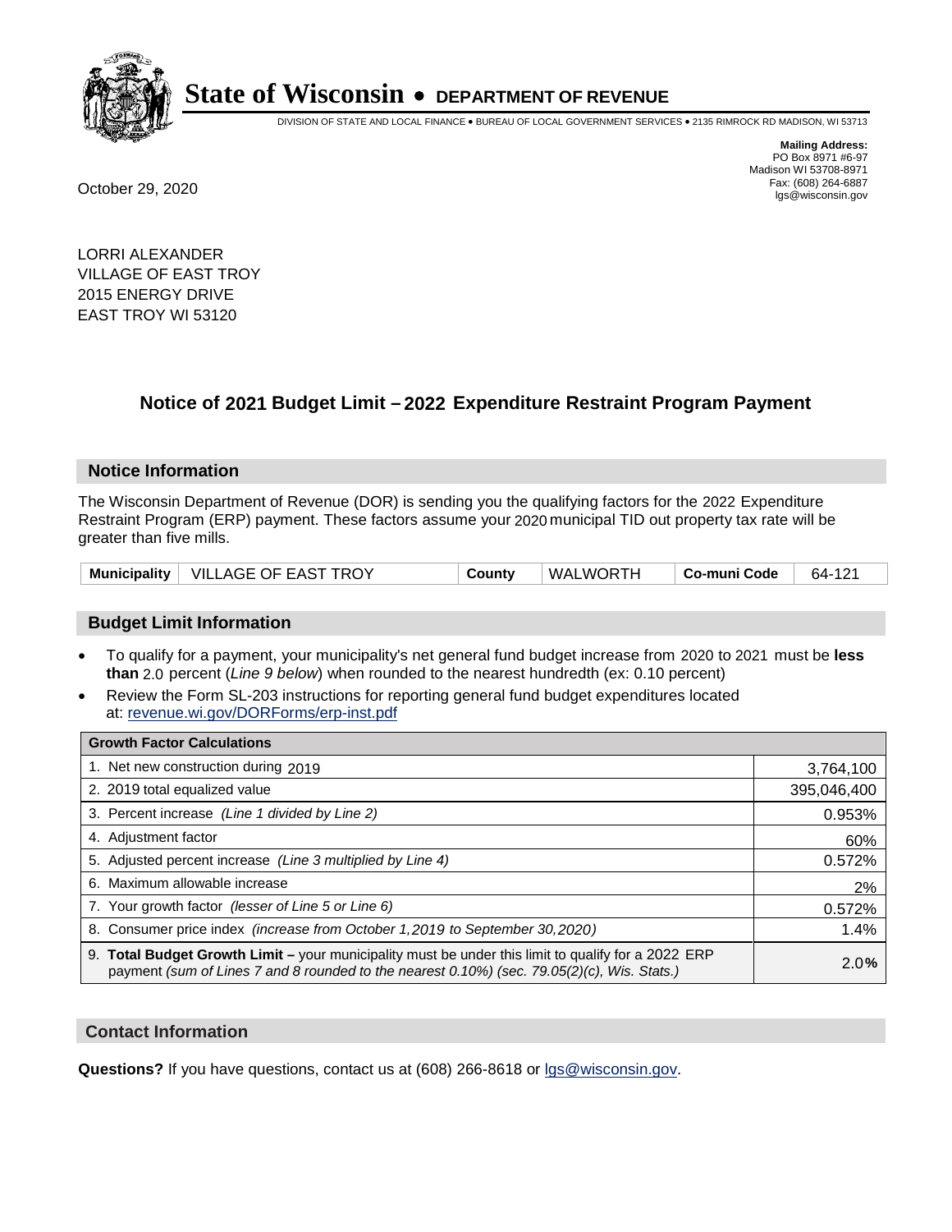# State of Wisconsin • DEPARTMENT OF REVENUE

DIVISION OF STATE AND LOCAL FINANCE • BUREAU OF LOCAL GOVERNMENT SERVICES • 2135 RIMROCK RD MADISON, WI 53713

**Mailing Address:**
PO Box 8971 #6-97
Madison WI 53708-8971
Fax: (608) 264-6887
lgs@wisconsin.gov

October 29, 2020

LORRI ALEXANDER
VILLAGE OF EAST TROY
2015 ENERGY DRIVE
EAST TROY WI 53120

## Notice of 2021 Budget Limit – 2022 Expenditure Restraint Program Payment

### Notice Information

The Wisconsin Department of Revenue (DOR) is sending you the qualifying factors for the 2022 Expenditure Restraint Program (ERP) payment. These factors assume your 2020 municipal TID out property tax rate will be greater than five mills.

| Municipality | VILLAGE OF EAST TROY | County | WALWORTH | Co-muni Code | 64-121 |
|---|---|---|---|---|---|

### Budget Limit Information

- To qualify for a payment, your municipality's net general fund budget increase from 2020 to 2021 must be **less than** 2.0 percent (*Line 9 below*) when rounded to the nearest hundredth (ex: 0.10 percent)
- Review the Form SL-203 instructions for reporting general fund budget expenditures located at: revenue.wi.gov/DORForms/erp-inst.pdf

| Growth Factor Calculations | |
|---|---|
| 1. Net new construction during 2019 | 3,764,100 |
| 2. 2019 total equalized value | 395,046,400 |
| 3. Percent increase *(Line 1 divided by Line 2)* | 0.953% |
| 4. Adjustment factor | 60% |
| 5. Adjusted percent increase *(Line 3 multiplied by Line 4)* | 0.572% |
| 6. Maximum allowable increase | 2% |
| 7. Your growth factor *(lesser of Line 5 or Line 6)* | 0.572% |
| 8. Consumer price index *(increase from October 1,2019 to September 30,2020)* | 1.4% |
| 9. **Total Budget Growth Limit –** your municipality must be under this limit to qualify for a 2022 ERP payment *(sum of Lines 7 and 8 rounded to the nearest 0.10%) (sec. 79.05(2)(c), Wis. Stats.)* | 2.0% |

### Contact Information

**Questions?** If you have questions, contact us at (608) 266-8618 or lgs@wisconsin.gov.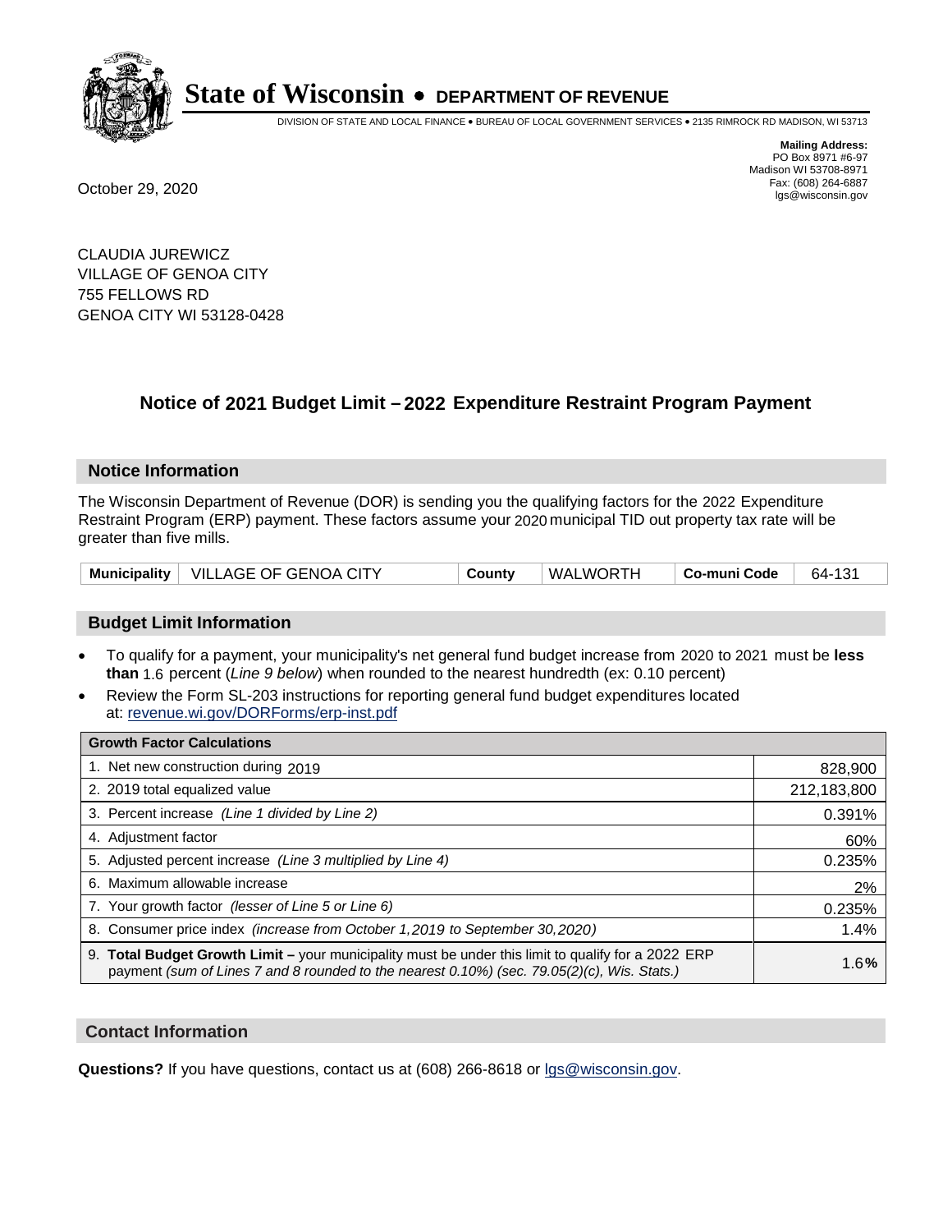# State of Wisconsin • DEPARTMENT OF REVENUE

DIVISION OF STATE AND LOCAL FINANCE • BUREAU OF LOCAL GOVERNMENT SERVICES • 2135 RIMROCK RD MADISON, WI 53713

**Mailing Address:**
PO Box 8971 #6-97
Madison WI 53708-8971
Fax: (608) 264-6887
lgs@wisconsin.gov

October 29, 2020

CLAUDIA JUREWICZ
VILLAGE OF GENOA CITY
755 FELLOWS RD
GENOA CITY WI 53128-0428

## Notice of 2021 Budget Limit – 2022 Expenditure Restraint Program Payment

### Notice Information

The Wisconsin Department of Revenue (DOR) is sending you the qualifying factors for the 2022 Expenditure Restraint Program (ERP) payment. These factors assume your 2020 municipal TID out property tax rate will be greater than five mills.

| Municipality | VILLAGE OF GENOA CITY | County | WALWORTH | Co-muni Code | 64-131 |
|---|---|---|---|---|---|

### Budget Limit Information

- To qualify for a payment, your municipality's net general fund budget increase from 2020 to 2021 must be **less than** 1.6 percent (*Line 9 below*) when rounded to the nearest hundredth (ex: 0.10 percent)
- Review the Form SL-203 instructions for reporting general fund budget expenditures located at: revenue.wi.gov/DORForms/erp-inst.pdf

| Growth Factor Calculations | |
|---|---|
| 1. Net new construction during 2019 | 828,900 |
| 2. 2019 total equalized value | 212,183,800 |
| 3. Percent increase *(Line 1 divided by Line 2)* | 0.391% |
| 4. Adjustment factor | 60% |
| 5. Adjusted percent increase *(Line 3 multiplied by Line 4)* | 0.235% |
| 6. Maximum allowable increase | 2% |
| 7. Your growth factor *(lesser of Line 5 or Line 6)* | 0.235% |
| 8. Consumer price index *(increase from October 1,2019 to September 30,2020)* | 1.4% |
| 9. **Total Budget Growth Limit –** your municipality must be under this limit to qualify for a 2022 ERP payment *(sum of Lines 7 and 8 rounded to the nearest 0.10%) (sec. 79.05(2)(c), Wis. Stats.)* | 1.6**%** |

### Contact Information

**Questions?** If you have questions, contact us at (608) 266-8618 or lgs@wisconsin.gov.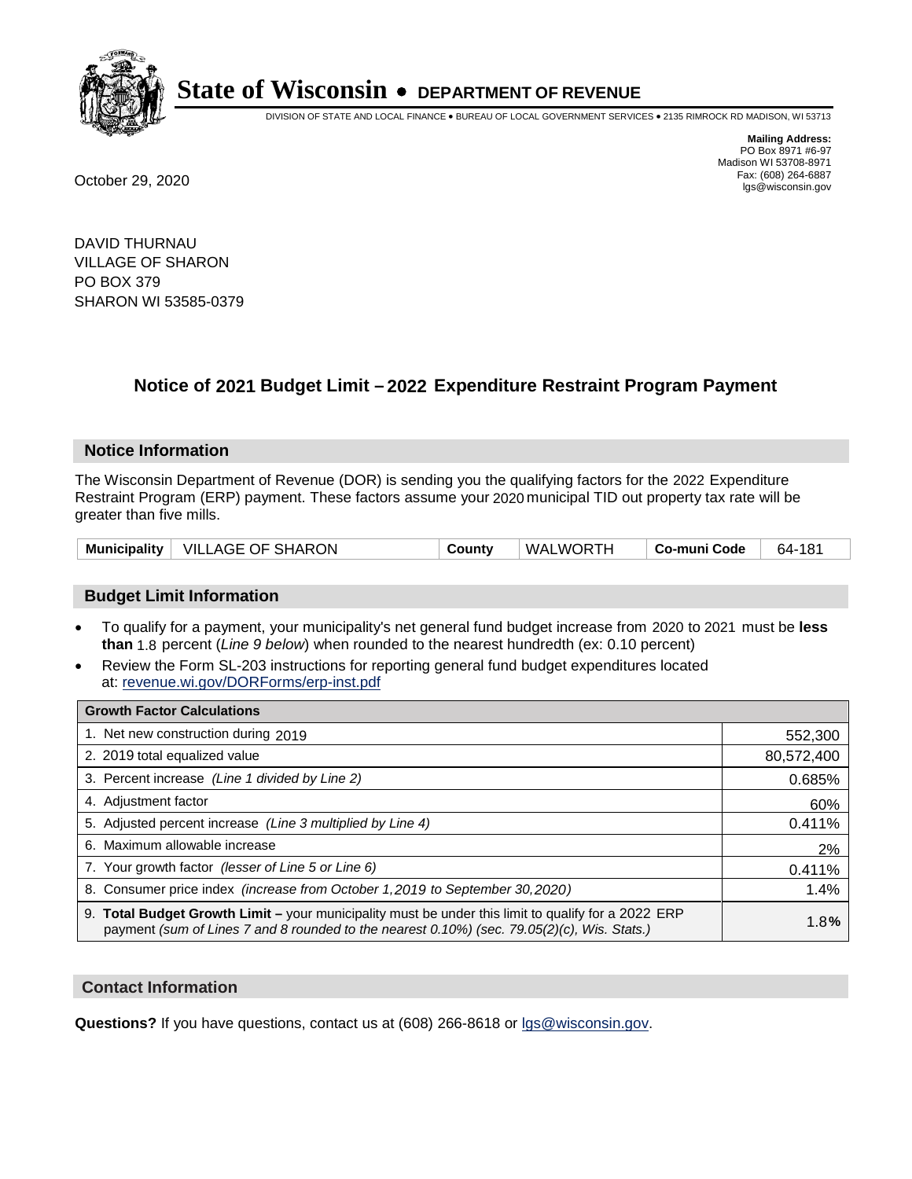# State of Wisconsin • DEPARTMENT OF REVENUE

DIVISION OF STATE AND LOCAL FINANCE • BUREAU OF LOCAL GOVERNMENT SERVICES • 2135 RIMROCK RD MADISON, WI 53713

**Mailing Address:**
PO Box 8971 #6-97
Madison WI 53708-8971
Fax: (608) 264-6887
lgs@wisconsin.gov

October 29, 2020

DAVID THURNAU
VILLAGE OF SHARON
PO BOX 379
SHARON WI 53585-0379

## Notice of 2021 Budget Limit – 2022 Expenditure Restraint Program Payment

### Notice Information

The Wisconsin Department of Revenue (DOR) is sending you the qualifying factors for the 2022 Expenditure Restraint Program (ERP) payment. These factors assume your 2020 municipal TID out property tax rate will be greater than five mills.

| Municipality | VILLAGE OF SHARON | County | WALWORTH | Co-muni Code | 64-181 |
|---|---|---|---|---|---|

### Budget Limit Information

- To qualify for a payment, your municipality's net general fund budget increase from 2020 to 2021 must be **less than** 1.8 percent (*Line 9 below*) when rounded to the nearest hundredth (ex: 0.10 percent)
- Review the Form SL-203 instructions for reporting general fund budget expenditures located at: revenue.wi.gov/DORForms/erp-inst.pdf

| Growth Factor Calculations | |
|---|---|
| 1. Net new construction during 2019 | 552,300 |
| 2. 2019 total equalized value | 80,572,400 |
| 3. Percent increase *(Line 1 divided by Line 2)* | 0.685% |
| 4. Adjustment factor | 60% |
| 5. Adjusted percent increase *(Line 3 multiplied by Line 4)* | 0.411% |
| 6. Maximum allowable increase | 2% |
| 7. Your growth factor *(lesser of Line 5 or Line 6)* | 0.411% |
| 8. Consumer price index *(increase from October 1,2019 to September 30,2020)* | 1.4% |
| 9. **Total Budget Growth Limit –** your municipality must be under this limit to qualify for a 2022 ERP payment *(sum of Lines 7 and 8 rounded to the nearest 0.10%) (sec. 79.05(2)(c), Wis. Stats.)* | 1.8**%** |

### Contact Information

**Questions?** If you have questions, contact us at (608) 266-8618 or lgs@wisconsin.gov.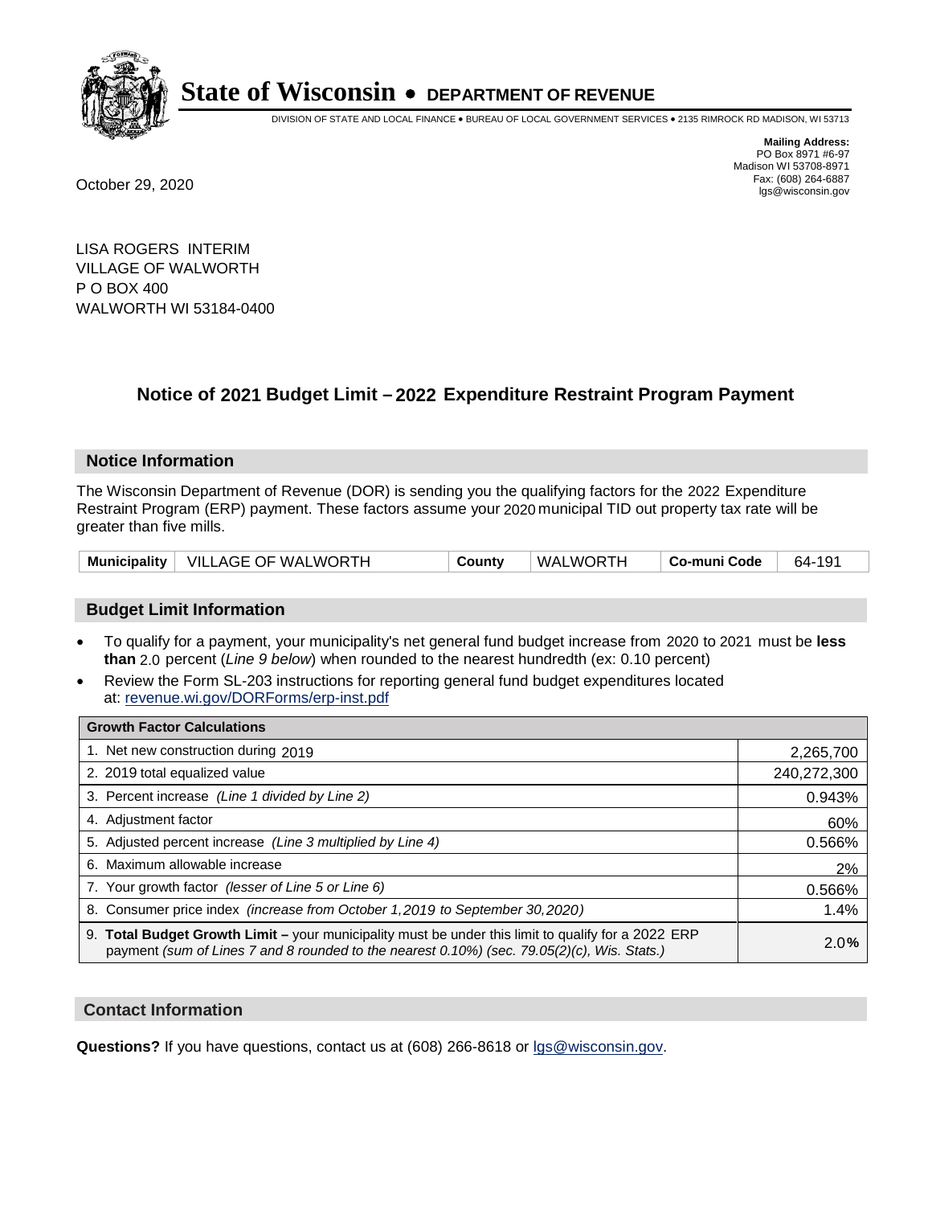# State of Wisconsin • DEPARTMENT OF REVENUE

DIVISION OF STATE AND LOCAL FINANCE • BUREAU OF LOCAL GOVERNMENT SERVICES • 2135 RIMROCK RD MADISON, WI 53713

**Mailing Address:**
PO Box 8971 #6-97
Madison WI 53708-8971
Fax: (608) 264-6887
lgs@wisconsin.gov

October 29, 2020

LISA ROGERS INTERIM
VILLAGE OF WALWORTH
P O BOX 400
WALWORTH WI 53184-0400

## Notice of 2021 Budget Limit – 2022 Expenditure Restraint Program Payment

### Notice Information

The Wisconsin Department of Revenue (DOR) is sending you the qualifying factors for the 2022 Expenditure Restraint Program (ERP) payment. These factors assume your 2020 municipal TID out property tax rate will be greater than five mills.

| Municipality | VILLAGE OF WALWORTH | County | WALWORTH | Co-muni Code | 64-191 |
|---|---|---|---|---|---|

### Budget Limit Information

- To qualify for a payment, your municipality's net general fund budget increase from 2020 to 2021 must be **less than** 2.0 percent (*Line 9 below*) when rounded to the nearest hundredth (ex: 0.10 percent)
- Review the Form SL-203 instructions for reporting general fund budget expenditures located at: revenue.wi.gov/DORForms/erp-inst.pdf

| Growth Factor Calculations | |
|---|---|
| 1. Net new construction during 2019 | 2,265,700 |
| 2. 2019 total equalized value | 240,272,300 |
| 3. Percent increase *(Line 1 divided by Line 2)* | 0.943% |
| 4. Adjustment factor | 60% |
| 5. Adjusted percent increase *(Line 3 multiplied by Line 4)* | 0.566% |
| 6. Maximum allowable increase | 2% |
| 7. Your growth factor *(lesser of Line 5 or Line 6)* | 0.566% |
| 8. Consumer price index *(increase from October 1,2019 to September 30,2020)* | 1.4% |
| 9. **Total Budget Growth Limit –** your municipality must be under this limit to qualify for a 2022 ERP payment *(sum of Lines 7 and 8 rounded to the nearest 0.10%) (sec. 79.05(2)(c), Wis. Stats.)* | 2.0% |

### Contact Information

**Questions?** If you have questions, contact us at (608) 266-8618 or lgs@wisconsin.gov.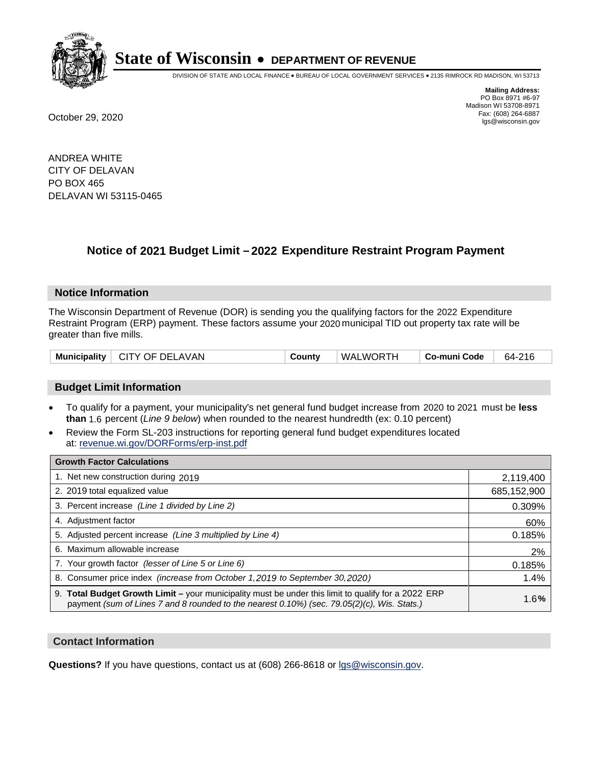# State of Wisconsin • DEPARTMENT OF REVENUE

DIVISION OF STATE AND LOCAL FINANCE • BUREAU OF LOCAL GOVERNMENT SERVICES • 2135 RIMROCK RD MADISON, WI 53713

**Mailing Address:**
PO Box 8971 #6-97
Madison WI 53708-8971
Fax: (608) 264-6887
lgs@wisconsin.gov

October 29, 2020

ANDREA WHITE
CITY OF DELAVAN
PO BOX 465
DELAVAN WI 53115-0465

## Notice of 2021 Budget Limit – 2022 Expenditure Restraint Program Payment

### Notice Information

The Wisconsin Department of Revenue (DOR) is sending you the qualifying factors for the 2022 Expenditure Restraint Program (ERP) payment. These factors assume your 2020 municipal TID out property tax rate will be greater than five mills.

| Municipality | CITY OF DELAVAN | County | WALWORTH | Co-muni Code | 64-216 |
|---|---|---|---|---|---|

### Budget Limit Information

- To qualify for a payment, your municipality's net general fund budget increase from 2020 to 2021 must be **less than** 1.6 percent (*Line 9 below*) when rounded to the nearest hundredth (ex: 0.10 percent)
- Review the Form SL-203 instructions for reporting general fund budget expenditures located at: revenue.wi.gov/DORForms/erp-inst.pdf

| Growth Factor Calculations | |
|---|---|
| 1. Net new construction during 2019 | 2,119,400 |
| 2. 2019 total equalized value | 685,152,900 |
| 3. Percent increase *(Line 1 divided by Line 2)* | 0.309% |
| 4. Adjustment factor | 60% |
| 5. Adjusted percent increase *(Line 3 multiplied by Line 4)* | 0.185% |
| 6. Maximum allowable increase | 2% |
| 7. Your growth factor *(lesser of Line 5 or Line 6)* | 0.185% |
| 8. Consumer price index *(increase from October 1,2019 to September 30,2020)* | 1.4% |
| 9. **Total Budget Growth Limit –** your municipality must be under this limit to qualify for a 2022 ERP payment *(sum of Lines 7 and 8 rounded to the nearest 0.10%) (sec. 79.05(2)(c), Wis. Stats.)* | 1.6**%** |

### Contact Information

**Questions?** If you have questions, contact us at (608) 266-8618 or lgs@wisconsin.gov.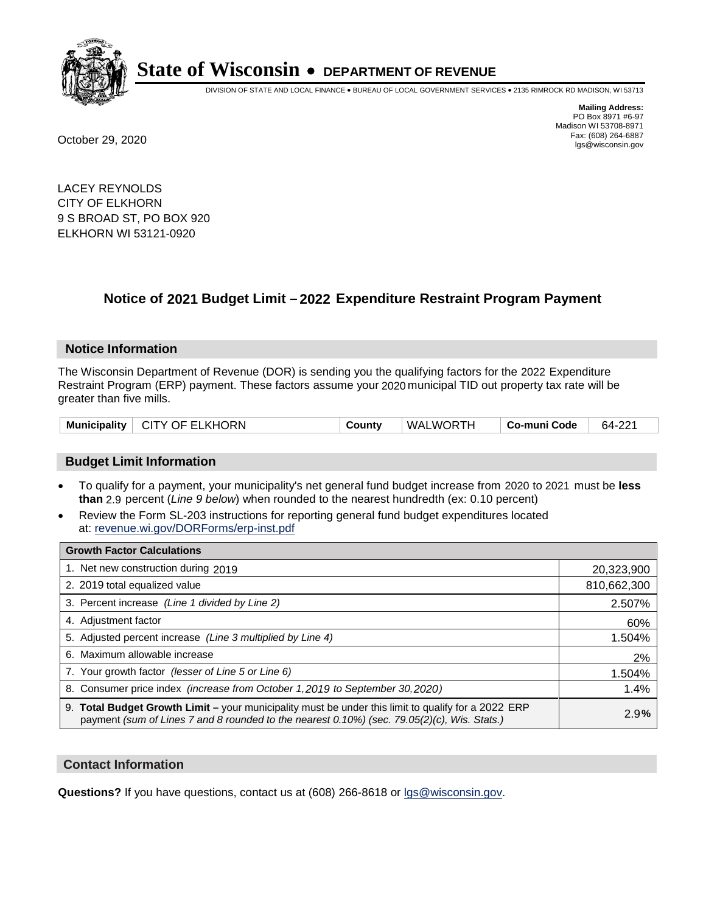# State of Wisconsin • DEPARTMENT OF REVENUE

DIVISION OF STATE AND LOCAL FINANCE • BUREAU OF LOCAL GOVERNMENT SERVICES • 2135 RIMROCK RD MADISON, WI 53713

**Mailing Address:**
PO Box 8971 #6-97
Madison WI 53708-8971
Fax: (608) 264-6887
lgs@wisconsin.gov

October 29, 2020

LACEY REYNOLDS
CITY OF ELKHORN
9 S BROAD ST, PO BOX 920
ELKHORN WI 53121-0920

## Notice of 2021 Budget Limit – 2022 Expenditure Restraint Program Payment

### Notice Information

The Wisconsin Department of Revenue (DOR) is sending you the qualifying factors for the 2022 Expenditure Restraint Program (ERP) payment. These factors assume your 2020 municipal TID out property tax rate will be greater than five mills.

| Municipality | CITY OF ELKHORN | County | WALWORTH | Co-muni Code | 64-221 |
|---|---|---|---|---|---|

### Budget Limit Information

- To qualify for a payment, your municipality's net general fund budget increase from 2020 to 2021 must be **less than** 2.9 percent (*Line 9 below*) when rounded to the nearest hundredth (ex: 0.10 percent)
- Review the Form SL-203 instructions for reporting general fund budget expenditures located at: revenue.wi.gov/DORForms/erp-inst.pdf

| Growth Factor Calculations | |
|---|---|
| 1. Net new construction during 2019 | 20,323,900 |
| 2. 2019 total equalized value | 810,662,300 |
| 3. Percent increase *(Line 1 divided by Line 2)* | 2.507% |
| 4. Adjustment factor | 60% |
| 5. Adjusted percent increase *(Line 3 multiplied by Line 4)* | 1.504% |
| 6. Maximum allowable increase | 2% |
| 7. Your growth factor *(lesser of Line 5 or Line 6)* | 1.504% |
| 8. Consumer price index *(increase from October 1,2019 to September 30,2020)* | 1.4% |
| 9. **Total Budget Growth Limit –** your municipality must be under this limit to qualify for a 2022 ERP payment *(sum of Lines 7 and 8 rounded to the nearest 0.10%) (sec. 79.05(2)(c), Wis. Stats.)* | 2.9**%** |

### Contact Information

**Questions?** If you have questions, contact us at (608) 266-8618 or lgs@wisconsin.gov.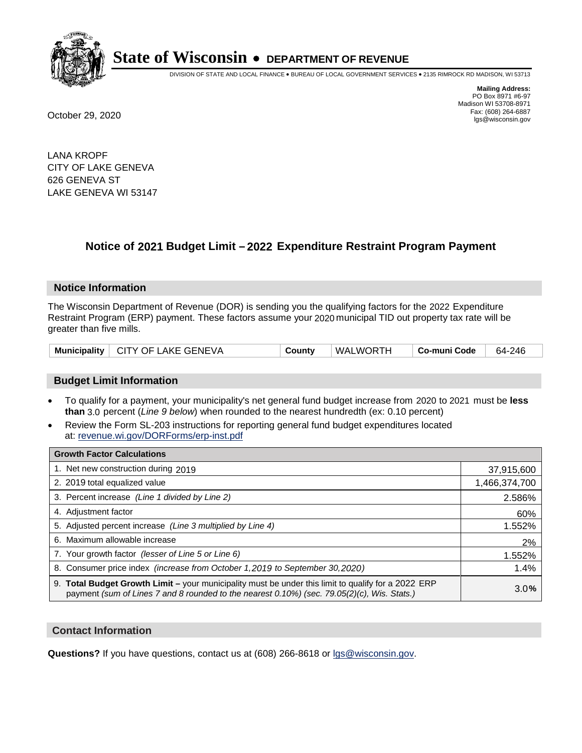# State of Wisconsin • DEPARTMENT OF REVENUE

DIVISION OF STATE AND LOCAL FINANCE • BUREAU OF LOCAL GOVERNMENT SERVICES • 2135 RIMROCK RD MADISON, WI 53713

**Mailing Address:**
PO Box 8971 #6-97
Madison WI 53708-8971
Fax: (608) 264-6887
lgs@wisconsin.gov

October 29, 2020

LANA KROPF
CITY OF LAKE GENEVA
626 GENEVA ST
LAKE GENEVA WI 53147

## Notice of 2021 Budget Limit – 2022 Expenditure Restraint Program Payment

### Notice Information

The Wisconsin Department of Revenue (DOR) is sending you the qualifying factors for the 2022 Expenditure Restraint Program (ERP) payment. These factors assume your 2020 municipal TID out property tax rate will be greater than five mills.

| Municipality | CITY OF LAKE GENEVA | County | WALWORTH | Co-muni Code | 64-246 |
|---|---|---|---|---|---|

### Budget Limit Information

- To qualify for a payment, your municipality's net general fund budget increase from 2020 to 2021 must be **less than** 3.0 percent (*Line 9 below*) when rounded to the nearest hundredth (ex: 0.10 percent)
- Review the Form SL-203 instructions for reporting general fund budget expenditures located at: revenue.wi.gov/DORForms/erp-inst.pdf

| Growth Factor Calculations | |
|---|---|
| 1. Net new construction during 2019 | 37,915,600 |
| 2. 2019 total equalized value | 1,466,374,700 |
| 3. Percent increase *(Line 1 divided by Line 2)* | 2.586% |
| 4. Adjustment factor | 60% |
| 5. Adjusted percent increase *(Line 3 multiplied by Line 4)* | 1.552% |
| 6. Maximum allowable increase | 2% |
| 7. Your growth factor *(lesser of Line 5 or Line 6)* | 1.552% |
| 8. Consumer price index *(increase from October 1,2019 to September 30,2020)* | 1.4% |
| 9. **Total Budget Growth Limit –** your municipality must be under this limit to qualify for a 2022 ERP payment *(sum of Lines 7 and 8 rounded to the nearest 0.10%) (sec. 79.05(2)(c), Wis. Stats.)* | 3.0% |

### Contact Information

**Questions?** If you have questions, contact us at (608) 266-8618 or lgs@wisconsin.gov.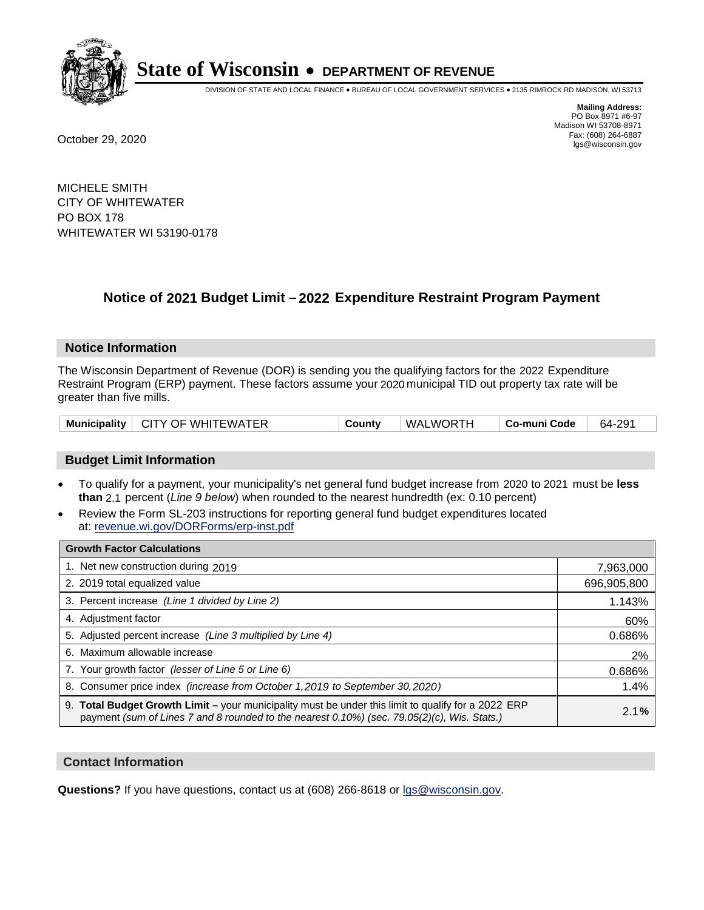# State of Wisconsin • DEPARTMENT OF REVENUE

DIVISION OF STATE AND LOCAL FINANCE • BUREAU OF LOCAL GOVERNMENT SERVICES • 2135 RIMROCK RD MADISON, WI 53713

**Mailing Address:**
PO Box 8971 #6-97
Madison WI 53708-8971
Fax: (608) 264-6887
lgs@wisconsin.gov

October 29, 2020

MICHELE SMITH
CITY OF WHITEWATER
PO BOX 178
WHITEWATER WI 53190-0178

## Notice of 2021 Budget Limit – 2022 Expenditure Restraint Program Payment

### Notice Information

The Wisconsin Department of Revenue (DOR) is sending you the qualifying factors for the 2022 Expenditure Restraint Program (ERP) payment. These factors assume your 2020 municipal TID out property tax rate will be greater than five mills.

| Municipality | CITY OF WHITEWATER | County | WALWORTH | Co-muni Code | 64-291 |
|---|---|---|---|---|---|

### Budget Limit Information

- To qualify for a payment, your municipality's net general fund budget increase from 2020 to 2021 must be **less than** 2.1 percent (*Line 9 below*) when rounded to the nearest hundredth (ex: 0.10 percent)
- Review the Form SL-203 instructions for reporting general fund budget expenditures located at: revenue.wi.gov/DORForms/erp-inst.pdf

| Growth Factor Calculations | |
|---|---|
| 1. Net new construction during 2019 | 7,963,000 |
| 2. 2019 total equalized value | 696,905,800 |
| 3. Percent increase *(Line 1 divided by Line 2)* | 1.143% |
| 4. Adjustment factor | 60% |
| 5. Adjusted percent increase *(Line 3 multiplied by Line 4)* | 0.686% |
| 6. Maximum allowable increase | 2% |
| 7. Your growth factor *(lesser of Line 5 or Line 6)* | 0.686% |
| 8. Consumer price index *(increase from October 1,2019 to September 30,2020)* | 1.4% |
| 9. **Total Budget Growth Limit –** your municipality must be under this limit to qualify for a 2022 ERP payment *(sum of Lines 7 and 8 rounded to the nearest 0.10%) (sec. 79.05(2)(c), Wis. Stats.)* | 2.1**%** |

### Contact Information

**Questions?** If you have questions, contact us at (608) 266-8618 or lgs@wisconsin.gov.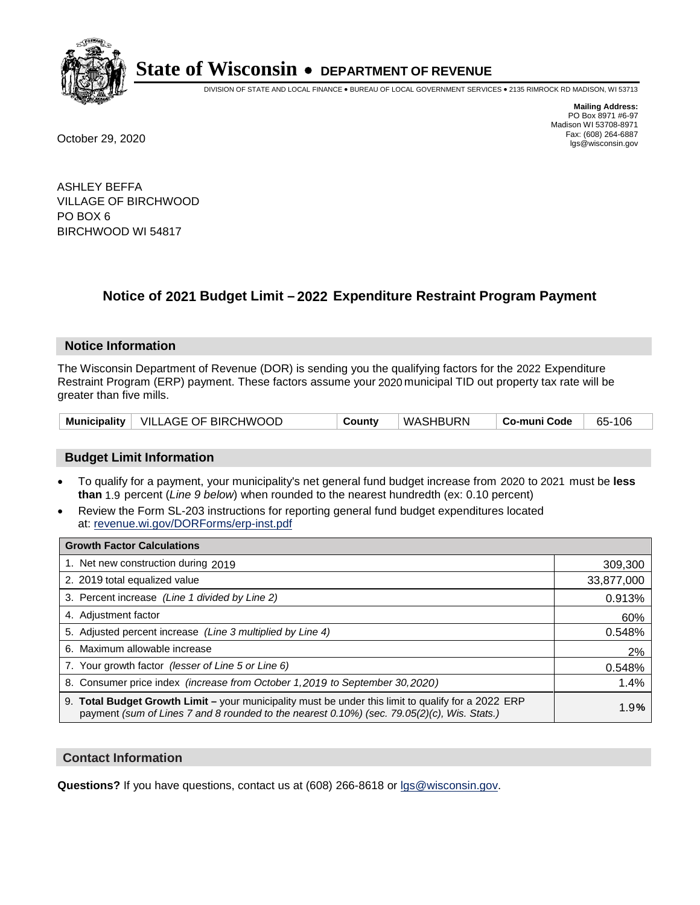**State of Wisconsin • DEPARTMENT OF REVENUE**

DIVISION OF STATE AND LOCAL FINANCE • BUREAU OF LOCAL GOVERNMENT SERVICES • 2135 RIMROCK RD MADISON, WI 53713

**Mailing Address:**
PO Box 8971 #6-97
Madison WI 53708-8971
Fax: (608) 264-6887
lgs@wisconsin.gov

October 29, 2020

ASHLEY BEFFA
VILLAGE OF BIRCHWOOD
PO BOX 6
BIRCHWOOD WI 54817

## Notice of 2021 Budget Limit – 2022 Expenditure Restraint Program Payment

### Notice Information

The Wisconsin Department of Revenue (DOR) is sending you the qualifying factors for the 2022 Expenditure Restraint Program (ERP) payment. These factors assume your 2020 municipal TID out property tax rate will be greater than five mills.

| Municipality | VILLAGE OF BIRCHWOOD | County | WASHBURN | Co-muni Code | 65-106 |
|---|---|---|---|---|---|

### Budget Limit Information

- To qualify for a payment, your municipality's net general fund budget increase from 2020 to 2021 must be **less than** 1.9 percent (*Line 9 below*) when rounded to the nearest hundredth (ex: 0.10 percent)
- Review the Form SL-203 instructions for reporting general fund budget expenditures located at: revenue.wi.gov/DORForms/erp-inst.pdf

| Growth Factor Calculations | |
|---|---|
| 1. Net new construction during 2019 | 309,300 |
| 2. 2019 total equalized value | 33,877,000 |
| 3. Percent increase *(Line 1 divided by Line 2)* | 0.913% |
| 4. Adjustment factor | 60% |
| 5. Adjusted percent increase *(Line 3 multiplied by Line 4)* | 0.548% |
| 6. Maximum allowable increase | 2% |
| 7. Your growth factor *(lesser of Line 5 or Line 6)* | 0.548% |
| 8. Consumer price index *(increase from October 1,2019 to September 30,2020)* | 1.4% |
| 9. **Total Budget Growth Limit –** your municipality must be under this limit to qualify for a 2022 ERP payment *(sum of Lines 7 and 8 rounded to the nearest 0.10%) (sec. 79.05(2)(c), Wis. Stats.)* | 1.9**%** |

### Contact Information

**Questions?** If you have questions, contact us at (608) 266-8618 or lgs@wisconsin.gov.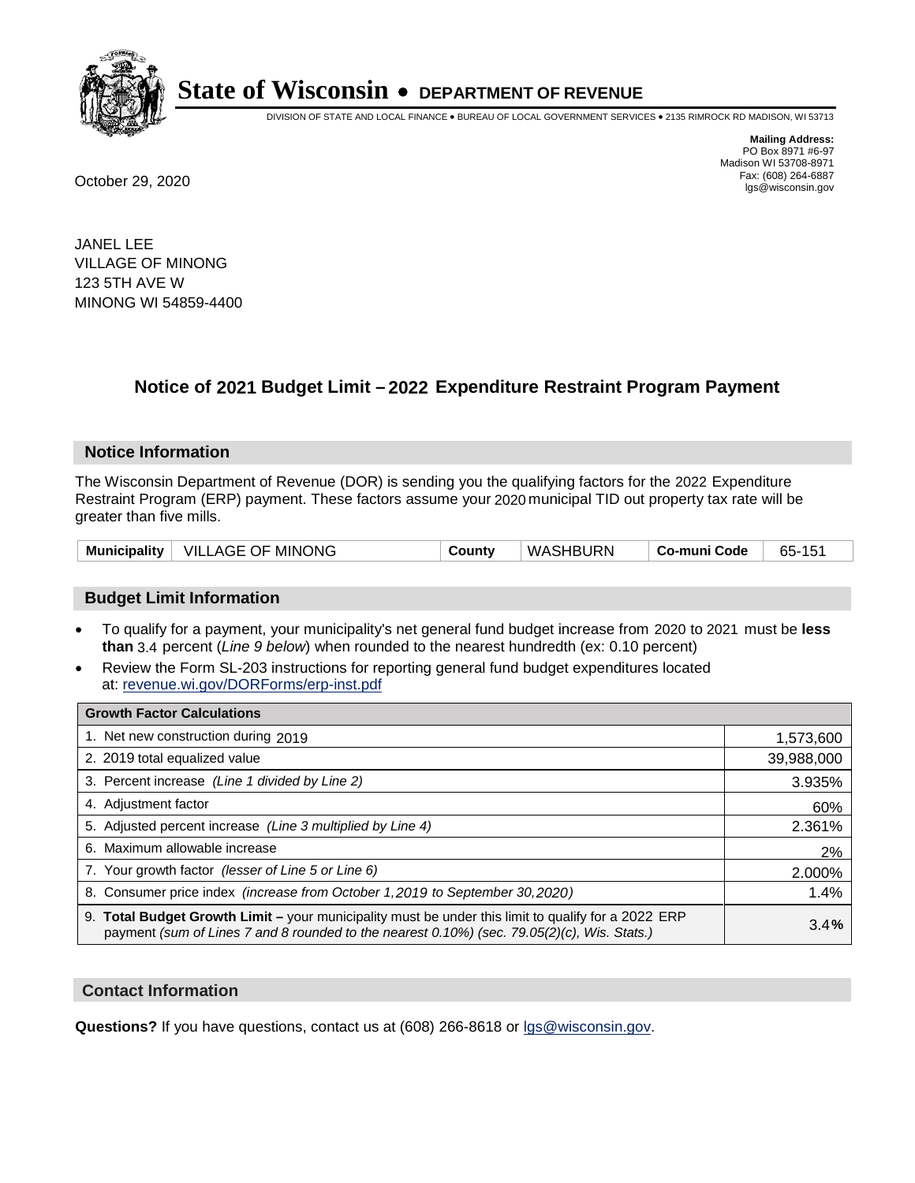# State of Wisconsin • DEPARTMENT OF REVENUE

DIVISION OF STATE AND LOCAL FINANCE • BUREAU OF LOCAL GOVERNMENT SERVICES • 2135 RIMROCK RD MADISON, WI 53713

**Mailing Address:**
PO Box 8971 #6-97
Madison WI 53708-8971
Fax: (608) 264-6887
lgs@wisconsin.gov

October 29, 2020

JANEL LEE
VILLAGE OF MINONG
123 5TH AVE W
MINONG WI 54859-4400

## Notice of 2021 Budget Limit – 2022 Expenditure Restraint Program Payment

### Notice Information

The Wisconsin Department of Revenue (DOR) is sending you the qualifying factors for the 2022 Expenditure Restraint Program (ERP) payment. These factors assume your 2020 municipal TID out property tax rate will be greater than five mills.

| Municipality | VILLAGE OF MINONG | County | WASHBURN | Co-muni Code | 65-151 |
|---|---|---|---|---|---|

### Budget Limit Information

- To qualify for a payment, your municipality's net general fund budget increase from 2020 to 2021 must be **less than** 3.4 percent (*Line 9 below*) when rounded to the nearest hundredth (ex: 0.10 percent)
- Review the Form SL-203 instructions for reporting general fund budget expenditures located at: revenue.wi.gov/DORForms/erp-inst.pdf

| Growth Factor Calculations | |
|---|---|
| 1. Net new construction during 2019 | 1,573,600 |
| 2. 2019 total equalized value | 39,988,000 |
| 3. Percent increase *(Line 1 divided by Line 2)* | 3.935% |
| 4. Adjustment factor | 60% |
| 5. Adjusted percent increase *(Line 3 multiplied by Line 4)* | 2.361% |
| 6. Maximum allowable increase | 2% |
| 7. Your growth factor *(lesser of Line 5 or Line 6)* | 2.000% |
| 8. Consumer price index *(increase from October 1,2019 to September 30,2020)* | 1.4% |
| 9. **Total Budget Growth Limit –** your municipality must be under this limit to qualify for a 2022 ERP payment *(sum of Lines 7 and 8 rounded to the nearest 0.10%) (sec. 79.05(2)(c), Wis. Stats.)* | 3.4**%** |

### Contact Information

**Questions?** If you have questions, contact us at (608) 266-8618 or lgs@wisconsin.gov.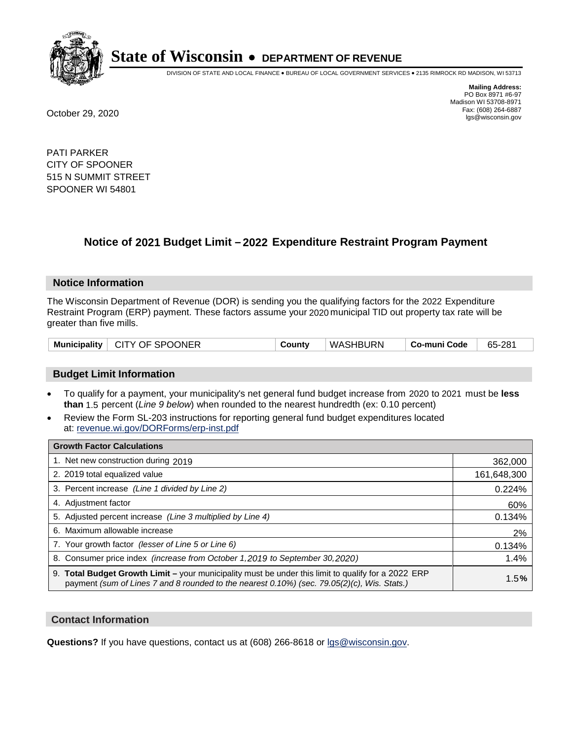# State of Wisconsin • DEPARTMENT OF REVENUE

DIVISION OF STATE AND LOCAL FINANCE • BUREAU OF LOCAL GOVERNMENT SERVICES • 2135 RIMROCK RD MADISON, WI 53713

**Mailing Address:**
PO Box 8971 #6-97
Madison WI 53708-8971
Fax: (608) 264-6887
lgs@wisconsin.gov

October 29, 2020

PATI PARKER
CITY OF SPOONER
515 N SUMMIT STREET
SPOONER WI 54801

## Notice of 2021 Budget Limit – 2022 Expenditure Restraint Program Payment

### Notice Information

The Wisconsin Department of Revenue (DOR) is sending you the qualifying factors for the 2022 Expenditure Restraint Program (ERP) payment. These factors assume your 2020 municipal TID out property tax rate will be greater than five mills.

| Municipality | CITY OF SPOONER | County | WASHBURN | Co-muni Code | 65-281 |
|---|---|---|---|---|---|

### Budget Limit Information

- To qualify for a payment, your municipality's net general fund budget increase from 2020 to 2021 must be **less than** 1.5 percent (*Line 9 below*) when rounded to the nearest hundredth (ex: 0.10 percent)
- Review the Form SL-203 instructions for reporting general fund budget expenditures located at: revenue.wi.gov/DORForms/erp-inst.pdf

| Growth Factor Calculations | |
|---|---|
| 1. Net new construction during 2019 | 362,000 |
| 2. 2019 total equalized value | 161,648,300 |
| 3. Percent increase *(Line 1 divided by Line 2)* | 0.224% |
| 4. Adjustment factor | 60% |
| 5. Adjusted percent increase *(Line 3 multiplied by Line 4)* | 0.134% |
| 6. Maximum allowable increase | 2% |
| 7. Your growth factor *(lesser of Line 5 or Line 6)* | 0.134% |
| 8. Consumer price index *(increase from October 1,2019 to September 30,2020)* | 1.4% |
| 9. **Total Budget Growth Limit –** your municipality must be under this limit to qualify for a 2022 ERP payment *(sum of Lines 7 and 8 rounded to the nearest 0.10%) (sec. 79.05(2)(c), Wis. Stats.)* | 1.5**%** |

### Contact Information

**Questions?** If you have questions, contact us at (608) 266-8618 or lgs@wisconsin.gov.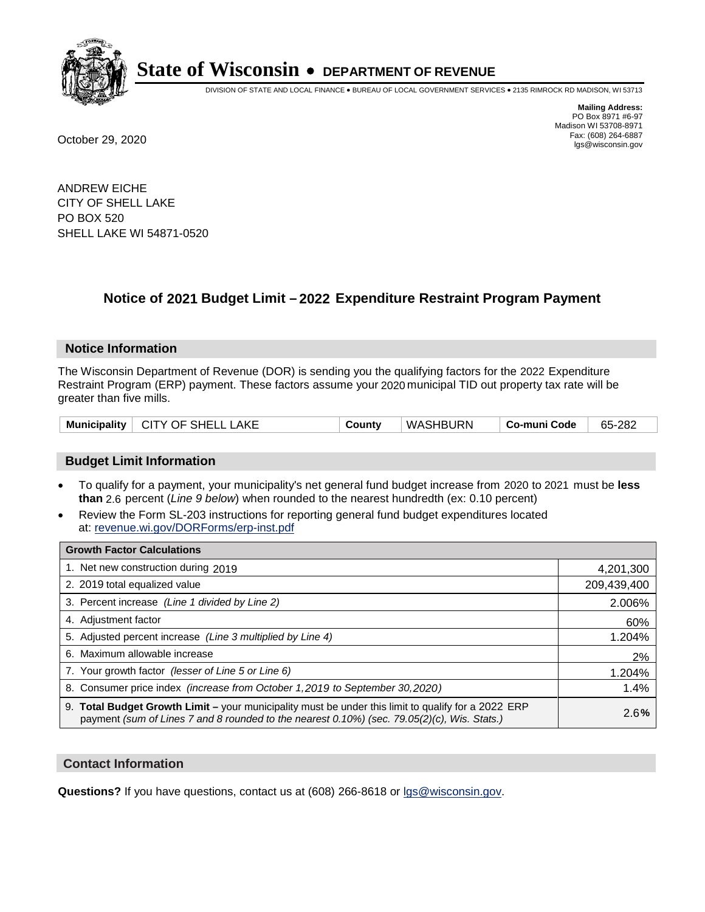# State of Wisconsin • DEPARTMENT OF REVENUE

DIVISION OF STATE AND LOCAL FINANCE • BUREAU OF LOCAL GOVERNMENT SERVICES • 2135 RIMROCK RD MADISON, WI 53713

**Mailing Address:**
PO Box 8971 #6-97
Madison WI 53708-8971
Fax: (608) 264-6887
lgs@wisconsin.gov

October 29, 2020

ANDREW EICHE
CITY OF SHELL LAKE
PO BOX 520
SHELL LAKE WI 54871-0520

## Notice of 2021 Budget Limit – 2022 Expenditure Restraint Program Payment

### Notice Information

The Wisconsin Department of Revenue (DOR) is sending you the qualifying factors for the 2022 Expenditure Restraint Program (ERP) payment. These factors assume your 2020 municipal TID out property tax rate will be greater than five mills.

| Municipality | CITY OF SHELL LAKE | County | WASHBURN | Co-muni Code | 65-282 |
|---|---|---|---|---|---|

### Budget Limit Information

- To qualify for a payment, your municipality's net general fund budget increase from 2020 to 2021 must be **less than** 2.6 percent (*Line 9 below*) when rounded to the nearest hundredth (ex: 0.10 percent)
- Review the Form SL-203 instructions for reporting general fund budget expenditures located at: revenue.wi.gov/DORForms/erp-inst.pdf

| Growth Factor Calculations | |
|---|---|
| 1. Net new construction during 2019 | 4,201,300 |
| 2. 2019 total equalized value | 209,439,400 |
| 3. Percent increase *(Line 1 divided by Line 2)* | 2.006% |
| 4. Adjustment factor | 60% |
| 5. Adjusted percent increase *(Line 3 multiplied by Line 4)* | 1.204% |
| 6. Maximum allowable increase | 2% |
| 7. Your growth factor *(lesser of Line 5 or Line 6)* | 1.204% |
| 8. Consumer price index *(increase from October 1,2019 to September 30,2020)* | 1.4% |
| 9. **Total Budget Growth Limit –** your municipality must be under this limit to qualify for a 2022 ERP payment *(sum of Lines 7 and 8 rounded to the nearest 0.10%) (sec. 79.05(2)(c), Wis. Stats.)* | 2.6**%** |

### Contact Information

**Questions?** If you have questions, contact us at (608) 266-8618 or lgs@wisconsin.gov.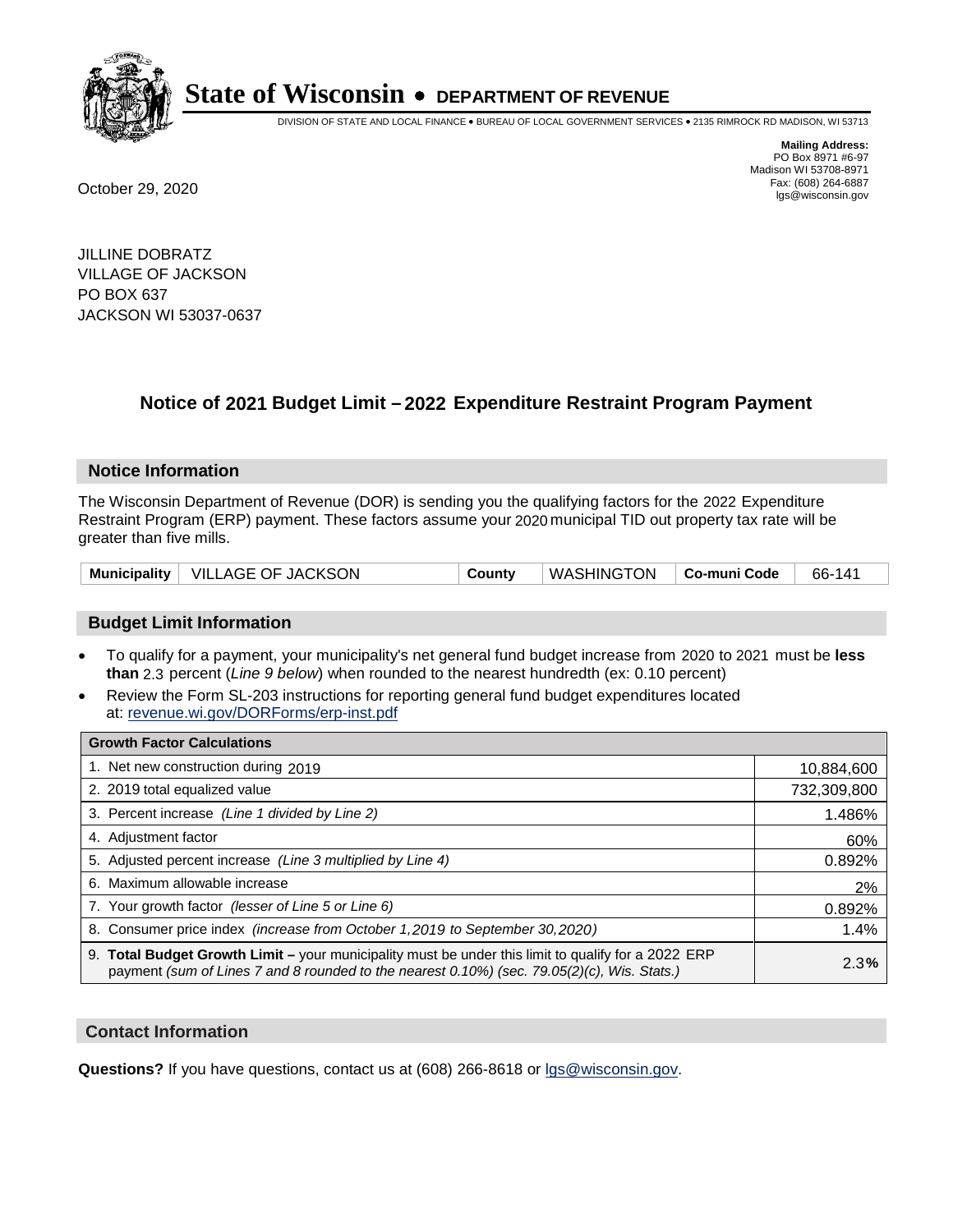# State of Wisconsin • DEPARTMENT OF REVENUE

DIVISION OF STATE AND LOCAL FINANCE • BUREAU OF LOCAL GOVERNMENT SERVICES • 2135 RIMROCK RD MADISON, WI 53713

**Mailing Address:**
PO Box 8971 #6-97
Madison WI 53708-8971
Fax: (608) 264-6887
lgs@wisconsin.gov

October 29, 2020

JILLINE DOBRATZ
VILLAGE OF JACKSON
PO BOX 637
JACKSON WI 53037-0637

## Notice of 2021 Budget Limit – 2022 Expenditure Restraint Program Payment

### Notice Information

The Wisconsin Department of Revenue (DOR) is sending you the qualifying factors for the 2022 Expenditure Restraint Program (ERP) payment. These factors assume your 2020 municipal TID out property tax rate will be greater than five mills.

| **Municipality** | VILLAGE OF JACKSON | **County** | WASHINGTON | **Co-muni Code** | 66-141 |
|---|---|---|---|---|---|

### Budget Limit Information

- To qualify for a payment, your municipality's net general fund budget increase from 2020 to 2021 must be **less than** 2.3 percent (*Line 9 below*) when rounded to the nearest hundredth (ex: 0.10 percent)
- Review the Form SL-203 instructions for reporting general fund budget expenditures located at: revenue.wi.gov/DORForms/erp-inst.pdf

| **Growth Factor Calculations** | |
|---|---|
| 1. Net new construction during 2019 | 10,884,600 |
| 2. 2019 total equalized value | 732,309,800 |
| 3. Percent increase *(Line 1 divided by Line 2)* | 1.486% |
| 4. Adjustment factor | 60% |
| 5. Adjusted percent increase *(Line 3 multiplied by Line 4)* | 0.892% |
| 6. Maximum allowable increase | 2% |
| 7. Your growth factor *(lesser of Line 5 or Line 6)* | 0.892% |
| 8. Consumer price index *(increase from October 1,2019 to September 30,2020)* | 1.4% |
| 9. **Total Budget Growth Limit –** your municipality must be under this limit to qualify for a 2022 ERP payment *(sum of Lines 7 and 8 rounded to the nearest 0.10%) (sec. 79.05(2)(c), Wis. Stats.)* | 2.3**%** |

### Contact Information

**Questions?** If you have questions, contact us at (608) 266-8618 or lgs@wisconsin.gov.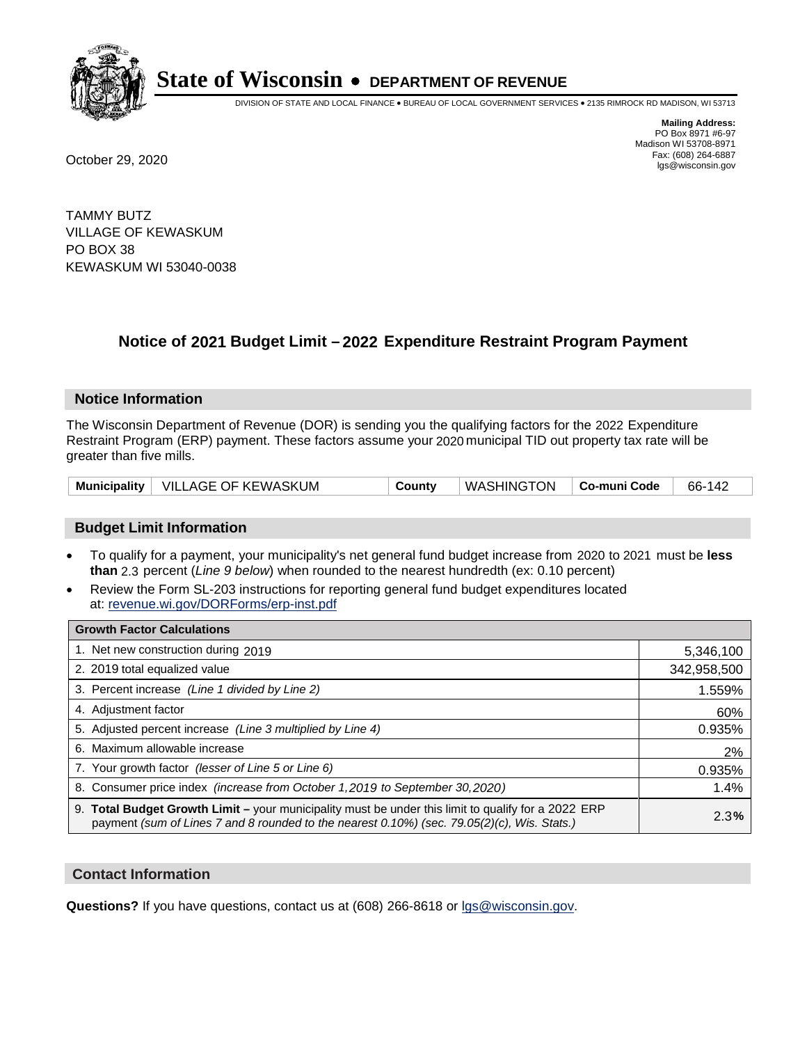# State of Wisconsin • DEPARTMENT OF REVENUE

DIVISION OF STATE AND LOCAL FINANCE • BUREAU OF LOCAL GOVERNMENT SERVICES • 2135 RIMROCK RD MADISON, WI 53713

**Mailing Address:**
PO Box 8971 #6-97
Madison WI 53708-8971
Fax: (608) 264-6887
lgs@wisconsin.gov

October 29, 2020

TAMMY BUTZ
VILLAGE OF KEWASKUM
PO BOX 38
KEWASKUM WI 53040-0038

## Notice of 2021 Budget Limit – 2022 Expenditure Restraint Program Payment

### Notice Information

The Wisconsin Department of Revenue (DOR) is sending you the qualifying factors for the 2022 Expenditure Restraint Program (ERP) payment. These factors assume your 2020 municipal TID out property tax rate will be greater than five mills.

| Municipality | VILLAGE OF KEWASKUM | County | WASHINGTON | Co-muni Code | 66-142 |
|---|---|---|---|---|---|

### Budget Limit Information

- To qualify for a payment, your municipality's net general fund budget increase from 2020 to 2021 must be **less than** 2.3 percent (*Line 9 below*) when rounded to the nearest hundredth (ex: 0.10 percent)
- Review the Form SL-203 instructions for reporting general fund budget expenditures located at: revenue.wi.gov/DORForms/erp-inst.pdf

| Growth Factor Calculations | |
|---|---|
| 1. Net new construction during 2019 | 5,346,100 |
| 2. 2019 total equalized value | 342,958,500 |
| 3. Percent increase *(Line 1 divided by Line 2)* | 1.559% |
| 4. Adjustment factor | 60% |
| 5. Adjusted percent increase *(Line 3 multiplied by Line 4)* | 0.935% |
| 6. Maximum allowable increase | 2% |
| 7. Your growth factor *(lesser of Line 5 or Line 6)* | 0.935% |
| 8. Consumer price index *(increase from October 1,2019 to September 30,2020)* | 1.4% |
| 9. **Total Budget Growth Limit –** your municipality must be under this limit to qualify for a 2022 ERP payment *(sum of Lines 7 and 8 rounded to the nearest 0.10%) (sec. 79.05(2)(c), Wis. Stats.)* | 2.3% |

### Contact Information

**Questions?** If you have questions, contact us at (608) 266-8618 or lgs@wisconsin.gov.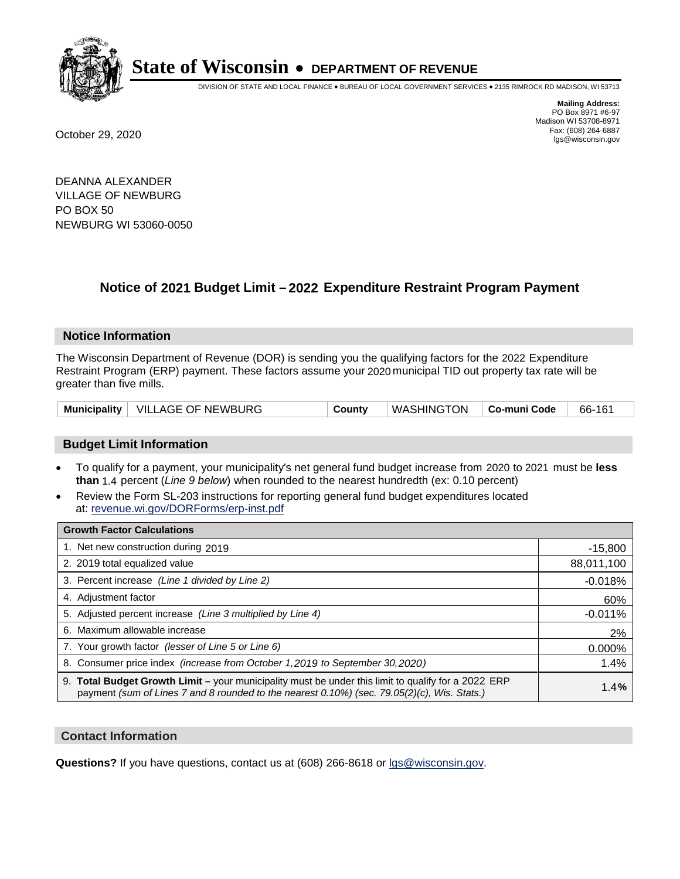# State of Wisconsin • DEPARTMENT OF REVENUE

DIVISION OF STATE AND LOCAL FINANCE • BUREAU OF LOCAL GOVERNMENT SERVICES • 2135 RIMROCK RD MADISON, WI 53713

**Mailing Address:**
PO Box 8971 #6-97
Madison WI 53708-8971
Fax: (608) 264-6887
lgs@wisconsin.gov

October 29, 2020

DEANNA ALEXANDER
VILLAGE OF NEWBURG
PO BOX 50
NEWBURG WI 53060-0050

## Notice of 2021 Budget Limit – 2022 Expenditure Restraint Program Payment

### Notice Information

The Wisconsin Department of Revenue (DOR) is sending you the qualifying factors for the 2022 Expenditure Restraint Program (ERP) payment. These factors assume your 2020 municipal TID out property tax rate will be greater than five mills.

| Municipality | VILLAGE OF NEWBURG | County | WASHINGTON | Co-muni Code | 66-161 |
|---|---|---|---|---|---|

### Budget Limit Information

- To qualify for a payment, your municipality's net general fund budget increase from 2020 to 2021 must be **less than** 1.4 percent (*Line 9 below*) when rounded to the nearest hundredth (ex: 0.10 percent)
- Review the Form SL-203 instructions for reporting general fund budget expenditures located at: revenue.wi.gov/DORForms/erp-inst.pdf

| Growth Factor Calculations | |
|---|---|
| 1. Net new construction during 2019 | -15,800 |
| 2. 2019 total equalized value | 88,011,100 |
| 3. Percent increase *(Line 1 divided by Line 2)* | -0.018% |
| 4. Adjustment factor | 60% |
| 5. Adjusted percent increase *(Line 3 multiplied by Line 4)* | -0.011% |
| 6. Maximum allowable increase | 2% |
| 7. Your growth factor *(lesser of Line 5 or Line 6)* | 0.000% |
| 8. Consumer price index *(increase from October 1,2019 to September 30,2020)* | 1.4% |
| 9. **Total Budget Growth Limit –** your municipality must be under this limit to qualify for a 2022 ERP payment *(sum of Lines 7 and 8 rounded to the nearest 0.10%) (sec. 79.05(2)(c), Wis. Stats.)* | **1.4%** |

### Contact Information

**Questions?** If you have questions, contact us at (608) 266-8618 or lgs@wisconsin.gov.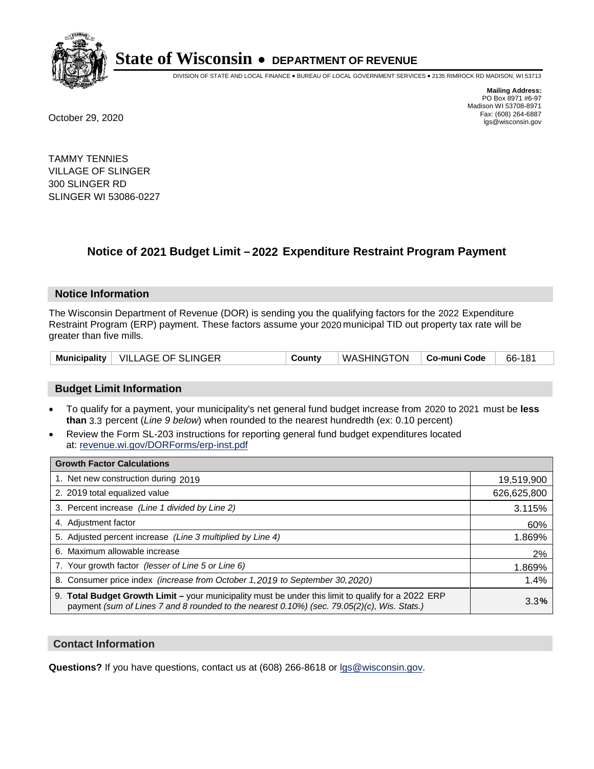# State of Wisconsin • DEPARTMENT OF REVENUE

DIVISION OF STATE AND LOCAL FINANCE • BUREAU OF LOCAL GOVERNMENT SERVICES • 2135 RIMROCK RD MADISON, WI 53713

**Mailing Address:**
PO Box 8971 #6-97
Madison WI 53708-8971
Fax: (608) 264-6887
lgs@wisconsin.gov

October 29, 2020

TAMMY TENNIES
VILLAGE OF SLINGER
300 SLINGER RD
SLINGER WI 53086-0227

## Notice of 2021 Budget Limit – 2022 Expenditure Restraint Program Payment

### Notice Information

The Wisconsin Department of Revenue (DOR) is sending you the qualifying factors for the 2022 Expenditure Restraint Program (ERP) payment. These factors assume your 2020 municipal TID out property tax rate will be greater than five mills.

| Municipality | VILLAGE OF SLINGER | County | WASHINGTON | Co-muni Code | 66-181 |
|---|---|---|---|---|---|

### Budget Limit Information

- To qualify for a payment, your municipality's net general fund budget increase from 2020 to 2021 must be **less than** 3.3 percent (*Line 9 below*) when rounded to the nearest hundredth (ex: 0.10 percent)
- Review the Form SL-203 instructions for reporting general fund budget expenditures located at: revenue.wi.gov/DORForms/erp-inst.pdf

| Growth Factor Calculations | |
|---|---|
| 1. Net new construction during 2019 | 19,519,900 |
| 2. 2019 total equalized value | 626,625,800 |
| 3. Percent increase *(Line 1 divided by Line 2)* | 3.115% |
| 4. Adjustment factor | 60% |
| 5. Adjusted percent increase *(Line 3 multiplied by Line 4)* | 1.869% |
| 6. Maximum allowable increase | 2% |
| 7. Your growth factor *(lesser of Line 5 or Line 6)* | 1.869% |
| 8. Consumer price index *(increase from October 1,2019 to September 30,2020)* | 1.4% |
| 9. **Total Budget Growth Limit –** your municipality must be under this limit to qualify for a 2022 ERP payment *(sum of Lines 7 and 8 rounded to the nearest 0.10%) (sec. 79.05(2)(c), Wis. Stats.)* | 3.3**%** |

### Contact Information

**Questions?** If you have questions, contact us at (608) 266-8618 or lgs@wisconsin.gov.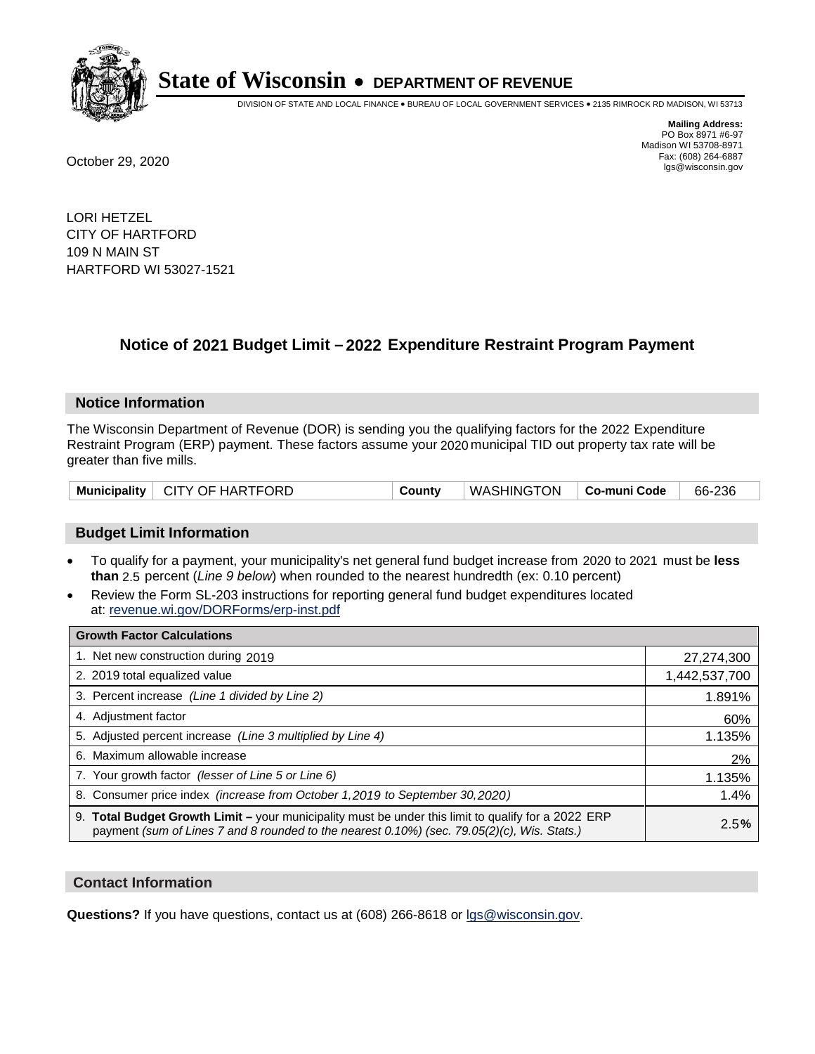# State of Wisconsin • DEPARTMENT OF REVENUE

DIVISION OF STATE AND LOCAL FINANCE • BUREAU OF LOCAL GOVERNMENT SERVICES • 2135 RIMROCK RD MADISON, WI 53713

**Mailing Address:**
PO Box 8971 #6-97
Madison WI 53708-8971
Fax: (608) 264-6887
lgs@wisconsin.gov

October 29, 2020

LORI HETZEL
CITY OF HARTFORD
109 N MAIN ST
HARTFORD WI 53027-1521

## Notice of 2021 Budget Limit – 2022 Expenditure Restraint Program Payment

### Notice Information

The Wisconsin Department of Revenue (DOR) is sending you the qualifying factors for the 2022 Expenditure Restraint Program (ERP) payment. These factors assume your 2020 municipal TID out property tax rate will be greater than five mills.

| Municipality | CITY OF HARTFORD | County | WASHINGTON | Co-muni Code | 66-236 |
|---|---|---|---|---|---|

### Budget Limit Information

- To qualify for a payment, your municipality's net general fund budget increase from 2020 to 2021 must be **less than** 2.5 percent (*Line 9 below*) when rounded to the nearest hundredth (ex: 0.10 percent)
- Review the Form SL-203 instructions for reporting general fund budget expenditures located at: revenue.wi.gov/DORForms/erp-inst.pdf

| Growth Factor Calculations | |
|---|---|
| 1. Net new construction during 2019 | 27,274,300 |
| 2. 2019 total equalized value | 1,442,537,700 |
| 3. Percent increase *(Line 1 divided by Line 2)* | 1.891% |
| 4. Adjustment factor | 60% |
| 5. Adjusted percent increase *(Line 3 multiplied by Line 4)* | 1.135% |
| 6. Maximum allowable increase | 2% |
| 7. Your growth factor *(lesser of Line 5 or Line 6)* | 1.135% |
| 8. Consumer price index *(increase from October 1,2019 to September 30,2020)* | 1.4% |
| 9. **Total Budget Growth Limit –** your municipality must be under this limit to qualify for a 2022 ERP payment *(sum of Lines 7 and 8 rounded to the nearest 0.10%) (sec. 79.05(2)(c), Wis. Stats.)* | 2.5% |

### Contact Information

**Questions?** If you have questions, contact us at (608) 266-8618 or lgs@wisconsin.gov.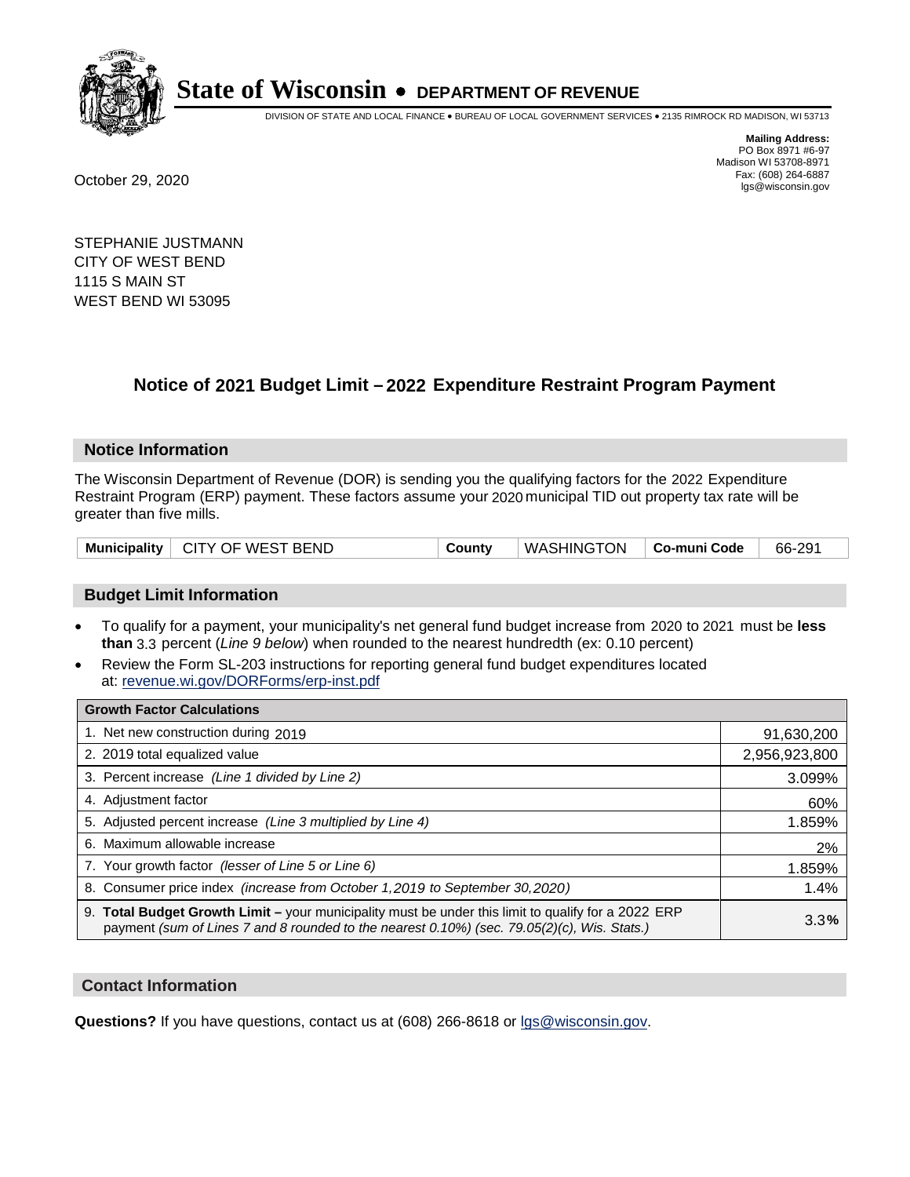**State of Wisconsin • DEPARTMENT OF REVENUE**

DIVISION OF STATE AND LOCAL FINANCE • BUREAU OF LOCAL GOVERNMENT SERVICES • 2135 RIMROCK RD MADISON, WI 53713

**Mailing Address:**
PO Box 8971 #6-97
Madison WI 53708-8971
Fax: (608) 264-6887
lgs@wisconsin.gov

October 29, 2020

STEPHANIE JUSTMANN
CITY OF WEST BEND
1115 S MAIN ST
WEST BEND WI 53095

## Notice of 2021 Budget Limit – 2022 Expenditure Restraint Program Payment

### Notice Information

The Wisconsin Department of Revenue (DOR) is sending you the qualifying factors for the 2022 Expenditure Restraint Program (ERP) payment. These factors assume your 2020 municipal TID out property tax rate will be greater than five mills.

| Municipality | CITY OF WEST BEND | County | WASHINGTON | Co-muni Code | 66-291 |
|---|---|---|---|---|---|

### Budget Limit Information

- To qualify for a payment, your municipality's net general fund budget increase from 2020 to 2021 must be **less than** 3.3 percent (*Line 9 below*) when rounded to the nearest hundredth (ex: 0.10 percent)
- Review the Form SL-203 instructions for reporting general fund budget expenditures located at: revenue.wi.gov/DORForms/erp-inst.pdf

| Growth Factor Calculations | |
|---|---|
| 1. Net new construction during 2019 | 91,630,200 |
| 2. 2019 total equalized value | 2,956,923,800 |
| 3. Percent increase *(Line 1 divided by Line 2)* | 3.099% |
| 4. Adjustment factor | 60% |
| 5. Adjusted percent increase *(Line 3 multiplied by Line 4)* | 1.859% |
| 6. Maximum allowable increase | 2% |
| 7. Your growth factor *(lesser of Line 5 or Line 6)* | 1.859% |
| 8. Consumer price index *(increase from October 1,2019 to September 30,2020)* | 1.4% |
| 9. **Total Budget Growth Limit –** your municipality must be under this limit to qualify for a 2022 ERP payment *(sum of Lines 7 and 8 rounded to the nearest 0.10%) (sec. 79.05(2)(c), Wis. Stats.)* | 3.3**%** |

### Contact Information

**Questions?** If you have questions, contact us at (608) 266-8618 or lgs@wisconsin.gov.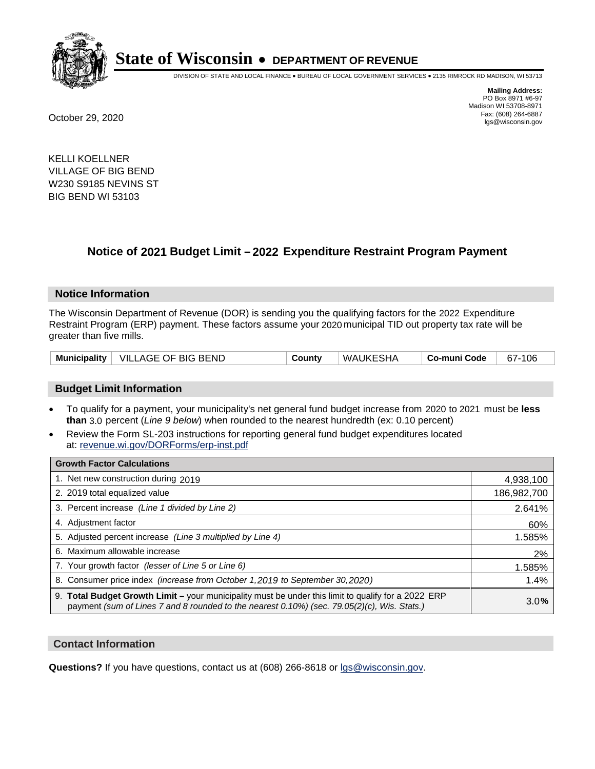# State of Wisconsin • DEPARTMENT OF REVENUE

DIVISION OF STATE AND LOCAL FINANCE • BUREAU OF LOCAL GOVERNMENT SERVICES • 2135 RIMROCK RD MADISON, WI 53713

**Mailing Address:**
PO Box 8971 #6-97
Madison WI 53708-8971
Fax: (608) 264-6887
lgs@wisconsin.gov

October 29, 2020

KELLI KOELLNER
VILLAGE OF BIG BEND
W230 S9185 NEVINS ST
BIG BEND WI 53103

## Notice of 2021 Budget Limit – 2022 Expenditure Restraint Program Payment

### Notice Information

The Wisconsin Department of Revenue (DOR) is sending you the qualifying factors for the 2022 Expenditure Restraint Program (ERP) payment. These factors assume your 2020 municipal TID out property tax rate will be greater than five mills.

| Municipality | VILLAGE OF BIG BEND | County | WAUKESHA | Co-muni Code | 67-106 |
|---|---|---|---|---|---|

### Budget Limit Information

- To qualify for a payment, your municipality's net general fund budget increase from 2020 to 2021 must be **less than** 3.0 percent (*Line 9 below*) when rounded to the nearest hundredth (ex: 0.10 percent)
- Review the Form SL-203 instructions for reporting general fund budget expenditures located at: revenue.wi.gov/DORForms/erp-inst.pdf

| Growth Factor Calculations | |
|---|---|
| 1. Net new construction during 2019 | 4,938,100 |
| 2. 2019 total equalized value | 186,982,700 |
| 3. Percent increase *(Line 1 divided by Line 2)* | 2.641% |
| 4. Adjustment factor | 60% |
| 5. Adjusted percent increase *(Line 3 multiplied by Line 4)* | 1.585% |
| 6. Maximum allowable increase | 2% |
| 7. Your growth factor *(lesser of Line 5 or Line 6)* | 1.585% |
| 8. Consumer price index *(increase from October 1,2019 to September 30,2020)* | 1.4% |
| 9. **Total Budget Growth Limit –** your municipality must be under this limit to qualify for a 2022 ERP payment *(sum of Lines 7 and 8 rounded to the nearest 0.10%) (sec. 79.05(2)(c), Wis. Stats.)* | 3.0% |

### Contact Information

**Questions?** If you have questions, contact us at (608) 266-8618 or lgs@wisconsin.gov.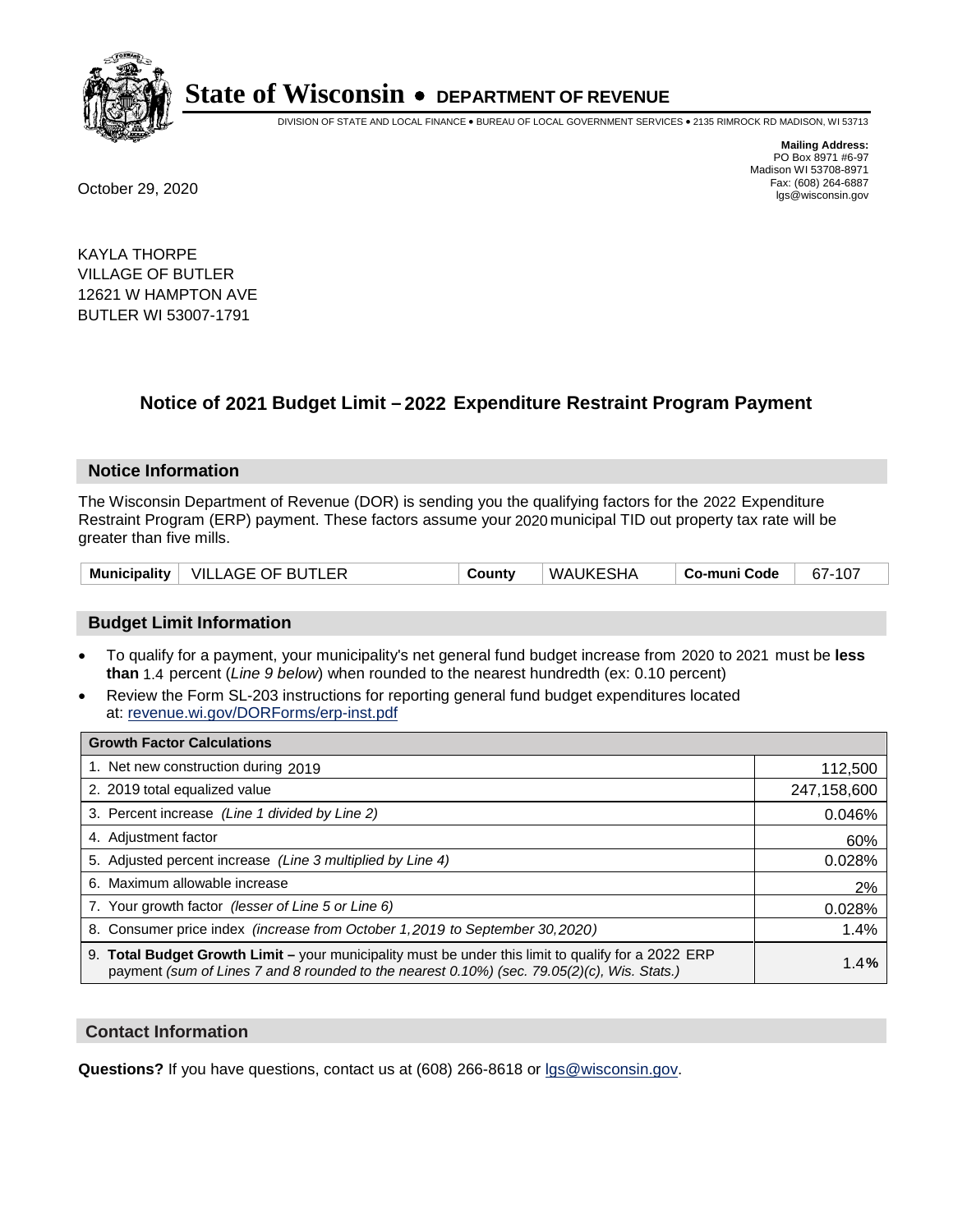# State of Wisconsin • DEPARTMENT OF REVENUE

DIVISION OF STATE AND LOCAL FINANCE • BUREAU OF LOCAL GOVERNMENT SERVICES • 2135 RIMROCK RD MADISON, WI 53713

**Mailing Address:**
PO Box 8971 #6-97
Madison WI 53708-8971
Fax: (608) 264-6887
lgs@wisconsin.gov

October 29, 2020

KAYLA THORPE
VILLAGE OF BUTLER
12621 W HAMPTON AVE
BUTLER WI 53007-1791

## Notice of 2021 Budget Limit – 2022 Expenditure Restraint Program Payment

### Notice Information

The Wisconsin Department of Revenue (DOR) is sending you the qualifying factors for the 2022 Expenditure Restraint Program (ERP) payment. These factors assume your 2020 municipal TID out property tax rate will be greater than five mills.

| Municipality | VILLAGE OF BUTLER | County | WAUKESHA | Co-muni Code | 67-107 |
|---|---|---|---|---|---|

### Budget Limit Information

- To qualify for a payment, your municipality's net general fund budget increase from 2020 to 2021 must be **less than** 1.4 percent (*Line 9 below*) when rounded to the nearest hundredth (ex: 0.10 percent)
- Review the Form SL-203 instructions for reporting general fund budget expenditures located at: revenue.wi.gov/DORForms/erp-inst.pdf

| Growth Factor Calculations | |
|---|---|
| 1. Net new construction during 2019 | 112,500 |
| 2. 2019 total equalized value | 247,158,600 |
| 3. Percent increase *(Line 1 divided by Line 2)* | 0.046% |
| 4. Adjustment factor | 60% |
| 5. Adjusted percent increase *(Line 3 multiplied by Line 4)* | 0.028% |
| 6. Maximum allowable increase | 2% |
| 7. Your growth factor *(lesser of Line 5 or Line 6)* | 0.028% |
| 8. Consumer price index *(increase from October 1,2019 to September 30,2020)* | 1.4% |
| 9. **Total Budget Growth Limit –** your municipality must be under this limit to qualify for a 2022 ERP payment *(sum of Lines 7 and 8 rounded to the nearest 0.10%) (sec. 79.05(2)(c), Wis. Stats.)* | **1.4%** |

### Contact Information

**Questions?** If you have questions, contact us at (608) 266-8618 or lgs@wisconsin.gov.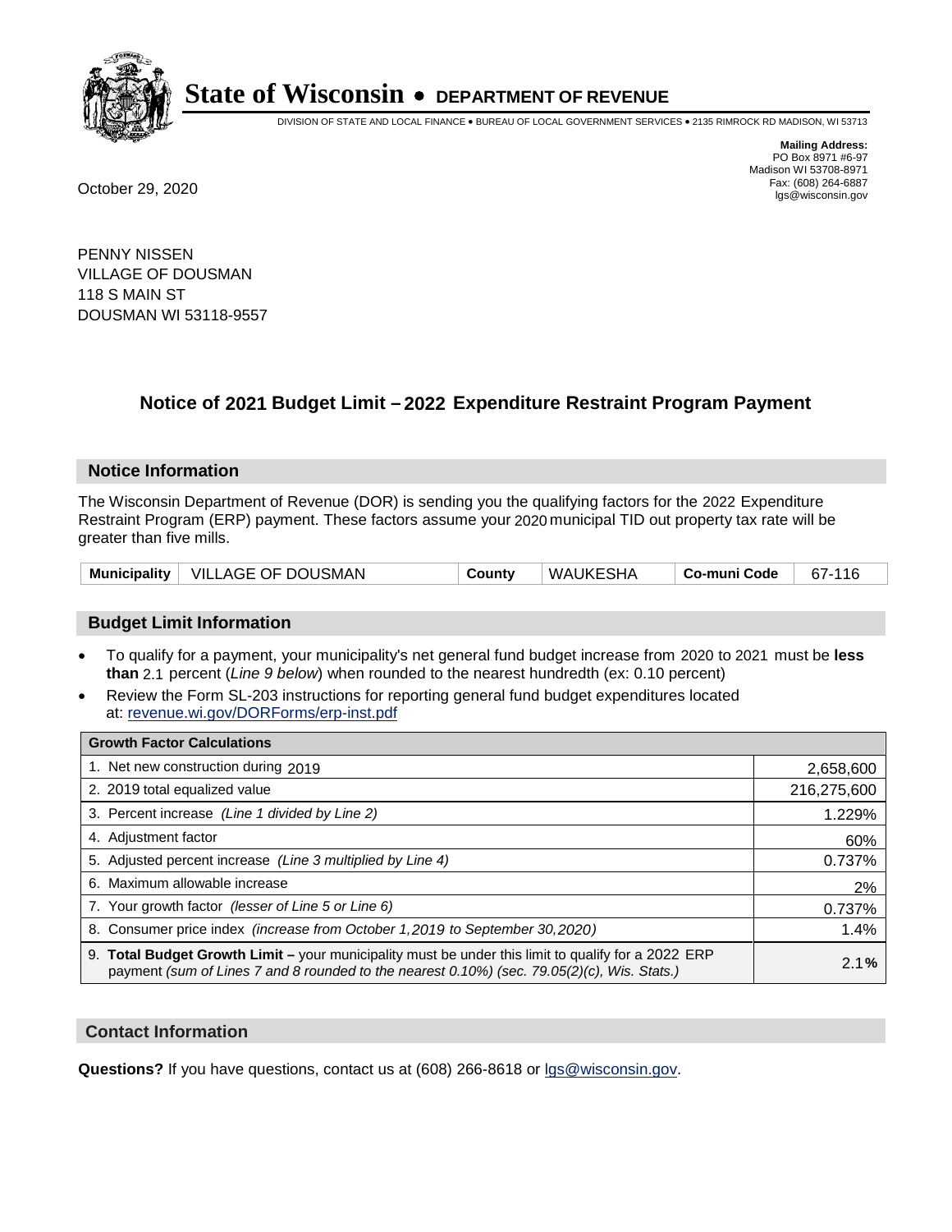# State of Wisconsin • DEPARTMENT OF REVENUE

DIVISION OF STATE AND LOCAL FINANCE • BUREAU OF LOCAL GOVERNMENT SERVICES • 2135 RIMROCK RD MADISON, WI 53713

**Mailing Address:**
PO Box 8971 #6-97
Madison WI 53708-8971
Fax: (608) 264-6887
lgs@wisconsin.gov

October 29, 2020

PENNY NISSEN
VILLAGE OF DOUSMAN
118 S MAIN ST
DOUSMAN WI 53118-9557

## Notice of 2021 Budget Limit – 2022 Expenditure Restraint Program Payment

### Notice Information

The Wisconsin Department of Revenue (DOR) is sending you the qualifying factors for the 2022 Expenditure Restraint Program (ERP) payment. These factors assume your 2020 municipal TID out property tax rate will be greater than five mills.

| **Municipality** | VILLAGE OF DOUSMAN | **County** | WAUKESHA | **Co-muni Code** | 67-116 |
|---|---|---|---|---|---|

### Budget Limit Information

- To qualify for a payment, your municipality's net general fund budget increase from 2020 to 2021 must be **less than** 2.1 percent (*Line 9 below*) when rounded to the nearest hundredth (ex: 0.10 percent)
- Review the Form SL-203 instructions for reporting general fund budget expenditures located at: revenue.wi.gov/DORForms/erp-inst.pdf

| **Growth Factor Calculations** | |
|---|---|
| 1. Net new construction during 2019 | 2,658,600 |
| 2. 2019 total equalized value | 216,275,600 |
| 3. Percent increase *(Line 1 divided by Line 2)* | 1.229% |
| 4. Adjustment factor | 60% |
| 5. Adjusted percent increase *(Line 3 multiplied by Line 4)* | 0.737% |
| 6. Maximum allowable increase | 2% |
| 7. Your growth factor *(lesser of Line 5 or Line 6)* | 0.737% |
| 8. Consumer price index *(increase from October 1,2019 to September 30,2020)* | 1.4% |
| 9. **Total Budget Growth Limit –** your municipality must be under this limit to qualify for a 2022 ERP payment *(sum of Lines 7 and 8 rounded to the nearest 0.10%) (sec. 79.05(2)(c), Wis. Stats.)* | 2.1**%** |

### Contact Information

**Questions?** If you have questions, contact us at (608) 266-8618 or lgs@wisconsin.gov.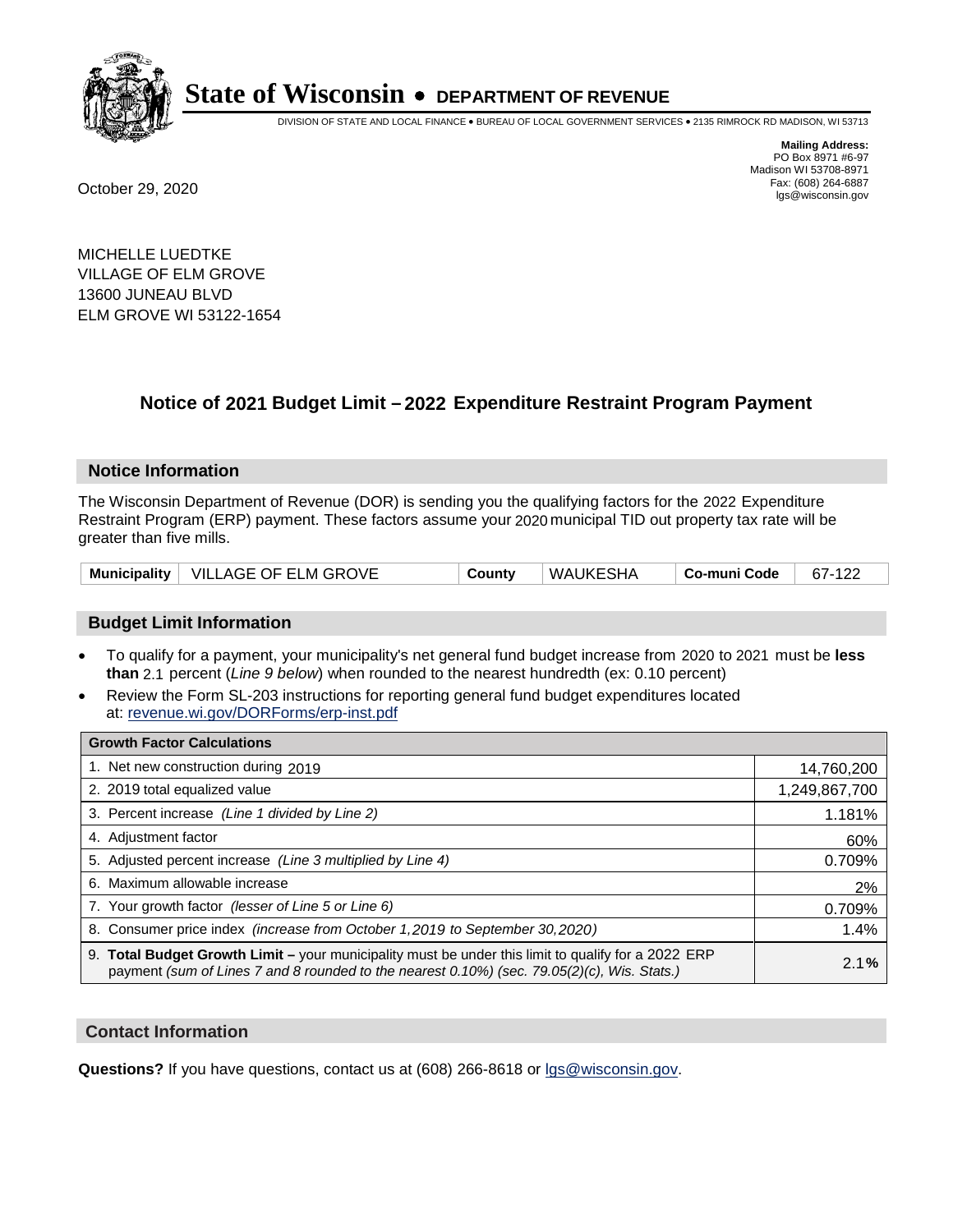**State of Wisconsin • DEPARTMENT OF REVENUE**

DIVISION OF STATE AND LOCAL FINANCE • BUREAU OF LOCAL GOVERNMENT SERVICES • 2135 RIMROCK RD MADISON, WI 53713

**Mailing Address:**
PO Box 8971 #6-97
Madison WI 53708-8971
Fax: (608) 264-6887
lgs@wisconsin.gov

October 29, 2020

MICHELLE LUEDTKE
VILLAGE OF ELM GROVE
13600 JUNEAU BLVD
ELM GROVE WI 53122-1654

## Notice of 2021 Budget Limit – 2022 Expenditure Restraint Program Payment

### Notice Information

The Wisconsin Department of Revenue (DOR) is sending you the qualifying factors for the 2022 Expenditure Restraint Program (ERP) payment. These factors assume your 2020 municipal TID out property tax rate will be greater than five mills.

| Municipality | VILLAGE OF ELM GROVE | County | WAUKESHA | Co-muni Code | 67-122 |
|---|---|---|---|---|---|

### Budget Limit Information

- To qualify for a payment, your municipality's net general fund budget increase from 2020 to 2021 must be **less than** 2.1 percent (*Line 9 below*) when rounded to the nearest hundredth (ex: 0.10 percent)
- Review the Form SL-203 instructions for reporting general fund budget expenditures located at: revenue.wi.gov/DORForms/erp-inst.pdf

| Growth Factor Calculations | |
|---|---|
| 1. Net new construction during 2019 | 14,760,200 |
| 2. 2019 total equalized value | 1,249,867,700 |
| 3. Percent increase *(Line 1 divided by Line 2)* | 1.181% |
| 4. Adjustment factor | 60% |
| 5. Adjusted percent increase *(Line 3 multiplied by Line 4)* | 0.709% |
| 6. Maximum allowable increase | 2% |
| 7. Your growth factor *(lesser of Line 5 or Line 6)* | 0.709% |
| 8. Consumer price index *(increase from October 1,2019 to September 30,2020)* | 1.4% |
| 9. **Total Budget Growth Limit –** your municipality must be under this limit to qualify for a 2022 ERP payment *(sum of Lines 7 and 8 rounded to the nearest 0.10%) (sec. 79.05(2)(c), Wis. Stats.)* | 2.1% |

### Contact Information

**Questions?** If you have questions, contact us at (608) 266-8618 or lgs@wisconsin.gov.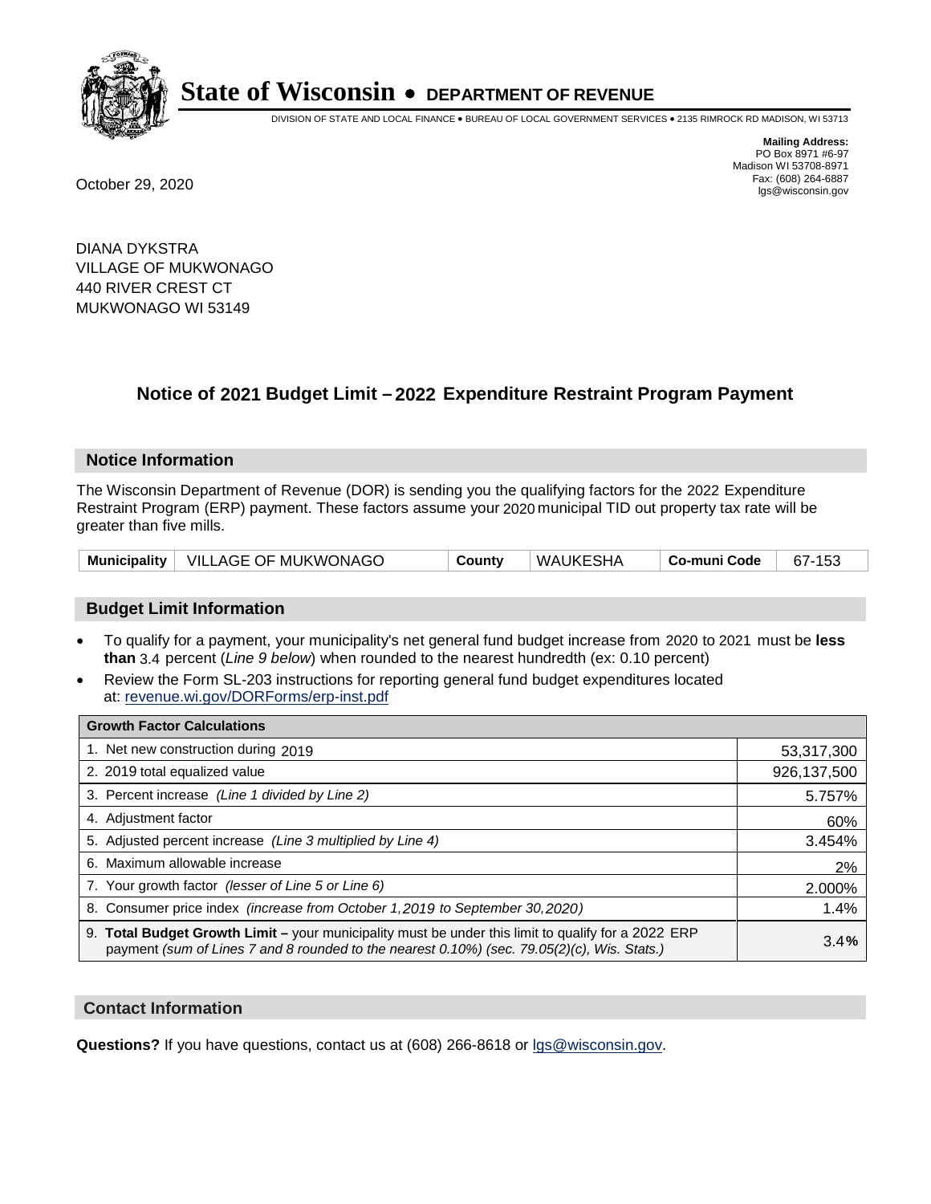# State of Wisconsin • DEPARTMENT OF REVENUE

DIVISION OF STATE AND LOCAL FINANCE • BUREAU OF LOCAL GOVERNMENT SERVICES • 2135 RIMROCK RD MADISON, WI 53713

**Mailing Address:**
PO Box 8971 #6-97
Madison WI 53708-8971
Fax: (608) 264-6887
lgs@wisconsin.gov

October 29, 2020

DIANA DYKSTRA
VILLAGE OF MUKWONAGO
440 RIVER CREST CT
MUKWONAGO WI 53149

## Notice of 2021 Budget Limit – 2022 Expenditure Restraint Program Payment

### Notice Information

The Wisconsin Department of Revenue (DOR) is sending you the qualifying factors for the 2022 Expenditure Restraint Program (ERP) payment. These factors assume your 2020 municipal TID out property tax rate will be greater than five mills.

| Municipality | VILLAGE OF MUKWONAGO | County | WAUKESHA | Co-muni Code | 67-153 |
|---|---|---|---|---|---|

### Budget Limit Information

- To qualify for a payment, your municipality's net general fund budget increase from 2020 to 2021 must be **less than** 3.4 percent (*Line 9 below*) when rounded to the nearest hundredth (ex: 0.10 percent)
- Review the Form SL-203 instructions for reporting general fund budget expenditures located at: revenue.wi.gov/DORForms/erp-inst.pdf

| Growth Factor Calculations | |
|---|---|
| 1. Net new construction during 2019 | 53,317,300 |
| 2. 2019 total equalized value | 926,137,500 |
| 3. Percent increase *(Line 1 divided by Line 2)* | 5.757% |
| 4. Adjustment factor | 60% |
| 5. Adjusted percent increase *(Line 3 multiplied by Line 4)* | 3.454% |
| 6. Maximum allowable increase | 2% |
| 7. Your growth factor *(lesser of Line 5 or Line 6)* | 2.000% |
| 8. Consumer price index *(increase from October 1,2019 to September 30,2020)* | 1.4% |
| 9. **Total Budget Growth Limit –** your municipality must be under this limit to qualify for a 2022 ERP payment *(sum of Lines 7 and 8 rounded to the nearest 0.10%) (sec. 79.05(2)(c), Wis. Stats.)* | 3.4**%** |

### Contact Information

**Questions?** If you have questions, contact us at (608) 266-8618 or lgs@wisconsin.gov.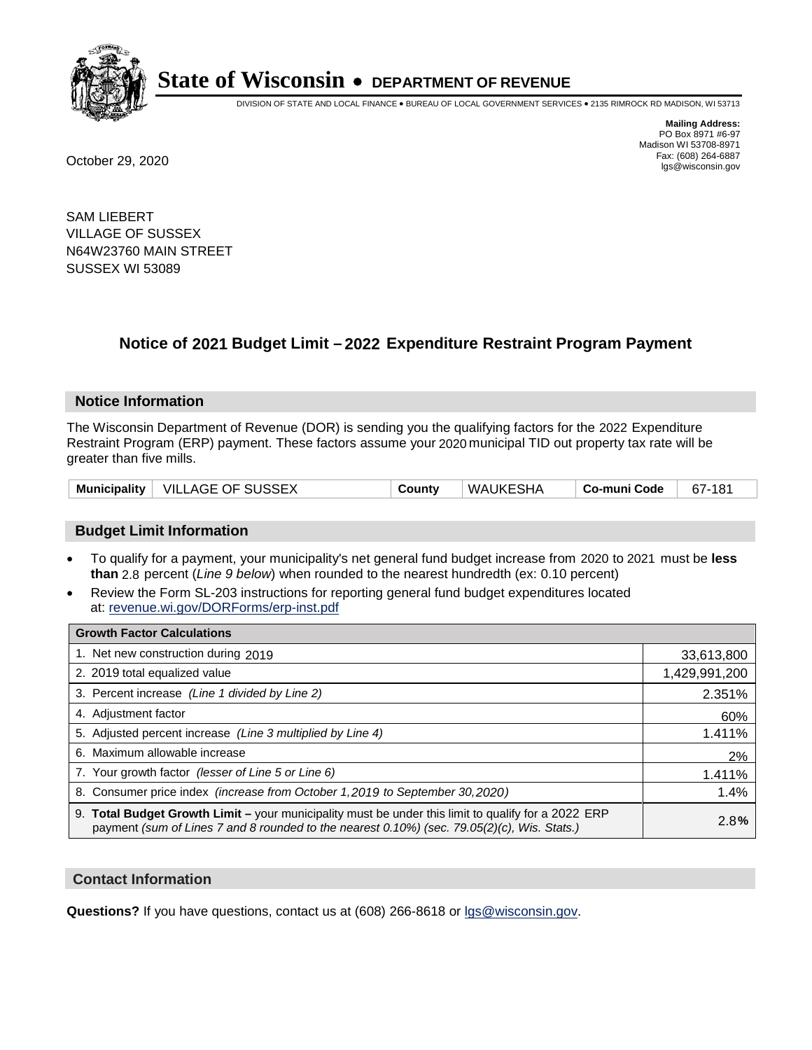# State of Wisconsin • DEPARTMENT OF REVENUE

DIVISION OF STATE AND LOCAL FINANCE • BUREAU OF LOCAL GOVERNMENT SERVICES • 2135 RIMROCK RD MADISON, WI 53713

**Mailing Address:**
PO Box 8971 #6-97
Madison WI 53708-8971
Fax: (608) 264-6887
lgs@wisconsin.gov

October 29, 2020

SAM LIEBERT
VILLAGE OF SUSSEX
N64W23760 MAIN STREET
SUSSEX WI 53089

## Notice of 2021 Budget Limit – 2022 Expenditure Restraint Program Payment

### Notice Information

The Wisconsin Department of Revenue (DOR) is sending you the qualifying factors for the 2022 Expenditure Restraint Program (ERP) payment. These factors assume your 2020 municipal TID out property tax rate will be greater than five mills.

| Municipality | VILLAGE OF SUSSEX | County | WAUKESHA | Co-muni Code | 67-181 |
|---|---|---|---|---|---|

### Budget Limit Information

- To qualify for a payment, your municipality's net general fund budget increase from 2020 to 2021 must be **less than** 2.8 percent (*Line 9 below*) when rounded to the nearest hundredth (ex: 0.10 percent)
- Review the Form SL-203 instructions for reporting general fund budget expenditures located at: revenue.wi.gov/DORForms/erp-inst.pdf

| Growth Factor Calculations | |
|---|---|
| 1. Net new construction during 2019 | 33,613,800 |
| 2. 2019 total equalized value | 1,429,991,200 |
| 3. Percent increase *(Line 1 divided by Line 2)* | 2.351% |
| 4. Adjustment factor | 60% |
| 5. Adjusted percent increase *(Line 3 multiplied by Line 4)* | 1.411% |
| 6. Maximum allowable increase | 2% |
| 7. Your growth factor *(lesser of Line 5 or Line 6)* | 1.411% |
| 8. Consumer price index *(increase from October 1,2019 to September 30,2020)* | 1.4% |
| 9. **Total Budget Growth Limit –** your municipality must be under this limit to qualify for a 2022 ERP payment *(sum of Lines 7 and 8 rounded to the nearest 0.10%) (sec. 79.05(2)(c), Wis. Stats.)* | 2.8**%** |

### Contact Information

**Questions?** If you have questions, contact us at (608) 266-8618 or lgs@wisconsin.gov.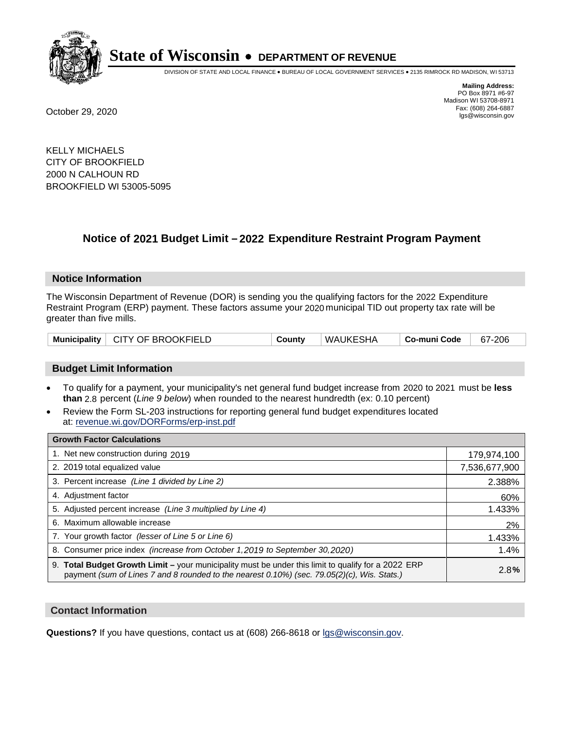# State of Wisconsin • DEPARTMENT OF REVENUE

DIVISION OF STATE AND LOCAL FINANCE • BUREAU OF LOCAL GOVERNMENT SERVICES • 2135 RIMROCK RD MADISON, WI 53713

**Mailing Address:**
PO Box 8971 #6-97
Madison WI 53708-8971
Fax: (608) 264-6887
lgs@wisconsin.gov

October 29, 2020

KELLY MICHAELS
CITY OF BROOKFIELD
2000 N CALHOUN RD
BROOKFIELD WI 53005-5095

## Notice of 2021 Budget Limit – 2022 Expenditure Restraint Program Payment

### Notice Information

The Wisconsin Department of Revenue (DOR) is sending you the qualifying factors for the 2022 Expenditure Restraint Program (ERP) payment. These factors assume your 2020 municipal TID out property tax rate will be greater than five mills.

| Municipality | CITY OF BROOKFIELD | County | WAUKESHA | Co-muni Code | 67-206 |
|---|---|---|---|---|---|

### Budget Limit Information

- To qualify for a payment, your municipality's net general fund budget increase from 2020 to 2021 must be **less than** 2.8 percent (*Line 9 below*) when rounded to the nearest hundredth (ex: 0.10 percent)
- Review the Form SL-203 instructions for reporting general fund budget expenditures located at: revenue.wi.gov/DORForms/erp-inst.pdf

| Growth Factor Calculations | |
|---|---|
| 1. Net new construction during 2019 | 179,974,100 |
| 2. 2019 total equalized value | 7,536,677,900 |
| 3. Percent increase *(Line 1 divided by Line 2)* | 2.388% |
| 4. Adjustment factor | 60% |
| 5. Adjusted percent increase *(Line 3 multiplied by Line 4)* | 1.433% |
| 6. Maximum allowable increase | 2% |
| 7. Your growth factor *(lesser of Line 5 or Line 6)* | 1.433% |
| 8. Consumer price index *(increase from October 1,2019 to September 30,2020)* | 1.4% |
| 9. **Total Budget Growth Limit –** your municipality must be under this limit to qualify for a 2022 ERP payment *(sum of Lines 7 and 8 rounded to the nearest 0.10%) (sec. 79.05(2)(c), Wis. Stats.)* | 2.8**%** |

### Contact Information

**Questions?** If you have questions, contact us at (608) 266-8618 or lgs@wisconsin.gov.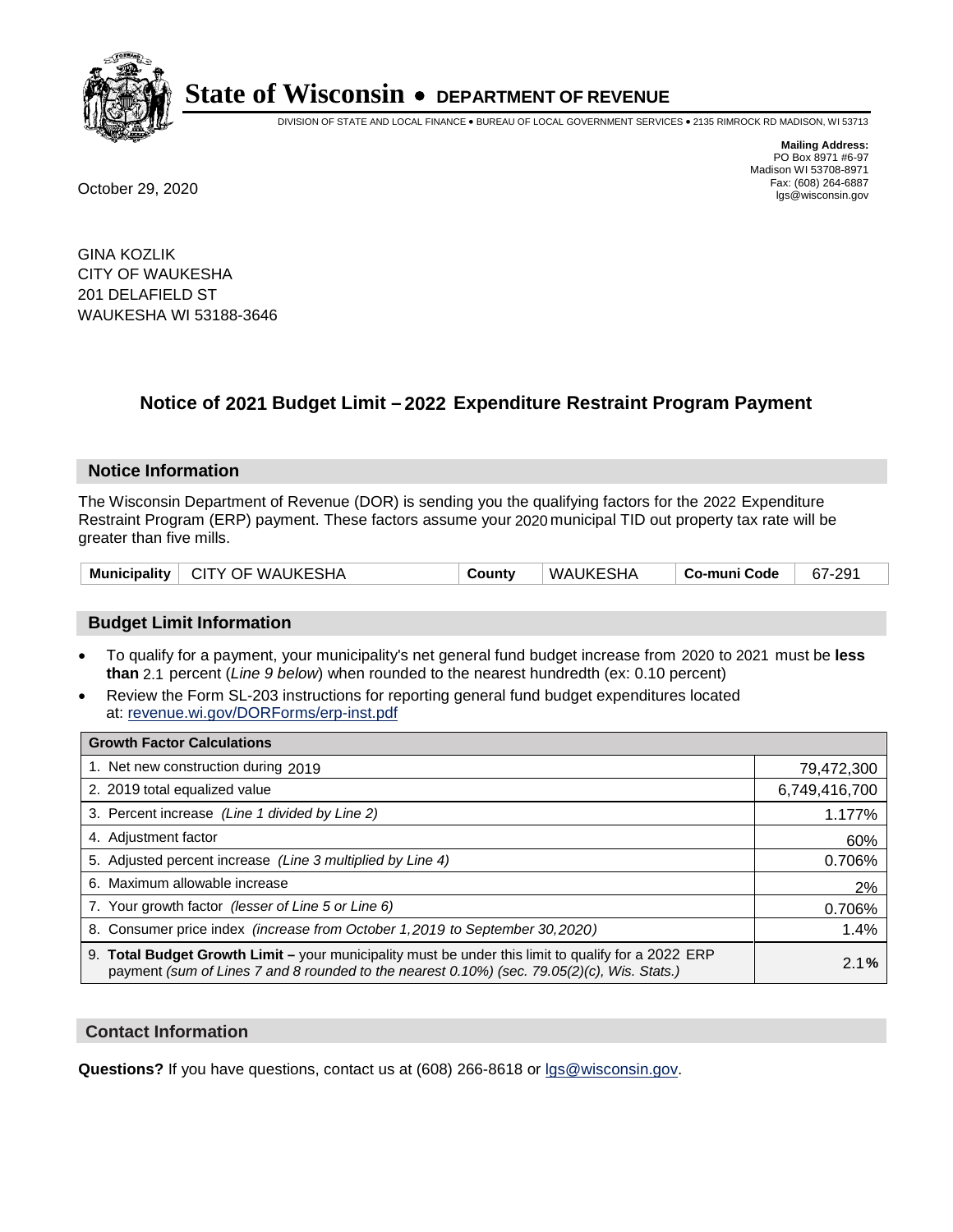# State of Wisconsin • DEPARTMENT OF REVENUE

DIVISION OF STATE AND LOCAL FINANCE • BUREAU OF LOCAL GOVERNMENT SERVICES • 2135 RIMROCK RD MADISON, WI 53713

**Mailing Address:**
PO Box 8971 #6-97
Madison WI 53708-8971
Fax: (608) 264-6887
lgs@wisconsin.gov

October 29, 2020

GINA KOZLIK
CITY OF WAUKESHA
201 DELAFIELD ST
WAUKESHA WI 53188-3646

## Notice of 2021 Budget Limit – 2022 Expenditure Restraint Program Payment

### Notice Information

The Wisconsin Department of Revenue (DOR) is sending you the qualifying factors for the 2022 Expenditure Restraint Program (ERP) payment. These factors assume your 2020 municipal TID out property tax rate will be greater than five mills.

| Municipality | CITY OF WAUKESHA | County | WAUKESHA | Co-muni Code | 67-291 |
|---|---|---|---|---|---|

### Budget Limit Information

- To qualify for a payment, your municipality's net general fund budget increase from 2020 to 2021 must be **less than** 2.1 percent (*Line 9 below*) when rounded to the nearest hundredth (ex: 0.10 percent)
- Review the Form SL-203 instructions for reporting general fund budget expenditures located at: revenue.wi.gov/DORForms/erp-inst.pdf

| Growth Factor Calculations | |
|---|---|
| 1. Net new construction during 2019 | 79,472,300 |
| 2. 2019 total equalized value | 6,749,416,700 |
| 3. Percent increase *(Line 1 divided by Line 2)* | 1.177% |
| 4. Adjustment factor | 60% |
| 5. Adjusted percent increase *(Line 3 multiplied by Line 4)* | 0.706% |
| 6. Maximum allowable increase | 2% |
| 7. Your growth factor *(lesser of Line 5 or Line 6)* | 0.706% |
| 8. Consumer price index *(increase from October 1,2019 to September 30,2020)* | 1.4% |
| 9. **Total Budget Growth Limit –** your municipality must be under this limit to qualify for a 2022 ERP payment *(sum of Lines 7 and 8 rounded to the nearest 0.10%) (sec. 79.05(2)(c), Wis. Stats.)* | 2.1**%** |

### Contact Information

**Questions?** If you have questions, contact us at (608) 266-8618 or lgs@wisconsin.gov.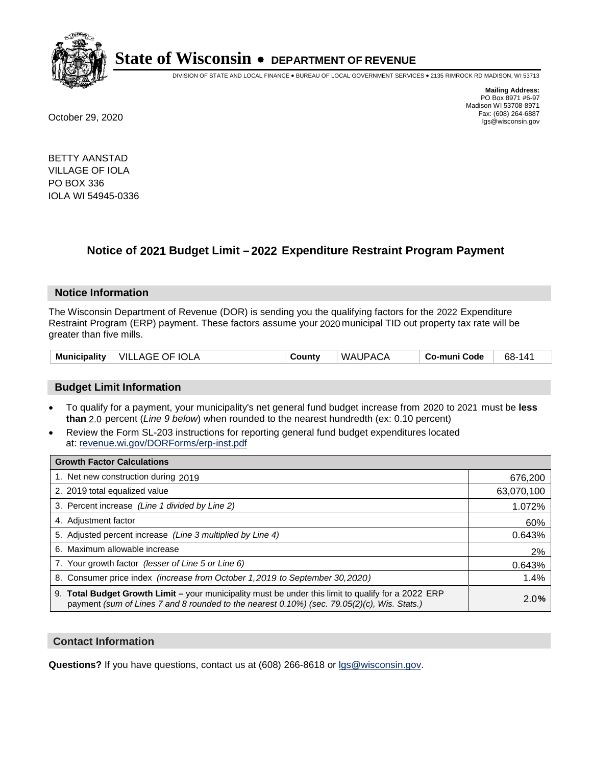# State of Wisconsin • DEPARTMENT OF REVENUE

DIVISION OF STATE AND LOCAL FINANCE • BUREAU OF LOCAL GOVERNMENT SERVICES • 2135 RIMROCK RD MADISON, WI 53713

**Mailing Address:**
PO Box 8971 #6-97
Madison WI 53708-8971
Fax: (608) 264-6887
lgs@wisconsin.gov

October 29, 2020

BETTY AANSTAD
VILLAGE OF IOLA
PO BOX 336
IOLA WI 54945-0336

## Notice of 2021 Budget Limit – 2022 Expenditure Restraint Program Payment

### Notice Information

The Wisconsin Department of Revenue (DOR) is sending you the qualifying factors for the 2022 Expenditure Restraint Program (ERP) payment. These factors assume your 2020 municipal TID out property tax rate will be greater than five mills.

| Municipality | VILLAGE OF IOLA | County | WAUPACA | Co-muni Code | 68-141 |
|---|---|---|---|---|---|

### Budget Limit Information

- To qualify for a payment, your municipality's net general fund budget increase from 2020 to 2021 must be **less than** 2.0 percent (*Line 9 below*) when rounded to the nearest hundredth (ex: 0.10 percent)
- Review the Form SL-203 instructions for reporting general fund budget expenditures located at: revenue.wi.gov/DORForms/erp-inst.pdf

| Growth Factor Calculations | |
|---|---|
| 1. Net new construction during 2019 | 676,200 |
| 2. 2019 total equalized value | 63,070,100 |
| 3. Percent increase *(Line 1 divided by Line 2)* | 1.072% |
| 4. Adjustment factor | 60% |
| 5. Adjusted percent increase *(Line 3 multiplied by Line 4)* | 0.643% |
| 6. Maximum allowable increase | 2% |
| 7. Your growth factor *(lesser of Line 5 or Line 6)* | 0.643% |
| 8. Consumer price index *(increase from October 1,2019 to September 30,2020)* | 1.4% |
| 9. **Total Budget Growth Limit –** your municipality must be under this limit to qualify for a 2022 ERP payment *(sum of Lines 7 and 8 rounded to the nearest 0.10%) (sec. 79.05(2)(c), Wis. Stats.)* | 2.0% |

### Contact Information

**Questions?** If you have questions, contact us at (608) 266-8618 or lgs@wisconsin.gov.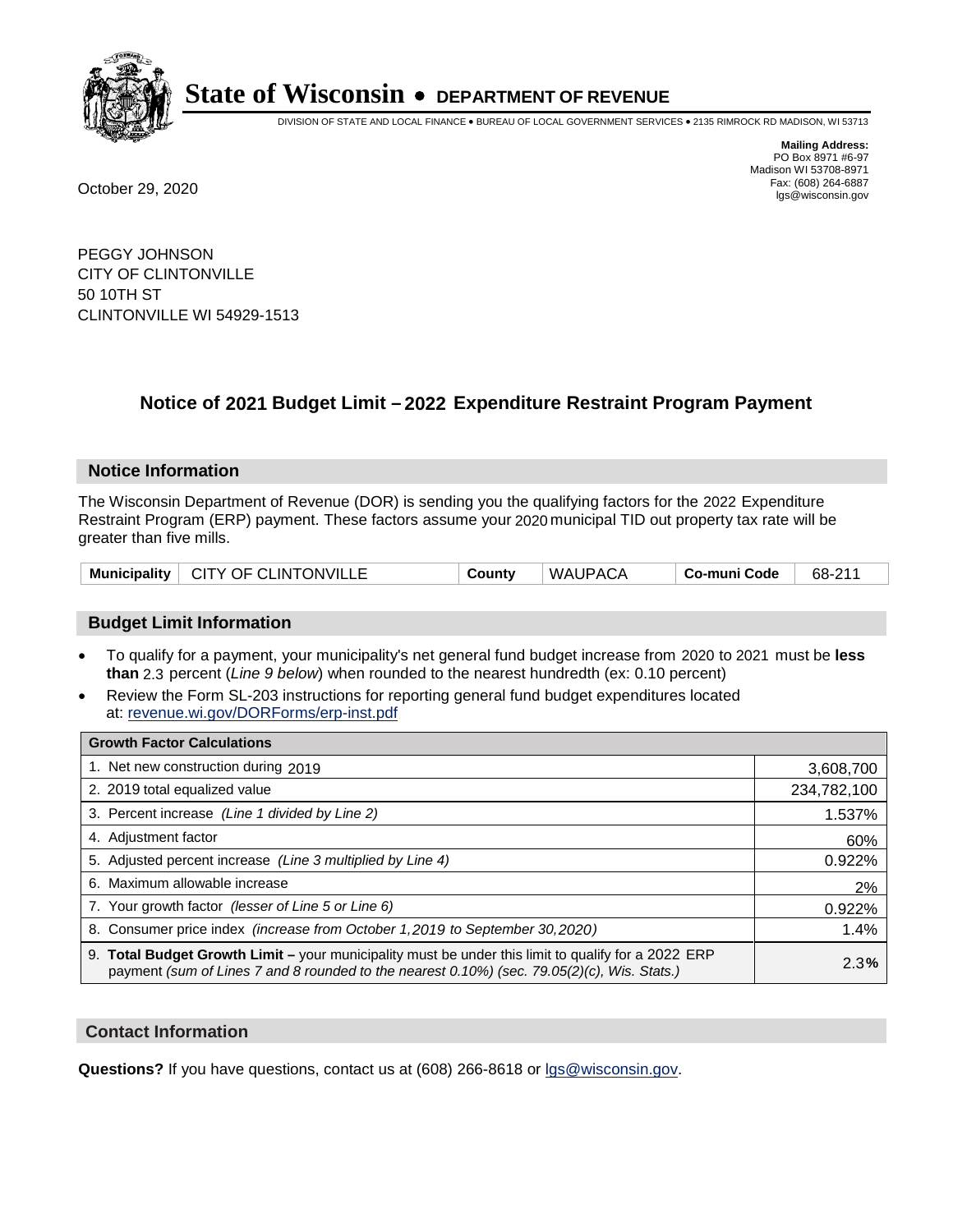# State of Wisconsin • DEPARTMENT OF REVENUE

DIVISION OF STATE AND LOCAL FINANCE • BUREAU OF LOCAL GOVERNMENT SERVICES • 2135 RIMROCK RD MADISON, WI 53713

**Mailing Address:**
PO Box 8971 #6-97
Madison WI 53708-8971
Fax: (608) 264-6887
lgs@wisconsin.gov

October 29, 2020

PEGGY JOHNSON
CITY OF CLINTONVILLE
50 10TH ST
CLINTONVILLE WI 54929-1513

## Notice of 2021 Budget Limit – 2022 Expenditure Restraint Program Payment

### Notice Information

The Wisconsin Department of Revenue (DOR) is sending you the qualifying factors for the 2022 Expenditure Restraint Program (ERP) payment. These factors assume your 2020 municipal TID out property tax rate will be greater than five mills.

| Municipality | CITY OF CLINTONVILLE | County | WAUPACA | Co-muni Code | 68-211 |
|---|---|---|---|---|---|

### Budget Limit Information

- To qualify for a payment, your municipality's net general fund budget increase from 2020 to 2021 must be **less than** 2.3 percent (*Line 9 below*) when rounded to the nearest hundredth (ex: 0.10 percent)
- Review the Form SL-203 instructions for reporting general fund budget expenditures located at: revenue.wi.gov/DORForms/erp-inst.pdf

| Growth Factor Calculations | |
|---|---|
| 1. Net new construction during 2019 | 3,608,700 |
| 2. 2019 total equalized value | 234,782,100 |
| 3. Percent increase *(Line 1 divided by Line 2)* | 1.537% |
| 4. Adjustment factor | 60% |
| 5. Adjusted percent increase *(Line 3 multiplied by Line 4)* | 0.922% |
| 6. Maximum allowable increase | 2% |
| 7. Your growth factor *(lesser of Line 5 or Line 6)* | 0.922% |
| 8. Consumer price index *(increase from October 1,2019 to September 30,2020)* | 1.4% |
| 9. **Total Budget Growth Limit –** your municipality must be under this limit to qualify for a 2022 ERP payment *(sum of Lines 7 and 8 rounded to the nearest 0.10%) (sec. 79.05(2)(c), Wis. Stats.)* | 2.3% |

### Contact Information

**Questions?** If you have questions, contact us at (608) 266-8618 or lgs@wisconsin.gov.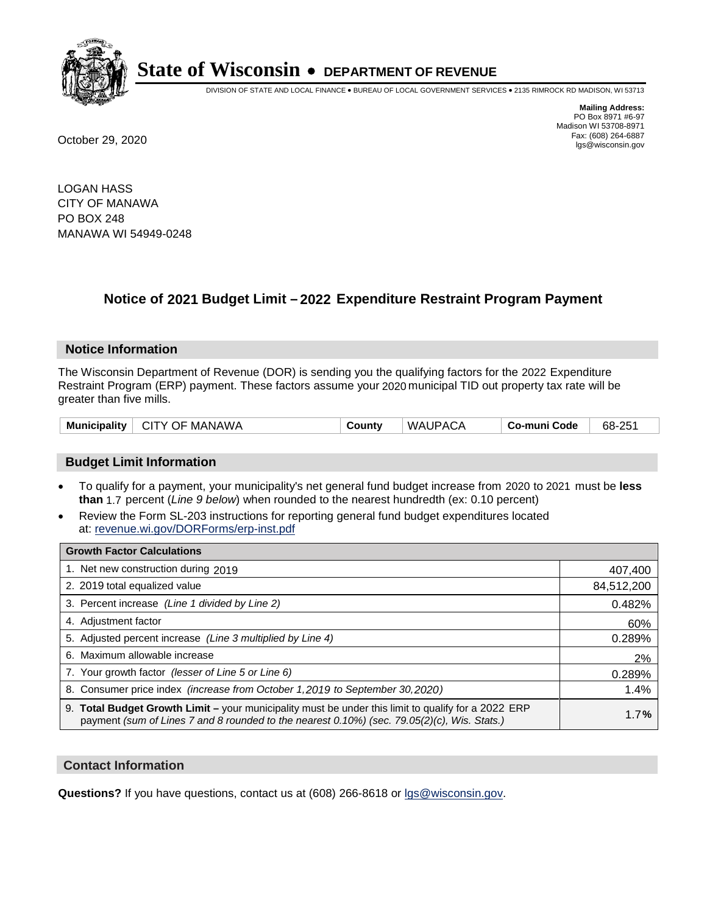# State of Wisconsin • DEPARTMENT OF REVENUE

DIVISION OF STATE AND LOCAL FINANCE • BUREAU OF LOCAL GOVERNMENT SERVICES • 2135 RIMROCK RD MADISON, WI 53713

**Mailing Address:**
PO Box 8971 #6-97
Madison WI 53708-8971
Fax: (608) 264-6887
lgs@wisconsin.gov

October 29, 2020

LOGAN HASS
CITY OF MANAWA
PO BOX 248
MANAWA WI 54949-0248

## Notice of 2021 Budget Limit – 2022 Expenditure Restraint Program Payment

### Notice Information

The Wisconsin Department of Revenue (DOR) is sending you the qualifying factors for the 2022 Expenditure Restraint Program (ERP) payment. These factors assume your 2020 municipal TID out property tax rate will be greater than five mills.

| Municipality | CITY OF MANAWA | County | WAUPACA | Co-muni Code | 68-251 |
|---|---|---|---|---|---|

### Budget Limit Information

- To qualify for a payment, your municipality's net general fund budget increase from 2020 to 2021 must be **less than** 1.7 percent (*Line 9 below*) when rounded to the nearest hundredth (ex: 0.10 percent)
- Review the Form SL-203 instructions for reporting general fund budget expenditures located at: revenue.wi.gov/DORForms/erp-inst.pdf

| Growth Factor Calculations | |
|---|---|
| 1. Net new construction during 2019 | 407,400 |
| 2. 2019 total equalized value | 84,512,200 |
| 3. Percent increase *(Line 1 divided by Line 2)* | 0.482% |
| 4. Adjustment factor | 60% |
| 5. Adjusted percent increase *(Line 3 multiplied by Line 4)* | 0.289% |
| 6. Maximum allowable increase | 2% |
| 7. Your growth factor *(lesser of Line 5 or Line 6)* | 0.289% |
| 8. Consumer price index *(increase from October 1,2019 to September 30,2020)* | 1.4% |
| 9. **Total Budget Growth Limit –** your municipality must be under this limit to qualify for a 2022 ERP payment *(sum of Lines 7 and 8 rounded to the nearest 0.10%) (sec. 79.05(2)(c), Wis. Stats.)* | 1.7**%** |

### Contact Information

**Questions?** If you have questions, contact us at (608) 266-8618 or lgs@wisconsin.gov.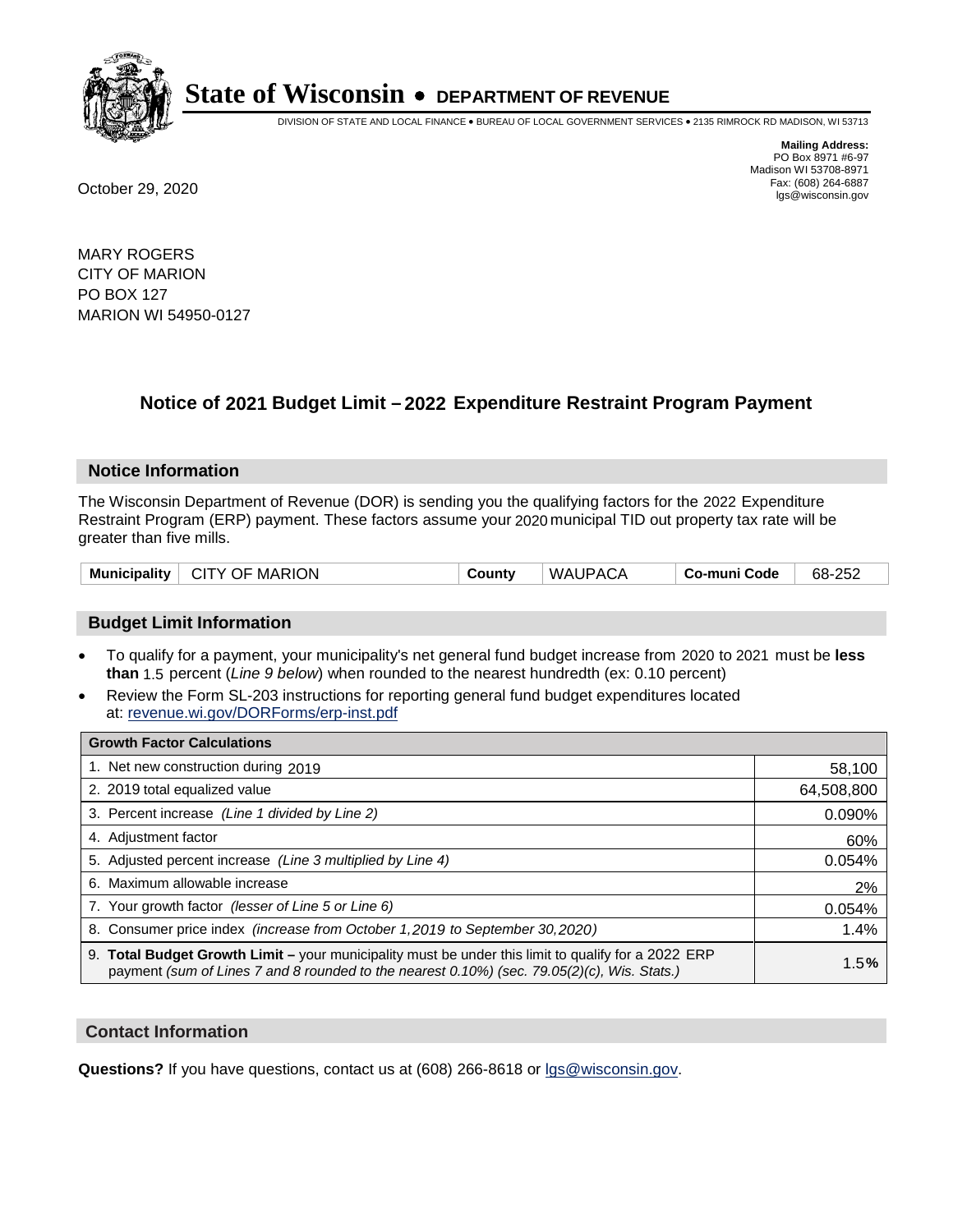# State of Wisconsin • DEPARTMENT OF REVENUE

DIVISION OF STATE AND LOCAL FINANCE • BUREAU OF LOCAL GOVERNMENT SERVICES • 2135 RIMROCK RD MADISON, WI 53713

**Mailing Address:**
PO Box 8971 #6-97
Madison WI 53708-8971
Fax: (608) 264-6887
lgs@wisconsin.gov

October 29, 2020

MARY ROGERS
CITY OF MARION
PO BOX 127
MARION WI 54950-0127

## Notice of 2021 Budget Limit – 2022 Expenditure Restraint Program Payment

### Notice Information

The Wisconsin Department of Revenue (DOR) is sending you the qualifying factors for the 2022 Expenditure Restraint Program (ERP) payment. These factors assume your 2020 municipal TID out property tax rate will be greater than five mills.

| Municipality | CITY OF MARION | County | WAUPACA | Co-muni Code | 68-252 |
|---|---|---|---|---|---|

### Budget Limit Information

- To qualify for a payment, your municipality's net general fund budget increase from 2020 to 2021 must be **less than** 1.5 percent (*Line 9 below*) when rounded to the nearest hundredth (ex: 0.10 percent)
- Review the Form SL-203 instructions for reporting general fund budget expenditures located at: revenue.wi.gov/DORForms/erp-inst.pdf

| Growth Factor Calculations | |
|---|---|
| 1. Net new construction during 2019 | 58,100 |
| 2. 2019 total equalized value | 64,508,800 |
| 3. Percent increase *(Line 1 divided by Line 2)* | 0.090% |
| 4. Adjustment factor | 60% |
| 5. Adjusted percent increase *(Line 3 multiplied by Line 4)* | 0.054% |
| 6. Maximum allowable increase | 2% |
| 7. Your growth factor *(lesser of Line 5 or Line 6)* | 0.054% |
| 8. Consumer price index *(increase from October 1,2019 to September 30,2020)* | 1.4% |
| 9. **Total Budget Growth Limit –** your municipality must be under this limit to qualify for a 2022 ERP payment *(sum of Lines 7 and 8 rounded to the nearest 0.10%) (sec. 79.05(2)(c), Wis. Stats.)* | 1.5**%** |

### Contact Information

**Questions?** If you have questions, contact us at (608) 266-8618 or lgs@wisconsin.gov.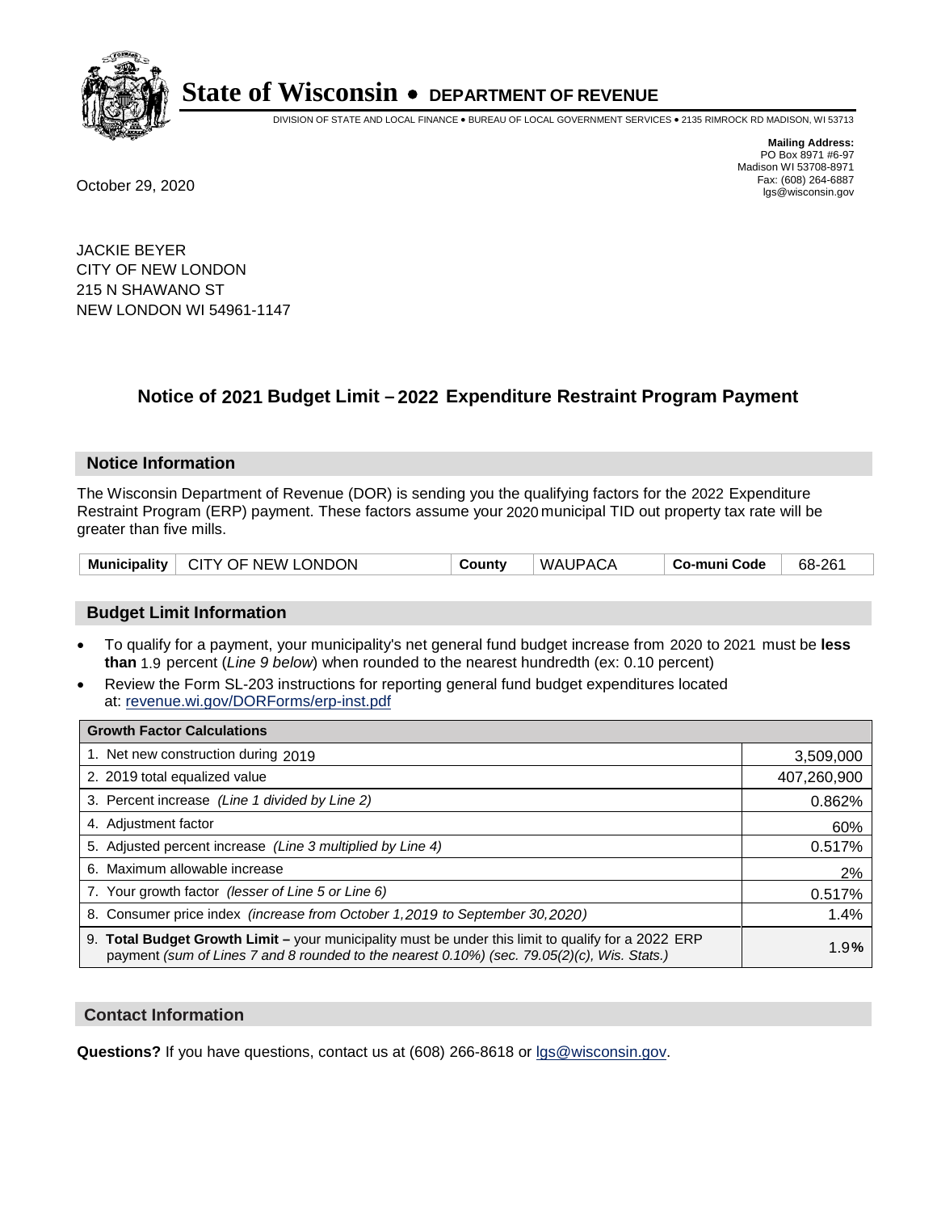# State of Wisconsin • DEPARTMENT OF REVENUE

DIVISION OF STATE AND LOCAL FINANCE • BUREAU OF LOCAL GOVERNMENT SERVICES • 2135 RIMROCK RD MADISON, WI 53713

**Mailing Address:**
PO Box 8971 #6-97
Madison WI 53708-8971
Fax: (608) 264-6887
lgs@wisconsin.gov

October 29, 2020

JACKIE BEYER
CITY OF NEW LONDON
215 N SHAWANO ST
NEW LONDON WI 54961-1147

## Notice of 2021 Budget Limit – 2022 Expenditure Restraint Program Payment

### Notice Information

The Wisconsin Department of Revenue (DOR) is sending you the qualifying factors for the 2022 Expenditure Restraint Program (ERP) payment. These factors assume your 2020 municipal TID out property tax rate will be greater than five mills.

| Municipality | CITY OF NEW LONDON | County | WAUPACA | Co-muni Code | 68-261 |
|---|---|---|---|---|---|

### Budget Limit Information

- To qualify for a payment, your municipality's net general fund budget increase from 2020 to 2021 must be **less than** 1.9 percent (*Line 9 below*) when rounded to the nearest hundredth (ex: 0.10 percent)
- Review the Form SL-203 instructions for reporting general fund budget expenditures located at: revenue.wi.gov/DORForms/erp-inst.pdf

| Growth Factor Calculations | |
|---|---|
| 1. Net new construction during 2019 | 3,509,000 |
| 2. 2019 total equalized value | 407,260,900 |
| 3. Percent increase *(Line 1 divided by Line 2)* | 0.862% |
| 4. Adjustment factor | 60% |
| 5. Adjusted percent increase *(Line 3 multiplied by Line 4)* | 0.517% |
| 6. Maximum allowable increase | 2% |
| 7. Your growth factor *(lesser of Line 5 or Line 6)* | 0.517% |
| 8. Consumer price index *(increase from October 1,2019 to September 30,2020)* | 1.4% |
| 9. **Total Budget Growth Limit –** your municipality must be under this limit to qualify for a 2022 ERP payment *(sum of Lines 7 and 8 rounded to the nearest 0.10%) (sec. 79.05(2)(c), Wis. Stats.)* | 1.9**%** |

### Contact Information

**Questions?** If you have questions, contact us at (608) 266-8618 or lgs@wisconsin.gov.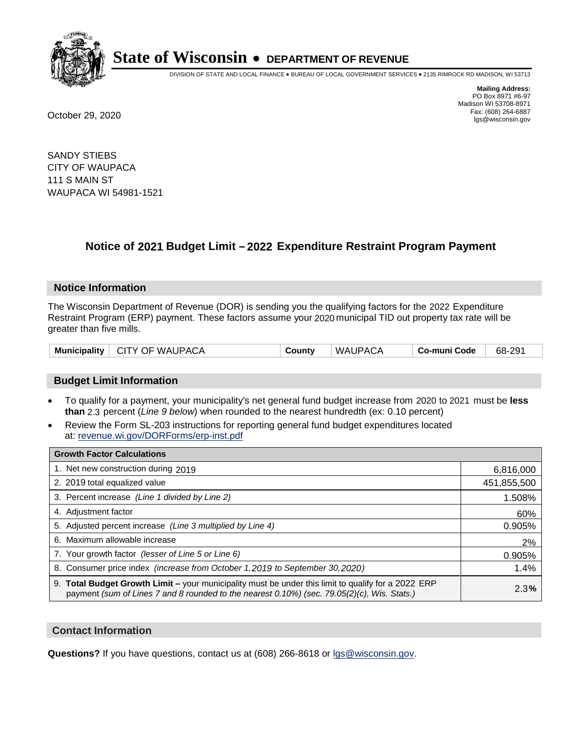# State of Wisconsin • DEPARTMENT OF REVENUE

DIVISION OF STATE AND LOCAL FINANCE • BUREAU OF LOCAL GOVERNMENT SERVICES • 2135 RIMROCK RD MADISON, WI 53713

**Mailing Address:**
PO Box 8971 #6-97
Madison WI 53708-8971
Fax: (608) 264-6887
lgs@wisconsin.gov

October 29, 2020

SANDY STIEBS
CITY OF WAUPACA
111 S MAIN ST
WAUPACA WI 54981-1521

## Notice of 2021 Budget Limit – 2022 Expenditure Restraint Program Payment

### Notice Information

The Wisconsin Department of Revenue (DOR) is sending you the qualifying factors for the 2022 Expenditure Restraint Program (ERP) payment. These factors assume your 2020 municipal TID out property tax rate will be greater than five mills.

| Municipality | CITY OF WAUPACA | County | WAUPACA | Co-muni Code | 68-291 |
|---|---|---|---|---|---|

### Budget Limit Information

- To qualify for a payment, your municipality's net general fund budget increase from 2020 to 2021 must be **less than** 2.3 percent (*Line 9 below*) when rounded to the nearest hundredth (ex: 0.10 percent)
- Review the Form SL-203 instructions for reporting general fund budget expenditures located at: revenue.wi.gov/DORForms/erp-inst.pdf

| Growth Factor Calculations | |
|---|---|
| 1. Net new construction during 2019 | 6,816,000 |
| 2. 2019 total equalized value | 451,855,500 |
| 3. Percent increase *(Line 1 divided by Line 2)* | 1.508% |
| 4. Adjustment factor | 60% |
| 5. Adjusted percent increase *(Line 3 multiplied by Line 4)* | 0.905% |
| 6. Maximum allowable increase | 2% |
| 7. Your growth factor *(lesser of Line 5 or Line 6)* | 0.905% |
| 8. Consumer price index *(increase from October 1,2019 to September 30,2020)* | 1.4% |
| 9. **Total Budget Growth Limit –** your municipality must be under this limit to qualify for a 2022 ERP payment *(sum of Lines 7 and 8 rounded to the nearest 0.10%) (sec. 79.05(2)(c), Wis. Stats.)* | 2.3**%** |

### Contact Information

**Questions?** If you have questions, contact us at (608) 266-8618 or lgs@wisconsin.gov.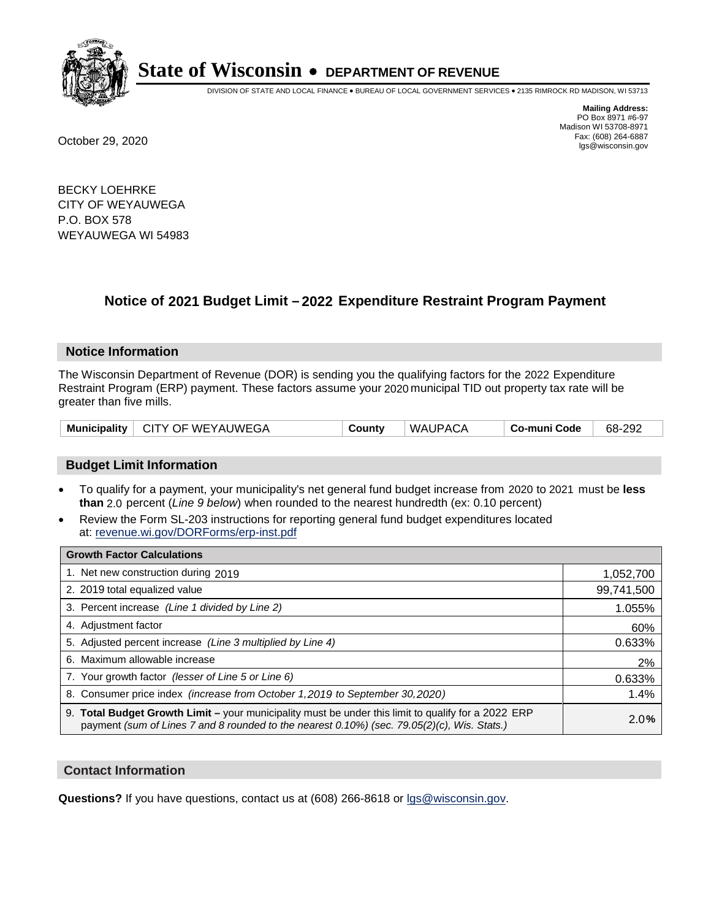# State of Wisconsin • DEPARTMENT OF REVENUE

DIVISION OF STATE AND LOCAL FINANCE • BUREAU OF LOCAL GOVERNMENT SERVICES • 2135 RIMROCK RD MADISON, WI 53713

**Mailing Address:**
PO Box 8971 #6-97
Madison WI 53708-8971
Fax: (608) 264-6887
lgs@wisconsin.gov

October 29, 2020

BECKY LOEHRKE
CITY OF WEYAUWEGA
P.O. BOX 578
WEYAUWEGA WI 54983

## Notice of 2021 Budget Limit – 2022 Expenditure Restraint Program Payment

### Notice Information

The Wisconsin Department of Revenue (DOR) is sending you the qualifying factors for the 2022 Expenditure Restraint Program (ERP) payment. These factors assume your 2020 municipal TID out property tax rate will be greater than five mills.

| Municipality | CITY OF WEYAUWEGA | County | WAUPACA | Co-muni Code | 68-292 |
|---|---|---|---|---|---|

### Budget Limit Information

- To qualify for a payment, your municipality's net general fund budget increase from 2020 to 2021 must be **less than** 2.0 percent (*Line 9 below*) when rounded to the nearest hundredth (ex: 0.10 percent)
- Review the Form SL-203 instructions for reporting general fund budget expenditures located at: revenue.wi.gov/DORForms/erp-inst.pdf

| Growth Factor Calculations | |
|---|---|
| 1. Net new construction during 2019 | 1,052,700 |
| 2. 2019 total equalized value | 99,741,500 |
| 3. Percent increase *(Line 1 divided by Line 2)* | 1.055% |
| 4. Adjustment factor | 60% |
| 5. Adjusted percent increase *(Line 3 multiplied by Line 4)* | 0.633% |
| 6. Maximum allowable increase | 2% |
| 7. Your growth factor *(lesser of Line 5 or Line 6)* | 0.633% |
| 8. Consumer price index *(increase from October 1,2019 to September 30,2020)* | 1.4% |
| 9. **Total Budget Growth Limit –** your municipality must be under this limit to qualify for a 2022 ERP payment *(sum of Lines 7 and 8 rounded to the nearest 0.10%) (sec. 79.05(2)(c), Wis. Stats.)* | 2.0**%** |

### Contact Information

**Questions?** If you have questions, contact us at (608) 266-8618 or lgs@wisconsin.gov.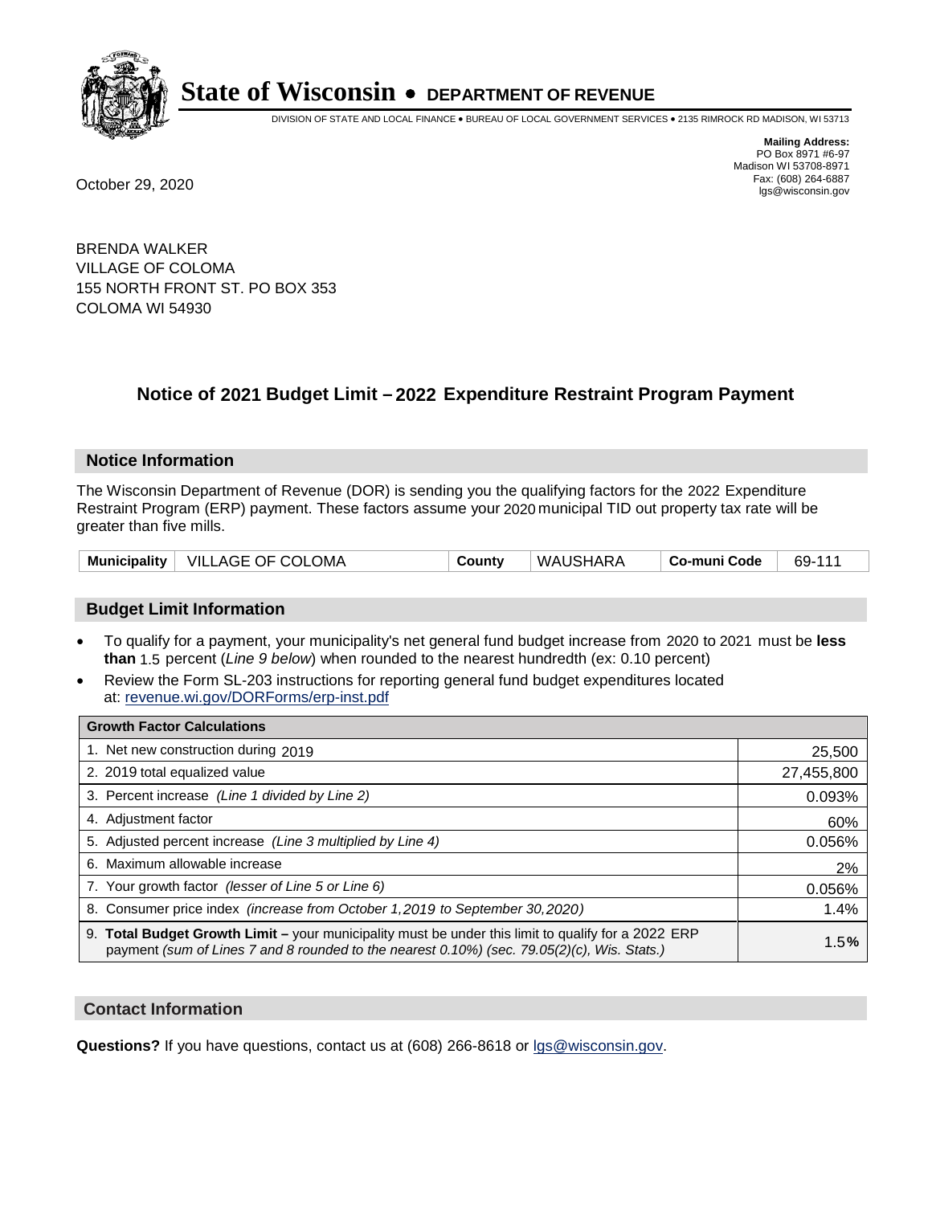**State of Wisconsin • DEPARTMENT OF REVENUE**

DIVISION OF STATE AND LOCAL FINANCE • BUREAU OF LOCAL GOVERNMENT SERVICES • 2135 RIMROCK RD MADISON, WI 53713

**Mailing Address:**
PO Box 8971 #6-97
Madison WI 53708-8971
Fax: (608) 264-6887
lgs@wisconsin.gov

October 29, 2020

BRENDA WALKER
VILLAGE OF COLOMA
155 NORTH FRONT ST. PO BOX 353
COLOMA WI 54930

## Notice of 2021 Budget Limit – 2022 Expenditure Restraint Program Payment

### Notice Information

The Wisconsin Department of Revenue (DOR) is sending you the qualifying factors for the 2022 Expenditure Restraint Program (ERP) payment. These factors assume your 2020 municipal TID out property tax rate will be greater than five mills.

| **Municipality** | VILLAGE OF COLOMA | **County** | WAUSHARA | **Co-muni Code** | 69-111 |
|---|---|---|---|---|---|

### Budget Limit Information

- To qualify for a payment, your municipality's net general fund budget increase from 2020 to 2021 must be **less than** 1.5 percent (*Line 9 below*) when rounded to the nearest hundredth (ex: 0.10 percent)
- Review the Form SL-203 instructions for reporting general fund budget expenditures located at: revenue.wi.gov/DORForms/erp-inst.pdf

| **Growth Factor Calculations** | |
|---|---|
| 1. Net new construction during 2019 | 25,500 |
| 2. 2019 total equalized value | 27,455,800 |
| 3. Percent increase *(Line 1 divided by Line 2)* | 0.093% |
| 4. Adjustment factor | 60% |
| 5. Adjusted percent increase *(Line 3 multiplied by Line 4)* | 0.056% |
| 6. Maximum allowable increase | 2% |
| 7. Your growth factor *(lesser of Line 5 or Line 6)* | 0.056% |
| 8. Consumer price index *(increase from October 1,2019 to September 30,2020)* | 1.4% |
| 9. **Total Budget Growth Limit –** your municipality must be under this limit to qualify for a 2022 ERP payment *(sum of Lines 7 and 8 rounded to the nearest 0.10%) (sec. 79.05(2)(c), Wis. Stats.)* | 1.5**%** |

### Contact Information

**Questions?** If you have questions, contact us at (608) 266-8618 or lgs@wisconsin.gov.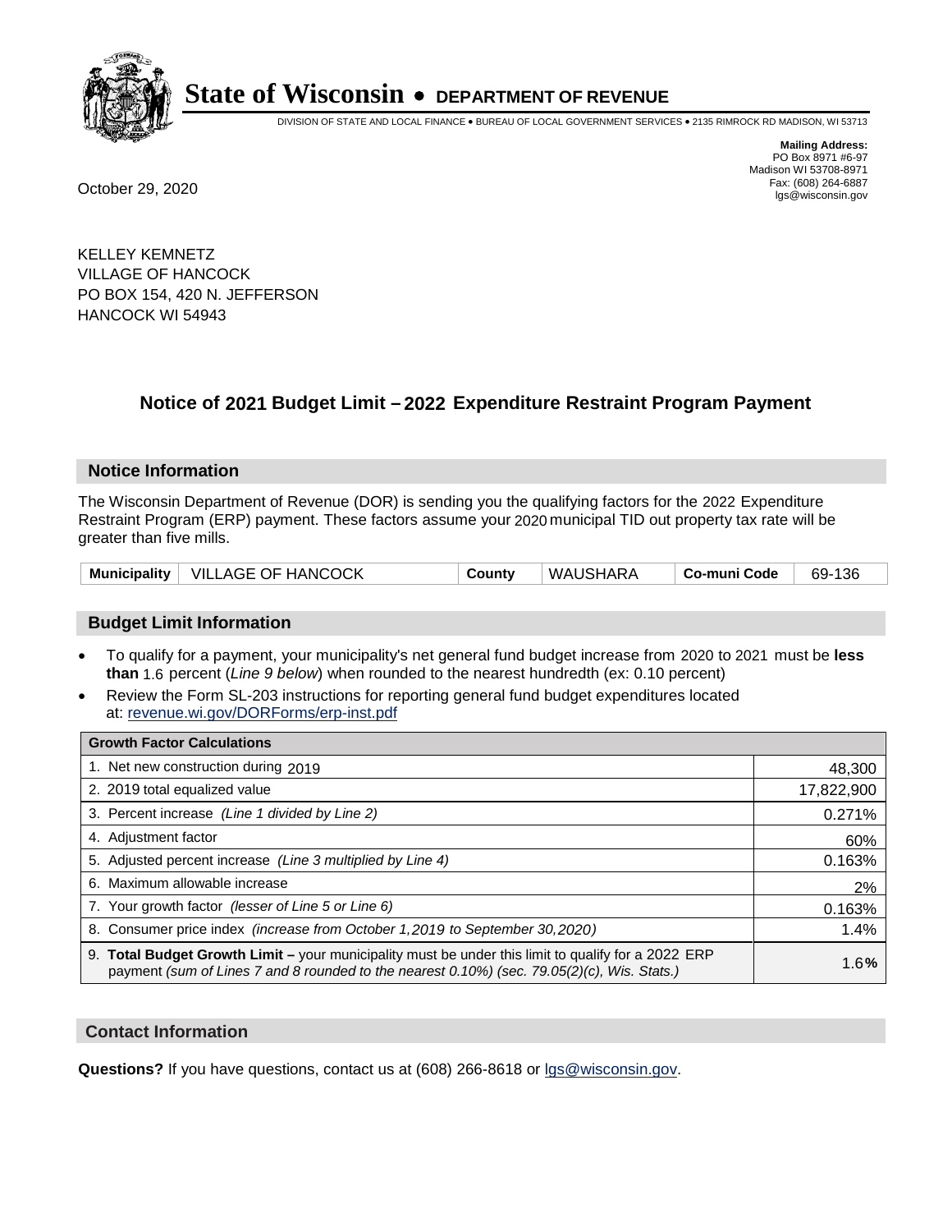# State of Wisconsin • DEPARTMENT OF REVENUE

DIVISION OF STATE AND LOCAL FINANCE • BUREAU OF LOCAL GOVERNMENT SERVICES • 2135 RIMROCK RD MADISON, WI 53713

**Mailing Address:**
PO Box 8971 #6-97
Madison WI 53708-8971
Fax: (608) 264-6887
lgs@wisconsin.gov

October 29, 2020

KELLEY KEMNETZ
VILLAGE OF HANCOCK
PO BOX 154, 420 N. JEFFERSON
HANCOCK WI 54943

## Notice of 2021 Budget Limit – 2022 Expenditure Restraint Program Payment

### Notice Information

The Wisconsin Department of Revenue (DOR) is sending you the qualifying factors for the 2022 Expenditure Restraint Program (ERP) payment. These factors assume your 2020 municipal TID out property tax rate will be greater than five mills.

| Municipality | VILLAGE OF HANCOCK | County | WAUSHARA | Co-muni Code | 69-136 |
|---|---|---|---|---|---|

### Budget Limit Information

- To qualify for a payment, your municipality's net general fund budget increase from 2020 to 2021 must be **less than** 1.6 percent (*Line 9 below*) when rounded to the nearest hundredth (ex: 0.10 percent)
- Review the Form SL-203 instructions for reporting general fund budget expenditures located at: revenue.wi.gov/DORForms/erp-inst.pdf

| Growth Factor Calculations | |
|---|---|
| 1. Net new construction during 2019 | 48,300 |
| 2. 2019 total equalized value | 17,822,900 |
| 3. Percent increase *(Line 1 divided by Line 2)* | 0.271% |
| 4. Adjustment factor | 60% |
| 5. Adjusted percent increase *(Line 3 multiplied by Line 4)* | 0.163% |
| 6. Maximum allowable increase | 2% |
| 7. Your growth factor *(lesser of Line 5 or Line 6)* | 0.163% |
| 8. Consumer price index *(increase from October 1,2019 to September 30,2020)* | 1.4% |
| 9. **Total Budget Growth Limit –** your municipality must be under this limit to qualify for a 2022 ERP payment *(sum of Lines 7 and 8 rounded to the nearest 0.10%) (sec. 79.05(2)(c), Wis. Stats.)* | 1.6**%** |

### Contact Information

**Questions?** If you have questions, contact us at (608) 266-8618 or lgs@wisconsin.gov.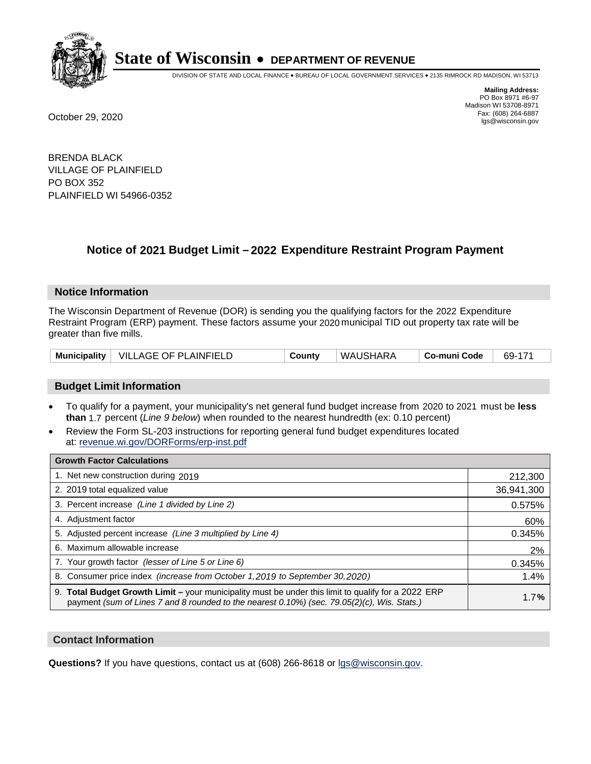# State of Wisconsin • DEPARTMENT OF REVENUE

DIVISION OF STATE AND LOCAL FINANCE • BUREAU OF LOCAL GOVERNMENT SERVICES • 2135 RIMROCK RD MADISON, WI 53713

October 29, 2020

**Mailing Address:**
PO Box 8971 #6-97
Madison WI 53708-8971
Fax: (608) 264-6887
lgs@wisconsin.gov

BRENDA BLACK
VILLAGE OF PLAINFIELD
PO BOX 352
PLAINFIELD WI 54966-0352

## Notice of 2021 Budget Limit – 2022 Expenditure Restraint Program Payment

### Notice Information

The Wisconsin Department of Revenue (DOR) is sending you the qualifying factors for the 2022 Expenditure Restraint Program (ERP) payment. These factors assume your 2020 municipal TID out property tax rate will be greater than five mills.

| Municipality | VILLAGE OF PLAINFIELD | County | WAUSHARA | Co-muni Code | 69-171 |
|---|---|---|---|---|---|

### Budget Limit Information

- To qualify for a payment, your municipality's net general fund budget increase from 2020 to 2021 must be **less than** 1.7 percent (*Line 9 below*) when rounded to the nearest hundredth (ex: 0.10 percent)
- Review the Form SL-203 instructions for reporting general fund budget expenditures located at: revenue.wi.gov/DORForms/erp-inst.pdf

| Growth Factor Calculations | |
|---|---|
| 1. Net new construction during 2019 | 212,300 |
| 2. 2019 total equalized value | 36,941,300 |
| 3. Percent increase *(Line 1 divided by Line 2)* | 0.575% |
| 4. Adjustment factor | 60% |
| 5. Adjusted percent increase *(Line 3 multiplied by Line 4)* | 0.345% |
| 6. Maximum allowable increase | 2% |
| 7. Your growth factor *(lesser of Line 5 or Line 6)* | 0.345% |
| 8. Consumer price index *(increase from October 1,2019 to September 30,2020)* | 1.4% |
| 9. **Total Budget Growth Limit –** your municipality must be under this limit to qualify for a 2022 ERP payment *(sum of Lines 7 and 8 rounded to the nearest 0.10%) (sec. 79.05(2)(c), Wis. Stats.)* | 1.7**%** |

### Contact Information

**Questions?** If you have questions, contact us at (608) 266-8618 or lgs@wisconsin.gov.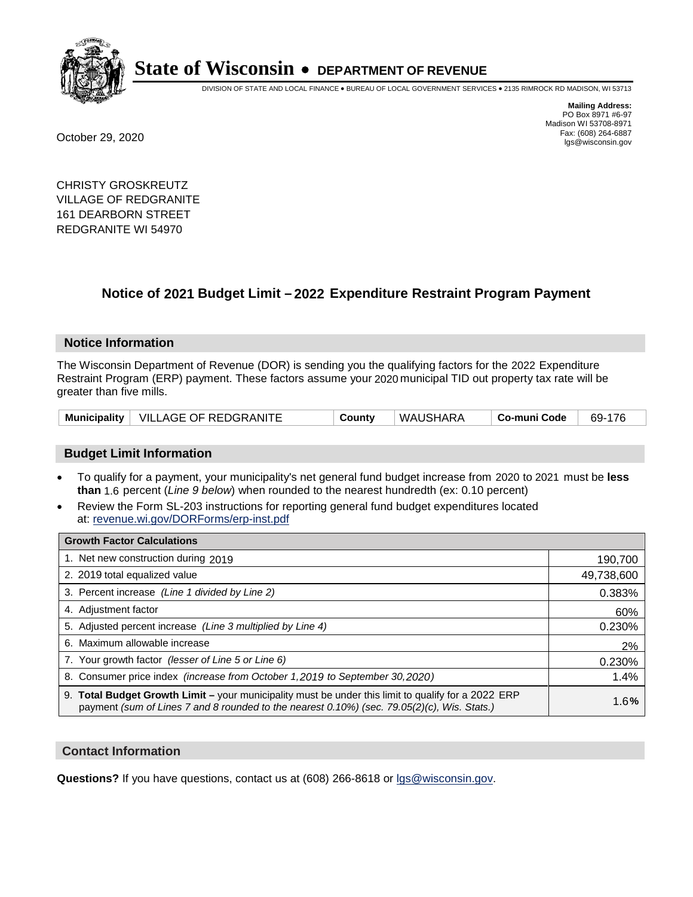# State of Wisconsin • DEPARTMENT OF REVENUE

DIVISION OF STATE AND LOCAL FINANCE • BUREAU OF LOCAL GOVERNMENT SERVICES • 2135 RIMROCK RD MADISON, WI 53713

**Mailing Address:**
PO Box 8971 #6-97
Madison WI 53708-8971
Fax: (608) 264-6887
lgs@wisconsin.gov

October 29, 2020

CHRISTY GROSKREUTZ
VILLAGE OF REDGRANITE
161 DEARBORN STREET
REDGRANITE WI 54970

## Notice of 2021 Budget Limit – 2022 Expenditure Restraint Program Payment

### Notice Information

The Wisconsin Department of Revenue (DOR) is sending you the qualifying factors for the 2022 Expenditure Restraint Program (ERP) payment. These factors assume your 2020 municipal TID out property tax rate will be greater than five mills.

| Municipality | VILLAGE OF REDGRANITE | County | WAUSHARA | Co-muni Code | 69-176 |
|---|---|---|---|---|---|

### Budget Limit Information

- To qualify for a payment, your municipality's net general fund budget increase from 2020 to 2021 must be **less than** 1.6 percent (*Line 9 below*) when rounded to the nearest hundredth (ex: 0.10 percent)
- Review the Form SL-203 instructions for reporting general fund budget expenditures located at: revenue.wi.gov/DORForms/erp-inst.pdf

| Growth Factor Calculations | |
|---|---|
| 1. Net new construction during 2019 | 190,700 |
| 2. 2019 total equalized value | 49,738,600 |
| 3. Percent increase *(Line 1 divided by Line 2)* | 0.383% |
| 4. Adjustment factor | 60% |
| 5. Adjusted percent increase *(Line 3 multiplied by Line 4)* | 0.230% |
| 6. Maximum allowable increase | 2% |
| 7. Your growth factor *(lesser of Line 5 or Line 6)* | 0.230% |
| 8. Consumer price index *(increase from October 1,2019 to September 30,2020)* | 1.4% |
| 9. **Total Budget Growth Limit –** your municipality must be under this limit to qualify for a 2022 ERP payment *(sum of Lines 7 and 8 rounded to the nearest 0.10%) (sec. 79.05(2)(c), Wis. Stats.)* | 1.6**%** |

### Contact Information

**Questions?** If you have questions, contact us at (608) 266-8618 or lgs@wisconsin.gov.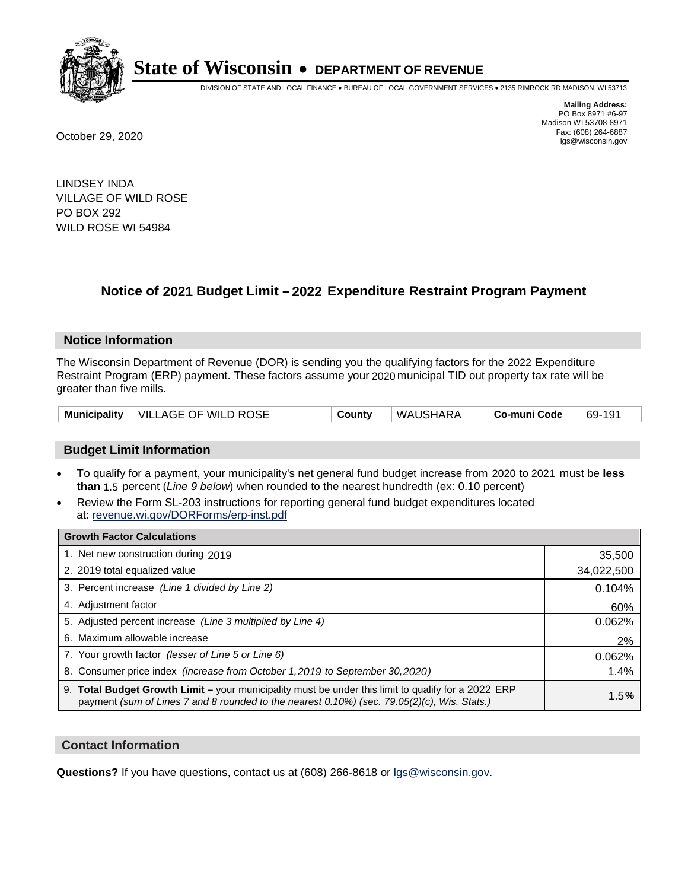# State of Wisconsin • DEPARTMENT OF REVENUE

DIVISION OF STATE AND LOCAL FINANCE • BUREAU OF LOCAL GOVERNMENT SERVICES • 2135 RIMROCK RD MADISON, WI 53713

**Mailing Address:**
PO Box 8971 #6-97
Madison WI 53708-8971
Fax: (608) 264-6887
lgs@wisconsin.gov

October 29, 2020

LINDSEY INDA
VILLAGE OF WILD ROSE
PO BOX 292
WILD ROSE WI 54984

## Notice of 2021 Budget Limit – 2022 Expenditure Restraint Program Payment

### Notice Information

The Wisconsin Department of Revenue (DOR) is sending you the qualifying factors for the 2022 Expenditure Restraint Program (ERP) payment. These factors assume your 2020 municipal TID out property tax rate will be greater than five mills.

| Municipality | VILLAGE OF WILD ROSE | County | WAUSHARA | Co-muni Code | 69-191 |
|---|---|---|---|---|---|

### Budget Limit Information

- To qualify for a payment, your municipality's net general fund budget increase from 2020 to 2021 must be **less than** 1.5 percent (*Line 9 below*) when rounded to the nearest hundredth (ex: 0.10 percent)
- Review the Form SL-203 instructions for reporting general fund budget expenditures located at: revenue.wi.gov/DORForms/erp-inst.pdf

| Growth Factor Calculations | |
|---|---|
| 1. Net new construction during 2019 | 35,500 |
| 2. 2019 total equalized value | 34,022,500 |
| 3. Percent increase *(Line 1 divided by Line 2)* | 0.104% |
| 4. Adjustment factor | 60% |
| 5. Adjusted percent increase *(Line 3 multiplied by Line 4)* | 0.062% |
| 6. Maximum allowable increase | 2% |
| 7. Your growth factor *(lesser of Line 5 or Line 6)* | 0.062% |
| 8. Consumer price index *(increase from October 1,2019 to September 30,2020)* | 1.4% |
| 9. **Total Budget Growth Limit –** your municipality must be under this limit to qualify for a 2022 ERP payment *(sum of Lines 7 and 8 rounded to the nearest 0.10%) (sec. 79.05(2)(c), Wis. Stats.)* | 1.5**%** |

### Contact Information

**Questions?** If you have questions, contact us at (608) 266-8618 or lgs@wisconsin.gov.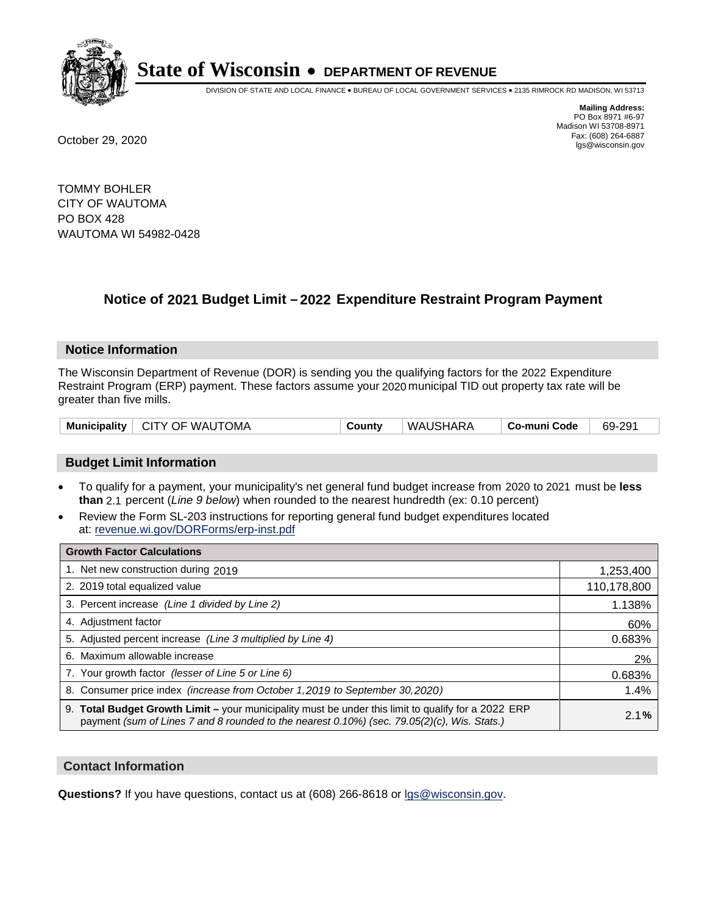# State of Wisconsin • DEPARTMENT OF REVENUE

DIVISION OF STATE AND LOCAL FINANCE • BUREAU OF LOCAL GOVERNMENT SERVICES • 2135 RIMROCK RD MADISON, WI 53713

**Mailing Address:**
PO Box 8971 #6-97
Madison WI 53708-8971
Fax: (608) 264-6887
lgs@wisconsin.gov

October 29, 2020

TOMMY BOHLER
CITY OF WAUTOMA
PO BOX 428
WAUTOMA WI 54982-0428

## Notice of 2021 Budget Limit – 2022 Expenditure Restraint Program Payment

### Notice Information

The Wisconsin Department of Revenue (DOR) is sending you the qualifying factors for the 2022 Expenditure Restraint Program (ERP) payment. These factors assume your 2020 municipal TID out property tax rate will be greater than five mills.

| Municipality | CITY OF WAUTOMA | County | WAUSHARA | Co-muni Code | 69-291 |
|---|---|---|---|---|---|

### Budget Limit Information

- To qualify for a payment, your municipality's net general fund budget increase from 2020 to 2021 must be **less than** 2.1 percent (*Line 9 below*) when rounded to the nearest hundredth (ex: 0.10 percent)
- Review the Form SL-203 instructions for reporting general fund budget expenditures located at: revenue.wi.gov/DORForms/erp-inst.pdf

| Growth Factor Calculations | |
|---|---|
| 1. Net new construction during 2019 | 1,253,400 |
| 2. 2019 total equalized value | 110,178,800 |
| 3. Percent increase *(Line 1 divided by Line 2)* | 1.138% |
| 4. Adjustment factor | 60% |
| 5. Adjusted percent increase *(Line 3 multiplied by Line 4)* | 0.683% |
| 6. Maximum allowable increase | 2% |
| 7. Your growth factor *(lesser of Line 5 or Line 6)* | 0.683% |
| 8. Consumer price index *(increase from October 1,2019 to September 30,2020)* | 1.4% |
| 9. **Total Budget Growth Limit –** your municipality must be under this limit to qualify for a 2022 ERP payment *(sum of Lines 7 and 8 rounded to the nearest 0.10%) (sec. 79.05(2)(c), Wis. Stats.)* | 2.1**%** |

### Contact Information

**Questions?** If you have questions, contact us at (608) 266-8618 or lgs@wisconsin.gov.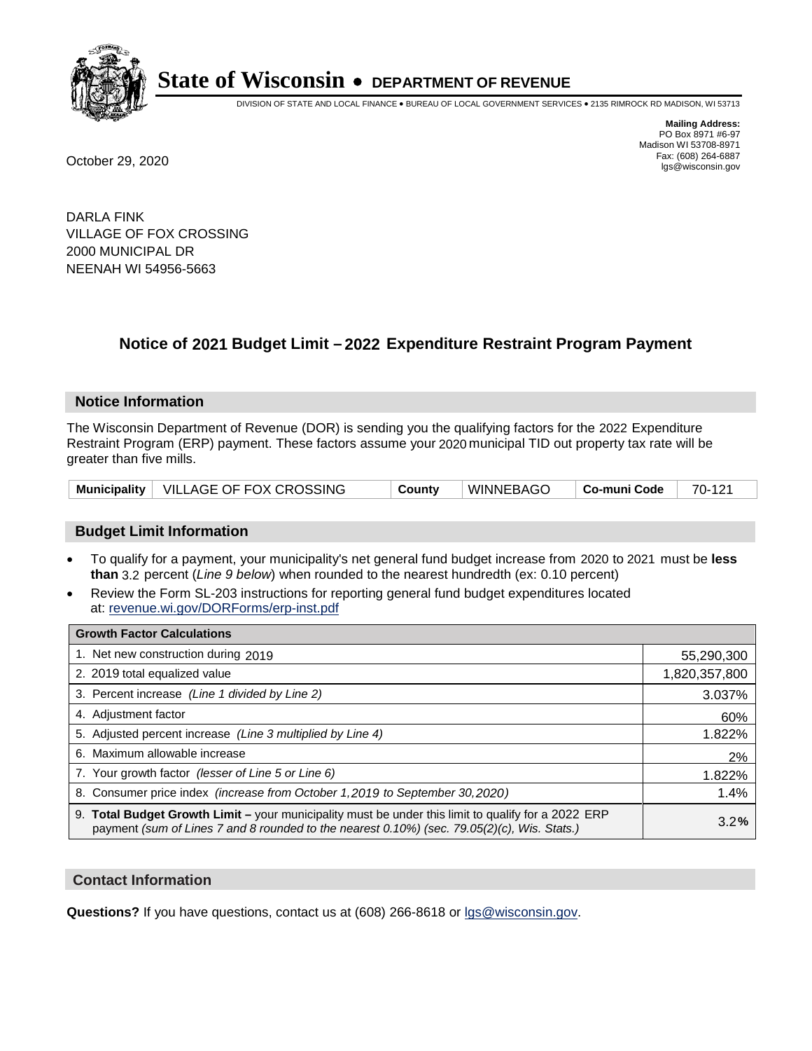# State of Wisconsin • DEPARTMENT OF REVENUE

DIVISION OF STATE AND LOCAL FINANCE • BUREAU OF LOCAL GOVERNMENT SERVICES • 2135 RIMROCK RD MADISON, WI 53713

**Mailing Address:**
PO Box 8971 #6-97
Madison WI 53708-8971
Fax: (608) 264-6887
lgs@wisconsin.gov

October 29, 2020

DARLA FINK
VILLAGE OF FOX CROSSING
2000 MUNICIPAL DR
NEENAH WI 54956-5663

## Notice of 2021 Budget Limit – 2022 Expenditure Restraint Program Payment

### Notice Information

The Wisconsin Department of Revenue (DOR) is sending you the qualifying factors for the 2022 Expenditure Restraint Program (ERP) payment. These factors assume your 2020 municipal TID out property tax rate will be greater than five mills.

| Municipality | VILLAGE OF FOX CROSSING | County | WINNEBAGO | Co-muni Code | 70-121 |
|---|---|---|---|---|---|

### Budget Limit Information

- To qualify for a payment, your municipality's net general fund budget increase from 2020 to 2021 must be **less than** 3.2 percent (*Line 9 below*) when rounded to the nearest hundredth (ex: 0.10 percent)
- Review the Form SL-203 instructions for reporting general fund budget expenditures located at: revenue.wi.gov/DORForms/erp-inst.pdf

| Growth Factor Calculations | |
|---|---|
| 1. Net new construction during 2019 | 55,290,300 |
| 2. 2019 total equalized value | 1,820,357,800 |
| 3. Percent increase *(Line 1 divided by Line 2)* | 3.037% |
| 4. Adjustment factor | 60% |
| 5. Adjusted percent increase *(Line 3 multiplied by Line 4)* | 1.822% |
| 6. Maximum allowable increase | 2% |
| 7. Your growth factor *(lesser of Line 5 or Line 6)* | 1.822% |
| 8. Consumer price index *(increase from October 1,2019 to September 30,2020)* | 1.4% |
| 9. **Total Budget Growth Limit –** your municipality must be under this limit to qualify for a 2022 ERP payment *(sum of Lines 7 and 8 rounded to the nearest 0.10%) (sec. 79.05(2)(c), Wis. Stats.)* | 3.2**%** |

### Contact Information

**Questions?** If you have questions, contact us at (608) 266-8618 or lgs@wisconsin.gov.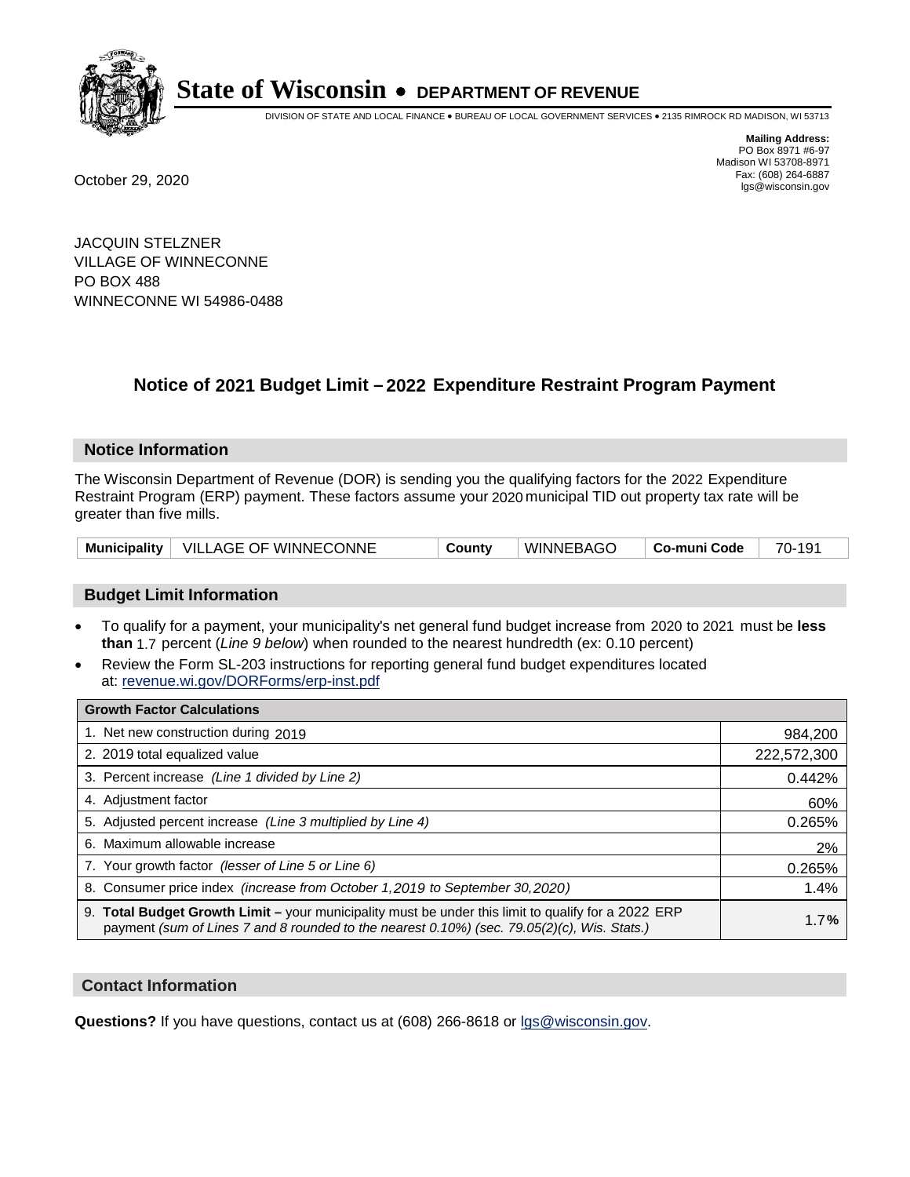# State of Wisconsin • DEPARTMENT OF REVENUE

DIVISION OF STATE AND LOCAL FINANCE • BUREAU OF LOCAL GOVERNMENT SERVICES • 2135 RIMROCK RD MADISON, WI 53713

**Mailing Address:**
PO Box 8971 #6-97
Madison WI 53708-8971
Fax: (608) 264-6887
lgs@wisconsin.gov

October 29, 2020

JACQUIN STELZNER
VILLAGE OF WINNECONNE
PO BOX 488
WINNECONNE WI 54986-0488

## Notice of 2021 Budget Limit – 2022 Expenditure Restraint Program Payment

### Notice Information

The Wisconsin Department of Revenue (DOR) is sending you the qualifying factors for the 2022 Expenditure Restraint Program (ERP) payment. These factors assume your 2020 municipal TID out property tax rate will be greater than five mills.

| Municipality | VILLAGE OF WINNECONNE | County | WINNEBAGO | Co-muni Code | 70-191 |
|---|---|---|---|---|---|

### Budget Limit Information

- To qualify for a payment, your municipality's net general fund budget increase from 2020 to 2021 must be **less than** 1.7 percent (*Line 9 below*) when rounded to the nearest hundredth (ex: 0.10 percent)
- Review the Form SL-203 instructions for reporting general fund budget expenditures located at: revenue.wi.gov/DORForms/erp-inst.pdf

| Growth Factor Calculations | |
|---|---|
| 1. Net new construction during 2019 | 984,200 |
| 2. 2019 total equalized value | 222,572,300 |
| 3. Percent increase *(Line 1 divided by Line 2)* | 0.442% |
| 4. Adjustment factor | 60% |
| 5. Adjusted percent increase *(Line 3 multiplied by Line 4)* | 0.265% |
| 6. Maximum allowable increase | 2% |
| 7. Your growth factor *(lesser of Line 5 or Line 6)* | 0.265% |
| 8. Consumer price index *(increase from October 1,2019 to September 30,2020)* | 1.4% |
| 9. **Total Budget Growth Limit –** your municipality must be under this limit to qualify for a 2022 ERP payment *(sum of Lines 7 and 8 rounded to the nearest 0.10%) (sec. 79.05(2)(c), Wis. Stats.)* | 1.7**%** |

### Contact Information

**Questions?** If you have questions, contact us at (608) 266-8618 or lgs@wisconsin.gov.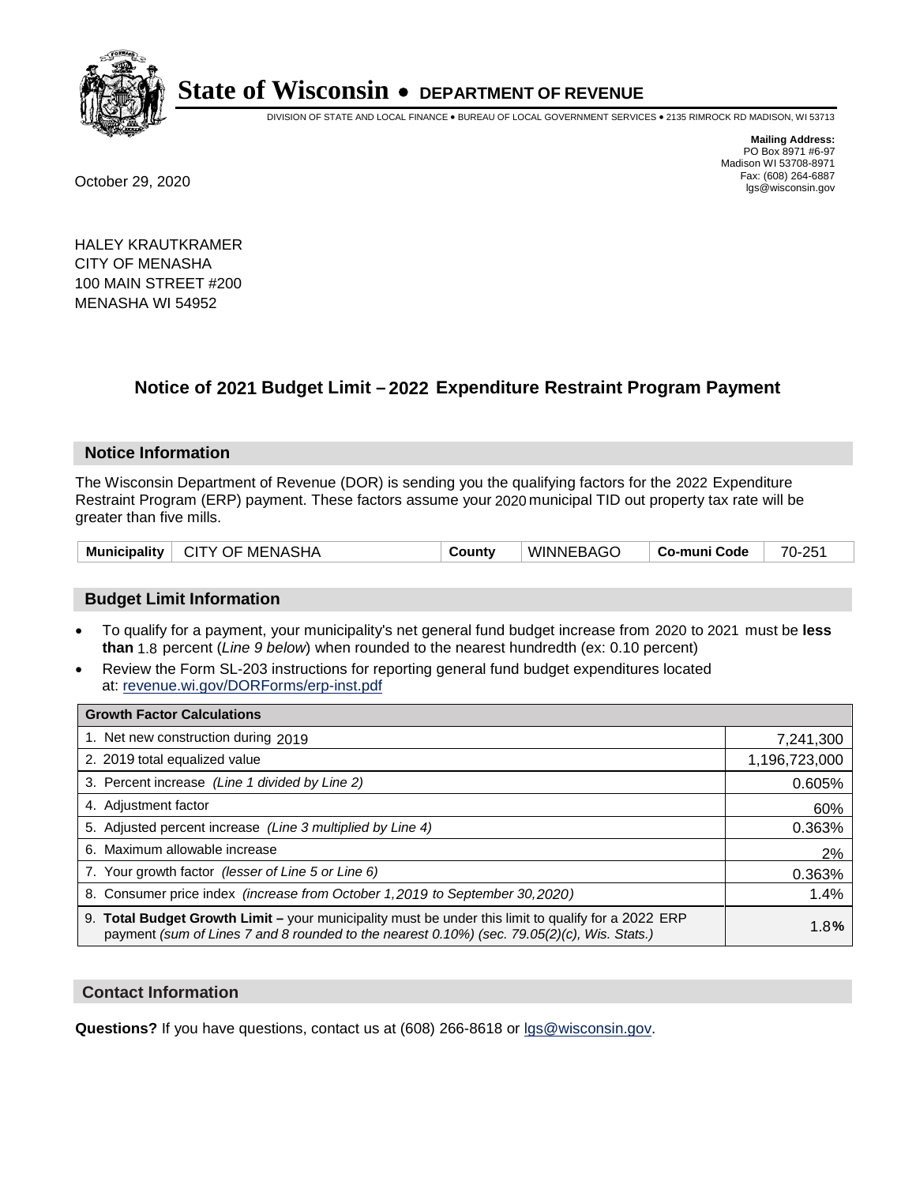# State of Wisconsin • DEPARTMENT OF REVENUE

DIVISION OF STATE AND LOCAL FINANCE • BUREAU OF LOCAL GOVERNMENT SERVICES • 2135 RIMROCK RD MADISON, WI 53713

**Mailing Address:**
PO Box 8971 #6-97
Madison WI 53708-8971
Fax: (608) 264-6887
lgs@wisconsin.gov

October 29, 2020

HALEY KRAUTKRAMER
CITY OF MENASHA
100 MAIN STREET #200
MENASHA WI 54952

## Notice of 2021 Budget Limit – 2022 Expenditure Restraint Program Payment

### Notice Information

The Wisconsin Department of Revenue (DOR) is sending you the qualifying factors for the 2022 Expenditure Restraint Program (ERP) payment. These factors assume your 2020 municipal TID out property tax rate will be greater than five mills.

| Municipality | CITY OF MENASHA | County | WINNEBAGO | Co-muni Code | 70-251 |
|---|---|---|---|---|---|

### Budget Limit Information

- To qualify for a payment, your municipality's net general fund budget increase from 2020 to 2021 must be **less than** 1.8 percent (*Line 9 below*) when rounded to the nearest hundredth (ex: 0.10 percent)
- Review the Form SL-203 instructions for reporting general fund budget expenditures located at: revenue.wi.gov/DORForms/erp-inst.pdf

| Growth Factor Calculations | |
|---|---|
| 1. Net new construction during 2019 | 7,241,300 |
| 2. 2019 total equalized value | 1,196,723,000 |
| 3. Percent increase *(Line 1 divided by Line 2)* | 0.605% |
| 4. Adjustment factor | 60% |
| 5. Adjusted percent increase *(Line 3 multiplied by Line 4)* | 0.363% |
| 6. Maximum allowable increase | 2% |
| 7. Your growth factor *(lesser of Line 5 or Line 6)* | 0.363% |
| 8. Consumer price index *(increase from October 1,2019 to September 30,2020)* | 1.4% |
| 9. **Total Budget Growth Limit –** your municipality must be under this limit to qualify for a 2022 ERP payment *(sum of Lines 7 and 8 rounded to the nearest 0.10%) (sec. 79.05(2)(c), Wis. Stats.)* | 1.8% |

### Contact Information

**Questions?** If you have questions, contact us at (608) 266-8618 or lgs@wisconsin.gov.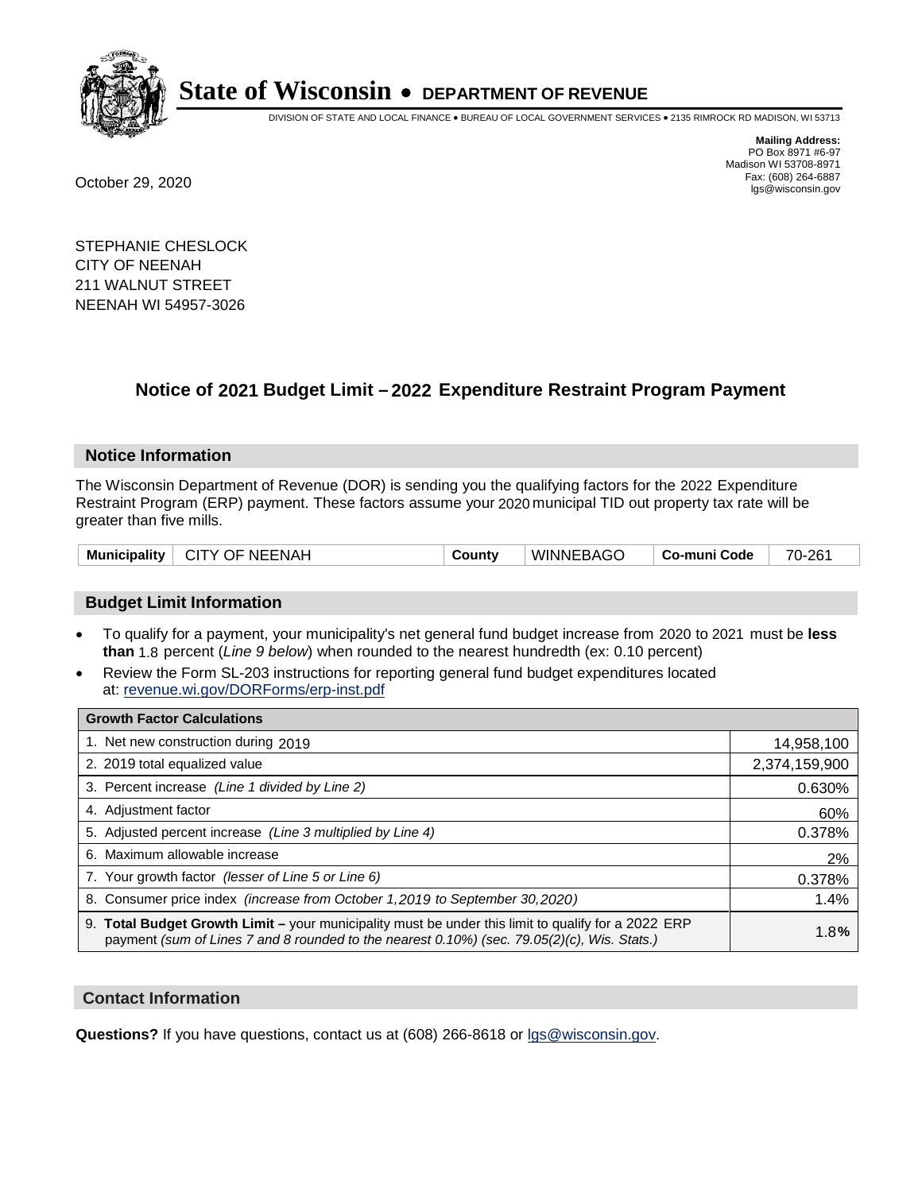# State of Wisconsin • DEPARTMENT OF REVENUE

DIVISION OF STATE AND LOCAL FINANCE • BUREAU OF LOCAL GOVERNMENT SERVICES • 2135 RIMROCK RD MADISON, WI 53713

**Mailing Address:**
PO Box 8971 #6-97
Madison WI 53708-8971
Fax: (608) 264-6887
lgs@wisconsin.gov

October 29, 2020

STEPHANIE CHESLOCK
CITY OF NEENAH
211 WALNUT STREET
NEENAH WI 54957-3026

## Notice of 2021 Budget Limit – 2022 Expenditure Restraint Program Payment

### Notice Information

The Wisconsin Department of Revenue (DOR) is sending you the qualifying factors for the 2022 Expenditure Restraint Program (ERP) payment. These factors assume your 2020 municipal TID out property tax rate will be greater than five mills.

| Municipality | CITY OF NEENAH | County | WINNEBAGO | Co-muni Code | 70-261 |
|---|---|---|---|---|---|

### Budget Limit Information

- To qualify for a payment, your municipality's net general fund budget increase from 2020 to 2021 must be **less than** 1.8 percent (*Line 9 below*) when rounded to the nearest hundredth (ex: 0.10 percent)
- Review the Form SL-203 instructions for reporting general fund budget expenditures located at: revenue.wi.gov/DORForms/erp-inst.pdf

| Growth Factor Calculations | |
|---|---|
| 1. Net new construction during 2019 | 14,958,100 |
| 2. 2019 total equalized value | 2,374,159,900 |
| 3. Percent increase *(Line 1 divided by Line 2)* | 0.630% |
| 4. Adjustment factor | 60% |
| 5. Adjusted percent increase *(Line 3 multiplied by Line 4)* | 0.378% |
| 6. Maximum allowable increase | 2% |
| 7. Your growth factor *(lesser of Line 5 or Line 6)* | 0.378% |
| 8. Consumer price index *(increase from October 1,2019 to September 30,2020)* | 1.4% |
| 9. **Total Budget Growth Limit –** your municipality must be under this limit to qualify for a 2022 ERP payment *(sum of Lines 7 and 8 rounded to the nearest 0.10%) (sec. 79.05(2)(c), Wis. Stats.)* | 1.8**%** |

### Contact Information

**Questions?** If you have questions, contact us at (608) 266-8618 or lgs@wisconsin.gov.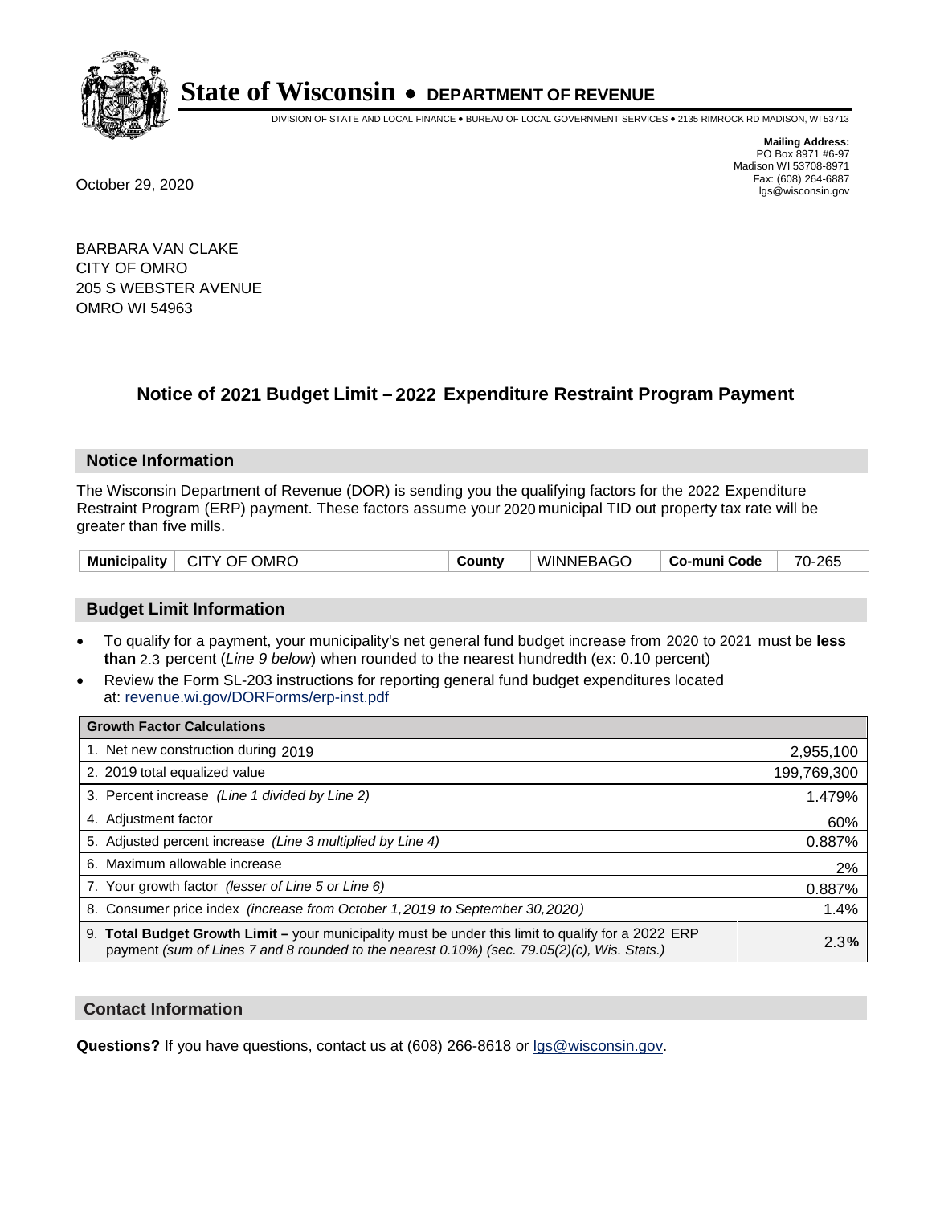# State of Wisconsin • DEPARTMENT OF REVENUE

DIVISION OF STATE AND LOCAL FINANCE • BUREAU OF LOCAL GOVERNMENT SERVICES • 2135 RIMROCK RD MADISON, WI 53713

**Mailing Address:**
PO Box 8971 #6-97
Madison WI 53708-8971
Fax: (608) 264-6887
lgs@wisconsin.gov

October 29, 2020

BARBARA VAN CLAKE
CITY OF OMRO
205 S WEBSTER AVENUE
OMRO WI 54963

## Notice of 2021 Budget Limit – 2022 Expenditure Restraint Program Payment

### Notice Information

The Wisconsin Department of Revenue (DOR) is sending you the qualifying factors for the 2022 Expenditure Restraint Program (ERP) payment. These factors assume your 2020 municipal TID out property tax rate will be greater than five mills.

| Municipality | CITY OF OMRO | County | WINNEBAGO | Co-muni Code | 70-265 |
|---|---|---|---|---|---|

### Budget Limit Information

- To qualify for a payment, your municipality's net general fund budget increase from 2020 to 2021 must be **less than** 2.3 percent (*Line 9 below*) when rounded to the nearest hundredth (ex: 0.10 percent)
- Review the Form SL-203 instructions for reporting general fund budget expenditures located at: revenue.wi.gov/DORForms/erp-inst.pdf

| Growth Factor Calculations | |
|---|---|
| 1. Net new construction during 2019 | 2,955,100 |
| 2. 2019 total equalized value | 199,769,300 |
| 3. Percent increase *(Line 1 divided by Line 2)* | 1.479% |
| 4. Adjustment factor | 60% |
| 5. Adjusted percent increase *(Line 3 multiplied by Line 4)* | 0.887% |
| 6. Maximum allowable increase | 2% |
| 7. Your growth factor *(lesser of Line 5 or Line 6)* | 0.887% |
| 8. Consumer price index *(increase from October 1,2019 to September 30,2020)* | 1.4% |
| 9. **Total Budget Growth Limit –** your municipality must be under this limit to qualify for a 2022 ERP payment *(sum of Lines 7 and 8 rounded to the nearest 0.10%) (sec. 79.05(2)(c), Wis. Stats.)* | 2.3% |

### Contact Information

**Questions?** If you have questions, contact us at (608) 266-8618 or lgs@wisconsin.gov.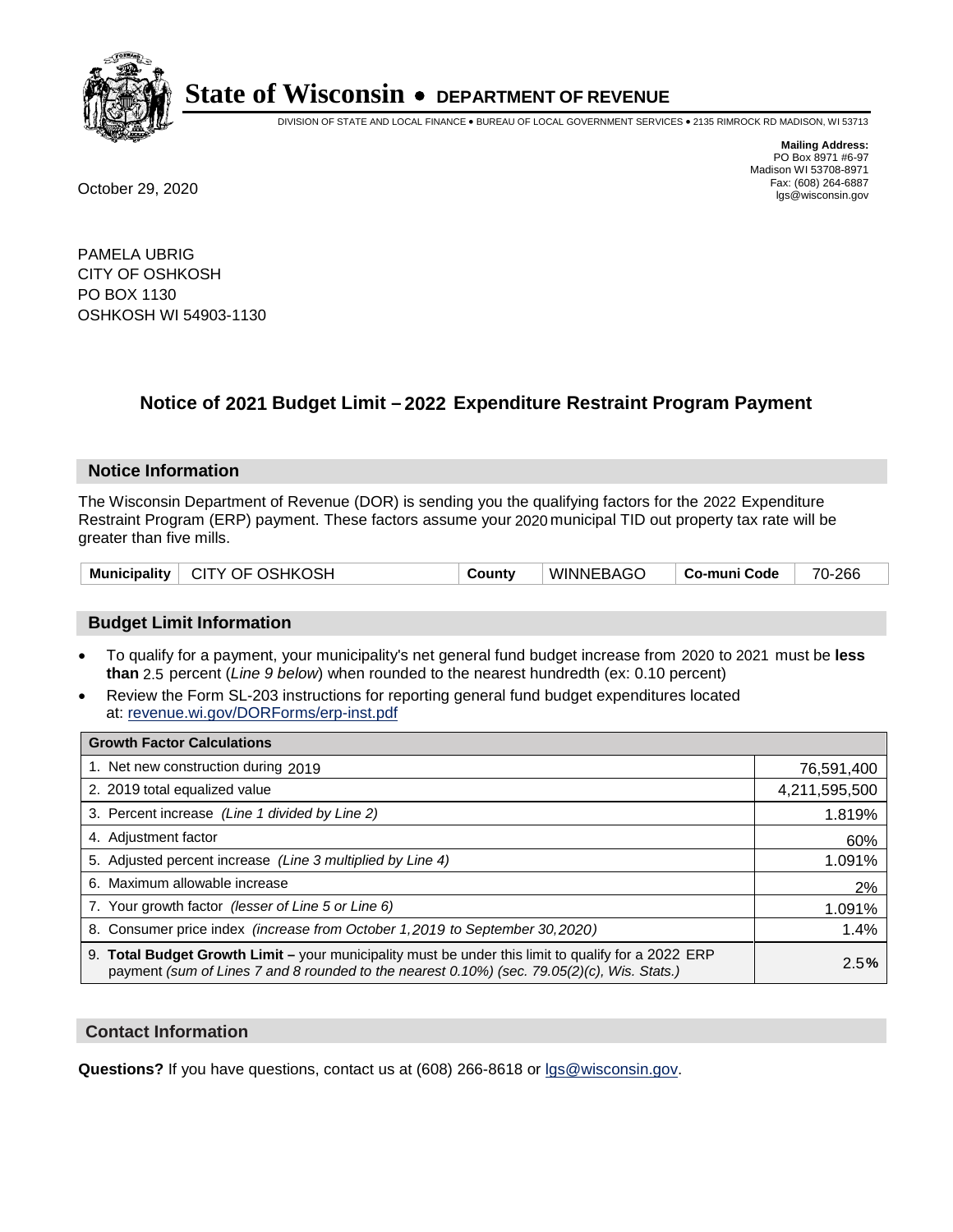# State of Wisconsin • DEPARTMENT OF REVENUE

DIVISION OF STATE AND LOCAL FINANCE • BUREAU OF LOCAL GOVERNMENT SERVICES • 2135 RIMROCK RD MADISON, WI 53713

**Mailing Address:**
PO Box 8971 #6-97
Madison WI 53708-8971
Fax: (608) 264-6887
lgs@wisconsin.gov

October 29, 2020

PAMELA UBRIG
CITY OF OSHKOSH
PO BOX 1130
OSHKOSH WI 54903-1130

## Notice of 2021 Budget Limit – 2022 Expenditure Restraint Program Payment

### Notice Information

The Wisconsin Department of Revenue (DOR) is sending you the qualifying factors for the 2022 Expenditure Restraint Program (ERP) payment. These factors assume your 2020 municipal TID out property tax rate will be greater than five mills.

| Municipality | CITY OF OSHKOSH | County | WINNEBAGO | Co-muni Code | 70-266 |
|---|---|---|---|---|---|

### Budget Limit Information

- To qualify for a payment, your municipality's net general fund budget increase from 2020 to 2021 must be **less than** 2.5 percent (*Line 9 below*) when rounded to the nearest hundredth (ex: 0.10 percent)
- Review the Form SL-203 instructions for reporting general fund budget expenditures located at: revenue.wi.gov/DORForms/erp-inst.pdf

| Growth Factor Calculations | |
|---|---|
| 1. Net new construction during 2019 | 76,591,400 |
| 2. 2019 total equalized value | 4,211,595,500 |
| 3. Percent increase *(Line 1 divided by Line 2)* | 1.819% |
| 4. Adjustment factor | 60% |
| 5. Adjusted percent increase *(Line 3 multiplied by Line 4)* | 1.091% |
| 6. Maximum allowable increase | 2% |
| 7. Your growth factor *(lesser of Line 5 or Line 6)* | 1.091% |
| 8. Consumer price index *(increase from October 1,2019 to September 30,2020)* | 1.4% |
| 9. **Total Budget Growth Limit –** your municipality must be under this limit to qualify for a 2022 ERP payment *(sum of Lines 7 and 8 rounded to the nearest 0.10%) (sec. 79.05(2)(c), Wis. Stats.)* | 2.5**%** |

### Contact Information

**Questions?** If you have questions, contact us at (608) 266-8618 or lgs@wisconsin.gov.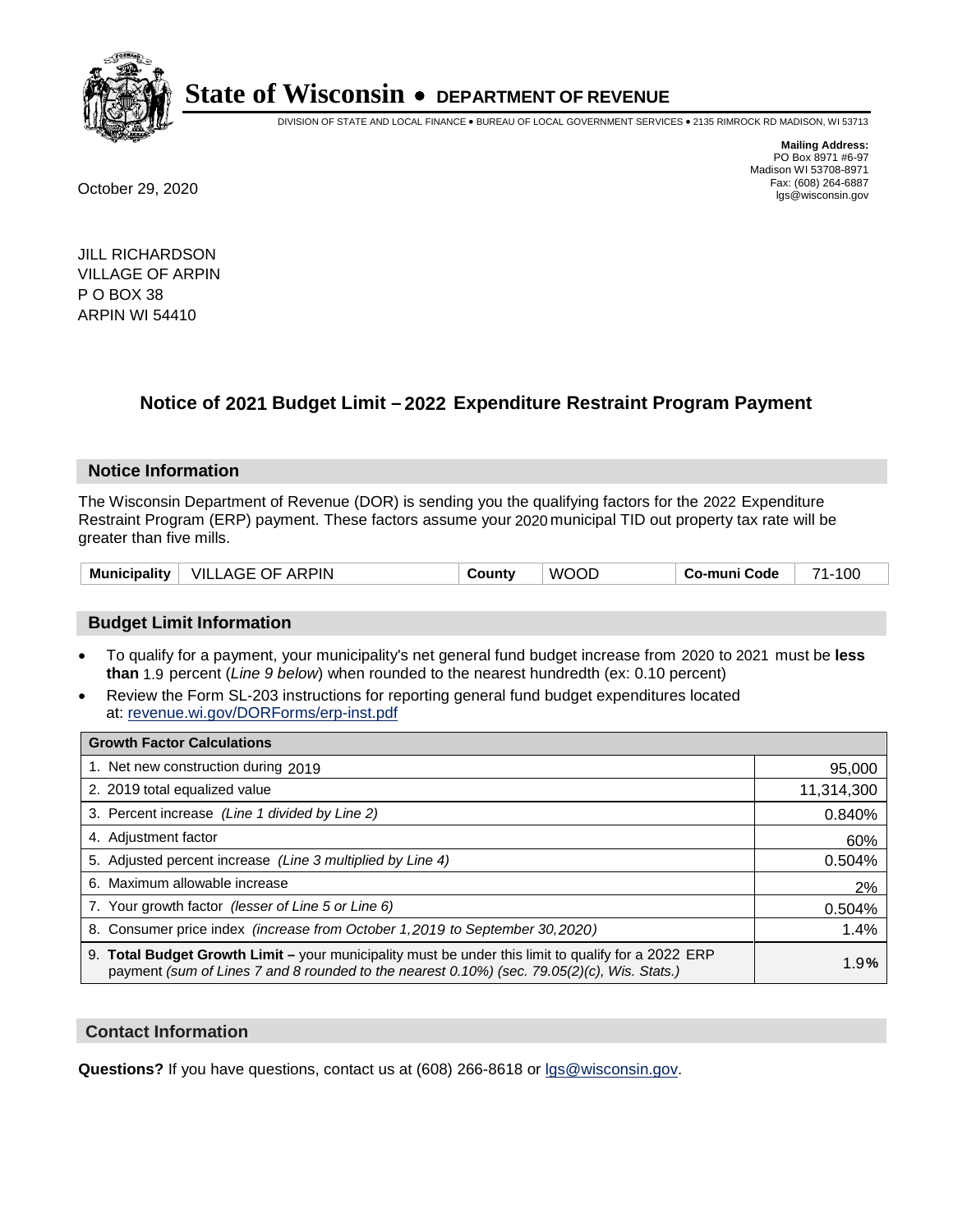# State of Wisconsin • DEPARTMENT OF REVENUE

DIVISION OF STATE AND LOCAL FINANCE • BUREAU OF LOCAL GOVERNMENT SERVICES • 2135 RIMROCK RD MADISON, WI 53713

**Mailing Address:**
PO Box 8971 #6-97
Madison WI 53708-8971
Fax: (608) 264-6887
lgs@wisconsin.gov

October 29, 2020

JILL RICHARDSON
VILLAGE OF ARPIN
P O BOX 38
ARPIN WI 54410

## Notice of 2021 Budget Limit – 2022 Expenditure Restraint Program Payment

### Notice Information

The Wisconsin Department of Revenue (DOR) is sending you the qualifying factors for the 2022 Expenditure Restraint Program (ERP) payment. These factors assume your 2020 municipal TID out property tax rate will be greater than five mills.

| Municipality | VILLAGE OF ARPIN | County | WOOD | Co-muni Code | 71-100 |
|---|---|---|---|---|---|

### Budget Limit Information

- To qualify for a payment, your municipality's net general fund budget increase from 2020 to 2021 must be **less than** 1.9 percent (*Line 9 below*) when rounded to the nearest hundredth (ex: 0.10 percent)
- Review the Form SL-203 instructions for reporting general fund budget expenditures located at: revenue.wi.gov/DORForms/erp-inst.pdf

| Growth Factor Calculations | |
|---|---|
| 1. Net new construction during 2019 | 95,000 |
| 2. 2019 total equalized value | 11,314,300 |
| 3. Percent increase *(Line 1 divided by Line 2)* | 0.840% |
| 4. Adjustment factor | 60% |
| 5. Adjusted percent increase *(Line 3 multiplied by Line 4)* | 0.504% |
| 6. Maximum allowable increase | 2% |
| 7. Your growth factor *(lesser of Line 5 or Line 6)* | 0.504% |
| 8. Consumer price index *(increase from October 1,2019 to September 30,2020)* | 1.4% |
| 9. **Total Budget Growth Limit –** your municipality must be under this limit to qualify for a 2022 ERP payment *(sum of Lines 7 and 8 rounded to the nearest 0.10%) (sec. 79.05(2)(c), Wis. Stats.)* | 1.9**%** |

### Contact Information

**Questions?** If you have questions, contact us at (608) 266-8618 or lgs@wisconsin.gov.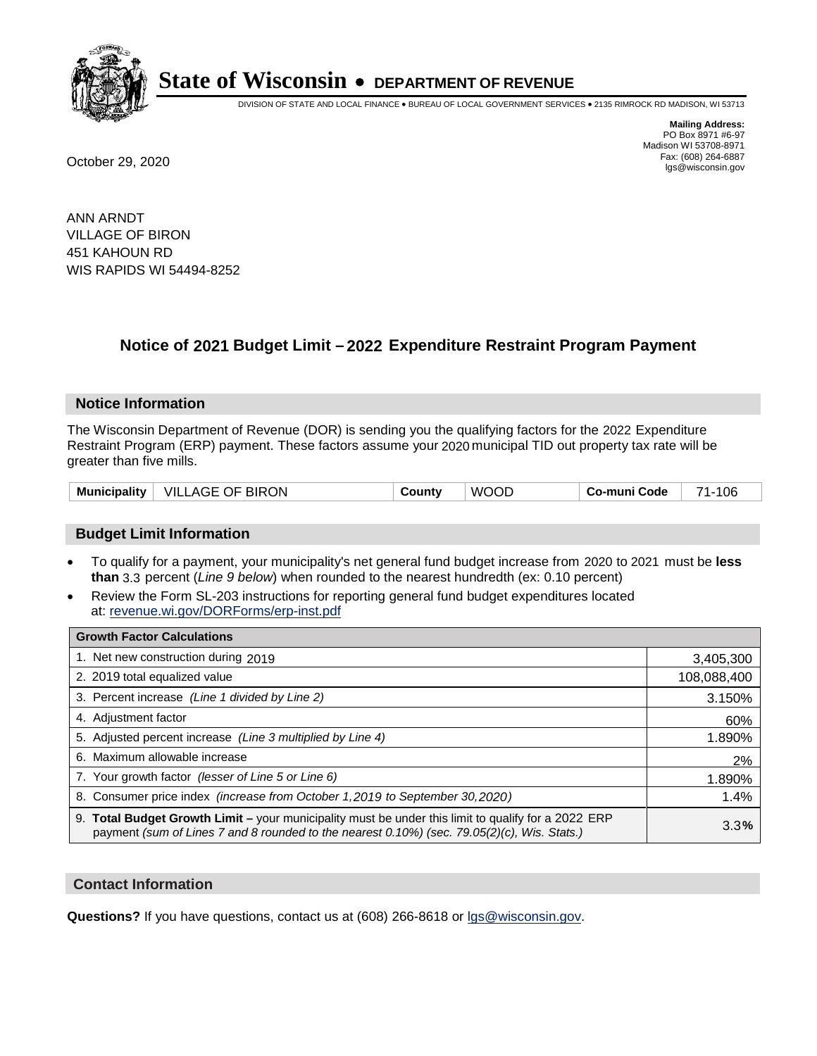# State of Wisconsin • DEPARTMENT OF REVENUE

DIVISION OF STATE AND LOCAL FINANCE • BUREAU OF LOCAL GOVERNMENT SERVICES • 2135 RIMROCK RD MADISON, WI 53713

**Mailing Address:**
PO Box 8971 #6-97
Madison WI 53708-8971
Fax: (608) 264-6887
lgs@wisconsin.gov

October 29, 2020

ANN ARNDT
VILLAGE OF BIRON
451 KAHOUN RD
WIS RAPIDS WI 54494-8252

## Notice of 2021 Budget Limit – 2022 Expenditure Restraint Program Payment

### Notice Information

The Wisconsin Department of Revenue (DOR) is sending you the qualifying factors for the 2022 Expenditure Restraint Program (ERP) payment. These factors assume your 2020 municipal TID out property tax rate will be greater than five mills.

| Municipality | VILLAGE OF BIRON | County | WOOD | Co-muni Code | 71-106 |
|---|---|---|---|---|---|

### Budget Limit Information

- To qualify for a payment, your municipality's net general fund budget increase from 2020 to 2021 must be **less than** 3.3 percent (*Line 9 below*) when rounded to the nearest hundredth (ex: 0.10 percent)
- Review the Form SL-203 instructions for reporting general fund budget expenditures located at: revenue.wi.gov/DORForms/erp-inst.pdf

| Growth Factor Calculations | |
|---|---|
| 1. Net new construction during 2019 | 3,405,300 |
| 2. 2019 total equalized value | 108,088,400 |
| 3. Percent increase *(Line 1 divided by Line 2)* | 3.150% |
| 4. Adjustment factor | 60% |
| 5. Adjusted percent increase *(Line 3 multiplied by Line 4)* | 1.890% |
| 6. Maximum allowable increase | 2% |
| 7. Your growth factor *(lesser of Line 5 or Line 6)* | 1.890% |
| 8. Consumer price index *(increase from October 1,2019 to September 30,2020)* | 1.4% |
| 9. **Total Budget Growth Limit –** your municipality must be under this limit to qualify for a 2022 ERP payment *(sum of Lines 7 and 8 rounded to the nearest 0.10%) (sec. 79.05(2)(c), Wis. Stats.)* | 3.3% |

### Contact Information

**Questions?** If you have questions, contact us at (608) 266-8618 or lgs@wisconsin.gov.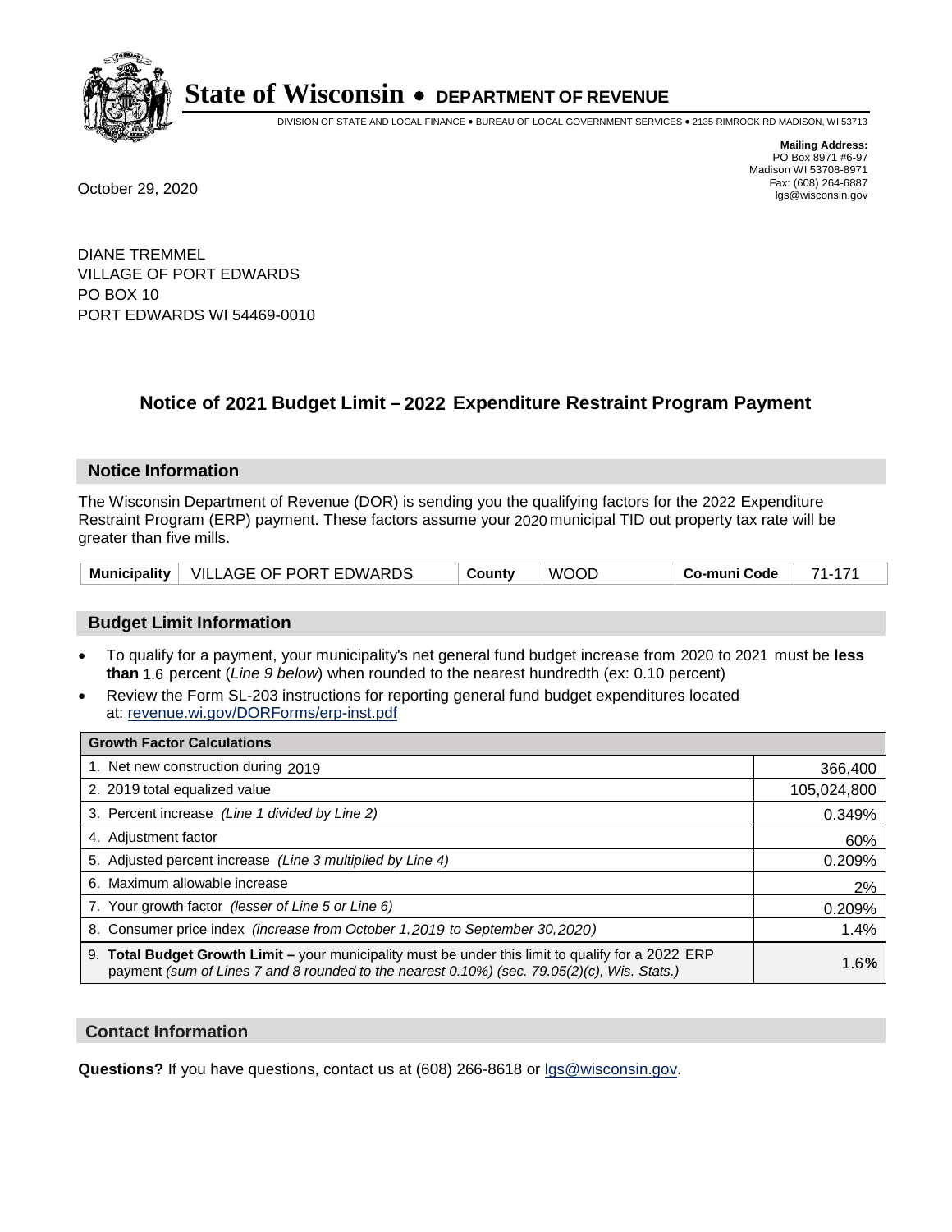**State of Wisconsin • DEPARTMENT OF REVENUE**

DIVISION OF STATE AND LOCAL FINANCE • BUREAU OF LOCAL GOVERNMENT SERVICES • 2135 RIMROCK RD MADISON, WI 53713

**Mailing Address:**
PO Box 8971 #6-97
Madison WI 53708-8971
Fax: (608) 264-6887
lgs@wisconsin.gov

October 29, 2020

DIANE TREMMEL
VILLAGE OF PORT EDWARDS
PO BOX 10
PORT EDWARDS WI 54469-0010

## Notice of 2021 Budget Limit – 2022 Expenditure Restraint Program Payment

### Notice Information

The Wisconsin Department of Revenue (DOR) is sending you the qualifying factors for the 2022 Expenditure Restraint Program (ERP) payment. These factors assume your 2020 municipal TID out property tax rate will be greater than five mills.

| Municipality | VILLAGE OF PORT EDWARDS | County | WOOD | Co-muni Code | 71-171 |
|---|---|---|---|---|---|

### Budget Limit Information

- To qualify for a payment, your municipality's net general fund budget increase from 2020 to 2021 must be **less than** 1.6 percent (*Line 9 below*) when rounded to the nearest hundredth (ex: 0.10 percent)
- Review the Form SL-203 instructions for reporting general fund budget expenditures located at: revenue.wi.gov/DORForms/erp-inst.pdf

| Growth Factor Calculations | |
|---|---|
| 1. Net new construction during 2019 | 366,400 |
| 2. 2019 total equalized value | 105,024,800 |
| 3. Percent increase *(Line 1 divided by Line 2)* | 0.349% |
| 4. Adjustment factor | 60% |
| 5. Adjusted percent increase *(Line 3 multiplied by Line 4)* | 0.209% |
| 6. Maximum allowable increase | 2% |
| 7. Your growth factor *(lesser of Line 5 or Line 6)* | 0.209% |
| 8. Consumer price index *(increase from October 1,2019 to September 30,2020)* | 1.4% |
| 9. **Total Budget Growth Limit –** your municipality must be under this limit to qualify for a 2022 ERP payment *(sum of Lines 7 and 8 rounded to the nearest 0.10%) (sec. 79.05(2)(c), Wis. Stats.)* | 1.6**%** |

### Contact Information

**Questions?** If you have questions, contact us at (608) 266-8618 or lgs@wisconsin.gov.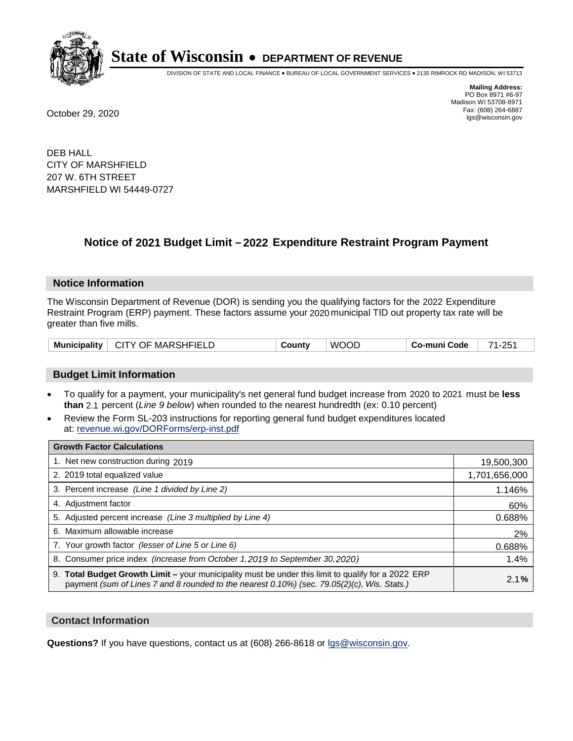# State of Wisconsin • DEPARTMENT OF REVENUE

DIVISION OF STATE AND LOCAL FINANCE • BUREAU OF LOCAL GOVERNMENT SERVICES • 2135 RIMROCK RD MADISON, WI 53713

**Mailing Address:**
PO Box 8971 #6-97
Madison WI 53708-8971
Fax: (608) 264-6887
lgs@wisconsin.gov

October 29, 2020

DEB HALL
CITY OF MARSHFIELD
207 W. 6TH STREET
MARSHFIELD WI 54449-0727

## Notice of 2021 Budget Limit – 2022 Expenditure Restraint Program Payment

### Notice Information

The Wisconsin Department of Revenue (DOR) is sending you the qualifying factors for the 2022 Expenditure Restraint Program (ERP) payment. These factors assume your 2020 municipal TID out property tax rate will be greater than five mills.

| Municipality | CITY OF MARSHFIELD | County | WOOD | Co-muni Code | 71-251 |
|---|---|---|---|---|---|

### Budget Limit Information

- To qualify for a payment, your municipality's net general fund budget increase from 2020 to 2021 must be **less than** 2.1 percent (*Line 9 below*) when rounded to the nearest hundredth (ex: 0.10 percent)
- Review the Form SL-203 instructions for reporting general fund budget expenditures located at: revenue.wi.gov/DORForms/erp-inst.pdf

| Growth Factor Calculations | |
|---|---|
| 1. Net new construction during 2019 | 19,500,300 |
| 2. 2019 total equalized value | 1,701,656,000 |
| 3. Percent increase *(Line 1 divided by Line 2)* | 1.146% |
| 4. Adjustment factor | 60% |
| 5. Adjusted percent increase *(Line 3 multiplied by Line 4)* | 0.688% |
| 6. Maximum allowable increase | 2% |
| 7. Your growth factor *(lesser of Line 5 or Line 6)* | 0.688% |
| 8. Consumer price index *(increase from October 1,2019 to September 30,2020)* | 1.4% |
| 9. **Total Budget Growth Limit –** your municipality must be under this limit to qualify for a 2022 ERP payment *(sum of Lines 7 and 8 rounded to the nearest 0.10%) (sec. 79.05(2)(c), Wis. Stats.)* | 2.1**%** |

### Contact Information

**Questions?** If you have questions, contact us at (608) 266-8618 or lgs@wisconsin.gov.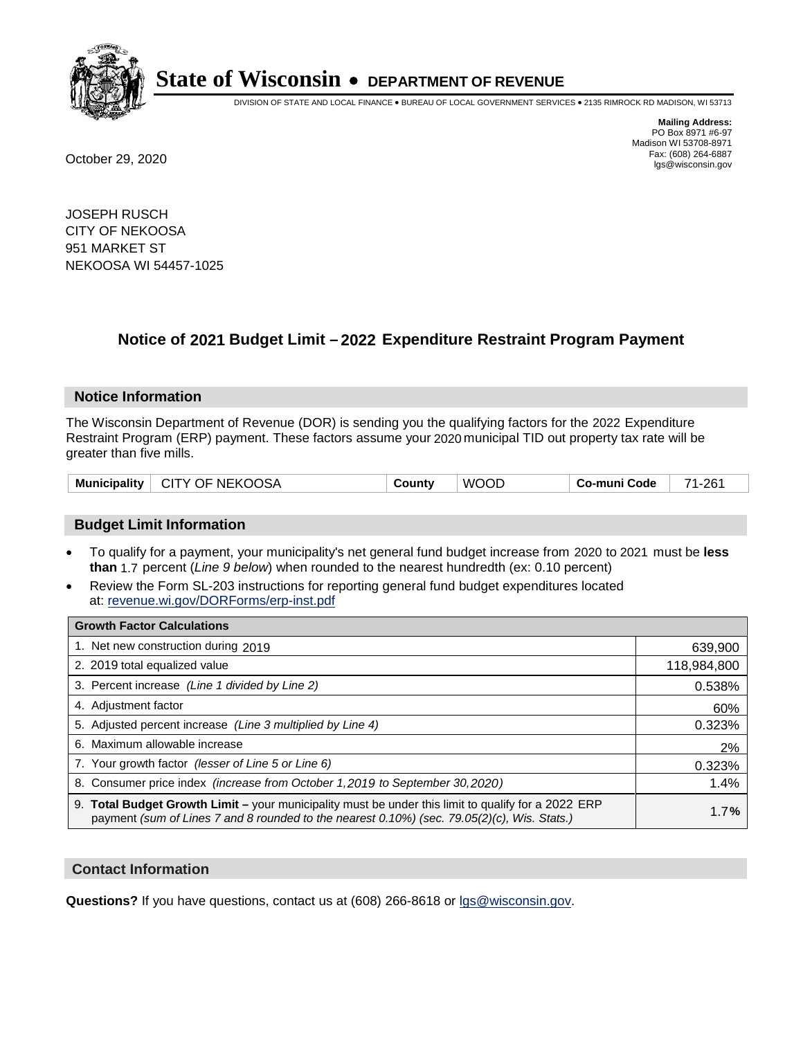# State of Wisconsin • DEPARTMENT OF REVENUE

DIVISION OF STATE AND LOCAL FINANCE • BUREAU OF LOCAL GOVERNMENT SERVICES • 2135 RIMROCK RD MADISON, WI 53713

**Mailing Address:**
PO Box 8971 #6-97
Madison WI 53708-8971
Fax: (608) 264-6887
lgs@wisconsin.gov

October 29, 2020

JOSEPH RUSCH
CITY OF NEKOOSA
951 MARKET ST
NEKOOSA WI 54457-1025

## Notice of 2021 Budget Limit – 2022 Expenditure Restraint Program Payment

### Notice Information

The Wisconsin Department of Revenue (DOR) is sending you the qualifying factors for the 2022 Expenditure Restraint Program (ERP) payment. These factors assume your 2020 municipal TID out property tax rate will be greater than five mills.

| Municipality | CITY OF NEKOOSA | County | WOOD | Co-muni Code | 71-261 |
|---|---|---|---|---|---|

### Budget Limit Information

- To qualify for a payment, your municipality's net general fund budget increase from 2020 to 2021 must be **less than** 1.7 percent (*Line 9 below*) when rounded to the nearest hundredth (ex: 0.10 percent)
- Review the Form SL-203 instructions for reporting general fund budget expenditures located at: revenue.wi.gov/DORForms/erp-inst.pdf

| Growth Factor Calculations | |
|---|---|
| 1. Net new construction during 2019 | 639,900 |
| 2. 2019 total equalized value | 118,984,800 |
| 3. Percent increase *(Line 1 divided by Line 2)* | 0.538% |
| 4. Adjustment factor | 60% |
| 5. Adjusted percent increase *(Line 3 multiplied by Line 4)* | 0.323% |
| 6. Maximum allowable increase | 2% |
| 7. Your growth factor *(lesser of Line 5 or Line 6)* | 0.323% |
| 8. Consumer price index *(increase from October 1,2019 to September 30,2020)* | 1.4% |
| 9. **Total Budget Growth Limit –** your municipality must be under this limit to qualify for a 2022 ERP payment *(sum of Lines 7 and 8 rounded to the nearest 0.10%) (sec. 79.05(2)(c), Wis. Stats.)* | 1.7**%** |

### Contact Information

**Questions?** If you have questions, contact us at (608) 266-8618 or lgs@wisconsin.gov.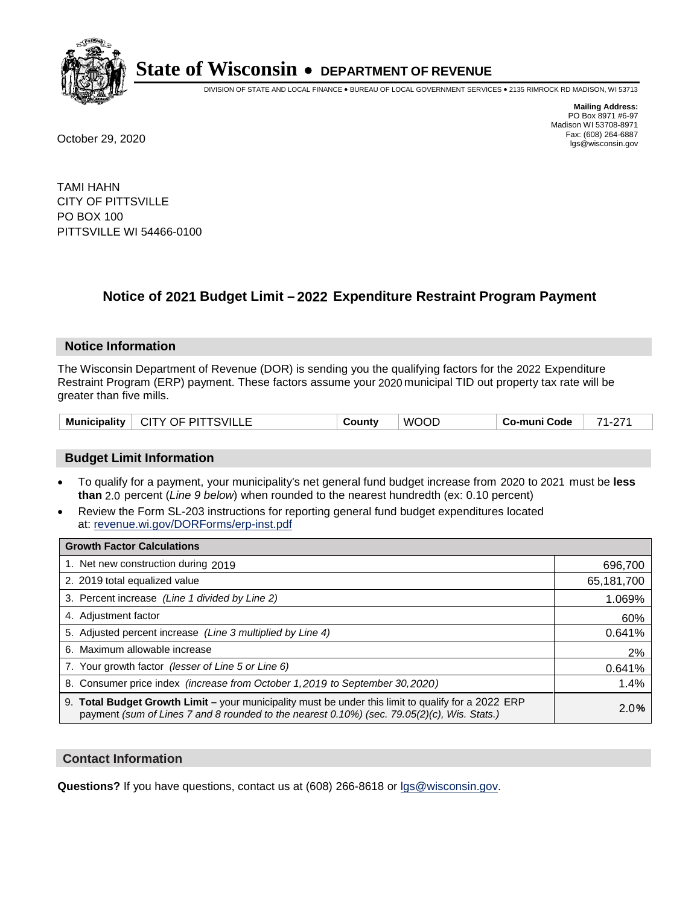# State of Wisconsin • DEPARTMENT OF REVENUE

DIVISION OF STATE AND LOCAL FINANCE • BUREAU OF LOCAL GOVERNMENT SERVICES • 2135 RIMROCK RD MADISON, WI 53713

**Mailing Address:**
PO Box 8971 #6-97
Madison WI 53708-8971
Fax: (608) 264-6887
lgs@wisconsin.gov

October 29, 2020

TAMI HAHN
CITY OF PITTSVILLE
PO BOX 100
PITTSVILLE WI 54466-0100

## Notice of 2021 Budget Limit – 2022 Expenditure Restraint Program Payment

### Notice Information

The Wisconsin Department of Revenue (DOR) is sending you the qualifying factors for the 2022 Expenditure Restraint Program (ERP) payment. These factors assume your 2020 municipal TID out property tax rate will be greater than five mills.

| Municipality | CITY OF PITTSVILLE | County | WOOD | Co-muni Code | 71-271 |
|---|---|---|---|---|---|

### Budget Limit Information

- To qualify for a payment, your municipality's net general fund budget increase from 2020 to 2021 must be **less than** 2.0 percent (*Line 9 below*) when rounded to the nearest hundredth (ex: 0.10 percent)
- Review the Form SL-203 instructions for reporting general fund budget expenditures located at: revenue.wi.gov/DORForms/erp-inst.pdf

| Growth Factor Calculations | |
|---|---|
| 1. Net new construction during 2019 | 696,700 |
| 2. 2019 total equalized value | 65,181,700 |
| 3. Percent increase *(Line 1 divided by Line 2)* | 1.069% |
| 4. Adjustment factor | 60% |
| 5. Adjusted percent increase *(Line 3 multiplied by Line 4)* | 0.641% |
| 6. Maximum allowable increase | 2% |
| 7. Your growth factor *(lesser of Line 5 or Line 6)* | 0.641% |
| 8. Consumer price index *(increase from October 1,2019 to September 30,2020)* | 1.4% |
| 9. **Total Budget Growth Limit –** your municipality must be under this limit to qualify for a 2022 ERP payment *(sum of Lines 7 and 8 rounded to the nearest 0.10%) (sec. 79.05(2)(c), Wis. Stats.)* | 2.0% |

### Contact Information

**Questions?** If you have questions, contact us at (608) 266-8618 or lgs@wisconsin.gov.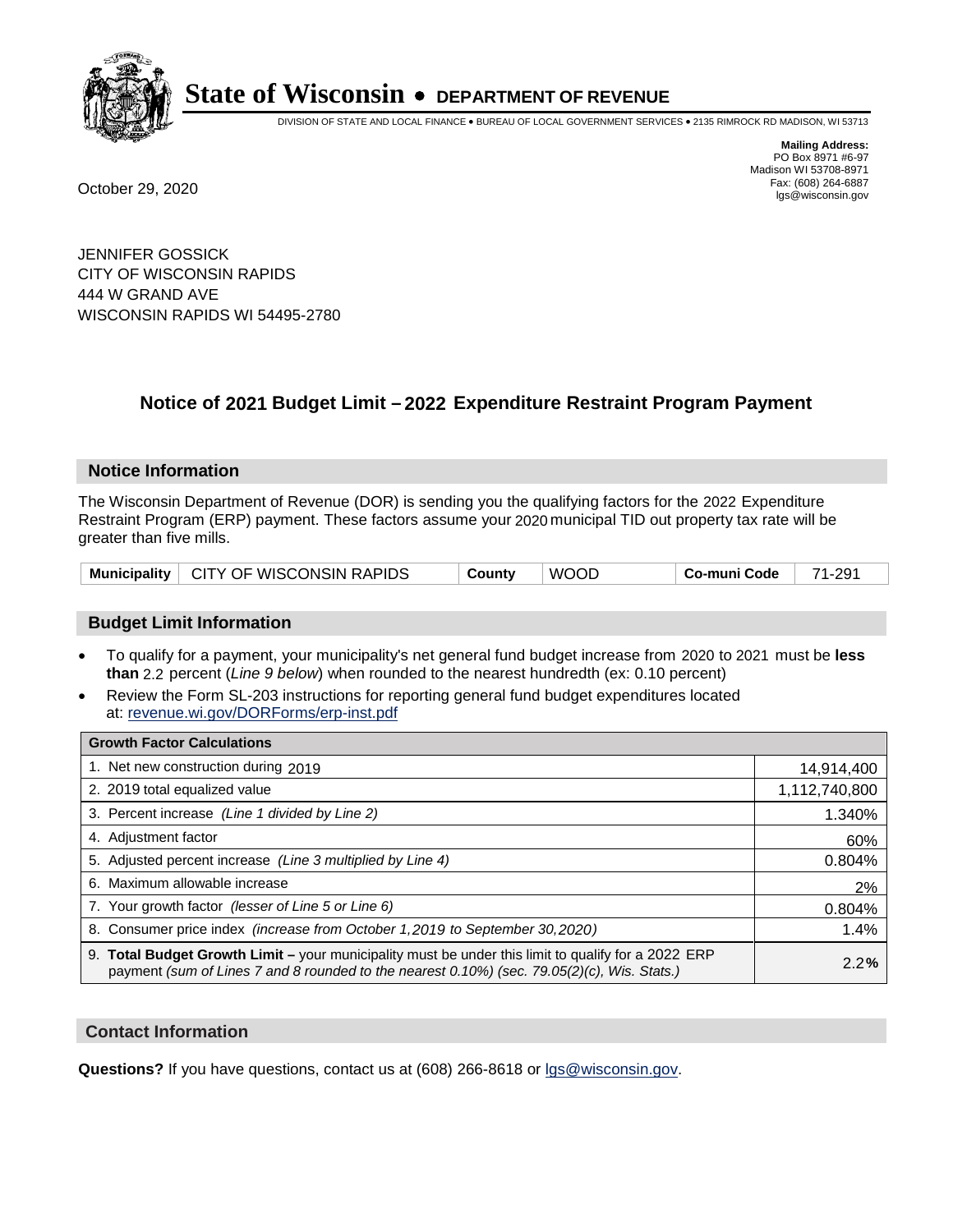# State of Wisconsin • DEPARTMENT OF REVENUE

DIVISION OF STATE AND LOCAL FINANCE • BUREAU OF LOCAL GOVERNMENT SERVICES • 2135 RIMROCK RD MADISON, WI 53713

**Mailing Address:**
PO Box 8971 #6-97
Madison WI 53708-8971
Fax: (608) 264-6887
lgs@wisconsin.gov

October 29, 2020

JENNIFER GOSSICK
CITY OF WISCONSIN RAPIDS
444 W GRAND AVE
WISCONSIN RAPIDS WI 54495-2780

## Notice of 2021 Budget Limit – 2022 Expenditure Restraint Program Payment

### Notice Information

The Wisconsin Department of Revenue (DOR) is sending you the qualifying factors for the 2022 Expenditure Restraint Program (ERP) payment. These factors assume your 2020 municipal TID out property tax rate will be greater than five mills.

| Municipality | CITY OF WISCONSIN RAPIDS | County | WOOD | Co-muni Code | 71-291 |
|---|---|---|---|---|---|

### Budget Limit Information

- To qualify for a payment, your municipality's net general fund budget increase from 2020 to 2021 must be **less than** 2.2 percent (*Line 9 below*) when rounded to the nearest hundredth (ex: 0.10 percent)
- Review the Form SL-203 instructions for reporting general fund budget expenditures located at: revenue.wi.gov/DORForms/erp-inst.pdf

| Growth Factor Calculations | |
|---|---|
| 1. Net new construction during 2019 | 14,914,400 |
| 2. 2019 total equalized value | 1,112,740,800 |
| 3. Percent increase *(Line 1 divided by Line 2)* | 1.340% |
| 4. Adjustment factor | 60% |
| 5. Adjusted percent increase *(Line 3 multiplied by Line 4)* | 0.804% |
| 6. Maximum allowable increase | 2% |
| 7. Your growth factor *(lesser of Line 5 or Line 6)* | 0.804% |
| 8. Consumer price index *(increase from October 1,2019 to September 30,2020)* | 1.4% |
| 9. **Total Budget Growth Limit –** your municipality must be under this limit to qualify for a 2022 ERP payment *(sum of Lines 7 and 8 rounded to the nearest 0.10%) (sec. 79.05(2)(c), Wis. Stats.)* | 2.2**%** |

### Contact Information

**Questions?** If you have questions, contact us at (608) 266-8618 or lgs@wisconsin.gov.